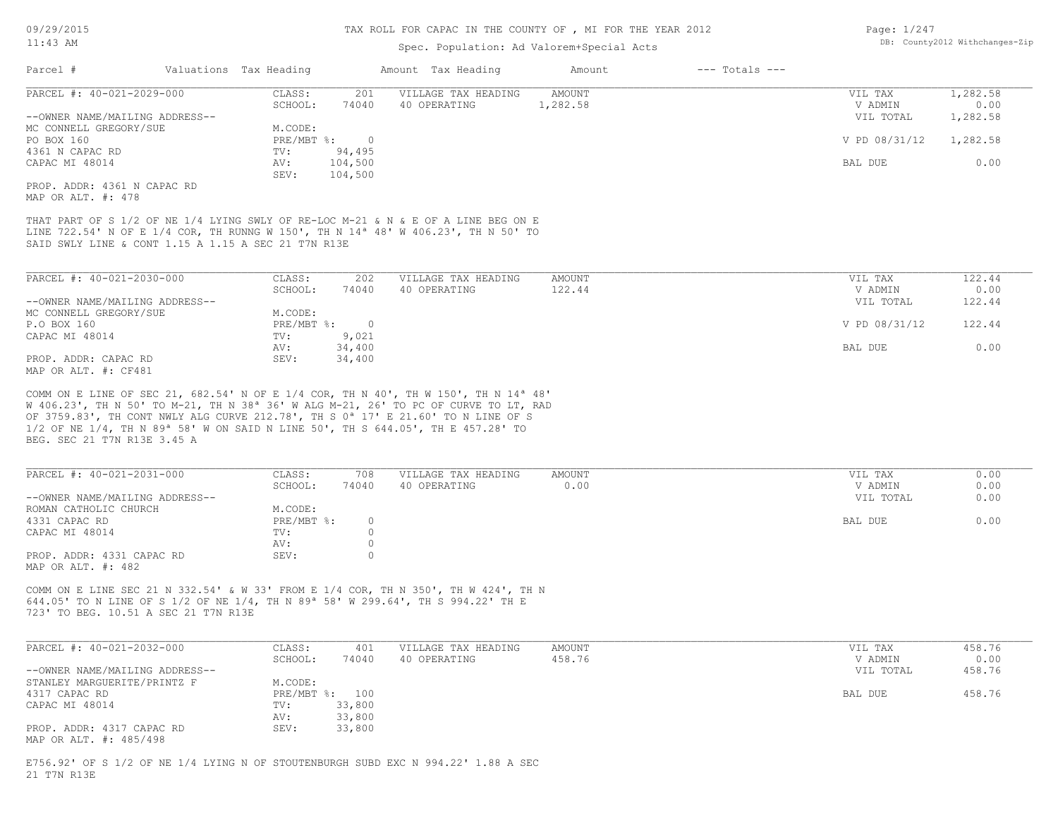# TAX ROLL FOR CAPAC IN THE COUNTY OF , MI FOR THE YEAR 2012

Spec. Population: Ad Valorem+Special Acts

DB: County2012 Withchanges-Zip

09/29/2015
11:43 AM

| Parcel # | Valuations | Tax Heading | Amount | Tax Heading | Amount | --- Totals --- |
|---|---|---|---|---|---|---|

---

**PARCEL #: 40-021-2029-000**

| | | | | |
|---|---|---|---|---|
| CLASS: 201 | VILLAGE TAX HEADING | AMOUNT | VIL TAX | 1,282.58 |
| SCHOOL: 74040 | 40 OPERATING | 1,282.58 | V ADMIN | 0.00 |
| | | | VIL TOTAL | 1,282.58 |
| M.CODE: | | | | |
| PRE/MBT %: 0 | | | V PD 08/31/12 | 1,282.58 |
| TV: 94,495 | | | | |
| AV: 104,500 | | | BAL DUE | 0.00 |
| SEV: 104,500 | | | | |

--OWNER NAME/MAILING ADDRESS--
MC CONNELL GREGORY/SUE
PO BOX 160
4361 N CAPAC RD
CAPAC MI 48014

PROP. ADDR: 4361 N CAPAC RD
MAP OR ALT. #: 478

THAT PART OF S 1/2 OF NE 1/4 LYING SWLY OF RE-LOC M-21 & N & E OF A LINE BEG ON E LINE 722.54' N OF E 1/4 COR, TH RUNNG W 150', TH N 14ª 48' W 406.23', TH N 50' TO SAID SWLY LINE & CONT 1.15 A 1.15 A SEC 21 T7N R13E

---

**PARCEL #: 40-021-2030-000**

| | | | | |
|---|---|---|---|---|
| CLASS: 202 | VILLAGE TAX HEADING | AMOUNT | VIL TAX | 122.44 |
| SCHOOL: 74040 | 40 OPERATING | 122.44 | V ADMIN | 0.00 |
| | | | VIL TOTAL | 122.44 |
| M.CODE: | | | | |
| PRE/MBT %: 0 | | | V PD 08/31/12 | 122.44 |
| TV: 9,021 | | | | |
| AV: 34,400 | | | BAL DUE | 0.00 |
| SEV: 34,400 | | | | |

--OWNER NAME/MAILING ADDRESS--
MC CONNELL GREGORY/SUE
P.O BOX 160
CAPAC MI 48014

PROP. ADDR: CAPAC RD
MAP OR ALT. #: CF481

COMM ON E LINE OF SEC 21, 682.54' N OF E 1/4 COR, TH N 40', TH W 150', TH N 14ª 48' W 406.23', TH N 50' TO M-21, TH N 38ª 36' W ALG M-21, 26' TO PC OF CURVE TO LT, RAD OF 3759.83', TH CONT NWLY ALG CURVE 212.78', TH S 0ª 17' E 21.60' TO N LINE OF S 1/2 OF NE 1/4, TH N 89ª 58' W ON SAID N LINE 50', TH S 644.05', TH E 457.28' TO BEG. SEC 21 T7N R13E 3.45 A

---

**PARCEL #: 40-021-2031-000**

| | | | | |
|---|---|---|---|---|
| CLASS: 708 | VILLAGE TAX HEADING | AMOUNT | VIL TAX | 0.00 |
| SCHOOL: 74040 | 40 OPERATING | 0.00 | V ADMIN | 0.00 |
| | | | VIL TOTAL | 0.00 |
| M.CODE: | | | | |
| PRE/MBT %: 0 | | | BAL DUE | 0.00 |
| TV: 0 | | | | |
| AV: 0 | | | | |
| SEV: 0 | | | | |

--OWNER NAME/MAILING ADDRESS--
ROMAN CATHOLIC CHURCH
4331 CAPAC RD
CAPAC MI 48014

PROP. ADDR: 4331 CAPAC RD
MAP OR ALT. #: 482

COMM ON E LINE SEC 21 N 332.54' & W 33' FROM E 1/4 COR, TH N 350', TH W 424', TH N 644.05' TO N LINE OF S 1/2 OF NE 1/4, TH N 89ª 58' W 299.64', TH S 994.22' TH E 723' TO BEG. 10.51 A SEC 21 T7N R13E

---

**PARCEL #: 40-021-2032-000**

| | | | | |
|---|---|---|---|---|
| CLASS: 401 | VILLAGE TAX HEADING | AMOUNT | VIL TAX | 458.76 |
| SCHOOL: 74040 | 40 OPERATING | 458.76 | V ADMIN | 0.00 |
| | | | VIL TOTAL | 458.76 |
| M.CODE: | | | | |
| PRE/MBT %: 100 | | | BAL DUE | 458.76 |
| TV: 33,800 | | | | |
| AV: 33,800 | | | | |
| SEV: 33,800 | | | | |

--OWNER NAME/MAILING ADDRESS--
STANLEY MARGUERITE/PRINTZ F
4317 CAPAC RD
CAPAC MI 48014

PROP. ADDR: 4317 CAPAC RD
MAP OR ALT. #: 485/498

E756.92' OF S 1/2 OF NE 1/4 LYING N OF STOUTENBURGH SUBD EXC N 994.22' 1.88 A SEC 21 T7N R13E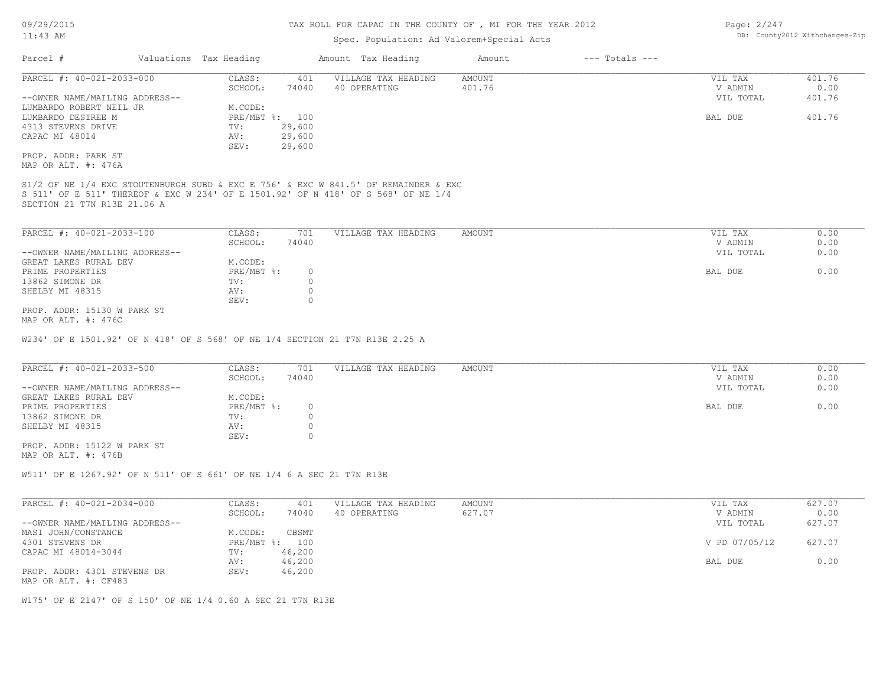# TAX ROLL FOR CAPAC IN THE COUNTY OF , MI FOR THE YEAR 2012

Spec. Population: Ad Valorem+Special Acts

09/29/2015
11:43 AM

DB: County2012 Withchanges-Zip

| Parcel # | Valuations | Tax Heading | Amount | Tax Heading | Amount | --- Totals --- |
|---|---|---|---|---|---|---|

---

**PARCEL #: 40-021-2033-000**

| | | | | | |
|---|---|---|---|---|---|
| CLASS: | 401 | VILLAGE TAX HEADING | AMOUNT | VIL TAX | 401.76 |
| SCHOOL: | 74040 | 40 OPERATING | 401.76 | V ADMIN | 0.00 |
| | | | | VIL TOTAL | 401.76 |
| M.CODE: | | | | | |
| PRE/MBT %: | 100 | | | BAL DUE | 401.76 |
| TV: | 29,600 | | | | |
| AV: | 29,600 | | | | |
| SEV: | 29,600 | | | | |

--OWNER NAME/MAILING ADDRESS--
LUMBARDO ROBERT NEIL JR
LUMBARDO DESIREE M
4313 STEVENS DRIVE
CAPAC MI 48014

PROP. ADDR: PARK ST
MAP OR ALT. #: 476A

S1/2 OF NE 1/4 EXC STOUTENBURGH SUBD & EXC E 756' & EXC W 841.5' OF REMAINDER & EXC S 511' OF E 511' THEREOF & EXC W 234' OF E 1501.92' OF N 418' OF S 568' OF NE 1/4 SECTION 21 T7N R13E 21.06 A

---

**PARCEL #: 40-021-2033-100**

| | | | | | |
|---|---|---|---|---|---|
| CLASS: | 701 | VILLAGE TAX HEADING | AMOUNT | VIL TAX | 0.00 |
| SCHOOL: | 74040 | | | V ADMIN | 0.00 |
| | | | | VIL TOTAL | 0.00 |
| M.CODE: | | | | | |
| PRE/MBT %: | 0 | | | BAL DUE | 0.00 |
| TV: | 0 | | | | |
| AV: | 0 | | | | |
| SEV: | 0 | | | | |

--OWNER NAME/MAILING ADDRESS--
GREAT LAKES RURAL DEV
PRIME PROPERTIES
13862 SIMONE DR
SHELBY MI 48315

PROP. ADDR: 15130 W PARK ST
MAP OR ALT. #: 476C

W234' OF E 1501.92' OF N 418' OF S 568' OF NE 1/4 SECTION 21 T7N R13E 2.25 A

---

**PARCEL #: 40-021-2033-500**

| | | | | | |
|---|---|---|---|---|---|
| CLASS: | 701 | VILLAGE TAX HEADING | AMOUNT | VIL TAX | 0.00 |
| SCHOOL: | 74040 | | | V ADMIN | 0.00 |
| | | | | VIL TOTAL | 0.00 |
| M.CODE: | | | | | |
| PRE/MBT %: | 0 | | | BAL DUE | 0.00 |
| TV: | 0 | | | | |
| AV: | 0 | | | | |
| SEV: | 0 | | | | |

--OWNER NAME/MAILING ADDRESS--
GREAT LAKES RURAL DEV
PRIME PROPERTIES
13862 SIMONE DR
SHELBY MI 48315

PROP. ADDR: 15122 W PARK ST
MAP OR ALT. #: 476B

W511' OF E 1267.92' OF N 511' OF S 661' OF NE 1/4 6 A SEC 21 T7N R13E

---

**PARCEL #: 40-021-2034-000**

| | | | | | |
|---|---|---|---|---|---|
| CLASS: | 401 | VILLAGE TAX HEADING | AMOUNT | VIL TAX | 627.07 |
| SCHOOL: | 74040 | 40 OPERATING | 627.07 | V ADMIN | 0.00 |
| | | | | VIL TOTAL | 627.07 |
| M.CODE: | CBSMT | | | | |
| PRE/MBT %: | 100 | | | V PD 07/05/12 | 627.07 |
| TV: | 46,200 | | | | |
| AV: | 46,200 | | | BAL DUE | 0.00 |
| SEV: | 46,200 | | | | |

--OWNER NAME/MAILING ADDRESS--
MASI JOHN/CONSTANCE
4301 STEVENS DR
CAPAC MI 48014-3044

PROP. ADDR: 4301 STEVENS DR
MAP OR ALT. #: CF483

W175' OF E 2147' OF S 150' OF NE 1/4 0.60 A SEC 21 T7N R13E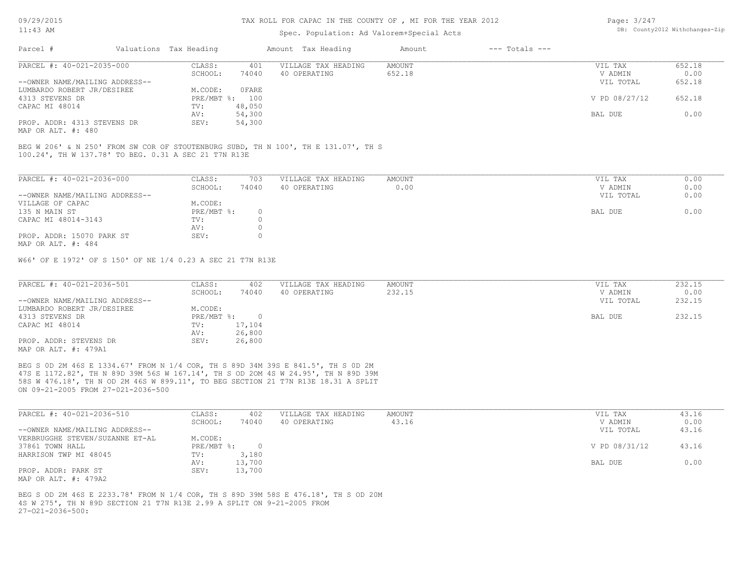# TAX ROLL FOR CAPAC IN THE COUNTY OF , MI FOR THE YEAR 2012

Spec. Population: Ad Valorem+Special Acts

DB: County2012 Withchanges-Zip

| Parcel # | Valuations | Tax Heading | Amount | Tax Heading | Amount | --- Totals --- | |
|---|---|---|---|---|---|---|---|

---

**PARCEL #: 40-021-2035-000**

| | | | | | | |
|---|---|---|---|---|---|---|
| | CLASS: | 401 | VILLAGE TAX HEADING | AMOUNT | VIL TAX | 652.18 |
| | SCHOOL: | 74040 | 40 OPERATING | 652.18 | V ADMIN | 0.00 |
| --OWNER NAME/MAILING ADDRESS-- | | | | | VIL TOTAL | 652.18 |
| LUMBARDO ROBERT JR/DESIREE | M.CODE: | 0FARE | | | | |
| 4313 STEVENS DR | PRE/MBT %: | 100 | | | V PD 08/27/12 | 652.18 |
| CAPAC MI 48014 | TV: | 48,050 | | | | |
| | AV: | 54,300 | | | BAL DUE | 0.00 |
| PROP. ADDR: 4313 STEVENS DR | SEV: | 54,300 | | | | |
| MAP OR ALT. #: 480 | | | | | | |

BEG W 206' & N 250' FROM SW COR OF STOUTENBURG SUBD, TH N 100', TH E 131.07', TH S 100.24', TH W 137.78' TO BEG. 0.31 A SEC 21 T7N R13E

---

**PARCEL #: 40-021-2036-000**

| | | | | | | |
|---|---|---|---|---|---|---|
| | CLASS: | 703 | VILLAGE TAX HEADING | AMOUNT | VIL TAX | 0.00 |
| | SCHOOL: | 74040 | 40 OPERATING | 0.00 | V ADMIN | 0.00 |
| --OWNER NAME/MAILING ADDRESS-- | | | | | VIL TOTAL | 0.00 |
| VILLAGE OF CAPAC | M.CODE: | | | | | |
| 135 N MAIN ST | PRE/MBT %: | 0 | | | BAL DUE | 0.00 |
| CAPAC MI 48014-3143 | TV: | 0 | | | | |
| | AV: | 0 | | | | |
| PROP. ADDR: 15070 PARK ST | SEV: | 0 | | | | |
| MAP OR ALT. #: 484 | | | | | | |

W66' OF E 1972' OF S 150' OF NE 1/4 0.23 A SEC 21 T7N R13E

---

**PARCEL #: 40-021-2036-501**

| | | | | | | |
|---|---|---|---|---|---|---|
| | CLASS: | 402 | VILLAGE TAX HEADING | AMOUNT | VIL TAX | 232.15 |
| | SCHOOL: | 74040 | 40 OPERATING | 232.15 | V ADMIN | 0.00 |
| --OWNER NAME/MAILING ADDRESS-- | | | | | VIL TOTAL | 232.15 |
| LUMBARDO ROBERT JR/DESIREE | M.CODE: | | | | | |
| 4313 STEVENS DR | PRE/MBT %: | 0 | | | BAL DUE | 232.15 |
| CAPAC MI 48014 | TV: | 17,104 | | | | |
| | AV: | 26,800 | | | | |
| PROP. ADDR: STEVENS DR | SEV: | 26,800 | | | | |
| MAP OR ALT. #: 479A1 | | | | | | |

BEG S 0D 2M 46S E 1334.67' FROM N 1/4 COR, TH S 89D 34M 39S E 841.5', TH S 0D 2M 47S E 1172.82', TH N 89D 39M 56S W 167.14', TH S OD 20M 4S W 24.95', TH N 89D 39M 58S W 476.18', TH N OD 2M 46S W 899.11', TO BEG SECTION 21 T7N R13E 18.31 A SPLIT ON 09-21-2005 FROM 27-021-2036-500

---

**PARCEL #: 40-021-2036-510**

| | | | | | | |
|---|---|---|---|---|---|---|
| | CLASS: | 402 | VILLAGE TAX HEADING | AMOUNT | VIL TAX | 43.16 |
| | SCHOOL: | 74040 | 40 OPERATING | 43.16 | V ADMIN | 0.00 |
| --OWNER NAME/MAILING ADDRESS-- | | | | | VIL TOTAL | 43.16 |
| VERBRUGGHE STEVEN/SUZANNE ET-AL | M.CODE: | | | | | |
| 37861 TOWN HALL | PRE/MBT %: | 0 | | | V PD 08/31/12 | 43.16 |
| HARRISON TWP MI 48045 | TV: | 3,180 | | | | |
| | AV: | 13,700 | | | BAL DUE | 0.00 |
| PROP. ADDR: PARK ST | SEV: | 13,700 | | | | |
| MAP OR ALT. #: 479A2 | | | | | | |

BEG S OD 2M 46S E 2233.78' FROM N 1/4 COR, TH S 89D 39M 58S E 476.18', TH S OD 20M 4S W 275', TH N 89D SECTION 21 T7N R13E 2.99 A SPLIT ON 9-21-2005 FROM 27-021-2036-500: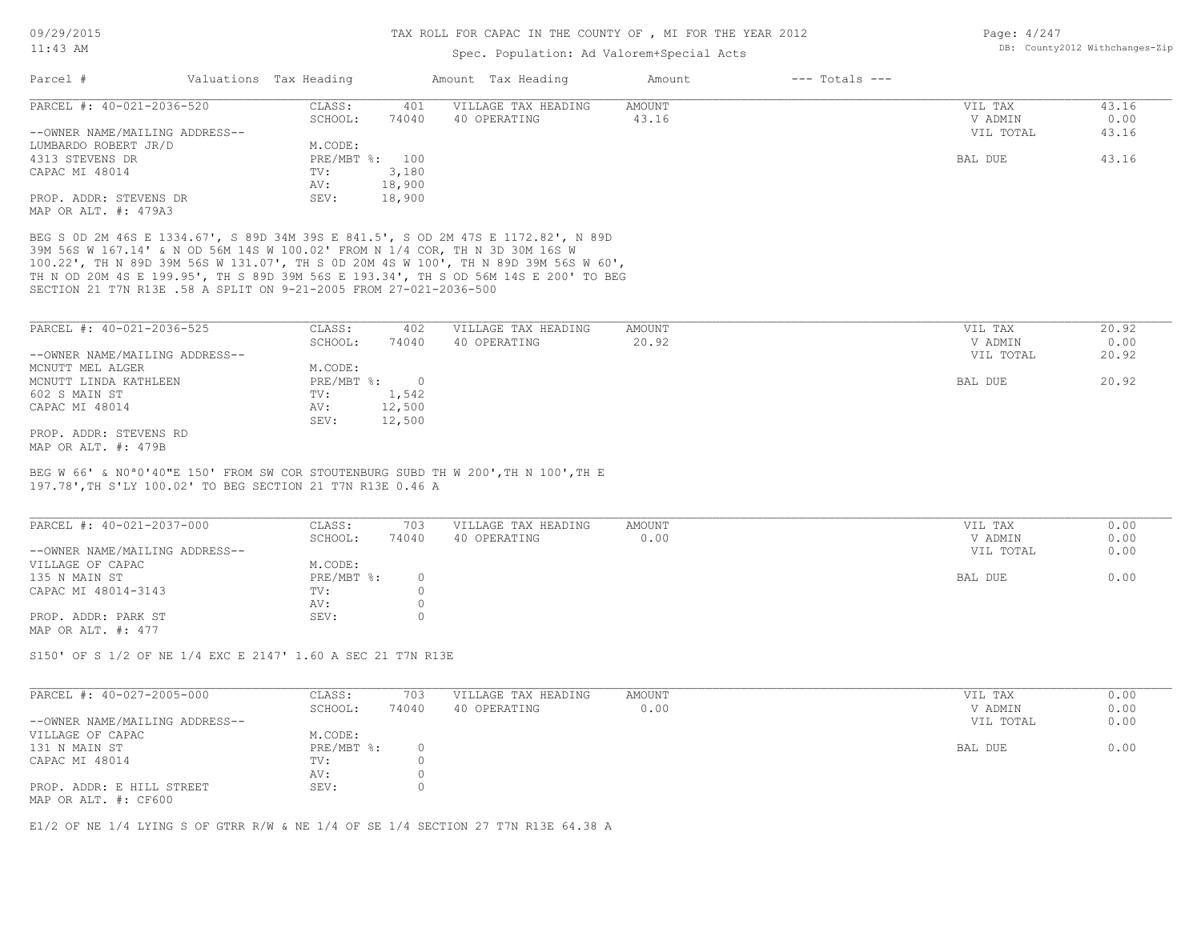TAX ROLL FOR CAPAC IN THE COUNTY OF , MI FOR THE YEAR 2012

Spec. Population: Ad Valorem+Special Acts

| Parcel # | Valuations | Tax Heading | Amount | Tax Heading | Amount | --- Totals --- | |
|---|---|---|---|---|---|---|---|

---

**PARCEL #: 40-021-2036-520**

| | | | | | |
|---|---|---|---|---|---|
| CLASS: | 401 | VILLAGE TAX HEADING | AMOUNT | VIL TAX | 43.16 |
| SCHOOL: | 74040 | 40 OPERATING | 43.16 | V ADMIN | 0.00 |
| | | | | VIL TOTAL | 43.16 |
| M.CODE: | | | | | |
| PRE/MBT %: | 100 | | | BAL DUE | 43.16 |
| TV: | 3,180 | | | | |
| AV: | 18,900 | | | | |
| SEV: | 18,900 | | | | |

--OWNER NAME/MAILING ADDRESS--
LUMBARDO ROBERT JR/D
4313 STEVENS DR
CAPAC MI 48014

PROP. ADDR: STEVENS DR
MAP OR ALT. #: 479A3

BEG S 0D 2M 46S E 1334.67', S 89D 34M 39S E 841.5', S OD 2M 47S E 1172.82', N 89D 39M 56S W 167.14' & N OD 56M 14S W 100.02' FROM N 1/4 COR, TH N 3D 30M 16S W 100.22', TH N 89D 39M 56S W 131.07', TH S 0D 20M 4S W 100', TH N 89D 39M 56S W 60', TH N OD 20M 4S E 199.95', TH S 89D 39M 56S E 193.34', TH S OD 56M 14S E 200' TO BEG SECTION 21 T7N R13E .58 A SPLIT ON 9-21-2005 FROM 27-021-2036-500

---

**PARCEL #: 40-021-2036-525**

| | | | | | |
|---|---|---|---|---|---|
| CLASS: | 402 | VILLAGE TAX HEADING | AMOUNT | VIL TAX | 20.92 |
| SCHOOL: | 74040 | 40 OPERATING | 20.92 | V ADMIN | 0.00 |
| | | | | VIL TOTAL | 20.92 |
| M.CODE: | | | | | |
| PRE/MBT %: | 0 | | | BAL DUE | 20.92 |
| TV: | 1,542 | | | | |
| AV: | 12,500 | | | | |
| SEV: | 12,500 | | | | |

--OWNER NAME/MAILING ADDRESS--
MCNUTT MEL ALGER
MCNUTT LINDA KATHLEEN
602 S MAIN ST
CAPAC MI 48014

PROP. ADDR: STEVENS RD
MAP OR ALT. #: 479B

BEG W 66' & N0ª0'40"E 150' FROM SW COR STOUTENBURG SUBD TH W 200',TH N 100',TH E 197.78',TH S'LY 100.02' TO BEG SECTION 21 T7N R13E 0.46 A

---

**PARCEL #: 40-021-2037-000**

| | | | | | |
|---|---|---|---|---|---|
| CLASS: | 703 | VILLAGE TAX HEADING | AMOUNT | VIL TAX | 0.00 |
| SCHOOL: | 74040 | 40 OPERATING | 0.00 | V ADMIN | 0.00 |
| | | | | VIL TOTAL | 0.00 |
| M.CODE: | | | | | |
| PRE/MBT %: | 0 | | | BAL DUE | 0.00 |
| TV: | 0 | | | | |
| AV: | 0 | | | | |
| SEV: | 0 | | | | |

--OWNER NAME/MAILING ADDRESS--
VILLAGE OF CAPAC
135 N MAIN ST
CAPAC MI 48014-3143

PROP. ADDR: PARK ST
MAP OR ALT. #: 477

S150' OF S 1/2 OF NE 1/4 EXC E 2147' 1.60 A SEC 21 T7N R13E

---

**PARCEL #: 40-027-2005-000**

| | | | | | |
|---|---|---|---|---|---|
| CLASS: | 703 | VILLAGE TAX HEADING | AMOUNT | VIL TAX | 0.00 |
| SCHOOL: | 74040 | 40 OPERATING | 0.00 | V ADMIN | 0.00 |
| | | | | VIL TOTAL | 0.00 |
| M.CODE: | | | | | |
| PRE/MBT %: | 0 | | | BAL DUE | 0.00 |
| TV: | 0 | | | | |
| AV: | 0 | | | | |
| SEV: | 0 | | | | |

--OWNER NAME/MAILING ADDRESS--
VILLAGE OF CAPAC
131 N MAIN ST
CAPAC MI 48014

PROP. ADDR: E HILL STREET
MAP OR ALT. #: CF600

E1/2 OF NE 1/4 LYING S OF GTRR R/W & NE 1/4 OF SE 1/4 SECTION 27 T7N R13E 64.38 A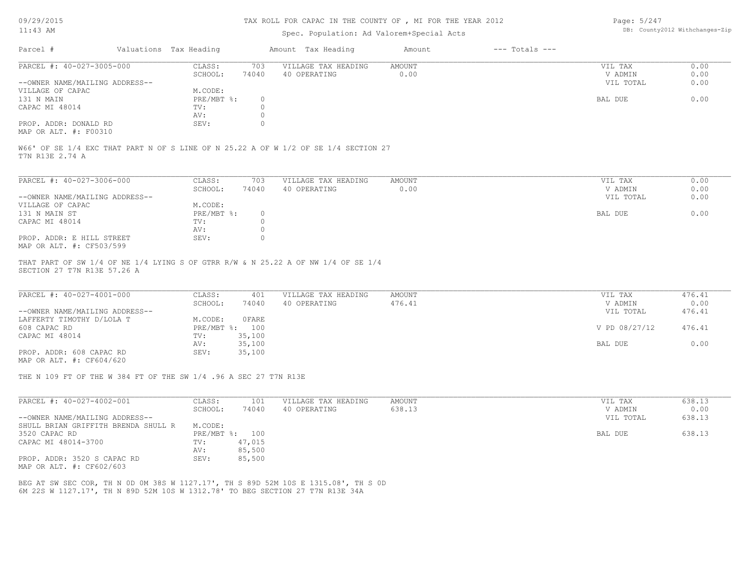# TAX ROLL FOR CAPAC IN THE COUNTY OF , MI FOR THE YEAR 2012

Spec. Population: Ad Valorem+Special Acts

DB: County2012 Withchanges-Zip

| Parcel # | Valuations | Tax Heading | Amount | Tax Heading | Amount | --- Totals --- | |
|---|---|---|---|---|---|---|---|

---

**PARCEL #: 40-027-3005-000**

| | | | | | |
|---|---|---|---|---|---|
| CLASS: | 703 | VILLAGE TAX HEADING | AMOUNT | VIL TAX | 0.00 |
| SCHOOL: | 74040 | 40 OPERATING | 0.00 | V ADMIN | 0.00 |
| | | | | VIL TOTAL | 0.00 |
| M.CODE: | | | | | |
| PRE/MBT %: | 0 | | | BAL DUE | 0.00 |
| TV: | 0 | | | | |
| AV: | 0 | | | | |
| SEV: | 0 | | | | |

--OWNER NAME/MAILING ADDRESS--
VILLAGE OF CAPAC
131 N MAIN
CAPAC MI 48014

PROP. ADDR: DONALD RD
MAP OR ALT. #: F00310

W66' OF SE 1/4 EXC THAT PART N OF S LINE OF N 25.22 A OF W 1/2 OF SE 1/4 SECTION 27
T7N R13E 2.74 A

---

**PARCEL #: 40-027-3006-000**

| | | | | | |
|---|---|---|---|---|---|
| CLASS: | 703 | VILLAGE TAX HEADING | AMOUNT | VIL TAX | 0.00 |
| SCHOOL: | 74040 | 40 OPERATING | 0.00 | V ADMIN | 0.00 |
| | | | | VIL TOTAL | 0.00 |
| M.CODE: | | | | | |
| PRE/MBT %: | 0 | | | BAL DUE | 0.00 |
| TV: | 0 | | | | |
| AV: | 0 | | | | |
| SEV: | 0 | | | | |

--OWNER NAME/MAILING ADDRESS--
VILLAGE OF CAPAC
131 N MAIN ST
CAPAC MI 48014

PROP. ADDR: E HILL STREET
MAP OR ALT. #: CF503/599

THAT PART OF SW 1/4 OF NE 1/4 LYING S OF GTRR R/W & N 25.22 A OF NW 1/4 OF SE 1/4
SECTION 27 T7N R13E 57.26 A

---

**PARCEL #: 40-027-4001-000**

| | | | | | |
|---|---|---|---|---|---|
| CLASS: | 401 | VILLAGE TAX HEADING | AMOUNT | VIL TAX | 476.41 |
| SCHOOL: | 74040 | 40 OPERATING | 476.41 | V ADMIN | 0.00 |
| | | | | VIL TOTAL | 476.41 |
| M.CODE: | 0FARE | | | | |
| PRE/MBT %: | 100 | | | V PD 08/27/12 | 476.41 |
| TV: | 35,100 | | | | |
| AV: | 35,100 | | | BAL DUE | 0.00 |
| SEV: | 35,100 | | | | |

--OWNER NAME/MAILING ADDRESS--
LAFFERTY TIMOTHY D/LOLA T
608 CAPAC RD
CAPAC MI 48014

PROP. ADDR: 608 CAPAC RD
MAP OR ALT. #: CF604/620

THE N 109 FT OF THE W 384 FT OF THE SW 1/4 .96 A SEC 27 T7N R13E

---

**PARCEL #: 40-027-4002-001**

| | | | | | |
|---|---|---|---|---|---|
| CLASS: | 101 | VILLAGE TAX HEADING | AMOUNT | VIL TAX | 638.13 |
| SCHOOL: | 74040 | 40 OPERATING | 638.13 | V ADMIN | 0.00 |
| | | | | VIL TOTAL | 638.13 |
| M.CODE: | | | | | |
| PRE/MBT %: | 100 | | | BAL DUE | 638.13 |
| TV: | 47,015 | | | | |
| AV: | 85,500 | | | | |
| SEV: | 85,500 | | | | |

--OWNER NAME/MAILING ADDRESS--
SHULL BRIAN GRIFFITH BRENDA SHULL R
3520 CAPAC RD
CAPAC MI 48014-3700

PROP. ADDR: 3520 S CAPAC RD
MAP OR ALT. #: CF602/603

BEG AT SW SEC COR, TH N 0D 0M 38S W 1127.17', TH S 89D 52M 10S E 1315.08', TH S 0D
6M 22S W 1127.17', TH N 89D 52M 10S W 1312.78' TO BEG SECTION 27 T7N R13E 34A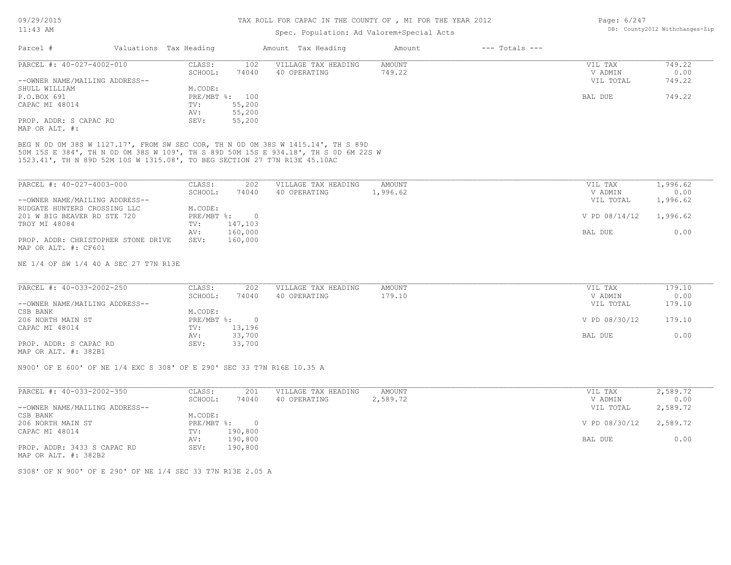TAX ROLL FOR CAPAC IN THE COUNTY OF , MI FOR THE YEAR 2012

Spec. Population: Ad Valorem+Special Acts

| Parcel # | Valuations | Tax Heading | Amount | Tax Heading | Amount | --- Totals --- | |
|---|---|---|---|---|---|---|---|

## PARCEL #: 40-027-4002-010

| | | | | | |
|---|---|---|---|---|---|
| CLASS: | 102 | VILLAGE TAX HEADING | AMOUNT | VIL TAX | 749.22 |
| SCHOOL: | 74040 | 40 OPERATING | 749.22 | V ADMIN | 0.00 |
| | | | | VIL TOTAL | 749.22 |
| M.CODE: | | | | | |
| PRE/MBT %: | 100 | | | BAL DUE | 749.22 |
| TV: | 55,200 | | | | |
| AV: | 55,200 | | | | |
| SEV: | 55,200 | | | | |

--OWNER NAME/MAILING ADDRESS--
SHULL WILLIAM
P.O.BOX 691
CAPAC MI 48014

PROP. ADDR: S CAPAC RD
MAP OR ALT. #:

BEG N 0D 0M 38S W 1127.17', FROM SW SEC COR, TH N 0D 0M 38S W 1415.14', TH S 89D 50M 15S E 384', TH N 0D 0M 38S W 109', TH S 89D 50M 15S E 934.18', TH S 0D 6M 22S W 1523.41', TH N 89D 52M 10S W 1315.08', TO BEG SECTION 27 T7N R13E 45.10AC

## PARCEL #: 40-027-4003-000

| | | | | | |
|---|---|---|---|---|---|
| CLASS: | 202 | VILLAGE TAX HEADING | AMOUNT | VIL TAX | 1,996.62 |
| SCHOOL: | 74040 | 40 OPERATING | 1,996.62 | V ADMIN | 0.00 |
| | | | | VIL TOTAL | 1,996.62 |
| M.CODE: | | | | | |
| PRE/MBT %: | 0 | | | V PD 08/14/12 | 1,996.62 |
| TV: | 147,103 | | | | |
| AV: | 160,000 | | | BAL DUE | 0.00 |
| SEV: | 160,000 | | | | |

--OWNER NAME/MAILING ADDRESS--
RUDGATE HUNTERS CROSSING LLC
201 W BIG BEAVER RD STE 720
TROY MI 48084

PROP. ADDR: CHRISTOPHER STONE DRIVE
MAP OR ALT. #: CF601

NE 1/4 OF SW 1/4 40 A SEC 27 T7N R13E

## PARCEL #: 40-033-2002-250

| | | | | | |
|---|---|---|---|---|---|
| CLASS: | 202 | VILLAGE TAX HEADING | AMOUNT | VIL TAX | 179.10 |
| SCHOOL: | 74040 | 40 OPERATING | 179.10 | V ADMIN | 0.00 |
| | | | | VIL TOTAL | 179.10 |
| M.CODE: | | | | | |
| PRE/MBT %: | 0 | | | V PD 08/30/12 | 179.10 |
| TV: | 13,196 | | | | |
| AV: | 33,700 | | | BAL DUE | 0.00 |
| SEV: | 33,700 | | | | |

--OWNER NAME/MAILING ADDRESS--
CSB BANK
206 NORTH MAIN ST
CAPAC MI 48014

PROP. ADDR: S CAPAC RD
MAP OR ALT. #: 382B1

N900' OF E 600' OF NE 1/4 EXC S 308' OF E 290' SEC 33 T7N R16E 10.35 A

## PARCEL #: 40-033-2002-350

| | | | | | |
|---|---|---|---|---|---|
| CLASS: | 201 | VILLAGE TAX HEADING | AMOUNT | VIL TAX | 2,589.72 |
| SCHOOL: | 74040 | 40 OPERATING | 2,589.72 | V ADMIN | 0.00 |
| | | | | VIL TOTAL | 2,589.72 |
| M.CODE: | | | | | |
| PRE/MBT %: | 0 | | | V PD 08/30/12 | 2,589.72 |
| TV: | 190,800 | | | | |
| AV: | 190,800 | | | BAL DUE | 0.00 |
| SEV: | 190,800 | | | | |

--OWNER NAME/MAILING ADDRESS--
CSB BANK
206 NORTH MAIN ST
CAPAC MI 48014

PROP. ADDR: 3433 S CAPAC RD
MAP OR ALT. #: 382B2

S308' OF N 900' OF E 290' OF NE 1/4 SEC 33 T7N R13E 2.05 A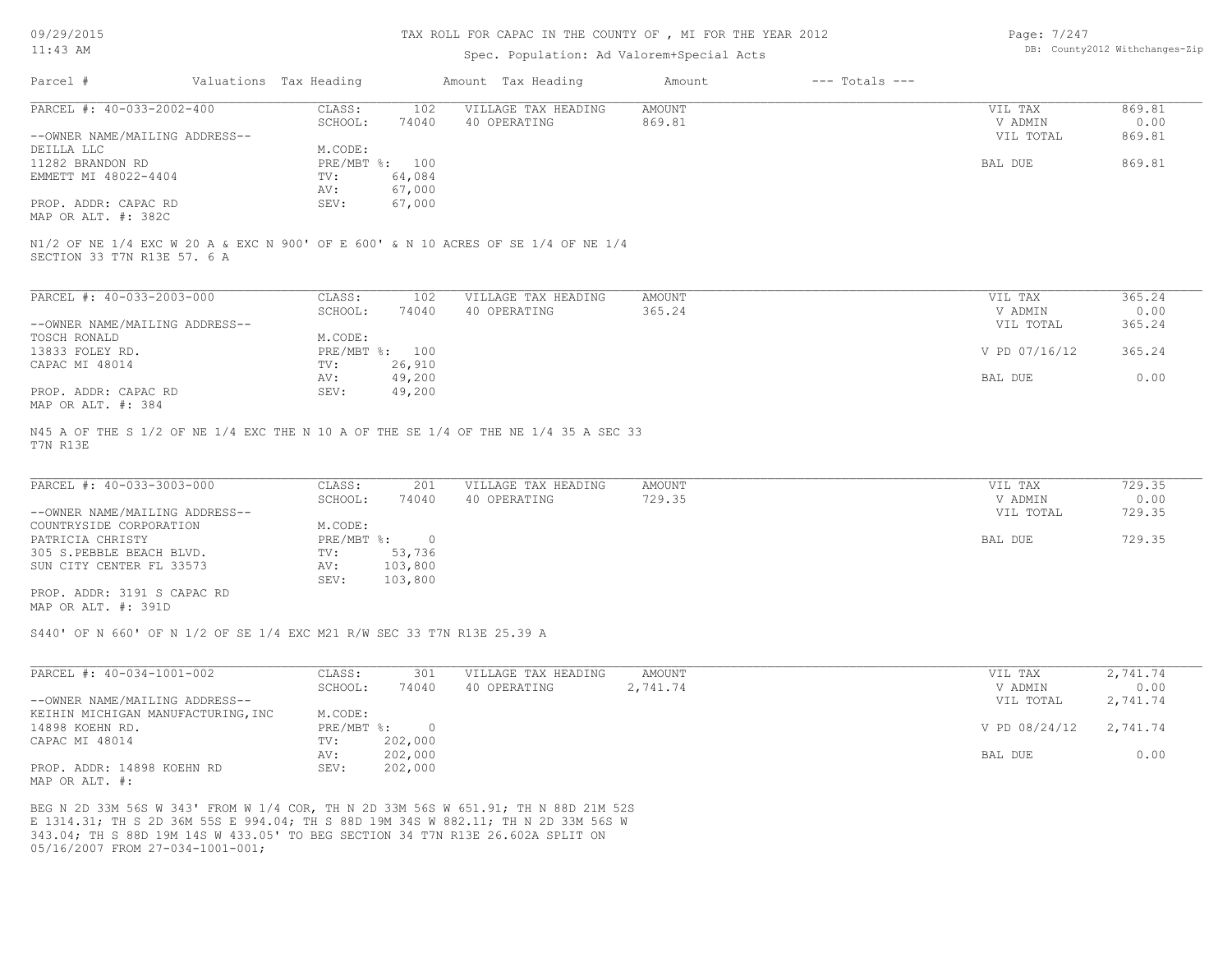# TAX ROLL FOR CAPAC IN THE COUNTY OF , MI FOR THE YEAR 2012

Spec. Population: Ad Valorem+Special Acts

| Parcel # | Valuations | Tax Heading | Amount | Tax Heading | Amount | --- Totals --- | |
|---|---|---|---|---|---|---|---|

---

**PARCEL #: 40-033-2002-400**

| | | | | | |
|---|---|---|---|---|---|
| CLASS: | 102 | VILLAGE TAX HEADING | AMOUNT | VIL TAX | 869.81 |
| SCHOOL: | 74040 | 40 OPERATING | 869.81 | V ADMIN | 0.00 |
| | | | | VIL TOTAL | 869.81 |
| M.CODE: | | | | | |
| PRE/MBT %: | 100 | | | BAL DUE | 869.81 |
| TV: | 64,084 | | | | |
| AV: | 67,000 | | | | |
| SEV: | 67,000 | | | | |

--OWNER NAME/MAILING ADDRESS--
DEILLA LLC
11282 BRANDON RD
EMMETT MI 48022-4404

PROP. ADDR: CAPAC RD
MAP OR ALT. #: 382C

N1/2 OF NE 1/4 EXC W 20 A & EXC N 900' OF E 600' & N 10 ACRES OF SE 1/4 OF NE 1/4
SECTION 33 T7N R13E 57. 6 A

---

**PARCEL #: 40-033-2003-000**

| | | | | | |
|---|---|---|---|---|---|
| CLASS: | 102 | VILLAGE TAX HEADING | AMOUNT | VIL TAX | 365.24 |
| SCHOOL: | 74040 | 40 OPERATING | 365.24 | V ADMIN | 0.00 |
| | | | | VIL TOTAL | 365.24 |
| M.CODE: | | | | | |
| PRE/MBT %: | 100 | | | V PD 07/16/12 | 365.24 |
| TV: | 26,910 | | | | |
| AV: | 49,200 | | | BAL DUE | 0.00 |
| SEV: | 49,200 | | | | |

--OWNER NAME/MAILING ADDRESS--
TOSCH RONALD
13833 FOLEY RD.
CAPAC MI 48014

PROP. ADDR: CAPAC RD
MAP OR ALT. #: 384

N45 A OF THE S 1/2 OF NE 1/4 EXC THE N 10 A OF THE SE 1/4 OF THE NE 1/4 35 A SEC 33
T7N R13E

---

**PARCEL #: 40-033-3003-000**

| | | | | | |
|---|---|---|---|---|---|
| CLASS: | 201 | VILLAGE TAX HEADING | AMOUNT | VIL TAX | 729.35 |
| SCHOOL: | 74040 | 40 OPERATING | 729.35 | V ADMIN | 0.00 |
| | | | | VIL TOTAL | 729.35 |
| M.CODE: | | | | | |
| PRE/MBT %: | 0 | | | BAL DUE | 729.35 |
| TV: | 53,736 | | | | |
| AV: | 103,800 | | | | |
| SEV: | 103,800 | | | | |

--OWNER NAME/MAILING ADDRESS--
COUNTRYSIDE CORPORATION
PATRICIA CHRISTY
305 S.PEBBLE BEACH BLVD.
SUN CITY CENTER FL 33573

PROP. ADDR: 3191 S CAPAC RD
MAP OR ALT. #: 391D

S440' OF N 660' OF N 1/2 OF SE 1/4 EXC M21 R/W SEC 33 T7N R13E 25.39 A

---

**PARCEL #: 40-034-1001-002**

| | | | | | |
|---|---|---|---|---|---|
| CLASS: | 301 | VILLAGE TAX HEADING | AMOUNT | VIL TAX | 2,741.74 |
| SCHOOL: | 74040 | 40 OPERATING | 2,741.74 | V ADMIN | 0.00 |
| | | | | VIL TOTAL | 2,741.74 |
| M.CODE: | | | | | |
| PRE/MBT %: | 0 | | | V PD 08/24/12 | 2,741.74 |
| TV: | 202,000 | | | | |
| AV: | 202,000 | | | BAL DUE | 0.00 |
| SEV: | 202,000 | | | | |

--OWNER NAME/MAILING ADDRESS--
KEIHIN MICHIGAN MANUFACTURING,INC
14898 KOEHN RD.
CAPAC MI 48014

PROP. ADDR: 14898 KOEHN RD
MAP OR ALT. #:

BEG N 2D 33M 56S W 343' FROM W 1/4 COR, TH N 2D 33M 56S W 651.91; TH N 88D 21M 52S
E 1314.31; TH S 2D 36M 55S E 994.04; TH S 88D 19M 34S W 882.11; TH N 2D 33M 56S W
343.04; TH S 88D 19M 14S W 433.05' TO BEG SECTION 34 T7N R13E 26.602A SPLIT ON
05/16/2007 FROM 27-034-1001-001;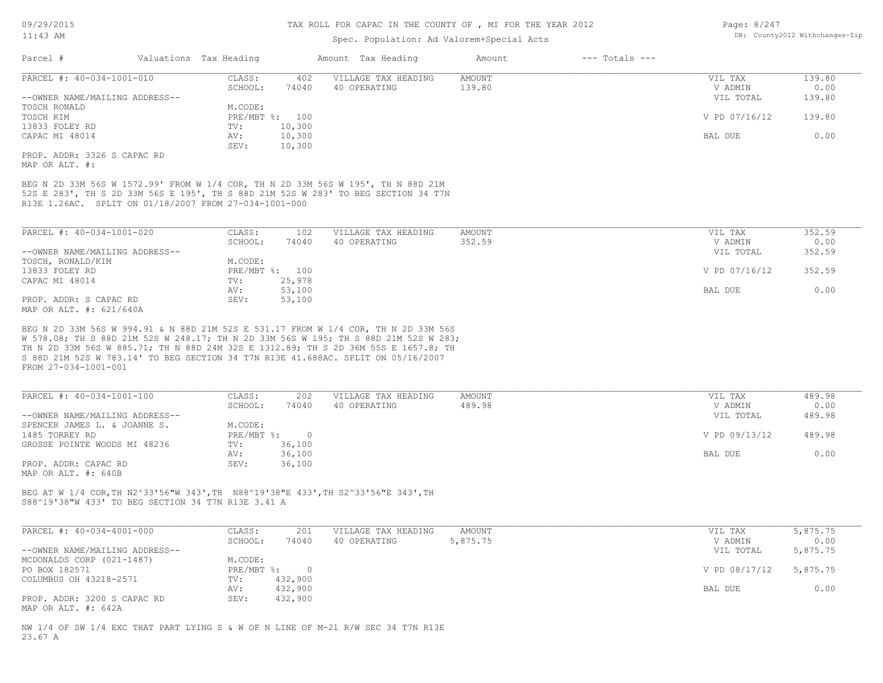TAX ROLL FOR CAPAC IN THE COUNTY OF , MI FOR THE YEAR 2012

Spec. Population: Ad Valorem+Special Acts

| Parcel # | Valuations | Tax Heading | Amount | Tax Heading | Amount | --- Totals --- | |
|---|---|---|---|---|---|---|---|

**PARCEL #: 40-034-1001-010**

| | | | | | |
|---|---|---|---|---|---|
| CLASS: | 402 | VILLAGE TAX HEADING | AMOUNT | VIL TAX | 139.80 |
| SCHOOL: | 74040 | 40 OPERATING | 139.80 | V ADMIN | 0.00 |
| | | | | VIL TOTAL | 139.80 |
| M.CODE: | | | | | |
| PRE/MBT %: | 100 | | | V PD 07/16/12 | 139.80 |
| TV: | 10,300 | | | | |
| AV: | 10,300 | | | BAL DUE | 0.00 |
| SEV: | 10,300 | | | | |

--OWNER NAME/MAILING ADDRESS--
TOSCH RONALD
TOSCH KIM
13833 FOLEY RD
CAPAC MI 48014

PROP. ADDR: 3326 S CAPAC RD
MAP OR ALT. #:

BEG N 2D 33M 56S W 1572.99' FROM W 1/4 COR, TH N 2D 33M 56S W 195', TH N 88D 21M 52S E 283', TH S 2D 33M 56S E 195', TH S 88D 21M 52S W 283' TO BEG SECTION 34 T7N R13E 1.26AC. SPLIT ON 01/18/2007 FROM 27-034-1001-000

**PARCEL #: 40-034-1001-020**

| | | | | | |
|---|---|---|---|---|---|
| CLASS: | 102 | VILLAGE TAX HEADING | AMOUNT | VIL TAX | 352.59 |
| SCHOOL: | 74040 | 40 OPERATING | 352.59 | V ADMIN | 0.00 |
| | | | | VIL TOTAL | 352.59 |
| M.CODE: | | | | | |
| PRE/MBT %: | 100 | | | V PD 07/16/12 | 352.59 |
| TV: | 25,978 | | | | |
| AV: | 53,100 | | | BAL DUE | 0.00 |
| SEV: | 53,100 | | | | |

--OWNER NAME/MAILING ADDRESS--
TOSCH, RONALD/KIM
13833 FOLEY RD
CAPAC MI 48014

PROP. ADDR: S CAPAC RD
MAP OR ALT. #: 621/640A

BEG N 2D 33M 56S W 994.91 & N 88D 21M 52S E 531.17 FROM W 1/4 COR, TH N 2D 33M 56S W 578.08; TH S 88D 21M 52S W 248.17; TH N 2D 33M 56S W 195; TH S 88D 21M 52S W 283; TH N 2D 33M 56S W 885.71; TH N 88D 24M 32S E 1312.89; TH S 2D 36M 55S E 1657.8; TH S 88D 21M 52S W 783.14' TO BEG SECTION 34 T7N R13E 41.688AC. SPLIT ON 05/16/2007 FROM 27-034-1001-001

**PARCEL #: 40-034-1001-100**

| | | | | | |
|---|---|---|---|---|---|
| CLASS: | 202 | VILLAGE TAX HEADING | AMOUNT | VIL TAX | 489.98 |
| SCHOOL: | 74040 | 40 OPERATING | 489.98 | V ADMIN | 0.00 |
| | | | | VIL TOTAL | 489.98 |
| M.CODE: | | | | | |
| PRE/MBT %: | 0 | | | V PD 09/13/12 | 489.98 |
| TV: | 36,100 | | | | |
| AV: | 36,100 | | | BAL DUE | 0.00 |
| SEV: | 36,100 | | | | |

--OWNER NAME/MAILING ADDRESS--
SPENCER JAMES L. & JOANNE S.
1485 TORREY RD
GROSSE POINTE WOODS MI 48236

PROP. ADDR: CAPAC RD
MAP OR ALT. #: 640B

BEG AT W 1/4 COR,TH N2^33'56"W 343',TH N88^19'38"E 433',TH S2^33'56"E 343',TH S88^19'38"W 433' TO BEG SECTION 34 T7N R13E 3.41 A

**PARCEL #: 40-034-4001-000**

| | | | | | |
|---|---|---|---|---|---|
| CLASS: | 201 | VILLAGE TAX HEADING | AMOUNT | VIL TAX | 5,875.75 |
| SCHOOL: | 74040 | 40 OPERATING | 5,875.75 | V ADMIN | 0.00 |
| | | | | VIL TOTAL | 5,875.75 |
| M.CODE: | | | | | |
| PRE/MBT %: | 0 | | | V PD 08/17/12 | 5,875.75 |
| TV: | 432,900 | | | | |
| AV: | 432,900 | | | BAL DUE | 0.00 |
| SEV: | 432,900 | | | | |

--OWNER NAME/MAILING ADDRESS--
MCDONALDS CORP (021-1487)
PO BOX 182571
COLUMBUS OH 43218-2571

PROP. ADDR: 3200 S CAPAC RD
MAP OR ALT. #: 642A

NW 1/4 OF SW 1/4 EXC THAT PART LYING S & W OF N LINE OF M-21 R/W SEC 34 T7N R13E 23.67 A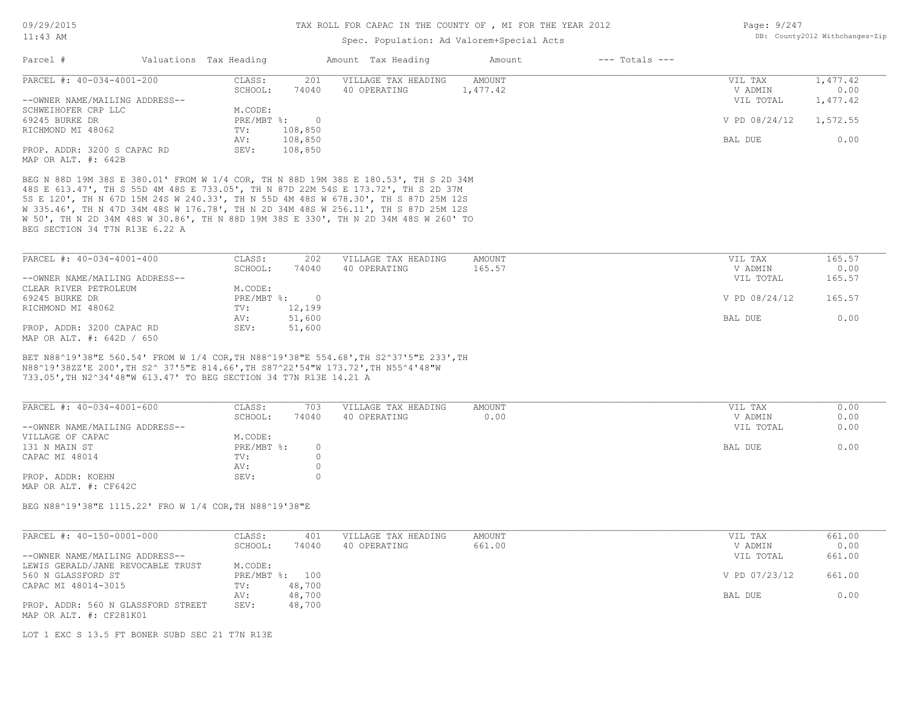TAX ROLL FOR CAPAC IN THE COUNTY OF , MI FOR THE YEAR 2012

Spec. Population: Ad Valorem+Special Acts

| Parcel # | Valuations | Tax Heading | Amount | Tax Heading | Amount | --- Totals --- | |
|---|---|---|---|---|---|---|---|

---

| PARCEL #: 40-034-4001-200 | CLASS: | 201 | VILLAGE TAX HEADING | AMOUNT | VIL TAX | 1,477.42 |
|---|---|---|---|---|---|---|
| | SCHOOL: | 74040 | 40 OPERATING | 1,477.42 | V ADMIN | 0.00 |
| --OWNER NAME/MAILING ADDRESS-- | | | | | VIL TOTAL | 1,477.42 |
| SCHWEIHOFER CRP LLC | M.CODE: | | | | | |
| 69245 BURKE DR | PRE/MBT %: | 0 | | | V PD 08/24/12 | 1,572.55 |
| RICHMOND MI 48062 | TV: | 108,850 | | | | |
| | AV: | 108,850 | | | BAL DUE | 0.00 |
| PROP. ADDR: 3200 S CAPAC RD | SEV: | 108,850 | | | | |
| MAP OR ALT. #: 642B | | | | | | |

BEG N 88D 19M 38S E 380.01' FROM W 1/4 COR, TH N 88D 19M 38S E 180.53', TH S 2D 34M 48S E 613.47', TH S 55D 4M 48S E 733.05', TH N 87D 22M 54S E 173.72', TH S 2D 37M 5S E 120', TH N 67D 15M 24S W 240.33', TH N 55D 4M 48S W 678.30', TH S 87D 25M 12S W 335.46', TH N 47D 34M 48S W 176.78', TH N 2D 34M 48S W 256.11', TH S 87D 25M 12S W 50', TH N 2D 34M 48S W 30.86', TH N 88D 19M 38S E 330', TH N 2D 34M 48S W 260' TO BEG SECTION 34 T7N R13E 6.22 A

---

| PARCEL #: 40-034-4001-400 | CLASS: | 202 | VILLAGE TAX HEADING | AMOUNT | VIL TAX | 165.57 |
|---|---|---|---|---|---|---|
| | SCHOOL: | 74040 | 40 OPERATING | 165.57 | V ADMIN | 0.00 |
| --OWNER NAME/MAILING ADDRESS-- | | | | | VIL TOTAL | 165.57 |
| CLEAR RIVER PETROLEUM | M.CODE: | | | | | |
| 69245 BURKE DR | PRE/MBT %: | 0 | | | V PD 08/24/12 | 165.57 |
| RICHMOND MI 48062 | TV: | 12,199 | | | | |
| | AV: | 51,600 | | | BAL DUE | 0.00 |
| PROP. ADDR: 3200 CAPAC RD | SEV: | 51,600 | | | | |
| MAP OR ALT. #: 642D / 650 | | | | | | |

BET N88^19'38"E 560.54' FROM W 1/4 COR,TH N88^19'38"E 554.68',TH S2^37'5"E 233',TH N88^19'38ZZ'E 200',TH S2^ 37'5"E 814.66',TH S87^22'54"W 173.72',TH N55^4'48"W 733.05',TH N2^34'48"W 613.47' TO BEG SECTION 34 T7N R13E 14.21 A

---

| PARCEL #: 40-034-4001-600 | CLASS: | 703 | VILLAGE TAX HEADING | AMOUNT | VIL TAX | 0.00 |
|---|---|---|---|---|---|---|
| | SCHOOL: | 74040 | 40 OPERATING | 0.00 | V ADMIN | 0.00 |
| --OWNER NAME/MAILING ADDRESS-- | | | | | VIL TOTAL | 0.00 |
| VILLAGE OF CAPAC | M.CODE: | | | | | |
| 131 N MAIN ST | PRE/MBT %: | 0 | | | BAL DUE | 0.00 |
| CAPAC MI 48014 | TV: | 0 | | | | |
| | AV: | 0 | | | | |
| PROP. ADDR: KOEHN | SEV: | 0 | | | | |
| MAP OR ALT. #: CF642C | | | | | | |

BEG N88^19'38"E 1115.22' FRO W 1/4 COR,TH N88^19'38"E

---

| PARCEL #: 40-150-0001-000 | CLASS: | 401 | VILLAGE TAX HEADING | AMOUNT | VIL TAX | 661.00 |
|---|---|---|---|---|---|---|
| | SCHOOL: | 74040 | 40 OPERATING | 661.00 | V ADMIN | 0.00 |
| --OWNER NAME/MAILING ADDRESS-- | | | | | VIL TOTAL | 661.00 |
| LEWIS GERALD/JANE REVOCABLE TRUST | M.CODE: | | | | | |
| 560 N GLASSFORD ST | PRE/MBT %: | 100 | | | V PD 07/23/12 | 661.00 |
| CAPAC MI 48014-3015 | TV: | 48,700 | | | | |
| | AV: | 48,700 | | | BAL DUE | 0.00 |
| PROP. ADDR: 560 N GLASSFORD STREET | SEV: | 48,700 | | | | |
| MAP OR ALT. #: CF281K01 | | | | | | |

LOT 1 EXC S 13.5 FT BONER SUBD SEC 21 T7N R13E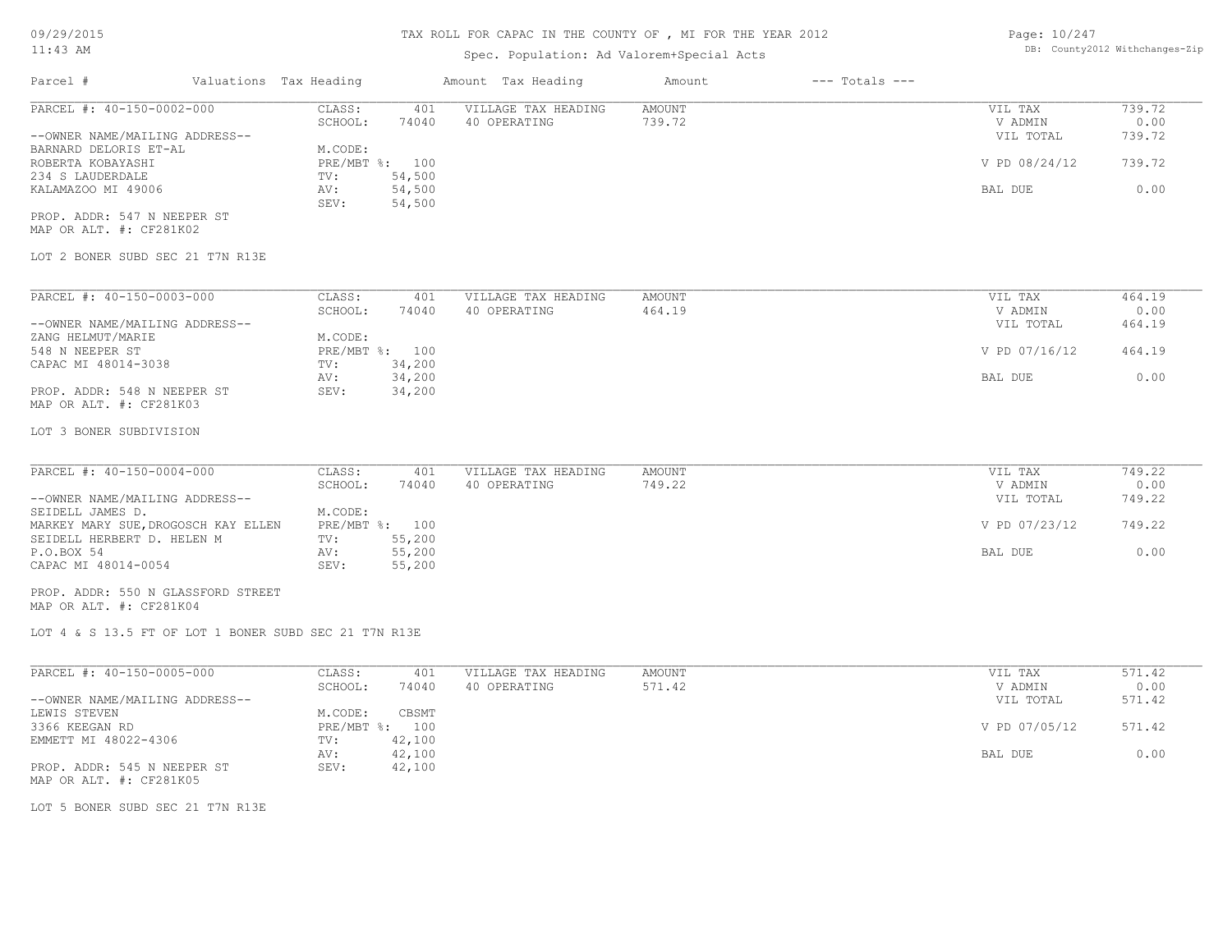# TAX ROLL FOR CAPAC IN THE COUNTY OF , MI FOR THE YEAR 2012

Spec. Population: Ad Valorem+Special Acts

DB: County2012 Withchanges-Zip

| Parcel # | Valuations | Tax Heading | Amount | Tax Heading | Amount | --- Totals --- | |
|---|---|---|---|---|---|---|---|

---

**PARCEL #: 40-150-0002-000**

| | | | | | |
|---|---|---|---|---|---|
| CLASS: | 401 | VILLAGE TAX HEADING | AMOUNT | VIL TAX | 739.72 |
| SCHOOL: | 74040 | 40 OPERATING | 739.72 | V ADMIN | 0.00 |
| | | | | VIL TOTAL | 739.72 |
| M.CODE: | | | | | |
| PRE/MBT %: | 100 | | | V PD 08/24/12 | 739.72 |
| TV: | 54,500 | | | | |
| AV: | 54,500 | | | BAL DUE | 0.00 |
| SEV: | 54,500 | | | | |

--OWNER NAME/MAILING ADDRESS--
BARNARD DELORIS ET-AL
ROBERTA KOBAYASHI
234 S LAUDERDALE
KALAMAZOO MI 49006

PROP. ADDR: 547 N NEEPER ST
MAP OR ALT. #: CF281K02

LOT 2 BONER SUBD SEC 21 T7N R13E

---

**PARCEL #: 40-150-0003-000**

| | | | | | |
|---|---|---|---|---|---|
| CLASS: | 401 | VILLAGE TAX HEADING | AMOUNT | VIL TAX | 464.19 |
| SCHOOL: | 74040 | 40 OPERATING | 464.19 | V ADMIN | 0.00 |
| | | | | VIL TOTAL | 464.19 |
| M.CODE: | | | | | |
| PRE/MBT %: | 100 | | | V PD 07/16/12 | 464.19 |
| TV: | 34,200 | | | | |
| AV: | 34,200 | | | BAL DUE | 0.00 |
| SEV: | 34,200 | | | | |

--OWNER NAME/MAILING ADDRESS--
ZANG HELMUT/MARIE
548 N NEEPER ST
CAPAC MI 48014-3038

PROP. ADDR: 548 N NEEPER ST
MAP OR ALT. #: CF281K03

LOT 3 BONER SUBDIVISION

---

**PARCEL #: 40-150-0004-000**

| | | | | | |
|---|---|---|---|---|---|
| CLASS: | 401 | VILLAGE TAX HEADING | AMOUNT | VIL TAX | 749.22 |
| SCHOOL: | 74040 | 40 OPERATING | 749.22 | V ADMIN | 0.00 |
| | | | | VIL TOTAL | 749.22 |
| M.CODE: | | | | | |
| PRE/MBT %: | 100 | | | V PD 07/23/12 | 749.22 |
| TV: | 55,200 | | | | |
| AV: | 55,200 | | | BAL DUE | 0.00 |
| SEV: | 55,200 | | | | |

--OWNER NAME/MAILING ADDRESS--
SEIDELL JAMES D.
MARKEY MARY SUE,DROGOSCH KAY ELLEN
SEIDELL HERBERT D. HELEN M
P.O.BOX 54
CAPAC MI 48014-0054

PROP. ADDR: 550 N GLASSFORD STREET
MAP OR ALT. #: CF281K04

LOT 4 & S 13.5 FT OF LOT 1 BONER SUBD SEC 21 T7N R13E

---

**PARCEL #: 40-150-0005-000**

| | | | | | |
|---|---|---|---|---|---|
| CLASS: | 401 | VILLAGE TAX HEADING | AMOUNT | VIL TAX | 571.42 |
| SCHOOL: | 74040 | 40 OPERATING | 571.42 | V ADMIN | 0.00 |
| | | | | VIL TOTAL | 571.42 |
| M.CODE: | CBSMT | | | | |
| PRE/MBT %: | 100 | | | V PD 07/05/12 | 571.42 |
| TV: | 42,100 | | | | |
| AV: | 42,100 | | | BAL DUE | 0.00 |
| SEV: | 42,100 | | | | |

--OWNER NAME/MAILING ADDRESS--
LEWIS STEVEN
3366 KEEGAN RD
EMMETT MI 48022-4306

PROP. ADDR: 545 N NEEPER ST
MAP OR ALT. #: CF281K05

LOT 5 BONER SUBD SEC 21 T7N R13E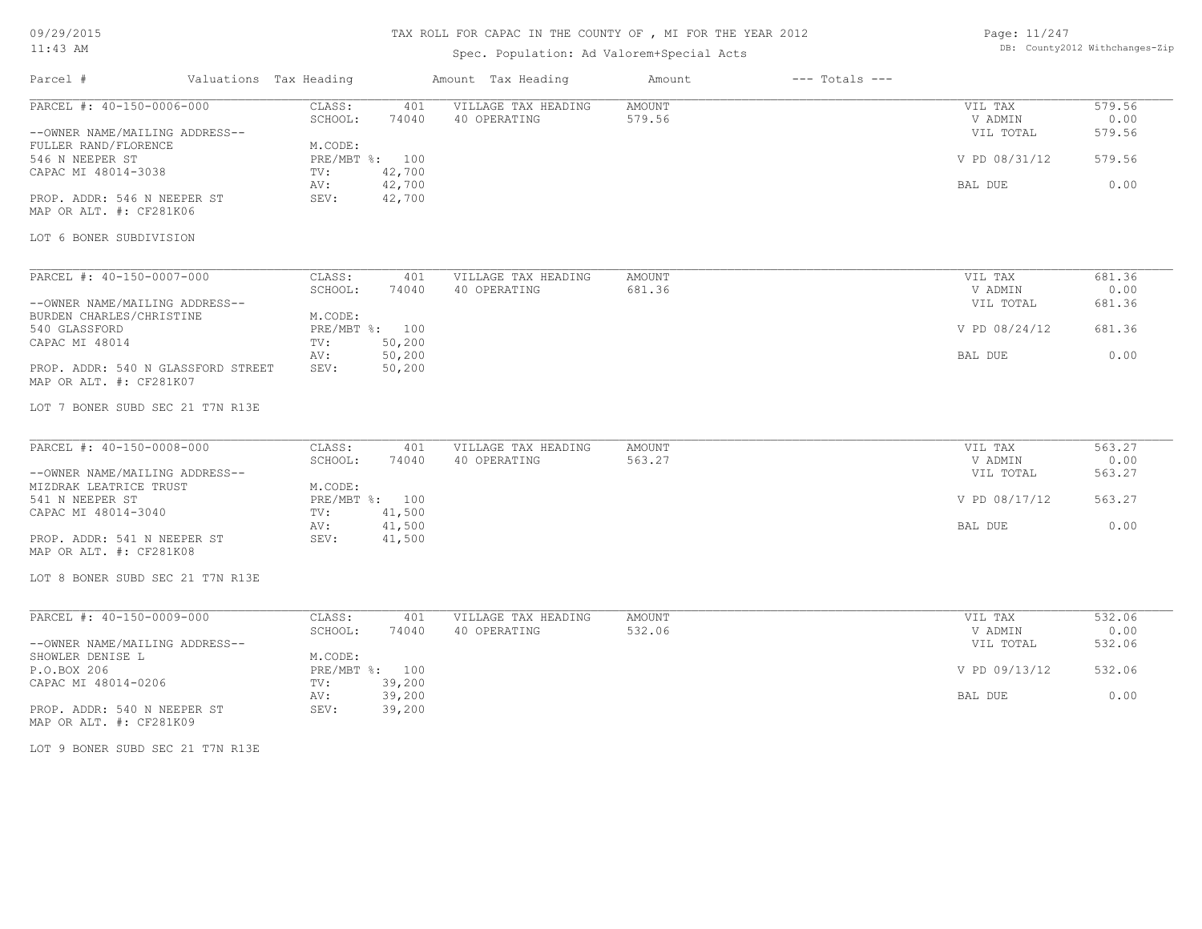09/29/2015
11:43 AM

# TAX ROLL FOR CAPAC IN THE COUNTY OF , MI FOR THE YEAR 2012

Spec. Population: Ad Valorem+Special Acts

DB: County2012 Withchanges-Zip

| Parcel # | Valuations | Tax Heading | Amount | Tax Heading | Amount | --- Totals --- | |
|---|---|---|---|---|---|---|---|

**PARCEL #: 40-150-0006-000**

--OWNER NAME/MAILING ADDRESS--
FULLER RAND/FLORENCE
546 N NEEPER ST
CAPAC MI 48014-3038

PROP. ADDR: 546 N NEEPER ST
MAP OR ALT. #: CF281K06

| | | | | | |
|---|---|---|---|---|---|
| CLASS: | 401 | VILLAGE TAX HEADING | AMOUNT | VIL TAX | 579.56 |
| SCHOOL: | 74040 | 40 OPERATING | 579.56 | V ADMIN | 0.00 |
| M.CODE: | | | | VIL TOTAL | 579.56 |
| PRE/MBT %: | 100 | | | V PD 08/31/12 | 579.56 |
| TV: | 42,700 | | | | |
| AV: | 42,700 | | | BAL DUE | 0.00 |
| SEV: | 42,700 | | | | |

LOT 6 BONER SUBDIVISION

**PARCEL #: 40-150-0007-000**

--OWNER NAME/MAILING ADDRESS--
BURDEN CHARLES/CHRISTINE
540 GLASSFORD
CAPAC MI 48014

PROP. ADDR: 540 N GLASSFORD STREET
MAP OR ALT. #: CF281K07

| | | | | | |
|---|---|---|---|---|---|
| CLASS: | 401 | VILLAGE TAX HEADING | AMOUNT | VIL TAX | 681.36 |
| SCHOOL: | 74040 | 40 OPERATING | 681.36 | V ADMIN | 0.00 |
| M.CODE: | | | | VIL TOTAL | 681.36 |
| PRE/MBT %: | 100 | | | V PD 08/24/12 | 681.36 |
| TV: | 50,200 | | | | |
| AV: | 50,200 | | | BAL DUE | 0.00 |
| SEV: | 50,200 | | | | |

LOT 7 BONER SUBD SEC 21 T7N R13E

**PARCEL #: 40-150-0008-000**

--OWNER NAME/MAILING ADDRESS--
MIZDRAK LEATRICE TRUST
541 N NEEPER ST
CAPAC MI 48014-3040

PROP. ADDR: 541 N NEEPER ST
MAP OR ALT. #: CF281K08

| | | | | | |
|---|---|---|---|---|---|
| CLASS: | 401 | VILLAGE TAX HEADING | AMOUNT | VIL TAX | 563.27 |
| SCHOOL: | 74040 | 40 OPERATING | 563.27 | V ADMIN | 0.00 |
| M.CODE: | | | | VIL TOTAL | 563.27 |
| PRE/MBT %: | 100 | | | V PD 08/17/12 | 563.27 |
| TV: | 41,500 | | | | |
| AV: | 41,500 | | | BAL DUE | 0.00 |
| SEV: | 41,500 | | | | |

LOT 8 BONER SUBD SEC 21 T7N R13E

**PARCEL #: 40-150-0009-000**

--OWNER NAME/MAILING ADDRESS--
SHOWLER DENISE L
P.O.BOX 206
CAPAC MI 48014-0206

PROP. ADDR: 540 N NEEPER ST
MAP OR ALT. #: CF281K09

| | | | | | |
|---|---|---|---|---|---|
| CLASS: | 401 | VILLAGE TAX HEADING | AMOUNT | VIL TAX | 532.06 |
| SCHOOL: | 74040 | 40 OPERATING | 532.06 | V ADMIN | 0.00 |
| M.CODE: | | | | VIL TOTAL | 532.06 |
| PRE/MBT %: | 100 | | | V PD 09/13/12 | 532.06 |
| TV: | 39,200 | | | | |
| AV: | 39,200 | | | BAL DUE | 0.00 |
| SEV: | 39,200 | | | | |

LOT 9 BONER SUBD SEC 21 T7N R13E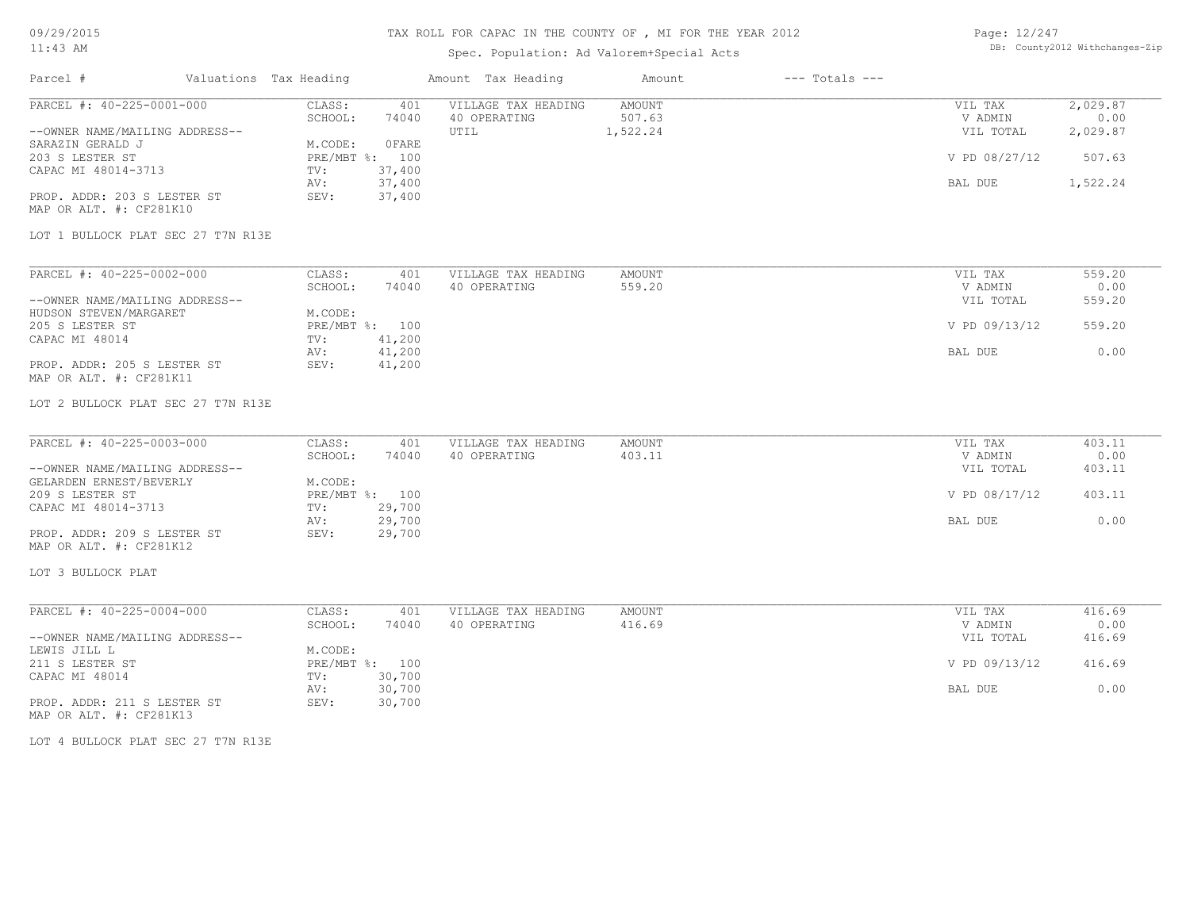# TAX ROLL FOR CAPAC IN THE COUNTY OF , MI FOR THE YEAR 2012

Spec. Population: Ad Valorem+Special Acts

09/29/2015 11:43 AM

DB: County2012 Withchanges-Zip

| Parcel # | Valuations | Tax Heading | Amount | Tax Heading | Amount | --- Totals --- |
|---|---|---|---|---|---|---|

---

**PARCEL #: 40-225-0001-000**

| | | | | | |
|---|---|---|---|---|---|
| CLASS: | 401 | VILLAGE TAX HEADING | AMOUNT | VIL TAX | 2,029.87 |
| SCHOOL: | 74040 | 40 OPERATING | 507.63 | V ADMIN | 0.00 |
| | | UTIL | 1,522.24 | VIL TOTAL | 2,029.87 |
| M.CODE: | 0FARE | | | | |
| PRE/MBT %: | 100 | | | V PD 08/27/12 | 507.63 |
| TV: | 37,400 | | | | |
| AV: | 37,400 | | | BAL DUE | 1,522.24 |
| SEV: | 37,400 | | | | |

--OWNER NAME/MAILING ADDRESS--
SARAZIN GERALD J
203 S LESTER ST
CAPAC MI 48014-3713

PROP. ADDR: 203 S LESTER ST
MAP OR ALT. #: CF281K10

LOT 1 BULLOCK PLAT SEC 27 T7N R13E

---

**PARCEL #: 40-225-0002-000**

| | | | | | |
|---|---|---|---|---|---|
| CLASS: | 401 | VILLAGE TAX HEADING | AMOUNT | VIL TAX | 559.20 |
| SCHOOL: | 74040 | 40 OPERATING | 559.20 | V ADMIN | 0.00 |
| | | | | VIL TOTAL | 559.20 |
| M.CODE: | | | | | |
| PRE/MBT %: | 100 | | | V PD 09/13/12 | 559.20 |
| TV: | 41,200 | | | | |
| AV: | 41,200 | | | BAL DUE | 0.00 |
| SEV: | 41,200 | | | | |

--OWNER NAME/MAILING ADDRESS--
HUDSON STEVEN/MARGARET
205 S LESTER ST
CAPAC MI 48014

PROP. ADDR: 205 S LESTER ST
MAP OR ALT. #: CF281K11

LOT 2 BULLOCK PLAT SEC 27 T7N R13E

---

**PARCEL #: 40-225-0003-000**

| | | | | | |
|---|---|---|---|---|---|
| CLASS: | 401 | VILLAGE TAX HEADING | AMOUNT | VIL TAX | 403.11 |
| SCHOOL: | 74040 | 40 OPERATING | 403.11 | V ADMIN | 0.00 |
| | | | | VIL TOTAL | 403.11 |
| M.CODE: | | | | | |
| PRE/MBT %: | 100 | | | V PD 08/17/12 | 403.11 |
| TV: | 29,700 | | | | |
| AV: | 29,700 | | | BAL DUE | 0.00 |
| SEV: | 29,700 | | | | |

--OWNER NAME/MAILING ADDRESS--
GELARDEN ERNEST/BEVERLY
209 S LESTER ST
CAPAC MI 48014-3713

PROP. ADDR: 209 S LESTER ST
MAP OR ALT. #: CF281K12

LOT 3 BULLOCK PLAT

---

**PARCEL #: 40-225-0004-000**

| | | | | | |
|---|---|---|---|---|---|
| CLASS: | 401 | VILLAGE TAX HEADING | AMOUNT | VIL TAX | 416.69 |
| SCHOOL: | 74040 | 40 OPERATING | 416.69 | V ADMIN | 0.00 |
| | | | | VIL TOTAL | 416.69 |
| M.CODE: | | | | | |
| PRE/MBT %: | 100 | | | V PD 09/13/12 | 416.69 |
| TV: | 30,700 | | | | |
| AV: | 30,700 | | | BAL DUE | 0.00 |
| SEV: | 30,700 | | | | |

--OWNER NAME/MAILING ADDRESS--
LEWIS JILL L
211 S LESTER ST
CAPAC MI 48014

PROP. ADDR: 211 S LESTER ST
MAP OR ALT. #: CF281K13

LOT 4 BULLOCK PLAT SEC 27 T7N R13E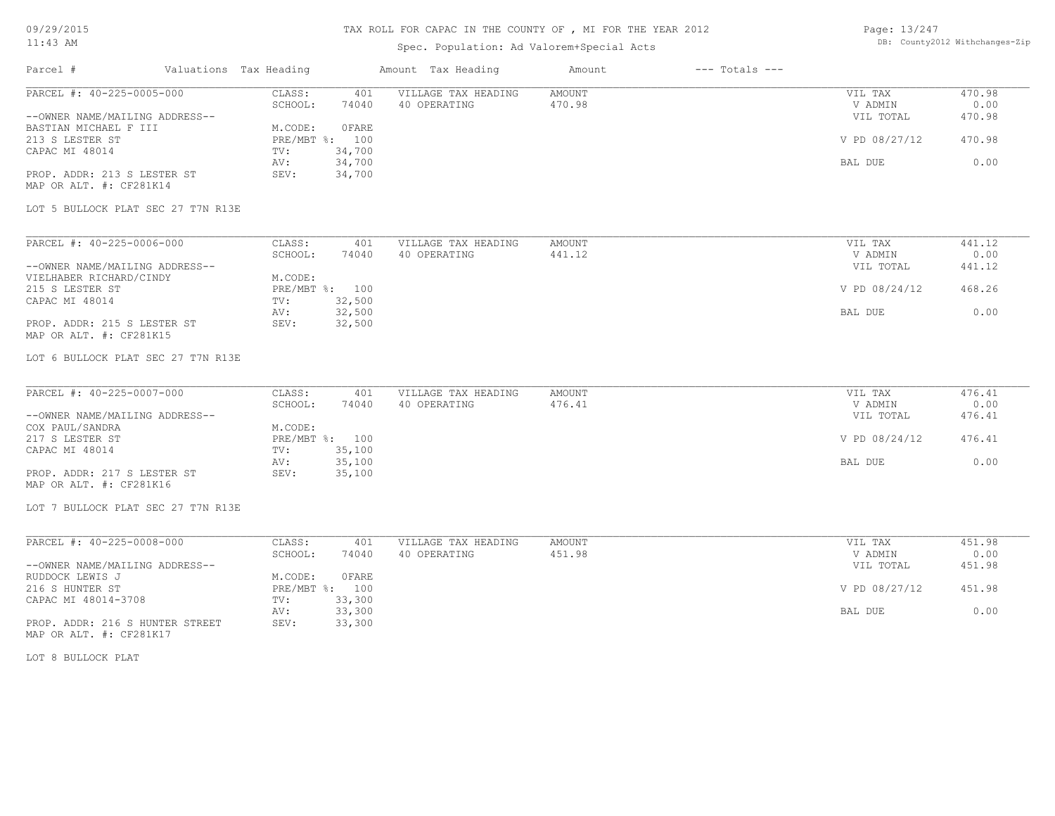# TAX ROLL FOR CAPAC IN THE COUNTY OF , MI FOR THE YEAR 2012

Spec. Population: Ad Valorem+Special Acts

| Parcel # | Valuations | Tax Heading | Amount | Tax Heading | Amount | --- Totals --- | |
|---|---|---|---|---|---|---|---|

---

PARCEL #: 40-225-0005-000

--OWNER NAME/MAILING ADDRESS--
BASTIAN MICHAEL F III
213 S LESTER ST
CAPAC MI 48014

PROP. ADDR: 213 S LESTER ST
MAP OR ALT. #: CF281K14

| | | | | | |
|---|---|---|---|---|---|
| CLASS: | 401 | VILLAGE TAX HEADING | AMOUNT | VIL TAX | 470.98 |
| SCHOOL: | 74040 | 40 OPERATING | 470.98 | V ADMIN | 0.00 |
| M.CODE: | 0FARE | | | VIL TOTAL | 470.98 |
| PRE/MBT %: | 100 | | | V PD 08/27/12 | 470.98 |
| TV: | 34,700 | | | | |
| AV: | 34,700 | | | BAL DUE | 0.00 |
| SEV: | 34,700 | | | | |

LOT 5 BULLOCK PLAT SEC 27 T7N R13E

---

PARCEL #: 40-225-0006-000

--OWNER NAME/MAILING ADDRESS--
VIELHABER RICHARD/CINDY
215 S LESTER ST
CAPAC MI 48014

PROP. ADDR: 215 S LESTER ST
MAP OR ALT. #: CF281K15

| | | | | | |
|---|---|---|---|---|---|
| CLASS: | 401 | VILLAGE TAX HEADING | AMOUNT | VIL TAX | 441.12 |
| SCHOOL: | 74040 | 40 OPERATING | 441.12 | V ADMIN | 0.00 |
| M.CODE: | | | | VIL TOTAL | 441.12 |
| PRE/MBT %: | 100 | | | V PD 08/24/12 | 468.26 |
| TV: | 32,500 | | | | |
| AV: | 32,500 | | | BAL DUE | 0.00 |
| SEV: | 32,500 | | | | |

LOT 6 BULLOCK PLAT SEC 27 T7N R13E

---

PARCEL #: 40-225-0007-000

--OWNER NAME/MAILING ADDRESS--
COX PAUL/SANDRA
217 S LESTER ST
CAPAC MI 48014

PROP. ADDR: 217 S LESTER ST
MAP OR ALT. #: CF281K16

| | | | | | |
|---|---|---|---|---|---|
| CLASS: | 401 | VILLAGE TAX HEADING | AMOUNT | VIL TAX | 476.41 |
| SCHOOL: | 74040 | 40 OPERATING | 476.41 | V ADMIN | 0.00 |
| M.CODE: | | | | VIL TOTAL | 476.41 |
| PRE/MBT %: | 100 | | | V PD 08/24/12 | 476.41 |
| TV: | 35,100 | | | | |
| AV: | 35,100 | | | BAL DUE | 0.00 |
| SEV: | 35,100 | | | | |

LOT 7 BULLOCK PLAT SEC 27 T7N R13E

---

PARCEL #: 40-225-0008-000

--OWNER NAME/MAILING ADDRESS--
RUDDOCK LEWIS J
216 S HUNTER ST
CAPAC MI 48014-3708

PROP. ADDR: 216 S HUNTER STREET
MAP OR ALT. #: CF281K17

| | | | | | |
|---|---|---|---|---|---|
| CLASS: | 401 | VILLAGE TAX HEADING | AMOUNT | VIL TAX | 451.98 |
| SCHOOL: | 74040 | 40 OPERATING | 451.98 | V ADMIN | 0.00 |
| M.CODE: | 0FARE | | | VIL TOTAL | 451.98 |
| PRE/MBT %: | 100 | | | V PD 08/27/12 | 451.98 |
| TV: | 33,300 | | | | |
| AV: | 33,300 | | | BAL DUE | 0.00 |
| SEV: | 33,300 | | | | |

LOT 8 BULLOCK PLAT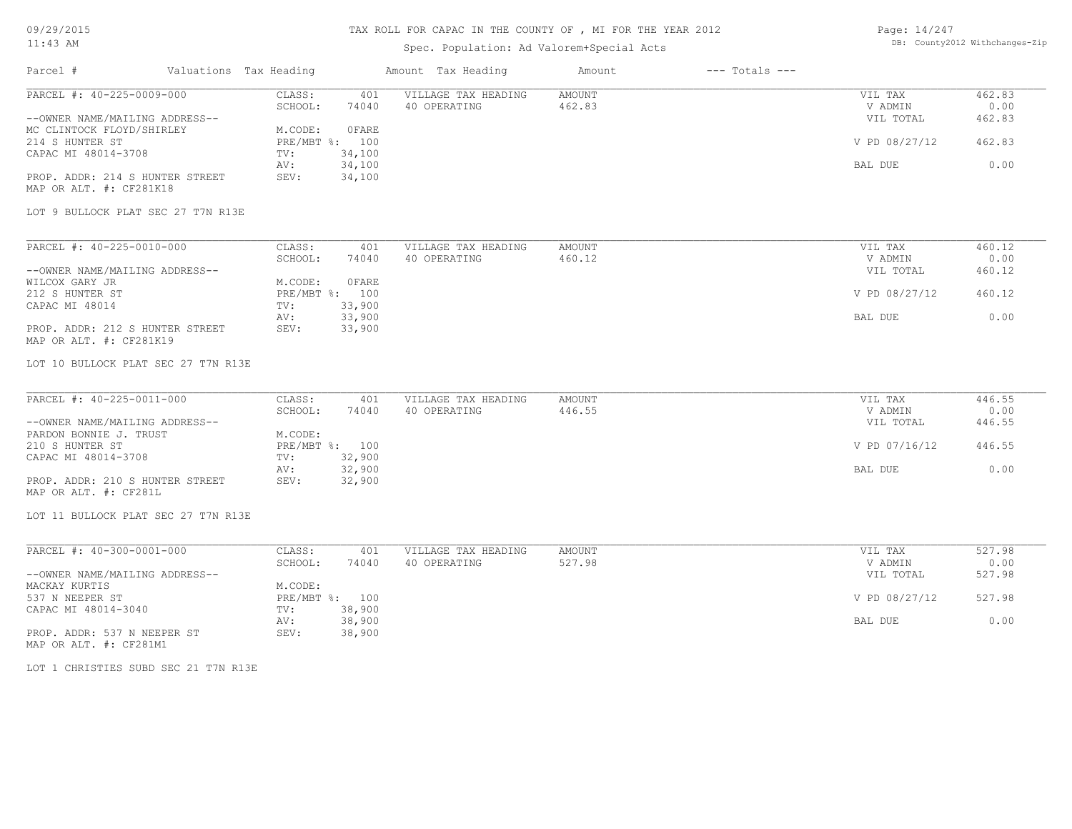# TAX ROLL FOR CAPAC IN THE COUNTY OF , MI FOR THE YEAR 2012

Spec. Population: Ad Valorem+Special Acts

09/29/2015
11:43 AM

DB: County2012 Withchanges-Zip

| Parcel # | Valuations | Tax Heading | Amount | Tax Heading | Amount | --- Totals --- | |
|---|---|---|---|---|---|---|---|

---

**PARCEL #: 40-225-0009-000**

--OWNER NAME/MAILING ADDRESS--
MC CLINTOCK FLOYD/SHIRLEY
214 S HUNTER ST
CAPAC MI 48014-3708

PROP. ADDR: 214 S HUNTER STREET
MAP OR ALT. #: CF281K18

| | | | | | |
|---|---|---|---|---|---|
| CLASS: | 401 | VILLAGE TAX HEADING | AMOUNT | VIL TAX | 462.83 |
| SCHOOL: | 74040 | 40 OPERATING | 462.83 | V ADMIN | 0.00 |
| M.CODE: | 0FARE | | | VIL TOTAL | 462.83 |
| PRE/MBT %: | 100 | | | V PD 08/27/12 | 462.83 |
| TV: | 34,100 | | | | |
| AV: | 34,100 | | | BAL DUE | 0.00 |
| SEV: | 34,100 | | | | |

LOT 9 BULLOCK PLAT SEC 27 T7N R13E

---

**PARCEL #: 40-225-0010-000**

--OWNER NAME/MAILING ADDRESS--
WILCOX GARY JR
212 S HUNTER ST
CAPAC MI 48014

PROP. ADDR: 212 S HUNTER STREET
MAP OR ALT. #: CF281K19

| | | | | | |
|---|---|---|---|---|---|
| CLASS: | 401 | VILLAGE TAX HEADING | AMOUNT | VIL TAX | 460.12 |
| SCHOOL: | 74040 | 40 OPERATING | 460.12 | V ADMIN | 0.00 |
| M.CODE: | 0FARE | | | VIL TOTAL | 460.12 |
| PRE/MBT %: | 100 | | | V PD 08/27/12 | 460.12 |
| TV: | 33,900 | | | | |
| AV: | 33,900 | | | BAL DUE | 0.00 |
| SEV: | 33,900 | | | | |

LOT 10 BULLOCK PLAT SEC 27 T7N R13E

---

**PARCEL #: 40-225-0011-000**

--OWNER NAME/MAILING ADDRESS--
PARDON BONNIE J. TRUST
210 S HUNTER ST
CAPAC MI 48014-3708

PROP. ADDR: 210 S HUNTER STREET
MAP OR ALT. #: CF281L

| | | | | | |
|---|---|---|---|---|---|
| CLASS: | 401 | VILLAGE TAX HEADING | AMOUNT | VIL TAX | 446.55 |
| SCHOOL: | 74040 | 40 OPERATING | 446.55 | V ADMIN | 0.00 |
| M.CODE: | | | | VIL TOTAL | 446.55 |
| PRE/MBT %: | 100 | | | V PD 07/16/12 | 446.55 |
| TV: | 32,900 | | | | |
| AV: | 32,900 | | | BAL DUE | 0.00 |
| SEV: | 32,900 | | | | |

LOT 11 BULLOCK PLAT SEC 27 T7N R13E

---

**PARCEL #: 40-300-0001-000**

--OWNER NAME/MAILING ADDRESS--
MACKAY KURTIS
537 N NEEPER ST
CAPAC MI 48014-3040

PROP. ADDR: 537 N NEEPER ST
MAP OR ALT. #: CF281M1

| | | | | | |
|---|---|---|---|---|---|
| CLASS: | 401 | VILLAGE TAX HEADING | AMOUNT | VIL TAX | 527.98 |
| SCHOOL: | 74040 | 40 OPERATING | 527.98 | V ADMIN | 0.00 |
| M.CODE: | | | | VIL TOTAL | 527.98 |
| PRE/MBT %: | 100 | | | V PD 08/27/12 | 527.98 |
| TV: | 38,900 | | | | |
| AV: | 38,900 | | | BAL DUE | 0.00 |
| SEV: | 38,900 | | | | |

LOT 1 CHRISTIES SUBD SEC 21 T7N R13E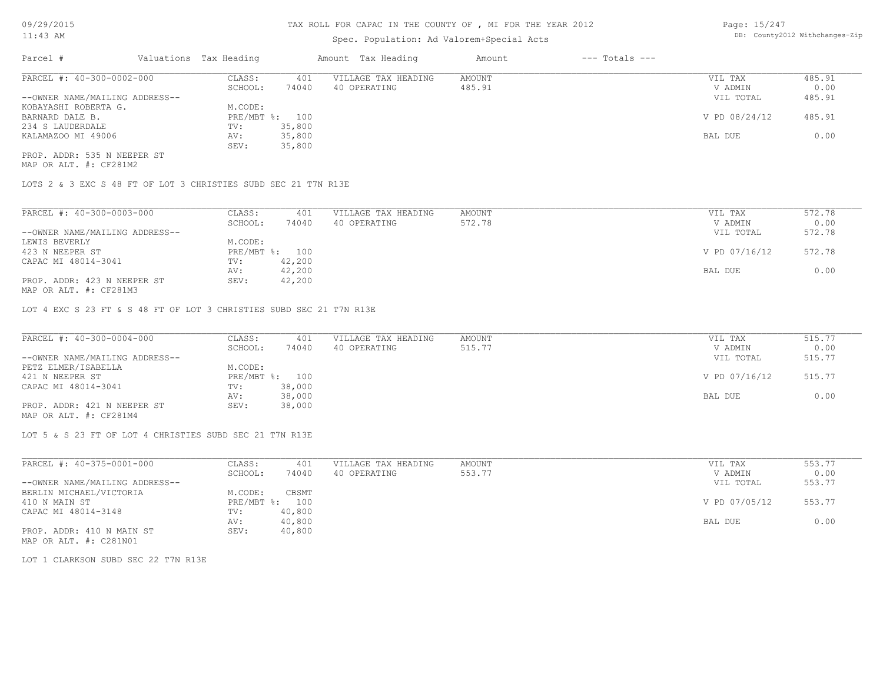TAX ROLL FOR CAPAC IN THE COUNTY OF , MI FOR THE YEAR 2012

Spec. Population: Ad Valorem+Special Acts

| Parcel # | Valuations | Tax Heading | Amount | Tax Heading | Amount | --- Totals --- | |
|---|---|---|---|---|---|---|---|

---

PARCEL #: 40-300-0002-000

| | | | | | | |
|---|---|---|---|---|---|---|
| | CLASS: | 401 | VILLAGE TAX HEADING | AMOUNT | VIL TAX | 485.91 |
| | SCHOOL: | 74040 | 40 OPERATING | 485.91 | V ADMIN | 0.00 |
| --OWNER NAME/MAILING ADDRESS-- | | | | | VIL TOTAL | 485.91 |
| KOBAYASHI ROBERTA G. | M.CODE: | | | | | |
| BARNARD DALE B. | PRE/MBT %: | 100 | | | V PD 08/24/12 | 485.91 |
| 234 S LAUDERDALE | TV: | 35,800 | | | | |
| KALAMAZOO MI 49006 | AV: | 35,800 | | | BAL DUE | 0.00 |
| | SEV: | 35,800 | | | | |

PROP. ADDR: 535 N NEEPER ST
MAP OR ALT. #: CF281M2

LOTS 2 & 3 EXC S 48 FT OF LOT 3 CHRISTIES SUBD SEC 21 T7N R13E

---

PARCEL #: 40-300-0003-000

| | | | | | | |
|---|---|---|---|---|---|---|
| | CLASS: | 401 | VILLAGE TAX HEADING | AMOUNT | VIL TAX | 572.78 |
| | SCHOOL: | 74040 | 40 OPERATING | 572.78 | V ADMIN | 0.00 |
| --OWNER NAME/MAILING ADDRESS-- | | | | | VIL TOTAL | 572.78 |
| LEWIS BEVERLY | M.CODE: | | | | | |
| 423 N NEEPER ST | PRE/MBT %: | 100 | | | V PD 07/16/12 | 572.78 |
| CAPAC MI 48014-3041 | TV: | 42,200 | | | | |
| | AV: | 42,200 | | | BAL DUE | 0.00 |
| PROP. ADDR: 423 N NEEPER ST | SEV: | 42,200 | | | | |

MAP OR ALT. #: CF281M3

LOT 4 EXC S 23 FT & S 48 FT OF LOT 3 CHRISTIES SUBD SEC 21 T7N R13E

---

PARCEL #: 40-300-0004-000

| | | | | | | |
|---|---|---|---|---|---|---|
| | CLASS: | 401 | VILLAGE TAX HEADING | AMOUNT | VIL TAX | 515.77 |
| | SCHOOL: | 74040 | 40 OPERATING | 515.77 | V ADMIN | 0.00 |
| --OWNER NAME/MAILING ADDRESS-- | | | | | VIL TOTAL | 515.77 |
| PETZ ELMER/ISABELLA | M.CODE: | | | | | |
| 421 N NEEPER ST | PRE/MBT %: | 100 | | | V PD 07/16/12 | 515.77 |
| CAPAC MI 48014-3041 | TV: | 38,000 | | | | |
| | AV: | 38,000 | | | BAL DUE | 0.00 |
| PROP. ADDR: 421 N NEEPER ST | SEV: | 38,000 | | | | |

MAP OR ALT. #: CF281M4

LOT 5 & S 23 FT OF LOT 4 CHRISTIES SUBD SEC 21 T7N R13E

---

PARCEL #: 40-375-0001-000

| | | | | | | |
|---|---|---|---|---|---|---|
| | CLASS: | 401 | VILLAGE TAX HEADING | AMOUNT | VIL TAX | 553.77 |
| | SCHOOL: | 74040 | 40 OPERATING | 553.77 | V ADMIN | 0.00 |
| --OWNER NAME/MAILING ADDRESS-- | | | | | VIL TOTAL | 553.77 |
| BERLIN MICHAEL/VICTORIA | M.CODE: | CBSMT | | | | |
| 410 N MAIN ST | PRE/MBT %: | 100 | | | V PD 07/05/12 | 553.77 |
| CAPAC MI 48014-3148 | TV: | 40,800 | | | | |
| | AV: | 40,800 | | | BAL DUE | 0.00 |
| PROP. ADDR: 410 N MAIN ST | SEV: | 40,800 | | | | |

MAP OR ALT. #: C281N01

LOT 1 CLARKSON SUBD SEC 22 T7N R13E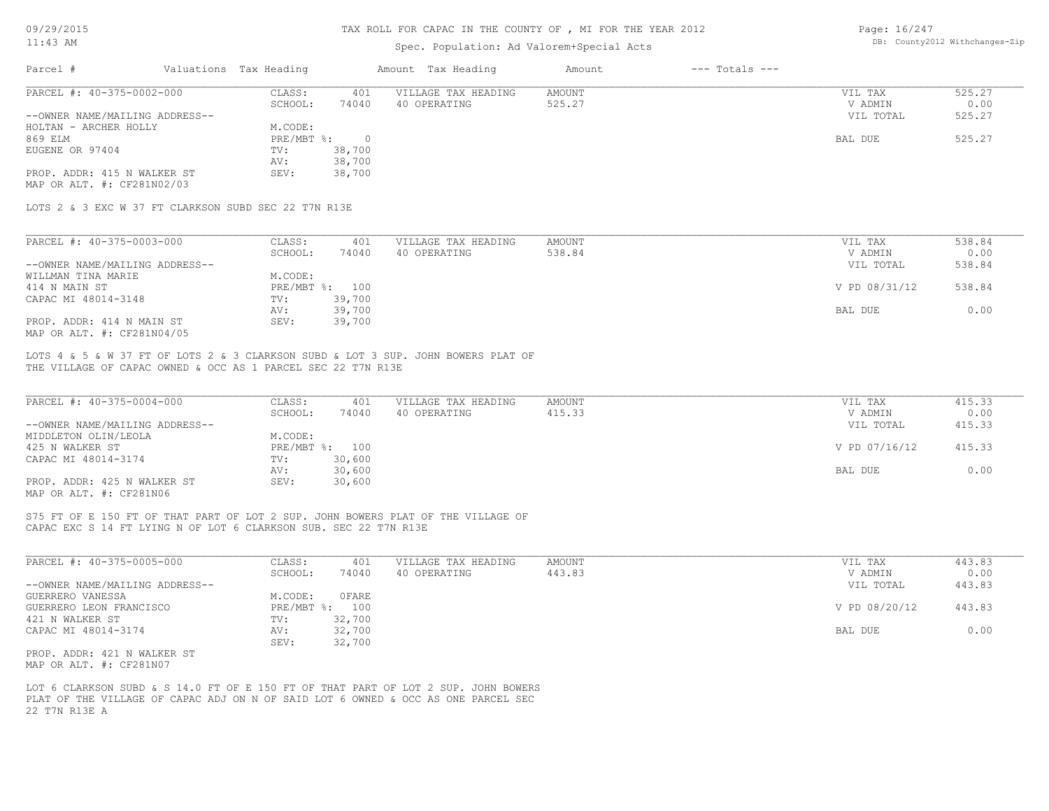TAX ROLL FOR CAPAC IN THE COUNTY OF , MI FOR THE YEAR 2012

Spec. Population: Ad Valorem+Special Acts

| Parcel # | Valuations | Tax Heading | Amount | Tax Heading | Amount | --- Totals --- | |
|---|---|---|---|---|---|---|---|

**PARCEL #: 40-375-0002-000**

| | | | | | |
|---|---|---|---|---|---|
| CLASS: | 401 | VILLAGE TAX HEADING | AMOUNT | VIL TAX | 525.27 |
| SCHOOL: | 74040 | 40 OPERATING | 525.27 | V ADMIN | 0.00 |
| | | | | VIL TOTAL | 525.27 |
| M.CODE: | | | | | |
| PRE/MBT %: | 0 | | | BAL DUE | 525.27 |
| TV: | 38,700 | | | | |
| AV: | 38,700 | | | | |
| SEV: | 38,700 | | | | |

--OWNER NAME/MAILING ADDRESS--
HOLTAN - ARCHER HOLLY
869 ELM
EUGENE OR 97404

PROP. ADDR: 415 N WALKER ST
MAP OR ALT. #: CF281N02/03

LOTS 2 & 3 EXC W 37 FT CLARKSON SUBD SEC 22 T7N R13E

**PARCEL #: 40-375-0003-000**

| | | | | | |
|---|---|---|---|---|---|
| CLASS: | 401 | VILLAGE TAX HEADING | AMOUNT | VIL TAX | 538.84 |
| SCHOOL: | 74040 | 40 OPERATING | 538.84 | V ADMIN | 0.00 |
| | | | | VIL TOTAL | 538.84 |
| M.CODE: | | | | | |
| PRE/MBT %: | 100 | | | V PD 08/31/12 | 538.84 |
| TV: | 39,700 | | | | |
| AV: | 39,700 | | | BAL DUE | 0.00 |
| SEV: | 39,700 | | | | |

--OWNER NAME/MAILING ADDRESS--
WILLMAN TINA MARIE
414 N MAIN ST
CAPAC MI 48014-3148

PROP. ADDR: 414 N MAIN ST
MAP OR ALT. #: CF281N04/05

LOTS 4 & 5 & W 37 FT OF LOTS 2 & 3 CLARKSON SUBD & LOT 3 SUP. JOHN BOWERS PLAT OF THE VILLAGE OF CAPAC OWNED & OCC AS 1 PARCEL SEC 22 T7N R13E

**PARCEL #: 40-375-0004-000**

| | | | | | |
|---|---|---|---|---|---|
| CLASS: | 401 | VILLAGE TAX HEADING | AMOUNT | VIL TAX | 415.33 |
| SCHOOL: | 74040 | 40 OPERATING | 415.33 | V ADMIN | 0.00 |
| | | | | VIL TOTAL | 415.33 |
| M.CODE: | | | | | |
| PRE/MBT %: | 100 | | | V PD 07/16/12 | 415.33 |
| TV: | 30,600 | | | | |
| AV: | 30,600 | | | BAL DUE | 0.00 |
| SEV: | 30,600 | | | | |

--OWNER NAME/MAILING ADDRESS--
MIDDLETON OLIN/LEOLA
425 N WALKER ST
CAPAC MI 48014-3174

PROP. ADDR: 425 N WALKER ST
MAP OR ALT. #: CF281N06

S75 FT OF E 150 FT OF THAT PART OF LOT 2 SUP. JOHN BOWERS PLAT OF THE VILLAGE OF CAPAC EXC S 14 FT LYING N OF LOT 6 CLARKSON SUB. SEC 22 T7N R13E

**PARCEL #: 40-375-0005-000**

| | | | | | |
|---|---|---|---|---|---|
| CLASS: | 401 | VILLAGE TAX HEADING | AMOUNT | VIL TAX | 443.83 |
| SCHOOL: | 74040 | 40 OPERATING | 443.83 | V ADMIN | 0.00 |
| | | | | VIL TOTAL | 443.83 |
| M.CODE: | 0FARE | | | | |
| PRE/MBT %: | 100 | | | V PD 08/20/12 | 443.83 |
| TV: | 32,700 | | | | |
| AV: | 32,700 | | | BAL DUE | 0.00 |
| SEV: | 32,700 | | | | |

--OWNER NAME/MAILING ADDRESS--
GUERRERO VANESSA
GUERRERO LEON FRANCISCO
421 N WALKER ST
CAPAC MI 48014-3174

PROP. ADDR: 421 N WALKER ST
MAP OR ALT. #: CF281N07

LOT 6 CLARKSON SUBD & S 14.0 FT OF E 150 FT OF THAT PART OF LOT 2 SUP. JOHN BOWERS PLAT OF THE VILLAGE OF CAPAC ADJ ON N OF SAID LOT 6 OWNED & OCC AS ONE PARCEL SEC 22 T7N R13E A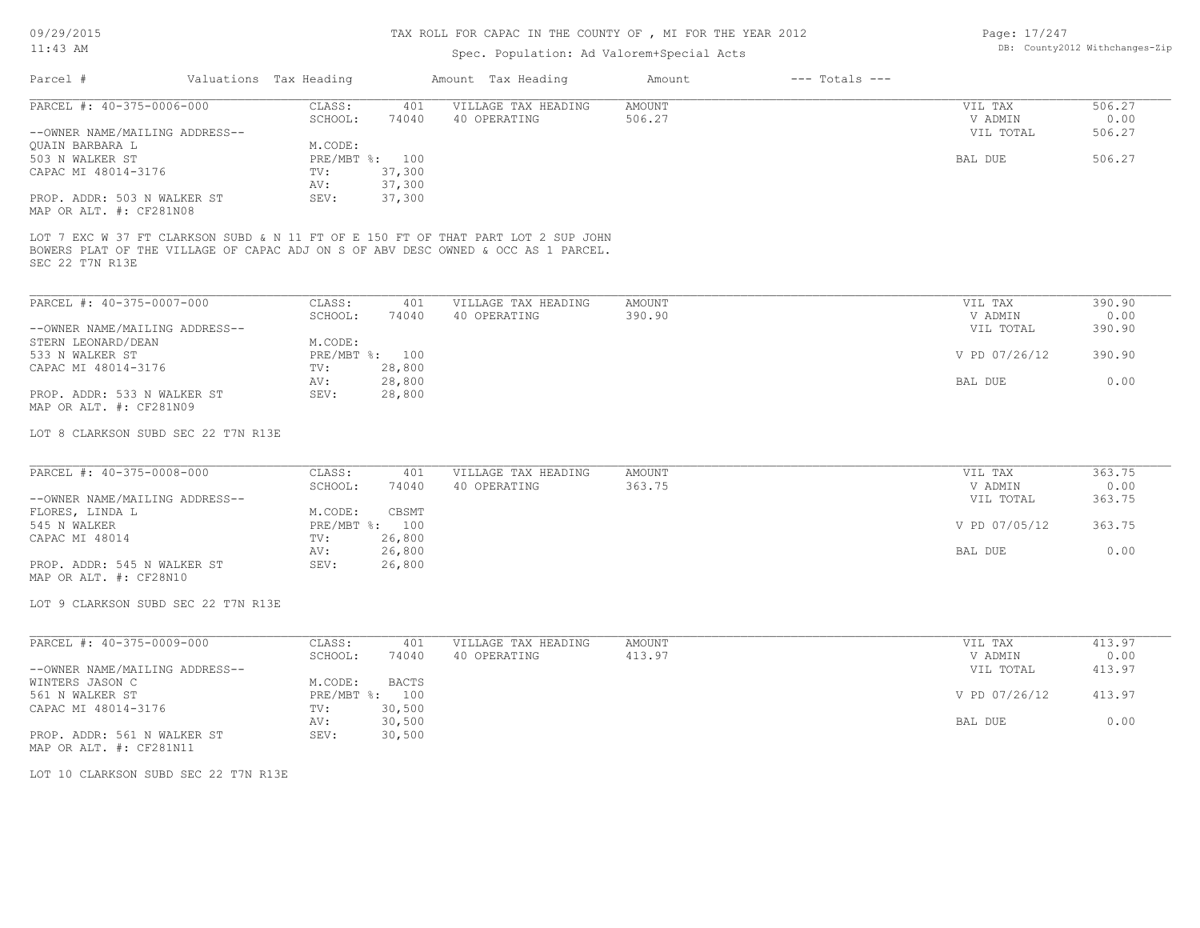# TAX ROLL FOR CAPAC IN THE COUNTY OF , MI FOR THE YEAR 2012

Spec. Population: Ad Valorem+Special Acts

| Parcel # | Valuations | Tax Heading | Amount | Tax Heading | Amount | --- Totals --- | |
|---|---|---|---|---|---|---|---|

---

**PARCEL #: 40-375-0006-000**

| | | | | | |
|---|---|---|---|---|---|
| CLASS: | 401 | VILLAGE TAX HEADING | AMOUNT | VIL TAX | 506.27 |
| SCHOOL: | 74040 | 40 OPERATING | 506.27 | V ADMIN | 0.00 |
| | | | | VIL TOTAL | 506.27 |
| M.CODE: | | | | | |
| PRE/MBT %: | 100 | | | BAL DUE | 506.27 |
| TV: | 37,300 | | | | |
| AV: | 37,300 | | | | |
| SEV: | 37,300 | | | | |

--OWNER NAME/MAILING ADDRESS--
QUAIN BARBARA L
503 N WALKER ST
CAPAC MI 48014-3176

PROP. ADDR: 503 N WALKER ST
MAP OR ALT. #: CF281N08

LOT 7 EXC W 37 FT CLARKSON SUBD & N 11 FT OF E 150 FT OF THAT PART LOT 2 SUP JOHN BOWERS PLAT OF THE VILLAGE OF CAPAC ADJ ON S OF ABV DESC OWNED & OCC AS 1 PARCEL. SEC 22 T7N R13E

---

**PARCEL #: 40-375-0007-000**

| | | | | | |
|---|---|---|---|---|---|
| CLASS: | 401 | VILLAGE TAX HEADING | AMOUNT | VIL TAX | 390.90 |
| SCHOOL: | 74040 | 40 OPERATING | 390.90 | V ADMIN | 0.00 |
| | | | | VIL TOTAL | 390.90 |
| M.CODE: | | | | | |
| PRE/MBT %: | 100 | | | V PD 07/26/12 | 390.90 |
| TV: | 28,800 | | | | |
| AV: | 28,800 | | | BAL DUE | 0.00 |
| SEV: | 28,800 | | | | |

--OWNER NAME/MAILING ADDRESS--
STERN LEONARD/DEAN
533 N WALKER ST
CAPAC MI 48014-3176

PROP. ADDR: 533 N WALKER ST
MAP OR ALT. #: CF281N09

LOT 8 CLARKSON SUBD SEC 22 T7N R13E

---

**PARCEL #: 40-375-0008-000**

| | | | | | |
|---|---|---|---|---|---|
| CLASS: | 401 | VILLAGE TAX HEADING | AMOUNT | VIL TAX | 363.75 |
| SCHOOL: | 74040 | 40 OPERATING | 363.75 | V ADMIN | 0.00 |
| | | | | VIL TOTAL | 363.75 |
| M.CODE: | CBSMT | | | | |
| PRE/MBT %: | 100 | | | V PD 07/05/12 | 363.75 |
| TV: | 26,800 | | | | |
| AV: | 26,800 | | | BAL DUE | 0.00 |
| SEV: | 26,800 | | | | |

--OWNER NAME/MAILING ADDRESS--
FLORES, LINDA L
545 N WALKER
CAPAC MI 48014

PROP. ADDR: 545 N WALKER ST
MAP OR ALT. #: CF28N10

LOT 9 CLARKSON SUBD SEC 22 T7N R13E

---

**PARCEL #: 40-375-0009-000**

| | | | | | |
|---|---|---|---|---|---|
| CLASS: | 401 | VILLAGE TAX HEADING | AMOUNT | VIL TAX | 413.97 |
| SCHOOL: | 74040 | 40 OPERATING | 413.97 | V ADMIN | 0.00 |
| | | | | VIL TOTAL | 413.97 |
| M.CODE: | BACTS | | | | |
| PRE/MBT %: | 100 | | | V PD 07/26/12 | 413.97 |
| TV: | 30,500 | | | | |
| AV: | 30,500 | | | BAL DUE | 0.00 |
| SEV: | 30,500 | | | | |

--OWNER NAME/MAILING ADDRESS--
WINTERS JASON C
561 N WALKER ST
CAPAC MI 48014-3176

PROP. ADDR: 561 N WALKER ST
MAP OR ALT. #: CF281N11

LOT 10 CLARKSON SUBD SEC 22 T7N R13E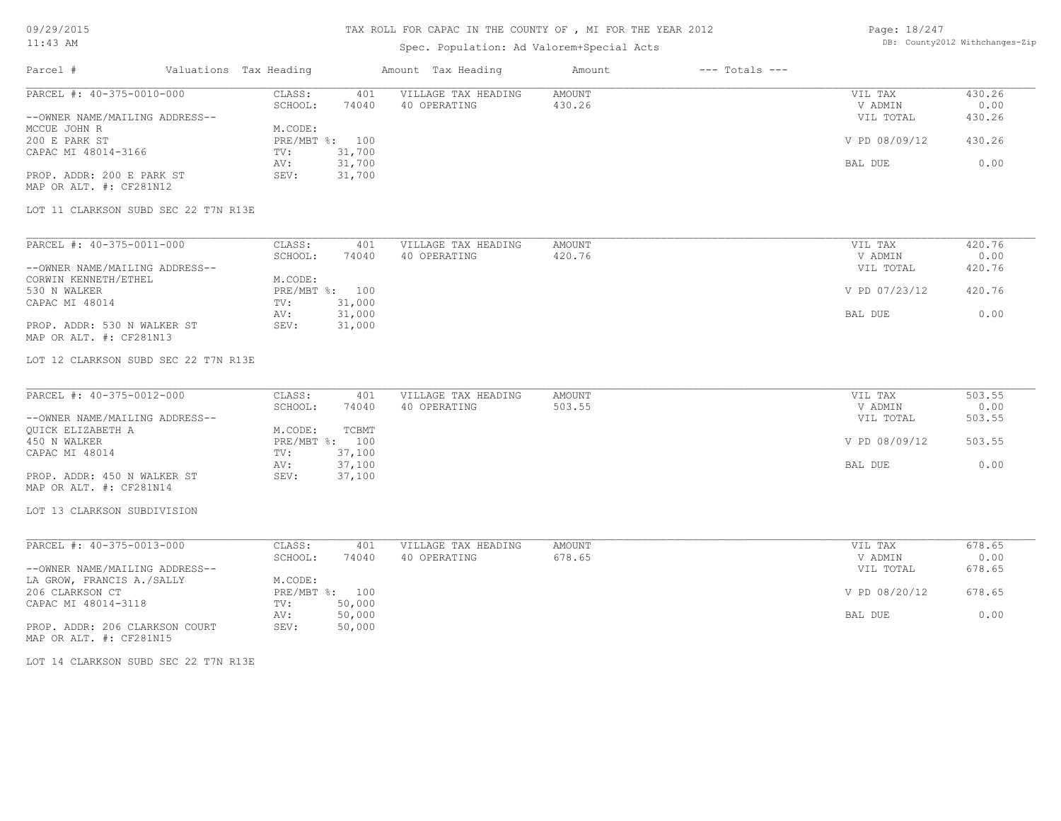# TAX ROLL FOR CAPAC IN THE COUNTY OF , MI FOR THE YEAR 2012

Spec. Population: Ad Valorem+Special Acts

| Parcel # | Valuations | Tax Heading | Amount | Tax Heading | Amount | --- Totals --- | |
|---|---|---|---|---|---|---|---|

---

**PARCEL #: 40-375-0010-000**

| | | | | | |
|---|---|---|---|---|---|
| CLASS: | 401 | VILLAGE TAX HEADING | AMOUNT | VIL TAX | 430.26 |
| SCHOOL: | 74040 | 40 OPERATING | 430.26 | V ADMIN | 0.00 |
| M.CODE: | | | | VIL TOTAL | 430.26 |
| PRE/MBT %: | 100 | | | V PD 08/09/12 | 430.26 |
| TV: | 31,700 | | | | |
| AV: | 31,700 | | | BAL DUE | 0.00 |
| SEV: | 31,700 | | | | |

--OWNER NAME/MAILING ADDRESS--
MCCUE JOHN R
200 E PARK ST
CAPAC MI 48014-3166

PROP. ADDR: 200 E PARK ST
MAP OR ALT. #: CF281N12

LOT 11 CLARKSON SUBD SEC 22 T7N R13E

---

**PARCEL #: 40-375-0011-000**

| | | | | | |
|---|---|---|---|---|---|
| CLASS: | 401 | VILLAGE TAX HEADING | AMOUNT | VIL TAX | 420.76 |
| SCHOOL: | 74040 | 40 OPERATING | 420.76 | V ADMIN | 0.00 |
| M.CODE: | | | | VIL TOTAL | 420.76 |
| PRE/MBT %: | 100 | | | V PD 07/23/12 | 420.76 |
| TV: | 31,000 | | | | |
| AV: | 31,000 | | | BAL DUE | 0.00 |
| SEV: | 31,000 | | | | |

--OWNER NAME/MAILING ADDRESS--
CORWIN KENNETH/ETHEL
530 N WALKER
CAPAC MI 48014

PROP. ADDR: 530 N WALKER ST
MAP OR ALT. #: CF281N13

LOT 12 CLARKSON SUBD SEC 22 T7N R13E

---

**PARCEL #: 40-375-0012-000**

| | | | | | |
|---|---|---|---|---|---|
| CLASS: | 401 | VILLAGE TAX HEADING | AMOUNT | VIL TAX | 503.55 |
| SCHOOL: | 74040 | 40 OPERATING | 503.55 | V ADMIN | 0.00 |
| M.CODE: | TCBMT | | | VIL TOTAL | 503.55 |
| PRE/MBT %: | 100 | | | V PD 08/09/12 | 503.55 |
| TV: | 37,100 | | | | |
| AV: | 37,100 | | | BAL DUE | 0.00 |
| SEV: | 37,100 | | | | |

--OWNER NAME/MAILING ADDRESS--
QUICK ELIZABETH A
450 N WALKER
CAPAC MI 48014

PROP. ADDR: 450 N WALKER ST
MAP OR ALT. #: CF281N14

LOT 13 CLARKSON SUBDIVISION

---

**PARCEL #: 40-375-0013-000**

| | | | | | |
|---|---|---|---|---|---|
| CLASS: | 401 | VILLAGE TAX HEADING | AMOUNT | VIL TAX | 678.65 |
| SCHOOL: | 74040 | 40 OPERATING | 678.65 | V ADMIN | 0.00 |
| M.CODE: | | | | VIL TOTAL | 678.65 |
| PRE/MBT %: | 100 | | | V PD 08/20/12 | 678.65 |
| TV: | 50,000 | | | | |
| AV: | 50,000 | | | BAL DUE | 0.00 |
| SEV: | 50,000 | | | | |

--OWNER NAME/MAILING ADDRESS--
LA GROW, FRANCIS A./SALLY
206 CLARKSON CT
CAPAC MI 48014-3118

PROP. ADDR: 206 CLARKSON COURT
MAP OR ALT. #: CF281N15

LOT 14 CLARKSON SUBD SEC 22 T7N R13E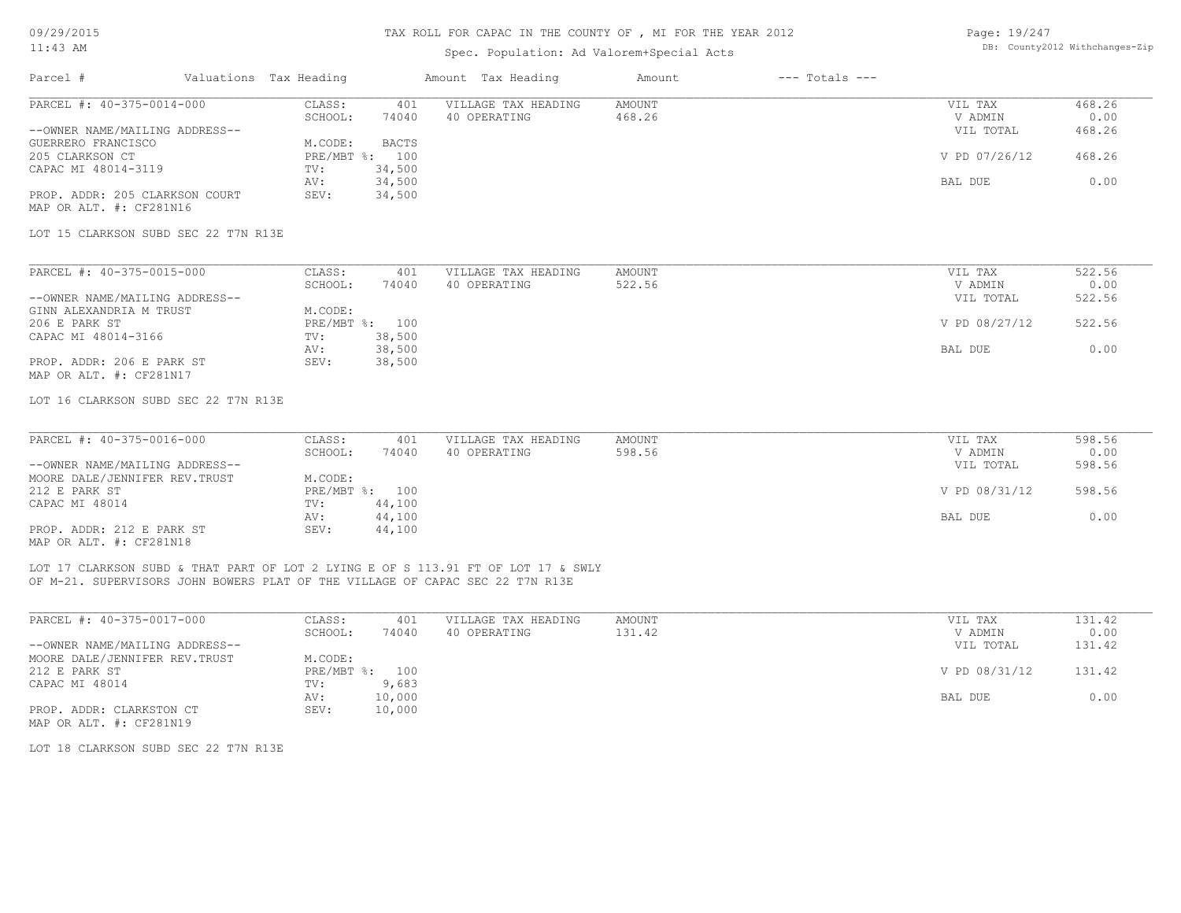TAX ROLL FOR CAPAC IN THE COUNTY OF , MI FOR THE YEAR 2012

Spec. Population: Ad Valorem+Special Acts

| Parcel # | Valuations | Tax Heading | Amount | Tax Heading | Amount | --- Totals --- | |
|---|---|---|---|---|---|---|---|
| PARCEL #: 40-375-0014-000 | CLASS: | 401 | VILLAGE TAX HEADING | AMOUNT | | VIL TAX | 468.26 |
| | SCHOOL: | 74040 | 40 OPERATING | 468.26 | | V ADMIN | 0.00 |
| --OWNER NAME/MAILING ADDRESS-- | | | | | | VIL TOTAL | 468.26 |
| GUERRERO FRANCISCO | M.CODE: | BACTS | | | | | |
| 205 CLARKSON CT | PRE/MBT %: | 100 | | | | V PD 07/26/12 | 468.26 |
| CAPAC MI 48014-3119 | TV: | 34,500 | | | | | |
| | AV: | 34,500 | | | | BAL DUE | 0.00 |
| PROP. ADDR: 205 CLARKSON COURT | SEV: | 34,500 | | | | | |
| MAP OR ALT. #: CF281N16 | | | | | | | |

LOT 15 CLARKSON SUBD SEC 22 T7N R13E

| Parcel # | Valuations | Tax Heading | Amount | Tax Heading | Amount | --- Totals --- | |
|---|---|---|---|---|---|---|---|
| PARCEL #: 40-375-0015-000 | CLASS: | 401 | VILLAGE TAX HEADING | AMOUNT | | VIL TAX | 522.56 |
| | SCHOOL: | 74040 | 40 OPERATING | 522.56 | | V ADMIN | 0.00 |
| --OWNER NAME/MAILING ADDRESS-- | | | | | | VIL TOTAL | 522.56 |
| GINN ALEXANDRIA M TRUST | M.CODE: | | | | | | |
| 206 E PARK ST | PRE/MBT %: | 100 | | | | V PD 08/27/12 | 522.56 |
| CAPAC MI 48014-3166 | TV: | 38,500 | | | | | |
| | AV: | 38,500 | | | | BAL DUE | 0.00 |
| PROP. ADDR: 206 E PARK ST | SEV: | 38,500 | | | | | |
| MAP OR ALT. #: CF281N17 | | | | | | | |

LOT 16 CLARKSON SUBD SEC 22 T7N R13E

| Parcel # | Valuations | Tax Heading | Amount | Tax Heading | Amount | --- Totals --- | |
|---|---|---|---|---|---|---|---|
| PARCEL #: 40-375-0016-000 | CLASS: | 401 | VILLAGE TAX HEADING | AMOUNT | | VIL TAX | 598.56 |
| | SCHOOL: | 74040 | 40 OPERATING | 598.56 | | V ADMIN | 0.00 |
| --OWNER NAME/MAILING ADDRESS-- | | | | | | VIL TOTAL | 598.56 |
| MOORE DALE/JENNIFER REV.TRUST | M.CODE: | | | | | | |
| 212 E PARK ST | PRE/MBT %: | 100 | | | | V PD 08/31/12 | 598.56 |
| CAPAC MI 48014 | TV: | 44,100 | | | | | |
| | AV: | 44,100 | | | | BAL DUE | 0.00 |
| PROP. ADDR: 212 E PARK ST | SEV: | 44,100 | | | | | |
| MAP OR ALT. #: CF281N18 | | | | | | | |

LOT 17 CLARKSON SUBD & THAT PART OF LOT 2 LYING E OF S 113.91 FT OF LOT 17 & SWLY OF M-21. SUPERVISORS JOHN BOWERS PLAT OF THE VILLAGE OF CAPAC SEC 22 T7N R13E

| Parcel # | Valuations | Tax Heading | Amount | Tax Heading | Amount | --- Totals --- | |
|---|---|---|---|---|---|---|---|
| PARCEL #: 40-375-0017-000 | CLASS: | 401 | VILLAGE TAX HEADING | AMOUNT | | VIL TAX | 131.42 |
| | SCHOOL: | 74040 | 40 OPERATING | 131.42 | | V ADMIN | 0.00 |
| --OWNER NAME/MAILING ADDRESS-- | | | | | | VIL TOTAL | 131.42 |
| MOORE DALE/JENNIFER REV.TRUST | M.CODE: | | | | | | |
| 212 E PARK ST | PRE/MBT %: | 100 | | | | V PD 08/31/12 | 131.42 |
| CAPAC MI 48014 | TV: | 9,683 | | | | | |
| | AV: | 10,000 | | | | BAL DUE | 0.00 |
| PROP. ADDR: CLARKSTON CT | SEV: | 10,000 | | | | | |
| MAP OR ALT. #: CF281N19 | | | | | | | |

LOT 18 CLARKSON SUBD SEC 22 T7N R13E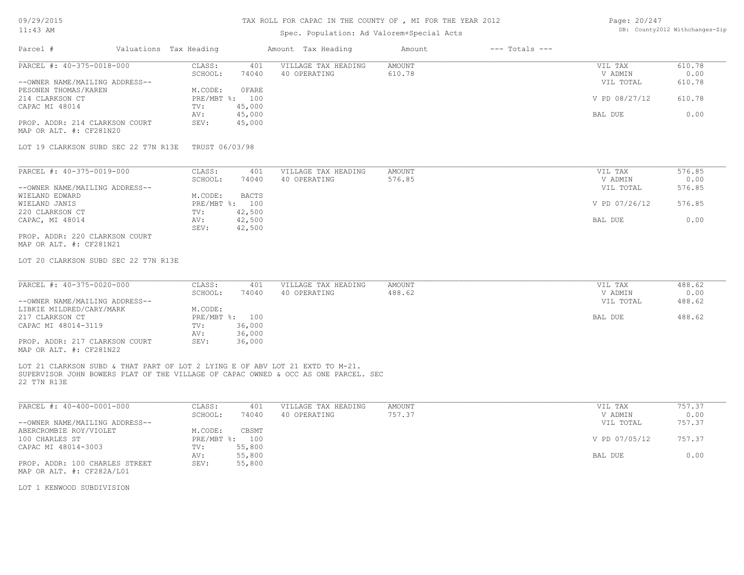# TAX ROLL FOR CAPAC IN THE COUNTY OF , MI FOR THE YEAR 2012

Spec. Population: Ad Valorem+Special Acts

| Parcel # | Valuations | Tax Heading | Amount | Tax Heading | Amount | --- Totals --- | |
|---|---|---|---|---|---|---|---|

---

**PARCEL #: 40-375-0018-000**

| | | | | | |
|---|---|---|---|---|---|
| CLASS: | 401 | VILLAGE TAX HEADING | AMOUNT | VIL TAX | 610.78 |
| SCHOOL: | 74040 | 40 OPERATING | 610.78 | V ADMIN | 0.00 |
| | | | | VIL TOTAL | 610.78 |
| M.CODE: | 0FARE | | | | |
| PRE/MBT %: | 100 | | | V PD 08/27/12 | 610.78 |
| TV: | 45,000 | | | | |
| AV: | 45,000 | | | BAL DUE | 0.00 |
| SEV: | 45,000 | | | | |

--OWNER NAME/MAILING ADDRESS--
PESONEN THOMAS/KAREN
214 CLARKSON CT
CAPAC MI 48014

PROP. ADDR: 214 CLARKSON COURT
MAP OR ALT. #: CF281N20

LOT 19 CLARKSON SUBD SEC 22 T7N R13E TRUST 06/03/98

---

**PARCEL #: 40-375-0019-000**

| | | | | | |
|---|---|---|---|---|---|
| CLASS: | 401 | VILLAGE TAX HEADING | AMOUNT | VIL TAX | 576.85 |
| SCHOOL: | 74040 | 40 OPERATING | 576.85 | V ADMIN | 0.00 |
| | | | | VIL TOTAL | 576.85 |
| M.CODE: | BACTS | | | | |
| PRE/MBT %: | 100 | | | V PD 07/26/12 | 576.85 |
| TV: | 42,500 | | | | |
| AV: | 42,500 | | | BAL DUE | 0.00 |
| SEV: | 42,500 | | | | |

--OWNER NAME/MAILING ADDRESS--
WIELAND EDWARD
WIELAND JANIS
220 CLARKSON CT
CAPAC, MI 48014

PROP. ADDR: 220 CLARKSON COURT
MAP OR ALT. #: CF281N21

LOT 20 CLARKSON SUBD SEC 22 T7N R13E

---

**PARCEL #: 40-375-0020-000**

| | | | | | |
|---|---|---|---|---|---|
| CLASS: | 401 | VILLAGE TAX HEADING | AMOUNT | VIL TAX | 488.62 |
| SCHOOL: | 74040 | 40 OPERATING | 488.62 | V ADMIN | 0.00 |
| | | | | VIL TOTAL | 488.62 |
| M.CODE: | | | | | |
| PRE/MBT %: | 100 | | | BAL DUE | 488.62 |
| TV: | 36,000 | | | | |
| AV: | 36,000 | | | | |
| SEV: | 36,000 | | | | |

--OWNER NAME/MAILING ADDRESS--
LIBKIE MILDRED/CARY/MARK
217 CLARKSON CT
CAPAC MI 48014-3119

PROP. ADDR: 217 CLARKSON COURT
MAP OR ALT. #: CF281N22

LOT 21 CLARKSON SUBD & THAT PART OF LOT 2 LYING E OF ABV LOT 21 EXTD TO M-21.
SUPERVISOR JOHN BOWERS PLAT OF THE VILLAGE OF CAPAC OWNED & OCC AS ONE PARCEL. SEC
22 T7N R13E

---

**PARCEL #: 40-400-0001-000**

| | | | | | |
|---|---|---|---|---|---|
| CLASS: | 401 | VILLAGE TAX HEADING | AMOUNT | VIL TAX | 757.37 |
| SCHOOL: | 74040 | 40 OPERATING | 757.37 | V ADMIN | 0.00 |
| | | | | VIL TOTAL | 757.37 |
| M.CODE: | CBSMT | | | | |
| PRE/MBT %: | 100 | | | V PD 07/05/12 | 757.37 |
| TV: | 55,800 | | | | |
| AV: | 55,800 | | | BAL DUE | 0.00 |
| SEV: | 55,800 | | | | |

--OWNER NAME/MAILING ADDRESS--
ABERCROMBIE ROY/VIOLET
100 CHARLES ST
CAPAC MI 48014-3003

PROP. ADDR: 100 CHARLES STREET
MAP OR ALT. #: CF282A/L01

LOT 1 KENWOOD SUBDIVISION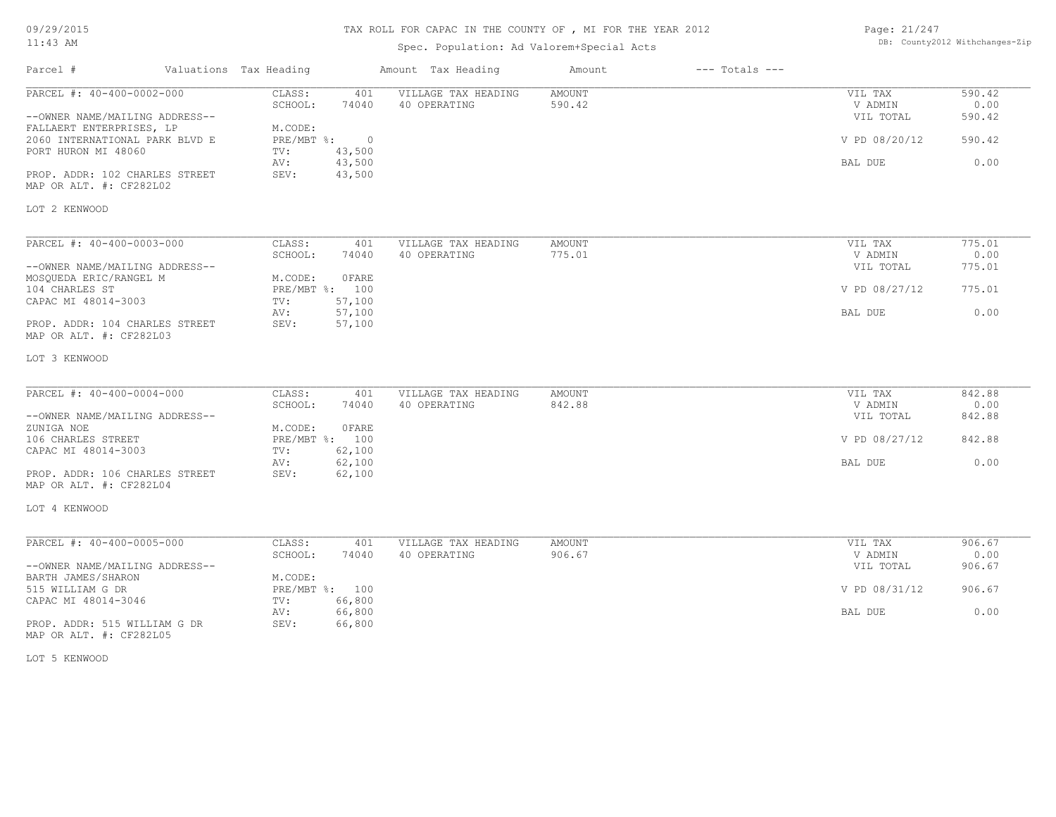# TAX ROLL FOR CAPAC IN THE COUNTY OF , MI FOR THE YEAR 2012

Spec. Population: Ad Valorem+Special Acts

DB: County2012 Withchanges-Zip

09/29/2015
11:43 AM

| Parcel # | Valuations | Tax Heading | Amount | Tax Heading | Amount | --- Totals --- | |
|---|---|---|---|---|---|---|---|
| PARCEL #: 40-400-0002-000 | CLASS: | 401 | VILLAGE TAX HEADING | AMOUNT | | VIL TAX | 590.42 |
| | SCHOOL: | 74040 | 40 OPERATING | 590.42 | | V ADMIN | 0.00 |
| --OWNER NAME/MAILING ADDRESS-- | | | | | | VIL TOTAL | 590.42 |
| FALLAERT ENTERPRISES, LP | M.CODE: | | | | | | |
| 2060 INTERNATIONAL PARK BLVD E | PRE/MBT %: | 0 | | | | V PD 08/20/12 | 590.42 |
| PORT HURON MI 48060 | TV: | 43,500 | | | | | |
| | AV: | 43,500 | | | | BAL DUE | 0.00 |
| PROP. ADDR: 102 CHARLES STREET | SEV: | 43,500 | | | | | |
| MAP OR ALT. #: CF282L02 | | | | | | | |
| LOT 2 KENWOOD | | | | | | | |
| PARCEL #: 40-400-0003-000 | CLASS: | 401 | VILLAGE TAX HEADING | AMOUNT | | VIL TAX | 775.01 |
| | SCHOOL: | 74040 | 40 OPERATING | 775.01 | | V ADMIN | 0.00 |
| --OWNER NAME/MAILING ADDRESS-- | | | | | | VIL TOTAL | 775.01 |
| MOSQUEDA ERIC/RANGEL M | M.CODE: | 0FARE | | | | | |
| 104 CHARLES ST | PRE/MBT %: | 100 | | | | V PD 08/27/12 | 775.01 |
| CAPAC MI 48014-3003 | TV: | 57,100 | | | | | |
| | AV: | 57,100 | | | | BAL DUE | 0.00 |
| PROP. ADDR: 104 CHARLES STREET | SEV: | 57,100 | | | | | |
| MAP OR ALT. #: CF282L03 | | | | | | | |
| LOT 3 KENWOOD | | | | | | | |
| PARCEL #: 40-400-0004-000 | CLASS: | 401 | VILLAGE TAX HEADING | AMOUNT | | VIL TAX | 842.88 |
| | SCHOOL: | 74040 | 40 OPERATING | 842.88 | | V ADMIN | 0.00 |
| --OWNER NAME/MAILING ADDRESS-- | | | | | | VIL TOTAL | 842.88 |
| ZUNIGA NOE | M.CODE: | 0FARE | | | | | |
| 106 CHARLES STREET | PRE/MBT %: | 100 | | | | V PD 08/27/12 | 842.88 |
| CAPAC MI 48014-3003 | TV: | 62,100 | | | | | |
| | AV: | 62,100 | | | | BAL DUE | 0.00 |
| PROP. ADDR: 106 CHARLES STREET | SEV: | 62,100 | | | | | |
| MAP OR ALT. #: CF282L04 | | | | | | | |
| LOT 4 KENWOOD | | | | | | | |
| PARCEL #: 40-400-0005-000 | CLASS: | 401 | VILLAGE TAX HEADING | AMOUNT | | VIL TAX | 906.67 |
| | SCHOOL: | 74040 | 40 OPERATING | 906.67 | | V ADMIN | 0.00 |
| --OWNER NAME/MAILING ADDRESS-- | | | | | | VIL TOTAL | 906.67 |
| BARTH JAMES/SHARON | M.CODE: | | | | | | |
| 515 WILLIAM G DR | PRE/MBT %: | 100 | | | | V PD 08/31/12 | 906.67 |
| CAPAC MI 48014-3046 | TV: | 66,800 | | | | | |
| | AV: | 66,800 | | | | BAL DUE | 0.00 |
| PROP. ADDR: 515 WILLIAM G DR | SEV: | 66,800 | | | | | |
| MAP OR ALT. #: CF282L05 | | | | | | | |
| LOT 5 KENWOOD | | | | | | | |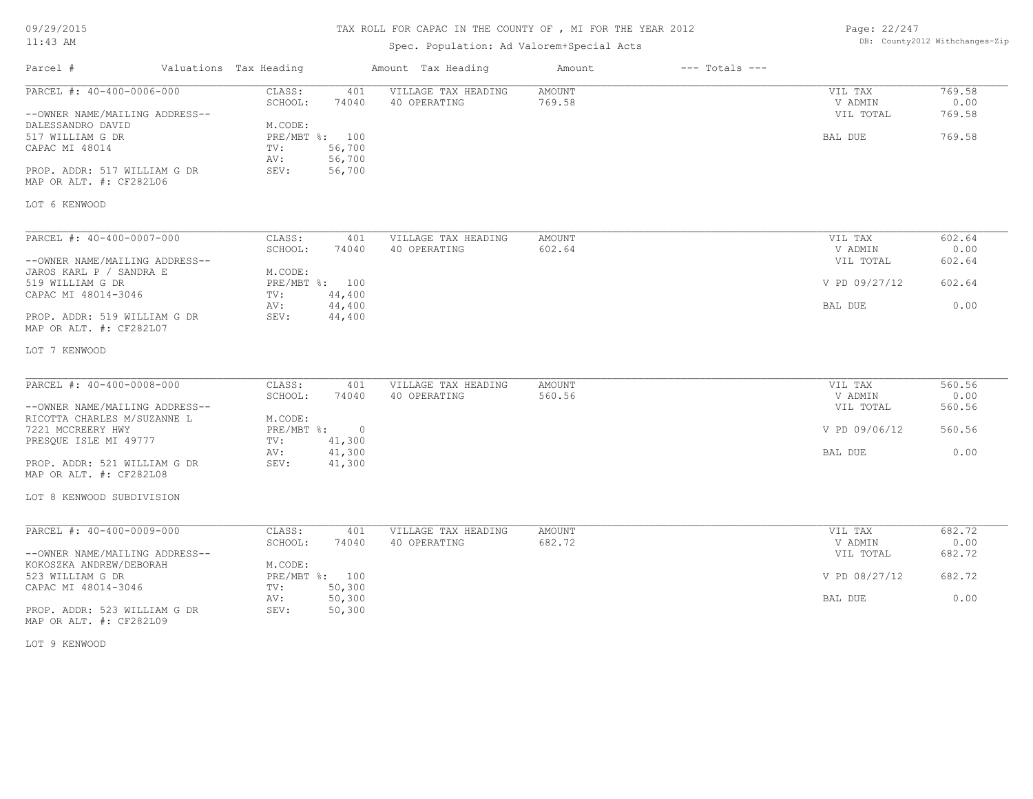# TAX ROLL FOR CAPAC IN THE COUNTY OF , MI FOR THE YEAR 2012

Spec. Population: Ad Valorem+Special Acts

09/29/2015
11:43 AM

DB: County2012 Withchanges-Zip

| Parcel # | Valuations | Tax Heading | Amount | Tax Heading | Amount | --- Totals --- | |
|---|---|---|---|---|---|---|---|
| PARCEL #: 40-400-0006-000 | CLASS: | 401 | VILLAGE TAX HEADING | AMOUNT | | VIL TAX | 769.58 |
| | SCHOOL: | 74040 | 40 OPERATING | 769.58 | | V ADMIN | 0.00 |
| --OWNER NAME/MAILING ADDRESS-- | | | | | | VIL TOTAL | 769.58 |
| DALESSANDRO DAVID | M.CODE: | | | | | | |
| 517 WILLIAM G DR | PRE/MBT %: | 100 | | | | BAL DUE | 769.58 |
| CAPAC MI 48014 | TV: | 56,700 | | | | | |
| | AV: | 56,700 | | | | | |
| PROP. ADDR: 517 WILLIAM G DR | SEV: | 56,700 | | | | | |
| MAP OR ALT. #: CF282L06 | | | | | | | |
| LOT 6 KENWOOD | | | | | | | |

| Parcel # | Valuations | Tax Heading | Amount | Tax Heading | Amount | --- Totals --- | |
|---|---|---|---|---|---|---|---|
| PARCEL #: 40-400-0007-000 | CLASS: | 401 | VILLAGE TAX HEADING | AMOUNT | | VIL TAX | 602.64 |
| | SCHOOL: | 74040 | 40 OPERATING | 602.64 | | V ADMIN | 0.00 |
| --OWNER NAME/MAILING ADDRESS-- | | | | | | VIL TOTAL | 602.64 |
| JAROS KARL P / SANDRA E | M.CODE: | | | | | | |
| 519 WILLIAM G DR | PRE/MBT %: | 100 | | | | V PD 09/27/12 | 602.64 |
| CAPAC MI 48014-3046 | TV: | 44,400 | | | | | |
| | AV: | 44,400 | | | | BAL DUE | 0.00 |
| PROP. ADDR: 519 WILLIAM G DR | SEV: | 44,400 | | | | | |
| MAP OR ALT. #: CF282L07 | | | | | | | |
| LOT 7 KENWOOD | | | | | | | |

| Parcel # | Valuations | Tax Heading | Amount | Tax Heading | Amount | --- Totals --- | |
|---|---|---|---|---|---|---|---|
| PARCEL #: 40-400-0008-000 | CLASS: | 401 | VILLAGE TAX HEADING | AMOUNT | | VIL TAX | 560.56 |
| | SCHOOL: | 74040 | 40 OPERATING | 560.56 | | V ADMIN | 0.00 |
| --OWNER NAME/MAILING ADDRESS-- | | | | | | VIL TOTAL | 560.56 |
| RICOTTA CHARLES M/SUZANNE L | M.CODE: | | | | | | |
| 7221 MCCREERY HWY | PRE/MBT %: | 0 | | | | V PD 09/06/12 | 560.56 |
| PRESQUE ISLE MI 49777 | TV: | 41,300 | | | | | |
| | AV: | 41,300 | | | | BAL DUE | 0.00 |
| PROP. ADDR: 521 WILLIAM G DR | SEV: | 41,300 | | | | | |
| MAP OR ALT. #: CF282L08 | | | | | | | |
| LOT 8 KENWOOD SUBDIVISION | | | | | | | |

| Parcel # | Valuations | Tax Heading | Amount | Tax Heading | Amount | --- Totals --- | |
|---|---|---|---|---|---|---|---|
| PARCEL #: 40-400-0009-000 | CLASS: | 401 | VILLAGE TAX HEADING | AMOUNT | | VIL TAX | 682.72 |
| | SCHOOL: | 74040 | 40 OPERATING | 682.72 | | V ADMIN | 0.00 |
| --OWNER NAME/MAILING ADDRESS-- | | | | | | VIL TOTAL | 682.72 |
| KOKOSZKA ANDREW/DEBORAH | M.CODE: | | | | | | |
| 523 WILLIAM G DR | PRE/MBT %: | 100 | | | | V PD 08/27/12 | 682.72 |
| CAPAC MI 48014-3046 | TV: | 50,300 | | | | | |
| | AV: | 50,300 | | | | BAL DUE | 0.00 |
| PROP. ADDR: 523 WILLIAM G DR | SEV: | 50,300 | | | | | |
| MAP OR ALT. #: CF282L09 | | | | | | | |
| LOT 9 KENWOOD | | | | | | | |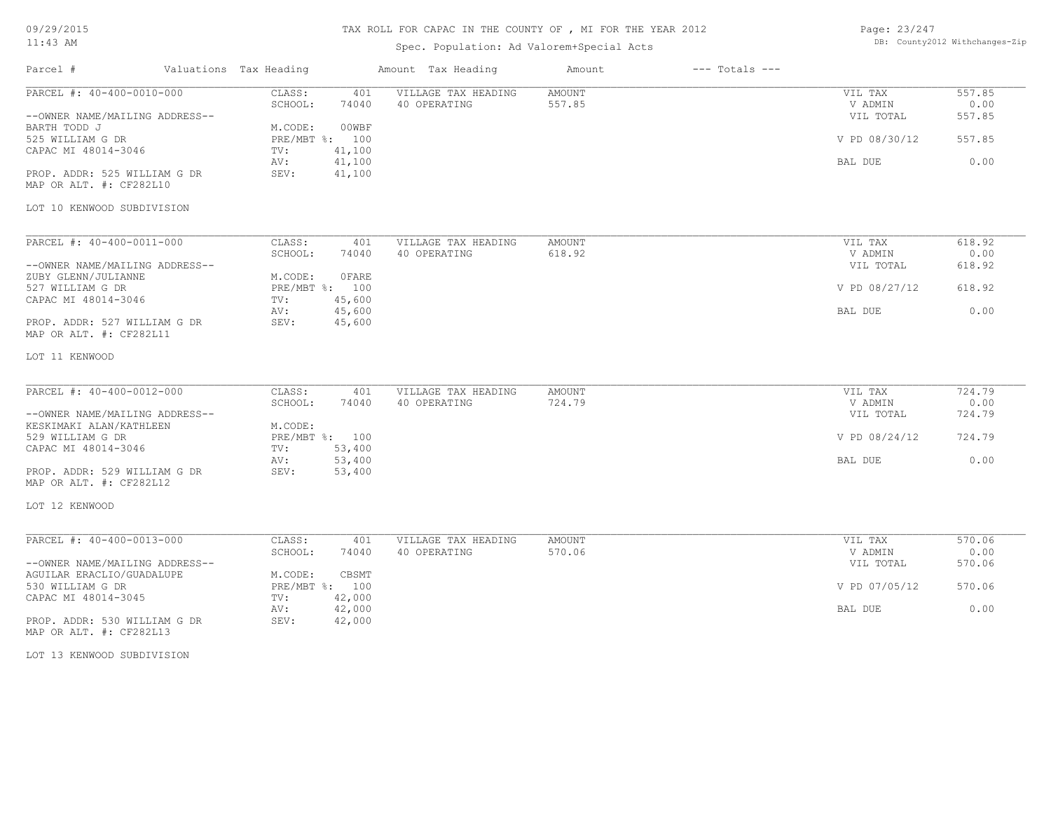# TAX ROLL FOR CAPAC IN THE COUNTY OF , MI FOR THE YEAR 2012

Spec. Population: Ad Valorem+Special Acts

| Parcel # | Valuations | Tax Heading | Amount | Tax Heading | Amount | --- Totals --- |
|---|---|---|---|---|---|---|

---

**PARCEL #: 40-400-0010-000**

| | | | | |
|---|---|---|---|---|
| CLASS: 401 | VILLAGE TAX HEADING | AMOUNT | VIL TAX | 557.85 |
| SCHOOL: 74040 | 40 OPERATING | 557.85 | V ADMIN | 0.00 |
| | | | VIL TOTAL | 557.85 |
| M.CODE: 00WBF | | | | |
| PRE/MBT %: 100 | | | V PD 08/30/12 | 557.85 |
| TV: 41,100 | | | | |
| AV: 41,100 | | | BAL DUE | 0.00 |
| SEV: 41,100 | | | | |

--OWNER NAME/MAILING ADDRESS--
BARTH TODD J
525 WILLIAM G DR
CAPAC MI 48014-3046

PROP. ADDR: 525 WILLIAM G DR
MAP OR ALT. #: CF282L10

LOT 10 KENWOOD SUBDIVISION

---

**PARCEL #: 40-400-0011-000**

| | | | | |
|---|---|---|---|---|
| CLASS: 401 | VILLAGE TAX HEADING | AMOUNT | VIL TAX | 618.92 |
| SCHOOL: 74040 | 40 OPERATING | 618.92 | V ADMIN | 0.00 |
| | | | VIL TOTAL | 618.92 |
| M.CODE: 0FARE | | | | |
| PRE/MBT %: 100 | | | V PD 08/27/12 | 618.92 |
| TV: 45,600 | | | | |
| AV: 45,600 | | | BAL DUE | 0.00 |
| SEV: 45,600 | | | | |

--OWNER NAME/MAILING ADDRESS--
ZUBY GLENN/JULIANNE
527 WILLIAM G DR
CAPAC MI 48014-3046

PROP. ADDR: 527 WILLIAM G DR
MAP OR ALT. #: CF282L11

LOT 11 KENWOOD

---

**PARCEL #: 40-400-0012-000**

| | | | | |
|---|---|---|---|---|
| CLASS: 401 | VILLAGE TAX HEADING | AMOUNT | VIL TAX | 724.79 |
| SCHOOL: 74040 | 40 OPERATING | 724.79 | V ADMIN | 0.00 |
| | | | VIL TOTAL | 724.79 |
| M.CODE: | | | | |
| PRE/MBT %: 100 | | | V PD 08/24/12 | 724.79 |
| TV: 53,400 | | | | |
| AV: 53,400 | | | BAL DUE | 0.00 |
| SEV: 53,400 | | | | |

--OWNER NAME/MAILING ADDRESS--
KESKIMAKI ALAN/KATHLEEN
529 WILLIAM G DR
CAPAC MI 48014-3046

PROP. ADDR: 529 WILLIAM G DR
MAP OR ALT. #: CF282L12

LOT 12 KENWOOD

---

**PARCEL #: 40-400-0013-000**

| | | | | |
|---|---|---|---|---|
| CLASS: 401 | VILLAGE TAX HEADING | AMOUNT | VIL TAX | 570.06 |
| SCHOOL: 74040 | 40 OPERATING | 570.06 | V ADMIN | 0.00 |
| | | | VIL TOTAL | 570.06 |
| M.CODE: CBSMT | | | | |
| PRE/MBT %: 100 | | | V PD 07/05/12 | 570.06 |
| TV: 42,000 | | | | |
| AV: 42,000 | | | BAL DUE | 0.00 |
| SEV: 42,000 | | | | |

--OWNER NAME/MAILING ADDRESS--
AGUILAR ERACLIO/GUADALUPE
530 WILLIAM G DR
CAPAC MI 48014-3045

PROP. ADDR: 530 WILLIAM G DR
MAP OR ALT. #: CF282L13

LOT 13 KENWOOD SUBDIVISION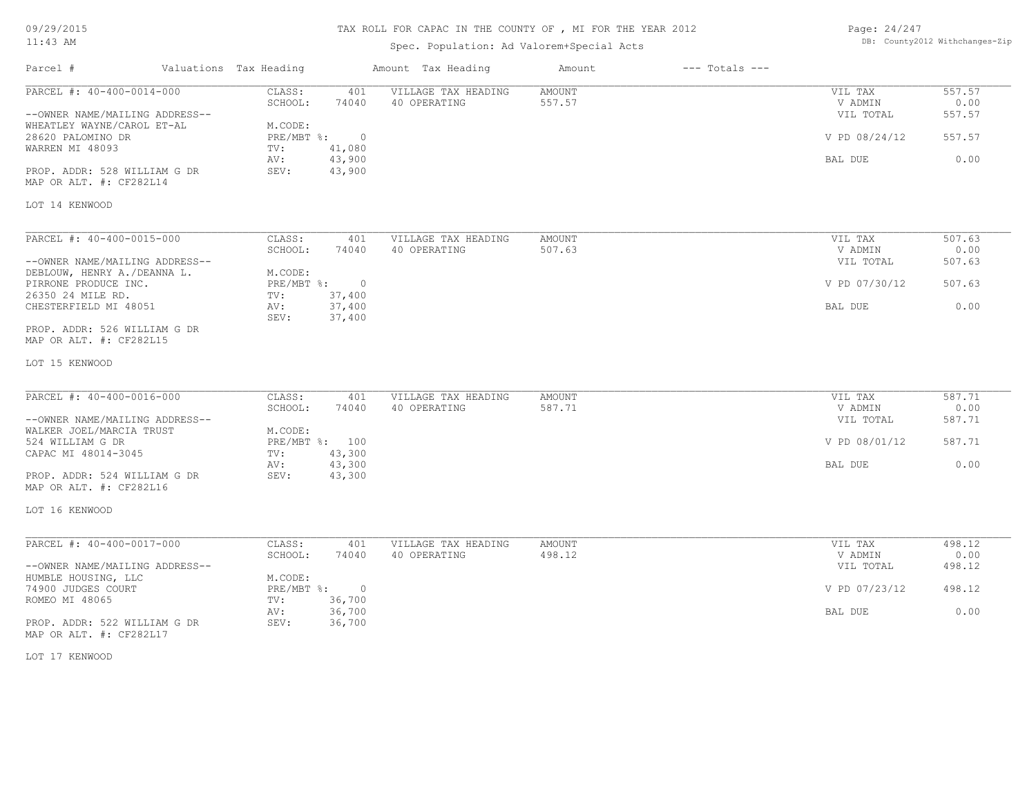TAX ROLL FOR CAPAC IN THE COUNTY OF , MI FOR THE YEAR 2012

Spec. Population: Ad Valorem+Special Acts

| Parcel # | Valuations | Tax Heading | Amount | Tax Heading | Amount | --- Totals --- | |
|---|---|---|---|---|---|---|---|

---

PARCEL #: 40-400-0014-000

--OWNER NAME/MAILING ADDRESS--
WHEATLEY WAYNE/CAROL ET-AL
28620 PALOMINO DR
WARREN MI 48093

PROP. ADDR: 528 WILLIAM G DR
MAP OR ALT. #: CF282L14

LOT 14 KENWOOD

| | | | | | |
|---|---|---|---|---|---|
| CLASS: | 401 | VILLAGE TAX HEADING | AMOUNT | VIL TAX | 557.57 |
| SCHOOL: | 74040 | 40 OPERATING | 557.57 | V ADMIN | 0.00 |
| M.CODE: | | | | VIL TOTAL | 557.57 |
| PRE/MBT %: | 0 | | | V PD 08/24/12 | 557.57 |
| TV: | 41,080 | | | | |
| AV: | 43,900 | | | BAL DUE | 0.00 |
| SEV: | 43,900 | | | | |

---

PARCEL #: 40-400-0015-000

--OWNER NAME/MAILING ADDRESS--
DEBLOUW, HENRY A./DEANNA L.
PIRRONE PRODUCE INC.
26350 24 MILE RD.
CHESTERFIELD MI 48051

PROP. ADDR: 526 WILLIAM G DR
MAP OR ALT. #: CF282L15

LOT 15 KENWOOD

| | | | | | |
|---|---|---|---|---|---|
| CLASS: | 401 | VILLAGE TAX HEADING | AMOUNT | VIL TAX | 507.63 |
| SCHOOL: | 74040 | 40 OPERATING | 507.63 | V ADMIN | 0.00 |
| M.CODE: | | | | VIL TOTAL | 507.63 |
| PRE/MBT %: | 0 | | | V PD 07/30/12 | 507.63 |
| TV: | 37,400 | | | | |
| AV: | 37,400 | | | BAL DUE | 0.00 |
| SEV: | 37,400 | | | | |

---

PARCEL #: 40-400-0016-000

--OWNER NAME/MAILING ADDRESS--
WALKER JOEL/MARCIA TRUST
524 WILLIAM G DR
CAPAC MI 48014-3045

PROP. ADDR: 524 WILLIAM G DR
MAP OR ALT. #: CF282L16

LOT 16 KENWOOD

| | | | | | |
|---|---|---|---|---|---|
| CLASS: | 401 | VILLAGE TAX HEADING | AMOUNT | VIL TAX | 587.71 |
| SCHOOL: | 74040 | 40 OPERATING | 587.71 | V ADMIN | 0.00 |
| M.CODE: | | | | VIL TOTAL | 587.71 |
| PRE/MBT %: | 100 | | | V PD 08/01/12 | 587.71 |
| TV: | 43,300 | | | | |
| AV: | 43,300 | | | BAL DUE | 0.00 |
| SEV: | 43,300 | | | | |

---

PARCEL #: 40-400-0017-000

--OWNER NAME/MAILING ADDRESS--
HUMBLE HOUSING, LLC
74900 JUDGES COURT
ROMEO MI 48065

PROP. ADDR: 522 WILLIAM G DR
MAP OR ALT. #: CF282L17

LOT 17 KENWOOD

| | | | | | |
|---|---|---|---|---|---|
| CLASS: | 401 | VILLAGE TAX HEADING | AMOUNT | VIL TAX | 498.12 |
| SCHOOL: | 74040 | 40 OPERATING | 498.12 | V ADMIN | 0.00 |
| M.CODE: | | | | VIL TOTAL | 498.12 |
| PRE/MBT %: | 0 | | | V PD 07/23/12 | 498.12 |
| TV: | 36,700 | | | | |
| AV: | 36,700 | | | BAL DUE | 0.00 |
| SEV: | 36,700 | | | | |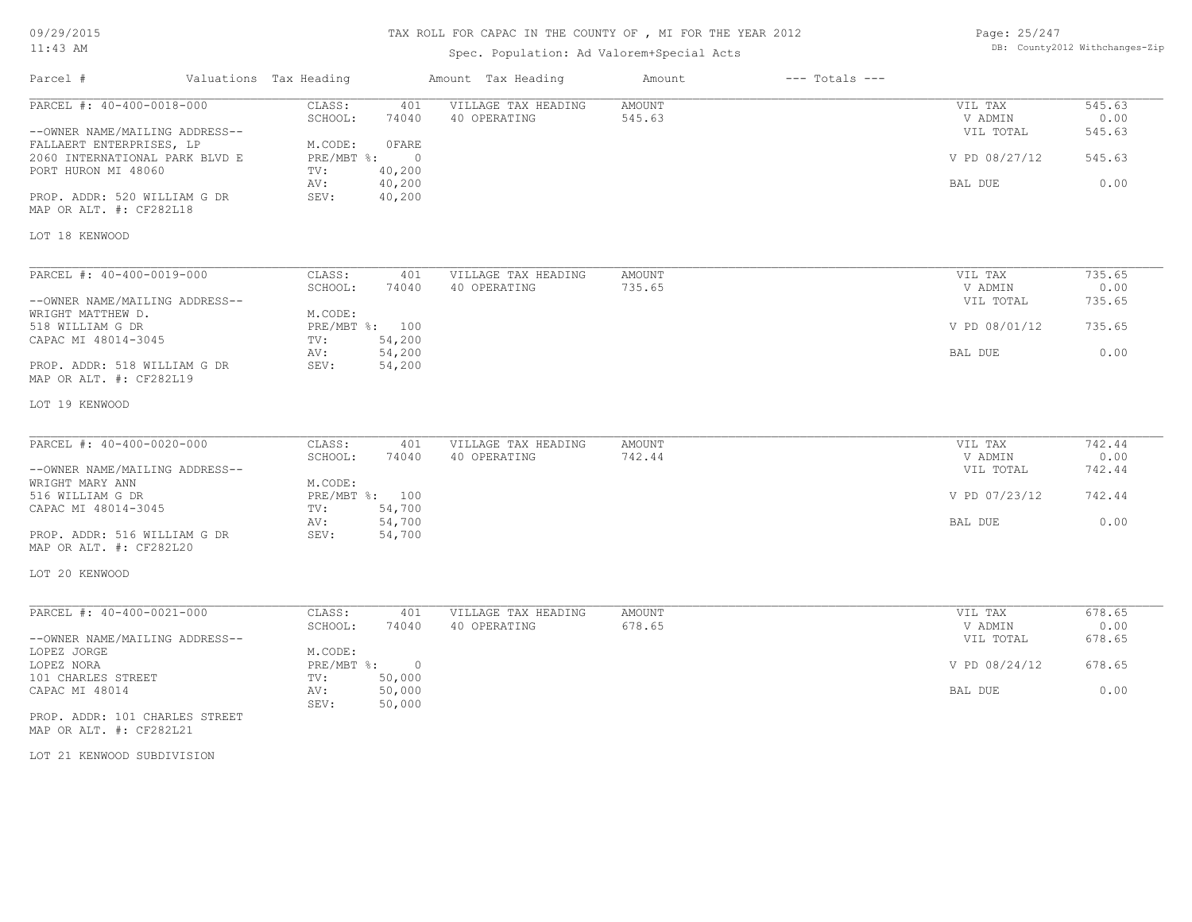# TAX ROLL FOR CAPAC IN THE COUNTY OF , MI FOR THE YEAR 2012

Spec. Population: Ad Valorem+Special Acts

| Parcel # | Valuations Tax Heading | | Amount Tax Heading | Amount | --- Totals --- | |
|---|---|---|---|---|---|---|
| PARCEL #: 40-400-0018-000 | CLASS: | 401 | VILLAGE TAX HEADING | AMOUNT | VIL TAX | 545.63 |
| | SCHOOL: | 74040 | 40 OPERATING | 545.63 | V ADMIN | 0.00 |
| --OWNER NAME/MAILING ADDRESS-- | | | | | VIL TOTAL | 545.63 |
| FALLAERT ENTERPRISES, LP | M.CODE: | 0FARE | | | | |
| 2060 INTERNATIONAL PARK BLVD E | PRE/MBT %: | 0 | | | V PD 08/27/12 | 545.63 |
| PORT HURON MI 48060 | TV: | 40,200 | | | | |
| | AV: | 40,200 | | | BAL DUE | 0.00 |
| PROP. ADDR: 520 WILLIAM G DR | SEV: | 40,200 | | | | |
| MAP OR ALT. #: CF282L18 | | | | | | |
| LOT 18 KENWOOD | | | | | | |

| Parcel # | Valuations Tax Heading | | Amount Tax Heading | Amount | --- Totals --- | |
|---|---|---|---|---|---|---|
| PARCEL #: 40-400-0019-000 | CLASS: | 401 | VILLAGE TAX HEADING | AMOUNT | VIL TAX | 735.65 |
| | SCHOOL: | 74040 | 40 OPERATING | 735.65 | V ADMIN | 0.00 |
| --OWNER NAME/MAILING ADDRESS-- | | | | | VIL TOTAL | 735.65 |
| WRIGHT MATTHEW D. | M.CODE: | | | | | |
| 518 WILLIAM G DR | PRE/MBT %: | 100 | | | V PD 08/01/12 | 735.65 |
| CAPAC MI 48014-3045 | TV: | 54,200 | | | | |
| | AV: | 54,200 | | | BAL DUE | 0.00 |
| PROP. ADDR: 518 WILLIAM G DR | SEV: | 54,200 | | | | |
| MAP OR ALT. #: CF282L19 | | | | | | |
| LOT 19 KENWOOD | | | | | | |

| Parcel # | Valuations Tax Heading | | Amount Tax Heading | Amount | --- Totals --- | |
|---|---|---|---|---|---|---|
| PARCEL #: 40-400-0020-000 | CLASS: | 401 | VILLAGE TAX HEADING | AMOUNT | VIL TAX | 742.44 |
| | SCHOOL: | 74040 | 40 OPERATING | 742.44 | V ADMIN | 0.00 |
| --OWNER NAME/MAILING ADDRESS-- | | | | | VIL TOTAL | 742.44 |
| WRIGHT MARY ANN | M.CODE: | | | | | |
| 516 WILLIAM G DR | PRE/MBT %: | 100 | | | V PD 07/23/12 | 742.44 |
| CAPAC MI 48014-3045 | TV: | 54,700 | | | | |
| | AV: | 54,700 | | | BAL DUE | 0.00 |
| PROP. ADDR: 516 WILLIAM G DR | SEV: | 54,700 | | | | |
| MAP OR ALT. #: CF282L20 | | | | | | |
| LOT 20 KENWOOD | | | | | | |

| Parcel # | Valuations Tax Heading | | Amount Tax Heading | Amount | --- Totals --- | |
|---|---|---|---|---|---|---|
| PARCEL #: 40-400-0021-000 | CLASS: | 401 | VILLAGE TAX HEADING | AMOUNT | VIL TAX | 678.65 |
| | SCHOOL: | 74040 | 40 OPERATING | 678.65 | V ADMIN | 0.00 |
| --OWNER NAME/MAILING ADDRESS-- | | | | | VIL TOTAL | 678.65 |
| LOPEZ JORGE | M.CODE: | | | | | |
| LOPEZ NORA | PRE/MBT %: | 0 | | | V PD 08/24/12 | 678.65 |
| 101 CHARLES STREET | TV: | 50,000 | | | | |
| CAPAC MI 48014 | AV: | 50,000 | | | BAL DUE | 0.00 |
| | SEV: | 50,000 | | | | |
| PROP. ADDR: 101 CHARLES STREET | | | | | | |
| MAP OR ALT. #: CF282L21 | | | | | | |
| LOT 21 KENWOOD SUBDIVISION | | | | | | |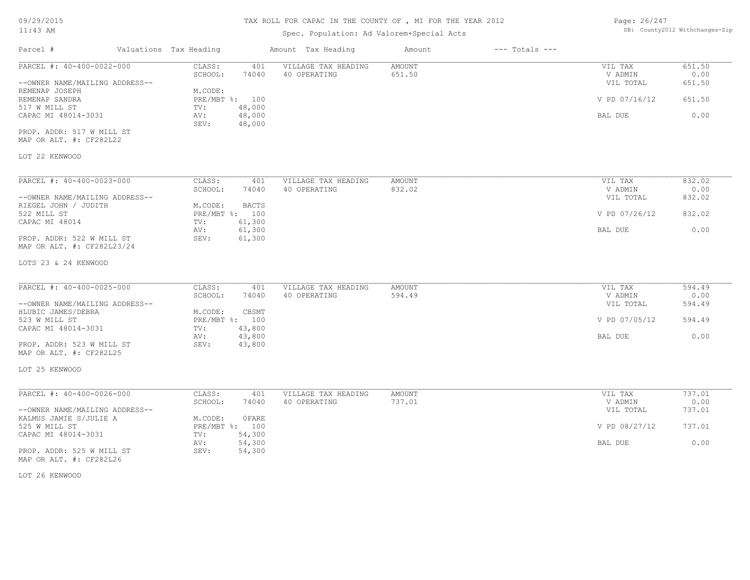# TAX ROLL FOR CAPAC IN THE COUNTY OF , MI FOR THE YEAR 2012

Spec. Population: Ad Valorem+Special Acts

| Parcel # | Valuations Tax Heading | Amount Tax Heading | Amount | --- Totals --- |
|---|---|---|---|---|

---

**PARCEL #: 40-400-0022-000**

--OWNER NAME/MAILING ADDRESS--
REMENAP JOSEPH
REMENAP SANDRA
517 W MILL ST
CAPAC MI 48014-3031

PROP. ADDR: 517 W MILL ST
MAP OR ALT. #: CF282L22

LOT 22 KENWOOD

| | |
|---|---|
| CLASS: | 401 |
| SCHOOL: | 74040 |
| M.CODE: | |
| PRE/MBT %: | 100 |
| TV: | 48,000 |
| AV: | 48,000 |
| SEV: | 48,000 |

| VILLAGE TAX HEADING | AMOUNT |
|---|---|
| 40 OPERATING | 651.50 |

| | |
|---|---|
| VIL TAX | 651.50 |
| V ADMIN | 0.00 |
| VIL TOTAL | 651.50 |
| V PD 07/16/12 | 651.50 |
| BAL DUE | 0.00 |

---

**PARCEL #: 40-400-0023-000**

--OWNER NAME/MAILING ADDRESS--
RIEGEL JOHN / JUDITH
522 MILL ST
CAPAC MI 48014

PROP. ADDR: 522 W MILL ST
MAP OR ALT. #: CF282L23/24

LOTS 23 & 24 KENWOOD

| | |
|---|---|
| CLASS: | 401 |
| SCHOOL: | 74040 |
| M.CODE: | BACTS |
| PRE/MBT %: | 100 |
| TV: | 61,300 |
| AV: | 61,300 |
| SEV: | 61,300 |

| VILLAGE TAX HEADING | AMOUNT |
|---|---|
| 40 OPERATING | 832.02 |

| | |
|---|---|
| VIL TAX | 832.02 |
| V ADMIN | 0.00 |
| VIL TOTAL | 832.02 |
| V PD 07/26/12 | 832.02 |
| BAL DUE | 0.00 |

---

**PARCEL #: 40-400-0025-000**

--OWNER NAME/MAILING ADDRESS--
HLUBIC JAMES/DEBRA
523 W MILL ST
CAPAC MI 48014-3031

PROP. ADDR: 523 W MILL ST
MAP OR ALT. #: CF282L25

LOT 25 KENWOOD

| | |
|---|---|
| CLASS: | 401 |
| SCHOOL: | 74040 |
| M.CODE: | CBSMT |
| PRE/MBT %: | 100 |
| TV: | 43,800 |
| AV: | 43,800 |
| SEV: | 43,800 |

| VILLAGE TAX HEADING | AMOUNT |
|---|---|
| 40 OPERATING | 594.49 |

| | |
|---|---|
| VIL TAX | 594.49 |
| V ADMIN | 0.00 |
| VIL TOTAL | 594.49 |
| V PD 07/05/12 | 594.49 |
| BAL DUE | 0.00 |

---

**PARCEL #: 40-400-0026-000**

--OWNER NAME/MAILING ADDRESS--
KALMUS JAMIE S/JULIE A
525 W MILL ST
CAPAC MI 48014-3031

PROP. ADDR: 525 W MILL ST
MAP OR ALT. #: CF282L26

LOT 26 KENWOOD

| | |
|---|---|
| CLASS: | 401 |
| SCHOOL: | 74040 |
| M.CODE: | 0FARE |
| PRE/MBT %: | 100 |
| TV: | 54,300 |
| AV: | 54,300 |
| SEV: | 54,300 |

| VILLAGE TAX HEADING | AMOUNT |
|---|---|
| 40 OPERATING | 737.01 |

| | |
|---|---|
| VIL TAX | 737.01 |
| V ADMIN | 0.00 |
| VIL TOTAL | 737.01 |
| V PD 08/27/12 | 737.01 |
| BAL DUE | 0.00 |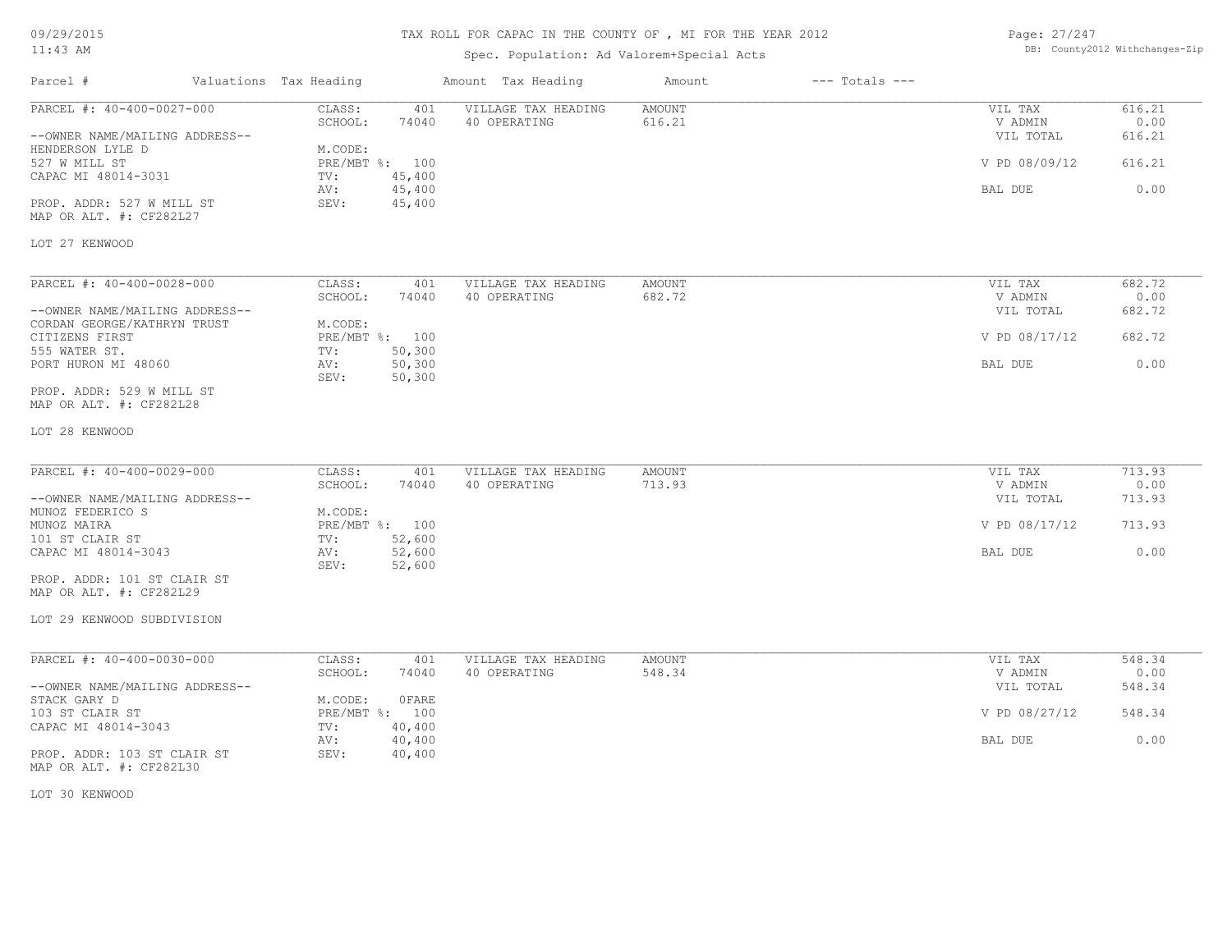# TAX ROLL FOR CAPAC IN THE COUNTY OF , MI FOR THE YEAR 2012

Spec. Population: Ad Valorem+Special Acts

| Parcel # | Valuations Tax Heading | Amount Tax Heading | Amount | --- Totals --- |
|---|---|---|---|---|

---

**PARCEL #: 40-400-0027-000**

--OWNER NAME/MAILING ADDRESS--
HENDERSON LYLE D
527 W MILL ST
CAPAC MI 48014-3031

PROP. ADDR: 527 W MILL ST
MAP OR ALT. #: CF282L27

| | | | | | |
|---|---|---|---|---|---|
| CLASS: | 401 | VILLAGE TAX HEADING | AMOUNT | VIL TAX | 616.21 |
| SCHOOL: | 74040 | 40 OPERATING | 616.21 | V ADMIN | 0.00 |
| M.CODE: | | | | VIL TOTAL | 616.21 |
| PRE/MBT %: | 100 | | | V PD 08/09/12 | 616.21 |
| TV: | 45,400 | | | | |
| AV: | 45,400 | | | BAL DUE | 0.00 |
| SEV: | 45,400 | | | | |

LOT 27 KENWOOD

---

**PARCEL #: 40-400-0028-000**

--OWNER NAME/MAILING ADDRESS--
CORDAN GEORGE/KATHRYN TRUST
CITIZENS FIRST
555 WATER ST.
PORT HURON MI 48060

PROP. ADDR: 529 W MILL ST
MAP OR ALT. #: CF282L28

| | | | | | |
|---|---|---|---|---|---|
| CLASS: | 401 | VILLAGE TAX HEADING | AMOUNT | VIL TAX | 682.72 |
| SCHOOL: | 74040 | 40 OPERATING | 682.72 | V ADMIN | 0.00 |
| M.CODE: | | | | VIL TOTAL | 682.72 |
| PRE/MBT %: | 100 | | | V PD 08/17/12 | 682.72 |
| TV: | 50,300 | | | | |
| AV: | 50,300 | | | BAL DUE | 0.00 |
| SEV: | 50,300 | | | | |

LOT 28 KENWOOD

---

**PARCEL #: 40-400-0029-000**

--OWNER NAME/MAILING ADDRESS--
MUNOZ FEDERICO S
MUNOZ MAIRA
101 ST CLAIR ST
CAPAC MI 48014-3043

PROP. ADDR: 101 ST CLAIR ST
MAP OR ALT. #: CF282L29

| | | | | | |
|---|---|---|---|---|---|
| CLASS: | 401 | VILLAGE TAX HEADING | AMOUNT | VIL TAX | 713.93 |
| SCHOOL: | 74040 | 40 OPERATING | 713.93 | V ADMIN | 0.00 |
| M.CODE: | | | | VIL TOTAL | 713.93 |
| PRE/MBT %: | 100 | | | V PD 08/17/12 | 713.93 |
| TV: | 52,600 | | | | |
| AV: | 52,600 | | | BAL DUE | 0.00 |
| SEV: | 52,600 | | | | |

LOT 29 KENWOOD SUBDIVISION

---

**PARCEL #: 40-400-0030-000**

--OWNER NAME/MAILING ADDRESS--
STACK GARY D
103 ST CLAIR ST
CAPAC MI 48014-3043

PROP. ADDR: 103 ST CLAIR ST
MAP OR ALT. #: CF282L30

| | | | | | |
|---|---|---|---|---|---|
| CLASS: | 401 | VILLAGE TAX HEADING | AMOUNT | VIL TAX | 548.34 |
| SCHOOL: | 74040 | 40 OPERATING | 548.34 | V ADMIN | 0.00 |
| M.CODE: | 0FARE | | | VIL TOTAL | 548.34 |
| PRE/MBT %: | 100 | | | V PD 08/27/12 | 548.34 |
| TV: | 40,400 | | | | |
| AV: | 40,400 | | | BAL DUE | 0.00 |
| SEV: | 40,400 | | | | |

LOT 30 KENWOOD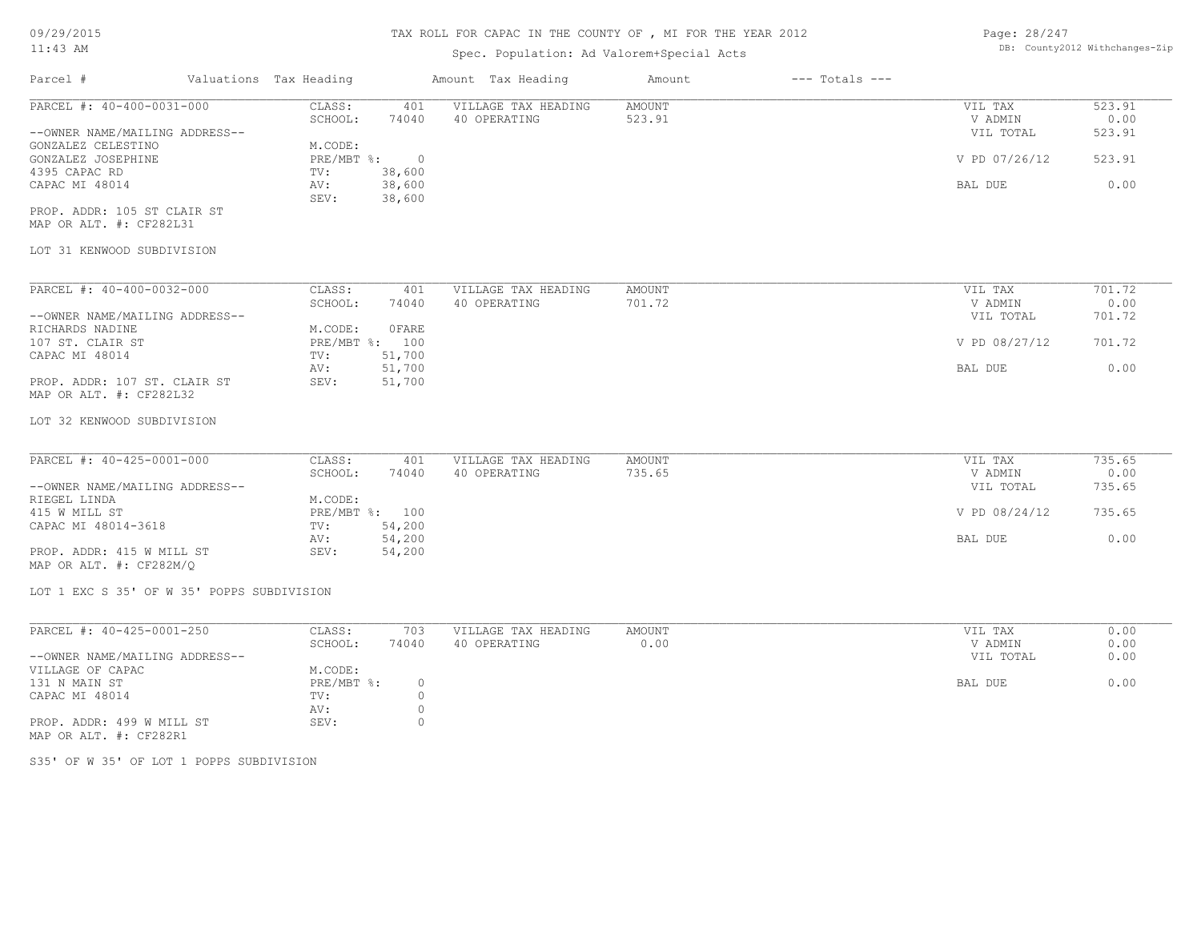# TAX ROLL FOR CAPAC IN THE COUNTY OF , MI FOR THE YEAR 2012

Spec. Population: Ad Valorem+Special Acts

DB: County2012 Withchanges-Zip

| Parcel # | Valuations Tax Heading | | Amount Tax Heading | Amount | --- Totals --- | |
|---|---|---|---|---|---|---|

---

**PARCEL #: 40-400-0031-000**

| | | | | | | |
|---|---|---|---|---|---|---|
| PARCEL #: 40-400-0031-000 | CLASS: | 401 | VILLAGE TAX HEADING | AMOUNT | VIL TAX | 523.91 |
| | SCHOOL: | 74040 | 40 OPERATING | 523.91 | V ADMIN | 0.00 |
| --OWNER NAME/MAILING ADDRESS-- | | | | | VIL TOTAL | 523.91 |
| GONZALEZ CELESTINO | M.CODE: | | | | | |
| GONZALEZ JOSEPHINE | PRE/MBT %: | 0 | | | V PD 07/26/12 | 523.91 |
| 4395 CAPAC RD | TV: | 38,600 | | | | |
| CAPAC MI 48014 | AV: | 38,600 | | | BAL DUE | 0.00 |
| | SEV: | 38,600 | | | | |

PROP. ADDR: 105 ST CLAIR ST
MAP OR ALT. #: CF282L31

LOT 31 KENWOOD SUBDIVISION

---

**PARCEL #: 40-400-0032-000**

| | | | | | | |
|---|---|---|---|---|---|---|
| PARCEL #: 40-400-0032-000 | CLASS: | 401 | VILLAGE TAX HEADING | AMOUNT | VIL TAX | 701.72 |
| | SCHOOL: | 74040 | 40 OPERATING | 701.72 | V ADMIN | 0.00 |
| --OWNER NAME/MAILING ADDRESS-- | | | | | VIL TOTAL | 701.72 |
| RICHARDS NADINE | M.CODE: | 0FARE | | | | |
| 107 ST. CLAIR ST | PRE/MBT %: | 100 | | | V PD 08/27/12 | 701.72 |
| CAPAC MI 48014 | TV: | 51,700 | | | | |
| | AV: | 51,700 | | | BAL DUE | 0.00 |
| PROP. ADDR: 107 ST. CLAIR ST | SEV: | 51,700 | | | | |

MAP OR ALT. #: CF282L32

LOT 32 KENWOOD SUBDIVISION

---

**PARCEL #: 40-425-0001-000**

| | | | | | | |
|---|---|---|---|---|---|---|
| PARCEL #: 40-425-0001-000 | CLASS: | 401 | VILLAGE TAX HEADING | AMOUNT | VIL TAX | 735.65 |
| | SCHOOL: | 74040 | 40 OPERATING | 735.65 | V ADMIN | 0.00 |
| --OWNER NAME/MAILING ADDRESS-- | | | | | VIL TOTAL | 735.65 |
| RIEGEL LINDA | M.CODE: | | | | | |
| 415 W MILL ST | PRE/MBT %: | 100 | | | V PD 08/24/12 | 735.65 |
| CAPAC MI 48014-3618 | TV: | 54,200 | | | | |
| | AV: | 54,200 | | | BAL DUE | 0.00 |
| PROP. ADDR: 415 W MILL ST | SEV: | 54,200 | | | | |

MAP OR ALT. #: CF282M/Q

LOT 1 EXC S 35' OF W 35' POPPS SUBDIVISION

---

**PARCEL #: 40-425-0001-250**

| | | | | | | |
|---|---|---|---|---|---|---|
| PARCEL #: 40-425-0001-250 | CLASS: | 703 | VILLAGE TAX HEADING | AMOUNT | VIL TAX | 0.00 |
| | SCHOOL: | 74040 | 40 OPERATING | 0.00 | V ADMIN | 0.00 |
| --OWNER NAME/MAILING ADDRESS-- | | | | | VIL TOTAL | 0.00 |
| VILLAGE OF CAPAC | M.CODE: | | | | | |
| 131 N MAIN ST | PRE/MBT %: | 0 | | | BAL DUE | 0.00 |
| CAPAC MI 48014 | TV: | 0 | | | | |
| | AV: | 0 | | | | |
| PROP. ADDR: 499 W MILL ST | SEV: | 0 | | | | |

MAP OR ALT. #: CF282R1

S35' OF W 35' OF LOT 1 POPPS SUBDIVISION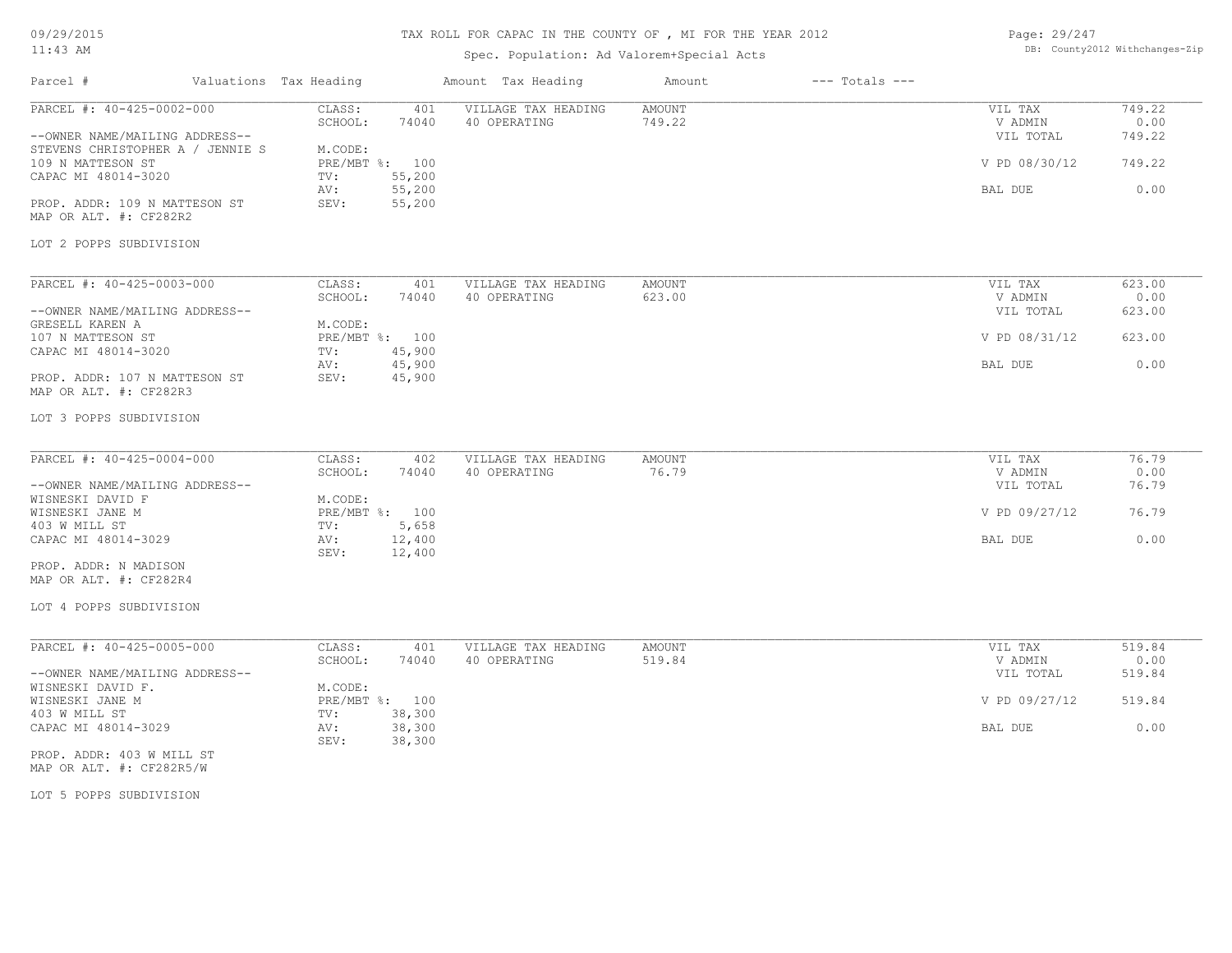# TAX ROLL FOR CAPAC IN THE COUNTY OF , MI FOR THE YEAR 2012

Spec. Population: Ad Valorem+Special Acts

| Parcel # | Valuations | Tax Heading | Amount | Tax Heading | Amount | --- Totals --- | |
|---|---|---|---|---|---|---|---|

---

**PARCEL #: 40-425-0002-000**

| | | | | |
|---|---|---|---|---|
| CLASS: | 401 | VILLAGE TAX HEADING | AMOUNT | VIL TAX | 749.22 |
| SCHOOL: | 74040 | 40 OPERATING | 749.22 | V ADMIN | 0.00 |
| | | | | VIL TOTAL | 749.22 |
| M.CODE: | | | | | |
| PRE/MBT %: | 100 | | | V PD 08/30/12 | 749.22 |
| TV: | 55,200 | | | | |
| AV: | 55,200 | | | BAL DUE | 0.00 |
| SEV: | 55,200 | | | | |

--OWNER NAME/MAILING ADDRESS--
STEVENS CHRISTOPHER A / JENNIE S
109 N MATTESON ST
CAPAC MI 48014-3020

PROP. ADDR: 109 N MATTESON ST
MAP OR ALT. #: CF282R2

LOT 2 POPPS SUBDIVISION

---

**PARCEL #: 40-425-0003-000**

| | | | | |
|---|---|---|---|---|
| CLASS: | 401 | VILLAGE TAX HEADING | AMOUNT | VIL TAX | 623.00 |
| SCHOOL: | 74040 | 40 OPERATING | 623.00 | V ADMIN | 0.00 |
| | | | | VIL TOTAL | 623.00 |
| M.CODE: | | | | | |
| PRE/MBT %: | 100 | | | V PD 08/31/12 | 623.00 |
| TV: | 45,900 | | | | |
| AV: | 45,900 | | | BAL DUE | 0.00 |
| SEV: | 45,900 | | | | |

--OWNER NAME/MAILING ADDRESS--
GRESELL KAREN A
107 N MATTESON ST
CAPAC MI 48014-3020

PROP. ADDR: 107 N MATTESON ST
MAP OR ALT. #: CF282R3

LOT 3 POPPS SUBDIVISION

---

**PARCEL #: 40-425-0004-000**

| | | | | |
|---|---|---|---|---|
| CLASS: | 402 | VILLAGE TAX HEADING | AMOUNT | VIL TAX | 76.79 |
| SCHOOL: | 74040 | 40 OPERATING | 76.79 | V ADMIN | 0.00 |
| | | | | VIL TOTAL | 76.79 |
| M.CODE: | | | | | |
| PRE/MBT %: | 100 | | | V PD 09/27/12 | 76.79 |
| TV: | 5,658 | | | | |
| AV: | 12,400 | | | BAL DUE | 0.00 |
| SEV: | 12,400 | | | | |

--OWNER NAME/MAILING ADDRESS--
WISNESKI DAVID F
WISNESKI JANE M
403 W MILL ST
CAPAC MI 48014-3029

PROP. ADDR: N MADISON
MAP OR ALT. #: CF282R4

LOT 4 POPPS SUBDIVISION

---

**PARCEL #: 40-425-0005-000**

| | | | | |
|---|---|---|---|---|
| CLASS: | 401 | VILLAGE TAX HEADING | AMOUNT | VIL TAX | 519.84 |
| SCHOOL: | 74040 | 40 OPERATING | 519.84 | V ADMIN | 0.00 |
| | | | | VIL TOTAL | 519.84 |
| M.CODE: | | | | | |
| PRE/MBT %: | 100 | | | V PD 09/27/12 | 519.84 |
| TV: | 38,300 | | | | |
| AV: | 38,300 | | | BAL DUE | 0.00 |
| SEV: | 38,300 | | | | |

--OWNER NAME/MAILING ADDRESS--
WISNESKI DAVID F.
WISNESKI JANE M
403 W MILL ST
CAPAC MI 48014-3029

PROP. ADDR: 403 W MILL ST
MAP OR ALT. #: CF282R5/W

LOT 5 POPPS SUBDIVISION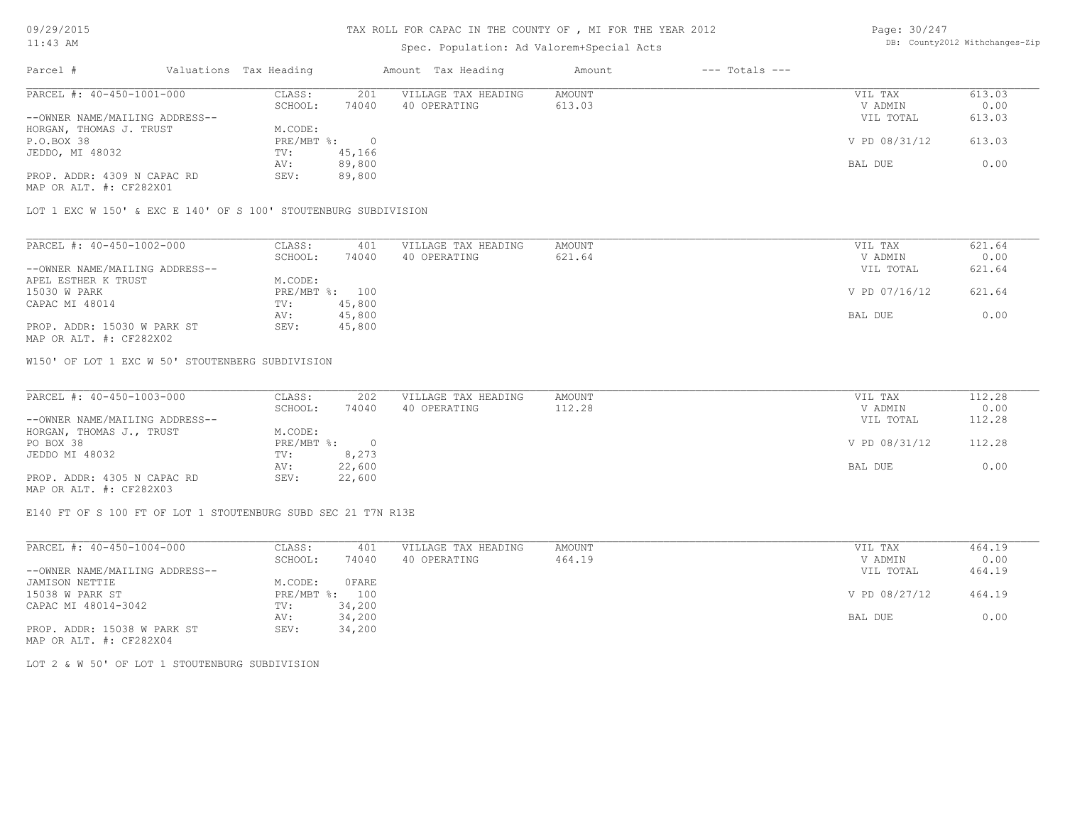# TAX ROLL FOR CAPAC IN THE COUNTY OF , MI FOR THE YEAR 2012

Spec. Population: Ad Valorem+Special Acts

| Parcel # | Valuations Tax Heading | Amount Tax Heading | Amount | --- Totals --- |
|---|---|---|---|---|

---

**PARCEL #: 40-450-1001-000**

| | | | | | |
|---|---|---|---|---|---|
| CLASS: | 201 | VILLAGE TAX HEADING | AMOUNT | VIL TAX | 613.03 |
| SCHOOL: | 74040 | 40 OPERATING | 613.03 | V ADMIN | 0.00 |
| | | | | VIL TOTAL | 613.03 |
| M.CODE: | | | | | |
| PRE/MBT %: | 0 | | | V PD 08/31/12 | 613.03 |
| TV: | 45,166 | | | | |
| AV: | 89,800 | | | BAL DUE | 0.00 |
| SEV: | 89,800 | | | | |

--OWNER NAME/MAILING ADDRESS--
HORGAN, THOMAS J. TRUST
P.O.BOX 38
JEDDO, MI 48032

PROP. ADDR: 4309 N CAPAC RD
MAP OR ALT. #: CF282X01

LOT 1 EXC W 150' & EXC E 140' OF S 100' STOUTENBURG SUBDIVISION

---

**PARCEL #: 40-450-1002-000**

| | | | | | |
|---|---|---|---|---|---|
| CLASS: | 401 | VILLAGE TAX HEADING | AMOUNT | VIL TAX | 621.64 |
| SCHOOL: | 74040 | 40 OPERATING | 621.64 | V ADMIN | 0.00 |
| | | | | VIL TOTAL | 621.64 |
| M.CODE: | | | | | |
| PRE/MBT %: | 100 | | | V PD 07/16/12 | 621.64 |
| TV: | 45,800 | | | | |
| AV: | 45,800 | | | BAL DUE | 0.00 |
| SEV: | 45,800 | | | | |

--OWNER NAME/MAILING ADDRESS--
APEL ESTHER K TRUST
15030 W PARK
CAPAC MI 48014

PROP. ADDR: 15030 W PARK ST
MAP OR ALT. #: CF282X02

W150' OF LOT 1 EXC W 50' STOUTENBERG SUBDIVISION

---

**PARCEL #: 40-450-1003-000**

| | | | | | |
|---|---|---|---|---|---|
| CLASS: | 202 | VILLAGE TAX HEADING | AMOUNT | VIL TAX | 112.28 |
| SCHOOL: | 74040 | 40 OPERATING | 112.28 | V ADMIN | 0.00 |
| | | | | VIL TOTAL | 112.28 |
| M.CODE: | | | | | |
| PRE/MBT %: | 0 | | | V PD 08/31/12 | 112.28 |
| TV: | 8,273 | | | | |
| AV: | 22,600 | | | BAL DUE | 0.00 |
| SEV: | 22,600 | | | | |

--OWNER NAME/MAILING ADDRESS--
HORGAN, THOMAS J., TRUST
PO BOX 38
JEDDO MI 48032

PROP. ADDR: 4305 N CAPAC RD
MAP OR ALT. #: CF282X03

E140 FT OF S 100 FT OF LOT 1 STOUTENBURG SUBD SEC 21 T7N R13E

---

**PARCEL #: 40-450-1004-000**

| | | | | | |
|---|---|---|---|---|---|
| CLASS: | 401 | VILLAGE TAX HEADING | AMOUNT | VIL TAX | 464.19 |
| SCHOOL: | 74040 | 40 OPERATING | 464.19 | V ADMIN | 0.00 |
| | | | | VIL TOTAL | 464.19 |
| M.CODE: | 0FARE | | | | |
| PRE/MBT %: | 100 | | | V PD 08/27/12 | 464.19 |
| TV: | 34,200 | | | | |
| AV: | 34,200 | | | BAL DUE | 0.00 |
| SEV: | 34,200 | | | | |

--OWNER NAME/MAILING ADDRESS--
JAMISON NETTIE
15038 W PARK ST
CAPAC MI 48014-3042

PROP. ADDR: 15038 W PARK ST
MAP OR ALT. #: CF282X04

LOT 2 & W 50' OF LOT 1 STOUTENBURG SUBDIVISION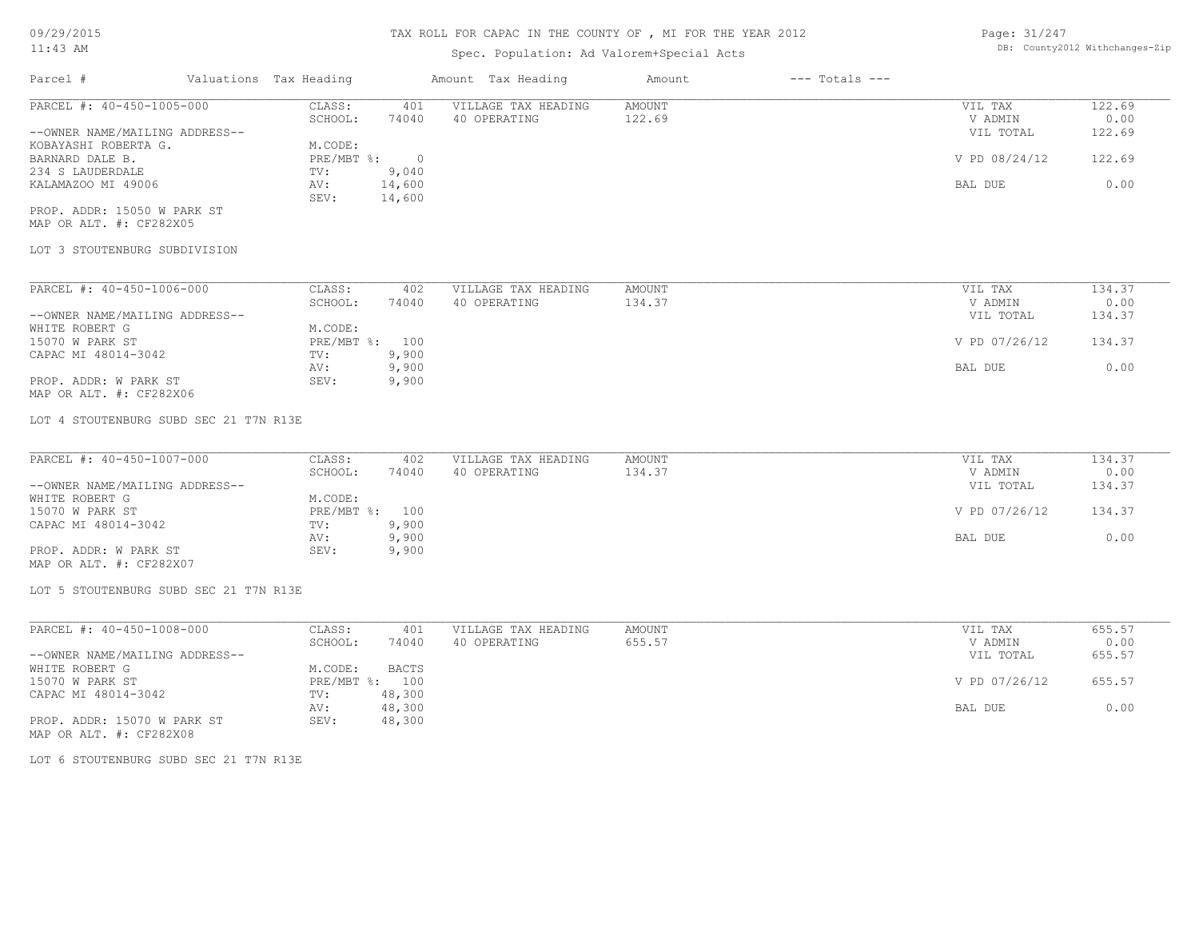09/29/2015
11:43 AM

# TAX ROLL FOR CAPAC IN THE COUNTY OF , MI FOR THE YEAR 2012

Spec. Population: Ad Valorem+Special Acts

DB: County2012 Withchanges-Zip

| Parcel # | Valuations | Tax Heading | Amount | Tax Heading | Amount | --- Totals --- | |
|---|---|---|---|---|---|---|---|

---

**PARCEL #: 40-450-1005-000**

--OWNER NAME/MAILING ADDRESS--
KOBAYASHI ROBERTA G.
BARNARD DALE B.
234 S LAUDERDALE
KALAMAZOO MI 49006

PROP. ADDR: 15050 W PARK ST
MAP OR ALT. #: CF282X05

| | | | | | |
|---|---|---|---|---|---|
| CLASS: | 401 | VILLAGE TAX HEADING | AMOUNT | VIL TAX | 122.69 |
| SCHOOL: | 74040 | 40 OPERATING | 122.69 | V ADMIN | 0.00 |
| M.CODE: | | | | VIL TOTAL | 122.69 |
| PRE/MBT %: | 0 | | | V PD 08/24/12 | 122.69 |
| TV: | 9,040 | | | | |
| AV: | 14,600 | | | BAL DUE | 0.00 |
| SEV: | 14,600 | | | | |

LOT 3 STOUTENBURG SUBDIVISION

---

**PARCEL #: 40-450-1006-000**

--OWNER NAME/MAILING ADDRESS--
WHITE ROBERT G
15070 W PARK ST
CAPAC MI 48014-3042

PROP. ADDR: W PARK ST
MAP OR ALT. #: CF282X06

| | | | | | |
|---|---|---|---|---|---|
| CLASS: | 402 | VILLAGE TAX HEADING | AMOUNT | VIL TAX | 134.37 |
| SCHOOL: | 74040 | 40 OPERATING | 134.37 | V ADMIN | 0.00 |
| M.CODE: | | | | VIL TOTAL | 134.37 |
| PRE/MBT %: | 100 | | | V PD 07/26/12 | 134.37 |
| TV: | 9,900 | | | | |
| AV: | 9,900 | | | BAL DUE | 0.00 |
| SEV: | 9,900 | | | | |

LOT 4 STOUTENBURG SUBD SEC 21 T7N R13E

---

**PARCEL #: 40-450-1007-000**

--OWNER NAME/MAILING ADDRESS--
WHITE ROBERT G
15070 W PARK ST
CAPAC MI 48014-3042

PROP. ADDR: W PARK ST
MAP OR ALT. #: CF282X07

| | | | | | |
|---|---|---|---|---|---|
| CLASS: | 402 | VILLAGE TAX HEADING | AMOUNT | VIL TAX | 134.37 |
| SCHOOL: | 74040 | 40 OPERATING | 134.37 | V ADMIN | 0.00 |
| M.CODE: | | | | VIL TOTAL | 134.37 |
| PRE/MBT %: | 100 | | | V PD 07/26/12 | 134.37 |
| TV: | 9,900 | | | | |
| AV: | 9,900 | | | BAL DUE | 0.00 |
| SEV: | 9,900 | | | | |

LOT 5 STOUTENBURG SUBD SEC 21 T7N R13E

---

**PARCEL #: 40-450-1008-000**

--OWNER NAME/MAILING ADDRESS--
WHITE ROBERT G
15070 W PARK ST
CAPAC MI 48014-3042

PROP. ADDR: 15070 W PARK ST
MAP OR ALT. #: CF282X08

| | | | | | |
|---|---|---|---|---|---|
| CLASS: | 401 | VILLAGE TAX HEADING | AMOUNT | VIL TAX | 655.57 |
| SCHOOL: | 74040 | 40 OPERATING | 655.57 | V ADMIN | 0.00 |
| M.CODE: | BACTS | | | VIL TOTAL | 655.57 |
| PRE/MBT %: | 100 | | | V PD 07/26/12 | 655.57 |
| TV: | 48,300 | | | | |
| AV: | 48,300 | | | BAL DUE | 0.00 |
| SEV: | 48,300 | | | | |

LOT 6 STOUTENBURG SUBD SEC 21 T7N R13E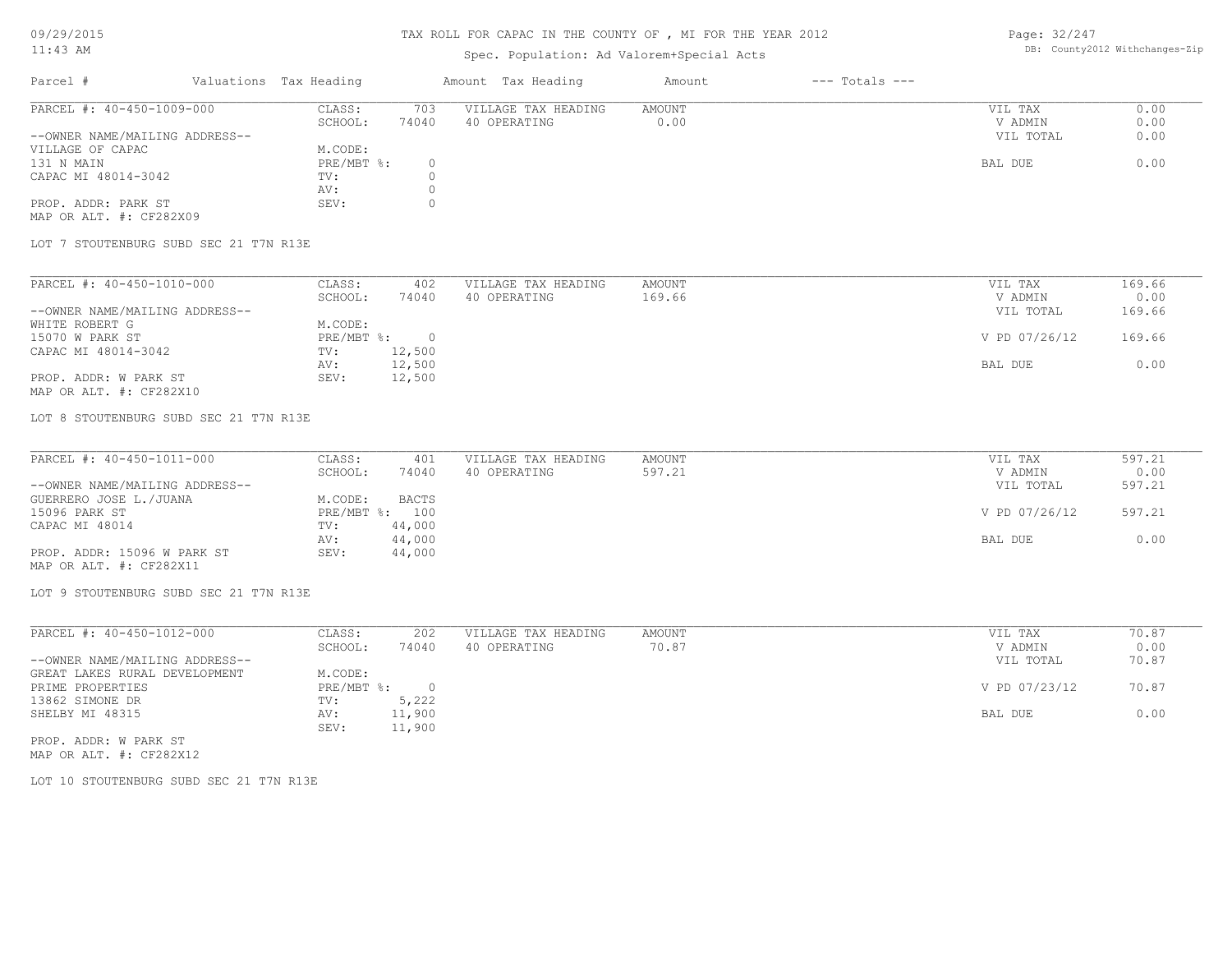# TAX ROLL FOR CAPAC IN THE COUNTY OF , MI FOR THE YEAR 2012

Spec. Population: Ad Valorem+Special Acts

| Parcel # | Valuations | Tax Heading | Amount | Tax Heading | Amount | --- Totals --- |
|---|---|---|---|---|---|---|

---

**PARCEL #: 40-450-1009-000**

--OWNER NAME/MAILING ADDRESS--
VILLAGE OF CAPAC
131 N MAIN
CAPAC MI 48014-3042

PROP. ADDR: PARK ST
MAP OR ALT. #: CF282X09

| | |
|---|---|
| CLASS: | 703 |
| SCHOOL: | 74040 |
| M.CODE: | |
| PRE/MBT %: | 0 |
| TV: | 0 |
| AV: | 0 |
| SEV: | 0 |

| VILLAGE TAX HEADING | AMOUNT |
|---|---|
| 40 OPERATING | 0.00 |

| | |
|---|---|
| VIL TAX | 0.00 |
| V ADMIN | 0.00 |
| VIL TOTAL | 0.00 |
| BAL DUE | 0.00 |

LOT 7 STOUTENBURG SUBD SEC 21 T7N R13E

---

**PARCEL #: 40-450-1010-000**

--OWNER NAME/MAILING ADDRESS--
WHITE ROBERT G
15070 W PARK ST
CAPAC MI 48014-3042

PROP. ADDR: W PARK ST
MAP OR ALT. #: CF282X10

| | |
|---|---|
| CLASS: | 402 |
| SCHOOL: | 74040 |
| M.CODE: | |
| PRE/MBT %: | 0 |
| TV: | 12,500 |
| AV: | 12,500 |
| SEV: | 12,500 |

| VILLAGE TAX HEADING | AMOUNT |
|---|---|
| 40 OPERATING | 169.66 |

| | |
|---|---|
| VIL TAX | 169.66 |
| V ADMIN | 0.00 |
| VIL TOTAL | 169.66 |
| V PD 07/26/12 | 169.66 |
| BAL DUE | 0.00 |

LOT 8 STOUTENBURG SUBD SEC 21 T7N R13E

---

**PARCEL #: 40-450-1011-000**

--OWNER NAME/MAILING ADDRESS--
GUERRERO JOSE L./JUANA
15096 PARK ST
CAPAC MI 48014

PROP. ADDR: 15096 W PARK ST
MAP OR ALT. #: CF282X11

| | |
|---|---|
| CLASS: | 401 |
| SCHOOL: | 74040 |
| M.CODE: | BACTS |
| PRE/MBT %: | 100 |
| TV: | 44,000 |
| AV: | 44,000 |
| SEV: | 44,000 |

| VILLAGE TAX HEADING | AMOUNT |
|---|---|
| 40 OPERATING | 597.21 |

| | |
|---|---|
| VIL TAX | 597.21 |
| V ADMIN | 0.00 |
| VIL TOTAL | 597.21 |
| V PD 07/26/12 | 597.21 |
| BAL DUE | 0.00 |

LOT 9 STOUTENBURG SUBD SEC 21 T7N R13E

---

**PARCEL #: 40-450-1012-000**

--OWNER NAME/MAILING ADDRESS--
GREAT LAKES RURAL DEVELOPMENT
PRIME PROPERTIES
13862 SIMONE DR
SHELBY MI 48315

PROP. ADDR: W PARK ST
MAP OR ALT. #: CF282X12

| | |
|---|---|
| CLASS: | 202 |
| SCHOOL: | 74040 |
| M.CODE: | |
| PRE/MBT %: | 0 |
| TV: | 5,222 |
| AV: | 11,900 |
| SEV: | 11,900 |

| VILLAGE TAX HEADING | AMOUNT |
|---|---|
| 40 OPERATING | 70.87 |

| | |
|---|---|
| VIL TAX | 70.87 |
| V ADMIN | 0.00 |
| VIL TOTAL | 70.87 |
| V PD 07/23/12 | 70.87 |
| BAL DUE | 0.00 |

LOT 10 STOUTENBURG SUBD SEC 21 T7N R13E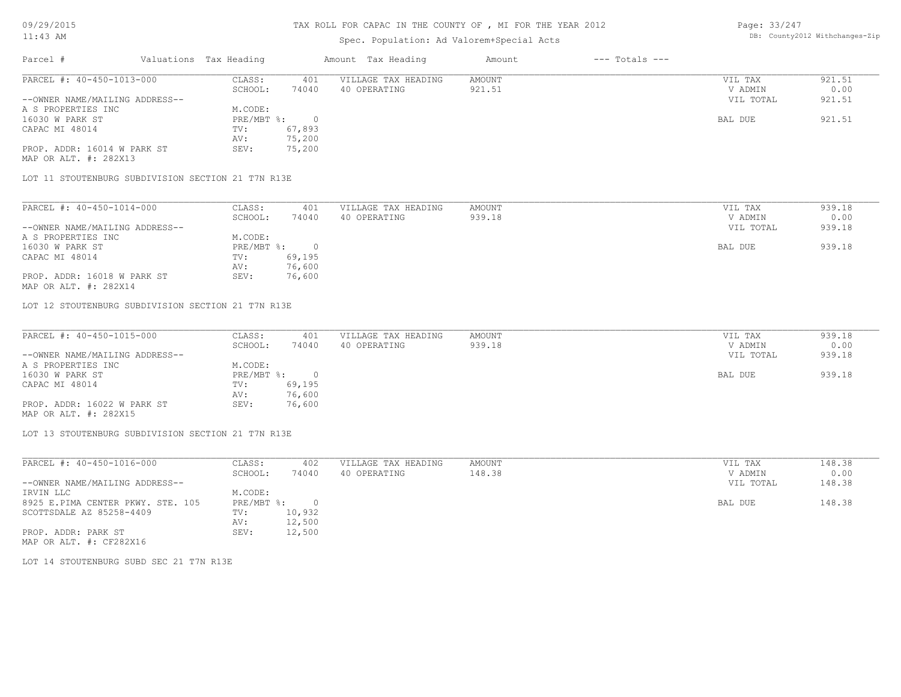# TAX ROLL FOR CAPAC IN THE COUNTY OF , MI FOR THE YEAR 2012

Spec. Population: Ad Valorem+Special Acts

| Parcel # | Valuations | Tax Heading | Amount | Tax Heading | Amount | --- Totals --- | |
|---|---|---|---|---|---|---|---|

---

PARCEL #: 40-450-1013-000

| | | | | | |
|---|---|---|---|---|---|
| CLASS: | 401 | VILLAGE TAX HEADING | AMOUNT | VIL TAX | 921.51 |
| SCHOOL: | 74040 | 40 OPERATING | 921.51 | V ADMIN | 0.00 |
| | | | | VIL TOTAL | 921.51 |
| M.CODE: | | | | | |
| PRE/MBT %: | 0 | | | BAL DUE | 921.51 |
| TV: | 67,893 | | | | |
| AV: | 75,200 | | | | |
| SEV: | 75,200 | | | | |

--OWNER NAME/MAILING ADDRESS--
A S PROPERTIES INC
16030 W PARK ST
CAPAC MI 48014

PROP. ADDR: 16014 W PARK ST
MAP OR ALT. #: 282X13

LOT 11 STOUTENBURG SUBDIVISION SECTION 21 T7N R13E

---

PARCEL #: 40-450-1014-000

| | | | | | |
|---|---|---|---|---|---|
| CLASS: | 401 | VILLAGE TAX HEADING | AMOUNT | VIL TAX | 939.18 |
| SCHOOL: | 74040 | 40 OPERATING | 939.18 | V ADMIN | 0.00 |
| | | | | VIL TOTAL | 939.18 |
| M.CODE: | | | | | |
| PRE/MBT %: | 0 | | | BAL DUE | 939.18 |
| TV: | 69,195 | | | | |
| AV: | 76,600 | | | | |
| SEV: | 76,600 | | | | |

--OWNER NAME/MAILING ADDRESS--
A S PROPERTIES INC
16030 W PARK ST
CAPAC MI 48014

PROP. ADDR: 16018 W PARK ST
MAP OR ALT. #: 282X14

LOT 12 STOUTENBURG SUBDIVISION SECTION 21 T7N R13E

---

PARCEL #: 40-450-1015-000

| | | | | | |
|---|---|---|---|---|---|
| CLASS: | 401 | VILLAGE TAX HEADING | AMOUNT | VIL TAX | 939.18 |
| SCHOOL: | 74040 | 40 OPERATING | 939.18 | V ADMIN | 0.00 |
| | | | | VIL TOTAL | 939.18 |
| M.CODE: | | | | | |
| PRE/MBT %: | 0 | | | BAL DUE | 939.18 |
| TV: | 69,195 | | | | |
| AV: | 76,600 | | | | |
| SEV: | 76,600 | | | | |

--OWNER NAME/MAILING ADDRESS--
A S PROPERTIES INC
16030 W PARK ST
CAPAC MI 48014

PROP. ADDR: 16022 W PARK ST
MAP OR ALT. #: 282X15

LOT 13 STOUTENBURG SUBDIVISION SECTION 21 T7N R13E

---

PARCEL #: 40-450-1016-000

| | | | | | |
|---|---|---|---|---|---|
| CLASS: | 402 | VILLAGE TAX HEADING | AMOUNT | VIL TAX | 148.38 |
| SCHOOL: | 74040 | 40 OPERATING | 148.38 | V ADMIN | 0.00 |
| | | | | VIL TOTAL | 148.38 |
| M.CODE: | | | | | |
| PRE/MBT %: | 0 | | | BAL DUE | 148.38 |
| TV: | 10,932 | | | | |
| AV: | 12,500 | | | | |
| SEV: | 12,500 | | | | |

--OWNER NAME/MAILING ADDRESS--
IRVIN LLC
8925 E.PIMA CENTER PKWY. STE. 105
SCOTTSDALE AZ 85258-4409

PROP. ADDR: PARK ST
MAP OR ALT. #: CF282X16

LOT 14 STOUTENBURG SUBD SEC 21 T7N R13E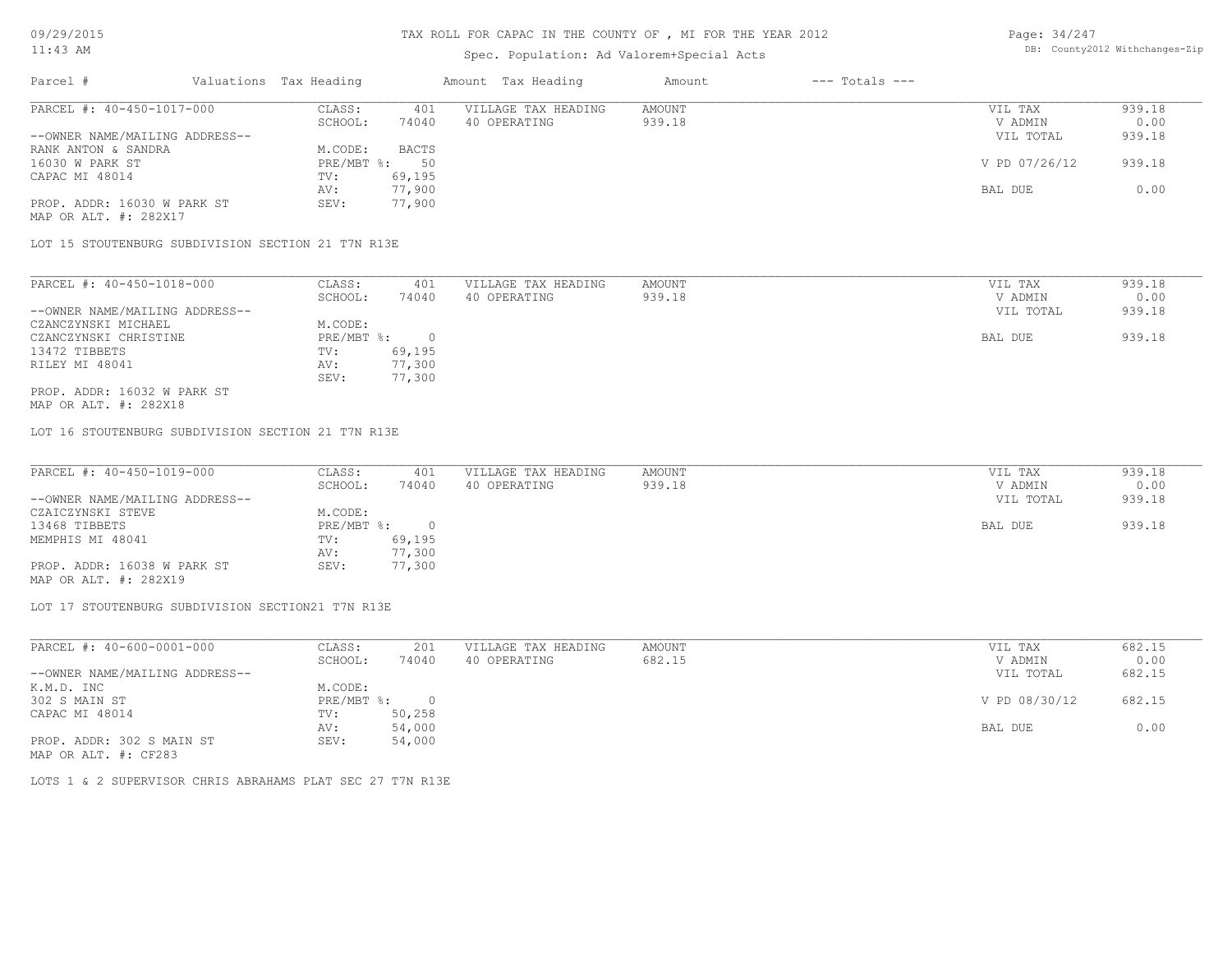# TAX ROLL FOR CAPAC IN THE COUNTY OF , MI FOR THE YEAR 2012

Spec. Population: Ad Valorem+Special Acts

09/29/2015
11:43 AM

DB: County2012 Withchanges-Zip

| Parcel # | Valuations | Tax Heading | Amount | Tax Heading | Amount | --- Totals --- |
|---|---|---|---|---|---|---|

---

| PARCEL #: 40-450-1017-000 | CLASS: | 401 | VILLAGE TAX HEADING | AMOUNT | VIL TAX | 939.18 |
|---|---|---|---|---|---|---|
| | SCHOOL: | 74040 | 40 OPERATING | 939.18 | V ADMIN | 0.00 |
| --OWNER NAME/MAILING ADDRESS-- | | | | | VIL TOTAL | 939.18 |
| RANK ANTON & SANDRA | M.CODE: | BACTS | | | | |
| 16030 W PARK ST | PRE/MBT %: | 50 | | | V PD 07/26/12 | 939.18 |
| CAPAC MI 48014 | TV: | 69,195 | | | | |
| | AV: | 77,900 | | | BAL DUE | 0.00 |
| PROP. ADDR: 16030 W PARK ST | SEV: | 77,900 | | | | |
| MAP OR ALT. #: 282X17 | | | | | | |

LOT 15 STOUTENBURG SUBDIVISION SECTION 21 T7N R13E

---

| PARCEL #: 40-450-1018-000 | CLASS: | 401 | VILLAGE TAX HEADING | AMOUNT | VIL TAX | 939.18 |
|---|---|---|---|---|---|---|
| | SCHOOL: | 74040 | 40 OPERATING | 939.18 | V ADMIN | 0.00 |
| --OWNER NAME/MAILING ADDRESS-- | | | | | VIL TOTAL | 939.18 |
| CZANCZYNSKI MICHAEL | M.CODE: | | | | | |
| CZANCZYNSKI CHRISTINE | PRE/MBT %: | 0 | | | BAL DUE | 939.18 |
| 13472 TIBBETS | TV: | 69,195 | | | | |
| RILEY MI 48041 | AV: | 77,300 | | | | |
| | SEV: | 77,300 | | | | |
| PROP. ADDR: 16032 W PARK ST | | | | | | |
| MAP OR ALT. #: 282X18 | | | | | | |

LOT 16 STOUTENBURG SUBDIVISION SECTION 21 T7N R13E

---

| PARCEL #: 40-450-1019-000 | CLASS: | 401 | VILLAGE TAX HEADING | AMOUNT | VIL TAX | 939.18 |
|---|---|---|---|---|---|---|
| | SCHOOL: | 74040 | 40 OPERATING | 939.18 | V ADMIN | 0.00 |
| --OWNER NAME/MAILING ADDRESS-- | | | | | VIL TOTAL | 939.18 |
| CZAICZYNSKI STEVE | M.CODE: | | | | | |
| 13468 TIBBETS | PRE/MBT %: | 0 | | | BAL DUE | 939.18 |
| MEMPHIS MI 48041 | TV: | 69,195 | | | | |
| | AV: | 77,300 | | | | |
| PROP. ADDR: 16038 W PARK ST | SEV: | 77,300 | | | | |
| MAP OR ALT. #: 282X19 | | | | | | |

LOT 17 STOUTENBURG SUBDIVISION SECTION21 T7N R13E

---

| PARCEL #: 40-600-0001-000 | CLASS: | 201 | VILLAGE TAX HEADING | AMOUNT | VIL TAX | 682.15 |
|---|---|---|---|---|---|---|
| | SCHOOL: | 74040 | 40 OPERATING | 682.15 | V ADMIN | 0.00 |
| --OWNER NAME/MAILING ADDRESS-- | | | | | VIL TOTAL | 682.15 |
| K.M.D. INC | M.CODE: | | | | | |
| 302 S MAIN ST | PRE/MBT %: | 0 | | | V PD 08/30/12 | 682.15 |
| CAPAC MI 48014 | TV: | 50,258 | | | | |
| | AV: | 54,000 | | | BAL DUE | 0.00 |
| PROP. ADDR: 302 S MAIN ST | SEV: | 54,000 | | | | |
| MAP OR ALT. #: CF283 | | | | | | |

LOTS 1 & 2 SUPERVISOR CHRIS ABRAHAMS PLAT SEC 27 T7N R13E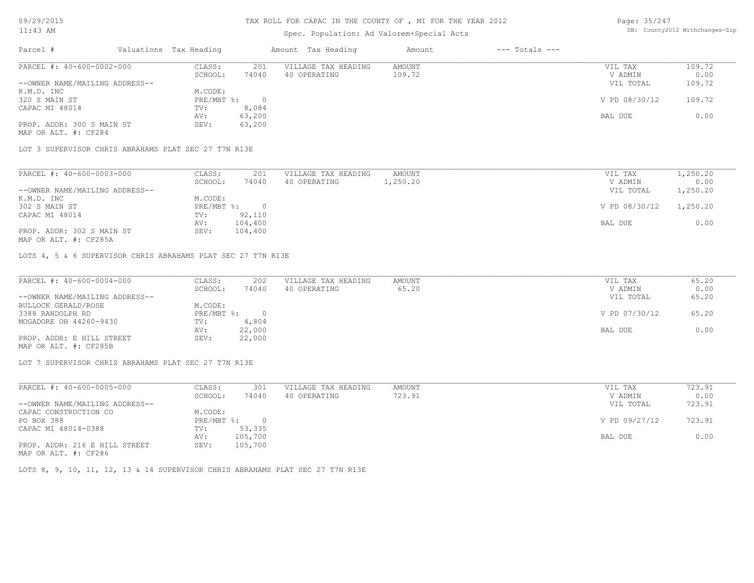# TAX ROLL FOR CAPAC IN THE COUNTY OF , MI FOR THE YEAR 2012

Spec. Population: Ad Valorem+Special Acts

| Parcel # | Valuations | Tax Heading | Amount | Tax Heading | Amount | --- Totals --- |
|---|---|---|---|---|---|---|

---

**PARCEL #: 40-600-0002-000**

| | | | | | |
|---|---|---|---|---|---|
| CLASS: | 201 | VILLAGE TAX HEADING | AMOUNT | VIL TAX | 109.72 |
| SCHOOL: | 74040 | 40 OPERATING | 109.72 | V ADMIN | 0.00 |
| | | | | VIL TOTAL | 109.72 |
| M.CODE: | | | | | |
| PRE/MBT %: | 0 | | | V PD 08/30/12 | 109.72 |
| TV: | 8,084 | | | | |
| AV: | 63,200 | | | BAL DUE | 0.00 |
| SEV: | 63,200 | | | | |

--OWNER NAME/MAILING ADDRESS--
K.M.D. INC
320 S MAIN ST
CAPAC MI 48014

PROP. ADDR: 300 S MAIN ST
MAP OR ALT. #: CF284

LOT 3 SUPERVISOR CHRIS ABRAHAMS PLAT SEC 27 T7N R13E

---

**PARCEL #: 40-600-0003-000**

| | | | | | |
|---|---|---|---|---|---|
| CLASS: | 201 | VILLAGE TAX HEADING | AMOUNT | VIL TAX | 1,250.20 |
| SCHOOL: | 74040 | 40 OPERATING | 1,250.20 | V ADMIN | 0.00 |
| | | | | VIL TOTAL | 1,250.20 |
| M.CODE: | | | | | |
| PRE/MBT %: | 0 | | | V PD 08/30/12 | 1,250.20 |
| TV: | 92,110 | | | | |
| AV: | 104,400 | | | BAL DUE | 0.00 |
| SEV: | 104,400 | | | | |

--OWNER NAME/MAILING ADDRESS--
K.M.D. INC
302 S MAIN ST
CAPAC MI 48014

PROP. ADDR: 302 S MAIN ST
MAP OR ALT. #: CF285A

LOTS 4, 5 & 6 SUPERVISOR CHRIS ABRAHAMS PLAT SEC 27 T7N R13E

---

**PARCEL #: 40-600-0004-000**

| | | | | | |
|---|---|---|---|---|---|
| CLASS: | 202 | VILLAGE TAX HEADING | AMOUNT | VIL TAX | 65.20 |
| SCHOOL: | 74040 | 40 OPERATING | 65.20 | V ADMIN | 0.00 |
| | | | | VIL TOTAL | 65.20 |
| M.CODE: | | | | | |
| PRE/MBT %: | 0 | | | V PD 07/30/12 | 65.20 |
| TV: | 4,804 | | | | |
| AV: | 22,000 | | | BAL DUE | 0.00 |
| SEV: | 22,000 | | | | |

--OWNER NAME/MAILING ADDRESS--
BULLOCK GERALD/ROSE
3388 RANDOLPH RD
MOGADORE OH 44260-9430

PROP. ADDR: E HILL STREET
MAP OR ALT. #: CF285B

LOT 7 SUPERVISOR CHRIS ABRAHAMS PLAT SEC 27 T7N R13E

---

**PARCEL #: 40-600-0005-000**

| | | | | | |
|---|---|---|---|---|---|
| CLASS: | 301 | VILLAGE TAX HEADING | AMOUNT | VIL TAX | 723.91 |
| SCHOOL: | 74040 | 40 OPERATING | 723.91 | V ADMIN | 0.00 |
| | | | | VIL TOTAL | 723.91 |
| M.CODE: | | | | | |
| PRE/MBT %: | 0 | | | V PD 09/27/12 | 723.91 |
| TV: | 53,335 | | | | |
| AV: | 105,700 | | | BAL DUE | 0.00 |
| SEV: | 105,700 | | | | |

--OWNER NAME/MAILING ADDRESS--
CAPAC CONSTRUCTION CO
PO BOX 388
CAPAC MI 48014-0388

PROP. ADDR: 216 E HILL STREET
MAP OR ALT. #: CF286

LOTS 8, 9, 10, 11, 12, 13 & 14 SUPERVISOR CHRIS ABRAHAMS PLAT SEC 27 T7N R13E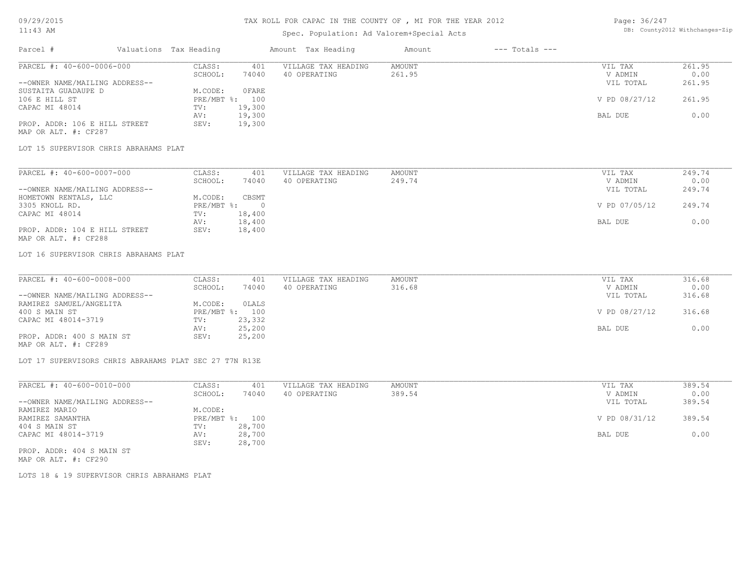# TAX ROLL FOR CAPAC IN THE COUNTY OF , MI FOR THE YEAR 2012

Spec. Population: Ad Valorem+Special Acts

| Parcel # | Valuations | Tax Heading | Amount | Tax Heading | Amount | --- Totals --- | |
|---|---|---|---|---|---|---|---|

**PARCEL #: 40-600-0006-000**

| | | | | | |
|---|---|---|---|---|---|
| --OWNER NAME/MAILING ADDRESS-- | CLASS: 401 | VILLAGE TAX HEADING | AMOUNT | VIL TAX | 261.95 |
| SUSTAITA GUADAUPE D | SCHOOL: 74040 | 40 OPERATING | 261.95 | V ADMIN | 0.00 |
| 106 E HILL ST | M.CODE: 0FARE | | | VIL TOTAL | 261.95 |
| CAPAC MI 48014 | PRE/MBT %: 100 | | | V PD 08/27/12 | 261.95 |
| | TV: 19,300 | | | | |
| | AV: 19,300 | | | BAL DUE | 0.00 |
| PROP. ADDR: 106 E HILL STREET | SEV: 19,300 | | | | |
| MAP OR ALT. #: CF287 | | | | | |

LOT 15 SUPERVISOR CHRIS ABRAHAMS PLAT

**PARCEL #: 40-600-0007-000**

| | | | | | |
|---|---|---|---|---|---|
| --OWNER NAME/MAILING ADDRESS-- | CLASS: 401 | VILLAGE TAX HEADING | AMOUNT | VIL TAX | 249.74 |
| HOMETOWN RENTALS, LLC | SCHOOL: 74040 | 40 OPERATING | 249.74 | V ADMIN | 0.00 |
| 3305 KNOLL RD. | M.CODE: CBSMT | | | VIL TOTAL | 249.74 |
| CAPAC MI 48014 | PRE/MBT %: 0 | | | V PD 07/05/12 | 249.74 |
| | TV: 18,400 | | | | |
| | AV: 18,400 | | | BAL DUE | 0.00 |
| PROP. ADDR: 104 E HILL STREET | SEV: 18,400 | | | | |
| MAP OR ALT. #: CF288 | | | | | |

LOT 16 SUPERVISOR CHRIS ABRAHAMS PLAT

**PARCEL #: 40-600-0008-000**

| | | | | | |
|---|---|---|---|---|---|
| --OWNER NAME/MAILING ADDRESS-- | CLASS: 401 | VILLAGE TAX HEADING | AMOUNT | VIL TAX | 316.68 |
| RAMIREZ SAMUEL/ANGELITA | SCHOOL: 74040 | 40 OPERATING | 316.68 | V ADMIN | 0.00 |
| 400 S MAIN ST | M.CODE: 0LALS | | | VIL TOTAL | 316.68 |
| CAPAC MI 48014-3719 | PRE/MBT %: 100 | | | V PD 08/27/12 | 316.68 |
| | TV: 23,332 | | | | |
| | AV: 25,200 | | | BAL DUE | 0.00 |
| PROP. ADDR: 400 S MAIN ST | SEV: 25,200 | | | | |
| MAP OR ALT. #: CF289 | | | | | |

LOT 17 SUPERVISORS CHRIS ABRAHAMS PLAT SEC 27 T7N R13E

**PARCEL #: 40-600-0010-000**

| | | | | | |
|---|---|---|---|---|---|
| --OWNER NAME/MAILING ADDRESS-- | CLASS: 401 | VILLAGE TAX HEADING | AMOUNT | VIL TAX | 389.54 |
| RAMIREZ MARIO | SCHOOL: 74040 | 40 OPERATING | 389.54 | V ADMIN | 0.00 |
| RAMIREZ SAMANTHA | M.CODE: | | | VIL TOTAL | 389.54 |
| 404 S MAIN ST | PRE/MBT %: 100 | | | V PD 08/31/12 | 389.54 |
| CAPAC MI 48014-3719 | TV: 28,700 | | | | |
| | AV: 28,700 | | | BAL DUE | 0.00 |
| | SEV: 28,700 | | | | |
| PROP. ADDR: 404 S MAIN ST | | | | | |
| MAP OR ALT. #: CF290 | | | | | |

LOTS 18 & 19 SUPERVISOR CHRIS ABRAHAMS PLAT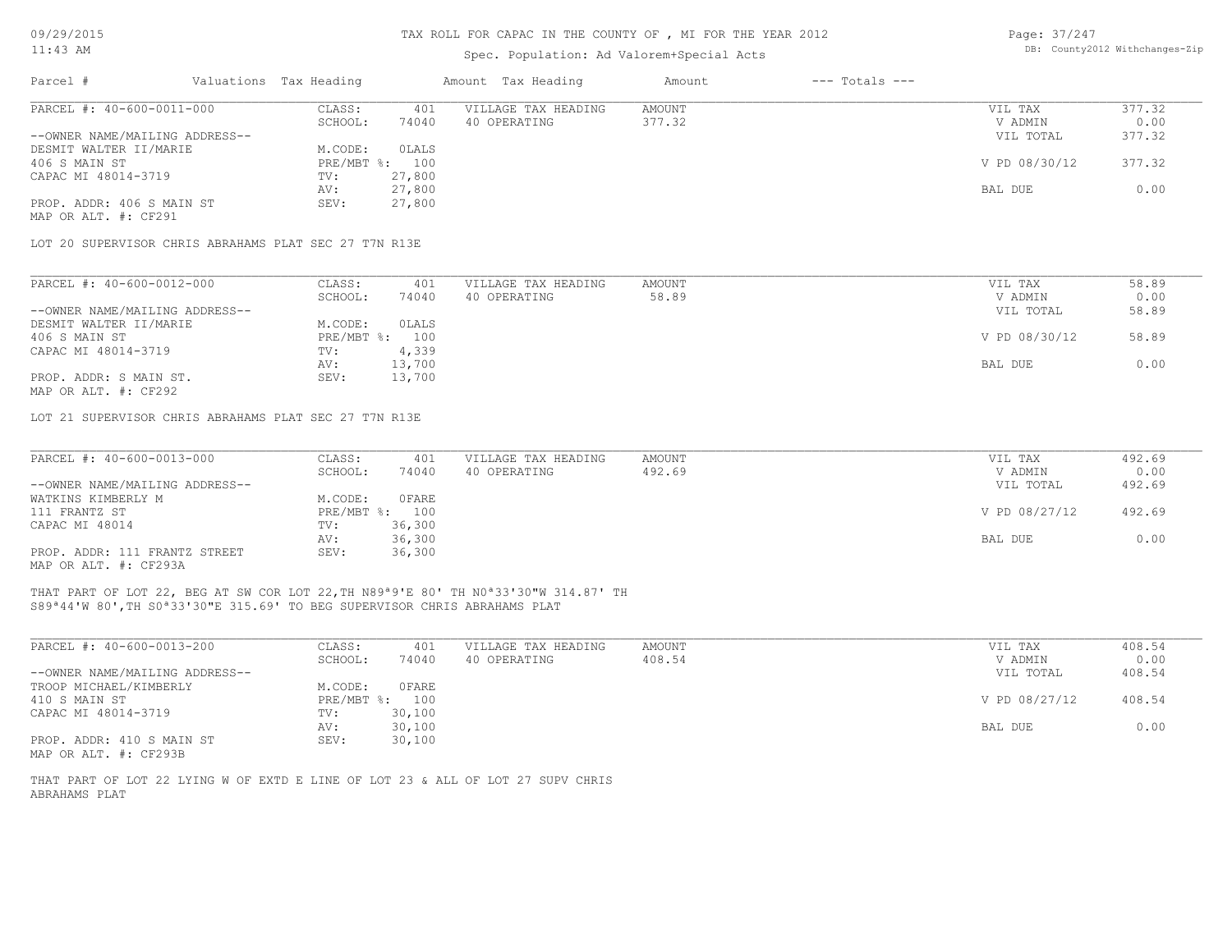# TAX ROLL FOR CAPAC IN THE COUNTY OF , MI FOR THE YEAR 2012

Spec. Population: Ad Valorem+Special Acts

DB: County2012 Withchanges-Zip

| Parcel # | Valuations | Tax Heading | Amount | Tax Heading | Amount | --- Totals --- | |
|---|---|---|---|---|---|---|---|

---

PARCEL #: 40-600-0011-000

| | | | | | |
|---|---|---|---|---|---|
| CLASS: | 401 | VILLAGE TAX HEADING | AMOUNT | VIL TAX | 377.32 |
| SCHOOL: | 74040 | 40 OPERATING | 377.32 | V ADMIN | 0.00 |
| | | | | VIL TOTAL | 377.32 |
| M.CODE: | 0LALS | | | | |
| PRE/MBT %: | 100 | | | V PD 08/30/12 | 377.32 |
| TV: | 27,800 | | | | |
| AV: | 27,800 | | | BAL DUE | 0.00 |
| SEV: | 27,800 | | | | |

--OWNER NAME/MAILING ADDRESS--
DESMIT WALTER II/MARIE
406 S MAIN ST
CAPAC MI 48014-3719

PROP. ADDR: 406 S MAIN ST
MAP OR ALT. #: CF291

LOT 20 SUPERVISOR CHRIS ABRAHAMS PLAT SEC 27 T7N R13E

---

PARCEL #: 40-600-0012-000

| | | | | | |
|---|---|---|---|---|---|
| CLASS: | 401 | VILLAGE TAX HEADING | AMOUNT | VIL TAX | 58.89 |
| SCHOOL: | 74040 | 40 OPERATING | 58.89 | V ADMIN | 0.00 |
| | | | | VIL TOTAL | 58.89 |
| M.CODE: | 0LALS | | | | |
| PRE/MBT %: | 100 | | | V PD 08/30/12 | 58.89 |
| TV: | 4,339 | | | | |
| AV: | 13,700 | | | BAL DUE | 0.00 |
| SEV: | 13,700 | | | | |

--OWNER NAME/MAILING ADDRESS--
DESMIT WALTER II/MARIE
406 S MAIN ST
CAPAC MI 48014-3719

PROP. ADDR: S MAIN ST.
MAP OR ALT. #: CF292

LOT 21 SUPERVISOR CHRIS ABRAHAMS PLAT SEC 27 T7N R13E

---

PARCEL #: 40-600-0013-000

| | | | | | |
|---|---|---|---|---|---|
| CLASS: | 401 | VILLAGE TAX HEADING | AMOUNT | VIL TAX | 492.69 |
| SCHOOL: | 74040 | 40 OPERATING | 492.69 | V ADMIN | 0.00 |
| | | | | VIL TOTAL | 492.69 |
| M.CODE: | 0FARE | | | | |
| PRE/MBT %: | 100 | | | V PD 08/27/12 | 492.69 |
| TV: | 36,300 | | | | |
| AV: | 36,300 | | | BAL DUE | 0.00 |
| SEV: | 36,300 | | | | |

--OWNER NAME/MAILING ADDRESS--
WATKINS KIMBERLY M
111 FRANTZ ST
CAPAC MI 48014

PROP. ADDR: 111 FRANTZ STREET
MAP OR ALT. #: CF293A

THAT PART OF LOT 22, BEG AT SW COR LOT 22,TH N89ª9'E 80' TH N0ª33'30"W 314.87' TH S89ª44'W 80',TH S0ª33'30"E 315.69' TO BEG SUPERVISOR CHRIS ABRAHAMS PLAT

---

PARCEL #: 40-600-0013-200

| | | | | | |
|---|---|---|---|---|---|
| CLASS: | 401 | VILLAGE TAX HEADING | AMOUNT | VIL TAX | 408.54 |
| SCHOOL: | 74040 | 40 OPERATING | 408.54 | V ADMIN | 0.00 |
| | | | | VIL TOTAL | 408.54 |
| M.CODE: | 0FARE | | | | |
| PRE/MBT %: | 100 | | | V PD 08/27/12 | 408.54 |
| TV: | 30,100 | | | | |
| AV: | 30,100 | | | BAL DUE | 0.00 |
| SEV: | 30,100 | | | | |

--OWNER NAME/MAILING ADDRESS--
TROOP MICHAEL/KIMBERLY
410 S MAIN ST
CAPAC MI 48014-3719

PROP. ADDR: 410 S MAIN ST
MAP OR ALT. #: CF293B

THAT PART OF LOT 22 LYING W OF EXTD E LINE OF LOT 23 & ALL OF LOT 27 SUPV CHRIS ABRAHAMS PLAT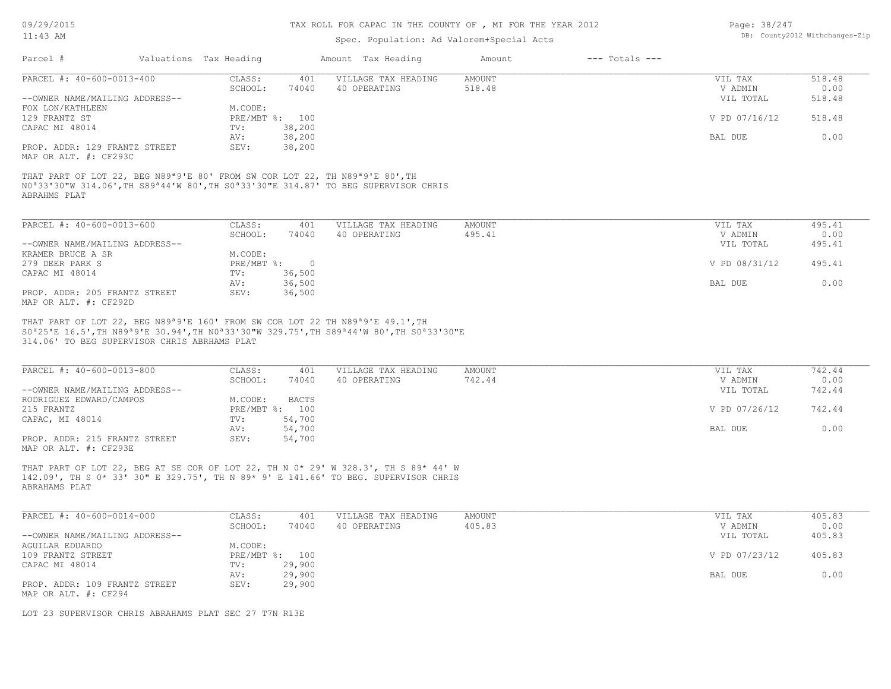# TAX ROLL FOR CAPAC IN THE COUNTY OF , MI FOR THE YEAR 2012

Spec. Population: Ad Valorem+Special Acts

| Parcel # | Valuations | Tax Heading | Amount | Tax Heading | Amount | --- Totals --- | |
|---|---|---|---|---|---|---|---|
| PARCEL #: 40-600-0013-400 | CLASS: | 401 | VILLAGE TAX HEADING | AMOUNT | | VIL TAX | 518.48 |
| | SCHOOL: | 74040 | 40 OPERATING | 518.48 | | V ADMIN | 0.00 |
| --OWNER NAME/MAILING ADDRESS-- | | | | | | VIL TOTAL | 518.48 |
| FOX LON/KATHLEEN | M.CODE: | | | | | | |
| 129 FRANTZ ST | PRE/MBT %: | 100 | | | | V PD 07/16/12 | 518.48 |
| CAPAC MI 48014 | TV: | 38,200 | | | | | |
| | AV: | 38,200 | | | | BAL DUE | 0.00 |
| PROP. ADDR: 129 FRANTZ STREET | SEV: | 38,200 | | | | | |
| MAP OR ALT. #: CF293C | | | | | | | |

THAT PART OF LOT 22, BEG N89ª9'E 80' FROM SW COR LOT 22, TH N89ª9'E 80',TH N0ª33'30"W 314.06',TH S89ª44'W 80',TH S0ª33'30"E 314.87' TO BEG SUPERVISOR CHRIS ABRAHMS PLAT

| Parcel # | Valuations | Tax Heading | Amount | Tax Heading | Amount | --- Totals --- | |
|---|---|---|---|---|---|---|---|
| PARCEL #: 40-600-0013-600 | CLASS: | 401 | VILLAGE TAX HEADING | AMOUNT | | VIL TAX | 495.41 |
| | SCHOOL: | 74040 | 40 OPERATING | 495.41 | | V ADMIN | 0.00 |
| --OWNER NAME/MAILING ADDRESS-- | | | | | | VIL TOTAL | 495.41 |
| KRAMER BRUCE A SR | M.CODE: | | | | | | |
| 279 DEER PARK S | PRE/MBT %: | 0 | | | | V PD 08/31/12 | 495.41 |
| CAPAC MI 48014 | TV: | 36,500 | | | | | |
| | AV: | 36,500 | | | | BAL DUE | 0.00 |
| PROP. ADDR: 205 FRANTZ STREET | SEV: | 36,500 | | | | | |
| MAP OR ALT. #: CF292D | | | | | | | |

THAT PART OF LOT 22, BEG N89ª9'E 160' FROM SW COR LOT 22 TH N89ª9'E 49.1',TH S0ª25'E 16.5',TH N89ª9'E 30.94',TH N0ª33'30"W 329.75',TH S89ª44'W 80',TH S0ª33'30"E 314.06' TO BEG SUPERVISOR CHRIS ABRHAMS PLAT

| Parcel # | Valuations | Tax Heading | Amount | Tax Heading | Amount | --- Totals --- | |
|---|---|---|---|---|---|---|---|
| PARCEL #: 40-600-0013-800 | CLASS: | 401 | VILLAGE TAX HEADING | AMOUNT | | VIL TAX | 742.44 |
| | SCHOOL: | 74040 | 40 OPERATING | 742.44 | | V ADMIN | 0.00 |
| --OWNER NAME/MAILING ADDRESS-- | | | | | | VIL TOTAL | 742.44 |
| RODRIGUEZ EDWARD/CAMPOS | M.CODE: | BACTS | | | | | |
| 215 FRANTZ | PRE/MBT %: | 100 | | | | V PD 07/26/12 | 742.44 |
| CAPAC, MI 48014 | TV: | 54,700 | | | | | |
| | AV: | 54,700 | | | | BAL DUE | 0.00 |
| PROP. ADDR: 215 FRANTZ STREET | SEV: | 54,700 | | | | | |
| MAP OR ALT. #: CF293E | | | | | | | |

THAT PART OF LOT 22, BEG AT SE COR OF LOT 22, TH N 0* 29' W 328.3', TH S 89* 44' W 142.09', TH S 0* 33' 30" E 329.75', TH N 89* 9' E 141.66' TO BEG. SUPERVISOR CHRIS ABRAHAMS PLAT

| Parcel # | Valuations | Tax Heading | Amount | Tax Heading | Amount | --- Totals --- | |
|---|---|---|---|---|---|---|---|
| PARCEL #: 40-600-0014-000 | CLASS: | 401 | VILLAGE TAX HEADING | AMOUNT | | VIL TAX | 405.83 |
| | SCHOOL: | 74040 | 40 OPERATING | 405.83 | | V ADMIN | 0.00 |
| --OWNER NAME/MAILING ADDRESS-- | | | | | | VIL TOTAL | 405.83 |
| AGUILAR EDUARDO | M.CODE: | | | | | | |
| 109 FRANTZ STREET | PRE/MBT %: | 100 | | | | V PD 07/23/12 | 405.83 |
| CAPAC MI 48014 | TV: | 29,900 | | | | | |
| | AV: | 29,900 | | | | BAL DUE | 0.00 |
| PROP. ADDR: 109 FRANTZ STREET | SEV: | 29,900 | | | | | |
| MAP OR ALT. #: CF294 | | | | | | | |

LOT 23 SUPERVISOR CHRIS ABRAHAMS PLAT SEC 27 T7N R13E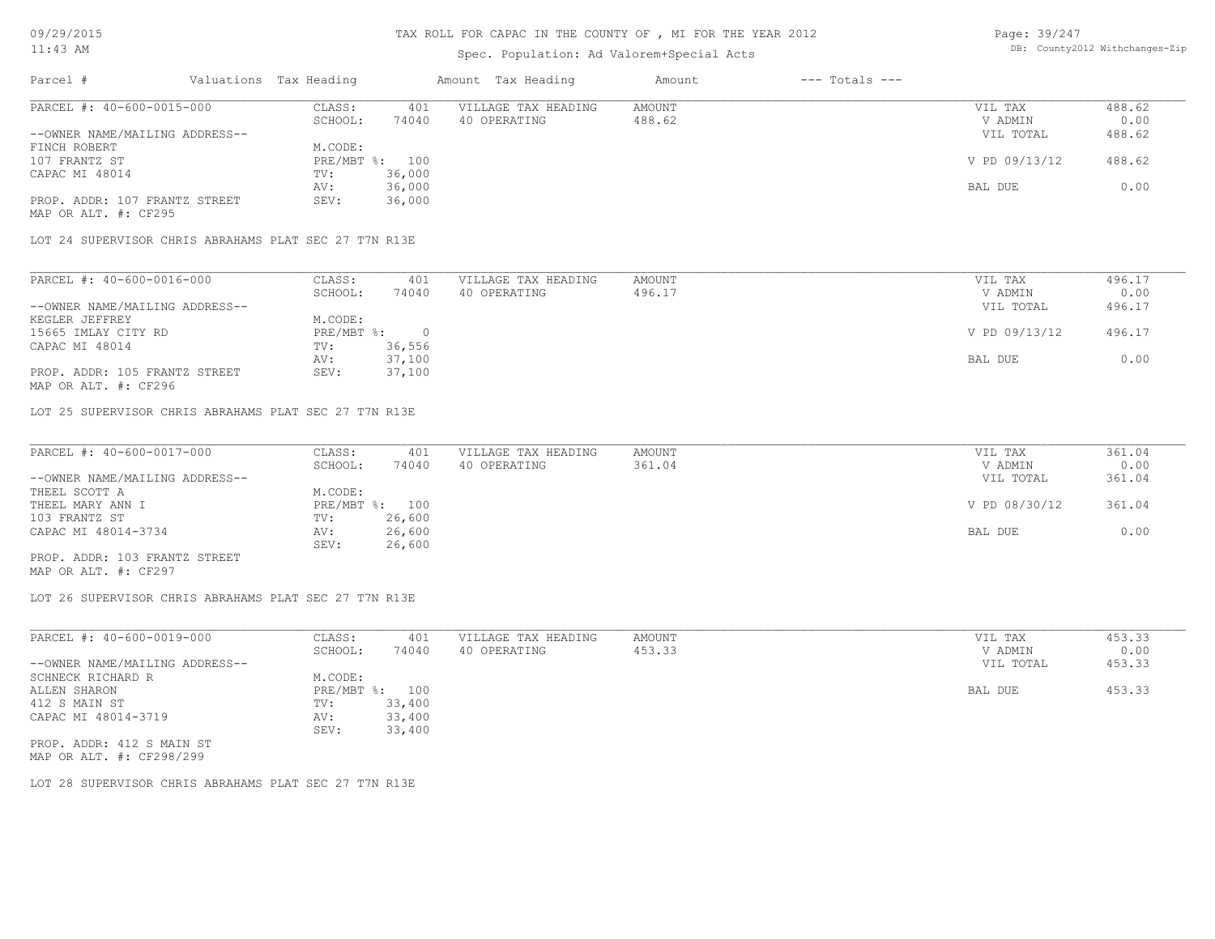# TAX ROLL FOR CAPAC IN THE COUNTY OF , MI FOR THE YEAR 2012

Spec. Population: Ad Valorem+Special Acts

| Parcel # | Valuations | Tax Heading | Amount | Tax Heading | Amount | --- Totals --- | |
|---|---|---|---|---|---|---|---|

---

**PARCEL #: 40-600-0015-000**

| | | | | | |
|---|---|---|---|---|---|
| CLASS: | 401 | VILLAGE TAX HEADING | AMOUNT | VIL TAX | 488.62 |
| SCHOOL: | 74040 | 40 OPERATING | 488.62 | V ADMIN | 0.00 |
| | | | | VIL TOTAL | 488.62 |
| M.CODE: | | | | | |
| PRE/MBT %: | 100 | | | V PD 09/13/12 | 488.62 |
| TV: | 36,000 | | | | |
| AV: | 36,000 | | | BAL DUE | 0.00 |
| SEV: | 36,000 | | | | |

--OWNER NAME/MAILING ADDRESS--
FINCH ROBERT
107 FRANTZ ST
CAPAC MI 48014

PROP. ADDR: 107 FRANTZ STREET
MAP OR ALT. #: CF295

LOT 24 SUPERVISOR CHRIS ABRAHAMS PLAT SEC 27 T7N R13E

---

**PARCEL #: 40-600-0016-000**

| | | | | | |
|---|---|---|---|---|---|
| CLASS: | 401 | VILLAGE TAX HEADING | AMOUNT | VIL TAX | 496.17 |
| SCHOOL: | 74040 | 40 OPERATING | 496.17 | V ADMIN | 0.00 |
| | | | | VIL TOTAL | 496.17 |
| M.CODE: | | | | | |
| PRE/MBT %: | 0 | | | V PD 09/13/12 | 496.17 |
| TV: | 36,556 | | | | |
| AV: | 37,100 | | | BAL DUE | 0.00 |
| SEV: | 37,100 | | | | |

--OWNER NAME/MAILING ADDRESS--
KEGLER JEFFREY
15665 IMLAY CITY RD
CAPAC MI 48014

PROP. ADDR: 105 FRANTZ STREET
MAP OR ALT. #: CF296

LOT 25 SUPERVISOR CHRIS ABRAHAMS PLAT SEC 27 T7N R13E

---

**PARCEL #: 40-600-0017-000**

| | | | | | |
|---|---|---|---|---|---|
| CLASS: | 401 | VILLAGE TAX HEADING | AMOUNT | VIL TAX | 361.04 |
| SCHOOL: | 74040 | 40 OPERATING | 361.04 | V ADMIN | 0.00 |
| | | | | VIL TOTAL | 361.04 |
| M.CODE: | | | | | |
| PRE/MBT %: | 100 | | | V PD 08/30/12 | 361.04 |
| TV: | 26,600 | | | | |
| AV: | 26,600 | | | BAL DUE | 0.00 |
| SEV: | 26,600 | | | | |

--OWNER NAME/MAILING ADDRESS--
THEEL SCOTT A
THEEL MARY ANN I
103 FRANTZ ST
CAPAC MI 48014-3734

PROP. ADDR: 103 FRANTZ STREET
MAP OR ALT. #: CF297

LOT 26 SUPERVISOR CHRIS ABRAHAMS PLAT SEC 27 T7N R13E

---

**PARCEL #: 40-600-0019-000**

| | | | | | |
|---|---|---|---|---|---|
| CLASS: | 401 | VILLAGE TAX HEADING | AMOUNT | VIL TAX | 453.33 |
| SCHOOL: | 74040 | 40 OPERATING | 453.33 | V ADMIN | 0.00 |
| | | | | VIL TOTAL | 453.33 |
| M.CODE: | | | | | |
| PRE/MBT %: | 100 | | | BAL DUE | 453.33 |
| TV: | 33,400 | | | | |
| AV: | 33,400 | | | | |
| SEV: | 33,400 | | | | |

--OWNER NAME/MAILING ADDRESS--
SCHNECK RICHARD R
ALLEN SHARON
412 S MAIN ST
CAPAC MI 48014-3719

PROP. ADDR: 412 S MAIN ST
MAP OR ALT. #: CF298/299

LOT 28 SUPERVISOR CHRIS ABRAHAMS PLAT SEC 27 T7N R13E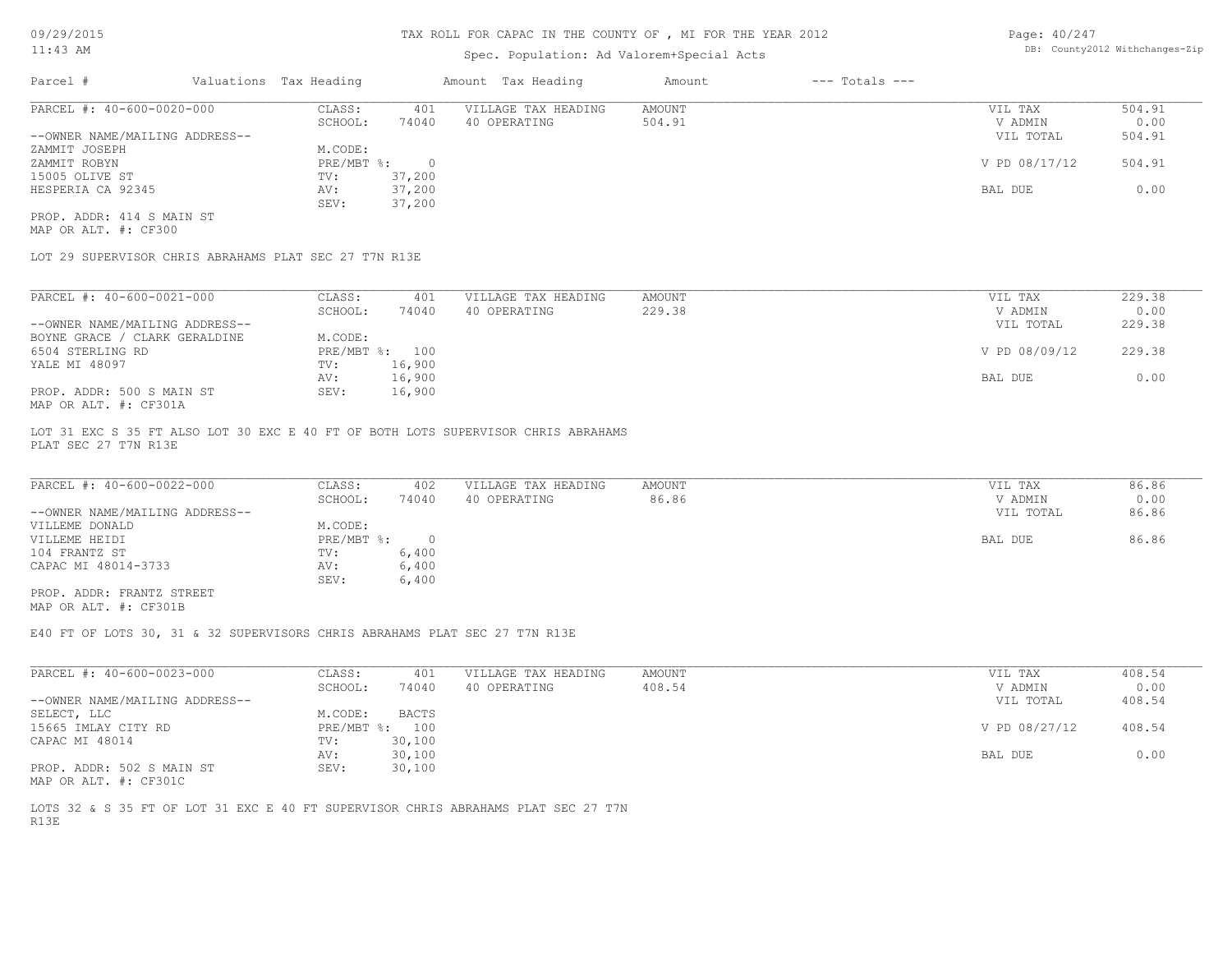TAX ROLL FOR CAPAC IN THE COUNTY OF , MI FOR THE YEAR 2012

Spec. Population: Ad Valorem+Special Acts

| Parcel # | Valuations | Tax Heading | Amount | Tax Heading | Amount | --- Totals --- |
|---|---|---|---|---|---|---|

**PARCEL #: 40-600-0020-000**

| | | | | | |
|---|---|---|---|---|---|
| CLASS: | 401 | VILLAGE TAX HEADING | AMOUNT | VIL TAX | 504.91 |
| SCHOOL: | 74040 | 40 OPERATING | 504.91 | V ADMIN | 0.00 |
| M.CODE: | | | | VIL TOTAL | 504.91 |
| PRE/MBT %: | 0 | | | V PD 08/17/12 | 504.91 |
| TV: | 37,200 | | | | |
| AV: | 37,200 | | | BAL DUE | 0.00 |
| SEV: | 37,200 | | | | |

--OWNER NAME/MAILING ADDRESS--
ZAMMIT JOSEPH
ZAMMIT ROBYN
15005 OLIVE ST
HESPERIA CA 92345

PROP. ADDR: 414 S MAIN ST
MAP OR ALT. #: CF300

LOT 29 SUPERVISOR CHRIS ABRAHAMS PLAT SEC 27 T7N R13E

**PARCEL #: 40-600-0021-000**

| | | | | | |
|---|---|---|---|---|---|
| CLASS: | 401 | VILLAGE TAX HEADING | AMOUNT | VIL TAX | 229.38 |
| SCHOOL: | 74040 | 40 OPERATING | 229.38 | V ADMIN | 0.00 |
| M.CODE: | | | | VIL TOTAL | 229.38 |
| PRE/MBT %: | 100 | | | V PD 08/09/12 | 229.38 |
| TV: | 16,900 | | | | |
| AV: | 16,900 | | | BAL DUE | 0.00 |
| SEV: | 16,900 | | | | |

--OWNER NAME/MAILING ADDRESS--
BOYNE GRACE / CLARK GERALDINE
6504 STERLING RD
YALE MI 48097

PROP. ADDR: 500 S MAIN ST
MAP OR ALT. #: CF301A

LOT 31 EXC S 35 FT ALSO LOT 30 EXC E 40 FT OF BOTH LOTS SUPERVISOR CHRIS ABRAHAMS PLAT SEC 27 T7N R13E

**PARCEL #: 40-600-0022-000**

| | | | | | |
|---|---|---|---|---|---|
| CLASS: | 402 | VILLAGE TAX HEADING | AMOUNT | VIL TAX | 86.86 |
| SCHOOL: | 74040 | 40 OPERATING | 86.86 | V ADMIN | 0.00 |
| M.CODE: | | | | VIL TOTAL | 86.86 |
| PRE/MBT %: | 0 | | | BAL DUE | 86.86 |
| TV: | 6,400 | | | | |
| AV: | 6,400 | | | | |
| SEV: | 6,400 | | | | |

--OWNER NAME/MAILING ADDRESS--
VILLEME DONALD
VILLEME HEIDI
104 FRANTZ ST
CAPAC MI 48014-3733

PROP. ADDR: FRANTZ STREET
MAP OR ALT. #: CF301B

E40 FT OF LOTS 30, 31 & 32 SUPERVISORS CHRIS ABRAHAMS PLAT SEC 27 T7N R13E

**PARCEL #: 40-600-0023-000**

| | | | | | |
|---|---|---|---|---|---|
| CLASS: | 401 | VILLAGE TAX HEADING | AMOUNT | VIL TAX | 408.54 |
| SCHOOL: | 74040 | 40 OPERATING | 408.54 | V ADMIN | 0.00 |
| M.CODE: | BACTS | | | VIL TOTAL | 408.54 |
| PRE/MBT %: | 100 | | | V PD 08/27/12 | 408.54 |
| TV: | 30,100 | | | | |
| AV: | 30,100 | | | BAL DUE | 0.00 |
| SEV: | 30,100 | | | | |

--OWNER NAME/MAILING ADDRESS--
SELECT, LLC
15665 IMLAY CITY RD
CAPAC MI 48014

PROP. ADDR: 502 S MAIN ST
MAP OR ALT. #: CF301C

LOTS 32 & S 35 FT OF LOT 31 EXC E 40 FT SUPERVISOR CHRIS ABRAHAMS PLAT SEC 27 T7N R13E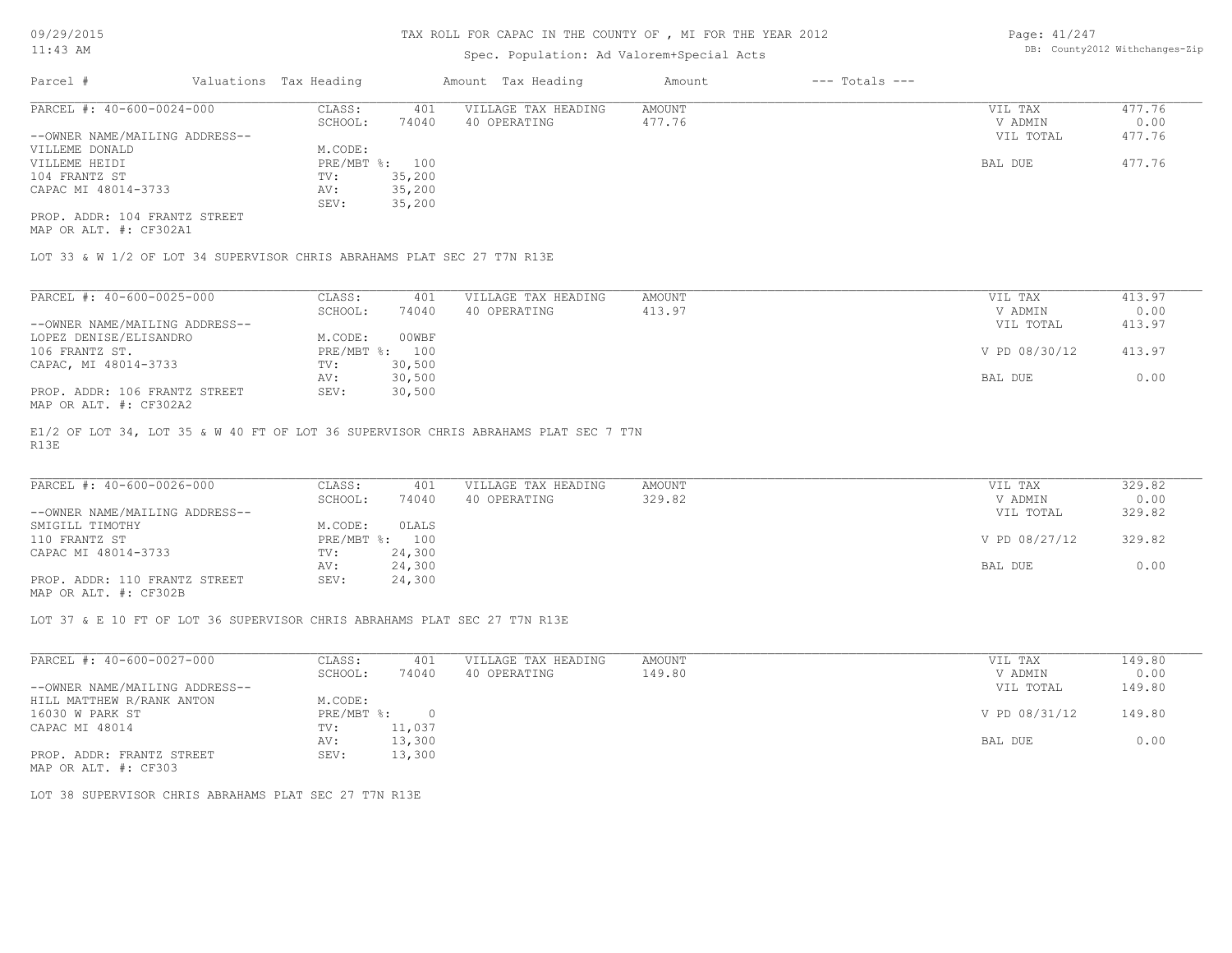# TAX ROLL FOR CAPAC IN THE COUNTY OF , MI FOR THE YEAR 2012

Spec. Population: Ad Valorem+Special Acts

09/29/2015
11:43 AM

DB: County2012 Withchanges-Zip

| Parcel # | Valuations | Tax Heading | Amount | Tax Heading | Amount | --- Totals --- |
|---|---|---|---|---|---|---|

---

**PARCEL #: 40-600-0024-000**

| | | | | | |
|---|---|---|---|---|---|
| --OWNER NAME/MAILING ADDRESS-- | CLASS: 401 | VILLAGE TAX HEADING | AMOUNT | VIL TAX | 477.76 |
| VILLEME DONALD | SCHOOL: 74040 | 40 OPERATING | 477.76 | V ADMIN | 0.00 |
| VILLEME HEIDI | M.CODE: | | | VIL TOTAL | 477.76 |
| 104 FRANTZ ST | PRE/MBT %: 100 | | | | |
| CAPAC MI 48014-3733 | TV: 35,200 | | | BAL DUE | 477.76 |
| | AV: 35,200 | | | | |
| | SEV: 35,200 | | | | |

PROP. ADDR: 104 FRANTZ STREET
MAP OR ALT. #: CF302A1

LOT 33 & W 1/2 OF LOT 34 SUPERVISOR CHRIS ABRAHAMS PLAT SEC 27 T7N R13E

---

**PARCEL #: 40-600-0025-000**

| | | | | | |
|---|---|---|---|---|---|
| --OWNER NAME/MAILING ADDRESS-- | CLASS: 401 | VILLAGE TAX HEADING | AMOUNT | VIL TAX | 413.97 |
| LOPEZ DENISE/ELISANDRO | SCHOOL: 74040 | 40 OPERATING | 413.97 | V ADMIN | 0.00 |
| 106 FRANTZ ST. | M.CODE: 00WBF | | | VIL TOTAL | 413.97 |
| CAPAC, MI 48014-3733 | PRE/MBT %: 100 | | | V PD 08/30/12 | 413.97 |
| | TV: 30,500 | | | | |
| | AV: 30,500 | | | BAL DUE | 0.00 |
| | SEV: 30,500 | | | | |

PROP. ADDR: 106 FRANTZ STREET
MAP OR ALT. #: CF302A2

E1/2 OF LOT 34, LOT 35 & W 40 FT OF LOT 36 SUPERVISOR CHRIS ABRAHAMS PLAT SEC 7 T7N R13E

---

**PARCEL #: 40-600-0026-000**

| | | | | | |
|---|---|---|---|---|---|
| --OWNER NAME/MAILING ADDRESS-- | CLASS: 401 | VILLAGE TAX HEADING | AMOUNT | VIL TAX | 329.82 |
| SMIGILL TIMOTHY | SCHOOL: 74040 | 40 OPERATING | 329.82 | V ADMIN | 0.00 |
| 110 FRANTZ ST | M.CODE: 0LALS | | | VIL TOTAL | 329.82 |
| CAPAC MI 48014-3733 | PRE/MBT %: 100 | | | V PD 08/27/12 | 329.82 |
| | TV: 24,300 | | | | |
| | AV: 24,300 | | | BAL DUE | 0.00 |
| | SEV: 24,300 | | | | |

PROP. ADDR: 110 FRANTZ STREET
MAP OR ALT. #: CF302B

LOT 37 & E 10 FT OF LOT 36 SUPERVISOR CHRIS ABRAHAMS PLAT SEC 27 T7N R13E

---

**PARCEL #: 40-600-0027-000**

| | | | | | |
|---|---|---|---|---|---|
| --OWNER NAME/MAILING ADDRESS-- | CLASS: 401 | VILLAGE TAX HEADING | AMOUNT | VIL TAX | 149.80 |
| HILL MATTHEW R/RANK ANTON | SCHOOL: 74040 | 40 OPERATING | 149.80 | V ADMIN | 0.00 |
| 16030 W PARK ST | M.CODE: | | | VIL TOTAL | 149.80 |
| CAPAC MI 48014 | PRE/MBT %: 0 | | | V PD 08/31/12 | 149.80 |
| | TV: 11,037 | | | | |
| | AV: 13,300 | | | BAL DUE | 0.00 |
| | SEV: 13,300 | | | | |

PROP. ADDR: FRANTZ STREET
MAP OR ALT. #: CF303

LOT 38 SUPERVISOR CHRIS ABRAHAMS PLAT SEC 27 T7N R13E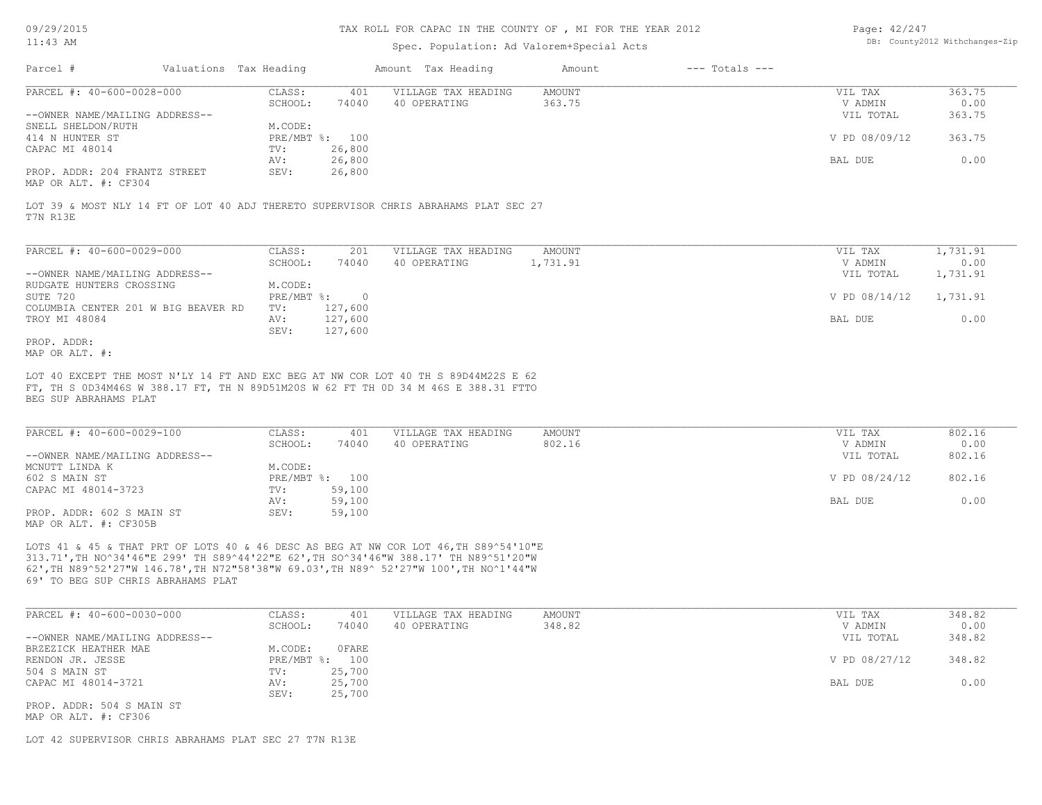TAX ROLL FOR CAPAC IN THE COUNTY OF , MI FOR THE YEAR 2012

Spec. Population: Ad Valorem+Special Acts

DB: County2012 Withchanges-Zip

| Parcel # | Valuations | Tax Heading | Amount | Tax Heading | Amount | --- Totals --- |
|---|---|---|---|---|---|---|

---

PARCEL #: 40-600-0028-000

--OWNER NAME/MAILING ADDRESS--
SNELL SHELDON/RUTH
414 N HUNTER ST
CAPAC MI 48014

PROP. ADDR: 204 FRANTZ STREET
MAP OR ALT. #: CF304

| | |
|---|---|
| CLASS: | 401 |
| SCHOOL: | 74040 |
| M.CODE: | |
| PRE/MBT %: | 100 |
| TV: | 26,800 |
| AV: | 26,800 |
| SEV: | 26,800 |

| VILLAGE TAX HEADING | AMOUNT |
|---|---|
| 40 OPERATING | 363.75 |

| | |
|---|---|
| VIL TAX | 363.75 |
| V ADMIN | 0.00 |
| VIL TOTAL | 363.75 |
| V PD 08/09/12 | 363.75 |
| BAL DUE | 0.00 |

LOT 39 & MOST NLY 14 FT OF LOT 40 ADJ THERETO SUPERVISOR CHRIS ABRAHAMS PLAT SEC 27 T7N R13E

---

PARCEL #: 40-600-0029-000

--OWNER NAME/MAILING ADDRESS--
RUDGATE HUNTERS CROSSING
SUTE 720
COLUMBIA CENTER 201 W BIG BEAVER RD
TROY MI 48084

PROP. ADDR:
MAP OR ALT. #:

| | |
|---|---|
| CLASS: | 201 |
| SCHOOL: | 74040 |
| M.CODE: | |
| PRE/MBT %: | 0 |
| TV: | 127,600 |
| AV: | 127,600 |
| SEV: | 127,600 |

| VILLAGE TAX HEADING | AMOUNT |
|---|---|
| 40 OPERATING | 1,731.91 |

| | |
|---|---|
| VIL TAX | 1,731.91 |
| V ADMIN | 0.00 |
| VIL TOTAL | 1,731.91 |
| V PD 08/14/12 | 1,731.91 |
| BAL DUE | 0.00 |

LOT 40 EXCEPT THE MOST N'LY 14 FT AND EXC BEG AT NW COR LOT 40 TH S 89D44M22S E 62 FT, TH S 0D34M46S W 388.17 FT, TH N 89D51M20S W 62 FT TH 0D 34 M 46S E 388.31 FTTO BEG SUP ABRAHAMS PLAT

---

PARCEL #: 40-600-0029-100

--OWNER NAME/MAILING ADDRESS--
MCNUTT LINDA K
602 S MAIN ST
CAPAC MI 48014-3723

PROP. ADDR: 602 S MAIN ST
MAP OR ALT. #: CF305B

| | |
|---|---|
| CLASS: | 401 |
| SCHOOL: | 74040 |
| M.CODE: | |
| PRE/MBT %: | 100 |
| TV: | 59,100 |
| AV: | 59,100 |
| SEV: | 59,100 |

| VILLAGE TAX HEADING | AMOUNT |
|---|---|
| 40 OPERATING | 802.16 |

| | |
|---|---|
| VIL TAX | 802.16 |
| V ADMIN | 0.00 |
| VIL TOTAL | 802.16 |
| V PD 08/24/12 | 802.16 |
| BAL DUE | 0.00 |

LOTS 41 & 45 & THAT PRT OF LOTS 40 & 46 DESC AS BEG AT NW COR LOT 46,TH S89^54'10"E 313.71',TH NO^34'46"E 299' TH S89^44'22"E 62',TH SO^34'46"W 388.17' TH N89^51'20"W 62',TH N89^52'27"W 146.78',TH N72^58'38"W 69.03',TH N89^ 52'27"W 100',TH NO^1'44"W 69' TO BEG SUP CHRIS ABRAHAMS PLAT

---

PARCEL #: 40-600-0030-000

--OWNER NAME/MAILING ADDRESS--
BRZEZICK HEATHER MAE
RENDON JR. JESSE
504 S MAIN ST
CAPAC MI 48014-3721

PROP. ADDR: 504 S MAIN ST
MAP OR ALT. #: CF306

| | |
|---|---|
| CLASS: | 401 |
| SCHOOL: | 74040 |
| M.CODE: | 0FARE |
| PRE/MBT %: | 100 |
| TV: | 25,700 |
| AV: | 25,700 |
| SEV: | 25,700 |

| VILLAGE TAX HEADING | AMOUNT |
|---|---|
| 40 OPERATING | 348.82 |

| | |
|---|---|
| VIL TAX | 348.82 |
| V ADMIN | 0.00 |
| VIL TOTAL | 348.82 |
| V PD 08/27/12 | 348.82 |
| BAL DUE | 0.00 |

LOT 42 SUPERVISOR CHRIS ABRAHAMS PLAT SEC 27 T7N R13E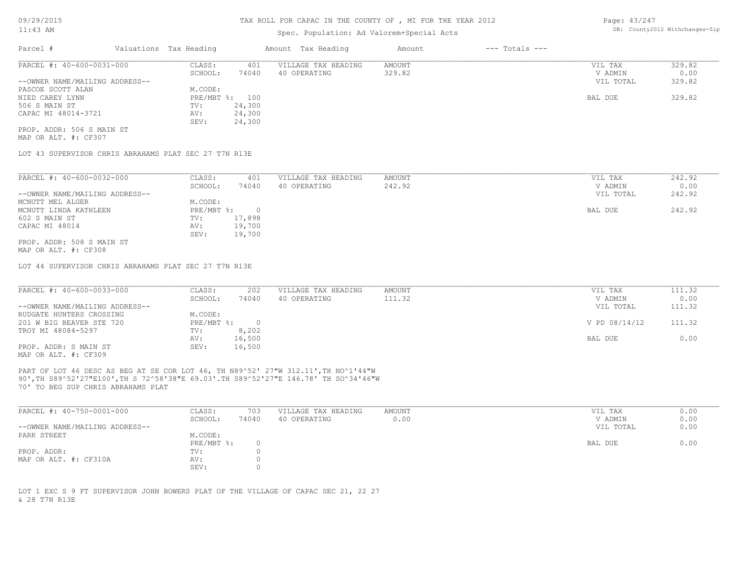# TAX ROLL FOR CAPAC IN THE COUNTY OF , MI FOR THE YEAR 2012

Spec. Population: Ad Valorem+Special Acts

DB: County2012 Withchanges-Zip

| Parcel # | Valuations | Tax Heading | Amount | Tax Heading | Amount | --- Totals --- | |
|---|---|---|---|---|---|---|---|

---

PARCEL #: 40-600-0031-000

| | | | | | |
|---|---|---|---|---|---|
| CLASS: | 401 | VILLAGE TAX HEADING | AMOUNT | VIL TAX | 329.82 |
| SCHOOL: | 74040 | 40 OPERATING | 329.82 | V ADMIN | 0.00 |
| | | | | VIL TOTAL | 329.82 |
| M.CODE: | | | | | |
| PRE/MBT %: | 100 | | | BAL DUE | 329.82 |
| TV: | 24,300 | | | | |
| AV: | 24,300 | | | | |
| SEV: | 24,300 | | | | |

--OWNER NAME/MAILING ADDRESS--
PASCOE SCOTT ALAN
NIED CAREY LYNN
506 S MAIN ST
CAPAC MI 48014-3721

PROP. ADDR: 506 S MAIN ST
MAP OR ALT. #: CF307

LOT 43 SUPERVISOR CHRIS ABRAHAMS PLAT SEC 27 T7N R13E

---

PARCEL #: 40-600-0032-000

| | | | | | |
|---|---|---|---|---|---|
| CLASS: | 401 | VILLAGE TAX HEADING | AMOUNT | VIL TAX | 242.92 |
| SCHOOL: | 74040 | 40 OPERATING | 242.92 | V ADMIN | 0.00 |
| | | | | VIL TOTAL | 242.92 |
| M.CODE: | | | | | |
| PRE/MBT %: | 0 | | | BAL DUE | 242.92 |
| TV: | 17,898 | | | | |
| AV: | 19,700 | | | | |
| SEV: | 19,700 | | | | |

--OWNER NAME/MAILING ADDRESS--
MCNUTT MEL ALGER
MCNUTT LINDA KATHLEEN
602 S MAIN ST
CAPAC MI 48014

PROP. ADDR: 508 S MAIN ST
MAP OR ALT. #: CF308

LOT 44 SUPERVISOR CHRIS ABRAHAMS PLAT SEC 27 T7N R13E

---

PARCEL #: 40-600-0033-000

| | | | | | |
|---|---|---|---|---|---|
| CLASS: | 202 | VILLAGE TAX HEADING | AMOUNT | VIL TAX | 111.32 |
| SCHOOL: | 74040 | 40 OPERATING | 111.32 | V ADMIN | 0.00 |
| | | | | VIL TOTAL | 111.32 |
| M.CODE: | | | | | |
| PRE/MBT %: | 0 | | | V PD 08/14/12 | 111.32 |
| TV: | 8,202 | | | | |
| AV: | 16,500 | | | BAL DUE | 0.00 |
| SEV: | 16,500 | | | | |

--OWNER NAME/MAILING ADDRESS--
RUDGATE HUNTERS CROSSING
201 W BIG BEAVER STE 720
TROY MI 48084-5297

PROP. ADDR: S MAIN ST
MAP OR ALT. #: CF309

PART OF LOT 46 DESC AS BEG AT SE COR LOT 46, TH N89^52' 27"W 312.11',TH NO^1'44"W 90',TH S89^52'27"E100',TH S 72^58'38"E 69.03'.TH S89^52'27"E 146.78' TH SO^34'46"W 70' TO BEG SUP CHRIS ABRAHAMS PLAT

---

PARCEL #: 40-750-0001-000

| | | | | | |
|---|---|---|---|---|---|
| CLASS: | 703 | VILLAGE TAX HEADING | AMOUNT | VIL TAX | 0.00 |
| SCHOOL: | 74040 | 40 OPERATING | 0.00 | V ADMIN | 0.00 |
| | | | | VIL TOTAL | 0.00 |
| M.CODE: | | | | | |
| PRE/MBT %: | 0 | | | BAL DUE | 0.00 |
| TV: | 0 | | | | |
| AV: | 0 | | | | |
| SEV: | 0 | | | | |

--OWNER NAME/MAILING ADDRESS--
PARK STREET

PROP. ADDR:
MAP OR ALT. #: CF310A

LOT 1 EXC S 9 FT SUPERVISOR JOHN BOWERS PLAT OF THE VILLAGE OF CAPAC SEC 21, 22 27 & 28 T7N R13E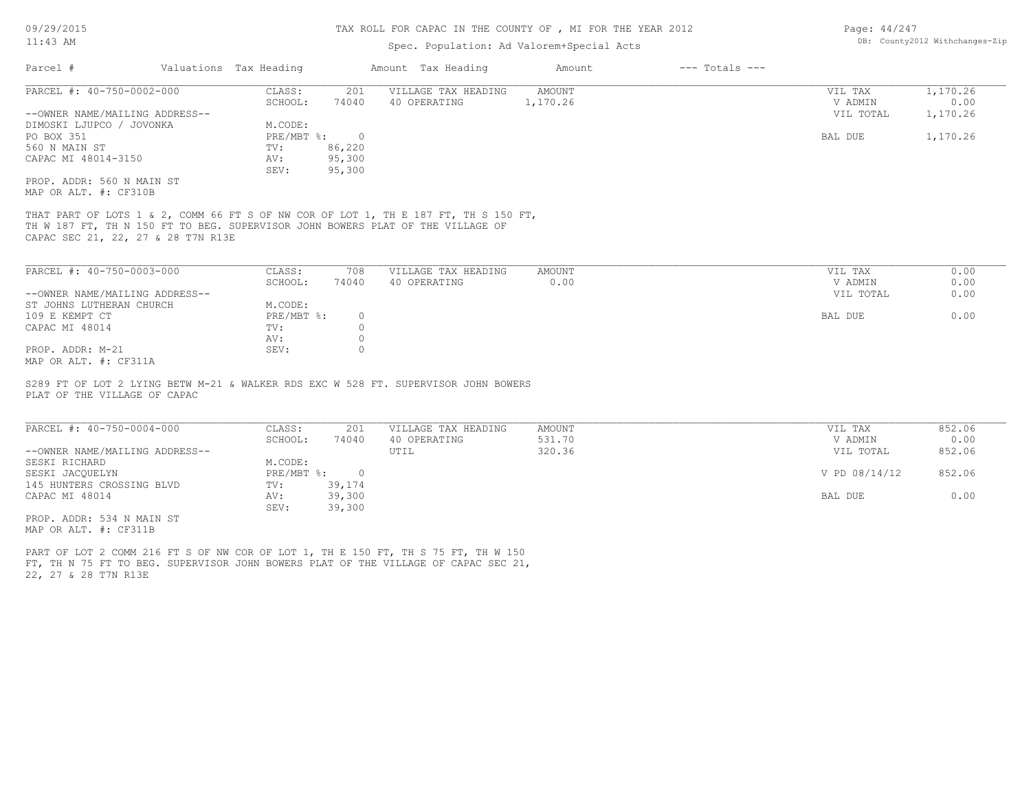# TAX ROLL FOR CAPAC IN THE COUNTY OF , MI FOR THE YEAR 2012

Spec. Population: Ad Valorem+Special Acts

| Parcel # | Valuations Tax Heading | | Amount Tax Heading | Amount | --- Totals --- | |
|---|---|---|---|---|---|---|

---

**PARCEL #: 40-750-0002-000**

| | | | | | |
|---|---|---|---|---|---|
| CLASS: | 201 | VILLAGE TAX HEADING | AMOUNT | VIL TAX | 1,170.26 |
| SCHOOL: | 74040 | 40 OPERATING | 1,170.26 | V ADMIN | 0.00 |
| M.CODE: | | | | VIL TOTAL | 1,170.26 |
| PRE/MBT %: | 0 | | | BAL DUE | 1,170.26 |
| TV: | 86,220 | | | | |
| AV: | 95,300 | | | | |
| SEV: | 95,300 | | | | |

--OWNER NAME/MAILING ADDRESS--
DIMOSKI LJUPCO / JOVONKA
PO BOX 351
560 N MAIN ST
CAPAC MI 48014-3150

PROP. ADDR: 560 N MAIN ST
MAP OR ALT. #: CF310B

THAT PART OF LOTS 1 & 2, COMM 66 FT S OF NW COR OF LOT 1, TH E 187 FT, TH S 150 FT, TH W 187 FT, TH N 150 FT TO BEG. SUPERVISOR JOHN BOWERS PLAT OF THE VILLAGE OF CAPAC SEC 21, 22, 27 & 28 T7N R13E

---

**PARCEL #: 40-750-0003-000**

| | | | | | |
|---|---|---|---|---|---|
| CLASS: | 708 | VILLAGE TAX HEADING | AMOUNT | VIL TAX | 0.00 |
| SCHOOL: | 74040 | 40 OPERATING | 0.00 | V ADMIN | 0.00 |
| M.CODE: | | | | VIL TOTAL | 0.00 |
| PRE/MBT %: | 0 | | | BAL DUE | 0.00 |
| TV: | 0 | | | | |
| AV: | 0 | | | | |
| SEV: | 0 | | | | |

--OWNER NAME/MAILING ADDRESS--
ST JOHNS LUTHERAN CHURCH
109 E KEMPT CT
CAPAC MI 48014

PROP. ADDR: M-21
MAP OR ALT. #: CF311A

S289 FT OF LOT 2 LYING BETW M-21 & WALKER RDS EXC W 528 FT. SUPERVISOR JOHN BOWERS PLAT OF THE VILLAGE OF CAPAC

---

**PARCEL #: 40-750-0004-000**

| | | | | | |
|---|---|---|---|---|---|
| CLASS: | 201 | VILLAGE TAX HEADING | AMOUNT | VIL TAX | 852.06 |
| SCHOOL: | 74040 | 40 OPERATING | 531.70 | V ADMIN | 0.00 |
| | | UTIL | 320.36 | VIL TOTAL | 852.06 |
| M.CODE: | | | | | |
| PRE/MBT %: | 0 | | | V PD 08/14/12 | 852.06 |
| TV: | 39,174 | | | | |
| AV: | 39,300 | | | BAL DUE | 0.00 |
| SEV: | 39,300 | | | | |

--OWNER NAME/MAILING ADDRESS--
SESKI RICHARD
SESKI JACQUELYN
145 HUNTERS CROSSING BLVD
CAPAC MI 48014

PROP. ADDR: 534 N MAIN ST
MAP OR ALT. #: CF311B

PART OF LOT 2 COMM 216 FT S OF NW COR OF LOT 1, TH E 150 FT, TH S 75 FT, TH W 150 FT, TH N 75 FT TO BEG. SUPERVISOR JOHN BOWERS PLAT OF THE VILLAGE OF CAPAC SEC 21, 22, 27 & 28 T7N R13E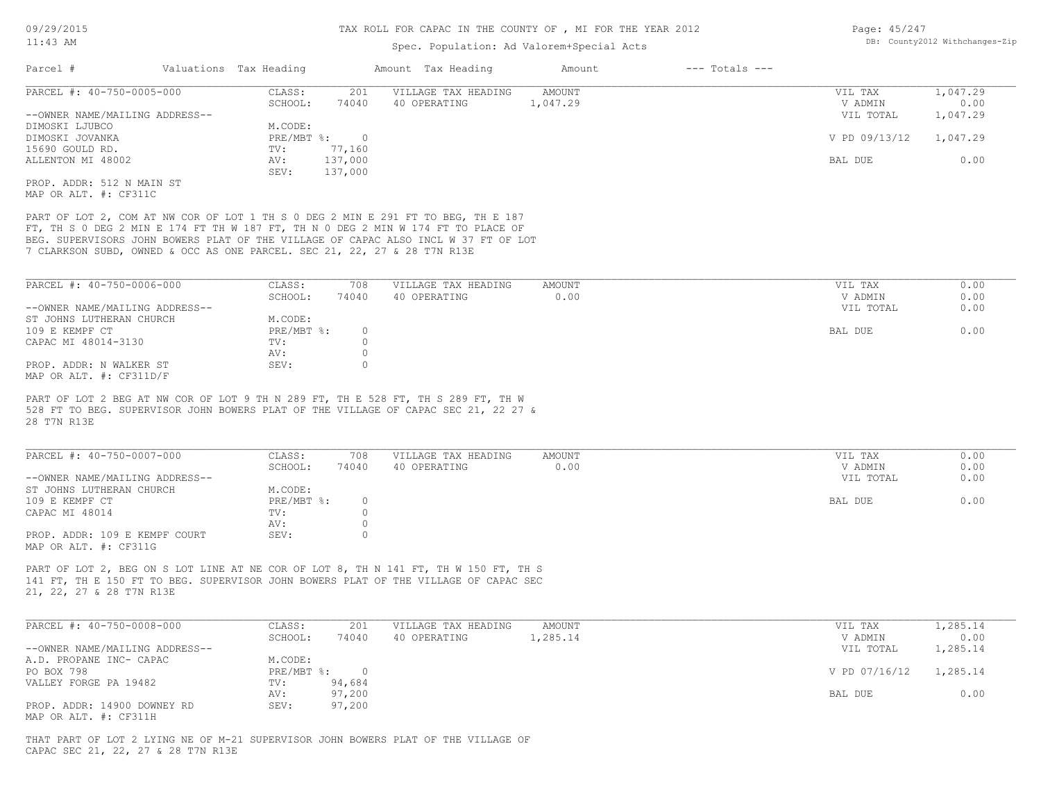# TAX ROLL FOR CAPAC IN THE COUNTY OF , MI FOR THE YEAR 2012

Spec. Population: Ad Valorem+Special Acts

| Parcel # | Valuations | Tax Heading | Amount | Tax Heading | Amount | --- Totals --- |
|---|---|---|---|---|---|---|

---

**PARCEL #: 40-750-0005-000**

| | | | | |
|---|---|---|---|---|
| CLASS: | 201 | VILLAGE TAX HEADING | AMOUNT | VIL TAX 1,047.29 |
| SCHOOL: | 74040 | 40 OPERATING | 1,047.29 | V ADMIN 0.00 |
| M.CODE: | | | | VIL TOTAL 1,047.29 |
| PRE/MBT %: | 0 | | | V PD 09/13/12 1,047.29 |
| TV: | 77,160 | | | |
| AV: | 137,000 | | | BAL DUE 0.00 |
| SEV: | 137,000 | | | |

--OWNER NAME/MAILING ADDRESS--
DIMOSKI LJUBCO
DIMOSKI JOVANKA
15690 GOULD RD.
ALLENTON MI 48002

PROP. ADDR: 512 N MAIN ST
MAP OR ALT. #: CF311C

PART OF LOT 2, COM AT NW COR OF LOT 1 TH S 0 DEG 2 MIN E 291 FT TO BEG, TH E 187 FT, TH S 0 DEG 2 MIN E 174 FT TH W 187 FT, TH N 0 DEG 2 MIN W 174 FT TO PLACE OF BEG. SUPERVISORS JOHN BOWERS PLAT OF THE VILLAGE OF CAPAC ALSO INCL W 37 FT OF LOT 7 CLARKSON SUBD, OWNED & OCC AS ONE PARCEL. SEC 21, 22, 27 & 28 T7N R13E

---

**PARCEL #: 40-750-0006-000**

| | | | | |
|---|---|---|---|---|
| CLASS: | 708 | VILLAGE TAX HEADING | AMOUNT | VIL TAX 0.00 |
| SCHOOL: | 74040 | 40 OPERATING | 0.00 | V ADMIN 0.00 |
| M.CODE: | | | | VIL TOTAL 0.00 |
| PRE/MBT %: | 0 | | | BAL DUE 0.00 |
| TV: | 0 | | | |
| AV: | 0 | | | |
| SEV: | 0 | | | |

--OWNER NAME/MAILING ADDRESS--
ST JOHNS LUTHERAN CHURCH
109 E KEMPF CT
CAPAC MI 48014-3130

PROP. ADDR: N WALKER ST
MAP OR ALT. #: CF311D/F

PART OF LOT 2 BEG AT NW COR OF LOT 9 TH N 289 FT, TH E 528 FT, TH S 289 FT, TH W 528 FT TO BEG. SUPERVISOR JOHN BOWERS PLAT OF THE VILLAGE OF CAPAC SEC 21, 22 27 & 28 T7N R13E

---

**PARCEL #: 40-750-0007-000**

| | | | | |
|---|---|---|---|---|
| CLASS: | 708 | VILLAGE TAX HEADING | AMOUNT | VIL TAX 0.00 |
| SCHOOL: | 74040 | 40 OPERATING | 0.00 | V ADMIN 0.00 |
| M.CODE: | | | | VIL TOTAL 0.00 |
| PRE/MBT %: | 0 | | | BAL DUE 0.00 |
| TV: | 0 | | | |
| AV: | 0 | | | |
| SEV: | 0 | | | |

--OWNER NAME/MAILING ADDRESS--
ST JOHNS LUTHERAN CHURCH
109 E KEMPF CT
CAPAC MI 48014

PROP. ADDR: 109 E KEMPF COURT
MAP OR ALT. #: CF311G

PART OF LOT 2, BEG ON S LOT LINE AT NE COR OF LOT 8, TH N 141 FT, TH W 150 FT, TH S 141 FT, TH E 150 FT TO BEG. SUPERVISOR JOHN BOWERS PLAT OF THE VILLAGE OF CAPAC SEC 21, 22, 27 & 28 T7N R13E

---

**PARCEL #: 40-750-0008-000**

| | | | | |
|---|---|---|---|---|
| CLASS: | 201 | VILLAGE TAX HEADING | AMOUNT | VIL TAX 1,285.14 |
| SCHOOL: | 74040 | 40 OPERATING | 1,285.14 | V ADMIN 0.00 |
| M.CODE: | | | | VIL TOTAL 1,285.14 |
| PRE/MBT %: | 0 | | | V PD 07/16/12 1,285.14 |
| TV: | 94,684 | | | |
| AV: | 97,200 | | | BAL DUE 0.00 |
| SEV: | 97,200 | | | |

--OWNER NAME/MAILING ADDRESS--
A.D. PROPANE INC- CAPAC
PO BOX 798
VALLEY FORGE PA 19482

PROP. ADDR: 14900 DOWNEY RD
MAP OR ALT. #: CF311H

THAT PART OF LOT 2 LYING NE OF M-21 SUPERVISOR JOHN BOWERS PLAT OF THE VILLAGE OF CAPAC SEC 21, 22, 27 & 28 T7N R13E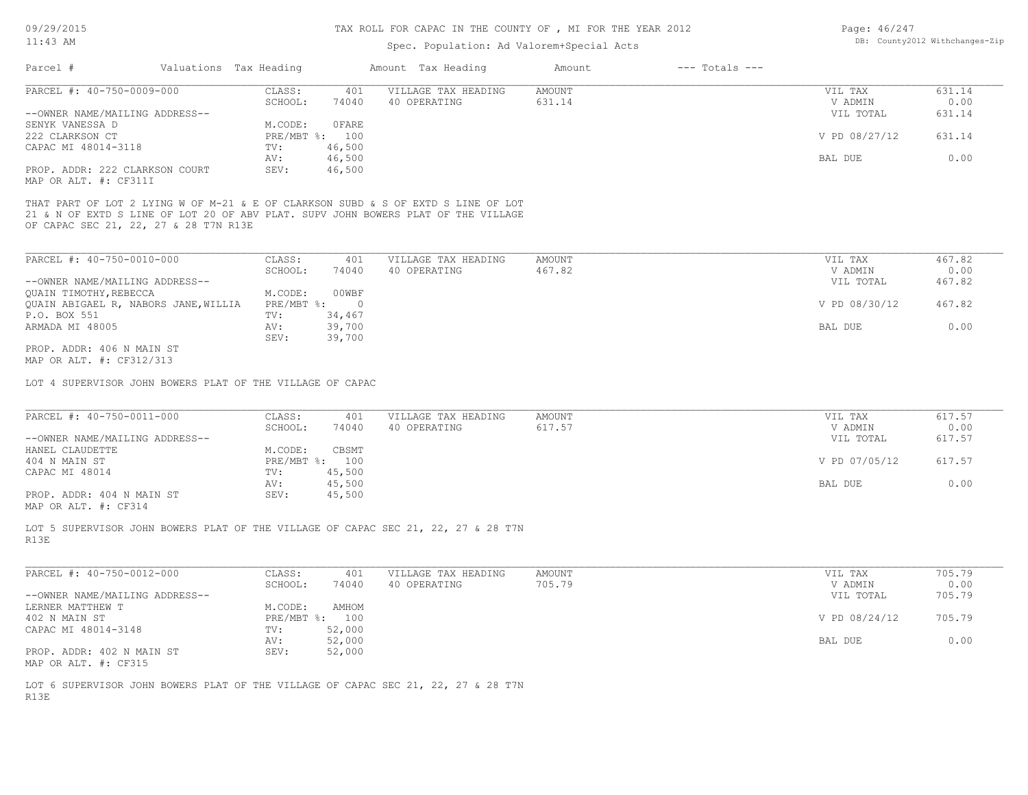# TAX ROLL FOR CAPAC IN THE COUNTY OF , MI FOR THE YEAR 2012

Spec. Population: Ad Valorem+Special Acts

| Parcel # | Valuations | Tax Heading | Amount | Tax Heading | Amount | --- Totals --- | |
|---|---|---|---|---|---|---|---|
| PARCEL #: 40-750-0009-000 | CLASS: | 401 | VILLAGE TAX HEADING | AMOUNT | | VIL TAX | 631.14 |
| | SCHOOL: | 74040 | 40 OPERATING | 631.14 | | V ADMIN | 0.00 |
| --OWNER NAME/MAILING ADDRESS-- | | | | | | VIL TOTAL | 631.14 |
| SENYK VANESSA D | M.CODE: | 0FARE | | | | | |
| 222 CLARKSON CT | PRE/MBT %: | 100 | | | | V PD 08/27/12 | 631.14 |
| CAPAC MI 48014-3118 | TV: | 46,500 | | | | | |
| | AV: | 46,500 | | | | BAL DUE | 0.00 |
| PROP. ADDR: 222 CLARKSON COURT | SEV: | 46,500 | | | | | |
| MAP OR ALT. #: CF311I | | | | | | | |

THAT PART OF LOT 2 LYING W OF M-21 & E OF CLARKSON SUBD & S OF EXTD S LINE OF LOT 21 & N OF EXTD S LINE OF LOT 20 OF ABV PLAT. SUPV JOHN BOWERS PLAT OF THE VILLAGE OF CAPAC SEC 21, 22, 27 & 28 T7N R13E

| Parcel # | Valuations | Tax Heading | Amount | Tax Heading | Amount | --- Totals --- | |
|---|---|---|---|---|---|---|---|
| PARCEL #: 40-750-0010-000 | CLASS: | 401 | VILLAGE TAX HEADING | AMOUNT | | VIL TAX | 467.82 |
| | SCHOOL: | 74040 | 40 OPERATING | 467.82 | | V ADMIN | 0.00 |
| --OWNER NAME/MAILING ADDRESS-- | | | | | | VIL TOTAL | 467.82 |
| QUAIN TIMOTHY,REBECCA | M.CODE: | 00WBF | | | | | |
| QUAIN ABIGAEL R, NABORS JANE,WILLIA | PRE/MBT %: | 0 | | | | V PD 08/30/12 | 467.82 |
| P.O. BOX 551 | TV: | 34,467 | | | | | |
| ARMADA MI 48005 | AV: | 39,700 | | | | BAL DUE | 0.00 |
| | SEV: | 39,700 | | | | | |
| PROP. ADDR: 406 N MAIN ST | | | | | | | |
| MAP OR ALT. #: CF312/313 | | | | | | | |

LOT 4 SUPERVISOR JOHN BOWERS PLAT OF THE VILLAGE OF CAPAC

| Parcel # | Valuations | Tax Heading | Amount | Tax Heading | Amount | --- Totals --- | |
|---|---|---|---|---|---|---|---|
| PARCEL #: 40-750-0011-000 | CLASS: | 401 | VILLAGE TAX HEADING | AMOUNT | | VIL TAX | 617.57 |
| | SCHOOL: | 74040 | 40 OPERATING | 617.57 | | V ADMIN | 0.00 |
| --OWNER NAME/MAILING ADDRESS-- | | | | | | VIL TOTAL | 617.57 |
| HANEL CLAUDETTE | M.CODE: | CBSMT | | | | | |
| 404 N MAIN ST | PRE/MBT %: | 100 | | | | V PD 07/05/12 | 617.57 |
| CAPAC MI 48014 | TV: | 45,500 | | | | | |
| | AV: | 45,500 | | | | BAL DUE | 0.00 |
| PROP. ADDR: 404 N MAIN ST | SEV: | 45,500 | | | | | |
| MAP OR ALT. #: CF314 | | | | | | | |

LOT 5 SUPERVISOR JOHN BOWERS PLAT OF THE VILLAGE OF CAPAC SEC 21, 22, 27 & 28 T7N R13E

| Parcel # | Valuations | Tax Heading | Amount | Tax Heading | Amount | --- Totals --- | |
|---|---|---|---|---|---|---|---|
| PARCEL #: 40-750-0012-000 | CLASS: | 401 | VILLAGE TAX HEADING | AMOUNT | | VIL TAX | 705.79 |
| | SCHOOL: | 74040 | 40 OPERATING | 705.79 | | V ADMIN | 0.00 |
| --OWNER NAME/MAILING ADDRESS-- | | | | | | VIL TOTAL | 705.79 |
| LERNER MATTHEW T | M.CODE: | AMHOM | | | | | |
| 402 N MAIN ST | PRE/MBT %: | 100 | | | | V PD 08/24/12 | 705.79 |
| CAPAC MI 48014-3148 | TV: | 52,000 | | | | | |
| | AV: | 52,000 | | | | BAL DUE | 0.00 |
| PROP. ADDR: 402 N MAIN ST | SEV: | 52,000 | | | | | |
| MAP OR ALT. #: CF315 | | | | | | | |

LOT 6 SUPERVISOR JOHN BOWERS PLAT OF THE VILLAGE OF CAPAC SEC 21, 22, 27 & 28 T7N R13E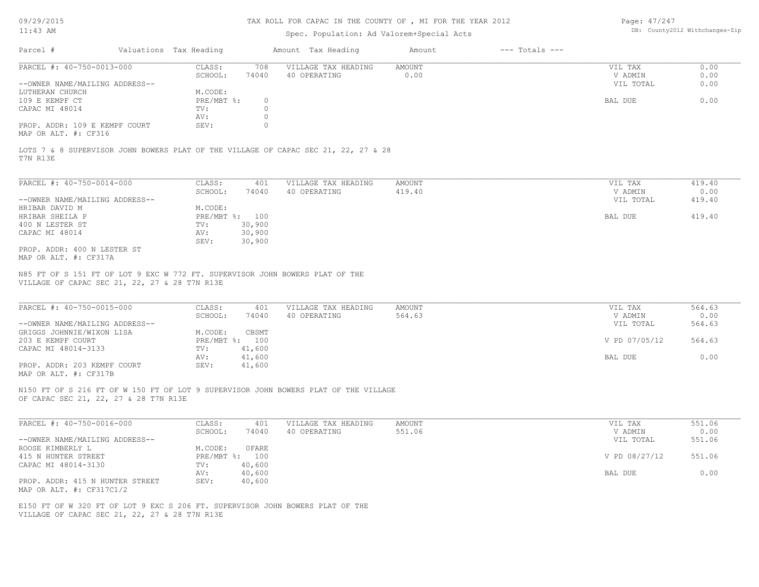# TAX ROLL FOR CAPAC IN THE COUNTY OF , MI FOR THE YEAR 2012

Spec. Population: Ad Valorem+Special Acts

| Parcel # | Valuations | Tax Heading | Amount | Tax Heading | Amount | --- Totals --- |
|---|---|---|---|---|---|---|

---

**PARCEL #: 40-750-0013-000**

| | | | | | |
|---|---|---|---|---|---|
| CLASS: | 708 | VILLAGE TAX HEADING | AMOUNT | VIL TAX | 0.00 |
| SCHOOL: | 74040 | 40 OPERATING | 0.00 | V ADMIN | 0.00 |
| | | | | VIL TOTAL | 0.00 |
| M.CODE: | | | | | |
| PRE/MBT %: | 0 | | | BAL DUE | 0.00 |
| TV: | 0 | | | | |
| AV: | 0 | | | | |
| SEV: | 0 | | | | |

--OWNER NAME/MAILING ADDRESS--
LUTHERAN CHURCH
109 E KEMPF CT
CAPAC MI 48014

PROP. ADDR: 109 E KEMPF COURT
MAP OR ALT. #: CF316

LOTS 7 & 8 SUPERVISOR JOHN BOWERS PLAT OF THE VILLAGE OF CAPAC SEC 21, 22, 27 & 28 T7N R13E

---

**PARCEL #: 40-750-0014-000**

| | | | | | |
|---|---|---|---|---|---|
| CLASS: | 401 | VILLAGE TAX HEADING | AMOUNT | VIL TAX | 419.40 |
| SCHOOL: | 74040 | 40 OPERATING | 419.40 | V ADMIN | 0.00 |
| | | | | VIL TOTAL | 419.40 |
| M.CODE: | | | | | |
| PRE/MBT %: | 100 | | | BAL DUE | 419.40 |
| TV: | 30,900 | | | | |
| AV: | 30,900 | | | | |
| SEV: | 30,900 | | | | |

--OWNER NAME/MAILING ADDRESS--
HRIBAR DAVID M
HRIBAR SHEILA P
400 N LESTER ST
CAPAC MI 48014

PROP. ADDR: 400 N LESTER ST
MAP OR ALT. #: CF317A

N85 FT OF S 151 FT OF LOT 9 EXC W 772 FT. SUPERVISOR JOHN BOWERS PLAT OF THE VILLAGE OF CAPAC SEC 21, 22, 27 & 28 T7N R13E

---

**PARCEL #: 40-750-0015-000**

| | | | | | |
|---|---|---|---|---|---|
| CLASS: | 401 | VILLAGE TAX HEADING | AMOUNT | VIL TAX | 564.63 |
| SCHOOL: | 74040 | 40 OPERATING | 564.63 | V ADMIN | 0.00 |
| | | | | VIL TOTAL | 564.63 |
| M.CODE: | CBSMT | | | | |
| PRE/MBT %: | 100 | | | V PD 07/05/12 | 564.63 |
| TV: | 41,600 | | | | |
| AV: | 41,600 | | | BAL DUE | 0.00 |
| SEV: | 41,600 | | | | |

--OWNER NAME/MAILING ADDRESS--
GRIGGS JOHNNIE/WIXON LISA
203 E KEMPF COURT
CAPAC MI 48014-3133

PROP. ADDR: 203 KEMPF COURT
MAP OR ALT. #: CF317B

N150 FT OF S 216 FT OF W 150 FT OF LOT 9 SUPERVISOR JOHN BOWERS PLAT OF THE VILLAGE OF CAPAC SEC 21, 22, 27 & 28 T7N R13E

---

**PARCEL #: 40-750-0016-000**

| | | | | | |
|---|---|---|---|---|---|
| CLASS: | 401 | VILLAGE TAX HEADING | AMOUNT | VIL TAX | 551.06 |
| SCHOOL: | 74040 | 40 OPERATING | 551.06 | V ADMIN | 0.00 |
| | | | | VIL TOTAL | 551.06 |
| M.CODE: | 0FARE | | | | |
| PRE/MBT %: | 100 | | | V PD 08/27/12 | 551.06 |
| TV: | 40,600 | | | | |
| AV: | 40,600 | | | BAL DUE | 0.00 |
| SEV: | 40,600 | | | | |

--OWNER NAME/MAILING ADDRESS--
ROOSE KIMBERLY L
415 N HUNTER STREET
CAPAC MI 48014-3130

PROP. ADDR: 415 N HUNTER STREET
MAP OR ALT. #: CF317C1/2

E150 FT OF W 320 FT OF LOT 9 EXC S 206 FT. SUPERVISOR JOHN BOWERS PLAT OF THE VILLAGE OF CAPAC SEC 21, 22, 27 & 28 T7N R13E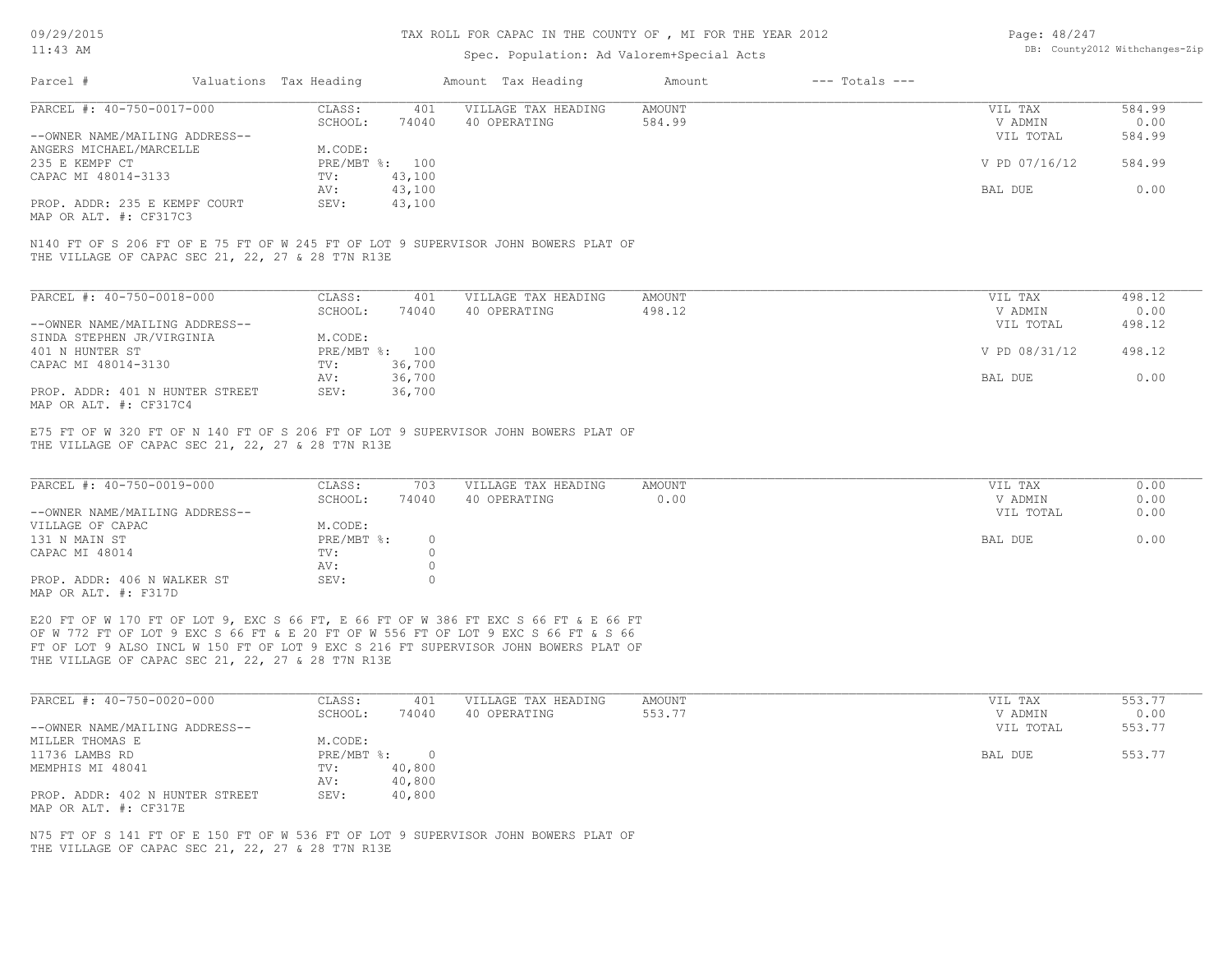TAX ROLL FOR CAPAC IN THE COUNTY OF , MI FOR THE YEAR 2012

Spec. Population: Ad Valorem+Special Acts

| Parcel # | Valuations | Tax Heading | Amount | Tax Heading | Amount | --- Totals --- | |
|---|---|---|---|---|---|---|---|

**PARCEL #: 40-750-0017-000**

| | | | | | |
|---|---|---|---|---|---|
| CLASS: | 401 | VILLAGE TAX HEADING | AMOUNT | VIL TAX | 584.99 |
| SCHOOL: | 74040 | 40 OPERATING | 584.99 | V ADMIN | 0.00 |
| | | | | VIL TOTAL | 584.99 |
| M.CODE: | | | | | |
| PRE/MBT %: | 100 | | | V PD 07/16/12 | 584.99 |
| TV: | 43,100 | | | | |
| AV: | 43,100 | | | BAL DUE | 0.00 |
| SEV: | 43,100 | | | | |

--OWNER NAME/MAILING ADDRESS--
ANGERS MICHAEL/MARCELLE
235 E KEMPF CT
CAPAC MI 48014-3133

PROP. ADDR: 235 E KEMPF COURT
MAP OR ALT. #: CF317C3

N140 FT OF S 206 FT OF E 75 FT OF W 245 FT OF LOT 9 SUPERVISOR JOHN BOWERS PLAT OF THE VILLAGE OF CAPAC SEC 21, 22, 27 & 28 T7N R13E

**PARCEL #: 40-750-0018-000**

| | | | | | |
|---|---|---|---|---|---|
| CLASS: | 401 | VILLAGE TAX HEADING | AMOUNT | VIL TAX | 498.12 |
| SCHOOL: | 74040 | 40 OPERATING | 498.12 | V ADMIN | 0.00 |
| | | | | VIL TOTAL | 498.12 |
| M.CODE: | | | | | |
| PRE/MBT %: | 100 | | | V PD 08/31/12 | 498.12 |
| TV: | 36,700 | | | | |
| AV: | 36,700 | | | BAL DUE | 0.00 |
| SEV: | 36,700 | | | | |

--OWNER NAME/MAILING ADDRESS--
SINDA STEPHEN JR/VIRGINIA
401 N HUNTER ST
CAPAC MI 48014-3130

PROP. ADDR: 401 N HUNTER STREET
MAP OR ALT. #: CF317C4

E75 FT OF W 320 FT OF N 140 FT OF S 206 FT OF LOT 9 SUPERVISOR JOHN BOWERS PLAT OF THE VILLAGE OF CAPAC SEC 21, 22, 27 & 28 T7N R13E

**PARCEL #: 40-750-0019-000**

| | | | | | |
|---|---|---|---|---|---|
| CLASS: | 703 | VILLAGE TAX HEADING | AMOUNT | VIL TAX | 0.00 |
| SCHOOL: | 74040 | 40 OPERATING | 0.00 | V ADMIN | 0.00 |
| | | | | VIL TOTAL | 0.00 |
| M.CODE: | | | | | |
| PRE/MBT %: | 0 | | | BAL DUE | 0.00 |
| TV: | 0 | | | | |
| AV: | 0 | | | | |
| SEV: | 0 | | | | |

--OWNER NAME/MAILING ADDRESS--
VILLAGE OF CAPAC
131 N MAIN ST
CAPAC MI 48014

PROP. ADDR: 406 N WALKER ST
MAP OR ALT. #: F317D

E20 FT OF W 170 FT OF LOT 9, EXC S 66 FT, E 66 FT OF W 386 FT EXC S 66 FT & E 66 FT OF W 772 FT OF LOT 9 EXC S 66 FT & E 20 FT OF W 556 FT OF LOT 9 EXC S 66 FT & S 66 FT OF LOT 9 ALSO INCL W 150 FT OF LOT 9 EXC S 216 FT SUPERVISOR JOHN BOWERS PLAT OF THE VILLAGE OF CAPAC SEC 21, 22, 27 & 28 T7N R13E

**PARCEL #: 40-750-0020-000**

| | | | | | |
|---|---|---|---|---|---|
| CLASS: | 401 | VILLAGE TAX HEADING | AMOUNT | VIL TAX | 553.77 |
| SCHOOL: | 74040 | 40 OPERATING | 553.77 | V ADMIN | 0.00 |
| | | | | VIL TOTAL | 553.77 |
| M.CODE: | | | | | |
| PRE/MBT %: | 0 | | | BAL DUE | 553.77 |
| TV: | 40,800 | | | | |
| AV: | 40,800 | | | | |
| SEV: | 40,800 | | | | |

--OWNER NAME/MAILING ADDRESS--
MILLER THOMAS E
11736 LAMBS RD
MEMPHIS MI 48041

PROP. ADDR: 402 N HUNTER STREET
MAP OR ALT. #: CF317E

N75 FT OF S 141 FT OF E 150 FT OF W 536 FT OF LOT 9 SUPERVISOR JOHN BOWERS PLAT OF THE VILLAGE OF CAPAC SEC 21, 22, 27 & 28 T7N R13E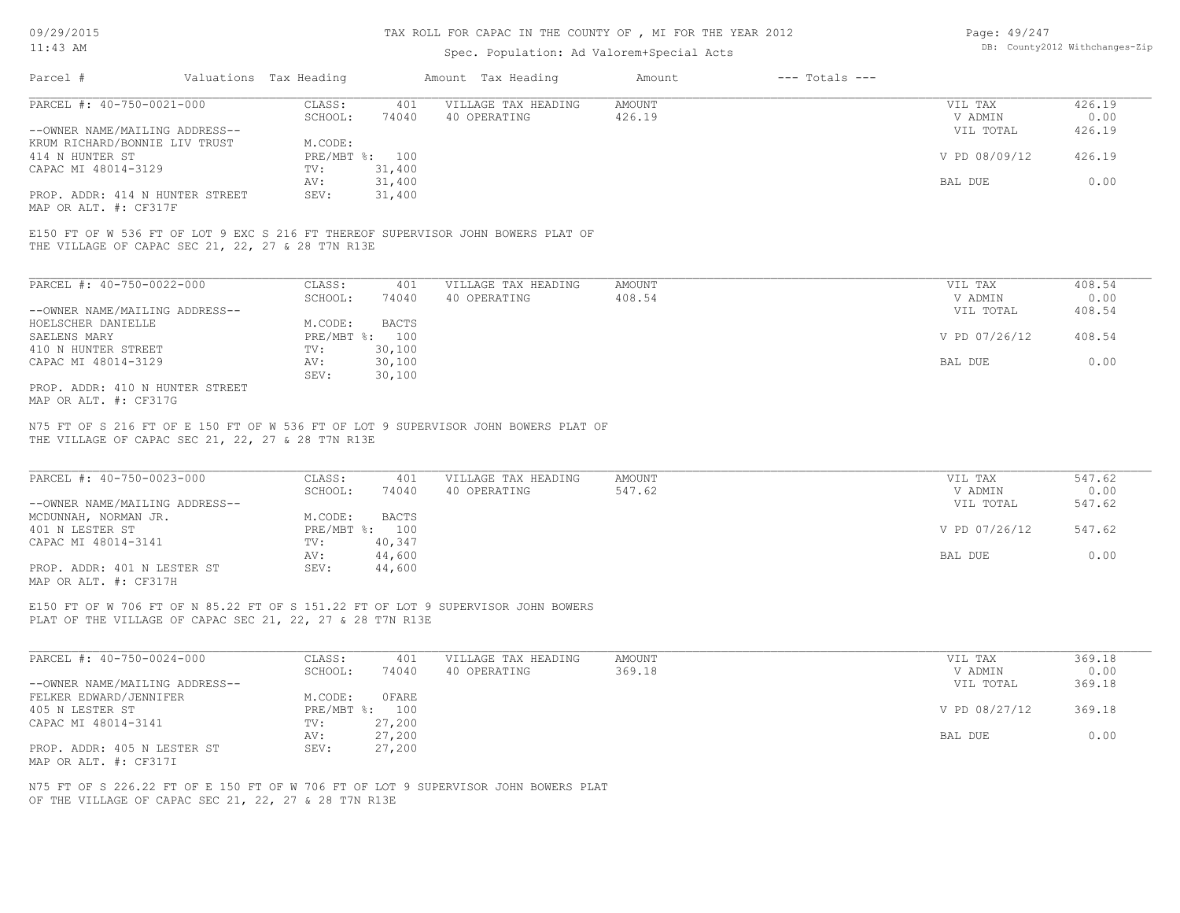TAX ROLL FOR CAPAC IN THE COUNTY OF , MI FOR THE YEAR 2012

Spec. Population: Ad Valorem+Special Acts

| Parcel # | Valuations | Tax Heading | Amount | Tax Heading | Amount | --- Totals --- | |
|---|---|---|---|---|---|---|---|
| PARCEL #: 40-750-0021-000 | CLASS: | 401 | VILLAGE TAX HEADING | AMOUNT | | VIL TAX | 426.19 |
| | SCHOOL: | 74040 | 40 OPERATING | 426.19 | | V ADMIN | 0.00 |
| --OWNER NAME/MAILING ADDRESS-- | | | | | | VIL TOTAL | 426.19 |
| KRUM RICHARD/BONNIE LIV TRUST | M.CODE: | | | | | | |
| 414 N HUNTER ST | PRE/MBT %: | 100 | | | | V PD 08/09/12 | 426.19 |
| CAPAC MI 48014-3129 | TV: | 31,400 | | | | | |
| | AV: | 31,400 | | | | BAL DUE | 0.00 |
| PROP. ADDR: 414 N HUNTER STREET | SEV: | 31,400 | | | | | |
| MAP OR ALT. #: CF317F | | | | | | | |

E150 FT OF W 536 FT OF LOT 9 EXC S 216 FT THEREOF SUPERVISOR JOHN BOWERS PLAT OF THE VILLAGE OF CAPAC SEC 21, 22, 27 & 28 T7N R13E

| Parcel # | Valuations | Tax Heading | Amount | Tax Heading | Amount | --- Totals --- | |
|---|---|---|---|---|---|---|---|
| PARCEL #: 40-750-0022-000 | CLASS: | 401 | VILLAGE TAX HEADING | AMOUNT | | VIL TAX | 408.54 |
| | SCHOOL: | 74040 | 40 OPERATING | 408.54 | | V ADMIN | 0.00 |
| --OWNER NAME/MAILING ADDRESS-- | | | | | | VIL TOTAL | 408.54 |
| HOELSCHER DANIELLE | M.CODE: | BACTS | | | | | |
| SAELENS MARY | PRE/MBT %: | 100 | | | | V PD 07/26/12 | 408.54 |
| 410 N HUNTER STREET | TV: | 30,100 | | | | | |
| CAPAC MI 48014-3129 | AV: | 30,100 | | | | BAL DUE | 0.00 |
| | SEV: | 30,100 | | | | | |
| PROP. ADDR: 410 N HUNTER STREET | | | | | | | |
| MAP OR ALT. #: CF317G | | | | | | | |

N75 FT OF S 216 FT OF E 150 FT OF W 536 FT OF LOT 9 SUPERVISOR JOHN BOWERS PLAT OF THE VILLAGE OF CAPAC SEC 21, 22, 27 & 28 T7N R13E

| Parcel # | Valuations | Tax Heading | Amount | Tax Heading | Amount | --- Totals --- | |
|---|---|---|---|---|---|---|---|
| PARCEL #: 40-750-0023-000 | CLASS: | 401 | VILLAGE TAX HEADING | AMOUNT | | VIL TAX | 547.62 |
| | SCHOOL: | 74040 | 40 OPERATING | 547.62 | | V ADMIN | 0.00 |
| --OWNER NAME/MAILING ADDRESS-- | | | | | | VIL TOTAL | 547.62 |
| MCDUNNAH, NORMAN JR. | M.CODE: | BACTS | | | | | |
| 401 N LESTER ST | PRE/MBT %: | 100 | | | | V PD 07/26/12 | 547.62 |
| CAPAC MI 48014-3141 | TV: | 40,347 | | | | | |
| | AV: | 44,600 | | | | BAL DUE | 0.00 |
| PROP. ADDR: 401 N LESTER ST | SEV: | 44,600 | | | | | |
| MAP OR ALT. #: CF317H | | | | | | | |

E150 FT OF W 706 FT OF N 85.22 FT OF S 151.22 FT OF LOT 9 SUPERVISOR JOHN BOWERS PLAT OF THE VILLAGE OF CAPAC SEC 21, 22, 27 & 28 T7N R13E

| Parcel # | Valuations | Tax Heading | Amount | Tax Heading | Amount | --- Totals --- | |
|---|---|---|---|---|---|---|---|
| PARCEL #: 40-750-0024-000 | CLASS: | 401 | VILLAGE TAX HEADING | AMOUNT | | VIL TAX | 369.18 |
| | SCHOOL: | 74040 | 40 OPERATING | 369.18 | | V ADMIN | 0.00 |
| --OWNER NAME/MAILING ADDRESS-- | | | | | | VIL TOTAL | 369.18 |
| FELKER EDWARD/JENNIFER | M.CODE: | 0FARE | | | | | |
| 405 N LESTER ST | PRE/MBT %: | 100 | | | | V PD 08/27/12 | 369.18 |
| CAPAC MI 48014-3141 | TV: | 27,200 | | | | | |
| | AV: | 27,200 | | | | BAL DUE | 0.00 |
| PROP. ADDR: 405 N LESTER ST | SEV: | 27,200 | | | | | |
| MAP OR ALT. #: CF317I | | | | | | | |

N75 FT OF S 226.22 FT OF E 150 FT OF W 706 FT OF LOT 9 SUPERVISOR JOHN BOWERS PLAT OF THE VILLAGE OF CAPAC SEC 21, 22, 27 & 28 T7N R13E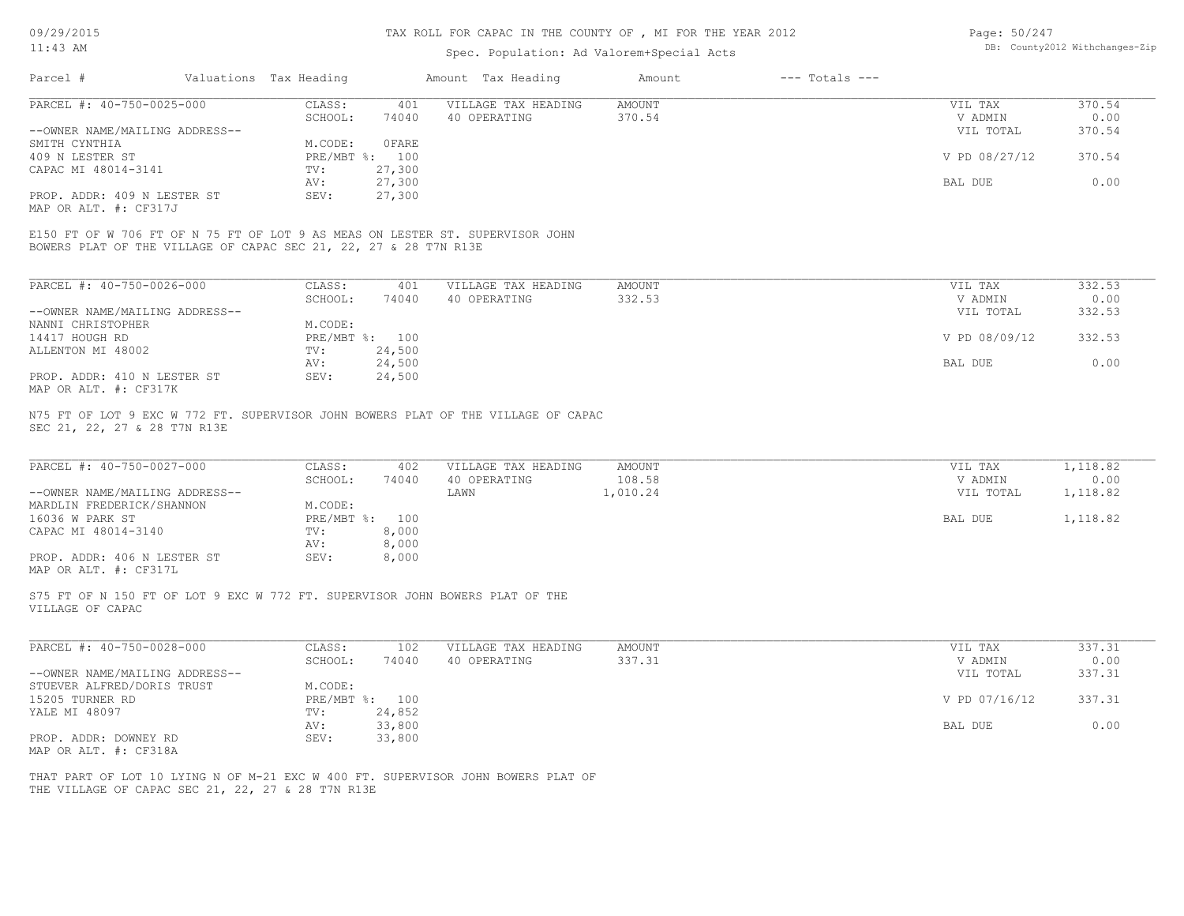# TAX ROLL FOR CAPAC IN THE COUNTY OF , MI FOR THE YEAR 2012

Spec. Population: Ad Valorem+Special Acts

| Parcel # | Valuations | Tax Heading | Amount | Tax Heading | Amount | --- Totals --- | |
|---|---|---|---|---|---|---|---|

## PARCEL #: 40-750-0025-000

| | | | | | |
|---|---|---|---|---|---|
| CLASS: | 401 | VILLAGE TAX HEADING | AMOUNT | VIL TAX | 370.54 |
| SCHOOL: | 74040 | 40 OPERATING | 370.54 | V ADMIN | 0.00 |
| | | | | VIL TOTAL | 370.54 |
| M.CODE: | 0FARE | | | | |
| PRE/MBT %: | 100 | | | V PD 08/27/12 | 370.54 |
| TV: | 27,300 | | | | |
| AV: | 27,300 | | | BAL DUE | 0.00 |
| SEV: | 27,300 | | | | |

--OWNER NAME/MAILING ADDRESS--
SMITH CYNTHIA
409 N LESTER ST
CAPAC MI 48014-3141

PROP. ADDR: 409 N LESTER ST
MAP OR ALT. #: CF317J

E150 FT OF W 706 FT OF N 75 FT OF LOT 9 AS MEAS ON LESTER ST. SUPERVISOR JOHN BOWERS PLAT OF THE VILLAGE OF CAPAC SEC 21, 22, 27 & 28 T7N R13E

## PARCEL #: 40-750-0026-000

| | | | | | |
|---|---|---|---|---|---|
| CLASS: | 401 | VILLAGE TAX HEADING | AMOUNT | VIL TAX | 332.53 |
| SCHOOL: | 74040 | 40 OPERATING | 332.53 | V ADMIN | 0.00 |
| | | | | VIL TOTAL | 332.53 |
| M.CODE: | | | | | |
| PRE/MBT %: | 100 | | | V PD 08/09/12 | 332.53 |
| TV: | 24,500 | | | | |
| AV: | 24,500 | | | BAL DUE | 0.00 |
| SEV: | 24,500 | | | | |

--OWNER NAME/MAILING ADDRESS--
NANNI CHRISTOPHER
14417 HOUGH RD
ALLENTON MI 48002

PROP. ADDR: 410 N LESTER ST
MAP OR ALT. #: CF317K

N75 FT OF LOT 9 EXC W 772 FT. SUPERVISOR JOHN BOWERS PLAT OF THE VILLAGE OF CAPAC SEC 21, 22, 27 & 28 T7N R13E

## PARCEL #: 40-750-0027-000

| | | | | | |
|---|---|---|---|---|---|
| CLASS: | 402 | VILLAGE TAX HEADING | AMOUNT | VIL TAX | 1,118.82 |
| SCHOOL: | 74040 | 40 OPERATING | 108.58 | V ADMIN | 0.00 |
| | | LAWN | 1,010.24 | VIL TOTAL | 1,118.82 |
| M.CODE: | | | | | |
| PRE/MBT %: | 100 | | | BAL DUE | 1,118.82 |
| TV: | 8,000 | | | | |
| AV: | 8,000 | | | | |
| SEV: | 8,000 | | | | |

--OWNER NAME/MAILING ADDRESS--
MARDLIN FREDERICK/SHANNON
16036 W PARK ST
CAPAC MI 48014-3140

PROP. ADDR: 406 N LESTER ST
MAP OR ALT. #: CF317L

S75 FT OF N 150 FT OF LOT 9 EXC W 772 FT. SUPERVISOR JOHN BOWERS PLAT OF THE VILLAGE OF CAPAC

## PARCEL #: 40-750-0028-000

| | | | | | |
|---|---|---|---|---|---|
| CLASS: | 102 | VILLAGE TAX HEADING | AMOUNT | VIL TAX | 337.31 |
| SCHOOL: | 74040 | 40 OPERATING | 337.31 | V ADMIN | 0.00 |
| | | | | VIL TOTAL | 337.31 |
| M.CODE: | | | | | |
| PRE/MBT %: | 100 | | | V PD 07/16/12 | 337.31 |
| TV: | 24,852 | | | | |
| AV: | 33,800 | | | BAL DUE | 0.00 |
| SEV: | 33,800 | | | | |

--OWNER NAME/MAILING ADDRESS--
STUEVER ALFRED/DORIS TRUST
15205 TURNER RD
YALE MI 48097

PROP. ADDR: DOWNEY RD
MAP OR ALT. #: CF318A

THAT PART OF LOT 10 LYING N OF M-21 EXC W 400 FT. SUPERVISOR JOHN BOWERS PLAT OF THE VILLAGE OF CAPAC SEC 21, 22, 27 & 28 T7N R13E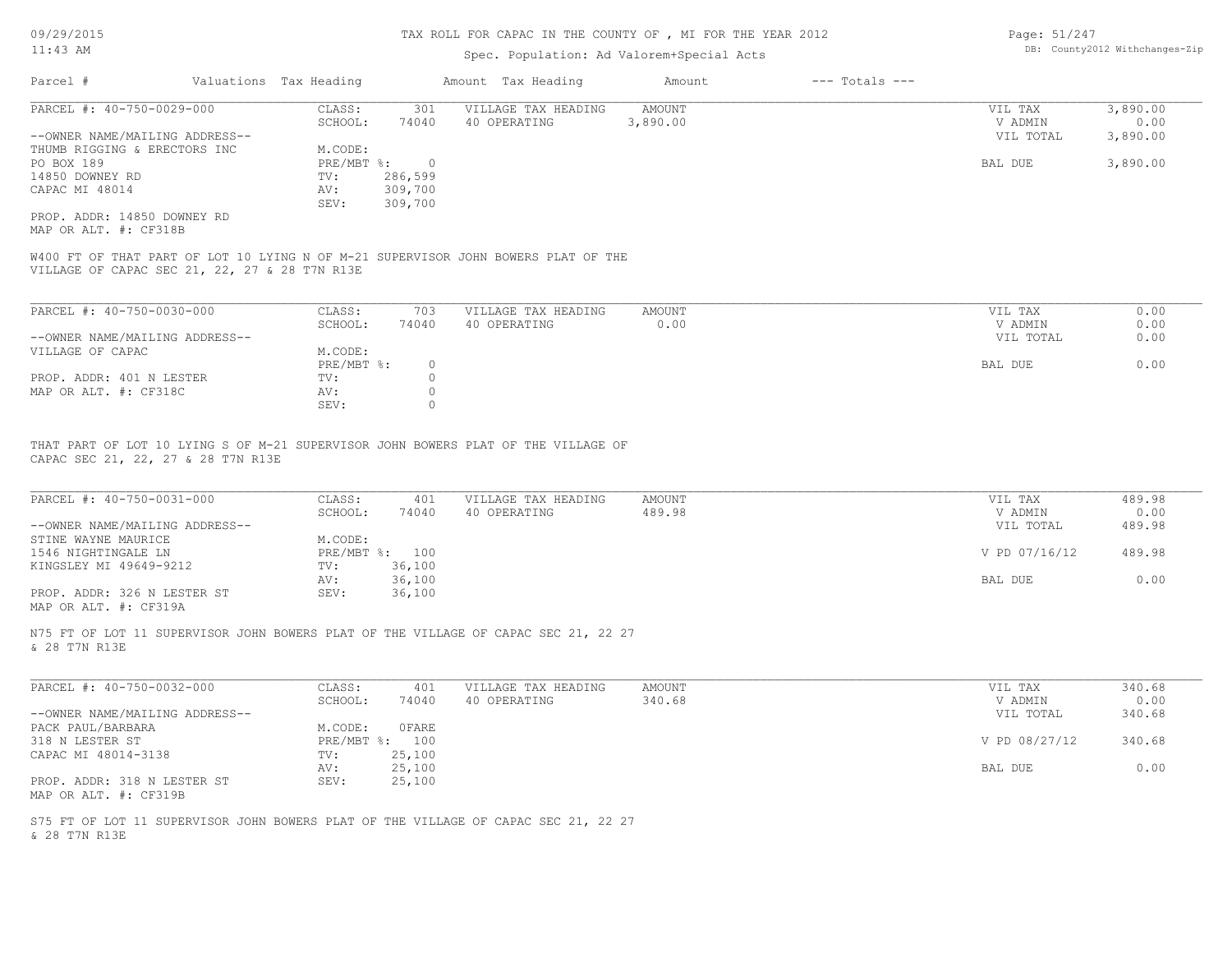TAX ROLL FOR CAPAC IN THE COUNTY OF , MI FOR THE YEAR 2012

Spec. Population: Ad Valorem+Special Acts

| Parcel # | Valuations | Tax Heading | Amount | Tax Heading | Amount | --- Totals --- |
|---|---|---|---|---|---|---|

---

PARCEL #: 40-750-0029-000

CLASS: 301
SCHOOL: 74040
M.CODE:
PRE/MBT %: 0
TV: 286,599
AV: 309,700
SEV: 309,700

--OWNER NAME/MAILING ADDRESS--
THUMB RIGGING & ERECTORS INC
PO BOX 189
14850 DOWNEY RD
CAPAC MI 48014

PROP. ADDR: 14850 DOWNEY RD
MAP OR ALT. #: CF318B

| VILLAGE TAX HEADING | AMOUNT |
|---|---|
| 40 OPERATING | 3,890.00 |

| | |
|---|---|
| VIL TAX | 3,890.00 |
| V ADMIN | 0.00 |
| VIL TOTAL | 3,890.00 |
| BAL DUE | 3,890.00 |

W400 FT OF THAT PART OF LOT 10 LYING N OF M-21 SUPERVISOR JOHN BOWERS PLAT OF THE VILLAGE OF CAPAC SEC 21, 22, 27 & 28 T7N R13E

---

PARCEL #: 40-750-0030-000

CLASS: 703
SCHOOL: 74040
M.CODE:
PRE/MBT %: 0
TV: 0
AV: 0
SEV: 0

--OWNER NAME/MAILING ADDRESS--
VILLAGE OF CAPAC

PROP. ADDR: 401 N LESTER
MAP OR ALT. #: CF318C

| VILLAGE TAX HEADING | AMOUNT |
|---|---|
| 40 OPERATING | 0.00 |

| | |
|---|---|
| VIL TAX | 0.00 |
| V ADMIN | 0.00 |
| VIL TOTAL | 0.00 |
| BAL DUE | 0.00 |

THAT PART OF LOT 10 LYING S OF M-21 SUPERVISOR JOHN BOWERS PLAT OF THE VILLAGE OF CAPAC SEC 21, 22, 27 & 28 T7N R13E

---

PARCEL #: 40-750-0031-000

CLASS: 401
SCHOOL: 74040
M.CODE:
PRE/MBT %: 100
TV: 36,100
AV: 36,100
SEV: 36,100

--OWNER NAME/MAILING ADDRESS--
STINE WAYNE MAURICE
1546 NIGHTINGALE LN
KINGSLEY MI 49649-9212

PROP. ADDR: 326 N LESTER ST
MAP OR ALT. #: CF319A

| VILLAGE TAX HEADING | AMOUNT |
|---|---|
| 40 OPERATING | 489.98 |

| | |
|---|---|
| VIL TAX | 489.98 |
| V ADMIN | 0.00 |
| VIL TOTAL | 489.98 |
| V PD 07/16/12 | 489.98 |
| BAL DUE | 0.00 |

N75 FT OF LOT 11 SUPERVISOR JOHN BOWERS PLAT OF THE VILLAGE OF CAPAC SEC 21, 22 27 & 28 T7N R13E

---

PARCEL #: 40-750-0032-000

CLASS: 401
SCHOOL: 74040
M.CODE: 0FARE
PRE/MBT %: 100
TV: 25,100
AV: 25,100
SEV: 25,100

--OWNER NAME/MAILING ADDRESS--
PACK PAUL/BARBARA
318 N LESTER ST
CAPAC MI 48014-3138

PROP. ADDR: 318 N LESTER ST
MAP OR ALT. #: CF319B

| VILLAGE TAX HEADING | AMOUNT |
|---|---|
| 40 OPERATING | 340.68 |

| | |
|---|---|
| VIL TAX | 340.68 |
| V ADMIN | 0.00 |
| VIL TOTAL | 340.68 |
| V PD 08/27/12 | 340.68 |
| BAL DUE | 0.00 |

S75 FT OF LOT 11 SUPERVISOR JOHN BOWERS PLAT OF THE VILLAGE OF CAPAC SEC 21, 22 27 & 28 T7N R13E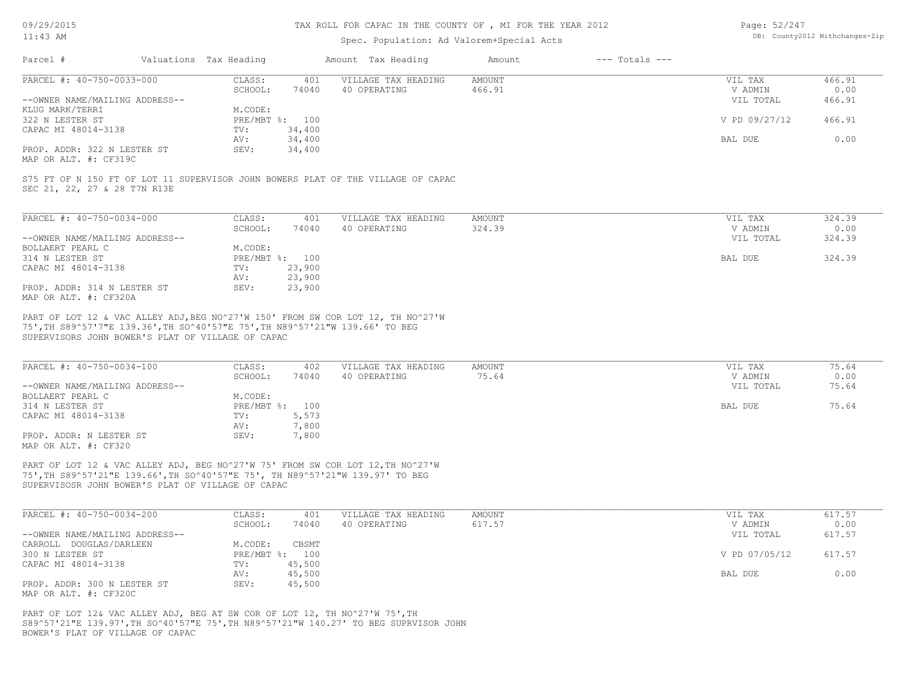# TAX ROLL FOR CAPAC IN THE COUNTY OF , MI FOR THE YEAR 2012

Spec. Population: Ad Valorem+Special Acts

| Parcel # | Valuations | Tax Heading | Amount | Tax Heading | Amount | --- Totals --- | |
|---|---|---|---|---|---|---|---|

---

**PARCEL #: 40-750-0033-000**

| | | | | | | |
|---|---|---|---|---|---|---|
| CLASS: | 401 | VILLAGE TAX HEADING | AMOUNT | | VIL TAX | 466.91 |
| SCHOOL: | 74040 | 40 OPERATING | 466.91 | | V ADMIN | 0.00 |
| | | | | | VIL TOTAL | 466.91 |
| M.CODE: | | | | | | |
| PRE/MBT %: | 100 | | | | V PD 09/27/12 | 466.91 |
| TV: | 34,400 | | | | | |
| AV: | 34,400 | | | | BAL DUE | 0.00 |
| SEV: | 34,400 | | | | | |

--OWNER NAME/MAILING ADDRESS--
KLUG MARK/TERRI
322 N LESTER ST
CAPAC MI 48014-3138

PROP. ADDR: 322 N LESTER ST
MAP OR ALT. #: CF319C

S75 FT OF N 150 FT OF LOT 11 SUPERVISOR JOHN BOWERS PLAT OF THE VILLAGE OF CAPAC
SEC 21, 22, 27 & 28 T7N R13E

---

**PARCEL #: 40-750-0034-000**

| | | | | | | |
|---|---|---|---|---|---|---|
| CLASS: | 401 | VILLAGE TAX HEADING | AMOUNT | | VIL TAX | 324.39 |
| SCHOOL: | 74040 | 40 OPERATING | 324.39 | | V ADMIN | 0.00 |
| | | | | | VIL TOTAL | 324.39 |
| M.CODE: | | | | | | |
| PRE/MBT %: | 100 | | | | BAL DUE | 324.39 |
| TV: | 23,900 | | | | | |
| AV: | 23,900 | | | | | |
| SEV: | 23,900 | | | | | |

--OWNER NAME/MAILING ADDRESS--
BOLLAERT PEARL C
314 N LESTER ST
CAPAC MI 48014-3138

PROP. ADDR: 314 N LESTER ST
MAP OR ALT. #: CF320A

PART OF LOT 12 & VAC ALLEY ADJ,BEG NO^27'W 150' FROM SW COR LOT 12, TH NO^27'W 75',TH S89^57'7"E 139.36',TH SO^40'57"E 75',TH N89^57'21"W 139.66' TO BEG SUPERVISORS JOHN BOWER'S PLAT OF VILLAGE OF CAPAC

---

**PARCEL #: 40-750-0034-100**

| | | | | | | |
|---|---|---|---|---|---|---|
| CLASS: | 402 | VILLAGE TAX HEADING | AMOUNT | | VIL TAX | 75.64 |
| SCHOOL: | 74040 | 40 OPERATING | 75.64 | | V ADMIN | 0.00 |
| | | | | | VIL TOTAL | 75.64 |
| M.CODE: | | | | | | |
| PRE/MBT %: | 100 | | | | BAL DUE | 75.64 |
| TV: | 5,573 | | | | | |
| AV: | 7,800 | | | | | |
| SEV: | 7,800 | | | | | |

--OWNER NAME/MAILING ADDRESS--
BOLLAERT PEARL C
314 N LESTER ST
CAPAC MI 48014-3138

PROP. ADDR: N LESTER ST
MAP OR ALT. #: CF320

PART OF LOT 12 & VAC ALLEY ADJ, BEG NO^27'W 75' FROM SW COR LOT 12,TH NO^27'W 75',TH S89^57'21"E 139.66',TH SO^40'57"E 75', TH N89^57'21"W 139.97' TO BEG SUPERVISOSR JOHN BOWER'S PLAT OF VILLAGE OF CAPAC

---

**PARCEL #: 40-750-0034-200**

| | | | | | | |
|---|---|---|---|---|---|---|
| CLASS: | 401 | VILLAGE TAX HEADING | AMOUNT | | VIL TAX | 617.57 |
| SCHOOL: | 74040 | 40 OPERATING | 617.57 | | V ADMIN | 0.00 |
| | | | | | VIL TOTAL | 617.57 |
| M.CODE: | CBSMT | | | | | |
| PRE/MBT %: | 100 | | | | V PD 07/05/12 | 617.57 |
| TV: | 45,500 | | | | | |
| AV: | 45,500 | | | | BAL DUE | 0.00 |
| SEV: | 45,500 | | | | | |

--OWNER NAME/MAILING ADDRESS--
CARROLL DOUGLAS/DARLEEN
300 N LESTER ST
CAPAC MI 48014-3138

PROP. ADDR: 300 N LESTER ST
MAP OR ALT. #: CF320C

PART OF LOT 12& VAC ALLEY ADJ, BEG AT SW COR OF LOT 12, TH NO^27'W 75',TH S89^57'21"E 139.97',TH SO^40'57"E 75',TH N89^57'21"W 140.27' TO BEG SUPRVISOR JOHN BOWER'S PLAT OF VILLAGE OF CAPAC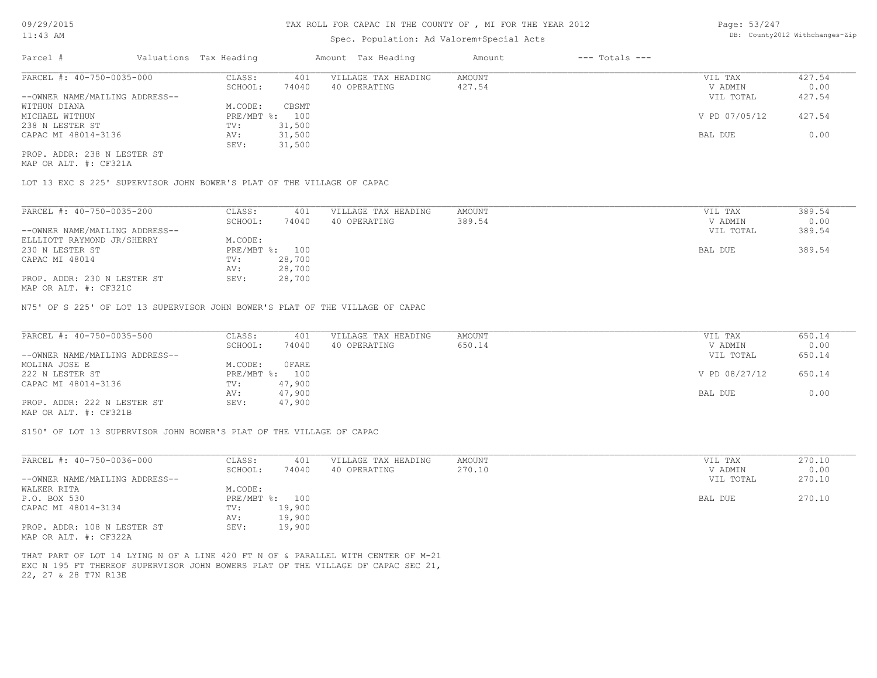TAX ROLL FOR CAPAC IN THE COUNTY OF , MI FOR THE YEAR 2012

Spec. Population: Ad Valorem+Special Acts

| Parcel # | Valuations | Tax Heading | Amount | Tax Heading | Amount | --- Totals --- | |
|---|---|---|---|---|---|---|---|

---

PARCEL #: 40-750-0035-000

| | | | | | |
|---|---|---|---|---|---|
| CLASS: | 401 | VILLAGE TAX HEADING | AMOUNT | VIL TAX | 427.54 |
| SCHOOL: | 74040 | 40 OPERATING | 427.54 | V ADMIN | 0.00 |
| | | | | VIL TOTAL | 427.54 |
| M.CODE: | CBSMT | | | | |
| PRE/MBT %: | 100 | | | V PD 07/05/12 | 427.54 |
| TV: | 31,500 | | | | |
| AV: | 31,500 | | | BAL DUE | 0.00 |
| SEV: | 31,500 | | | | |

--OWNER NAME/MAILING ADDRESS--
WITHUN DIANA
MICHAEL WITHUN
238 N LESTER ST
CAPAC MI 48014-3136

PROP. ADDR: 238 N LESTER ST
MAP OR ALT. #: CF321A

LOT 13 EXC S 225' SUPERVISOR JOHN BOWER'S PLAT OF THE VILLAGE OF CAPAC

---

PARCEL #: 40-750-0035-200

| | | | | | |
|---|---|---|---|---|---|
| CLASS: | 401 | VILLAGE TAX HEADING | AMOUNT | VIL TAX | 389.54 |
| SCHOOL: | 74040 | 40 OPERATING | 389.54 | V ADMIN | 0.00 |
| | | | | VIL TOTAL | 389.54 |
| M.CODE: | | | | | |
| PRE/MBT %: | 100 | | | BAL DUE | 389.54 |
| TV: | 28,700 | | | | |
| AV: | 28,700 | | | | |
| SEV: | 28,700 | | | | |

--OWNER NAME/MAILING ADDRESS--
ELLLIOTT RAYMOND JR/SHERRY
230 N LESTER ST
CAPAC MI 48014

PROP. ADDR: 230 N LESTER ST
MAP OR ALT. #: CF321C

N75' OF S 225' OF LOT 13 SUPERVISOR JOHN BOWER'S PLAT OF THE VILLAGE OF CAPAC

---

PARCEL #: 40-750-0035-500

| | | | | | |
|---|---|---|---|---|---|
| CLASS: | 401 | VILLAGE TAX HEADING | AMOUNT | VIL TAX | 650.14 |
| SCHOOL: | 74040 | 40 OPERATING | 650.14 | V ADMIN | 0.00 |
| | | | | VIL TOTAL | 650.14 |
| M.CODE: | 0FARE | | | | |
| PRE/MBT %: | 100 | | | V PD 08/27/12 | 650.14 |
| TV: | 47,900 | | | | |
| AV: | 47,900 | | | BAL DUE | 0.00 |
| SEV: | 47,900 | | | | |

--OWNER NAME/MAILING ADDRESS--
MOLINA JOSE E
222 N LESTER ST
CAPAC MI 48014-3136

PROP. ADDR: 222 N LESTER ST
MAP OR ALT. #: CF321B

S150' OF LOT 13 SUPERVISOR JOHN BOWER'S PLAT OF THE VILLAGE OF CAPAC

---

PARCEL #: 40-750-0036-000

| | | | | | |
|---|---|---|---|---|---|
| CLASS: | 401 | VILLAGE TAX HEADING | AMOUNT | VIL TAX | 270.10 |
| SCHOOL: | 74040 | 40 OPERATING | 270.10 | V ADMIN | 0.00 |
| | | | | VIL TOTAL | 270.10 |
| M.CODE: | | | | | |
| PRE/MBT %: | 100 | | | BAL DUE | 270.10 |
| TV: | 19,900 | | | | |
| AV: | 19,900 | | | | |
| SEV: | 19,900 | | | | |

--OWNER NAME/MAILING ADDRESS--
WALKER RITA
P.O. BOX 530
CAPAC MI 48014-3134

PROP. ADDR: 108 N LESTER ST
MAP OR ALT. #: CF322A

THAT PART OF LOT 14 LYING N OF A LINE 420 FT N OF & PARALLEL WITH CENTER OF M-21 EXC N 195 FT THEREOF SUPERVISOR JOHN BOWERS PLAT OF THE VILLAGE OF CAPAC SEC 21, 22, 27 & 28 T7N R13E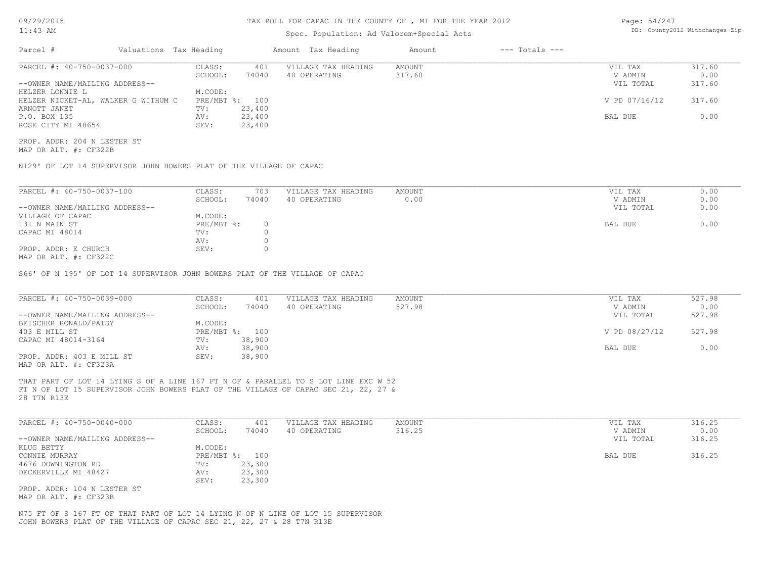TAX ROLL FOR CAPAC IN THE COUNTY OF , MI FOR THE YEAR 2012

Spec. Population: Ad Valorem+Special Acts

| Parcel # | Valuations | Tax Heading | Amount | Tax Heading | Amount | --- Totals --- |
|---|---|---|---|---|---|---|

PARCEL #: 40-750-0037-000

| | | | | | |
|---|---|---|---|---|---|
| CLASS: | 401 | VILLAGE TAX HEADING | AMOUNT | VIL TAX | 317.60 |
| SCHOOL: | 74040 | 40 OPERATING | 317.60 | V ADMIN | 0.00 |
| M.CODE: | | | | VIL TOTAL | 317.60 |
| PRE/MBT %: | 100 | | | V PD 07/16/12 | 317.60 |
| TV: | 23,400 | | | | |
| AV: | 23,400 | | | BAL DUE | 0.00 |
| SEV: | 23,400 | | | | |

--OWNER NAME/MAILING ADDRESS--
HELZER LONNIE L
HELZER NICKET-AL, WALKER G WITHUM C
ARNOTT JANET
P.O. BOX 135
ROSE CITY MI 48654

PROP. ADDR: 204 N LESTER ST
MAP OR ALT. #: CF322B

N129' OF LOT 14 SUPERVISOR JOHN BOWERS PLAT OF THE VILLAGE OF CAPAC

PARCEL #: 40-750-0037-100

| | | | | | |
|---|---|---|---|---|---|
| CLASS: | 703 | VILLAGE TAX HEADING | AMOUNT | VIL TAX | 0.00 |
| SCHOOL: | 74040 | 40 OPERATING | 0.00 | V ADMIN | 0.00 |
| M.CODE: | | | | VIL TOTAL | 0.00 |
| PRE/MBT %: | 0 | | | BAL DUE | 0.00 |
| TV: | 0 | | | | |
| AV: | 0 | | | | |
| SEV: | 0 | | | | |

--OWNER NAME/MAILING ADDRESS--
VILLAGE OF CAPAC
131 N MAIN ST
CAPAC MI 48014

PROP. ADDR: E CHURCH
MAP OR ALT. #: CF322C

S66' OF N 195' OF LOT 14 SUPERVISOR JOHN BOWERS PLAT OF THE VILLAGE OF CAPAC

PARCEL #: 40-750-0039-000

| | | | | | |
|---|---|---|---|---|---|
| CLASS: | 401 | VILLAGE TAX HEADING | AMOUNT | VIL TAX | 527.98 |
| SCHOOL: | 74040 | 40 OPERATING | 527.98 | V ADMIN | 0.00 |
| M.CODE: | | | | VIL TOTAL | 527.98 |
| PRE/MBT %: | 100 | | | V PD 08/27/12 | 527.98 |
| TV: | 38,900 | | | | |
| AV: | 38,900 | | | BAL DUE | 0.00 |
| SEV: | 38,900 | | | | |

--OWNER NAME/MAILING ADDRESS--
BEISCHER RONALD/PATSY
403 E MILL ST
CAPAC MI 48014-3164

PROP. ADDR: 403 E MILL ST
MAP OR ALT. #: CF323A

THAT PART OF LOT 14 LYING S OF A LINE 167 FT N OF & PARALLEL TO S LOT LINE EXC W 52 FT N OF LOT 15 SUPERVISOR JOHN BOWERS PLAT OF THE VILLAGE OF CAPAC SEC 21, 22, 27 & 28 T7N R13E

PARCEL #: 40-750-0040-000

| | | | | | |
|---|---|---|---|---|---|
| CLASS: | 401 | VILLAGE TAX HEADING | AMOUNT | VIL TAX | 316.25 |
| SCHOOL: | 74040 | 40 OPERATING | 316.25 | V ADMIN | 0.00 |
| M.CODE: | | | | VIL TOTAL | 316.25 |
| PRE/MBT %: | 100 | | | BAL DUE | 316.25 |
| TV: | 23,300 | | | | |
| AV: | 23,300 | | | | |
| SEV: | 23,300 | | | | |

--OWNER NAME/MAILING ADDRESS--
KLUG BETTY
CONNIE MURRAY
4676 DOWNINGTON RD
DECKERVILLE MI 48427

PROP. ADDR: 104 N LESTER ST
MAP OR ALT. #: CF323B

N75 FT OF S 167 FT OF THAT PART OF LOT 14 LYING N OF N LINE OF LOT 15 SUPERVISOR JOHN BOWERS PLAT OF THE VILLAGE OF CAPAC SEC 21, 22, 27 & 28 T7N R13E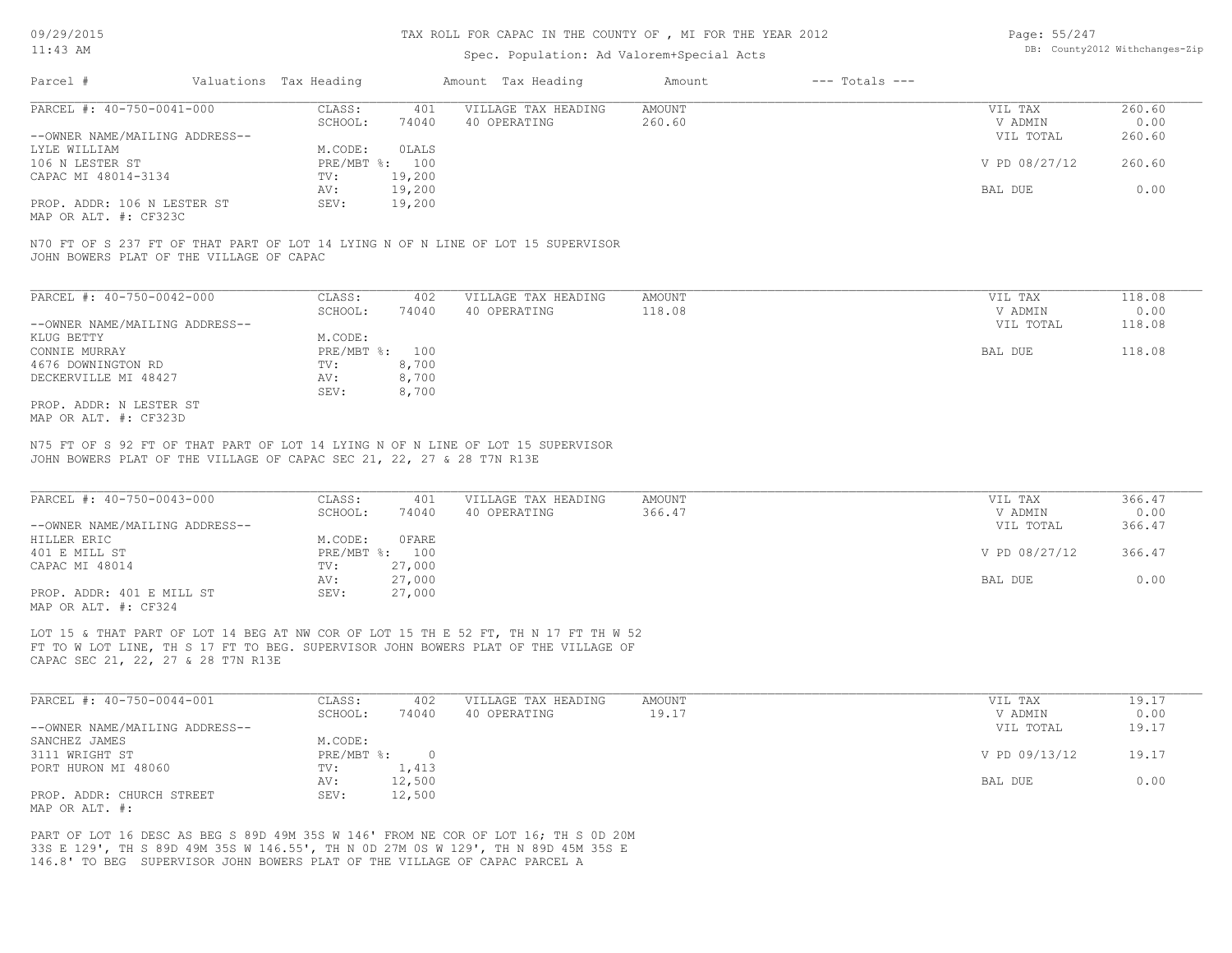TAX ROLL FOR CAPAC IN THE COUNTY OF , MI FOR THE YEAR 2012

Spec. Population: Ad Valorem+Special Acts

| Parcel # | Valuations | Tax Heading | Amount | Tax Heading | Amount | --- Totals --- | |
|---|---|---|---|---|---|---|---|
| PARCEL #: 40-750-0041-000 | CLASS: | 401 | VILLAGE TAX HEADING | AMOUNT | | VIL TAX | 260.60 |
| | SCHOOL: | 74040 | 40 OPERATING | 260.60 | | V ADMIN | 0.00 |
| --OWNER NAME/MAILING ADDRESS-- | | | | | | VIL TOTAL | 260.60 |
| LYLE WILLIAM | M.CODE: | OLALS | | | | | |
| 106 N LESTER ST | PRE/MBT %: | 100 | | | | V PD 08/27/12 | 260.60 |
| CAPAC MI 48014-3134 | TV: | 19,200 | | | | | |
| | AV: | 19,200 | | | | BAL DUE | 0.00 |
| PROP. ADDR: 106 N LESTER ST | SEV: | 19,200 | | | | | |
| MAP OR ALT. #: CF323C | | | | | | | |

N70 FT OF S 237 FT OF THAT PART OF LOT 14 LYING N OF N LINE OF LOT 15 SUPERVISOR JOHN BOWERS PLAT OF THE VILLAGE OF CAPAC

| Parcel # | Valuations | Tax Heading | Amount | Tax Heading | Amount | --- Totals --- | |
|---|---|---|---|---|---|---|---|
| PARCEL #: 40-750-0042-000 | CLASS: | 402 | VILLAGE TAX HEADING | AMOUNT | | VIL TAX | 118.08 |
| | SCHOOL: | 74040 | 40 OPERATING | 118.08 | | V ADMIN | 0.00 |
| --OWNER NAME/MAILING ADDRESS-- | | | | | | VIL TOTAL | 118.08 |
| KLUG BETTY | M.CODE: | | | | | | |
| CONNIE MURRAY | PRE/MBT %: | 100 | | | | BAL DUE | 118.08 |
| 4676 DOWNINGTON RD | TV: | 8,700 | | | | | |
| DECKERVILLE MI 48427 | AV: | 8,700 | | | | | |
| | SEV: | 8,700 | | | | | |
| PROP. ADDR: N LESTER ST | | | | | | | |
| MAP OR ALT. #: CF323D | | | | | | | |

N75 FT OF S 92 FT OF THAT PART OF LOT 14 LYING N OF N LINE OF LOT 15 SUPERVISOR JOHN BOWERS PLAT OF THE VILLAGE OF CAPAC SEC 21, 22, 27 & 28 T7N R13E

| Parcel # | Valuations | Tax Heading | Amount | Tax Heading | Amount | --- Totals --- | |
|---|---|---|---|---|---|---|---|
| PARCEL #: 40-750-0043-000 | CLASS: | 401 | VILLAGE TAX HEADING | AMOUNT | | VIL TAX | 366.47 |
| | SCHOOL: | 74040 | 40 OPERATING | 366.47 | | V ADMIN | 0.00 |
| --OWNER NAME/MAILING ADDRESS-- | | | | | | VIL TOTAL | 366.47 |
| HILLER ERIC | M.CODE: | OFARE | | | | | |
| 401 E MILL ST | PRE/MBT %: | 100 | | | | V PD 08/27/12 | 366.47 |
| CAPAC MI 48014 | TV: | 27,000 | | | | | |
| | AV: | 27,000 | | | | BAL DUE | 0.00 |
| PROP. ADDR: 401 E MILL ST | SEV: | 27,000 | | | | | |
| MAP OR ALT. #: CF324 | | | | | | | |

LOT 15 & THAT PART OF LOT 14 BEG AT NW COR OF LOT 15 TH E 52 FT, TH N 17 FT TH W 52 FT TO W LOT LINE, TH S 17 FT TO BEG. SUPERVISOR JOHN BOWERS PLAT OF THE VILLAGE OF CAPAC SEC 21, 22, 27 & 28 T7N R13E

| Parcel # | Valuations | Tax Heading | Amount | Tax Heading | Amount | --- Totals --- | |
|---|---|---|---|---|---|---|---|
| PARCEL #: 40-750-0044-001 | CLASS: | 402 | VILLAGE TAX HEADING | AMOUNT | | VIL TAX | 19.17 |
| | SCHOOL: | 74040 | 40 OPERATING | 19.17 | | V ADMIN | 0.00 |
| --OWNER NAME/MAILING ADDRESS-- | | | | | | VIL TOTAL | 19.17 |
| SANCHEZ JAMES | M.CODE: | | | | | | |
| 3111 WRIGHT ST | PRE/MBT %: | 0 | | | | V PD 09/13/12 | 19.17 |
| PORT HURON MI 48060 | TV: | 1,413 | | | | | |
| | AV: | 12,500 | | | | BAL DUE | 0.00 |
| PROP. ADDR: CHURCH STREET | SEV: | 12,500 | | | | | |
| MAP OR ALT. #: | | | | | | | |

PART OF LOT 16 DESC AS BEG S 89D 49M 35S W 146' FROM NE COR OF LOT 16; TH S 0D 20M 33S E 129', TH S 89D 49M 35S W 146.55', TH N 0D 27M 0S W 129', TH N 89D 45M 35S E 146.8' TO BEG SUPERVISOR JOHN BOWERS PLAT OF THE VILLAGE OF CAPAC PARCEL A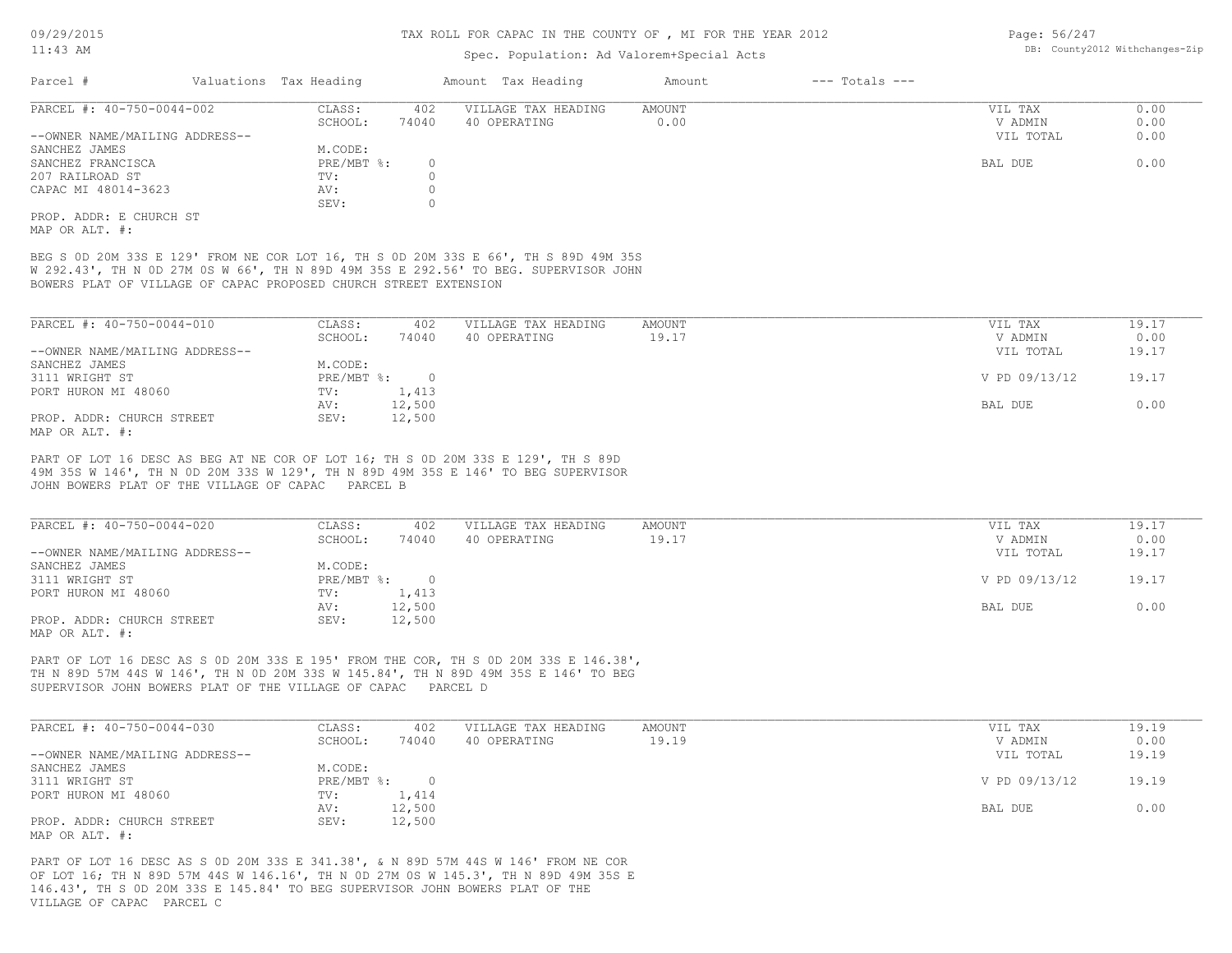# TAX ROLL FOR CAPAC IN THE COUNTY OF , MI FOR THE YEAR 2012

Spec. Population: Ad Valorem+Special Acts

DB: County2012 Withchanges-Zip

| Parcel # | Valuations | Tax Heading | Amount | Tax Heading | Amount | --- Totals --- |
|---|---|---|---|---|---|---|

---

**PARCEL #: 40-750-0044-002**

| | | | | |
|---|---|---|---|---|
| CLASS: | 402 | VILLAGE TAX HEADING | AMOUNT | |
| SCHOOL: | 74040 | 40 OPERATING | 0.00 | |
| M.CODE: | | | | |
| PRE/MBT %: | 0 | | | |
| TV: | 0 | | | |
| AV: | 0 | | | |
| SEV: | 0 | | | |

--OWNER NAME/MAILING ADDRESS--
SANCHEZ JAMES
SANCHEZ FRANCISCA
207 RAILROAD ST
CAPAC MI 48014-3623

PROP. ADDR: E CHURCH ST
MAP OR ALT. #:

| Totals | |
|---|---|
| VIL TAX | 0.00 |
| V ADMIN | 0.00 |
| VIL TOTAL | 0.00 |
| BAL DUE | 0.00 |

BEG S 0D 20M 33S E 129' FROM NE COR LOT 16, TH S 0D 20M 33S E 66', TH S 89D 49M 35S W 292.43', TH N 0D 27M 0S W 66', TH N 89D 49M 35S E 292.56' TO BEG. SUPERVISOR JOHN BOWERS PLAT OF VILLAGE OF CAPAC PROPOSED CHURCH STREET EXTENSION

---

**PARCEL #: 40-750-0044-010**

| | | | | |
|---|---|---|---|---|
| CLASS: | 402 | VILLAGE TAX HEADING | AMOUNT | |
| SCHOOL: | 74040 | 40 OPERATING | 19.17 | |
| M.CODE: | | | | |
| PRE/MBT %: | 0 | | | |
| TV: | 1,413 | | | |
| AV: | 12,500 | | | |
| SEV: | 12,500 | | | |

--OWNER NAME/MAILING ADDRESS--
SANCHEZ JAMES
3111 WRIGHT ST
PORT HURON MI 48060

PROP. ADDR: CHURCH STREET
MAP OR ALT. #:

| Totals | |
|---|---|
| VIL TAX | 19.17 |
| V ADMIN | 0.00 |
| VIL TOTAL | 19.17 |
| V PD 09/13/12 | 19.17 |
| BAL DUE | 0.00 |

PART OF LOT 16 DESC AS BEG AT NE COR OF LOT 16; TH S 0D 20M 33S E 129', TH S 89D 49M 35S W 146', TH N 0D 20M 33S W 129', TH N 89D 49M 35S E 146' TO BEG SUPERVISOR JOHN BOWERS PLAT OF THE VILLAGE OF CAPAC PARCEL B

---

**PARCEL #: 40-750-0044-020**

| | | | | |
|---|---|---|---|---|
| CLASS: | 402 | VILLAGE TAX HEADING | AMOUNT | |
| SCHOOL: | 74040 | 40 OPERATING | 19.17 | |
| M.CODE: | | | | |
| PRE/MBT %: | 0 | | | |
| TV: | 1,413 | | | |
| AV: | 12,500 | | | |
| SEV: | 12,500 | | | |

--OWNER NAME/MAILING ADDRESS--
SANCHEZ JAMES
3111 WRIGHT ST
PORT HURON MI 48060

PROP. ADDR: CHURCH STREET
MAP OR ALT. #:

| Totals | |
|---|---|
| VIL TAX | 19.17 |
| V ADMIN | 0.00 |
| VIL TOTAL | 19.17 |
| V PD 09/13/12 | 19.17 |
| BAL DUE | 0.00 |

PART OF LOT 16 DESC AS S 0D 20M 33S E 195' FROM THE COR, TH S 0D 20M 33S E 146.38', TH N 89D 57M 44S W 146', TH N 0D 20M 33S W 145.84', TH N 89D 49M 35S E 146' TO BEG SUPERVISOR JOHN BOWERS PLAT OF THE VILLAGE OF CAPAC PARCEL D

---

**PARCEL #: 40-750-0044-030**

| | | | | |
|---|---|---|---|---|
| CLASS: | 402 | VILLAGE TAX HEADING | AMOUNT | |
| SCHOOL: | 74040 | 40 OPERATING | 19.19 | |
| M.CODE: | | | | |
| PRE/MBT %: | 0 | | | |
| TV: | 1,414 | | | |
| AV: | 12,500 | | | |
| SEV: | 12,500 | | | |

--OWNER NAME/MAILING ADDRESS--
SANCHEZ JAMES
3111 WRIGHT ST
PORT HURON MI 48060

PROP. ADDR: CHURCH STREET
MAP OR ALT. #:

| Totals | |
|---|---|
| VIL TAX | 19.19 |
| V ADMIN | 0.00 |
| VIL TOTAL | 19.19 |
| V PD 09/13/12 | 19.19 |
| BAL DUE | 0.00 |

PART OF LOT 16 DESC AS S 0D 20M 33S E 341.38', & N 89D 57M 44S W 146' FROM NE COR OF LOT 16; TH N 89D 57M 44S W 146.16', TH N 0D 27M 0S W 145.3', TH N 89D 49M 35S E 146.43', TH S 0D 20M 33S E 145.84' TO BEG SUPERVISOR JOHN BOWERS PLAT OF THE VILLAGE OF CAPAC PARCEL C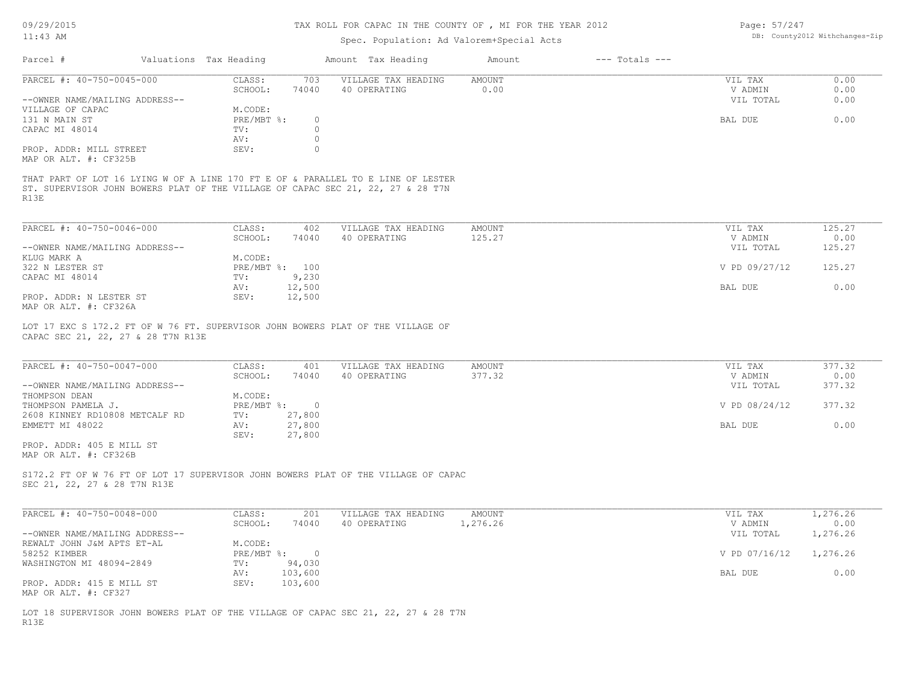TAX ROLL FOR CAPAC IN THE COUNTY OF , MI FOR THE YEAR 2012

Spec. Population: Ad Valorem+Special Acts

| Parcel # | Valuations | Tax Heading | Amount | Tax Heading | Amount | --- Totals --- | |
|---|---|---|---|---|---|---|---|
| PARCEL #: 40-750-0045-000 | CLASS: | 703 | VILLAGE TAX HEADING | AMOUNT | | VIL TAX | 0.00 |
| | SCHOOL: | 74040 | 40 OPERATING | 0.00 | | V ADMIN | 0.00 |
| --OWNER NAME/MAILING ADDRESS-- | | | | | | VIL TOTAL | 0.00 |
| VILLAGE OF CAPAC | M.CODE: | | | | | | |
| 131 N MAIN ST | PRE/MBT %: | 0 | | | | BAL DUE | 0.00 |
| CAPAC MI 48014 | TV: | 0 | | | | | |
| | AV: | 0 | | | | | |
| PROP. ADDR: MILL STREET | SEV: | 0 | | | | | |
| MAP OR ALT. #: CF325B | | | | | | | |

THAT PART OF LOT 16 LYING W OF A LINE 170 FT E OF & PARALLEL TO E LINE OF LESTER ST. SUPERVISOR JOHN BOWERS PLAT OF THE VILLAGE OF CAPAC SEC 21, 22, 27 & 28 T7N R13E

| Parcel # | Valuations | Tax Heading | Amount | Tax Heading | Amount | --- Totals --- | |
|---|---|---|---|---|---|---|---|
| PARCEL #: 40-750-0046-000 | CLASS: | 402 | VILLAGE TAX HEADING | AMOUNT | | VIL TAX | 125.27 |
| | SCHOOL: | 74040 | 40 OPERATING | 125.27 | | V ADMIN | 0.00 |
| --OWNER NAME/MAILING ADDRESS-- | | | | | | VIL TOTAL | 125.27 |
| KLUG MARK A | M.CODE: | | | | | | |
| 322 N LESTER ST | PRE/MBT %: | 100 | | | | V PD 09/27/12 | 125.27 |
| CAPAC MI 48014 | TV: | 9,230 | | | | | |
| | AV: | 12,500 | | | | BAL DUE | 0.00 |
| PROP. ADDR: N LESTER ST | SEV: | 12,500 | | | | | |
| MAP OR ALT. #: CF326A | | | | | | | |

LOT 17 EXC S 172.2 FT OF W 76 FT. SUPERVISOR JOHN BOWERS PLAT OF THE VILLAGE OF CAPAC SEC 21, 22, 27 & 28 T7N R13E

| Parcel # | Valuations | Tax Heading | Amount | Tax Heading | Amount | --- Totals --- | |
|---|---|---|---|---|---|---|---|
| PARCEL #: 40-750-0047-000 | CLASS: | 401 | VILLAGE TAX HEADING | AMOUNT | | VIL TAX | 377.32 |
| | SCHOOL: | 74040 | 40 OPERATING | 377.32 | | V ADMIN | 0.00 |
| --OWNER NAME/MAILING ADDRESS-- | | | | | | VIL TOTAL | 377.32 |
| THOMPSON DEAN | M.CODE: | | | | | | |
| THOMPSON PAMELA J. | PRE/MBT %: | 0 | | | | V PD 08/24/12 | 377.32 |
| 2608 KINNEY RD10808 METCALF RD | TV: | 27,800 | | | | | |
| EMMETT MI 48022 | AV: | 27,800 | | | | BAL DUE | 0.00 |
| | SEV: | 27,800 | | | | | |
| PROP. ADDR: 405 E MILL ST | | | | | | | |
| MAP OR ALT. #: CF326B | | | | | | | |

S172.2 FT OF W 76 FT OF LOT 17 SUPERVISOR JOHN BOWERS PLAT OF THE VILLAGE OF CAPAC SEC 21, 22, 27 & 28 T7N R13E

| Parcel # | Valuations | Tax Heading | Amount | Tax Heading | Amount | --- Totals --- | |
|---|---|---|---|---|---|---|---|
| PARCEL #: 40-750-0048-000 | CLASS: | 201 | VILLAGE TAX HEADING | AMOUNT | | VIL TAX | 1,276.26 |
| | SCHOOL: | 74040 | 40 OPERATING | 1,276.26 | | V ADMIN | 0.00 |
| --OWNER NAME/MAILING ADDRESS-- | | | | | | VIL TOTAL | 1,276.26 |
| REWALT JOHN J&M APTS ET-AL | M.CODE: | | | | | | |
| 58252 KIMBER | PRE/MBT %: | 0 | | | | V PD 07/16/12 | 1,276.26 |
| WASHINGTON MI 48094-2849 | TV: | 94,030 | | | | | |
| | AV: | 103,600 | | | | BAL DUE | 0.00 |
| PROP. ADDR: 415 E MILL ST | SEV: | 103,600 | | | | | |
| MAP OR ALT. #: CF327 | | | | | | | |

LOT 18 SUPERVISOR JOHN BOWERS PLAT OF THE VILLAGE OF CAPAC SEC 21, 22, 27 & 28 T7N R13E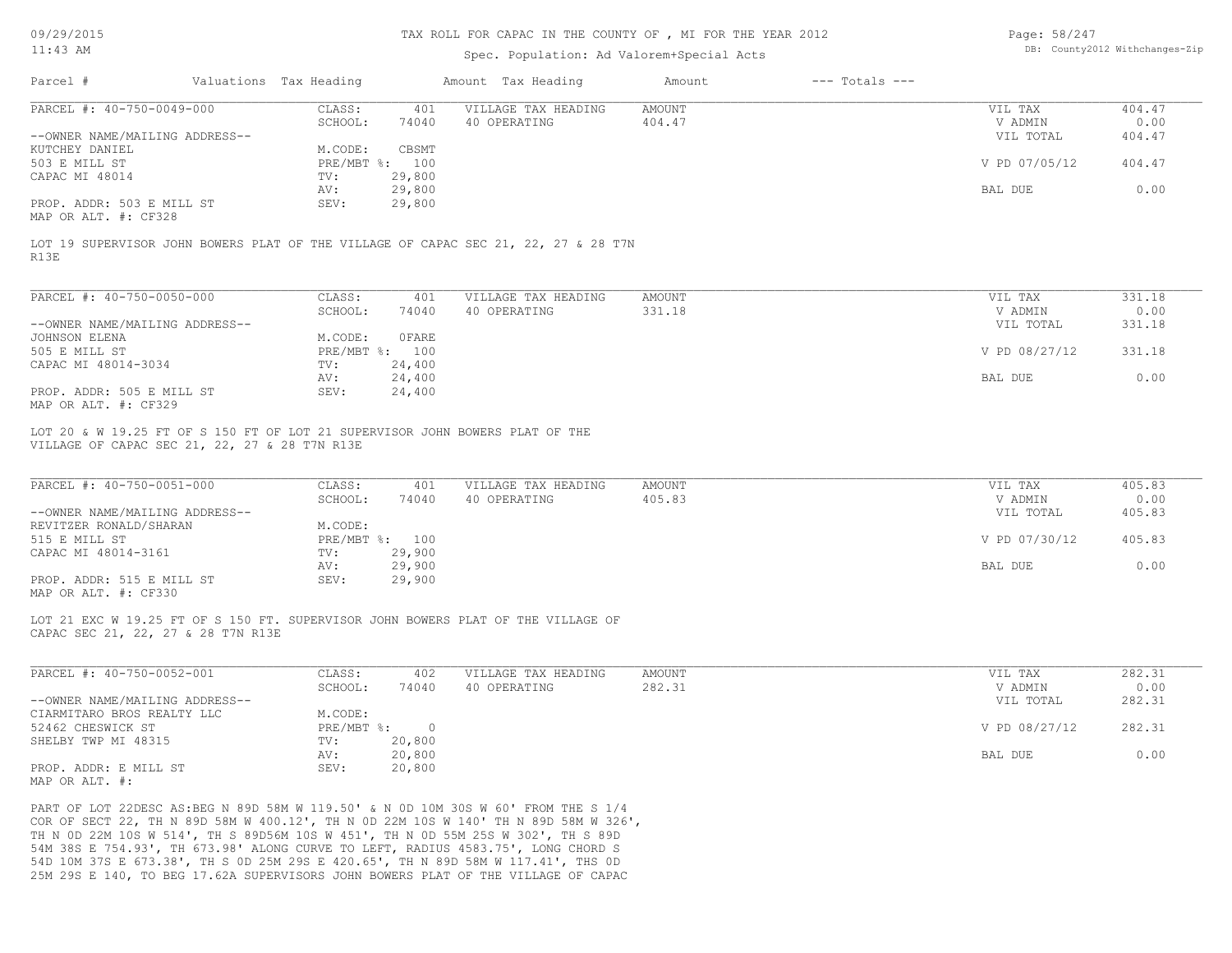| Parcel # | Valuations | Tax Heading | Amount | Tax Heading | Amount | --- Totals --- | |
|---|---|---|---|---|---|---|---|
| PARCEL #: 40-750-0049-000 | CLASS: | 401 | VILLAGE TAX HEADING | AMOUNT | | VIL TAX | 404.47 |
| | SCHOOL: | 74040 | 40 OPERATING | 404.47 | | V ADMIN | 0.00 |
| --OWNER NAME/MAILING ADDRESS-- | | | | | | VIL TOTAL | 404.47 |
| KUTCHEY DANIEL | M.CODE: | CBSMT | | | | | |
| 503 E MILL ST | PRE/MBT %: | 100 | | | | V PD 07/05/12 | 404.47 |
| CAPAC MI 48014 | TV: | 29,800 | | | | | |
| | AV: | 29,800 | | | | BAL DUE | 0.00 |
| PROP. ADDR: 503 E MILL ST | SEV: | 29,800 | | | | | |
| MAP OR ALT. #: CF328 | | | | | | | |

LOT 19 SUPERVISOR JOHN BOWERS PLAT OF THE VILLAGE OF CAPAC SEC 21, 22, 27 & 28 T7N R13E

| Parcel # | Valuations | Tax Heading | Amount | Tax Heading | Amount | --- Totals --- | |
|---|---|---|---|---|---|---|---|
| PARCEL #: 40-750-0050-000 | CLASS: | 401 | VILLAGE TAX HEADING | AMOUNT | | VIL TAX | 331.18 |
| | SCHOOL: | 74040 | 40 OPERATING | 331.18 | | V ADMIN | 0.00 |
| --OWNER NAME/MAILING ADDRESS-- | | | | | | VIL TOTAL | 331.18 |
| JOHNSON ELENA | M.CODE: | 0FARE | | | | | |
| 505 E MILL ST | PRE/MBT %: | 100 | | | | V PD 08/27/12 | 331.18 |
| CAPAC MI 48014-3034 | TV: | 24,400 | | | | | |
| | AV: | 24,400 | | | | BAL DUE | 0.00 |
| PROP. ADDR: 505 E MILL ST | SEV: | 24,400 | | | | | |
| MAP OR ALT. #: CF329 | | | | | | | |

LOT 20 & W 19.25 FT OF S 150 FT OF LOT 21 SUPERVISOR JOHN BOWERS PLAT OF THE VILLAGE OF CAPAC SEC 21, 22, 27 & 28 T7N R13E

| Parcel # | Valuations | Tax Heading | Amount | Tax Heading | Amount | --- Totals --- | |
|---|---|---|---|---|---|---|---|
| PARCEL #: 40-750-0051-000 | CLASS: | 401 | VILLAGE TAX HEADING | AMOUNT | | VIL TAX | 405.83 |
| | SCHOOL: | 74040 | 40 OPERATING | 405.83 | | V ADMIN | 0.00 |
| --OWNER NAME/MAILING ADDRESS-- | | | | | | VIL TOTAL | 405.83 |
| REVITZER RONALD/SHARAN | M.CODE: | | | | | | |
| 515 E MILL ST | PRE/MBT %: | 100 | | | | V PD 07/30/12 | 405.83 |
| CAPAC MI 48014-3161 | TV: | 29,900 | | | | | |
| | AV: | 29,900 | | | | BAL DUE | 0.00 |
| PROP. ADDR: 515 E MILL ST | SEV: | 29,900 | | | | | |
| MAP OR ALT. #: CF330 | | | | | | | |

LOT 21 EXC W 19.25 FT OF S 150 FT. SUPERVISOR JOHN BOWERS PLAT OF THE VILLAGE OF CAPAC SEC 21, 22, 27 & 28 T7N R13E

| Parcel # | Valuations | Tax Heading | Amount | Tax Heading | Amount | --- Totals --- | |
|---|---|---|---|---|---|---|---|
| PARCEL #: 40-750-0052-001 | CLASS: | 402 | VILLAGE TAX HEADING | AMOUNT | | VIL TAX | 282.31 |
| | SCHOOL: | 74040 | 40 OPERATING | 282.31 | | V ADMIN | 0.00 |
| --OWNER NAME/MAILING ADDRESS-- | | | | | | VIL TOTAL | 282.31 |
| CIARMITARO BROS REALTY LLC | M.CODE: | | | | | | |
| 52462 CHESWICK ST | PRE/MBT %: | 0 | | | | V PD 08/27/12 | 282.31 |
| SHELBY TWP MI 48315 | TV: | 20,800 | | | | | |
| | AV: | 20,800 | | | | BAL DUE | 0.00 |
| PROP. ADDR: E MILL ST | SEV: | 20,800 | | | | | |
| MAP OR ALT. #: | | | | | | | |

PART OF LOT 22DESC AS:BEG N 89D 58M W 119.50' & N 0D 10M 30S W 60' FROM THE S 1/4 COR OF SECT 22, TH N 89D 58M W 400.12', TH N 0D 22M 10S W 140' TH N 89D 58M W 326', TH N 0D 22M 10S W 514', TH S 89D56M 10S W 451', TH N 0D 55M 25S W 302', TH S 89D 54M 38S E 754.93', TH 673.98' ALONG CURVE TO LEFT, RADIUS 4583.75', LONG CHORD S 54D 10M 37S E 673.38', TH S 0D 25M 29S E 420.65', TH N 89D 58M W 117.41', THS 0D 25M 29S E 140, TO BEG 17.62A SUPERVISORS JOHN BOWERS PLAT OF THE VILLAGE OF CAPAC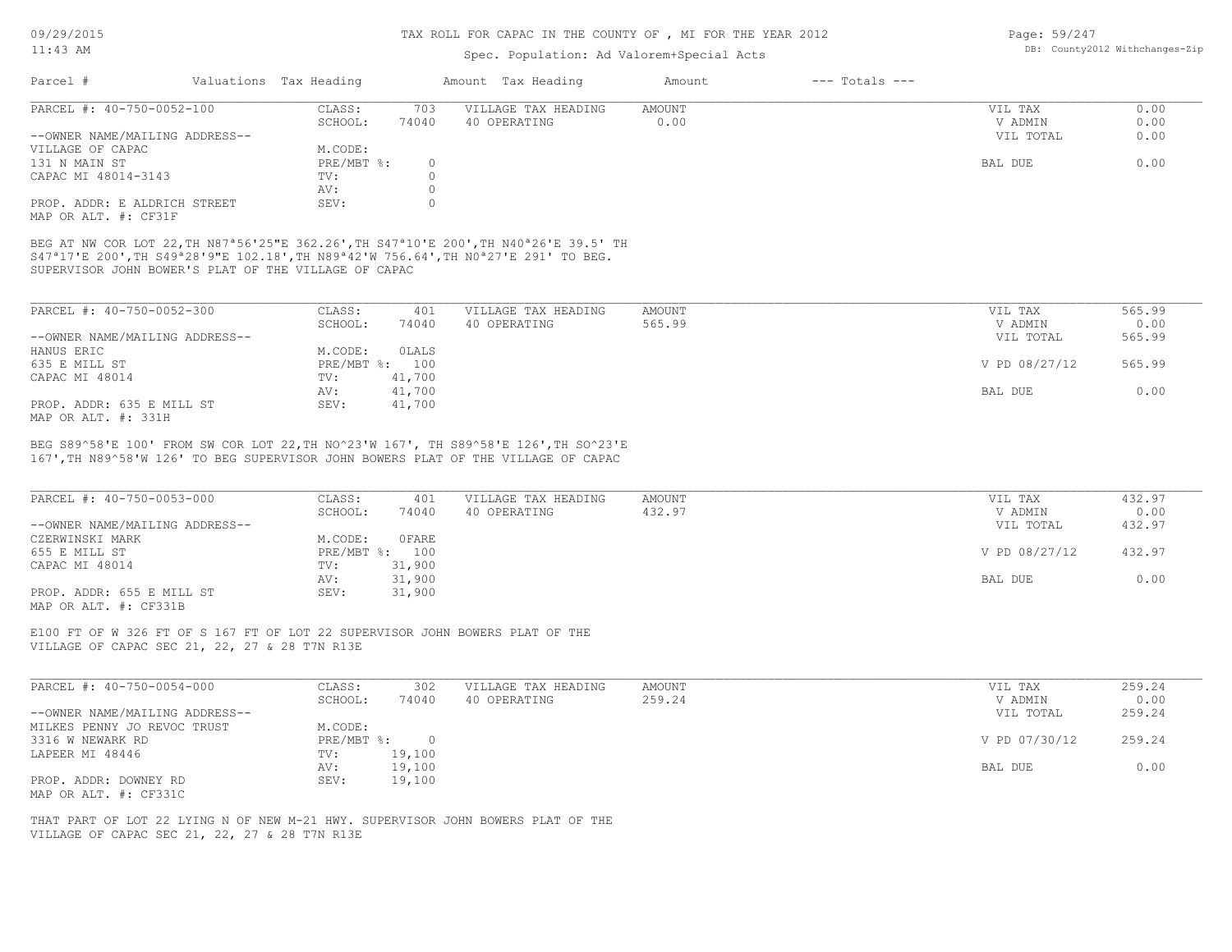# TAX ROLL FOR CAPAC IN THE COUNTY OF , MI FOR THE YEAR 2012

Spec. Population: Ad Valorem+Special Acts

DB: County2012 Withchanges-Zip

09/29/2015
11:43 AM

| Parcel # | Valuations | Tax Heading | Amount | Tax Heading | Amount | --- Totals --- | |
|---|---|---|---|---|---|---|---|

---

**PARCEL #: 40-750-0052-100**

| | | | | | |
|---|---|---|---|---|---|
| CLASS: | 703 | VILLAGE TAX HEADING | AMOUNT | VIL TAX | 0.00 |
| SCHOOL: | 74040 | 40 OPERATING | 0.00 | V ADMIN | 0.00 |
| M.CODE: | | | | VIL TOTAL | 0.00 |
| PRE/MBT %: | 0 | | | BAL DUE | 0.00 |
| TV: | 0 | | | | |
| AV: | 0 | | | | |
| SEV: | 0 | | | | |

--OWNER NAME/MAILING ADDRESS--
VILLAGE OF CAPAC
131 N MAIN ST
CAPAC MI 48014-3143

PROP. ADDR: E ALDRICH STREET
MAP OR ALT. #: CF31F

BEG AT NW COR LOT 22,TH N87ª56'25"E 362.26',TH S47ª10'E 200',TH N40ª26'E 39.5' TH S47ª17'E 200',TH S49ª28'9"E 102.18',TH N89ª42'W 756.64',TH N0ª27'E 291' TO BEG. SUPERVISOR JOHN BOWER'S PLAT OF THE VILLAGE OF CAPAC

---

**PARCEL #: 40-750-0052-300**

| | | | | | |
|---|---|---|---|---|---|
| CLASS: | 401 | VILLAGE TAX HEADING | AMOUNT | VIL TAX | 565.99 |
| SCHOOL: | 74040 | 40 OPERATING | 565.99 | V ADMIN | 0.00 |
| M.CODE: | 0LALS | | | VIL TOTAL | 565.99 |
| PRE/MBT %: | 100 | | | V PD 08/27/12 | 565.99 |
| TV: | 41,700 | | | | |
| AV: | 41,700 | | | BAL DUE | 0.00 |
| SEV: | 41,700 | | | | |

--OWNER NAME/MAILING ADDRESS--
HANUS ERIC
635 E MILL ST
CAPAC MI 48014

PROP. ADDR: 635 E MILL ST
MAP OR ALT. #: 331H

BEG S89^58'E 100' FROM SW COR LOT 22,TH NO^23'W 167', TH S89^58'E 126',TH SO^23'E 167',TH N89^58'W 126' TO BEG SUPERVISOR JOHN BOWERS PLAT OF THE VILLAGE OF CAPAC

---

**PARCEL #: 40-750-0053-000**

| | | | | | |
|---|---|---|---|---|---|
| CLASS: | 401 | VILLAGE TAX HEADING | AMOUNT | VIL TAX | 432.97 |
| SCHOOL: | 74040 | 40 OPERATING | 432.97 | V ADMIN | 0.00 |
| M.CODE: | 0FARE | | | VIL TOTAL | 432.97 |
| PRE/MBT %: | 100 | | | V PD 08/27/12 | 432.97 |
| TV: | 31,900 | | | | |
| AV: | 31,900 | | | BAL DUE | 0.00 |
| SEV: | 31,900 | | | | |

--OWNER NAME/MAILING ADDRESS--
CZERWINSKI MARK
655 E MILL ST
CAPAC MI 48014

PROP. ADDR: 655 E MILL ST
MAP OR ALT. #: CF331B

E100 FT OF W 326 FT OF S 167 FT OF LOT 22 SUPERVISOR JOHN BOWERS PLAT OF THE VILLAGE OF CAPAC SEC 21, 22, 27 & 28 T7N R13E

---

**PARCEL #: 40-750-0054-000**

| | | | | | |
|---|---|---|---|---|---|
| CLASS: | 302 | VILLAGE TAX HEADING | AMOUNT | VIL TAX | 259.24 |
| SCHOOL: | 74040 | 40 OPERATING | 259.24 | V ADMIN | 0.00 |
| M.CODE: | | | | VIL TOTAL | 259.24 |
| PRE/MBT %: | 0 | | | V PD 07/30/12 | 259.24 |
| TV: | 19,100 | | | | |
| AV: | 19,100 | | | BAL DUE | 0.00 |
| SEV: | 19,100 | | | | |

--OWNER NAME/MAILING ADDRESS--
MILKES PENNY JO REVOC TRUST
3316 W NEWARK RD
LAPEER MI 48446

PROP. ADDR: DOWNEY RD
MAP OR ALT. #: CF331C

THAT PART OF LOT 22 LYING N OF NEW M-21 HWY. SUPERVISOR JOHN BOWERS PLAT OF THE VILLAGE OF CAPAC SEC 21, 22, 27 & 28 T7N R13E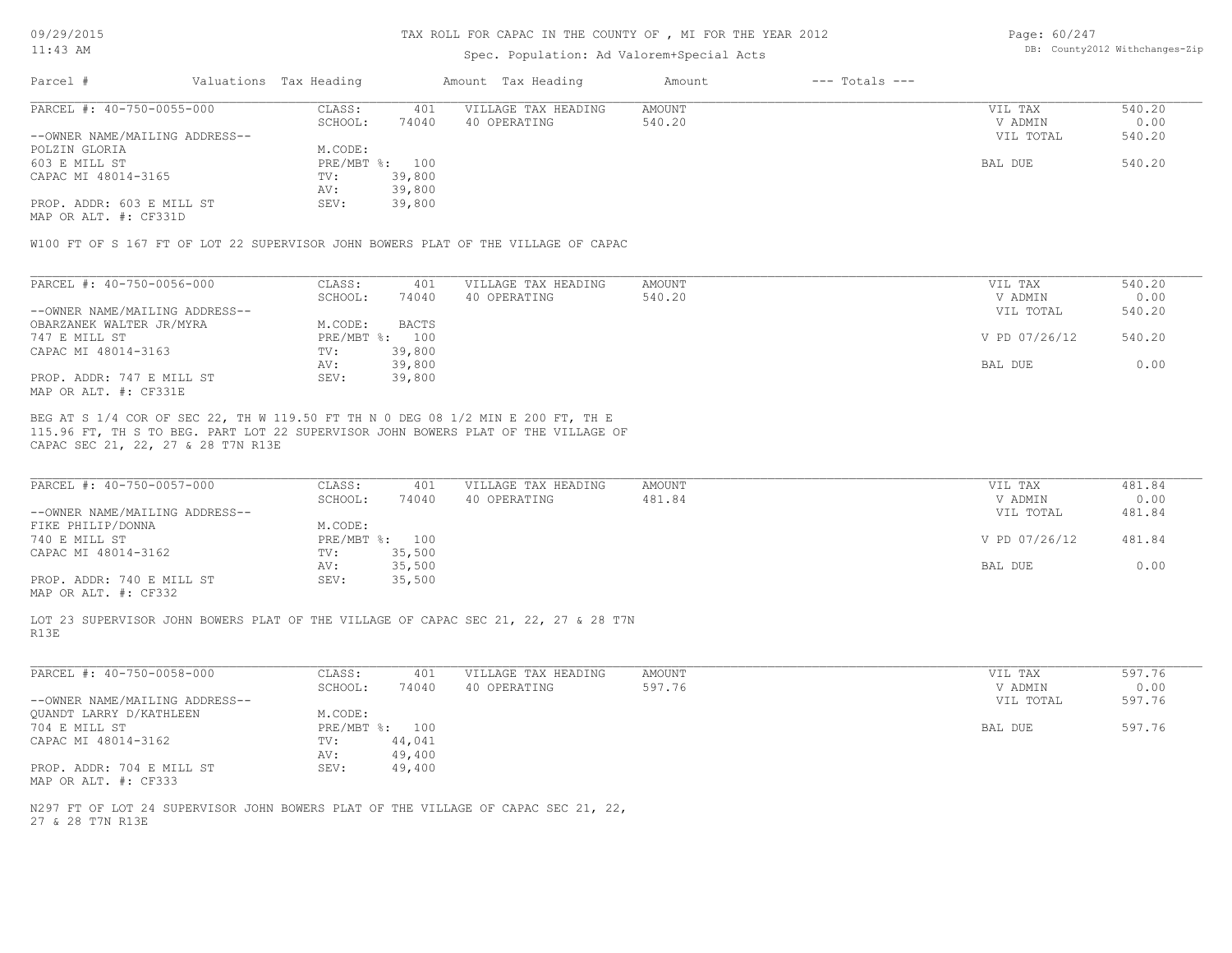TAX ROLL FOR CAPAC IN THE COUNTY OF , MI FOR THE YEAR 2012

Spec. Population: Ad Valorem+Special Acts

| Parcel # | Valuations | Tax Heading | Amount | Tax Heading | Amount | --- Totals --- | |
|---|---|---|---|---|---|---|---|

**PARCEL #: 40-750-0055-000**

| | | | | | |
|---|---|---|---|---|---|
| --OWNER NAME/MAILING ADDRESS-- | CLASS: | 401 | VILLAGE TAX HEADING | AMOUNT | VIL TAX | 540.20 |
| POLZIN GLORIA | SCHOOL: | 74040 | 40 OPERATING | 540.20 | V ADMIN | 0.00 |
| 603 E MILL ST | M.CODE: | | | | VIL TOTAL | 540.20 |
| CAPAC MI 48014-3165 | PRE/MBT %: | 100 | | | BAL DUE | 540.20 |
| | TV: | 39,800 | | | | |
| PROP. ADDR: 603 E MILL ST | AV: | 39,800 | | | | |
| MAP OR ALT. #: CF331D | SEV: | 39,800 | | | | |

W100 FT OF S 167 FT OF LOT 22 SUPERVISOR JOHN BOWERS PLAT OF THE VILLAGE OF CAPAC

**PARCEL #: 40-750-0056-000**

| | | | | | |
|---|---|---|---|---|---|
| --OWNER NAME/MAILING ADDRESS-- | CLASS: | 401 | VILLAGE TAX HEADING | AMOUNT | VIL TAX | 540.20 |
| OBARZANEK WALTER JR/MYRA | SCHOOL: | 74040 | 40 OPERATING | 540.20 | V ADMIN | 0.00 |
| 747 E MILL ST | M.CODE: | BACTS | | | VIL TOTAL | 540.20 |
| CAPAC MI 48014-3163 | PRE/MBT %: | 100 | | | V PD 07/26/12 | 540.20 |
| | TV: | 39,800 | | | | |
| PROP. ADDR: 747 E MILL ST | AV: | 39,800 | | | BAL DUE | 0.00 |
| MAP OR ALT. #: CF331E | SEV: | 39,800 | | | | |

BEG AT S 1/4 COR OF SEC 22, TH W 119.50 FT TH N 0 DEG 08 1/2 MIN E 200 FT, TH E 115.96 FT, TH S TO BEG. PART LOT 22 SUPERVISOR JOHN BOWERS PLAT OF THE VILLAGE OF CAPAC SEC 21, 22, 27 & 28 T7N R13E

**PARCEL #: 40-750-0057-000**

| | | | | | |
|---|---|---|---|---|---|
| --OWNER NAME/MAILING ADDRESS-- | CLASS: | 401 | VILLAGE TAX HEADING | AMOUNT | VIL TAX | 481.84 |
| FIKE PHILIP/DONNA | SCHOOL: | 74040 | 40 OPERATING | 481.84 | V ADMIN | 0.00 |
| 740 E MILL ST | M.CODE: | | | | VIL TOTAL | 481.84 |
| CAPAC MI 48014-3162 | PRE/MBT %: | 100 | | | V PD 07/26/12 | 481.84 |
| | TV: | 35,500 | | | | |
| PROP. ADDR: 740 E MILL ST | AV: | 35,500 | | | BAL DUE | 0.00 |
| MAP OR ALT. #: CF332 | SEV: | 35,500 | | | | |

LOT 23 SUPERVISOR JOHN BOWERS PLAT OF THE VILLAGE OF CAPAC SEC 21, 22, 27 & 28 T7N R13E

**PARCEL #: 40-750-0058-000**

| | | | | | |
|---|---|---|---|---|---|
| --OWNER NAME/MAILING ADDRESS-- | CLASS: | 401 | VILLAGE TAX HEADING | AMOUNT | VIL TAX | 597.76 |
| QUANDT LARRY D/KATHLEEN | SCHOOL: | 74040 | 40 OPERATING | 597.76 | V ADMIN | 0.00 |
| 704 E MILL ST | M.CODE: | | | | VIL TOTAL | 597.76 |
| CAPAC MI 48014-3162 | PRE/MBT %: | 100 | | | BAL DUE | 597.76 |
| | TV: | 44,041 | | | | |
| PROP. ADDR: 704 E MILL ST | AV: | 49,400 | | | | |
| MAP OR ALT. #: CF333 | SEV: | 49,400 | | | | |

N297 FT OF LOT 24 SUPERVISOR JOHN BOWERS PLAT OF THE VILLAGE OF CAPAC SEC 21, 22, 27 & 28 T7N R13E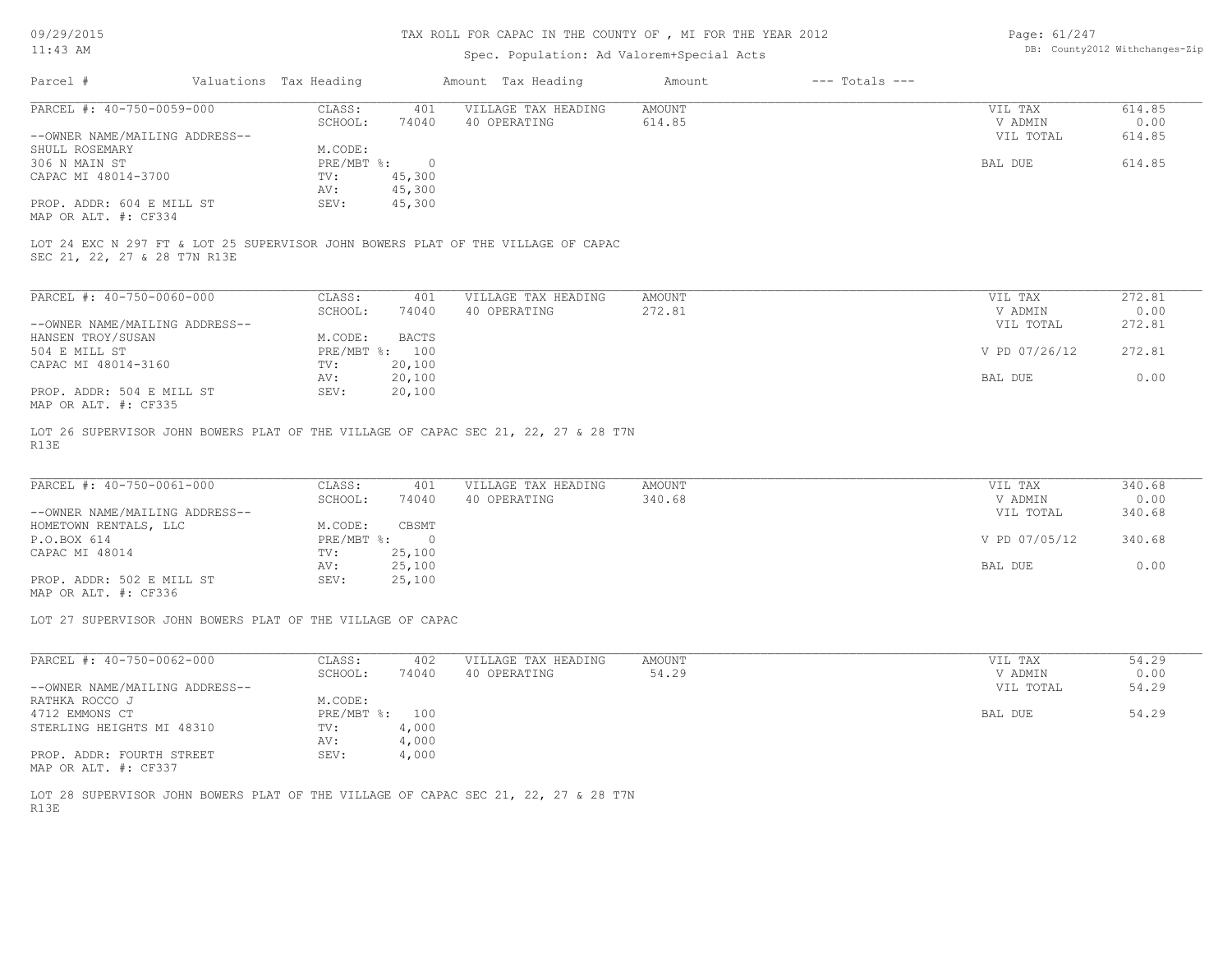TAX ROLL FOR CAPAC IN THE COUNTY OF , MI FOR THE YEAR 2012

Spec. Population: Ad Valorem+Special Acts

| Parcel # | Valuations | Tax Heading | Amount | Tax Heading | Amount | --- Totals --- |
|---|---|---|---|---|---|---|

**PARCEL #: 40-750-0059-000**

| | | | | | |
|---|---|---|---|---|---|
| CLASS: | 401 | VILLAGE TAX HEADING | AMOUNT | VIL TAX | 614.85 |
| SCHOOL: | 74040 | 40 OPERATING | 614.85 | V ADMIN | 0.00 |
| M.CODE: | | | | VIL TOTAL | 614.85 |
| PRE/MBT %: | 0 | | | BAL DUE | 614.85 |
| TV: | 45,300 | | | | |
| AV: | 45,300 | | | | |
| SEV: | 45,300 | | | | |

--OWNER NAME/MAILING ADDRESS--
SHULL ROSEMARY
306 N MAIN ST
CAPAC MI 48014-3700

PROP. ADDR: 604 E MILL ST
MAP OR ALT. #: CF334

LOT 24 EXC N 297 FT & LOT 25 SUPERVISOR JOHN BOWERS PLAT OF THE VILLAGE OF CAPAC SEC 21, 22, 27 & 28 T7N R13E

**PARCEL #: 40-750-0060-000**

| | | | | | |
|---|---|---|---|---|---|
| CLASS: | 401 | VILLAGE TAX HEADING | AMOUNT | VIL TAX | 272.81 |
| SCHOOL: | 74040 | 40 OPERATING | 272.81 | V ADMIN | 0.00 |
| M.CODE: | BACTS | | | VIL TOTAL | 272.81 |
| PRE/MBT %: | 100 | | | V PD 07/26/12 | 272.81 |
| TV: | 20,100 | | | | |
| AV: | 20,100 | | | BAL DUE | 0.00 |
| SEV: | 20,100 | | | | |

--OWNER NAME/MAILING ADDRESS--
HANSEN TROY/SUSAN
504 E MILL ST
CAPAC MI 48014-3160

PROP. ADDR: 504 E MILL ST
MAP OR ALT. #: CF335

LOT 26 SUPERVISOR JOHN BOWERS PLAT OF THE VILLAGE OF CAPAC SEC 21, 22, 27 & 28 T7N R13E

**PARCEL #: 40-750-0061-000**

| | | | | | |
|---|---|---|---|---|---|
| CLASS: | 401 | VILLAGE TAX HEADING | AMOUNT | VIL TAX | 340.68 |
| SCHOOL: | 74040 | 40 OPERATING | 340.68 | V ADMIN | 0.00 |
| M.CODE: | CBSMT | | | VIL TOTAL | 340.68 |
| PRE/MBT %: | 0 | | | V PD 07/05/12 | 340.68 |
| TV: | 25,100 | | | | |
| AV: | 25,100 | | | BAL DUE | 0.00 |
| SEV: | 25,100 | | | | |

--OWNER NAME/MAILING ADDRESS--
HOMETOWN RENTALS, LLC
P.O.BOX 614
CAPAC MI 48014

PROP. ADDR: 502 E MILL ST
MAP OR ALT. #: CF336

LOT 27 SUPERVISOR JOHN BOWERS PLAT OF THE VILLAGE OF CAPAC

**PARCEL #: 40-750-0062-000**

| | | | | | |
|---|---|---|---|---|---|
| CLASS: | 402 | VILLAGE TAX HEADING | AMOUNT | VIL TAX | 54.29 |
| SCHOOL: | 74040 | 40 OPERATING | 54.29 | V ADMIN | 0.00 |
| M.CODE: | | | | VIL TOTAL | 54.29 |
| PRE/MBT %: | 100 | | | BAL DUE | 54.29 |
| TV: | 4,000 | | | | |
| AV: | 4,000 | | | | |
| SEV: | 4,000 | | | | |

--OWNER NAME/MAILING ADDRESS--
RATHKA ROCCO J
4712 EMMONS CT
STERLING HEIGHTS MI 48310

PROP. ADDR: FOURTH STREET
MAP OR ALT. #: CF337

LOT 28 SUPERVISOR JOHN BOWERS PLAT OF THE VILLAGE OF CAPAC SEC 21, 22, 27 & 28 T7N R13E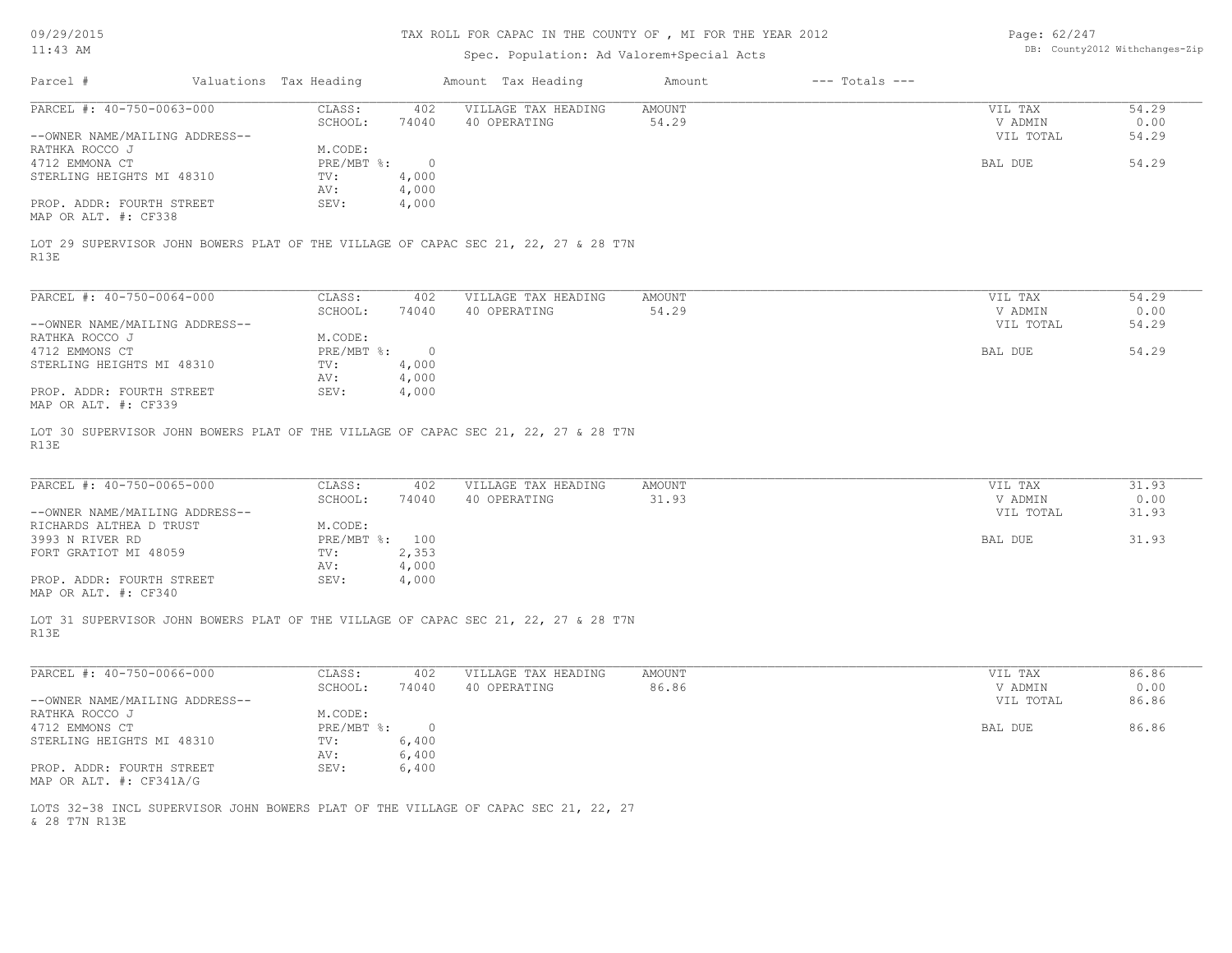| Parcel # | Valuations | Tax Heading | Amount | Tax Heading | Amount | --- Totals --- | |
|---|---|---|---|---|---|---|---|
| PARCEL #: 40-750-0063-000 | CLASS: | 402 | VILLAGE TAX HEADING | AMOUNT | | VIL TAX | 54.29 |
| | SCHOOL: | 74040 | 40 OPERATING | 54.29 | | V ADMIN | 0.00 |
| --OWNER NAME/MAILING ADDRESS-- | | | | | | VIL TOTAL | 54.29 |
| RATHKA ROCCO J | M.CODE: | | | | | | |
| 4712 EMMONA CT | PRE/MBT %: | 0 | | | | BAL DUE | 54.29 |
| STERLING HEIGHTS MI 48310 | TV: | 4,000 | | | | | |
| | AV: | 4,000 | | | | | |
| PROP. ADDR: FOURTH STREET | SEV: | 4,000 | | | | | |
| MAP OR ALT. #: CF338 | | | | | | | |

LOT 29 SUPERVISOR JOHN BOWERS PLAT OF THE VILLAGE OF CAPAC SEC 21, 22, 27 & 28 T7N R13E

| Parcel # | Valuations | Tax Heading | Amount | Tax Heading | Amount | --- Totals --- | |
|---|---|---|---|---|---|---|---|
| PARCEL #: 40-750-0064-000 | CLASS: | 402 | VILLAGE TAX HEADING | AMOUNT | | VIL TAX | 54.29 |
| | SCHOOL: | 74040 | 40 OPERATING | 54.29 | | V ADMIN | 0.00 |
| --OWNER NAME/MAILING ADDRESS-- | | | | | | VIL TOTAL | 54.29 |
| RATHKA ROCCO J | M.CODE: | | | | | | |
| 4712 EMMONS CT | PRE/MBT %: | 0 | | | | BAL DUE | 54.29 |
| STERLING HEIGHTS MI 48310 | TV: | 4,000 | | | | | |
| | AV: | 4,000 | | | | | |
| PROP. ADDR: FOURTH STREET | SEV: | 4,000 | | | | | |
| MAP OR ALT. #: CF339 | | | | | | | |

LOT 30 SUPERVISOR JOHN BOWERS PLAT OF THE VILLAGE OF CAPAC SEC 21, 22, 27 & 28 T7N R13E

| Parcel # | Valuations | Tax Heading | Amount | Tax Heading | Amount | --- Totals --- | |
|---|---|---|---|---|---|---|---|
| PARCEL #: 40-750-0065-000 | CLASS: | 402 | VILLAGE TAX HEADING | AMOUNT | | VIL TAX | 31.93 |
| | SCHOOL: | 74040 | 40 OPERATING | 31.93 | | V ADMIN | 0.00 |
| --OWNER NAME/MAILING ADDRESS-- | | | | | | VIL TOTAL | 31.93 |
| RICHARDS ALTHEA D TRUST | M.CODE: | | | | | | |
| 3993 N RIVER RD | PRE/MBT %: | 100 | | | | BAL DUE | 31.93 |
| FORT GRATIOT MI 48059 | TV: | 2,353 | | | | | |
| | AV: | 4,000 | | | | | |
| PROP. ADDR: FOURTH STREET | SEV: | 4,000 | | | | | |
| MAP OR ALT. #: CF340 | | | | | | | |

LOT 31 SUPERVISOR JOHN BOWERS PLAT OF THE VILLAGE OF CAPAC SEC 21, 22, 27 & 28 T7N R13E

| Parcel # | Valuations | Tax Heading | Amount | Tax Heading | Amount | --- Totals --- | |
|---|---|---|---|---|---|---|---|
| PARCEL #: 40-750-0066-000 | CLASS: | 402 | VILLAGE TAX HEADING | AMOUNT | | VIL TAX | 86.86 |
| | SCHOOL: | 74040 | 40 OPERATING | 86.86 | | V ADMIN | 0.00 |
| --OWNER NAME/MAILING ADDRESS-- | | | | | | VIL TOTAL | 86.86 |
| RATHKA ROCCO J | M.CODE: | | | | | | |
| 4712 EMMONS CT | PRE/MBT %: | 0 | | | | BAL DUE | 86.86 |
| STERLING HEIGHTS MI 48310 | TV: | 6,400 | | | | | |
| | AV: | 6,400 | | | | | |
| PROP. ADDR: FOURTH STREET | SEV: | 6,400 | | | | | |
| MAP OR ALT. #: CF341A/G | | | | | | | |

LOTS 32-38 INCL SUPERVISOR JOHN BOWERS PLAT OF THE VILLAGE OF CAPAC SEC 21, 22, 27 & 28 T7N R13E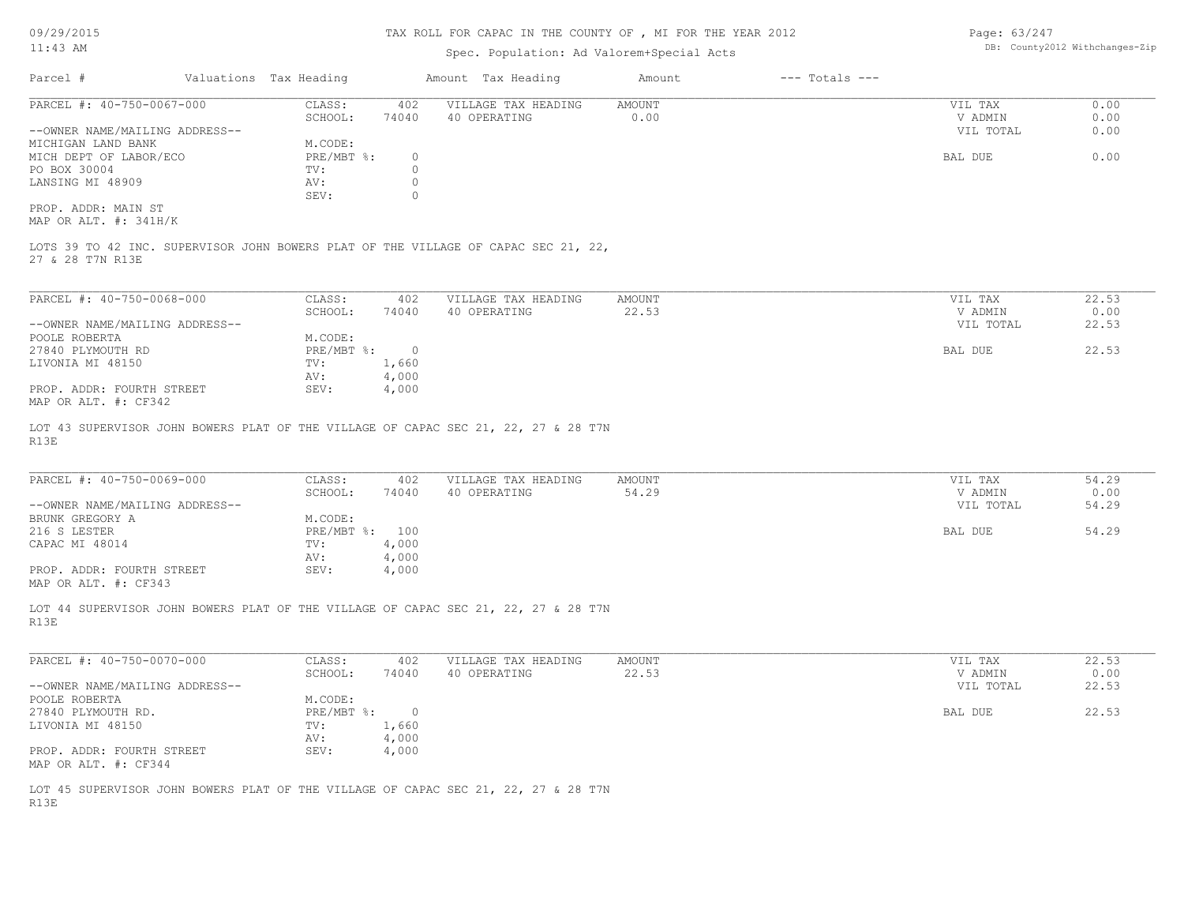TAX ROLL FOR CAPAC IN THE COUNTY OF , MI FOR THE YEAR 2012

Spec. Population: Ad Valorem+Special Acts

| Parcel # | Valuations | Tax Heading | Amount | Tax Heading | Amount | --- Totals --- | |
|---|---|---|---|---|---|---|---|

---

PARCEL #: 40-750-0067-000

| | | | | | |
|---|---|---|---|---|---|
| CLASS: | 402 | VILLAGE TAX HEADING | AMOUNT | VIL TAX | 0.00 |
| SCHOOL: | 74040 | 40 OPERATING | 0.00 | V ADMIN | 0.00 |
| M.CODE: | | | | VIL TOTAL | 0.00 |
| PRE/MBT %: | 0 | | | BAL DUE | 0.00 |
| TV: | 0 | | | | |
| AV: | 0 | | | | |
| SEV: | 0 | | | | |

--OWNER NAME/MAILING ADDRESS--
MICHIGAN LAND BANK
MICH DEPT OF LABOR/ECO
PO BOX 30004
LANSING MI 48909

PROP. ADDR: MAIN ST
MAP OR ALT. #: 341H/K

LOTS 39 TO 42 INC. SUPERVISOR JOHN BOWERS PLAT OF THE VILLAGE OF CAPAC SEC 21, 22, 27 & 28 T7N R13E

---

PARCEL #: 40-750-0068-000

| | | | | | |
|---|---|---|---|---|---|
| CLASS: | 402 | VILLAGE TAX HEADING | AMOUNT | VIL TAX | 22.53 |
| SCHOOL: | 74040 | 40 OPERATING | 22.53 | V ADMIN | 0.00 |
| M.CODE: | | | | VIL TOTAL | 22.53 |
| PRE/MBT %: | 0 | | | BAL DUE | 22.53 |
| TV: | 1,660 | | | | |
| AV: | 4,000 | | | | |
| SEV: | 4,000 | | | | |

--OWNER NAME/MAILING ADDRESS--
POOLE ROBERTA
27840 PLYMOUTH RD
LIVONIA MI 48150

PROP. ADDR: FOURTH STREET
MAP OR ALT. #: CF342

LOT 43 SUPERVISOR JOHN BOWERS PLAT OF THE VILLAGE OF CAPAC SEC 21, 22, 27 & 28 T7N R13E

---

PARCEL #: 40-750-0069-000

| | | | | | |
|---|---|---|---|---|---|
| CLASS: | 402 | VILLAGE TAX HEADING | AMOUNT | VIL TAX | 54.29 |
| SCHOOL: | 74040 | 40 OPERATING | 54.29 | V ADMIN | 0.00 |
| M.CODE: | | | | VIL TOTAL | 54.29 |
| PRE/MBT %: | 100 | | | BAL DUE | 54.29 |
| TV: | 4,000 | | | | |
| AV: | 4,000 | | | | |
| SEV: | 4,000 | | | | |

--OWNER NAME/MAILING ADDRESS--
BRUNK GREGORY A
216 S LESTER
CAPAC MI 48014

PROP. ADDR: FOURTH STREET
MAP OR ALT. #: CF343

LOT 44 SUPERVISOR JOHN BOWERS PLAT OF THE VILLAGE OF CAPAC SEC 21, 22, 27 & 28 T7N R13E

---

PARCEL #: 40-750-0070-000

| | | | | | |
|---|---|---|---|---|---|
| CLASS: | 402 | VILLAGE TAX HEADING | AMOUNT | VIL TAX | 22.53 |
| SCHOOL: | 74040 | 40 OPERATING | 22.53 | V ADMIN | 0.00 |
| M.CODE: | | | | VIL TOTAL | 22.53 |
| PRE/MBT %: | 0 | | | BAL DUE | 22.53 |
| TV: | 1,660 | | | | |
| AV: | 4,000 | | | | |
| SEV: | 4,000 | | | | |

--OWNER NAME/MAILING ADDRESS--
POOLE ROBERTA
27840 PLYMOUTH RD.
LIVONIA MI 48150

PROP. ADDR: FOURTH STREET
MAP OR ALT. #: CF344

LOT 45 SUPERVISOR JOHN BOWERS PLAT OF THE VILLAGE OF CAPAC SEC 21, 22, 27 & 28 T7N R13E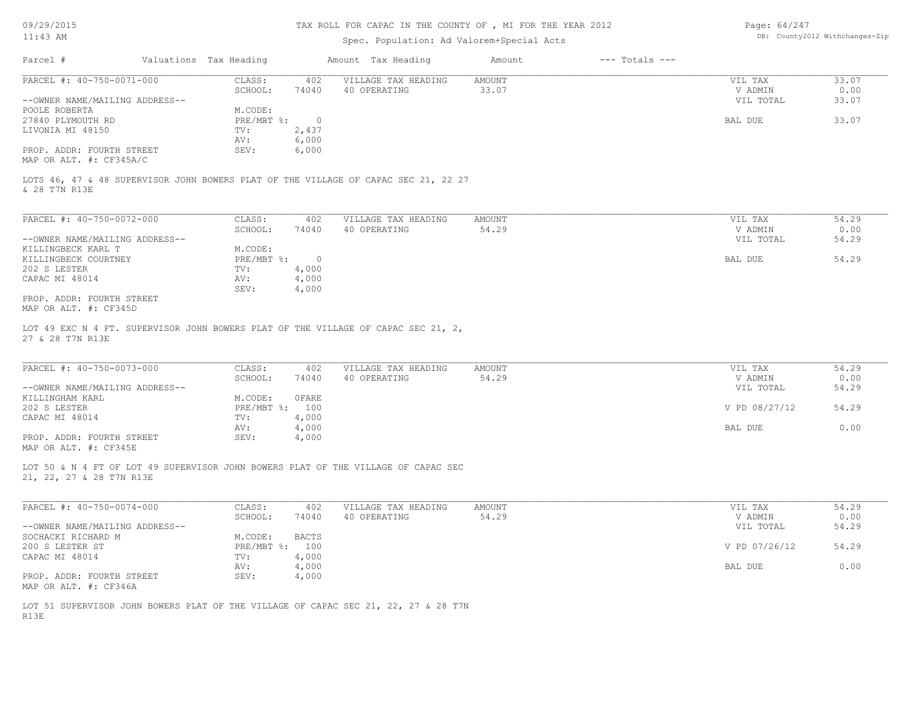# TAX ROLL FOR CAPAC IN THE COUNTY OF , MI FOR THE YEAR 2012

Spec. Population: Ad Valorem+Special Acts

DB: County2012 Withchanges-Zip

| Parcel # | Valuations | Tax Heading | Amount | Tax Heading | Amount | --- Totals --- |
|---|---|---|---|---|---|---|

---

**PARCEL #: 40-750-0071-000**

| | | | | | |
|---|---|---|---|---|---|
| CLASS: | 402 | VILLAGE TAX HEADING | AMOUNT | VIL TAX | 33.07 |
| SCHOOL: | 74040 | 40 OPERATING | 33.07 | V ADMIN | 0.00 |
| | | | | VIL TOTAL | 33.07 |
| M.CODE: | | | | | |
| PRE/MBT %: | 0 | | | BAL DUE | 33.07 |
| TV: | 2,437 | | | | |
| AV: | 6,000 | | | | |
| SEV: | 6,000 | | | | |

--OWNER NAME/MAILING ADDRESS--
POOLE ROBERTA
27840 PLYMOUTH RD
LIVONIA MI 48150

PROP. ADDR: FOURTH STREET
MAP OR ALT. #: CF345A/C

LOTS 46, 47 & 48 SUPERVISOR JOHN BOWERS PLAT OF THE VILLAGE OF CAPAC SEC 21, 22 27 & 28 T7N R13E

---

**PARCEL #: 40-750-0072-000**

| | | | | | |
|---|---|---|---|---|---|
| CLASS: | 402 | VILLAGE TAX HEADING | AMOUNT | VIL TAX | 54.29 |
| SCHOOL: | 74040 | 40 OPERATING | 54.29 | V ADMIN | 0.00 |
| | | | | VIL TOTAL | 54.29 |
| M.CODE: | | | | | |
| PRE/MBT %: | 0 | | | BAL DUE | 54.29 |
| TV: | 4,000 | | | | |
| AV: | 4,000 | | | | |
| SEV: | 4,000 | | | | |

--OWNER NAME/MAILING ADDRESS--
KILLINGBECK KARL T
KILLINGBECK COURTNEY
202 S LESTER
CAPAC MI 48014

PROP. ADDR: FOURTH STREET
MAP OR ALT. #: CF345D

LOT 49 EXC N 4 FT. SUPERVISOR JOHN BOWERS PLAT OF THE VILLAGE OF CAPAC SEC 21, 2, 27 & 28 T7N R13E

---

**PARCEL #: 40-750-0073-000**

| | | | | | |
|---|---|---|---|---|---|
| CLASS: | 402 | VILLAGE TAX HEADING | AMOUNT | VIL TAX | 54.29 |
| SCHOOL: | 74040 | 40 OPERATING | 54.29 | V ADMIN | 0.00 |
| | | | | VIL TOTAL | 54.29 |
| M.CODE: | 0FARE | | | | |
| PRE/MBT %: | 100 | | | V PD 08/27/12 | 54.29 |
| TV: | 4,000 | | | | |
| AV: | 4,000 | | | BAL DUE | 0.00 |
| SEV: | 4,000 | | | | |

--OWNER NAME/MAILING ADDRESS--
KILLINGHAM KARL
202 S LESTER
CAPAC MI 48014

PROP. ADDR: FOURTH STREET
MAP OR ALT. #: CF345E

LOT 50 & N 4 FT OF LOT 49 SUPERVISOR JOHN BOWERS PLAT OF THE VILLAGE OF CAPAC SEC 21, 22, 27 & 28 T7N R13E

---

**PARCEL #: 40-750-0074-000**

| | | | | | |
|---|---|---|---|---|---|
| CLASS: | 402 | VILLAGE TAX HEADING | AMOUNT | VIL TAX | 54.29 |
| SCHOOL: | 74040 | 40 OPERATING | 54.29 | V ADMIN | 0.00 |
| | | | | VIL TOTAL | 54.29 |
| M.CODE: | BACTS | | | | |
| PRE/MBT %: | 100 | | | V PD 07/26/12 | 54.29 |
| TV: | 4,000 | | | | |
| AV: | 4,000 | | | BAL DUE | 0.00 |
| SEV: | 4,000 | | | | |

--OWNER NAME/MAILING ADDRESS--
SOCHACKI RICHARD M
200 S LESTER ST
CAPAC MI 48014

PROP. ADDR: FOURTH STREET
MAP OR ALT. #: CF346A

LOT 51 SUPERVISOR JOHN BOWERS PLAT OF THE VILLAGE OF CAPAC SEC 21, 22, 27 & 28 T7N R13E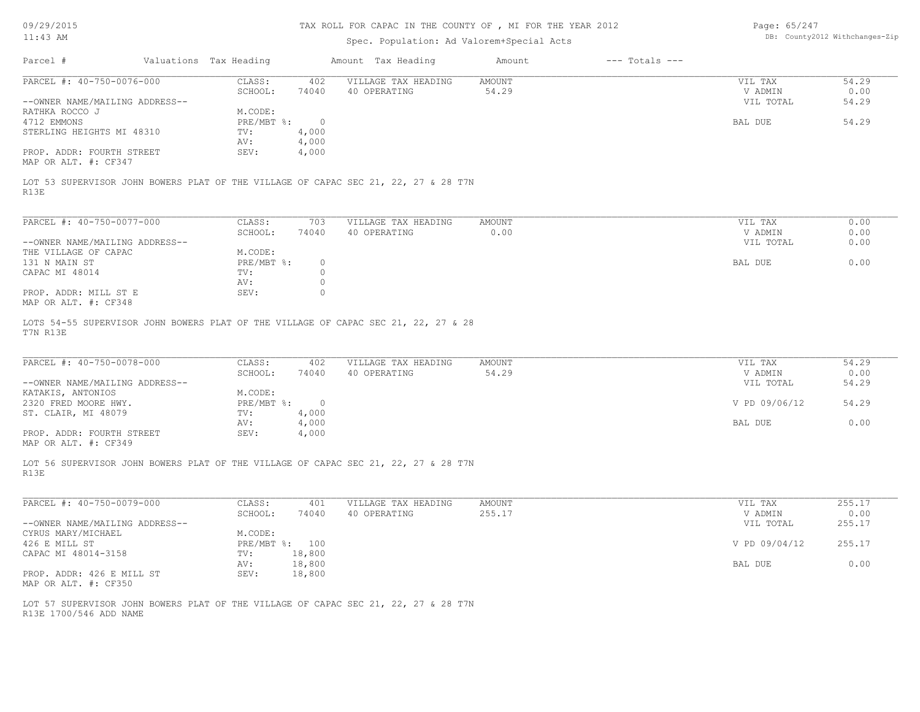# TAX ROLL FOR CAPAC IN THE COUNTY OF , MI FOR THE YEAR 2012

Spec. Population: Ad Valorem+Special Acts

| Parcel # | Valuations | Tax Heading | Amount | Tax Heading | Amount | --- Totals --- |
|---|---|---|---|---|---|---|

---

**PARCEL #: 40-750-0076-000**

| | | | | | |
|---|---|---|---|---|---|
| CLASS: | 402 | VILLAGE TAX HEADING | AMOUNT | VIL TAX | 54.29 |
| SCHOOL: | 74040 | 40 OPERATING | 54.29 | V ADMIN | 0.00 |
| M.CODE: | | | | VIL TOTAL | 54.29 |
| PRE/MBT %: | 0 | | | BAL DUE | 54.29 |
| TV: | 4,000 | | | | |
| AV: | 4,000 | | | | |
| SEV: | 4,000 | | | | |

--OWNER NAME/MAILING ADDRESS--
RATHKA ROCCO J
4712 EMMONS
STERLING HEIGHTS MI 48310

PROP. ADDR: FOURTH STREET
MAP OR ALT. #: CF347

LOT 53 SUPERVISOR JOHN BOWERS PLAT OF THE VILLAGE OF CAPAC SEC 21, 22, 27 & 28 T7N R13E

---

**PARCEL #: 40-750-0077-000**

| | | | | | |
|---|---|---|---|---|---|
| CLASS: | 703 | VILLAGE TAX HEADING | AMOUNT | VIL TAX | 0.00 |
| SCHOOL: | 74040 | 40 OPERATING | 0.00 | V ADMIN | 0.00 |
| M.CODE: | | | | VIL TOTAL | 0.00 |
| PRE/MBT %: | 0 | | | BAL DUE | 0.00 |
| TV: | 0 | | | | |
| AV: | 0 | | | | |
| SEV: | 0 | | | | |

--OWNER NAME/MAILING ADDRESS--
THE VILLAGE OF CAPAC
131 N MAIN ST
CAPAC MI 48014

PROP. ADDR: MILL ST E
MAP OR ALT. #: CF348

LOTS 54-55 SUPERVISOR JOHN BOWERS PLAT OF THE VILLAGE OF CAPAC SEC 21, 22, 27 & 28 T7N R13E

---

**PARCEL #: 40-750-0078-000**

| | | | | | |
|---|---|---|---|---|---|
| CLASS: | 402 | VILLAGE TAX HEADING | AMOUNT | VIL TAX | 54.29 |
| SCHOOL: | 74040 | 40 OPERATING | 54.29 | V ADMIN | 0.00 |
| M.CODE: | | | | VIL TOTAL | 54.29 |
| PRE/MBT %: | 0 | | | V PD 09/06/12 | 54.29 |
| TV: | 4,000 | | | | |
| AV: | 4,000 | | | BAL DUE | 0.00 |
| SEV: | 4,000 | | | | |

--OWNER NAME/MAILING ADDRESS--
KATAKIS, ANTONIOS
2320 FRED MOORE HWY.
ST. CLAIR, MI 48079

PROP. ADDR: FOURTH STREET
MAP OR ALT. #: CF349

LOT 56 SUPERVISOR JOHN BOWERS PLAT OF THE VILLAGE OF CAPAC SEC 21, 22, 27 & 28 T7N R13E

---

**PARCEL #: 40-750-0079-000**

| | | | | | |
|---|---|---|---|---|---|
| CLASS: | 401 | VILLAGE TAX HEADING | AMOUNT | VIL TAX | 255.17 |
| SCHOOL: | 74040 | 40 OPERATING | 255.17 | V ADMIN | 0.00 |
| M.CODE: | | | | VIL TOTAL | 255.17 |
| PRE/MBT %: | 100 | | | V PD 09/04/12 | 255.17 |
| TV: | 18,800 | | | | |
| AV: | 18,800 | | | BAL DUE | 0.00 |
| SEV: | 18,800 | | | | |

--OWNER NAME/MAILING ADDRESS--
CYRUS MARY/MICHAEL
426 E MILL ST
CAPAC MI 48014-3158

PROP. ADDR: 426 E MILL ST
MAP OR ALT. #: CF350

LOT 57 SUPERVISOR JOHN BOWERS PLAT OF THE VILLAGE OF CAPAC SEC 21, 22, 27 & 28 T7N R13E 1700/546 ADD NAME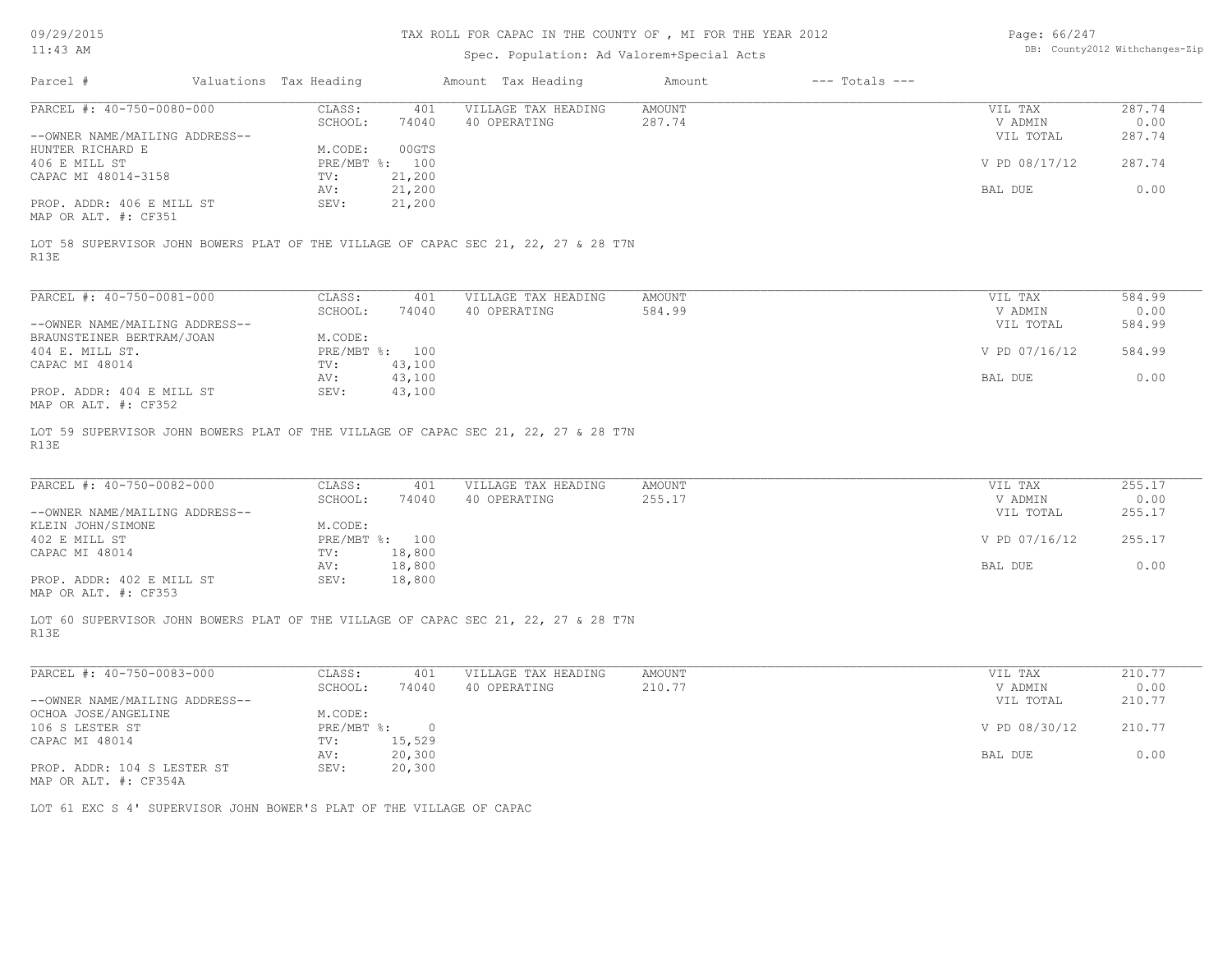TAX ROLL FOR CAPAC IN THE COUNTY OF , MI FOR THE YEAR 2012

Spec. Population: Ad Valorem+Special Acts

09/29/2015
11:43 AM

DB: County2012 Withchanges-Zip

| Parcel # | Valuations | Tax Heading | Amount | Tax Heading | Amount | --- Totals --- | |
|---|---|---|---|---|---|---|---|

**PARCEL #: 40-750-0080-000**

| | | | | | |
|---|---|---|---|---|---|
| CLASS: | 401 | VILLAGE TAX HEADING | AMOUNT | VIL TAX | 287.74 |
| SCHOOL: | 74040 | 40 OPERATING | 287.74 | V ADMIN | 0.00 |
| | | | | VIL TOTAL | 287.74 |
| M.CODE: | 00GTS | | | | |
| PRE/MBT %: | 100 | | | V PD 08/17/12 | 287.74 |
| TV: | 21,200 | | | | |
| AV: | 21,200 | | | BAL DUE | 0.00 |
| SEV: | 21,200 | | | | |

--OWNER NAME/MAILING ADDRESS--
HUNTER RICHARD E
406 E MILL ST
CAPAC MI 48014-3158

PROP. ADDR: 406 E MILL ST
MAP OR ALT. #: CF351

LOT 58 SUPERVISOR JOHN BOWERS PLAT OF THE VILLAGE OF CAPAC SEC 21, 22, 27 & 28 T7N R13E

**PARCEL #: 40-750-0081-000**

| | | | | | |
|---|---|---|---|---|---|
| CLASS: | 401 | VILLAGE TAX HEADING | AMOUNT | VIL TAX | 584.99 |
| SCHOOL: | 74040 | 40 OPERATING | 584.99 | V ADMIN | 0.00 |
| | | | | VIL TOTAL | 584.99 |
| M.CODE: | | | | | |
| PRE/MBT %: | 100 | | | V PD 07/16/12 | 584.99 |
| TV: | 43,100 | | | | |
| AV: | 43,100 | | | BAL DUE | 0.00 |
| SEV: | 43,100 | | | | |

--OWNER NAME/MAILING ADDRESS--
BRAUNSTEINER BERTRAM/JOAN
404 E. MILL ST.
CAPAC MI 48014

PROP. ADDR: 404 E MILL ST
MAP OR ALT. #: CF352

LOT 59 SUPERVISOR JOHN BOWERS PLAT OF THE VILLAGE OF CAPAC SEC 21, 22, 27 & 28 T7N R13E

**PARCEL #: 40-750-0082-000**

| | | | | | |
|---|---|---|---|---|---|
| CLASS: | 401 | VILLAGE TAX HEADING | AMOUNT | VIL TAX | 255.17 |
| SCHOOL: | 74040 | 40 OPERATING | 255.17 | V ADMIN | 0.00 |
| | | | | VIL TOTAL | 255.17 |
| M.CODE: | | | | | |
| PRE/MBT %: | 100 | | | V PD 07/16/12 | 255.17 |
| TV: | 18,800 | | | | |
| AV: | 18,800 | | | BAL DUE | 0.00 |
| SEV: | 18,800 | | | | |

--OWNER NAME/MAILING ADDRESS--
KLEIN JOHN/SIMONE
402 E MILL ST
CAPAC MI 48014

PROP. ADDR: 402 E MILL ST
MAP OR ALT. #: CF353

LOT 60 SUPERVISOR JOHN BOWERS PLAT OF THE VILLAGE OF CAPAC SEC 21, 22, 27 & 28 T7N R13E

**PARCEL #: 40-750-0083-000**

| | | | | | |
|---|---|---|---|---|---|
| CLASS: | 401 | VILLAGE TAX HEADING | AMOUNT | VIL TAX | 210.77 |
| SCHOOL: | 74040 | 40 OPERATING | 210.77 | V ADMIN | 0.00 |
| | | | | VIL TOTAL | 210.77 |
| M.CODE: | | | | | |
| PRE/MBT %: | 0 | | | V PD 08/30/12 | 210.77 |
| TV: | 15,529 | | | | |
| AV: | 20,300 | | | BAL DUE | 0.00 |
| SEV: | 20,300 | | | | |

--OWNER NAME/MAILING ADDRESS--
OCHOA JOSE/ANGELINE
106 S LESTER ST
CAPAC MI 48014

PROP. ADDR: 104 S LESTER ST
MAP OR ALT. #: CF354A

LOT 61 EXC S 4' SUPERVISOR JOHN BOWER'S PLAT OF THE VILLAGE OF CAPAC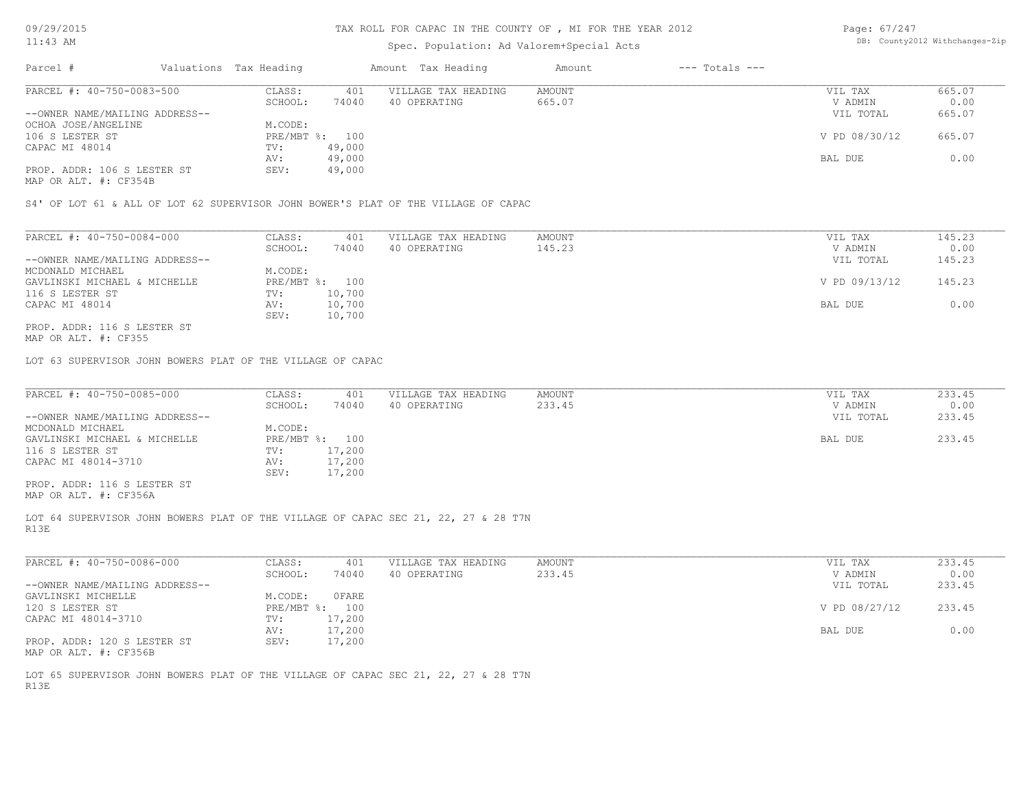TAX ROLL FOR CAPAC IN THE COUNTY OF , MI FOR THE YEAR 2012

Spec. Population: Ad Valorem+Special Acts

| Parcel # | Valuations | Tax Heading | Amount | Tax Heading | Amount | --- Totals --- | |
|---|---|---|---|---|---|---|---|
| PARCEL #: 40-750-0083-500 | CLASS: | 401 | VILLAGE TAX HEADING | AMOUNT | | VIL TAX | 665.07 |
| | SCHOOL: | 74040 | 40 OPERATING | 665.07 | | V ADMIN | 0.00 |
| --OWNER NAME/MAILING ADDRESS-- | | | | | | VIL TOTAL | 665.07 |
| OCHOA JOSE/ANGELINE | M.CODE: | | | | | | |
| 106 S LESTER ST | PRE/MBT %: | 100 | | | | V PD 08/30/12 | 665.07 |
| CAPAC MI 48014 | TV: | 49,000 | | | | | |
| | AV: | 49,000 | | | | BAL DUE | 0.00 |
| PROP. ADDR: 106 S LESTER ST | SEV: | 49,000 | | | | | |
| MAP OR ALT. #: CF354B | | | | | | | |

S4' OF LOT 61 & ALL OF LOT 62 SUPERVISOR JOHN BOWER'S PLAT OF THE VILLAGE OF CAPAC

| Parcel # | Valuations | Tax Heading | Amount | Tax Heading | Amount | --- Totals --- | |
|---|---|---|---|---|---|---|---|
| PARCEL #: 40-750-0084-000 | CLASS: | 401 | VILLAGE TAX HEADING | AMOUNT | | VIL TAX | 145.23 |
| | SCHOOL: | 74040 | 40 OPERATING | 145.23 | | V ADMIN | 0.00 |
| --OWNER NAME/MAILING ADDRESS-- | | | | | | VIL TOTAL | 145.23 |
| MCDONALD MICHAEL | M.CODE: | | | | | | |
| GAVLINSKI MICHAEL & MICHELLE | PRE/MBT %: | 100 | | | | V PD 09/13/12 | 145.23 |
| 116 S LESTER ST | TV: | 10,700 | | | | | |
| CAPAC MI 48014 | AV: | 10,700 | | | | BAL DUE | 0.00 |
| | SEV: | 10,700 | | | | | |
| PROP. ADDR: 116 S LESTER ST | | | | | | | |
| MAP OR ALT. #: CF355 | | | | | | | |

LOT 63 SUPERVISOR JOHN BOWERS PLAT OF THE VILLAGE OF CAPAC

| Parcel # | Valuations | Tax Heading | Amount | Tax Heading | Amount | --- Totals --- | |
|---|---|---|---|---|---|---|---|
| PARCEL #: 40-750-0085-000 | CLASS: | 401 | VILLAGE TAX HEADING | AMOUNT | | VIL TAX | 233.45 |
| | SCHOOL: | 74040 | 40 OPERATING | 233.45 | | V ADMIN | 0.00 |
| --OWNER NAME/MAILING ADDRESS-- | | | | | | VIL TOTAL | 233.45 |
| MCDONALD MICHAEL | M.CODE: | | | | | | |
| GAVLINSKI MICHAEL & MICHELLE | PRE/MBT %: | 100 | | | | BAL DUE | 233.45 |
| 116 S LESTER ST | TV: | 17,200 | | | | | |
| CAPAC MI 48014-3710 | AV: | 17,200 | | | | | |
| | SEV: | 17,200 | | | | | |
| PROP. ADDR: 116 S LESTER ST | | | | | | | |
| MAP OR ALT. #: CF356A | | | | | | | |

LOT 64 SUPERVISOR JOHN BOWERS PLAT OF THE VILLAGE OF CAPAC SEC 21, 22, 27 & 28 T7N R13E

| Parcel # | Valuations | Tax Heading | Amount | Tax Heading | Amount | --- Totals --- | |
|---|---|---|---|---|---|---|---|
| PARCEL #: 40-750-0086-000 | CLASS: | 401 | VILLAGE TAX HEADING | AMOUNT | | VIL TAX | 233.45 |
| | SCHOOL: | 74040 | 40 OPERATING | 233.45 | | V ADMIN | 0.00 |
| --OWNER NAME/MAILING ADDRESS-- | | | | | | VIL TOTAL | 233.45 |
| GAVLINSKI MICHELLE | M.CODE: | 0FARE | | | | | |
| 120 S LESTER ST | PRE/MBT %: | 100 | | | | V PD 08/27/12 | 233.45 |
| CAPAC MI 48014-3710 | TV: | 17,200 | | | | | |
| | AV: | 17,200 | | | | BAL DUE | 0.00 |
| PROP. ADDR: 120 S LESTER ST | SEV: | 17,200 | | | | | |
| MAP OR ALT. #: CF356B | | | | | | | |

LOT 65 SUPERVISOR JOHN BOWERS PLAT OF THE VILLAGE OF CAPAC SEC 21, 22, 27 & 28 T7N R13E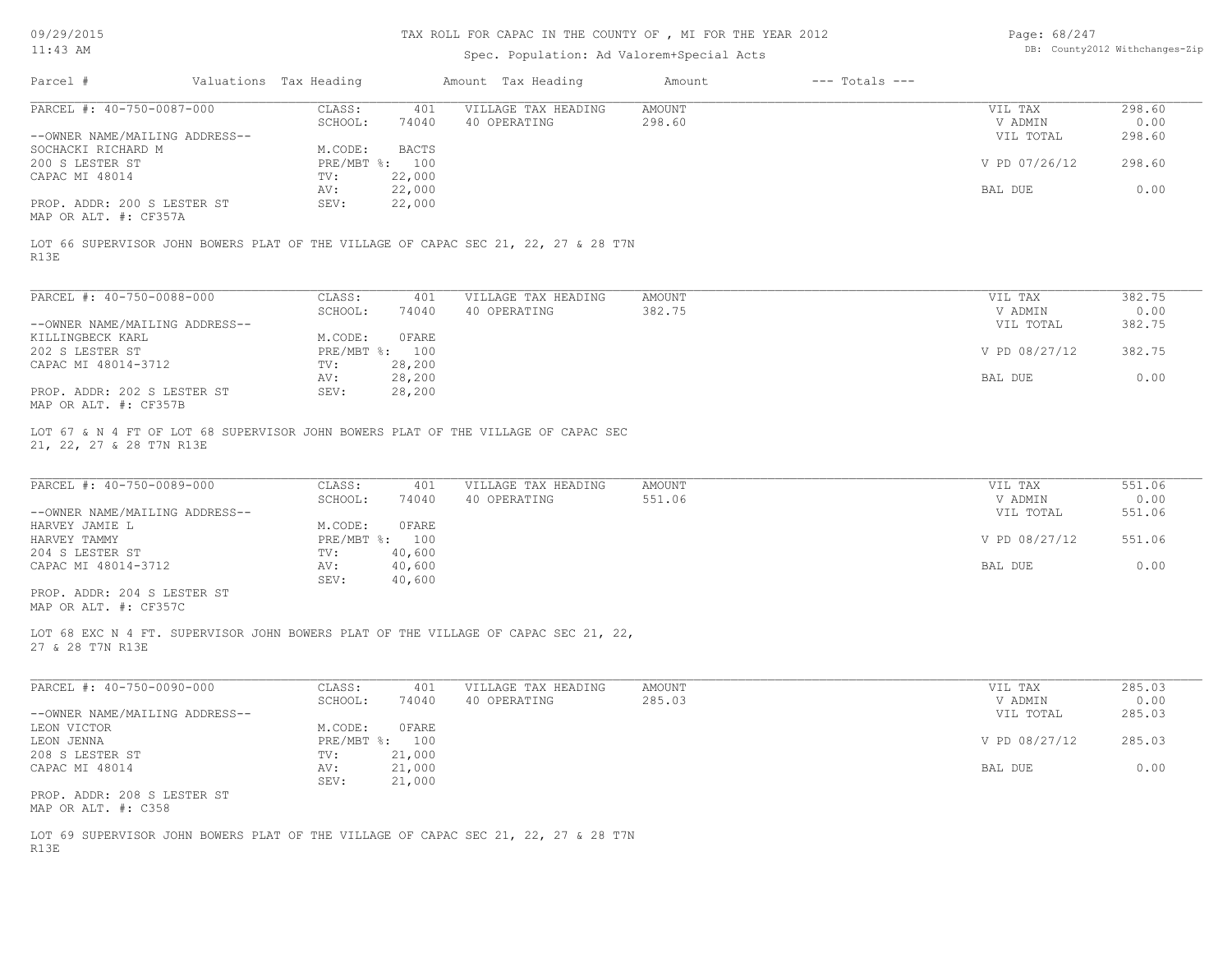TAX ROLL FOR CAPAC IN THE COUNTY OF , MI FOR THE YEAR 2012

Spec. Population: Ad Valorem+Special Acts

| Parcel # | Valuations | Tax Heading | Amount | Tax Heading | Amount | --- Totals --- | |
|---|---|---|---|---|---|---|---|

---

PARCEL #: 40-750-0087-000

| CLASS: | 401 | VILLAGE TAX HEADING | AMOUNT | VIL TAX | 298.60 |
|---|---|---|---|---|---|
| SCHOOL: | 74040 | 40 OPERATING | 298.60 | V ADMIN | 0.00 |
| M.CODE: | BACTS | | | VIL TOTAL | 298.60 |
| PRE/MBT %: | 100 | | | V PD 07/26/12 | 298.60 |
| TV: | 22,000 | | | | |
| AV: | 22,000 | | | BAL DUE | 0.00 |
| SEV: | 22,000 | | | | |

--OWNER NAME/MAILING ADDRESS--
SOCHACKI RICHARD M
200 S LESTER ST
CAPAC MI 48014

PROP. ADDR: 200 S LESTER ST
MAP OR ALT. #: CF357A

LOT 66 SUPERVISOR JOHN BOWERS PLAT OF THE VILLAGE OF CAPAC SEC 21, 22, 27 & 28 T7N R13E

---

PARCEL #: 40-750-0088-000

| CLASS: | 401 | VILLAGE TAX HEADING | AMOUNT | VIL TAX | 382.75 |
|---|---|---|---|---|---|
| SCHOOL: | 74040 | 40 OPERATING | 382.75 | V ADMIN | 0.00 |
| M.CODE: | 0FARE | | | VIL TOTAL | 382.75 |
| PRE/MBT %: | 100 | | | V PD 08/27/12 | 382.75 |
| TV: | 28,200 | | | | |
| AV: | 28,200 | | | BAL DUE | 0.00 |
| SEV: | 28,200 | | | | |

--OWNER NAME/MAILING ADDRESS--
KILLINGBECK KARL
202 S LESTER ST
CAPAC MI 48014-3712

PROP. ADDR: 202 S LESTER ST
MAP OR ALT. #: CF357B

LOT 67 & N 4 FT OF LOT 68 SUPERVISOR JOHN BOWERS PLAT OF THE VILLAGE OF CAPAC SEC 21, 22, 27 & 28 T7N R13E

---

PARCEL #: 40-750-0089-000

| CLASS: | 401 | VILLAGE TAX HEADING | AMOUNT | VIL TAX | 551.06 |
|---|---|---|---|---|---|
| SCHOOL: | 74040 | 40 OPERATING | 551.06 | V ADMIN | 0.00 |
| M.CODE: | 0FARE | | | VIL TOTAL | 551.06 |
| PRE/MBT %: | 100 | | | V PD 08/27/12 | 551.06 |
| TV: | 40,600 | | | | |
| AV: | 40,600 | | | BAL DUE | 0.00 |
| SEV: | 40,600 | | | | |

--OWNER NAME/MAILING ADDRESS--
HARVEY JAMIE L
HARVEY TAMMY
204 S LESTER ST
CAPAC MI 48014-3712

PROP. ADDR: 204 S LESTER ST
MAP OR ALT. #: CF357C

LOT 68 EXC N 4 FT. SUPERVISOR JOHN BOWERS PLAT OF THE VILLAGE OF CAPAC SEC 21, 22, 27 & 28 T7N R13E

---

PARCEL #: 40-750-0090-000

| CLASS: | 401 | VILLAGE TAX HEADING | AMOUNT | VIL TAX | 285.03 |
|---|---|---|---|---|---|
| SCHOOL: | 74040 | 40 OPERATING | 285.03 | V ADMIN | 0.00 |
| M.CODE: | 0FARE | | | VIL TOTAL | 285.03 |
| PRE/MBT %: | 100 | | | V PD 08/27/12 | 285.03 |
| TV: | 21,000 | | | | |
| AV: | 21,000 | | | BAL DUE | 0.00 |
| SEV: | 21,000 | | | | |

--OWNER NAME/MAILING ADDRESS--
LEON VICTOR
LEON JENNA
208 S LESTER ST
CAPAC MI 48014

PROP. ADDR: 208 S LESTER ST
MAP OR ALT. #: C358

LOT 69 SUPERVISOR JOHN BOWERS PLAT OF THE VILLAGE OF CAPAC SEC 21, 22, 27 & 28 T7N R13E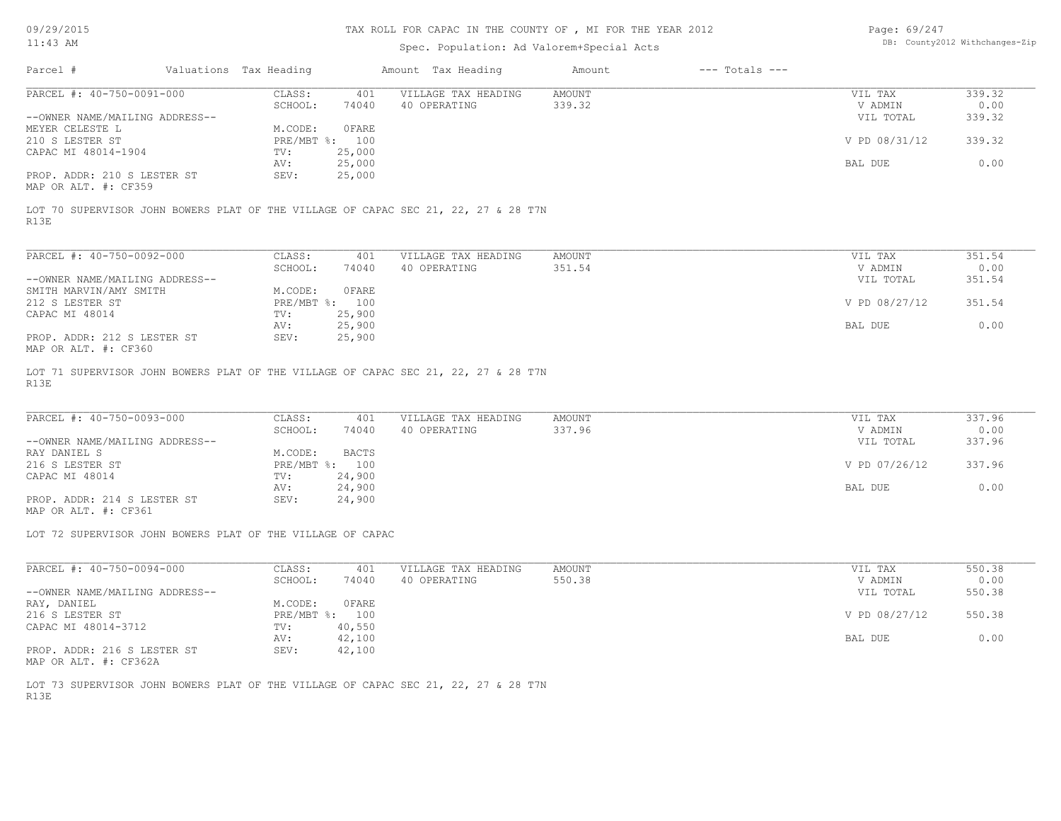TAX ROLL FOR CAPAC IN THE COUNTY OF , MI FOR THE YEAR 2012

Spec. Population: Ad Valorem+Special Acts

| Parcel # | Valuations | Tax Heading | Amount | Tax Heading | Amount | --- Totals --- |
|---|---|---|---|---|---|---|

PARCEL #: 40-750-0091-000

| | | | | | |
|---|---|---|---|---|---|
| CLASS: | 401 | VILLAGE TAX HEADING | AMOUNT | VIL TAX | 339.32 |
| SCHOOL: | 74040 | 40 OPERATING | 339.32 | V ADMIN | 0.00 |
| | | | | VIL TOTAL | 339.32 |
| M.CODE: | 0FARE | | | | |
| PRE/MBT %: | 100 | | | V PD 08/31/12 | 339.32 |
| TV: | 25,000 | | | | |
| AV: | 25,000 | | | BAL DUE | 0.00 |
| SEV: | 25,000 | | | | |

--OWNER NAME/MAILING ADDRESS--
MEYER CELESTE L
210 S LESTER ST
CAPAC MI 48014-1904

PROP. ADDR: 210 S LESTER ST
MAP OR ALT. #: CF359

LOT 70 SUPERVISOR JOHN BOWERS PLAT OF THE VILLAGE OF CAPAC SEC 21, 22, 27 & 28 T7N R13E

PARCEL #: 40-750-0092-000

| | | | | | |
|---|---|---|---|---|---|
| CLASS: | 401 | VILLAGE TAX HEADING | AMOUNT | VIL TAX | 351.54 |
| SCHOOL: | 74040 | 40 OPERATING | 351.54 | V ADMIN | 0.00 |
| | | | | VIL TOTAL | 351.54 |
| M.CODE: | 0FARE | | | | |
| PRE/MBT %: | 100 | | | V PD 08/27/12 | 351.54 |
| TV: | 25,900 | | | | |
| AV: | 25,900 | | | BAL DUE | 0.00 |
| SEV: | 25,900 | | | | |

--OWNER NAME/MAILING ADDRESS--
SMITH MARVIN/AMY SMITH
212 S LESTER ST
CAPAC MI 48014

PROP. ADDR: 212 S LESTER ST
MAP OR ALT. #: CF360

LOT 71 SUPERVISOR JOHN BOWERS PLAT OF THE VILLAGE OF CAPAC SEC 21, 22, 27 & 28 T7N R13E

PARCEL #: 40-750-0093-000

| | | | | | |
|---|---|---|---|---|---|
| CLASS: | 401 | VILLAGE TAX HEADING | AMOUNT | VIL TAX | 337.96 |
| SCHOOL: | 74040 | 40 OPERATING | 337.96 | V ADMIN | 0.00 |
| | | | | VIL TOTAL | 337.96 |
| M.CODE: | BACTS | | | | |
| PRE/MBT %: | 100 | | | V PD 07/26/12 | 337.96 |
| TV: | 24,900 | | | | |
| AV: | 24,900 | | | BAL DUE | 0.00 |
| SEV: | 24,900 | | | | |

--OWNER NAME/MAILING ADDRESS--
RAY DANIEL S
216 S LESTER ST
CAPAC MI 48014

PROP. ADDR: 214 S LESTER ST
MAP OR ALT. #: CF361

LOT 72 SUPERVISOR JOHN BOWERS PLAT OF THE VILLAGE OF CAPAC

PARCEL #: 40-750-0094-000

| | | | | | |
|---|---|---|---|---|---|
| CLASS: | 401 | VILLAGE TAX HEADING | AMOUNT | VIL TAX | 550.38 |
| SCHOOL: | 74040 | 40 OPERATING | 550.38 | V ADMIN | 0.00 |
| | | | | VIL TOTAL | 550.38 |
| M.CODE: | 0FARE | | | | |
| PRE/MBT %: | 100 | | | V PD 08/27/12 | 550.38 |
| TV: | 40,550 | | | | |
| AV: | 42,100 | | | BAL DUE | 0.00 |
| SEV: | 42,100 | | | | |

--OWNER NAME/MAILING ADDRESS--
RAY, DANIEL
216 S LESTER ST
CAPAC MI 48014-3712

PROP. ADDR: 216 S LESTER ST
MAP OR ALT. #: CF362A

LOT 73 SUPERVISOR JOHN BOWERS PLAT OF THE VILLAGE OF CAPAC SEC 21, 22, 27 & 28 T7N R13E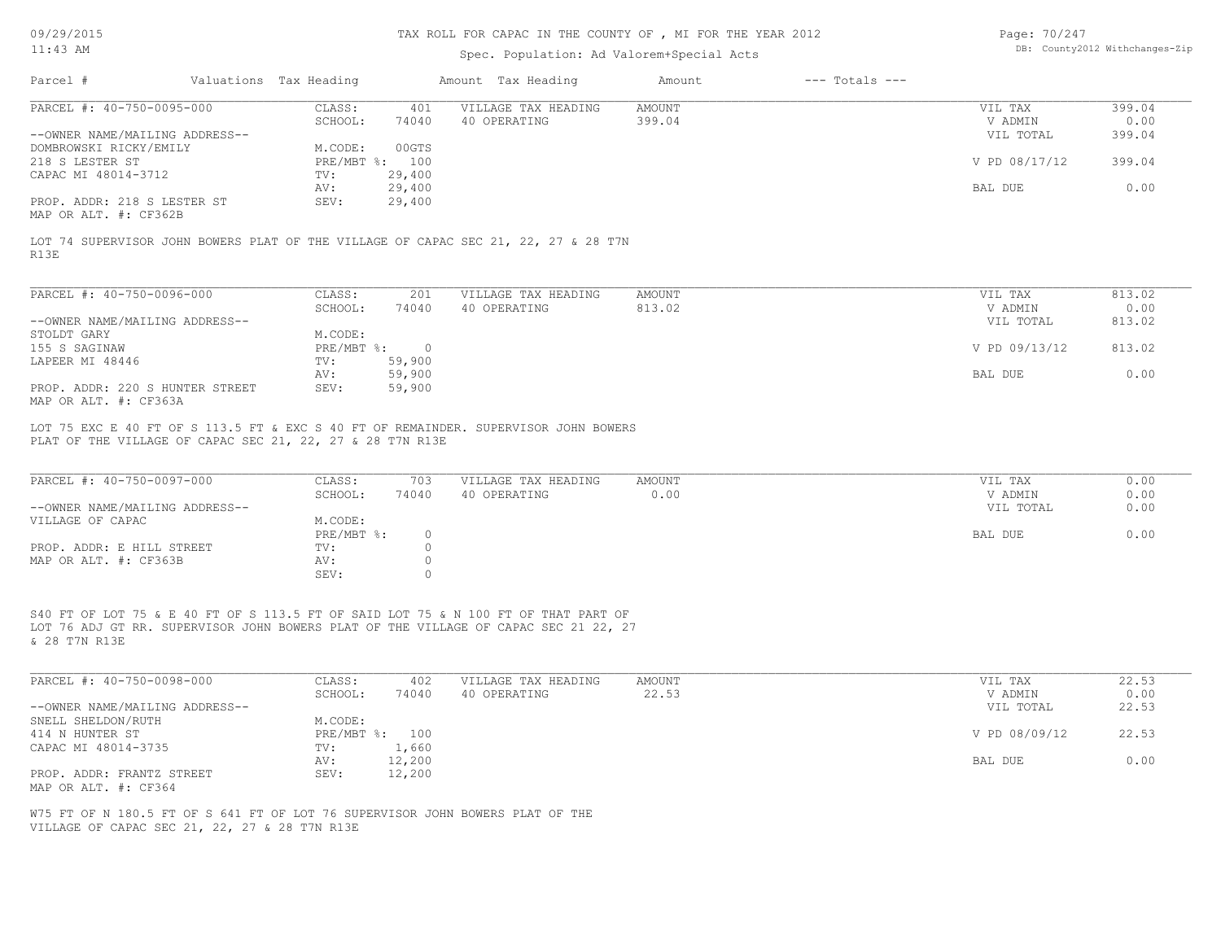# TAX ROLL FOR CAPAC IN THE COUNTY OF , MI FOR THE YEAR 2012

Spec. Population: Ad Valorem+Special Acts

| Parcel # | Valuations | Tax Heading | Amount | Tax Heading | Amount | --- Totals --- | |
|---|---|---|---|---|---|---|---|

---

**PARCEL #: 40-750-0095-000**

| | | | | | | |
|---|---|---|---|---|---|---|
| | CLASS: | 401 | VILLAGE TAX HEADING | AMOUNT | VIL TAX | 399.04 |
| | SCHOOL: | 74040 | 40 OPERATING | 399.04 | V ADMIN | 0.00 |
| --OWNER NAME/MAILING ADDRESS-- | | | | | VIL TOTAL | 399.04 |
| DOMBROWSKI RICKY/EMILY | M.CODE: | 00GTS | | | | |
| 218 S LESTER ST | PRE/MBT %: | 100 | | | V PD 08/17/12 | 399.04 |
| CAPAC MI 48014-3712 | TV: | 29,400 | | | | |
| | AV: | 29,400 | | | BAL DUE | 0.00 |
| PROP. ADDR: 218 S LESTER ST | SEV: | 29,400 | | | | |
| MAP OR ALT. #: CF362B | | | | | | |

LOT 74 SUPERVISOR JOHN BOWERS PLAT OF THE VILLAGE OF CAPAC SEC 21, 22, 27 & 28 T7N R13E

---

**PARCEL #: 40-750-0096-000**

| | | | | | | |
|---|---|---|---|---|---|---|
| | CLASS: | 201 | VILLAGE TAX HEADING | AMOUNT | VIL TAX | 813.02 |
| | SCHOOL: | 74040 | 40 OPERATING | 813.02 | V ADMIN | 0.00 |
| --OWNER NAME/MAILING ADDRESS-- | | | | | VIL TOTAL | 813.02 |
| STOLDT GARY | M.CODE: | | | | | |
| 155 S SAGINAW | PRE/MBT %: | 0 | | | V PD 09/13/12 | 813.02 |
| LAPEER MI 48446 | TV: | 59,900 | | | | |
| | AV: | 59,900 | | | BAL DUE | 0.00 |
| PROP. ADDR: 220 S HUNTER STREET | SEV: | 59,900 | | | | |
| MAP OR ALT. #: CF363A | | | | | | |

LOT 75 EXC E 40 FT OF S 113.5 FT & EXC S 40 FT OF REMAINDER. SUPERVISOR JOHN BOWERS PLAT OF THE VILLAGE OF CAPAC SEC 21, 22, 27 & 28 T7N R13E

---

**PARCEL #: 40-750-0097-000**

| | | | | | | |
|---|---|---|---|---|---|---|
| | CLASS: | 703 | VILLAGE TAX HEADING | AMOUNT | VIL TAX | 0.00 |
| | SCHOOL: | 74040 | 40 OPERATING | 0.00 | V ADMIN | 0.00 |
| --OWNER NAME/MAILING ADDRESS-- | | | | | VIL TOTAL | 0.00 |
| VILLAGE OF CAPAC | M.CODE: | | | | | |
| | PRE/MBT %: | 0 | | | BAL DUE | 0.00 |
| PROP. ADDR: E HILL STREET | TV: | 0 | | | | |
| MAP OR ALT. #: CF363B | AV: | 0 | | | | |
| | SEV: | 0 | | | | |

S40 FT OF LOT 75 & E 40 FT OF S 113.5 FT OF SAID LOT 75 & N 100 FT OF THAT PART OF LOT 76 ADJ GT RR. SUPERVISOR JOHN BOWERS PLAT OF THE VILLAGE OF CAPAC SEC 21 22, 27 & 28 T7N R13E

---

**PARCEL #: 40-750-0098-000**

| | | | | | | |
|---|---|---|---|---|---|---|
| | CLASS: | 402 | VILLAGE TAX HEADING | AMOUNT | VIL TAX | 22.53 |
| | SCHOOL: | 74040 | 40 OPERATING | 22.53 | V ADMIN | 0.00 |
| --OWNER NAME/MAILING ADDRESS-- | | | | | VIL TOTAL | 22.53 |
| SNELL SHELDON/RUTH | M.CODE: | | | | | |
| 414 N HUNTER ST | PRE/MBT %: | 100 | | | V PD 08/09/12 | 22.53 |
| CAPAC MI 48014-3735 | TV: | 1,660 | | | | |
| | AV: | 12,200 | | | BAL DUE | 0.00 |
| PROP. ADDR: FRANTZ STREET | SEV: | 12,200 | | | | |
| MAP OR ALT. #: CF364 | | | | | | |

W75 FT OF N 180.5 FT OF S 641 FT OF LOT 76 SUPERVISOR JOHN BOWERS PLAT OF THE VILLAGE OF CAPAC SEC 21, 22, 27 & 28 T7N R13E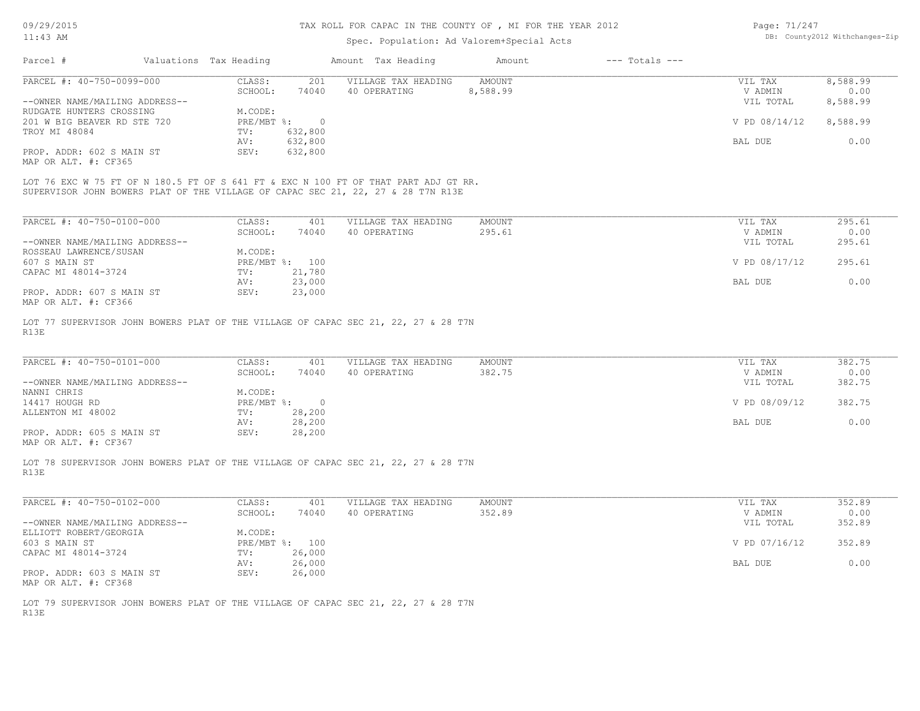TAX ROLL FOR CAPAC IN THE COUNTY OF , MI FOR THE YEAR 2012

Spec. Population: Ad Valorem+Special Acts

| Parcel # | Valuations | Tax Heading | Amount | Tax Heading | Amount | --- Totals --- | |
|---|---|---|---|---|---|---|---|

**PARCEL #: 40-750-0099-000**

| | | | | | |
|---|---|---|---|---|---|
| CLASS: | 201 | VILLAGE TAX HEADING | AMOUNT | VIL TAX | 8,588.99 |
| SCHOOL: | 74040 | 40 OPERATING | 8,588.99 | V ADMIN | 0.00 |
| M.CODE: | | | | VIL TOTAL | 8,588.99 |
| PRE/MBT %: | 0 | | | V PD 08/14/12 | 8,588.99 |
| TV: | 632,800 | | | | |
| AV: | 632,800 | | | BAL DUE | 0.00 |
| SEV: | 632,800 | | | | |

--OWNER NAME/MAILING ADDRESS--
RUDGATE HUNTERS CROSSING
201 W BIG BEAVER RD STE 720
TROY MI 48084

PROP. ADDR: 602 S MAIN ST
MAP OR ALT. #: CF365

LOT 76 EXC W 75 FT OF N 180.5 FT OF S 641 FT & EXC N 100 FT OF THAT PART ADJ GT RR.
SUPERVISOR JOHN BOWERS PLAT OF THE VILLAGE OF CAPAC SEC 21, 22, 27 & 28 T7N R13E

**PARCEL #: 40-750-0100-000**

| | | | | | |
|---|---|---|---|---|---|
| CLASS: | 401 | VILLAGE TAX HEADING | AMOUNT | VIL TAX | 295.61 |
| SCHOOL: | 74040 | 40 OPERATING | 295.61 | V ADMIN | 0.00 |
| M.CODE: | | | | VIL TOTAL | 295.61 |
| PRE/MBT %: | 100 | | | V PD 08/17/12 | 295.61 |
| TV: | 21,780 | | | | |
| AV: | 23,000 | | | BAL DUE | 0.00 |
| SEV: | 23,000 | | | | |

--OWNER NAME/MAILING ADDRESS--
ROSSEAU LAWRENCE/SUSAN
607 S MAIN ST
CAPAC MI 48014-3724

PROP. ADDR: 607 S MAIN ST
MAP OR ALT. #: CF366

LOT 77 SUPERVISOR JOHN BOWERS PLAT OF THE VILLAGE OF CAPAC SEC 21, 22, 27 & 28 T7N R13E

**PARCEL #: 40-750-0101-000**

| | | | | | |
|---|---|---|---|---|---|
| CLASS: | 401 | VILLAGE TAX HEADING | AMOUNT | VIL TAX | 382.75 |
| SCHOOL: | 74040 | 40 OPERATING | 382.75 | V ADMIN | 0.00 |
| M.CODE: | | | | VIL TOTAL | 382.75 |
| PRE/MBT %: | 0 | | | V PD 08/09/12 | 382.75 |
| TV: | 28,200 | | | | |
| AV: | 28,200 | | | BAL DUE | 0.00 |
| SEV: | 28,200 | | | | |

--OWNER NAME/MAILING ADDRESS--
NANNI CHRIS
14417 HOUGH RD
ALLENTON MI 48002

PROP. ADDR: 605 S MAIN ST
MAP OR ALT. #: CF367

LOT 78 SUPERVISOR JOHN BOWERS PLAT OF THE VILLAGE OF CAPAC SEC 21, 22, 27 & 28 T7N R13E

**PARCEL #: 40-750-0102-000**

| | | | | | |
|---|---|---|---|---|---|
| CLASS: | 401 | VILLAGE TAX HEADING | AMOUNT | VIL TAX | 352.89 |
| SCHOOL: | 74040 | 40 OPERATING | 352.89 | V ADMIN | 0.00 |
| M.CODE: | | | | VIL TOTAL | 352.89 |
| PRE/MBT %: | 100 | | | V PD 07/16/12 | 352.89 |
| TV: | 26,000 | | | | |
| AV: | 26,000 | | | BAL DUE | 0.00 |
| SEV: | 26,000 | | | | |

--OWNER NAME/MAILING ADDRESS--
ELLIOTT ROBERT/GEORGIA
603 S MAIN ST
CAPAC MI 48014-3724

PROP. ADDR: 603 S MAIN ST
MAP OR ALT. #: CF368

LOT 79 SUPERVISOR JOHN BOWERS PLAT OF THE VILLAGE OF CAPAC SEC 21, 22, 27 & 28 T7N R13E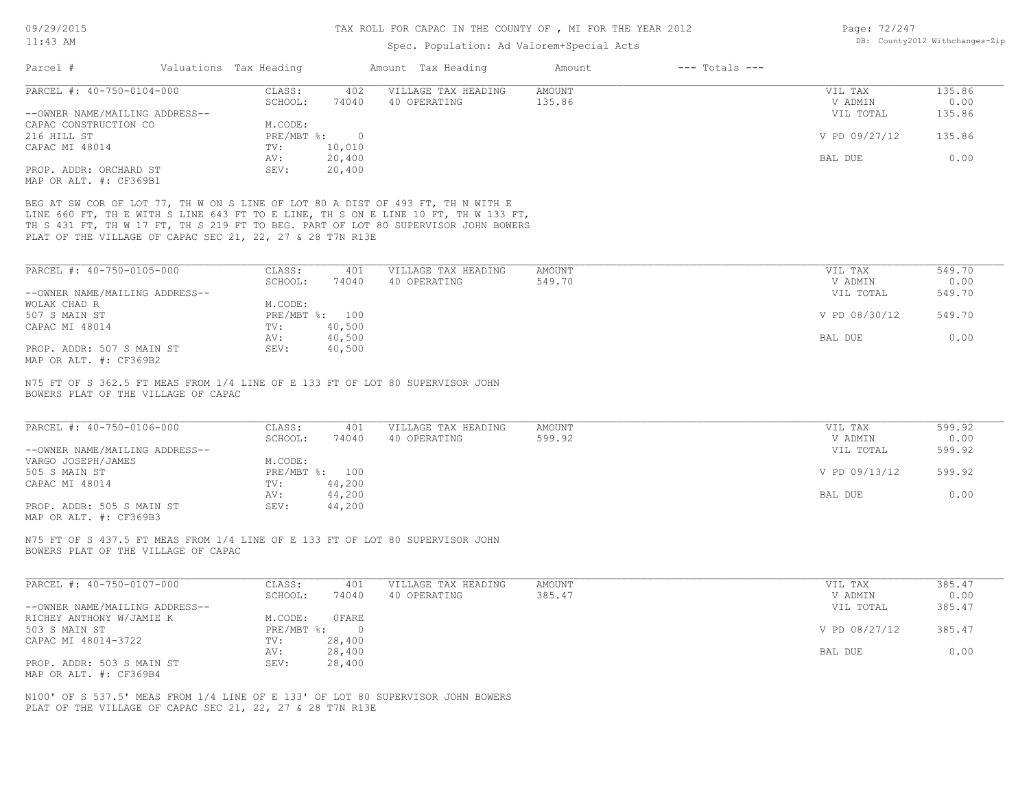# TAX ROLL FOR CAPAC IN THE COUNTY OF , MI FOR THE YEAR 2012

Spec. Population: Ad Valorem+Special Acts

| Parcel # | Valuations | Tax Heading | Amount | Tax Heading | Amount | --- Totals --- | |
|---|---|---|---|---|---|---|---|

## PARCEL #: 40-750-0104-000

| | | | | | |
|---|---|---|---|---|---|
| CLASS: | 402 | VILLAGE TAX HEADING | AMOUNT | VIL TAX | 135.86 |
| SCHOOL: | 74040 | 40 OPERATING | 135.86 | V ADMIN | 0.00 |
| | | | | VIL TOTAL | 135.86 |
| M.CODE: | | | | | |
| PRE/MBT %: | 0 | | | V PD 09/27/12 | 135.86 |
| TV: | 10,010 | | | | |
| AV: | 20,400 | | | BAL DUE | 0.00 |
| SEV: | 20,400 | | | | |

--OWNER NAME/MAILING ADDRESS--
CAPAC CONSTRUCTION CO
216 HILL ST
CAPAC MI 48014

PROP. ADDR: ORCHARD ST
MAP OR ALT. #: CF369B1

BEG AT SW COR OF LOT 77, TH W ON S LINE OF LOT 80 A DIST OF 493 FT, TH N WITH E LINE 660 FT, TH E WITH S LINE 643 FT TO E LINE, TH S ON E LINE 10 FT, TH W 133 FT, TH S 431 FT, TH W 17 FT, TH S 219 FT TO BEG. PART OF LOT 80 SUPERVISOR JOHN BOWERS PLAT OF THE VILLAGE OF CAPAC SEC 21, 22, 27 & 28 T7N R13E

## PARCEL #: 40-750-0105-000

| | | | | | |
|---|---|---|---|---|---|
| CLASS: | 401 | VILLAGE TAX HEADING | AMOUNT | VIL TAX | 549.70 |
| SCHOOL: | 74040 | 40 OPERATING | 549.70 | V ADMIN | 0.00 |
| | | | | VIL TOTAL | 549.70 |
| M.CODE: | | | | | |
| PRE/MBT %: | 100 | | | V PD 08/30/12 | 549.70 |
| TV: | 40,500 | | | | |
| AV: | 40,500 | | | BAL DUE | 0.00 |
| SEV: | 40,500 | | | | |

--OWNER NAME/MAILING ADDRESS--
WOLAK CHAD R
507 S MAIN ST
CAPAC MI 48014

PROP. ADDR: 507 S MAIN ST
MAP OR ALT. #: CF369B2

N75 FT OF S 362.5 FT MEAS FROM 1/4 LINE OF E 133 FT OF LOT 80 SUPERVISOR JOHN BOWERS PLAT OF THE VILLAGE OF CAPAC

## PARCEL #: 40-750-0106-000

| | | | | | |
|---|---|---|---|---|---|
| CLASS: | 401 | VILLAGE TAX HEADING | AMOUNT | VIL TAX | 599.92 |
| SCHOOL: | 74040 | 40 OPERATING | 599.92 | V ADMIN | 0.00 |
| | | | | VIL TOTAL | 599.92 |
| M.CODE: | | | | | |
| PRE/MBT %: | 100 | | | V PD 09/13/12 | 599.92 |
| TV: | 44,200 | | | | |
| AV: | 44,200 | | | BAL DUE | 0.00 |
| SEV: | 44,200 | | | | |

--OWNER NAME/MAILING ADDRESS--
VARGO JOSEPH/JAMES
505 S MAIN ST
CAPAC MI 48014

PROP. ADDR: 505 S MAIN ST
MAP OR ALT. #: CF369B3

N75 FT OF S 437.5 FT MEAS FROM 1/4 LINE OF E 133 FT OF LOT 80 SUPERVISOR JOHN BOWERS PLAT OF THE VILLAGE OF CAPAC

## PARCEL #: 40-750-0107-000

| | | | | | |
|---|---|---|---|---|---|
| CLASS: | 401 | VILLAGE TAX HEADING | AMOUNT | VIL TAX | 385.47 |
| SCHOOL: | 74040 | 40 OPERATING | 385.47 | V ADMIN | 0.00 |
| | | | | VIL TOTAL | 385.47 |
| M.CODE: | 0FARE | | | | |
| PRE/MBT %: | 0 | | | V PD 08/27/12 | 385.47 |
| TV: | 28,400 | | | | |
| AV: | 28,400 | | | BAL DUE | 0.00 |
| SEV: | 28,400 | | | | |

--OWNER NAME/MAILING ADDRESS--
RICHEY ANTHONY W/JAMIE K
503 S MAIN ST
CAPAC MI 48014-3722

PROP. ADDR: 503 S MAIN ST
MAP OR ALT. #: CF369B4

N100' OF S 537.5' MEAS FROM 1/4 LINE OF E 133' OF LOT 80 SUPERVISOR JOHN BOWERS PLAT OF THE VILLAGE OF CAPAC SEC 21, 22, 27 & 28 T7N R13E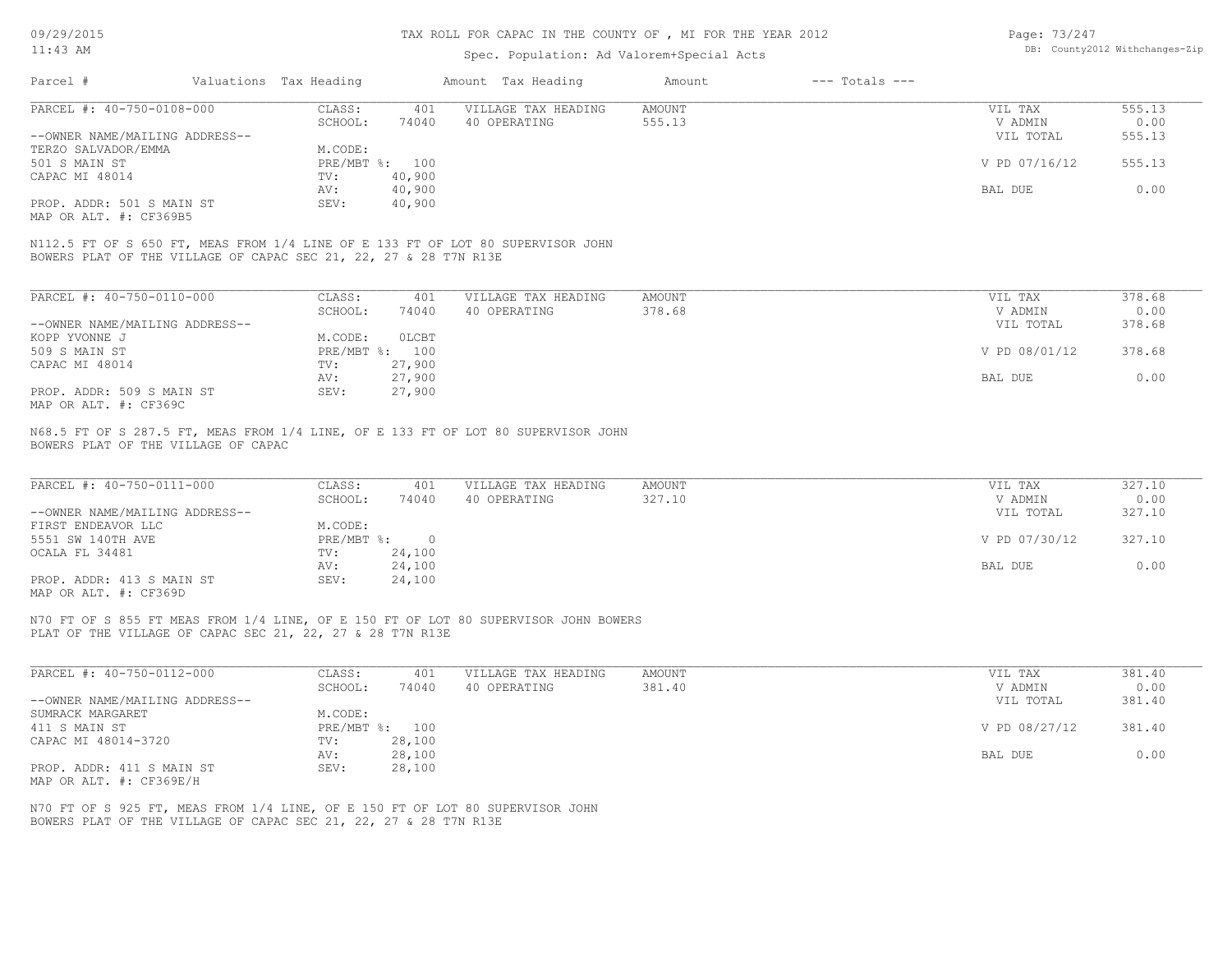# TAX ROLL FOR CAPAC IN THE COUNTY OF , MI FOR THE YEAR 2012

Spec. Population: Ad Valorem+Special Acts

| Parcel # | Valuations | Tax Heading | Amount | Tax Heading | Amount | --- Totals --- | |
|---|---|---|---|---|---|---|---|

---

**PARCEL #: 40-750-0108-000**

| | | | | | | |
|---|---|---|---|---|---|---|
| | CLASS: | 401 | VILLAGE TAX HEADING | AMOUNT | VIL TAX | 555.13 |
| | SCHOOL: | 74040 | 40 OPERATING | 555.13 | V ADMIN | 0.00 |
| --OWNER NAME/MAILING ADDRESS-- | | | | | VIL TOTAL | 555.13 |
| TERZO SALVADOR/EMMA | M.CODE: | | | | | |
| 501 S MAIN ST | PRE/MBT %: | 100 | | | V PD 07/16/12 | 555.13 |
| CAPAC MI 48014 | TV: | 40,900 | | | | |
| | AV: | 40,900 | | | BAL DUE | 0.00 |
| PROP. ADDR: 501 S MAIN ST | SEV: | 40,900 | | | | |
| MAP OR ALT. #: CF369B5 | | | | | | |

N112.5 FT OF S 650 FT, MEAS FROM 1/4 LINE OF E 133 FT OF LOT 80 SUPERVISOR JOHN BOWERS PLAT OF THE VILLAGE OF CAPAC SEC 21, 22, 27 & 28 T7N R13E

---

**PARCEL #: 40-750-0110-000**

| | | | | | | |
|---|---|---|---|---|---|---|
| | CLASS: | 401 | VILLAGE TAX HEADING | AMOUNT | VIL TAX | 378.68 |
| | SCHOOL: | 74040 | 40 OPERATING | 378.68 | V ADMIN | 0.00 |
| --OWNER NAME/MAILING ADDRESS-- | | | | | VIL TOTAL | 378.68 |
| KOPP YVONNE J | M.CODE: | 0LCBT | | | | |
| 509 S MAIN ST | PRE/MBT %: | 100 | | | V PD 08/01/12 | 378.68 |
| CAPAC MI 48014 | TV: | 27,900 | | | | |
| | AV: | 27,900 | | | BAL DUE | 0.00 |
| PROP. ADDR: 509 S MAIN ST | SEV: | 27,900 | | | | |
| MAP OR ALT. #: CF369C | | | | | | |

N68.5 FT OF S 287.5 FT, MEAS FROM 1/4 LINE, OF E 133 FT OF LOT 80 SUPERVISOR JOHN BOWERS PLAT OF THE VILLAGE OF CAPAC

---

**PARCEL #: 40-750-0111-000**

| | | | | | | |
|---|---|---|---|---|---|---|
| | CLASS: | 401 | VILLAGE TAX HEADING | AMOUNT | VIL TAX | 327.10 |
| | SCHOOL: | 74040 | 40 OPERATING | 327.10 | V ADMIN | 0.00 |
| --OWNER NAME/MAILING ADDRESS-- | | | | | VIL TOTAL | 327.10 |
| FIRST ENDEAVOR LLC | M.CODE: | | | | | |
| 5551 SW 140TH AVE | PRE/MBT %: | 0 | | | V PD 07/30/12 | 327.10 |
| OCALA FL 34481 | TV: | 24,100 | | | | |
| | AV: | 24,100 | | | BAL DUE | 0.00 |
| PROP. ADDR: 413 S MAIN ST | SEV: | 24,100 | | | | |
| MAP OR ALT. #: CF369D | | | | | | |

N70 FT OF S 855 FT MEAS FROM 1/4 LINE, OF E 150 FT OF LOT 80 SUPERVISOR JOHN BOWERS PLAT OF THE VILLAGE OF CAPAC SEC 21, 22, 27 & 28 T7N R13E

---

**PARCEL #: 40-750-0112-000**

| | | | | | | |
|---|---|---|---|---|---|---|
| | CLASS: | 401 | VILLAGE TAX HEADING | AMOUNT | VIL TAX | 381.40 |
| | SCHOOL: | 74040 | 40 OPERATING | 381.40 | V ADMIN | 0.00 |
| --OWNER NAME/MAILING ADDRESS-- | | | | | VIL TOTAL | 381.40 |
| SUMRACK MARGARET | M.CODE: | | | | | |
| 411 S MAIN ST | PRE/MBT %: | 100 | | | V PD 08/27/12 | 381.40 |
| CAPAC MI 48014-3720 | TV: | 28,100 | | | | |
| | AV: | 28,100 | | | BAL DUE | 0.00 |
| PROP. ADDR: 411 S MAIN ST | SEV: | 28,100 | | | | |
| MAP OR ALT. #: CF369E/H | | | | | | |

N70 FT OF S 925 FT, MEAS FROM 1/4 LINE, OF E 150 FT OF LOT 80 SUPERVISOR JOHN BOWERS PLAT OF THE VILLAGE OF CAPAC SEC 21, 22, 27 & 28 T7N R13E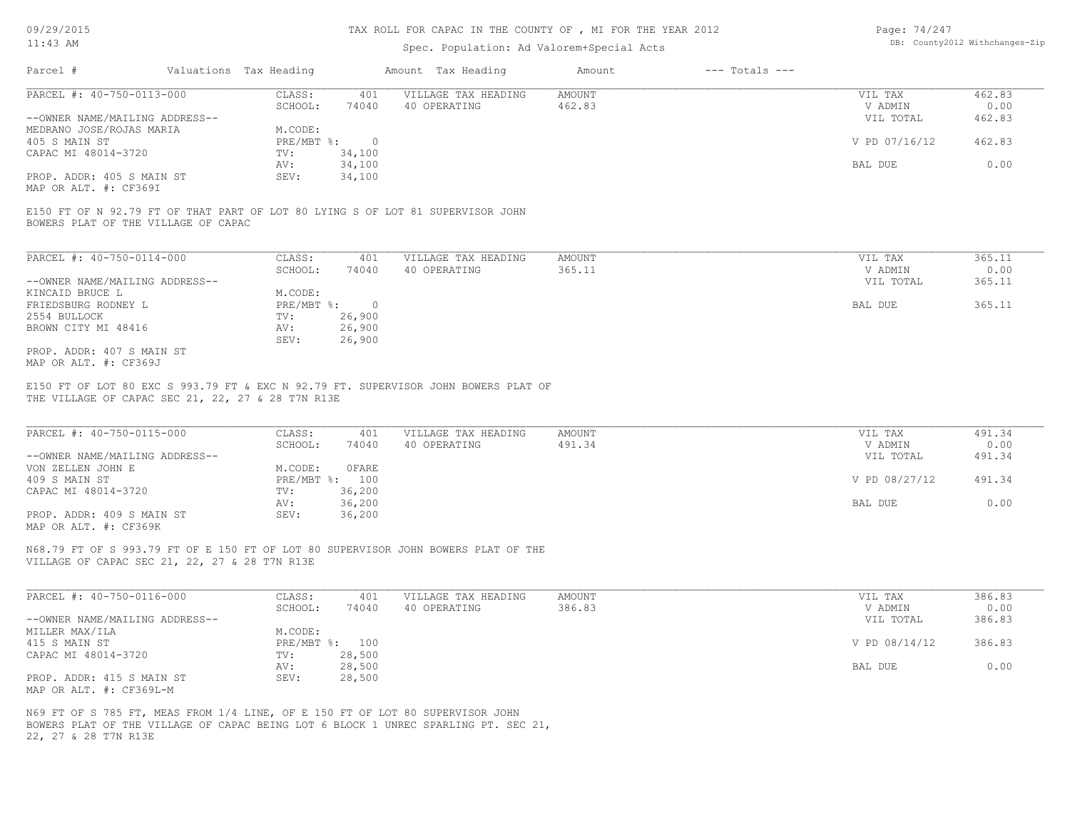TAX ROLL FOR CAPAC IN THE COUNTY OF , MI FOR THE YEAR 2012

Spec. Population: Ad Valorem+Special Acts

| Parcel # | Valuations | Tax Heading | Amount | Tax Heading | Amount | --- Totals --- |
|---|---|---|---|---|---|---|

---

PARCEL #: 40-750-0113-000

| | | | | |
|---|---|---|---|---|
| CLASS: 401 | VILLAGE TAX HEADING | AMOUNT | VIL TAX | 462.83 |
| SCHOOL: 74040 | 40 OPERATING | 462.83 | V ADMIN | 0.00 |
| M.CODE: | | | VIL TOTAL | 462.83 |
| PRE/MBT %: 0 | | | V PD 07/16/12 | 462.83 |
| TV: 34,100 | | | | |
| AV: 34,100 | | | BAL DUE | 0.00 |
| SEV: 34,100 | | | | |

--OWNER NAME/MAILING ADDRESS--
MEDRANO JOSE/ROJAS MARIA
405 S MAIN ST
CAPAC MI 48014-3720

PROP. ADDR: 405 S MAIN ST
MAP OR ALT. #: CF369I

E150 FT OF N 92.79 FT OF THAT PART OF LOT 80 LYING S OF LOT 81 SUPERVISOR JOHN BOWERS PLAT OF THE VILLAGE OF CAPAC

---

PARCEL #: 40-750-0114-000

| | | | | |
|---|---|---|---|---|
| CLASS: 401 | VILLAGE TAX HEADING | AMOUNT | VIL TAX | 365.11 |
| SCHOOL: 74040 | 40 OPERATING | 365.11 | V ADMIN | 0.00 |
| M.CODE: | | | VIL TOTAL | 365.11 |
| PRE/MBT %: 0 | | | BAL DUE | 365.11 |
| TV: 26,900 | | | | |
| AV: 26,900 | | | | |
| SEV: 26,900 | | | | |

--OWNER NAME/MAILING ADDRESS--
KINCAID BRUCE L
FRIEDSBURG RODNEY L
2554 BULLOCK
BROWN CITY MI 48416

PROP. ADDR: 407 S MAIN ST
MAP OR ALT. #: CF369J

E150 FT OF LOT 80 EXC S 993.79 FT & EXC N 92.79 FT. SUPERVISOR JOHN BOWERS PLAT OF THE VILLAGE OF CAPAC SEC 21, 22, 27 & 28 T7N R13E

---

PARCEL #: 40-750-0115-000

| | | | | |
|---|---|---|---|---|
| CLASS: 401 | VILLAGE TAX HEADING | AMOUNT | VIL TAX | 491.34 |
| SCHOOL: 74040 | 40 OPERATING | 491.34 | V ADMIN | 0.00 |
| M.CODE: 0FARE | | | VIL TOTAL | 491.34 |
| PRE/MBT %: 100 | | | V PD 08/27/12 | 491.34 |
| TV: 36,200 | | | | |
| AV: 36,200 | | | BAL DUE | 0.00 |
| SEV: 36,200 | | | | |

--OWNER NAME/MAILING ADDRESS--
VON ZELLEN JOHN E
409 S MAIN ST
CAPAC MI 48014-3720

PROP. ADDR: 409 S MAIN ST
MAP OR ALT. #: CF369K

N68.79 FT OF S 993.79 FT OF E 150 FT OF LOT 80 SUPERVISOR JOHN BOWERS PLAT OF THE VILLAGE OF CAPAC SEC 21, 22, 27 & 28 T7N R13E

---

PARCEL #: 40-750-0116-000

| | | | | |
|---|---|---|---|---|
| CLASS: 401 | VILLAGE TAX HEADING | AMOUNT | VIL TAX | 386.83 |
| SCHOOL: 74040 | 40 OPERATING | 386.83 | V ADMIN | 0.00 |
| M.CODE: | | | VIL TOTAL | 386.83 |
| PRE/MBT %: 100 | | | V PD 08/14/12 | 386.83 |
| TV: 28,500 | | | | |
| AV: 28,500 | | | BAL DUE | 0.00 |
| SEV: 28,500 | | | | |

--OWNER NAME/MAILING ADDRESS--
MILLER MAX/ILA
415 S MAIN ST
CAPAC MI 48014-3720

PROP. ADDR: 415 S MAIN ST
MAP OR ALT. #: CF369L-M

N69 FT OF S 785 FT, MEAS FROM 1/4 LINE, OF E 150 FT OF LOT 80 SUPERVISOR JOHN BOWERS PLAT OF THE VILLAGE OF CAPAC BEING LOT 6 BLOCK 1 UNREC SPARLING PT. SEC 21, 22, 27 & 28 T7N R13E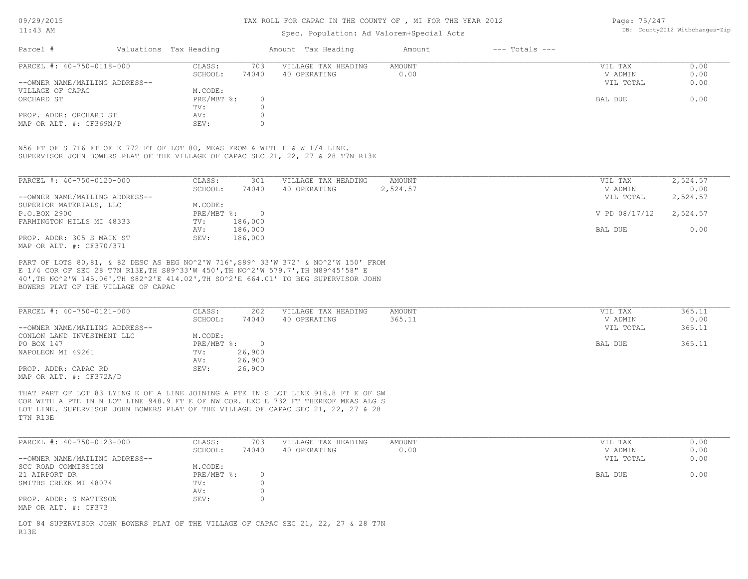# TAX ROLL FOR CAPAC IN THE COUNTY OF , MI FOR THE YEAR 2012

Spec. Population: Ad Valorem+Special Acts

| Parcel # | Valuations | Tax Heading | Amount | Tax Heading | Amount | --- Totals --- | |
|---|---|---|---|---|---|---|---|

---

**PARCEL #: 40-750-0118-000**

| | | | | | |
|---|---|---|---|---|---|
| CLASS: | 703 | VILLAGE TAX HEADING | AMOUNT | VIL TAX | 0.00 |
| SCHOOL: | 74040 | 40 OPERATING | 0.00 | V ADMIN | 0.00 |
| | | | | VIL TOTAL | 0.00 |
| M.CODE: | | | | | |
| PRE/MBT %: | 0 | | | BAL DUE | 0.00 |
| TV: | 0 | | | | |
| AV: | 0 | | | | |
| SEV: | 0 | | | | |

--OWNER NAME/MAILING ADDRESS--
VILLAGE OF CAPAC
ORCHARD ST

PROP. ADDR: ORCHARD ST
MAP OR ALT. #: CF369N/P

N56 FT OF S 716 FT OF E 772 FT OF LOT 80, MEAS FROM & WITH E & W 1/4 LINE.
SUPERVISOR JOHN BOWERS PLAT OF THE VILLAGE OF CAPAC SEC 21, 22, 27 & 28 T7N R13E

---

**PARCEL #: 40-750-0120-000**

| | | | | | |
|---|---|---|---|---|---|
| CLASS: | 301 | VILLAGE TAX HEADING | AMOUNT | VIL TAX | 2,524.57 |
| SCHOOL: | 74040 | 40 OPERATING | 2,524.57 | V ADMIN | 0.00 |
| | | | | VIL TOTAL | 2,524.57 |
| M.CODE: | | | | | |
| PRE/MBT %: | 0 | | | V PD 08/17/12 | 2,524.57 |
| TV: | 186,000 | | | | |
| AV: | 186,000 | | | BAL DUE | 0.00 |
| SEV: | 186,000 | | | | |

--OWNER NAME/MAILING ADDRESS--
SUPERIOR MATERIALS, LLC
P.O.BOX 2900
FARMINGTON HILLS MI 48333

PROP. ADDR: 305 S MAIN ST
MAP OR ALT. #: CF370/371

PART OF LOTS 80,81, & 82 DESC AS BEG NO^2'W 716',S89^ 33'W 372' & NO^2'W 150' FROM
E 1/4 COR OF SEC 28 T7N R13E,TH S89^33'W 450',TH NO^2'W 579.7',TH N89^45'58" E
40',TH NO^2'W 145.06',TH S82^2'E 414.02',TH SO^2'E 664.01' TO BEG SUPERVISOR JOHN
BOWERS PLAT OF THE VILLAGE OF CAPAC

---

**PARCEL #: 40-750-0121-000**

| | | | | | |
|---|---|---|---|---|---|
| CLASS: | 202 | VILLAGE TAX HEADING | AMOUNT | VIL TAX | 365.11 |
| SCHOOL: | 74040 | 40 OPERATING | 365.11 | V ADMIN | 0.00 |
| | | | | VIL TOTAL | 365.11 |
| M.CODE: | | | | | |
| PRE/MBT %: | 0 | | | BAL DUE | 365.11 |
| TV: | 26,900 | | | | |
| AV: | 26,900 | | | | |
| SEV: | 26,900 | | | | |

--OWNER NAME/MAILING ADDRESS--
CONLON LAND INVESTMENT LLC
PO BOX 147
NAPOLEON MI 49261

PROP. ADDR: CAPAC RD
MAP OR ALT. #: CF372A/D

THAT PART OF LOT 83 LYING E OF A LINE JOINING A PTE IN S LOT LINE 918.8 FT E OF SW
COR WITH A PTE IN N LOT LINE 948.9 FT E OF NW COR. EXC E 732 FT THEREOF MEAS ALG S
LOT LINE. SUPERVISOR JOHN BOWERS PLAT OF THE VILLAGE OF CAPAC SEC 21, 22, 27 & 28
T7N R13E

---

**PARCEL #: 40-750-0123-000**

| | | | | | |
|---|---|---|---|---|---|
| CLASS: | 703 | VILLAGE TAX HEADING | AMOUNT | VIL TAX | 0.00 |
| SCHOOL: | 74040 | 40 OPERATING | 0.00 | V ADMIN | 0.00 |
| | | | | VIL TOTAL | 0.00 |
| M.CODE: | | | | | |
| PRE/MBT %: | 0 | | | BAL DUE | 0.00 |
| TV: | 0 | | | | |
| AV: | 0 | | | | |
| SEV: | 0 | | | | |

--OWNER NAME/MAILING ADDRESS--
SCC ROAD COMMISSION
21 AIRPORT DR
SMITHS CREEK MI 48074

PROP. ADDR: S MATTESON
MAP OR ALT. #: CF373

LOT 84 SUPERVISOR JOHN BOWERS PLAT OF THE VILLAGE OF CAPAC SEC 21, 22, 27 & 28 T7N
R13E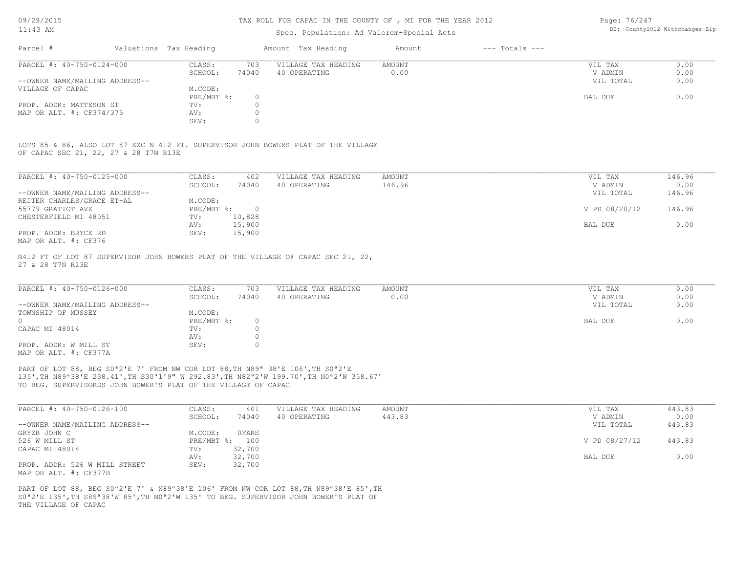TAX ROLL FOR CAPAC IN THE COUNTY OF , MI FOR THE YEAR 2012

Spec. Population: Ad Valorem+Special Acts

| Parcel # | Valuations Tax Heading | Amount Tax Heading | Amount | --- Totals --- |
|---|---|---|---|---|

**PARCEL #: 40-750-0124-000**

| | | | | | |
|---|---|---|---|---|---|
| CLASS: | 703 | VILLAGE TAX HEADING | AMOUNT | VIL TAX | 0.00 |
| SCHOOL: | 74040 | 40 OPERATING | 0.00 | V ADMIN | 0.00 |
| | | | | VIL TOTAL | 0.00 |
| M.CODE: | | | | | |
| PRE/MBT %: | 0 | | | BAL DUE | 0.00 |
| TV: | 0 | | | | |
| AV: | 0 | | | | |
| SEV: | 0 | | | | |

--OWNER NAME/MAILING ADDRESS--
VILLAGE OF CAPAC

PROP. ADDR: MATTESON ST
MAP OR ALT. #: CF374/375

LOTS 85 & 86, ALSO LOT 87 EXC N 412 FT. SUPERVISOR JOHN BOWERS PLAT OF THE VILLAGE OF CAPAC SEC 21, 22, 27 & 28 T7N R13E

**PARCEL #: 40-750-0125-000**

| | | | | | |
|---|---|---|---|---|---|
| CLASS: | 402 | VILLAGE TAX HEADING | AMOUNT | VIL TAX | 146.96 |
| SCHOOL: | 74040 | 40 OPERATING | 146.96 | V ADMIN | 0.00 |
| | | | | VIL TOTAL | 146.96 |
| M.CODE: | | | | | |
| PRE/MBT %: | 0 | | | V PD 08/20/12 | 146.96 |
| TV: | 10,828 | | | | |
| AV: | 15,900 | | | BAL DUE | 0.00 |
| SEV: | 15,900 | | | | |

--OWNER NAME/MAILING ADDRESS--
REITER CHARLES/GRACE ET-AL
55779 GRATIOT AVE
CHESTERFIELD MI 48051

PROP. ADDR: BRYCE RD
MAP OR ALT. #: CF376

N412 FT OF LOT 87 SUPERVISOR JOHN BOWERS PLAT OF THE VILLAGE OF CAPAC SEC 21, 22, 27 & 28 T7N R13E

**PARCEL #: 40-750-0126-000**

| | | | | | |
|---|---|---|---|---|---|
| CLASS: | 703 | VILLAGE TAX HEADING | AMOUNT | VIL TAX | 0.00 |
| SCHOOL: | 74040 | 40 OPERATING | 0.00 | V ADMIN | 0.00 |
| | | | | VIL TOTAL | 0.00 |
| M.CODE: | | | | | |
| PRE/MBT %: | 0 | | | BAL DUE | 0.00 |
| TV: | 0 | | | | |
| AV: | 0 | | | | |
| SEV: | 0 | | | | |

--OWNER NAME/MAILING ADDRESS--
TOWNSHIP OF MUSSEY
0
CAPAC MI 48014

PROP. ADDR: W MILL ST
MAP OR ALT. #: CF377A

PART OF LOT 88, BEG S0ª2'E 7' FROM NW COR LOT 88,TH N89ª 38'E 106',TH S0ª2'E 135',TH N89ª38'E 238.41',TH S30ª1'9" W 292.83',TH N82ª2'W 199.70',TH N0ª2'W 358.67' TO BEG. SUPERVISORSS JOHN BOWER'S PLAT OF THE VILLAGE OF CAPAC

**PARCEL #: 40-750-0126-100**

| | | | | | |
|---|---|---|---|---|---|
| CLASS: | 401 | VILLAGE TAX HEADING | AMOUNT | VIL TAX | 443.83 |
| SCHOOL: | 74040 | 40 OPERATING | 443.83 | V ADMIN | 0.00 |
| | | | | VIL TOTAL | 443.83 |
| M.CODE: | 0FARE | | | | |
| PRE/MBT %: | 100 | | | V PD 08/27/12 | 443.83 |
| TV: | 32,700 | | | | |
| AV: | 32,700 | | | BAL DUE | 0.00 |
| SEV: | 32,700 | | | | |

--OWNER NAME/MAILING ADDRESS--
GRYZB JOHN C
526 W MILL ST
CAPAC MI 48014

PROP. ADDR: 526 W MILL STREET
MAP OR ALT. #: CF377B

PART OF LOT 88, BEG S0ª2'E 7' & N89ª38'E 106' FROM NW COR LOT 88,TH N89ª38'E 85',TH S0ª2'E 135',TH S89ª38'W 85',TH N0ª2'W 135' TO BEG. SUPERVISOR JOHN BOWER'S PLAT OF THE VILLAGE OF CAPAC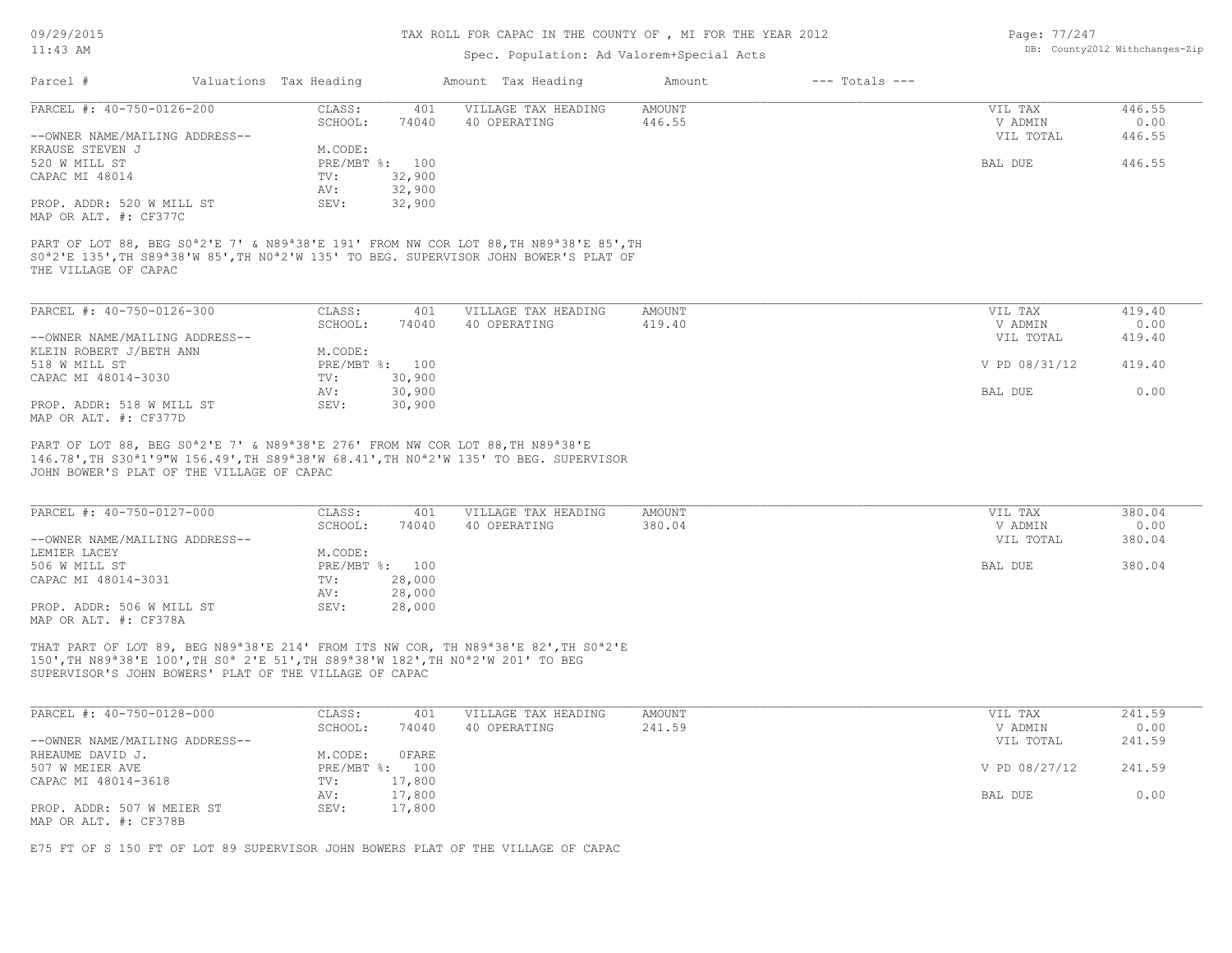TAX ROLL FOR CAPAC IN THE COUNTY OF , MI FOR THE YEAR 2012

Spec. Population: Ad Valorem+Special Acts

| Parcel # | Valuations | Tax Heading | Amount | Tax Heading | Amount | --- Totals --- | |
|---|---|---|---|---|---|---|---|

---

**PARCEL #: 40-750-0126-200**

| | | | | |
|---|---|---|---|---|
| CLASS: 401 | VILLAGE TAX HEADING | AMOUNT | VIL TAX | 446.55 |
| SCHOOL: 74040 | 40 OPERATING | 446.55 | V ADMIN | 0.00 |
| | | | VIL TOTAL | 446.55 |
| M.CODE: | | | | |
| PRE/MBT %: 100 | | | BAL DUE | 446.55 |
| TV: 32,900 | | | | |
| AV: 32,900 | | | | |
| SEV: 32,900 | | | | |

--OWNER NAME/MAILING ADDRESS--
KRAUSE STEVEN J
520 W MILL ST
CAPAC MI 48014

PROP. ADDR: 520 W MILL ST
MAP OR ALT. #: CF377C

PART OF LOT 88, BEG S0ª2'E 7' & N89ª38'E 191' FROM NW COR LOT 88,TH N89ª38'E 85',TH S0ª2'E 135',TH S89ª38'W 85',TH N0ª2'W 135' TO BEG. SUPERVISOR JOHN BOWER'S PLAT OF THE VILLAGE OF CAPAC

---

**PARCEL #: 40-750-0126-300**

| | | | | |
|---|---|---|---|---|
| CLASS: 401 | VILLAGE TAX HEADING | AMOUNT | VIL TAX | 419.40 |
| SCHOOL: 74040 | 40 OPERATING | 419.40 | V ADMIN | 0.00 |
| | | | VIL TOTAL | 419.40 |
| M.CODE: | | | | |
| PRE/MBT %: 100 | | | V PD 08/31/12 | 419.40 |
| TV: 30,900 | | | | |
| AV: 30,900 | | | BAL DUE | 0.00 |
| SEV: 30,900 | | | | |

--OWNER NAME/MAILING ADDRESS--
KLEIN ROBERT J/BETH ANN
518 W MILL ST
CAPAC MI 48014-3030

PROP. ADDR: 518 W MILL ST
MAP OR ALT. #: CF377D

PART OF LOT 88, BEG S0ª2'E 7' & N89ª38'E 276' FROM NW COR LOT 88,TH N89ª38'E 146.78',TH S30ª1'9"W 156.49',TH S89ª38'W 68.41',TH N0ª2'W 135' TO BEG. SUPERVISOR JOHN BOWER'S PLAT OF THE VILLAGE OF CAPAC

---

**PARCEL #: 40-750-0127-000**

| | | | | |
|---|---|---|---|---|
| CLASS: 401 | VILLAGE TAX HEADING | AMOUNT | VIL TAX | 380.04 |
| SCHOOL: 74040 | 40 OPERATING | 380.04 | V ADMIN | 0.00 |
| | | | VIL TOTAL | 380.04 |
| M.CODE: | | | | |
| PRE/MBT %: 100 | | | BAL DUE | 380.04 |
| TV: 28,000 | | | | |
| AV: 28,000 | | | | |
| SEV: 28,000 | | | | |

--OWNER NAME/MAILING ADDRESS--
LEMIER LACEY
506 W MILL ST
CAPAC MI 48014-3031

PROP. ADDR: 506 W MILL ST
MAP OR ALT. #: CF378A

THAT PART OF LOT 89, BEG N89ª38'E 214' FROM ITS NW COR, TH N89ª38'E 82',TH S0ª2'E 150',TH N89ª38'E 100',TH S0ª 2'E 51',TH S89ª38'W 182',TH N0ª2'W 201' TO BEG SUPERVISOR'S JOHN BOWERS' PLAT OF THE VILLAGE OF CAPAC

---

**PARCEL #: 40-750-0128-000**

| | | | | |
|---|---|---|---|---|
| CLASS: 401 | VILLAGE TAX HEADING | AMOUNT | VIL TAX | 241.59 |
| SCHOOL: 74040 | 40 OPERATING | 241.59 | V ADMIN | 0.00 |
| | | | VIL TOTAL | 241.59 |
| M.CODE: 0FARE | | | | |
| PRE/MBT %: 100 | | | V PD 08/27/12 | 241.59 |
| TV: 17,800 | | | | |
| AV: 17,800 | | | BAL DUE | 0.00 |
| SEV: 17,800 | | | | |

--OWNER NAME/MAILING ADDRESS--
RHEAUME DAVID J.
507 W MEIER AVE
CAPAC MI 48014-3618

PROP. ADDR: 507 W MEIER ST
MAP OR ALT. #: CF378B

E75 FT OF S 150 FT OF LOT 89 SUPERVISOR JOHN BOWERS PLAT OF THE VILLAGE OF CAPAC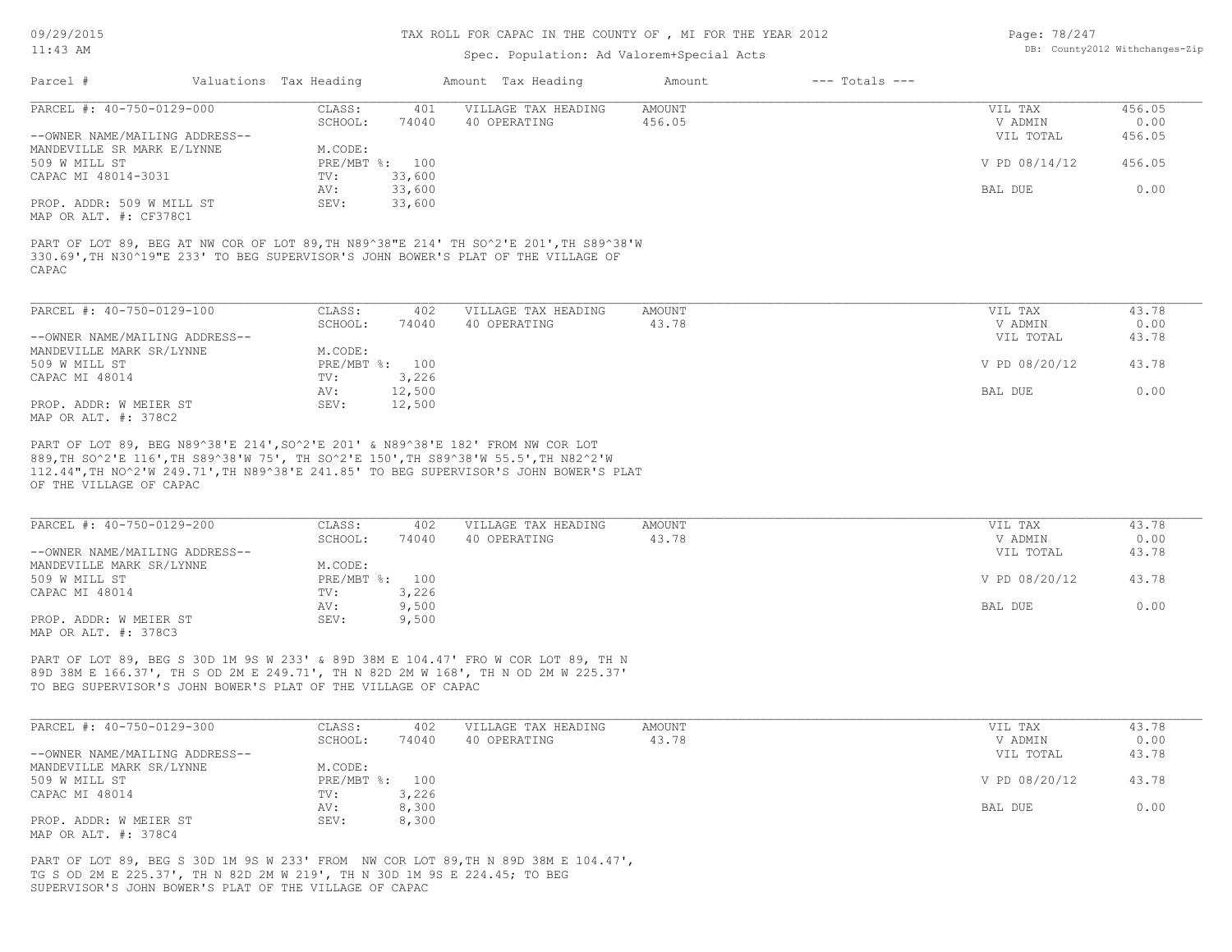# TAX ROLL FOR CAPAC IN THE COUNTY OF , MI FOR THE YEAR 2012

Spec. Population: Ad Valorem+Special Acts

| Parcel # | Valuations | Tax Heading | Amount | Tax Heading | Amount | --- Totals --- | |
|---|---|---|---|---|---|---|---|

---

PARCEL #: 40-750-0129-000

| | | | | | |
|---|---|---|---|---|---|
| CLASS: | 401 | VILLAGE TAX HEADING | AMOUNT | VIL TAX | 456.05 |
| SCHOOL: | 74040 | 40 OPERATING | 456.05 | V ADMIN | 0.00 |
| | | | | VIL TOTAL | 456.05 |
| M.CODE: | | | | | |
| PRE/MBT %: | 100 | | | V PD 08/14/12 | 456.05 |
| TV: | 33,600 | | | | |
| AV: | 33,600 | | | BAL DUE | 0.00 |
| SEV: | 33,600 | | | | |

--OWNER NAME/MAILING ADDRESS--
MANDEVILLE SR MARK E/LYNNE
509 W MILL ST
CAPAC MI 48014-3031

PROP. ADDR: 509 W MILL ST
MAP OR ALT. #: CF378C1

PART OF LOT 89, BEG AT NW COR OF LOT 89,TH N89^38"E 214' TH SO^2'E 201',TH S89^38'W 330.69',TH N30^19"E 233' TO BEG SUPERVISOR'S JOHN BOWER'S PLAT OF THE VILLAGE OF CAPAC

---

PARCEL #: 40-750-0129-100

| | | | | | |
|---|---|---|---|---|---|
| CLASS: | 402 | VILLAGE TAX HEADING | AMOUNT | VIL TAX | 43.78 |
| SCHOOL: | 74040 | 40 OPERATING | 43.78 | V ADMIN | 0.00 |
| | | | | VIL TOTAL | 43.78 |
| M.CODE: | | | | | |
| PRE/MBT %: | 100 | | | V PD 08/20/12 | 43.78 |
| TV: | 3,226 | | | | |
| AV: | 12,500 | | | BAL DUE | 0.00 |
| SEV: | 12,500 | | | | |

--OWNER NAME/MAILING ADDRESS--
MANDEVILLE MARK SR/LYNNE
509 W MILL ST
CAPAC MI 48014

PROP. ADDR: W MEIER ST
MAP OR ALT. #: 378C2

PART OF LOT 89, BEG N89^38'E 214',SO^2'E 201' & N89^38'E 182' FROM NW COR LOT 889,TH SO^2'E 116',TH S89^38'W 75', TH SO^2'E 150',TH S89^38'W 55.5',TH N82^2'W 112.44",TH NO^2'W 249.71',TH N89^38'E 241.85' TO BEG SUPERVISOR'S JOHN BOWER'S PLAT OF THE VILLAGE OF CAPAC

---

PARCEL #: 40-750-0129-200

| | | | | | |
|---|---|---|---|---|---|
| CLASS: | 402 | VILLAGE TAX HEADING | AMOUNT | VIL TAX | 43.78 |
| SCHOOL: | 74040 | 40 OPERATING | 43.78 | V ADMIN | 0.00 |
| | | | | VIL TOTAL | 43.78 |
| M.CODE: | | | | | |
| PRE/MBT %: | 100 | | | V PD 08/20/12 | 43.78 |
| TV: | 3,226 | | | | |
| AV: | 9,500 | | | BAL DUE | 0.00 |
| SEV: | 9,500 | | | | |

--OWNER NAME/MAILING ADDRESS--
MANDEVILLE MARK SR/LYNNE
509 W MILL ST
CAPAC MI 48014

PROP. ADDR: W MEIER ST
MAP OR ALT. #: 378C3

PART OF LOT 89, BEG S 30D 1M 9S W 233' & 89D 38M E 104.47' FRO W COR LOT 89, TH N 89D 38M E 166.37', TH S OD 2M E 249.71', TH N 82D 2M W 168', TH N OD 2M W 225.37' TO BEG SUPERVISOR'S JOHN BOWER'S PLAT OF THE VILLAGE OF CAPAC

---

PARCEL #: 40-750-0129-300

| | | | | | |
|---|---|---|---|---|---|
| CLASS: | 402 | VILLAGE TAX HEADING | AMOUNT | VIL TAX | 43.78 |
| SCHOOL: | 74040 | 40 OPERATING | 43.78 | V ADMIN | 0.00 |
| | | | | VIL TOTAL | 43.78 |
| M.CODE: | | | | | |
| PRE/MBT %: | 100 | | | V PD 08/20/12 | 43.78 |
| TV: | 3,226 | | | | |
| AV: | 8,300 | | | BAL DUE | 0.00 |
| SEV: | 8,300 | | | | |

--OWNER NAME/MAILING ADDRESS--
MANDEVILLE MARK SR/LYNNE
509 W MILL ST
CAPAC MI 48014

PROP. ADDR: W MEIER ST
MAP OR ALT. #: 378C4

PART OF LOT 89, BEG S 30D 1M 9S W 233' FROM NW COR LOT 89,TH N 89D 38M E 104.47', TG S OD 2M E 225.37', TH N 82D 2M W 219', TH N 30D 1M 9S E 224.45; TO BEG SUPERVISOR'S JOHN BOWER'S PLAT OF THE VILLAGE OF CAPAC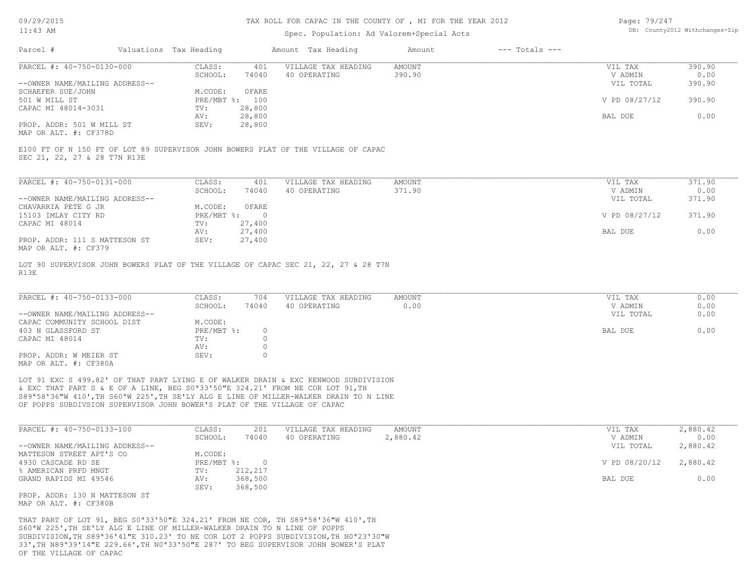Spec. Population: Ad Valorem+Special Acts

| Parcel # | Valuations | Tax Heading | Amount | Tax Heading | Amount | --- Totals --- | |
|---|---|---|---|---|---|---|---|

**PARCEL #: 40-750-0130-000**

| | | | | | | |
|---|---|---|---|---|---|---|
| CLASS: | 401 | VILLAGE TAX HEADING | AMOUNT | | VIL TAX | 390.90 |
| SCHOOL: | 74040 | 40 OPERATING | 390.90 | | V ADMIN | 0.00 |
| | | | | | VIL TOTAL | 390.90 |
| M.CODE: | 0FARE | | | | | |
| PRE/MBT %: | 100 | | | | V PD 08/27/12 | 390.90 |
| TV: | 28,800 | | | | | |
| AV: | 28,800 | | | | BAL DUE | 0.00 |
| SEV: | 28,800 | | | | | |

--OWNER NAME/MAILING ADDRESS--
SCHAEFER SUE/JOHN
501 W MILL ST
CAPAC MI 48014-3031

PROP. ADDR: 501 W MILL ST
MAP OR ALT. #: CF378D

E100 FT OF N 150 FT OF LOT 89 SUPERVISOR JOHN BOWERS PLAT OF THE VILLAGE OF CAPAC SEC 21, 22, 27 & 28 T7N R13E

**PARCEL #: 40-750-0131-000**

| | | | | | | |
|---|---|---|---|---|---|---|
| CLASS: | 401 | VILLAGE TAX HEADING | AMOUNT | | VIL TAX | 371.90 |
| SCHOOL: | 74040 | 40 OPERATING | 371.90 | | V ADMIN | 0.00 |
| | | | | | VIL TOTAL | 371.90 |
| M.CODE: | 0FARE | | | | | |
| PRE/MBT %: | 0 | | | | V PD 08/27/12 | 371.90 |
| TV: | 27,400 | | | | | |
| AV: | 27,400 | | | | BAL DUE | 0.00 |
| SEV: | 27,400 | | | | | |

--OWNER NAME/MAILING ADDRESS--
CHAVARRIA PETE G JR
15103 IMLAY CITY RD
CAPAC MI 48014

PROP. ADDR: 111 S MATTESON ST
MAP OR ALT. #: CF379

LOT 90 SUPERVISOR JOHN BOWERS PLAT OF THE VILLAGE OF CAPAC SEC 21, 22, 27 & 28 T7N R13E

**PARCEL #: 40-750-0133-000**

| | | | | | | |
|---|---|---|---|---|---|---|
| CLASS: | 704 | VILLAGE TAX HEADING | AMOUNT | | VIL TAX | 0.00 |
| SCHOOL: | 74040 | 40 OPERATING | 0.00 | | V ADMIN | 0.00 |
| | | | | | VIL TOTAL | 0.00 |
| M.CODE: | | | | | | |
| PRE/MBT %: | 0 | | | | BAL DUE | 0.00 |
| TV: | 0 | | | | | |
| AV: | 0 | | | | | |
| SEV: | 0 | | | | | |

--OWNER NAME/MAILING ADDRESS--
CAPAC COMMUNITY SCHOOL DIST
403 N GLASSFORD ST
CAPAC MI 48014

PROP. ADDR: W MEIER ST
MAP OR ALT. #: CF380A

LOT 91 EXC S 499.82' OF THAT PART LYING E OF WALKER DRAIN & EXC KENWOOD SUBDIVISION & EXC THAT PART S & E OF A LINE, BEG S0ª33'50"E 324.21' FROM NE COR LOT 91,TH S89ª58'36"W 410',TH S60ªW 225',TH SE'LY ALG E LINE OF MILLER-WALKER DRAIN TO N LINE OF POPPS SUBDIVSION SUPERVISOR JOHN BOWER'S PLAT OF THE VILLAGE OF CAPAC

**PARCEL #: 40-750-0133-100**

| | | | | | | |
|---|---|---|---|---|---|---|
| CLASS: | 201 | VILLAGE TAX HEADING | AMOUNT | | VIL TAX | 2,880.42 |
| SCHOOL: | 74040 | 40 OPERATING | 2,880.42 | | V ADMIN | 0.00 |
| | | | | | VIL TOTAL | 2,880.42 |
| M.CODE: | | | | | | |
| PRE/MBT %: | 0 | | | | V PD 08/20/12 | 2,880.42 |
| TV: | 212,217 | | | | | |
| AV: | 368,500 | | | | BAL DUE | 0.00 |
| SEV: | 368,500 | | | | | |

--OWNER NAME/MAILING ADDRESS--
MATTESON STREET APT'S CO
4930 CASCADE RD SE
% AMERICAN PRFD MNGT
GRAND RAPIDS MI 49546

PROP. ADDR: 130 N MATTESON ST
MAP OR ALT. #: CF380B

THAT PART OF LOT 91, BEG S0ª33'50"E 324.21' FROM NE COR, TH S89ª58'36"W 410',TH S60ªW 225',TH SE'LY ALG E LINE OF MILLER-WALKER DRAIN TO N LINE OF POPPS SUBDIVISION,TH S89ª36'41"E 310.23' TO NE COR LOT 2 POPPS SUBDIVISION,TH N0ª23'30"W 33',TH N89ª39'14"E 229.66',TH N0ª33'50"E 287' TO BEG SUPERVISOR JOHN BOWER'S PLAT OF THE VILLAGE OF CAPAC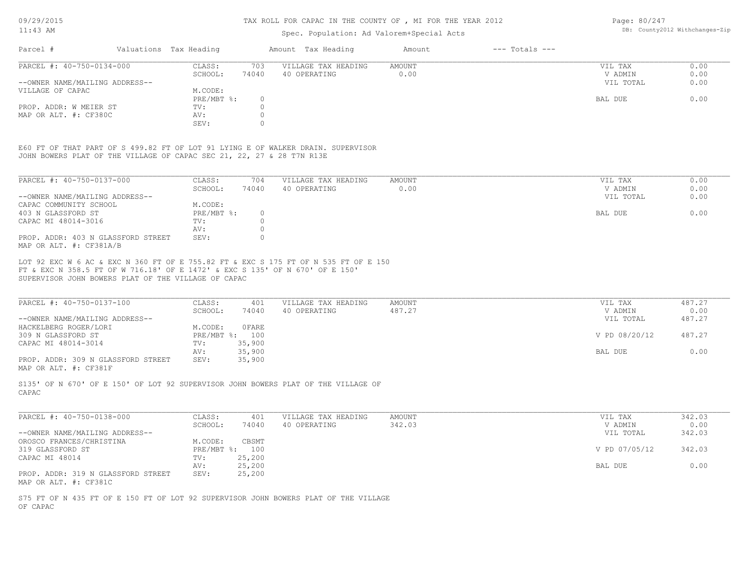TAX ROLL FOR CAPAC IN THE COUNTY OF , MI FOR THE YEAR 2012

Spec. Population: Ad Valorem+Special Acts

| Parcel # | Valuations Tax Heading | | Amount Tax Heading | Amount | --- Totals --- | |
|---|---|---|---|---|---|---|

**PARCEL #: 40-750-0134-000**

| | | | | | |
|---|---|---|---|---|---|
| CLASS: | 703 | VILLAGE TAX HEADING | AMOUNT | VIL TAX | 0.00 |
| SCHOOL: | 74040 | 40 OPERATING | 0.00 | V ADMIN | 0.00 |
| | | | | VIL TOTAL | 0.00 |
| M.CODE: | | | | | |
| PRE/MBT %: | 0 | | | BAL DUE | 0.00 |
| TV: | 0 | | | | |
| AV: | 0 | | | | |
| SEV: | 0 | | | | |

--OWNER NAME/MAILING ADDRESS--
VILLAGE OF CAPAC

PROP. ADDR: W MEIER ST
MAP OR ALT. #: CF380C

E60 FT OF THAT PART OF S 499.82 FT OF LOT 91 LYING E OF WALKER DRAIN. SUPERVISOR JOHN BOWERS PLAT OF THE VILLAGE OF CAPAC SEC 21, 22, 27 & 28 T7N R13E

**PARCEL #: 40-750-0137-000**

| | | | | | |
|---|---|---|---|---|---|
| CLASS: | 704 | VILLAGE TAX HEADING | AMOUNT | VIL TAX | 0.00 |
| SCHOOL: | 74040 | 40 OPERATING | 0.00 | V ADMIN | 0.00 |
| | | | | VIL TOTAL | 0.00 |
| M.CODE: | | | | | |
| PRE/MBT %: | 0 | | | BAL DUE | 0.00 |
| TV: | 0 | | | | |
| AV: | 0 | | | | |
| SEV: | 0 | | | | |

--OWNER NAME/MAILING ADDRESS--
CAPAC COMMUNITY SCHOOL
403 N GLASSFORD ST
CAPAC MI 48014-3016

PROP. ADDR: 403 N GLASSFORD STREET
MAP OR ALT. #: CF381A/B

LOT 92 EXC W 6 AC & EXC N 360 FT OF E 755.82 FT & EXC S 175 FT OF N 535 FT OF E 150 FT & EXC N 358.5 FT OF W 716.18' OF E 1472' & EXC S 135' OF N 670' OF E 150' SUPERVISOR JOHN BOWERS PLAT OF THE VILLAGE OF CAPAC

**PARCEL #: 40-750-0137-100**

| | | | | | |
|---|---|---|---|---|---|
| CLASS: | 401 | VILLAGE TAX HEADING | AMOUNT | VIL TAX | 487.27 |
| SCHOOL: | 74040 | 40 OPERATING | 487.27 | V ADMIN | 0.00 |
| | | | | VIL TOTAL | 487.27 |
| M.CODE: | 0FARE | | | | |
| PRE/MBT %: | 100 | | | V PD 08/20/12 | 487.27 |
| TV: | 35,900 | | | | |
| AV: | 35,900 | | | BAL DUE | 0.00 |
| SEV: | 35,900 | | | | |

--OWNER NAME/MAILING ADDRESS--
HACKELBERG ROGER/LORI
309 N GLASSFORD ST
CAPAC MI 48014-3014

PROP. ADDR: 309 N GLASSFORD STREET
MAP OR ALT. #: CF381F

S135' OF N 670' OF E 150' OF LOT 92 SUPERVISOR JOHN BOWERS PLAT OF THE VILLAGE OF CAPAC

**PARCEL #: 40-750-0138-000**

| | | | | | |
|---|---|---|---|---|---|
| CLASS: | 401 | VILLAGE TAX HEADING | AMOUNT | VIL TAX | 342.03 |
| SCHOOL: | 74040 | 40 OPERATING | 342.03 | V ADMIN | 0.00 |
| | | | | VIL TOTAL | 342.03 |
| M.CODE: | CBSMT | | | | |
| PRE/MBT %: | 100 | | | V PD 07/05/12 | 342.03 |
| TV: | 25,200 | | | | |
| AV: | 25,200 | | | BAL DUE | 0.00 |
| SEV: | 25,200 | | | | |

--OWNER NAME/MAILING ADDRESS--
OROSCO FRANCES/CHRISTINA
319 GLASSFORD ST
CAPAC MI 48014

PROP. ADDR: 319 N GLASSFORD STREET
MAP OR ALT. #: CF381C

S75 FT OF N 435 FT OF E 150 FT OF LOT 92 SUPERVISOR JOHN BOWERS PLAT OF THE VILLAGE OF CAPAC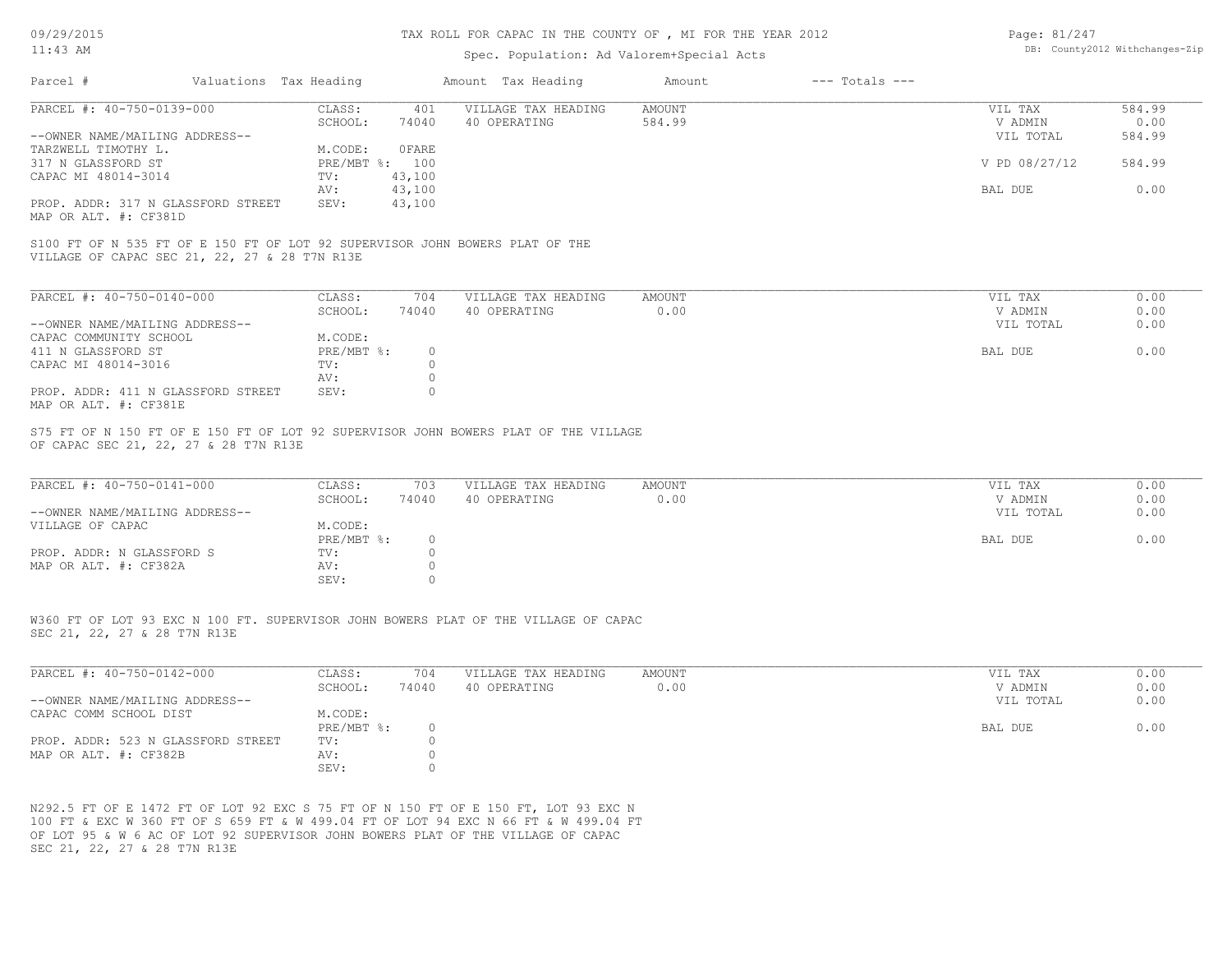# TAX ROLL FOR CAPAC IN THE COUNTY OF , MI FOR THE YEAR 2012

Spec. Population: Ad Valorem+Special Acts

| Parcel # | Valuations | Tax Heading | Amount | Tax Heading | Amount | --- Totals --- | |
|---|---|---|---|---|---|---|---|

---

**PARCEL #: 40-750-0139-000**

| | | | | | |
|---|---|---|---|---|---|
| CLASS: | 401 | VILLAGE TAX HEADING | AMOUNT | VIL TAX | 584.99 |
| SCHOOL: | 74040 | 40 OPERATING | 584.99 | V ADMIN | 0.00 |
| | | | | VIL TOTAL | 584.99 |
| M.CODE: | 0FARE | | | | |
| PRE/MBT %: | 100 | | | V PD 08/27/12 | 584.99 |
| TV: | 43,100 | | | | |
| AV: | 43,100 | | | BAL DUE | 0.00 |
| SEV: | 43,100 | | | | |

--OWNER NAME/MAILING ADDRESS--
TARZWELL TIMOTHY L.
317 N GLASSFORD ST
CAPAC MI 48014-3014

PROP. ADDR: 317 N GLASSFORD STREET
MAP OR ALT. #: CF381D

S100 FT OF N 535 FT OF E 150 FT OF LOT 92 SUPERVISOR JOHN BOWERS PLAT OF THE VILLAGE OF CAPAC SEC 21, 22, 27 & 28 T7N R13E

---

**PARCEL #: 40-750-0140-000**

| | | | | | |
|---|---|---|---|---|---|
| CLASS: | 704 | VILLAGE TAX HEADING | AMOUNT | VIL TAX | 0.00 |
| SCHOOL: | 74040 | 40 OPERATING | 0.00 | V ADMIN | 0.00 |
| | | | | VIL TOTAL | 0.00 |
| M.CODE: | | | | | |
| PRE/MBT %: | 0 | | | BAL DUE | 0.00 |
| TV: | 0 | | | | |
| AV: | 0 | | | | |
| SEV: | 0 | | | | |

--OWNER NAME/MAILING ADDRESS--
CAPAC COMMUNITY SCHOOL
411 N GLASSFORD ST
CAPAC MI 48014-3016

PROP. ADDR: 411 N GLASSFORD STREET
MAP OR ALT. #: CF381E

S75 FT OF N 150 FT OF E 150 FT OF LOT 92 SUPERVISOR JOHN BOWERS PLAT OF THE VILLAGE OF CAPAC SEC 21, 22, 27 & 28 T7N R13E

---

**PARCEL #: 40-750-0141-000**

| | | | | | |
|---|---|---|---|---|---|
| CLASS: | 703 | VILLAGE TAX HEADING | AMOUNT | VIL TAX | 0.00 |
| SCHOOL: | 74040 | 40 OPERATING | 0.00 | V ADMIN | 0.00 |
| | | | | VIL TOTAL | 0.00 |
| M.CODE: | | | | | |
| PRE/MBT %: | 0 | | | BAL DUE | 0.00 |
| TV: | 0 | | | | |
| AV: | 0 | | | | |
| SEV: | 0 | | | | |

--OWNER NAME/MAILING ADDRESS--
VILLAGE OF CAPAC

PROP. ADDR: N GLASSFORD S
MAP OR ALT. #: CF382A

W360 FT OF LOT 93 EXC N 100 FT. SUPERVISOR JOHN BOWERS PLAT OF THE VILLAGE OF CAPAC SEC 21, 22, 27 & 28 T7N R13E

---

**PARCEL #: 40-750-0142-000**

| | | | | | |
|---|---|---|---|---|---|
| CLASS: | 704 | VILLAGE TAX HEADING | AMOUNT | VIL TAX | 0.00 |
| SCHOOL: | 74040 | 40 OPERATING | 0.00 | V ADMIN | 0.00 |
| | | | | VIL TOTAL | 0.00 |
| M.CODE: | | | | | |
| PRE/MBT %: | 0 | | | BAL DUE | 0.00 |
| TV: | 0 | | | | |
| AV: | 0 | | | | |
| SEV: | 0 | | | | |

--OWNER NAME/MAILING ADDRESS--
CAPAC COMM SCHOOL DIST

PROP. ADDR: 523 N GLASSFORD STREET
MAP OR ALT. #: CF382B

N292.5 FT OF E 1472 FT OF LOT 92 EXC S 75 FT OF N 150 FT OF E 150 FT, LOT 93 EXC N 100 FT & EXC W 360 FT OF S 659 FT & W 499.04 FT OF LOT 94 EXC N 66 FT & W 499.04 FT OF LOT 95 & W 6 AC OF LOT 92 SUPERVISOR JOHN BOWERS PLAT OF THE VILLAGE OF CAPAC SEC 21, 22, 27 & 28 T7N R13E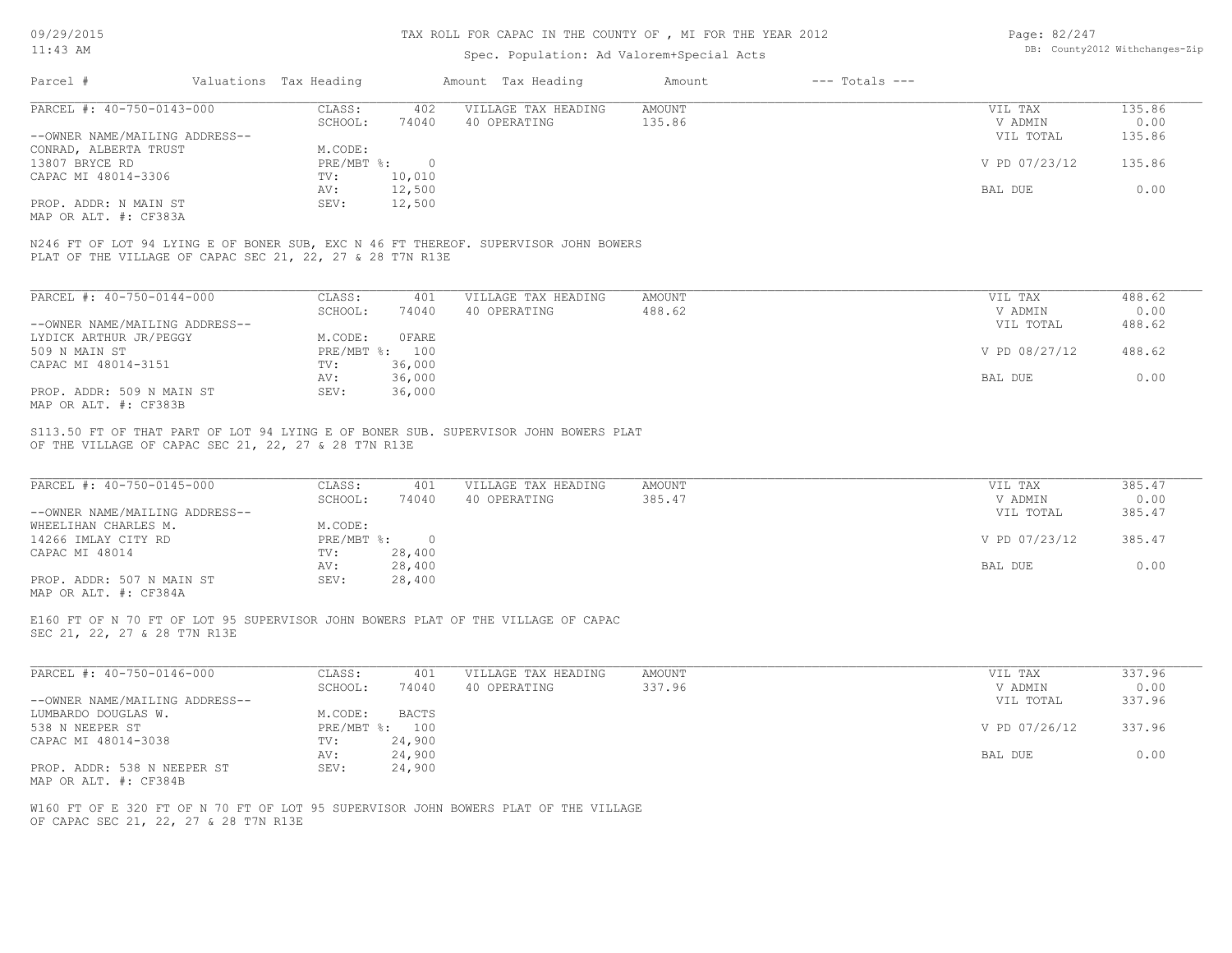TAX ROLL FOR CAPAC IN THE COUNTY OF , MI FOR THE YEAR 2012

Spec. Population: Ad Valorem+Special Acts

09/29/2015 11:43 AM

DB: County2012 Withchanges-Zip

| Parcel # | Valuations | Tax Heading | Amount | Tax Heading | Amount | --- Totals --- | |
|---|---|---|---|---|---|---|---|

---

| PARCEL #: 40-750-0143-000 | CLASS: | 402 | VILLAGE TAX HEADING | AMOUNT | VIL TAX | 135.86 |
|---|---|---|---|---|---|---|
| | SCHOOL: | 74040 | 40 OPERATING | 135.86 | V ADMIN | 0.00 |
| --OWNER NAME/MAILING ADDRESS-- | | | | | VIL TOTAL | 135.86 |
| CONRAD, ALBERTA TRUST | M.CODE: | | | | | |
| 13807 BRYCE RD | PRE/MBT %: | 0 | | | V PD 07/23/12 | 135.86 |
| CAPAC MI 48014-3306 | TV: | 10,010 | | | | |
| | AV: | 12,500 | | | BAL DUE | 0.00 |
| PROP. ADDR: N MAIN ST | SEV: | 12,500 | | | | |
| MAP OR ALT. #: CF383A | | | | | | |

N246 FT OF LOT 94 LYING E OF BONER SUB, EXC N 46 FT THEREOF. SUPERVISOR JOHN BOWERS PLAT OF THE VILLAGE OF CAPAC SEC 21, 22, 27 & 28 T7N R13E

---

| PARCEL #: 40-750-0144-000 | CLASS: | 401 | VILLAGE TAX HEADING | AMOUNT | VIL TAX | 488.62 |
|---|---|---|---|---|---|---|
| | SCHOOL: | 74040 | 40 OPERATING | 488.62 | V ADMIN | 0.00 |
| --OWNER NAME/MAILING ADDRESS-- | | | | | VIL TOTAL | 488.62 |
| LYDICK ARTHUR JR/PEGGY | M.CODE: | 0FARE | | | | |
| 509 N MAIN ST | PRE/MBT %: | 100 | | | V PD 08/27/12 | 488.62 |
| CAPAC MI 48014-3151 | TV: | 36,000 | | | | |
| | AV: | 36,000 | | | BAL DUE | 0.00 |
| PROP. ADDR: 509 N MAIN ST | SEV: | 36,000 | | | | |
| MAP OR ALT. #: CF383B | | | | | | |

S113.50 FT OF THAT PART OF LOT 94 LYING E OF BONER SUB. SUPERVISOR JOHN BOWERS PLAT OF THE VILLAGE OF CAPAC SEC 21, 22, 27 & 28 T7N R13E

---

| PARCEL #: 40-750-0145-000 | CLASS: | 401 | VILLAGE TAX HEADING | AMOUNT | VIL TAX | 385.47 |
|---|---|---|---|---|---|---|
| | SCHOOL: | 74040 | 40 OPERATING | 385.47 | V ADMIN | 0.00 |
| --OWNER NAME/MAILING ADDRESS-- | | | | | VIL TOTAL | 385.47 |
| WHEELIHAN CHARLES M. | M.CODE: | | | | | |
| 14266 IMLAY CITY RD | PRE/MBT %: | 0 | | | V PD 07/23/12 | 385.47 |
| CAPAC MI 48014 | TV: | 28,400 | | | | |
| | AV: | 28,400 | | | BAL DUE | 0.00 |
| PROP. ADDR: 507 N MAIN ST | SEV: | 28,400 | | | | |
| MAP OR ALT. #: CF384A | | | | | | |

E160 FT OF N 70 FT OF LOT 95 SUPERVISOR JOHN BOWERS PLAT OF THE VILLAGE OF CAPAC SEC 21, 22, 27 & 28 T7N R13E

---

| PARCEL #: 40-750-0146-000 | CLASS: | 401 | VILLAGE TAX HEADING | AMOUNT | VIL TAX | 337.96 |
|---|---|---|---|---|---|---|
| | SCHOOL: | 74040 | 40 OPERATING | 337.96 | V ADMIN | 0.00 |
| --OWNER NAME/MAILING ADDRESS-- | | | | | VIL TOTAL | 337.96 |
| LUMBARDO DOUGLAS W. | M.CODE: | BACTS | | | | |
| 538 N NEEPER ST | PRE/MBT %: | 100 | | | V PD 07/26/12 | 337.96 |
| CAPAC MI 48014-3038 | TV: | 24,900 | | | | |
| | AV: | 24,900 | | | BAL DUE | 0.00 |
| PROP. ADDR: 538 N NEEPER ST | SEV: | 24,900 | | | | |
| MAP OR ALT. #: CF384B | | | | | | |

W160 FT OF E 320 FT OF N 70 FT OF LOT 95 SUPERVISOR JOHN BOWERS PLAT OF THE VILLAGE OF CAPAC SEC 21, 22, 27 & 28 T7N R13E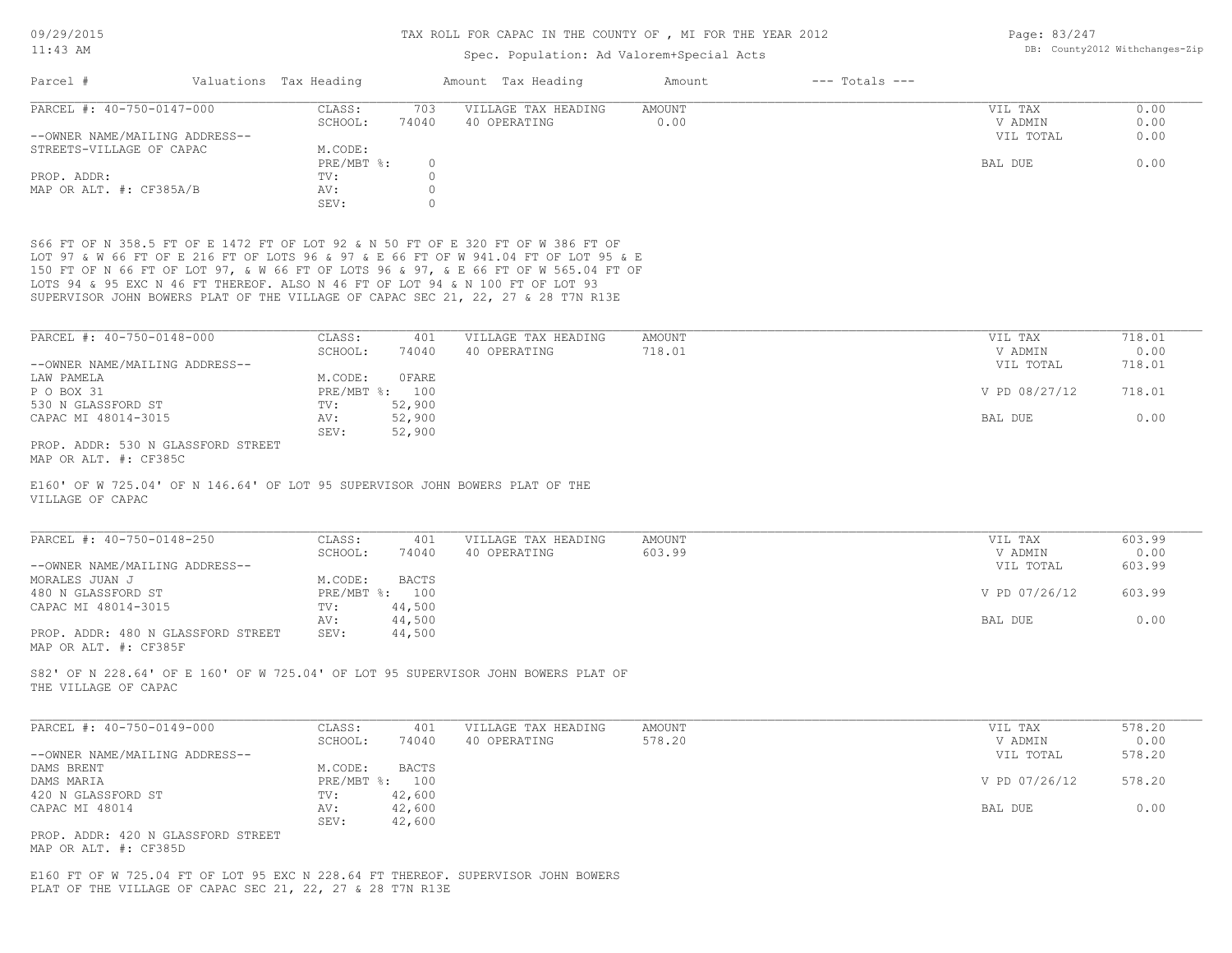TAX ROLL FOR CAPAC IN THE COUNTY OF , MI FOR THE YEAR 2012

Spec. Population: Ad Valorem+Special Acts

| Parcel # | Valuations | Tax Heading | Amount | Tax Heading | Amount | --- Totals --- | |
|---|---|---|---|---|---|---|---|

**PARCEL #: 40-750-0147-000**

| | | | | | |
|---|---|---|---|---|---|
| CLASS: | 703 | VILLAGE TAX HEADING | AMOUNT | VIL TAX | 0.00 |
| SCHOOL: | 74040 | 40 OPERATING | 0.00 | V ADMIN | 0.00 |
| | | | | VIL TOTAL | 0.00 |
| M.CODE: | | | | | |
| PRE/MBT %: | 0 | | | BAL DUE | 0.00 |
| TV: | 0 | | | | |
| AV: | 0 | | | | |
| SEV: | 0 | | | | |

--OWNER NAME/MAILING ADDRESS--
STREETS-VILLAGE OF CAPAC

PROP. ADDR:
MAP OR ALT. #: CF385A/B

S66 FT OF N 358.5 FT OF E 1472 FT OF LOT 92 & N 50 FT OF E 320 FT OF W 386 FT OF LOT 97 & W 66 FT OF E 216 FT OF LOTS 96 & 97 & E 66 FT OF W 941.04 FT OF LOT 95 & E 150 FT OF N 66 FT OF LOT 97, & W 66 FT OF LOTS 96 & 97, & E 66 FT OF W 565.04 FT OF LOTS 94 & 95 EXC N 46 FT THEREOF. ALSO N 46 FT OF LOT 94 & N 100 FT OF LOT 93 SUPERVISOR JOHN BOWERS PLAT OF THE VILLAGE OF CAPAC SEC 21, 22, 27 & 28 T7N R13E

**PARCEL #: 40-750-0148-000**

| | | | | | |
|---|---|---|---|---|---|
| CLASS: | 401 | VILLAGE TAX HEADING | AMOUNT | VIL TAX | 718.01 |
| SCHOOL: | 74040 | 40 OPERATING | 718.01 | V ADMIN | 0.00 |
| | | | | VIL TOTAL | 718.01 |
| M.CODE: | 0FARE | | | | |
| PRE/MBT %: | 100 | | | V PD 08/27/12 | 718.01 |
| TV: | 52,900 | | | | |
| AV: | 52,900 | | | BAL DUE | 0.00 |
| SEV: | 52,900 | | | | |

--OWNER NAME/MAILING ADDRESS--
LAW PAMELA
P O BOX 31
530 N GLASSFORD ST
CAPAC MI 48014-3015

PROP. ADDR: 530 N GLASSFORD STREET
MAP OR ALT. #: CF385C

E160' OF W 725.04' OF N 146.64' OF LOT 95 SUPERVISOR JOHN BOWERS PLAT OF THE VILLAGE OF CAPAC

**PARCEL #: 40-750-0148-250**

| | | | | | |
|---|---|---|---|---|---|
| CLASS: | 401 | VILLAGE TAX HEADING | AMOUNT | VIL TAX | 603.99 |
| SCHOOL: | 74040 | 40 OPERATING | 603.99 | V ADMIN | 0.00 |
| | | | | VIL TOTAL | 603.99 |
| M.CODE: | BACTS | | | | |
| PRE/MBT %: | 100 | | | V PD 07/26/12 | 603.99 |
| TV: | 44,500 | | | | |
| AV: | 44,500 | | | BAL DUE | 0.00 |
| SEV: | 44,500 | | | | |

--OWNER NAME/MAILING ADDRESS--
MORALES JUAN J
480 N GLASSFORD ST
CAPAC MI 48014-3015

PROP. ADDR: 480 N GLASSFORD STREET
MAP OR ALT. #: CF385F

S82' OF N 228.64' OF E 160' OF W 725.04' OF LOT 95 SUPERVISOR JOHN BOWERS PLAT OF THE VILLAGE OF CAPAC

**PARCEL #: 40-750-0149-000**

| | | | | | |
|---|---|---|---|---|---|
| CLASS: | 401 | VILLAGE TAX HEADING | AMOUNT | VIL TAX | 578.20 |
| SCHOOL: | 74040 | 40 OPERATING | 578.20 | V ADMIN | 0.00 |
| | | | | VIL TOTAL | 578.20 |
| M.CODE: | BACTS | | | | |
| PRE/MBT %: | 100 | | | V PD 07/26/12 | 578.20 |
| TV: | 42,600 | | | | |
| AV: | 42,600 | | | BAL DUE | 0.00 |
| SEV: | 42,600 | | | | |

--OWNER NAME/MAILING ADDRESS--
DAMS BRENT
DAMS MARIA
420 N GLASSFORD ST
CAPAC MI 48014

PROP. ADDR: 420 N GLASSFORD STREET
MAP OR ALT. #: CF385D

E160 FT OF W 725.04 FT OF LOT 95 EXC N 228.64 FT THEREOF. SUPERVISOR JOHN BOWERS PLAT OF THE VILLAGE OF CAPAC SEC 21, 22, 27 & 28 T7N R13E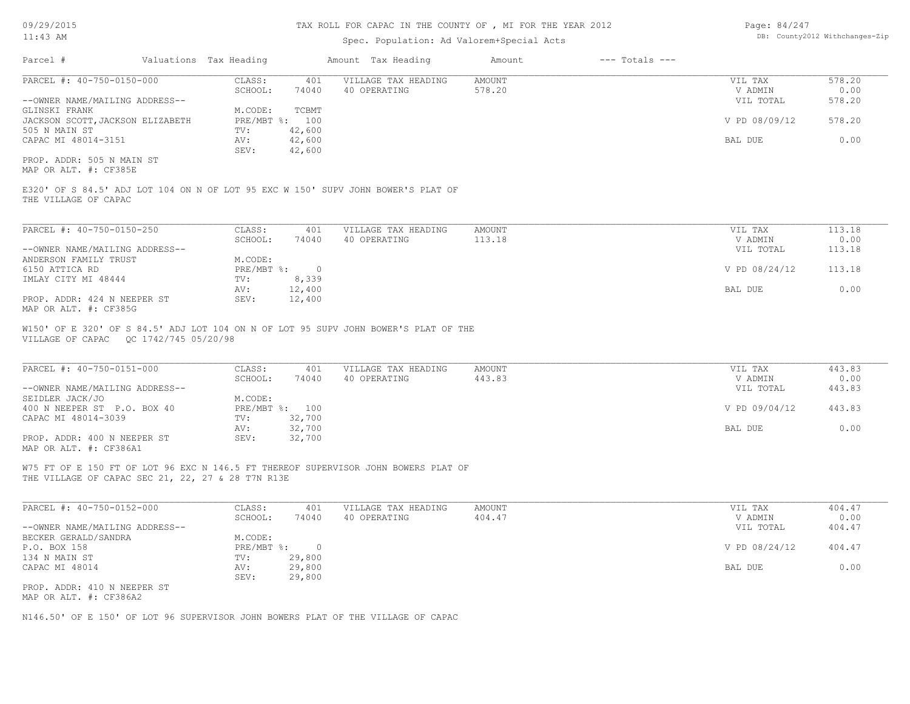TAX ROLL FOR CAPAC IN THE COUNTY OF , MI FOR THE YEAR 2012

Spec. Population: Ad Valorem+Special Acts

| Parcel # | Valuations Tax Heading | | Amount Tax Heading | Amount | --- Totals --- | |
|---|---|---|---|---|---|---|

---

PARCEL #: 40-750-0150-000

| | | | | | |
|---|---|---|---|---|---|
| CLASS: | 401 | VILLAGE TAX HEADING | AMOUNT | VIL TAX | 578.20 |
| SCHOOL: | 74040 | 40 OPERATING | 578.20 | V ADMIN | 0.00 |
| M.CODE: | TCBMT | | | VIL TOTAL | 578.20 |
| PRE/MBT %: | 100 | | | V PD 08/09/12 | 578.20 |
| TV: | 42,600 | | | | |
| AV: | 42,600 | | | BAL DUE | 0.00 |
| SEV: | 42,600 | | | | |

--OWNER NAME/MAILING ADDRESS--
GLINSKI FRANK
JACKSON SCOTT,JACKSON ELIZABETH
505 N MAIN ST
CAPAC MI 48014-3151

PROP. ADDR: 505 N MAIN ST
MAP OR ALT. #: CF385E

E320' OF S 84.5' ADJ LOT 104 ON N OF LOT 95 EXC W 150' SUPV JOHN BOWER'S PLAT OF THE VILLAGE OF CAPAC

---

PARCEL #: 40-750-0150-250

| | | | | | |
|---|---|---|---|---|---|
| CLASS: | 401 | VILLAGE TAX HEADING | AMOUNT | VIL TAX | 113.18 |
| SCHOOL: | 74040 | 40 OPERATING | 113.18 | V ADMIN | 0.00 |
| M.CODE: | | | | VIL TOTAL | 113.18 |
| PRE/MBT %: | 0 | | | V PD 08/24/12 | 113.18 |
| TV: | 8,339 | | | | |
| AV: | 12,400 | | | BAL DUE | 0.00 |
| SEV: | 12,400 | | | | |

--OWNER NAME/MAILING ADDRESS--
ANDERSON FAMILY TRUST
6150 ATTICA RD
IMLAY CITY MI 48444

PROP. ADDR: 424 N NEEPER ST
MAP OR ALT. #: CF385G

W150' OF E 320' OF S 84.5' ADJ LOT 104 ON N OF LOT 95 SUPV JOHN BOWER'S PLAT OF THE VILLAGE OF CAPAC QC 1742/745 05/20/98

---

PARCEL #: 40-750-0151-000

| | | | | | |
|---|---|---|---|---|---|
| CLASS: | 401 | VILLAGE TAX HEADING | AMOUNT | VIL TAX | 443.83 |
| SCHOOL: | 74040 | 40 OPERATING | 443.83 | V ADMIN | 0.00 |
| M.CODE: | | | | VIL TOTAL | 443.83 |
| PRE/MBT %: | 100 | | | V PD 09/04/12 | 443.83 |
| TV: | 32,700 | | | | |
| AV: | 32,700 | | | BAL DUE | 0.00 |
| SEV: | 32,700 | | | | |

--OWNER NAME/MAILING ADDRESS--
SEIDLER JACK/JO
400 N NEEPER ST P.O. BOX 40
CAPAC MI 48014-3039

PROP. ADDR: 400 N NEEPER ST
MAP OR ALT. #: CF386A1

W75 FT OF E 150 FT OF LOT 96 EXC N 146.5 FT THEREOF SUPERVISOR JOHN BOWERS PLAT OF THE VILLAGE OF CAPAC SEC 21, 22, 27 & 28 T7N R13E

---

PARCEL #: 40-750-0152-000

| | | | | | |
|---|---|---|---|---|---|
| CLASS: | 401 | VILLAGE TAX HEADING | AMOUNT | VIL TAX | 404.47 |
| SCHOOL: | 74040 | 40 OPERATING | 404.47 | V ADMIN | 0.00 |
| M.CODE: | | | | VIL TOTAL | 404.47 |
| PRE/MBT %: | 0 | | | V PD 08/24/12 | 404.47 |
| TV: | 29,800 | | | | |
| AV: | 29,800 | | | BAL DUE | 0.00 |
| SEV: | 29,800 | | | | |

--OWNER NAME/MAILING ADDRESS--
BECKER GERALD/SANDRA
P.O. BOX 158
134 N MAIN ST
CAPAC MI 48014

PROP. ADDR: 410 N NEEPER ST
MAP OR ALT. #: CF386A2

N146.50' OF E 150' OF LOT 96 SUPERVISOR JOHN BOWERS PLAT OF THE VILLAGE OF CAPAC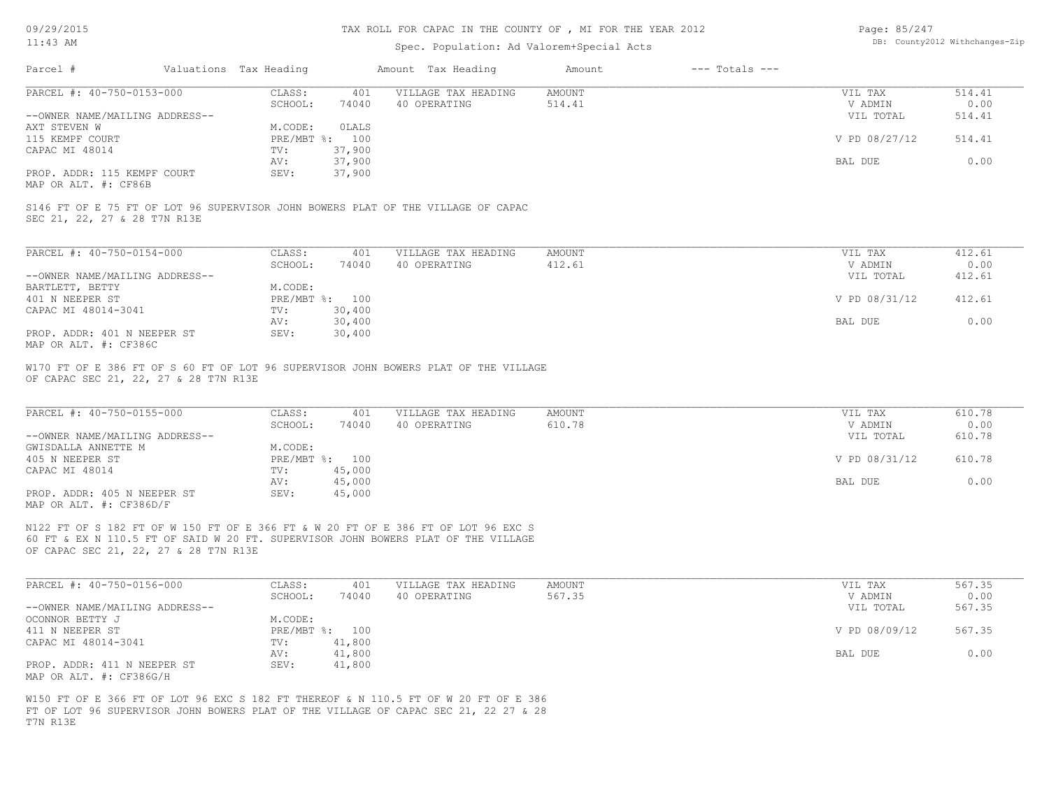TAX ROLL FOR CAPAC IN THE COUNTY OF , MI FOR THE YEAR 2012

Spec. Population: Ad Valorem+Special Acts

| Parcel # | Valuations | Tax Heading | Amount | Tax Heading | Amount | --- Totals --- | |
|---|---|---|---|---|---|---|---|
| PARCEL #: 40-750-0153-000 | CLASS: | 401 | VILLAGE TAX HEADING | AMOUNT | | VIL TAX | 514.41 |
| | SCHOOL: | 74040 | 40 OPERATING | 514.41 | | V ADMIN | 0.00 |
| --OWNER NAME/MAILING ADDRESS-- | | | | | | VIL TOTAL | 514.41 |
| AXT STEVEN W | M.CODE: | 0LALS | | | | | |
| 115 KEMPF COURT | PRE/MBT %: | 100 | | | | V PD 08/27/12 | 514.41 |
| CAPAC MI 48014 | TV: | 37,900 | | | | | |
| | AV: | 37,900 | | | | BAL DUE | 0.00 |
| PROP. ADDR: 115 KEMPF COURT | SEV: | 37,900 | | | | | |
| MAP OR ALT. #: CF86B | | | | | | | |

S146 FT OF E 75 FT OF LOT 96 SUPERVISOR JOHN BOWERS PLAT OF THE VILLAGE OF CAPAC SEC 21, 22, 27 & 28 T7N R13E

| Parcel # | Valuations | Tax Heading | Amount | Tax Heading | Amount | --- Totals --- | |
|---|---|---|---|---|---|---|---|
| PARCEL #: 40-750-0154-000 | CLASS: | 401 | VILLAGE TAX HEADING | AMOUNT | | VIL TAX | 412.61 |
| | SCHOOL: | 74040 | 40 OPERATING | 412.61 | | V ADMIN | 0.00 |
| --OWNER NAME/MAILING ADDRESS-- | | | | | | VIL TOTAL | 412.61 |
| BARTLETT, BETTY | M.CODE: | | | | | | |
| 401 N NEEPER ST | PRE/MBT %: | 100 | | | | V PD 08/31/12 | 412.61 |
| CAPAC MI 48014-3041 | TV: | 30,400 | | | | | |
| | AV: | 30,400 | | | | BAL DUE | 0.00 |
| PROP. ADDR: 401 N NEEPER ST | SEV: | 30,400 | | | | | |
| MAP OR ALT. #: CF386C | | | | | | | |

W170 FT OF E 386 FT OF S 60 FT OF LOT 96 SUPERVISOR JOHN BOWERS PLAT OF THE VILLAGE OF CAPAC SEC 21, 22, 27 & 28 T7N R13E

| Parcel # | Valuations | Tax Heading | Amount | Tax Heading | Amount | --- Totals --- | |
|---|---|---|---|---|---|---|---|
| PARCEL #: 40-750-0155-000 | CLASS: | 401 | VILLAGE TAX HEADING | AMOUNT | | VIL TAX | 610.78 |
| | SCHOOL: | 74040 | 40 OPERATING | 610.78 | | V ADMIN | 0.00 |
| --OWNER NAME/MAILING ADDRESS-- | | | | | | VIL TOTAL | 610.78 |
| GWISDALLA ANNETTE M | M.CODE: | | | | | | |
| 405 N NEEPER ST | PRE/MBT %: | 100 | | | | V PD 08/31/12 | 610.78 |
| CAPAC MI 48014 | TV: | 45,000 | | | | | |
| | AV: | 45,000 | | | | BAL DUE | 0.00 |
| PROP. ADDR: 405 N NEEPER ST | SEV: | 45,000 | | | | | |
| MAP OR ALT. #: CF386D/F | | | | | | | |

N122 FT OF S 182 FT OF W 150 FT OF E 366 FT & W 20 FT OF E 386 FT OF LOT 96 EXC S 60 FT & EX N 110.5 FT OF SAID W 20 FT. SUPERVISOR JOHN BOWERS PLAT OF THE VILLAGE OF CAPAC SEC 21, 22, 27 & 28 T7N R13E

| Parcel # | Valuations | Tax Heading | Amount | Tax Heading | Amount | --- Totals --- | |
|---|---|---|---|---|---|---|---|
| PARCEL #: 40-750-0156-000 | CLASS: | 401 | VILLAGE TAX HEADING | AMOUNT | | VIL TAX | 567.35 |
| | SCHOOL: | 74040 | 40 OPERATING | 567.35 | | V ADMIN | 0.00 |
| --OWNER NAME/MAILING ADDRESS-- | | | | | | VIL TOTAL | 567.35 |
| OCONNOR BETTY J | M.CODE: | | | | | | |
| 411 N NEEPER ST | PRE/MBT %: | 100 | | | | V PD 08/09/12 | 567.35 |
| CAPAC MI 48014-3041 | TV: | 41,800 | | | | | |
| | AV: | 41,800 | | | | BAL DUE | 0.00 |
| PROP. ADDR: 411 N NEEPER ST | SEV: | 41,800 | | | | | |
| MAP OR ALT. #: CF386G/H | | | | | | | |

W150 FT OF E 366 FT OF LOT 96 EXC S 182 FT THEREOF & N 110.5 FT OF W 20 FT OF E 386 FT OF LOT 96 SUPERVISOR JOHN BOWERS PLAT OF THE VILLAGE OF CAPAC SEC 21, 22 27 & 28 T7N R13E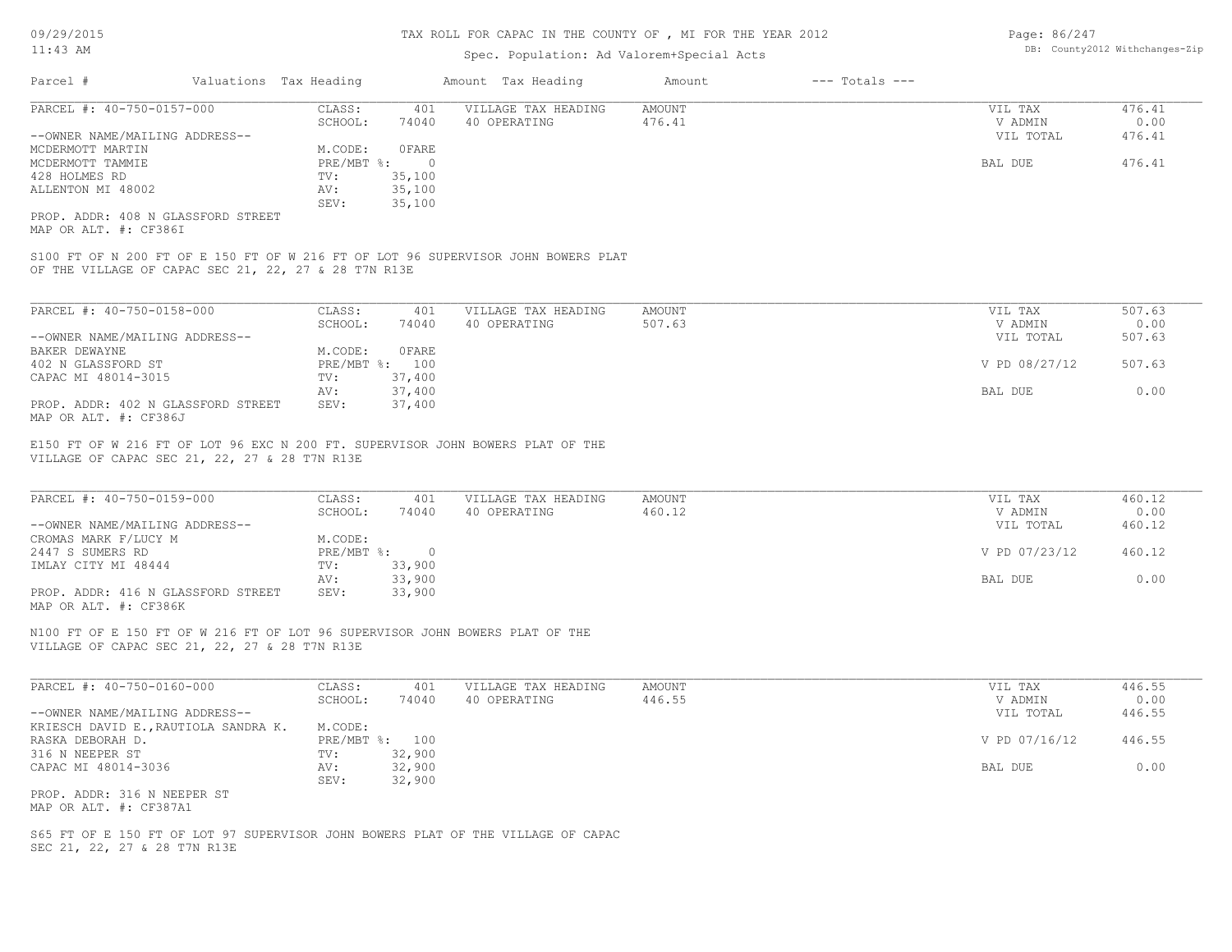TAX ROLL FOR CAPAC IN THE COUNTY OF , MI FOR THE YEAR 2012

Spec. Population: Ad Valorem+Special Acts

| Parcel # | Valuations | Tax Heading | Amount | Tax Heading | Amount | --- Totals --- | |
|---|---|---|---|---|---|---|---|

---

**PARCEL #: 40-750-0157-000**

| | | | | | |
|---|---|---|---|---|---|
| CLASS: | 401 | VILLAGE TAX HEADING | AMOUNT | VIL TAX | 476.41 |
| SCHOOL: | 74040 | 40 OPERATING | 476.41 | V ADMIN | 0.00 |
| | | | | VIL TOTAL | 476.41 |
| M.CODE: | 0FARE | | | | |
| PRE/MBT %: | 0 | | | BAL DUE | 476.41 |
| TV: | 35,100 | | | | |
| AV: | 35,100 | | | | |
| SEV: | 35,100 | | | | |

--OWNER NAME/MAILING ADDRESS--
MCDERMOTT MARTIN
MCDERMOTT TAMMIE
428 HOLMES RD
ALLENTON MI 48002

PROP. ADDR: 408 N GLASSFORD STREET
MAP OR ALT. #: CF386I

S100 FT OF N 200 FT OF E 150 FT OF W 216 FT OF LOT 96 SUPERVISOR JOHN BOWERS PLAT OF THE VILLAGE OF CAPAC SEC 21, 22, 27 & 28 T7N R13E

---

**PARCEL #: 40-750-0158-000**

| | | | | | |
|---|---|---|---|---|---|
| CLASS: | 401 | VILLAGE TAX HEADING | AMOUNT | VIL TAX | 507.63 |
| SCHOOL: | 74040 | 40 OPERATING | 507.63 | V ADMIN | 0.00 |
| | | | | VIL TOTAL | 507.63 |
| M.CODE: | 0FARE | | | | |
| PRE/MBT %: | 100 | | | V PD 08/27/12 | 507.63 |
| TV: | 37,400 | | | | |
| AV: | 37,400 | | | BAL DUE | 0.00 |
| SEV: | 37,400 | | | | |

--OWNER NAME/MAILING ADDRESS--
BAKER DEWAYNE
402 N GLASSFORD ST
CAPAC MI 48014-3015

PROP. ADDR: 402 N GLASSFORD STREET
MAP OR ALT. #: CF386J

E150 FT OF W 216 FT OF LOT 96 EXC N 200 FT. SUPERVISOR JOHN BOWERS PLAT OF THE VILLAGE OF CAPAC SEC 21, 22, 27 & 28 T7N R13E

---

**PARCEL #: 40-750-0159-000**

| | | | | | |
|---|---|---|---|---|---|
| CLASS: | 401 | VILLAGE TAX HEADING | AMOUNT | VIL TAX | 460.12 |
| SCHOOL: | 74040 | 40 OPERATING | 460.12 | V ADMIN | 0.00 |
| | | | | VIL TOTAL | 460.12 |
| M.CODE: | | | | | |
| PRE/MBT %: | 0 | | | V PD 07/23/12 | 460.12 |
| TV: | 33,900 | | | | |
| AV: | 33,900 | | | BAL DUE | 0.00 |
| SEV: | 33,900 | | | | |

--OWNER NAME/MAILING ADDRESS--
CROMAS MARK F/LUCY M
2447 S SUMERS RD
IMLAY CITY MI 48444

PROP. ADDR: 416 N GLASSFORD STREET
MAP OR ALT. #: CF386K

N100 FT OF E 150 FT OF W 216 FT OF LOT 96 SUPERVISOR JOHN BOWERS PLAT OF THE VILLAGE OF CAPAC SEC 21, 22, 27 & 28 T7N R13E

---

**PARCEL #: 40-750-0160-000**

| | | | | | |
|---|---|---|---|---|---|
| CLASS: | 401 | VILLAGE TAX HEADING | AMOUNT | VIL TAX | 446.55 |
| SCHOOL: | 74040 | 40 OPERATING | 446.55 | V ADMIN | 0.00 |
| | | | | VIL TOTAL | 446.55 |
| M.CODE: | | | | | |
| PRE/MBT %: | 100 | | | V PD 07/16/12 | 446.55 |
| TV: | 32,900 | | | | |
| AV: | 32,900 | | | BAL DUE | 0.00 |
| SEV: | 32,900 | | | | |

--OWNER NAME/MAILING ADDRESS--
KRIESCH DAVID E.,RAUTIOLA SANDRA K.
RASKA DEBORAH D.
316 N NEEPER ST
CAPAC MI 48014-3036

PROP. ADDR: 316 N NEEPER ST
MAP OR ALT. #: CF387A1

S65 FT OF E 150 FT OF LOT 97 SUPERVISOR JOHN BOWERS PLAT OF THE VILLAGE OF CAPAC SEC 21, 22, 27 & 28 T7N R13E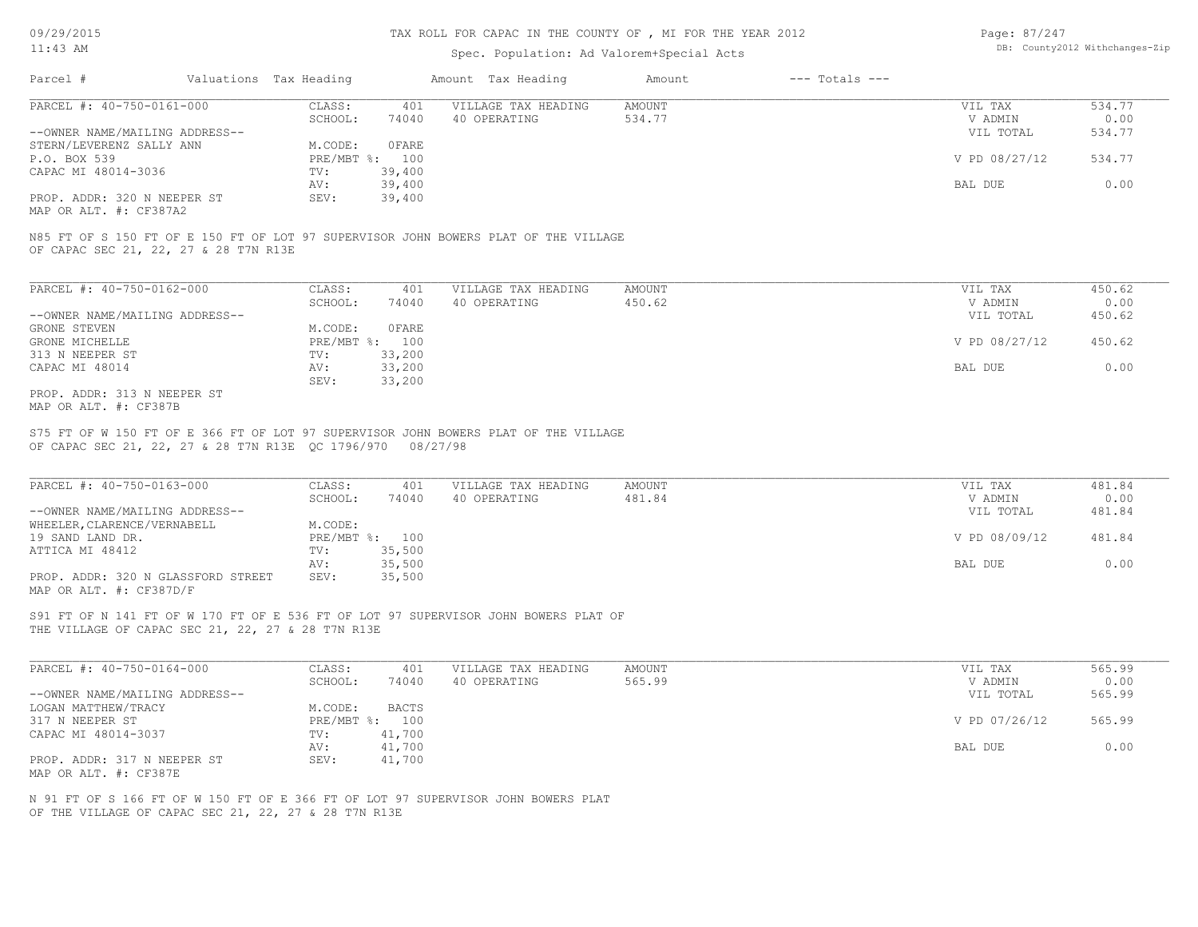TAX ROLL FOR CAPAC IN THE COUNTY OF , MI FOR THE YEAR 2012

Spec. Population: Ad Valorem+Special Acts

| Parcel # | Valuations | Tax Heading | Amount | Tax Heading | Amount | --- Totals --- | |
|---|---|---|---|---|---|---|---|

## PARCEL #: 40-750-0161-000

| | | | | | |
|---|---|---|---|---|---|
| CLASS: | 401 | VILLAGE TAX HEADING | AMOUNT | VIL TAX | 534.77 |
| SCHOOL: | 74040 | 40 OPERATING | 534.77 | V ADMIN | 0.00 |
| | | | | VIL TOTAL | 534.77 |
| M.CODE: | 0FARE | | | | |
| PRE/MBT %: | 100 | | | V PD 08/27/12 | 534.77 |
| TV: | 39,400 | | | | |
| AV: | 39,400 | | | BAL DUE | 0.00 |
| SEV: | 39,400 | | | | |

--OWNER NAME/MAILING ADDRESS--
STERN/LEVERENZ SALLY ANN
P.O. BOX 539
CAPAC MI 48014-3036

PROP. ADDR: 320 N NEEPER ST
MAP OR ALT. #: CF387A2

N85 FT OF S 150 FT OF E 150 FT OF LOT 97 SUPERVISOR JOHN BOWERS PLAT OF THE VILLAGE OF CAPAC SEC 21, 22, 27 & 28 T7N R13E

## PARCEL #: 40-750-0162-000

| | | | | | |
|---|---|---|---|---|---|
| CLASS: | 401 | VILLAGE TAX HEADING | AMOUNT | VIL TAX | 450.62 |
| SCHOOL: | 74040 | 40 OPERATING | 450.62 | V ADMIN | 0.00 |
| | | | | VIL TOTAL | 450.62 |
| M.CODE: | 0FARE | | | | |
| PRE/MBT %: | 100 | | | V PD 08/27/12 | 450.62 |
| TV: | 33,200 | | | | |
| AV: | 33,200 | | | BAL DUE | 0.00 |
| SEV: | 33,200 | | | | |

--OWNER NAME/MAILING ADDRESS--
GRONE STEVEN
GRONE MICHELLE
313 N NEEPER ST
CAPAC MI 48014

PROP. ADDR: 313 N NEEPER ST
MAP OR ALT. #: CF387B

S75 FT OF W 150 FT OF E 366 FT OF LOT 97 SUPERVISOR JOHN BOWERS PLAT OF THE VILLAGE OF CAPAC SEC 21, 22, 27 & 28 T7N R13E QC 1796/970 08/27/98

## PARCEL #: 40-750-0163-000

| | | | | | |
|---|---|---|---|---|---|
| CLASS: | 401 | VILLAGE TAX HEADING | AMOUNT | VIL TAX | 481.84 |
| SCHOOL: | 74040 | 40 OPERATING | 481.84 | V ADMIN | 0.00 |
| | | | | VIL TOTAL | 481.84 |
| M.CODE: | | | | | |
| PRE/MBT %: | 100 | | | V PD 08/09/12 | 481.84 |
| TV: | 35,500 | | | | |
| AV: | 35,500 | | | BAL DUE | 0.00 |
| SEV: | 35,500 | | | | |

--OWNER NAME/MAILING ADDRESS--
WHEELER,CLARENCE/VERNABELL
19 SAND LAND DR.
ATTICA MI 48412

PROP. ADDR: 320 N GLASSFORD STREET
MAP OR ALT. #: CF387D/F

S91 FT OF N 141 FT OF W 170 FT OF E 536 FT OF LOT 97 SUPERVISOR JOHN BOWERS PLAT OF THE VILLAGE OF CAPAC SEC 21, 22, 27 & 28 T7N R13E

## PARCEL #: 40-750-0164-000

| | | | | | |
|---|---|---|---|---|---|
| CLASS: | 401 | VILLAGE TAX HEADING | AMOUNT | VIL TAX | 565.99 |
| SCHOOL: | 74040 | 40 OPERATING | 565.99 | V ADMIN | 0.00 |
| | | | | VIL TOTAL | 565.99 |
| M.CODE: | BACTS | | | | |
| PRE/MBT %: | 100 | | | V PD 07/26/12 | 565.99 |
| TV: | 41,700 | | | | |
| AV: | 41,700 | | | BAL DUE | 0.00 |
| SEV: | 41,700 | | | | |

--OWNER NAME/MAILING ADDRESS--
LOGAN MATTHEW/TRACY
317 N NEEPER ST
CAPAC MI 48014-3037

PROP. ADDR: 317 N NEEPER ST
MAP OR ALT. #: CF387E

N 91 FT OF S 166 FT OF W 150 FT OF E 366 FT OF LOT 97 SUPERVISOR JOHN BOWERS PLAT OF THE VILLAGE OF CAPAC SEC 21, 22, 27 & 28 T7N R13E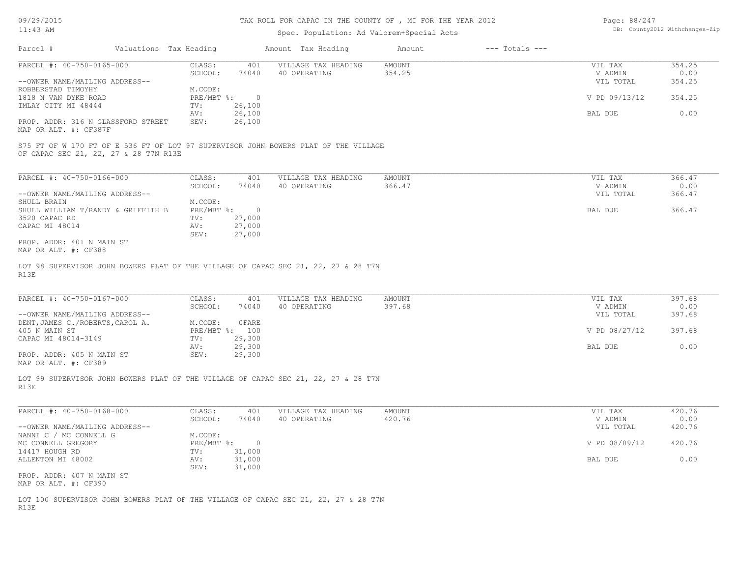# TAX ROLL FOR CAPAC IN THE COUNTY OF , MI FOR THE YEAR 2012

Spec. Population: Ad Valorem+Special Acts

09/29/2015
11:43 AM

DB: County2012 Withchanges-Zip

| Parcel # | Valuations | Tax Heading | Amount | Tax Heading | Amount | --- Totals --- | |
|---|---|---|---|---|---|---|---|

---

**PARCEL #: 40-750-0165-000**

| | | | | | | |
|---|---|---|---|---|---|---|
| | CLASS: | 401 | VILLAGE TAX HEADING | AMOUNT | VIL TAX | 354.25 |
| | SCHOOL: | 74040 | 40 OPERATING | 354.25 | V ADMIN | 0.00 |
| --OWNER NAME/MAILING ADDRESS-- | | | | | VIL TOTAL | 354.25 |
| ROBBERSTAD TIMOYHY | M.CODE: | | | | | |
| 1818 N VAN DYKE ROAD | PRE/MBT %: | 0 | | | V PD 09/13/12 | 354.25 |
| IMLAY CITY MI 48444 | TV: | 26,100 | | | | |
| | AV: | 26,100 | | | BAL DUE | 0.00 |
| PROP. ADDR: 316 N GLASSFORD STREET | SEV: | 26,100 | | | | |
| MAP OR ALT. #: CF387F | | | | | | |

S75 FT OF W 170 FT OF E 536 FT OF LOT 97 SUPERVISOR JOHN BOWERS PLAT OF THE VILLAGE OF CAPAC SEC 21, 22, 27 & 28 T7N R13E

---

**PARCEL #: 40-750-0166-000**

| | | | | | | |
|---|---|---|---|---|---|---|
| | CLASS: | 401 | VILLAGE TAX HEADING | AMOUNT | VIL TAX | 366.47 |
| | SCHOOL: | 74040 | 40 OPERATING | 366.47 | V ADMIN | 0.00 |
| --OWNER NAME/MAILING ADDRESS-- | | | | | VIL TOTAL | 366.47 |
| SHULL BRAIN | M.CODE: | | | | | |
| SHULL WILLIAM T/RANDY & GRIFFITH B | PRE/MBT %: | 0 | | | BAL DUE | 366.47 |
| 3520 CAPAC RD | TV: | 27,000 | | | | |
| CAPAC MI 48014 | AV: | 27,000 | | | | |
| | SEV: | 27,000 | | | | |
| PROP. ADDR: 401 N MAIN ST | | | | | | |
| MAP OR ALT. #: CF388 | | | | | | |

LOT 98 SUPERVISOR JOHN BOWERS PLAT OF THE VILLAGE OF CAPAC SEC 21, 22, 27 & 28 T7N R13E

---

**PARCEL #: 40-750-0167-000**

| | | | | | | |
|---|---|---|---|---|---|---|
| | CLASS: | 401 | VILLAGE TAX HEADING | AMOUNT | VIL TAX | 397.68 |
| | SCHOOL: | 74040 | 40 OPERATING | 397.68 | V ADMIN | 0.00 |
| --OWNER NAME/MAILING ADDRESS-- | | | | | VIL TOTAL | 397.68 |
| DENT,JAMES C./ROBERTS,CAROL A. | M.CODE: | 0FARE | | | | |
| 405 N MAIN ST | PRE/MBT %: | 100 | | | V PD 08/27/12 | 397.68 |
| CAPAC MI 48014-3149 | TV: | 29,300 | | | | |
| | AV: | 29,300 | | | BAL DUE | 0.00 |
| PROP. ADDR: 405 N MAIN ST | SEV: | 29,300 | | | | |
| MAP OR ALT. #: CF389 | | | | | | |

LOT 99 SUPERVISOR JOHN BOWERS PLAT OF THE VILLAGE OF CAPAC SEC 21, 22, 27 & 28 T7N R13E

---

**PARCEL #: 40-750-0168-000**

| | | | | | | |
|---|---|---|---|---|---|---|
| | CLASS: | 401 | VILLAGE TAX HEADING | AMOUNT | VIL TAX | 420.76 |
| | SCHOOL: | 74040 | 40 OPERATING | 420.76 | V ADMIN | 0.00 |
| --OWNER NAME/MAILING ADDRESS-- | | | | | VIL TOTAL | 420.76 |
| NANNI C / MC CONNELL G | M.CODE: | | | | | |
| MC CONNELL GREGORY | PRE/MBT %: | 0 | | | V PD 08/09/12 | 420.76 |
| 14417 HOUGH RD | TV: | 31,000 | | | | |
| ALLENTON MI 48002 | AV: | 31,000 | | | BAL DUE | 0.00 |
| | SEV: | 31,000 | | | | |
| PROP. ADDR: 407 N MAIN ST | | | | | | |
| MAP OR ALT. #: CF390 | | | | | | |

LOT 100 SUPERVISOR JOHN BOWERS PLAT OF THE VILLAGE OF CAPAC SEC 21, 22, 27 & 28 T7N R13E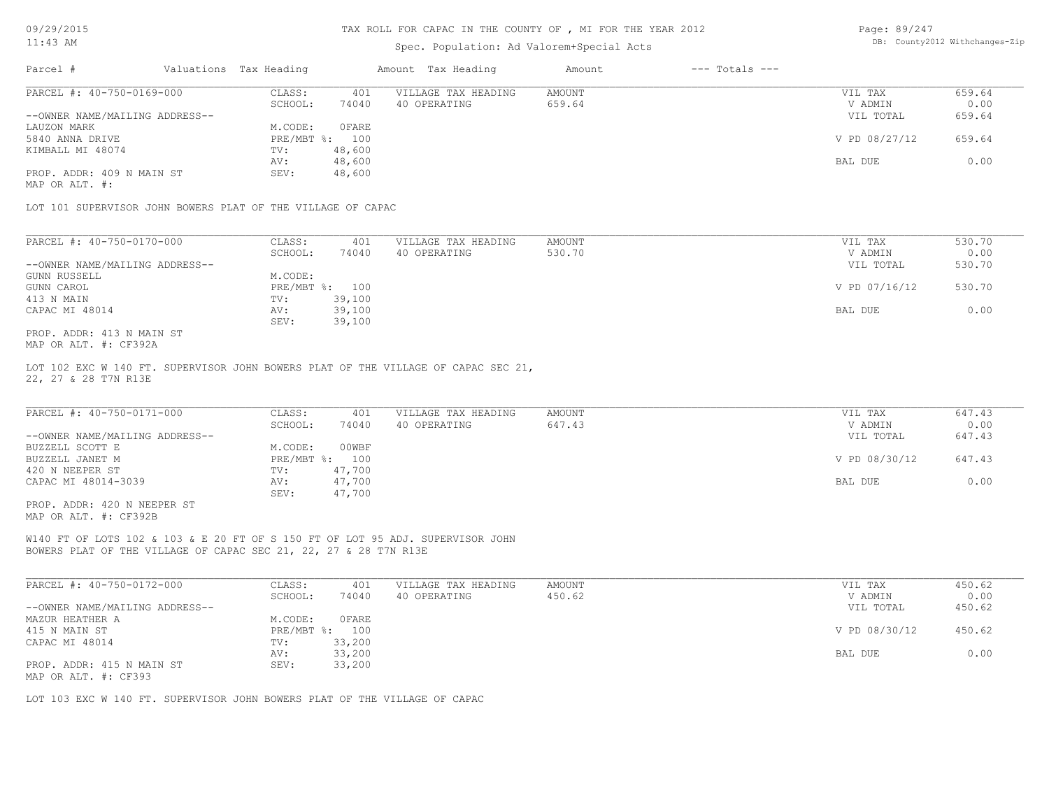# TAX ROLL FOR CAPAC IN THE COUNTY OF , MI FOR THE YEAR 2012

Spec. Population: Ad Valorem+Special Acts

DB: County2012 Withchanges-Zip

| Parcel # | Valuations | Tax Heading | Amount | Tax Heading | Amount | --- Totals --- |
|---|---|---|---|---|---|---|

---

**PARCEL #: 40-750-0169-000**

| | | | | | |
|---|---|---|---|---|---|
| CLASS: | 401 | VILLAGE TAX HEADING | AMOUNT | VIL TAX | 659.64 |
| SCHOOL: | 74040 | 40 OPERATING | 659.64 | V ADMIN | 0.00 |
| | | | | VIL TOTAL | 659.64 |
| M.CODE: | OFARE | | | | |
| PRE/MBT %: | 100 | | | V PD 08/27/12 | 659.64 |
| TV: | 48,600 | | | | |
| AV: | 48,600 | | | BAL DUE | 0.00 |
| SEV: | 48,600 | | | | |

--OWNER NAME/MAILING ADDRESS--
LAUZON MARK
5840 ANNA DRIVE
KIMBALL MI 48074

PROP. ADDR: 409 N MAIN ST
MAP OR ALT. #:

LOT 101 SUPERVISOR JOHN BOWERS PLAT OF THE VILLAGE OF CAPAC

---

**PARCEL #: 40-750-0170-000**

| | | | | | |
|---|---|---|---|---|---|
| CLASS: | 401 | VILLAGE TAX HEADING | AMOUNT | VIL TAX | 530.70 |
| SCHOOL: | 74040 | 40 OPERATING | 530.70 | V ADMIN | 0.00 |
| | | | | VIL TOTAL | 530.70 |
| M.CODE: | | | | | |
| PRE/MBT %: | 100 | | | V PD 07/16/12 | 530.70 |
| TV: | 39,100 | | | | |
| AV: | 39,100 | | | BAL DUE | 0.00 |
| SEV: | 39,100 | | | | |

--OWNER NAME/MAILING ADDRESS--
GUNN RUSSELL
GUNN CAROL
413 N MAIN
CAPAC MI 48014

PROP. ADDR: 413 N MAIN ST
MAP OR ALT. #: CF392A

LOT 102 EXC W 140 FT. SUPERVISOR JOHN BOWERS PLAT OF THE VILLAGE OF CAPAC SEC 21, 22, 27 & 28 T7N R13E

---

**PARCEL #: 40-750-0171-000**

| | | | | | |
|---|---|---|---|---|---|
| CLASS: | 401 | VILLAGE TAX HEADING | AMOUNT | VIL TAX | 647.43 |
| SCHOOL: | 74040 | 40 OPERATING | 647.43 | V ADMIN | 0.00 |
| | | | | VIL TOTAL | 647.43 |
| M.CODE: | 00WBF | | | | |
| PRE/MBT %: | 100 | | | V PD 08/30/12 | 647.43 |
| TV: | 47,700 | | | | |
| AV: | 47,700 | | | BAL DUE | 0.00 |
| SEV: | 47,700 | | | | |

--OWNER NAME/MAILING ADDRESS--
BUZZELL SCOTT E
BUZZELL JANET M
420 N NEEPER ST
CAPAC MI 48014-3039

PROP. ADDR: 420 N NEEPER ST
MAP OR ALT. #: CF392B

W140 FT OF LOTS 102 & 103 & E 20 FT OF S 150 FT OF LOT 95 ADJ. SUPERVISOR JOHN BOWERS PLAT OF THE VILLAGE OF CAPAC SEC 21, 22, 27 & 28 T7N R13E

---

**PARCEL #: 40-750-0172-000**

| | | | | | |
|---|---|---|---|---|---|
| CLASS: | 401 | VILLAGE TAX HEADING | AMOUNT | VIL TAX | 450.62 |
| SCHOOL: | 74040 | 40 OPERATING | 450.62 | V ADMIN | 0.00 |
| | | | | VIL TOTAL | 450.62 |
| M.CODE: | OFARE | | | | |
| PRE/MBT %: | 100 | | | V PD 08/30/12 | 450.62 |
| TV: | 33,200 | | | | |
| AV: | 33,200 | | | BAL DUE | 0.00 |
| SEV: | 33,200 | | | | |

--OWNER NAME/MAILING ADDRESS--
MAZUR HEATHER A
415 N MAIN ST
CAPAC MI 48014

PROP. ADDR: 415 N MAIN ST
MAP OR ALT. #: CF393

LOT 103 EXC W 140 FT. SUPERVISOR JOHN BOWERS PLAT OF THE VILLAGE OF CAPAC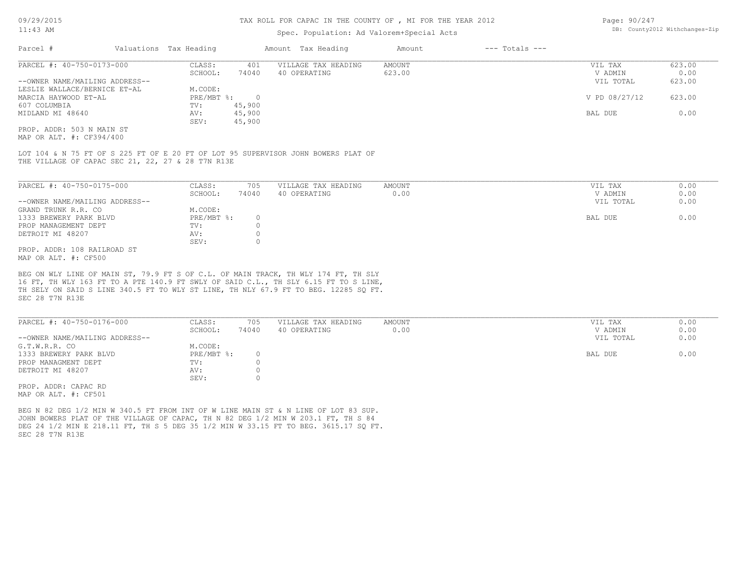TAX ROLL FOR CAPAC IN THE COUNTY OF , MI FOR THE YEAR 2012

Spec. Population: Ad Valorem+Special Acts

| Parcel # | Valuations | Tax Heading | Amount | Tax Heading | Amount | --- Totals --- |
|---|---|---|---|---|---|---|

---

**PARCEL #: 40-750-0173-000**

| | | | | | |
|---|---|---|---|---|---|
| CLASS: | 401 | VILLAGE TAX HEADING | AMOUNT | VIL TAX | 623.00 |
| SCHOOL: | 74040 | 40 OPERATING | 623.00 | V ADMIN | 0.00 |
| M.CODE: | | | | VIL TOTAL | 623.00 |
| PRE/MBT %: | 0 | | | V PD 08/27/12 | 623.00 |
| TV: | 45,900 | | | | |
| AV: | 45,900 | | | BAL DUE | 0.00 |
| SEV: | 45,900 | | | | |

--OWNER NAME/MAILING ADDRESS--
LESLIE WALLACE/BERNICE ET-AL
MARCIA HAYWOOD ET-AL
607 COLUMBIA
MIDLAND MI 48640

PROP. ADDR: 503 N MAIN ST
MAP OR ALT. #: CF394/400

LOT 104 & N 75 FT OF S 225 FT OF E 20 FT OF LOT 95 SUPERVISOR JOHN BOWERS PLAT OF THE VILLAGE OF CAPAC SEC 21, 22, 27 & 28 T7N R13E

---

**PARCEL #: 40-750-0175-000**

| | | | | | |
|---|---|---|---|---|---|
| CLASS: | 705 | VILLAGE TAX HEADING | AMOUNT | VIL TAX | 0.00 |
| SCHOOL: | 74040 | 40 OPERATING | 0.00 | V ADMIN | 0.00 |
| M.CODE: | | | | VIL TOTAL | 0.00 |
| PRE/MBT %: | 0 | | | BAL DUE | 0.00 |
| TV: | 0 | | | | |
| AV: | 0 | | | | |
| SEV: | 0 | | | | |

--OWNER NAME/MAILING ADDRESS--
GRAND TRUNK R.R. CO
1333 BREWERY PARK BLVD
PROP MANAGEMENT DEPT
DETROIT MI 48207

PROP. ADDR: 108 RAILROAD ST
MAP OR ALT. #: CF500

BEG ON WLY LINE OF MAIN ST, 79.9 FT S OF C.L. OF MAIN TRACK, TH WLY 174 FT, TH SLY 16 FT, TH WLY 163 FT TO A PTE 140.9 FT SWLY OF SAID C.L., TH SLY 6.15 FT TO S LINE, TH SELY ON SAID S LINE 340.5 FT TO WLY ST LINE, TH NLY 67.9 FT TO BEG. 12285 SQ FT. SEC 28 T7N R13E

---

**PARCEL #: 40-750-0176-000**

| | | | | | |
|---|---|---|---|---|---|
| CLASS: | 705 | VILLAGE TAX HEADING | AMOUNT | VIL TAX | 0.00 |
| SCHOOL: | 74040 | 40 OPERATING | 0.00 | V ADMIN | 0.00 |
| M.CODE: | | | | VIL TOTAL | 0.00 |
| PRE/MBT %: | 0 | | | BAL DUE | 0.00 |
| TV: | 0 | | | | |
| AV: | 0 | | | | |
| SEV: | 0 | | | | |

--OWNER NAME/MAILING ADDRESS--
G.T.W.R.R. CO
1333 BREWERY PARK BLVD
PROP MANAGMENT DEPT
DETROIT MI 48207

PROP. ADDR: CAPAC RD
MAP OR ALT. #: CF501

BEG N 82 DEG 1/2 MIN W 340.5 FT FROM INT OF W LINE MAIN ST & N LINE OF LOT 83 SUP. JOHN BOWERS PLAT OF THE VILLAGE OF CAPAC, TH N 82 DEG 1/2 MIN W 203.1 FT, TH S 84 DEG 24 1/2 MIN E 218.11 FT, TH S 5 DEG 35 1/2 MIN W 33.15 FT TO BEG. 3615.17 SQ FT. SEC 28 T7N R13E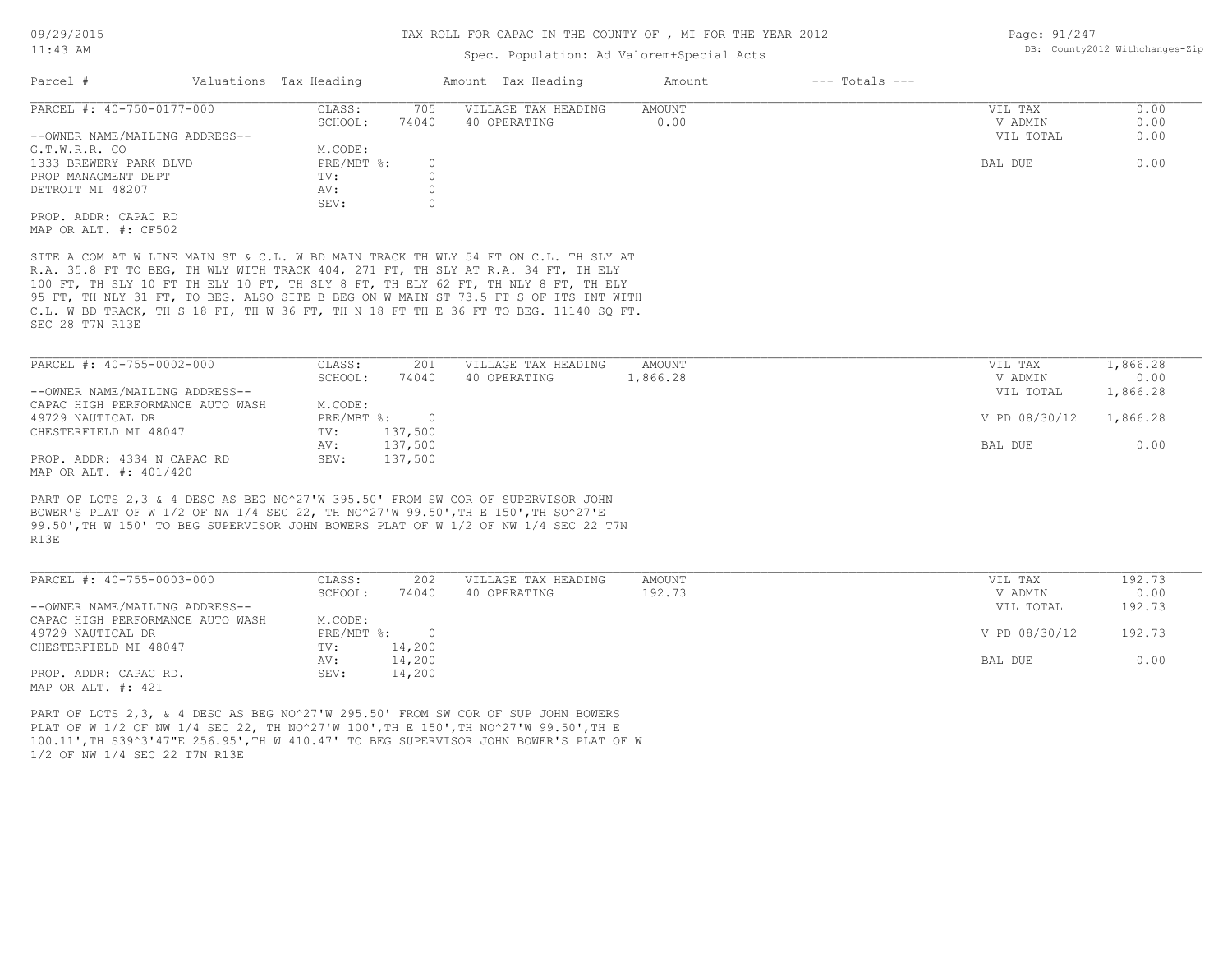TAX ROLL FOR CAPAC IN THE COUNTY OF , MI FOR THE YEAR 2012

Spec. Population: Ad Valorem+Special Acts

| Parcel # | Valuations | Tax Heading | Amount | Tax Heading | Amount | --- Totals --- | |
|---|---|---|---|---|---|---|---|

PARCEL #: 40-750-0177-000

| | | | | | |
|---|---|---|---|---|---|
| CLASS: | 705 | VILLAGE TAX HEADING | AMOUNT | VIL TAX | 0.00 |
| SCHOOL: | 74040 | 40 OPERATING | 0.00 | V ADMIN | 0.00 |
| M.CODE: | | | | VIL TOTAL | 0.00 |
| PRE/MBT %: | 0 | | | BAL DUE | 0.00 |
| TV: | 0 | | | | |
| AV: | 0 | | | | |
| SEV: | 0 | | | | |

--OWNER NAME/MAILING ADDRESS--
G.T.W.R.R. CO
1333 BREWERY PARK BLVD
PROP MANAGMENT DEPT
DETROIT MI 48207

PROP. ADDR: CAPAC RD
MAP OR ALT. #: CF502

SITE A COM AT W LINE MAIN ST & C.L. W BD MAIN TRACK TH WLY 54 FT ON C.L. TH SLY AT R.A. 35.8 FT TO BEG, TH WLY WITH TRACK 404, 271 FT, TH SLY AT R.A. 34 FT, TH ELY 100 FT, TH SLY 10 FT TH ELY 10 FT, TH SLY 8 FT, TH ELY 62 FT, TH NLY 8 FT, TH ELY 95 FT, TH NLY 31 FT, TO BEG. ALSO SITE B BEG ON W MAIN ST 73.5 FT S OF ITS INT WITH C.L. W BD TRACK, TH S 18 FT, TH W 36 FT, TH N 18 FT TH E 36 FT TO BEG. 11140 SQ FT. SEC 28 T7N R13E

PARCEL #: 40-755-0002-000

| | | | | | |
|---|---|---|---|---|---|
| CLASS: | 201 | VILLAGE TAX HEADING | AMOUNT | VIL TAX | 1,866.28 |
| SCHOOL: | 74040 | 40 OPERATING | 1,866.28 | V ADMIN | 0.00 |
| M.CODE: | | | | VIL TOTAL | 1,866.28 |
| PRE/MBT %: | 0 | | | V PD 08/30/12 | 1,866.28 |
| TV: | 137,500 | | | | |
| AV: | 137,500 | | | BAL DUE | 0.00 |
| SEV: | 137,500 | | | | |

--OWNER NAME/MAILING ADDRESS--
CAPAC HIGH PERFORMANCE AUTO WASH
49729 NAUTICAL DR
CHESTERFIELD MI 48047

PROP. ADDR: 4334 N CAPAC RD
MAP OR ALT. #: 401/420

PART OF LOTS 2,3 & 4 DESC AS BEG NO^27'W 395.50' FROM SW COR OF SUPERVISOR JOHN BOWER'S PLAT OF W 1/2 OF NW 1/4 SEC 22, TH NO^27'W 99.50',TH E 150',TH SO^27'E 99.50',TH W 150' TO BEG SUPERVISOR JOHN BOWERS PLAT OF W 1/2 OF NW 1/4 SEC 22 T7N R13E

PARCEL #: 40-755-0003-000

| | | | | | |
|---|---|---|---|---|---|
| CLASS: | 202 | VILLAGE TAX HEADING | AMOUNT | VIL TAX | 192.73 |
| SCHOOL: | 74040 | 40 OPERATING | 192.73 | V ADMIN | 0.00 |
| M.CODE: | | | | VIL TOTAL | 192.73 |
| PRE/MBT %: | 0 | | | V PD 08/30/12 | 192.73 |
| TV: | 14,200 | | | | |
| AV: | 14,200 | | | BAL DUE | 0.00 |
| SEV: | 14,200 | | | | |

--OWNER NAME/MAILING ADDRESS--
CAPAC HIGH PERFORMANCE AUTO WASH
49729 NAUTICAL DR
CHESTERFIELD MI 48047

PROP. ADDR: CAPAC RD.
MAP OR ALT. #: 421

PART OF LOTS 2,3, & 4 DESC AS BEG NO^27'W 295.50' FROM SW COR OF SUP JOHN BOWERS PLAT OF W 1/2 OF NW 1/4 SEC 22, TH NO^27'W 100',TH E 150',TH NO^27'W 99.50',TH E 100.11',TH S39^3'47"E 256.95',TH W 410.47' TO BEG SUPERVISOR JOHN BOWER'S PLAT OF W 1/2 OF NW 1/4 SEC 22 T7N R13E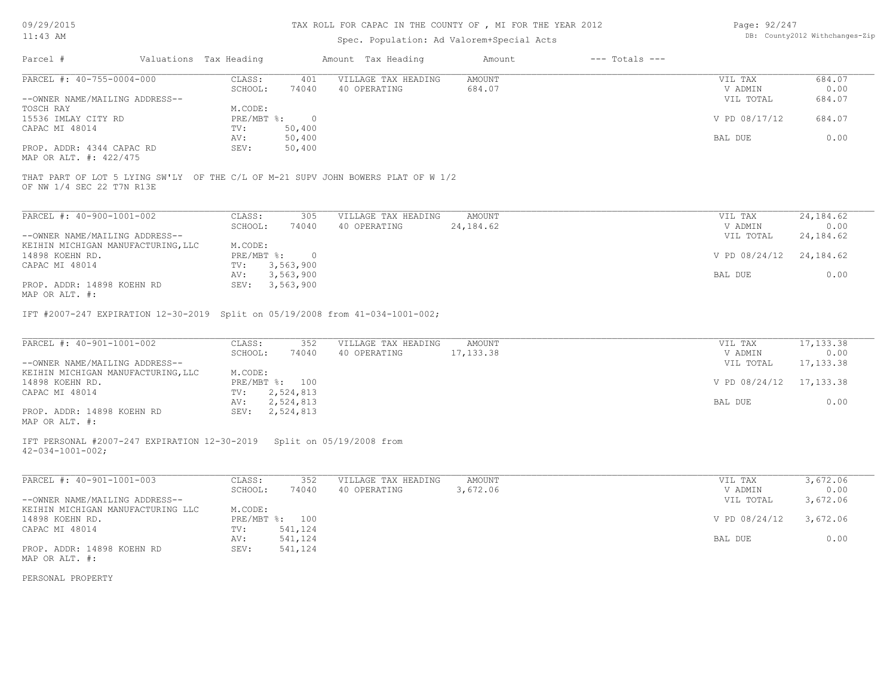# TAX ROLL FOR CAPAC IN THE COUNTY OF , MI FOR THE YEAR 2012

Spec. Population: Ad Valorem+Special Acts

| Parcel # | Valuations | Tax Heading | Amount | Tax Heading | Amount | --- Totals --- | |
|---|---|---|---|---|---|---|---|

---

**PARCEL #: 40-755-0004-000**

| | | | | | |
|---|---|---|---|---|---|
| CLASS: | 401 | VILLAGE TAX HEADING | AMOUNT | VIL TAX | 684.07 |
| SCHOOL: | 74040 | 40 OPERATING | 684.07 | V ADMIN | 0.00 |
| | | | | VIL TOTAL | 684.07 |
| M.CODE: | | | | | |
| PRE/MBT %: | 0 | | | V PD 08/17/12 | 684.07 |
| TV: | 50,400 | | | | |
| AV: | 50,400 | | | BAL DUE | 0.00 |
| SEV: | 50,400 | | | | |

--OWNER NAME/MAILING ADDRESS--
TOSCH RAY
15536 IMLAY CITY RD
CAPAC MI 48014

PROP. ADDR: 4344 CAPAC RD
MAP OR ALT. #: 422/475

THAT PART OF LOT 5 LYING SW'LY OF THE C/L OF M-21 SUPV JOHN BOWERS PLAT OF W 1/2 OF NW 1/4 SEC 22 T7N R13E

---

**PARCEL #: 40-900-1001-002**

| | | | | | |
|---|---|---|---|---|---|
| CLASS: | 305 | VILLAGE TAX HEADING | AMOUNT | VIL TAX | 24,184.62 |
| SCHOOL: | 74040 | 40 OPERATING | 24,184.62 | V ADMIN | 0.00 |
| | | | | VIL TOTAL | 24,184.62 |
| M.CODE: | | | | | |
| PRE/MBT %: | 0 | | | V PD 08/24/12 | 24,184.62 |
| TV: | 3,563,900 | | | | |
| AV: | 3,563,900 | | | BAL DUE | 0.00 |
| SEV: | 3,563,900 | | | | |

--OWNER NAME/MAILING ADDRESS--
KEIHIN MICHIGAN MANUFACTURING,LLC
14898 KOEHN RD.
CAPAC MI 48014

PROP. ADDR: 14898 KOEHN RD
MAP OR ALT. #:

IFT #2007-247 EXPIRATION 12-30-2019 Split on 05/19/2008 from 41-034-1001-002;

---

**PARCEL #: 40-901-1001-002**

| | | | | | |
|---|---|---|---|---|---|
| CLASS: | 352 | VILLAGE TAX HEADING | AMOUNT | VIL TAX | 17,133.38 |
| SCHOOL: | 74040 | 40 OPERATING | 17,133.38 | V ADMIN | 0.00 |
| | | | | VIL TOTAL | 17,133.38 |
| M.CODE: | | | | | |
| PRE/MBT %: | 100 | | | V PD 08/24/12 | 17,133.38 |
| TV: | 2,524,813 | | | | |
| AV: | 2,524,813 | | | BAL DUE | 0.00 |
| SEV: | 2,524,813 | | | | |

--OWNER NAME/MAILING ADDRESS--
KEIHIN MICHIGAN MANUFACTURING,LLC
14898 KOEHN RD.
CAPAC MI 48014

PROP. ADDR: 14898 KOEHN RD
MAP OR ALT. #:

IFT PERSONAL #2007-247 EXPIRATION 12-30-2019 Split on 05/19/2008 from 42-034-1001-002;

---

**PARCEL #: 40-901-1001-003**

| | | | | | |
|---|---|---|---|---|---|
| CLASS: | 352 | VILLAGE TAX HEADING | AMOUNT | VIL TAX | 3,672.06 |
| SCHOOL: | 74040 | 40 OPERATING | 3,672.06 | V ADMIN | 0.00 |
| | | | | VIL TOTAL | 3,672.06 |
| M.CODE: | | | | | |
| PRE/MBT %: | 100 | | | V PD 08/24/12 | 3,672.06 |
| TV: | 541,124 | | | | |
| AV: | 541,124 | | | BAL DUE | 0.00 |
| SEV: | 541,124 | | | | |

--OWNER NAME/MAILING ADDRESS--
KEIHIN MICHIGAN MANUFACTURING LLC
14898 KOEHN RD.
CAPAC MI 48014

PROP. ADDR: 14898 KOEHN RD
MAP OR ALT. #:

PERSONAL PROPERTY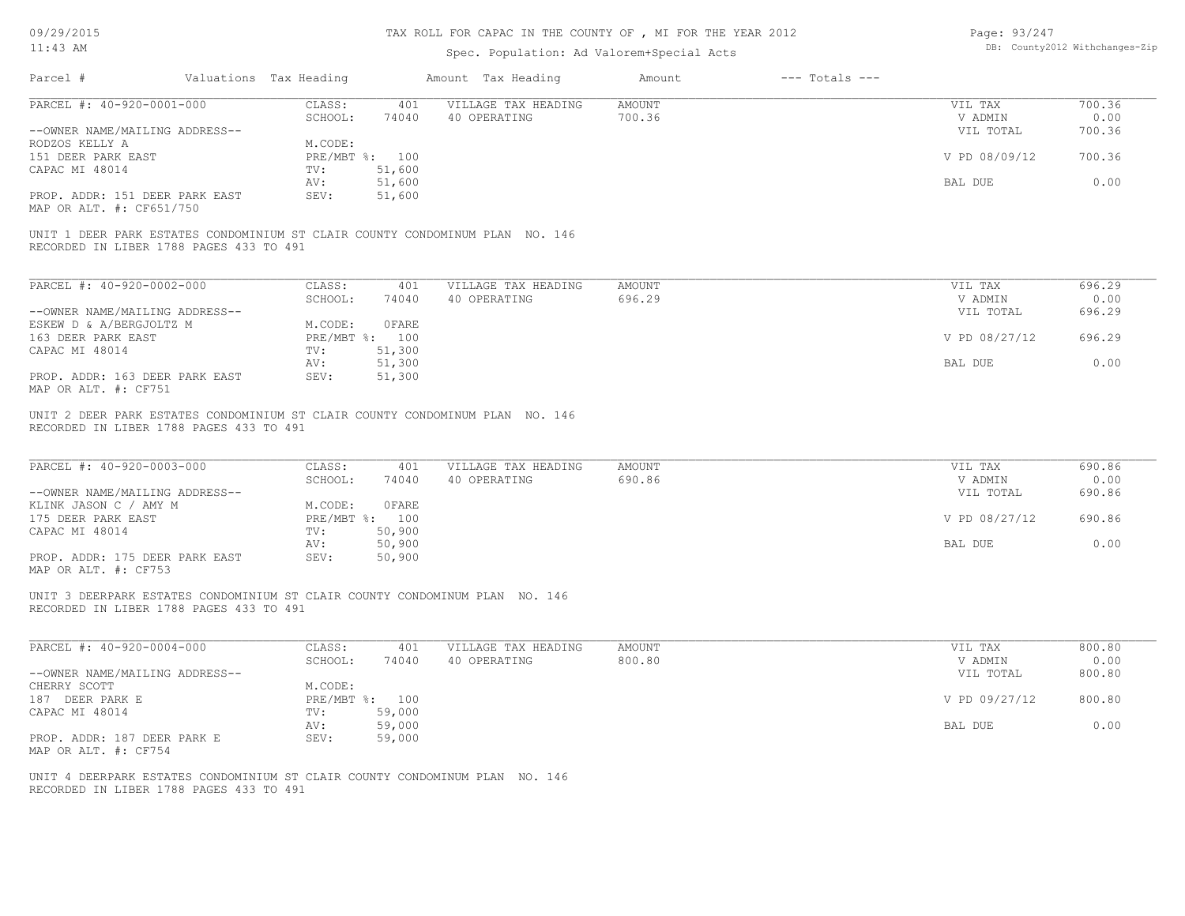# TAX ROLL FOR CAPAC IN THE COUNTY OF , MI FOR THE YEAR 2012

Spec. Population: Ad Valorem+Special Acts

| Parcel # | Valuations | Tax Heading | Amount | Tax Heading | Amount | --- Totals --- | |
|---|---|---|---|---|---|---|---|

---

**PARCEL #: 40-920-0001-000**

| | | | | |
|---|---|---|---|---|
| CLASS: 401 | VILLAGE TAX HEADING | AMOUNT | VIL TAX | 700.36 |
| SCHOOL: 74040 | 40 OPERATING | 700.36 | V ADMIN | 0.00 |
| | | | VIL TOTAL | 700.36 |
| M.CODE: | | | | |
| PRE/MBT %: 100 | | | V PD 08/09/12 | 700.36 |
| TV: 51,600 | | | | |
| AV: 51,600 | | | BAL DUE | 0.00 |
| SEV: 51,600 | | | | |

--OWNER NAME/MAILING ADDRESS--
RODZOS KELLY A
151 DEER PARK EAST
CAPAC MI 48014

PROP. ADDR: 151 DEER PARK EAST
MAP OR ALT. #: CF651/750

UNIT 1 DEER PARK ESTATES CONDOMINIUM ST CLAIR COUNTY CONDOMINUM PLAN NO. 146
RECORDED IN LIBER 1788 PAGES 433 TO 491

---

**PARCEL #: 40-920-0002-000**

| | | | | |
|---|---|---|---|---|
| CLASS: 401 | VILLAGE TAX HEADING | AMOUNT | VIL TAX | 696.29 |
| SCHOOL: 74040 | 40 OPERATING | 696.29 | V ADMIN | 0.00 |
| | | | VIL TOTAL | 696.29 |
| M.CODE: 0FARE | | | | |
| PRE/MBT %: 100 | | | V PD 08/27/12 | 696.29 |
| TV: 51,300 | | | | |
| AV: 51,300 | | | BAL DUE | 0.00 |
| SEV: 51,300 | | | | |

--OWNER NAME/MAILING ADDRESS--
ESKEW D & A/BERGJOLTZ M
163 DEER PARK EAST
CAPAC MI 48014

PROP. ADDR: 163 DEER PARK EAST
MAP OR ALT. #: CF751

UNIT 2 DEER PARK ESTATES CONDOMINIUM ST CLAIR COUNTY CONDOMINUM PLAN NO. 146
RECORDED IN LIBER 1788 PAGES 433 TO 491

---

**PARCEL #: 40-920-0003-000**

| | | | | |
|---|---|---|---|---|
| CLASS: 401 | VILLAGE TAX HEADING | AMOUNT | VIL TAX | 690.86 |
| SCHOOL: 74040 | 40 OPERATING | 690.86 | V ADMIN | 0.00 |
| | | | VIL TOTAL | 690.86 |
| M.CODE: 0FARE | | | | |
| PRE/MBT %: 100 | | | V PD 08/27/12 | 690.86 |
| TV: 50,900 | | | | |
| AV: 50,900 | | | BAL DUE | 0.00 |
| SEV: 50,900 | | | | |

--OWNER NAME/MAILING ADDRESS--
KLINK JASON C / AMY M
175 DEER PARK EAST
CAPAC MI 48014

PROP. ADDR: 175 DEER PARK EAST
MAP OR ALT. #: CF753

UNIT 3 DEERPARK ESTATES CONDOMINIUM ST CLAIR COUNTY CONDOMINUM PLAN NO. 146
RECORDED IN LIBER 1788 PAGES 433 TO 491

---

**PARCEL #: 40-920-0004-000**

| | | | | |
|---|---|---|---|---|
| CLASS: 401 | VILLAGE TAX HEADING | AMOUNT | VIL TAX | 800.80 |
| SCHOOL: 74040 | 40 OPERATING | 800.80 | V ADMIN | 0.00 |
| | | | VIL TOTAL | 800.80 |
| M.CODE: | | | | |
| PRE/MBT %: 100 | | | V PD 09/27/12 | 800.80 |
| TV: 59,000 | | | | |
| AV: 59,000 | | | BAL DUE | 0.00 |
| SEV: 59,000 | | | | |

--OWNER NAME/MAILING ADDRESS--
CHERRY SCOTT
187 DEER PARK E
CAPAC MI 48014

PROP. ADDR: 187 DEER PARK E
MAP OR ALT. #: CF754

UNIT 4 DEERPARK ESTATES CONDOMINIUM ST CLAIR COUNTY CONDOMINUM PLAN NO. 146
RECORDED IN LIBER 1788 PAGES 433 TO 491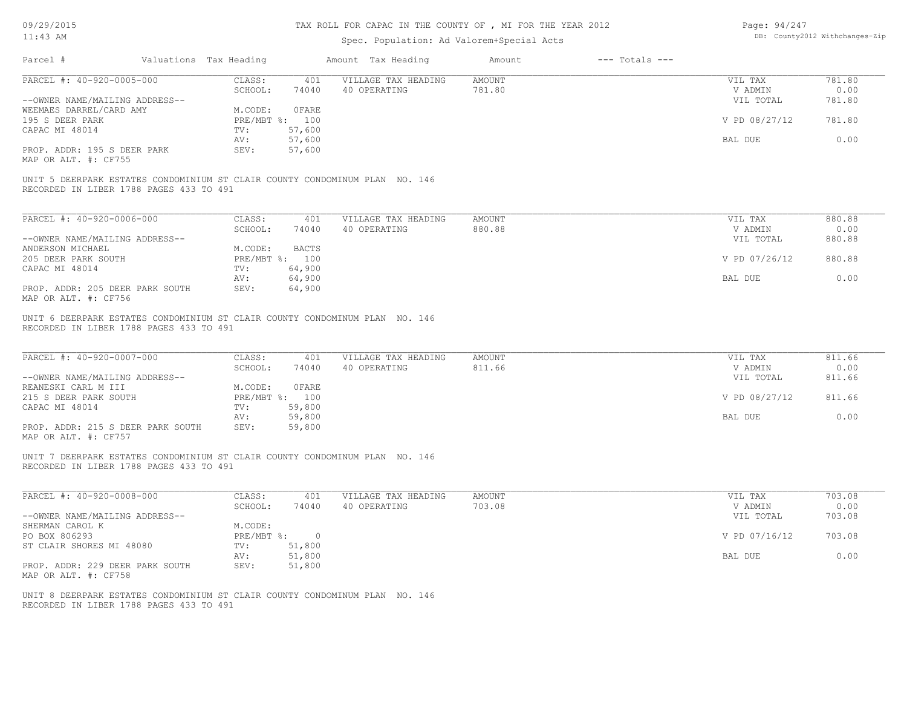# TAX ROLL FOR CAPAC IN THE COUNTY OF , MI FOR THE YEAR 2012

Spec. Population: Ad Valorem+Special Acts

| Parcel # | Valuations | Tax Heading | Amount | Tax Heading | Amount | --- Totals --- | |
|---|---|---|---|---|---|---|---|
| PARCEL #: 40-920-0005-000 | CLASS: | 401 | VILLAGE TAX HEADING | AMOUNT | | VIL TAX | 781.80 |
| | SCHOOL: | 74040 | 40 OPERATING | 781.80 | | V ADMIN | 0.00 |
| --OWNER NAME/MAILING ADDRESS-- | | | | | | VIL TOTAL | 781.80 |
| WEEMAES DARREL/CARD AMY | M.CODE: | 0FARE | | | | | |
| 195 S DEER PARK | PRE/MBT %: | 100 | | | | V PD 08/27/12 | 781.80 |
| CAPAC MI 48014 | TV: | 57,600 | | | | | |
| | AV: | 57,600 | | | | BAL DUE | 0.00 |
| PROP. ADDR: 195 S DEER PARK | SEV: | 57,600 | | | | | |
| MAP OR ALT. #: CF755 | | | | | | | |

UNIT 5 DEERPARK ESTATES CONDOMINIUM ST CLAIR COUNTY CONDOMINUM PLAN NO. 146
RECORDED IN LIBER 1788 PAGES 433 TO 491

| Parcel # | Valuations | Tax Heading | Amount | Tax Heading | Amount | --- Totals --- | |
|---|---|---|---|---|---|---|---|
| PARCEL #: 40-920-0006-000 | CLASS: | 401 | VILLAGE TAX HEADING | AMOUNT | | VIL TAX | 880.88 |
| | SCHOOL: | 74040 | 40 OPERATING | 880.88 | | V ADMIN | 0.00 |
| --OWNER NAME/MAILING ADDRESS-- | | | | | | VIL TOTAL | 880.88 |
| ANDERSON MICHAEL | M.CODE: | BACTS | | | | | |
| 205 DEER PARK SOUTH | PRE/MBT %: | 100 | | | | V PD 07/26/12 | 880.88 |
| CAPAC MI 48014 | TV: | 64,900 | | | | | |
| | AV: | 64,900 | | | | BAL DUE | 0.00 |
| PROP. ADDR: 205 DEER PARK SOUTH | SEV: | 64,900 | | | | | |
| MAP OR ALT. #: CF756 | | | | | | | |

UNIT 6 DEERPARK ESTATES CONDOMINIUM ST CLAIR COUNTY CONDOMINUM PLAN NO. 146
RECORDED IN LIBER 1788 PAGES 433 TO 491

| Parcel # | Valuations | Tax Heading | Amount | Tax Heading | Amount | --- Totals --- | |
|---|---|---|---|---|---|---|---|
| PARCEL #: 40-920-0007-000 | CLASS: | 401 | VILLAGE TAX HEADING | AMOUNT | | VIL TAX | 811.66 |
| | SCHOOL: | 74040 | 40 OPERATING | 811.66 | | V ADMIN | 0.00 |
| --OWNER NAME/MAILING ADDRESS-- | | | | | | VIL TOTAL | 811.66 |
| REANESKI CARL M III | M.CODE: | 0FARE | | | | | |
| 215 S DEER PARK SOUTH | PRE/MBT %: | 100 | | | | V PD 08/27/12 | 811.66 |
| CAPAC MI 48014 | TV: | 59,800 | | | | | |
| | AV: | 59,800 | | | | BAL DUE | 0.00 |
| PROP. ADDR: 215 S DEER PARK SOUTH | SEV: | 59,800 | | | | | |
| MAP OR ALT. #: CF757 | | | | | | | |

UNIT 7 DEERPARK ESTATES CONDOMINIUM ST CLAIR COUNTY CONDOMINUM PLAN NO. 146
RECORDED IN LIBER 1788 PAGES 433 TO 491

| Parcel # | Valuations | Tax Heading | Amount | Tax Heading | Amount | --- Totals --- | |
|---|---|---|---|---|---|---|---|
| PARCEL #: 40-920-0008-000 | CLASS: | 401 | VILLAGE TAX HEADING | AMOUNT | | VIL TAX | 703.08 |
| | SCHOOL: | 74040 | 40 OPERATING | 703.08 | | V ADMIN | 0.00 |
| --OWNER NAME/MAILING ADDRESS-- | | | | | | VIL TOTAL | 703.08 |
| SHERMAN CAROL K | M.CODE: | | | | | | |
| PO BOX 806293 | PRE/MBT %: | 0 | | | | V PD 07/16/12 | 703.08 |
| ST CLAIR SHORES MI 48080 | TV: | 51,800 | | | | | |
| | AV: | 51,800 | | | | BAL DUE | 0.00 |
| PROP. ADDR: 229 DEER PARK SOUTH | SEV: | 51,800 | | | | | |
| MAP OR ALT. #: CF758 | | | | | | | |

UNIT 8 DEERPARK ESTATES CONDOMINIUM ST CLAIR COUNTY CONDOMINUM PLAN NO. 146
RECORDED IN LIBER 1788 PAGES 433 TO 491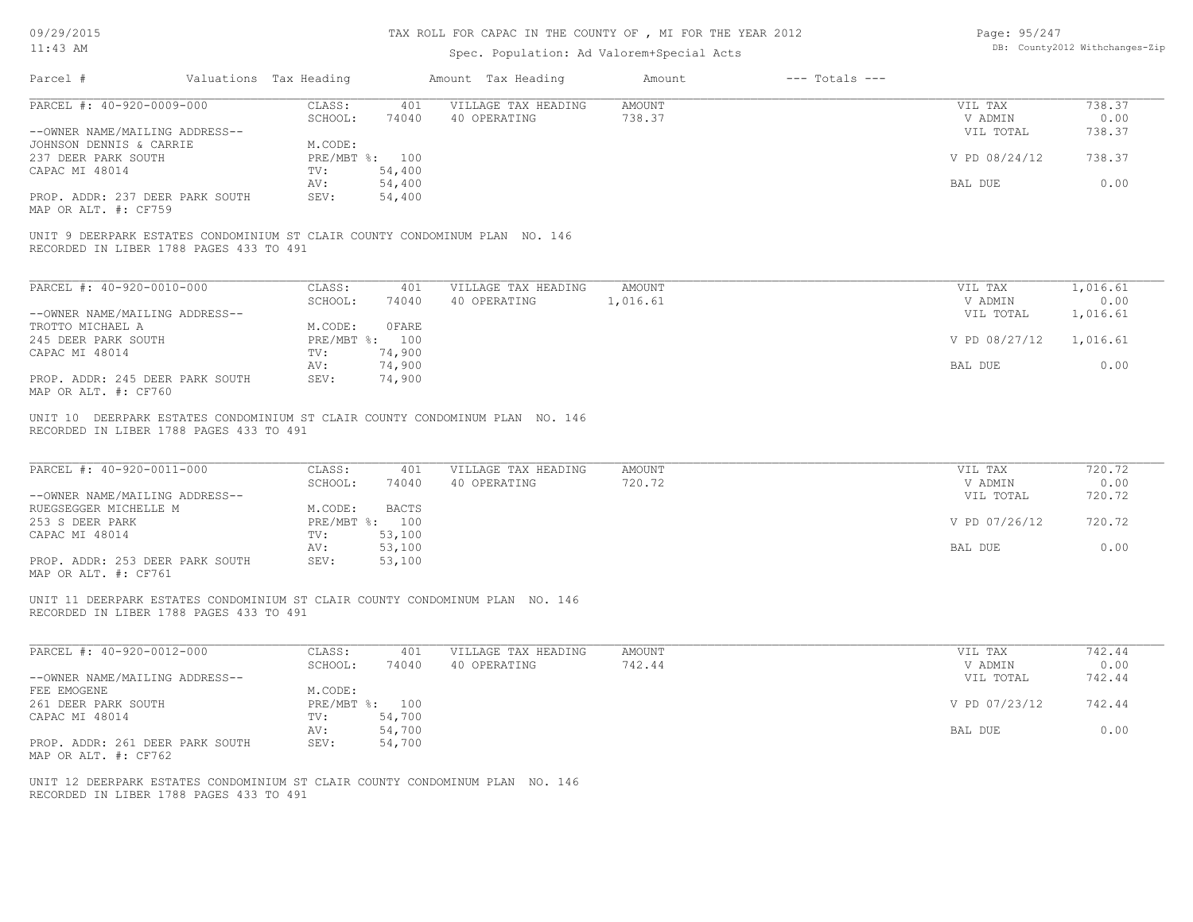# TAX ROLL FOR CAPAC IN THE COUNTY OF , MI FOR THE YEAR 2012

Spec. Population: Ad Valorem+Special Acts

| Parcel # | Valuations | Tax Heading | Amount | Tax Heading | Amount | --- Totals --- | |
|---|---|---|---|---|---|---|---|

**PARCEL #: 40-920-0009-000**

| | | | | | |
|---|---|---|---|---|---|
| CLASS: | 401 | VILLAGE TAX HEADING | AMOUNT | VIL TAX | 738.37 |
| SCHOOL: | 74040 | 40 OPERATING | 738.37 | V ADMIN | 0.00 |
| | | | | VIL TOTAL | 738.37 |
| M.CODE: | | | | | |
| PRE/MBT %: | 100 | | | V PD 08/24/12 | 738.37 |
| TV: | 54,400 | | | | |
| AV: | 54,400 | | | BAL DUE | 0.00 |
| SEV: | 54,400 | | | | |

--OWNER NAME/MAILING ADDRESS--
JOHNSON DENNIS & CARRIE
237 DEER PARK SOUTH
CAPAC MI 48014

PROP. ADDR: 237 DEER PARK SOUTH
MAP OR ALT. #: CF759

UNIT 9 DEERPARK ESTATES CONDOMINIUM ST CLAIR COUNTY CONDOMINUM PLAN NO. 146
RECORDED IN LIBER 1788 PAGES 433 TO 491

**PARCEL #: 40-920-0010-000**

| | | | | | |
|---|---|---|---|---|---|
| CLASS: | 401 | VILLAGE TAX HEADING | AMOUNT | VIL TAX | 1,016.61 |
| SCHOOL: | 74040 | 40 OPERATING | 1,016.61 | V ADMIN | 0.00 |
| | | | | VIL TOTAL | 1,016.61 |
| M.CODE: | 0FARE | | | | |
| PRE/MBT %: | 100 | | | V PD 08/27/12 | 1,016.61 |
| TV: | 74,900 | | | | |
| AV: | 74,900 | | | BAL DUE | 0.00 |
| SEV: | 74,900 | | | | |

--OWNER NAME/MAILING ADDRESS--
TROTTO MICHAEL A
245 DEER PARK SOUTH
CAPAC MI 48014

PROP. ADDR: 245 DEER PARK SOUTH
MAP OR ALT. #: CF760

UNIT 10 DEERPARK ESTATES CONDOMINIUM ST CLAIR COUNTY CONDOMINUM PLAN NO. 146
RECORDED IN LIBER 1788 PAGES 433 TO 491

**PARCEL #: 40-920-0011-000**

| | | | | | |
|---|---|---|---|---|---|
| CLASS: | 401 | VILLAGE TAX HEADING | AMOUNT | VIL TAX | 720.72 |
| SCHOOL: | 74040 | 40 OPERATING | 720.72 | V ADMIN | 0.00 |
| | | | | VIL TOTAL | 720.72 |
| M.CODE: | BACTS | | | | |
| PRE/MBT %: | 100 | | | V PD 07/26/12 | 720.72 |
| TV: | 53,100 | | | | |
| AV: | 53,100 | | | BAL DUE | 0.00 |
| SEV: | 53,100 | | | | |

--OWNER NAME/MAILING ADDRESS--
RUEGSEGGER MICHELLE M
253 S DEER PARK
CAPAC MI 48014

PROP. ADDR: 253 DEER PARK SOUTH
MAP OR ALT. #: CF761

UNIT 11 DEERPARK ESTATES CONDOMINIUM ST CLAIR COUNTY CONDOMINUM PLAN NO. 146
RECORDED IN LIBER 1788 PAGES 433 TO 491

**PARCEL #: 40-920-0012-000**

| | | | | | |
|---|---|---|---|---|---|
| CLASS: | 401 | VILLAGE TAX HEADING | AMOUNT | VIL TAX | 742.44 |
| SCHOOL: | 74040 | 40 OPERATING | 742.44 | V ADMIN | 0.00 |
| | | | | VIL TOTAL | 742.44 |
| M.CODE: | | | | | |
| PRE/MBT %: | 100 | | | V PD 07/23/12 | 742.44 |
| TV: | 54,700 | | | | |
| AV: | 54,700 | | | BAL DUE | 0.00 |
| SEV: | 54,700 | | | | |

--OWNER NAME/MAILING ADDRESS--
FEE EMOGENE
261 DEER PARK SOUTH
CAPAC MI 48014

PROP. ADDR: 261 DEER PARK SOUTH
MAP OR ALT. #: CF762

UNIT 12 DEERPARK ESTATES CONDOMINIUM ST CLAIR COUNTY CONDOMINUM PLAN NO. 146
RECORDED IN LIBER 1788 PAGES 433 TO 491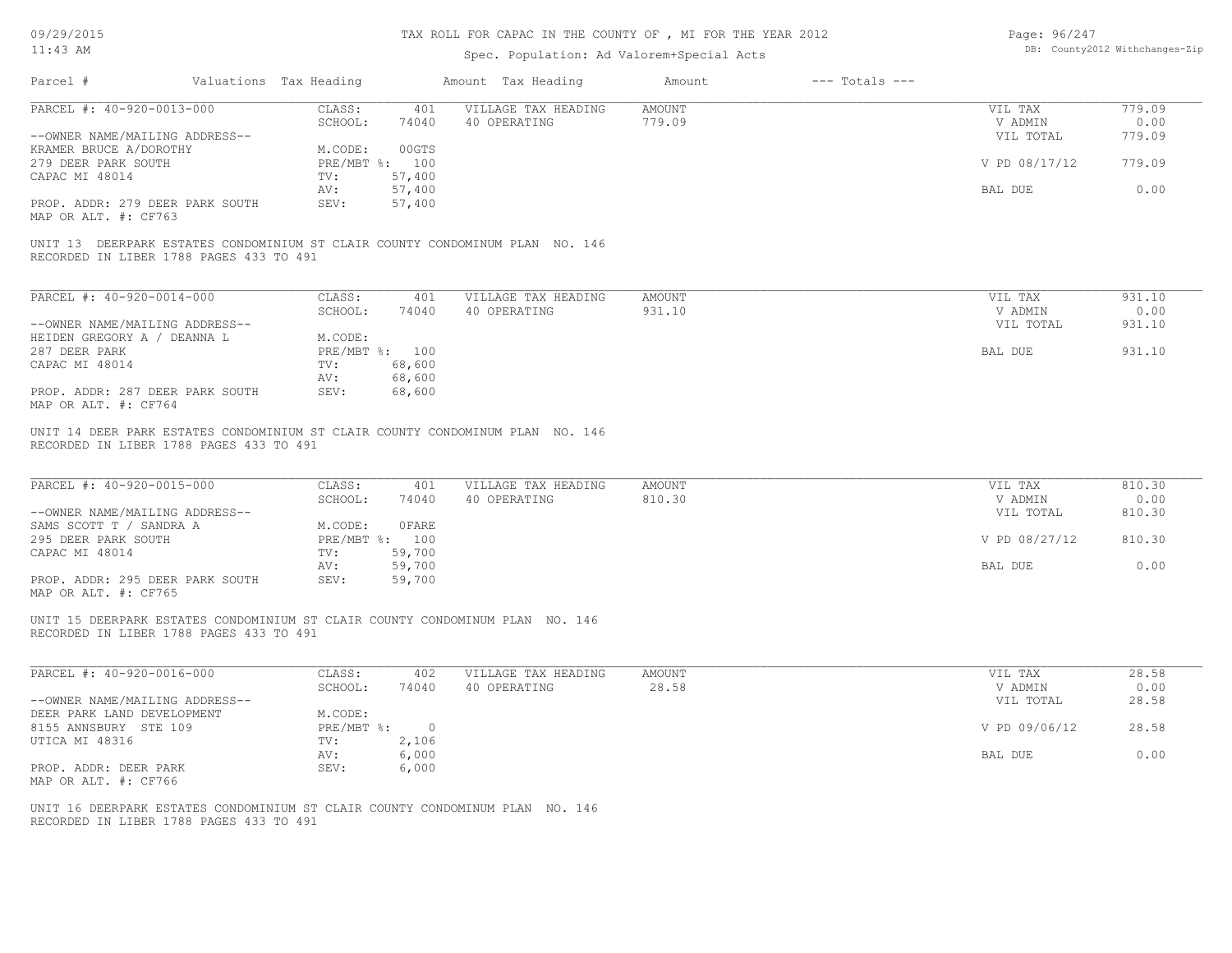# TAX ROLL FOR CAPAC IN THE COUNTY OF , MI FOR THE YEAR 2012

Spec. Population: Ad Valorem+Special Acts

| Parcel # | Valuations | Tax Heading | Amount | Tax Heading | Amount | --- Totals --- |
|---|---|---|---|---|---|---|

---

**PARCEL #: 40-920-0013-000**

| | | | | | | |
|---|---|---|---|---|---|---|
| | CLASS: | 401 | VILLAGE TAX HEADING | AMOUNT | VIL TAX | 779.09 |
| | SCHOOL: | 74040 | 40 OPERATING | 779.09 | V ADMIN | 0.00 |
| --OWNER NAME/MAILING ADDRESS-- | | | | | VIL TOTAL | 779.09 |
| KRAMER BRUCE A/DOROTHY | M.CODE: | 00GTS | | | | |
| 279 DEER PARK SOUTH | PRE/MBT %: | 100 | | | V PD 08/17/12 | 779.09 |
| CAPAC MI 48014 | TV: | 57,400 | | | | |
| | AV: | 57,400 | | | BAL DUE | 0.00 |
| PROP. ADDR: 279 DEER PARK SOUTH | SEV: | 57,400 | | | | |
| MAP OR ALT. #: CF763 | | | | | | |

UNIT 13 DEERPARK ESTATES CONDOMINIUM ST CLAIR COUNTY CONDOMINUM PLAN NO. 146
RECORDED IN LIBER 1788 PAGES 433 TO 491

---

**PARCEL #: 40-920-0014-000**

| | | | | | | |
|---|---|---|---|---|---|---|
| | CLASS: | 401 | VILLAGE TAX HEADING | AMOUNT | VIL TAX | 931.10 |
| | SCHOOL: | 74040 | 40 OPERATING | 931.10 | V ADMIN | 0.00 |
| --OWNER NAME/MAILING ADDRESS-- | | | | | VIL TOTAL | 931.10 |
| HEIDEN GREGORY A / DEANNA L | M.CODE: | | | | | |
| 287 DEER PARK | PRE/MBT %: | 100 | | | BAL DUE | 931.10 |
| CAPAC MI 48014 | TV: | 68,600 | | | | |
| | AV: | 68,600 | | | | |
| PROP. ADDR: 287 DEER PARK SOUTH | SEV: | 68,600 | | | | |
| MAP OR ALT. #: CF764 | | | | | | |

UNIT 14 DEER PARK ESTATES CONDOMINIUM ST CLAIR COUNTY CONDOMINUM PLAN NO. 146
RECORDED IN LIBER 1788 PAGES 433 TO 491

---

**PARCEL #: 40-920-0015-000**

| | | | | | | |
|---|---|---|---|---|---|---|
| | CLASS: | 401 | VILLAGE TAX HEADING | AMOUNT | VIL TAX | 810.30 |
| | SCHOOL: | 74040 | 40 OPERATING | 810.30 | V ADMIN | 0.00 |
| --OWNER NAME/MAILING ADDRESS-- | | | | | VIL TOTAL | 810.30 |
| SAMS SCOTT T / SANDRA A | M.CODE: | 0FARE | | | | |
| 295 DEER PARK SOUTH | PRE/MBT %: | 100 | | | V PD 08/27/12 | 810.30 |
| CAPAC MI 48014 | TV: | 59,700 | | | | |
| | AV: | 59,700 | | | BAL DUE | 0.00 |
| PROP. ADDR: 295 DEER PARK SOUTH | SEV: | 59,700 | | | | |
| MAP OR ALT. #: CF765 | | | | | | |

UNIT 15 DEERPARK ESTATES CONDOMINIUM ST CLAIR COUNTY CONDOMINUM PLAN NO. 146
RECORDED IN LIBER 1788 PAGES 433 TO 491

---

**PARCEL #: 40-920-0016-000**

| | | | | | | |
|---|---|---|---|---|---|---|
| | CLASS: | 402 | VILLAGE TAX HEADING | AMOUNT | VIL TAX | 28.58 |
| | SCHOOL: | 74040 | 40 OPERATING | 28.58 | V ADMIN | 0.00 |
| --OWNER NAME/MAILING ADDRESS-- | | | | | VIL TOTAL | 28.58 |
| DEER PARK LAND DEVELOPMENT | M.CODE: | | | | | |
| 8155 ANNSBURY STE 109 | PRE/MBT %: | 0 | | | V PD 09/06/12 | 28.58 |
| UTICA MI 48316 | TV: | 2,106 | | | | |
| | AV: | 6,000 | | | BAL DUE | 0.00 |
| PROP. ADDR: DEER PARK | SEV: | 6,000 | | | | |
| MAP OR ALT. #: CF766 | | | | | | |

UNIT 16 DEERPARK ESTATES CONDOMINIUM ST CLAIR COUNTY CONDOMINUM PLAN NO. 146
RECORDED IN LIBER 1788 PAGES 433 TO 491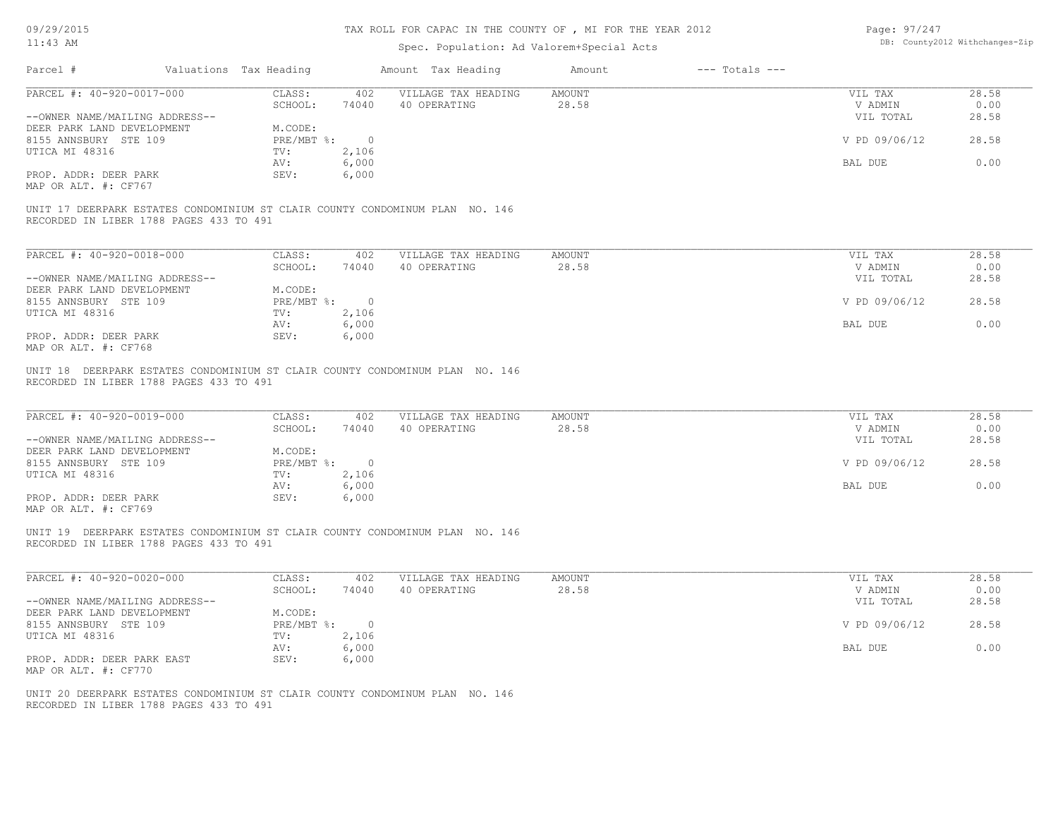| Parcel # | Valuations | Tax Heading | Amount | Tax Heading | Amount | --- Totals --- | |
|---|---|---|---|---|---|---|---|

## PARCEL #: 40-920-0017-000

| | | | | | | |
|---|---|---|---|---|---|---|
| --OWNER NAME/MAILING ADDRESS-- | CLASS: | 402 | VILLAGE TAX HEADING | AMOUNT | VIL TAX | 28.58 |
| DEER PARK LAND DEVELOPMENT | SCHOOL: | 74040 | 40 OPERATING | 28.58 | V ADMIN | 0.00 |
| 8155 ANNSBURY STE 109 | M.CODE: | | | | VIL TOTAL | 28.58 |
| UTICA MI 48316 | PRE/MBT %: | 0 | | | V PD 09/06/12 | 28.58 |
| | TV: | 2,106 | | | | |
| PROP. ADDR: DEER PARK | AV: | 6,000 | | | BAL DUE | 0.00 |
| MAP OR ALT. #: CF767 | SEV: | 6,000 | | | | |

UNIT 17 DEERPARK ESTATES CONDOMINIUM ST CLAIR COUNTY CONDOMINUM PLAN NO. 146
RECORDED IN LIBER 1788 PAGES 433 TO 491

## PARCEL #: 40-920-0018-000

| | | | | | | |
|---|---|---|---|---|---|---|
| --OWNER NAME/MAILING ADDRESS-- | CLASS: | 402 | VILLAGE TAX HEADING | AMOUNT | VIL TAX | 28.58 |
| DEER PARK LAND DEVELOPMENT | SCHOOL: | 74040 | 40 OPERATING | 28.58 | V ADMIN | 0.00 |
| 8155 ANNSBURY STE 109 | M.CODE: | | | | VIL TOTAL | 28.58 |
| UTICA MI 48316 | PRE/MBT %: | 0 | | | V PD 09/06/12 | 28.58 |
| | TV: | 2,106 | | | | |
| PROP. ADDR: DEER PARK | AV: | 6,000 | | | BAL DUE | 0.00 |
| MAP OR ALT. #: CF768 | SEV: | 6,000 | | | | |

UNIT 18 DEERPARK ESTATES CONDOMINIUM ST CLAIR COUNTY CONDOMINUM PLAN NO. 146
RECORDED IN LIBER 1788 PAGES 433 TO 491

## PARCEL #: 40-920-0019-000

| | | | | | | |
|---|---|---|---|---|---|---|
| --OWNER NAME/MAILING ADDRESS-- | CLASS: | 402 | VILLAGE TAX HEADING | AMOUNT | VIL TAX | 28.58 |
| DEER PARK LAND DEVELOPMENT | SCHOOL: | 74040 | 40 OPERATING | 28.58 | V ADMIN | 0.00 |
| 8155 ANNSBURY STE 109 | M.CODE: | | | | VIL TOTAL | 28.58 |
| UTICA MI 48316 | PRE/MBT %: | 0 | | | V PD 09/06/12 | 28.58 |
| | TV: | 2,106 | | | | |
| PROP. ADDR: DEER PARK | AV: | 6,000 | | | BAL DUE | 0.00 |
| MAP OR ALT. #: CF769 | SEV: | 6,000 | | | | |

UNIT 19 DEERPARK ESTATES CONDOMINIUM ST CLAIR COUNTY CONDOMINUM PLAN NO. 146
RECORDED IN LIBER 1788 PAGES 433 TO 491

## PARCEL #: 40-920-0020-000

| | | | | | | |
|---|---|---|---|---|---|---|
| --OWNER NAME/MAILING ADDRESS-- | CLASS: | 402 | VILLAGE TAX HEADING | AMOUNT | VIL TAX | 28.58 |
| DEER PARK LAND DEVELOPMENT | SCHOOL: | 74040 | 40 OPERATING | 28.58 | V ADMIN | 0.00 |
| 8155 ANNSBURY STE 109 | M.CODE: | | | | VIL TOTAL | 28.58 |
| UTICA MI 48316 | PRE/MBT %: | 0 | | | V PD 09/06/12 | 28.58 |
| | TV: | 2,106 | | | | |
| PROP. ADDR: DEER PARK EAST | AV: | 6,000 | | | BAL DUE | 0.00 |
| MAP OR ALT. #: CF770 | SEV: | 6,000 | | | | |

UNIT 20 DEERPARK ESTATES CONDOMINIUM ST CLAIR COUNTY CONDOMINUM PLAN NO. 146
RECORDED IN LIBER 1788 PAGES 433 TO 491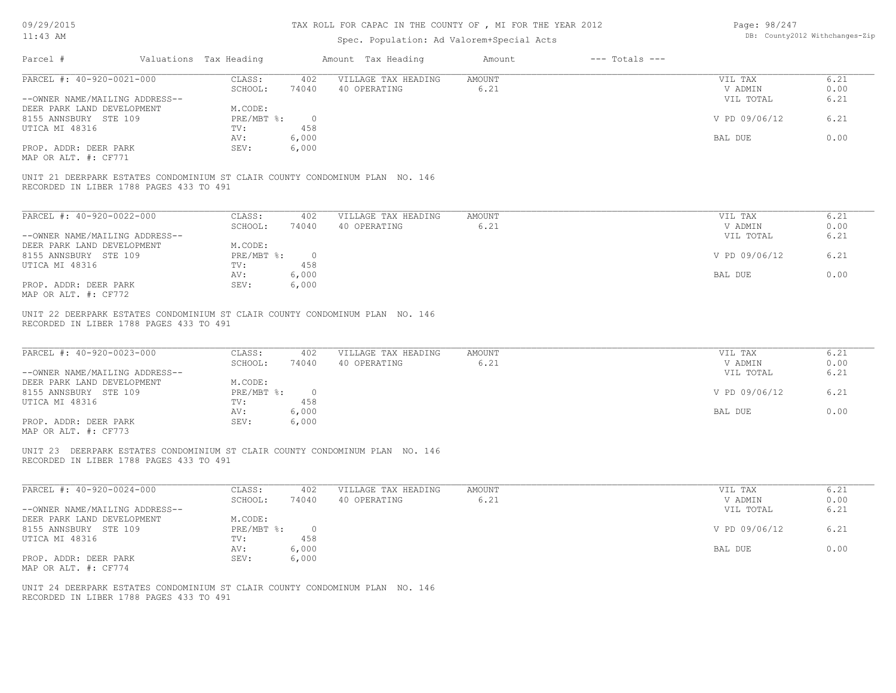TAX ROLL FOR CAPAC IN THE COUNTY OF , MI FOR THE YEAR 2012

Spec. Population: Ad Valorem+Special Acts

| Parcel # | Valuations | Tax Heading | Amount | Tax Heading | Amount | --- Totals --- | |
|---|---|---|---|---|---|---|---|

**PARCEL #: 40-920-0021-000**

| | | | | | | |
|---|---|---|---|---|---|---|
| | CLASS: | 402 | VILLAGE TAX HEADING | AMOUNT | VIL TAX | 6.21 |
| | SCHOOL: | 74040 | 40 OPERATING | 6.21 | V ADMIN | 0.00 |
| --OWNER NAME/MAILING ADDRESS-- | | | | | VIL TOTAL | 6.21 |
| DEER PARK LAND DEVELOPMENT | M.CODE: | | | | | |
| 8155 ANNSBURY STE 109 | PRE/MBT %: | 0 | | | V PD 09/06/12 | 6.21 |
| UTICA MI 48316 | TV: | 458 | | | | |
| | AV: | 6,000 | | | BAL DUE | 0.00 |
| PROP. ADDR: DEER PARK | SEV: | 6,000 | | | | |
| MAP OR ALT. #: CF771 | | | | | | |

UNIT 21 DEERPARK ESTATES CONDOMINIUM ST CLAIR COUNTY CONDOMINUM PLAN NO. 146
RECORDED IN LIBER 1788 PAGES 433 TO 491

**PARCEL #: 40-920-0022-000**

| | | | | | | |
|---|---|---|---|---|---|---|
| | CLASS: | 402 | VILLAGE TAX HEADING | AMOUNT | VIL TAX | 6.21 |
| | SCHOOL: | 74040 | 40 OPERATING | 6.21 | V ADMIN | 0.00 |
| --OWNER NAME/MAILING ADDRESS-- | | | | | VIL TOTAL | 6.21 |
| DEER PARK LAND DEVELOPMENT | M.CODE: | | | | | |
| 8155 ANNSBURY STE 109 | PRE/MBT %: | 0 | | | V PD 09/06/12 | 6.21 |
| UTICA MI 48316 | TV: | 458 | | | | |
| | AV: | 6,000 | | | BAL DUE | 0.00 |
| PROP. ADDR: DEER PARK | SEV: | 6,000 | | | | |
| MAP OR ALT. #: CF772 | | | | | | |

UNIT 22 DEERPARK ESTATES CONDOMINIUM ST CLAIR COUNTY CONDOMINUM PLAN NO. 146
RECORDED IN LIBER 1788 PAGES 433 TO 491

**PARCEL #: 40-920-0023-000**

| | | | | | | |
|---|---|---|---|---|---|---|
| | CLASS: | 402 | VILLAGE TAX HEADING | AMOUNT | VIL TAX | 6.21 |
| | SCHOOL: | 74040 | 40 OPERATING | 6.21 | V ADMIN | 0.00 |
| --OWNER NAME/MAILING ADDRESS-- | | | | | VIL TOTAL | 6.21 |
| DEER PARK LAND DEVELOPMENT | M.CODE: | | | | | |
| 8155 ANNSBURY STE 109 | PRE/MBT %: | 0 | | | V PD 09/06/12 | 6.21 |
| UTICA MI 48316 | TV: | 458 | | | | |
| | AV: | 6,000 | | | BAL DUE | 0.00 |
| PROP. ADDR: DEER PARK | SEV: | 6,000 | | | | |
| MAP OR ALT. #: CF773 | | | | | | |

UNIT 23 DEERPARK ESTATES CONDOMINIUM ST CLAIR COUNTY CONDOMINUM PLAN NO. 146
RECORDED IN LIBER 1788 PAGES 433 TO 491

**PARCEL #: 40-920-0024-000**

| | | | | | | |
|---|---|---|---|---|---|---|
| | CLASS: | 402 | VILLAGE TAX HEADING | AMOUNT | VIL TAX | 6.21 |
| | SCHOOL: | 74040 | 40 OPERATING | 6.21 | V ADMIN | 0.00 |
| --OWNER NAME/MAILING ADDRESS-- | | | | | VIL TOTAL | 6.21 |
| DEER PARK LAND DEVELOPMENT | M.CODE: | | | | | |
| 8155 ANNSBURY STE 109 | PRE/MBT %: | 0 | | | V PD 09/06/12 | 6.21 |
| UTICA MI 48316 | TV: | 458 | | | | |
| | AV: | 6,000 | | | BAL DUE | 0.00 |
| PROP. ADDR: DEER PARK | SEV: | 6,000 | | | | |
| MAP OR ALT. #: CF774 | | | | | | |

UNIT 24 DEERPARK ESTATES CONDOMINIUM ST CLAIR COUNTY CONDOMINUM PLAN NO. 146
RECORDED IN LIBER 1788 PAGES 433 TO 491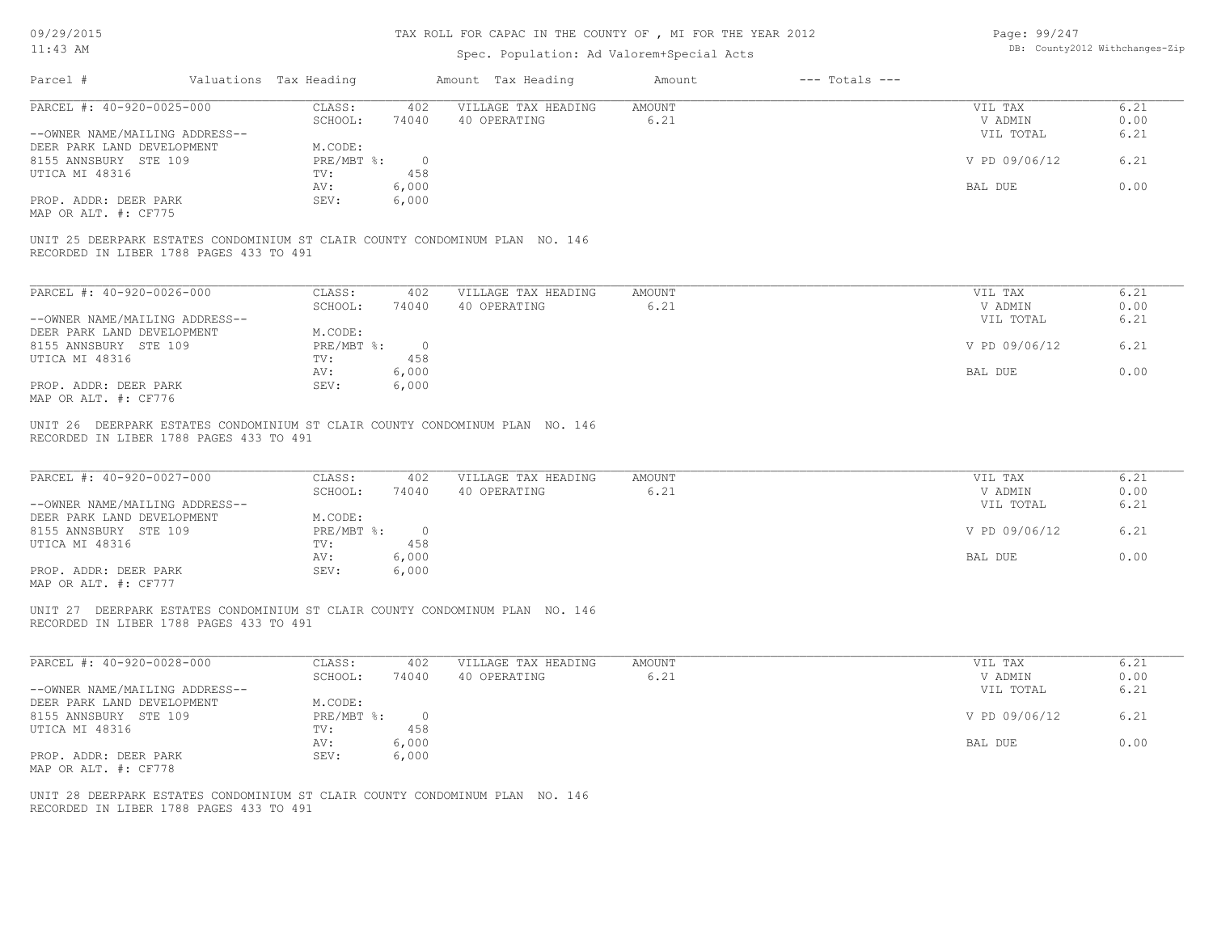TAX ROLL FOR CAPAC IN THE COUNTY OF , MI FOR THE YEAR 2012

Spec. Population: Ad Valorem+Special Acts

| Parcel # | Valuations | Tax Heading | Amount | Tax Heading | Amount | --- Totals --- | |
|---|---|---|---|---|---|---|---|

---

PARCEL #: 40-920-0025-000

| | | | | | | |
|---|---|---|---|---|---|---|
| CLASS: | 402 | VILLAGE TAX HEADING | AMOUNT | | VIL TAX | 6.21 |
| SCHOOL: | 74040 | 40 OPERATING | 6.21 | | V ADMIN | 0.00 |
| | | | | | VIL TOTAL | 6.21 |
| M.CODE: | | | | | | |
| PRE/MBT %: | 0 | | | | V PD 09/06/12 | 6.21 |
| TV: | 458 | | | | | |
| AV: | 6,000 | | | | BAL DUE | 0.00 |
| SEV: | 6,000 | | | | | |

--OWNER NAME/MAILING ADDRESS--
DEER PARK LAND DEVELOPMENT
8155 ANNSBURY STE 109
UTICA MI 48316

PROP. ADDR: DEER PARK
MAP OR ALT. #: CF775

UNIT 25 DEERPARK ESTATES CONDOMINIUM ST CLAIR COUNTY CONDOMINUM PLAN NO. 146
RECORDED IN LIBER 1788 PAGES 433 TO 491

---

PARCEL #: 40-920-0026-000

| | | | | | | |
|---|---|---|---|---|---|---|
| CLASS: | 402 | VILLAGE TAX HEADING | AMOUNT | | VIL TAX | 6.21 |
| SCHOOL: | 74040 | 40 OPERATING | 6.21 | | V ADMIN | 0.00 |
| | | | | | VIL TOTAL | 6.21 |
| M.CODE: | | | | | | |
| PRE/MBT %: | 0 | | | | V PD 09/06/12 | 6.21 |
| TV: | 458 | | | | | |
| AV: | 6,000 | | | | BAL DUE | 0.00 |
| SEV: | 6,000 | | | | | |

--OWNER NAME/MAILING ADDRESS--
DEER PARK LAND DEVELOPMENT
8155 ANNSBURY STE 109
UTICA MI 48316

PROP. ADDR: DEER PARK
MAP OR ALT. #: CF776

UNIT 26 DEERPARK ESTATES CONDOMINIUM ST CLAIR COUNTY CONDOMINUM PLAN NO. 146
RECORDED IN LIBER 1788 PAGES 433 TO 491

---

PARCEL #: 40-920-0027-000

| | | | | | | |
|---|---|---|---|---|---|---|
| CLASS: | 402 | VILLAGE TAX HEADING | AMOUNT | | VIL TAX | 6.21 |
| SCHOOL: | 74040 | 40 OPERATING | 6.21 | | V ADMIN | 0.00 |
| | | | | | VIL TOTAL | 6.21 |
| M.CODE: | | | | | | |
| PRE/MBT %: | 0 | | | | V PD 09/06/12 | 6.21 |
| TV: | 458 | | | | | |
| AV: | 6,000 | | | | BAL DUE | 0.00 |
| SEV: | 6,000 | | | | | |

--OWNER NAME/MAILING ADDRESS--
DEER PARK LAND DEVELOPMENT
8155 ANNSBURY STE 109
UTICA MI 48316

PROP. ADDR: DEER PARK
MAP OR ALT. #: CF777

UNIT 27 DEERPARK ESTATES CONDOMINIUM ST CLAIR COUNTY CONDOMINUM PLAN NO. 146
RECORDED IN LIBER 1788 PAGES 433 TO 491

---

PARCEL #: 40-920-0028-000

| | | | | | | |
|---|---|---|---|---|---|---|
| CLASS: | 402 | VILLAGE TAX HEADING | AMOUNT | | VIL TAX | 6.21 |
| SCHOOL: | 74040 | 40 OPERATING | 6.21 | | V ADMIN | 0.00 |
| | | | | | VIL TOTAL | 6.21 |
| M.CODE: | | | | | | |
| PRE/MBT %: | 0 | | | | V PD 09/06/12 | 6.21 |
| TV: | 458 | | | | | |
| AV: | 6,000 | | | | BAL DUE | 0.00 |
| SEV: | 6,000 | | | | | |

--OWNER NAME/MAILING ADDRESS--
DEER PARK LAND DEVELOPMENT
8155 ANNSBURY STE 109
UTICA MI 48316

PROP. ADDR: DEER PARK
MAP OR ALT. #: CF778

UNIT 28 DEERPARK ESTATES CONDOMINIUM ST CLAIR COUNTY CONDOMINUM PLAN NO. 146
RECORDED IN LIBER 1788 PAGES 433 TO 491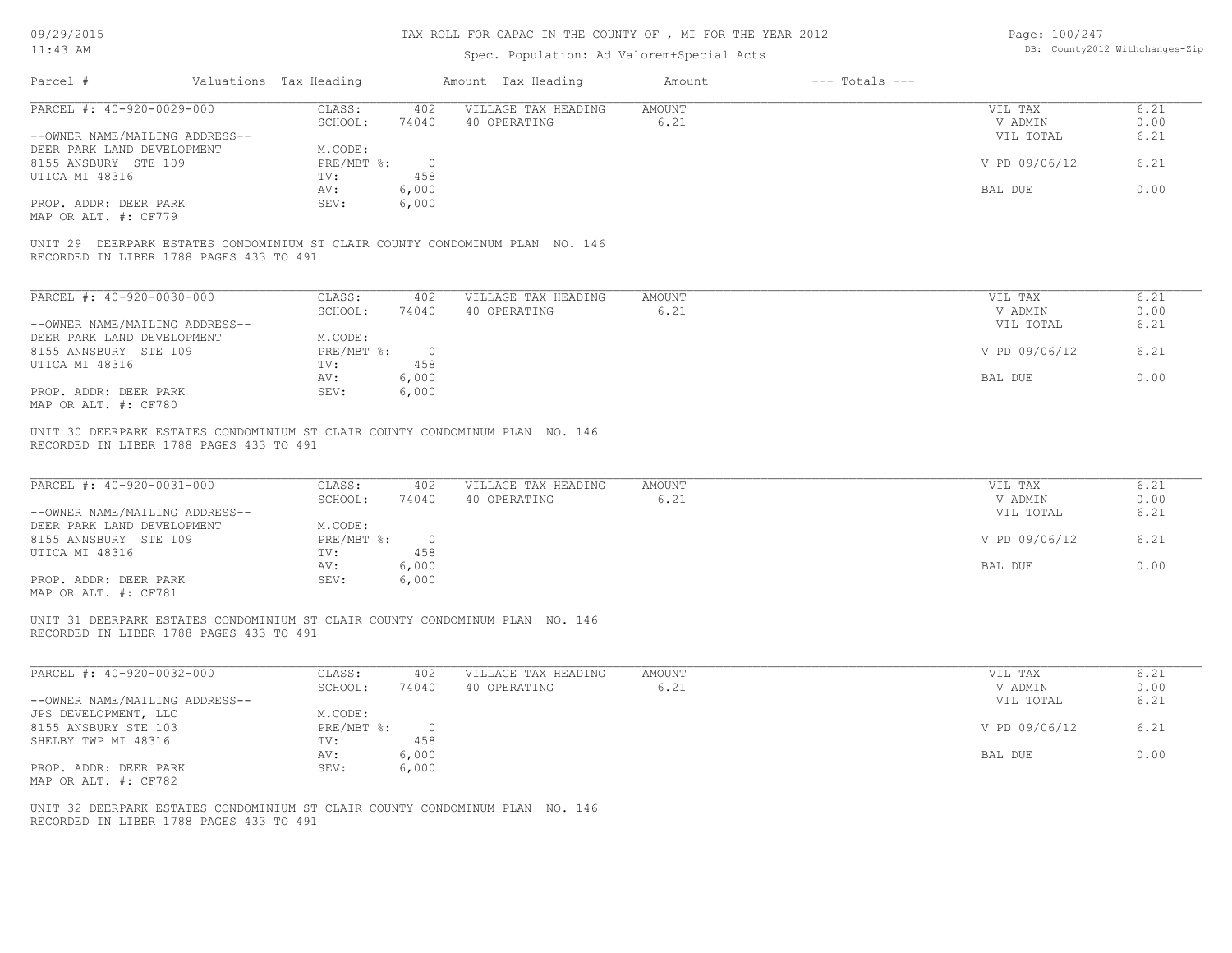TAX ROLL FOR CAPAC IN THE COUNTY OF , MI FOR THE YEAR 2012

Spec. Population: Ad Valorem+Special Acts

| Parcel # | Valuations | Tax Heading | Amount | Tax Heading | Amount | --- Totals --- | |
|---|---|---|---|---|---|---|---|

**PARCEL #: 40-920-0029-000**

| | | | | | | |
|---|---|---|---|---|---|---|
| | CLASS: | 402 | VILLAGE TAX HEADING | AMOUNT | VIL TAX | 6.21 |
| | SCHOOL: | 74040 | 40 OPERATING | 6.21 | V ADMIN | 0.00 |
| --OWNER NAME/MAILING ADDRESS-- | | | | | VIL TOTAL | 6.21 |
| DEER PARK LAND DEVELOPMENT | M.CODE: | | | | | |
| 8155 ANSBURY STE 109 | PRE/MBT %: | 0 | | | V PD 09/06/12 | 6.21 |
| UTICA MI 48316 | TV: | 458 | | | | |
| | AV: | 6,000 | | | BAL DUE | 0.00 |
| PROP. ADDR: DEER PARK | SEV: | 6,000 | | | | |
| MAP OR ALT. #: CF779 | | | | | | |

UNIT 29 DEERPARK ESTATES CONDOMINIUM ST CLAIR COUNTY CONDOMINUM PLAN NO. 146
RECORDED IN LIBER 1788 PAGES 433 TO 491

**PARCEL #: 40-920-0030-000**

| | | | | | | |
|---|---|---|---|---|---|---|
| | CLASS: | 402 | VILLAGE TAX HEADING | AMOUNT | VIL TAX | 6.21 |
| | SCHOOL: | 74040 | 40 OPERATING | 6.21 | V ADMIN | 0.00 |
| --OWNER NAME/MAILING ADDRESS-- | | | | | VIL TOTAL | 6.21 |
| DEER PARK LAND DEVELOPMENT | M.CODE: | | | | | |
| 8155 ANNSBURY STE 109 | PRE/MBT %: | 0 | | | V PD 09/06/12 | 6.21 |
| UTICA MI 48316 | TV: | 458 | | | | |
| | AV: | 6,000 | | | BAL DUE | 0.00 |
| PROP. ADDR: DEER PARK | SEV: | 6,000 | | | | |
| MAP OR ALT. #: CF780 | | | | | | |

UNIT 30 DEERPARK ESTATES CONDOMINIUM ST CLAIR COUNTY CONDOMINUM PLAN NO. 146
RECORDED IN LIBER 1788 PAGES 433 TO 491

**PARCEL #: 40-920-0031-000**

| | | | | | | |
|---|---|---|---|---|---|---|
| | CLASS: | 402 | VILLAGE TAX HEADING | AMOUNT | VIL TAX | 6.21 |
| | SCHOOL: | 74040 | 40 OPERATING | 6.21 | V ADMIN | 0.00 |
| --OWNER NAME/MAILING ADDRESS-- | | | | | VIL TOTAL | 6.21 |
| DEER PARK LAND DEVELOPMENT | M.CODE: | | | | | |
| 8155 ANNSBURY STE 109 | PRE/MBT %: | 0 | | | V PD 09/06/12 | 6.21 |
| UTICA MI 48316 | TV: | 458 | | | | |
| | AV: | 6,000 | | | BAL DUE | 0.00 |
| PROP. ADDR: DEER PARK | SEV: | 6,000 | | | | |
| MAP OR ALT. #: CF781 | | | | | | |

UNIT 31 DEERPARK ESTATES CONDOMINIUM ST CLAIR COUNTY CONDOMINUM PLAN NO. 146
RECORDED IN LIBER 1788 PAGES 433 TO 491

**PARCEL #: 40-920-0032-000**

| | | | | | | |
|---|---|---|---|---|---|---|
| | CLASS: | 402 | VILLAGE TAX HEADING | AMOUNT | VIL TAX | 6.21 |
| | SCHOOL: | 74040 | 40 OPERATING | 6.21 | V ADMIN | 0.00 |
| --OWNER NAME/MAILING ADDRESS-- | | | | | VIL TOTAL | 6.21 |
| JPS DEVELOPMENT, LLC | M.CODE: | | | | | |
| 8155 ANSBURY STE 103 | PRE/MBT %: | 0 | | | V PD 09/06/12 | 6.21 |
| SHELBY TWP MI 48316 | TV: | 458 | | | | |
| | AV: | 6,000 | | | BAL DUE | 0.00 |
| PROP. ADDR: DEER PARK | SEV: | 6,000 | | | | |
| MAP OR ALT. #: CF782 | | | | | | |

UNIT 32 DEERPARK ESTATES CONDOMINIUM ST CLAIR COUNTY CONDOMINUM PLAN NO. 146
RECORDED IN LIBER 1788 PAGES 433 TO 491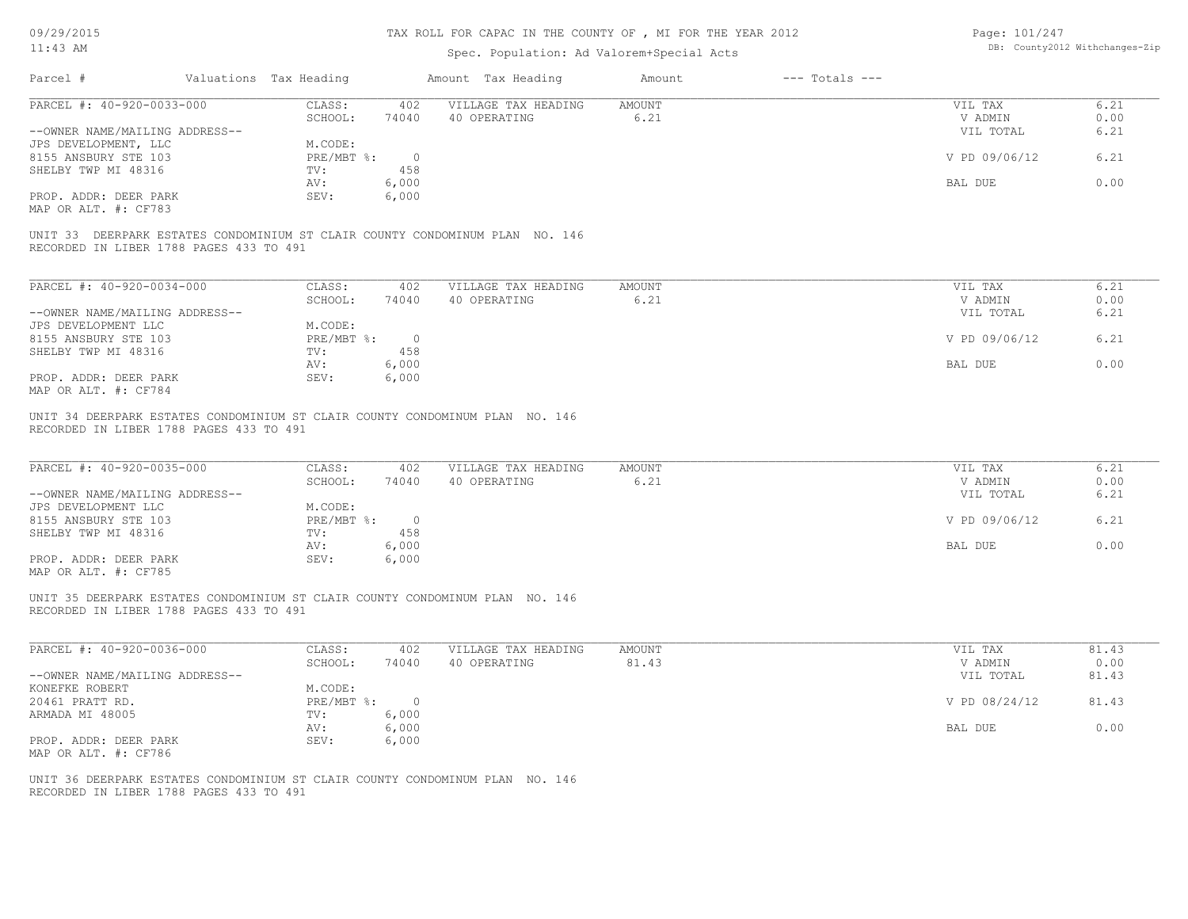# TAX ROLL FOR CAPAC IN THE COUNTY OF , MI FOR THE YEAR 2012

Spec. Population: Ad Valorem+Special Acts

| Parcel # | Valuations | Tax Heading | Amount | Tax Heading | Amount | --- Totals --- | |
|---|---|---|---|---|---|---|---|

---

PARCEL #: 40-920-0033-000

| | | | | | | |
|---|---|---|---|---|---|---|
| | CLASS: | 402 | VILLAGE TAX HEADING | AMOUNT | VIL TAX | 6.21 |
| | SCHOOL: | 74040 | 40 OPERATING | 6.21 | V ADMIN | 0.00 |
| --OWNER NAME/MAILING ADDRESS-- | | | | | VIL TOTAL | 6.21 |
| JPS DEVELOPMENT, LLC | M.CODE: | | | | | |
| 8155 ANSBURY STE 103 | PRE/MBT %: | 0 | | | V PD 09/06/12 | 6.21 |
| SHELBY TWP MI 48316 | TV: | 458 | | | | |
| | AV: | 6,000 | | | BAL DUE | 0.00 |
| PROP. ADDR: DEER PARK | SEV: | 6,000 | | | | |
| MAP OR ALT. #: CF783 | | | | | | |

UNIT 33 DEERPARK ESTATES CONDOMINIUM ST CLAIR COUNTY CONDOMINUM PLAN NO. 146
RECORDED IN LIBER 1788 PAGES 433 TO 491

---

PARCEL #: 40-920-0034-000

| | | | | | | |
|---|---|---|---|---|---|---|
| | CLASS: | 402 | VILLAGE TAX HEADING | AMOUNT | VIL TAX | 6.21 |
| | SCHOOL: | 74040 | 40 OPERATING | 6.21 | V ADMIN | 0.00 |
| --OWNER NAME/MAILING ADDRESS-- | | | | | VIL TOTAL | 6.21 |
| JPS DEVELOPMENT LLC | M.CODE: | | | | | |
| 8155 ANSBURY STE 103 | PRE/MBT %: | 0 | | | V PD 09/06/12 | 6.21 |
| SHELBY TWP MI 48316 | TV: | 458 | | | | |
| | AV: | 6,000 | | | BAL DUE | 0.00 |
| PROP. ADDR: DEER PARK | SEV: | 6,000 | | | | |
| MAP OR ALT. #: CF784 | | | | | | |

UNIT 34 DEERPARK ESTATES CONDOMINIUM ST CLAIR COUNTY CONDOMINUM PLAN NO. 146
RECORDED IN LIBER 1788 PAGES 433 TO 491

---

PARCEL #: 40-920-0035-000

| | | | | | | |
|---|---|---|---|---|---|---|
| | CLASS: | 402 | VILLAGE TAX HEADING | AMOUNT | VIL TAX | 6.21 |
| | SCHOOL: | 74040 | 40 OPERATING | 6.21 | V ADMIN | 0.00 |
| --OWNER NAME/MAILING ADDRESS-- | | | | | VIL TOTAL | 6.21 |
| JPS DEVELOPMENT LLC | M.CODE: | | | | | |
| 8155 ANSBURY STE 103 | PRE/MBT %: | 0 | | | V PD 09/06/12 | 6.21 |
| SHELBY TWP MI 48316 | TV: | 458 | | | | |
| | AV: | 6,000 | | | BAL DUE | 0.00 |
| PROP. ADDR: DEER PARK | SEV: | 6,000 | | | | |
| MAP OR ALT. #: CF785 | | | | | | |

UNIT 35 DEERPARK ESTATES CONDOMINIUM ST CLAIR COUNTY CONDOMINUM PLAN NO. 146
RECORDED IN LIBER 1788 PAGES 433 TO 491

---

PARCEL #: 40-920-0036-000

| | | | | | | |
|---|---|---|---|---|---|---|
| | CLASS: | 402 | VILLAGE TAX HEADING | AMOUNT | VIL TAX | 81.43 |
| | SCHOOL: | 74040 | 40 OPERATING | 81.43 | V ADMIN | 0.00 |
| --OWNER NAME/MAILING ADDRESS-- | | | | | VIL TOTAL | 81.43 |
| KONEFKE ROBERT | M.CODE: | | | | | |
| 20461 PRATT RD. | PRE/MBT %: | 0 | | | V PD 08/24/12 | 81.43 |
| ARMADA MI 48005 | TV: | 6,000 | | | | |
| | AV: | 6,000 | | | BAL DUE | 0.00 |
| PROP. ADDR: DEER PARK | SEV: | 6,000 | | | | |
| MAP OR ALT. #: CF786 | | | | | | |

UNIT 36 DEERPARK ESTATES CONDOMINIUM ST CLAIR COUNTY CONDOMINUM PLAN NO. 146
RECORDED IN LIBER 1788 PAGES 433 TO 491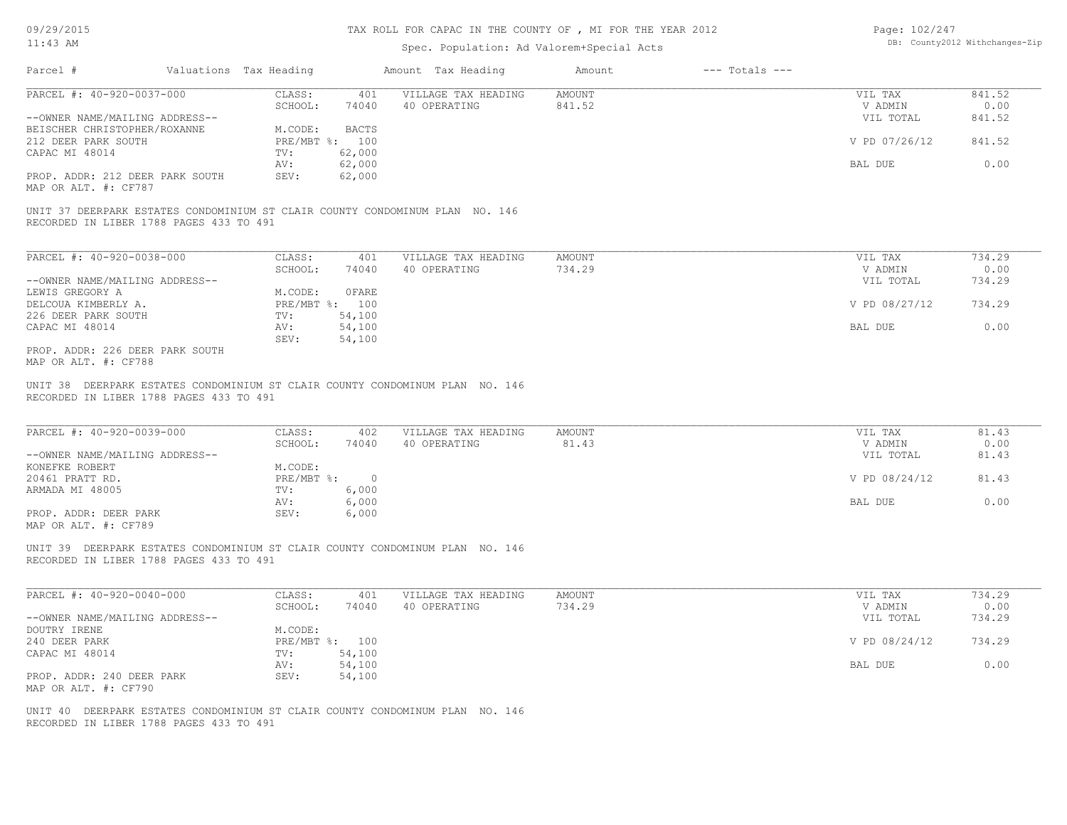# TAX ROLL FOR CAPAC IN THE COUNTY OF , MI FOR THE YEAR 2012

Spec. Population: Ad Valorem+Special Acts

| Parcel # | Valuations | Tax Heading | Amount | Tax Heading | Amount | --- Totals --- | |
|---|---|---|---|---|---|---|---|

---

PARCEL #: 40-920-0037-000

--OWNER NAME/MAILING ADDRESS--
BEISCHER CHRISTOPHER/ROXANNE
212 DEER PARK SOUTH
CAPAC MI 48014

PROP. ADDR: 212 DEER PARK SOUTH
MAP OR ALT. #: CF787

| | | | | |
|---|---|---|---|---|
| CLASS: 401 | VILLAGE TAX HEADING | AMOUNT | VIL TAX | 841.52 |
| SCHOOL: 74040 | 40 OPERATING | 841.52 | V ADMIN | 0.00 |
| | | | VIL TOTAL | 841.52 |
| M.CODE: BACTS | | | | |
| PRE/MBT %: 100 | | | V PD 07/26/12 | 841.52 |
| TV: 62,000 | | | | |
| AV: 62,000 | | | BAL DUE | 0.00 |
| SEV: 62,000 | | | | |

UNIT 37 DEERPARK ESTATES CONDOMINIUM ST CLAIR COUNTY CONDOMINUM PLAN NO. 146
RECORDED IN LIBER 1788 PAGES 433 TO 491

---

PARCEL #: 40-920-0038-000

--OWNER NAME/MAILING ADDRESS--
LEWIS GREGORY A
DELCOUA KIMBERLY A.
226 DEER PARK SOUTH
CAPAC MI 48014

PROP. ADDR: 226 DEER PARK SOUTH
MAP OR ALT. #: CF788

| | | | | |
|---|---|---|---|---|
| CLASS: 401 | VILLAGE TAX HEADING | AMOUNT | VIL TAX | 734.29 |
| SCHOOL: 74040 | 40 OPERATING | 734.29 | V ADMIN | 0.00 |
| | | | VIL TOTAL | 734.29 |
| M.CODE: 0FARE | | | | |
| PRE/MBT %: 100 | | | V PD 08/27/12 | 734.29 |
| TV: 54,100 | | | | |
| AV: 54,100 | | | BAL DUE | 0.00 |
| SEV: 54,100 | | | | |

UNIT 38 DEERPARK ESTATES CONDOMINIUM ST CLAIR COUNTY CONDOMINUM PLAN NO. 146
RECORDED IN LIBER 1788 PAGES 433 TO 491

---

PARCEL #: 40-920-0039-000

--OWNER NAME/MAILING ADDRESS--
KONEFKE ROBERT
20461 PRATT RD.
ARMADA MI 48005

PROP. ADDR: DEER PARK
MAP OR ALT. #: CF789

| | | | | |
|---|---|---|---|---|
| CLASS: 402 | VILLAGE TAX HEADING | AMOUNT | VIL TAX | 81.43 |
| SCHOOL: 74040 | 40 OPERATING | 81.43 | V ADMIN | 0.00 |
| | | | VIL TOTAL | 81.43 |
| M.CODE: | | | | |
| PRE/MBT %: 0 | | | V PD 08/24/12 | 81.43 |
| TV: 6,000 | | | | |
| AV: 6,000 | | | BAL DUE | 0.00 |
| SEV: 6,000 | | | | |

UNIT 39 DEERPARK ESTATES CONDOMINIUM ST CLAIR COUNTY CONDOMINUM PLAN NO. 146
RECORDED IN LIBER 1788 PAGES 433 TO 491

---

PARCEL #: 40-920-0040-000

--OWNER NAME/MAILING ADDRESS--
DOUTRY IRENE
240 DEER PARK
CAPAC MI 48014

PROP. ADDR: 240 DEER PARK
MAP OR ALT. #: CF790

| | | | | |
|---|---|---|---|---|
| CLASS: 401 | VILLAGE TAX HEADING | AMOUNT | VIL TAX | 734.29 |
| SCHOOL: 74040 | 40 OPERATING | 734.29 | V ADMIN | 0.00 |
| | | | VIL TOTAL | 734.29 |
| M.CODE: | | | | |
| PRE/MBT %: 100 | | | V PD 08/24/12 | 734.29 |
| TV: 54,100 | | | | |
| AV: 54,100 | | | BAL DUE | 0.00 |
| SEV: 54,100 | | | | |

UNIT 40 DEERPARK ESTATES CONDOMINIUM ST CLAIR COUNTY CONDOMINUM PLAN NO. 146
RECORDED IN LIBER 1788 PAGES 433 TO 491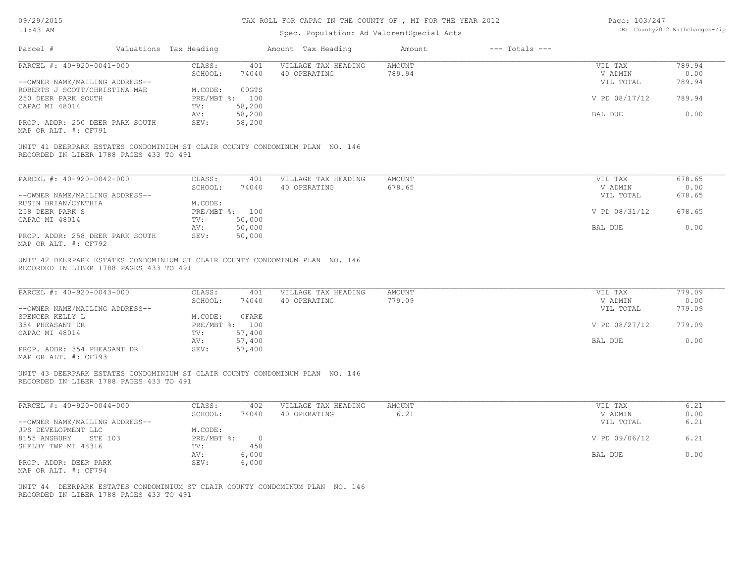# TAX ROLL FOR CAPAC IN THE COUNTY OF , MI FOR THE YEAR 2012

Spec. Population: Ad Valorem+Special Acts

09/29/2015 11:43 AM

DB: County2012 Withchanges-Zip

| Parcel # | Valuations | Tax Heading | Amount | Tax Heading | Amount | --- Totals --- |
|---|---|---|---|---|---|---|

---

**PARCEL #: 40-920-0041-000**

| | | | | | |
|---|---|---|---|---|---|
| CLASS: | 401 | VILLAGE TAX HEADING | AMOUNT | VIL TAX | 789.94 |
| SCHOOL: | 74040 | 40 OPERATING | 789.94 | V ADMIN | 0.00 |
| M.CODE: | 00GTS | | | VIL TOTAL | 789.94 |
| PRE/MBT %: | 100 | | | V PD 08/17/12 | 789.94 |
| TV: | 58,200 | | | | |
| AV: | 58,200 | | | BAL DUE | 0.00 |
| SEV: | 58,200 | | | | |

--OWNER NAME/MAILING ADDRESS--
ROBERTS J SCOTT/CHRISTINA MAE
250 DEER PARK SOUTH
CAPAC MI 48014

PROP. ADDR: 250 DEER PARK SOUTH
MAP OR ALT. #: CF791

UNIT 41 DEERPARK ESTATES CONDOMINIUM ST CLAIR COUNTY CONDOMINUM PLAN NO. 146
RECORDED IN LIBER 1788 PAGES 433 TO 491

---

**PARCEL #: 40-920-0042-000**

| | | | | | |
|---|---|---|---|---|---|
| CLASS: | 401 | VILLAGE TAX HEADING | AMOUNT | VIL TAX | 678.65 |
| SCHOOL: | 74040 | 40 OPERATING | 678.65 | V ADMIN | 0.00 |
| M.CODE: | | | | VIL TOTAL | 678.65 |
| PRE/MBT %: | 100 | | | V PD 08/31/12 | 678.65 |
| TV: | 50,000 | | | | |
| AV: | 50,000 | | | BAL DUE | 0.00 |
| SEV: | 50,000 | | | | |

--OWNER NAME/MAILING ADDRESS--
RUSIN BRIAN/CYNTHIA
258 DEER PARK S
CAPAC MI 48014

PROP. ADDR: 258 DEER PARK SOUTH
MAP OR ALT. #: CF792

UNIT 42 DEERPARK ESTATES CONDOMINIUM ST CLAIR COUNTY CONDOMINUM PLAN NO. 146
RECORDED IN LIBER 1788 PAGES 433 TO 491

---

**PARCEL #: 40-920-0043-000**

| | | | | | |
|---|---|---|---|---|---|
| CLASS: | 401 | VILLAGE TAX HEADING | AMOUNT | VIL TAX | 779.09 |
| SCHOOL: | 74040 | 40 OPERATING | 779.09 | V ADMIN | 0.00 |
| M.CODE: | 0FARE | | | VIL TOTAL | 779.09 |
| PRE/MBT %: | 100 | | | V PD 08/27/12 | 779.09 |
| TV: | 57,400 | | | | |
| AV: | 57,400 | | | BAL DUE | 0.00 |
| SEV: | 57,400 | | | | |

--OWNER NAME/MAILING ADDRESS--
SPENCER KELLY L
354 PHEASANT DR
CAPAC MI 48014

PROP. ADDR: 354 PHEASANT DR
MAP OR ALT. #: CF793

UNIT 43 DEERPARK ESTATES CONDOMINIUM ST CLAIR COUNTY CONDOMINUM PLAN NO. 146
RECORDED IN LIBER 1788 PAGES 433 TO 491

---

**PARCEL #: 40-920-0044-000**

| | | | | | |
|---|---|---|---|---|---|
| CLASS: | 402 | VILLAGE TAX HEADING | AMOUNT | VIL TAX | 6.21 |
| SCHOOL: | 74040 | 40 OPERATING | 6.21 | V ADMIN | 0.00 |
| M.CODE: | | | | VIL TOTAL | 6.21 |
| PRE/MBT %: | 0 | | | V PD 09/06/12 | 6.21 |
| TV: | 458 | | | | |
| AV: | 6,000 | | | BAL DUE | 0.00 |
| SEV: | 6,000 | | | | |

--OWNER NAME/MAILING ADDRESS--
JPS DEVELOPMENT LLC
8155 ANSBURY STE 103
SHELBY TWP MI 48316

PROP. ADDR: DEER PARK
MAP OR ALT. #: CF794

UNIT 44 DEERPARK ESTATES CONDOMINIUM ST CLAIR COUNTY CONDOMINUM PLAN NO. 146
RECORDED IN LIBER 1788 PAGES 433 TO 491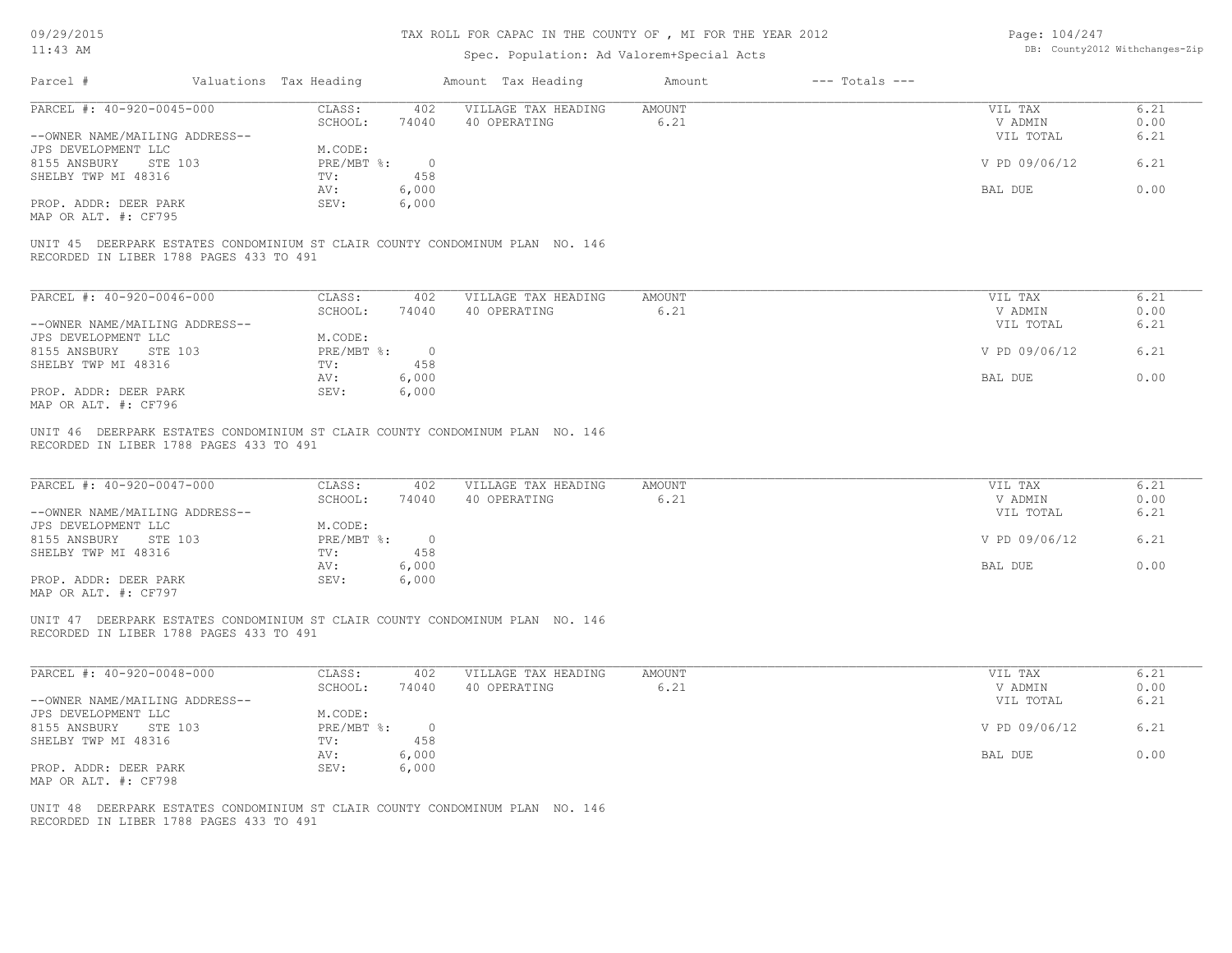# TAX ROLL FOR CAPAC IN THE COUNTY OF , MI FOR THE YEAR 2012

Spec. Population: Ad Valorem+Special Acts

| Parcel # | Valuations | Tax Heading | Amount | Tax Heading | Amount | --- Totals --- | |
|---|---|---|---|---|---|---|---|

---

PARCEL #: 40-920-0045-000

| | | | | | | |
|---|---|---|---|---|---|---|
| | CLASS: | 402 | VILLAGE TAX HEADING | AMOUNT | VIL TAX | 6.21 |
| | SCHOOL: | 74040 | 40 OPERATING | 6.21 | V ADMIN | 0.00 |
| --OWNER NAME/MAILING ADDRESS-- | | | | | VIL TOTAL | 6.21 |
| JPS DEVELOPMENT LLC | M.CODE: | | | | | |
| 8155 ANSBURY STE 103 | PRE/MBT %: | 0 | | | V PD 09/06/12 | 6.21 |
| SHELBY TWP MI 48316 | TV: | 458 | | | | |
| | AV: | 6,000 | | | BAL DUE | 0.00 |
| PROP. ADDR: DEER PARK | SEV: | 6,000 | | | | |
| MAP OR ALT. #: CF795 | | | | | | |

UNIT 45 DEERPARK ESTATES CONDOMINIUM ST CLAIR COUNTY CONDOMINUM PLAN NO. 146
RECORDED IN LIBER 1788 PAGES 433 TO 491

---

PARCEL #: 40-920-0046-000

| | | | | | | |
|---|---|---|---|---|---|---|
| | CLASS: | 402 | VILLAGE TAX HEADING | AMOUNT | VIL TAX | 6.21 |
| | SCHOOL: | 74040 | 40 OPERATING | 6.21 | V ADMIN | 0.00 |
| --OWNER NAME/MAILING ADDRESS-- | | | | | VIL TOTAL | 6.21 |
| JPS DEVELOPMENT LLC | M.CODE: | | | | | |
| 8155 ANSBURY STE 103 | PRE/MBT %: | 0 | | | V PD 09/06/12 | 6.21 |
| SHELBY TWP MI 48316 | TV: | 458 | | | | |
| | AV: | 6,000 | | | BAL DUE | 0.00 |
| PROP. ADDR: DEER PARK | SEV: | 6,000 | | | | |
| MAP OR ALT. #: CF796 | | | | | | |

UNIT 46 DEERPARK ESTATES CONDOMINIUM ST CLAIR COUNTY CONDOMINUM PLAN NO. 146
RECORDED IN LIBER 1788 PAGES 433 TO 491

---

PARCEL #: 40-920-0047-000

| | | | | | | |
|---|---|---|---|---|---|---|
| | CLASS: | 402 | VILLAGE TAX HEADING | AMOUNT | VIL TAX | 6.21 |
| | SCHOOL: | 74040 | 40 OPERATING | 6.21 | V ADMIN | 0.00 |
| --OWNER NAME/MAILING ADDRESS-- | | | | | VIL TOTAL | 6.21 |
| JPS DEVELOPMENT LLC | M.CODE: | | | | | |
| 8155 ANSBURY STE 103 | PRE/MBT %: | 0 | | | V PD 09/06/12 | 6.21 |
| SHELBY TWP MI 48316 | TV: | 458 | | | | |
| | AV: | 6,000 | | | BAL DUE | 0.00 |
| PROP. ADDR: DEER PARK | SEV: | 6,000 | | | | |
| MAP OR ALT. #: CF797 | | | | | | |

UNIT 47 DEERPARK ESTATES CONDOMINIUM ST CLAIR COUNTY CONDOMINUM PLAN NO. 146
RECORDED IN LIBER 1788 PAGES 433 TO 491

---

PARCEL #: 40-920-0048-000

| | | | | | | |
|---|---|---|---|---|---|---|
| | CLASS: | 402 | VILLAGE TAX HEADING | AMOUNT | VIL TAX | 6.21 |
| | SCHOOL: | 74040 | 40 OPERATING | 6.21 | V ADMIN | 0.00 |
| --OWNER NAME/MAILING ADDRESS-- | | | | | VIL TOTAL | 6.21 |
| JPS DEVELOPMENT LLC | M.CODE: | | | | | |
| 8155 ANSBURY STE 103 | PRE/MBT %: | 0 | | | V PD 09/06/12 | 6.21 |
| SHELBY TWP MI 48316 | TV: | 458 | | | | |
| | AV: | 6,000 | | | BAL DUE | 0.00 |
| PROP. ADDR: DEER PARK | SEV: | 6,000 | | | | |
| MAP OR ALT. #: CF798 | | | | | | |

UNIT 48 DEERPARK ESTATES CONDOMINIUM ST CLAIR COUNTY CONDOMINUM PLAN NO. 146
RECORDED IN LIBER 1788 PAGES 433 TO 491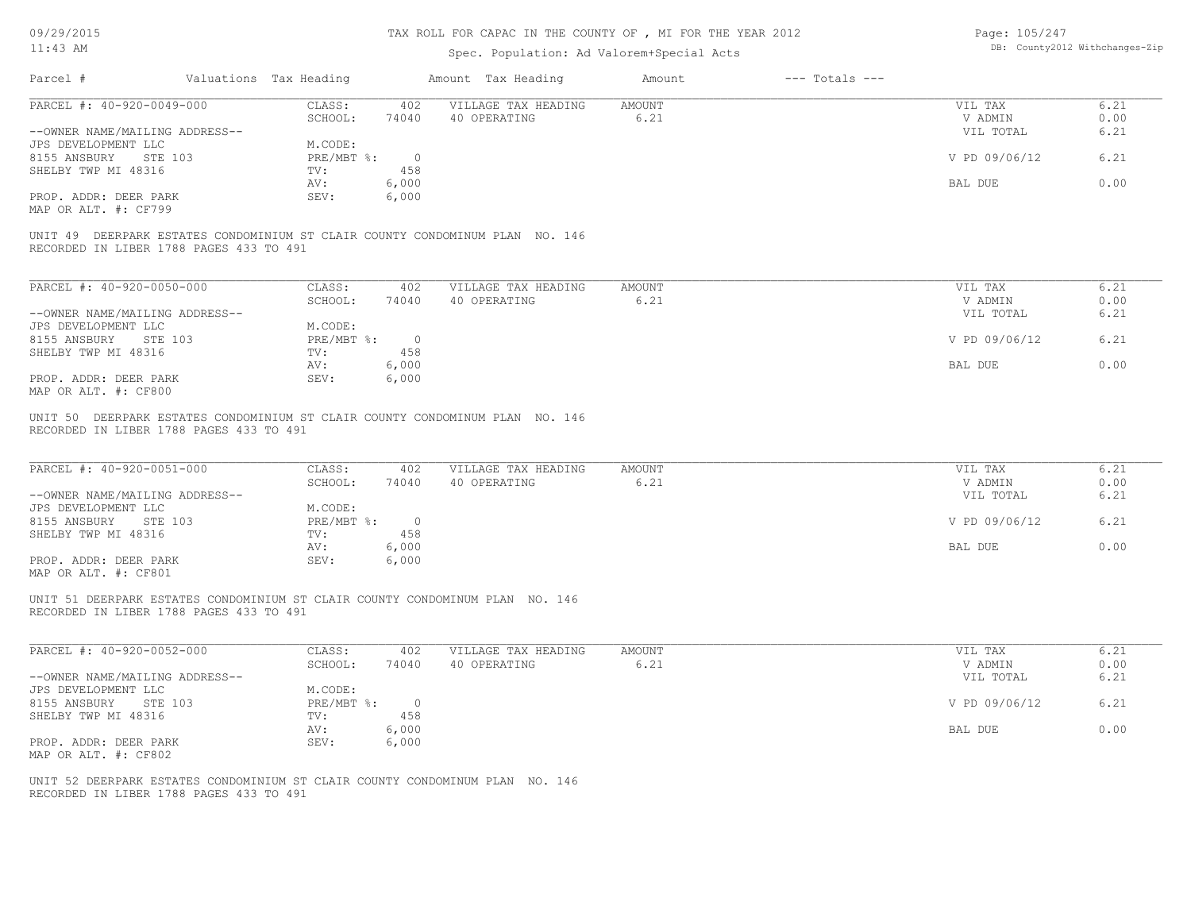TAX ROLL FOR CAPAC IN THE COUNTY OF , MI FOR THE YEAR 2012

Spec. Population: Ad Valorem+Special Acts

| Parcel # | Valuations | Tax Heading | Amount | Tax Heading | Amount | --- Totals --- | |
|---|---|---|---|---|---|---|---|

**PARCEL #: 40-920-0049-000**

| | | | | | |
|---|---|---|---|---|---|
| CLASS: | 402 | VILLAGE TAX HEADING | AMOUNT | VIL TAX | 6.21 |
| SCHOOL: | 74040 | 40 OPERATING | 6.21 | V ADMIN | 0.00 |
| | | | | VIL TOTAL | 6.21 |
| M.CODE: | | | | | |
| PRE/MBT %: | 0 | | | V PD 09/06/12 | 6.21 |
| TV: | 458 | | | | |
| AV: | 6,000 | | | BAL DUE | 0.00 |
| SEV: | 6,000 | | | | |

--OWNER NAME/MAILING ADDRESS--
JPS DEVELOPMENT LLC
8155 ANSBURY STE 103
SHELBY TWP MI 48316

PROP. ADDR: DEER PARK
MAP OR ALT. #: CF799

UNIT 49 DEERPARK ESTATES CONDOMINIUM ST CLAIR COUNTY CONDOMINUM PLAN NO. 146
RECORDED IN LIBER 1788 PAGES 433 TO 491

**PARCEL #: 40-920-0050-000**

| | | | | | |
|---|---|---|---|---|---|
| CLASS: | 402 | VILLAGE TAX HEADING | AMOUNT | VIL TAX | 6.21 |
| SCHOOL: | 74040 | 40 OPERATING | 6.21 | V ADMIN | 0.00 |
| | | | | VIL TOTAL | 6.21 |
| M.CODE: | | | | | |
| PRE/MBT %: | 0 | | | V PD 09/06/12 | 6.21 |
| TV: | 458 | | | | |
| AV: | 6,000 | | | BAL DUE | 0.00 |
| SEV: | 6,000 | | | | |

--OWNER NAME/MAILING ADDRESS--
JPS DEVELOPMENT LLC
8155 ANSBURY STE 103
SHELBY TWP MI 48316

PROP. ADDR: DEER PARK
MAP OR ALT. #: CF800

UNIT 50 DEERPARK ESTATES CONDOMINIUM ST CLAIR COUNTY CONDOMINUM PLAN NO. 146
RECORDED IN LIBER 1788 PAGES 433 TO 491

**PARCEL #: 40-920-0051-000**

| | | | | | |
|---|---|---|---|---|---|
| CLASS: | 402 | VILLAGE TAX HEADING | AMOUNT | VIL TAX | 6.21 |
| SCHOOL: | 74040 | 40 OPERATING | 6.21 | V ADMIN | 0.00 |
| | | | | VIL TOTAL | 6.21 |
| M.CODE: | | | | | |
| PRE/MBT %: | 0 | | | V PD 09/06/12 | 6.21 |
| TV: | 458 | | | | |
| AV: | 6,000 | | | BAL DUE | 0.00 |
| SEV: | 6,000 | | | | |

--OWNER NAME/MAILING ADDRESS--
JPS DEVELOPMENT LLC
8155 ANSBURY STE 103
SHELBY TWP MI 48316

PROP. ADDR: DEER PARK
MAP OR ALT. #: CF801

UNIT 51 DEERPARK ESTATES CONDOMINIUM ST CLAIR COUNTY CONDOMINUM PLAN NO. 146
RECORDED IN LIBER 1788 PAGES 433 TO 491

**PARCEL #: 40-920-0052-000**

| | | | | | |
|---|---|---|---|---|---|
| CLASS: | 402 | VILLAGE TAX HEADING | AMOUNT | VIL TAX | 6.21 |
| SCHOOL: | 74040 | 40 OPERATING | 6.21 | V ADMIN | 0.00 |
| | | | | VIL TOTAL | 6.21 |
| M.CODE: | | | | | |
| PRE/MBT %: | 0 | | | V PD 09/06/12 | 6.21 |
| TV: | 458 | | | | |
| AV: | 6,000 | | | BAL DUE | 0.00 |
| SEV: | 6,000 | | | | |

--OWNER NAME/MAILING ADDRESS--
JPS DEVELOPMENT LLC
8155 ANSBURY STE 103
SHELBY TWP MI 48316

PROP. ADDR: DEER PARK
MAP OR ALT. #: CF802

UNIT 52 DEERPARK ESTATES CONDOMINIUM ST CLAIR COUNTY CONDOMINUM PLAN NO. 146
RECORDED IN LIBER 1788 PAGES 433 TO 491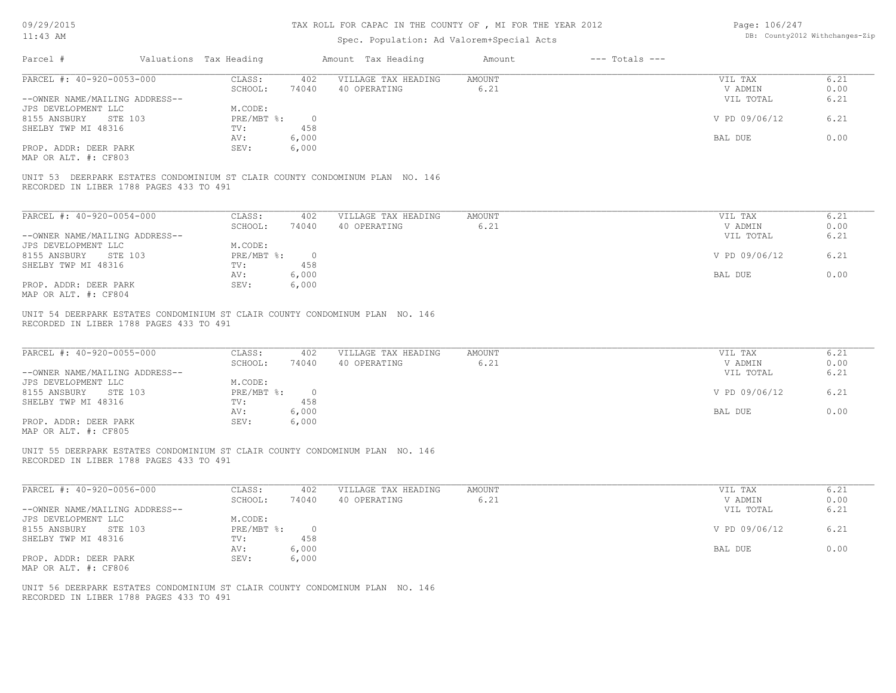TAX ROLL FOR CAPAC IN THE COUNTY OF , MI FOR THE YEAR 2012

Spec. Population: Ad Valorem+Special Acts

| Parcel # | Valuations | Tax Heading | Amount | Tax Heading | Amount | --- Totals --- | |
|---|---|---|---|---|---|---|---|
| PARCEL #: 40-920-0053-000 | CLASS: | 402 | VILLAGE TAX HEADING | AMOUNT | | VIL TAX | 6.21 |
| | SCHOOL: | 74040 | 40 OPERATING | 6.21 | | V ADMIN | 0.00 |
| --OWNER NAME/MAILING ADDRESS-- | | | | | | VIL TOTAL | 6.21 |
| JPS DEVELOPMENT LLC | M.CODE: | | | | | | |
| 8155 ANSBURY STE 103 | PRE/MBT %: | 0 | | | | V PD 09/06/12 | 6.21 |
| SHELBY TWP MI 48316 | TV: | 458 | | | | | |
| | AV: | 6,000 | | | | BAL DUE | 0.00 |
| PROP. ADDR: DEER PARK | SEV: | 6,000 | | | | | |
| MAP OR ALT. #: CF803 | | | | | | | |

UNIT 53 DEERPARK ESTATES CONDOMINIUM ST CLAIR COUNTY CONDOMINUM PLAN NO. 146
RECORDED IN LIBER 1788 PAGES 433 TO 491

| Parcel # | Valuations | Tax Heading | Amount | Tax Heading | Amount | --- Totals --- | |
|---|---|---|---|---|---|---|---|
| PARCEL #: 40-920-0054-000 | CLASS: | 402 | VILLAGE TAX HEADING | AMOUNT | | VIL TAX | 6.21 |
| | SCHOOL: | 74040 | 40 OPERATING | 6.21 | | V ADMIN | 0.00 |
| --OWNER NAME/MAILING ADDRESS-- | | | | | | VIL TOTAL | 6.21 |
| JPS DEVELOPMENT LLC | M.CODE: | | | | | | |
| 8155 ANSBURY STE 103 | PRE/MBT %: | 0 | | | | V PD 09/06/12 | 6.21 |
| SHELBY TWP MI 48316 | TV: | 458 | | | | | |
| | AV: | 6,000 | | | | BAL DUE | 0.00 |
| PROP. ADDR: DEER PARK | SEV: | 6,000 | | | | | |
| MAP OR ALT. #: CF804 | | | | | | | |

UNIT 54 DEERPARK ESTATES CONDOMINIUM ST CLAIR COUNTY CONDOMINUM PLAN NO. 146
RECORDED IN LIBER 1788 PAGES 433 TO 491

| Parcel # | Valuations | Tax Heading | Amount | Tax Heading | Amount | --- Totals --- | |
|---|---|---|---|---|---|---|---|
| PARCEL #: 40-920-0055-000 | CLASS: | 402 | VILLAGE TAX HEADING | AMOUNT | | VIL TAX | 6.21 |
| | SCHOOL: | 74040 | 40 OPERATING | 6.21 | | V ADMIN | 0.00 |
| --OWNER NAME/MAILING ADDRESS-- | | | | | | VIL TOTAL | 6.21 |
| JPS DEVELOPMENT LLC | M.CODE: | | | | | | |
| 8155 ANSBURY STE 103 | PRE/MBT %: | 0 | | | | V PD 09/06/12 | 6.21 |
| SHELBY TWP MI 48316 | TV: | 458 | | | | | |
| | AV: | 6,000 | | | | BAL DUE | 0.00 |
| PROP. ADDR: DEER PARK | SEV: | 6,000 | | | | | |
| MAP OR ALT. #: CF805 | | | | | | | |

UNIT 55 DEERPARK ESTATES CONDOMINIUM ST CLAIR COUNTY CONDOMINUM PLAN NO. 146
RECORDED IN LIBER 1788 PAGES 433 TO 491

| Parcel # | Valuations | Tax Heading | Amount | Tax Heading | Amount | --- Totals --- | |
|---|---|---|---|---|---|---|---|
| PARCEL #: 40-920-0056-000 | CLASS: | 402 | VILLAGE TAX HEADING | AMOUNT | | VIL TAX | 6.21 |
| | SCHOOL: | 74040 | 40 OPERATING | 6.21 | | V ADMIN | 0.00 |
| --OWNER NAME/MAILING ADDRESS-- | | | | | | VIL TOTAL | 6.21 |
| JPS DEVELOPMENT LLC | M.CODE: | | | | | | |
| 8155 ANSBURY STE 103 | PRE/MBT %: | 0 | | | | V PD 09/06/12 | 6.21 |
| SHELBY TWP MI 48316 | TV: | 458 | | | | | |
| | AV: | 6,000 | | | | BAL DUE | 0.00 |
| PROP. ADDR: DEER PARK | SEV: | 6,000 | | | | | |
| MAP OR ALT. #: CF806 | | | | | | | |

UNIT 56 DEERPARK ESTATES CONDOMINIUM ST CLAIR COUNTY CONDOMINUM PLAN NO. 146
RECORDED IN LIBER 1788 PAGES 433 TO 491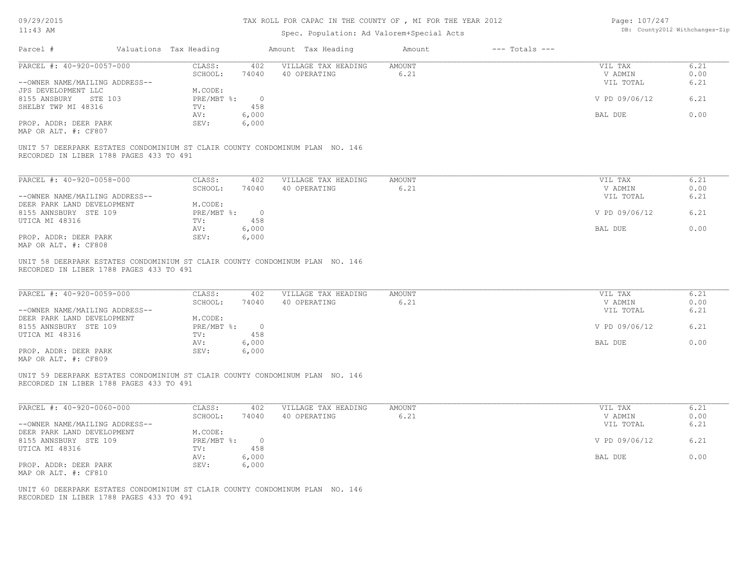# TAX ROLL FOR CAPAC IN THE COUNTY OF , MI FOR THE YEAR 2012

Spec. Population: Ad Valorem+Special Acts

| Parcel # | Valuations | Tax Heading | Amount | Tax Heading | Amount | --- Totals --- | |
|---|---|---|---|---|---|---|---|

---

PARCEL #: 40-920-0057-000

| | | | | | |
|---|---|---|---|---|---|
| CLASS: | 402 | VILLAGE TAX HEADING | AMOUNT | VIL TAX | 6.21 |
| SCHOOL: | 74040 | 40 OPERATING | 6.21 | V ADMIN | 0.00 |
| | | | | VIL TOTAL | 6.21 |
| M.CODE: | | | | | |
| PRE/MBT %: | 0 | | | V PD 09/06/12 | 6.21 |
| TV: | 458 | | | | |
| AV: | 6,000 | | | BAL DUE | 0.00 |
| SEV: | 6,000 | | | | |

--OWNER NAME/MAILING ADDRESS--
JPS DEVELOPMENT LLC
8155 ANSBURY STE 103
SHELBY TWP MI 48316

PROP. ADDR: DEER PARK
MAP OR ALT. #: CF807

UNIT 57 DEERPARK ESTATES CONDOMINIUM ST CLAIR COUNTY CONDOMINUM PLAN NO. 146
RECORDED IN LIBER 1788 PAGES 433 TO 491

---

PARCEL #: 40-920-0058-000

| | | | | | |
|---|---|---|---|---|---|
| CLASS: | 402 | VILLAGE TAX HEADING | AMOUNT | VIL TAX | 6.21 |
| SCHOOL: | 74040 | 40 OPERATING | 6.21 | V ADMIN | 0.00 |
| | | | | VIL TOTAL | 6.21 |
| M.CODE: | | | | | |
| PRE/MBT %: | 0 | | | V PD 09/06/12 | 6.21 |
| TV: | 458 | | | | |
| AV: | 6,000 | | | BAL DUE | 0.00 |
| SEV: | 6,000 | | | | |

--OWNER NAME/MAILING ADDRESS--
DEER PARK LAND DEVELOPMENT
8155 ANNSBURY STE 109
UTICA MI 48316

PROP. ADDR: DEER PARK
MAP OR ALT. #: CF808

UNIT 58 DEERPARK ESTATES CONDOMINIUM ST CLAIR COUNTY CONDOMINUM PLAN NO. 146
RECORDED IN LIBER 1788 PAGES 433 TO 491

---

PARCEL #: 40-920-0059-000

| | | | | | |
|---|---|---|---|---|---|
| CLASS: | 402 | VILLAGE TAX HEADING | AMOUNT | VIL TAX | 6.21 |
| SCHOOL: | 74040 | 40 OPERATING | 6.21 | V ADMIN | 0.00 |
| | | | | VIL TOTAL | 6.21 |
| M.CODE: | | | | | |
| PRE/MBT %: | 0 | | | V PD 09/06/12 | 6.21 |
| TV: | 458 | | | | |
| AV: | 6,000 | | | BAL DUE | 0.00 |
| SEV: | 6,000 | | | | |

--OWNER NAME/MAILING ADDRESS--
DEER PARK LAND DEVELOPMENT
8155 ANNSBURY STE 109
UTICA MI 48316

PROP. ADDR: DEER PARK
MAP OR ALT. #: CF809

UNIT 59 DEERPARK ESTATES CONDOMINIUM ST CLAIR COUNTY CONDOMINUM PLAN NO. 146
RECORDED IN LIBER 1788 PAGES 433 TO 491

---

PARCEL #: 40-920-0060-000

| | | | | | |
|---|---|---|---|---|---|
| CLASS: | 402 | VILLAGE TAX HEADING | AMOUNT | VIL TAX | 6.21 |
| SCHOOL: | 74040 | 40 OPERATING | 6.21 | V ADMIN | 0.00 |
| | | | | VIL TOTAL | 6.21 |
| M.CODE: | | | | | |
| PRE/MBT %: | 0 | | | V PD 09/06/12 | 6.21 |
| TV: | 458 | | | | |
| AV: | 6,000 | | | BAL DUE | 0.00 |
| SEV: | 6,000 | | | | |

--OWNER NAME/MAILING ADDRESS--
DEER PARK LAND DEVELOPMENT
8155 ANNSBURY STE 109
UTICA MI 48316

PROP. ADDR: DEER PARK
MAP OR ALT. #: CF810

UNIT 60 DEERPARK ESTATES CONDOMINIUM ST CLAIR COUNTY CONDOMINUM PLAN NO. 146
RECORDED IN LIBER 1788 PAGES 433 TO 491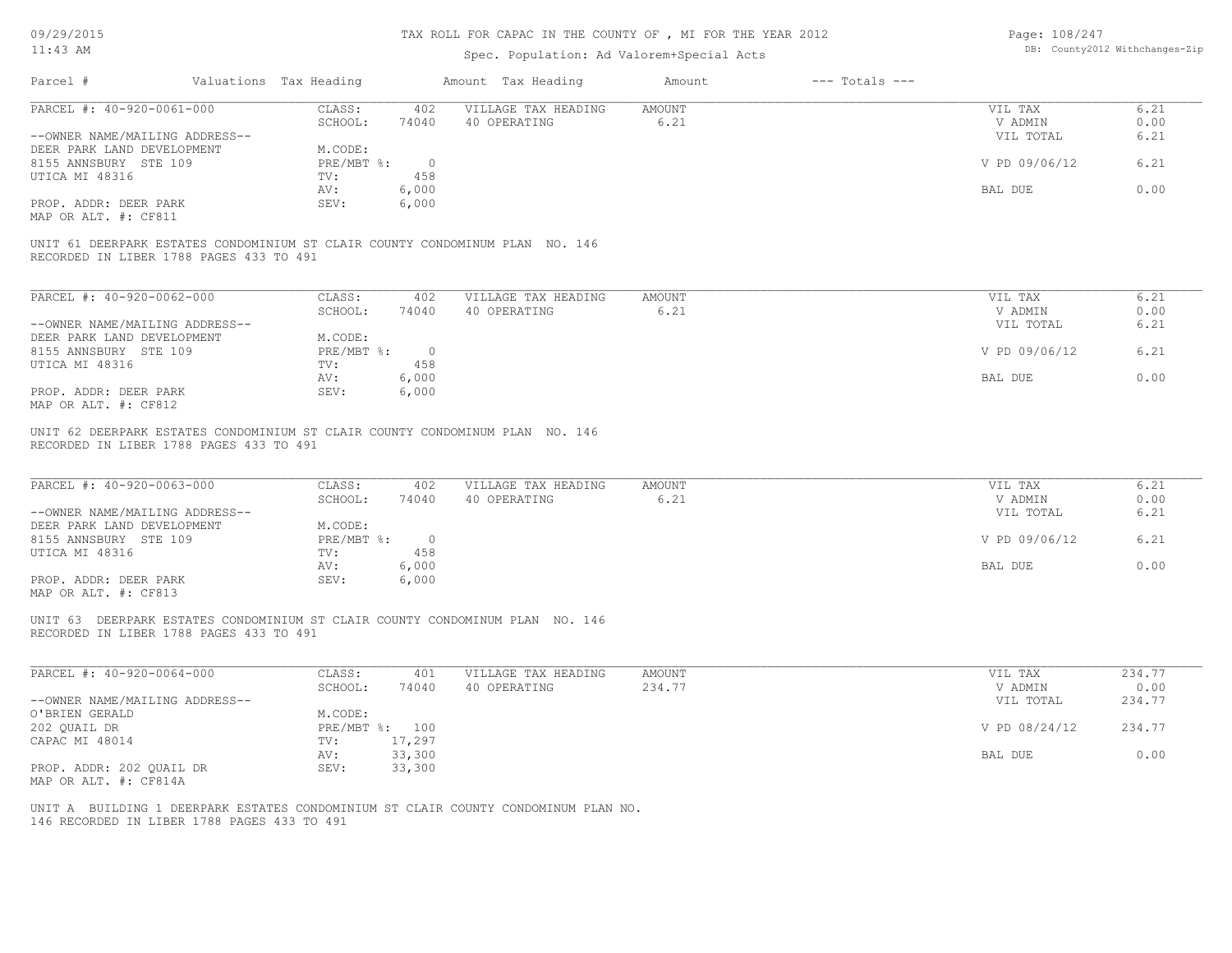# TAX ROLL FOR CAPAC IN THE COUNTY OF , MI FOR THE YEAR 2012

Spec. Population: Ad Valorem+Special Acts

DB: County2012 Withchanges-Zip

| Parcel # | Valuations | Tax Heading | Amount | Tax Heading | Amount | --- Totals --- | |
|---|---|---|---|---|---|---|---|
| PARCEL #: 40-920-0061-000 | CLASS: | 402 | VILLAGE TAX HEADING | AMOUNT | | VIL TAX | 6.21 |
| | SCHOOL: | 74040 | 40 OPERATING | 6.21 | | V ADMIN | 0.00 |
| --OWNER NAME/MAILING ADDRESS-- | | | | | | VIL TOTAL | 6.21 |
| DEER PARK LAND DEVELOPMENT | M.CODE: | | | | | | |
| 8155 ANNSBURY STE 109 | PRE/MBT %: | 0 | | | | V PD 09/06/12 | 6.21 |
| UTICA MI 48316 | TV: | 458 | | | | | |
| | AV: | 6,000 | | | | BAL DUE | 0.00 |
| PROP. ADDR: DEER PARK | SEV: | 6,000 | | | | | |
| MAP OR ALT. #: CF811 | | | | | | | |

UNIT 61 DEERPARK ESTATES CONDOMINIUM ST CLAIR COUNTY CONDOMINUM PLAN NO. 146
RECORDED IN LIBER 1788 PAGES 433 TO 491

| Parcel # | Valuations | Tax Heading | Amount | Tax Heading | Amount | --- Totals --- | |
|---|---|---|---|---|---|---|---|
| PARCEL #: 40-920-0062-000 | CLASS: | 402 | VILLAGE TAX HEADING | AMOUNT | | VIL TAX | 6.21 |
| | SCHOOL: | 74040 | 40 OPERATING | 6.21 | | V ADMIN | 0.00 |
| --OWNER NAME/MAILING ADDRESS-- | | | | | | VIL TOTAL | 6.21 |
| DEER PARK LAND DEVELOPMENT | M.CODE: | | | | | | |
| 8155 ANNSBURY STE 109 | PRE/MBT %: | 0 | | | | V PD 09/06/12 | 6.21 |
| UTICA MI 48316 | TV: | 458 | | | | | |
| | AV: | 6,000 | | | | BAL DUE | 0.00 |
| PROP. ADDR: DEER PARK | SEV: | 6,000 | | | | | |
| MAP OR ALT. #: CF812 | | | | | | | |

UNIT 62 DEERPARK ESTATES CONDOMINIUM ST CLAIR COUNTY CONDOMINUM PLAN NO. 146
RECORDED IN LIBER 1788 PAGES 433 TO 491

| Parcel # | Valuations | Tax Heading | Amount | Tax Heading | Amount | --- Totals --- | |
|---|---|---|---|---|---|---|---|
| PARCEL #: 40-920-0063-000 | CLASS: | 402 | VILLAGE TAX HEADING | AMOUNT | | VIL TAX | 6.21 |
| | SCHOOL: | 74040 | 40 OPERATING | 6.21 | | V ADMIN | 0.00 |
| --OWNER NAME/MAILING ADDRESS-- | | | | | | VIL TOTAL | 6.21 |
| DEER PARK LAND DEVELOPMENT | M.CODE: | | | | | | |
| 8155 ANNSBURY STE 109 | PRE/MBT %: | 0 | | | | V PD 09/06/12 | 6.21 |
| UTICA MI 48316 | TV: | 458 | | | | | |
| | AV: | 6,000 | | | | BAL DUE | 0.00 |
| PROP. ADDR: DEER PARK | SEV: | 6,000 | | | | | |
| MAP OR ALT. #: CF813 | | | | | | | |

UNIT 63 DEERPARK ESTATES CONDOMINIUM ST CLAIR COUNTY CONDOMINUM PLAN NO. 146
RECORDED IN LIBER 1788 PAGES 433 TO 491

| Parcel # | Valuations | Tax Heading | Amount | Tax Heading | Amount | --- Totals --- | |
|---|---|---|---|---|---|---|---|
| PARCEL #: 40-920-0064-000 | CLASS: | 401 | VILLAGE TAX HEADING | AMOUNT | | VIL TAX | 234.77 |
| | SCHOOL: | 74040 | 40 OPERATING | 234.77 | | V ADMIN | 0.00 |
| --OWNER NAME/MAILING ADDRESS-- | | | | | | VIL TOTAL | 234.77 |
| O'BRIEN GERALD | M.CODE: | | | | | | |
| 202 QUAIL DR | PRE/MBT %: | 100 | | | | V PD 08/24/12 | 234.77 |
| CAPAC MI 48014 | TV: | 17,297 | | | | | |
| | AV: | 33,300 | | | | BAL DUE | 0.00 |
| PROP. ADDR: 202 QUAIL DR | SEV: | 33,300 | | | | | |
| MAP OR ALT. #: CF814A | | | | | | | |

UNIT A BUILDING 1 DEERPARK ESTATES CONDOMINIUM ST CLAIR COUNTY CONDOMINUM PLAN NO.
146 RECORDED IN LIBER 1788 PAGES 433 TO 491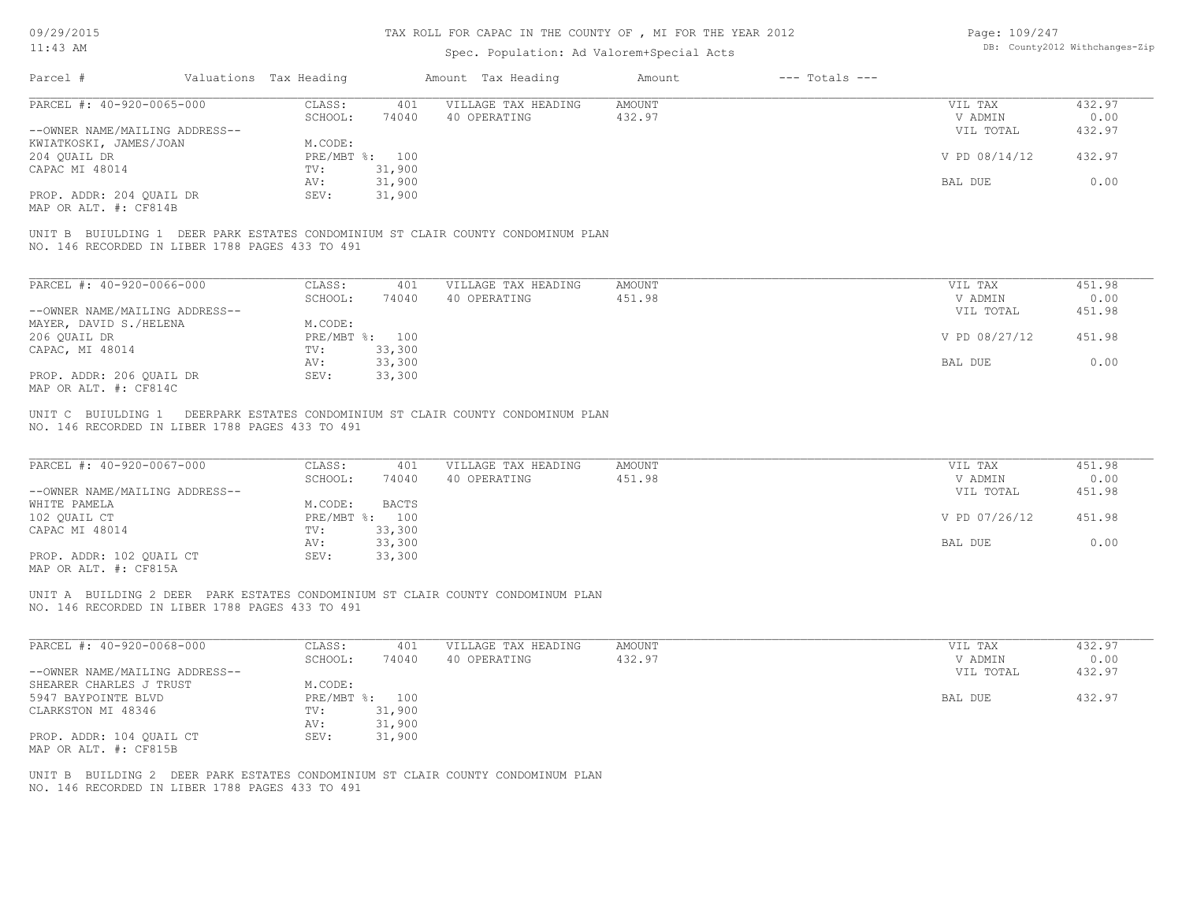# TAX ROLL FOR CAPAC IN THE COUNTY OF , MI FOR THE YEAR 2012

Spec. Population: Ad Valorem+Special Acts

09/29/2015 11:43 AM

DB: County2012 Withchanges-Zip

| Parcel # | Valuations | Tax Heading | Amount | Tax Heading | Amount | --- Totals --- | |
|---|---|---|---|---|---|---|---|

---

**PARCEL #: 40-920-0065-000**

| | | | | | |
|---|---|---|---|---|---|
| --OWNER NAME/MAILING ADDRESS-- | CLASS: 401 | VILLAGE TAX HEADING | AMOUNT | VIL TAX | 432.97 |
| KWIATKOSKI, JAMES/JOAN | SCHOOL: 74040 | 40 OPERATING | 432.97 | V ADMIN | 0.00 |
| 204 QUAIL DR | M.CODE: | | | VIL TOTAL | 432.97 |
| CAPAC MI 48014 | PRE/MBT %: 100 | | | V PD 08/14/12 | 432.97 |
| | TV: 31,900 | | | | |
| | AV: 31,900 | | | BAL DUE | 0.00 |
| PROP. ADDR: 204 QUAIL DR | SEV: 31,900 | | | | |
| MAP OR ALT. #: CF814B | | | | | |

UNIT B BUIULDING 1 DEER PARK ESTATES CONDOMINIUM ST CLAIR COUNTY CONDOMINUM PLAN NO. 146 RECORDED IN LIBER 1788 PAGES 433 TO 491

---

**PARCEL #: 40-920-0066-000**

| | | | | | |
|---|---|---|---|---|---|
| --OWNER NAME/MAILING ADDRESS-- | CLASS: 401 | VILLAGE TAX HEADING | AMOUNT | VIL TAX | 451.98 |
| MAYER, DAVID S./HELENA | SCHOOL: 74040 | 40 OPERATING | 451.98 | V ADMIN | 0.00 |
| 206 QUAIL DR | M.CODE: | | | VIL TOTAL | 451.98 |
| CAPAC, MI 48014 | PRE/MBT %: 100 | | | V PD 08/27/12 | 451.98 |
| | TV: 33,300 | | | | |
| | AV: 33,300 | | | BAL DUE | 0.00 |
| PROP. ADDR: 206 QUAIL DR | SEV: 33,300 | | | | |
| MAP OR ALT. #: CF814C | | | | | |

UNIT C BUIULDING 1 DEERPARK ESTATES CONDOMINIUM ST CLAIR COUNTY CONDOMINUM PLAN NO. 146 RECORDED IN LIBER 1788 PAGES 433 TO 491

---

**PARCEL #: 40-920-0067-000**

| | | | | | |
|---|---|---|---|---|---|
| --OWNER NAME/MAILING ADDRESS-- | CLASS: 401 | VILLAGE TAX HEADING | AMOUNT | VIL TAX | 451.98 |
| WHITE PAMELA | SCHOOL: 74040 | 40 OPERATING | 451.98 | V ADMIN | 0.00 |
| 102 QUAIL CT | M.CODE: BACTS | | | VIL TOTAL | 451.98 |
| CAPAC MI 48014 | PRE/MBT %: 100 | | | V PD 07/26/12 | 451.98 |
| | TV: 33,300 | | | | |
| | AV: 33,300 | | | BAL DUE | 0.00 |
| PROP. ADDR: 102 QUAIL CT | SEV: 33,300 | | | | |
| MAP OR ALT. #: CF815A | | | | | |

UNIT A BUILDING 2 DEER PARK ESTATES CONDOMINIUM ST CLAIR COUNTY CONDOMINUM PLAN NO. 146 RECORDED IN LIBER 1788 PAGES 433 TO 491

---

**PARCEL #: 40-920-0068-000**

| | | | | | |
|---|---|---|---|---|---|
| --OWNER NAME/MAILING ADDRESS-- | CLASS: 401 | VILLAGE TAX HEADING | AMOUNT | VIL TAX | 432.97 |
| SHEARER CHARLES J TRUST | SCHOOL: 74040 | 40 OPERATING | 432.97 | V ADMIN | 0.00 |
| 5947 BAYPOINTE BLVD | M.CODE: | | | VIL TOTAL | 432.97 |
| CLARKSTON MI 48346 | PRE/MBT %: 100 | | | BAL DUE | 432.97 |
| | TV: 31,900 | | | | |
| | AV: 31,900 | | | | |
| PROP. ADDR: 104 QUAIL CT | SEV: 31,900 | | | | |
| MAP OR ALT. #: CF815B | | | | | |

UNIT B BUIULDING 2 DEER PARK ESTATES CONDOMINIUM ST CLAIR COUNTY CONDOMINUM PLAN NO. 146 RECORDED IN LIBER 1788 PAGES 433 TO 491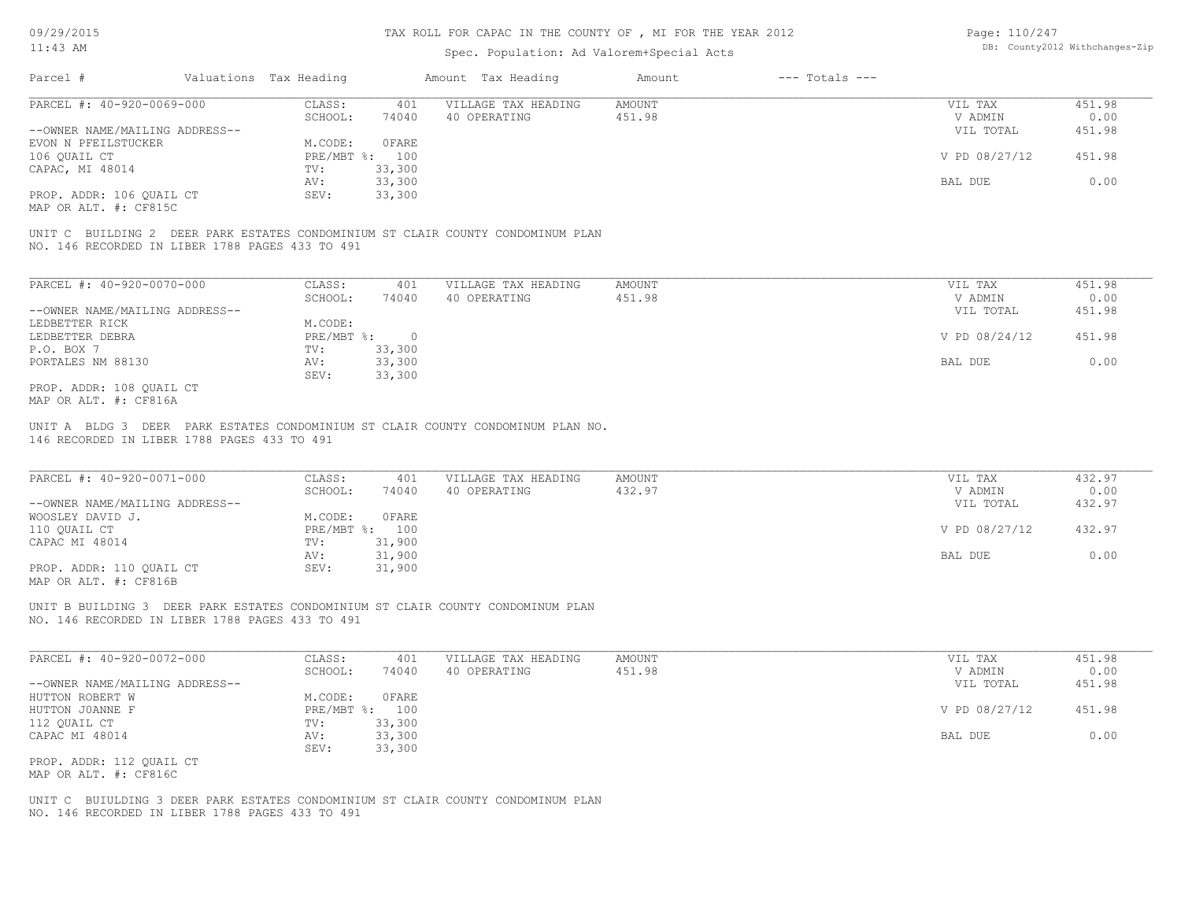TAX ROLL FOR CAPAC IN THE COUNTY OF , MI FOR THE YEAR 2012

Spec. Population: Ad Valorem+Special Acts

| Parcel # | Valuations | Tax Heading | Amount | Tax Heading | Amount | --- Totals --- | |
|---|---|---|---|---|---|---|---|

---

PARCEL #: 40-920-0069-000

--OWNER NAME/MAILING ADDRESS--
EVON N PFEILSTUCKER
106 QUAIL CT
CAPAC, MI 48014

PROP. ADDR: 106 QUAIL CT
MAP OR ALT. #: CF815C

| | | | | | |
|---|---|---|---|---|---|
| CLASS: | 401 | VILLAGE TAX HEADING | AMOUNT | VIL TAX | 451.98 |
| SCHOOL: | 74040 | 40 OPERATING | 451.98 | V ADMIN | 0.00 |
| M.CODE: | 0FARE | | | VIL TOTAL | 451.98 |
| PRE/MBT %: | 100 | | | V PD 08/27/12 | 451.98 |
| TV: | 33,300 | | | | |
| AV: | 33,300 | | | BAL DUE | 0.00 |
| SEV: | 33,300 | | | | |

UNIT C BUILDING 2 DEER PARK ESTATES CONDOMINIUM ST CLAIR COUNTY CONDOMINUM PLAN NO. 146 RECORDED IN LIBER 1788 PAGES 433 TO 491

---

PARCEL #: 40-920-0070-000

--OWNER NAME/MAILING ADDRESS--
LEDBETTER RICK
LEDBETTER DEBRA
P.O. BOX 7
PORTALES NM 88130

PROP. ADDR: 108 QUAIL CT
MAP OR ALT. #: CF816A

| | | | | | |
|---|---|---|---|---|---|
| CLASS: | 401 | VILLAGE TAX HEADING | AMOUNT | VIL TAX | 451.98 |
| SCHOOL: | 74040 | 40 OPERATING | 451.98 | V ADMIN | 0.00 |
| M.CODE: | | | | VIL TOTAL | 451.98 |
| PRE/MBT %: | 0 | | | V PD 08/24/12 | 451.98 |
| TV: | 33,300 | | | | |
| AV: | 33,300 | | | BAL DUE | 0.00 |
| SEV: | 33,300 | | | | |

UNIT A BLDG 3 DEER PARK ESTATES CONDOMINIUM ST CLAIR COUNTY CONDOMINUM PLAN NO. 146 RECORDED IN LIBER 1788 PAGES 433 TO 491

---

PARCEL #: 40-920-0071-000

--OWNER NAME/MAILING ADDRESS--
WOOSLEY DAVID J.
110 QUAIL CT
CAPAC MI 48014

PROP. ADDR: 110 QUAIL CT
MAP OR ALT. #: CF816B

| | | | | | |
|---|---|---|---|---|---|
| CLASS: | 401 | VILLAGE TAX HEADING | AMOUNT | VIL TAX | 432.97 |
| SCHOOL: | 74040 | 40 OPERATING | 432.97 | V ADMIN | 0.00 |
| M.CODE: | 0FARE | | | VIL TOTAL | 432.97 |
| PRE/MBT %: | 100 | | | V PD 08/27/12 | 432.97 |
| TV: | 31,900 | | | | |
| AV: | 31,900 | | | BAL DUE | 0.00 |
| SEV: | 31,900 | | | | |

UNIT B BUILDING 3 DEER PARK ESTATES CONDOMINIUM ST CLAIR COUNTY CONDOMINUM PLAN NO. 146 RECORDED IN LIBER 1788 PAGES 433 TO 491

---

PARCEL #: 40-920-0072-000

--OWNER NAME/MAILING ADDRESS--
HUTTON ROBERT W
HUTTON JOANNE F
112 QUAIL CT
CAPAC MI 48014

PROP. ADDR: 112 QUAIL CT
MAP OR ALT. #: CF816C

| | | | | | |
|---|---|---|---|---|---|
| CLASS: | 401 | VILLAGE TAX HEADING | AMOUNT | VIL TAX | 451.98 |
| SCHOOL: | 74040 | 40 OPERATING | 451.98 | V ADMIN | 0.00 |
| M.CODE: | 0FARE | | | VIL TOTAL | 451.98 |
| PRE/MBT %: | 100 | | | V PD 08/27/12 | 451.98 |
| TV: | 33,300 | | | | |
| AV: | 33,300 | | | BAL DUE | 0.00 |
| SEV: | 33,300 | | | | |

UNIT C BUIULDING 3 DEER PARK ESTATES CONDOMINIUM ST CLAIR COUNTY CONDOMINUM PLAN NO. 146 RECORDED IN LIBER 1788 PAGES 433 TO 491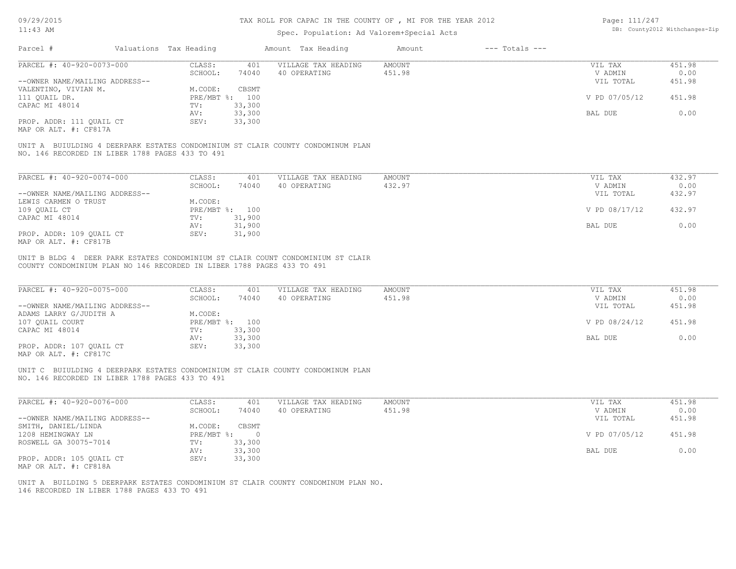# TAX ROLL FOR CAPAC IN THE COUNTY OF , MI FOR THE YEAR 2012

Spec. Population: Ad Valorem+Special Acts

| Parcel # | Valuations | Tax Heading | Amount | Tax Heading | Amount | --- Totals --- | |
|---|---|---|---|---|---|---|---|

---

**PARCEL #: 40-920-0073-000**

| | | | | | |
|---|---|---|---|---|---|
| CLASS: | 401 | VILLAGE TAX HEADING | AMOUNT | VIL TAX | 451.98 |
| SCHOOL: | 74040 | 40 OPERATING | 451.98 | V ADMIN | 0.00 |
| | | | | VIL TOTAL | 451.98 |
| M.CODE: | CBSMT | | | | |
| PRE/MBT %: | 100 | | | V PD 07/05/12 | 451.98 |
| TV: | 33,300 | | | | |
| AV: | 33,300 | | | BAL DUE | 0.00 |
| SEV: | 33,300 | | | | |

--OWNER NAME/MAILING ADDRESS--
VALENTINO, VIVIAN M.
111 QUAIL DR.
CAPAC MI 48014

PROP. ADDR: 111 QUAIL CT
MAP OR ALT. #: CF817A

UNIT A BUIULDING 4 DEERPARK ESTATES CONDOMINIUM ST CLAIR COUNTY CONDOMINUM PLAN NO. 146 RECORDED IN LIBER 1788 PAGES 433 TO 491

---

**PARCEL #: 40-920-0074-000**

| | | | | | |
|---|---|---|---|---|---|
| CLASS: | 401 | VILLAGE TAX HEADING | AMOUNT | VIL TAX | 432.97 |
| SCHOOL: | 74040 | 40 OPERATING | 432.97 | V ADMIN | 0.00 |
| | | | | VIL TOTAL | 432.97 |
| M.CODE: | | | | | |
| PRE/MBT %: | 100 | | | V PD 08/17/12 | 432.97 |
| TV: | 31,900 | | | | |
| AV: | 31,900 | | | BAL DUE | 0.00 |
| SEV: | 31,900 | | | | |

--OWNER NAME/MAILING ADDRESS--
LEWIS CARMEN O TRUST
109 QUAIL CT
CAPAC MI 48014

PROP. ADDR: 109 QUAIL CT
MAP OR ALT. #: CF817B

UNIT B BLDG 4 DEER PARK ESTATES CONDOMINIUM ST CLAIR COUNT CONDOMINIUM ST CLAIR COUNTY CONDOMINIUM PLAN NO 146 RECORDED IN LIBER 1788 PAGES 433 TO 491

---

**PARCEL #: 40-920-0075-000**

| | | | | | |
|---|---|---|---|---|---|
| CLASS: | 401 | VILLAGE TAX HEADING | AMOUNT | VIL TAX | 451.98 |
| SCHOOL: | 74040 | 40 OPERATING | 451.98 | V ADMIN | 0.00 |
| | | | | VIL TOTAL | 451.98 |
| M.CODE: | | | | | |
| PRE/MBT %: | 100 | | | V PD 08/24/12 | 451.98 |
| TV: | 33,300 | | | | |
| AV: | 33,300 | | | BAL DUE | 0.00 |
| SEV: | 33,300 | | | | |

--OWNER NAME/MAILING ADDRESS--
ADAMS LARRY G/JUDITH A
107 QUAIL COURT
CAPAC MI 48014

PROP. ADDR: 107 QUAIL CT
MAP OR ALT. #: CF817C

UNIT C BUIULDING 4 DEERPARK ESTATES CONDOMINIUM ST CLAIR COUNTY CONDOMINUM PLAN NO. 146 RECORDED IN LIBER 1788 PAGES 433 TO 491

---

**PARCEL #: 40-920-0076-000**

| | | | | | |
|---|---|---|---|---|---|
| CLASS: | 401 | VILLAGE TAX HEADING | AMOUNT | VIL TAX | 451.98 |
| SCHOOL: | 74040 | 40 OPERATING | 451.98 | V ADMIN | 0.00 |
| | | | | VIL TOTAL | 451.98 |
| M.CODE: | CBSMT | | | | |
| PRE/MBT %: | 0 | | | V PD 07/05/12 | 451.98 |
| TV: | 33,300 | | | | |
| AV: | 33,300 | | | BAL DUE | 0.00 |
| SEV: | 33,300 | | | | |

--OWNER NAME/MAILING ADDRESS--
SMITH, DANIEL/LINDA
1208 HEMINGWAY LN
ROSWELL GA 30075-7014

PROP. ADDR: 105 QUAIL CT
MAP OR ALT. #: CF818A

UNIT A BUILDING 5 DEERPARK ESTATES CONDOMINIUM ST CLAIR COUNTY CONDOMINUM PLAN NO. 146 RECORDED IN LIBER 1788 PAGES 433 TO 491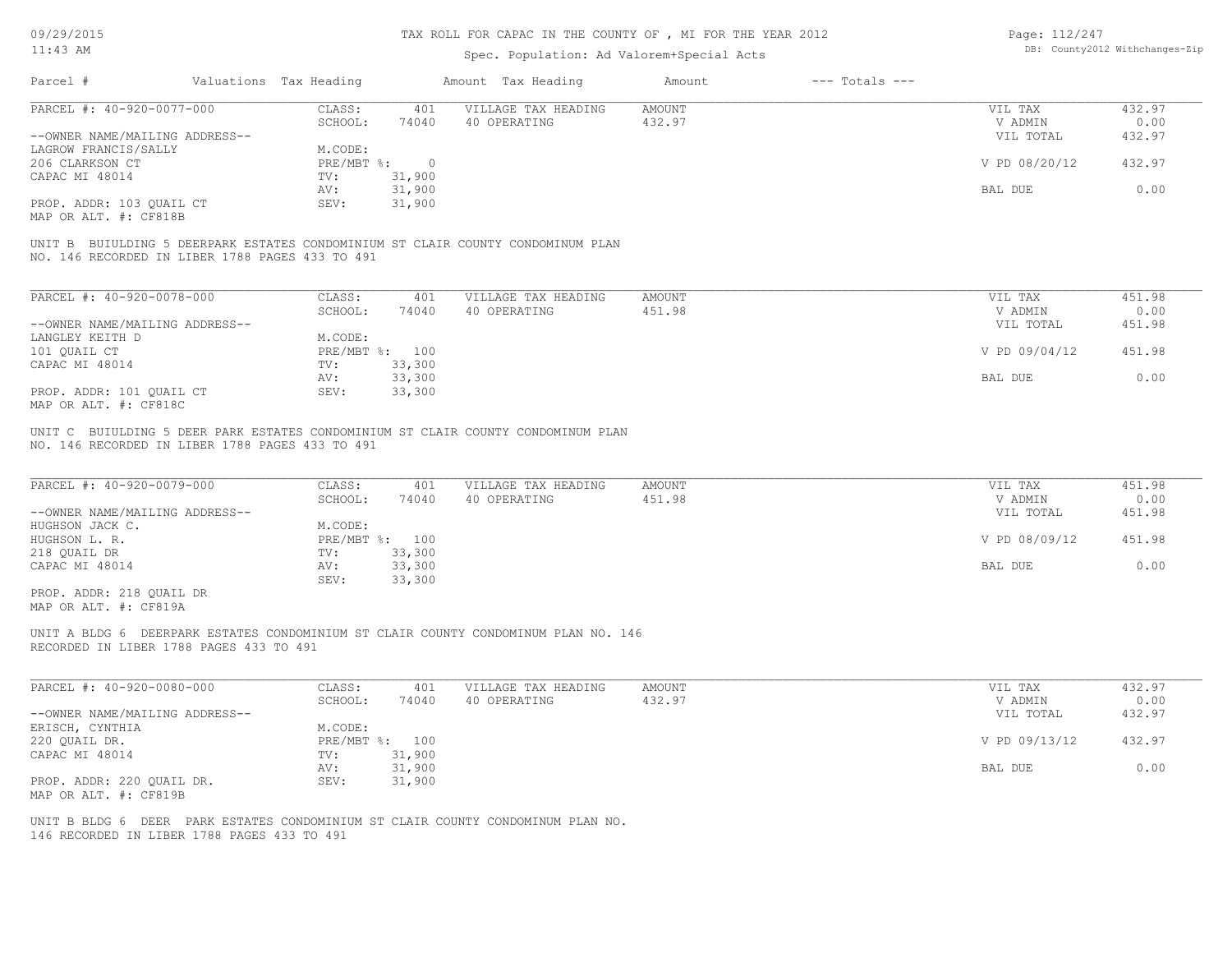# TAX ROLL FOR CAPAC IN THE COUNTY OF , MI FOR THE YEAR 2012

Spec. Population: Ad Valorem+Special Acts

| Parcel # | Valuations Tax Heading | | Amount Tax Heading | Amount | --- Totals --- | |
|---|---|---|---|---|---|---|
| PARCEL #: 40-920-0077-000 | CLASS: | 401 | VILLAGE TAX HEADING | AMOUNT | VIL TAX | 432.97 |
| | SCHOOL: | 74040 | 40 OPERATING | 432.97 | V ADMIN | 0.00 |
| --OWNER NAME/MAILING ADDRESS-- | | | | | VIL TOTAL | 432.97 |
| LAGROW FRANCIS/SALLY | M.CODE: | | | | | |
| 206 CLARKSON CT | PRE/MBT %: | 0 | | | V PD 08/20/12 | 432.97 |
| CAPAC MI 48014 | TV: | 31,900 | | | | |
| | AV: | 31,900 | | | BAL DUE | 0.00 |
| PROP. ADDR: 103 QUAIL CT | SEV: | 31,900 | | | | |
| MAP OR ALT. #: CF818B | | | | | | |

UNIT B BUIULDING 5 DEERPARK ESTATES CONDOMINIUM ST CLAIR COUNTY CONDOMINUM PLAN NO. 146 RECORDED IN LIBER 1788 PAGES 433 TO 491

| Parcel # | Valuations Tax Heading | | Amount Tax Heading | Amount | --- Totals --- | |
|---|---|---|---|---|---|---|
| PARCEL #: 40-920-0078-000 | CLASS: | 401 | VILLAGE TAX HEADING | AMOUNT | VIL TAX | 451.98 |
| | SCHOOL: | 74040 | 40 OPERATING | 451.98 | V ADMIN | 0.00 |
| --OWNER NAME/MAILING ADDRESS-- | | | | | VIL TOTAL | 451.98 |
| LANGLEY KEITH D | M.CODE: | | | | | |
| 101 QUAIL CT | PRE/MBT %: | 100 | | | V PD 09/04/12 | 451.98 |
| CAPAC MI 48014 | TV: | 33,300 | | | | |
| | AV: | 33,300 | | | BAL DUE | 0.00 |
| PROP. ADDR: 101 QUAIL CT | SEV: | 33,300 | | | | |
| MAP OR ALT. #: CF818C | | | | | | |

UNIT C BUIULDING 5 DEER PARK ESTATES CONDOMINIUM ST CLAIR COUNTY CONDOMINUM PLAN NO. 146 RECORDED IN LIBER 1788 PAGES 433 TO 491

| Parcel # | Valuations Tax Heading | | Amount Tax Heading | Amount | --- Totals --- | |
|---|---|---|---|---|---|---|
| PARCEL #: 40-920-0079-000 | CLASS: | 401 | VILLAGE TAX HEADING | AMOUNT | VIL TAX | 451.98 |
| | SCHOOL: | 74040 | 40 OPERATING | 451.98 | V ADMIN | 0.00 |
| --OWNER NAME/MAILING ADDRESS-- | | | | | VIL TOTAL | 451.98 |
| HUGHSON JACK C. | M.CODE: | | | | | |
| HUGHSON L. R. | PRE/MBT %: | 100 | | | V PD 08/09/12 | 451.98 |
| 218 QUAIL DR | TV: | 33,300 | | | | |
| CAPAC MI 48014 | AV: | 33,300 | | | BAL DUE | 0.00 |
| | SEV: | 33,300 | | | | |
| PROP. ADDR: 218 QUAIL DR | | | | | | |
| MAP OR ALT. #: CF819A | | | | | | |

UNIT A BLDG 6 DEERPARK ESTATES CONDOMINIUM ST CLAIR COUNTY CONDOMINUM PLAN NO. 146 RECORDED IN LIBER 1788 PAGES 433 TO 491

| Parcel # | Valuations Tax Heading | | Amount Tax Heading | Amount | --- Totals --- | |
|---|---|---|---|---|---|---|
| PARCEL #: 40-920-0080-000 | CLASS: | 401 | VILLAGE TAX HEADING | AMOUNT | VIL TAX | 432.97 |
| | SCHOOL: | 74040 | 40 OPERATING | 432.97 | V ADMIN | 0.00 |
| --OWNER NAME/MAILING ADDRESS-- | | | | | VIL TOTAL | 432.97 |
| ERISCH, CYNTHIA | M.CODE: | | | | | |
| 220 QUAIL DR. | PRE/MBT %: | 100 | | | V PD 09/13/12 | 432.97 |
| CAPAC MI 48014 | TV: | 31,900 | | | | |
| | AV: | 31,900 | | | BAL DUE | 0.00 |
| PROP. ADDR: 220 QUAIL DR. | SEV: | 31,900 | | | | |
| MAP OR ALT. #: CF819B | | | | | | |

UNIT B BLDG 6 DEER PARK ESTATES CONDOMINIUM ST CLAIR COUNTY CONDOMINUM PLAN NO. 146 RECORDED IN LIBER 1788 PAGES 433 TO 491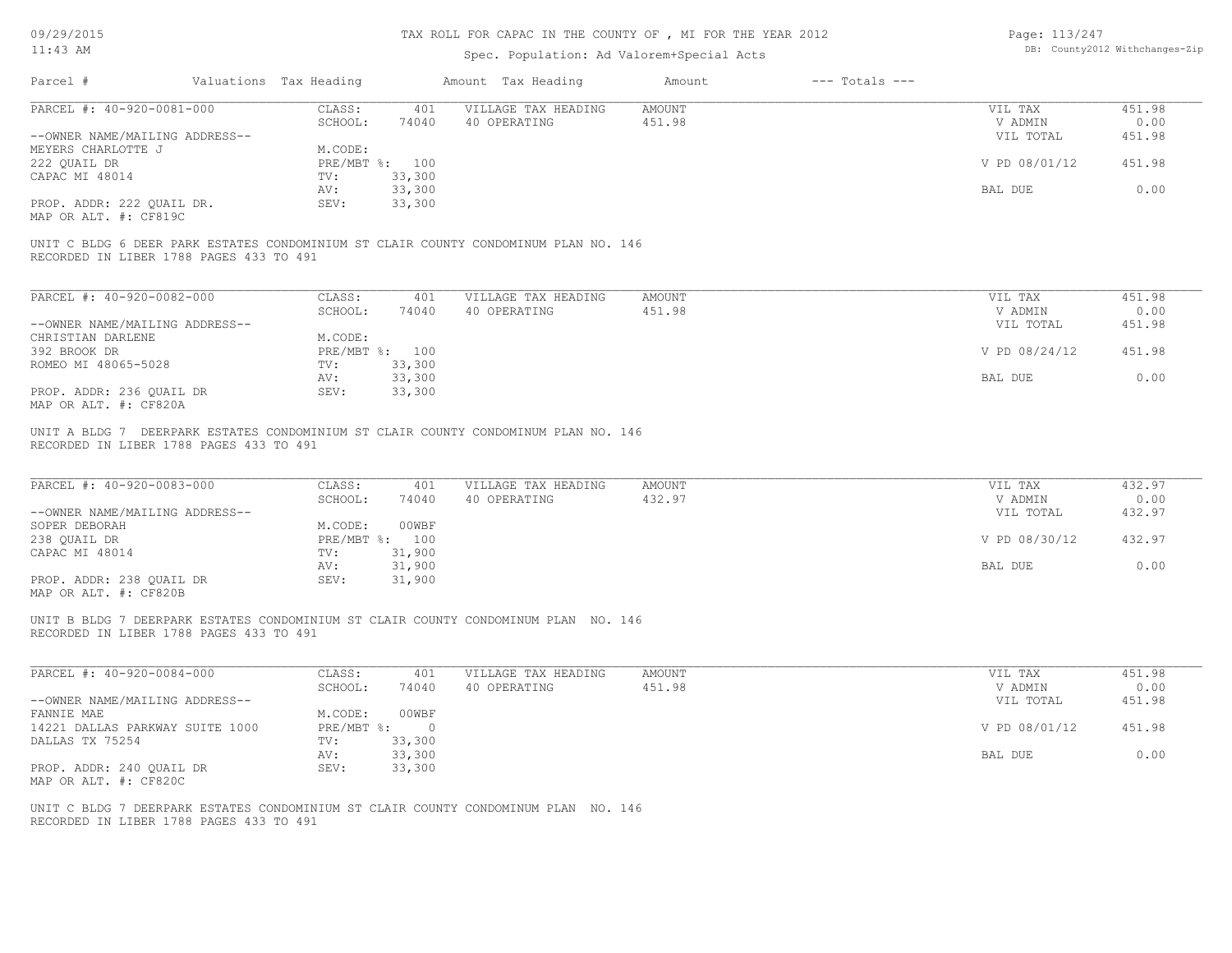TAX ROLL FOR CAPAC IN THE COUNTY OF , MI FOR THE YEAR 2012

Spec. Population: Ad Valorem+Special Acts

| Parcel # | Valuations | Tax Heading | Amount | Tax Heading | Amount | --- Totals --- | |
|---|---|---|---|---|---|---|---|

PARCEL #: 40-920-0081-000

| | | | | | |
|---|---|---|---|---|---|
| CLASS: | 401 | VILLAGE TAX HEADING | AMOUNT | VIL TAX | 451.98 |
| SCHOOL: | 74040 | 40 OPERATING | 451.98 | V ADMIN | 0.00 |
| M.CODE: | | | | VIL TOTAL | 451.98 |
| PRE/MBT %: | 100 | | | V PD 08/01/12 | 451.98 |
| TV: | 33,300 | | | | |
| AV: | 33,300 | | | BAL DUE | 0.00 |
| SEV: | 33,300 | | | | |

--OWNER NAME/MAILING ADDRESS--
MEYERS CHARLOTTE J
222 QUAIL DR
CAPAC MI 48014

PROP. ADDR: 222 QUAIL DR.
MAP OR ALT. #: CF819C

UNIT C BLDG 6 DEER PARK ESTATES CONDOMINIUM ST CLAIR COUNTY CONDOMINUM PLAN NO. 146
RECORDED IN LIBER 1788 PAGES 433 TO 491

PARCEL #: 40-920-0082-000

| | | | | | |
|---|---|---|---|---|---|
| CLASS: | 401 | VILLAGE TAX HEADING | AMOUNT | VIL TAX | 451.98 |
| SCHOOL: | 74040 | 40 OPERATING | 451.98 | V ADMIN | 0.00 |
| M.CODE: | | | | VIL TOTAL | 451.98 |
| PRE/MBT %: | 100 | | | V PD 08/24/12 | 451.98 |
| TV: | 33,300 | | | | |
| AV: | 33,300 | | | BAL DUE | 0.00 |
| SEV: | 33,300 | | | | |

--OWNER NAME/MAILING ADDRESS--
CHRISTIAN DARLENE
392 BROOK DR
ROMEO MI 48065-5028

PROP. ADDR: 236 QUAIL DR
MAP OR ALT. #: CF820A

UNIT A BLDG 7 DEERPARK ESTATES CONDOMINIUM ST CLAIR COUNTY CONDOMINUM PLAN NO. 146
RECORDED IN LIBER 1788 PAGES 433 TO 491

PARCEL #: 40-920-0083-000

| | | | | | |
|---|---|---|---|---|---|
| CLASS: | 401 | VILLAGE TAX HEADING | AMOUNT | VIL TAX | 432.97 |
| SCHOOL: | 74040 | 40 OPERATING | 432.97 | V ADMIN | 0.00 |
| M.CODE: | 00WBF | | | VIL TOTAL | 432.97 |
| PRE/MBT %: | 100 | | | V PD 08/30/12 | 432.97 |
| TV: | 31,900 | | | | |
| AV: | 31,900 | | | BAL DUE | 0.00 |
| SEV: | 31,900 | | | | |

--OWNER NAME/MAILING ADDRESS--
SOPER DEBORAH
238 QUAIL DR
CAPAC MI 48014

PROP. ADDR: 238 QUAIL DR
MAP OR ALT. #: CF820B

UNIT B BLDG 7 DEERPARK ESTATES CONDOMINIUM ST CLAIR COUNTY CONDOMINUM PLAN NO. 146
RECORDED IN LIBER 1788 PAGES 433 TO 491

PARCEL #: 40-920-0084-000

| | | | | | |
|---|---|---|---|---|---|
| CLASS: | 401 | VILLAGE TAX HEADING | AMOUNT | VIL TAX | 451.98 |
| SCHOOL: | 74040 | 40 OPERATING | 451.98 | V ADMIN | 0.00 |
| M.CODE: | 00WBF | | | VIL TOTAL | 451.98 |
| PRE/MBT %: | 0 | | | V PD 08/01/12 | 451.98 |
| TV: | 33,300 | | | | |
| AV: | 33,300 | | | BAL DUE | 0.00 |
| SEV: | 33,300 | | | | |

--OWNER NAME/MAILING ADDRESS--
FANNIE MAE
14221 DALLAS PARKWAY SUITE 1000
DALLAS TX 75254

PROP. ADDR: 240 QUAIL DR
MAP OR ALT. #: CF820C

UNIT C BLDG 7 DEERPARK ESTATES CONDOMINIUM ST CLAIR COUNTY CONDOMINUM PLAN NO. 146
RECORDED IN LIBER 1788 PAGES 433 TO 491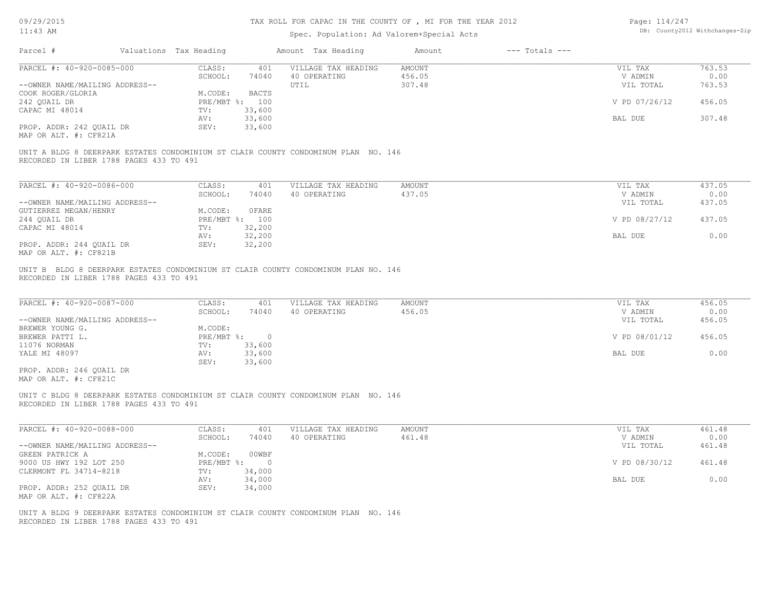# TAX ROLL FOR CAPAC IN THE COUNTY OF , MI FOR THE YEAR 2012

Spec. Population: Ad Valorem+Special Acts

09/29/2015 11:43 AM

DB: County2012 Withchanges-Zip

| Parcel # | Valuations | Tax Heading | Amount | Tax Heading | Amount | --- Totals --- |
|---|---|---|---|---|---|---|

---

**PARCEL #: 40-920-0085-000**

| | | | |
|---|---|---|---|
| CLASS: | 401 | VILLAGE TAX HEADING | AMOUNT |
| SCHOOL: | 74040 | 40 OPERATING | 456.05 |
| | | UTIL | 307.48 |
| M.CODE: | BACTS | | |
| PRE/MBT %: | 100 | | |
| TV: | 33,600 | | |
| AV: | 33,600 | | |
| SEV: | 33,600 | | |

--OWNER NAME/MAILING ADDRESS--
COOK ROGER/GLORIA
242 QUAIL DR
CAPAC MI 48014

PROP. ADDR: 242 QUAIL DR
MAP OR ALT. #: CF821A

| | |
|---|---|
| VIL TAX | 763.53 |
| V ADMIN | 0.00 |
| VIL TOTAL | 763.53 |
| V PD 07/26/12 | 456.05 |
| BAL DUE | 307.48 |

UNIT A BLDG 8 DEERPARK ESTATES CONDOMINIUM ST CLAIR COUNTY CONDOMINUM PLAN NO. 146
RECORDED IN LIBER 1788 PAGES 433 TO 491

---

**PARCEL #: 40-920-0086-000**

| | | | |
|---|---|---|---|
| CLASS: | 401 | VILLAGE TAX HEADING | AMOUNT |
| SCHOOL: | 74040 | 40 OPERATING | 437.05 |
| M.CODE: | 0FARE | | |
| PRE/MBT %: | 100 | | |
| TV: | 32,200 | | |
| AV: | 32,200 | | |
| SEV: | 32,200 | | |

--OWNER NAME/MAILING ADDRESS--
GUTIERREZ MEGAN/HENRY
244 QUAIL DR
CAPAC MI 48014

PROP. ADDR: 244 QUAIL DR
MAP OR ALT. #: CF821B

| | |
|---|---|
| VIL TAX | 437.05 |
| V ADMIN | 0.00 |
| VIL TOTAL | 437.05 |
| V PD 08/27/12 | 437.05 |
| BAL DUE | 0.00 |

UNIT B BLDG 8 DEERPARK ESTATES CONDOMINIUM ST CLAIR COUNTY CONDOMINUM PLAN NO. 146
RECORDED IN LIBER 1788 PAGES 433 TO 491

---

**PARCEL #: 40-920-0087-000**

| | | | |
|---|---|---|---|
| CLASS: | 401 | VILLAGE TAX HEADING | AMOUNT |
| SCHOOL: | 74040 | 40 OPERATING | 456.05 |
| M.CODE: | | | |
| PRE/MBT %: | 0 | | |
| TV: | 33,600 | | |
| AV: | 33,600 | | |
| SEV: | 33,600 | | |

--OWNER NAME/MAILING ADDRESS--
BREWER YOUNG G.
BREWER PATTI L.
11076 NORMAN
YALE MI 48097

PROP. ADDR: 246 QUAIL DR
MAP OR ALT. #: CF821C

| | |
|---|---|
| VIL TAX | 456.05 |
| V ADMIN | 0.00 |
| VIL TOTAL | 456.05 |
| V PD 08/01/12 | 456.05 |
| BAL DUE | 0.00 |

UNIT C BLDG 8 DEERPARK ESTATES CONDOMINIUM ST CLAIR COUNTY CONDOMINUM PLAN NO. 146
RECORDED IN LIBER 1788 PAGES 433 TO 491

---

**PARCEL #: 40-920-0088-000**

| | | | |
|---|---|---|---|
| CLASS: | 401 | VILLAGE TAX HEADING | AMOUNT |
| SCHOOL: | 74040 | 40 OPERATING | 461.48 |
| M.CODE: | 00WBF | | |
| PRE/MBT %: | 0 | | |
| TV: | 34,000 | | |
| AV: | 34,000 | | |
| SEV: | 34,000 | | |

--OWNER NAME/MAILING ADDRESS--
GREEN PATRICK A
9000 US HWY 192 LOT 250
CLERMONT FL 34714-8218

PROP. ADDR: 252 QUAIL DR
MAP OR ALT. #: CF822A

| | |
|---|---|
| VIL TAX | 461.48 |
| V ADMIN | 0.00 |
| VIL TOTAL | 461.48 |
| V PD 08/30/12 | 461.48 |
| BAL DUE | 0.00 |

UNIT A BLDG 9 DEERPARK ESTATES CONDOMINIUM ST CLAIR COUNTY CONDOMINUM PLAN NO. 146
RECORDED IN LIBER 1788 PAGES 433 TO 491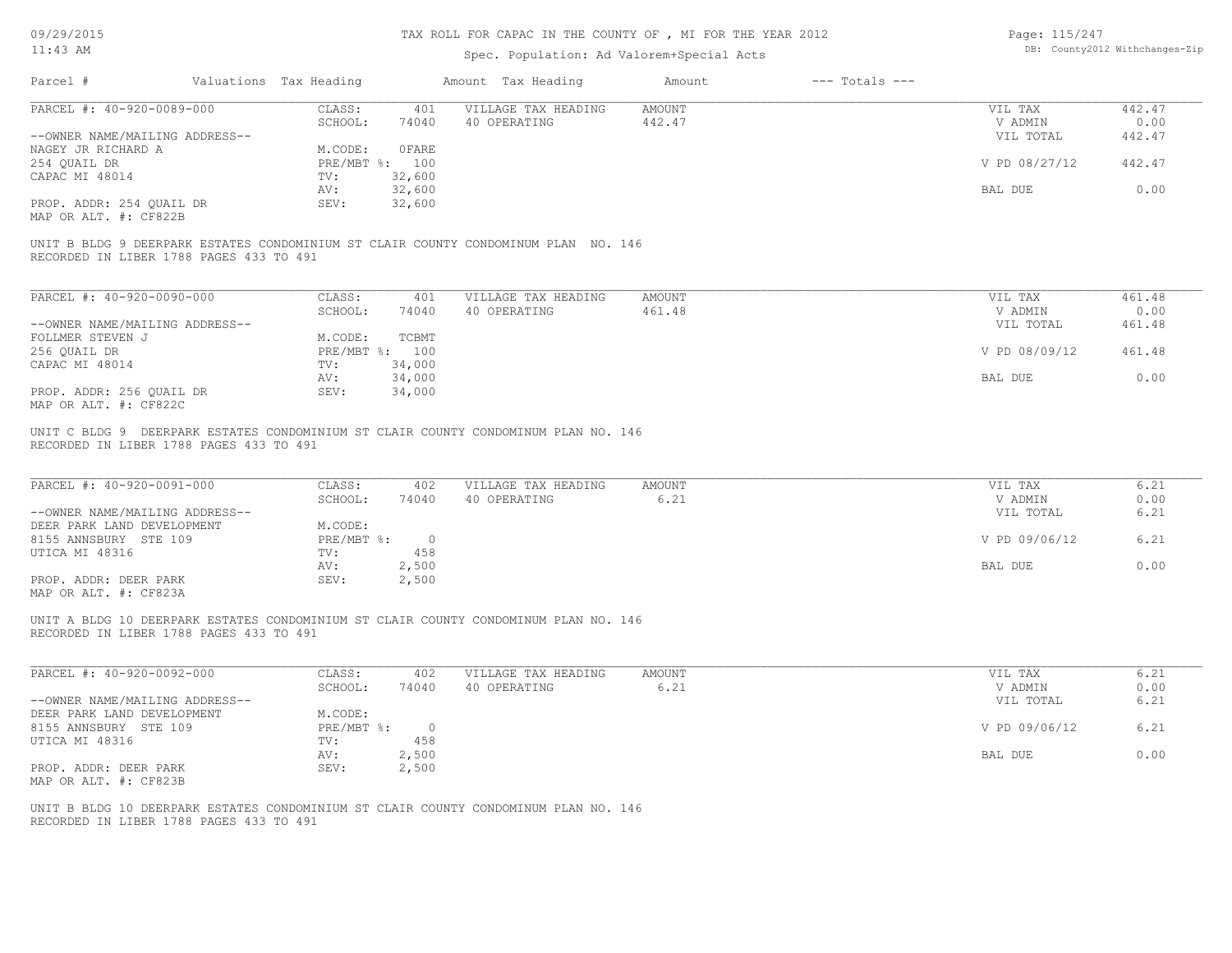# TAX ROLL FOR CAPAC IN THE COUNTY OF , MI FOR THE YEAR 2012

Spec. Population: Ad Valorem+Special Acts

09/29/2015
11:43 AM

DB: County2012 Withchanges-Zip

| Parcel # | Valuations | Tax Heading | Amount | Tax Heading | Amount | --- Totals --- | |
|---|---|---|---|---|---|---|---|
| PARCEL #: 40-920-0089-000 | CLASS: | 401 | VILLAGE TAX HEADING | AMOUNT | | VIL TAX | 442.47 |
| | SCHOOL: | 74040 | 40 OPERATING | 442.47 | | V ADMIN | 0.00 |
| --OWNER NAME/MAILING ADDRESS-- | | | | | | VIL TOTAL | 442.47 |
| NAGEY JR RICHARD A | M.CODE: | 0FARE | | | | | |
| 254 QUAIL DR | PRE/MBT %: | 100 | | | | V PD 08/27/12 | 442.47 |
| CAPAC MI 48014 | TV: | 32,600 | | | | | |
| | AV: | 32,600 | | | | BAL DUE | 0.00 |
| PROP. ADDR: 254 QUAIL DR | SEV: | 32,600 | | | | | |
| MAP OR ALT. #: CF822B | | | | | | | |

UNIT B BLDG 9 DEERPARK ESTATES CONDOMINIUM ST CLAIR COUNTY CONDOMINUM PLAN NO. 146
RECORDED IN LIBER 1788 PAGES 433 TO 491

| Parcel # | Valuations | Tax Heading | Amount | Tax Heading | Amount | --- Totals --- | |
|---|---|---|---|---|---|---|---|
| PARCEL #: 40-920-0090-000 | CLASS: | 401 | VILLAGE TAX HEADING | AMOUNT | | VIL TAX | 461.48 |
| | SCHOOL: | 74040 | 40 OPERATING | 461.48 | | V ADMIN | 0.00 |
| --OWNER NAME/MAILING ADDRESS-- | | | | | | VIL TOTAL | 461.48 |
| FOLLMER STEVEN J | M.CODE: | TCBMT | | | | | |
| 256 QUAIL DR | PRE/MBT %: | 100 | | | | V PD 08/09/12 | 461.48 |
| CAPAC MI 48014 | TV: | 34,000 | | | | | |
| | AV: | 34,000 | | | | BAL DUE | 0.00 |
| PROP. ADDR: 256 QUAIL DR | SEV: | 34,000 | | | | | |
| MAP OR ALT. #: CF822C | | | | | | | |

UNIT C BLDG 9 DEERPARK ESTATES CONDOMINIUM ST CLAIR COUNTY CONDOMINUM PLAN NO. 146
RECORDED IN LIBER 1788 PAGES 433 TO 491

| Parcel # | Valuations | Tax Heading | Amount | Tax Heading | Amount | --- Totals --- | |
|---|---|---|---|---|---|---|---|
| PARCEL #: 40-920-0091-000 | CLASS: | 402 | VILLAGE TAX HEADING | AMOUNT | | VIL TAX | 6.21 |
| | SCHOOL: | 74040 | 40 OPERATING | 6.21 | | V ADMIN | 0.00 |
| --OWNER NAME/MAILING ADDRESS-- | | | | | | VIL TOTAL | 6.21 |
| DEER PARK LAND DEVELOPMENT | M.CODE: | | | | | | |
| 8155 ANNSBURY STE 109 | PRE/MBT %: | 0 | | | | V PD 09/06/12 | 6.21 |
| UTICA MI 48316 | TV: | 458 | | | | | |
| | AV: | 2,500 | | | | BAL DUE | 0.00 |
| PROP. ADDR: DEER PARK | SEV: | 2,500 | | | | | |
| MAP OR ALT. #: CF823A | | | | | | | |

UNIT A BLDG 10 DEERPARK ESTATES CONDOMINIUM ST CLAIR COUNTY CONDOMINUM PLAN NO. 146
RECORDED IN LIBER 1788 PAGES 433 TO 491

| Parcel # | Valuations | Tax Heading | Amount | Tax Heading | Amount | --- Totals --- | |
|---|---|---|---|---|---|---|---|
| PARCEL #: 40-920-0092-000 | CLASS: | 402 | VILLAGE TAX HEADING | AMOUNT | | VIL TAX | 6.21 |
| | SCHOOL: | 74040 | 40 OPERATING | 6.21 | | V ADMIN | 0.00 |
| --OWNER NAME/MAILING ADDRESS-- | | | | | | VIL TOTAL | 6.21 |
| DEER PARK LAND DEVELOPMENT | M.CODE: | | | | | | |
| 8155 ANNSBURY STE 109 | PRE/MBT %: | 0 | | | | V PD 09/06/12 | 6.21 |
| UTICA MI 48316 | TV: | 458 | | | | | |
| | AV: | 2,500 | | | | BAL DUE | 0.00 |
| PROP. ADDR: DEER PARK | SEV: | 2,500 | | | | | |
| MAP OR ALT. #: CF823B | | | | | | | |

UNIT B BLDG 10 DEERPARK ESTATES CONDOMINIUM ST CLAIR COUNTY CONDOMINUM PLAN NO. 146
RECORDED IN LIBER 1788 PAGES 433 TO 491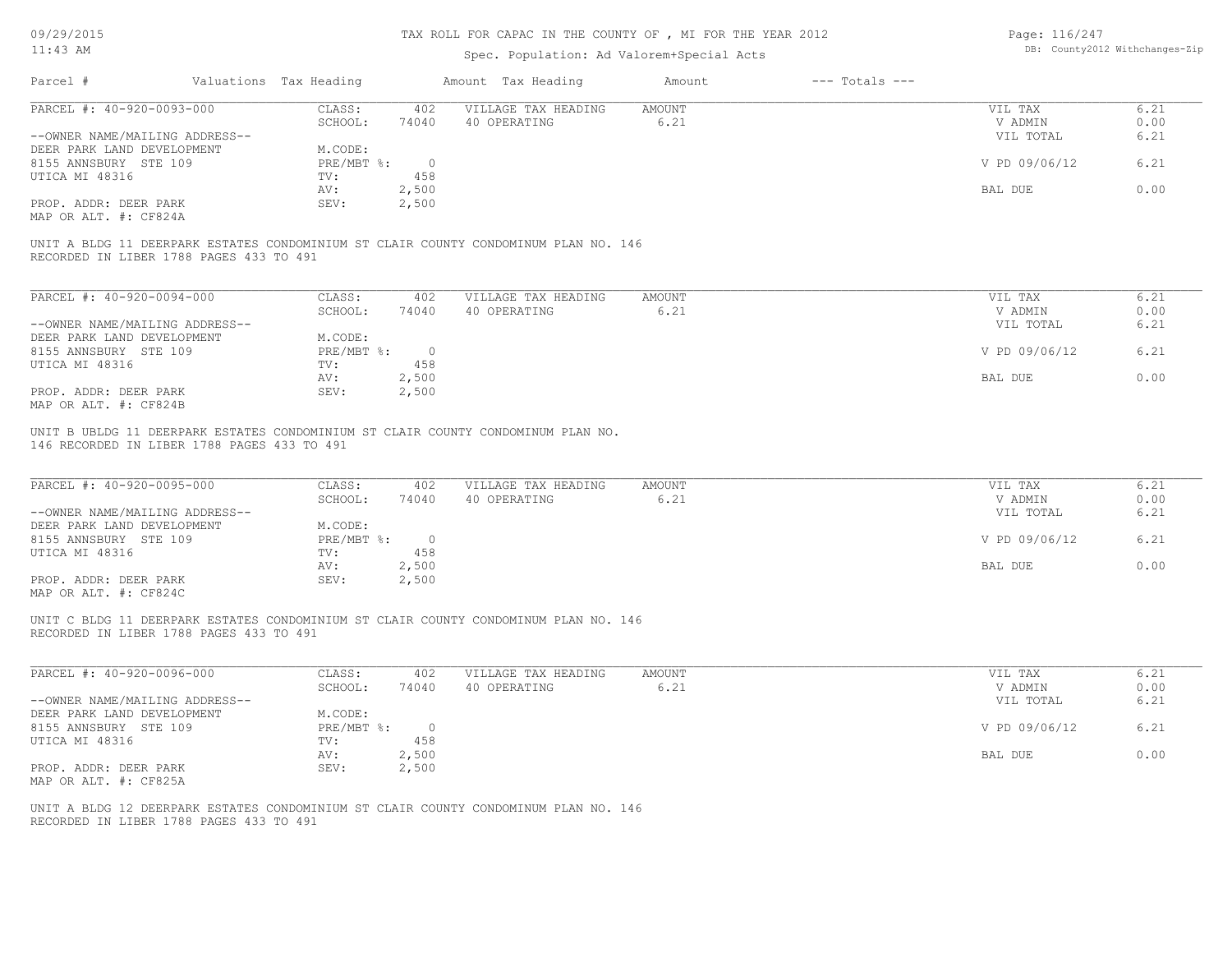| Parcel # | Valuations | Tax Heading | Amount | Tax Heading | Amount | --- Totals --- | |
|---|---|---|---|---|---|---|---|
| PARCEL #: 40-920-0093-000 | CLASS: | 402 | VILLAGE TAX HEADING | AMOUNT | | VIL TAX | 6.21 |
| | SCHOOL: | 74040 | 40 OPERATING | 6.21 | | V ADMIN | 0.00 |
| --OWNER NAME/MAILING ADDRESS-- | | | | | | VIL TOTAL | 6.21 |
| DEER PARK LAND DEVELOPMENT | M.CODE: | | | | | | |
| 8155 ANNSBURY STE 109 | PRE/MBT %: | 0 | | | | V PD 09/06/12 | 6.21 |
| UTICA MI 48316 | TV: | 458 | | | | | |
| | AV: | 2,500 | | | | BAL DUE | 0.00 |
| PROP. ADDR: DEER PARK | SEV: | 2,500 | | | | | |
| MAP OR ALT. #: CF824A | | | | | | | |

UNIT A BLDG 11 DEERPARK ESTATES CONDOMINIUM ST CLAIR COUNTY CONDOMINUM PLAN NO. 146
RECORDED IN LIBER 1788 PAGES 433 TO 491

| Parcel # | Valuations | Tax Heading | Amount | Tax Heading | Amount | --- Totals --- | |
|---|---|---|---|---|---|---|---|
| PARCEL #: 40-920-0094-000 | CLASS: | 402 | VILLAGE TAX HEADING | AMOUNT | | VIL TAX | 6.21 |
| | SCHOOL: | 74040 | 40 OPERATING | 6.21 | | V ADMIN | 0.00 |
| --OWNER NAME/MAILING ADDRESS-- | | | | | | VIL TOTAL | 6.21 |
| DEER PARK LAND DEVELOPMENT | M.CODE: | | | | | | |
| 8155 ANNSBURY STE 109 | PRE/MBT %: | 0 | | | | V PD 09/06/12 | 6.21 |
| UTICA MI 48316 | TV: | 458 | | | | | |
| | AV: | 2,500 | | | | BAL DUE | 0.00 |
| PROP. ADDR: DEER PARK | SEV: | 2,500 | | | | | |
| MAP OR ALT. #: CF824B | | | | | | | |

UNIT B UBLDG 11 DEERPARK ESTATES CONDOMINIUM ST CLAIR COUNTY CONDOMINUM PLAN NO.
146 RECORDED IN LIBER 1788 PAGES 433 TO 491

| Parcel # | Valuations | Tax Heading | Amount | Tax Heading | Amount | --- Totals --- | |
|---|---|---|---|---|---|---|---|
| PARCEL #: 40-920-0095-000 | CLASS: | 402 | VILLAGE TAX HEADING | AMOUNT | | VIL TAX | 6.21 |
| | SCHOOL: | 74040 | 40 OPERATING | 6.21 | | V ADMIN | 0.00 |
| --OWNER NAME/MAILING ADDRESS-- | | | | | | VIL TOTAL | 6.21 |
| DEER PARK LAND DEVELOPMENT | M.CODE: | | | | | | |
| 8155 ANNSBURY STE 109 | PRE/MBT %: | 0 | | | | V PD 09/06/12 | 6.21 |
| UTICA MI 48316 | TV: | 458 | | | | | |
| | AV: | 2,500 | | | | BAL DUE | 0.00 |
| PROP. ADDR: DEER PARK | SEV: | 2,500 | | | | | |
| MAP OR ALT. #: CF824C | | | | | | | |

UNIT C BLDG 11 DEERPARK ESTATES CONDOMINIUM ST CLAIR COUNTY CONDOMINUM PLAN NO. 146
RECORDED IN LIBER 1788 PAGES 433 TO 491

| Parcel # | Valuations | Tax Heading | Amount | Tax Heading | Amount | --- Totals --- | |
|---|---|---|---|---|---|---|---|
| PARCEL #: 40-920-0096-000 | CLASS: | 402 | VILLAGE TAX HEADING | AMOUNT | | VIL TAX | 6.21 |
| | SCHOOL: | 74040 | 40 OPERATING | 6.21 | | V ADMIN | 0.00 |
| --OWNER NAME/MAILING ADDRESS-- | | | | | | VIL TOTAL | 6.21 |
| DEER PARK LAND DEVELOPMENT | M.CODE: | | | | | | |
| 8155 ANNSBURY STE 109 | PRE/MBT %: | 0 | | | | V PD 09/06/12 | 6.21 |
| UTICA MI 48316 | TV: | 458 | | | | | |
| | AV: | 2,500 | | | | BAL DUE | 0.00 |
| PROP. ADDR: DEER PARK | SEV: | 2,500 | | | | | |
| MAP OR ALT. #: CF825A | | | | | | | |

UNIT A BLDG 12 DEERPARK ESTATES CONDOMINIUM ST CLAIR COUNTY CONDOMINUM PLAN NO. 146
RECORDED IN LIBER 1788 PAGES 433 TO 491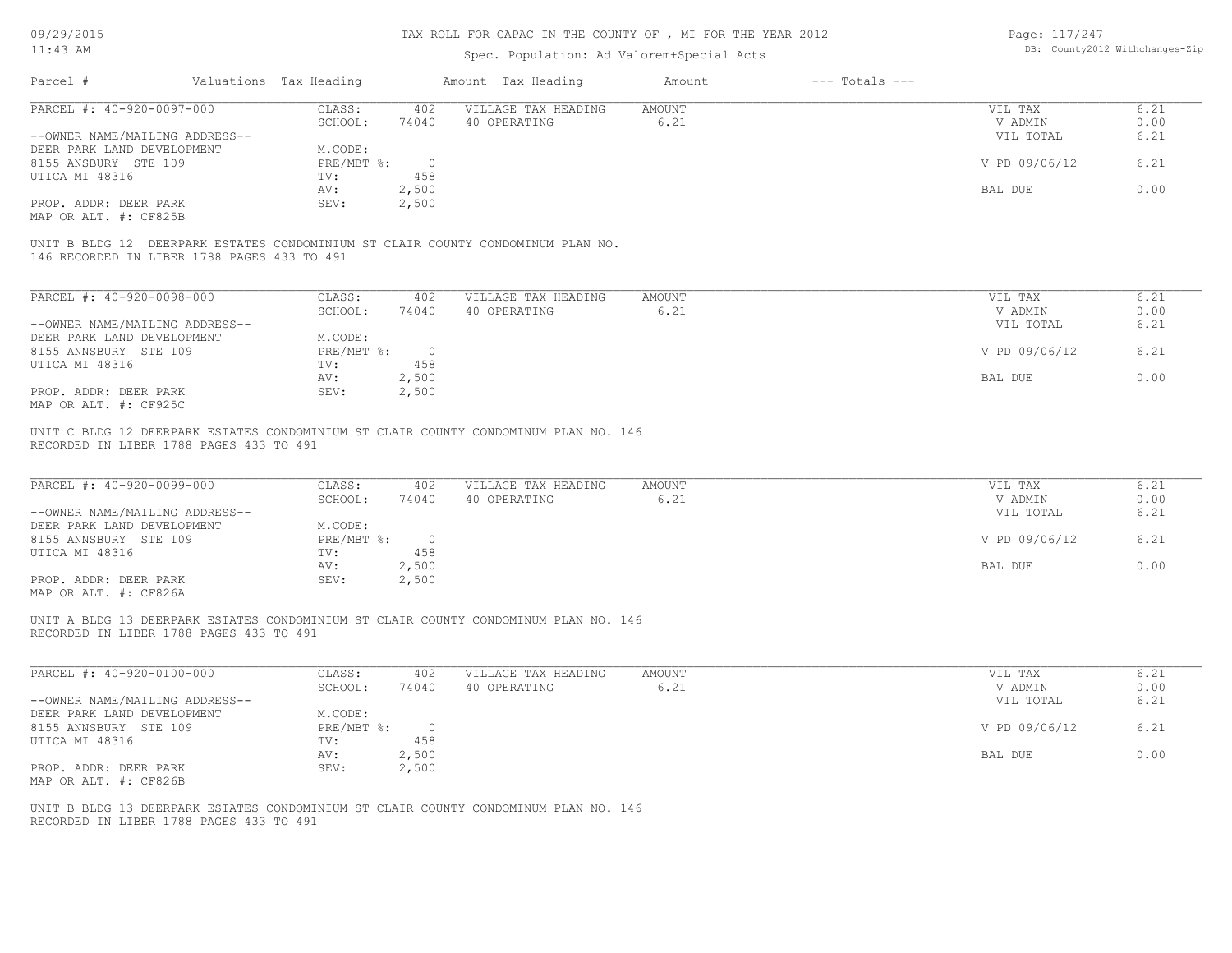TAX ROLL FOR CAPAC IN THE COUNTY OF , MI FOR THE YEAR 2012

Spec. Population: Ad Valorem+Special Acts

| Parcel # | Valuations | Tax Heading | Amount | Tax Heading | Amount | --- Totals --- | |
|---|---|---|---|---|---|---|---|

---

PARCEL #: 40-920-0097-000

--OWNER NAME/MAILING ADDRESS--
DEER PARK LAND DEVELOPMENT
8155 ANSBURY STE 109
UTICA MI 48316

PROP. ADDR: DEER PARK
MAP OR ALT. #: CF825B

| | | | | | |
|---|---|---|---|---|---|
| CLASS: | 402 | VILLAGE TAX HEADING | AMOUNT | VIL TAX | 6.21 |
| SCHOOL: | 74040 | 40 OPERATING | 6.21 | V ADMIN | 0.00 |
| M.CODE: | | | | VIL TOTAL | 6.21 |
| PRE/MBT %: | 0 | | | V PD 09/06/12 | 6.21 |
| TV: | 458 | | | | |
| AV: | 2,500 | | | BAL DUE | 0.00 |
| SEV: | 2,500 | | | | |

UNIT B BLDG 12 DEERPARK ESTATES CONDOMINIUM ST CLAIR COUNTY CONDOMINUM PLAN NO. 146 RECORDED IN LIBER 1788 PAGES 433 TO 491

---

PARCEL #: 40-920-0098-000

--OWNER NAME/MAILING ADDRESS--
DEER PARK LAND DEVELOPMENT
8155 ANNSBURY STE 109
UTICA MI 48316

PROP. ADDR: DEER PARK
MAP OR ALT. #: CF925C

| | | | | | |
|---|---|---|---|---|---|
| CLASS: | 402 | VILLAGE TAX HEADING | AMOUNT | VIL TAX | 6.21 |
| SCHOOL: | 74040 | 40 OPERATING | 6.21 | V ADMIN | 0.00 |
| M.CODE: | | | | VIL TOTAL | 6.21 |
| PRE/MBT %: | 0 | | | V PD 09/06/12 | 6.21 |
| TV: | 458 | | | | |
| AV: | 2,500 | | | BAL DUE | 0.00 |
| SEV: | 2,500 | | | | |

UNIT C BLDG 12 DEERPARK ESTATES CONDOMINIUM ST CLAIR COUNTY CONDOMINUM PLAN NO. 146 RECORDED IN LIBER 1788 PAGES 433 TO 491

---

PARCEL #: 40-920-0099-000

--OWNER NAME/MAILING ADDRESS--
DEER PARK LAND DEVELOPMENT
8155 ANNSBURY STE 109
UTICA MI 48316

PROP. ADDR: DEER PARK
MAP OR ALT. #: CF826A

| | | | | | |
|---|---|---|---|---|---|
| CLASS: | 402 | VILLAGE TAX HEADING | AMOUNT | VIL TAX | 6.21 |
| SCHOOL: | 74040 | 40 OPERATING | 6.21 | V ADMIN | 0.00 |
| M.CODE: | | | | VIL TOTAL | 6.21 |
| PRE/MBT %: | 0 | | | V PD 09/06/12 | 6.21 |
| TV: | 458 | | | | |
| AV: | 2,500 | | | BAL DUE | 0.00 |
| SEV: | 2,500 | | | | |

UNIT A BLDG 13 DEERPARK ESTATES CONDOMINIUM ST CLAIR COUNTY CONDOMINUM PLAN NO. 146 RECORDED IN LIBER 1788 PAGES 433 TO 491

---

PARCEL #: 40-920-0100-000

--OWNER NAME/MAILING ADDRESS--
DEER PARK LAND DEVELOPMENT
8155 ANNSBURY STE 109
UTICA MI 48316

PROP. ADDR: DEER PARK
MAP OR ALT. #: CF826B

| | | | | | |
|---|---|---|---|---|---|
| CLASS: | 402 | VILLAGE TAX HEADING | AMOUNT | VIL TAX | 6.21 |
| SCHOOL: | 74040 | 40 OPERATING | 6.21 | V ADMIN | 0.00 |
| M.CODE: | | | | VIL TOTAL | 6.21 |
| PRE/MBT %: | 0 | | | V PD 09/06/12 | 6.21 |
| TV: | 458 | | | | |
| AV: | 2,500 | | | BAL DUE | 0.00 |
| SEV: | 2,500 | | | | |

UNIT B BLDG 13 DEERPARK ESTATES CONDOMINIUM ST CLAIR COUNTY CONDOMINUM PLAN NO. 146 RECORDED IN LIBER 1788 PAGES 433 TO 491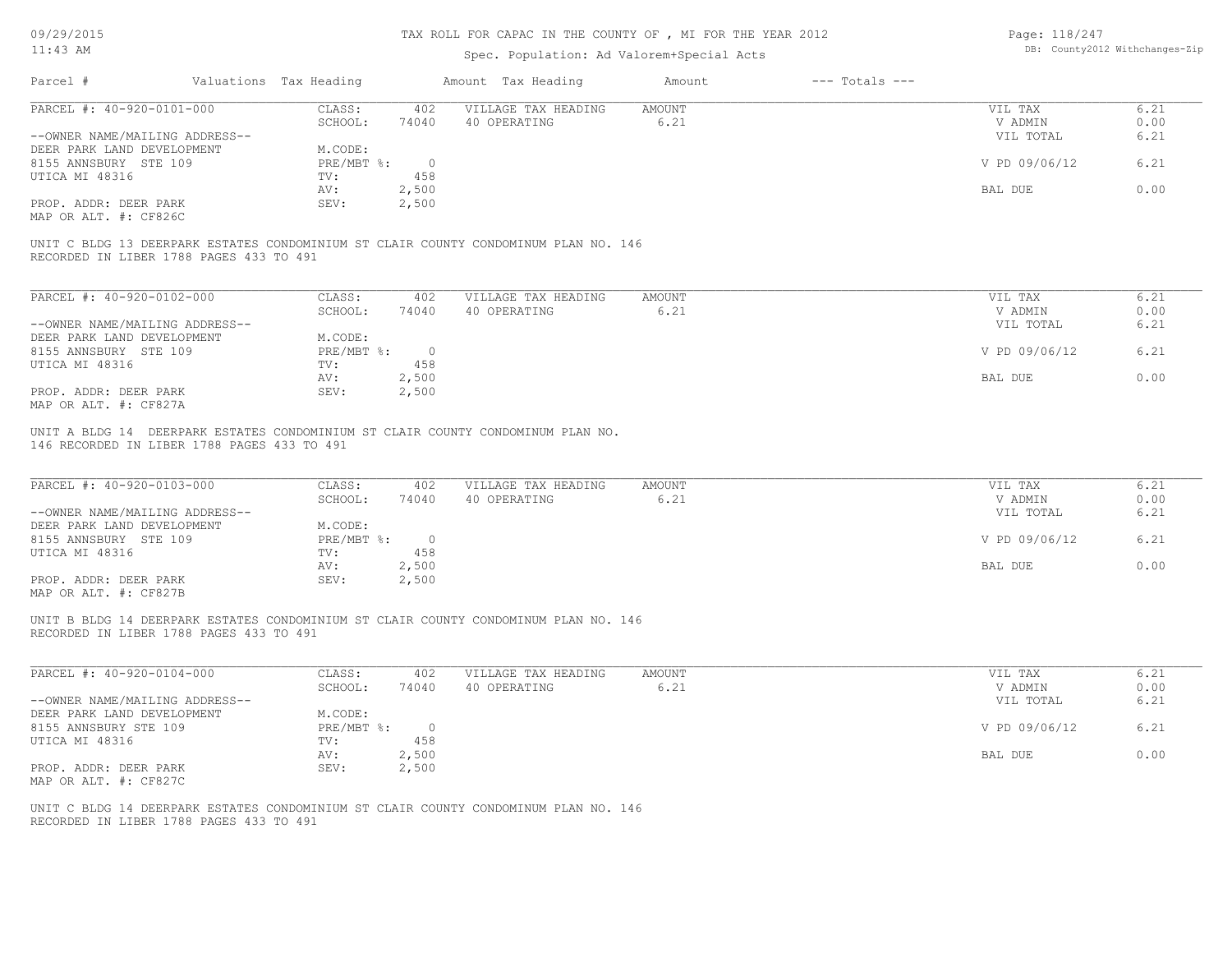# TAX ROLL FOR CAPAC IN THE COUNTY OF , MI FOR THE YEAR 2012

Spec. Population: Ad Valorem+Special Acts

DB: County2012 Withchanges-Zip

| Parcel # | Valuations | Tax Heading | Amount | Tax Heading | Amount | --- Totals --- | |
|---|---|---|---|---|---|---|---|

---

**PARCEL #: 40-920-0101-000**

--OWNER NAME/MAILING ADDRESS--
DEER PARK LAND DEVELOPMENT
8155 ANNSBURY STE 109
UTICA MI 48316

PROP. ADDR: DEER PARK
MAP OR ALT. #: CF826C

| | | | | | |
|---|---|---|---|---|---|
| CLASS: | 402 | VILLAGE TAX HEADING | AMOUNT | VIL TAX | 6.21 |
| SCHOOL: | 74040 | 40 OPERATING | 6.21 | V ADMIN | 0.00 |
| M.CODE: | | | | VIL TOTAL | 6.21 |
| PRE/MBT %: | 0 | | | V PD 09/06/12 | 6.21 |
| TV: | 458 | | | | |
| AV: | 2,500 | | | BAL DUE | 0.00 |
| SEV: | 2,500 | | | | |

UNIT C BLDG 13 DEERPARK ESTATES CONDOMINIUM ST CLAIR COUNTY CONDOMINUM PLAN NO. 146 RECORDED IN LIBER 1788 PAGES 433 TO 491

---

**PARCEL #: 40-920-0102-000**

--OWNER NAME/MAILING ADDRESS--
DEER PARK LAND DEVELOPMENT
8155 ANNSBURY STE 109
UTICA MI 48316

PROP. ADDR: DEER PARK
MAP OR ALT. #: CF827A

| | | | | | |
|---|---|---|---|---|---|
| CLASS: | 402 | VILLAGE TAX HEADING | AMOUNT | VIL TAX | 6.21 |
| SCHOOL: | 74040 | 40 OPERATING | 6.21 | V ADMIN | 0.00 |
| M.CODE: | | | | VIL TOTAL | 6.21 |
| PRE/MBT %: | 0 | | | V PD 09/06/12 | 6.21 |
| TV: | 458 | | | | |
| AV: | 2,500 | | | BAL DUE | 0.00 |
| SEV: | 2,500 | | | | |

UNIT A BLDG 14 DEERPARK ESTATES CONDOMINIUM ST CLAIR COUNTY CONDOMINUM PLAN NO. 146 RECORDED IN LIBER 1788 PAGES 433 TO 491

---

**PARCEL #: 40-920-0103-000**

--OWNER NAME/MAILING ADDRESS--
DEER PARK LAND DEVELOPMENT
8155 ANNSBURY STE 109
UTICA MI 48316

PROP. ADDR: DEER PARK
MAP OR ALT. #: CF827B

| | | | | | |
|---|---|---|---|---|---|
| CLASS: | 402 | VILLAGE TAX HEADING | AMOUNT | VIL TAX | 6.21 |
| SCHOOL: | 74040 | 40 OPERATING | 6.21 | V ADMIN | 0.00 |
| M.CODE: | | | | VIL TOTAL | 6.21 |
| PRE/MBT %: | 0 | | | V PD 09/06/12 | 6.21 |
| TV: | 458 | | | | |
| AV: | 2,500 | | | BAL DUE | 0.00 |
| SEV: | 2,500 | | | | |

UNIT B BLDG 14 DEERPARK ESTATES CONDOMINIUM ST CLAIR COUNTY CONDOMINUM PLAN NO. 146 RECORDED IN LIBER 1788 PAGES 433 TO 491

---

**PARCEL #: 40-920-0104-000**

--OWNER NAME/MAILING ADDRESS--
DEER PARK LAND DEVELOPMENT
8155 ANNSBURY STE 109
UTICA MI 48316

PROP. ADDR: DEER PARK
MAP OR ALT. #: CF827C

| | | | | | |
|---|---|---|---|---|---|
| CLASS: | 402 | VILLAGE TAX HEADING | AMOUNT | VIL TAX | 6.21 |
| SCHOOL: | 74040 | 40 OPERATING | 6.21 | V ADMIN | 0.00 |
| M.CODE: | | | | VIL TOTAL | 6.21 |
| PRE/MBT %: | 0 | | | V PD 09/06/12 | 6.21 |
| TV: | 458 | | | | |
| AV: | 2,500 | | | BAL DUE | 0.00 |
| SEV: | 2,500 | | | | |

UNIT C BLDG 14 DEERPARK ESTATES CONDOMINIUM ST CLAIR COUNTY CONDOMINUM PLAN NO. 146 RECORDED IN LIBER 1788 PAGES 433 TO 491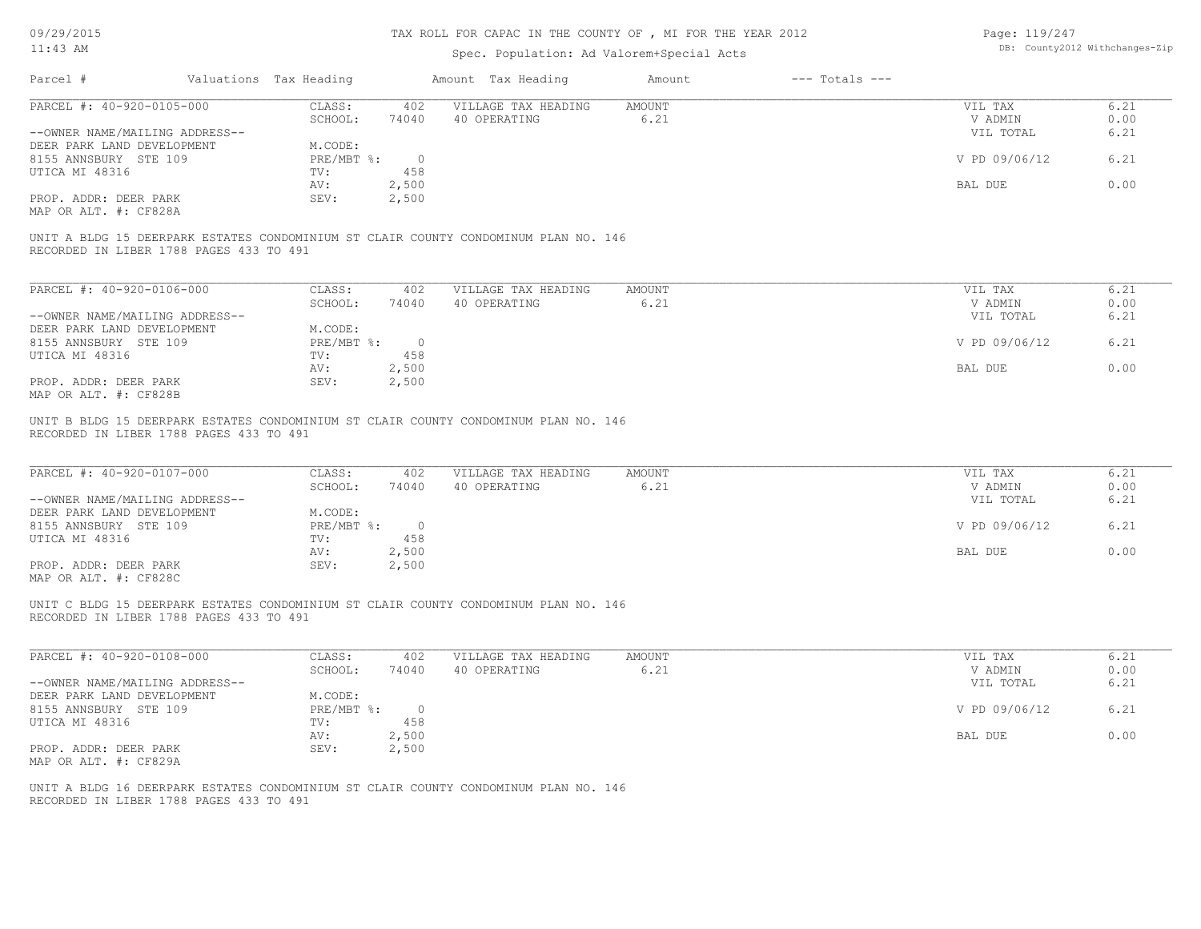# TAX ROLL FOR CAPAC IN THE COUNTY OF , MI FOR THE YEAR 2012

Spec. Population: Ad Valorem+Special Acts

| Parcel # | Valuations | Tax Heading | Amount | Tax Heading | Amount | --- Totals --- | |
|---|---|---|---|---|---|---|---|

---

**PARCEL #: 40-920-0105-000**

| | | | | | | |
|---|---|---|---|---|---|---|
| | CLASS: | 402 | VILLAGE TAX HEADING | AMOUNT | VIL TAX | 6.21 |
| | SCHOOL: | 74040 | 40 OPERATING | 6.21 | V ADMIN | 0.00 |
| --OWNER NAME/MAILING ADDRESS-- | | | | | VIL TOTAL | 6.21 |
| DEER PARK LAND DEVELOPMENT | M.CODE: | | | | | |
| 8155 ANNSBURY STE 109 | PRE/MBT %: | 0 | | | V PD 09/06/12 | 6.21 |
| UTICA MI 48316 | TV: | 458 | | | | |
| | AV: | 2,500 | | | BAL DUE | 0.00 |
| PROP. ADDR: DEER PARK | SEV: | 2,500 | | | | |
| MAP OR ALT. #: CF828A | | | | | | |

UNIT A BLDG 15 DEERPARK ESTATES CONDOMINIUM ST CLAIR COUNTY CONDOMINUM PLAN NO. 146
RECORDED IN LIBER 1788 PAGES 433 TO 491

---

**PARCEL #: 40-920-0106-000**

| | | | | | | |
|---|---|---|---|---|---|---|
| | CLASS: | 402 | VILLAGE TAX HEADING | AMOUNT | VIL TAX | 6.21 |
| | SCHOOL: | 74040 | 40 OPERATING | 6.21 | V ADMIN | 0.00 |
| --OWNER NAME/MAILING ADDRESS-- | | | | | VIL TOTAL | 6.21 |
| DEER PARK LAND DEVELOPMENT | M.CODE: | | | | | |
| 8155 ANNSBURY STE 109 | PRE/MBT %: | 0 | | | V PD 09/06/12 | 6.21 |
| UTICA MI 48316 | TV: | 458 | | | | |
| | AV: | 2,500 | | | BAL DUE | 0.00 |
| PROP. ADDR: DEER PARK | SEV: | 2,500 | | | | |
| MAP OR ALT. #: CF828B | | | | | | |

UNIT B BLDG 15 DEERPARK ESTATES CONDOMINIUM ST CLAIR COUNTY CONDOMINUM PLAN NO. 146
RECORDED IN LIBER 1788 PAGES 433 TO 491

---

**PARCEL #: 40-920-0107-000**

| | | | | | | |
|---|---|---|---|---|---|---|
| | CLASS: | 402 | VILLAGE TAX HEADING | AMOUNT | VIL TAX | 6.21 |
| | SCHOOL: | 74040 | 40 OPERATING | 6.21 | V ADMIN | 0.00 |
| --OWNER NAME/MAILING ADDRESS-- | | | | | VIL TOTAL | 6.21 |
| DEER PARK LAND DEVELOPMENT | M.CODE: | | | | | |
| 8155 ANNSBURY STE 109 | PRE/MBT %: | 0 | | | V PD 09/06/12 | 6.21 |
| UTICA MI 48316 | TV: | 458 | | | | |
| | AV: | 2,500 | | | BAL DUE | 0.00 |
| PROP. ADDR: DEER PARK | SEV: | 2,500 | | | | |
| MAP OR ALT. #: CF828C | | | | | | |

UNIT C BLDG 15 DEERPARK ESTATES CONDOMINIUM ST CLAIR COUNTY CONDOMINUM PLAN NO. 146
RECORDED IN LIBER 1788 PAGES 433 TO 491

---

**PARCEL #: 40-920-0108-000**

| | | | | | | |
|---|---|---|---|---|---|---|
| | CLASS: | 402 | VILLAGE TAX HEADING | AMOUNT | VIL TAX | 6.21 |
| | SCHOOL: | 74040 | 40 OPERATING | 6.21 | V ADMIN | 0.00 |
| --OWNER NAME/MAILING ADDRESS-- | | | | | VIL TOTAL | 6.21 |
| DEER PARK LAND DEVELOPMENT | M.CODE: | | | | | |
| 8155 ANNSBURY STE 109 | PRE/MBT %: | 0 | | | V PD 09/06/12 | 6.21 |
| UTICA MI 48316 | TV: | 458 | | | | |
| | AV: | 2,500 | | | BAL DUE | 0.00 |
| PROP. ADDR: DEER PARK | SEV: | 2,500 | | | | |
| MAP OR ALT. #: CF829A | | | | | | |

UNIT A BLDG 16 DEERPARK ESTATES CONDOMINIUM ST CLAIR COUNTY CONDOMINUM PLAN NO. 146
RECORDED IN LIBER 1788 PAGES 433 TO 491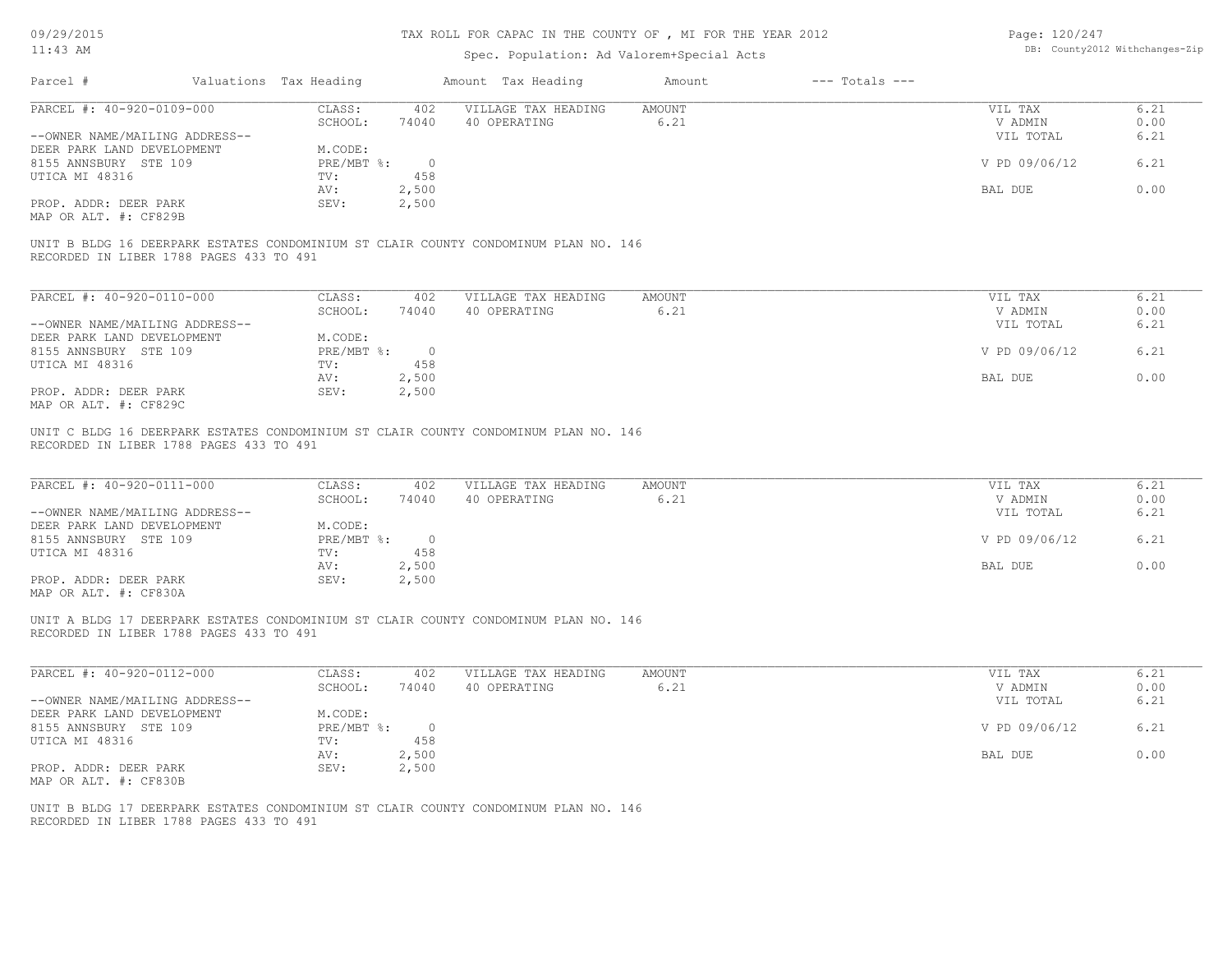# TAX ROLL FOR CAPAC IN THE COUNTY OF , MI FOR THE YEAR 2012

Spec. Population: Ad Valorem+Special Acts

| Parcel # | Valuations | Tax Heading | Amount | Tax Heading | Amount | --- Totals --- | |
|---|---|---|---|---|---|---|---|

---

**PARCEL #: 40-920-0109-000**

| | | | | | |
|---|---|---|---|---|---|
| CLASS: | 402 | VILLAGE TAX HEADING | AMOUNT | VIL TAX | 6.21 |
| SCHOOL: | 74040 | 40 OPERATING | 6.21 | V ADMIN | 0.00 |
| | | | | VIL TOTAL | 6.21 |
| M.CODE: | | | | | |
| PRE/MBT %: | 0 | | | V PD 09/06/12 | 6.21 |
| TV: | 458 | | | | |
| AV: | 2,500 | | | BAL DUE | 0.00 |
| SEV: | 2,500 | | | | |

--OWNER NAME/MAILING ADDRESS--
DEER PARK LAND DEVELOPMENT
8155 ANNSBURY STE 109
UTICA MI 48316

PROP. ADDR: DEER PARK
MAP OR ALT. #: CF829B

UNIT B BLDG 16 DEERPARK ESTATES CONDOMINIUM ST CLAIR COUNTY CONDOMINUM PLAN NO. 146
RECORDED IN LIBER 1788 PAGES 433 TO 491

---

**PARCEL #: 40-920-0110-000**

| | | | | | |
|---|---|---|---|---|---|
| CLASS: | 402 | VILLAGE TAX HEADING | AMOUNT | VIL TAX | 6.21 |
| SCHOOL: | 74040 | 40 OPERATING | 6.21 | V ADMIN | 0.00 |
| | | | | VIL TOTAL | 6.21 |
| M.CODE: | | | | | |
| PRE/MBT %: | 0 | | | V PD 09/06/12 | 6.21 |
| TV: | 458 | | | | |
| AV: | 2,500 | | | BAL DUE | 0.00 |
| SEV: | 2,500 | | | | |

--OWNER NAME/MAILING ADDRESS--
DEER PARK LAND DEVELOPMENT
8155 ANNSBURY STE 109
UTICA MI 48316

PROP. ADDR: DEER PARK
MAP OR ALT. #: CF829C

UNIT C BLDG 16 DEERPARK ESTATES CONDOMINIUM ST CLAIR COUNTY CONDOMINUM PLAN NO. 146
RECORDED IN LIBER 1788 PAGES 433 TO 491

---

**PARCEL #: 40-920-0111-000**

| | | | | | |
|---|---|---|---|---|---|
| CLASS: | 402 | VILLAGE TAX HEADING | AMOUNT | VIL TAX | 6.21 |
| SCHOOL: | 74040 | 40 OPERATING | 6.21 | V ADMIN | 0.00 |
| | | | | VIL TOTAL | 6.21 |
| M.CODE: | | | | | |
| PRE/MBT %: | 0 | | | V PD 09/06/12 | 6.21 |
| TV: | 458 | | | | |
| AV: | 2,500 | | | BAL DUE | 0.00 |
| SEV: | 2,500 | | | | |

--OWNER NAME/MAILING ADDRESS--
DEER PARK LAND DEVELOPMENT
8155 ANNSBURY STE 109
UTICA MI 48316

PROP. ADDR: DEER PARK
MAP OR ALT. #: CF830A

UNIT A BLDG 17 DEERPARK ESTATES CONDOMINIUM ST CLAIR COUNTY CONDOMINUM PLAN NO. 146
RECORDED IN LIBER 1788 PAGES 433 TO 491

---

**PARCEL #: 40-920-0112-000**

| | | | | | |
|---|---|---|---|---|---|
| CLASS: | 402 | VILLAGE TAX HEADING | AMOUNT | VIL TAX | 6.21 |
| SCHOOL: | 74040 | 40 OPERATING | 6.21 | V ADMIN | 0.00 |
| | | | | VIL TOTAL | 6.21 |
| M.CODE: | | | | | |
| PRE/MBT %: | 0 | | | V PD 09/06/12 | 6.21 |
| TV: | 458 | | | | |
| AV: | 2,500 | | | BAL DUE | 0.00 |
| SEV: | 2,500 | | | | |

--OWNER NAME/MAILING ADDRESS--
DEER PARK LAND DEVELOPMENT
8155 ANNSBURY STE 109
UTICA MI 48316

PROP. ADDR: DEER PARK
MAP OR ALT. #: CF830B

UNIT B BLDG 17 DEERPARK ESTATES CONDOMINIUM ST CLAIR COUNTY CONDOMINUM PLAN NO. 146
RECORDED IN LIBER 1788 PAGES 433 TO 491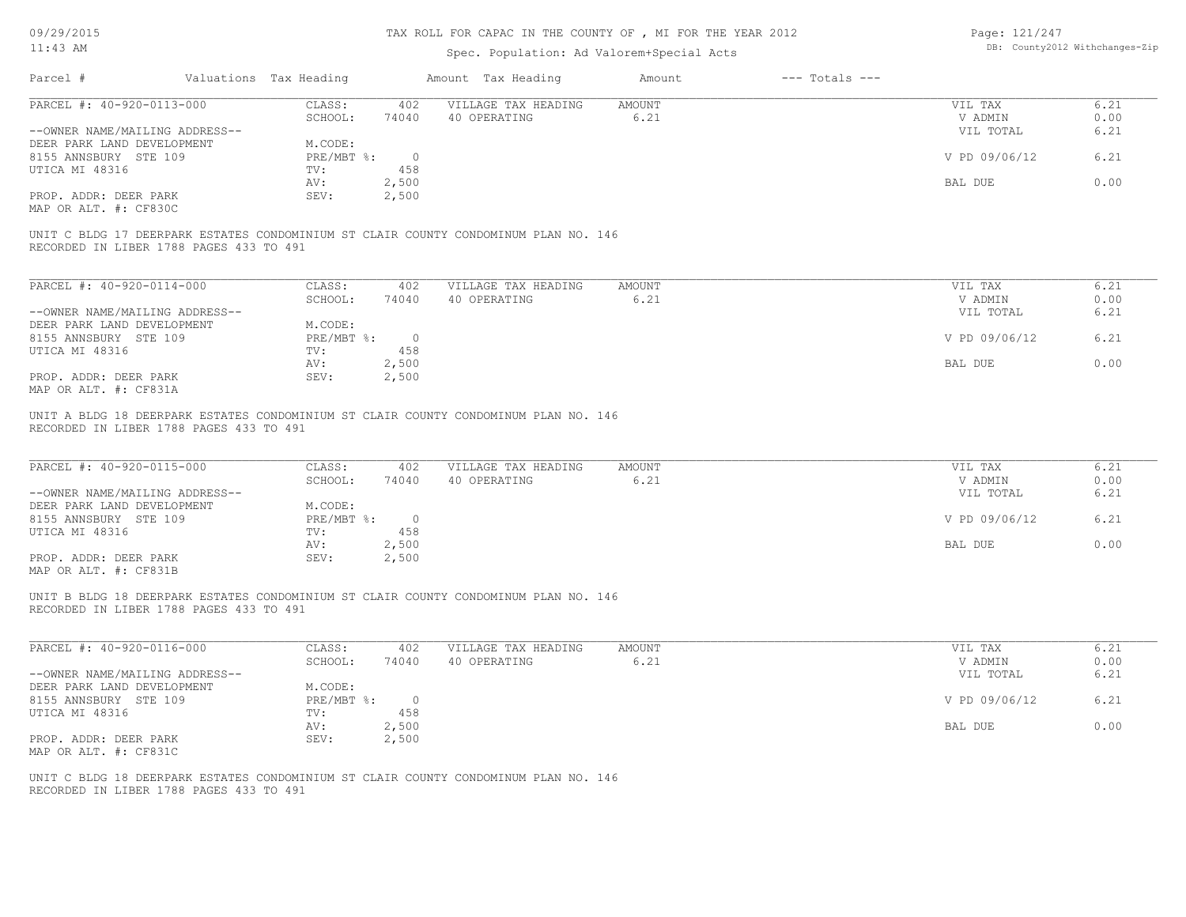# TAX ROLL FOR CAPAC IN THE COUNTY OF , MI FOR THE YEAR 2012

Spec. Population: Ad Valorem+Special Acts

| Parcel # | Valuations | Tax Heading | Amount | Tax Heading | Amount | --- Totals --- | |
|---|---|---|---|---|---|---|---|

---

PARCEL #: 40-920-0113-000

| | | | | | | | |
|---|---|---|---|---|---|---|---|
| | CLASS: | 402 | VILLAGE TAX HEADING | AMOUNT | | VIL TAX | 6.21 |
| | SCHOOL: | 74040 | 40 OPERATING | 6.21 | | V ADMIN | 0.00 |
| --OWNER NAME/MAILING ADDRESS-- | | | | | | VIL TOTAL | 6.21 |
| DEER PARK LAND DEVELOPMENT | M.CODE: | | | | | | |
| 8155 ANNSBURY STE 109 | PRE/MBT %: | 0 | | | | V PD 09/06/12 | 6.21 |
| UTICA MI 48316 | TV: | 458 | | | | | |
| | AV: | 2,500 | | | | BAL DUE | 0.00 |
| PROP. ADDR: DEER PARK | SEV: | 2,500 | | | | | |
| MAP OR ALT. #: CF830C | | | | | | | |

UNIT C BLDG 17 DEERPARK ESTATES CONDOMINIUM ST CLAIR COUNTY CONDOMINUM PLAN NO. 146
RECORDED IN LIBER 1788 PAGES 433 TO 491

---

PARCEL #: 40-920-0114-000

| | | | | | | | |
|---|---|---|---|---|---|---|---|
| | CLASS: | 402 | VILLAGE TAX HEADING | AMOUNT | | VIL TAX | 6.21 |
| | SCHOOL: | 74040 | 40 OPERATING | 6.21 | | V ADMIN | 0.00 |
| --OWNER NAME/MAILING ADDRESS-- | | | | | | VIL TOTAL | 6.21 |
| DEER PARK LAND DEVELOPMENT | M.CODE: | | | | | | |
| 8155 ANNSBURY STE 109 | PRE/MBT %: | 0 | | | | V PD 09/06/12 | 6.21 |
| UTICA MI 48316 | TV: | 458 | | | | | |
| | AV: | 2,500 | | | | BAL DUE | 0.00 |
| PROP. ADDR: DEER PARK | SEV: | 2,500 | | | | | |
| MAP OR ALT. #: CF831A | | | | | | | |

UNIT A BLDG 18 DEERPARK ESTATES CONDOMINIUM ST CLAIR COUNTY CONDOMINUM PLAN NO. 146
RECORDED IN LIBER 1788 PAGES 433 TO 491

---

PARCEL #: 40-920-0115-000

| | | | | | | | |
|---|---|---|---|---|---|---|---|
| | CLASS: | 402 | VILLAGE TAX HEADING | AMOUNT | | VIL TAX | 6.21 |
| | SCHOOL: | 74040 | 40 OPERATING | 6.21 | | V ADMIN | 0.00 |
| --OWNER NAME/MAILING ADDRESS-- | | | | | | VIL TOTAL | 6.21 |
| DEER PARK LAND DEVELOPMENT | M.CODE: | | | | | | |
| 8155 ANNSBURY STE 109 | PRE/MBT %: | 0 | | | | V PD 09/06/12 | 6.21 |
| UTICA MI 48316 | TV: | 458 | | | | | |
| | AV: | 2,500 | | | | BAL DUE | 0.00 |
| PROP. ADDR: DEER PARK | SEV: | 2,500 | | | | | |
| MAP OR ALT. #: CF831B | | | | | | | |

UNIT B BLDG 18 DEERPARK ESTATES CONDOMINIUM ST CLAIR COUNTY CONDOMINUM PLAN NO. 146
RECORDED IN LIBER 1788 PAGES 433 TO 491

---

PARCEL #: 40-920-0116-000

| | | | | | | | |
|---|---|---|---|---|---|---|---|
| | CLASS: | 402 | VILLAGE TAX HEADING | AMOUNT | | VIL TAX | 6.21 |
| | SCHOOL: | 74040 | 40 OPERATING | 6.21 | | V ADMIN | 0.00 |
| --OWNER NAME/MAILING ADDRESS-- | | | | | | VIL TOTAL | 6.21 |
| DEER PARK LAND DEVELOPMENT | M.CODE: | | | | | | |
| 8155 ANNSBURY STE 109 | PRE/MBT %: | 0 | | | | V PD 09/06/12 | 6.21 |
| UTICA MI 48316 | TV: | 458 | | | | | |
| | AV: | 2,500 | | | | BAL DUE | 0.00 |
| PROP. ADDR: DEER PARK | SEV: | 2,500 | | | | | |
| MAP OR ALT. #: CF831C | | | | | | | |

UNIT C BLDG 18 DEERPARK ESTATES CONDOMINIUM ST CLAIR COUNTY CONDOMINUM PLAN NO. 146
RECORDED IN LIBER 1788 PAGES 433 TO 491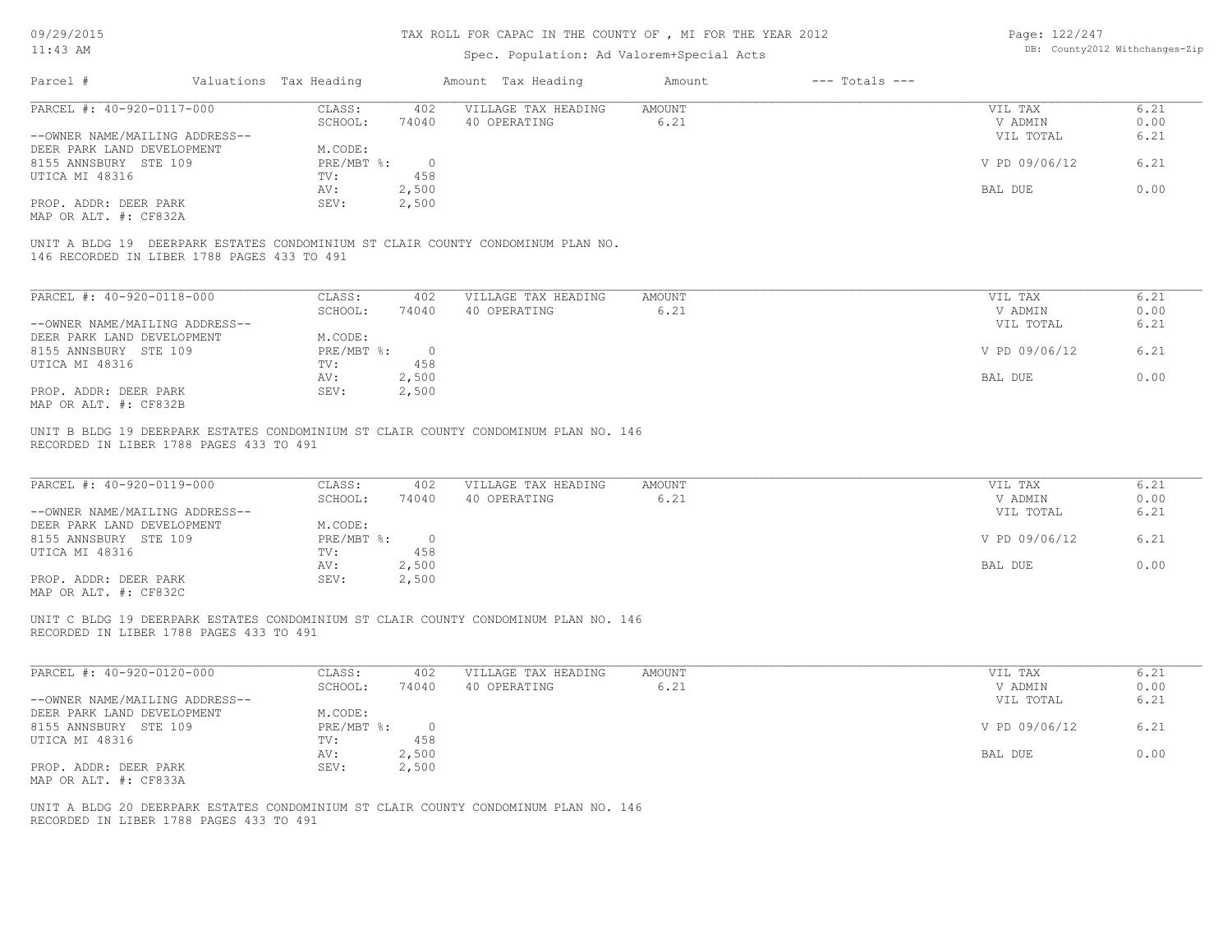TAX ROLL FOR CAPAC IN THE COUNTY OF , MI FOR THE YEAR 2012

Spec. Population: Ad Valorem+Special Acts

| Parcel # | Valuations | Tax Heading | Amount | Tax Heading | Amount | --- Totals --- | |
|---|---|---|---|---|---|---|---|

**PARCEL #: 40-920-0117-000**

| | | | | | |
|---|---|---|---|---|---|
| --OWNER NAME/MAILING ADDRESS-- | CLASS: 402 | VILLAGE TAX HEADING | AMOUNT | VIL TAX | 6.21 |
| DEER PARK LAND DEVELOPMENT | SCHOOL: 74040 | 40 OPERATING | 6.21 | V ADMIN | 0.00 |
| 8155 ANNSBURY STE 109 | M.CODE: | | | VIL TOTAL | 6.21 |
| UTICA MI 48316 | PRE/MBT %: 0 | | | V PD 09/06/12 | 6.21 |
| PROP. ADDR: DEER PARK | TV: 458 | | | BAL DUE | 0.00 |
| MAP OR ALT. #: CF832A | AV: 2,500 | | | | |
| | SEV: 2,500 | | | | |

UNIT A BLDG 19 DEERPARK ESTATES CONDOMINIUM ST CLAIR COUNTY CONDOMINUM PLAN NO. 146 RECORDED IN LIBER 1788 PAGES 433 TO 491

**PARCEL #: 40-920-0118-000**

| | | | | | |
|---|---|---|---|---|---|
| --OWNER NAME/MAILING ADDRESS-- | CLASS: 402 | VILLAGE TAX HEADING | AMOUNT | VIL TAX | 6.21 |
| DEER PARK LAND DEVELOPMENT | SCHOOL: 74040 | 40 OPERATING | 6.21 | V ADMIN | 0.00 |
| 8155 ANNSBURY STE 109 | M.CODE: | | | VIL TOTAL | 6.21 |
| UTICA MI 48316 | PRE/MBT %: 0 | | | V PD 09/06/12 | 6.21 |
| PROP. ADDR: DEER PARK | TV: 458 | | | BAL DUE | 0.00 |
| MAP OR ALT. #: CF832B | AV: 2,500 | | | | |
| | SEV: 2,500 | | | | |

UNIT B BLDG 19 DEERPARK ESTATES CONDOMINIUM ST CLAIR COUNTY CONDOMINUM PLAN NO. 146 RECORDED IN LIBER 1788 PAGES 433 TO 491

**PARCEL #: 40-920-0119-000**

| | | | | | |
|---|---|---|---|---|---|
| --OWNER NAME/MAILING ADDRESS-- | CLASS: 402 | VILLAGE TAX HEADING | AMOUNT | VIL TAX | 6.21 |
| DEER PARK LAND DEVELOPMENT | SCHOOL: 74040 | 40 OPERATING | 6.21 | V ADMIN | 0.00 |
| 8155 ANNSBURY STE 109 | M.CODE: | | | VIL TOTAL | 6.21 |
| UTICA MI 48316 | PRE/MBT %: 0 | | | V PD 09/06/12 | 6.21 |
| PROP. ADDR: DEER PARK | TV: 458 | | | BAL DUE | 0.00 |
| MAP OR ALT. #: CF832C | AV: 2,500 | | | | |
| | SEV: 2,500 | | | | |

UNIT C BLDG 19 DEERPARK ESTATES CONDOMINIUM ST CLAIR COUNTY CONDOMINUM PLAN NO. 146 RECORDED IN LIBER 1788 PAGES 433 TO 491

**PARCEL #: 40-920-0120-000**

| | | | | | |
|---|---|---|---|---|---|
| --OWNER NAME/MAILING ADDRESS-- | CLASS: 402 | VILLAGE TAX HEADING | AMOUNT | VIL TAX | 6.21 |
| DEER PARK LAND DEVELOPMENT | SCHOOL: 74040 | 40 OPERATING | 6.21 | V ADMIN | 0.00 |
| 8155 ANNSBURY STE 109 | M.CODE: | | | VIL TOTAL | 6.21 |
| UTICA MI 48316 | PRE/MBT %: 0 | | | V PD 09/06/12 | 6.21 |
| PROP. ADDR: DEER PARK | TV: 458 | | | BAL DUE | 0.00 |
| MAP OR ALT. #: CF833A | AV: 2,500 | | | | |
| | SEV: 2,500 | | | | |

UNIT A BLDG 20 DEERPARK ESTATES CONDOMINIUM ST CLAIR COUNTY CONDOMINUM PLAN NO. 146 RECORDED IN LIBER 1788 PAGES 433 TO 491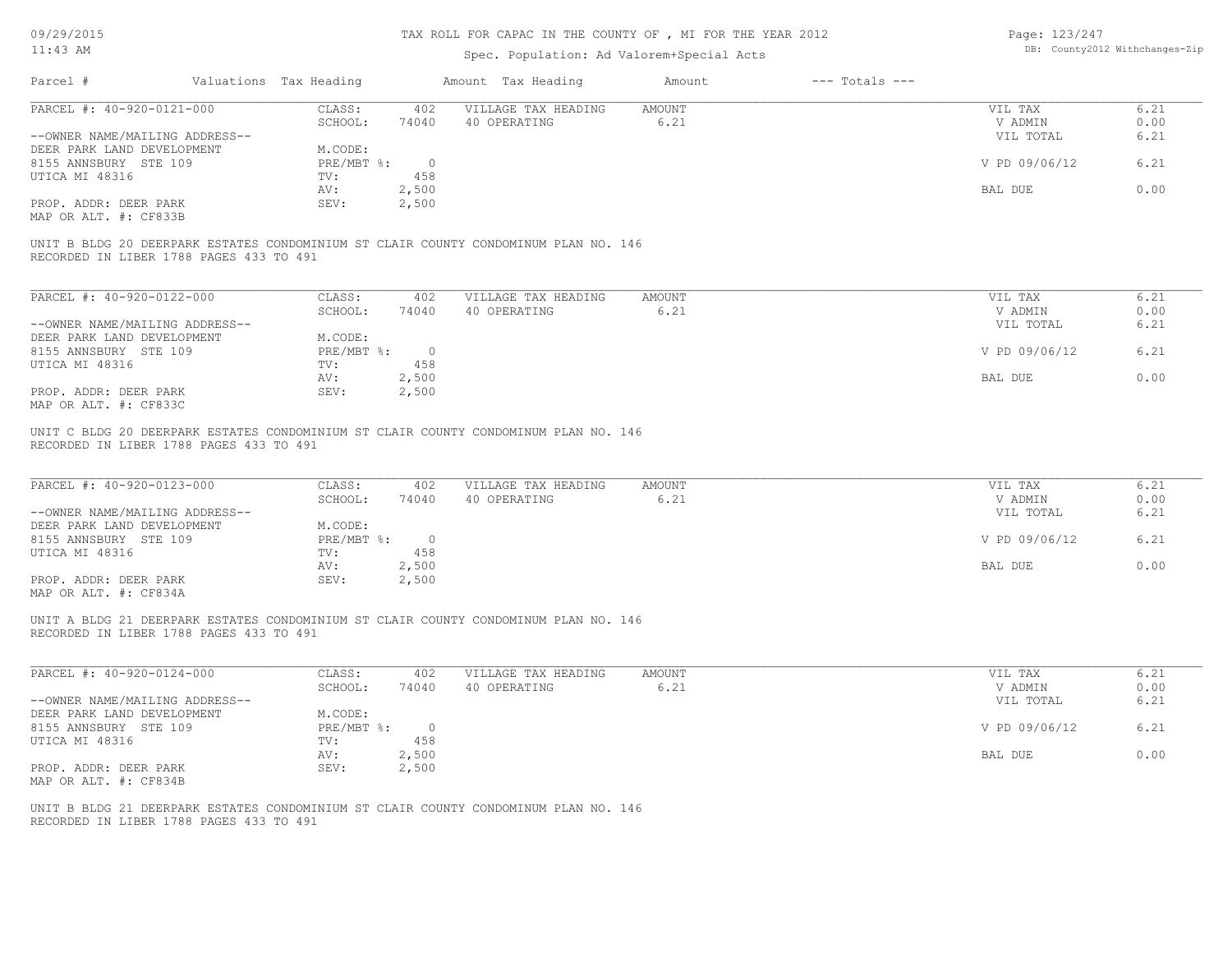| Parcel # | Valuations | Tax Heading | Amount | Tax Heading | Amount | --- Totals --- | |
|---|---|---|---|---|---|---|---|
| PARCEL #: 40-920-0121-000 | CLASS: | 402 | VILLAGE TAX HEADING | AMOUNT | | VIL TAX | 6.21 |
| | SCHOOL: | 74040 | 40 OPERATING | 6.21 | | V ADMIN | 0.00 |
| --OWNER NAME/MAILING ADDRESS-- | | | | | | VIL TOTAL | 6.21 |
| DEER PARK LAND DEVELOPMENT | M.CODE: | | | | | | |
| 8155 ANNSBURY STE 109 | PRE/MBT %: | 0 | | | | V PD 09/06/12 | 6.21 |
| UTICA MI 48316 | TV: | 458 | | | | | |
| | AV: | 2,500 | | | | BAL DUE | 0.00 |
| PROP. ADDR: DEER PARK | SEV: | 2,500 | | | | | |
| MAP OR ALT. #: CF833B | | | | | | | |

UNIT B BLDG 20 DEERPARK ESTATES CONDOMINIUM ST CLAIR COUNTY CONDOMINUM PLAN NO. 146
RECORDED IN LIBER 1788 PAGES 433 TO 491

| Parcel # | Valuations | Tax Heading | Amount | Tax Heading | Amount | --- Totals --- | |
|---|---|---|---|---|---|---|---|
| PARCEL #: 40-920-0122-000 | CLASS: | 402 | VILLAGE TAX HEADING | AMOUNT | | VIL TAX | 6.21 |
| | SCHOOL: | 74040 | 40 OPERATING | 6.21 | | V ADMIN | 0.00 |
| --OWNER NAME/MAILING ADDRESS-- | | | | | | VIL TOTAL | 6.21 |
| DEER PARK LAND DEVELOPMENT | M.CODE: | | | | | | |
| 8155 ANNSBURY STE 109 | PRE/MBT %: | 0 | | | | V PD 09/06/12 | 6.21 |
| UTICA MI 48316 | TV: | 458 | | | | | |
| | AV: | 2,500 | | | | BAL DUE | 0.00 |
| PROP. ADDR: DEER PARK | SEV: | 2,500 | | | | | |
| MAP OR ALT. #: CF833C | | | | | | | |

UNIT C BLDG 20 DEERPARK ESTATES CONDOMINIUM ST CLAIR COUNTY CONDOMINUM PLAN NO. 146
RECORDED IN LIBER 1788 PAGES 433 TO 491

| Parcel # | Valuations | Tax Heading | Amount | Tax Heading | Amount | --- Totals --- | |
|---|---|---|---|---|---|---|---|
| PARCEL #: 40-920-0123-000 | CLASS: | 402 | VILLAGE TAX HEADING | AMOUNT | | VIL TAX | 6.21 |
| | SCHOOL: | 74040 | 40 OPERATING | 6.21 | | V ADMIN | 0.00 |
| --OWNER NAME/MAILING ADDRESS-- | | | | | | VIL TOTAL | 6.21 |
| DEER PARK LAND DEVELOPMENT | M.CODE: | | | | | | |
| 8155 ANNSBURY STE 109 | PRE/MBT %: | 0 | | | | V PD 09/06/12 | 6.21 |
| UTICA MI 48316 | TV: | 458 | | | | | |
| | AV: | 2,500 | | | | BAL DUE | 0.00 |
| PROP. ADDR: DEER PARK | SEV: | 2,500 | | | | | |
| MAP OR ALT. #: CF834A | | | | | | | |

UNIT A BLDG 21 DEERPARK ESTATES CONDOMINIUM ST CLAIR COUNTY CONDOMINUM PLAN NO. 146
RECORDED IN LIBER 1788 PAGES 433 TO 491

| Parcel # | Valuations | Tax Heading | Amount | Tax Heading | Amount | --- Totals --- | |
|---|---|---|---|---|---|---|---|
| PARCEL #: 40-920-0124-000 | CLASS: | 402 | VILLAGE TAX HEADING | AMOUNT | | VIL TAX | 6.21 |
| | SCHOOL: | 74040 | 40 OPERATING | 6.21 | | V ADMIN | 0.00 |
| --OWNER NAME/MAILING ADDRESS-- | | | | | | VIL TOTAL | 6.21 |
| DEER PARK LAND DEVELOPMENT | M.CODE: | | | | | | |
| 8155 ANNSBURY STE 109 | PRE/MBT %: | 0 | | | | V PD 09/06/12 | 6.21 |
| UTICA MI 48316 | TV: | 458 | | | | | |
| | AV: | 2,500 | | | | BAL DUE | 0.00 |
| PROP. ADDR: DEER PARK | SEV: | 2,500 | | | | | |
| MAP OR ALT. #: CF834B | | | | | | | |

UNIT B BLDG 21 DEERPARK ESTATES CONDOMINIUM ST CLAIR COUNTY CONDOMINUM PLAN NO. 146
RECORDED IN LIBER 1788 PAGES 433 TO 491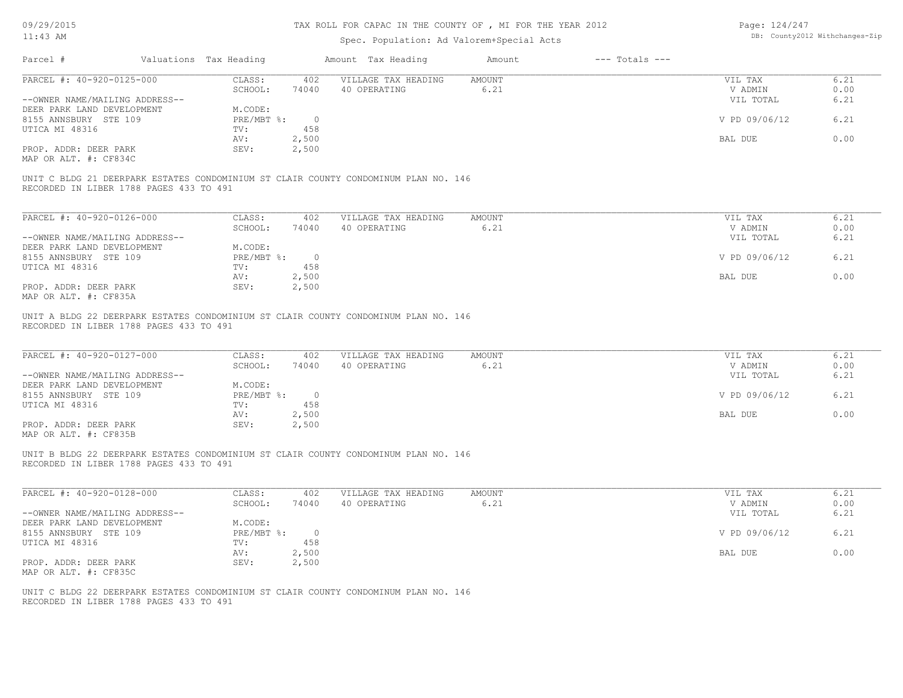# TAX ROLL FOR CAPAC IN THE COUNTY OF , MI FOR THE YEAR 2012

Spec. Population: Ad Valorem+Special Acts

| Parcel # | Valuations | Tax Heading | Amount | Tax Heading | Amount | --- Totals --- | |
|---|---|---|---|---|---|---|---|
| PARCEL #: 40-920-0125-000 | CLASS: | 402 | VILLAGE TAX HEADING | AMOUNT | | VIL TAX | 6.21 |
| | SCHOOL: | 74040 | 40 OPERATING | 6.21 | | V ADMIN | 0.00 |
| --OWNER NAME/MAILING ADDRESS-- | | | | | | VIL TOTAL | 6.21 |
| DEER PARK LAND DEVELOPMENT | M.CODE: | | | | | | |
| 8155 ANNSBURY STE 109 | PRE/MBT %: | 0 | | | | V PD 09/06/12 | 6.21 |
| UTICA MI 48316 | TV: | 458 | | | | | |
| | AV: | 2,500 | | | | BAL DUE | 0.00 |
| PROP. ADDR: DEER PARK | SEV: | 2,500 | | | | | |
| MAP OR ALT. #: CF834C | | | | | | | |

UNIT C BLDG 21 DEERPARK ESTATES CONDOMINIUM ST CLAIR COUNTY CONDOMINUM PLAN NO. 146
RECORDED IN LIBER 1788 PAGES 433 TO 491

| Parcel # | Valuations | Tax Heading | Amount | Tax Heading | Amount | --- Totals --- | |
|---|---|---|---|---|---|---|---|
| PARCEL #: 40-920-0126-000 | CLASS: | 402 | VILLAGE TAX HEADING | AMOUNT | | VIL TAX | 6.21 |
| | SCHOOL: | 74040 | 40 OPERATING | 6.21 | | V ADMIN | 0.00 |
| --OWNER NAME/MAILING ADDRESS-- | | | | | | VIL TOTAL | 6.21 |
| DEER PARK LAND DEVELOPMENT | M.CODE: | | | | | | |
| 8155 ANNSBURY STE 109 | PRE/MBT %: | 0 | | | | V PD 09/06/12 | 6.21 |
| UTICA MI 48316 | TV: | 458 | | | | | |
| | AV: | 2,500 | | | | BAL DUE | 0.00 |
| PROP. ADDR: DEER PARK | SEV: | 2,500 | | | | | |
| MAP OR ALT. #: CF835A | | | | | | | |

UNIT A BLDG 22 DEERPARK ESTATES CONDOMINIUM ST CLAIR COUNTY CONDOMINUM PLAN NO. 146
RECORDED IN LIBER 1788 PAGES 433 TO 491

| Parcel # | Valuations | Tax Heading | Amount | Tax Heading | Amount | --- Totals --- | |
|---|---|---|---|---|---|---|---|
| PARCEL #: 40-920-0127-000 | CLASS: | 402 | VILLAGE TAX HEADING | AMOUNT | | VIL TAX | 6.21 |
| | SCHOOL: | 74040 | 40 OPERATING | 6.21 | | V ADMIN | 0.00 |
| --OWNER NAME/MAILING ADDRESS-- | | | | | | VIL TOTAL | 6.21 |
| DEER PARK LAND DEVELOPMENT | M.CODE: | | | | | | |
| 8155 ANNSBURY STE 109 | PRE/MBT %: | 0 | | | | V PD 09/06/12 | 6.21 |
| UTICA MI 48316 | TV: | 458 | | | | | |
| | AV: | 2,500 | | | | BAL DUE | 0.00 |
| PROP. ADDR: DEER PARK | SEV: | 2,500 | | | | | |
| MAP OR ALT. #: CF835B | | | | | | | |

UNIT B BLDG 22 DEERPARK ESTATES CONDOMINIUM ST CLAIR COUNTY CONDOMINUM PLAN NO. 146
RECORDED IN LIBER 1788 PAGES 433 TO 491

| Parcel # | Valuations | Tax Heading | Amount | Tax Heading | Amount | --- Totals --- | |
|---|---|---|---|---|---|---|---|
| PARCEL #: 40-920-0128-000 | CLASS: | 402 | VILLAGE TAX HEADING | AMOUNT | | VIL TAX | 6.21 |
| | SCHOOL: | 74040 | 40 OPERATING | 6.21 | | V ADMIN | 0.00 |
| --OWNER NAME/MAILING ADDRESS-- | | | | | | VIL TOTAL | 6.21 |
| DEER PARK LAND DEVELOPMENT | M.CODE: | | | | | | |
| 8155 ANNSBURY STE 109 | PRE/MBT %: | 0 | | | | V PD 09/06/12 | 6.21 |
| UTICA MI 48316 | TV: | 458 | | | | | |
| | AV: | 2,500 | | | | BAL DUE | 0.00 |
| PROP. ADDR: DEER PARK | SEV: | 2,500 | | | | | |
| MAP OR ALT. #: CF835C | | | | | | | |

UNIT C BLDG 22 DEERPARK ESTATES CONDOMINIUM ST CLAIR COUNTY CONDOMINUM PLAN NO. 146
RECORDED IN LIBER 1788 PAGES 433 TO 491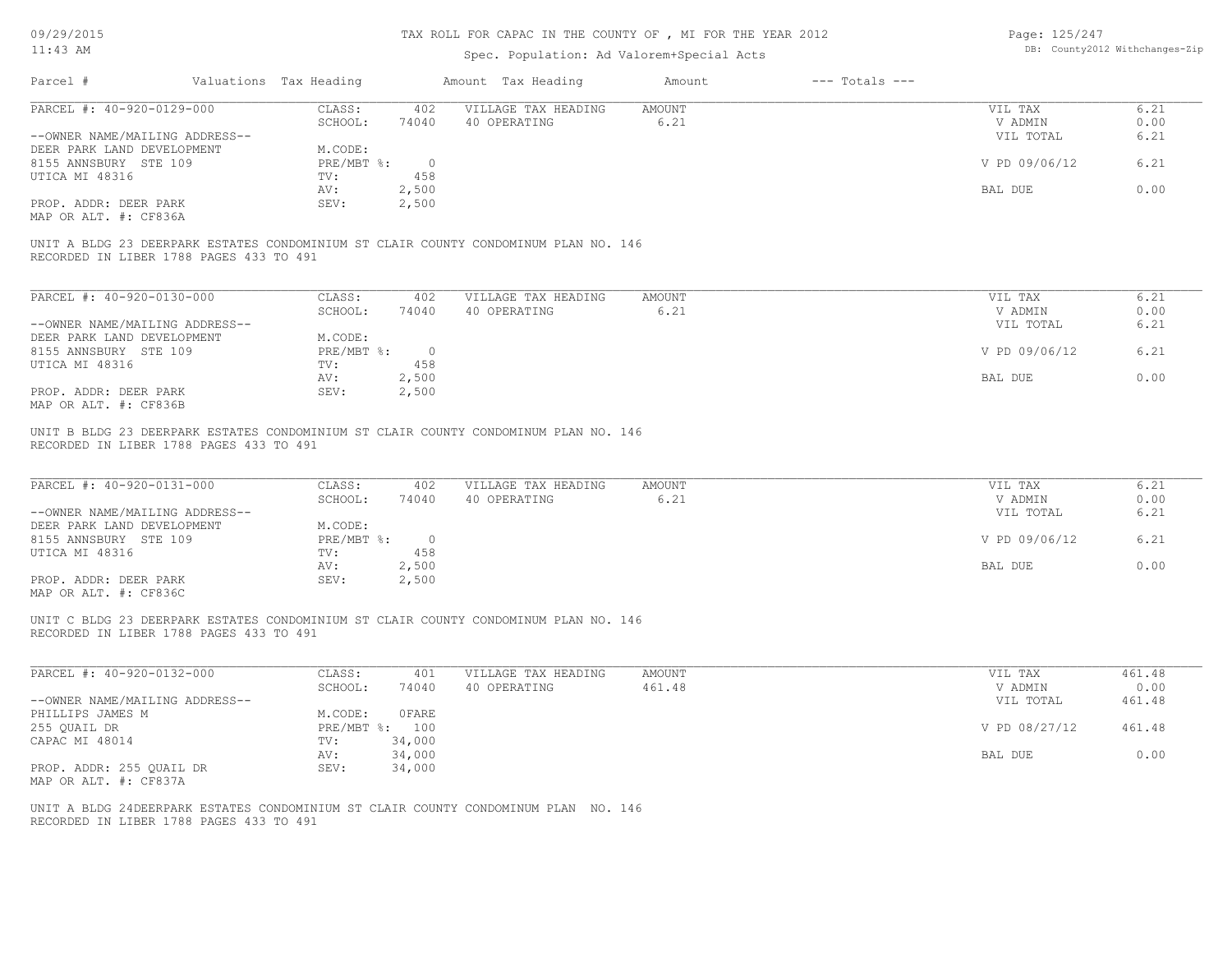TAX ROLL FOR CAPAC IN THE COUNTY OF , MI FOR THE YEAR 2012

Spec. Population: Ad Valorem+Special Acts

| Parcel # | Valuations | Tax Heading | Amount | Tax Heading | Amount | --- Totals --- | |
|---|---|---|---|---|---|---|---|

**PARCEL #: 40-920-0129-000**

| | | | | | |
|---|---|---|---|---|---|
| --OWNER NAME/MAILING ADDRESS-- | CLASS: 402 | VILLAGE TAX HEADING | AMOUNT | VIL TAX | 6.21 |
| DEER PARK LAND DEVELOPMENT | SCHOOL: 74040 | 40 OPERATING | 6.21 | V ADMIN | 0.00 |
| 8155 ANNSBURY STE 109 | M.CODE: | | | VIL TOTAL | 6.21 |
| UTICA MI 48316 | PRE/MBT %: 0 | | | V PD 09/06/12 | 6.21 |
| PROP. ADDR: DEER PARK | TV: 458 | | | | |
| MAP OR ALT. #: CF836A | AV: 2,500 | | | BAL DUE | 0.00 |
| | SEV: 2,500 | | | | |

UNIT A BLDG 23 DEERPARK ESTATES CONDOMINIUM ST CLAIR COUNTY CONDOMINUM PLAN NO. 146
RECORDED IN LIBER 1788 PAGES 433 TO 491

**PARCEL #: 40-920-0130-000**

| | | | | | |
|---|---|---|---|---|---|
| --OWNER NAME/MAILING ADDRESS-- | CLASS: 402 | VILLAGE TAX HEADING | AMOUNT | VIL TAX | 6.21 |
| DEER PARK LAND DEVELOPMENT | SCHOOL: 74040 | 40 OPERATING | 6.21 | V ADMIN | 0.00 |
| 8155 ANNSBURY STE 109 | M.CODE: | | | VIL TOTAL | 6.21 |
| UTICA MI 48316 | PRE/MBT %: 0 | | | V PD 09/06/12 | 6.21 |
| PROP. ADDR: DEER PARK | TV: 458 | | | | |
| MAP OR ALT. #: CF836B | AV: 2,500 | | | BAL DUE | 0.00 |
| | SEV: 2,500 | | | | |

UNIT B BLDG 23 DEERPARK ESTATES CONDOMINIUM ST CLAIR COUNTY CONDOMINUM PLAN NO. 146
RECORDED IN LIBER 1788 PAGES 433 TO 491

**PARCEL #: 40-920-0131-000**

| | | | | | |
|---|---|---|---|---|---|
| --OWNER NAME/MAILING ADDRESS-- | CLASS: 402 | VILLAGE TAX HEADING | AMOUNT | VIL TAX | 6.21 |
| DEER PARK LAND DEVELOPMENT | SCHOOL: 74040 | 40 OPERATING | 6.21 | V ADMIN | 0.00 |
| 8155 ANNSBURY STE 109 | M.CODE: | | | VIL TOTAL | 6.21 |
| UTICA MI 48316 | PRE/MBT %: 0 | | | V PD 09/06/12 | 6.21 |
| PROP. ADDR: DEER PARK | TV: 458 | | | | |
| MAP OR ALT. #: CF836C | AV: 2,500 | | | BAL DUE | 0.00 |
| | SEV: 2,500 | | | | |

UNIT C BLDG 23 DEERPARK ESTATES CONDOMINIUM ST CLAIR COUNTY CONDOMINUM PLAN NO. 146
RECORDED IN LIBER 1788 PAGES 433 TO 491

**PARCEL #: 40-920-0132-000**

| | | | | | |
|---|---|---|---|---|---|
| --OWNER NAME/MAILING ADDRESS-- | CLASS: 401 | VILLAGE TAX HEADING | AMOUNT | VIL TAX | 461.48 |
| PHILLIPS JAMES M | SCHOOL: 74040 | 40 OPERATING | 461.48 | V ADMIN | 0.00 |
| 255 QUAIL DR | M.CODE: 0FARE | | | VIL TOTAL | 461.48 |
| CAPAC MI 48014 | PRE/MBT %: 100 | | | V PD 08/27/12 | 461.48 |
| PROP. ADDR: 255 QUAIL DR | TV: 34,000 | | | | |
| MAP OR ALT. #: CF837A | AV: 34,000 | | | BAL DUE | 0.00 |
| | SEV: 34,000 | | | | |

UNIT A BLDG 24DEERPARK ESTATES CONDOMINIUM ST CLAIR COUNTY CONDOMINUM PLAN NO. 146
RECORDED IN LIBER 1788 PAGES 433 TO 491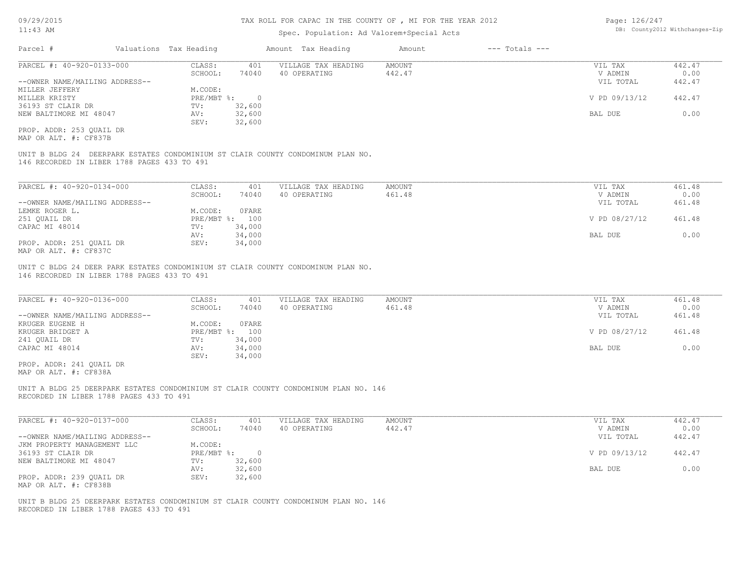TAX ROLL FOR CAPAC IN THE COUNTY OF , MI FOR THE YEAR 2012

Spec. Population: Ad Valorem+Special Acts

| Parcel # | Valuations | Tax Heading | Amount | Tax Heading | Amount | --- Totals --- |
|---|---|---|---|---|---|---|

---

PARCEL #: 40-920-0133-000

--OWNER NAME/MAILING ADDRESS--
MILLER JEFFERY
MILLER KRISTY
36193 ST CLAIR DR
NEW BALTIMORE MI 48047

PROP. ADDR: 253 QUAIL DR
MAP OR ALT. #: CF837B

| | |
|---|---|
| CLASS: | 401 |
| SCHOOL: | 74040 |
| M.CODE: | |
| PRE/MBT %: | 0 |
| TV: | 32,600 |
| AV: | 32,600 |
| SEV: | 32,600 |

| VILLAGE TAX HEADING | AMOUNT |
|---|---|
| 40 OPERATING | 442.47 |

| | |
|---|---|
| VIL TAX | 442.47 |
| V ADMIN | 0.00 |
| VIL TOTAL | 442.47 |
| V PD 09/13/12 | 442.47 |
| BAL DUE | 0.00 |

UNIT B BLDG 24 DEERPARK ESTATES CONDOMINIUM ST CLAIR COUNTY CONDOMINUM PLAN NO. 146 RECORDED IN LIBER 1788 PAGES 433 TO 491

---

PARCEL #: 40-920-0134-000

--OWNER NAME/MAILING ADDRESS--
LEMKE ROGER L.
251 QUAIL DR
CAPAC MI 48014

PROP. ADDR: 251 QUAIL DR
MAP OR ALT. #: CF837C

| | |
|---|---|
| CLASS: | 401 |
| SCHOOL: | 74040 |
| M.CODE: | 0FARE |
| PRE/MBT %: | 100 |
| TV: | 34,000 |
| AV: | 34,000 |
| SEV: | 34,000 |

| VILLAGE TAX HEADING | AMOUNT |
|---|---|
| 40 OPERATING | 461.48 |

| | |
|---|---|
| VIL TAX | 461.48 |
| V ADMIN | 0.00 |
| VIL TOTAL | 461.48 |
| V PD 08/27/12 | 461.48 |
| BAL DUE | 0.00 |

UNIT C BLDG 24 DEER PARK ESTATES CONDOMINIUM ST CLAIR COUNTY CONDOMINUM PLAN NO. 146 RECORDED IN LIBER 1788 PAGES 433 TO 491

---

PARCEL #: 40-920-0136-000

--OWNER NAME/MAILING ADDRESS--
KRUGER EUGENE H
KRUGER BRIDGET A
241 QUAIL DR
CAPAC MI 48014

PROP. ADDR: 241 QUAIL DR
MAP OR ALT. #: CF838A

| | |
|---|---|
| CLASS: | 401 |
| SCHOOL: | 74040 |
| M.CODE: | 0FARE |
| PRE/MBT %: | 100 |
| TV: | 34,000 |
| AV: | 34,000 |
| SEV: | 34,000 |

| VILLAGE TAX HEADING | AMOUNT |
|---|---|
| 40 OPERATING | 461.48 |

| | |
|---|---|
| VIL TAX | 461.48 |
| V ADMIN | 0.00 |
| VIL TOTAL | 461.48 |
| V PD 08/27/12 | 461.48 |
| BAL DUE | 0.00 |

UNIT A BLDG 25 DEERPARK ESTATES CONDOMINIUM ST CLAIR COUNTY CONDOMINUM PLAN NO. 146 RECORDED IN LIBER 1788 PAGES 433 TO 491

---

PARCEL #: 40-920-0137-000

--OWNER NAME/MAILING ADDRESS--
JKM PROPERTY MANAGEMENT LLC
36193 ST CLAIR DR
NEW BALTIMORE MI 48047

PROP. ADDR: 239 QUAIL DR
MAP OR ALT. #: CF838B

| | |
|---|---|
| CLASS: | 401 |
| SCHOOL: | 74040 |
| M.CODE: | |
| PRE/MBT %: | 0 |
| TV: | 32,600 |
| AV: | 32,600 |
| SEV: | 32,600 |

| VILLAGE TAX HEADING | AMOUNT |
|---|---|
| 40 OPERATING | 442.47 |

| | |
|---|---|
| VIL TAX | 442.47 |
| V ADMIN | 0.00 |
| VIL TOTAL | 442.47 |
| V PD 09/13/12 | 442.47 |
| BAL DUE | 0.00 |

UNIT B BLDG 25 DEERPARK ESTATES CONDOMINIUM ST CLAIR COUNTY CONDOMINUM PLAN NO. 146 RECORDED IN LIBER 1788 PAGES 433 TO 491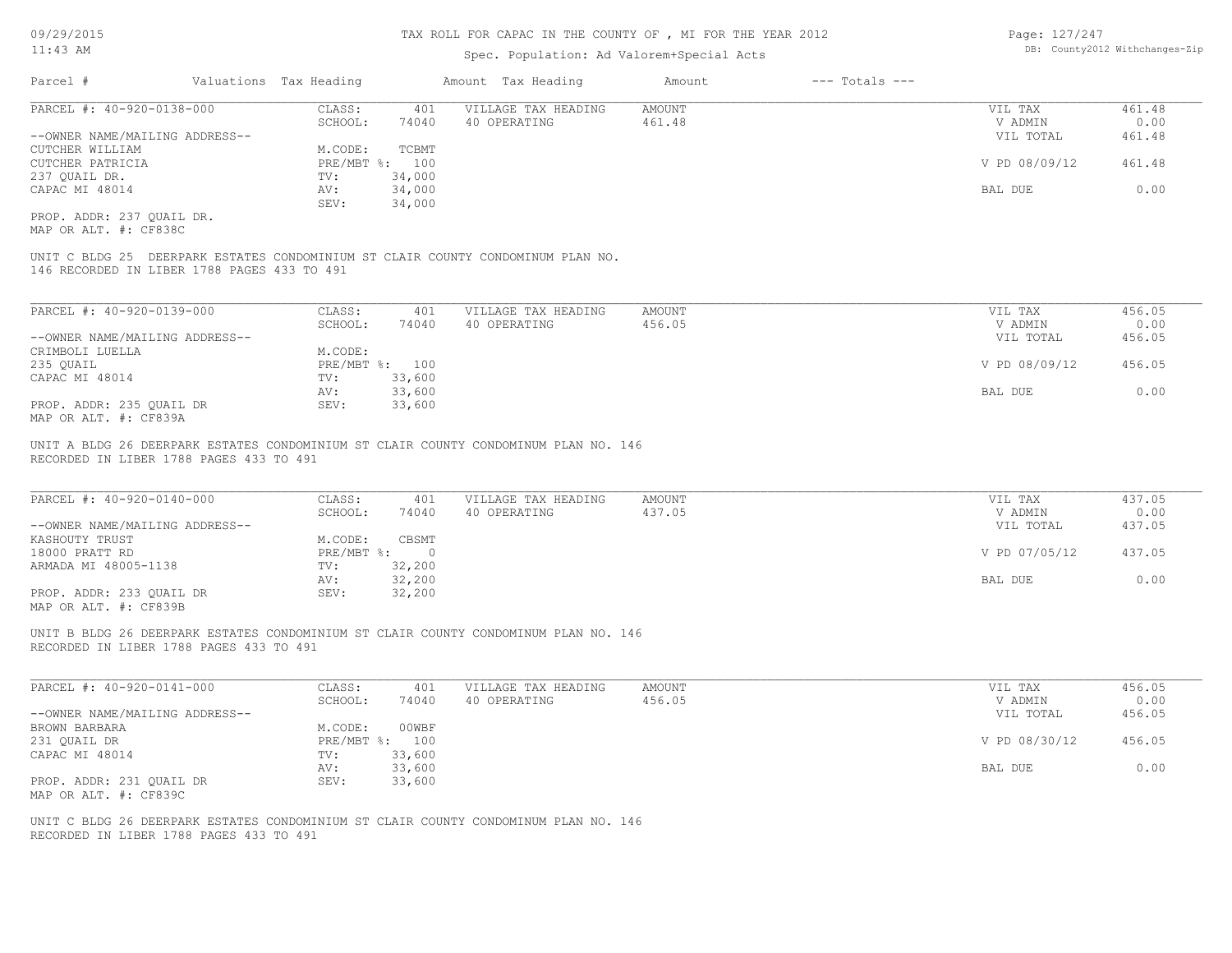TAX ROLL FOR CAPAC IN THE COUNTY OF , MI FOR THE YEAR 2012

Spec. Population: Ad Valorem+Special Acts

| Parcel # | Valuations | Tax Heading | Amount | Tax Heading | Amount | --- Totals --- | |
|---|---|---|---|---|---|---|---|

PARCEL #: 40-920-0138-000

| | | | | | |
|---|---|---|---|---|---|
| CLASS: | 401 | VILLAGE TAX HEADING | AMOUNT | VIL TAX | 461.48 |
| SCHOOL: | 74040 | 40 OPERATING | 461.48 | V ADMIN | 0.00 |
| | | | | VIL TOTAL | 461.48 |
| M.CODE: | TCBMT | | | | |
| PRE/MBT %: | 100 | | | V PD 08/09/12 | 461.48 |
| TV: | 34,000 | | | | |
| AV: | 34,000 | | | BAL DUE | 0.00 |
| SEV: | 34,000 | | | | |

--OWNER NAME/MAILING ADDRESS--
CUTCHER WILLIAM
CUTCHER PATRICIA
237 QUAIL DR.
CAPAC MI 48014

PROP. ADDR: 237 QUAIL DR.
MAP OR ALT. #: CF838C

UNIT C BLDG 25 DEERPARK ESTATES CONDOMINIUM ST CLAIR COUNTY CONDOMINUM PLAN NO. 146 RECORDED IN LIBER 1788 PAGES 433 TO 491

---

PARCEL #: 40-920-0139-000

| | | | | | |
|---|---|---|---|---|---|
| CLASS: | 401 | VILLAGE TAX HEADING | AMOUNT | VIL TAX | 456.05 |
| SCHOOL: | 74040 | 40 OPERATING | 456.05 | V ADMIN | 0.00 |
| | | | | VIL TOTAL | 456.05 |
| M.CODE: | | | | | |
| PRE/MBT %: | 100 | | | V PD 08/09/12 | 456.05 |
| TV: | 33,600 | | | | |
| AV: | 33,600 | | | BAL DUE | 0.00 |
| SEV: | 33,600 | | | | |

--OWNER NAME/MAILING ADDRESS--
CRIMBOLI LUELLA
235 QUAIL
CAPAC MI 48014

PROP. ADDR: 235 QUAIL DR
MAP OR ALT. #: CF839A

UNIT A BLDG 26 DEERPARK ESTATES CONDOMINIUM ST CLAIR COUNTY CONDOMINUM PLAN NO. 146 RECORDED IN LIBER 1788 PAGES 433 TO 491

---

PARCEL #: 40-920-0140-000

| | | | | | |
|---|---|---|---|---|---|
| CLASS: | 401 | VILLAGE TAX HEADING | AMOUNT | VIL TAX | 437.05 |
| SCHOOL: | 74040 | 40 OPERATING | 437.05 | V ADMIN | 0.00 |
| | | | | VIL TOTAL | 437.05 |
| M.CODE: | CBSMT | | | | |
| PRE/MBT %: | 0 | | | V PD 07/05/12 | 437.05 |
| TV: | 32,200 | | | | |
| AV: | 32,200 | | | BAL DUE | 0.00 |
| SEV: | 32,200 | | | | |

--OWNER NAME/MAILING ADDRESS--
KASHOUTY TRUST
18000 PRATT RD
ARMADA MI 48005-1138

PROP. ADDR: 233 QUAIL DR
MAP OR ALT. #: CF839B

UNIT B BLDG 26 DEERPARK ESTATES CONDOMINIUM ST CLAIR COUNTY CONDOMINUM PLAN NO. 146 RECORDED IN LIBER 1788 PAGES 433 TO 491

---

PARCEL #: 40-920-0141-000

| | | | | | |
|---|---|---|---|---|---|
| CLASS: | 401 | VILLAGE TAX HEADING | AMOUNT | VIL TAX | 456.05 |
| SCHOOL: | 74040 | 40 OPERATING | 456.05 | V ADMIN | 0.00 |
| | | | | VIL TOTAL | 456.05 |
| M.CODE: | 00WBF | | | | |
| PRE/MBT %: | 100 | | | V PD 08/30/12 | 456.05 |
| TV: | 33,600 | | | | |
| AV: | 33,600 | | | BAL DUE | 0.00 |
| SEV: | 33,600 | | | | |

--OWNER NAME/MAILING ADDRESS--
BROWN BARBARA
231 QUAIL DR
CAPAC MI 48014

PROP. ADDR: 231 QUAIL DR
MAP OR ALT. #: CF839C

UNIT C BLDG 26 DEERPARK ESTATES CONDOMINIUM ST CLAIR COUNTY CONDOMINUM PLAN NO. 146 RECORDED IN LIBER 1788 PAGES 433 TO 491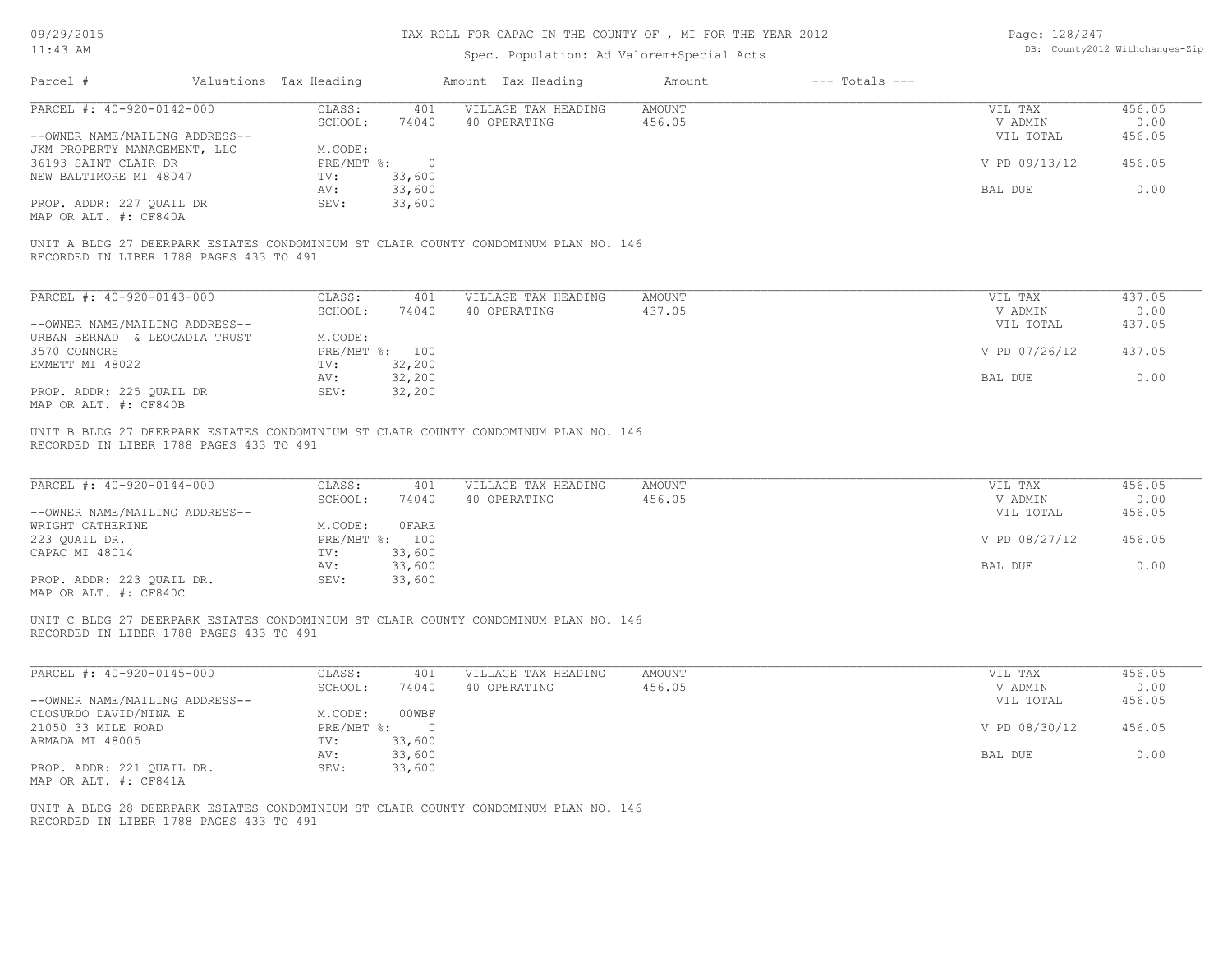# TAX ROLL FOR CAPAC IN THE COUNTY OF , MI FOR THE YEAR 2012

Spec. Population: Ad Valorem+Special Acts

| Parcel # | Valuations | Tax Heading | Amount | Tax Heading | Amount | --- Totals --- | |
|---|---|---|---|---|---|---|---|

---

**PARCEL #: 40-920-0142-000**

| | | | | | |
|---|---|---|---|---|---|
| CLASS: | 401 | VILLAGE TAX HEADING | AMOUNT | VIL TAX | 456.05 |
| SCHOOL: | 74040 | 40 OPERATING | 456.05 | V ADMIN | 0.00 |
| | | | | VIL TOTAL | 456.05 |
| M.CODE: | | | | | |
| PRE/MBT %: | 0 | | | V PD 09/13/12 | 456.05 |
| TV: | 33,600 | | | | |
| AV: | 33,600 | | | BAL DUE | 0.00 |
| SEV: | 33,600 | | | | |

--OWNER NAME/MAILING ADDRESS--
JKM PROPERTY MANAGEMENT, LLC
36193 SAINT CLAIR DR
NEW BALTIMORE MI 48047

PROP. ADDR: 227 QUAIL DR
MAP OR ALT. #: CF840A

UNIT A BLDG 27 DEERPARK ESTATES CONDOMINIUM ST CLAIR COUNTY CONDOMINUM PLAN NO. 146
RECORDED IN LIBER 1788 PAGES 433 TO 491

---

**PARCEL #: 40-920-0143-000**

| | | | | | |
|---|---|---|---|---|---|
| CLASS: | 401 | VILLAGE TAX HEADING | AMOUNT | VIL TAX | 437.05 |
| SCHOOL: | 74040 | 40 OPERATING | 437.05 | V ADMIN | 0.00 |
| | | | | VIL TOTAL | 437.05 |
| M.CODE: | | | | | |
| PRE/MBT %: | 100 | | | V PD 07/26/12 | 437.05 |
| TV: | 32,200 | | | | |
| AV: | 32,200 | | | BAL DUE | 0.00 |
| SEV: | 32,200 | | | | |

--OWNER NAME/MAILING ADDRESS--
URBAN BERNAD & LEOCADIA TRUST
3570 CONNORS
EMMETT MI 48022

PROP. ADDR: 225 QUAIL DR
MAP OR ALT. #: CF840B

UNIT B BLDG 27 DEERPARK ESTATES CONDOMINIUM ST CLAIR COUNTY CONDOMINUM PLAN NO. 146
RECORDED IN LIBER 1788 PAGES 433 TO 491

---

**PARCEL #: 40-920-0144-000**

| | | | | | |
|---|---|---|---|---|---|
| CLASS: | 401 | VILLAGE TAX HEADING | AMOUNT | VIL TAX | 456.05 |
| SCHOOL: | 74040 | 40 OPERATING | 456.05 | V ADMIN | 0.00 |
| | | | | VIL TOTAL | 456.05 |
| M.CODE: | 0FARE | | | | |
| PRE/MBT %: | 100 | | | V PD 08/27/12 | 456.05 |
| TV: | 33,600 | | | | |
| AV: | 33,600 | | | BAL DUE | 0.00 |
| SEV: | 33,600 | | | | |

--OWNER NAME/MAILING ADDRESS--
WRIGHT CATHERINE
223 QUAIL DR.
CAPAC MI 48014

PROP. ADDR: 223 QUAIL DR.
MAP OR ALT. #: CF840C

UNIT C BLDG 27 DEERPARK ESTATES CONDOMINIUM ST CLAIR COUNTY CONDOMINUM PLAN NO. 146
RECORDED IN LIBER 1788 PAGES 433 TO 491

---

**PARCEL #: 40-920-0145-000**

| | | | | | |
|---|---|---|---|---|---|
| CLASS: | 401 | VILLAGE TAX HEADING | AMOUNT | VIL TAX | 456.05 |
| SCHOOL: | 74040 | 40 OPERATING | 456.05 | V ADMIN | 0.00 |
| | | | | VIL TOTAL | 456.05 |
| M.CODE: | 00WBF | | | | |
| PRE/MBT %: | 0 | | | V PD 08/30/12 | 456.05 |
| TV: | 33,600 | | | | |
| AV: | 33,600 | | | BAL DUE | 0.00 |
| SEV: | 33,600 | | | | |

--OWNER NAME/MAILING ADDRESS--
CLOSURDO DAVID/NINA E
21050 33 MILE ROAD
ARMADA MI 48005

PROP. ADDR: 221 QUAIL DR.
MAP OR ALT. #: CF841A

UNIT A BLDG 28 DEERPARK ESTATES CONDOMINIUM ST CLAIR COUNTY CONDOMINUM PLAN NO. 146
RECORDED IN LIBER 1788 PAGES 433 TO 491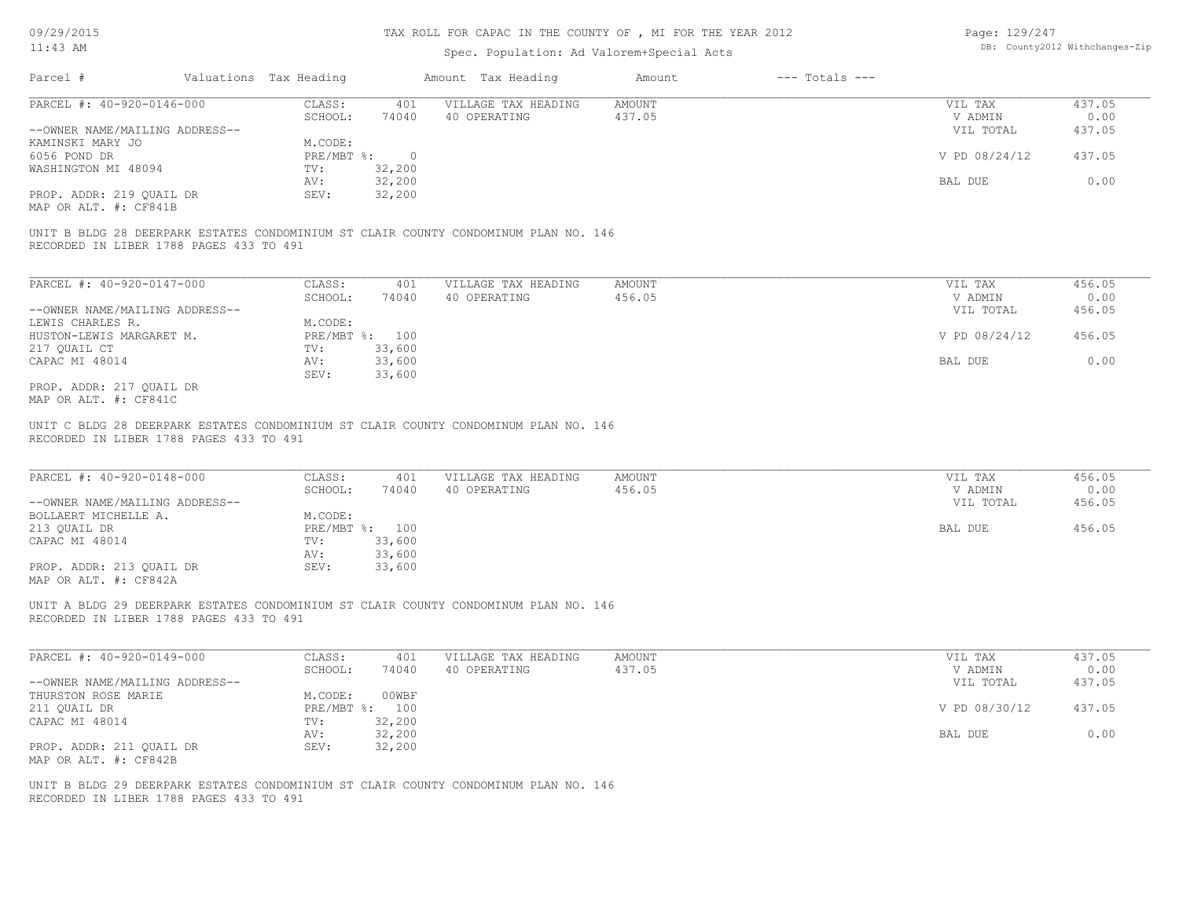TAX ROLL FOR CAPAC IN THE COUNTY OF , MI FOR THE YEAR 2012

Spec. Population: Ad Valorem+Special Acts

DB: County2012 Withchanges-Zip

| Parcel # | Valuations | Tax Heading | Amount | Tax Heading | Amount | --- Totals --- | |
|---|---|---|---|---|---|---|---|

---

**PARCEL #: 40-920-0146-000**

| | | | | | |
|---|---|---|---|---|---|
| CLASS: | 401 | VILLAGE TAX HEADING | AMOUNT | VIL TAX | 437.05 |
| SCHOOL: | 74040 | 40 OPERATING | 437.05 | V ADMIN | 0.00 |
| | | | | VIL TOTAL | 437.05 |
| M.CODE: | | | | | |
| PRE/MBT %: | 0 | | | V PD 08/24/12 | 437.05 |
| TV: | 32,200 | | | | |
| AV: | 32,200 | | | BAL DUE | 0.00 |
| SEV: | 32,200 | | | | |

--OWNER NAME/MAILING ADDRESS--
KAMINSKI MARY JO
6056 POND DR
WASHINGTON MI 48094

PROP. ADDR: 219 QUAIL DR
MAP OR ALT. #: CF841B

UNIT B BLDG 28 DEERPARK ESTATES CONDOMINIUM ST CLAIR COUNTY CONDOMINUM PLAN NO. 146
RECORDED IN LIBER 1788 PAGES 433 TO 491

---

**PARCEL #: 40-920-0147-000**

| | | | | | |
|---|---|---|---|---|---|
| CLASS: | 401 | VILLAGE TAX HEADING | AMOUNT | VIL TAX | 456.05 |
| SCHOOL: | 74040 | 40 OPERATING | 456.05 | V ADMIN | 0.00 |
| | | | | VIL TOTAL | 456.05 |
| M.CODE: | | | | | |
| PRE/MBT %: | 100 | | | V PD 08/24/12 | 456.05 |
| TV: | 33,600 | | | | |
| AV: | 33,600 | | | BAL DUE | 0.00 |
| SEV: | 33,600 | | | | |

--OWNER NAME/MAILING ADDRESS--
LEWIS CHARLES R.
HUSTON-LEWIS MARGARET M.
217 QUAIL CT
CAPAC MI 48014

PROP. ADDR: 217 QUAIL DR
MAP OR ALT. #: CF841C

UNIT C BLDG 28 DEERPARK ESTATES CONDOMINIUM ST CLAIR COUNTY CONDOMINUM PLAN NO. 146
RECORDED IN LIBER 1788 PAGES 433 TO 491

---

**PARCEL #: 40-920-0148-000**

| | | | | | |
|---|---|---|---|---|---|
| CLASS: | 401 | VILLAGE TAX HEADING | AMOUNT | VIL TAX | 456.05 |
| SCHOOL: | 74040 | 40 OPERATING | 456.05 | V ADMIN | 0.00 |
| | | | | VIL TOTAL | 456.05 |
| M.CODE: | | | | | |
| PRE/MBT %: | 100 | | | BAL DUE | 456.05 |
| TV: | 33,600 | | | | |
| AV: | 33,600 | | | | |
| SEV: | 33,600 | | | | |

--OWNER NAME/MAILING ADDRESS--
BOLLAERT MICHELLE A.
213 QUAIL DR
CAPAC MI 48014

PROP. ADDR: 213 QUAIL DR
MAP OR ALT. #: CF842A

UNIT A BLDG 29 DEERPARK ESTATES CONDOMINIUM ST CLAIR COUNTY CONDOMINUM PLAN NO. 146
RECORDED IN LIBER 1788 PAGES 433 TO 491

---

**PARCEL #: 40-920-0149-000**

| | | | | | |
|---|---|---|---|---|---|
| CLASS: | 401 | VILLAGE TAX HEADING | AMOUNT | VIL TAX | 437.05 |
| SCHOOL: | 74040 | 40 OPERATING | 437.05 | V ADMIN | 0.00 |
| | | | | VIL TOTAL | 437.05 |
| M.CODE: | 00WBF | | | | |
| PRE/MBT %: | 100 | | | V PD 08/30/12 | 437.05 |
| TV: | 32,200 | | | | |
| AV: | 32,200 | | | BAL DUE | 0.00 |
| SEV: | 32,200 | | | | |

--OWNER NAME/MAILING ADDRESS--
THURSTON ROSE MARIE
211 QUAIL DR
CAPAC MI 48014

PROP. ADDR: 211 QUAIL DR
MAP OR ALT. #: CF842B

UNIT B BLDG 29 DEERPARK ESTATES CONDOMINIUM ST CLAIR COUNTY CONDOMINUM PLAN NO. 146
RECORDED IN LIBER 1788 PAGES 433 TO 491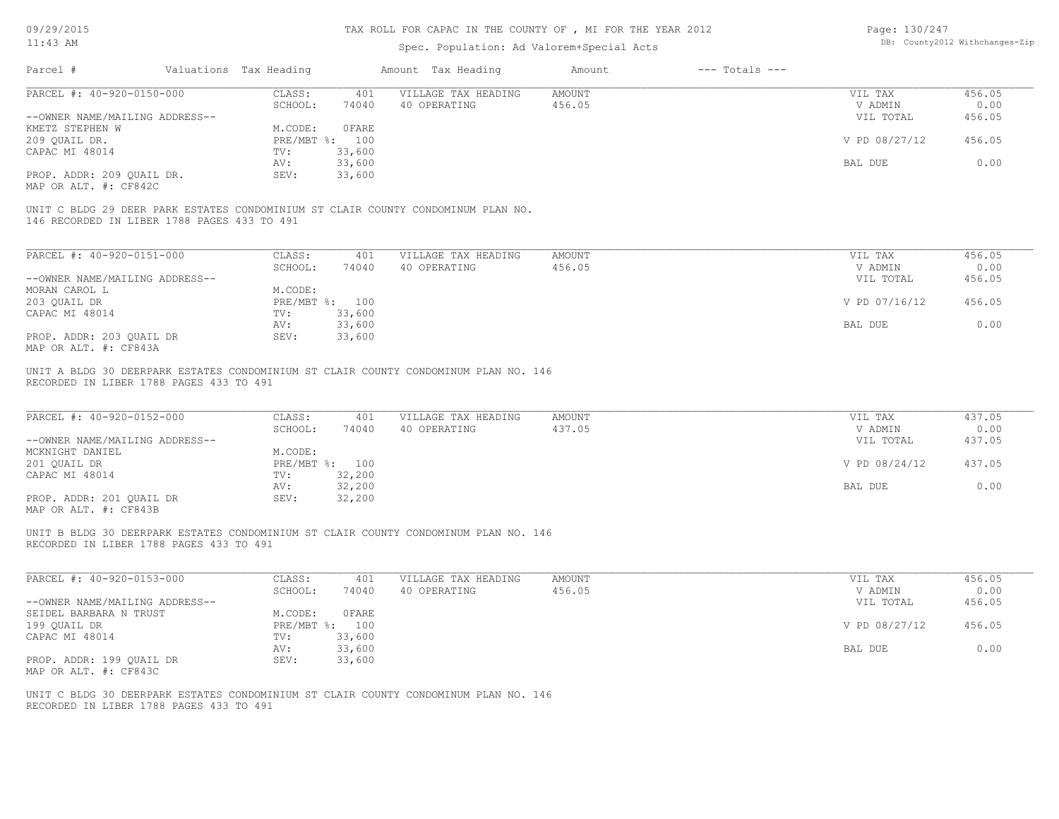# TAX ROLL FOR CAPAC IN THE COUNTY OF , MI FOR THE YEAR 2012

Spec. Population: Ad Valorem+Special Acts

| Parcel # | Valuations | Tax Heading | Amount | Tax Heading | Amount | --- Totals --- | |
|---|---|---|---|---|---|---|---|

---

**PARCEL #: 40-920-0150-000**

| | | | | | | |
|---|---|---|---|---|---|---|
| CLASS: | 401 | VILLAGE TAX HEADING | AMOUNT | | VIL TAX | 456.05 |
| SCHOOL: | 74040 | 40 OPERATING | 456.05 | | V ADMIN | 0.00 |
| | | | | | VIL TOTAL | 456.05 |
| M.CODE: | 0FARE | | | | | |
| PRE/MBT %: | 100 | | | | V PD 08/27/12 | 456.05 |
| TV: | 33,600 | | | | | |
| AV: | 33,600 | | | | BAL DUE | 0.00 |
| SEV: | 33,600 | | | | | |

--OWNER NAME/MAILING ADDRESS--
KMETZ STEPHEN W
209 QUAIL DR.
CAPAC MI 48014

PROP. ADDR: 209 QUAIL DR.
MAP OR ALT. #: CF842C

UNIT C BLDG 29 DEER PARK ESTATES CONDOMINIUM ST CLAIR COUNTY CONDOMINUM PLAN NO. 146 RECORDED IN LIBER 1788 PAGES 433 TO 491

---

**PARCEL #: 40-920-0151-000**

| | | | | | | |
|---|---|---|---|---|---|---|
| CLASS: | 401 | VILLAGE TAX HEADING | AMOUNT | | VIL TAX | 456.05 |
| SCHOOL: | 74040 | 40 OPERATING | 456.05 | | V ADMIN | 0.00 |
| | | | | | VIL TOTAL | 456.05 |
| M.CODE: | | | | | | |
| PRE/MBT %: | 100 | | | | V PD 07/16/12 | 456.05 |
| TV: | 33,600 | | | | | |
| AV: | 33,600 | | | | BAL DUE | 0.00 |
| SEV: | 33,600 | | | | | |

--OWNER NAME/MAILING ADDRESS--
MORAN CAROL L
203 QUAIL DR
CAPAC MI 48014

PROP. ADDR: 203 QUAIL DR
MAP OR ALT. #: CF843A

UNIT A BLDG 30 DEERPARK ESTATES CONDOMINIUM ST CLAIR COUNTY CONDOMINUM PLAN NO. 146 RECORDED IN LIBER 1788 PAGES 433 TO 491

---

**PARCEL #: 40-920-0152-000**

| | | | | | | |
|---|---|---|---|---|---|---|
| CLASS: | 401 | VILLAGE TAX HEADING | AMOUNT | | VIL TAX | 437.05 |
| SCHOOL: | 74040 | 40 OPERATING | 437.05 | | V ADMIN | 0.00 |
| | | | | | VIL TOTAL | 437.05 |
| M.CODE: | | | | | | |
| PRE/MBT %: | 100 | | | | V PD 08/24/12 | 437.05 |
| TV: | 32,200 | | | | | |
| AV: | 32,200 | | | | BAL DUE | 0.00 |
| SEV: | 32,200 | | | | | |

--OWNER NAME/MAILING ADDRESS--
MCKNIGHT DANIEL
201 QUAIL DR
CAPAC MI 48014

PROP. ADDR: 201 QUAIL DR
MAP OR ALT. #: CF843B

UNIT B BLDG 30 DEERPARK ESTATES CONDOMINIUM ST CLAIR COUNTY CONDOMINUM PLAN NO. 146 RECORDED IN LIBER 1788 PAGES 433 TO 491

---

**PARCEL #: 40-920-0153-000**

| | | | | | | |
|---|---|---|---|---|---|---|
| CLASS: | 401 | VILLAGE TAX HEADING | AMOUNT | | VIL TAX | 456.05 |
| SCHOOL: | 74040 | 40 OPERATING | 456.05 | | V ADMIN | 0.00 |
| | | | | | VIL TOTAL | 456.05 |
| M.CODE: | 0FARE | | | | | |
| PRE/MBT %: | 100 | | | | V PD 08/27/12 | 456.05 |
| TV: | 33,600 | | | | | |
| AV: | 33,600 | | | | BAL DUE | 0.00 |
| SEV: | 33,600 | | | | | |

--OWNER NAME/MAILING ADDRESS--
SEIDEL BARBARA N TRUST
199 QUAIL DR
CAPAC MI 48014

PROP. ADDR: 199 QUAIL DR
MAP OR ALT. #: CF843C

UNIT C BLDG 30 DEERPARK ESTATES CONDOMINIUM ST CLAIR COUNTY CONDOMINUM PLAN NO. 146 RECORDED IN LIBER 1788 PAGES 433 TO 491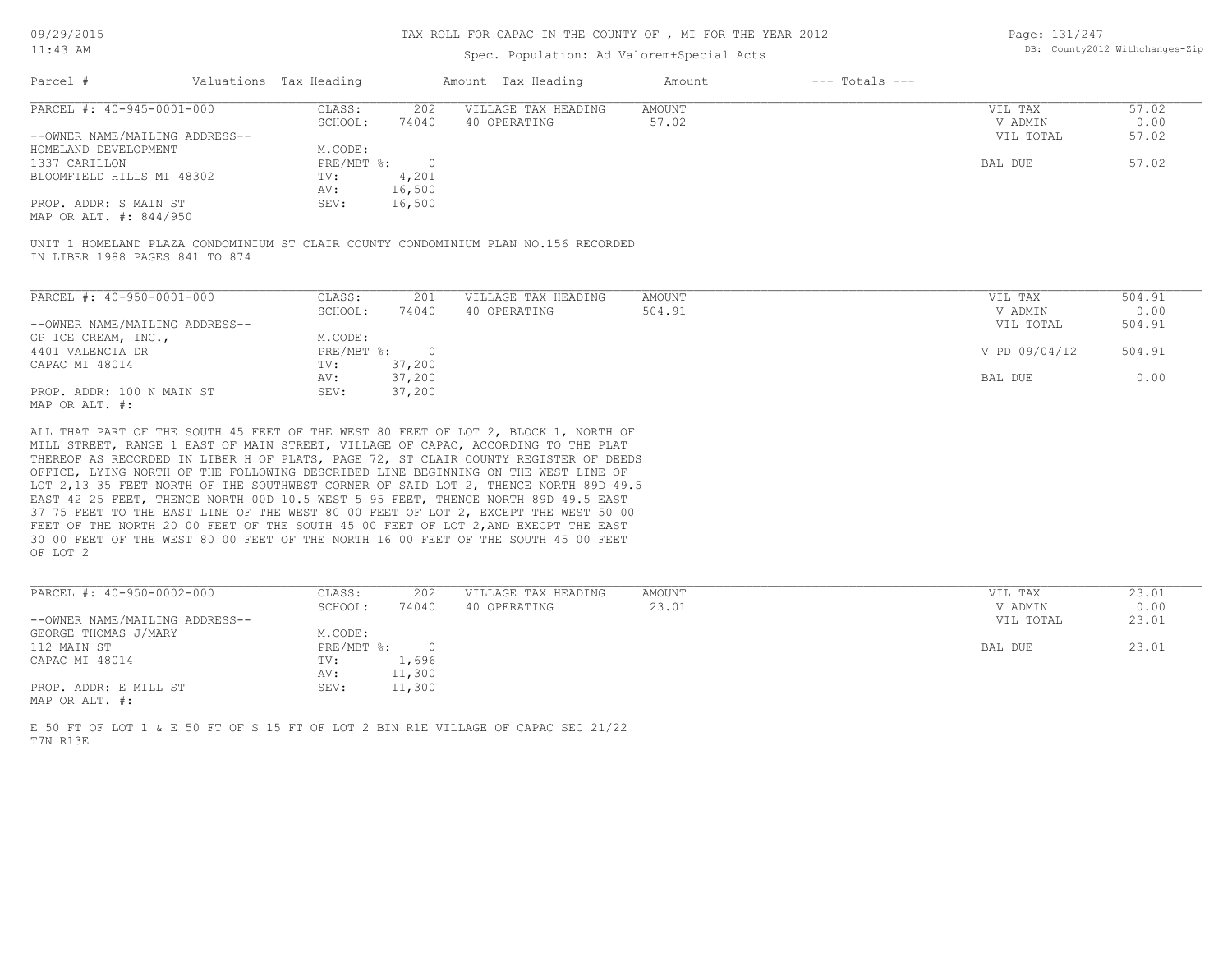TAX ROLL FOR CAPAC IN THE COUNTY OF , MI FOR THE YEAR 2012

Spec. Population: Ad Valorem+Special Acts

DB: County2012 Withchanges-Zip

| Parcel # | Valuations | Tax Heading | Amount | Tax Heading | Amount | --- Totals --- | |
|---|---|---|---|---|---|---|---|

PARCEL #: 40-945-0001-000

| | | | | | | |
|---|---|---|---|---|---|---|
| --OWNER NAME/MAILING ADDRESS-- | CLASS: | 202 | VILLAGE TAX HEADING | AMOUNT | VIL TAX | 57.02 |
| HOMELAND DEVELOPMENT | SCHOOL: | 74040 | 40 OPERATING | 57.02 | V ADMIN | 0.00 |
| 1337 CARILLON | M.CODE: | | | | VIL TOTAL | 57.02 |
| BLOOMFIELD HILLS MI 48302 | PRE/MBT %: | 0 | | | BAL DUE | 57.02 |
| PROP. ADDR: S MAIN ST | TV: | 4,201 | | | | |
| MAP OR ALT. #: 844/950 | AV: | 16,500 | | | | |
| | SEV: | 16,500 | | | | |

UNIT 1 HOMELAND PLAZA CONDOMINIUM ST CLAIR COUNTY CONDOMINIUM PLAN NO.156 RECORDED IN LIBER 1988 PAGES 841 TO 874

PARCEL #: 40-950-0001-000

| | | | | | | |
|---|---|---|---|---|---|---|
| --OWNER NAME/MAILING ADDRESS-- | CLASS: | 201 | VILLAGE TAX HEADING | AMOUNT | VIL TAX | 504.91 |
| GP ICE CREAM, INC., | SCHOOL: | 74040 | 40 OPERATING | 504.91 | V ADMIN | 0.00 |
| 4401 VALENCIA DR | M.CODE: | | | | VIL TOTAL | 504.91 |
| CAPAC MI 48014 | PRE/MBT %: | 0 | | | V PD 09/04/12 | 504.91 |
| PROP. ADDR: 100 N MAIN ST | TV: | 37,200 | | | BAL DUE | 0.00 |
| MAP OR ALT. #: | AV: | 37,200 | | | | |
| | SEV: | 37,200 | | | | |

ALL THAT PART OF THE SOUTH 45 FEET OF THE WEST 80 FEET OF LOT 2, BLOCK 1, NORTH OF MILL STREET, RANGE 1 EAST OF MAIN STREET, VILLAGE OF CAPAC, ACCORDING TO THE PLAT THEREOF AS RECORDED IN LIBER H OF PLATS, PAGE 72, ST CLAIR COUNTY REGISTER OF DEEDS OFFICE, LYING NORTH OF THE FOLLOWING DESCRIBED LINE BEGINNING ON THE WEST LINE OF LOT 2,13 35 FEET NORTH OF THE SOUTHWEST CORNER OF SAID LOT 2, THENCE NORTH 89D 49.5 EAST 42 25 FEET, THENCE NORTH 00D 10.5 WEST 5 95 FEET, THENCE NORTH 89D 49.5 EAST 37 75 FEET TO THE EAST LINE OF THE WEST 80 00 FEET OF LOT 2, EXCEPT THE WEST 50 00 FEET OF THE NORTH 20 00 FEET OF THE SOUTH 45 00 FEET OF LOT 2,AND EXECPT THE EAST 30 00 FEET OF THE WEST 80 00 FEET OF THE NORTH 16 00 FEET OF THE SOUTH 45 00 FEET OF LOT 2

PARCEL #: 40-950-0002-000

| | | | | | | |
|---|---|---|---|---|---|---|
| --OWNER NAME/MAILING ADDRESS-- | CLASS: | 202 | VILLAGE TAX HEADING | AMOUNT | VIL TAX | 23.01 |
| GEORGE THOMAS J/MARY | SCHOOL: | 74040 | 40 OPERATING | 23.01 | V ADMIN | 0.00 |
| 112 MAIN ST | M.CODE: | | | | VIL TOTAL | 23.01 |
| CAPAC MI 48014 | PRE/MBT %: | 0 | | | BAL DUE | 23.01 |
| PROP. ADDR: E MILL ST | TV: | 1,696 | | | | |
| MAP OR ALT. #: | AV: | 11,300 | | | | |
| | SEV: | 11,300 | | | | |

E 50 FT OF LOT 1 & E 50 FT OF S 15 FT OF LOT 2 BIN R1E VILLAGE OF CAPAC SEC 21/22 T7N R13E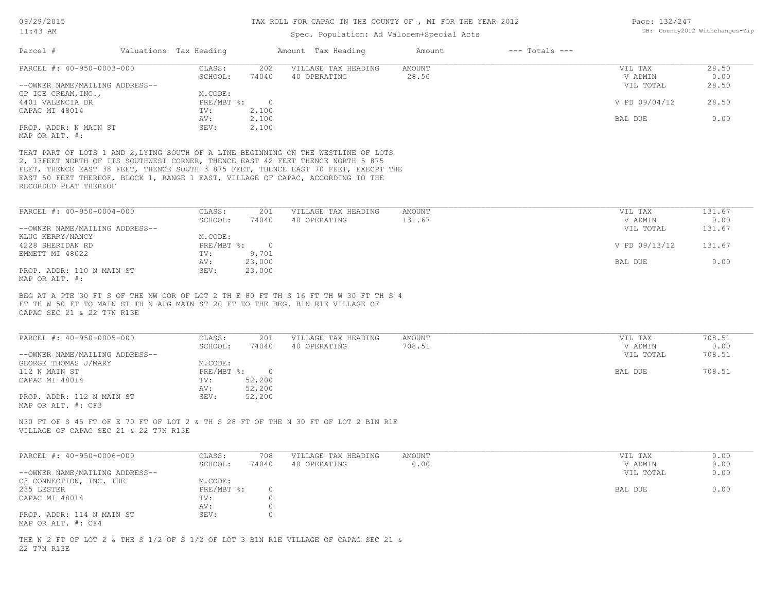# TAX ROLL FOR CAPAC IN THE COUNTY OF , MI FOR THE YEAR 2012

Spec. Population: Ad Valorem+Special Acts

DB: County2012 Withchanges-Zip

| Parcel # | Valuations | Tax Heading | Amount | Tax Heading | Amount | --- Totals --- | |
|---|---|---|---|---|---|---|---|

---

**PARCEL #: 40-950-0003-000**

| | | | | | | |
|---|---|---|---|---|---|---|
| | CLASS: | 202 | VILLAGE TAX HEADING | AMOUNT | VIL TAX | 28.50 |
| | SCHOOL: | 74040 | 40 OPERATING | 28.50 | V ADMIN | 0.00 |
| --OWNER NAME/MAILING ADDRESS-- | | | | | VIL TOTAL | 28.50 |
| GP ICE CREAM,INC., | M.CODE: | | | | | |
| 4401 VALENCIA DR | PRE/MBT %: | 0 | | | V PD 09/04/12 | 28.50 |
| CAPAC MI 48014 | TV: | 2,100 | | | | |
| | AV: | 2,100 | | | BAL DUE | 0.00 |
| PROP. ADDR: N MAIN ST | SEV: | 2,100 | | | | |
| MAP OR ALT. #: | | | | | | |

THAT PART OF LOTS 1 AND 2,LYING SOUTH OF A LINE BEGINNING ON THE WESTLINE OF LOTS 2, 13FEET NORTH OF ITS SOUTHWEST CORNER, THENCE EAST 42 FEET THENCE NORTH 5 875 FEET, THENCE EAST 38 FEET, THENCE SOUTH 3 875 FEET, THENCE EAST 70 FEET, EXECPT THE EAST 50 FEET THEREOF, BLOCK 1, RANGE 1 EAST, VILLAGE OF CAPAC, ACCORDING TO THE RECORDED PLAT THEREOF

---

**PARCEL #: 40-950-0004-000**

| | | | | | | |
|---|---|---|---|---|---|---|
| | CLASS: | 201 | VILLAGE TAX HEADING | AMOUNT | VIL TAX | 131.67 |
| | SCHOOL: | 74040 | 40 OPERATING | 131.67 | V ADMIN | 0.00 |
| --OWNER NAME/MAILING ADDRESS-- | | | | | VIL TOTAL | 131.67 |
| KLUG KERRY/NANCY | M.CODE: | | | | | |
| 4228 SHERIDAN RD | PRE/MBT %: | 0 | | | V PD 09/13/12 | 131.67 |
| EMMETT MI 48022 | TV: | 9,701 | | | | |
| | AV: | 23,000 | | | BAL DUE | 0.00 |
| PROP. ADDR: 110 N MAIN ST | SEV: | 23,000 | | | | |
| MAP OR ALT. #: | | | | | | |

BEG AT A PTE 30 FT S OF THE NW COR OF LOT 2 TH E 80 FT TH S 16 FT TH W 30 FT TH S 4 FT TH W 50 FT TO MAIN ST TH N ALG MAIN ST 20 FT TO THE BEG. B1N R1E VILLAGE OF CAPAC SEC 21 & 22 T7N R13E

---

**PARCEL #: 40-950-0005-000**

| | | | | | | |
|---|---|---|---|---|---|---|
| | CLASS: | 201 | VILLAGE TAX HEADING | AMOUNT | VIL TAX | 708.51 |
| | SCHOOL: | 74040 | 40 OPERATING | 708.51 | V ADMIN | 0.00 |
| --OWNER NAME/MAILING ADDRESS-- | | | | | VIL TOTAL | 708.51 |
| GEORGE THOMAS J/MARY | M.CODE: | | | | | |
| 112 N MAIN ST | PRE/MBT %: | 0 | | | BAL DUE | 708.51 |
| CAPAC MI 48014 | TV: | 52,200 | | | | |
| | AV: | 52,200 | | | | |
| PROP. ADDR: 112 N MAIN ST | SEV: | 52,200 | | | | |
| MAP OR ALT. #: CF3 | | | | | | |

N30 FT OF S 45 FT OF E 70 FT OF LOT 2 & TH S 28 FT OF THE N 30 FT OF LOT 2 B1N R1E VILLAGE OF CAPAC SEC 21 & 22 T7N R13E

---

**PARCEL #: 40-950-0006-000**

| | | | | | | |
|---|---|---|---|---|---|---|
| | CLASS: | 708 | VILLAGE TAX HEADING | AMOUNT | VIL TAX | 0.00 |
| | SCHOOL: | 74040 | 40 OPERATING | 0.00 | V ADMIN | 0.00 |
| --OWNER NAME/MAILING ADDRESS-- | | | | | VIL TOTAL | 0.00 |
| C3 CONNECTION, INC. THE | M.CODE: | | | | | |
| 235 LESTER | PRE/MBT %: | 0 | | | BAL DUE | 0.00 |
| CAPAC MI 48014 | TV: | 0 | | | | |
| | AV: | 0 | | | | |
| PROP. ADDR: 114 N MAIN ST | SEV: | 0 | | | | |
| MAP OR ALT. #: CF4 | | | | | | |

THE N 2 FT OF LOT 2 & THE S 1/2 OF S 1/2 OF LOT 3 B1N R1E VILLAGE OF CAPAC SEC 21 & 22 T7N R13E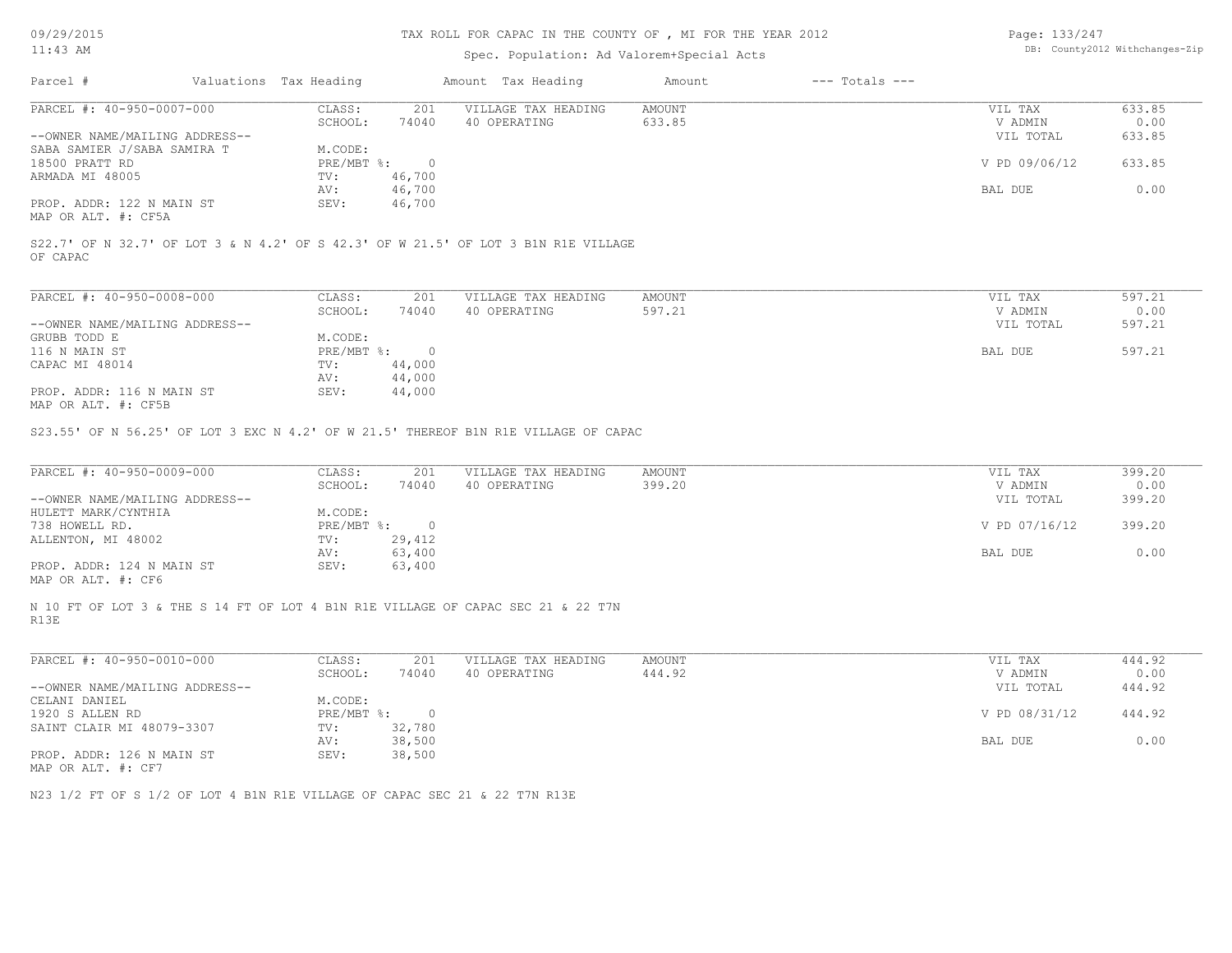TAX ROLL FOR CAPAC IN THE COUNTY OF , MI FOR THE YEAR 2012

Spec. Population: Ad Valorem+Special Acts

| Parcel # | Valuations | Tax Heading | Amount | Tax Heading | Amount | --- Totals --- | |
|---|---|---|---|---|---|---|---|
| PARCEL #: 40-950-0007-000 | CLASS: | 201 | VILLAGE TAX HEADING | AMOUNT | | VIL TAX | 633.85 |
| | SCHOOL: | 74040 | 40 OPERATING | 633.85 | | V ADMIN | 0.00 |
| --OWNER NAME/MAILING ADDRESS-- | | | | | | VIL TOTAL | 633.85 |
| SABA SAMIER J/SABA SAMIRA T | M.CODE: | | | | | | |
| 18500 PRATT RD | PRE/MBT %: | 0 | | | | V PD 09/06/12 | 633.85 |
| ARMADA MI 48005 | TV: | 46,700 | | | | | |
| | AV: | 46,700 | | | | BAL DUE | 0.00 |
| PROP. ADDR: 122 N MAIN ST | SEV: | 46,700 | | | | | |
| MAP OR ALT. #: CF5A | | | | | | | |

S22.7' OF N 32.7' OF LOT 3 & N 4.2' OF S 42.3' OF W 21.5' OF LOT 3 B1N R1E VILLAGE OF CAPAC

| Parcel # | Valuations | Tax Heading | Amount | Tax Heading | Amount | --- Totals --- | |
|---|---|---|---|---|---|---|---|
| PARCEL #: 40-950-0008-000 | CLASS: | 201 | VILLAGE TAX HEADING | AMOUNT | | VIL TAX | 597.21 |
| | SCHOOL: | 74040 | 40 OPERATING | 597.21 | | V ADMIN | 0.00 |
| --OWNER NAME/MAILING ADDRESS-- | | | | | | VIL TOTAL | 597.21 |
| GRUBB TODD E | M.CODE: | | | | | | |
| 116 N MAIN ST | PRE/MBT %: | 0 | | | | BAL DUE | 597.21 |
| CAPAC MI 48014 | TV: | 44,000 | | | | | |
| | AV: | 44,000 | | | | | |
| PROP. ADDR: 116 N MAIN ST | SEV: | 44,000 | | | | | |
| MAP OR ALT. #: CF5B | | | | | | | |

S23.55' OF N 56.25' OF LOT 3 EXC N 4.2' OF W 21.5' THEREOF B1N R1E VILLAGE OF CAPAC

| Parcel # | Valuations | Tax Heading | Amount | Tax Heading | Amount | --- Totals --- | |
|---|---|---|---|---|---|---|---|
| PARCEL #: 40-950-0009-000 | CLASS: | 201 | VILLAGE TAX HEADING | AMOUNT | | VIL TAX | 399.20 |
| | SCHOOL: | 74040 | 40 OPERATING | 399.20 | | V ADMIN | 0.00 |
| --OWNER NAME/MAILING ADDRESS-- | | | | | | VIL TOTAL | 399.20 |
| HULETT MARK/CYNTHIA | M.CODE: | | | | | | |
| 738 HOWELL RD. | PRE/MBT %: | 0 | | | | V PD 07/16/12 | 399.20 |
| ALLENTON, MI 48002 | TV: | 29,412 | | | | | |
| | AV: | 63,400 | | | | BAL DUE | 0.00 |
| PROP. ADDR: 124 N MAIN ST | SEV: | 63,400 | | | | | |
| MAP OR ALT. #: CF6 | | | | | | | |

N 10 FT OF LOT 3 & THE S 14 FT OF LOT 4 B1N R1E VILLAGE OF CAPAC SEC 21 & 22 T7N R13E

| Parcel # | Valuations | Tax Heading | Amount | Tax Heading | Amount | --- Totals --- | |
|---|---|---|---|---|---|---|---|
| PARCEL #: 40-950-0010-000 | CLASS: | 201 | VILLAGE TAX HEADING | AMOUNT | | VIL TAX | 444.92 |
| | SCHOOL: | 74040 | 40 OPERATING | 444.92 | | V ADMIN | 0.00 |
| --OWNER NAME/MAILING ADDRESS-- | | | | | | VIL TOTAL | 444.92 |
| CELANI DANIEL | M.CODE: | | | | | | |
| 1920 S ALLEN RD | PRE/MBT %: | 0 | | | | V PD 08/31/12 | 444.92 |
| SAINT CLAIR MI 48079-3307 | TV: | 32,780 | | | | | |
| | AV: | 38,500 | | | | BAL DUE | 0.00 |
| PROP. ADDR: 126 N MAIN ST | SEV: | 38,500 | | | | | |
| MAP OR ALT. #: CF7 | | | | | | | |

N23 1/2 FT OF S 1/2 OF LOT 4 B1N R1E VILLAGE OF CAPAC SEC 21 & 22 T7N R13E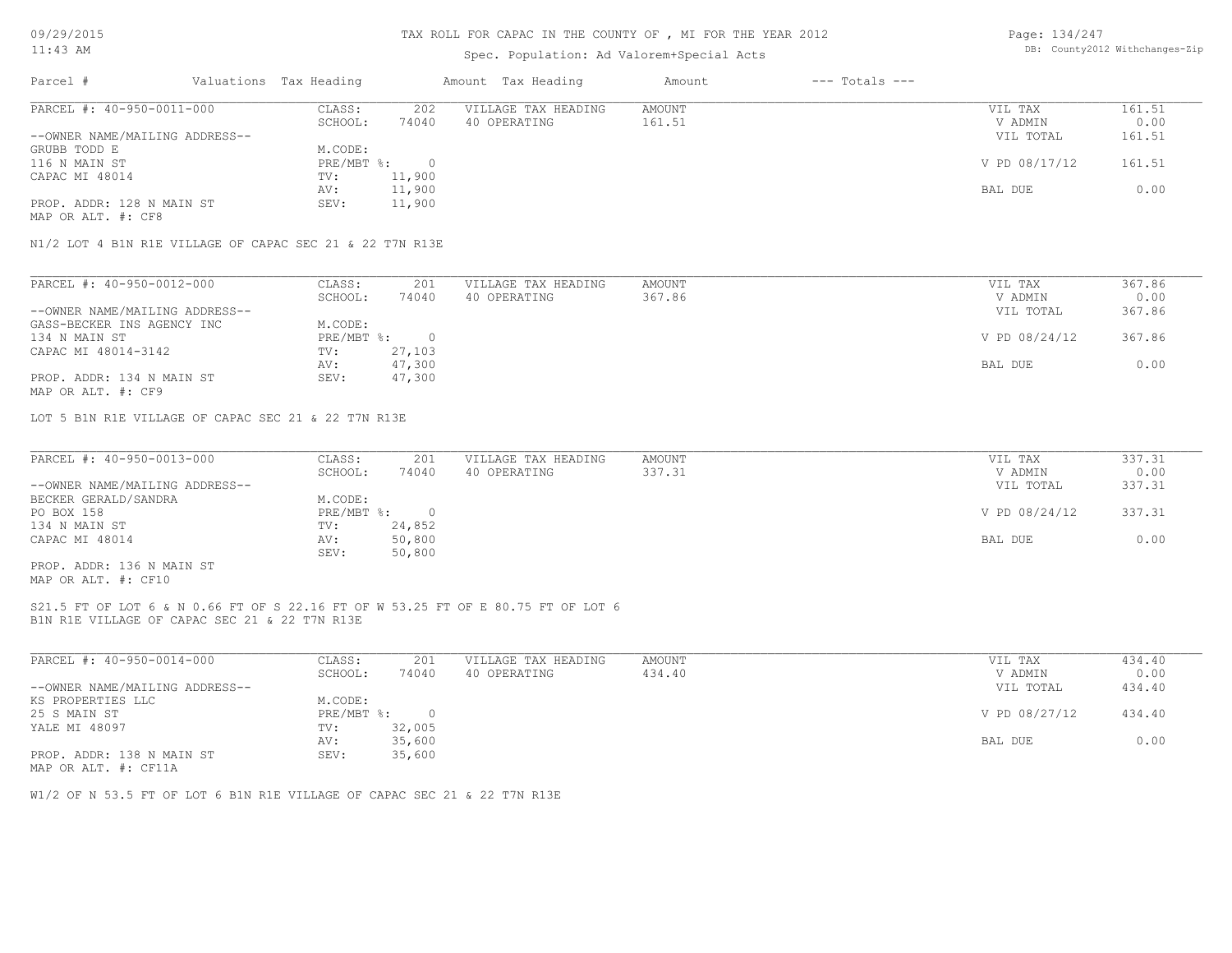TAX ROLL FOR CAPAC IN THE COUNTY OF , MI FOR THE YEAR 2012

Spec. Population: Ad Valorem+Special Acts

| Parcel # | Valuations Tax Heading | Amount Tax Heading | Amount | --- Totals --- |
|---|---|---|---|---|

---

PARCEL #: 40-950-0011-000

| | | | | | |
|---|---|---|---|---|---|
| CLASS: | 202 | VILLAGE TAX HEADING | AMOUNT | VIL TAX | 161.51 |
| SCHOOL: | 74040 | 40 OPERATING | 161.51 | V ADMIN | 0.00 |
| | | | | VIL TOTAL | 161.51 |
| M.CODE: | | | | | |
| PRE/MBT %: | 0 | | | V PD 08/17/12 | 161.51 |
| TV: | 11,900 | | | | |
| AV: | 11,900 | | | BAL DUE | 0.00 |
| SEV: | 11,900 | | | | |

--OWNER NAME/MAILING ADDRESS--
GRUBB TODD E
116 N MAIN ST
CAPAC MI 48014

PROP. ADDR: 128 N MAIN ST
MAP OR ALT. #: CF8

N1/2 LOT 4 B1N R1E VILLAGE OF CAPAC SEC 21 & 22 T7N R13E

---

PARCEL #: 40-950-0012-000

| | | | | | |
|---|---|---|---|---|---|
| CLASS: | 201 | VILLAGE TAX HEADING | AMOUNT | VIL TAX | 367.86 |
| SCHOOL: | 74040 | 40 OPERATING | 367.86 | V ADMIN | 0.00 |
| | | | | VIL TOTAL | 367.86 |
| M.CODE: | | | | | |
| PRE/MBT %: | 0 | | | V PD 08/24/12 | 367.86 |
| TV: | 27,103 | | | | |
| AV: | 47,300 | | | BAL DUE | 0.00 |
| SEV: | 47,300 | | | | |

--OWNER NAME/MAILING ADDRESS--
GASS-BECKER INS AGENCY INC
134 N MAIN ST
CAPAC MI 48014-3142

PROP. ADDR: 134 N MAIN ST
MAP OR ALT. #: CF9

LOT 5 B1N R1E VILLAGE OF CAPAC SEC 21 & 22 T7N R13E

---

PARCEL #: 40-950-0013-000

| | | | | | |
|---|---|---|---|---|---|
| CLASS: | 201 | VILLAGE TAX HEADING | AMOUNT | VIL TAX | 337.31 |
| SCHOOL: | 74040 | 40 OPERATING | 337.31 | V ADMIN | 0.00 |
| | | | | VIL TOTAL | 337.31 |
| M.CODE: | | | | | |
| PRE/MBT %: | 0 | | | V PD 08/24/12 | 337.31 |
| TV: | 24,852 | | | | |
| AV: | 50,800 | | | BAL DUE | 0.00 |
| SEV: | 50,800 | | | | |

--OWNER NAME/MAILING ADDRESS--
BECKER GERALD/SANDRA
PO BOX 158
134 N MAIN ST
CAPAC MI 48014

PROP. ADDR: 136 N MAIN ST
MAP OR ALT. #: CF10

S21.5 FT OF LOT 6 & N 0.66 FT OF S 22.16 FT OF W 53.25 FT OF E 80.75 FT OF LOT 6
B1N R1E VILLAGE OF CAPAC SEC 21 & 22 T7N R13E

---

PARCEL #: 40-950-0014-000

| | | | | | |
|---|---|---|---|---|---|
| CLASS: | 201 | VILLAGE TAX HEADING | AMOUNT | VIL TAX | 434.40 |
| SCHOOL: | 74040 | 40 OPERATING | 434.40 | V ADMIN | 0.00 |
| | | | | VIL TOTAL | 434.40 |
| M.CODE: | | | | | |
| PRE/MBT %: | 0 | | | V PD 08/27/12 | 434.40 |
| TV: | 32,005 | | | | |
| AV: | 35,600 | | | BAL DUE | 0.00 |
| SEV: | 35,600 | | | | |

--OWNER NAME/MAILING ADDRESS--
KS PROPERTIES LLC
25 S MAIN ST
YALE MI 48097

PROP. ADDR: 138 N MAIN ST
MAP OR ALT. #: CF11A

W1/2 OF N 53.5 FT OF LOT 6 B1N R1E VILLAGE OF CAPAC SEC 21 & 22 T7N R13E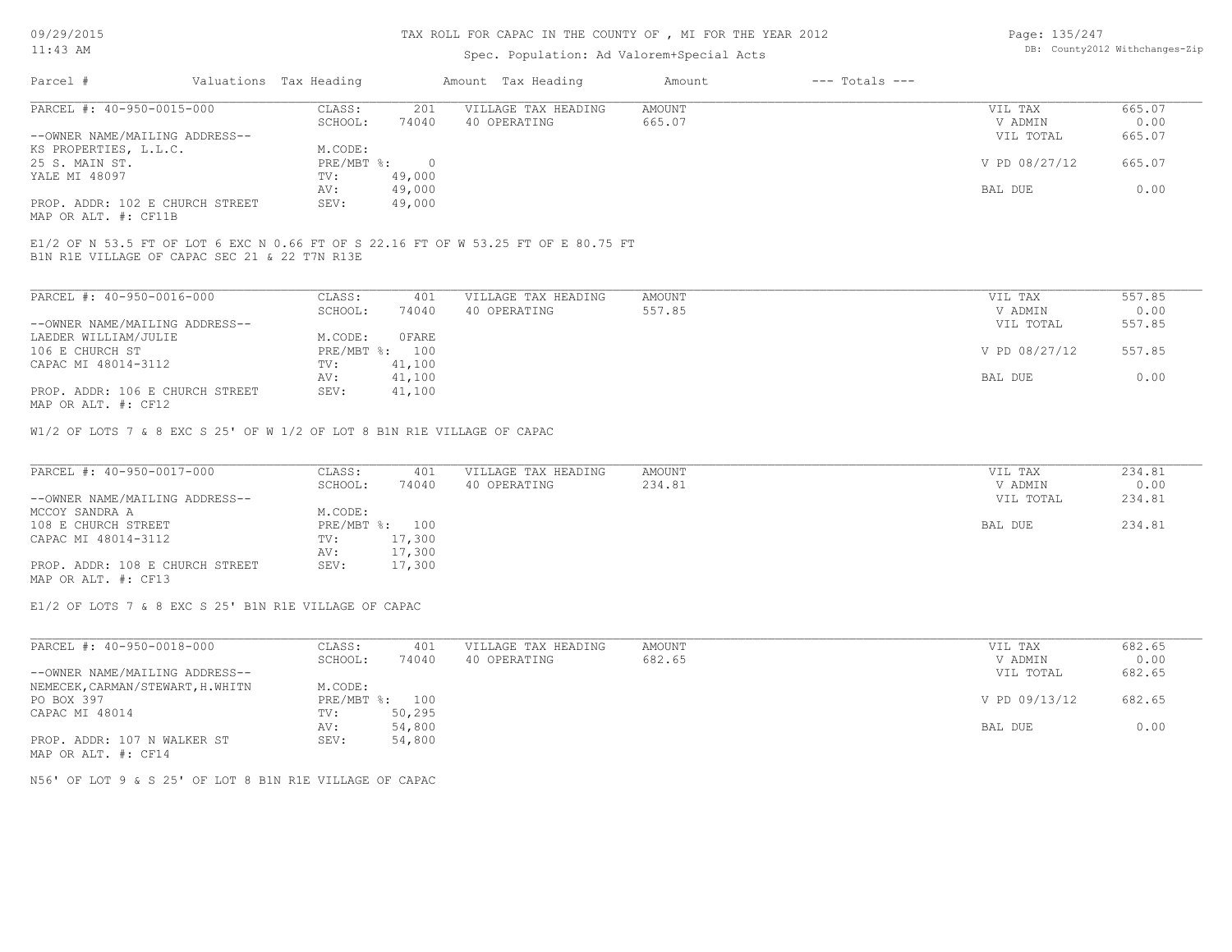# TAX ROLL FOR CAPAC IN THE COUNTY OF , MI FOR THE YEAR 2012

Spec. Population: Ad Valorem+Special Acts

| Parcel # | Valuations | Tax Heading | Amount | Tax Heading | Amount | --- Totals --- | |
|---|---|---|---|---|---|---|---|
| PARCEL #: 40-950-0015-000 | CLASS: | 201 | VILLAGE TAX HEADING | AMOUNT | | VIL TAX | 665.07 |
| | SCHOOL: | 74040 | 40 OPERATING | 665.07 | | V ADMIN | 0.00 |
| --OWNER NAME/MAILING ADDRESS-- | | | | | | VIL TOTAL | 665.07 |
| KS PROPERTIES, L.L.C. | M.CODE: | | | | | | |
| 25 S. MAIN ST. | PRE/MBT %: | 0 | | | | V PD 08/27/12 | 665.07 |
| YALE MI 48097 | TV: | 49,000 | | | | | |
| | AV: | 49,000 | | | | BAL DUE | 0.00 |
| PROP. ADDR: 102 E CHURCH STREET | SEV: | 49,000 | | | | | |
| MAP OR ALT. #: CF11B | | | | | | | |

E1/2 OF N 53.5 FT OF LOT 6 EXC N 0.66 FT OF S 22.16 FT OF W 53.25 FT OF E 80.75 FT
B1N R1E VILLAGE OF CAPAC SEC 21 & 22 T7N R13E

| Parcel # | Valuations | Tax Heading | Amount | Tax Heading | Amount | --- Totals --- | |
|---|---|---|---|---|---|---|---|
| PARCEL #: 40-950-0016-000 | CLASS: | 401 | VILLAGE TAX HEADING | AMOUNT | | VIL TAX | 557.85 |
| | SCHOOL: | 74040 | 40 OPERATING | 557.85 | | V ADMIN | 0.00 |
| --OWNER NAME/MAILING ADDRESS-- | | | | | | VIL TOTAL | 557.85 |
| LAEDER WILLIAM/JULIE | M.CODE: | 0FARE | | | | | |
| 106 E CHURCH ST | PRE/MBT %: | 100 | | | | V PD 08/27/12 | 557.85 |
| CAPAC MI 48014-3112 | TV: | 41,100 | | | | | |
| | AV: | 41,100 | | | | BAL DUE | 0.00 |
| PROP. ADDR: 106 E CHURCH STREET | SEV: | 41,100 | | | | | |
| MAP OR ALT. #: CF12 | | | | | | | |

W1/2 OF LOTS 7 & 8 EXC S 25' OF W 1/2 OF LOT 8 B1N R1E VILLAGE OF CAPAC

| Parcel # | Valuations | Tax Heading | Amount | Tax Heading | Amount | --- Totals --- | |
|---|---|---|---|---|---|---|---|
| PARCEL #: 40-950-0017-000 | CLASS: | 401 | VILLAGE TAX HEADING | AMOUNT | | VIL TAX | 234.81 |
| | SCHOOL: | 74040 | 40 OPERATING | 234.81 | | V ADMIN | 0.00 |
| --OWNER NAME/MAILING ADDRESS-- | | | | | | VIL TOTAL | 234.81 |
| MCCOY SANDRA A | M.CODE: | | | | | | |
| 108 E CHURCH STREET | PRE/MBT %: | 100 | | | | BAL DUE | 234.81 |
| CAPAC MI 48014-3112 | TV: | 17,300 | | | | | |
| | AV: | 17,300 | | | | | |
| PROP. ADDR: 108 E CHURCH STREET | SEV: | 17,300 | | | | | |
| MAP OR ALT. #: CF13 | | | | | | | |

E1/2 OF LOTS 7 & 8 EXC S 25' B1N R1E VILLAGE OF CAPAC

| Parcel # | Valuations | Tax Heading | Amount | Tax Heading | Amount | --- Totals --- | |
|---|---|---|---|---|---|---|---|
| PARCEL #: 40-950-0018-000 | CLASS: | 401 | VILLAGE TAX HEADING | AMOUNT | | VIL TAX | 682.65 |
| | SCHOOL: | 74040 | 40 OPERATING | 682.65 | | V ADMIN | 0.00 |
| --OWNER NAME/MAILING ADDRESS-- | | | | | | VIL TOTAL | 682.65 |
| NEMECEK,CARMAN/STEWART,H.WHITN | M.CODE: | | | | | | |
| PO BOX 397 | PRE/MBT %: | 100 | | | | V PD 09/13/12 | 682.65 |
| CAPAC MI 48014 | TV: | 50,295 | | | | | |
| | AV: | 54,800 | | | | BAL DUE | 0.00 |
| PROP. ADDR: 107 N WALKER ST | SEV: | 54,800 | | | | | |
| MAP OR ALT. #: CF14 | | | | | | | |

N56' OF LOT 9 & S 25' OF LOT 8 B1N R1E VILLAGE OF CAPAC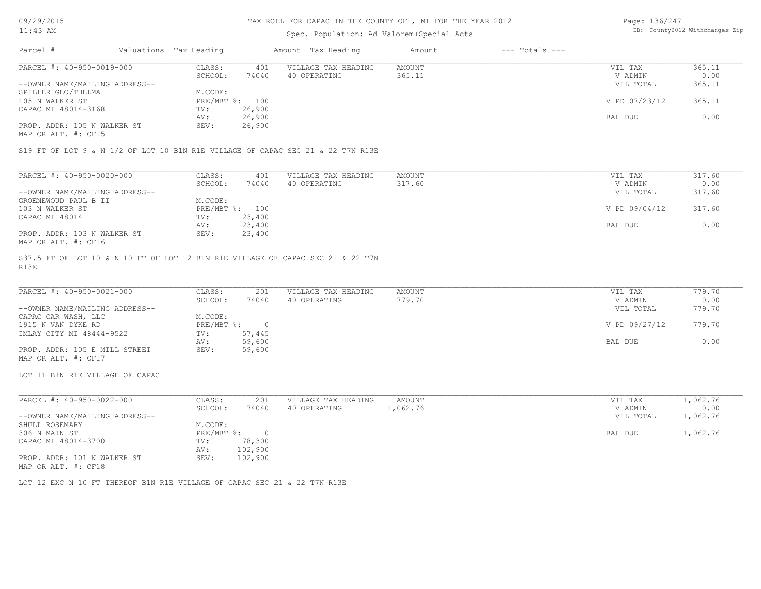TAX ROLL FOR CAPAC IN THE COUNTY OF , MI FOR THE YEAR 2012

Spec. Population: Ad Valorem+Special Acts

| Parcel # | Valuations | Tax Heading | Amount | Tax Heading | Amount | --- Totals --- | |
|---|---|---|---|---|---|---|---|

## PARCEL #: 40-950-0019-000

| | | | | | | |
|---|---|---|---|---|---|---|
| --OWNER NAME/MAILING ADDRESS-- | CLASS: | 401 | VILLAGE TAX HEADING | AMOUNT | VIL TAX | 365.11 |
| SPILLER GEO/THELMA | SCHOOL: | 74040 | 40 OPERATING | 365.11 | V ADMIN | 0.00 |
| 105 N WALKER ST | M.CODE: | | | | VIL TOTAL | 365.11 |
| CAPAC MI 48014-3168 | PRE/MBT %: | 100 | | | V PD 07/23/12 | 365.11 |
| | TV: | 26,900 | | | | |
| PROP. ADDR: 105 N WALKER ST | AV: | 26,900 | | | BAL DUE | 0.00 |
| MAP OR ALT. #: CF15 | SEV: | 26,900 | | | | |

S19 FT OF LOT 9 & N 1/2 OF LOT 10 B1N R1E VILLAGE OF CAPAC SEC 21 & 22 T7N R13E

## PARCEL #: 40-950-0020-000

| | | | | | | |
|---|---|---|---|---|---|---|
| --OWNER NAME/MAILING ADDRESS-- | CLASS: | 401 | VILLAGE TAX HEADING | AMOUNT | VIL TAX | 317.60 |
| GROENEWOUD PAUL B II | SCHOOL: | 74040 | 40 OPERATING | 317.60 | V ADMIN | 0.00 |
| 103 N WALKER ST | M.CODE: | | | | VIL TOTAL | 317.60 |
| CAPAC MI 48014 | PRE/MBT %: | 100 | | | V PD 09/04/12 | 317.60 |
| | TV: | 23,400 | | | | |
| PROP. ADDR: 103 N WALKER ST | AV: | 23,400 | | | BAL DUE | 0.00 |
| MAP OR ALT. #: CF16 | SEV: | 23,400 | | | | |

S37.5 FT OF LOT 10 & N 10 FT OF LOT 12 B1N R1E VILLAGE OF CAPAC SEC 21 & 22 T7N R13E

## PARCEL #: 40-950-0021-000

| | | | | | | |
|---|---|---|---|---|---|---|
| --OWNER NAME/MAILING ADDRESS-- | CLASS: | 201 | VILLAGE TAX HEADING | AMOUNT | VIL TAX | 779.70 |
| CAPAC CAR WASH, LLC | SCHOOL: | 74040 | 40 OPERATING | 779.70 | V ADMIN | 0.00 |
| 1915 N VAN DYKE RD | M.CODE: | | | | VIL TOTAL | 779.70 |
| IMLAY CITY MI 48444-9522 | PRE/MBT %: | 0 | | | V PD 09/27/12 | 779.70 |
| | TV: | 57,445 | | | | |
| PROP. ADDR: 105 E MILL STREET | AV: | 59,600 | | | BAL DUE | 0.00 |
| MAP OR ALT. #: CF17 | SEV: | 59,600 | | | | |

LOT 11 B1N R1E VILLAGE OF CAPAC

## PARCEL #: 40-950-0022-000

| | | | | | | |
|---|---|---|---|---|---|---|
| --OWNER NAME/MAILING ADDRESS-- | CLASS: | 201 | VILLAGE TAX HEADING | AMOUNT | VIL TAX | 1,062.76 |
| SHULL ROSEMARY | SCHOOL: | 74040 | 40 OPERATING | 1,062.76 | V ADMIN | 0.00 |
| 306 N MAIN ST | M.CODE: | | | | VIL TOTAL | 1,062.76 |
| CAPAC MI 48014-3700 | PRE/MBT %: | 0 | | | BAL DUE | 1,062.76 |
| | TV: | 78,300 | | | | |
| PROP. ADDR: 101 N WALKER ST | AV: | 102,900 | | | | |
| MAP OR ALT. #: CF18 | SEV: | 102,900 | | | | |

LOT 12 EXC N 10 FT THEREOF B1N R1E VILLAGE OF CAPAC SEC 21 & 22 T7N R13E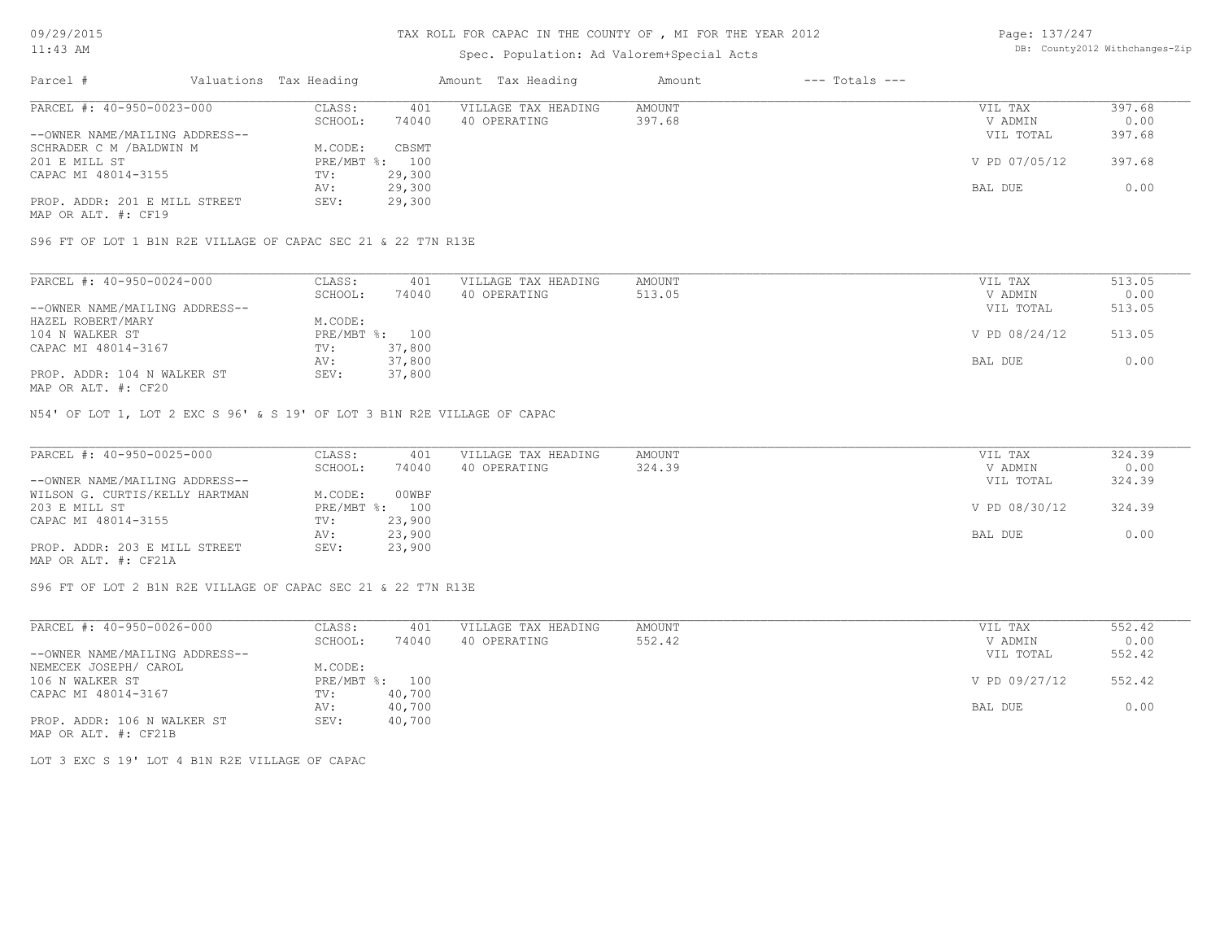# TAX ROLL FOR CAPAC IN THE COUNTY OF , MI FOR THE YEAR 2012

Spec. Population: Ad Valorem+Special Acts

DB: County2012 Withchanges-Zip

| Parcel # | Valuations | Tax Heading | Amount | Tax Heading | Amount | --- Totals --- | |
|---|---|---|---|---|---|---|---|
| PARCEL #: 40-950-0023-000 | CLASS: | 401 | VILLAGE TAX HEADING | AMOUNT | | VIL TAX | 397.68 |
| | SCHOOL: | 74040 | 40 OPERATING | 397.68 | | V ADMIN | 0.00 |
| --OWNER NAME/MAILING ADDRESS-- | | | | | | VIL TOTAL | 397.68 |
| SCHRADER C M /BALDWIN M | M.CODE: | CBSMT | | | | | |
| 201 E MILL ST | PRE/MBT %: | 100 | | | | V PD 07/05/12 | 397.68 |
| CAPAC MI 48014-3155 | TV: | 29,300 | | | | | |
| | AV: | 29,300 | | | | BAL DUE | 0.00 |
| PROP. ADDR: 201 E MILL STREET | SEV: | 29,300 | | | | | |
| MAP OR ALT. #: CF19 | | | | | | | |

S96 FT OF LOT 1 B1N R2E VILLAGE OF CAPAC SEC 21 & 22 T7N R13E

| Parcel # | Valuations | Tax Heading | Amount | Tax Heading | Amount | --- Totals --- | |
|---|---|---|---|---|---|---|---|
| PARCEL #: 40-950-0024-000 | CLASS: | 401 | VILLAGE TAX HEADING | AMOUNT | | VIL TAX | 513.05 |
| | SCHOOL: | 74040 | 40 OPERATING | 513.05 | | V ADMIN | 0.00 |
| --OWNER NAME/MAILING ADDRESS-- | | | | | | VIL TOTAL | 513.05 |
| HAZEL ROBERT/MARY | M.CODE: | | | | | | |
| 104 N WALKER ST | PRE/MBT %: | 100 | | | | V PD 08/24/12 | 513.05 |
| CAPAC MI 48014-3167 | TV: | 37,800 | | | | | |
| | AV: | 37,800 | | | | BAL DUE | 0.00 |
| PROP. ADDR: 104 N WALKER ST | SEV: | 37,800 | | | | | |
| MAP OR ALT. #: CF20 | | | | | | | |

N54' OF LOT 1, LOT 2 EXC S 96' & S 19' OF LOT 3 B1N R2E VILLAGE OF CAPAC

| Parcel # | Valuations | Tax Heading | Amount | Tax Heading | Amount | --- Totals --- | |
|---|---|---|---|---|---|---|---|
| PARCEL #: 40-950-0025-000 | CLASS: | 401 | VILLAGE TAX HEADING | AMOUNT | | VIL TAX | 324.39 |
| | SCHOOL: | 74040 | 40 OPERATING | 324.39 | | V ADMIN | 0.00 |
| --OWNER NAME/MAILING ADDRESS-- | | | | | | VIL TOTAL | 324.39 |
| WILSON G. CURTIS/KELLY HARTMAN | M.CODE: | 00WBF | | | | | |
| 203 E MILL ST | PRE/MBT %: | 100 | | | | V PD 08/30/12 | 324.39 |
| CAPAC MI 48014-3155 | TV: | 23,900 | | | | | |
| | AV: | 23,900 | | | | BAL DUE | 0.00 |
| PROP. ADDR: 203 E MILL STREET | SEV: | 23,900 | | | | | |
| MAP OR ALT. #: CF21A | | | | | | | |

S96 FT OF LOT 2 B1N R2E VILLAGE OF CAPAC SEC 21 & 22 T7N R13E

| Parcel # | Valuations | Tax Heading | Amount | Tax Heading | Amount | --- Totals --- | |
|---|---|---|---|---|---|---|---|
| PARCEL #: 40-950-0026-000 | CLASS: | 401 | VILLAGE TAX HEADING | AMOUNT | | VIL TAX | 552.42 |
| | SCHOOL: | 74040 | 40 OPERATING | 552.42 | | V ADMIN | 0.00 |
| --OWNER NAME/MAILING ADDRESS-- | | | | | | VIL TOTAL | 552.42 |
| NEMECEK JOSEPH/ CAROL | M.CODE: | | | | | | |
| 106 N WALKER ST | PRE/MBT %: | 100 | | | | V PD 09/27/12 | 552.42 |
| CAPAC MI 48014-3167 | TV: | 40,700 | | | | | |
| | AV: | 40,700 | | | | BAL DUE | 0.00 |
| PROP. ADDR: 106 N WALKER ST | SEV: | 40,700 | | | | | |
| MAP OR ALT. #: CF21B | | | | | | | |

LOT 3 EXC S 19' LOT 4 B1N R2E VILLAGE OF CAPAC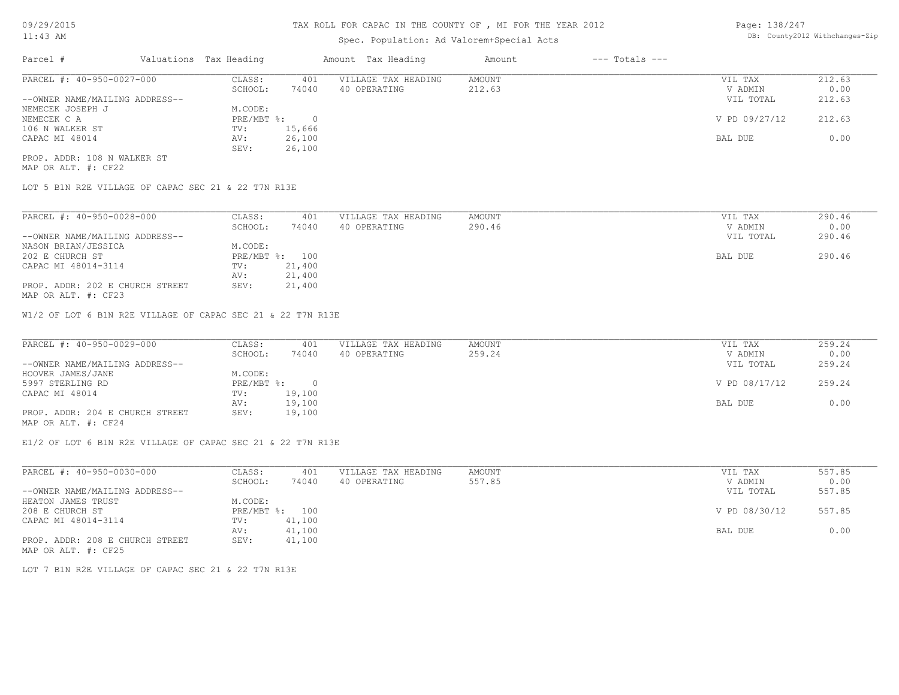TAX ROLL FOR CAPAC IN THE COUNTY OF , MI FOR THE YEAR 2012

Spec. Population: Ad Valorem+Special Acts

| Parcel # | Valuations | Tax Heading | Amount | Tax Heading | Amount | --- Totals --- |
|---|---|---|---|---|---|---|

PARCEL #: 40-950-0027-000

| | | | | | |
|---|---|---|---|---|---|
| CLASS: | 401 | VILLAGE TAX HEADING | AMOUNT | VIL TAX | 212.63 |
| SCHOOL: | 74040 | 40 OPERATING | 212.63 | V ADMIN | 0.00 |
| | | | | VIL TOTAL | 212.63 |
| M.CODE: | | | | | |
| PRE/MBT %: | 0 | | | V PD 09/27/12 | 212.63 |
| TV: | 15,666 | | | | |
| AV: | 26,100 | | | BAL DUE | 0.00 |
| SEV: | 26,100 | | | | |

--OWNER NAME/MAILING ADDRESS--
NEMECEK JOSEPH J
NEMECEK C A
106 N WALKER ST
CAPAC MI 48014

PROP. ADDR: 108 N WALKER ST
MAP OR ALT. #: CF22

LOT 5 B1N R2E VILLAGE OF CAPAC SEC 21 & 22 T7N R13E

PARCEL #: 40-950-0028-000

| | | | | | |
|---|---|---|---|---|---|
| CLASS: | 401 | VILLAGE TAX HEADING | AMOUNT | VIL TAX | 290.46 |
| SCHOOL: | 74040 | 40 OPERATING | 290.46 | V ADMIN | 0.00 |
| | | | | VIL TOTAL | 290.46 |
| M.CODE: | | | | | |
| PRE/MBT %: | 100 | | | BAL DUE | 290.46 |
| TV: | 21,400 | | | | |
| AV: | 21,400 | | | | |
| SEV: | 21,400 | | | | |

--OWNER NAME/MAILING ADDRESS--
NASON BRIAN/JESSICA
202 E CHURCH ST
CAPAC MI 48014-3114

PROP. ADDR: 202 E CHURCH STREET
MAP OR ALT. #: CF23

W1/2 OF LOT 6 B1N R2E VILLAGE OF CAPAC SEC 21 & 22 T7N R13E

PARCEL #: 40-950-0029-000

| | | | | | |
|---|---|---|---|---|---|
| CLASS: | 401 | VILLAGE TAX HEADING | AMOUNT | VIL TAX | 259.24 |
| SCHOOL: | 74040 | 40 OPERATING | 259.24 | V ADMIN | 0.00 |
| | | | | VIL TOTAL | 259.24 |
| M.CODE: | | | | | |
| PRE/MBT %: | 0 | | | V PD 08/17/12 | 259.24 |
| TV: | 19,100 | | | | |
| AV: | 19,100 | | | BAL DUE | 0.00 |
| SEV: | 19,100 | | | | |

--OWNER NAME/MAILING ADDRESS--
HOOVER JAMES/JANE
5997 STERLING RD
CAPAC MI 48014

PROP. ADDR: 204 E CHURCH STREET
MAP OR ALT. #: CF24

E1/2 OF LOT 6 B1N R2E VILLAGE OF CAPAC SEC 21 & 22 T7N R13E

PARCEL #: 40-950-0030-000

| | | | | | |
|---|---|---|---|---|---|
| CLASS: | 401 | VILLAGE TAX HEADING | AMOUNT | VIL TAX | 557.85 |
| SCHOOL: | 74040 | 40 OPERATING | 557.85 | V ADMIN | 0.00 |
| | | | | VIL TOTAL | 557.85 |
| M.CODE: | | | | | |
| PRE/MBT %: | 100 | | | V PD 08/30/12 | 557.85 |
| TV: | 41,100 | | | | |
| AV: | 41,100 | | | BAL DUE | 0.00 |
| SEV: | 41,100 | | | | |

--OWNER NAME/MAILING ADDRESS--
HEATON JAMES TRUST
208 E CHURCH ST
CAPAC MI 48014-3114

PROP. ADDR: 208 E CHURCH STREET
MAP OR ALT. #: CF25

LOT 7 B1N R2E VILLAGE OF CAPAC SEC 21 & 22 T7N R13E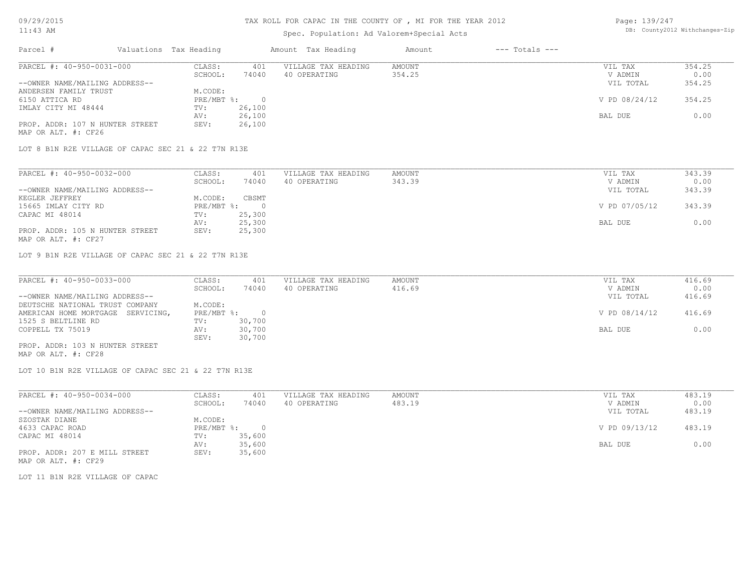# TAX ROLL FOR CAPAC IN THE COUNTY OF , MI FOR THE YEAR 2012

Spec. Population: Ad Valorem+Special Acts

| Parcel # | Valuations | Tax Heading | Amount | Tax Heading | Amount | --- Totals --- |
|---|---|---|---|---|---|---|

---

**PARCEL #: 40-950-0031-000**

| | | | | | | |
|---|---|---|---|---|---|---|
| --OWNER NAME/MAILING ADDRESS-- | CLASS: | 401 | VILLAGE TAX HEADING | AMOUNT | VIL TAX | 354.25 |
| ANDERSEN FAMILY TRUST | SCHOOL: | 74040 | 40 OPERATING | 354.25 | V ADMIN | 0.00 |
| 6150 ATTICA RD | M.CODE: | | | | VIL TOTAL | 354.25 |
| IMLAY CITY MI 48444 | PRE/MBT %: | 0 | | | V PD 08/24/12 | 354.25 |
| | TV: | 26,100 | | | | |
| | AV: | 26,100 | | | BAL DUE | 0.00 |
| PROP. ADDR: 107 N HUNTER STREET | SEV: | 26,100 | | | | |
| MAP OR ALT. #: CF26 | | | | | | |

LOT 8 B1N R2E VILLAGE OF CAPAC SEC 21 & 22 T7N R13E

---

**PARCEL #: 40-950-0032-000**

| | | | | | | |
|---|---|---|---|---|---|---|
| --OWNER NAME/MAILING ADDRESS-- | CLASS: | 401 | VILLAGE TAX HEADING | AMOUNT | VIL TAX | 343.39 |
| KEGLER JEFFREY | SCHOOL: | 74040 | 40 OPERATING | 343.39 | V ADMIN | 0.00 |
| 15665 IMLAY CITY RD | M.CODE: | CBSMT | | | VIL TOTAL | 343.39 |
| CAPAC MI 48014 | PRE/MBT %: | 0 | | | V PD 07/05/12 | 343.39 |
| | TV: | 25,300 | | | | |
| | AV: | 25,300 | | | BAL DUE | 0.00 |
| PROP. ADDR: 105 N HUNTER STREET | SEV: | 25,300 | | | | |
| MAP OR ALT. #: CF27 | | | | | | |

LOT 9 B1N R2E VILLAGE OF CAPAC SEC 21 & 22 T7N R13E

---

**PARCEL #: 40-950-0033-000**

| | | | | | | |
|---|---|---|---|---|---|---|
| --OWNER NAME/MAILING ADDRESS-- | CLASS: | 401 | VILLAGE TAX HEADING | AMOUNT | VIL TAX | 416.69 |
| DEUTSCHE NATIONAL TRUST COMPANY | SCHOOL: | 74040 | 40 OPERATING | 416.69 | V ADMIN | 0.00 |
| AMERICAN HOME MORTGAGE SERVICING, | M.CODE: | | | | VIL TOTAL | 416.69 |
| 1525 S BELTLINE RD | PRE/MBT %: | 0 | | | V PD 08/14/12 | 416.69 |
| COPPELL TX 75019 | TV: | 30,700 | | | | |
| | AV: | 30,700 | | | BAL DUE | 0.00 |
| PROP. ADDR: 103 N HUNTER STREET | SEV: | 30,700 | | | | |
| MAP OR ALT. #: CF28 | | | | | | |

LOT 10 B1N R2E VILLAGE OF CAPAC SEC 21 & 22 T7N R13E

---

**PARCEL #: 40-950-0034-000**

| | | | | | | |
|---|---|---|---|---|---|---|
| --OWNER NAME/MAILING ADDRESS-- | CLASS: | 401 | VILLAGE TAX HEADING | AMOUNT | VIL TAX | 483.19 |
| SZOSTAK DIANE | SCHOOL: | 74040 | 40 OPERATING | 483.19 | V ADMIN | 0.00 |
| 4633 CAPAC ROAD | M.CODE: | | | | VIL TOTAL | 483.19 |
| CAPAC MI 48014 | PRE/MBT %: | 0 | | | V PD 09/13/12 | 483.19 |
| | TV: | 35,600 | | | | |
| | AV: | 35,600 | | | BAL DUE | 0.00 |
| PROP. ADDR: 207 E MILL STREET | SEV: | 35,600 | | | | |
| MAP OR ALT. #: CF29 | | | | | | |

LOT 11 B1N R2E VILLAGE OF CAPAC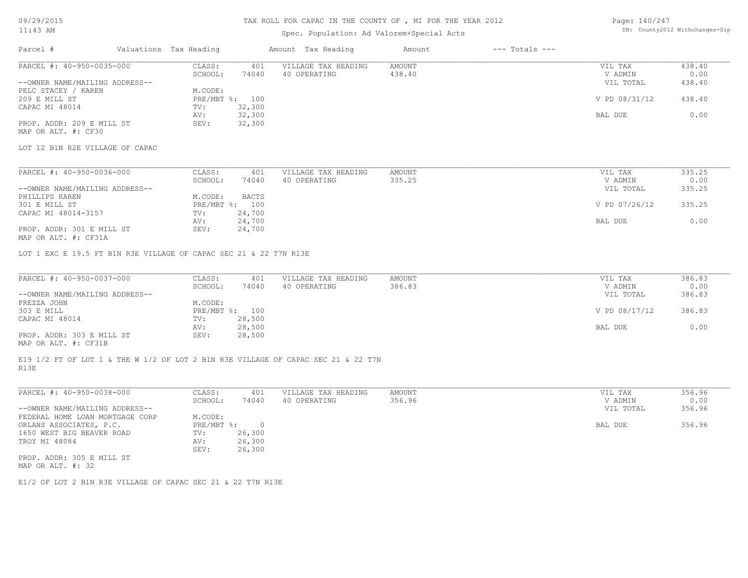TAX ROLL FOR CAPAC IN THE COUNTY OF , MI FOR THE YEAR 2012

Spec. Population: Ad Valorem+Special Acts

DB: County2012 Withchanges-Zip

| Parcel # | Valuations | Tax Heading | Amount | Tax Heading | Amount | --- Totals --- | |
|---|---|---|---|---|---|---|---|

**PARCEL #: 40-950-0035-000**

| | | | | | |
|---|---|---|---|---|---|
| --OWNER NAME/MAILING ADDRESS-- | CLASS: 401 | VILLAGE TAX HEADING | AMOUNT | VIL TAX | 438.40 |
| PELC STACEY / KAREN | SCHOOL: 74040 | 40 OPERATING | 438.40 | V ADMIN | 0.00 |
| 209 E MILL ST | M.CODE: | | | VIL TOTAL | 438.40 |
| CAPAC MI 48014 | PRE/MBT %: 100 | | | V PD 08/31/12 | 438.40 |
| | TV: 32,300 | | | | |
| PROP. ADDR: 209 E MILL ST | AV: 32,300 | | | BAL DUE | 0.00 |
| MAP OR ALT. #: CF30 | SEV: 32,300 | | | | |

LOT 12 B1N R2E VILLAGE OF CAPAC

**PARCEL #: 40-950-0036-000**

| | | | | | |
|---|---|---|---|---|---|
| --OWNER NAME/MAILING ADDRESS-- | CLASS: 401 | VILLAGE TAX HEADING | AMOUNT | VIL TAX | 335.25 |
| PHILLIPS KAREN | SCHOOL: 74040 | 40 OPERATING | 335.25 | V ADMIN | 0.00 |
| 301 E MILL ST | M.CODE: BACTS | | | VIL TOTAL | 335.25 |
| CAPAC MI 48014-3157 | PRE/MBT %: 100 | | | V PD 07/26/12 | 335.25 |
| | TV: 24,700 | | | | |
| PROP. ADDR: 301 E MILL ST | AV: 24,700 | | | BAL DUE | 0.00 |
| MAP OR ALT. #: CF31A | SEV: 24,700 | | | | |

LOT 1 EXC E 19.5 FT B1N R3E VILLAGE OF CAPAC SEC 21 & 22 T7N R13E

**PARCEL #: 40-950-0037-000**

| | | | | | |
|---|---|---|---|---|---|
| --OWNER NAME/MAILING ADDRESS-- | CLASS: 401 | VILLAGE TAX HEADING | AMOUNT | VIL TAX | 386.83 |
| FREZZA JOHN | SCHOOL: 74040 | 40 OPERATING | 386.83 | V ADMIN | 0.00 |
| 303 E MILL | M.CODE: | | | VIL TOTAL | 386.83 |
| CAPAC MI 48014 | PRE/MBT %: 100 | | | V PD 08/17/12 | 386.83 |
| | TV: 28,500 | | | | |
| PROP. ADDR: 303 E MILL ST | AV: 28,500 | | | BAL DUE | 0.00 |
| MAP OR ALT. #: CF31B | SEV: 28,500 | | | | |

E19 1/2 FT OF LOT 1 & THE W 1/2 OF LOT 2 B1N R3E VILLAGE OF CAPAC SEC 21 & 22 T7N R13E

**PARCEL #: 40-950-0038-000**

| | | | | | |
|---|---|---|---|---|---|
| --OWNER NAME/MAILING ADDRESS-- | CLASS: 401 | VILLAGE TAX HEADING | AMOUNT | VIL TAX | 356.96 |
| FEDERAL HOME LOAN MORTGAGE CORP | SCHOOL: 74040 | 40 OPERATING | 356.96 | V ADMIN | 0.00 |
| ORLANS ASSOCIATES, P.C. | M.CODE: | | | VIL TOTAL | 356.96 |
| 1650 WEST BIG BEAVER ROAD | PRE/MBT %: 0 | | | BAL DUE | 356.96 |
| TROY MI 48084 | TV: 26,300 | | | | |
| | AV: 26,300 | | | | |
| PROP. ADDR: 305 E MILL ST | SEV: 26,300 | | | | |
| MAP OR ALT. #: 32 | | | | | |

E1/2 OF LOT 2 B1N R3E VILLAGE OF CAPAC SEC 21 & 22 T7N R13E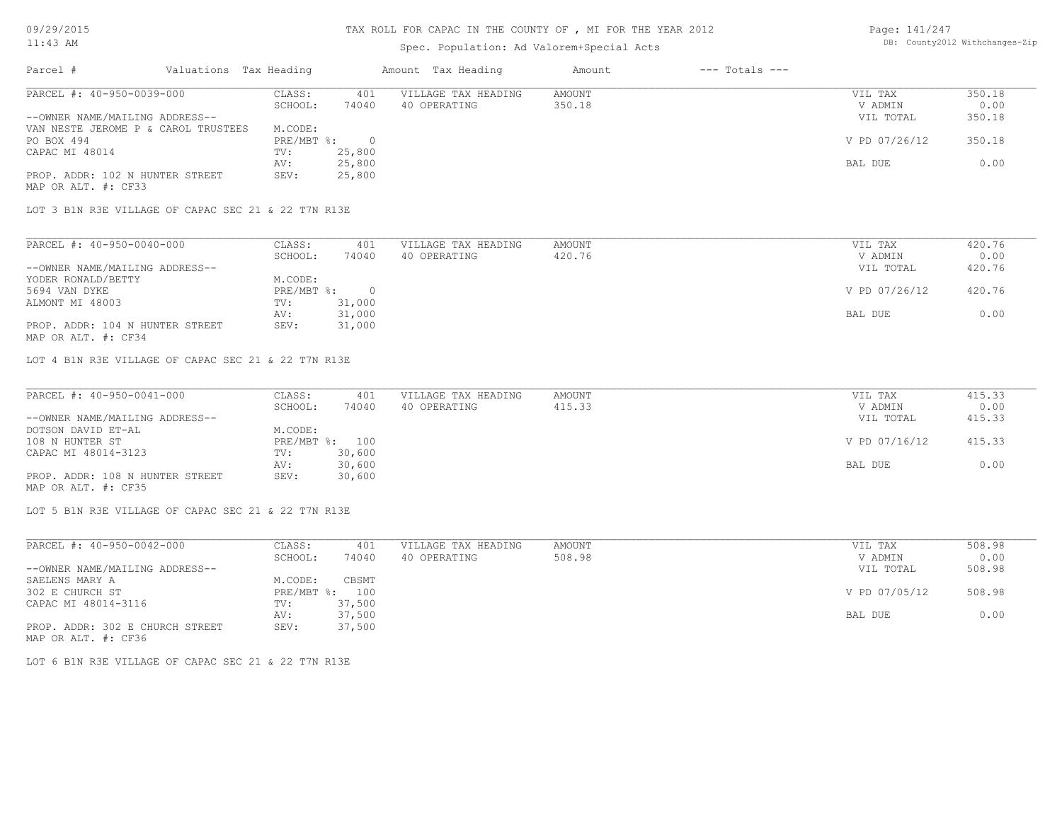# TAX ROLL FOR CAPAC IN THE COUNTY OF , MI FOR THE YEAR 2012

Spec. Population: Ad Valorem+Special Acts

| Parcel # | Valuations | Tax Heading | Amount | Tax Heading | Amount | --- Totals --- | |
|---|---|---|---|---|---|---|---|

---

**PARCEL #: 40-950-0039-000**

| | | | | | | |
|---|---|---|---|---|---|---|
| | CLASS: | 401 | VILLAGE TAX HEADING | AMOUNT | VIL TAX | 350.18 |
| | SCHOOL: | 74040 | 40 OPERATING | 350.18 | V ADMIN | 0.00 |
| --OWNER NAME/MAILING ADDRESS-- | | | | | VIL TOTAL | 350.18 |
| VAN NESTE JEROME P & CAROL TRUSTEES | M.CODE: | | | | | |
| PO BOX 494 | PRE/MBT %: | 0 | | | V PD 07/26/12 | 350.18 |
| CAPAC MI 48014 | TV: | 25,800 | | | | |
| | AV: | 25,800 | | | BAL DUE | 0.00 |
| PROP. ADDR: 102 N HUNTER STREET | SEV: | 25,800 | | | | |
| MAP OR ALT. #: CF33 | | | | | | |

LOT 3 B1N R3E VILLAGE OF CAPAC SEC 21 & 22 T7N R13E

---

**PARCEL #: 40-950-0040-000**

| | | | | | | |
|---|---|---|---|---|---|---|
| | CLASS: | 401 | VILLAGE TAX HEADING | AMOUNT | VIL TAX | 420.76 |
| | SCHOOL: | 74040 | 40 OPERATING | 420.76 | V ADMIN | 0.00 |
| --OWNER NAME/MAILING ADDRESS-- | | | | | VIL TOTAL | 420.76 |
| YODER RONALD/BETTY | M.CODE: | | | | | |
| 5694 VAN DYKE | PRE/MBT %: | 0 | | | V PD 07/26/12 | 420.76 |
| ALMONT MI 48003 | TV: | 31,000 | | | | |
| | AV: | 31,000 | | | BAL DUE | 0.00 |
| PROP. ADDR: 104 N HUNTER STREET | SEV: | 31,000 | | | | |
| MAP OR ALT. #: CF34 | | | | | | |

LOT 4 B1N R3E VILLAGE OF CAPAC SEC 21 & 22 T7N R13E

---

**PARCEL #: 40-950-0041-000**

| | | | | | | |
|---|---|---|---|---|---|---|
| | CLASS: | 401 | VILLAGE TAX HEADING | AMOUNT | VIL TAX | 415.33 |
| | SCHOOL: | 74040 | 40 OPERATING | 415.33 | V ADMIN | 0.00 |
| --OWNER NAME/MAILING ADDRESS-- | | | | | VIL TOTAL | 415.33 |
| DOTSON DAVID ET-AL | M.CODE: | | | | | |
| 108 N HUNTER ST | PRE/MBT %: | 100 | | | V PD 07/16/12 | 415.33 |
| CAPAC MI 48014-3123 | TV: | 30,600 | | | | |
| | AV: | 30,600 | | | BAL DUE | 0.00 |
| PROP. ADDR: 108 N HUNTER STREET | SEV: | 30,600 | | | | |
| MAP OR ALT. #: CF35 | | | | | | |

LOT 5 B1N R3E VILLAGE OF CAPAC SEC 21 & 22 T7N R13E

---

**PARCEL #: 40-950-0042-000**

| | | | | | | |
|---|---|---|---|---|---|---|
| | CLASS: | 401 | VILLAGE TAX HEADING | AMOUNT | VIL TAX | 508.98 |
| | SCHOOL: | 74040 | 40 OPERATING | 508.98 | V ADMIN | 0.00 |
| --OWNER NAME/MAILING ADDRESS-- | | | | | VIL TOTAL | 508.98 |
| SAELENS MARY A | M.CODE: | CBSMT | | | | |
| 302 E CHURCH ST | PRE/MBT %: | 100 | | | V PD 07/05/12 | 508.98 |
| CAPAC MI 48014-3116 | TV: | 37,500 | | | | |
| | AV: | 37,500 | | | BAL DUE | 0.00 |
| PROP. ADDR: 302 E CHURCH STREET | SEV: | 37,500 | | | | |
| MAP OR ALT. #: CF36 | | | | | | |

LOT 6 B1N R3E VILLAGE OF CAPAC SEC 21 & 22 T7N R13E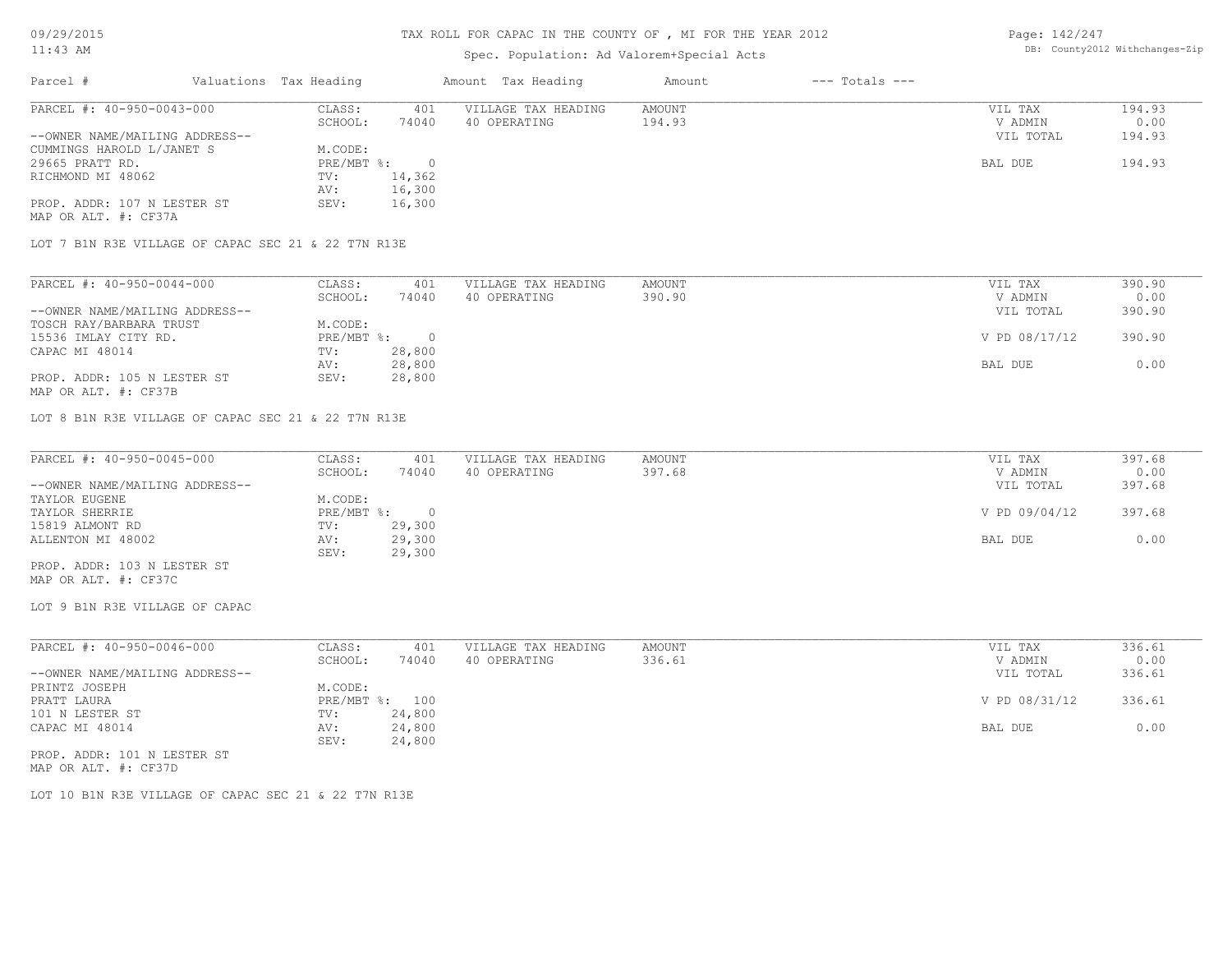# TAX ROLL FOR CAPAC IN THE COUNTY OF , MI FOR THE YEAR 2012

Spec. Population: Ad Valorem+Special Acts

DB: County2012 Withchanges-Zip

| Parcel # | Valuations | Tax Heading | Amount | Tax Heading | Amount | --- Totals --- | |
|---|---|---|---|---|---|---|---|

---

**PARCEL #: 40-950-0043-000**

| | | | | | |
|---|---|---|---|---|---|
| CLASS: | 401 | VILLAGE TAX HEADING | AMOUNT | VIL TAX | 194.93 |
| SCHOOL: | 74040 | 40 OPERATING | 194.93 | V ADMIN | 0.00 |
| M.CODE: | | | | VIL TOTAL | 194.93 |
| PRE/MBT %: | 0 | | | BAL DUE | 194.93 |
| TV: | 14,362 | | | | |
| AV: | 16,300 | | | | |
| SEV: | 16,300 | | | | |

--OWNER NAME/MAILING ADDRESS--
CUMMINGS HAROLD L/JANET S
29665 PRATT RD.
RICHMOND MI 48062

PROP. ADDR: 107 N LESTER ST
MAP OR ALT. #: CF37A

LOT 7 B1N R3E VILLAGE OF CAPAC SEC 21 & 22 T7N R13E

---

**PARCEL #: 40-950-0044-000**

| | | | | | |
|---|---|---|---|---|---|
| CLASS: | 401 | VILLAGE TAX HEADING | AMOUNT | VIL TAX | 390.90 |
| SCHOOL: | 74040 | 40 OPERATING | 390.90 | V ADMIN | 0.00 |
| M.CODE: | | | | VIL TOTAL | 390.90 |
| PRE/MBT %: | 0 | | | V PD 08/17/12 | 390.90 |
| TV: | 28,800 | | | | |
| AV: | 28,800 | | | BAL DUE | 0.00 |
| SEV: | 28,800 | | | | |

--OWNER NAME/MAILING ADDRESS--
TOSCH RAY/BARBARA TRUST
15536 IMLAY CITY RD.
CAPAC MI 48014

PROP. ADDR: 105 N LESTER ST
MAP OR ALT. #: CF37B

LOT 8 B1N R3E VILLAGE OF CAPAC SEC 21 & 22 T7N R13E

---

**PARCEL #: 40-950-0045-000**

| | | | | | |
|---|---|---|---|---|---|
| CLASS: | 401 | VILLAGE TAX HEADING | AMOUNT | VIL TAX | 397.68 |
| SCHOOL: | 74040 | 40 OPERATING | 397.68 | V ADMIN | 0.00 |
| M.CODE: | | | | VIL TOTAL | 397.68 |
| PRE/MBT %: | 0 | | | V PD 09/04/12 | 397.68 |
| TV: | 29,300 | | | | |
| AV: | 29,300 | | | BAL DUE | 0.00 |
| SEV: | 29,300 | | | | |

--OWNER NAME/MAILING ADDRESS--
TAYLOR EUGENE
TAYLOR SHERRIE
15819 ALMONT RD
ALLENTON MI 48002

PROP. ADDR: 103 N LESTER ST
MAP OR ALT. #: CF37C

LOT 9 B1N R3E VILLAGE OF CAPAC

---

**PARCEL #: 40-950-0046-000**

| | | | | | |
|---|---|---|---|---|---|
| CLASS: | 401 | VILLAGE TAX HEADING | AMOUNT | VIL TAX | 336.61 |
| SCHOOL: | 74040 | 40 OPERATING | 336.61 | V ADMIN | 0.00 |
| M.CODE: | | | | VIL TOTAL | 336.61 |
| PRE/MBT %: | 100 | | | V PD 08/31/12 | 336.61 |
| TV: | 24,800 | | | | |
| AV: | 24,800 | | | BAL DUE | 0.00 |
| SEV: | 24,800 | | | | |

--OWNER NAME/MAILING ADDRESS--
PRINTZ JOSEPH
PRATT LAURA
101 N LESTER ST
CAPAC MI 48014

PROP. ADDR: 101 N LESTER ST
MAP OR ALT. #: CF37D

LOT 10 B1N R3E VILLAGE OF CAPAC SEC 21 & 22 T7N R13E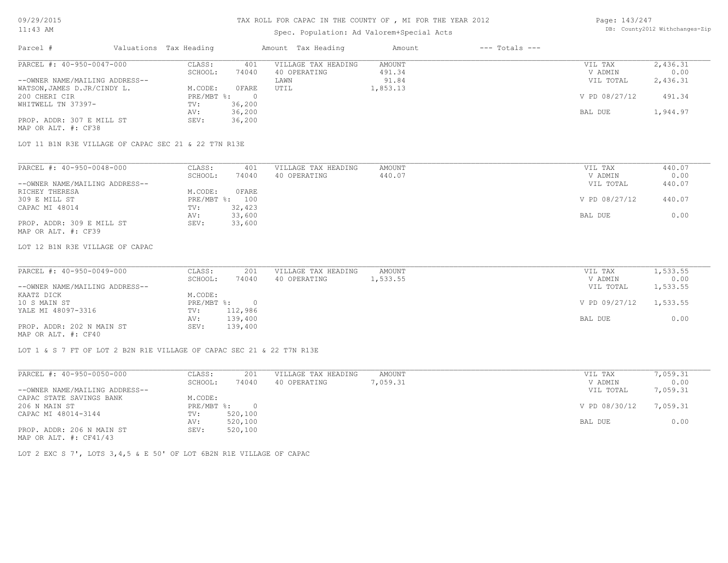# TAX ROLL FOR CAPAC IN THE COUNTY OF , MI FOR THE YEAR 2012

Spec. Population: Ad Valorem+Special Acts

| Parcel # | Valuations | Tax Heading | Amount | Tax Heading | Amount | --- Totals --- |
|---|---|---|---|---|---|---|

---

**PARCEL #: 40-950-0047-000**

| | | | | | | |
|---|---|---|---|---|---|---|
| --OWNER NAME/MAILING ADDRESS-- | CLASS: | 401 | VILLAGE TAX HEADING | AMOUNT | VIL TAX | 2,436.31 |
| WATSON,JAMES D.JR/CINDY L. | SCHOOL: | 74040 | 40 OPERATING | 491.34 | V ADMIN | 0.00 |
| 200 CHERI CIR | M.CODE: | 0FARE | LAWN | 91.84 | VIL TOTAL | 2,436.31 |
| WHITWELL TN 37397- | PRE/MBT %: | 0 | UTIL | 1,853.13 | V PD 08/27/12 | 491.34 |
| PROP. ADDR: 307 E MILL ST | TV: | 36,200 | | | | |
| MAP OR ALT. #: CF38 | AV: | 36,200 | | | BAL DUE | 1,944.97 |
| | SEV: | 36,200 | | | | |

LOT 11 B1N R3E VILLAGE OF CAPAC SEC 21 & 22 T7N R13E

---

**PARCEL #: 40-950-0048-000**

| | | | | | | |
|---|---|---|---|---|---|---|
| --OWNER NAME/MAILING ADDRESS-- | CLASS: | 401 | VILLAGE TAX HEADING | AMOUNT | VIL TAX | 440.07 |
| RICHEY THERESA | SCHOOL: | 74040 | 40 OPERATING | 440.07 | V ADMIN | 0.00 |
| 309 E MILL ST | M.CODE: | 0FARE | | | VIL TOTAL | 440.07 |
| CAPAC MI 48014 | PRE/MBT %: | 100 | | | V PD 08/27/12 | 440.07 |
| PROP. ADDR: 309 E MILL ST | TV: | 32,423 | | | | |
| MAP OR ALT. #: CF39 | AV: | 33,600 | | | BAL DUE | 0.00 |
| | SEV: | 33,600 | | | | |

LOT 12 B1N R3E VILLAGE OF CAPAC

---

**PARCEL #: 40-950-0049-000**

| | | | | | | |
|---|---|---|---|---|---|---|
| --OWNER NAME/MAILING ADDRESS-- | CLASS: | 201 | VILLAGE TAX HEADING | AMOUNT | VIL TAX | 1,533.55 |
| KAATZ DICK | SCHOOL: | 74040 | 40 OPERATING | 1,533.55 | V ADMIN | 0.00 |
| 10 S MAIN ST | M.CODE: | | | | VIL TOTAL | 1,533.55 |
| YALE MI 48097-3316 | PRE/MBT %: | 0 | | | V PD 09/27/12 | 1,533.55 |
| PROP. ADDR: 202 N MAIN ST | TV: | 112,986 | | | | |
| MAP OR ALT. #: CF40 | AV: | 139,400 | | | BAL DUE | 0.00 |
| | SEV: | 139,400 | | | | |

LOT 1 & S 7 FT OF LOT 2 B2N R1E VILLAGE OF CAPAC SEC 21 & 22 T7N R13E

---

**PARCEL #: 40-950-0050-000**

| | | | | | | |
|---|---|---|---|---|---|---|
| --OWNER NAME/MAILING ADDRESS-- | CLASS: | 201 | VILLAGE TAX HEADING | AMOUNT | VIL TAX | 7,059.31 |
| CAPAC STATE SAVINGS BANK | SCHOOL: | 74040 | 40 OPERATING | 7,059.31 | V ADMIN | 0.00 |
| 206 N MAIN ST | M.CODE: | | | | VIL TOTAL | 7,059.31 |
| CAPAC MI 48014-3144 | PRE/MBT %: | 0 | | | V PD 08/30/12 | 7,059.31 |
| PROP. ADDR: 206 N MAIN ST | TV: | 520,100 | | | | |
| MAP OR ALT. #: CF41/43 | AV: | 520,100 | | | BAL DUE | 0.00 |
| | SEV: | 520,100 | | | | |

LOT 2 EXC S 7', LOTS 3,4,5 & E 50' OF LOT 6B2N R1E VILLAGE OF CAPAC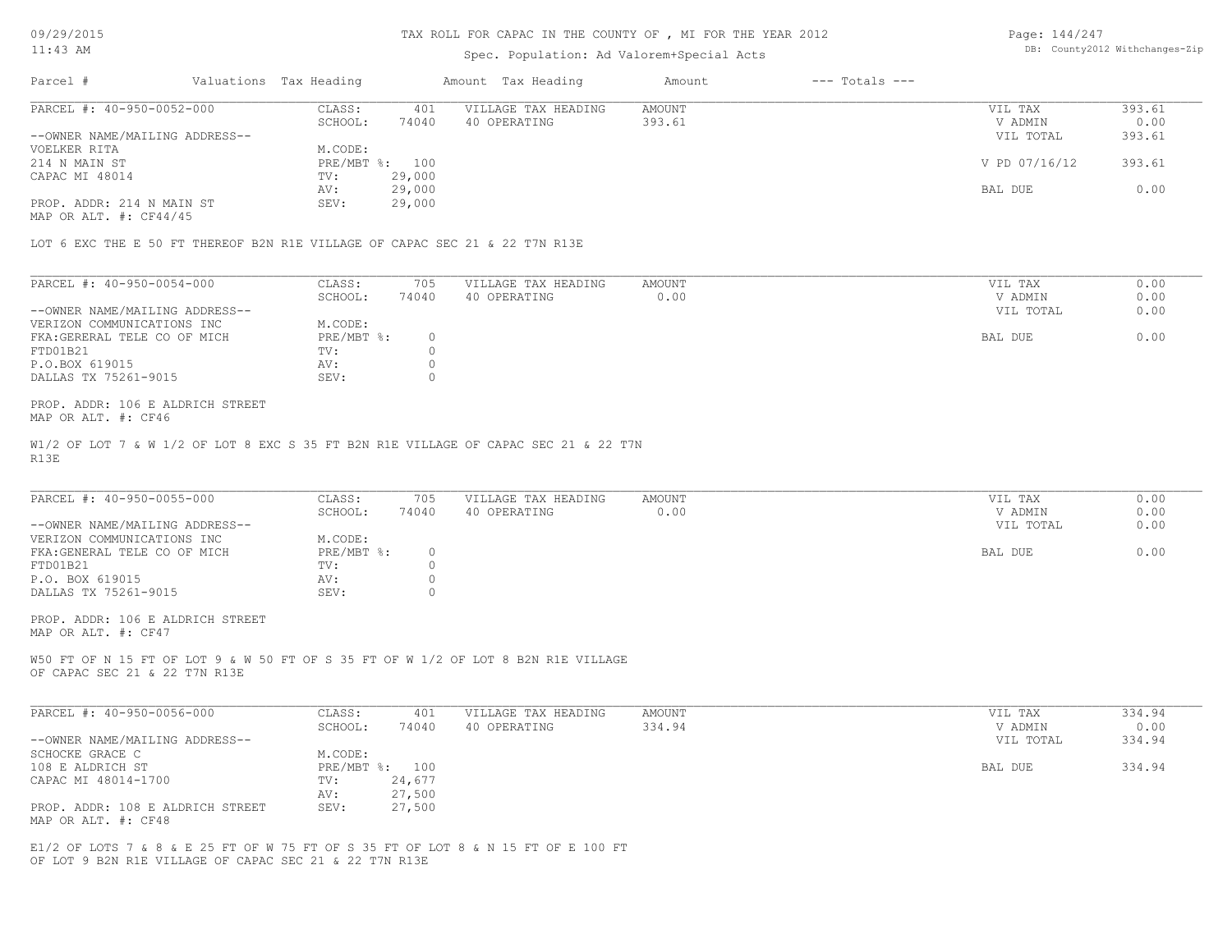TAX ROLL FOR CAPAC IN THE COUNTY OF , MI FOR THE YEAR 2012

Spec. Population: Ad Valorem+Special Acts

| Parcel # | Valuations | Tax Heading | Amount | Tax Heading | Amount | --- Totals --- | |
|---|---|---|---|---|---|---|---|

**PARCEL #: 40-950-0052-000**

| | | | | | |
|---|---|---|---|---|---|
| CLASS: | 401 | VILLAGE TAX HEADING | AMOUNT | VIL TAX | 393.61 |
| SCHOOL: | 74040 | 40 OPERATING | 393.61 | V ADMIN | 0.00 |
| M.CODE: | | | | VIL TOTAL | 393.61 |
| PRE/MBT %: | 100 | | | V PD 07/16/12 | 393.61 |
| TV: | 29,000 | | | | |
| AV: | 29,000 | | | BAL DUE | 0.00 |
| SEV: | 29,000 | | | | |

--OWNER NAME/MAILING ADDRESS--
VOELKER RITA
214 N MAIN ST
CAPAC MI 48014

PROP. ADDR: 214 N MAIN ST
MAP OR ALT. #: CF44/45

LOT 6 EXC THE E 50 FT THEREOF B2N R1E VILLAGE OF CAPAC SEC 21 & 22 T7N R13E

**PARCEL #: 40-950-0054-000**

| | | | | | |
|---|---|---|---|---|---|
| CLASS: | 705 | VILLAGE TAX HEADING | AMOUNT | VIL TAX | 0.00 |
| SCHOOL: | 74040 | 40 OPERATING | 0.00 | V ADMIN | 0.00 |
| M.CODE: | | | | VIL TOTAL | 0.00 |
| PRE/MBT %: | 0 | | | BAL DUE | 0.00 |
| TV: | 0 | | | | |
| AV: | 0 | | | | |
| SEV: | 0 | | | | |

--OWNER NAME/MAILING ADDRESS--
VERIZON COMMUNICATIONS INC
FKA:GERERAL TELE CO OF MICH
FTD01B21
P.O.BOX 619015
DALLAS TX 75261-9015

PROP. ADDR: 106 E ALDRICH STREET
MAP OR ALT. #: CF46

W1/2 OF LOT 7 & W 1/2 OF LOT 8 EXC S 35 FT B2N R1E VILLAGE OF CAPAC SEC 21 & 22 T7N R13E

**PARCEL #: 40-950-0055-000**

| | | | | | |
|---|---|---|---|---|---|
| CLASS: | 705 | VILLAGE TAX HEADING | AMOUNT | VIL TAX | 0.00 |
| SCHOOL: | 74040 | 40 OPERATING | 0.00 | V ADMIN | 0.00 |
| M.CODE: | | | | VIL TOTAL | 0.00 |
| PRE/MBT %: | 0 | | | BAL DUE | 0.00 |
| TV: | 0 | | | | |
| AV: | 0 | | | | |
| SEV: | 0 | | | | |

--OWNER NAME/MAILING ADDRESS--
VERIZON COMMUNICATIONS INC
FKA:GENERAL TELE CO OF MICH
FTD01B21
P.O. BOX 619015
DALLAS TX 75261-9015

PROP. ADDR: 106 E ALDRICH STREET
MAP OR ALT. #: CF47

W50 FT OF N 15 FT OF LOT 9 & W 50 FT OF S 35 FT OF W 1/2 OF LOT 8 B2N R1E VILLAGE OF CAPAC SEC 21 & 22 T7N R13E

**PARCEL #: 40-950-0056-000**

| | | | | | |
|---|---|---|---|---|---|
| CLASS: | 401 | VILLAGE TAX HEADING | AMOUNT | VIL TAX | 334.94 |
| SCHOOL: | 74040 | 40 OPERATING | 334.94 | V ADMIN | 0.00 |
| M.CODE: | | | | VIL TOTAL | 334.94 |
| PRE/MBT %: | 100 | | | BAL DUE | 334.94 |
| TV: | 24,677 | | | | |
| AV: | 27,500 | | | | |
| SEV: | 27,500 | | | | |

--OWNER NAME/MAILING ADDRESS--
SCHOCKE GRACE C
108 E ALDRICH ST
CAPAC MI 48014-1700

PROP. ADDR: 108 E ALDRICH STREET
MAP OR ALT. #: CF48

E1/2 OF LOTS 7 & 8 & E 25 FT OF W 75 FT OF S 35 FT OF LOT 8 & N 15 FT OF E 100 FT OF LOT 9 B2N R1E VILLAGE OF CAPAC SEC 21 & 22 T7N R13E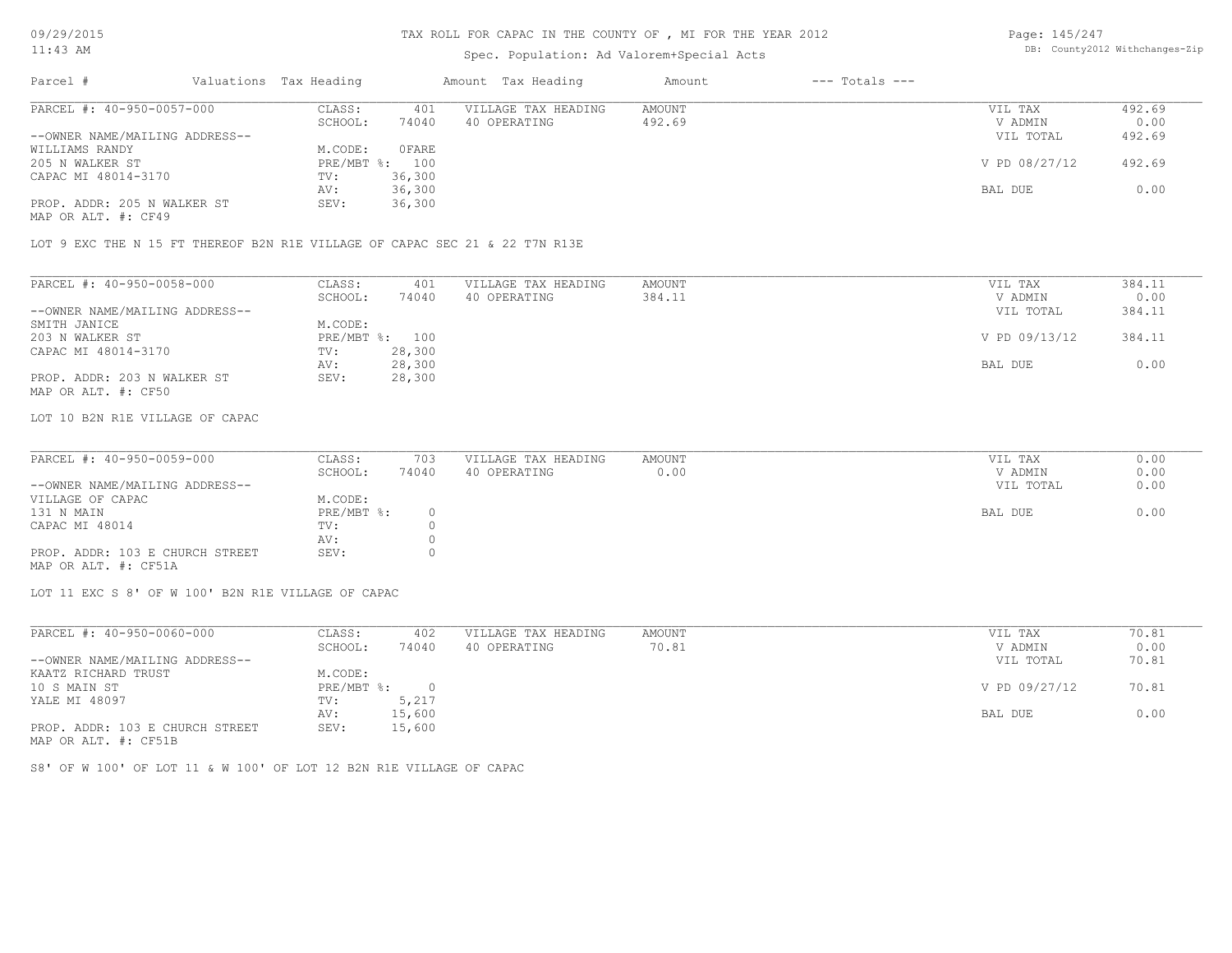# TAX ROLL FOR CAPAC IN THE COUNTY OF , MI FOR THE YEAR 2012

Spec. Population: Ad Valorem+Special Acts

| Parcel # | Valuations | Tax Heading | Amount | Tax Heading | Amount | --- Totals --- | |
|---|---|---|---|---|---|---|---|

## PARCEL #: 40-950-0057-000

| | | | | | |
|---|---|---|---|---|---|
| CLASS: | 401 | VILLAGE TAX HEADING | AMOUNT | VIL TAX | 492.69 |
| SCHOOL: | 74040 | 40 OPERATING | 492.69 | V ADMIN | 0.00 |
| | | | | VIL TOTAL | 492.69 |
| M.CODE: | 0FARE | | | | |
| PRE/MBT %: | 100 | | | V PD 08/27/12 | 492.69 |
| TV: | 36,300 | | | | |
| AV: | 36,300 | | | BAL DUE | 0.00 |
| SEV: | 36,300 | | | | |

--OWNER NAME/MAILING ADDRESS--
WILLIAMS RANDY
205 N WALKER ST
CAPAC MI 48014-3170

PROP. ADDR: 205 N WALKER ST
MAP OR ALT. #: CF49

LOT 9 EXC THE N 15 FT THEREOF B2N R1E VILLAGE OF CAPAC SEC 21 & 22 T7N R13E

## PARCEL #: 40-950-0058-000

| | | | | | |
|---|---|---|---|---|---|
| CLASS: | 401 | VILLAGE TAX HEADING | AMOUNT | VIL TAX | 384.11 |
| SCHOOL: | 74040 | 40 OPERATING | 384.11 | V ADMIN | 0.00 |
| | | | | VIL TOTAL | 384.11 |
| M.CODE: | | | | | |
| PRE/MBT %: | 100 | | | V PD 09/13/12 | 384.11 |
| TV: | 28,300 | | | | |
| AV: | 28,300 | | | BAL DUE | 0.00 |
| SEV: | 28,300 | | | | |

--OWNER NAME/MAILING ADDRESS--
SMITH JANICE
203 N WALKER ST
CAPAC MI 48014-3170

PROP. ADDR: 203 N WALKER ST
MAP OR ALT. #: CF50

LOT 10 B2N R1E VILLAGE OF CAPAC

## PARCEL #: 40-950-0059-000

| | | | | | |
|---|---|---|---|---|---|
| CLASS: | 703 | VILLAGE TAX HEADING | AMOUNT | VIL TAX | 0.00 |
| SCHOOL: | 74040 | 40 OPERATING | 0.00 | V ADMIN | 0.00 |
| | | | | VIL TOTAL | 0.00 |
| M.CODE: | | | | | |
| PRE/MBT %: | 0 | | | BAL DUE | 0.00 |
| TV: | 0 | | | | |
| AV: | 0 | | | | |
| SEV: | 0 | | | | |

--OWNER NAME/MAILING ADDRESS--
VILLAGE OF CAPAC
131 N MAIN
CAPAC MI 48014

PROP. ADDR: 103 E CHURCH STREET
MAP OR ALT. #: CF51A

LOT 11 EXC S 8' OF W 100' B2N R1E VILLAGE OF CAPAC

## PARCEL #: 40-950-0060-000

| | | | | | |
|---|---|---|---|---|---|
| CLASS: | 402 | VILLAGE TAX HEADING | AMOUNT | VIL TAX | 70.81 |
| SCHOOL: | 74040 | 40 OPERATING | 70.81 | V ADMIN | 0.00 |
| | | | | VIL TOTAL | 70.81 |
| M.CODE: | | | | | |
| PRE/MBT %: | 0 | | | V PD 09/27/12 | 70.81 |
| TV: | 5,217 | | | | |
| AV: | 15,600 | | | BAL DUE | 0.00 |
| SEV: | 15,600 | | | | |

--OWNER NAME/MAILING ADDRESS--
KAATZ RICHARD TRUST
10 S MAIN ST
YALE MI 48097

PROP. ADDR: 103 E CHURCH STREET
MAP OR ALT. #: CF51B

S8' OF W 100' OF LOT 11 & W 100' OF LOT 12 B2N R1E VILLAGE OF CAPAC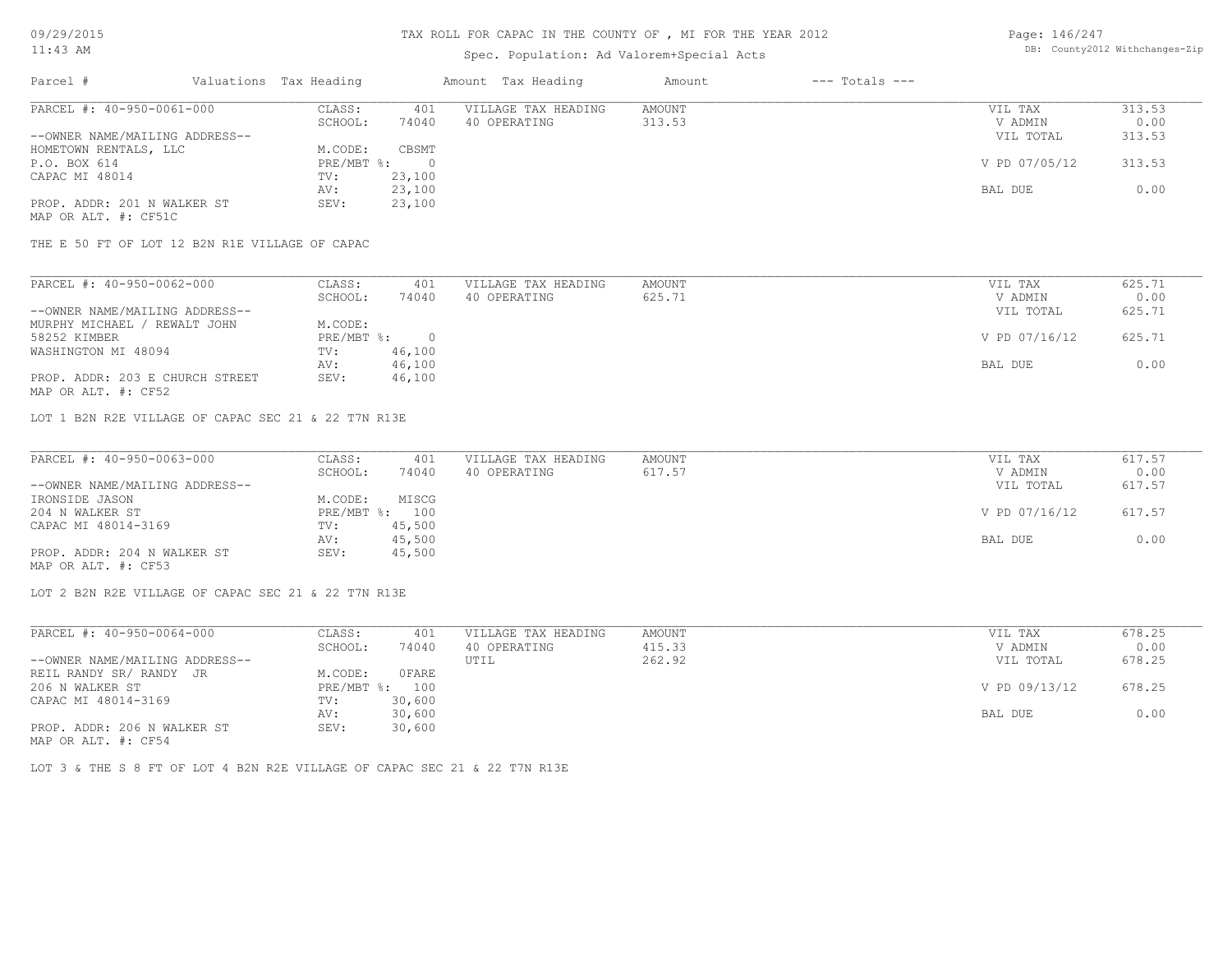# TAX ROLL FOR CAPAC IN THE COUNTY OF , MI FOR THE YEAR 2012

Spec. Population: Ad Valorem+Special Acts

| Parcel # | Valuations Tax Heading | | Amount Tax Heading | Amount | --- Totals --- | |
|---|---|---|---|---|---|---|
| PARCEL #: 40-950-0061-000 | CLASS: | 401 | VILLAGE TAX HEADING | AMOUNT | VIL TAX | 313.53 |
| | SCHOOL: | 74040 | 40 OPERATING | 313.53 | V ADMIN | 0.00 |
| --OWNER NAME/MAILING ADDRESS-- | | | | | VIL TOTAL | 313.53 |
| HOMETOWN RENTALS, LLC | M.CODE: | CBSMT | | | | |
| P.O. BOX 614 | PRE/MBT %: | 0 | | | V PD 07/05/12 | 313.53 |
| CAPAC MI 48014 | TV: | 23,100 | | | | |
| | AV: | 23,100 | | | BAL DUE | 0.00 |
| PROP. ADDR: 201 N WALKER ST | SEV: | 23,100 | | | | |
| MAP OR ALT. #: CF51C | | | | | | |

THE E 50 FT OF LOT 12 B2N R1E VILLAGE OF CAPAC

| Parcel # | Valuations Tax Heading | | Amount Tax Heading | Amount | --- Totals --- | |
|---|---|---|---|---|---|---|
| PARCEL #: 40-950-0062-000 | CLASS: | 401 | VILLAGE TAX HEADING | AMOUNT | VIL TAX | 625.71 |
| | SCHOOL: | 74040 | 40 OPERATING | 625.71 | V ADMIN | 0.00 |
| --OWNER NAME/MAILING ADDRESS-- | | | | | VIL TOTAL | 625.71 |
| MURPHY MICHAEL / REWALT JOHN | M.CODE: | | | | | |
| 58252 KIMBER | PRE/MBT %: | 0 | | | V PD 07/16/12 | 625.71 |
| WASHINGTON MI 48094 | TV: | 46,100 | | | | |
| | AV: | 46,100 | | | BAL DUE | 0.00 |
| PROP. ADDR: 203 E CHURCH STREET | SEV: | 46,100 | | | | |
| MAP OR ALT. #: CF52 | | | | | | |

LOT 1 B2N R2E VILLAGE OF CAPAC SEC 21 & 22 T7N R13E

| Parcel # | Valuations Tax Heading | | Amount Tax Heading | Amount | --- Totals --- | |
|---|---|---|---|---|---|---|
| PARCEL #: 40-950-0063-000 | CLASS: | 401 | VILLAGE TAX HEADING | AMOUNT | VIL TAX | 617.57 |
| | SCHOOL: | 74040 | 40 OPERATING | 617.57 | V ADMIN | 0.00 |
| --OWNER NAME/MAILING ADDRESS-- | | | | | VIL TOTAL | 617.57 |
| IRONSIDE JASON | M.CODE: | MISCG | | | | |
| 204 N WALKER ST | PRE/MBT %: | 100 | | | V PD 07/16/12 | 617.57 |
| CAPAC MI 48014-3169 | TV: | 45,500 | | | | |
| | AV: | 45,500 | | | BAL DUE | 0.00 |
| PROP. ADDR: 204 N WALKER ST | SEV: | 45,500 | | | | |
| MAP OR ALT. #: CF53 | | | | | | |

LOT 2 B2N R2E VILLAGE OF CAPAC SEC 21 & 22 T7N R13E

| Parcel # | Valuations Tax Heading | | Amount Tax Heading | Amount | --- Totals --- | |
|---|---|---|---|---|---|---|
| PARCEL #: 40-950-0064-000 | CLASS: | 401 | VILLAGE TAX HEADING | AMOUNT | VIL TAX | 678.25 |
| | SCHOOL: | 74040 | 40 OPERATING | 415.33 | V ADMIN | 0.00 |
| --OWNER NAME/MAILING ADDRESS-- | | | UTIL | 262.92 | VIL TOTAL | 678.25 |
| REIL RANDY SR/ RANDY JR | M.CODE: | 0FARE | | | | |
| 206 N WALKER ST | PRE/MBT %: | 100 | | | V PD 09/13/12 | 678.25 |
| CAPAC MI 48014-3169 | TV: | 30,600 | | | | |
| | AV: | 30,600 | | | BAL DUE | 0.00 |
| PROP. ADDR: 206 N WALKER ST | SEV: | 30,600 | | | | |
| MAP OR ALT. #: CF54 | | | | | | |

LOT 3 & THE S 8 FT OF LOT 4 B2N R2E VILLAGE OF CAPAC SEC 21 & 22 T7N R13E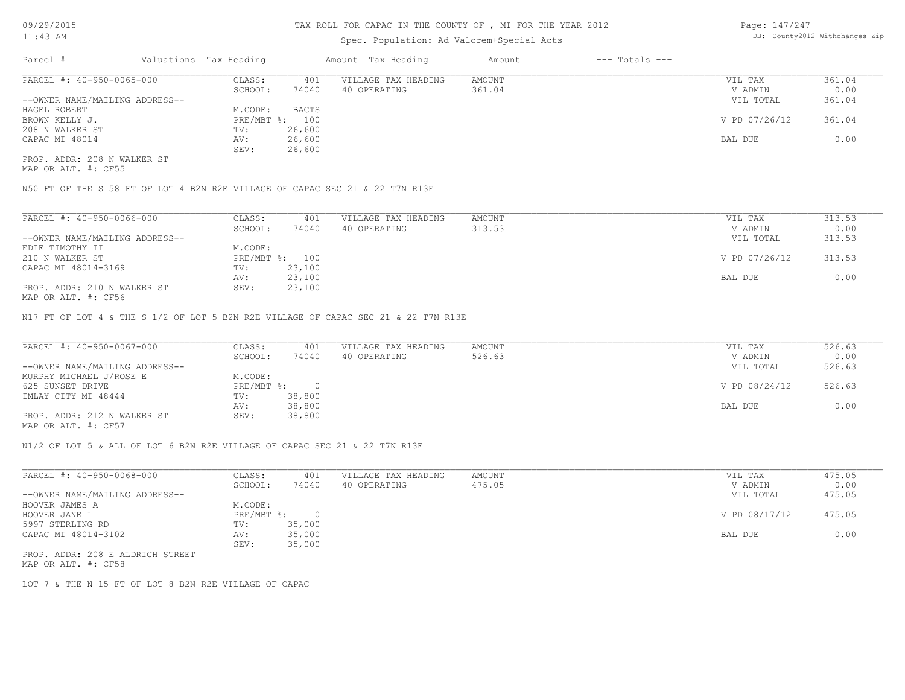# TAX ROLL FOR CAPAC IN THE COUNTY OF , MI FOR THE YEAR 2012

Spec. Population: Ad Valorem+Special Acts

| Parcel # | Valuations | Tax Heading | Amount | Tax Heading | Amount | --- Totals --- | |
|---|---|---|---|---|---|---|---|

---

PARCEL #: 40-950-0065-000

| | | | | | |
|---|---|---|---|---|---|
| CLASS: | 401 | VILLAGE TAX HEADING | AMOUNT | VIL TAX | 361.04 |
| SCHOOL: | 74040 | 40 OPERATING | 361.04 | V ADMIN | 0.00 |
| | | | | VIL TOTAL | 361.04 |
| M.CODE: | BACTS | | | | |
| PRE/MBT %: | 100 | | | V PD 07/26/12 | 361.04 |
| TV: | 26,600 | | | | |
| AV: | 26,600 | | | BAL DUE | 0.00 |
| SEV: | 26,600 | | | | |

--OWNER NAME/MAILING ADDRESS--
HAGEL ROBERT
BROWN KELLY J.
208 N WALKER ST
CAPAC MI 48014

PROP. ADDR: 208 N WALKER ST
MAP OR ALT. #: CF55

N50 FT OF THE S 58 FT OF LOT 4 B2N R2E VILLAGE OF CAPAC SEC 21 & 22 T7N R13E

---

PARCEL #: 40-950-0066-000

| | | | | | |
|---|---|---|---|---|---|
| CLASS: | 401 | VILLAGE TAX HEADING | AMOUNT | VIL TAX | 313.53 |
| SCHOOL: | 74040 | 40 OPERATING | 313.53 | V ADMIN | 0.00 |
| | | | | VIL TOTAL | 313.53 |
| M.CODE: | | | | | |
| PRE/MBT %: | 100 | | | V PD 07/26/12 | 313.53 |
| TV: | 23,100 | | | | |
| AV: | 23,100 | | | BAL DUE | 0.00 |
| SEV: | 23,100 | | | | |

--OWNER NAME/MAILING ADDRESS--
EDIE TIMOTHY II
210 N WALKER ST
CAPAC MI 48014-3169

PROP. ADDR: 210 N WALKER ST
MAP OR ALT. #: CF56

N17 FT OF LOT 4 & THE S 1/2 OF LOT 5 B2N R2E VILLAGE OF CAPAC SEC 21 & 22 T7N R13E

---

PARCEL #: 40-950-0067-000

| | | | | | |
|---|---|---|---|---|---|
| CLASS: | 401 | VILLAGE TAX HEADING | AMOUNT | VIL TAX | 526.63 |
| SCHOOL: | 74040 | 40 OPERATING | 526.63 | V ADMIN | 0.00 |
| | | | | VIL TOTAL | 526.63 |
| M.CODE: | | | | | |
| PRE/MBT %: | 0 | | | V PD 08/24/12 | 526.63 |
| TV: | 38,800 | | | | |
| AV: | 38,800 | | | BAL DUE | 0.00 |
| SEV: | 38,800 | | | | |

--OWNER NAME/MAILING ADDRESS--
MURPHY MICHAEL J/ROSE E
625 SUNSET DRIVE
IMLAY CITY MI 48444

PROP. ADDR: 212 N WALKER ST
MAP OR ALT. #: CF57

N1/2 OF LOT 5 & ALL OF LOT 6 B2N R2E VILLAGE OF CAPAC SEC 21 & 22 T7N R13E

---

PARCEL #: 40-950-0068-000

| | | | | | |
|---|---|---|---|---|---|
| CLASS: | 401 | VILLAGE TAX HEADING | AMOUNT | VIL TAX | 475.05 |
| SCHOOL: | 74040 | 40 OPERATING | 475.05 | V ADMIN | 0.00 |
| | | | | VIL TOTAL | 475.05 |
| M.CODE: | | | | | |
| PRE/MBT %: | 0 | | | V PD 08/17/12 | 475.05 |
| TV: | 35,000 | | | | |
| AV: | 35,000 | | | BAL DUE | 0.00 |
| SEV: | 35,000 | | | | |

--OWNER NAME/MAILING ADDRESS--
HOOVER JAMES A
HOOVER JANE L
5997 STERLING RD
CAPAC MI 48014-3102

PROP. ADDR: 208 E ALDRICH STREET
MAP OR ALT. #: CF58

LOT 7 & THE N 15 FT OF LOT 8 B2N R2E VILLAGE OF CAPAC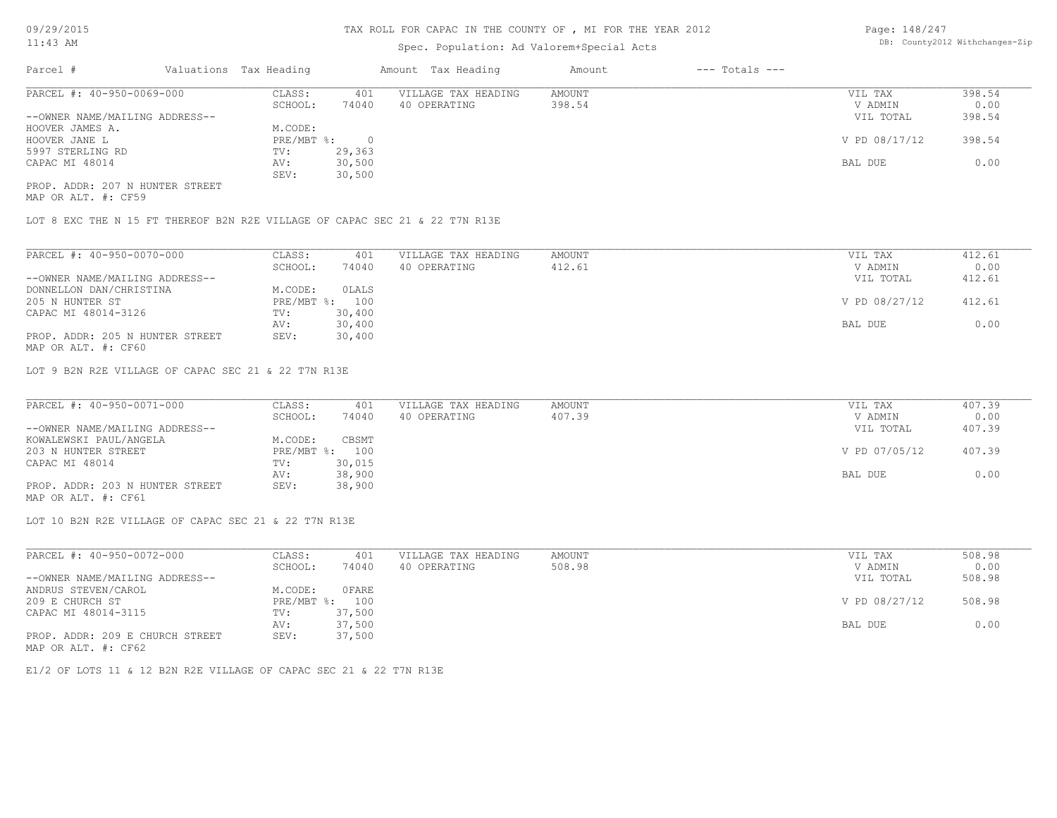# TAX ROLL FOR CAPAC IN THE COUNTY OF , MI FOR THE YEAR 2012

Spec. Population: Ad Valorem+Special Acts

DB: County2012 Withchanges-Zip

| Parcel # | Valuations | Tax Heading | Amount | Tax Heading | Amount | --- Totals --- | |
|---|---|---|---|---|---|---|---|
| PARCEL #: 40-950-0069-000 | CLASS: | 401 | VILLAGE TAX HEADING | AMOUNT | | VIL TAX | 398.54 |
| | SCHOOL: | 74040 | 40 OPERATING | 398.54 | | V ADMIN | 0.00 |
| --OWNER NAME/MAILING ADDRESS-- | | | | | | VIL TOTAL | 398.54 |
| HOOVER JAMES A. | M.CODE: | | | | | | |
| HOOVER JANE L | PRE/MBT %: | 0 | | | | V PD 08/17/12 | 398.54 |
| 5997 STERLING RD | TV: | 29,363 | | | | | |
| CAPAC MI 48014 | AV: | 30,500 | | | | BAL DUE | 0.00 |
| | SEV: | 30,500 | | | | | |
| PROP. ADDR: 207 N HUNTER STREET | | | | | | | |
| MAP OR ALT. #: CF59 | | | | | | | |

LOT 8 EXC THE N 15 FT THEREOF B2N R2E VILLAGE OF CAPAC SEC 21 & 22 T7N R13E

| Parcel # | Valuations | Tax Heading | Amount | Tax Heading | Amount | --- Totals --- | |
|---|---|---|---|---|---|---|---|
| PARCEL #: 40-950-0070-000 | CLASS: | 401 | VILLAGE TAX HEADING | AMOUNT | | VIL TAX | 412.61 |
| | SCHOOL: | 74040 | 40 OPERATING | 412.61 | | V ADMIN | 0.00 |
| --OWNER NAME/MAILING ADDRESS-- | | | | | | VIL TOTAL | 412.61 |
| DONNELLON DAN/CHRISTINA | M.CODE: | 0LALS | | | | | |
| 205 N HUNTER ST | PRE/MBT %: | 100 | | | | V PD 08/27/12 | 412.61 |
| CAPAC MI 48014-3126 | TV: | 30,400 | | | | | |
| | AV: | 30,400 | | | | BAL DUE | 0.00 |
| PROP. ADDR: 205 N HUNTER STREET | SEV: | 30,400 | | | | | |
| MAP OR ALT. #: CF60 | | | | | | | |

LOT 9 B2N R2E VILLAGE OF CAPAC SEC 21 & 22 T7N R13E

| Parcel # | Valuations | Tax Heading | Amount | Tax Heading | Amount | --- Totals --- | |
|---|---|---|---|---|---|---|---|
| PARCEL #: 40-950-0071-000 | CLASS: | 401 | VILLAGE TAX HEADING | AMOUNT | | VIL TAX | 407.39 |
| | SCHOOL: | 74040 | 40 OPERATING | 407.39 | | V ADMIN | 0.00 |
| --OWNER NAME/MAILING ADDRESS-- | | | | | | VIL TOTAL | 407.39 |
| KOWALEWSKI PAUL/ANGELA | M.CODE: | CBSMT | | | | | |
| 203 N HUNTER STREET | PRE/MBT %: | 100 | | | | V PD 07/05/12 | 407.39 |
| CAPAC MI 48014 | TV: | 30,015 | | | | | |
| | AV: | 38,900 | | | | BAL DUE | 0.00 |
| PROP. ADDR: 203 N HUNTER STREET | SEV: | 38,900 | | | | | |
| MAP OR ALT. #: CF61 | | | | | | | |

LOT 10 B2N R2E VILLAGE OF CAPAC SEC 21 & 22 T7N R13E

| Parcel # | Valuations | Tax Heading | Amount | Tax Heading | Amount | --- Totals --- | |
|---|---|---|---|---|---|---|---|
| PARCEL #: 40-950-0072-000 | CLASS: | 401 | VILLAGE TAX HEADING | AMOUNT | | VIL TAX | 508.98 |
| | SCHOOL: | 74040 | 40 OPERATING | 508.98 | | V ADMIN | 0.00 |
| --OWNER NAME/MAILING ADDRESS-- | | | | | | VIL TOTAL | 508.98 |
| ANDRUS STEVEN/CAROL | M.CODE: | 0FARE | | | | | |
| 209 E CHURCH ST | PRE/MBT %: | 100 | | | | V PD 08/27/12 | 508.98 |
| CAPAC MI 48014-3115 | TV: | 37,500 | | | | | |
| | AV: | 37,500 | | | | BAL DUE | 0.00 |
| PROP. ADDR: 209 E CHURCH STREET | SEV: | 37,500 | | | | | |
| MAP OR ALT. #: CF62 | | | | | | | |

E1/2 OF LOTS 11 & 12 B2N R2E VILLAGE OF CAPAC SEC 21 & 22 T7N R13E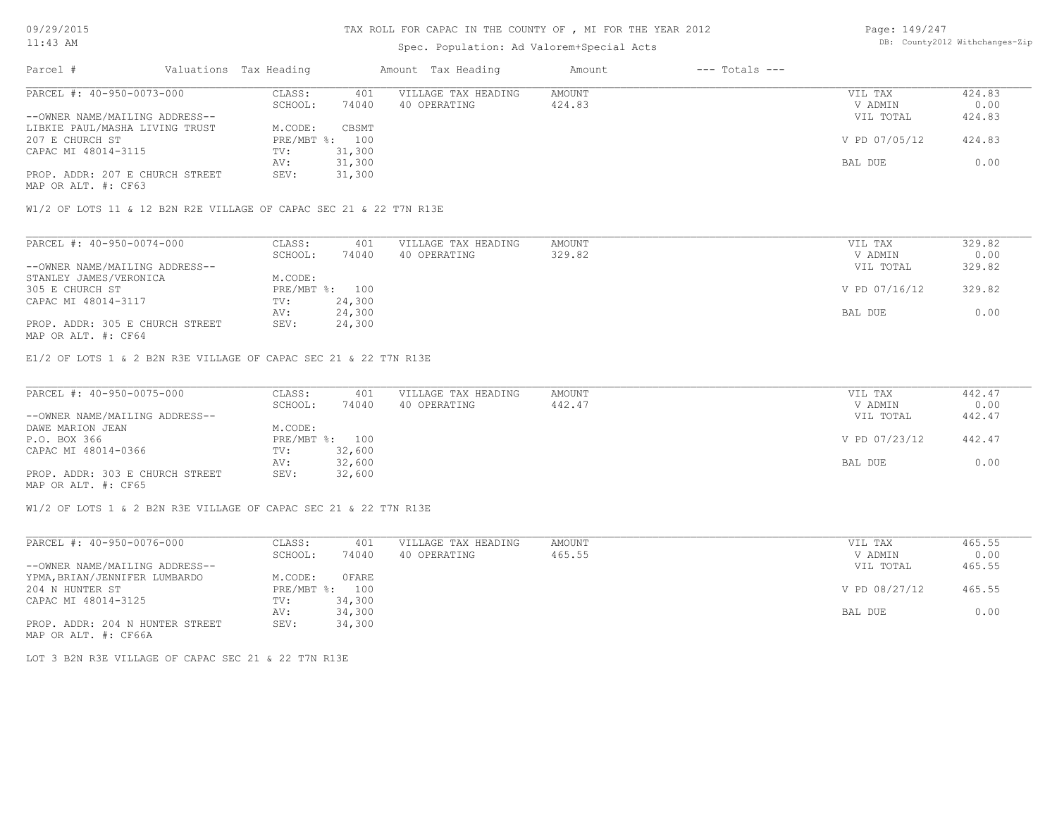TAX ROLL FOR CAPAC IN THE COUNTY OF , MI FOR THE YEAR 2012

Spec. Population: Ad Valorem+Special Acts

09/29/2015
11:43 AM

DB: County2012 Withchanges-Zip

| Parcel # | Valuations | Tax Heading | Amount | Tax Heading | Amount | --- Totals --- | |
|---|---|---|---|---|---|---|---|
| PARCEL #: 40-950-0073-000 | CLASS: | 401 | VILLAGE TAX HEADING | AMOUNT | | VIL TAX | 424.83 |
| | SCHOOL: | 74040 | 40 OPERATING | 424.83 | | V ADMIN | 0.00 |
| --OWNER NAME/MAILING ADDRESS-- | | | | | | VIL TOTAL | 424.83 |
| LIBKIE PAUL/MASHA LIVING TRUST | M.CODE: | CBSMT | | | | | |
| 207 E CHURCH ST | PRE/MBT %: | 100 | | | | V PD 07/05/12 | 424.83 |
| CAPAC MI 48014-3115 | TV: | 31,300 | | | | | |
| | AV: | 31,300 | | | | BAL DUE | 0.00 |
| PROP. ADDR: 207 E CHURCH STREET | SEV: | 31,300 | | | | | |
| MAP OR ALT. #: CF63 | | | | | | | |

W1/2 OF LOTS 11 & 12 B2N R2E VILLAGE OF CAPAC SEC 21 & 22 T7N R13E

| Parcel # | Valuations | Tax Heading | Amount | Tax Heading | Amount | --- Totals --- | |
|---|---|---|---|---|---|---|---|
| PARCEL #: 40-950-0074-000 | CLASS: | 401 | VILLAGE TAX HEADING | AMOUNT | | VIL TAX | 329.82 |
| | SCHOOL: | 74040 | 40 OPERATING | 329.82 | | V ADMIN | 0.00 |
| --OWNER NAME/MAILING ADDRESS-- | | | | | | VIL TOTAL | 329.82 |
| STANLEY JAMES/VERONICA | M.CODE: | | | | | | |
| 305 E CHURCH ST | PRE/MBT %: | 100 | | | | V PD 07/16/12 | 329.82 |
| CAPAC MI 48014-3117 | TV: | 24,300 | | | | | |
| | AV: | 24,300 | | | | BAL DUE | 0.00 |
| PROP. ADDR: 305 E CHURCH STREET | SEV: | 24,300 | | | | | |
| MAP OR ALT. #: CF64 | | | | | | | |

E1/2 OF LOTS 1 & 2 B2N R3E VILLAGE OF CAPAC SEC 21 & 22 T7N R13E

| Parcel # | Valuations | Tax Heading | Amount | Tax Heading | Amount | --- Totals --- | |
|---|---|---|---|---|---|---|---|
| PARCEL #: 40-950-0075-000 | CLASS: | 401 | VILLAGE TAX HEADING | AMOUNT | | VIL TAX | 442.47 |
| | SCHOOL: | 74040 | 40 OPERATING | 442.47 | | V ADMIN | 0.00 |
| --OWNER NAME/MAILING ADDRESS-- | | | | | | VIL TOTAL | 442.47 |
| DAWE MARION JEAN | M.CODE: | | | | | | |
| P.O. BOX 366 | PRE/MBT %: | 100 | | | | V PD 07/23/12 | 442.47 |
| CAPAC MI 48014-0366 | TV: | 32,600 | | | | | |
| | AV: | 32,600 | | | | BAL DUE | 0.00 |
| PROP. ADDR: 303 E CHURCH STREET | SEV: | 32,600 | | | | | |
| MAP OR ALT. #: CF65 | | | | | | | |

W1/2 OF LOTS 1 & 2 B2N R3E VILLAGE OF CAPAC SEC 21 & 22 T7N R13E

| Parcel # | Valuations | Tax Heading | Amount | Tax Heading | Amount | --- Totals --- | |
|---|---|---|---|---|---|---|---|
| PARCEL #: 40-950-0076-000 | CLASS: | 401 | VILLAGE TAX HEADING | AMOUNT | | VIL TAX | 465.55 |
| | SCHOOL: | 74040 | 40 OPERATING | 465.55 | | V ADMIN | 0.00 |
| --OWNER NAME/MAILING ADDRESS-- | | | | | | VIL TOTAL | 465.55 |
| YPMA,BRIAN/JENNIFER LUMBARDO | M.CODE: | 0FARE | | | | | |
| 204 N HUNTER ST | PRE/MBT %: | 100 | | | | V PD 08/27/12 | 465.55 |
| CAPAC MI 48014-3125 | TV: | 34,300 | | | | | |
| | AV: | 34,300 | | | | BAL DUE | 0.00 |
| PROP. ADDR: 204 N HUNTER STREET | SEV: | 34,300 | | | | | |
| MAP OR ALT. #: CF66A | | | | | | | |

LOT 3 B2N R3E VILLAGE OF CAPAC SEC 21 & 22 T7N R13E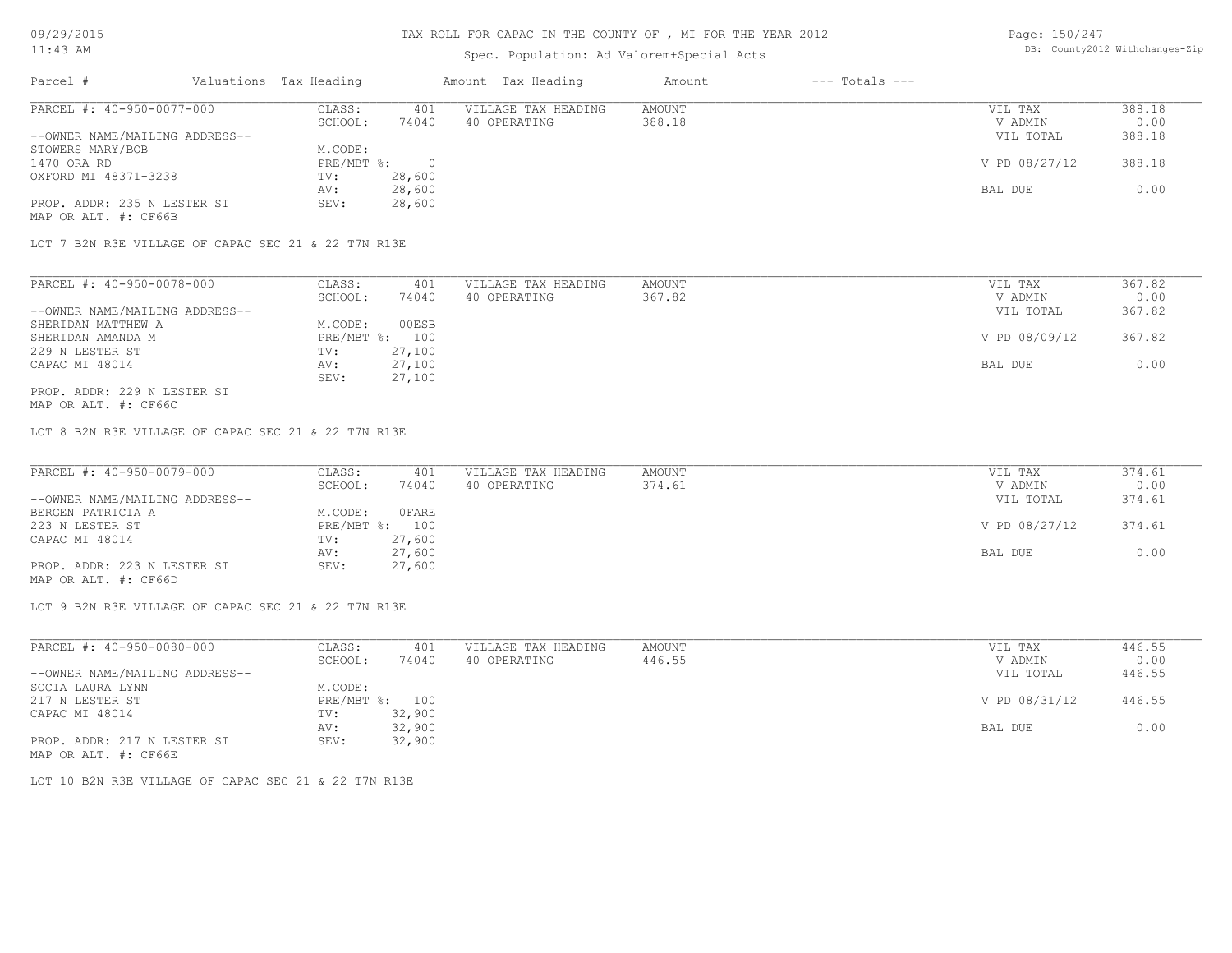# TAX ROLL FOR CAPAC IN THE COUNTY OF , MI FOR THE YEAR 2012

Spec. Population: Ad Valorem+Special Acts

| Parcel # | Valuations Tax Heading | | Amount Tax Heading | Amount | --- Totals --- | |
|---|---|---|---|---|---|---|
| PARCEL #: 40-950-0077-000 | CLASS: | 401 | VILLAGE TAX HEADING | AMOUNT | VIL TAX | 388.18 |
| | SCHOOL: | 74040 | 40 OPERATING | 388.18 | V ADMIN | 0.00 |
| --OWNER NAME/MAILING ADDRESS-- | | | | | VIL TOTAL | 388.18 |
| STOWERS MARY/BOB | M.CODE: | | | | | |
| 1470 ORA RD | PRE/MBT %: | 0 | | | V PD 08/27/12 | 388.18 |
| OXFORD MI 48371-3238 | TV: | 28,600 | | | | |
| | AV: | 28,600 | | | BAL DUE | 0.00 |
| PROP. ADDR: 235 N LESTER ST | SEV: | 28,600 | | | | |
| MAP OR ALT. #: CF66B | | | | | | |

LOT 7 B2N R3E VILLAGE OF CAPAC SEC 21 & 22 T7N R13E

| Parcel # | Valuations Tax Heading | | Amount Tax Heading | Amount | --- Totals --- | |
|---|---|---|---|---|---|---|
| PARCEL #: 40-950-0078-000 | CLASS: | 401 | VILLAGE TAX HEADING | AMOUNT | VIL TAX | 367.82 |
| | SCHOOL: | 74040 | 40 OPERATING | 367.82 | V ADMIN | 0.00 |
| --OWNER NAME/MAILING ADDRESS-- | | | | | VIL TOTAL | 367.82 |
| SHERIDAN MATTHEW A | M.CODE: | 00ESB | | | | |
| SHERIDAN AMANDA M | PRE/MBT %: | 100 | | | V PD 08/09/12 | 367.82 |
| 229 N LESTER ST | TV: | 27,100 | | | | |
| CAPAC MI 48014 | AV: | 27,100 | | | BAL DUE | 0.00 |
| | SEV: | 27,100 | | | | |
| PROP. ADDR: 229 N LESTER ST | | | | | | |
| MAP OR ALT. #: CF66C | | | | | | |

LOT 8 B2N R3E VILLAGE OF CAPAC SEC 21 & 22 T7N R13E

| Parcel # | Valuations Tax Heading | | Amount Tax Heading | Amount | --- Totals --- | |
|---|---|---|---|---|---|---|
| PARCEL #: 40-950-0079-000 | CLASS: | 401 | VILLAGE TAX HEADING | AMOUNT | VIL TAX | 374.61 |
| | SCHOOL: | 74040 | 40 OPERATING | 374.61 | V ADMIN | 0.00 |
| --OWNER NAME/MAILING ADDRESS-- | | | | | VIL TOTAL | 374.61 |
| BERGEN PATRICIA A | M.CODE: | 0FARE | | | | |
| 223 N LESTER ST | PRE/MBT %: | 100 | | | V PD 08/27/12 | 374.61 |
| CAPAC MI 48014 | TV: | 27,600 | | | | |
| | AV: | 27,600 | | | BAL DUE | 0.00 |
| PROP. ADDR: 223 N LESTER ST | SEV: | 27,600 | | | | |
| MAP OR ALT. #: CF66D | | | | | | |

LOT 9 B2N R3E VILLAGE OF CAPAC SEC 21 & 22 T7N R13E

| Parcel # | Valuations Tax Heading | | Amount Tax Heading | Amount | --- Totals --- | |
|---|---|---|---|---|---|---|
| PARCEL #: 40-950-0080-000 | CLASS: | 401 | VILLAGE TAX HEADING | AMOUNT | VIL TAX | 446.55 |
| | SCHOOL: | 74040 | 40 OPERATING | 446.55 | V ADMIN | 0.00 |
| --OWNER NAME/MAILING ADDRESS-- | | | | | VIL TOTAL | 446.55 |
| SOCIA LAURA LYNN | M.CODE: | | | | | |
| 217 N LESTER ST | PRE/MBT %: | 100 | | | V PD 08/31/12 | 446.55 |
| CAPAC MI 48014 | TV: | 32,900 | | | | |
| | AV: | 32,900 | | | BAL DUE | 0.00 |
| PROP. ADDR: 217 N LESTER ST | SEV: | 32,900 | | | | |
| MAP OR ALT. #: CF66E | | | | | | |

LOT 10 B2N R3E VILLAGE OF CAPAC SEC 21 & 22 T7N R13E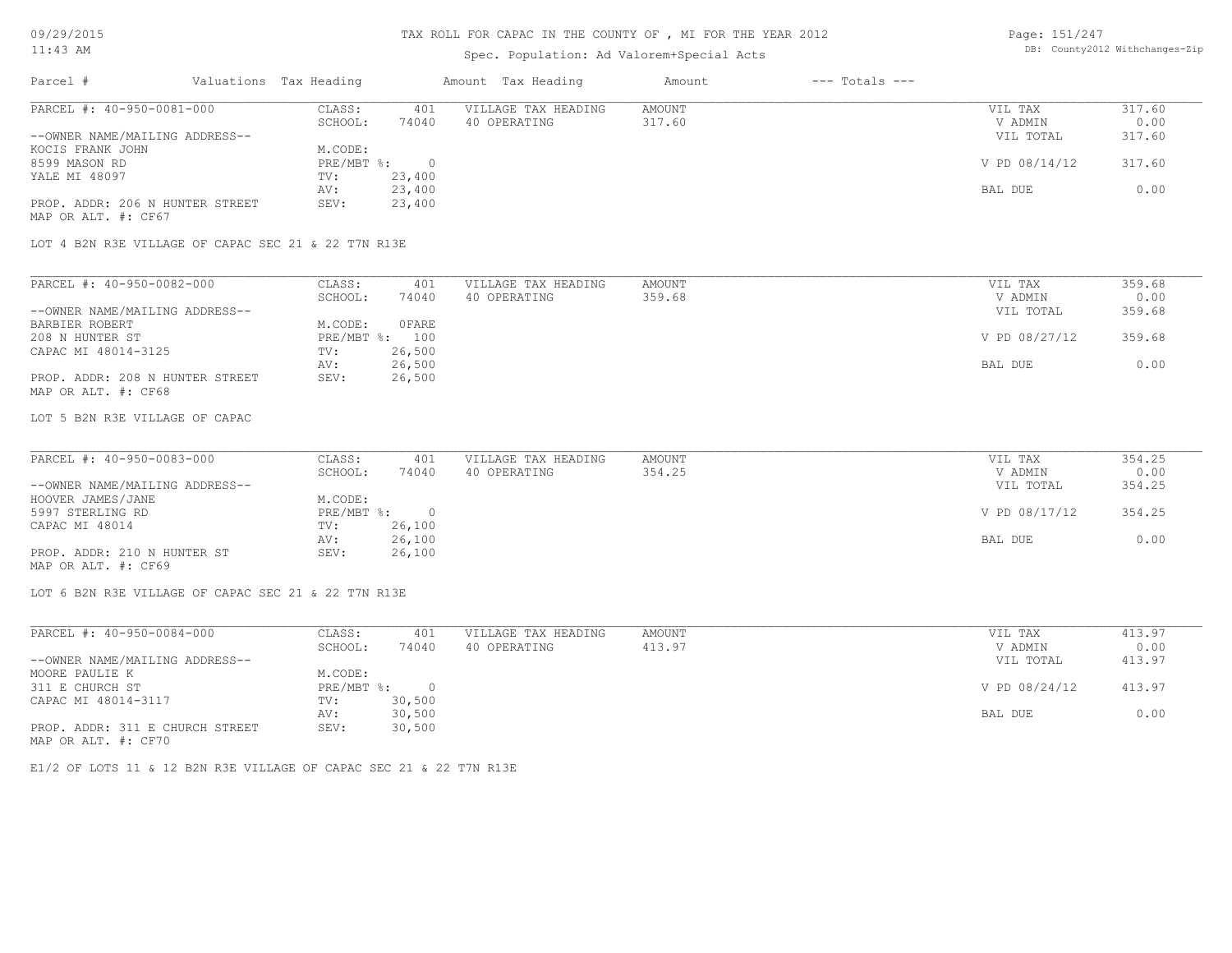# TAX ROLL FOR CAPAC IN THE COUNTY OF , MI FOR THE YEAR 2012

Spec. Population: Ad Valorem+Special Acts

| Parcel # | Valuations Tax Heading | | Amount Tax Heading | Amount | --- Totals --- | |
|---|---|---|---|---|---|---|
| PARCEL #: 40-950-0081-000 | CLASS: | 401 | VILLAGE TAX HEADING | AMOUNT | VIL TAX | 317.60 |
| | SCHOOL: | 74040 | 40 OPERATING | 317.60 | V ADMIN | 0.00 |
| --OWNER NAME/MAILING ADDRESS-- | | | | | VIL TOTAL | 317.60 |
| KOCIS FRANK JOHN | M.CODE: | | | | | |
| 8599 MASON RD | PRE/MBT %: | 0 | | | V PD 08/14/12 | 317.60 |
| YALE MI 48097 | TV: | 23,400 | | | | |
| | AV: | 23,400 | | | BAL DUE | 0.00 |
| PROP. ADDR: 206 N HUNTER STREET | SEV: | 23,400 | | | | |
| MAP OR ALT. #: CF67 | | | | | | |

LOT 4 B2N R3E VILLAGE OF CAPAC SEC 21 & 22 T7N R13E

| Parcel # | Valuations Tax Heading | | Amount Tax Heading | Amount | --- Totals --- | |
|---|---|---|---|---|---|---|
| PARCEL #: 40-950-0082-000 | CLASS: | 401 | VILLAGE TAX HEADING | AMOUNT | VIL TAX | 359.68 |
| | SCHOOL: | 74040 | 40 OPERATING | 359.68 | V ADMIN | 0.00 |
| --OWNER NAME/MAILING ADDRESS-- | | | | | VIL TOTAL | 359.68 |
| BARBIER ROBERT | M.CODE: | 0FARE | | | | |
| 208 N HUNTER ST | PRE/MBT %: | 100 | | | V PD 08/27/12 | 359.68 |
| CAPAC MI 48014-3125 | TV: | 26,500 | | | | |
| | AV: | 26,500 | | | BAL DUE | 0.00 |
| PROP. ADDR: 208 N HUNTER STREET | SEV: | 26,500 | | | | |
| MAP OR ALT. #: CF68 | | | | | | |

LOT 5 B2N R3E VILLAGE OF CAPAC

| Parcel # | Valuations Tax Heading | | Amount Tax Heading | Amount | --- Totals --- | |
|---|---|---|---|---|---|---|
| PARCEL #: 40-950-0083-000 | CLASS: | 401 | VILLAGE TAX HEADING | AMOUNT | VIL TAX | 354.25 |
| | SCHOOL: | 74040 | 40 OPERATING | 354.25 | V ADMIN | 0.00 |
| --OWNER NAME/MAILING ADDRESS-- | | | | | VIL TOTAL | 354.25 |
| HOOVER JAMES/JANE | M.CODE: | | | | | |
| 5997 STERLING RD | PRE/MBT %: | 0 | | | V PD 08/17/12 | 354.25 |
| CAPAC MI 48014 | TV: | 26,100 | | | | |
| | AV: | 26,100 | | | BAL DUE | 0.00 |
| PROP. ADDR: 210 N HUNTER ST | SEV: | 26,100 | | | | |
| MAP OR ALT. #: CF69 | | | | | | |

LOT 6 B2N R3E VILLAGE OF CAPAC SEC 21 & 22 T7N R13E

| Parcel # | Valuations Tax Heading | | Amount Tax Heading | Amount | --- Totals --- | |
|---|---|---|---|---|---|---|
| PARCEL #: 40-950-0084-000 | CLASS: | 401 | VILLAGE TAX HEADING | AMOUNT | VIL TAX | 413.97 |
| | SCHOOL: | 74040 | 40 OPERATING | 413.97 | V ADMIN | 0.00 |
| --OWNER NAME/MAILING ADDRESS-- | | | | | VIL TOTAL | 413.97 |
| MOORE PAULIE K | M.CODE: | | | | | |
| 311 E CHURCH ST | PRE/MBT %: | 0 | | | V PD 08/24/12 | 413.97 |
| CAPAC MI 48014-3117 | TV: | 30,500 | | | | |
| | AV: | 30,500 | | | BAL DUE | 0.00 |
| PROP. ADDR: 311 E CHURCH STREET | SEV: | 30,500 | | | | |
| MAP OR ALT. #: CF70 | | | | | | |

E1/2 OF LOTS 11 & 12 B2N R3E VILLAGE OF CAPAC SEC 21 & 22 T7N R13E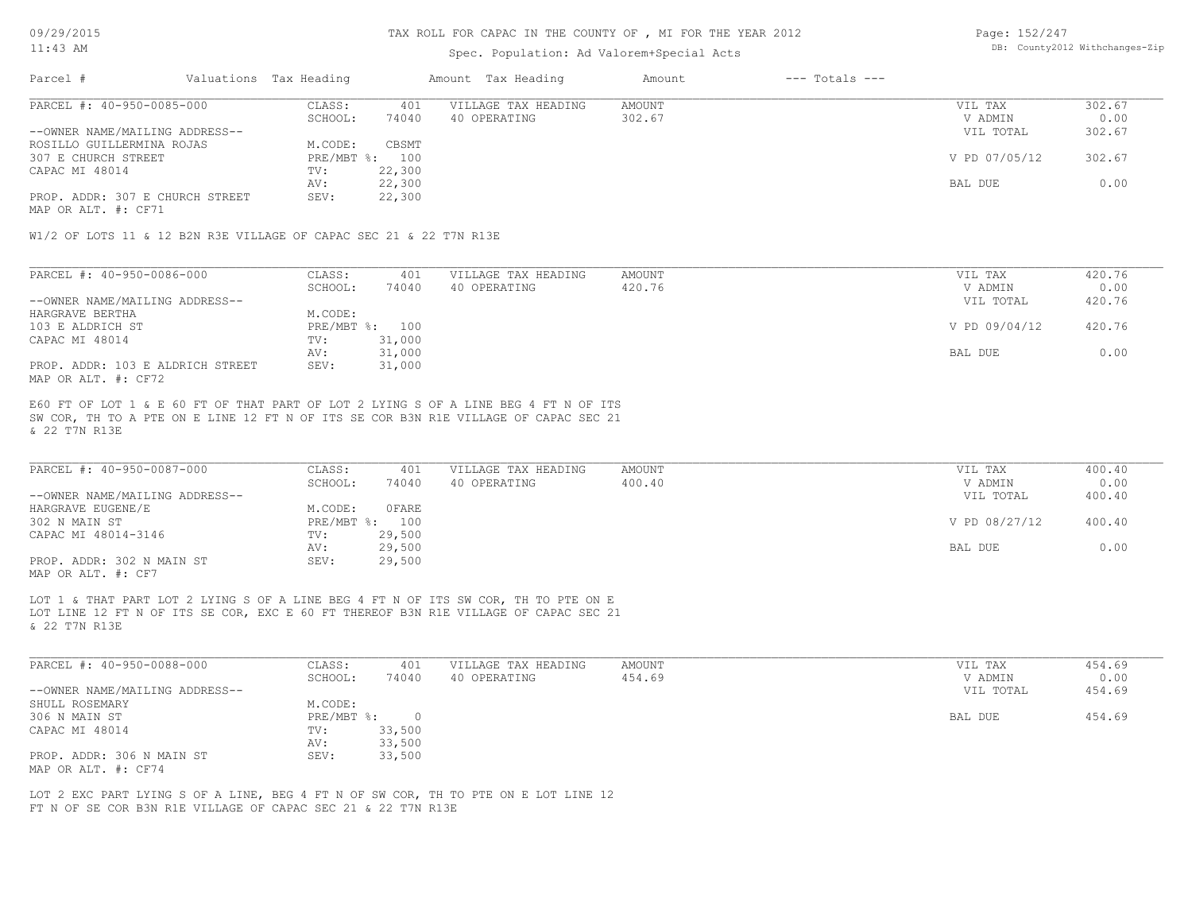TAX ROLL FOR CAPAC IN THE COUNTY OF , MI FOR THE YEAR 2012

Spec. Population: Ad Valorem+Special Acts

DB: County2012 Withchanges-Zip

| Parcel # | Valuations | Tax Heading | Amount | Tax Heading | Amount | --- Totals --- | |
|---|---|---|---|---|---|---|---|

---

| PARCEL #: 40-950-0085-000 | CLASS: | 401 | VILLAGE TAX HEADING | AMOUNT | VIL TAX | 302.67 |
|---|---|---|---|---|---|---|
| | SCHOOL: | 74040 | 40 OPERATING | 302.67 | V ADMIN | 0.00 |
| --OWNER NAME/MAILING ADDRESS-- | | | | | VIL TOTAL | 302.67 |
| ROSILLO GUILLERMINA ROJAS | M.CODE: | CBSMT | | | | |
| 307 E CHURCH STREET | PRE/MBT %: | 100 | | | V PD 07/05/12 | 302.67 |
| CAPAC MI 48014 | TV: | 22,300 | | | | |
| | AV: | 22,300 | | | BAL DUE | 0.00 |
| PROP. ADDR: 307 E CHURCH STREET | SEV: | 22,300 | | | | |
| MAP OR ALT. #: CF71 | | | | | | |

W1/2 OF LOTS 11 & 12 B2N R3E VILLAGE OF CAPAC SEC 21 & 22 T7N R13E

---

| PARCEL #: 40-950-0086-000 | CLASS: | 401 | VILLAGE TAX HEADING | AMOUNT | VIL TAX | 420.76 |
|---|---|---|---|---|---|---|
| | SCHOOL: | 74040 | 40 OPERATING | 420.76 | V ADMIN | 0.00 |
| --OWNER NAME/MAILING ADDRESS-- | | | | | VIL TOTAL | 420.76 |
| HARGRAVE BERTHA | M.CODE: | | | | | |
| 103 E ALDRICH ST | PRE/MBT %: | 100 | | | V PD 09/04/12 | 420.76 |
| CAPAC MI 48014 | TV: | 31,000 | | | | |
| | AV: | 31,000 | | | BAL DUE | 0.00 |
| PROP. ADDR: 103 E ALDRICH STREET | SEV: | 31,000 | | | | |
| MAP OR ALT. #: CF72 | | | | | | |

E60 FT OF LOT 1 & E 60 FT OF THAT PART OF LOT 2 LYING S OF A LINE BEG 4 FT N OF ITS SW COR, TH TO A PTE ON E LINE 12 FT N OF ITS SE COR B3N R1E VILLAGE OF CAPAC SEC 21 & 22 T7N R13E

---

| PARCEL #: 40-950-0087-000 | CLASS: | 401 | VILLAGE TAX HEADING | AMOUNT | VIL TAX | 400.40 |
|---|---|---|---|---|---|---|
| | SCHOOL: | 74040 | 40 OPERATING | 400.40 | V ADMIN | 0.00 |
| --OWNER NAME/MAILING ADDRESS-- | | | | | VIL TOTAL | 400.40 |
| HARGRAVE EUGENE/E | M.CODE: | 0FARE | | | | |
| 302 N MAIN ST | PRE/MBT %: | 100 | | | V PD 08/27/12 | 400.40 |
| CAPAC MI 48014-3146 | TV: | 29,500 | | | | |
| | AV: | 29,500 | | | BAL DUE | 0.00 |
| PROP. ADDR: 302 N MAIN ST | SEV: | 29,500 | | | | |
| MAP OR ALT. #: CF7 | | | | | | |

LOT 1 & THAT PART LOT 2 LYING S OF A LINE BEG 4 FT N OF ITS SW COR, TH TO PTE ON E LOT LINE 12 FT N OF ITS SE COR, EXC E 60 FT THEREOF B3N R1E VILLAGE OF CAPAC SEC 21 & 22 T7N R13E

---

| PARCEL #: 40-950-0088-000 | CLASS: | 401 | VILLAGE TAX HEADING | AMOUNT | VIL TAX | 454.69 |
|---|---|---|---|---|---|---|
| | SCHOOL: | 74040 | 40 OPERATING | 454.69 | V ADMIN | 0.00 |
| --OWNER NAME/MAILING ADDRESS-- | | | | | VIL TOTAL | 454.69 |
| SHULL ROSEMARY | M.CODE: | | | | | |
| 306 N MAIN ST | PRE/MBT %: | 0 | | | BAL DUE | 454.69 |
| CAPAC MI 48014 | TV: | 33,500 | | | | |
| | AV: | 33,500 | | | | |
| PROP. ADDR: 306 N MAIN ST | SEV: | 33,500 | | | | |
| MAP OR ALT. #: CF74 | | | | | | |

LOT 2 EXC PART LYING S OF A LINE, BEG 4 FT N OF SW COR, TH TO PTE ON E LOT LINE 12 FT N OF SE COR B3N R1E VILLAGE OF CAPAC SEC 21 & 22 T7N R13E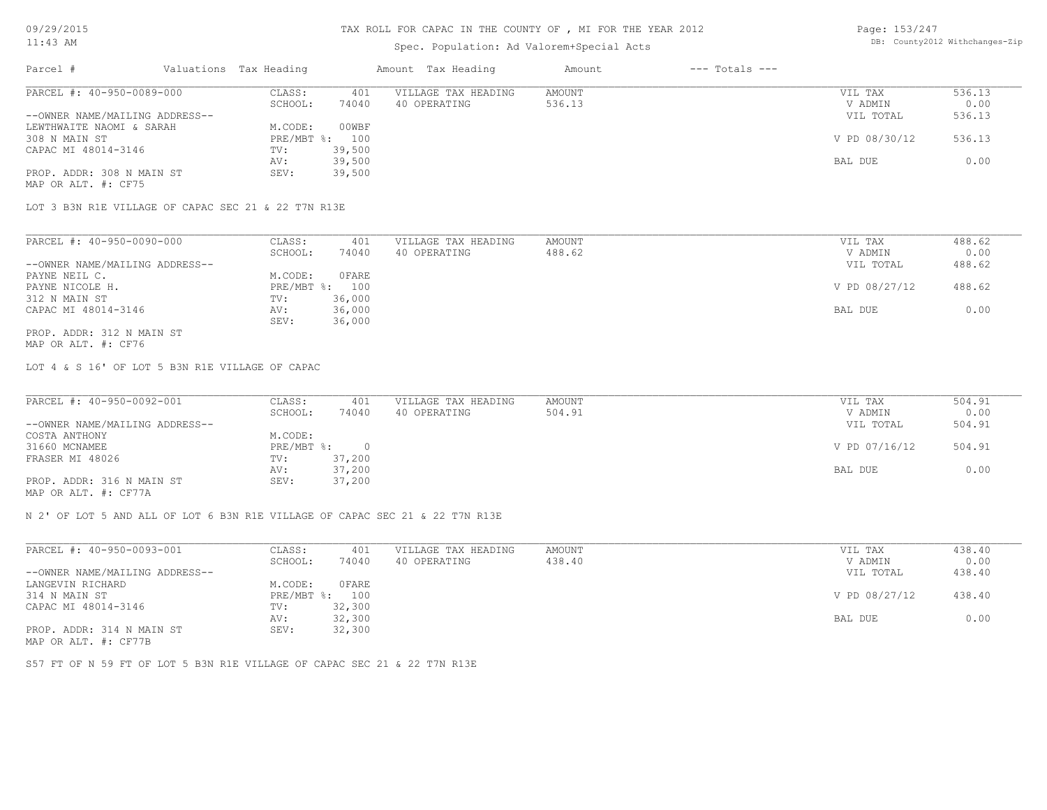TAX ROLL FOR CAPAC IN THE COUNTY OF , MI FOR THE YEAR 2012

Spec. Population: Ad Valorem+Special Acts

| Parcel # | Valuations | Tax Heading | Amount | Tax Heading | Amount | --- Totals --- | |
|---|---|---|---|---|---|---|---|

**PARCEL #: 40-950-0089-000**

| | | | | |
|---|---|---|---|---|
| CLASS: 401 | VILLAGE TAX HEADING | AMOUNT | VIL TAX | 536.13 |
| SCHOOL: 74040 | 40 OPERATING | 536.13 | V ADMIN | 0.00 |
| | | | VIL TOTAL | 536.13 |
| M.CODE: 00WBF | | | | |
| PRE/MBT %: 100 | | | V PD 08/30/12 | 536.13 |
| TV: 39,500 | | | | |
| AV: 39,500 | | | BAL DUE | 0.00 |
| SEV: 39,500 | | | | |

--OWNER NAME/MAILING ADDRESS--
LEWTHWAITE NAOMI & SARAH
308 N MAIN ST
CAPAC MI 48014-3146

PROP. ADDR: 308 N MAIN ST
MAP OR ALT. #: CF75

LOT 3 B3N R1E VILLAGE OF CAPAC SEC 21 & 22 T7N R13E

**PARCEL #: 40-950-0090-000**

| | | | | |
|---|---|---|---|---|
| CLASS: 401 | VILLAGE TAX HEADING | AMOUNT | VIL TAX | 488.62 |
| SCHOOL: 74040 | 40 OPERATING | 488.62 | V ADMIN | 0.00 |
| | | | VIL TOTAL | 488.62 |
| M.CODE: 0FARE | | | | |
| PRE/MBT %: 100 | | | V PD 08/27/12 | 488.62 |
| TV: 36,000 | | | | |
| AV: 36,000 | | | BAL DUE | 0.00 |
| SEV: 36,000 | | | | |

--OWNER NAME/MAILING ADDRESS--
PAYNE NEIL C.
PAYNE NICOLE H.
312 N MAIN ST
CAPAC MI 48014-3146

PROP. ADDR: 312 N MAIN ST
MAP OR ALT. #: CF76

LOT 4 & S 16' OF LOT 5 B3N R1E VILLAGE OF CAPAC

**PARCEL #: 40-950-0092-001**

| | | | | |
|---|---|---|---|---|
| CLASS: 401 | VILLAGE TAX HEADING | AMOUNT | VIL TAX | 504.91 |
| SCHOOL: 74040 | 40 OPERATING | 504.91 | V ADMIN | 0.00 |
| | | | VIL TOTAL | 504.91 |
| M.CODE: | | | | |
| PRE/MBT %: 0 | | | V PD 07/16/12 | 504.91 |
| TV: 37,200 | | | | |
| AV: 37,200 | | | BAL DUE | 0.00 |
| SEV: 37,200 | | | | |

--OWNER NAME/MAILING ADDRESS--
COSTA ANTHONY
31660 MCNAMEE
FRASER MI 48026

PROP. ADDR: 316 N MAIN ST
MAP OR ALT. #: CF77A

N 2' OF LOT 5 AND ALL OF LOT 6 B3N R1E VILLAGE OF CAPAC SEC 21 & 22 T7N R13E

**PARCEL #: 40-950-0093-001**

| | | | | |
|---|---|---|---|---|
| CLASS: 401 | VILLAGE TAX HEADING | AMOUNT | VIL TAX | 438.40 |
| SCHOOL: 74040 | 40 OPERATING | 438.40 | V ADMIN | 0.00 |
| | | | VIL TOTAL | 438.40 |
| M.CODE: 0FARE | | | | |
| PRE/MBT %: 100 | | | V PD 08/27/12 | 438.40 |
| TV: 32,300 | | | | |
| AV: 32,300 | | | BAL DUE | 0.00 |
| SEV: 32,300 | | | | |

--OWNER NAME/MAILING ADDRESS--
LANGEVIN RICHARD
314 N MAIN ST
CAPAC MI 48014-3146

PROP. ADDR: 314 N MAIN ST
MAP OR ALT. #: CF77B

S57 FT OF N 59 FT OF LOT 5 B3N R1E VILLAGE OF CAPAC SEC 21 & 22 T7N R13E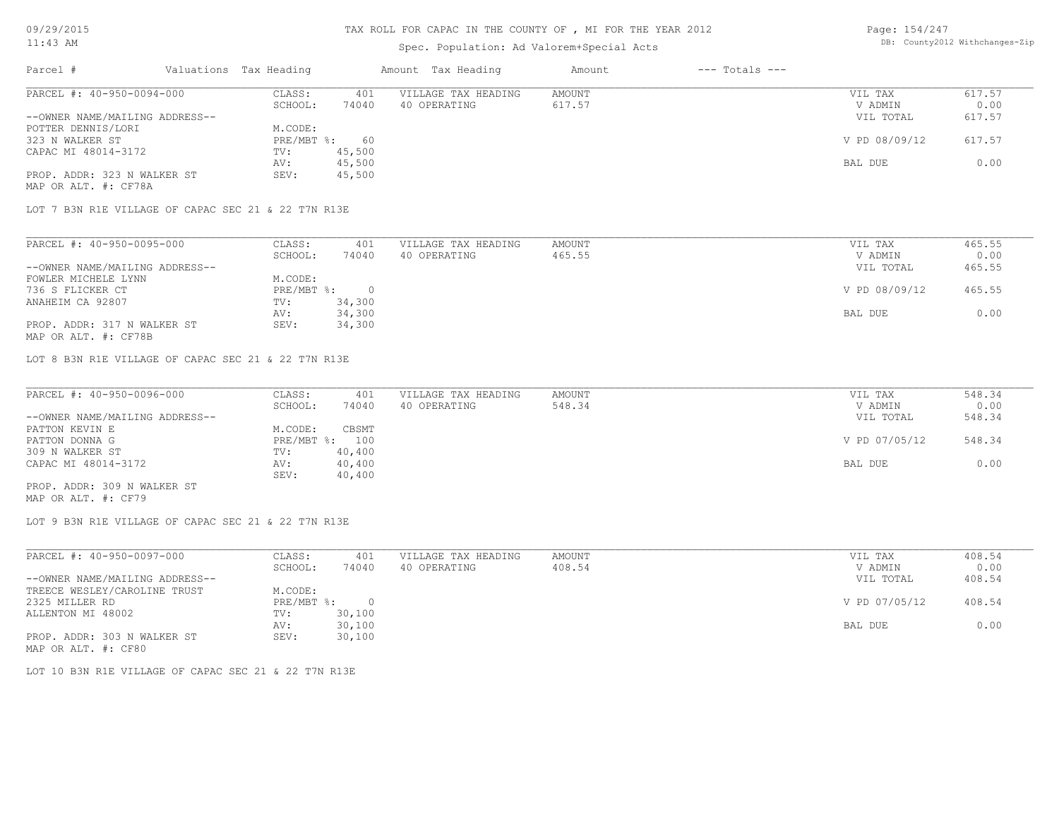# TAX ROLL FOR CAPAC IN THE COUNTY OF , MI FOR THE YEAR 2012

Spec. Population: Ad Valorem+Special Acts

DB: County2012 Withchanges-Zip

| Parcel # | Valuations | Tax Heading | Amount | Tax Heading | Amount | --- Totals --- | |
|---|---|---|---|---|---|---|---|

---

PARCEL #: 40-950-0094-000

| | | | | | |
|---|---|---|---|---|---|
| CLASS: | 401 | VILLAGE TAX HEADING | AMOUNT | VIL TAX | 617.57 |
| SCHOOL: | 74040 | 40 OPERATING | 617.57 | V ADMIN | 0.00 |
| M.CODE: | | | | VIL TOTAL | 617.57 |
| PRE/MBT %: | 60 | | | V PD 08/09/12 | 617.57 |
| TV: | 45,500 | | | | |
| AV: | 45,500 | | | BAL DUE | 0.00 |
| SEV: | 45,500 | | | | |

--OWNER NAME/MAILING ADDRESS--
POTTER DENNIS/LORI
323 N WALKER ST
CAPAC MI 48014-3172

PROP. ADDR: 323 N WALKER ST
MAP OR ALT. #: CF78A

LOT 7 B3N R1E VILLAGE OF CAPAC SEC 21 & 22 T7N R13E

---

PARCEL #: 40-950-0095-000

| | | | | | |
|---|---|---|---|---|---|
| CLASS: | 401 | VILLAGE TAX HEADING | AMOUNT | VIL TAX | 465.55 |
| SCHOOL: | 74040 | 40 OPERATING | 465.55 | V ADMIN | 0.00 |
| M.CODE: | | | | VIL TOTAL | 465.55 |
| PRE/MBT %: | 0 | | | V PD 08/09/12 | 465.55 |
| TV: | 34,300 | | | | |
| AV: | 34,300 | | | BAL DUE | 0.00 |
| SEV: | 34,300 | | | | |

--OWNER NAME/MAILING ADDRESS--
FOWLER MICHELE LYNN
736 S FLICKER CT
ANAHEIM CA 92807

PROP. ADDR: 317 N WALKER ST
MAP OR ALT. #: CF78B

LOT 8 B3N R1E VILLAGE OF CAPAC SEC 21 & 22 T7N R13E

---

PARCEL #: 40-950-0096-000

| | | | | | |
|---|---|---|---|---|---|
| CLASS: | 401 | VILLAGE TAX HEADING | AMOUNT | VIL TAX | 548.34 |
| SCHOOL: | 74040 | 40 OPERATING | 548.34 | V ADMIN | 0.00 |
| M.CODE: | CBSMT | | | VIL TOTAL | 548.34 |
| PRE/MBT %: | 100 | | | V PD 07/05/12 | 548.34 |
| TV: | 40,400 | | | | |
| AV: | 40,400 | | | BAL DUE | 0.00 |
| SEV: | 40,400 | | | | |

--OWNER NAME/MAILING ADDRESS--
PATTON KEVIN E
PATTON DONNA G
309 N WALKER ST
CAPAC MI 48014-3172

PROP. ADDR: 309 N WALKER ST
MAP OR ALT. #: CF79

LOT 9 B3N R1E VILLAGE OF CAPAC SEC 21 & 22 T7N R13E

---

PARCEL #: 40-950-0097-000

| | | | | | |
|---|---|---|---|---|---|
| CLASS: | 401 | VILLAGE TAX HEADING | AMOUNT | VIL TAX | 408.54 |
| SCHOOL: | 74040 | 40 OPERATING | 408.54 | V ADMIN | 0.00 |
| M.CODE: | | | | VIL TOTAL | 408.54 |
| PRE/MBT %: | 0 | | | V PD 07/05/12 | 408.54 |
| TV: | 30,100 | | | | |
| AV: | 30,100 | | | BAL DUE | 0.00 |
| SEV: | 30,100 | | | | |

--OWNER NAME/MAILING ADDRESS--
TREECE WESLEY/CAROLINE TRUST
2325 MILLER RD
ALLENTON MI 48002

PROP. ADDR: 303 N WALKER ST
MAP OR ALT. #: CF80

LOT 10 B3N R1E VILLAGE OF CAPAC SEC 21 & 22 T7N R13E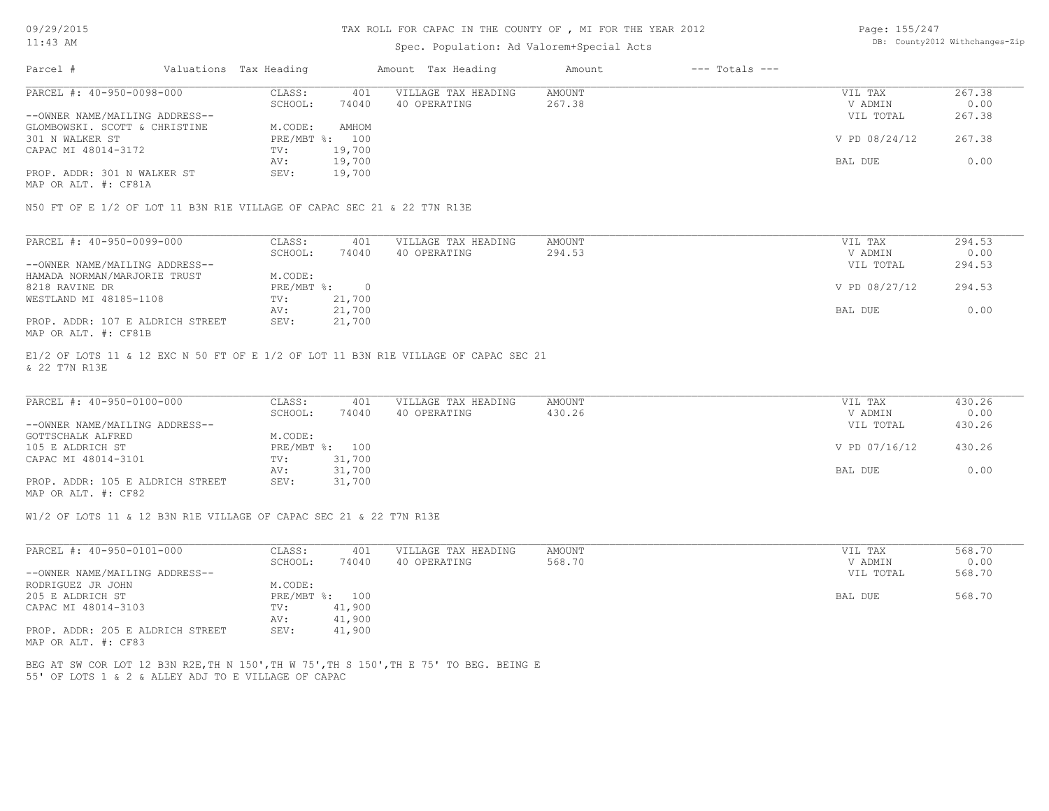TAX ROLL FOR CAPAC IN THE COUNTY OF , MI FOR THE YEAR 2012

Spec. Population: Ad Valorem+Special Acts

DB: County2012 Withchanges-Zip

| Parcel # | Valuations | Tax Heading | Amount | Tax Heading | Amount | --- Totals --- | |
|---|---|---|---|---|---|---|---|

**PARCEL #: 40-950-0098-000**

| | | | | | | |
|---|---|---|---|---|---|---|
| --OWNER NAME/MAILING ADDRESS-- | CLASS: | 401 | VILLAGE TAX HEADING | AMOUNT | VIL TAX | 267.38 |
| GLOMBOWSKI. SCOTT & CHRISTINE | SCHOOL: | 74040 | 40 OPERATING | 267.38 | V ADMIN | 0.00 |
| 301 N WALKER ST | M.CODE: | AMHOM | | | VIL TOTAL | 267.38 |
| CAPAC MI 48014-3172 | PRE/MBT %: | 100 | | | V PD 08/24/12 | 267.38 |
| | TV: | 19,700 | | | | |
| | AV: | 19,700 | | | BAL DUE | 0.00 |
| PROP. ADDR: 301 N WALKER ST | SEV: | 19,700 | | | | |
| MAP OR ALT. #: CF81A | | | | | | |

N50 FT OF E 1/2 OF LOT 11 B3N R1E VILLAGE OF CAPAC SEC 21 & 22 T7N R13E

**PARCEL #: 40-950-0099-000**

| | | | | | | |
|---|---|---|---|---|---|---|
| --OWNER NAME/MAILING ADDRESS-- | CLASS: | 401 | VILLAGE TAX HEADING | AMOUNT | VIL TAX | 294.53 |
| HAMADA NORMAN/MARJORIE TRUST | SCHOOL: | 74040 | 40 OPERATING | 294.53 | V ADMIN | 0.00 |
| 8218 RAVINE DR | M.CODE: | | | | VIL TOTAL | 294.53 |
| WESTLAND MI 48185-1108 | PRE/MBT %: | 0 | | | V PD 08/27/12 | 294.53 |
| | TV: | 21,700 | | | | |
| | AV: | 21,700 | | | BAL DUE | 0.00 |
| PROP. ADDR: 107 E ALDRICH STREET | SEV: | 21,700 | | | | |
| MAP OR ALT. #: CF81B | | | | | | |

E1/2 OF LOTS 11 & 12 EXC N 50 FT OF E 1/2 OF LOT 11 B3N R1E VILLAGE OF CAPAC SEC 21 & 22 T7N R13E

**PARCEL #: 40-950-0100-000**

| | | | | | | |
|---|---|---|---|---|---|---|
| --OWNER NAME/MAILING ADDRESS-- | CLASS: | 401 | VILLAGE TAX HEADING | AMOUNT | VIL TAX | 430.26 |
| GOTTSCHALK ALFRED | SCHOOL: | 74040 | 40 OPERATING | 430.26 | V ADMIN | 0.00 |
| 105 E ALDRICH ST | M.CODE: | | | | VIL TOTAL | 430.26 |
| CAPAC MI 48014-3101 | PRE/MBT %: | 100 | | | V PD 07/16/12 | 430.26 |
| | TV: | 31,700 | | | | |
| | AV: | 31,700 | | | BAL DUE | 0.00 |
| PROP. ADDR: 105 E ALDRICH STREET | SEV: | 31,700 | | | | |
| MAP OR ALT. #: CF82 | | | | | | |

W1/2 OF LOTS 11 & 12 B3N R1E VILLAGE OF CAPAC SEC 21 & 22 T7N R13E

**PARCEL #: 40-950-0101-000**

| | | | | | | |
|---|---|---|---|---|---|---|
| --OWNER NAME/MAILING ADDRESS-- | CLASS: | 401 | VILLAGE TAX HEADING | AMOUNT | VIL TAX | 568.70 |
| RODRIGUEZ JR JOHN | SCHOOL: | 74040 | 40 OPERATING | 568.70 | V ADMIN | 0.00 |
| 205 E ALDRICH ST | M.CODE: | | | | VIL TOTAL | 568.70 |
| CAPAC MI 48014-3103 | PRE/MBT %: | 100 | | | BAL DUE | 568.70 |
| | TV: | 41,900 | | | | |
| | AV: | 41,900 | | | | |
| PROP. ADDR: 205 E ALDRICH STREET | SEV: | 41,900 | | | | |
| MAP OR ALT. #: CF83 | | | | | | |

BEG AT SW COR LOT 12 B3N R2E,TH N 150',TH W 75',TH S 150',TH E 75' TO BEG. BEING E 55' OF LOTS 1 & 2 & ALLEY ADJ TO E VILLAGE OF CAPAC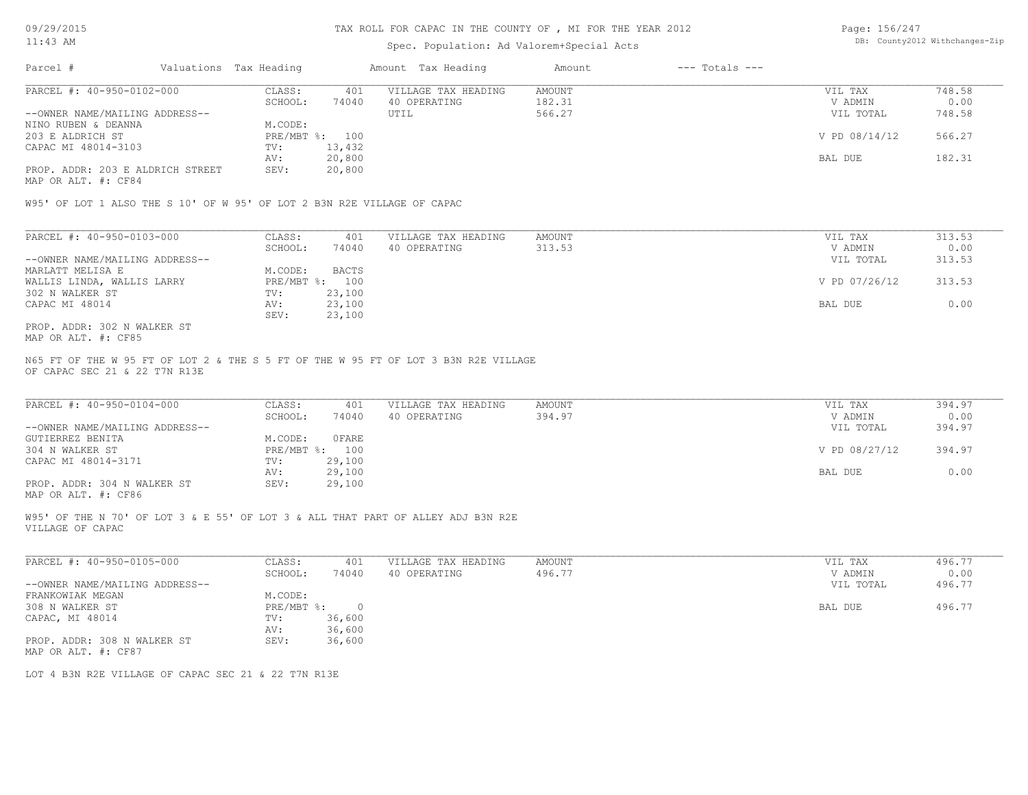# TAX ROLL FOR CAPAC IN THE COUNTY OF , MI FOR THE YEAR 2012

Spec. Population: Ad Valorem+Special Acts

| Parcel # | Valuations | Tax Heading | Amount | Tax Heading | Amount | --- Totals --- |
|---|---|---|---|---|---|---|

---

**PARCEL #: 40-950-0102-000**

| | | | | | |
|---|---|---|---|---|---|
| CLASS: | 401 | VILLAGE TAX HEADING | AMOUNT | VIL TAX | 748.58 |
| SCHOOL: | 74040 | 40 OPERATING | 182.31 | V ADMIN | 0.00 |
| | | UTIL | 566.27 | VIL TOTAL | 748.58 |
| M.CODE: | | | | | |
| PRE/MBT %: | 100 | | | V PD 08/14/12 | 566.27 |
| TV: | 13,432 | | | | |
| AV: | 20,800 | | | BAL DUE | 182.31 |
| SEV: | 20,800 | | | | |

--OWNER NAME/MAILING ADDRESS--
NINO RUBEN & DEANNA
203 E ALDRICH ST
CAPAC MI 48014-3103

PROP. ADDR: 203 E ALDRICH STREET
MAP OR ALT. #: CF84

W95' OF LOT 1 ALSO THE S 10' OF W 95' OF LOT 2 B3N R2E VILLAGE OF CAPAC

---

**PARCEL #: 40-950-0103-000**

| | | | | | |
|---|---|---|---|---|---|
| CLASS: | 401 | VILLAGE TAX HEADING | AMOUNT | VIL TAX | 313.53 |
| SCHOOL: | 74040 | 40 OPERATING | 313.53 | V ADMIN | 0.00 |
| | | | | VIL TOTAL | 313.53 |
| M.CODE: | BACTS | | | | |
| PRE/MBT %: | 100 | | | V PD 07/26/12 | 313.53 |
| TV: | 23,100 | | | | |
| AV: | 23,100 | | | BAL DUE | 0.00 |
| SEV: | 23,100 | | | | |

--OWNER NAME/MAILING ADDRESS--
MARLATT MELISA E
WALLIS LINDA, WALLIS LARRY
302 N WALKER ST
CAPAC MI 48014

PROP. ADDR: 302 N WALKER ST
MAP OR ALT. #: CF85

N65 FT OF THE W 95 FT OF LOT 2 & THE S 5 FT OF THE W 95 FT OF LOT 3 B3N R2E VILLAGE OF CAPAC SEC 21 & 22 T7N R13E

---

**PARCEL #: 40-950-0104-000**

| | | | | | |
|---|---|---|---|---|---|
| CLASS: | 401 | VILLAGE TAX HEADING | AMOUNT | VIL TAX | 394.97 |
| SCHOOL: | 74040 | 40 OPERATING | 394.97 | V ADMIN | 0.00 |
| | | | | VIL TOTAL | 394.97 |
| M.CODE: | 0FARE | | | | |
| PRE/MBT %: | 100 | | | V PD 08/27/12 | 394.97 |
| TV: | 29,100 | | | | |
| AV: | 29,100 | | | BAL DUE | 0.00 |
| SEV: | 29,100 | | | | |

--OWNER NAME/MAILING ADDRESS--
GUTIERREZ BENITA
304 N WALKER ST
CAPAC MI 48014-3171

PROP. ADDR: 304 N WALKER ST
MAP OR ALT. #: CF86

W95' OF THE N 70' OF LOT 3 & E 55' OF LOT 3 & ALL THAT PART OF ALLEY ADJ B3N R2E VILLAGE OF CAPAC

---

**PARCEL #: 40-950-0105-000**

| | | | | | |
|---|---|---|---|---|---|
| CLASS: | 401 | VILLAGE TAX HEADING | AMOUNT | VIL TAX | 496.77 |
| SCHOOL: | 74040 | 40 OPERATING | 496.77 | V ADMIN | 0.00 |
| | | | | VIL TOTAL | 496.77 |
| M.CODE: | | | | | |
| PRE/MBT %: | 0 | | | BAL DUE | 496.77 |
| TV: | 36,600 | | | | |
| AV: | 36,600 | | | | |
| SEV: | 36,600 | | | | |

--OWNER NAME/MAILING ADDRESS--
FRANKOWIAK MEGAN
308 N WALKER ST
CAPAC, MI 48014

PROP. ADDR: 308 N WALKER ST
MAP OR ALT. #: CF87

LOT 4 B3N R2E VILLAGE OF CAPAC SEC 21 & 22 T7N R13E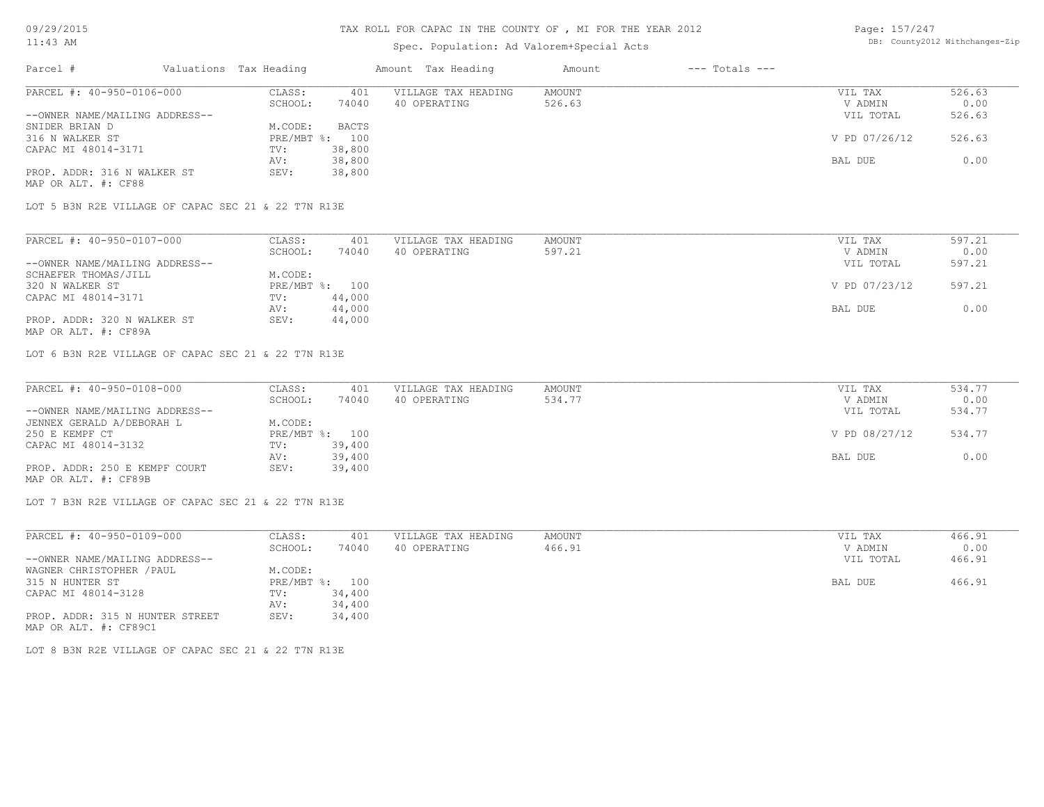# TAX ROLL FOR CAPAC IN THE COUNTY OF , MI FOR THE YEAR 2012

Spec. Population: Ad Valorem+Special Acts

| Parcel # | Valuations | Tax Heading | Amount | Tax Heading | Amount | --- Totals --- | |
|---|---|---|---|---|---|---|---|

---

PARCEL #: 40-950-0106-000

| | | | | | | |
|---|---|---|---|---|---|---|
| | CLASS: | 401 | VILLAGE TAX HEADING | AMOUNT | VIL TAX | 526.63 |
| | SCHOOL: | 74040 | 40 OPERATING | 526.63 | V ADMIN | 0.00 |
| --OWNER NAME/MAILING ADDRESS-- | | | | | VIL TOTAL | 526.63 |
| SNIDER BRIAN D | M.CODE: | BACTS | | | | |
| 316 N WALKER ST | PRE/MBT %: | 100 | | | V PD 07/26/12 | 526.63 |
| CAPAC MI 48014-3171 | TV: | 38,800 | | | | |
| | AV: | 38,800 | | | BAL DUE | 0.00 |
| PROP. ADDR: 316 N WALKER ST | SEV: | 38,800 | | | | |
| MAP OR ALT. #: CF88 | | | | | | |

LOT 5 B3N R2E VILLAGE OF CAPAC SEC 21 & 22 T7N R13E

---

PARCEL #: 40-950-0107-000

| | | | | | | |
|---|---|---|---|---|---|---|
| | CLASS: | 401 | VILLAGE TAX HEADING | AMOUNT | VIL TAX | 597.21 |
| | SCHOOL: | 74040 | 40 OPERATING | 597.21 | V ADMIN | 0.00 |
| --OWNER NAME/MAILING ADDRESS-- | | | | | VIL TOTAL | 597.21 |
| SCHAEFER THOMAS/JILL | M.CODE: | | | | | |
| 320 N WALKER ST | PRE/MBT %: | 100 | | | V PD 07/23/12 | 597.21 |
| CAPAC MI 48014-3171 | TV: | 44,000 | | | | |
| | AV: | 44,000 | | | BAL DUE | 0.00 |
| PROP. ADDR: 320 N WALKER ST | SEV: | 44,000 | | | | |
| MAP OR ALT. #: CF89A | | | | | | |

LOT 6 B3N R2E VILLAGE OF CAPAC SEC 21 & 22 T7N R13E

---

PARCEL #: 40-950-0108-000

| | | | | | | |
|---|---|---|---|---|---|---|
| | CLASS: | 401 | VILLAGE TAX HEADING | AMOUNT | VIL TAX | 534.77 |
| | SCHOOL: | 74040 | 40 OPERATING | 534.77 | V ADMIN | 0.00 |
| --OWNER NAME/MAILING ADDRESS-- | | | | | VIL TOTAL | 534.77 |
| JENNEX GERALD A/DEBORAH L | M.CODE: | | | | | |
| 250 E KEMPF CT | PRE/MBT %: | 100 | | | V PD 08/27/12 | 534.77 |
| CAPAC MI 48014-3132 | TV: | 39,400 | | | | |
| | AV: | 39,400 | | | BAL DUE | 0.00 |
| PROP. ADDR: 250 E KEMPF COURT | SEV: | 39,400 | | | | |
| MAP OR ALT. #: CF89B | | | | | | |

LOT 7 B3N R2E VILLAGE OF CAPAC SEC 21 & 22 T7N R13E

---

PARCEL #: 40-950-0109-000

| | | | | | | |
|---|---|---|---|---|---|---|
| | CLASS: | 401 | VILLAGE TAX HEADING | AMOUNT | VIL TAX | 466.91 |
| | SCHOOL: | 74040 | 40 OPERATING | 466.91 | V ADMIN | 0.00 |
| --OWNER NAME/MAILING ADDRESS-- | | | | | VIL TOTAL | 466.91 |
| WAGNER CHRISTOPHER /PAUL | M.CODE: | | | | | |
| 315 N HUNTER ST | PRE/MBT %: | 100 | | | BAL DUE | 466.91 |
| CAPAC MI 48014-3128 | TV: | 34,400 | | | | |
| | AV: | 34,400 | | | | |
| PROP. ADDR: 315 N HUNTER STREET | SEV: | 34,400 | | | | |
| MAP OR ALT. #: CF89C1 | | | | | | |

LOT 8 B3N R2E VILLAGE OF CAPAC SEC 21 & 22 T7N R13E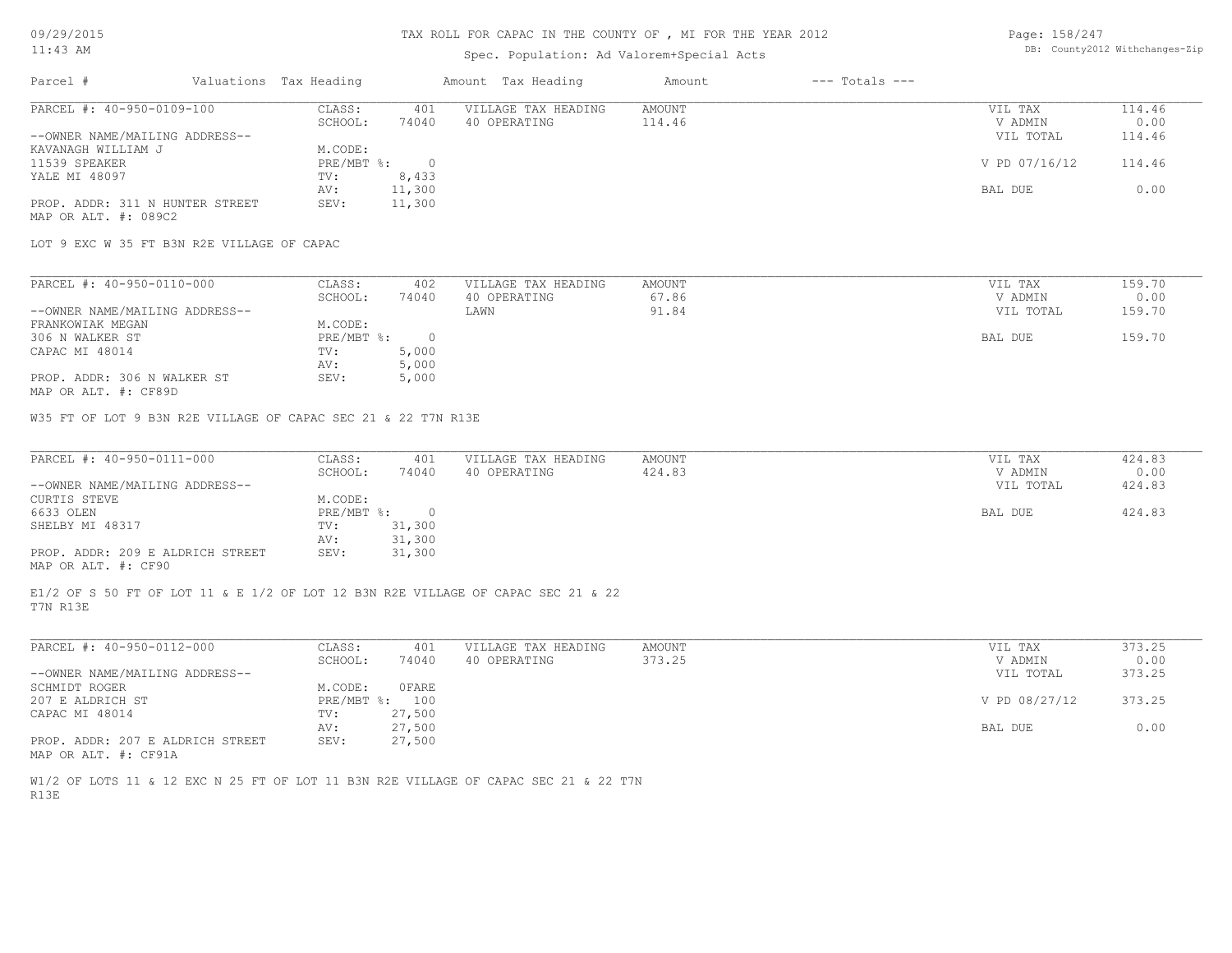TAX ROLL FOR CAPAC IN THE COUNTY OF , MI FOR THE YEAR 2012

Spec. Population: Ad Valorem+Special Acts

| Parcel # | Valuations | Tax Heading | Amount | Tax Heading | Amount | --- Totals --- | |
|---|---|---|---|---|---|---|---|

**PARCEL #: 40-950-0109-100**

| | | | | | |
|---|---|---|---|---|---|
| CLASS: | 401 | VILLAGE TAX HEADING | AMOUNT | VIL TAX | 114.46 |
| SCHOOL: | 74040 | 40 OPERATING | 114.46 | V ADMIN | 0.00 |
| | | | | VIL TOTAL | 114.46 |
| M.CODE: | | | | | |
| PRE/MBT %: | 0 | | | V PD 07/16/12 | 114.46 |
| TV: | 8,433 | | | | |
| AV: | 11,300 | | | BAL DUE | 0.00 |
| SEV: | 11,300 | | | | |

--OWNER NAME/MAILING ADDRESS--
KAVANAGH WILLIAM J
11539 SPEAKER
YALE MI 48097

PROP. ADDR: 311 N HUNTER STREET
MAP OR ALT. #: 089C2

LOT 9 EXC W 35 FT B3N R2E VILLAGE OF CAPAC

**PARCEL #: 40-950-0110-000**

| | | | | | |
|---|---|---|---|---|---|
| CLASS: | 402 | VILLAGE TAX HEADING | AMOUNT | VIL TAX | 159.70 |
| SCHOOL: | 74040 | 40 OPERATING | 67.86 | V ADMIN | 0.00 |
| | | LAWN | 91.84 | VIL TOTAL | 159.70 |
| M.CODE: | | | | | |
| PRE/MBT %: | 0 | | | BAL DUE | 159.70 |
| TV: | 5,000 | | | | |
| AV: | 5,000 | | | | |
| SEV: | 5,000 | | | | |

--OWNER NAME/MAILING ADDRESS--
FRANKOWIAK MEGAN
306 N WALKER ST
CAPAC MI 48014

PROP. ADDR: 306 N WALKER ST
MAP OR ALT. #: CF89D

W35 FT OF LOT 9 B3N R2E VILLAGE OF CAPAC SEC 21 & 22 T7N R13E

**PARCEL #: 40-950-0111-000**

| | | | | | |
|---|---|---|---|---|---|
| CLASS: | 401 | VILLAGE TAX HEADING | AMOUNT | VIL TAX | 424.83 |
| SCHOOL: | 74040 | 40 OPERATING | 424.83 | V ADMIN | 0.00 |
| | | | | VIL TOTAL | 424.83 |
| M.CODE: | | | | | |
| PRE/MBT %: | 0 | | | BAL DUE | 424.83 |
| TV: | 31,300 | | | | |
| AV: | 31,300 | | | | |
| SEV: | 31,300 | | | | |

--OWNER NAME/MAILING ADDRESS--
CURTIS STEVE
6633 OLEN
SHELBY MI 48317

PROP. ADDR: 209 E ALDRICH STREET
MAP OR ALT. #: CF90

E1/2 OF S 50 FT OF LOT 11 & E 1/2 OF LOT 12 B3N R2E VILLAGE OF CAPAC SEC 21 & 22 T7N R13E

**PARCEL #: 40-950-0112-000**

| | | | | | |
|---|---|---|---|---|---|
| CLASS: | 401 | VILLAGE TAX HEADING | AMOUNT | VIL TAX | 373.25 |
| SCHOOL: | 74040 | 40 OPERATING | 373.25 | V ADMIN | 0.00 |
| | | | | VIL TOTAL | 373.25 |
| M.CODE: | 0FARE | | | | |
| PRE/MBT %: | 100 | | | V PD 08/27/12 | 373.25 |
| TV: | 27,500 | | | | |
| AV: | 27,500 | | | BAL DUE | 0.00 |
| SEV: | 27,500 | | | | |

--OWNER NAME/MAILING ADDRESS--
SCHMIDT ROGER
207 E ALDRICH ST
CAPAC MI 48014

PROP. ADDR: 207 E ALDRICH STREET
MAP OR ALT. #: CF91A

W1/2 OF LOTS 11 & 12 EXC N 25 FT OF LOT 11 B3N R2E VILLAGE OF CAPAC SEC 21 & 22 T7N R13E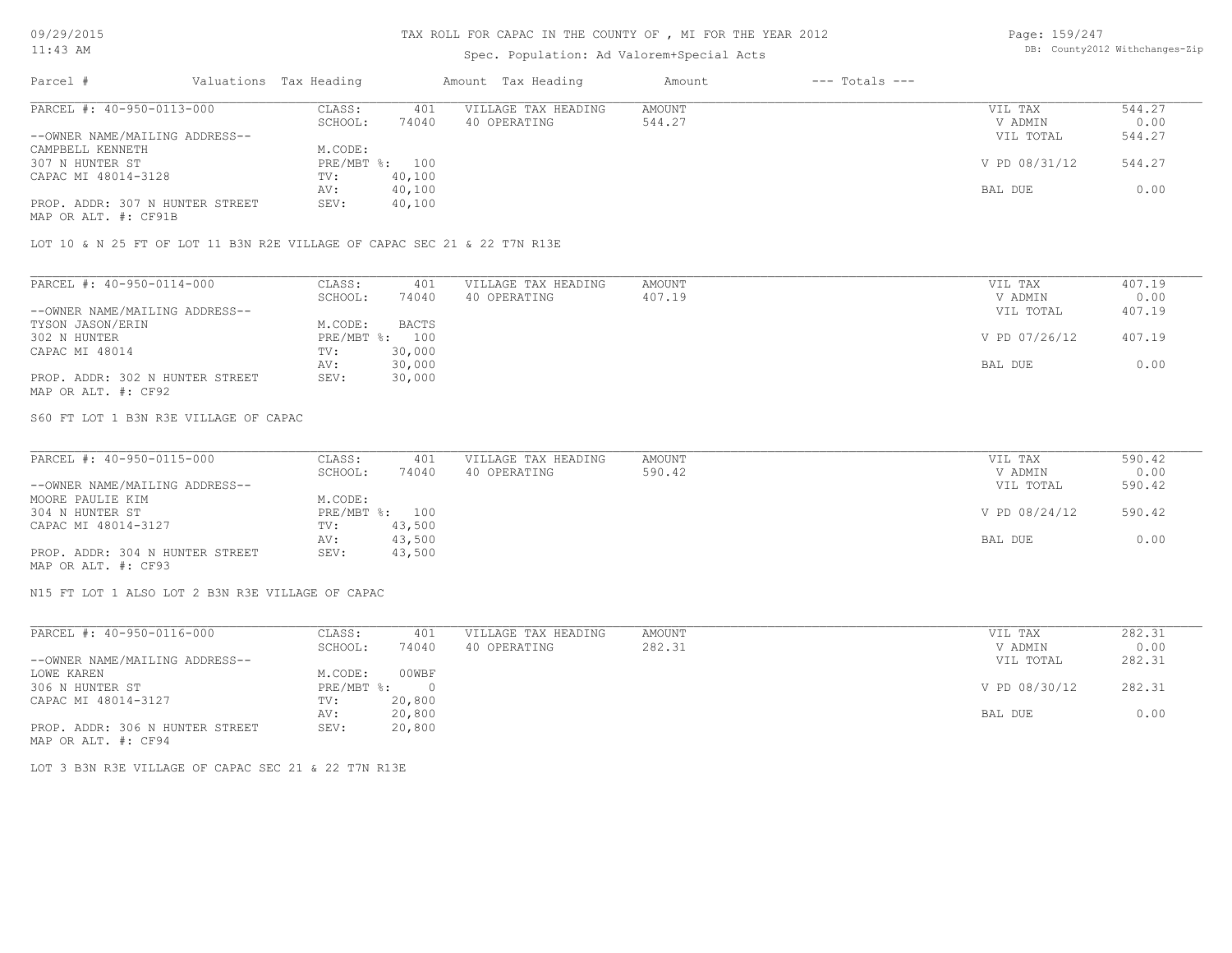# TAX ROLL FOR CAPAC IN THE COUNTY OF , MI FOR THE YEAR 2012

Spec. Population: Ad Valorem+Special Acts

| Parcel # | Valuations | Tax Heading | Amount | Tax Heading | Amount | --- Totals --- | |
|---|---|---|---|---|---|---|---|

## PARCEL #: 40-950-0113-000

| | | | | | | |
|---|---|---|---|---|---|---|
| PARCEL #: 40-950-0113-000 | CLASS: | 401 | VILLAGE TAX HEADING | AMOUNT | VIL TAX | 544.27 |
| | SCHOOL: | 74040 | 40 OPERATING | 544.27 | V ADMIN | 0.00 |
| --OWNER NAME/MAILING ADDRESS-- | | | | | VIL TOTAL | 544.27 |
| CAMPBELL KENNETH | M.CODE: | | | | | |
| 307 N HUNTER ST | PRE/MBT %: | 100 | | | V PD 08/31/12 | 544.27 |
| CAPAC MI 48014-3128 | TV: | 40,100 | | | | |
| | AV: | 40,100 | | | BAL DUE | 0.00 |
| PROP. ADDR: 307 N HUNTER STREET | SEV: | 40,100 | | | | |
| MAP OR ALT. #: CF91B | | | | | | |

LOT 10 & N 25 FT OF LOT 11 B3N R2E VILLAGE OF CAPAC SEC 21 & 22 T7N R13E

## PARCEL #: 40-950-0114-000

| | | | | | | |
|---|---|---|---|---|---|---|
| PARCEL #: 40-950-0114-000 | CLASS: | 401 | VILLAGE TAX HEADING | AMOUNT | VIL TAX | 407.19 |
| | SCHOOL: | 74040 | 40 OPERATING | 407.19 | V ADMIN | 0.00 |
| --OWNER NAME/MAILING ADDRESS-- | | | | | VIL TOTAL | 407.19 |
| TYSON JASON/ERIN | M.CODE: | BACTS | | | | |
| 302 N HUNTER | PRE/MBT %: | 100 | | | V PD 07/26/12 | 407.19 |
| CAPAC MI 48014 | TV: | 30,000 | | | | |
| | AV: | 30,000 | | | BAL DUE | 0.00 |
| PROP. ADDR: 302 N HUNTER STREET | SEV: | 30,000 | | | | |
| MAP OR ALT. #: CF92 | | | | | | |

S60 FT LOT 1 B3N R3E VILLAGE OF CAPAC

## PARCEL #: 40-950-0115-000

| | | | | | | |
|---|---|---|---|---|---|---|
| PARCEL #: 40-950-0115-000 | CLASS: | 401 | VILLAGE TAX HEADING | AMOUNT | VIL TAX | 590.42 |
| | SCHOOL: | 74040 | 40 OPERATING | 590.42 | V ADMIN | 0.00 |
| --OWNER NAME/MAILING ADDRESS-- | | | | | VIL TOTAL | 590.42 |
| MOORE PAULIE KIM | M.CODE: | | | | | |
| 304 N HUNTER ST | PRE/MBT %: | 100 | | | V PD 08/24/12 | 590.42 |
| CAPAC MI 48014-3127 | TV: | 43,500 | | | | |
| | AV: | 43,500 | | | BAL DUE | 0.00 |
| PROP. ADDR: 304 N HUNTER STREET | SEV: | 43,500 | | | | |
| MAP OR ALT. #: CF93 | | | | | | |

N15 FT LOT 1 ALSO LOT 2 B3N R3E VILLAGE OF CAPAC

## PARCEL #: 40-950-0116-000

| | | | | | | |
|---|---|---|---|---|---|---|
| PARCEL #: 40-950-0116-000 | CLASS: | 401 | VILLAGE TAX HEADING | AMOUNT | VIL TAX | 282.31 |
| | SCHOOL: | 74040 | 40 OPERATING | 282.31 | V ADMIN | 0.00 |
| --OWNER NAME/MAILING ADDRESS-- | | | | | VIL TOTAL | 282.31 |
| LOWE KAREN | M.CODE: | 00WBF | | | | |
| 306 N HUNTER ST | PRE/MBT %: | 0 | | | V PD 08/30/12 | 282.31 |
| CAPAC MI 48014-3127 | TV: | 20,800 | | | | |
| | AV: | 20,800 | | | BAL DUE | 0.00 |
| PROP. ADDR: 306 N HUNTER STREET | SEV: | 20,800 | | | | |
| MAP OR ALT. #: CF94 | | | | | | |

LOT 3 B3N R3E VILLAGE OF CAPAC SEC 21 & 22 T7N R13E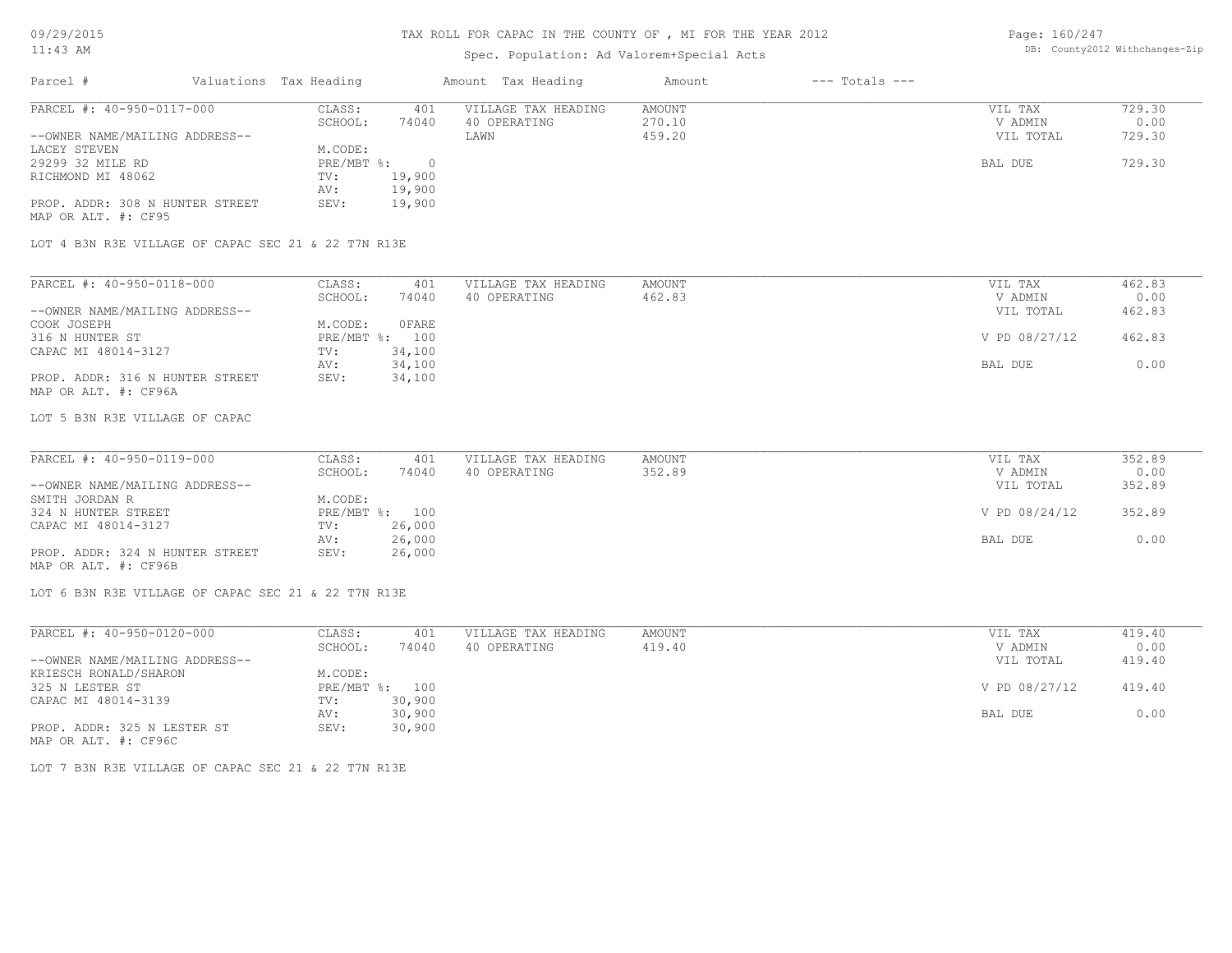# TAX ROLL FOR CAPAC IN THE COUNTY OF , MI FOR THE YEAR 2012

Spec. Population: Ad Valorem+Special Acts

09/29/2015 11:43 AM — DB: County2012 Withchanges-Zip

| Parcel # | Valuations | Tax Heading | Amount | Tax Heading | Amount | --- Totals --- | |
|---|---|---|---|---|---|---|---|

---

**PARCEL #: 40-950-0117-000**

| | | | | | |
|---|---|---|---|---|---|
| --OWNER NAME/MAILING ADDRESS-- | CLASS: 401 | VILLAGE TAX HEADING | AMOUNT | VIL TAX | 729.30 |
| LACEY STEVEN | SCHOOL: 74040 | 40 OPERATING | 270.10 | V ADMIN | 0.00 |
| 29299 32 MILE RD | M.CODE: | LAWN | 459.20 | VIL TOTAL | 729.30 |
| RICHMOND MI 48062 | PRE/MBT %: 0 | | | BAL DUE | 729.30 |
| | TV: 19,900 | | | | |
| | AV: 19,900 | | | | |
| PROP. ADDR: 308 N HUNTER STREET | SEV: 19,900 | | | | |
| MAP OR ALT. #: CF95 | | | | | |

LOT 4 B3N R3E VILLAGE OF CAPAC SEC 21 & 22 T7N R13E

---

**PARCEL #: 40-950-0118-000**

| | | | | | |
|---|---|---|---|---|---|
| --OWNER NAME/MAILING ADDRESS-- | CLASS: 401 | VILLAGE TAX HEADING | AMOUNT | VIL TAX | 462.83 |
| COOK JOSEPH | SCHOOL: 74040 | 40 OPERATING | 462.83 | V ADMIN | 0.00 |
| 316 N HUNTER ST | M.CODE: 0FARE | | | VIL TOTAL | 462.83 |
| CAPAC MI 48014-3127 | PRE/MBT %: 100 | | | V PD 08/27/12 | 462.83 |
| | TV: 34,100 | | | | |
| | AV: 34,100 | | | BAL DUE | 0.00 |
| PROP. ADDR: 316 N HUNTER STREET | SEV: 34,100 | | | | |
| MAP OR ALT. #: CF96A | | | | | |

LOT 5 B3N R3E VILLAGE OF CAPAC

---

**PARCEL #: 40-950-0119-000**

| | | | | | |
|---|---|---|---|---|---|
| --OWNER NAME/MAILING ADDRESS-- | CLASS: 401 | VILLAGE TAX HEADING | AMOUNT | VIL TAX | 352.89 |
| SMITH JORDAN R | SCHOOL: 74040 | 40 OPERATING | 352.89 | V ADMIN | 0.00 |
| 324 N HUNTER STREET | M.CODE: | | | VIL TOTAL | 352.89 |
| CAPAC MI 48014-3127 | PRE/MBT %: 100 | | | V PD 08/24/12 | 352.89 |
| | TV: 26,000 | | | | |
| | AV: 26,000 | | | BAL DUE | 0.00 |
| PROP. ADDR: 324 N HUNTER STREET | SEV: 26,000 | | | | |
| MAP OR ALT. #: CF96B | | | | | |

LOT 6 B3N R3E VILLAGE OF CAPAC SEC 21 & 22 T7N R13E

---

**PARCEL #: 40-950-0120-000**

| | | | | | |
|---|---|---|---|---|---|
| --OWNER NAME/MAILING ADDRESS-- | CLASS: 401 | VILLAGE TAX HEADING | AMOUNT | VIL TAX | 419.40 |
| KRIESCH RONALD/SHARON | SCHOOL: 74040 | 40 OPERATING | 419.40 | V ADMIN | 0.00 |
| 325 N LESTER ST | M.CODE: | | | VIL TOTAL | 419.40 |
| CAPAC MI 48014-3139 | PRE/MBT %: 100 | | | V PD 08/27/12 | 419.40 |
| | TV: 30,900 | | | | |
| | AV: 30,900 | | | BAL DUE | 0.00 |
| PROP. ADDR: 325 N LESTER ST | SEV: 30,900 | | | | |
| MAP OR ALT. #: CF96C | | | | | |

LOT 7 B3N R3E VILLAGE OF CAPAC SEC 21 & 22 T7N R13E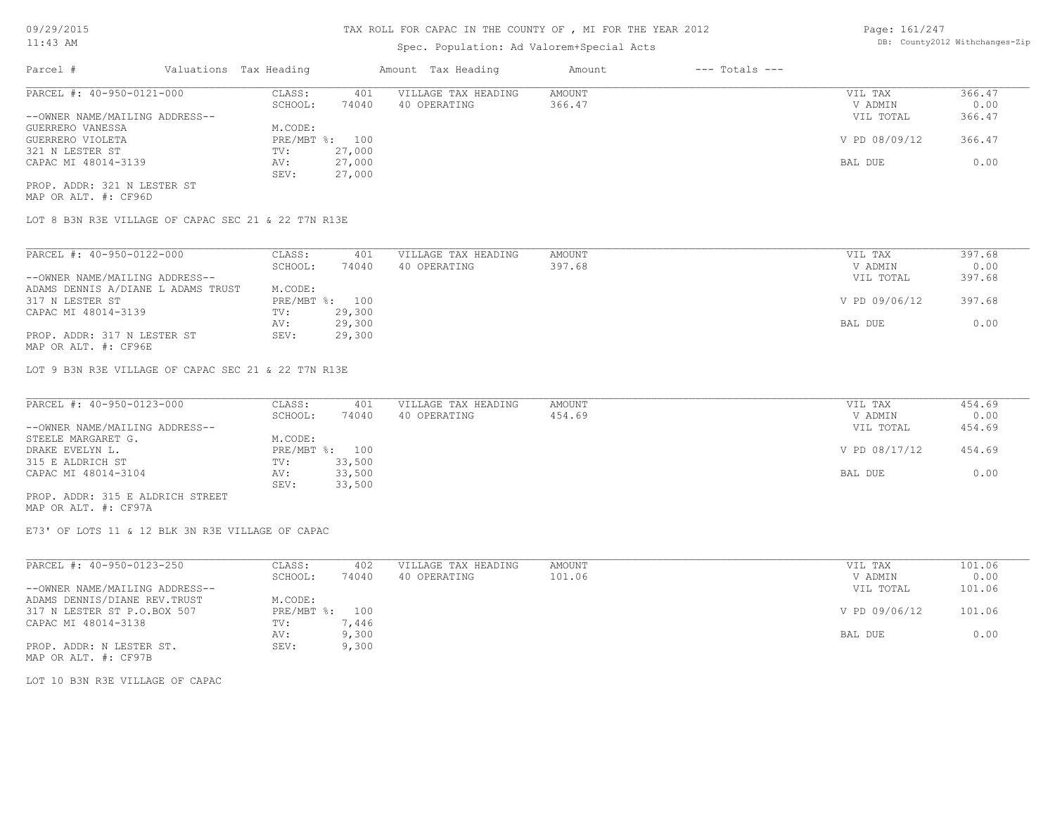# TAX ROLL FOR CAPAC IN THE COUNTY OF , MI FOR THE YEAR 2012

Spec. Population: Ad Valorem+Special Acts

DB: County2012 Withchanges-Zip

| Parcel # | Valuations | Tax Heading | Amount | Tax Heading | Amount | --- Totals --- | |
|---|---|---|---|---|---|---|---|

---

**PARCEL #: 40-950-0121-000**

| | | | | | |
|---|---|---|---|---|---|
| CLASS: | 401 | VILLAGE TAX HEADING | AMOUNT | VIL TAX | 366.47 |
| SCHOOL: | 74040 | 40 OPERATING | 366.47 | V ADMIN | 0.00 |
| M.CODE: | | | | VIL TOTAL | 366.47 |
| PRE/MBT %: | 100 | | | V PD 08/09/12 | 366.47 |
| TV: | 27,000 | | | | |
| AV: | 27,000 | | | BAL DUE | 0.00 |
| SEV: | 27,000 | | | | |

--OWNER NAME/MAILING ADDRESS--
GUERRERO VANESSA
GUERRERO VIOLETA
321 N LESTER ST
CAPAC MI 48014-3139

PROP. ADDR: 321 N LESTER ST
MAP OR ALT. #: CF96D

LOT 8 B3N R3E VILLAGE OF CAPAC SEC 21 & 22 T7N R13E

---

**PARCEL #: 40-950-0122-000**

| | | | | | |
|---|---|---|---|---|---|
| CLASS: | 401 | VILLAGE TAX HEADING | AMOUNT | VIL TAX | 397.68 |
| SCHOOL: | 74040 | 40 OPERATING | 397.68 | V ADMIN | 0.00 |
| M.CODE: | | | | VIL TOTAL | 397.68 |
| PRE/MBT %: | 100 | | | V PD 09/06/12 | 397.68 |
| TV: | 29,300 | | | | |
| AV: | 29,300 | | | BAL DUE | 0.00 |
| SEV: | 29,300 | | | | |

--OWNER NAME/MAILING ADDRESS--
ADAMS DENNIS A/DIANE L ADAMS TRUST
317 N LESTER ST
CAPAC MI 48014-3139

PROP. ADDR: 317 N LESTER ST
MAP OR ALT. #: CF96E

LOT 9 B3N R3E VILLAGE OF CAPAC SEC 21 & 22 T7N R13E

---

**PARCEL #: 40-950-0123-000**

| | | | | | |
|---|---|---|---|---|---|
| CLASS: | 401 | VILLAGE TAX HEADING | AMOUNT | VIL TAX | 454.69 |
| SCHOOL: | 74040 | 40 OPERATING | 454.69 | V ADMIN | 0.00 |
| M.CODE: | | | | VIL TOTAL | 454.69 |
| PRE/MBT %: | 100 | | | V PD 08/17/12 | 454.69 |
| TV: | 33,500 | | | | |
| AV: | 33,500 | | | BAL DUE | 0.00 |
| SEV: | 33,500 | | | | |

--OWNER NAME/MAILING ADDRESS--
STEELE MARGARET G.
DRAKE EVELYN L.
315 E ALDRICH ST
CAPAC MI 48014-3104

PROP. ADDR: 315 E ALDRICH STREET
MAP OR ALT. #: CF97A

E73' OF LOTS 11 & 12 BLK 3N R3E VILLAGE OF CAPAC

---

**PARCEL #: 40-950-0123-250**

| | | | | | |
|---|---|---|---|---|---|
| CLASS: | 402 | VILLAGE TAX HEADING | AMOUNT | VIL TAX | 101.06 |
| SCHOOL: | 74040 | 40 OPERATING | 101.06 | V ADMIN | 0.00 |
| M.CODE: | | | | VIL TOTAL | 101.06 |
| PRE/MBT %: | 100 | | | V PD 09/06/12 | 101.06 |
| TV: | 7,446 | | | | |
| AV: | 9,300 | | | BAL DUE | 0.00 |
| SEV: | 9,300 | | | | |

--OWNER NAME/MAILING ADDRESS--
ADAMS DENNIS/DIANE REV.TRUST
317 N LESTER ST P.O.BOX 507
CAPAC MI 48014-3138

PROP. ADDR: N LESTER ST.
MAP OR ALT. #: CF97B

LOT 10 B3N R3E VILLAGE OF CAPAC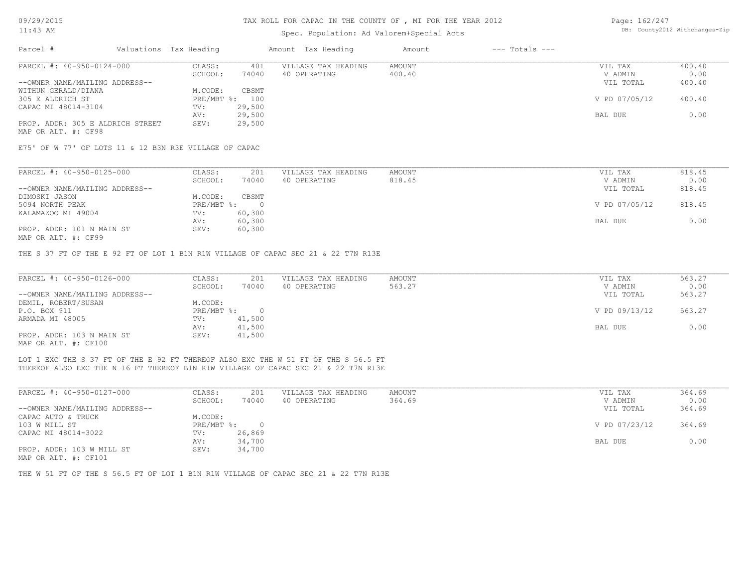# TAX ROLL FOR CAPAC IN THE COUNTY OF , MI FOR THE YEAR 2012

Spec. Population: Ad Valorem+Special Acts

| Parcel # | Valuations | Tax Heading | Amount | Tax Heading | Amount | --- Totals --- | |
|---|---|---|---|---|---|---|---|

---

**PARCEL #: 40-950-0124-000**

--OWNER NAME/MAILING ADDRESS--
WITHUN GERALD/DIANA
305 E ALDRICH ST
CAPAC MI 48014-3104

PROP. ADDR: 305 E ALDRICH STREET
MAP OR ALT. #: CF98

| | | | | | |
|---|---|---|---|---|---|
| CLASS: | 401 | VILLAGE TAX HEADING | AMOUNT | VIL TAX | 400.40 |
| SCHOOL: | 74040 | 40 OPERATING | 400.40 | V ADMIN | 0.00 |
| | | | | VIL TOTAL | 400.40 |
| M.CODE: | CBSMT | | | | |
| PRE/MBT %: | 100 | | | V PD 07/05/12 | 400.40 |
| TV: | 29,500 | | | | |
| AV: | 29,500 | | | BAL DUE | 0.00 |
| SEV: | 29,500 | | | | |

E75' OF W 77' OF LOTS 11 & 12 B3N R3E VILLAGE OF CAPAC

---

**PARCEL #: 40-950-0125-000**

--OWNER NAME/MAILING ADDRESS--
DIMOSKI JASON
5094 NORTH PEAK
KALAMAZOO MI 49004

PROP. ADDR: 101 N MAIN ST
MAP OR ALT. #: CF99

| | | | | | |
|---|---|---|---|---|---|
| CLASS: | 201 | VILLAGE TAX HEADING | AMOUNT | VIL TAX | 818.45 |
| SCHOOL: | 74040 | 40 OPERATING | 818.45 | V ADMIN | 0.00 |
| | | | | VIL TOTAL | 818.45 |
| M.CODE: | CBSMT | | | | |
| PRE/MBT %: | 0 | | | V PD 07/05/12 | 818.45 |
| TV: | 60,300 | | | | |
| AV: | 60,300 | | | BAL DUE | 0.00 |
| SEV: | 60,300 | | | | |

THE S 37 FT OF THE E 92 FT OF LOT 1 B1N R1W VILLAGE OF CAPAC SEC 21 & 22 T7N R13E

---

**PARCEL #: 40-950-0126-000**

--OWNER NAME/MAILING ADDRESS--
DEMIL, ROBERT/SUSAN
P.O. BOX 911
ARMADA MI 48005

PROP. ADDR: 103 N MAIN ST
MAP OR ALT. #: CF100

| | | | | | |
|---|---|---|---|---|---|
| CLASS: | 201 | VILLAGE TAX HEADING | AMOUNT | VIL TAX | 563.27 |
| SCHOOL: | 74040 | 40 OPERATING | 563.27 | V ADMIN | 0.00 |
| | | | | VIL TOTAL | 563.27 |
| M.CODE: | | | | | |
| PRE/MBT %: | 0 | | | V PD 09/13/12 | 563.27 |
| TV: | 41,500 | | | | |
| AV: | 41,500 | | | BAL DUE | 0.00 |
| SEV: | 41,500 | | | | |

LOT 1 EXC THE S 37 FT OF THE E 92 FT THEREOF ALSO EXC THE W 51 FT OF THE S 56.5 FT THEREOF ALSO EXC THE N 16 FT THEREOF B1N R1W VILLAGE OF CAPAC SEC 21 & 22 T7N R13E

---

**PARCEL #: 40-950-0127-000**

--OWNER NAME/MAILING ADDRESS--
CAPAC AUTO & TRUCK
103 W MILL ST
CAPAC MI 48014-3022

PROP. ADDR: 103 W MILL ST
MAP OR ALT. #: CF101

| | | | | | |
|---|---|---|---|---|---|
| CLASS: | 201 | VILLAGE TAX HEADING | AMOUNT | VIL TAX | 364.69 |
| SCHOOL: | 74040 | 40 OPERATING | 364.69 | V ADMIN | 0.00 |
| | | | | VIL TOTAL | 364.69 |
| M.CODE: | | | | | |
| PRE/MBT %: | 0 | | | V PD 07/23/12 | 364.69 |
| TV: | 26,869 | | | | |
| AV: | 34,700 | | | BAL DUE | 0.00 |
| SEV: | 34,700 | | | | |

THE W 51 FT OF THE S 56.5 FT OF LOT 1 B1N R1W VILLAGE OF CAPAC SEC 21 & 22 T7N R13E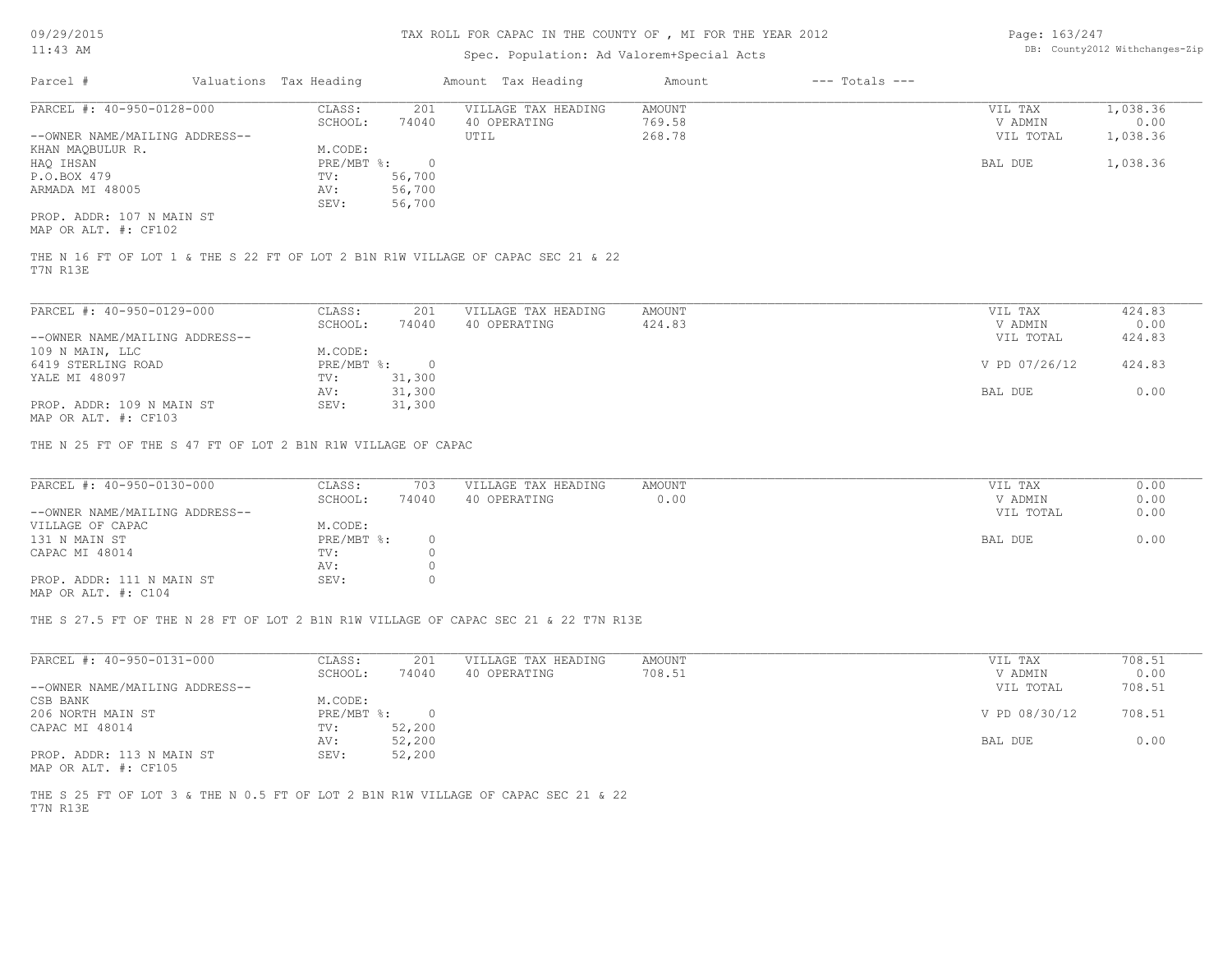TAX ROLL FOR CAPAC IN THE COUNTY OF , MI FOR THE YEAR 2012

Spec. Population: Ad Valorem+Special Acts

| Parcel # | Valuations | Tax Heading | Amount | Tax Heading | Amount | --- Totals --- |
|---|---|---|---|---|---|---|

---

PARCEL #: 40-950-0128-000

| CLASS: | 201 | VILLAGE TAX HEADING | AMOUNT | VIL TAX | 1,038.36 |
|---|---|---|---|---|---|
| SCHOOL: | 74040 | 40 OPERATING | 769.58 | V ADMIN | 0.00 |
| | | UTIL | 268.78 | VIL TOTAL | 1,038.36 |
| M.CODE: | | | | | |
| PRE/MBT %: | 0 | | | BAL DUE | 1,038.36 |
| TV: | 56,700 | | | | |
| AV: | 56,700 | | | | |
| SEV: | 56,700 | | | | |

--OWNER NAME/MAILING ADDRESS--
KHAN MAQBULUR R.
HAQ IHSAN
P.O.BOX 479
ARMADA MI 48005

PROP. ADDR: 107 N MAIN ST
MAP OR ALT. #: CF102

THE N 16 FT OF LOT 1 & THE S 22 FT OF LOT 2 B1N R1W VILLAGE OF CAPAC SEC 21 & 22 T7N R13E

---

PARCEL #: 40-950-0129-000

| CLASS: | 201 | VILLAGE TAX HEADING | AMOUNT | VIL TAX | 424.83 |
|---|---|---|---|---|---|
| SCHOOL: | 74040 | 40 OPERATING | 424.83 | V ADMIN | 0.00 |
| | | | | VIL TOTAL | 424.83 |
| M.CODE: | | | | | |
| PRE/MBT %: | 0 | | | V PD 07/26/12 | 424.83 |
| TV: | 31,300 | | | | |
| AV: | 31,300 | | | BAL DUE | 0.00 |
| SEV: | 31,300 | | | | |

--OWNER NAME/MAILING ADDRESS--
109 N MAIN, LLC
6419 STERLING ROAD
YALE MI 48097

PROP. ADDR: 109 N MAIN ST
MAP OR ALT. #: CF103

THE N 25 FT OF THE S 47 FT OF LOT 2 B1N R1W VILLAGE OF CAPAC

---

PARCEL #: 40-950-0130-000

| CLASS: | 703 | VILLAGE TAX HEADING | AMOUNT | VIL TAX | 0.00 |
|---|---|---|---|---|---|
| SCHOOL: | 74040 | 40 OPERATING | 0.00 | V ADMIN | 0.00 |
| | | | | VIL TOTAL | 0.00 |
| M.CODE: | | | | | |
| PRE/MBT %: | 0 | | | BAL DUE | 0.00 |
| TV: | 0 | | | | |
| AV: | 0 | | | | |
| SEV: | 0 | | | | |

--OWNER NAME/MAILING ADDRESS--
VILLAGE OF CAPAC
131 N MAIN ST
CAPAC MI 48014

PROP. ADDR: 111 N MAIN ST
MAP OR ALT. #: C104

THE S 27.5 FT OF THE N 28 FT OF LOT 2 B1N R1W VILLAGE OF CAPAC SEC 21 & 22 T7N R13E

---

PARCEL #: 40-950-0131-000

| CLASS: | 201 | VILLAGE TAX HEADING | AMOUNT | VIL TAX | 708.51 |
|---|---|---|---|---|---|
| SCHOOL: | 74040 | 40 OPERATING | 708.51 | V ADMIN | 0.00 |
| | | | | VIL TOTAL | 708.51 |
| M.CODE: | | | | | |
| PRE/MBT %: | 0 | | | V PD 08/30/12 | 708.51 |
| TV: | 52,200 | | | | |
| AV: | 52,200 | | | BAL DUE | 0.00 |
| SEV: | 52,200 | | | | |

--OWNER NAME/MAILING ADDRESS--
CSB BANK
206 NORTH MAIN ST
CAPAC MI 48014

PROP. ADDR: 113 N MAIN ST
MAP OR ALT. #: CF105

THE S 25 FT OF LOT 3 & THE N 0.5 FT OF LOT 2 B1N R1W VILLAGE OF CAPAC SEC 21 & 22 T7N R13E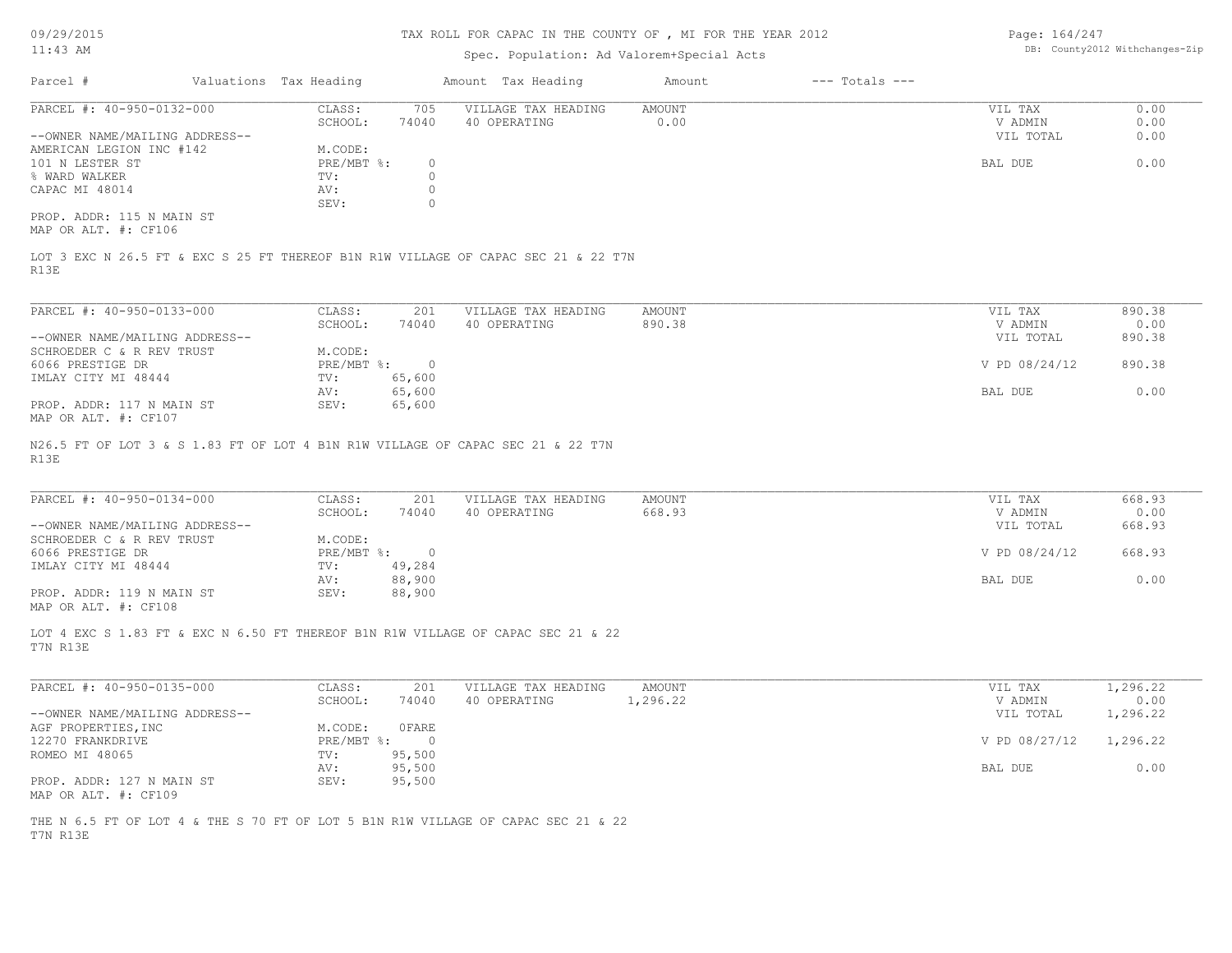# TAX ROLL FOR CAPAC IN THE COUNTY OF , MI FOR THE YEAR 2012

Spec. Population: Ad Valorem+Special Acts

| Parcel # | Valuations | Tax Heading | Amount | Tax Heading | Amount | --- Totals --- |
|---|---|---|---|---|---|---|

---

**PARCEL #: 40-950-0132-000**

| | | | | |
|---|---|---|---|---|
| CLASS: | 705 | VILLAGE TAX HEADING | AMOUNT | |
| SCHOOL: | 74040 | 40 OPERATING | 0.00 | |
| M.CODE: | | | | |
| PRE/MBT %: | 0 | | | |
| TV: | 0 | | | |
| AV: | 0 | | | |
| SEV: | 0 | | | |

--OWNER NAME/MAILING ADDRESS--
AMERICAN LEGION INC #142
101 N LESTER ST
% WARD WALKER
CAPAC MI 48014

PROP. ADDR: 115 N MAIN ST
MAP OR ALT. #: CF106

| Totals | |
|---|---|
| VIL TAX | 0.00 |
| V ADMIN | 0.00 |
| VIL TOTAL | 0.00 |
| BAL DUE | 0.00 |

LOT 3 EXC N 26.5 FT & EXC S 25 FT THEREOF B1N R1W VILLAGE OF CAPAC SEC 21 & 22 T7N R13E

---

**PARCEL #: 40-950-0133-000**

| | | | |
|---|---|---|---|
| CLASS: | 201 | VILLAGE TAX HEADING | AMOUNT |
| SCHOOL: | 74040 | 40 OPERATING | 890.38 |
| M.CODE: | | | |
| PRE/MBT %: | 0 | | |
| TV: | 65,600 | | |
| AV: | 65,600 | | |
| SEV: | 65,600 | | |

--OWNER NAME/MAILING ADDRESS--
SCHROEDER C & R REV TRUST
6066 PRESTIGE DR
IMLAY CITY MI 48444

PROP. ADDR: 117 N MAIN ST
MAP OR ALT. #: CF107

| Totals | |
|---|---|
| VIL TAX | 890.38 |
| V ADMIN | 0.00 |
| VIL TOTAL | 890.38 |
| V PD 08/24/12 | 890.38 |
| BAL DUE | 0.00 |

N26.5 FT OF LOT 3 & S 1.83 FT OF LOT 4 B1N R1W VILLAGE OF CAPAC SEC 21 & 22 T7N R13E

---

**PARCEL #: 40-950-0134-000**

| | | | |
|---|---|---|---|
| CLASS: | 201 | VILLAGE TAX HEADING | AMOUNT |
| SCHOOL: | 74040 | 40 OPERATING | 668.93 |
| M.CODE: | | | |
| PRE/MBT %: | 0 | | |
| TV: | 49,284 | | |
| AV: | 88,900 | | |
| SEV: | 88,900 | | |

--OWNER NAME/MAILING ADDRESS--
SCHROEDER C & R REV TRUST
6066 PRESTIGE DR
IMLAY CITY MI 48444

PROP. ADDR: 119 N MAIN ST
MAP OR ALT. #: CF108

| Totals | |
|---|---|
| VIL TAX | 668.93 |
| V ADMIN | 0.00 |
| VIL TOTAL | 668.93 |
| V PD 08/24/12 | 668.93 |
| BAL DUE | 0.00 |

LOT 4 EXC S 1.83 FT & EXC N 6.50 FT THEREOF B1N R1W VILLAGE OF CAPAC SEC 21 & 22 T7N R13E

---

**PARCEL #: 40-950-0135-000**

| | | | |
|---|---|---|---|
| CLASS: | 201 | VILLAGE TAX HEADING | AMOUNT |
| SCHOOL: | 74040 | 40 OPERATING | 1,296.22 |
| M.CODE: | 0FARE | | |
| PRE/MBT %: | 0 | | |
| TV: | 95,500 | | |
| AV: | 95,500 | | |
| SEV: | 95,500 | | |

--OWNER NAME/MAILING ADDRESS--
AGF PROPERTIES,INC
12270 FRANKDRIVE
ROMEO MI 48065

PROP. ADDR: 127 N MAIN ST
MAP OR ALT. #: CF109

| Totals | |
|---|---|
| VIL TAX | 1,296.22 |
| V ADMIN | 0.00 |
| VIL TOTAL | 1,296.22 |
| V PD 08/27/12 | 1,296.22 |
| BAL DUE | 0.00 |

THE N 6.5 FT OF LOT 4 & THE S 70 FT OF LOT 5 B1N R1W VILLAGE OF CAPAC SEC 21 & 22 T7N R13E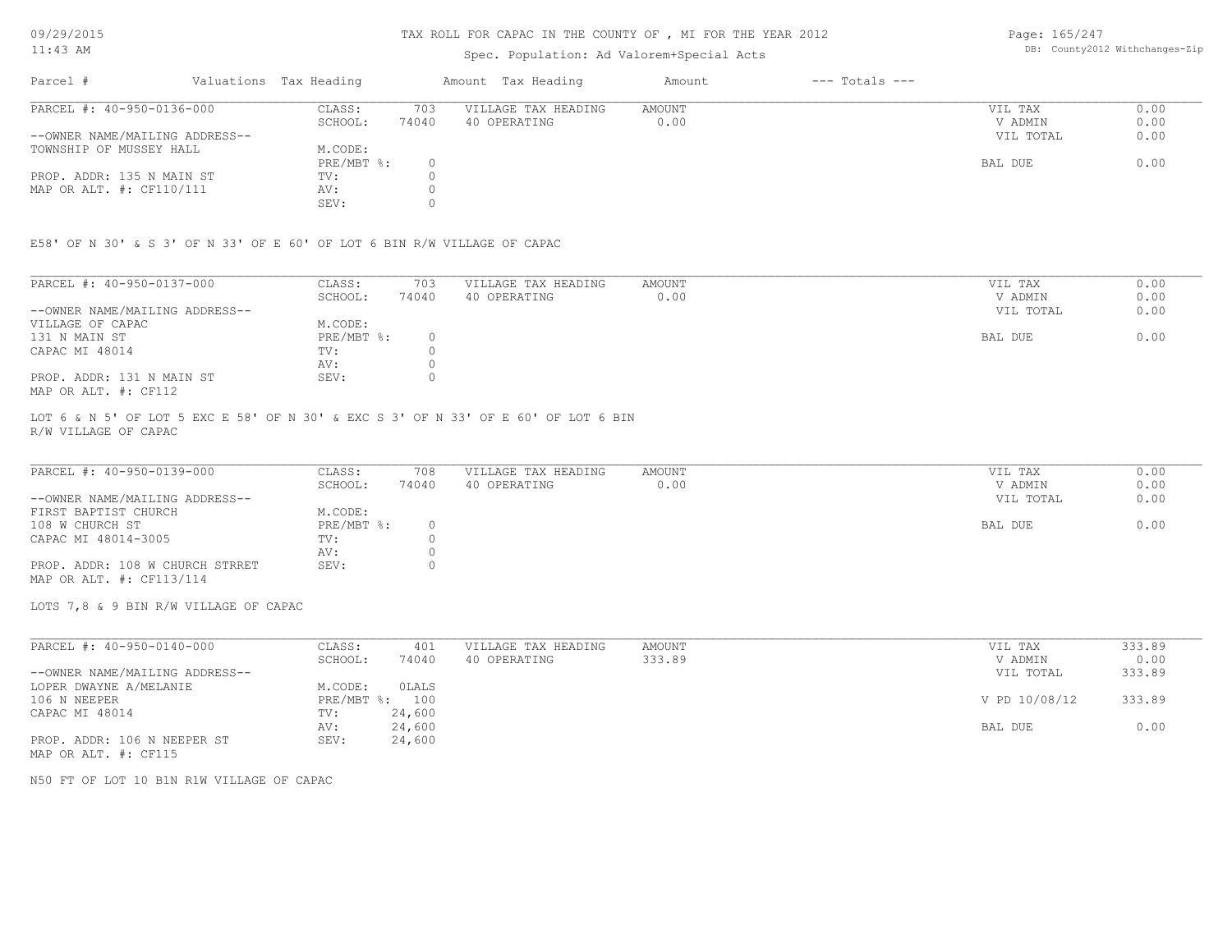# TAX ROLL FOR CAPAC IN THE COUNTY OF , MI FOR THE YEAR 2012

Spec. Population: Ad Valorem+Special Acts

| Parcel # | Valuations Tax Heading | Amount Tax Heading | Amount | --- Totals --- |
|---|---|---|---|---|

---

PARCEL #: 40-950-0136-000

--OWNER NAME/MAILING ADDRESS--
TOWNSHIP OF MUSSEY HALL

PROP. ADDR: 135 N MAIN ST
MAP OR ALT. #: CF110/111

| | | | | | |
|---|---|---|---|---|---|
| CLASS: | 703 | VILLAGE TAX HEADING | AMOUNT | VIL TAX | 0.00 |
| SCHOOL: | 74040 | 40 OPERATING | 0.00 | V ADMIN | 0.00 |
| | | | | VIL TOTAL | 0.00 |
| M.CODE: | | | | | |
| PRE/MBT %: | 0 | | | BAL DUE | 0.00 |
| TV: | 0 | | | | |
| AV: | 0 | | | | |
| SEV: | 0 | | | | |

E58' OF N 30' & S 3' OF N 33' OF E 60' OF LOT 6 BIN R/W VILLAGE OF CAPAC

---

PARCEL #: 40-950-0137-000

--OWNER NAME/MAILING ADDRESS--
VILLAGE OF CAPAC
131 N MAIN ST
CAPAC MI 48014

PROP. ADDR: 131 N MAIN ST
MAP OR ALT. #: CF112

| | | | | | |
|---|---|---|---|---|---|
| CLASS: | 703 | VILLAGE TAX HEADING | AMOUNT | VIL TAX | 0.00 |
| SCHOOL: | 74040 | 40 OPERATING | 0.00 | V ADMIN | 0.00 |
| | | | | VIL TOTAL | 0.00 |
| M.CODE: | | | | | |
| PRE/MBT %: | 0 | | | BAL DUE | 0.00 |
| TV: | 0 | | | | |
| AV: | 0 | | | | |
| SEV: | 0 | | | | |

LOT 6 & N 5' OF LOT 5 EXC E 58' OF N 30' & EXC S 3' OF N 33' OF E 60' OF LOT 6 BIN R/W VILLAGE OF CAPAC

---

PARCEL #: 40-950-0139-000

--OWNER NAME/MAILING ADDRESS--
FIRST BAPTIST CHURCH
108 W CHURCH ST
CAPAC MI 48014-3005

PROP. ADDR: 108 W CHURCH STRRET
MAP OR ALT. #: CF113/114

| | | | | | |
|---|---|---|---|---|---|
| CLASS: | 708 | VILLAGE TAX HEADING | AMOUNT | VIL TAX | 0.00 |
| SCHOOL: | 74040 | 40 OPERATING | 0.00 | V ADMIN | 0.00 |
| | | | | VIL TOTAL | 0.00 |
| M.CODE: | | | | | |
| PRE/MBT %: | 0 | | | BAL DUE | 0.00 |
| TV: | 0 | | | | |
| AV: | 0 | | | | |
| SEV: | 0 | | | | |

LOTS 7,8 & 9 BIN R/W VILLAGE OF CAPAC

---

PARCEL #: 40-950-0140-000

--OWNER NAME/MAILING ADDRESS--
LOPER DWAYNE A/MELANIE
106 N NEEPER
CAPAC MI 48014

PROP. ADDR: 106 N NEEPER ST
MAP OR ALT. #: CF115

| | | | | | |
|---|---|---|---|---|---|
| CLASS: | 401 | VILLAGE TAX HEADING | AMOUNT | VIL TAX | 333.89 |
| SCHOOL: | 74040 | 40 OPERATING | 333.89 | V ADMIN | 0.00 |
| | | | | VIL TOTAL | 333.89 |
| M.CODE: | 0LALS | | | | |
| PRE/MBT %: | 100 | | | V PD 10/08/12 | 333.89 |
| TV: | 24,600 | | | | |
| AV: | 24,600 | | | BAL DUE | 0.00 |
| SEV: | 24,600 | | | | |

N50 FT OF LOT 10 B1N R1W VILLAGE OF CAPAC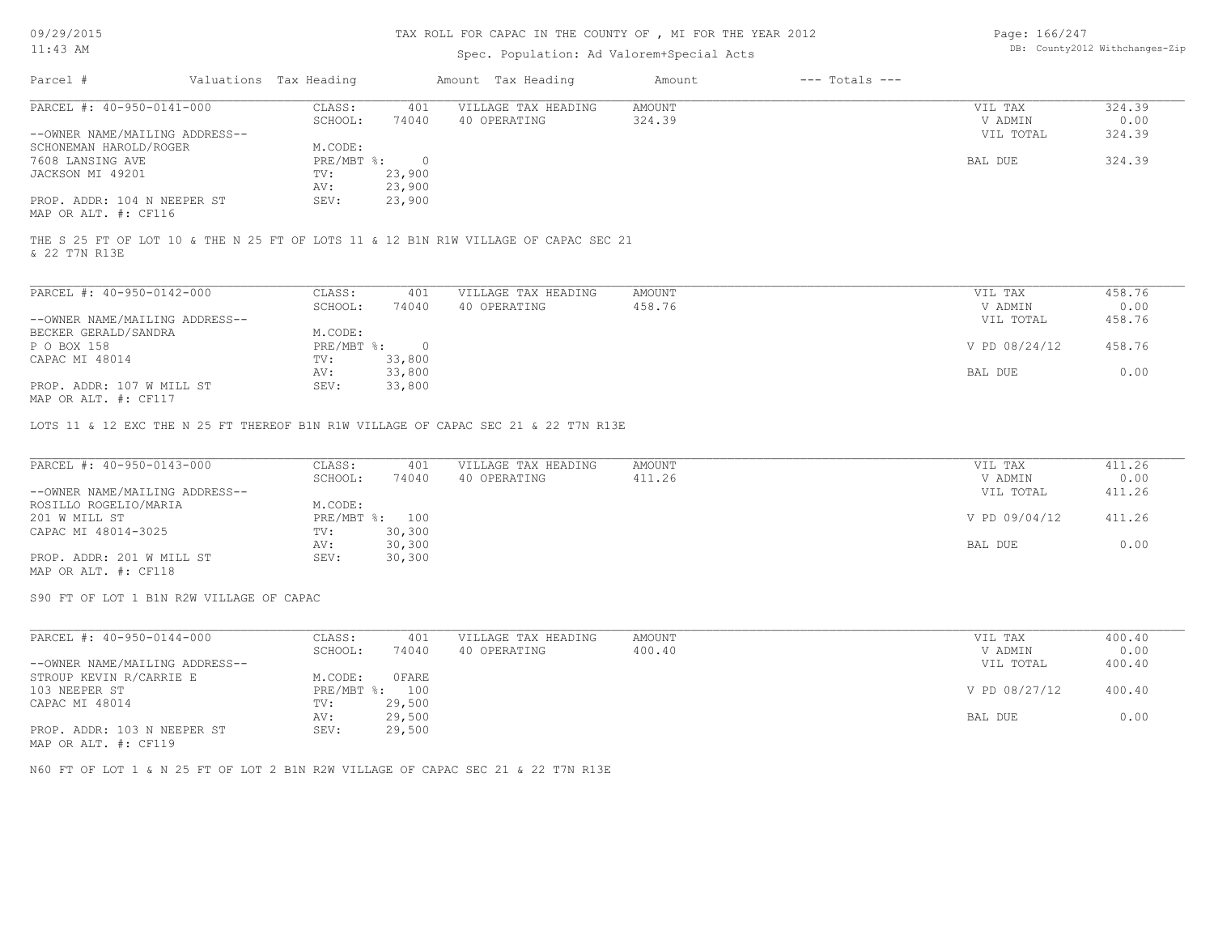Parcel # | Valuations | Tax Heading | Amount | Tax Heading | Amount | --- Totals ---

---

PARCEL #: 40-950-0141-000

| | | | | | |
|---|---|---|---|---|---|
| CLASS: | 401 | VILLAGE TAX HEADING | AMOUNT | VIL TAX | 324.39 |
| SCHOOL: | 74040 | 40 OPERATING | 324.39 | V ADMIN | 0.00 |
| M.CODE: | | | | VIL TOTAL | 324.39 |
| PRE/MBT %: | 0 | | | BAL DUE | 324.39 |
| TV: | 23,900 | | | | |
| AV: | 23,900 | | | | |
| SEV: | 23,900 | | | | |

--OWNER NAME/MAILING ADDRESS--
SCHONEMAN HAROLD/ROGER
7608 LANSING AVE
JACKSON MI 49201

PROP. ADDR: 104 N NEEPER ST
MAP OR ALT. #: CF116

THE S 25 FT OF LOT 10 & THE N 25 FT OF LOTS 11 & 12 B1N R1W VILLAGE OF CAPAC SEC 21 & 22 T7N R13E

---

PARCEL #: 40-950-0142-000

| | | | | | |
|---|---|---|---|---|---|
| CLASS: | 401 | VILLAGE TAX HEADING | AMOUNT | VIL TAX | 458.76 |
| SCHOOL: | 74040 | 40 OPERATING | 458.76 | V ADMIN | 0.00 |
| M.CODE: | | | | VIL TOTAL | 458.76 |
| PRE/MBT %: | 0 | | | V PD 08/24/12 | 458.76 |
| TV: | 33,800 | | | | |
| AV: | 33,800 | | | BAL DUE | 0.00 |
| SEV: | 33,800 | | | | |

--OWNER NAME/MAILING ADDRESS--
BECKER GERALD/SANDRA
P O BOX 158
CAPAC MI 48014

PROP. ADDR: 107 W MILL ST
MAP OR ALT. #: CF117

LOTS 11 & 12 EXC THE N 25 FT THEREOF B1N R1W VILLAGE OF CAPAC SEC 21 & 22 T7N R13E

---

PARCEL #: 40-950-0143-000

| | | | | | |
|---|---|---|---|---|---|
| CLASS: | 401 | VILLAGE TAX HEADING | AMOUNT | VIL TAX | 411.26 |
| SCHOOL: | 74040 | 40 OPERATING | 411.26 | V ADMIN | 0.00 |
| M.CODE: | | | | VIL TOTAL | 411.26 |
| PRE/MBT %: | 100 | | | V PD 09/04/12 | 411.26 |
| TV: | 30,300 | | | | |
| AV: | 30,300 | | | BAL DUE | 0.00 |
| SEV: | 30,300 | | | | |

--OWNER NAME/MAILING ADDRESS--
ROSILLO ROGELIO/MARIA
201 W MILL ST
CAPAC MI 48014-3025

PROP. ADDR: 201 W MILL ST
MAP OR ALT. #: CF118

S90 FT OF LOT 1 B1N R2W VILLAGE OF CAPAC

---

PARCEL #: 40-950-0144-000

| | | | | | |
|---|---|---|---|---|---|
| CLASS: | 401 | VILLAGE TAX HEADING | AMOUNT | VIL TAX | 400.40 |
| SCHOOL: | 74040 | 40 OPERATING | 400.40 | V ADMIN | 0.00 |
| M.CODE: | 0FARE | | | VIL TOTAL | 400.40 |
| PRE/MBT %: | 100 | | | V PD 08/27/12 | 400.40 |
| TV: | 29,500 | | | | |
| AV: | 29,500 | | | BAL DUE | 0.00 |
| SEV: | 29,500 | | | | |

--OWNER NAME/MAILING ADDRESS--
STROUP KEVIN R/CARRIE E
103 NEEPER ST
CAPAC MI 48014

PROP. ADDR: 103 N NEEPER ST
MAP OR ALT. #: CF119

N60 FT OF LOT 1 & N 25 FT OF LOT 2 B1N R2W VILLAGE OF CAPAC SEC 21 & 22 T7N R13E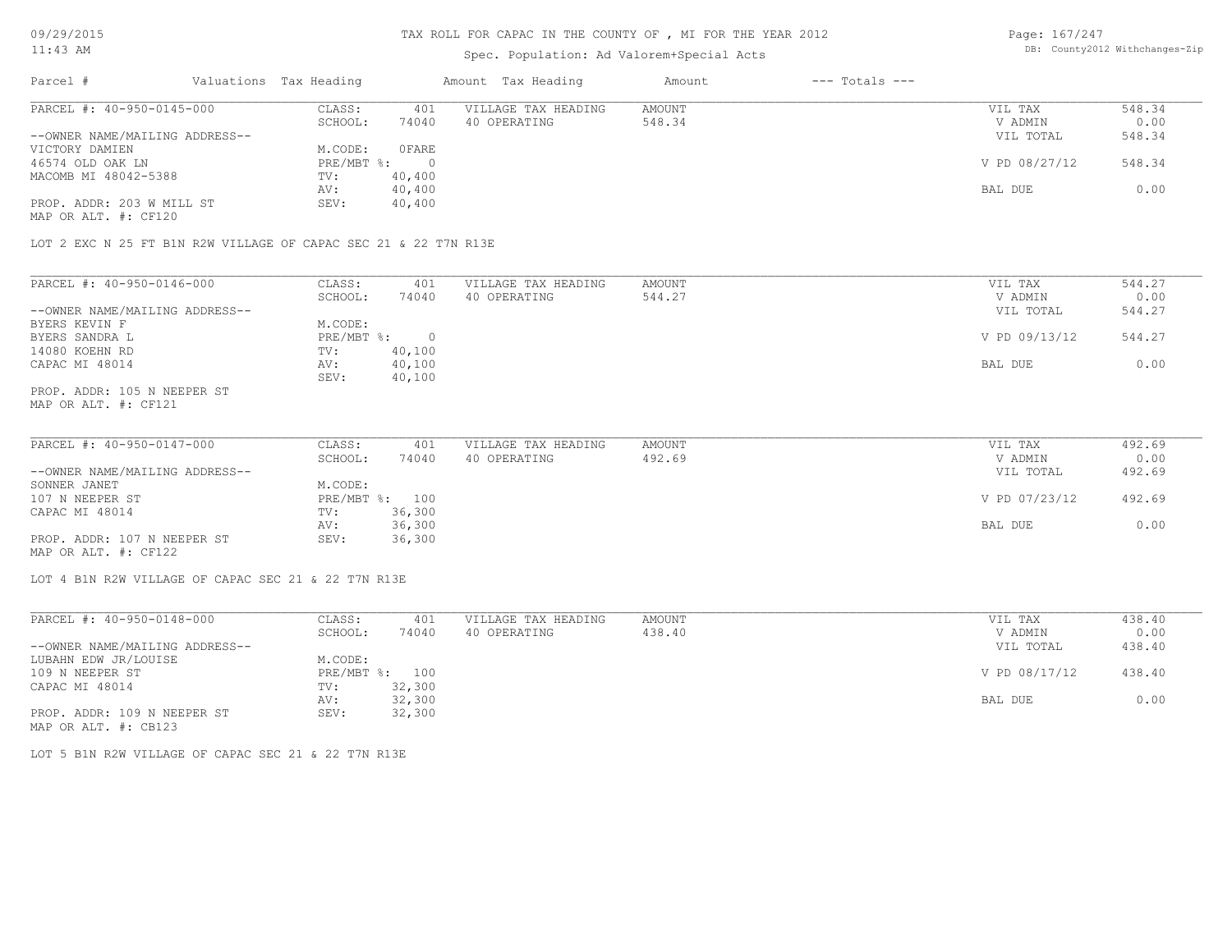TAX ROLL FOR CAPAC IN THE COUNTY OF , MI FOR THE YEAR 2012

Spec. Population: Ad Valorem+Special Acts

| Parcel # | Valuations | Tax Heading | Amount | Tax Heading | Amount | --- Totals --- |
|---|---|---|---|---|---|---|

## PARCEL #: 40-950-0145-000

| | | | | | |
|---|---|---|---|---|---|
| CLASS: | 401 | VILLAGE TAX HEADING | AMOUNT | VIL TAX | 548.34 |
| SCHOOL: | 74040 | 40 OPERATING | 548.34 | V ADMIN | 0.00 |
| | | | | VIL TOTAL | 548.34 |
| M.CODE: | 0FARE | | | | |
| PRE/MBT %: | 0 | | | V PD 08/27/12 | 548.34 |
| TV: | 40,400 | | | | |
| AV: | 40,400 | | | BAL DUE | 0.00 |
| SEV: | 40,400 | | | | |

--OWNER NAME/MAILING ADDRESS--
VICTORY DAMIEN
46574 OLD OAK LN
MACOMB MI 48042-5388

PROP. ADDR: 203 W MILL ST
MAP OR ALT. #: CF120

LOT 2 EXC N 25 FT B1N R2W VILLAGE OF CAPAC SEC 21 & 22 T7N R13E

## PARCEL #: 40-950-0146-000

| | | | | | |
|---|---|---|---|---|---|
| CLASS: | 401 | VILLAGE TAX HEADING | AMOUNT | VIL TAX | 544.27 |
| SCHOOL: | 74040 | 40 OPERATING | 544.27 | V ADMIN | 0.00 |
| | | | | VIL TOTAL | 544.27 |
| M.CODE: | | | | | |
| PRE/MBT %: | 0 | | | V PD 09/13/12 | 544.27 |
| TV: | 40,100 | | | | |
| AV: | 40,100 | | | BAL DUE | 0.00 |
| SEV: | 40,100 | | | | |

--OWNER NAME/MAILING ADDRESS--
BYERS KEVIN F
BYERS SANDRA L
14080 KOEHN RD
CAPAC MI 48014

PROP. ADDR: 105 N NEEPER ST
MAP OR ALT. #: CF121

## PARCEL #: 40-950-0147-000

| | | | | | |
|---|---|---|---|---|---|
| CLASS: | 401 | VILLAGE TAX HEADING | AMOUNT | VIL TAX | 492.69 |
| SCHOOL: | 74040 | 40 OPERATING | 492.69 | V ADMIN | 0.00 |
| | | | | VIL TOTAL | 492.69 |
| M.CODE: | | | | | |
| PRE/MBT %: | 100 | | | V PD 07/23/12 | 492.69 |
| TV: | 36,300 | | | | |
| AV: | 36,300 | | | BAL DUE | 0.00 |
| SEV: | 36,300 | | | | |

--OWNER NAME/MAILING ADDRESS--
SONNER JANET
107 N NEEPER ST
CAPAC MI 48014

PROP. ADDR: 107 N NEEPER ST
MAP OR ALT. #: CF122

LOT 4 B1N R2W VILLAGE OF CAPAC SEC 21 & 22 T7N R13E

## PARCEL #: 40-950-0148-000

| | | | | | |
|---|---|---|---|---|---|
| CLASS: | 401 | VILLAGE TAX HEADING | AMOUNT | VIL TAX | 438.40 |
| SCHOOL: | 74040 | 40 OPERATING | 438.40 | V ADMIN | 0.00 |
| | | | | VIL TOTAL | 438.40 |
| M.CODE: | | | | | |
| PRE/MBT %: | 100 | | | V PD 08/17/12 | 438.40 |
| TV: | 32,300 | | | | |
| AV: | 32,300 | | | BAL DUE | 0.00 |
| SEV: | 32,300 | | | | |

--OWNER NAME/MAILING ADDRESS--
LUBAHN EDW JR/LOUISE
109 N NEEPER ST
CAPAC MI 48014

PROP. ADDR: 109 N NEEPER ST
MAP OR ALT. #: CB123

LOT 5 B1N R2W VILLAGE OF CAPAC SEC 21 & 22 T7N R13E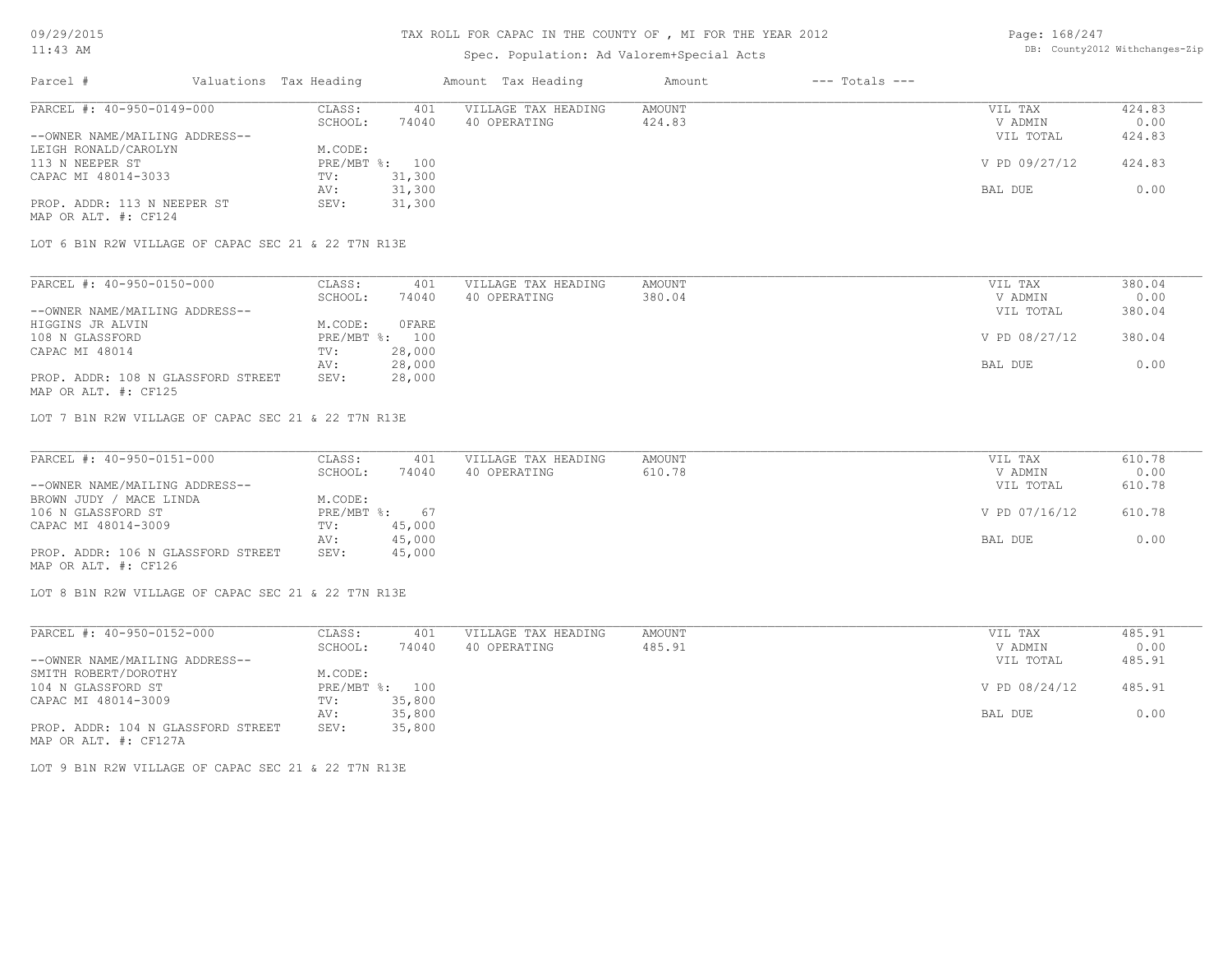# TAX ROLL FOR CAPAC IN THE COUNTY OF , MI FOR THE YEAR 2012

Spec. Population: Ad Valorem+Special Acts

| Parcel # | Valuations | Tax Heading | Amount | Tax Heading | Amount | --- Totals --- | |
|---|---|---|---|---|---|---|---|

---

PARCEL #: 40-950-0149-000

--OWNER NAME/MAILING ADDRESS--
LEIGH RONALD/CAROLYN
113 N NEEPER ST
CAPAC MI 48014-3033

PROP. ADDR: 113 N NEEPER ST
MAP OR ALT. #: CF124

| | | | | | |
|---|---|---|---|---|---|
| CLASS: | 401 | VILLAGE TAX HEADING | AMOUNT | VIL TAX | 424.83 |
| SCHOOL: | 74040 | 40 OPERATING | 424.83 | V ADMIN | 0.00 |
| M.CODE: | | | | VIL TOTAL | 424.83 |
| PRE/MBT %: | 100 | | | V PD 09/27/12 | 424.83 |
| TV: | 31,300 | | | | |
| AV: | 31,300 | | | BAL DUE | 0.00 |
| SEV: | 31,300 | | | | |

LOT 6 B1N R2W VILLAGE OF CAPAC SEC 21 & 22 T7N R13E

---

PARCEL #: 40-950-0150-000

--OWNER NAME/MAILING ADDRESS--
HIGGINS JR ALVIN
108 N GLASSFORD
CAPAC MI 48014

PROP. ADDR: 108 N GLASSFORD STREET
MAP OR ALT. #: CF125

| | | | | | |
|---|---|---|---|---|---|
| CLASS: | 401 | VILLAGE TAX HEADING | AMOUNT | VIL TAX | 380.04 |
| SCHOOL: | 74040 | 40 OPERATING | 380.04 | V ADMIN | 0.00 |
| M.CODE: | 0FARE | | | VIL TOTAL | 380.04 |
| PRE/MBT %: | 100 | | | V PD 08/27/12 | 380.04 |
| TV: | 28,000 | | | | |
| AV: | 28,000 | | | BAL DUE | 0.00 |
| SEV: | 28,000 | | | | |

LOT 7 B1N R2W VILLAGE OF CAPAC SEC 21 & 22 T7N R13E

---

PARCEL #: 40-950-0151-000

--OWNER NAME/MAILING ADDRESS--
BROWN JUDY / MACE LINDA
106 N GLASSFORD ST
CAPAC MI 48014-3009

PROP. ADDR: 106 N GLASSFORD STREET
MAP OR ALT. #: CF126

| | | | | | |
|---|---|---|---|---|---|
| CLASS: | 401 | VILLAGE TAX HEADING | AMOUNT | VIL TAX | 610.78 |
| SCHOOL: | 74040 | 40 OPERATING | 610.78 | V ADMIN | 0.00 |
| M.CODE: | | | | VIL TOTAL | 610.78 |
| PRE/MBT %: | 67 | | | V PD 07/16/12 | 610.78 |
| TV: | 45,000 | | | | |
| AV: | 45,000 | | | BAL DUE | 0.00 |
| SEV: | 45,000 | | | | |

LOT 8 B1N R2W VILLAGE OF CAPAC SEC 21 & 22 T7N R13E

---

PARCEL #: 40-950-0152-000

--OWNER NAME/MAILING ADDRESS--
SMITH ROBERT/DOROTHY
104 N GLASSFORD ST
CAPAC MI 48014-3009

PROP. ADDR: 104 N GLASSFORD STREET
MAP OR ALT. #: CF127A

| | | | | | |
|---|---|---|---|---|---|
| CLASS: | 401 | VILLAGE TAX HEADING | AMOUNT | VIL TAX | 485.91 |
| SCHOOL: | 74040 | 40 OPERATING | 485.91 | V ADMIN | 0.00 |
| M.CODE: | | | | VIL TOTAL | 485.91 |
| PRE/MBT %: | 100 | | | V PD 08/24/12 | 485.91 |
| TV: | 35,800 | | | | |
| AV: | 35,800 | | | BAL DUE | 0.00 |
| SEV: | 35,800 | | | | |

LOT 9 B1N R2W VILLAGE OF CAPAC SEC 21 & 22 T7N R13E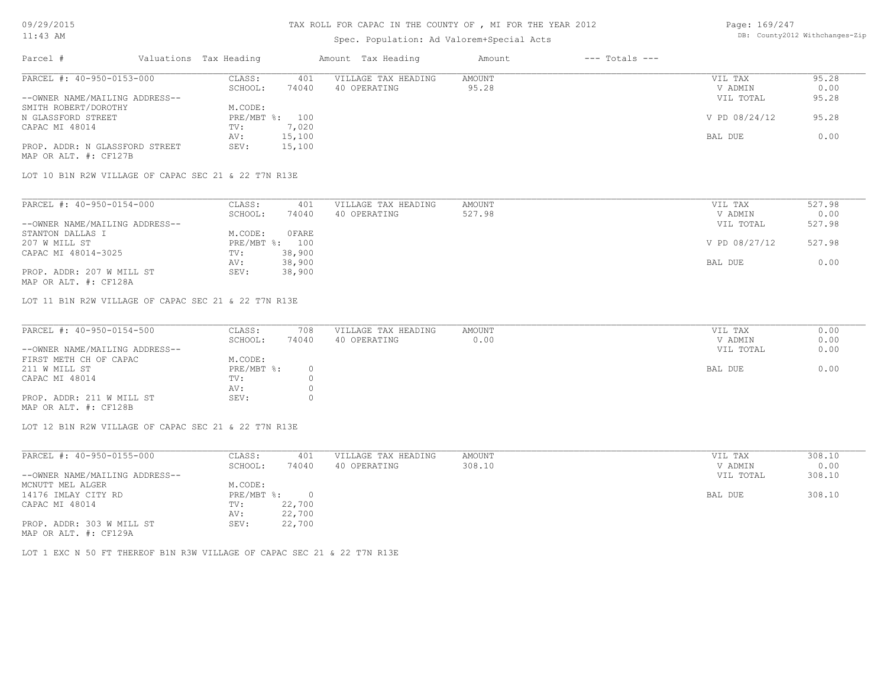# TAX ROLL FOR CAPAC IN THE COUNTY OF , MI FOR THE YEAR 2012

Spec. Population: Ad Valorem+Special Acts

| Parcel # | Valuations | Tax Heading | Amount | Tax Heading | Amount | --- Totals --- | |
|---|---|---|---|---|---|---|---|

---

**PARCEL #: 40-950-0153-000**

--OWNER NAME/MAILING ADDRESS--
SMITH ROBERT/DOROTHY
N GLASSFORD STREET
CAPAC MI 48014

PROP. ADDR: N GLASSFORD STREET
MAP OR ALT. #: CF127B

| | | | | | |
|---|---|---|---|---|---|
| CLASS: | 401 | VILLAGE TAX HEADING | AMOUNT | VIL TAX | 95.28 |
| SCHOOL: | 74040 | 40 OPERATING | 95.28 | V ADMIN | 0.00 |
| M.CODE: | | | | VIL TOTAL | 95.28 |
| PRE/MBT %: | 100 | | | V PD 08/24/12 | 95.28 |
| TV: | 7,020 | | | | |
| AV: | 15,100 | | | BAL DUE | 0.00 |
| SEV: | 15,100 | | | | |

LOT 10 B1N R2W VILLAGE OF CAPAC SEC 21 & 22 T7N R13E

---

**PARCEL #: 40-950-0154-000**

--OWNER NAME/MAILING ADDRESS--
STANTON DALLAS I
207 W MILL ST
CAPAC MI 48014-3025

PROP. ADDR: 207 W MILL ST
MAP OR ALT. #: CF128A

| | | | | | |
|---|---|---|---|---|---|
| CLASS: | 401 | VILLAGE TAX HEADING | AMOUNT | VIL TAX | 527.98 |
| SCHOOL: | 74040 | 40 OPERATING | 527.98 | V ADMIN | 0.00 |
| M.CODE: | 0FARE | | | VIL TOTAL | 527.98 |
| PRE/MBT %: | 100 | | | V PD 08/27/12 | 527.98 |
| TV: | 38,900 | | | | |
| AV: | 38,900 | | | BAL DUE | 0.00 |
| SEV: | 38,900 | | | | |

LOT 11 B1N R2W VILLAGE OF CAPAC SEC 21 & 22 T7N R13E

---

**PARCEL #: 40-950-0154-500**

--OWNER NAME/MAILING ADDRESS--
FIRST METH CH OF CAPAC
211 W MILL ST
CAPAC MI 48014

PROP. ADDR: 211 W MILL ST
MAP OR ALT. #: CF128B

| | | | | | |
|---|---|---|---|---|---|
| CLASS: | 708 | VILLAGE TAX HEADING | AMOUNT | VIL TAX | 0.00 |
| SCHOOL: | 74040 | 40 OPERATING | 0.00 | V ADMIN | 0.00 |
| M.CODE: | | | | VIL TOTAL | 0.00 |
| PRE/MBT %: | 0 | | | BAL DUE | 0.00 |
| TV: | 0 | | | | |
| AV: | 0 | | | | |
| SEV: | 0 | | | | |

LOT 12 B1N R2W VILLAGE OF CAPAC SEC 21 & 22 T7N R13E

---

**PARCEL #: 40-950-0155-000**

--OWNER NAME/MAILING ADDRESS--
MCNUTT MEL ALGER
14176 IMLAY CITY RD
CAPAC MI 48014

PROP. ADDR: 303 W MILL ST
MAP OR ALT. #: CF129A

| | | | | | |
|---|---|---|---|---|---|
| CLASS: | 401 | VILLAGE TAX HEADING | AMOUNT | VIL TAX | 308.10 |
| SCHOOL: | 74040 | 40 OPERATING | 308.10 | V ADMIN | 0.00 |
| M.CODE: | | | | VIL TOTAL | 308.10 |
| PRE/MBT %: | 0 | | | BAL DUE | 308.10 |
| TV: | 22,700 | | | | |
| AV: | 22,700 | | | | |
| SEV: | 22,700 | | | | |

LOT 1 EXC N 50 FT THEREOF B1N R3W VILLAGE OF CAPAC SEC 21 & 22 T7N R13E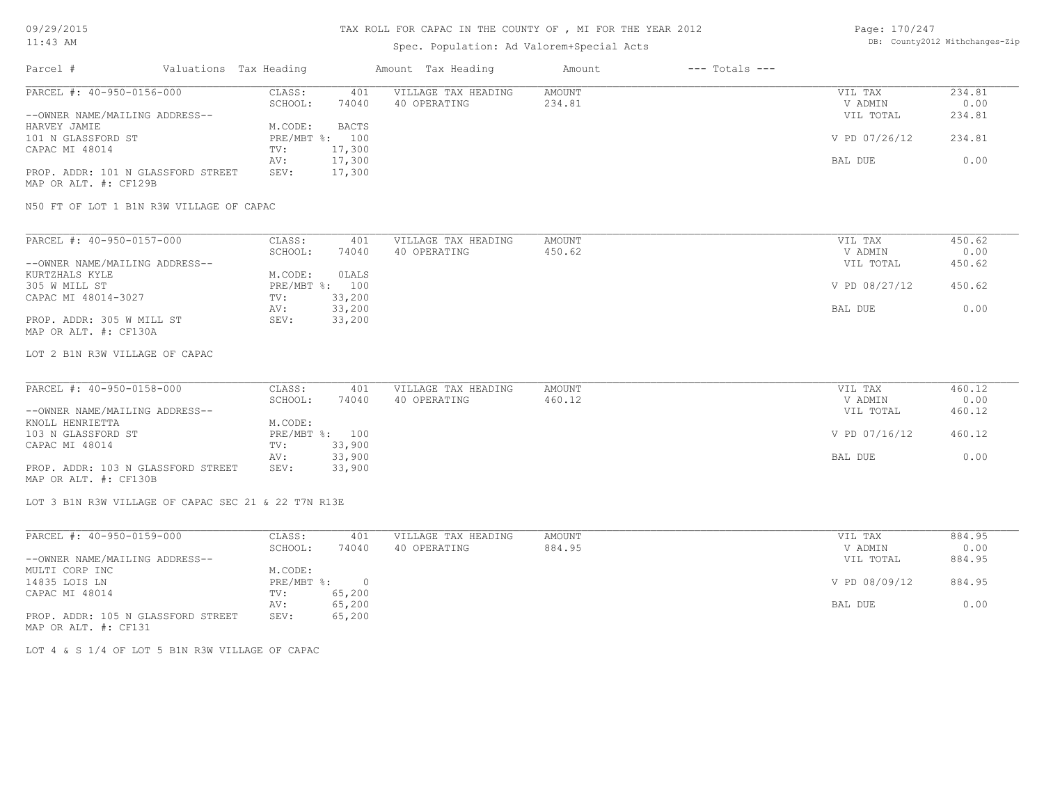TAX ROLL FOR CAPAC IN THE COUNTY OF , MI FOR THE YEAR 2012

Spec. Population: Ad Valorem+Special Acts

| Parcel # | Valuations | Tax Heading | Amount | Tax Heading | Amount | --- Totals --- |
|---|---|---|---|---|---|---|

PARCEL #: 40-950-0156-000

| | | | | | |
|---|---|---|---|---|---|
| --OWNER NAME/MAILING ADDRESS-- | CLASS: 401 | VILLAGE TAX HEADING | AMOUNT | VIL TAX | 234.81 |
| HARVEY JAMIE | SCHOOL: 74040 | 40 OPERATING | 234.81 | V ADMIN | 0.00 |
| 101 N GLASSFORD ST | M.CODE: BACTS | | | VIL TOTAL | 234.81 |
| CAPAC MI 48014 | PRE/MBT %: 100 | | | V PD 07/26/12 | 234.81 |
| | TV: 17,300 | | | | |
| | AV: 17,300 | | | BAL DUE | 0.00 |
| PROP. ADDR: 101 N GLASSFORD STREET | SEV: 17,300 | | | | |

MAP OR ALT. #: CF129B

N50 FT OF LOT 1 B1N R3W VILLAGE OF CAPAC

PARCEL #: 40-950-0157-000

| | | | | | |
|---|---|---|---|---|---|
| --OWNER NAME/MAILING ADDRESS-- | CLASS: 401 | VILLAGE TAX HEADING | AMOUNT | VIL TAX | 450.62 |
| KURTZHALS KYLE | SCHOOL: 74040 | 40 OPERATING | 450.62 | V ADMIN | 0.00 |
| 305 W MILL ST | M.CODE: 0LALS | | | VIL TOTAL | 450.62 |
| CAPAC MI 48014-3027 | PRE/MBT %: 100 | | | V PD 08/27/12 | 450.62 |
| | TV: 33,200 | | | | |
| | AV: 33,200 | | | BAL DUE | 0.00 |
| PROP. ADDR: 305 W MILL ST | SEV: 33,200 | | | | |

MAP OR ALT. #: CF130A

LOT 2 B1N R3W VILLAGE OF CAPAC

PARCEL #: 40-950-0158-000

| | | | | | |
|---|---|---|---|---|---|
| --OWNER NAME/MAILING ADDRESS-- | CLASS: 401 | VILLAGE TAX HEADING | AMOUNT | VIL TAX | 460.12 |
| KNOLL HENRIETTA | SCHOOL: 74040 | 40 OPERATING | 460.12 | V ADMIN | 0.00 |
| 103 N GLASSFORD ST | M.CODE: | | | VIL TOTAL | 460.12 |
| CAPAC MI 48014 | PRE/MBT %: 100 | | | V PD 07/16/12 | 460.12 |
| | TV: 33,900 | | | | |
| | AV: 33,900 | | | BAL DUE | 0.00 |
| PROP. ADDR: 103 N GLASSFORD STREET | SEV: 33,900 | | | | |

MAP OR ALT. #: CF130B

LOT 3 B1N R3W VILLAGE OF CAPAC SEC 21 & 22 T7N R13E

PARCEL #: 40-950-0159-000

| | | | | | |
|---|---|---|---|---|---|
| --OWNER NAME/MAILING ADDRESS-- | CLASS: 401 | VILLAGE TAX HEADING | AMOUNT | VIL TAX | 884.95 |
| MULTI CORP INC | SCHOOL: 74040 | 40 OPERATING | 884.95 | V ADMIN | 0.00 |
| 14835 LOIS LN | M.CODE: | | | VIL TOTAL | 884.95 |
| CAPAC MI 48014 | PRE/MBT %: 0 | | | V PD 08/09/12 | 884.95 |
| | TV: 65,200 | | | | |
| | AV: 65,200 | | | BAL DUE | 0.00 |
| PROP. ADDR: 105 N GLASSFORD STREET | SEV: 65,200 | | | | |

MAP OR ALT. #: CF131

LOT 4 & S 1/4 OF LOT 5 B1N R3W VILLAGE OF CAPAC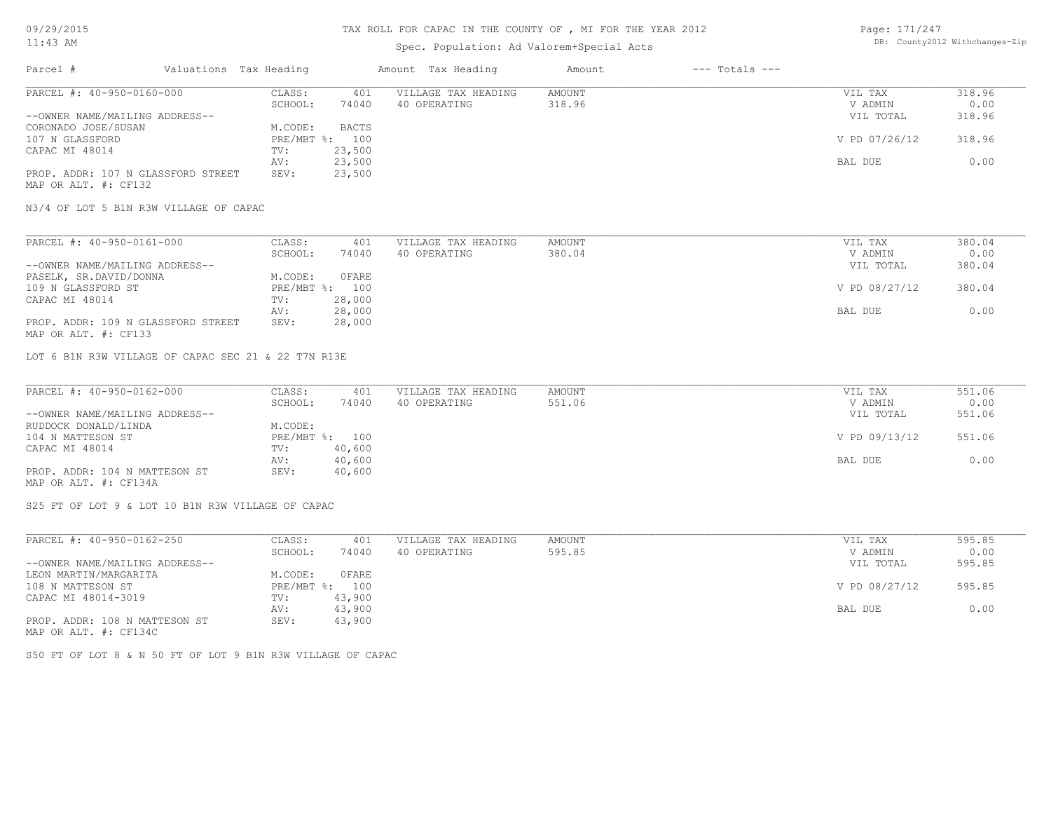TAX ROLL FOR CAPAC IN THE COUNTY OF , MI FOR THE YEAR 2012

Spec. Population: Ad Valorem+Special Acts

| Parcel # | Valuations Tax Heading | | Amount Tax Heading | Amount | --- Totals --- | |
|---|---|---|---|---|---|---|
| PARCEL #: 40-950-0160-000 | CLASS: | 401 | VILLAGE TAX HEADING | AMOUNT | VIL TAX | 318.96 |
| | SCHOOL: | 74040 | 40 OPERATING | 318.96 | V ADMIN | 0.00 |
| --OWNER NAME/MAILING ADDRESS-- | | | | | VIL TOTAL | 318.96 |
| CORONADO JOSE/SUSAN | M.CODE: | BACTS | | | | |
| 107 N GLASSFORD | PRE/MBT %: | 100 | | | V PD 07/26/12 | 318.96 |
| CAPAC MI 48014 | TV: | 23,500 | | | | |
| | AV: | 23,500 | | | BAL DUE | 0.00 |
| PROP. ADDR: 107 N GLASSFORD STREET | SEV: | 23,500 | | | | |
| MAP OR ALT. #: CF132 | | | | | | |

N3/4 OF LOT 5 B1N R3W VILLAGE OF CAPAC

| Parcel # | Valuations Tax Heading | | Amount Tax Heading | Amount | --- Totals --- | |
|---|---|---|---|---|---|---|
| PARCEL #: 40-950-0161-000 | CLASS: | 401 | VILLAGE TAX HEADING | AMOUNT | VIL TAX | 380.04 |
| | SCHOOL: | 74040 | 40 OPERATING | 380.04 | V ADMIN | 0.00 |
| --OWNER NAME/MAILING ADDRESS-- | | | | | VIL TOTAL | 380.04 |
| PASELK, SR.DAVID/DONNA | M.CODE: | 0FARE | | | | |
| 109 N GLASSFORD ST | PRE/MBT %: | 100 | | | V PD 08/27/12 | 380.04 |
| CAPAC MI 48014 | TV: | 28,000 | | | | |
| | AV: | 28,000 | | | BAL DUE | 0.00 |
| PROP. ADDR: 109 N GLASSFORD STREET | SEV: | 28,000 | | | | |
| MAP OR ALT. #: CF133 | | | | | | |

LOT 6 B1N R3W VILLAGE OF CAPAC SEC 21 & 22 T7N R13E

| Parcel # | Valuations Tax Heading | | Amount Tax Heading | Amount | --- Totals --- | |
|---|---|---|---|---|---|---|
| PARCEL #: 40-950-0162-000 | CLASS: | 401 | VILLAGE TAX HEADING | AMOUNT | VIL TAX | 551.06 |
| | SCHOOL: | 74040 | 40 OPERATING | 551.06 | V ADMIN | 0.00 |
| --OWNER NAME/MAILING ADDRESS-- | | | | | VIL TOTAL | 551.06 |
| RUDDOCK DONALD/LINDA | M.CODE: | | | | | |
| 104 N MATTESON ST | PRE/MBT %: | 100 | | | V PD 09/13/12 | 551.06 |
| CAPAC MI 48014 | TV: | 40,600 | | | | |
| | AV: | 40,600 | | | BAL DUE | 0.00 |
| PROP. ADDR: 104 N MATTESON ST | SEV: | 40,600 | | | | |
| MAP OR ALT. #: CF134A | | | | | | |

S25 FT OF LOT 9 & LOT 10 B1N R3W VILLAGE OF CAPAC

| Parcel # | Valuations Tax Heading | | Amount Tax Heading | Amount | --- Totals --- | |
|---|---|---|---|---|---|---|
| PARCEL #: 40-950-0162-250 | CLASS: | 401 | VILLAGE TAX HEADING | AMOUNT | VIL TAX | 595.85 |
| | SCHOOL: | 74040 | 40 OPERATING | 595.85 | V ADMIN | 0.00 |
| --OWNER NAME/MAILING ADDRESS-- | | | | | VIL TOTAL | 595.85 |
| LEON MARTIN/MARGARITA | M.CODE: | 0FARE | | | | |
| 108 N MATTESON ST | PRE/MBT %: | 100 | | | V PD 08/27/12 | 595.85 |
| CAPAC MI 48014-3019 | TV: | 43,900 | | | | |
| | AV: | 43,900 | | | BAL DUE | 0.00 |
| PROP. ADDR: 108 N MATTESON ST | SEV: | 43,900 | | | | |
| MAP OR ALT. #: CF134C | | | | | | |

S50 FT OF LOT 8 & N 50 FT OF LOT 9 B1N R3W VILLAGE OF CAPAC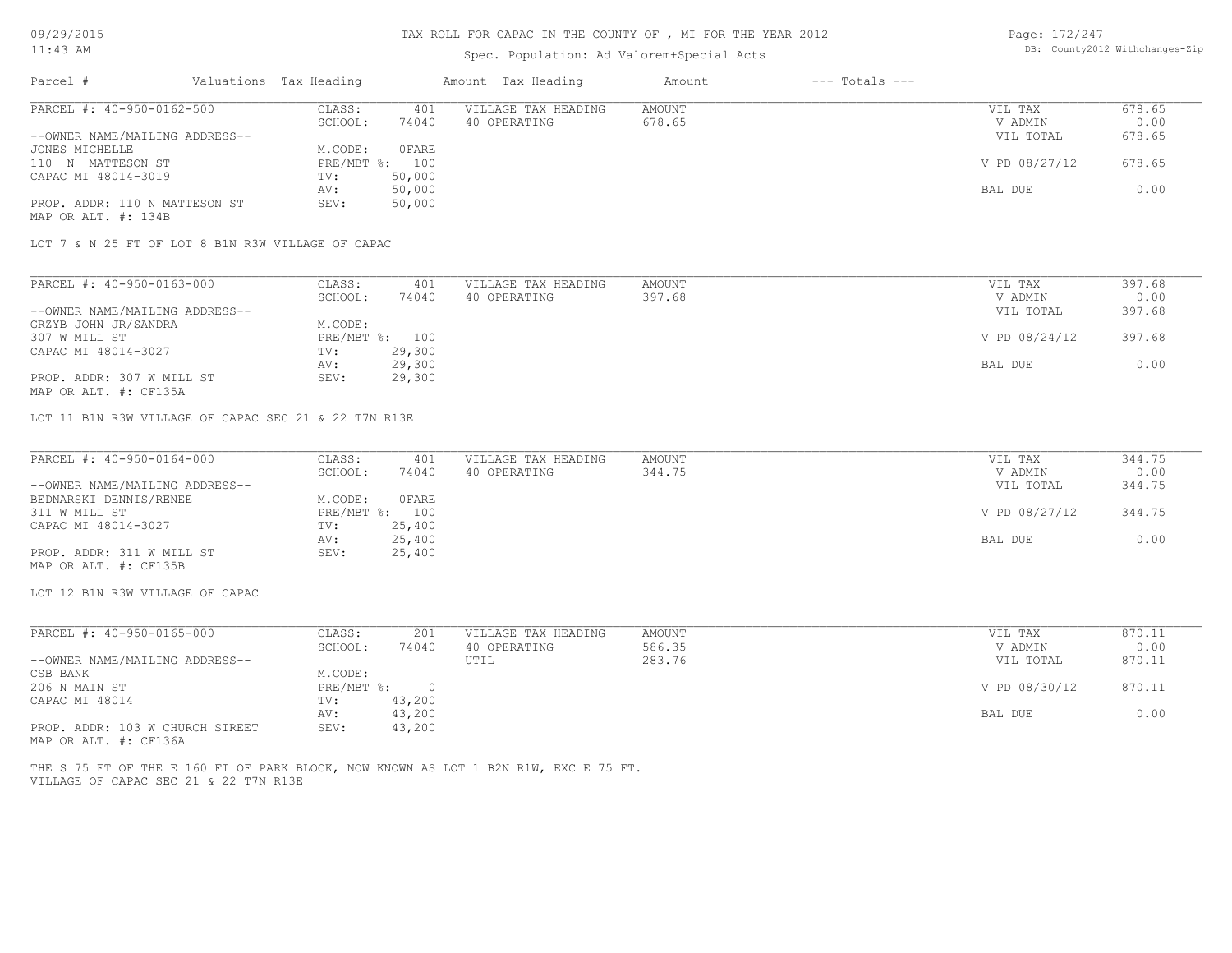| Parcel # | Valuations | Tax Heading | Amount | Tax Heading | Amount | --- Totals --- | | |
|---|---|---|---|---|---|---|---|---|

**PARCEL #: 40-950-0162-500**

| | | | | | | |
|---|---|---|---|---|---|---|
| | CLASS: | 401 | VILLAGE TAX HEADING | AMOUNT | VIL TAX | 678.65 |
| | SCHOOL: | 74040 | 40 OPERATING | 678.65 | V ADMIN | 0.00 |
| --OWNER NAME/MAILING ADDRESS-- | | | | | VIL TOTAL | 678.65 |
| JONES MICHELLE | M.CODE: | 0FARE | | | | |
| 110 N MATTESON ST | PRE/MBT %: | 100 | | | V PD 08/27/12 | 678.65 |
| CAPAC MI 48014-3019 | TV: | 50,000 | | | | |
| | AV: | 50,000 | | | BAL DUE | 0.00 |
| PROP. ADDR: 110 N MATTESON ST | SEV: | 50,000 | | | | |
| MAP OR ALT. #: 134B | | | | | | |

LOT 7 & N 25 FT OF LOT 8 B1N R3W VILLAGE OF CAPAC

**PARCEL #: 40-950-0163-000**

| | | | | | | |
|---|---|---|---|---|---|---|
| | CLASS: | 401 | VILLAGE TAX HEADING | AMOUNT | VIL TAX | 397.68 |
| | SCHOOL: | 74040 | 40 OPERATING | 397.68 | V ADMIN | 0.00 |
| --OWNER NAME/MAILING ADDRESS-- | | | | | VIL TOTAL | 397.68 |
| GRZYB JOHN JR/SANDRA | M.CODE: | | | | | |
| 307 W MILL ST | PRE/MBT %: | 100 | | | V PD 08/24/12 | 397.68 |
| CAPAC MI 48014-3027 | TV: | 29,300 | | | | |
| | AV: | 29,300 | | | BAL DUE | 0.00 |
| PROP. ADDR: 307 W MILL ST | SEV: | 29,300 | | | | |
| MAP OR ALT. #: CF135A | | | | | | |

LOT 11 B1N R3W VILLAGE OF CAPAC SEC 21 & 22 T7N R13E

**PARCEL #: 40-950-0164-000**

| | | | | | | |
|---|---|---|---|---|---|---|
| | CLASS: | 401 | VILLAGE TAX HEADING | AMOUNT | VIL TAX | 344.75 |
| | SCHOOL: | 74040 | 40 OPERATING | 344.75 | V ADMIN | 0.00 |
| --OWNER NAME/MAILING ADDRESS-- | | | | | VIL TOTAL | 344.75 |
| BEDNARSKI DENNIS/RENEE | M.CODE: | 0FARE | | | | |
| 311 W MILL ST | PRE/MBT %: | 100 | | | V PD 08/27/12 | 344.75 |
| CAPAC MI 48014-3027 | TV: | 25,400 | | | | |
| | AV: | 25,400 | | | BAL DUE | 0.00 |
| PROP. ADDR: 311 W MILL ST | SEV: | 25,400 | | | | |
| MAP OR ALT. #: CF135B | | | | | | |

LOT 12 B1N R3W VILLAGE OF CAPAC

**PARCEL #: 40-950-0165-000**

| | | | | | | |
|---|---|---|---|---|---|---|
| | CLASS: | 201 | VILLAGE TAX HEADING | AMOUNT | VIL TAX | 870.11 |
| | SCHOOL: | 74040 | 40 OPERATING | 586.35 | V ADMIN | 0.00 |
| --OWNER NAME/MAILING ADDRESS-- | | | UTIL | 283.76 | VIL TOTAL | 870.11 |
| CSB BANK | M.CODE: | | | | | |
| 206 N MAIN ST | PRE/MBT %: | 0 | | | V PD 08/30/12 | 870.11 |
| CAPAC MI 48014 | TV: | 43,200 | | | | |
| | AV: | 43,200 | | | BAL DUE | 0.00 |
| PROP. ADDR: 103 W CHURCH STREET | SEV: | 43,200 | | | | |
| MAP OR ALT. #: CF136A | | | | | | |

THE S 75 FT OF THE E 160 FT OF PARK BLOCK, NOW KNOWN AS LOT 1 B2N R1W, EXC E 75 FT.
VILLAGE OF CAPAC SEC 21 & 22 T7N R13E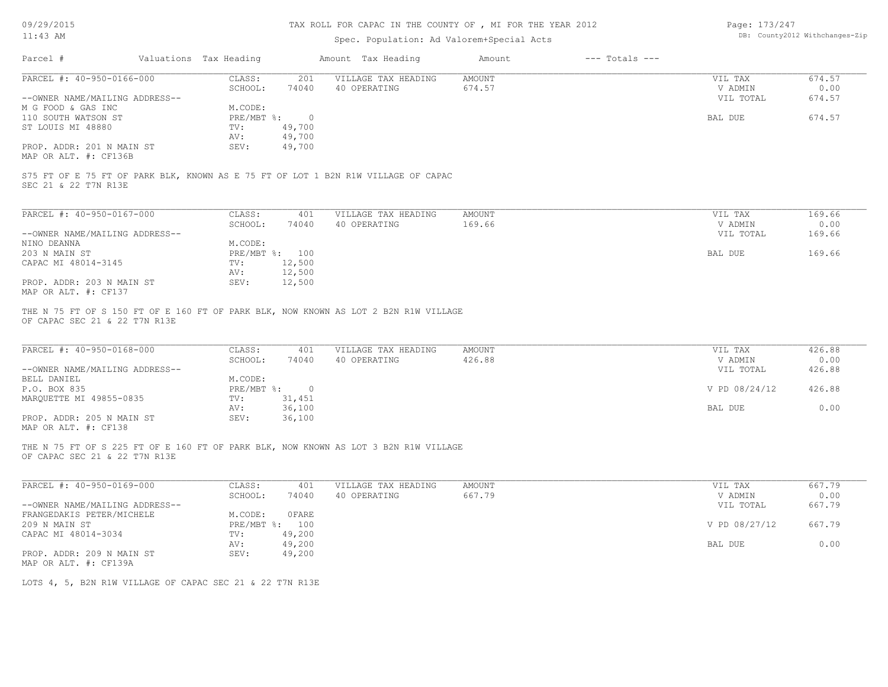TAX ROLL FOR CAPAC IN THE COUNTY OF , MI FOR THE YEAR 2012

Spec. Population: Ad Valorem+Special Acts

DB: County2012 Withchanges-Zip

| Parcel # | Valuations | Tax Heading | Amount | Tax Heading | Amount | --- Totals --- | |
|---|---|---|---|---|---|---|---|

**PARCEL #: 40-950-0166-000**

| | | | | | |
|---|---|---|---|---|---|
| CLASS: | 201 | VILLAGE TAX HEADING | AMOUNT | VIL TAX | 674.57 |
| SCHOOL: | 74040 | 40 OPERATING | 674.57 | V ADMIN | 0.00 |
| | | | | VIL TOTAL | 674.57 |
| M.CODE: | | | | | |
| PRE/MBT %: | 0 | | | BAL DUE | 674.57 |
| TV: | 49,700 | | | | |
| AV: | 49,700 | | | | |
| SEV: | 49,700 | | | | |

--OWNER NAME/MAILING ADDRESS--
M G FOOD & GAS INC
110 SOUTH WATSON ST
ST LOUIS MI 48880

PROP. ADDR: 201 N MAIN ST
MAP OR ALT. #: CF136B

S75 FT OF E 75 FT OF PARK BLK, KNOWN AS E 75 FT OF LOT 1 B2N R1W VILLAGE OF CAPAC
SEC 21 & 22 T7N R13E

**PARCEL #: 40-950-0167-000**

| | | | | | |
|---|---|---|---|---|---|
| CLASS: | 401 | VILLAGE TAX HEADING | AMOUNT | VIL TAX | 169.66 |
| SCHOOL: | 74040 | 40 OPERATING | 169.66 | V ADMIN | 0.00 |
| | | | | VIL TOTAL | 169.66 |
| M.CODE: | | | | | |
| PRE/MBT %: | 100 | | | BAL DUE | 169.66 |
| TV: | 12,500 | | | | |
| AV: | 12,500 | | | | |
| SEV: | 12,500 | | | | |

--OWNER NAME/MAILING ADDRESS--
NINO DEANNA
203 N MAIN ST
CAPAC MI 48014-3145

PROP. ADDR: 203 N MAIN ST
MAP OR ALT. #: CF137

THE N 75 FT OF S 150 FT OF E 160 FT OF PARK BLK, NOW KNOWN AS LOT 2 B2N R1W VILLAGE
OF CAPAC SEC 21 & 22 T7N R13E

**PARCEL #: 40-950-0168-000**

| | | | | | |
|---|---|---|---|---|---|
| CLASS: | 401 | VILLAGE TAX HEADING | AMOUNT | VIL TAX | 426.88 |
| SCHOOL: | 74040 | 40 OPERATING | 426.88 | V ADMIN | 0.00 |
| | | | | VIL TOTAL | 426.88 |
| M.CODE: | | | | | |
| PRE/MBT %: | 0 | | | V PD 08/24/12 | 426.88 |
| TV: | 31,451 | | | | |
| AV: | 36,100 | | | BAL DUE | 0.00 |
| SEV: | 36,100 | | | | |

--OWNER NAME/MAILING ADDRESS--
BELL DANIEL
P.O. BOX 835
MARQUETTE MI 49855-0835

PROP. ADDR: 205 N MAIN ST
MAP OR ALT. #: CF138

THE N 75 FT OF S 225 FT OF E 160 FT OF PARK BLK, NOW KNOWN AS LOT 3 B2N R1W VILLAGE
OF CAPAC SEC 21 & 22 T7N R13E

**PARCEL #: 40-950-0169-000**

| | | | | | |
|---|---|---|---|---|---|
| CLASS: | 401 | VILLAGE TAX HEADING | AMOUNT | VIL TAX | 667.79 |
| SCHOOL: | 74040 | 40 OPERATING | 667.79 | V ADMIN | 0.00 |
| | | | | VIL TOTAL | 667.79 |
| M.CODE: | 0FARE | | | | |
| PRE/MBT %: | 100 | | | V PD 08/27/12 | 667.79 |
| TV: | 49,200 | | | | |
| AV: | 49,200 | | | BAL DUE | 0.00 |
| SEV: | 49,200 | | | | |

--OWNER NAME/MAILING ADDRESS--
FRANGEDAKIS PETER/MICHELE
209 N MAIN ST
CAPAC MI 48014-3034

PROP. ADDR: 209 N MAIN ST
MAP OR ALT. #: CF139A

LOTS 4, 5, B2N R1W VILLAGE OF CAPAC SEC 21 & 22 T7N R13E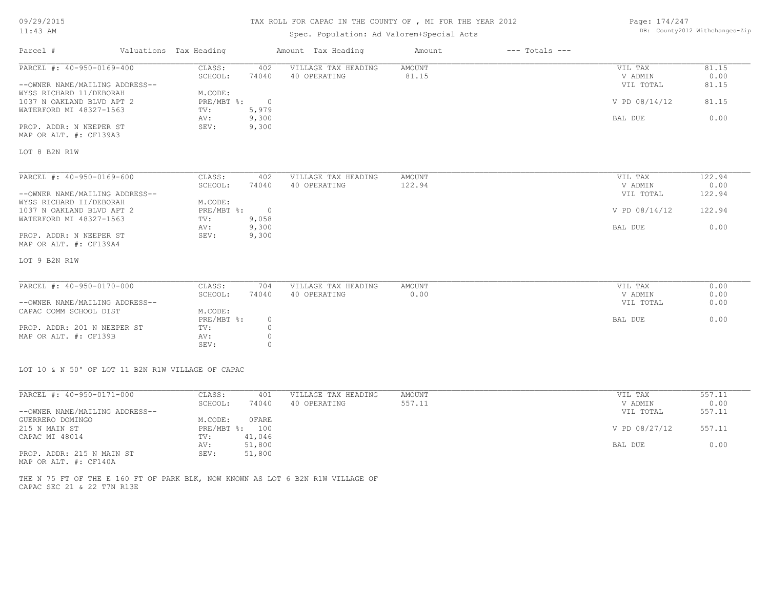# TAX ROLL FOR CAPAC IN THE COUNTY OF , MI FOR THE YEAR 2012

Spec. Population: Ad Valorem+Special Acts

09/29/2015
11:43 AM

DB: County2012 Withchanges-Zip

| Parcel # | Valuations | Tax Heading | Amount | Tax Heading | Amount | --- Totals --- | |
|---|---|---|---|---|---|---|---|

---

**PARCEL #: 40-950-0169-400**

--OWNER NAME/MAILING ADDRESS--
WYSS RICHARD 11/DEBORAH
1037 N OAKLAND BLVD APT 2
WATERFORD MI 48327-1563

PROP. ADDR: N NEEPER ST
MAP OR ALT. #: CF139A3

| | | | | | |
|---|---|---|---|---|---|
| CLASS: | 402 | VILLAGE TAX HEADING | AMOUNT | VIL TAX | 81.15 |
| SCHOOL: | 74040 | 40 OPERATING | 81.15 | V ADMIN | 0.00 |
| M.CODE: | | | | VIL TOTAL | 81.15 |
| PRE/MBT %: | 0 | | | V PD 08/14/12 | 81.15 |
| TV: | 5,979 | | | | |
| AV: | 9,300 | | | BAL DUE | 0.00 |
| SEV: | 9,300 | | | | |

LOT 8 B2N R1W

---

**PARCEL #: 40-950-0169-600**

--OWNER NAME/MAILING ADDRESS--
WYSS RICHARD II/DEBORAH
1037 N OAKLAND BLVD APT 2
WATERFORD MI 48327-1563

PROP. ADDR: N NEEPER ST
MAP OR ALT. #: CF139A4

| | | | | | |
|---|---|---|---|---|---|
| CLASS: | 402 | VILLAGE TAX HEADING | AMOUNT | VIL TAX | 122.94 |
| SCHOOL: | 74040 | 40 OPERATING | 122.94 | V ADMIN | 0.00 |
| M.CODE: | | | | VIL TOTAL | 122.94 |
| PRE/MBT %: | 0 | | | V PD 08/14/12 | 122.94 |
| TV: | 9,058 | | | | |
| AV: | 9,300 | | | BAL DUE | 0.00 |
| SEV: | 9,300 | | | | |

LOT 9 B2N R1W

---

**PARCEL #: 40-950-0170-000**

--OWNER NAME/MAILING ADDRESS--
CAPAC COMM SCHOOL DIST

PROP. ADDR: 201 N NEEPER ST
MAP OR ALT. #: CF139B

| | | | | | |
|---|---|---|---|---|---|
| CLASS: | 704 | VILLAGE TAX HEADING | AMOUNT | VIL TAX | 0.00 |
| SCHOOL: | 74040 | 40 OPERATING | 0.00 | V ADMIN | 0.00 |
| M.CODE: | | | | VIL TOTAL | 0.00 |
| PRE/MBT %: | 0 | | | BAL DUE | 0.00 |
| TV: | 0 | | | | |
| AV: | 0 | | | | |
| SEV: | 0 | | | | |

LOT 10 & N 50' OF LOT 11 B2N R1W VILLAGE OF CAPAC

---

**PARCEL #: 40-950-0171-000**

--OWNER NAME/MAILING ADDRESS--
GUERRERO DOMINGO
215 N MAIN ST
CAPAC MI 48014

PROP. ADDR: 215 N MAIN ST
MAP OR ALT. #: CF140A

| | | | | | |
|---|---|---|---|---|---|
| CLASS: | 401 | VILLAGE TAX HEADING | AMOUNT | VIL TAX | 557.11 |
| SCHOOL: | 74040 | 40 OPERATING | 557.11 | V ADMIN | 0.00 |
| M.CODE: | 0FARE | | | VIL TOTAL | 557.11 |
| PRE/MBT %: | 100 | | | V PD 08/27/12 | 557.11 |
| TV: | 41,046 | | | | |
| AV: | 51,800 | | | BAL DUE | 0.00 |
| SEV: | 51,800 | | | | |

THE N 75 FT OF THE E 160 FT OF PARK BLK, NOW KNOWN AS LOT 6 B2N R1W VILLAGE OF CAPAC SEC 21 & 22 T7N R13E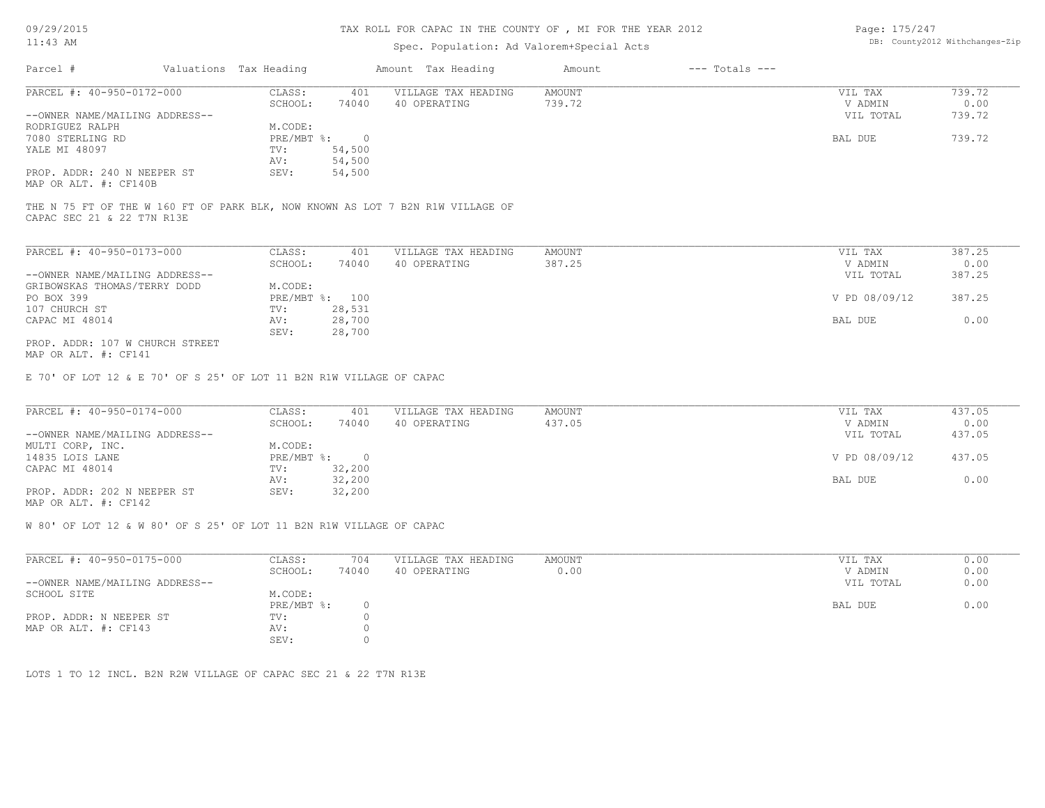TAX ROLL FOR CAPAC IN THE COUNTY OF , MI FOR THE YEAR 2012

Spec. Population: Ad Valorem+Special Acts

09/29/2015
11:43 AM

DB: County2012 Withchanges-Zip

| Parcel # | Valuations | Tax Heading | Amount | Tax Heading | Amount | --- Totals --- | |
|---|---|---|---|---|---|---|---|
| PARCEL #: 40-950-0172-000 | CLASS: | 401 | VILLAGE TAX HEADING | AMOUNT | | VIL TAX | 739.72 |
| | SCHOOL: | 74040 | 40 OPERATING | 739.72 | | V ADMIN | 0.00 |
| --OWNER NAME/MAILING ADDRESS-- | | | | | | VIL TOTAL | 739.72 |
| RODRIGUEZ RALPH | M.CODE: | | | | | | |
| 7080 STERLING RD | PRE/MBT %: | 0 | | | | BAL DUE | 739.72 |
| YALE MI 48097 | TV: | 54,500 | | | | | |
| | AV: | 54,500 | | | | | |
| PROP. ADDR: 240 N NEEPER ST | SEV: | 54,500 | | | | | |
| MAP OR ALT. #: CF140B | | | | | | | |

THE N 75 FT OF THE W 160 FT OF PARK BLK, NOW KNOWN AS LOT 7 B2N R1W VILLAGE OF CAPAC SEC 21 & 22 T7N R13E

| Parcel # | Valuations | Tax Heading | Amount | Tax Heading | Amount | --- Totals --- | |
|---|---|---|---|---|---|---|---|
| PARCEL #: 40-950-0173-000 | CLASS: | 401 | VILLAGE TAX HEADING | AMOUNT | | VIL TAX | 387.25 |
| | SCHOOL: | 74040 | 40 OPERATING | 387.25 | | V ADMIN | 0.00 |
| --OWNER NAME/MAILING ADDRESS-- | | | | | | VIL TOTAL | 387.25 |
| GRIBOWSKAS THOMAS/TERRY DODD | M.CODE: | | | | | | |
| PO BOX 399 | PRE/MBT %: | 100 | | | | V PD 08/09/12 | 387.25 |
| 107 CHURCH ST | TV: | 28,531 | | | | | |
| CAPAC MI 48014 | AV: | 28,700 | | | | BAL DUE | 0.00 |
| | SEV: | 28,700 | | | | | |
| PROP. ADDR: 107 W CHURCH STREET | | | | | | | |
| MAP OR ALT. #: CF141 | | | | | | | |

E 70' OF LOT 12 & E 70' OF S 25' OF LOT 11 B2N R1W VILLAGE OF CAPAC

| Parcel # | Valuations | Tax Heading | Amount | Tax Heading | Amount | --- Totals --- | |
|---|---|---|---|---|---|---|---|
| PARCEL #: 40-950-0174-000 | CLASS: | 401 | VILLAGE TAX HEADING | AMOUNT | | VIL TAX | 437.05 |
| | SCHOOL: | 74040 | 40 OPERATING | 437.05 | | V ADMIN | 0.00 |
| --OWNER NAME/MAILING ADDRESS-- | | | | | | VIL TOTAL | 437.05 |
| MULTI CORP, INC. | M.CODE: | | | | | | |
| 14835 LOIS LANE | PRE/MBT %: | 0 | | | | V PD 08/09/12 | 437.05 |
| CAPAC MI 48014 | TV: | 32,200 | | | | | |
| | AV: | 32,200 | | | | BAL DUE | 0.00 |
| PROP. ADDR: 202 N NEEPER ST | SEV: | 32,200 | | | | | |
| MAP OR ALT. #: CF142 | | | | | | | |

W 80' OF LOT 12 & W 80' OF S 25' OF LOT 11 B2N R1W VILLAGE OF CAPAC

| Parcel # | Valuations | Tax Heading | Amount | Tax Heading | Amount | --- Totals --- | |
|---|---|---|---|---|---|---|---|
| PARCEL #: 40-950-0175-000 | CLASS: | 704 | VILLAGE TAX HEADING | AMOUNT | | VIL TAX | 0.00 |
| | SCHOOL: | 74040 | 40 OPERATING | 0.00 | | V ADMIN | 0.00 |
| --OWNER NAME/MAILING ADDRESS-- | | | | | | VIL TOTAL | 0.00 |
| SCHOOL SITE | M.CODE: | | | | | | |
| | PRE/MBT %: | 0 | | | | BAL DUE | 0.00 |
| PROP. ADDR: N NEEPER ST | TV: | 0 | | | | | |
| MAP OR ALT. #: CF143 | AV: | 0 | | | | | |
| | SEV: | 0 | | | | | |

LOTS 1 TO 12 INCL. B2N R2W VILLAGE OF CAPAC SEC 21 & 22 T7N R13E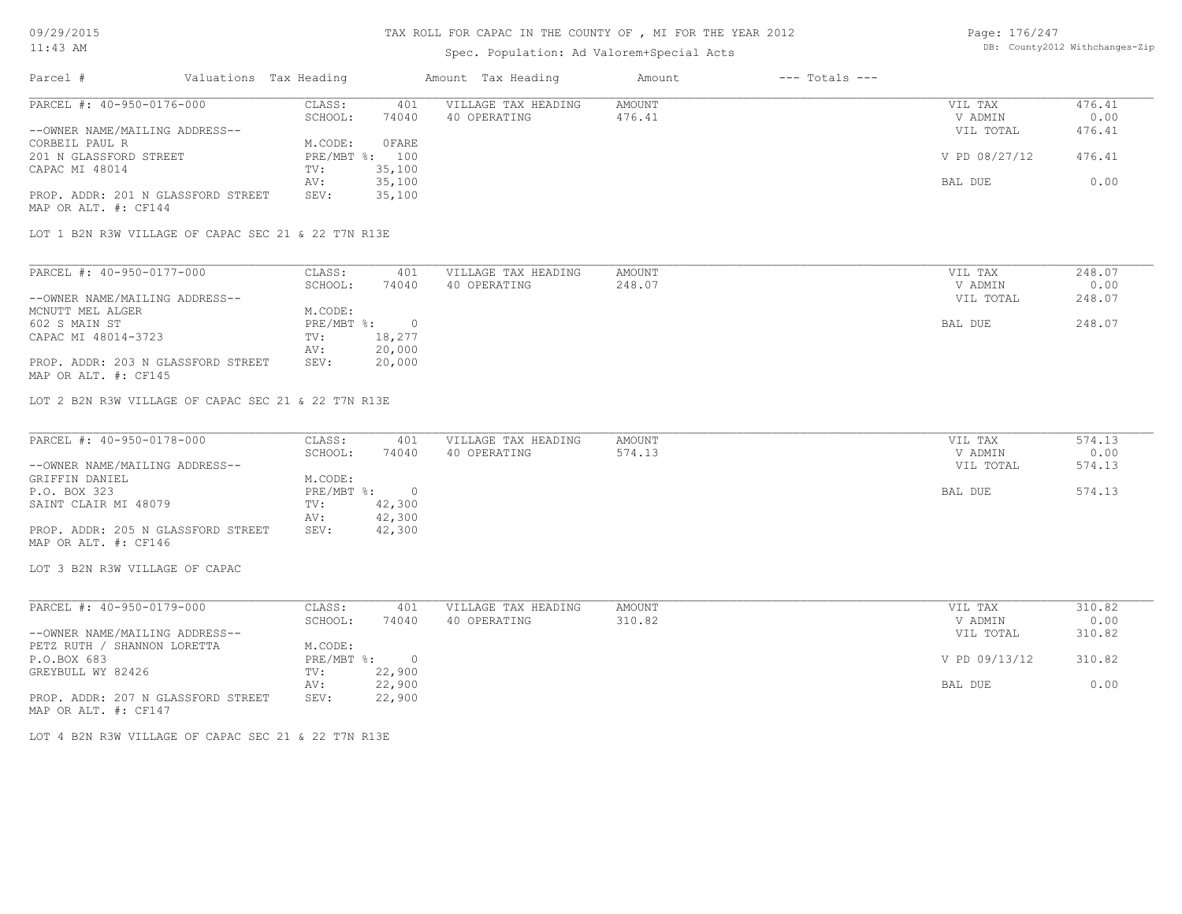# TAX ROLL FOR CAPAC IN THE COUNTY OF , MI FOR THE YEAR 2012

Spec. Population: Ad Valorem+Special Acts

| Parcel # | Valuations Tax Heading | | Amount Tax Heading | Amount | --- Totals --- | |
|---|---|---|---|---|---|---|

---

**PARCEL #: 40-950-0176-000**

| | | | | | |
|---|---|---|---|---|---|
| CLASS: | 401 | VILLAGE TAX HEADING | AMOUNT | VIL TAX | 476.41 |
| SCHOOL: | 74040 | 40 OPERATING | 476.41 | V ADMIN | 0.00 |
| | | | | VIL TOTAL | 476.41 |
| M.CODE: | 0FARE | | | | |
| PRE/MBT %: | 100 | | | V PD 08/27/12 | 476.41 |
| TV: | 35,100 | | | | |
| AV: | 35,100 | | | BAL DUE | 0.00 |
| SEV: | 35,100 | | | | |

--OWNER NAME/MAILING ADDRESS--
CORBEIL PAUL R
201 N GLASSFORD STREET
CAPAC MI 48014

PROP. ADDR: 201 N GLASSFORD STREET
MAP OR ALT. #: CF144

LOT 1 B2N R3W VILLAGE OF CAPAC SEC 21 & 22 T7N R13E

---

**PARCEL #: 40-950-0177-000**

| | | | | | |
|---|---|---|---|---|---|
| CLASS: | 401 | VILLAGE TAX HEADING | AMOUNT | VIL TAX | 248.07 |
| SCHOOL: | 74040 | 40 OPERATING | 248.07 | V ADMIN | 0.00 |
| | | | | VIL TOTAL | 248.07 |
| M.CODE: | | | | | |
| PRE/MBT %: | 0 | | | BAL DUE | 248.07 |
| TV: | 18,277 | | | | |
| AV: | 20,000 | | | | |
| SEV: | 20,000 | | | | |

--OWNER NAME/MAILING ADDRESS--
MCNUTT MEL ALGER
602 S MAIN ST
CAPAC MI 48014-3723

PROP. ADDR: 203 N GLASSFORD STREET
MAP OR ALT. #: CF145

LOT 2 B2N R3W VILLAGE OF CAPAC SEC 21 & 22 T7N R13E

---

**PARCEL #: 40-950-0178-000**

| | | | | | |
|---|---|---|---|---|---|
| CLASS: | 401 | VILLAGE TAX HEADING | AMOUNT | VIL TAX | 574.13 |
| SCHOOL: | 74040 | 40 OPERATING | 574.13 | V ADMIN | 0.00 |
| | | | | VIL TOTAL | 574.13 |
| M.CODE: | | | | | |
| PRE/MBT %: | 0 | | | BAL DUE | 574.13 |
| TV: | 42,300 | | | | |
| AV: | 42,300 | | | | |
| SEV: | 42,300 | | | | |

--OWNER NAME/MAILING ADDRESS--
GRIFFIN DANIEL
P.O. BOX 323
SAINT CLAIR MI 48079

PROP. ADDR: 205 N GLASSFORD STREET
MAP OR ALT. #: CF146

LOT 3 B2N R3W VILLAGE OF CAPAC

---

**PARCEL #: 40-950-0179-000**

| | | | | | |
|---|---|---|---|---|---|
| CLASS: | 401 | VILLAGE TAX HEADING | AMOUNT | VIL TAX | 310.82 |
| SCHOOL: | 74040 | 40 OPERATING | 310.82 | V ADMIN | 0.00 |
| | | | | VIL TOTAL | 310.82 |
| M.CODE: | | | | | |
| PRE/MBT %: | 0 | | | V PD 09/13/12 | 310.82 |
| TV: | 22,900 | | | | |
| AV: | 22,900 | | | BAL DUE | 0.00 |
| SEV: | 22,900 | | | | |

--OWNER NAME/MAILING ADDRESS--
PETZ RUTH / SHANNON LORETTA
P.O.BOX 683
GREYBULL WY 82426

PROP. ADDR: 207 N GLASSFORD STREET
MAP OR ALT. #: CF147

LOT 4 B2N R3W VILLAGE OF CAPAC SEC 21 & 22 T7N R13E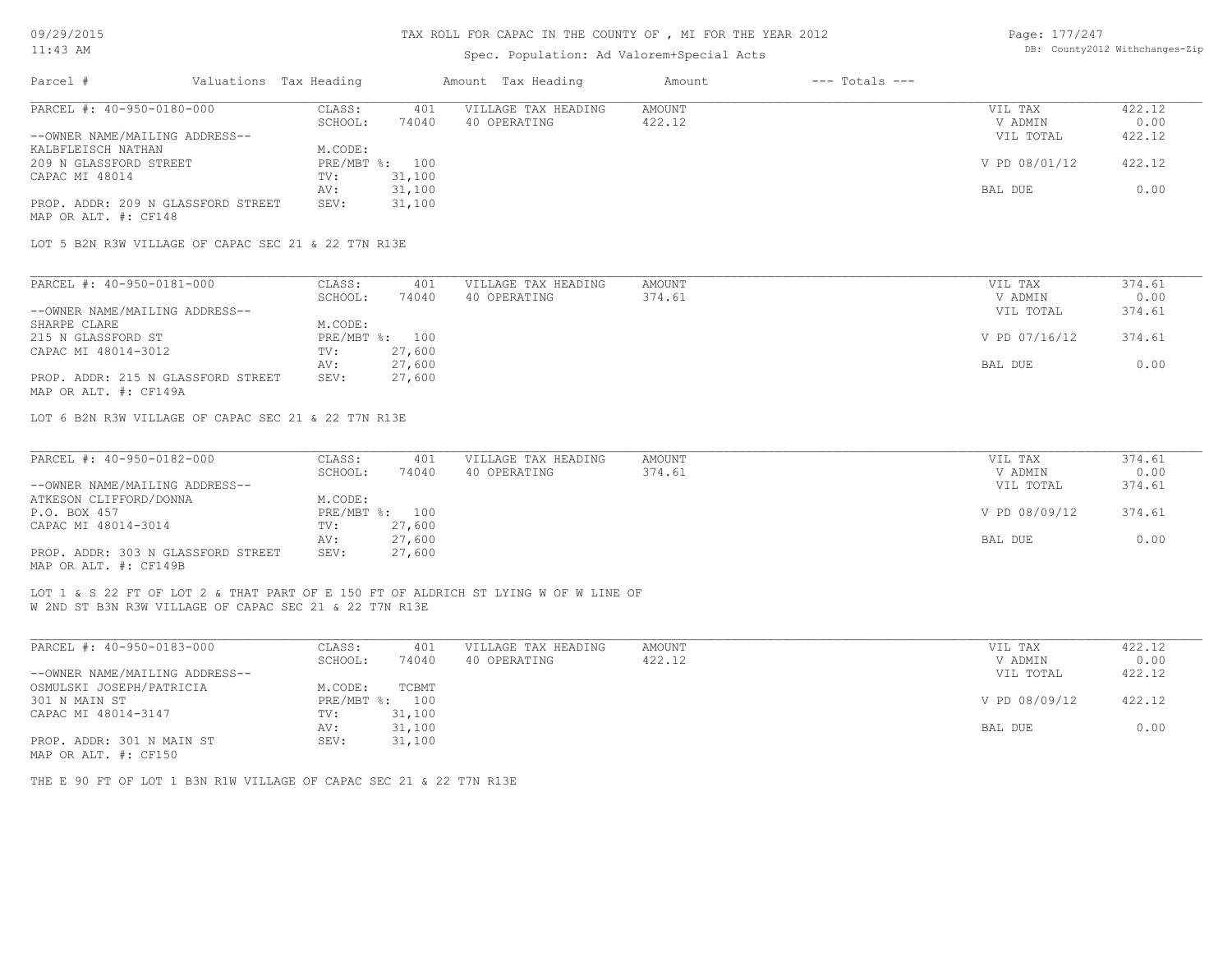TAX ROLL FOR CAPAC IN THE COUNTY OF , MI FOR THE YEAR 2012

Spec. Population: Ad Valorem+Special Acts

| Parcel # | Valuations | Tax Heading | Amount | Tax Heading | Amount | --- Totals --- | |
|---|---|---|---|---|---|---|---|

---

PARCEL #: 40-950-0180-000

--OWNER NAME/MAILING ADDRESS--
KALBFLEISCH NATHAN
209 N GLASSFORD STREET
CAPAC MI 48014

PROP. ADDR: 209 N GLASSFORD STREET
MAP OR ALT. #: CF148

| | | | | | |
|---|---|---|---|---|---|
| CLASS: | 401 | VILLAGE TAX HEADING | AMOUNT | VIL TAX | 422.12 |
| SCHOOL: | 74040 | 40 OPERATING | 422.12 | V ADMIN | 0.00 |
| M.CODE: | | | | VIL TOTAL | 422.12 |
| PRE/MBT %: | 100 | | | V PD 08/01/12 | 422.12 |
| TV: | 31,100 | | | | |
| AV: | 31,100 | | | BAL DUE | 0.00 |
| SEV: | 31,100 | | | | |

LOT 5 B2N R3W VILLAGE OF CAPAC SEC 21 & 22 T7N R13E

---

PARCEL #: 40-950-0181-000

--OWNER NAME/MAILING ADDRESS--
SHARPE CLARE
215 N GLASSFORD ST
CAPAC MI 48014-3012

PROP. ADDR: 215 N GLASSFORD STREET
MAP OR ALT. #: CF149A

| | | | | | |
|---|---|---|---|---|---|
| CLASS: | 401 | VILLAGE TAX HEADING | AMOUNT | VIL TAX | 374.61 |
| SCHOOL: | 74040 | 40 OPERATING | 374.61 | V ADMIN | 0.00 |
| M.CODE: | | | | VIL TOTAL | 374.61 |
| PRE/MBT %: | 100 | | | V PD 07/16/12 | 374.61 |
| TV: | 27,600 | | | | |
| AV: | 27,600 | | | BAL DUE | 0.00 |
| SEV: | 27,600 | | | | |

LOT 6 B2N R3W VILLAGE OF CAPAC SEC 21 & 22 T7N R13E

---

PARCEL #: 40-950-0182-000

--OWNER NAME/MAILING ADDRESS--
ATKESON CLIFFORD/DONNA
P.O. BOX 457
CAPAC MI 48014-3014

PROP. ADDR: 303 N GLASSFORD STREET
MAP OR ALT. #: CF149B

| | | | | | |
|---|---|---|---|---|---|
| CLASS: | 401 | VILLAGE TAX HEADING | AMOUNT | VIL TAX | 374.61 |
| SCHOOL: | 74040 | 40 OPERATING | 374.61 | V ADMIN | 0.00 |
| M.CODE: | | | | VIL TOTAL | 374.61 |
| PRE/MBT %: | 100 | | | V PD 08/09/12 | 374.61 |
| TV: | 27,600 | | | | |
| AV: | 27,600 | | | BAL DUE | 0.00 |
| SEV: | 27,600 | | | | |

LOT 1 & S 22 FT OF LOT 2 & THAT PART OF E 150 FT OF ALDRICH ST LYING W OF W LINE OF W 2ND ST B3N R3W VILLAGE OF CAPAC SEC 21 & 22 T7N R13E

---

PARCEL #: 40-950-0183-000

--OWNER NAME/MAILING ADDRESS--
OSMULSKI JOSEPH/PATRICIA
301 N MAIN ST
CAPAC MI 48014-3147

PROP. ADDR: 301 N MAIN ST
MAP OR ALT. #: CF150

| | | | | | |
|---|---|---|---|---|---|
| CLASS: | 401 | VILLAGE TAX HEADING | AMOUNT | VIL TAX | 422.12 |
| SCHOOL: | 74040 | 40 OPERATING | 422.12 | V ADMIN | 0.00 |
| M.CODE: | TCBMT | | | VIL TOTAL | 422.12 |
| PRE/MBT %: | 100 | | | V PD 08/09/12 | 422.12 |
| TV: | 31,100 | | | | |
| AV: | 31,100 | | | BAL DUE | 0.00 |
| SEV: | 31,100 | | | | |

THE E 90 FT OF LOT 1 B3N R1W VILLAGE OF CAPAC SEC 21 & 22 T7N R13E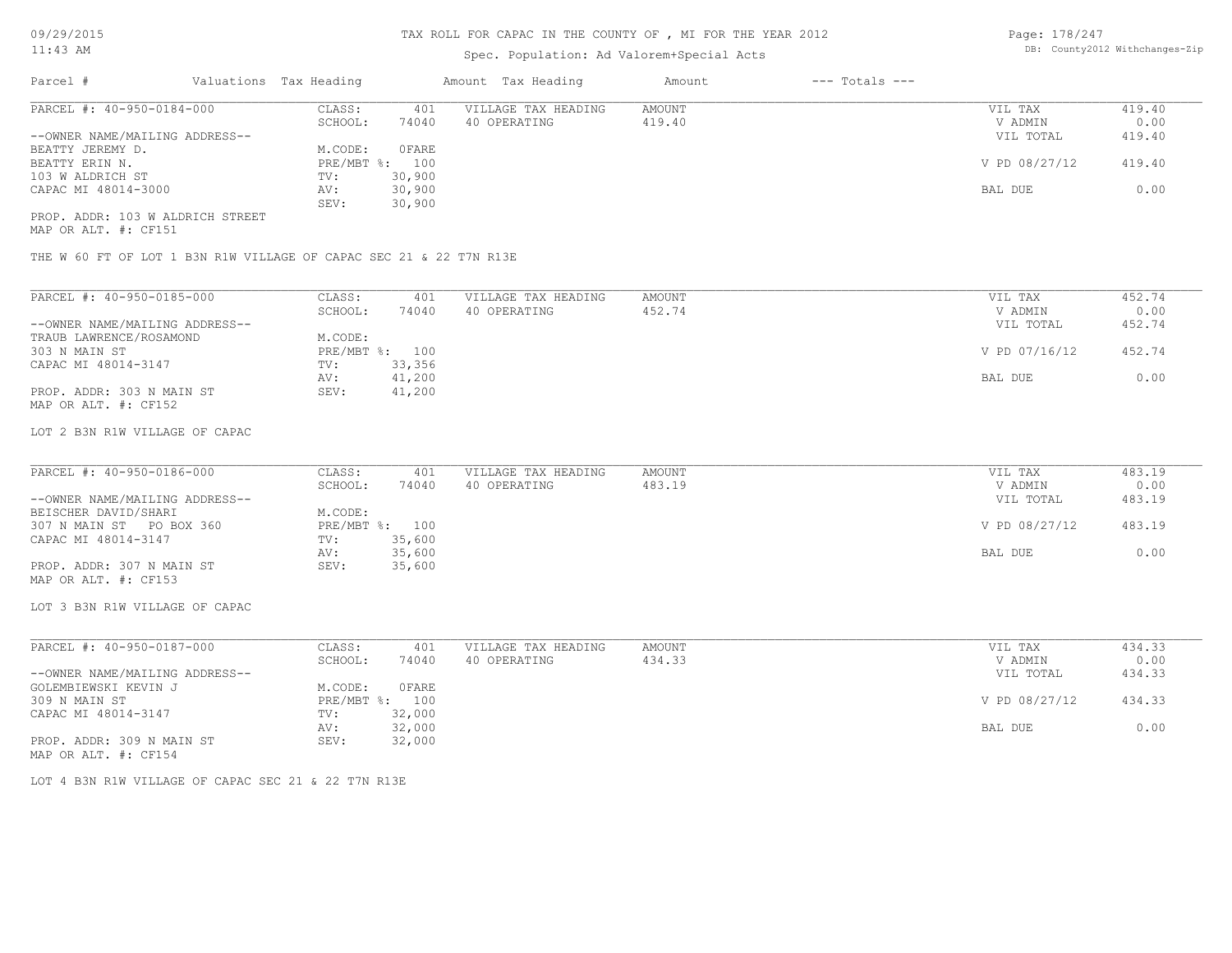# TAX ROLL FOR CAPAC IN THE COUNTY OF , MI FOR THE YEAR 2012

Spec. Population: Ad Valorem+Special Acts

| Parcel # | Valuations | Tax Heading | Amount | Tax Heading | Amount | --- Totals --- |
|---|---|---|---|---|---|---|

---

**PARCEL #: 40-950-0184-000**

| | | | | | | |
|---|---|---|---|---|---|---|
| | CLASS: | 401 | VILLAGE TAX HEADING | AMOUNT | VIL TAX | 419.40 |
| | SCHOOL: | 74040 | 40 OPERATING | 419.40 | V ADMIN | 0.00 |
| --OWNER NAME/MAILING ADDRESS-- | | | | | VIL TOTAL | 419.40 |
| BEATTY JEREMY D. | M.CODE: | 0FARE | | | | |
| BEATTY ERIN N. | PRE/MBT %: | 100 | | | V PD 08/27/12 | 419.40 |
| 103 W ALDRICH ST | TV: | 30,900 | | | | |
| CAPAC MI 48014-3000 | AV: | 30,900 | | | BAL DUE | 0.00 |
| | SEV: | 30,900 | | | | |

PROP. ADDR: 103 W ALDRICH STREET
MAP OR ALT. #: CF151

THE W 60 FT OF LOT 1 B3N R1W VILLAGE OF CAPAC SEC 21 & 22 T7N R13E

---

**PARCEL #: 40-950-0185-000**

| | | | | | | |
|---|---|---|---|---|---|---|
| | CLASS: | 401 | VILLAGE TAX HEADING | AMOUNT | VIL TAX | 452.74 |
| | SCHOOL: | 74040 | 40 OPERATING | 452.74 | V ADMIN | 0.00 |
| --OWNER NAME/MAILING ADDRESS-- | | | | | VIL TOTAL | 452.74 |
| TRAUB LAWRENCE/ROSAMOND | M.CODE: | | | | | |
| 303 N MAIN ST | PRE/MBT %: | 100 | | | V PD 07/16/12 | 452.74 |
| CAPAC MI 48014-3147 | TV: | 33,356 | | | | |
| | AV: | 41,200 | | | BAL DUE | 0.00 |
| PROP. ADDR: 303 N MAIN ST | SEV: | 41,200 | | | | |

MAP OR ALT. #: CF152

LOT 2 B3N R1W VILLAGE OF CAPAC

---

**PARCEL #: 40-950-0186-000**

| | | | | | | |
|---|---|---|---|---|---|---|
| | CLASS: | 401 | VILLAGE TAX HEADING | AMOUNT | VIL TAX | 483.19 |
| | SCHOOL: | 74040 | 40 OPERATING | 483.19 | V ADMIN | 0.00 |
| --OWNER NAME/MAILING ADDRESS-- | | | | | VIL TOTAL | 483.19 |
| BEISCHER DAVID/SHARI | M.CODE: | | | | | |
| 307 N MAIN ST PO BOX 360 | PRE/MBT %: | 100 | | | V PD 08/27/12 | 483.19 |
| CAPAC MI 48014-3147 | TV: | 35,600 | | | | |
| | AV: | 35,600 | | | BAL DUE | 0.00 |
| PROP. ADDR: 307 N MAIN ST | SEV: | 35,600 | | | | |

MAP OR ALT. #: CF153

LOT 3 B3N R1W VILLAGE OF CAPAC

---

**PARCEL #: 40-950-0187-000**

| | | | | | | |
|---|---|---|---|---|---|---|
| | CLASS: | 401 | VILLAGE TAX HEADING | AMOUNT | VIL TAX | 434.33 |
| | SCHOOL: | 74040 | 40 OPERATING | 434.33 | V ADMIN | 0.00 |
| --OWNER NAME/MAILING ADDRESS-- | | | | | VIL TOTAL | 434.33 |
| GOLEMBIEWSKI KEVIN J | M.CODE: | 0FARE | | | | |
| 309 N MAIN ST | PRE/MBT %: | 100 | | | V PD 08/27/12 | 434.33 |
| CAPAC MI 48014-3147 | TV: | 32,000 | | | | |
| | AV: | 32,000 | | | BAL DUE | 0.00 |
| PROP. ADDR: 309 N MAIN ST | SEV: | 32,000 | | | | |

MAP OR ALT. #: CF154

LOT 4 B3N R1W VILLAGE OF CAPAC SEC 21 & 22 T7N R13E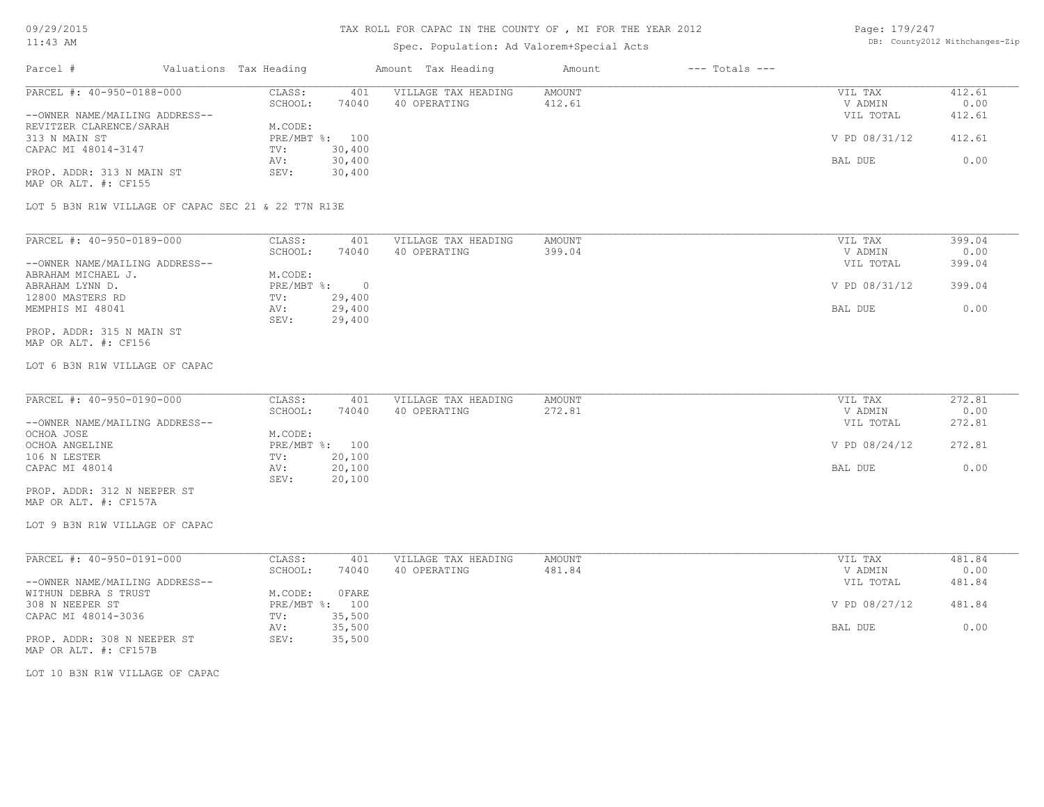# TAX ROLL FOR CAPAC IN THE COUNTY OF , MI FOR THE YEAR 2012

Spec. Population: Ad Valorem+Special Acts

| Parcel # | Valuations | Tax Heading | Amount | Tax Heading | Amount | --- Totals --- | |
|---|---|---|---|---|---|---|---|

## PARCEL #: 40-950-0188-000

| | | | | |
|---|---|---|---|---|
| CLASS: | 401 | VILLAGE TAX HEADING | AMOUNT | VIL TAX 412.61 |
| SCHOOL: | 74040 | 40 OPERATING | 412.61 | V ADMIN 0.00 |
| M.CODE: | | | | VIL TOTAL 412.61 |
| PRE/MBT %: | 100 | | | V PD 08/31/12 412.61 |
| TV: | 30,400 | | | |
| AV: | 30,400 | | | BAL DUE 0.00 |
| SEV: | 30,400 | | | |

--OWNER NAME/MAILING ADDRESS--
REVITZER CLARENCE/SARAH
313 N MAIN ST
CAPAC MI 48014-3147

PROP. ADDR: 313 N MAIN ST
MAP OR ALT. #: CF155

LOT 5 B3N R1W VILLAGE OF CAPAC SEC 21 & 22 T7N R13E

## PARCEL #: 40-950-0189-000

| | | | | |
|---|---|---|---|---|
| CLASS: | 401 | VILLAGE TAX HEADING | AMOUNT | VIL TAX 399.04 |
| SCHOOL: | 74040 | 40 OPERATING | 399.04 | V ADMIN 0.00 |
| M.CODE: | | | | VIL TOTAL 399.04 |
| PRE/MBT %: | 0 | | | V PD 08/31/12 399.04 |
| TV: | 29,400 | | | |
| AV: | 29,400 | | | BAL DUE 0.00 |
| SEV: | 29,400 | | | |

--OWNER NAME/MAILING ADDRESS--
ABRAHAM MICHAEL J.
ABRAHAM LYNN D.
12800 MASTERS RD
MEMPHIS MI 48041

PROP. ADDR: 315 N MAIN ST
MAP OR ALT. #: CF156

LOT 6 B3N R1W VILLAGE OF CAPAC

## PARCEL #: 40-950-0190-000

| | | | | |
|---|---|---|---|---|
| CLASS: | 401 | VILLAGE TAX HEADING | AMOUNT | VIL TAX 272.81 |
| SCHOOL: | 74040 | 40 OPERATING | 272.81 | V ADMIN 0.00 |
| M.CODE: | | | | VIL TOTAL 272.81 |
| PRE/MBT %: | 100 | | | V PD 08/24/12 272.81 |
| TV: | 20,100 | | | |
| AV: | 20,100 | | | BAL DUE 0.00 |
| SEV: | 20,100 | | | |

--OWNER NAME/MAILING ADDRESS--
OCHOA JOSE
OCHOA ANGELINE
106 N LESTER
CAPAC MI 48014

PROP. ADDR: 312 N NEEPER ST
MAP OR ALT. #: CF157A

LOT 9 B3N R1W VILLAGE OF CAPAC

## PARCEL #: 40-950-0191-000

| | | | | |
|---|---|---|---|---|
| CLASS: | 401 | VILLAGE TAX HEADING | AMOUNT | VIL TAX 481.84 |
| SCHOOL: | 74040 | 40 OPERATING | 481.84 | V ADMIN 0.00 |
| M.CODE: | 0FARE | | | VIL TOTAL 481.84 |
| PRE/MBT %: | 100 | | | V PD 08/27/12 481.84 |
| TV: | 35,500 | | | |
| AV: | 35,500 | | | BAL DUE 0.00 |
| SEV: | 35,500 | | | |

--OWNER NAME/MAILING ADDRESS--
WITHUN DEBRA S TRUST
308 N NEEPER ST
CAPAC MI 48014-3036

PROP. ADDR: 308 N NEEPER ST
MAP OR ALT. #: CF157B

LOT 10 B3N R1W VILLAGE OF CAPAC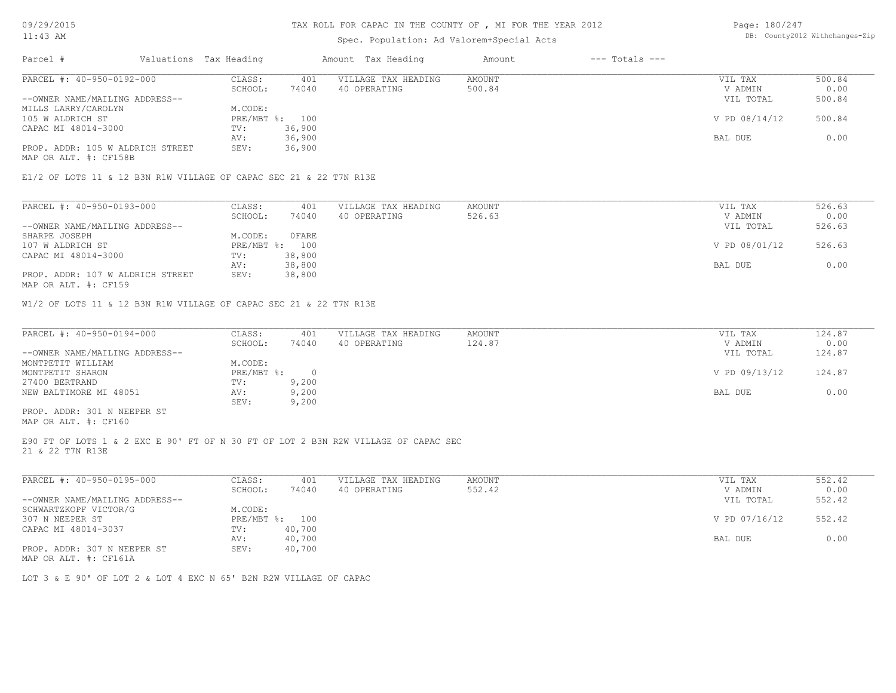# TAX ROLL FOR CAPAC IN THE COUNTY OF , MI FOR THE YEAR 2012

Spec. Population: Ad Valorem+Special Acts

09/29/2015
11:43 AM

DB: County2012 Withchanges-Zip

| Parcel # | Valuations | Tax Heading | Amount | Tax Heading | Amount | --- Totals --- | |
|---|---|---|---|---|---|---|---|

---

| PARCEL #: 40-950-0192-000 | CLASS: | 401 | VILLAGE TAX HEADING | AMOUNT | VIL TAX | 500.84 |
|---|---|---|---|---|---|---|
| | SCHOOL: | 74040 | 40 OPERATING | 500.84 | V ADMIN | 0.00 |
| --OWNER NAME/MAILING ADDRESS-- | | | | | VIL TOTAL | 500.84 |
| MILLS LARRY/CAROLYN | M.CODE: | | | | | |
| 105 W ALDRICH ST | PRE/MBT %: | 100 | | | V PD 08/14/12 | 500.84 |
| CAPAC MI 48014-3000 | TV: | 36,900 | | | | |
| | AV: | 36,900 | | | BAL DUE | 0.00 |
| PROP. ADDR: 105 W ALDRICH STREET | SEV: | 36,900 | | | | |
| MAP OR ALT. #: CF158B | | | | | | |

E1/2 OF LOTS 11 & 12 B3N R1W VILLAGE OF CAPAC SEC 21 & 22 T7N R13E

---

| PARCEL #: 40-950-0193-000 | CLASS: | 401 | VILLAGE TAX HEADING | AMOUNT | VIL TAX | 526.63 |
|---|---|---|---|---|---|---|
| | SCHOOL: | 74040 | 40 OPERATING | 526.63 | V ADMIN | 0.00 |
| --OWNER NAME/MAILING ADDRESS-- | | | | | VIL TOTAL | 526.63 |
| SHARPE JOSEPH | M.CODE: | 0FARE | | | | |
| 107 W ALDRICH ST | PRE/MBT %: | 100 | | | V PD 08/01/12 | 526.63 |
| CAPAC MI 48014-3000 | TV: | 38,800 | | | | |
| | AV: | 38,800 | | | BAL DUE | 0.00 |
| PROP. ADDR: 107 W ALDRICH STREET | SEV: | 38,800 | | | | |
| MAP OR ALT. #: CF159 | | | | | | |

W1/2 OF LOTS 11 & 12 B3N R1W VILLAGE OF CAPAC SEC 21 & 22 T7N R13E

---

| PARCEL #: 40-950-0194-000 | CLASS: | 401 | VILLAGE TAX HEADING | AMOUNT | VIL TAX | 124.87 |
|---|---|---|---|---|---|---|
| | SCHOOL: | 74040 | 40 OPERATING | 124.87 | V ADMIN | 0.00 |
| --OWNER NAME/MAILING ADDRESS-- | | | | | VIL TOTAL | 124.87 |
| MONTPETIT WILLIAM | M.CODE: | | | | | |
| MONTPETIT SHARON | PRE/MBT %: | 0 | | | V PD 09/13/12 | 124.87 |
| 27400 BERTRAND | TV: | 9,200 | | | | |
| NEW BALTIMORE MI 48051 | AV: | 9,200 | | | BAL DUE | 0.00 |
| | SEV: | 9,200 | | | | |
| PROP. ADDR: 301 N NEEPER ST | | | | | | |
| MAP OR ALT. #: CF160 | | | | | | |

E90 FT OF LOTS 1 & 2 EXC E 90' FT OF N 30 FT OF LOT 2 B3N R2W VILLAGE OF CAPAC SEC 21 & 22 T7N R13E

---

| PARCEL #: 40-950-0195-000 | CLASS: | 401 | VILLAGE TAX HEADING | AMOUNT | VIL TAX | 552.42 |
|---|---|---|---|---|---|---|
| | SCHOOL: | 74040 | 40 OPERATING | 552.42 | V ADMIN | 0.00 |
| --OWNER NAME/MAILING ADDRESS-- | | | | | VIL TOTAL | 552.42 |
| SCHWARTZKOPF VICTOR/G | M.CODE: | | | | | |
| 307 N NEEPER ST | PRE/MBT %: | 100 | | | V PD 07/16/12 | 552.42 |
| CAPAC MI 48014-3037 | TV: | 40,700 | | | | |
| | AV: | 40,700 | | | BAL DUE | 0.00 |
| PROP. ADDR: 307 N NEEPER ST | SEV: | 40,700 | | | | |
| MAP OR ALT. #: CF161A | | | | | | |

LOT 3 & E 90' OF LOT 2 & LOT 4 EXC N 65' B2N R2W VILLAGE OF CAPAC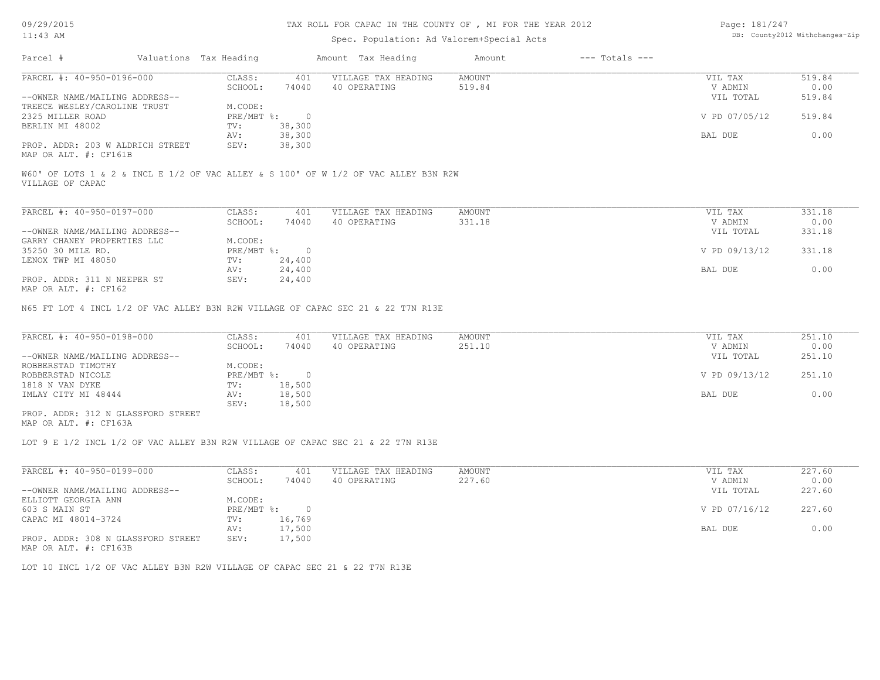# TAX ROLL FOR CAPAC IN THE COUNTY OF , MI FOR THE YEAR 2012

Spec. Population: Ad Valorem+Special Acts

| Parcel # | Valuations | Tax Heading | Amount | Tax Heading | Amount | --- Totals --- | |
|---|---|---|---|---|---|---|---|

---

| PARCEL #: 40-950-0196-000 | CLASS: | 401 | VILLAGE TAX HEADING | AMOUNT | VIL TAX | 519.84 |
|---|---|---|---|---|---|---|
| | SCHOOL: | 74040 | 40 OPERATING | 519.84 | V ADMIN | 0.00 |
| --OWNER NAME/MAILING ADDRESS-- | | | | | VIL TOTAL | 519.84 |
| TREECE WESLEY/CAROLINE TRUST | M.CODE: | | | | | |
| 2325 MILLER ROAD | PRE/MBT %: | 0 | | | V PD 07/05/12 | 519.84 |
| BERLIN MI 48002 | TV: | 38,300 | | | | |
| | AV: | 38,300 | | | BAL DUE | 0.00 |
| PROP. ADDR: 203 W ALDRICH STREET | SEV: | 38,300 | | | | |
| MAP OR ALT. #: CF161B | | | | | | |

W60' OF LOTS 1 & 2 & INCL E 1/2 OF VAC ALLEY & S 100' OF W 1/2 OF VAC ALLEY B3N R2W VILLAGE OF CAPAC

---

| PARCEL #: 40-950-0197-000 | CLASS: | 401 | VILLAGE TAX HEADING | AMOUNT | VIL TAX | 331.18 |
|---|---|---|---|---|---|---|
| | SCHOOL: | 74040 | 40 OPERATING | 331.18 | V ADMIN | 0.00 |
| --OWNER NAME/MAILING ADDRESS-- | | | | | VIL TOTAL | 331.18 |
| GARRY CHANEY PROPERTIES LLC | M.CODE: | | | | | |
| 35250 30 MILE RD. | PRE/MBT %: | 0 | | | V PD 09/13/12 | 331.18 |
| LENOX TWP MI 48050 | TV: | 24,400 | | | | |
| | AV: | 24,400 | | | BAL DUE | 0.00 |
| PROP. ADDR: 311 N NEEPER ST | SEV: | 24,400 | | | | |
| MAP OR ALT. #: CF162 | | | | | | |

N65 FT LOT 4 INCL 1/2 OF VAC ALLEY B3N R2W VILLAGE OF CAPAC SEC 21 & 22 T7N R13E

---

| PARCEL #: 40-950-0198-000 | CLASS: | 401 | VILLAGE TAX HEADING | AMOUNT | VIL TAX | 251.10 |
|---|---|---|---|---|---|---|
| | SCHOOL: | 74040 | 40 OPERATING | 251.10 | V ADMIN | 0.00 |
| --OWNER NAME/MAILING ADDRESS-- | | | | | VIL TOTAL | 251.10 |
| ROBBERSTAD TIMOTHY | M.CODE: | | | | | |
| ROBBERSTAD NICOLE | PRE/MBT %: | 0 | | | V PD 09/13/12 | 251.10 |
| 1818 N VAN DYKE | TV: | 18,500 | | | | |
| IMLAY CITY MI 48444 | AV: | 18,500 | | | BAL DUE | 0.00 |
| | SEV: | 18,500 | | | | |
| PROP. ADDR: 312 N GLASSFORD STREET | | | | | | |
| MAP OR ALT. #: CF163A | | | | | | |

LOT 9 E 1/2 INCL 1/2 OF VAC ALLEY B3N R2W VILLAGE OF CAPAC SEC 21 & 22 T7N R13E

---

| PARCEL #: 40-950-0199-000 | CLASS: | 401 | VILLAGE TAX HEADING | AMOUNT | VIL TAX | 227.60 |
|---|---|---|---|---|---|---|
| | SCHOOL: | 74040 | 40 OPERATING | 227.60 | V ADMIN | 0.00 |
| --OWNER NAME/MAILING ADDRESS-- | | | | | VIL TOTAL | 227.60 |
| ELLIOTT GEORGIA ANN | M.CODE: | | | | | |
| 603 S MAIN ST | PRE/MBT %: | 0 | | | V PD 07/16/12 | 227.60 |
| CAPAC MI 48014-3724 | TV: | 16,769 | | | | |
| | AV: | 17,500 | | | BAL DUE | 0.00 |
| PROP. ADDR: 308 N GLASSFORD STREET | SEV: | 17,500 | | | | |
| MAP OR ALT. #: CF163B | | | | | | |

LOT 10 INCL 1/2 OF VAC ALLEY B3N R2W VILLAGE OF CAPAC SEC 21 & 22 T7N R13E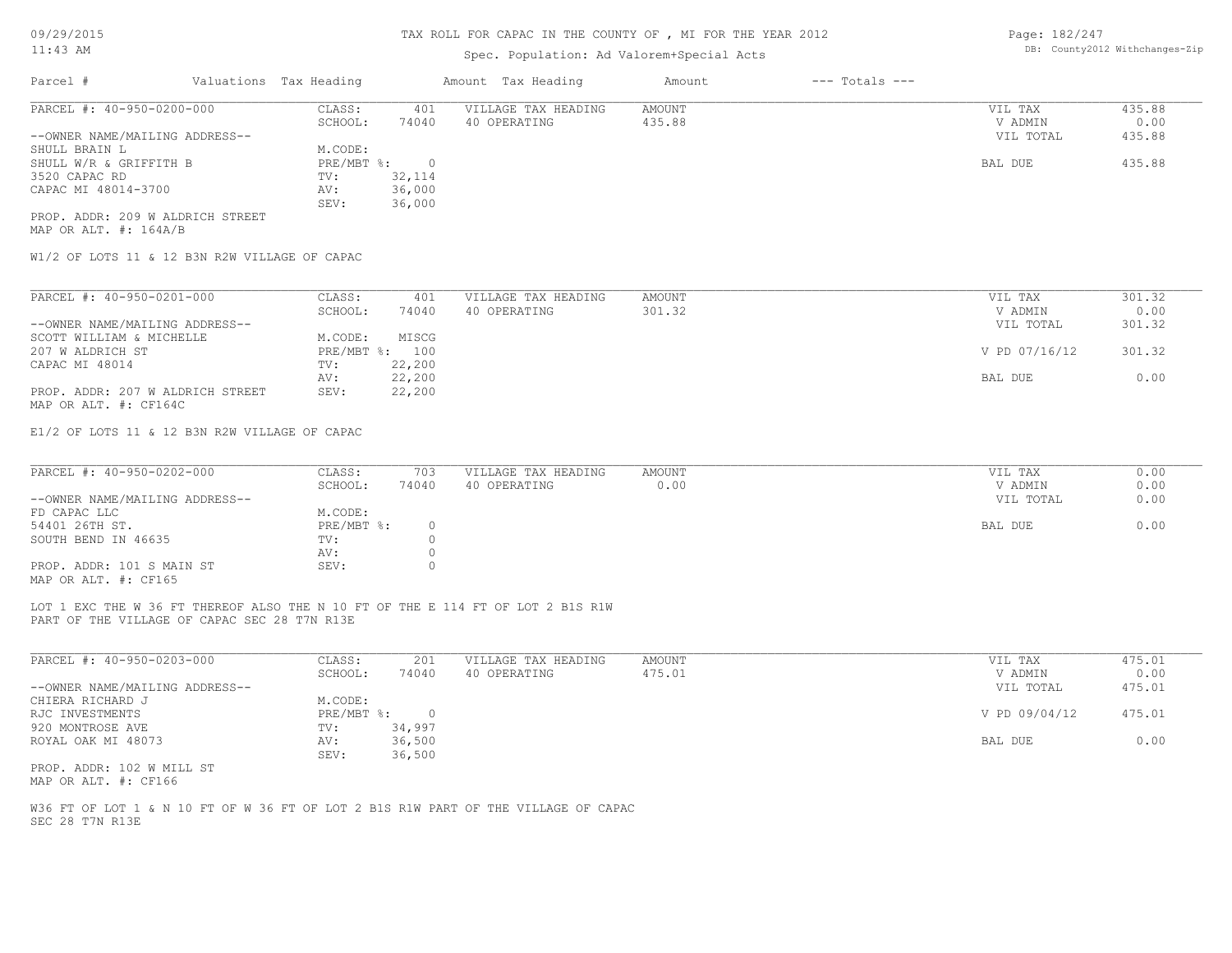# TAX ROLL FOR CAPAC IN THE COUNTY OF , MI FOR THE YEAR 2012

Spec. Population: Ad Valorem+Special Acts

| Parcel # | Valuations | Tax Heading | Amount | Tax Heading | Amount | --- Totals --- | |
|---|---|---|---|---|---|---|---|

---

**PARCEL #: 40-950-0200-000**

| | | | | | |
|---|---|---|---|---|---|
| CLASS: | 401 | VILLAGE TAX HEADING | AMOUNT | VIL TAX | 435.88 |
| SCHOOL: | 74040 | 40 OPERATING | 435.88 | V ADMIN | 0.00 |
| | | | | VIL TOTAL | 435.88 |
| M.CODE: | | | | | |
| PRE/MBT %: | 0 | | | BAL DUE | 435.88 |
| TV: | 32,114 | | | | |
| AV: | 36,000 | | | | |
| SEV: | 36,000 | | | | |

--OWNER NAME/MAILING ADDRESS--
SHULL BRAIN L
SHULL W/R & GRIFFITH B
3520 CAPAC RD
CAPAC MI 48014-3700

PROP. ADDR: 209 W ALDRICH STREET
MAP OR ALT. #: 164A/B

W1/2 OF LOTS 11 & 12 B3N R2W VILLAGE OF CAPAC

---

**PARCEL #: 40-950-0201-000**

| | | | | | |
|---|---|---|---|---|---|
| CLASS: | 401 | VILLAGE TAX HEADING | AMOUNT | VIL TAX | 301.32 |
| SCHOOL: | 74040 | 40 OPERATING | 301.32 | V ADMIN | 0.00 |
| | | | | VIL TOTAL | 301.32 |
| M.CODE: | MISCG | | | | |
| PRE/MBT %: | 100 | | | V PD 07/16/12 | 301.32 |
| TV: | 22,200 | | | | |
| AV: | 22,200 | | | BAL DUE | 0.00 |
| SEV: | 22,200 | | | | |

--OWNER NAME/MAILING ADDRESS--
SCOTT WILLIAM & MICHELLE
207 W ALDRICH ST
CAPAC MI 48014

PROP. ADDR: 207 W ALDRICH STREET
MAP OR ALT. #: CF164C

E1/2 OF LOTS 11 & 12 B3N R2W VILLAGE OF CAPAC

---

**PARCEL #: 40-950-0202-000**

| | | | | | |
|---|---|---|---|---|---|
| CLASS: | 703 | VILLAGE TAX HEADING | AMOUNT | VIL TAX | 0.00 |
| SCHOOL: | 74040 | 40 OPERATING | 0.00 | V ADMIN | 0.00 |
| | | | | VIL TOTAL | 0.00 |
| M.CODE: | | | | | |
| PRE/MBT %: | 0 | | | BAL DUE | 0.00 |
| TV: | 0 | | | | |
| AV: | 0 | | | | |
| SEV: | 0 | | | | |

--OWNER NAME/MAILING ADDRESS--
FD CAPAC LLC
54401 26TH ST.
SOUTH BEND IN 46635

PROP. ADDR: 101 S MAIN ST
MAP OR ALT. #: CF165

LOT 1 EXC THE W 36 FT THEREOF ALSO THE N 10 FT OF THE E 114 FT OF LOT 2 B1S R1W
PART OF THE VILLAGE OF CAPAC SEC 28 T7N R13E

---

**PARCEL #: 40-950-0203-000**

| | | | | | |
|---|---|---|---|---|---|
| CLASS: | 201 | VILLAGE TAX HEADING | AMOUNT | VIL TAX | 475.01 |
| SCHOOL: | 74040 | 40 OPERATING | 475.01 | V ADMIN | 0.00 |
| | | | | VIL TOTAL | 475.01 |
| M.CODE: | | | | | |
| PRE/MBT %: | 0 | | | V PD 09/04/12 | 475.01 |
| TV: | 34,997 | | | | |
| AV: | 36,500 | | | BAL DUE | 0.00 |
| SEV: | 36,500 | | | | |

--OWNER NAME/MAILING ADDRESS--
CHIERA RICHARD J
RJC INVESTMENTS
920 MONTROSE AVE
ROYAL OAK MI 48073

PROP. ADDR: 102 W MILL ST
MAP OR ALT. #: CF166

W36 FT OF LOT 1 & N 10 FT OF W 36 FT OF LOT 2 B1S R1W PART OF THE VILLAGE OF CAPAC
SEC 28 T7N R13E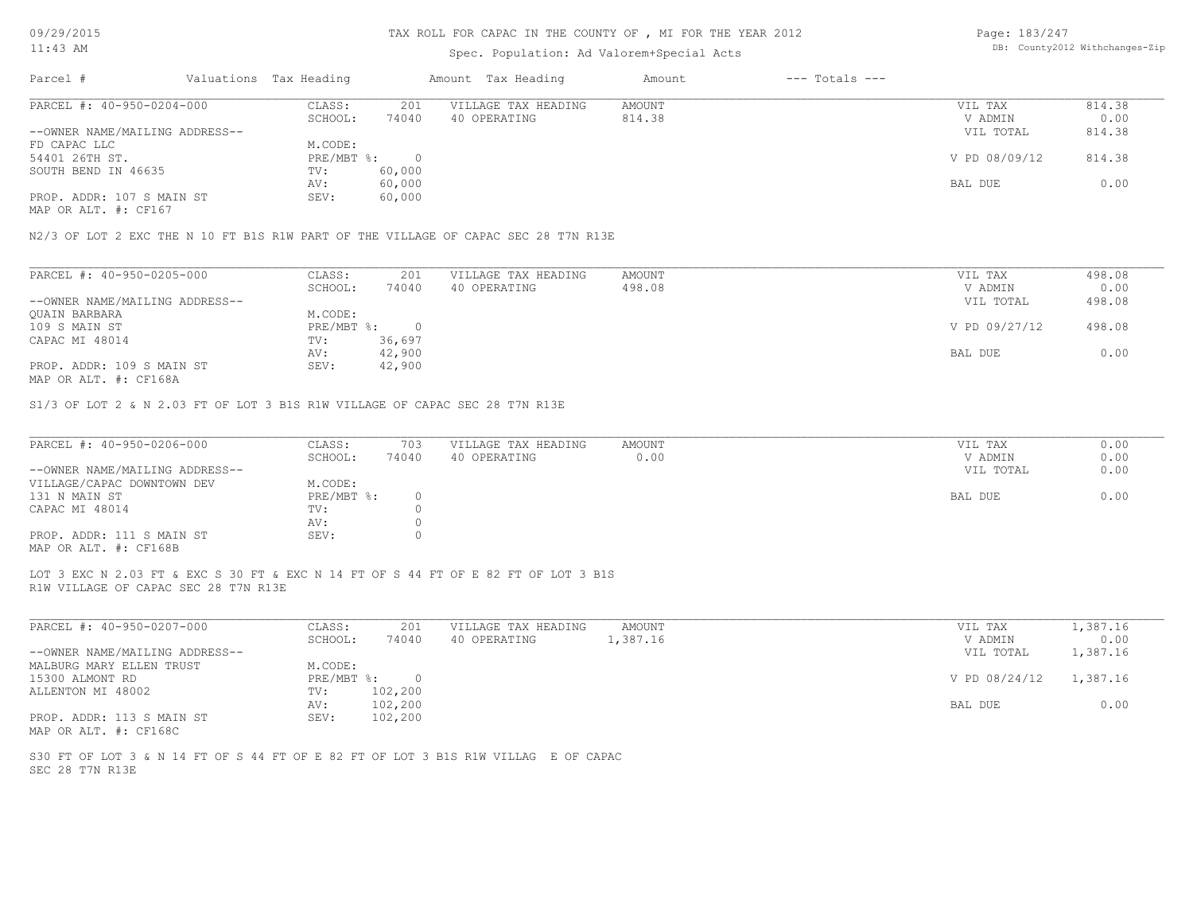# TAX ROLL FOR CAPAC IN THE COUNTY OF , MI FOR THE YEAR 2012

Spec. Population: Ad Valorem+Special Acts

| Parcel # | Valuations | Tax Heading | Amount | Tax Heading | Amount | --- Totals --- | |
|---|---|---|---|---|---|---|---|

---

**PARCEL #: 40-950-0204-000**

| | | | | | | |
|---|---|---|---|---|---|---|
| CLASS: | 201 | VILLAGE TAX HEADING | AMOUNT | | VIL TAX | 814.38 |
| SCHOOL: | 74040 | 40 OPERATING | 814.38 | | V ADMIN | 0.00 |
| | | | | | VIL TOTAL | 814.38 |
| M.CODE: | | | | | | |
| PRE/MBT %: | 0 | | | | V PD 08/09/12 | 814.38 |
| TV: | 60,000 | | | | | |
| AV: | 60,000 | | | | BAL DUE | 0.00 |
| SEV: | 60,000 | | | | | |

--OWNER NAME/MAILING ADDRESS--
FD CAPAC LLC
54401 26TH ST.
SOUTH BEND IN 46635

PROP. ADDR: 107 S MAIN ST
MAP OR ALT. #: CF167

N2/3 OF LOT 2 EXC THE N 10 FT B1S R1W PART OF THE VILLAGE OF CAPAC SEC 28 T7N R13E

---

**PARCEL #: 40-950-0205-000**

| | | | | | | |
|---|---|---|---|---|---|---|
| CLASS: | 201 | VILLAGE TAX HEADING | AMOUNT | | VIL TAX | 498.08 |
| SCHOOL: | 74040 | 40 OPERATING | 498.08 | | V ADMIN | 0.00 |
| | | | | | VIL TOTAL | 498.08 |
| M.CODE: | | | | | | |
| PRE/MBT %: | 0 | | | | V PD 09/27/12 | 498.08 |
| TV: | 36,697 | | | | | |
| AV: | 42,900 | | | | BAL DUE | 0.00 |
| SEV: | 42,900 | | | | | |

--OWNER NAME/MAILING ADDRESS--
QUAIN BARBARA
109 S MAIN ST
CAPAC MI 48014

PROP. ADDR: 109 S MAIN ST
MAP OR ALT. #: CF168A

S1/3 OF LOT 2 & N 2.03 FT OF LOT 3 B1S R1W VILLAGE OF CAPAC SEC 28 T7N R13E

---

**PARCEL #: 40-950-0206-000**

| | | | | | | |
|---|---|---|---|---|---|---|
| CLASS: | 703 | VILLAGE TAX HEADING | AMOUNT | | VIL TAX | 0.00 |
| SCHOOL: | 74040 | 40 OPERATING | 0.00 | | V ADMIN | 0.00 |
| | | | | | VIL TOTAL | 0.00 |
| M.CODE: | | | | | | |
| PRE/MBT %: | 0 | | | | BAL DUE | 0.00 |
| TV: | 0 | | | | | |
| AV: | 0 | | | | | |
| SEV: | 0 | | | | | |

--OWNER NAME/MAILING ADDRESS--
VILLAGE/CAPAC DOWNTOWN DEV
131 N MAIN ST
CAPAC MI 48014

PROP. ADDR: 111 S MAIN ST
MAP OR ALT. #: CF168B

LOT 3 EXC N 2.03 FT & EXC S 30 FT & EXC N 14 FT OF S 44 FT OF E 82 FT OF LOT 3 B1S R1W VILLAGE OF CAPAC SEC 28 T7N R13E

---

**PARCEL #: 40-950-0207-000**

| | | | | | | |
|---|---|---|---|---|---|---|
| CLASS: | 201 | VILLAGE TAX HEADING | AMOUNT | | VIL TAX | 1,387.16 |
| SCHOOL: | 74040 | 40 OPERATING | 1,387.16 | | V ADMIN | 0.00 |
| | | | | | VIL TOTAL | 1,387.16 |
| M.CODE: | | | | | | |
| PRE/MBT %: | 0 | | | | V PD 08/24/12 | 1,387.16 |
| TV: | 102,200 | | | | | |
| AV: | 102,200 | | | | BAL DUE | 0.00 |
| SEV: | 102,200 | | | | | |

--OWNER NAME/MAILING ADDRESS--
MALBURG MARY ELLEN TRUST
15300 ALMONT RD
ALLENTON MI 48002

PROP. ADDR: 113 S MAIN ST
MAP OR ALT. #: CF168C

S30 FT OF LOT 3 & N 14 FT OF S 44 FT OF E 82 FT OF LOT 3 B1S R1W VILLAG E OF CAPAC SEC 28 T7N R13E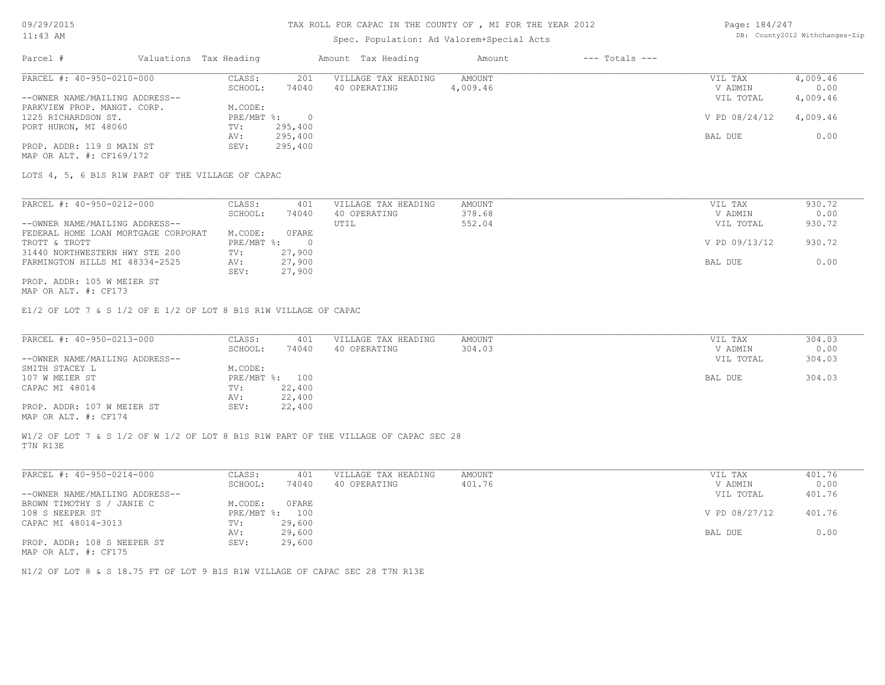# TAX ROLL FOR CAPAC IN THE COUNTY OF , MI FOR THE YEAR 2012

Spec. Population: Ad Valorem+Special Acts

| Parcel # | Valuations | Tax Heading | Amount | Tax Heading | Amount | --- Totals --- |
|---|---|---|---|---|---|---|

---

**PARCEL #: 40-950-0210-000**

| | | | | | |
|---|---|---|---|---|---|
| --OWNER NAME/MAILING ADDRESS-- | CLASS: 201 | VILLAGE TAX HEADING | AMOUNT | VIL TAX | 4,009.46 |
| PARKVIEW PROP. MANGT. CORP. | SCHOOL: 74040 | 40 OPERATING | 4,009.46 | V ADMIN | 0.00 |
| 1225 RICHARDSON ST. | M.CODE: | | | VIL TOTAL | 4,009.46 |
| PORT HURON, MI 48060 | PRE/MBT %: 0 | | | V PD 08/24/12 | 4,009.46 |
| | TV: 295,400 | | | | |
| | AV: 295,400 | | | BAL DUE | 0.00 |
| PROP. ADDR: 119 S MAIN ST | SEV: 295,400 | | | | |
| MAP OR ALT. #: CF169/172 | | | | | |

LOTS 4, 5, 6 B1S R1W PART OF THE VILLAGE OF CAPAC

---

**PARCEL #: 40-950-0212-000**

| | | | | | |
|---|---|---|---|---|---|
| --OWNER NAME/MAILING ADDRESS-- | CLASS: 401 | VILLAGE TAX HEADING | AMOUNT | VIL TAX | 930.72 |
| FEDERAL HOME LOAN MORTGAGE CORPORAT | SCHOOL: 74040 | 40 OPERATING | 378.68 | V ADMIN | 0.00 |
| TROTT & TROTT | M.CODE: 0FARE | UTIL | 552.04 | VIL TOTAL | 930.72 |
| 31440 NORTHWESTERN HWY STE 200 | PRE/MBT %: 0 | | | V PD 09/13/12 | 930.72 |
| FARMINGTON HILLS MI 48334-2525 | TV: 27,900 | | | | |
| | AV: 27,900 | | | BAL DUE | 0.00 |
| PROP. ADDR: 105 W MEIER ST | SEV: 27,900 | | | | |
| MAP OR ALT. #: CF173 | | | | | |

E1/2 OF LOT 7 & S 1/2 OF E 1/2 OF LOT 8 B1S R1W VILLAGE OF CAPAC

---

**PARCEL #: 40-950-0213-000**

| | | | | | |
|---|---|---|---|---|---|
| --OWNER NAME/MAILING ADDRESS-- | CLASS: 401 | VILLAGE TAX HEADING | AMOUNT | VIL TAX | 304.03 |
| SMITH STACEY L | SCHOOL: 74040 | 40 OPERATING | 304.03 | V ADMIN | 0.00 |
| 107 W MEIER ST | M.CODE: | | | VIL TOTAL | 304.03 |
| CAPAC MI 48014 | PRE/MBT %: 100 | | | BAL DUE | 304.03 |
| | TV: 22,400 | | | | |
| | AV: 22,400 | | | | |
| PROP. ADDR: 107 W MEIER ST | SEV: 22,400 | | | | |
| MAP OR ALT. #: CF174 | | | | | |

W1/2 OF LOT 7 & S 1/2 OF W 1/2 OF LOT 8 B1S R1W PART OF THE VILLAGE OF CAPAC SEC 28 T7N R13E

---

**PARCEL #: 40-950-0214-000**

| | | | | | |
|---|---|---|---|---|---|
| --OWNER NAME/MAILING ADDRESS-- | CLASS: 401 | VILLAGE TAX HEADING | AMOUNT | VIL TAX | 401.76 |
| BROWN TIMOTHY S / JANIE C | SCHOOL: 74040 | 40 OPERATING | 401.76 | V ADMIN | 0.00 |
| 108 S NEEPER ST | M.CODE: 0FARE | | | VIL TOTAL | 401.76 |
| CAPAC MI 48014-3013 | PRE/MBT %: 100 | | | V PD 08/27/12 | 401.76 |
| | TV: 29,600 | | | | |
| | AV: 29,600 | | | BAL DUE | 0.00 |
| PROP. ADDR: 108 S NEEPER ST | SEV: 29,600 | | | | |
| MAP OR ALT. #: CF175 | | | | | |

N1/2 OF LOT 8 & S 18.75 FT OF LOT 9 B1S R1W VILLAGE OF CAPAC SEC 28 T7N R13E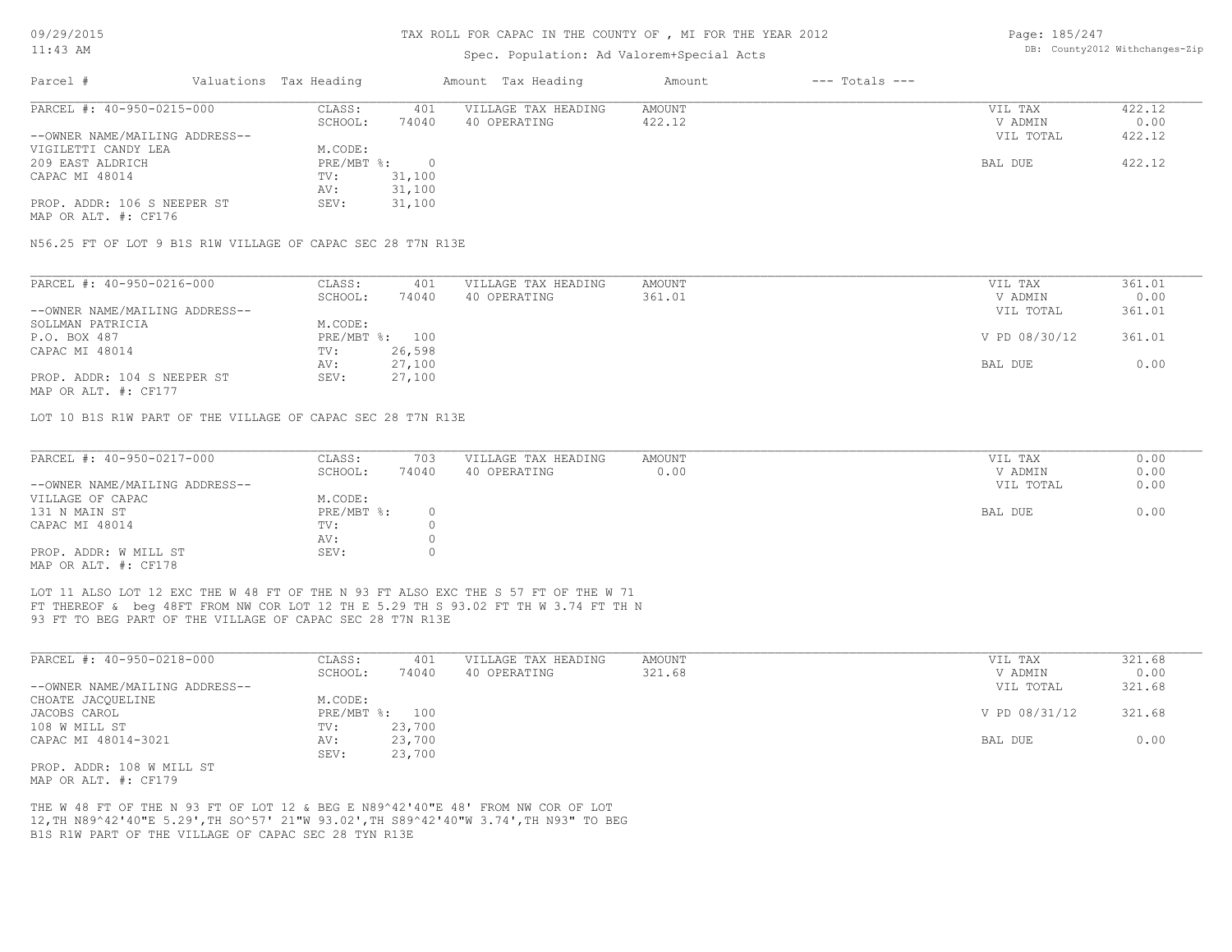TAX ROLL FOR CAPAC IN THE COUNTY OF , MI FOR THE YEAR 2012

Spec. Population: Ad Valorem+Special Acts

| Parcel # | Valuations | Tax Heading | Amount | Tax Heading | Amount | --- Totals --- | |
|---|---|---|---|---|---|---|---|

**PARCEL #: 40-950-0215-000**

| | | | | | | |
|---|---|---|---|---|---|---|
| | CLASS: | 401 | VILLAGE TAX HEADING | AMOUNT | VIL TAX | 422.12 |
| | SCHOOL: | 74040 | 40 OPERATING | 422.12 | V ADMIN | 0.00 |
| --OWNER NAME/MAILING ADDRESS-- | | | | | VIL TOTAL | 422.12 |
| VIGILETTI CANDY LEA | M.CODE: | | | | | |
| 209 EAST ALDRICH | PRE/MBT %: | 0 | | | BAL DUE | 422.12 |
| CAPAC MI 48014 | TV: | 31,100 | | | | |
| | AV: | 31,100 | | | | |
| PROP. ADDR: 106 S NEEPER ST | SEV: | 31,100 | | | | |
| MAP OR ALT. #: CF176 | | | | | | |

N56.25 FT OF LOT 9 B1S R1W VILLAGE OF CAPAC SEC 28 T7N R13E

**PARCEL #: 40-950-0216-000**

| | | | | | | |
|---|---|---|---|---|---|---|
| | CLASS: | 401 | VILLAGE TAX HEADING | AMOUNT | VIL TAX | 361.01 |
| | SCHOOL: | 74040 | 40 OPERATING | 361.01 | V ADMIN | 0.00 |
| --OWNER NAME/MAILING ADDRESS-- | | | | | VIL TOTAL | 361.01 |
| SOLLMAN PATRICIA | M.CODE: | | | | | |
| P.O. BOX 487 | PRE/MBT %: | 100 | | | V PD 08/30/12 | 361.01 |
| CAPAC MI 48014 | TV: | 26,598 | | | | |
| | AV: | 27,100 | | | BAL DUE | 0.00 |
| PROP. ADDR: 104 S NEEPER ST | SEV: | 27,100 | | | | |
| MAP OR ALT. #: CF177 | | | | | | |

LOT 10 B1S R1W PART OF THE VILLAGE OF CAPAC SEC 28 T7N R13E

**PARCEL #: 40-950-0217-000**

| | | | | | | |
|---|---|---|---|---|---|---|
| | CLASS: | 703 | VILLAGE TAX HEADING | AMOUNT | VIL TAX | 0.00 |
| | SCHOOL: | 74040 | 40 OPERATING | 0.00 | V ADMIN | 0.00 |
| --OWNER NAME/MAILING ADDRESS-- | | | | | VIL TOTAL | 0.00 |
| VILLAGE OF CAPAC | M.CODE: | | | | | |
| 131 N MAIN ST | PRE/MBT %: | 0 | | | BAL DUE | 0.00 |
| CAPAC MI 48014 | TV: | 0 | | | | |
| | AV: | 0 | | | | |
| PROP. ADDR: W MILL ST | SEV: | 0 | | | | |
| MAP OR ALT. #: CF178 | | | | | | |

LOT 11 ALSO LOT 12 EXC THE W 48 FT OF THE N 93 FT ALSO EXC THE S 57 FT OF THE W 71 FT THEREOF & beg 48FT FROM NW COR LOT 12 TH E 5.29 TH S 93.02 FT TH W 3.74 FT TH N 93 FT TO BEG PART OF THE VILLAGE OF CAPAC SEC 28 T7N R13E

**PARCEL #: 40-950-0218-000**

| | | | | | | |
|---|---|---|---|---|---|---|
| | CLASS: | 401 | VILLAGE TAX HEADING | AMOUNT | VIL TAX | 321.68 |
| | SCHOOL: | 74040 | 40 OPERATING | 321.68 | V ADMIN | 0.00 |
| --OWNER NAME/MAILING ADDRESS-- | | | | | VIL TOTAL | 321.68 |
| CHOATE JACQUELINE | M.CODE: | | | | | |
| JACOBS CAROL | PRE/MBT %: | 100 | | | V PD 08/31/12 | 321.68 |
| 108 W MILL ST | TV: | 23,700 | | | | |
| CAPAC MI 48014-3021 | AV: | 23,700 | | | BAL DUE | 0.00 |
| | SEV: | 23,700 | | | | |
| PROP. ADDR: 108 W MILL ST | | | | | | |
| MAP OR ALT. #: CF179 | | | | | | |

THE W 48 FT OF THE N 93 FT OF LOT 12 & BEG E N89^42'40"E 48' FROM NW COR OF LOT 12,TH N89^42'40"E 5.29',TH SO^57' 21"W 93.02',TH S89^42'40"W 3.74',TH N93" TO BEG B1S R1W PART OF THE VILLAGE OF CAPAC SEC 28 TYN R13E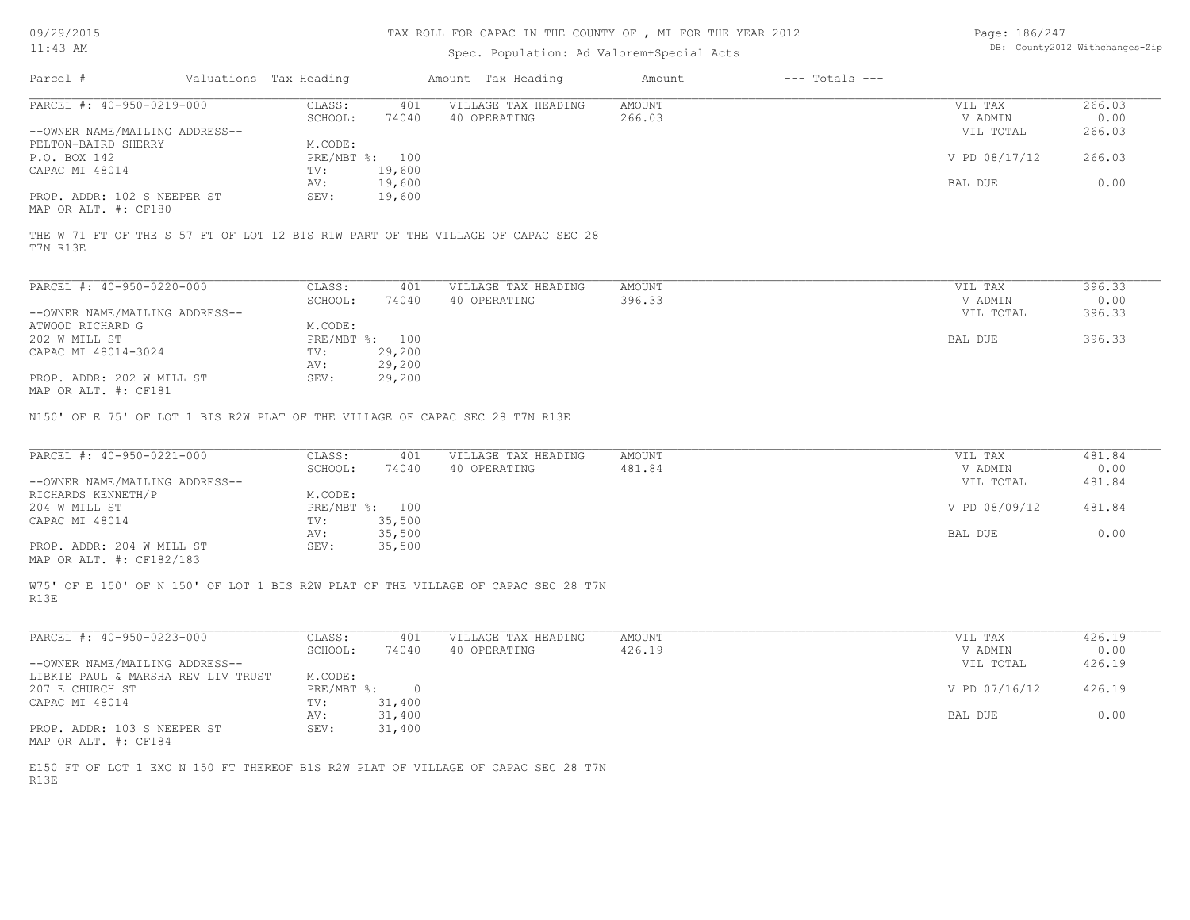TAX ROLL FOR CAPAC IN THE COUNTY OF , MI FOR THE YEAR 2012

Spec. Population: Ad Valorem+Special Acts

| Parcel # | Valuations | Tax Heading | Amount | Tax Heading | Amount | --- Totals --- | |
|---|---|---|---|---|---|---|---|

**PARCEL #: 40-950-0219-000**

| | | | | | |
|---|---|---|---|---|---|
| CLASS: | 401 | VILLAGE TAX HEADING | AMOUNT | VIL TAX | 266.03 |
| SCHOOL: | 74040 | 40 OPERATING | 266.03 | V ADMIN | 0.00 |
| | | | | VIL TOTAL | 266.03 |
| M.CODE: | | | | | |
| PRE/MBT %: | 100 | | | V PD 08/17/12 | 266.03 |
| TV: | 19,600 | | | | |
| AV: | 19,600 | | | BAL DUE | 0.00 |
| SEV: | 19,600 | | | | |

--OWNER NAME/MAILING ADDRESS--
PELTON-BAIRD SHERRY
P.O. BOX 142
CAPAC MI 48014

PROP. ADDR: 102 S NEEPER ST
MAP OR ALT. #: CF180

THE W 71 FT OF THE S 57 FT OF LOT 12 B1S R1W PART OF THE VILLAGE OF CAPAC SEC 28 T7N R13E

**PARCEL #: 40-950-0220-000**

| | | | | | |
|---|---|---|---|---|---|
| CLASS: | 401 | VILLAGE TAX HEADING | AMOUNT | VIL TAX | 396.33 |
| SCHOOL: | 74040 | 40 OPERATING | 396.33 | V ADMIN | 0.00 |
| | | | | VIL TOTAL | 396.33 |
| M.CODE: | | | | | |
| PRE/MBT %: | 100 | | | BAL DUE | 396.33 |
| TV: | 29,200 | | | | |
| AV: | 29,200 | | | | |
| SEV: | 29,200 | | | | |

--OWNER NAME/MAILING ADDRESS--
ATWOOD RICHARD G
202 W MILL ST
CAPAC MI 48014-3024

PROP. ADDR: 202 W MILL ST
MAP OR ALT. #: CF181

N150' OF E 75' OF LOT 1 BIS R2W PLAT OF THE VILLAGE OF CAPAC SEC 28 T7N R13E

**PARCEL #: 40-950-0221-000**

| | | | | | |
|---|---|---|---|---|---|
| CLASS: | 401 | VILLAGE TAX HEADING | AMOUNT | VIL TAX | 481.84 |
| SCHOOL: | 74040 | 40 OPERATING | 481.84 | V ADMIN | 0.00 |
| | | | | VIL TOTAL | 481.84 |
| M.CODE: | | | | | |
| PRE/MBT %: | 100 | | | V PD 08/09/12 | 481.84 |
| TV: | 35,500 | | | | |
| AV: | 35,500 | | | BAL DUE | 0.00 |
| SEV: | 35,500 | | | | |

--OWNER NAME/MAILING ADDRESS--
RICHARDS KENNETH/P
204 W MILL ST
CAPAC MI 48014

PROP. ADDR: 204 W MILL ST
MAP OR ALT. #: CF182/183

W75' OF E 150' OF N 150' OF LOT 1 BIS R2W PLAT OF THE VILLAGE OF CAPAC SEC 28 T7N R13E

**PARCEL #: 40-950-0223-000**

| | | | | | |
|---|---|---|---|---|---|
| CLASS: | 401 | VILLAGE TAX HEADING | AMOUNT | VIL TAX | 426.19 |
| SCHOOL: | 74040 | 40 OPERATING | 426.19 | V ADMIN | 0.00 |
| | | | | VIL TOTAL | 426.19 |
| M.CODE: | | | | | |
| PRE/MBT %: | 0 | | | V PD 07/16/12 | 426.19 |
| TV: | 31,400 | | | | |
| AV: | 31,400 | | | BAL DUE | 0.00 |
| SEV: | 31,400 | | | | |

--OWNER NAME/MAILING ADDRESS--
LIBKIE PAUL & MARSHA REV LIV TRUST
207 E CHURCH ST
CAPAC MI 48014

PROP. ADDR: 103 S NEEPER ST
MAP OR ALT. #: CF184

E150 FT OF LOT 1 EXC N 150 FT THEREOF B1S R2W PLAT OF VILLAGE OF CAPAC SEC 28 T7N R13E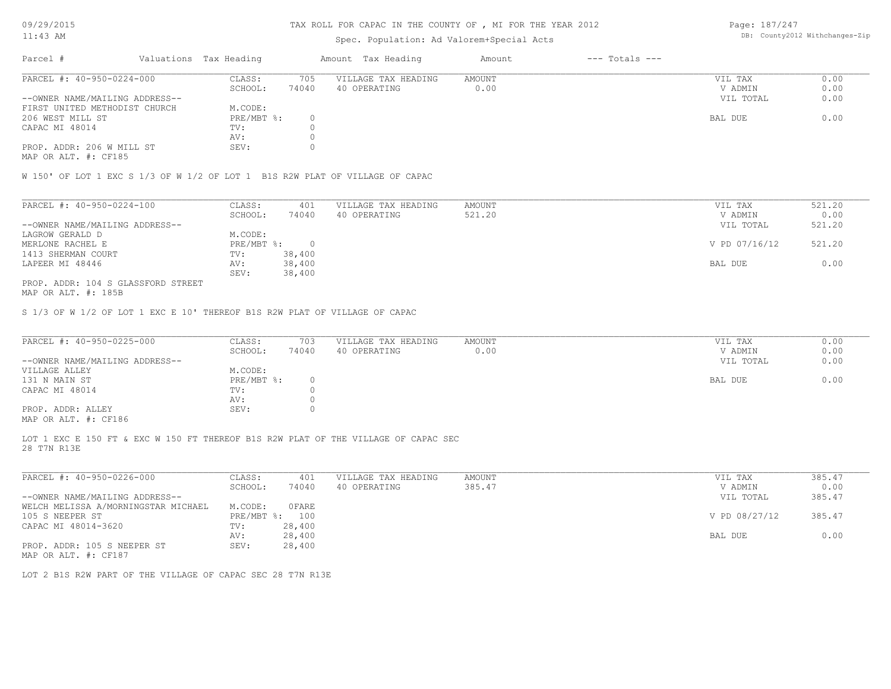# TAX ROLL FOR CAPAC IN THE COUNTY OF , MI FOR THE YEAR 2012

Spec. Population: Ad Valorem+Special Acts

| Parcel # | Valuations Tax Heading | | Amount Tax Heading | Amount | --- Totals --- | |
|---|---|---|---|---|---|---|

---

PARCEL #: 40-950-0224-000

| | | | | | |
|---|---|---|---|---|---|
| CLASS: | 705 | VILLAGE TAX HEADING | AMOUNT | VIL TAX | 0.00 |
| SCHOOL: | 74040 | 40 OPERATING | 0.00 | V ADMIN | 0.00 |
| | | | | VIL TOTAL | 0.00 |
| M.CODE: | | | | | |
| PRE/MBT %: | 0 | | | BAL DUE | 0.00 |
| TV: | 0 | | | | |
| AV: | 0 | | | | |
| SEV: | 0 | | | | |

--OWNER NAME/MAILING ADDRESS--
FIRST UNITED METHODIST CHURCH
206 WEST MILL ST
CAPAC MI 48014

PROP. ADDR: 206 W MILL ST
MAP OR ALT. #: CF185

W 150' OF LOT 1 EXC S 1/3 OF W 1/2 OF LOT 1 B1S R2W PLAT OF VILLAGE OF CAPAC

---

PARCEL #: 40-950-0224-100

| | | | | | |
|---|---|---|---|---|---|
| CLASS: | 401 | VILLAGE TAX HEADING | AMOUNT | VIL TAX | 521.20 |
| SCHOOL: | 74040 | 40 OPERATING | 521.20 | V ADMIN | 0.00 |
| | | | | VIL TOTAL | 521.20 |
| M.CODE: | | | | | |
| PRE/MBT %: | 0 | | | V PD 07/16/12 | 521.20 |
| TV: | 38,400 | | | | |
| AV: | 38,400 | | | BAL DUE | 0.00 |
| SEV: | 38,400 | | | | |

--OWNER NAME/MAILING ADDRESS--
LAGROW GERALD D
MERLONE RACHEL E
1413 SHERMAN COURT
LAPEER MI 48446

PROP. ADDR: 104 S GLASSFORD STREET
MAP OR ALT. #: 185B

S 1/3 OF W 1/2 OF LOT 1 EXC E 10' THEREOF B1S R2W PLAT OF VILLAGE OF CAPAC

---

PARCEL #: 40-950-0225-000

| | | | | | |
|---|---|---|---|---|---|
| CLASS: | 703 | VILLAGE TAX HEADING | AMOUNT | VIL TAX | 0.00 |
| SCHOOL: | 74040 | 40 OPERATING | 0.00 | V ADMIN | 0.00 |
| | | | | VIL TOTAL | 0.00 |
| M.CODE: | | | | | |
| PRE/MBT %: | 0 | | | BAL DUE | 0.00 |
| TV: | 0 | | | | |
| AV: | 0 | | | | |
| SEV: | 0 | | | | |

--OWNER NAME/MAILING ADDRESS--
VILLAGE ALLEY
131 N MAIN ST
CAPAC MI 48014

PROP. ADDR: ALLEY
MAP OR ALT. #: CF186

LOT 1 EXC E 150 FT & EXC W 150 FT THEREOF B1S R2W PLAT OF THE VILLAGE OF CAPAC SEC 28 T7N R13E

---

PARCEL #: 40-950-0226-000

| | | | | | |
|---|---|---|---|---|---|
| CLASS: | 401 | VILLAGE TAX HEADING | AMOUNT | VIL TAX | 385.47 |
| SCHOOL: | 74040 | 40 OPERATING | 385.47 | V ADMIN | 0.00 |
| | | | | VIL TOTAL | 385.47 |
| M.CODE: | 0FARE | | | | |
| PRE/MBT %: | 100 | | | V PD 08/27/12 | 385.47 |
| TV: | 28,400 | | | | |
| AV: | 28,400 | | | BAL DUE | 0.00 |
| SEV: | 28,400 | | | | |

--OWNER NAME/MAILING ADDRESS--
WELCH MELISSA A/MORNINGSTAR MICHAEL
105 S NEEPER ST
CAPAC MI 48014-3620

PROP. ADDR: 105 S NEEPER ST
MAP OR ALT. #: CF187

LOT 2 B1S R2W PART OF THE VILLAGE OF CAPAC SEC 28 T7N R13E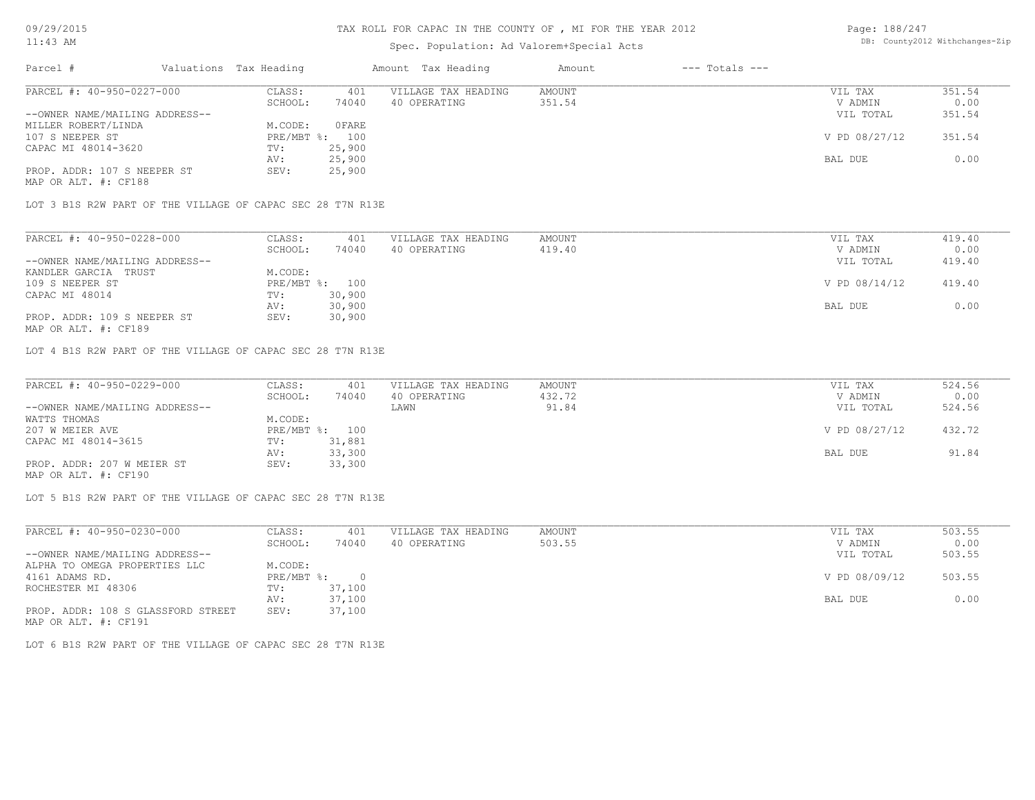TAX ROLL FOR CAPAC IN THE COUNTY OF , MI FOR THE YEAR 2012

Spec. Population: Ad Valorem+Special Acts

| Parcel # | Valuations | Tax Heading | Amount | Tax Heading | Amount | --- Totals --- | |
|---|---|---|---|---|---|---|---|

---

**PARCEL #: 40-950-0227-000**

| | | | | | | |
|---|---|---|---|---|---|---|
| --OWNER NAME/MAILING ADDRESS-- | CLASS: | 401 | VILLAGE TAX HEADING | AMOUNT | VIL TAX | 351.54 |
| MILLER ROBERT/LINDA | SCHOOL: | 74040 | 40 OPERATING | 351.54 | V ADMIN | 0.00 |
| 107 S NEEPER ST | M.CODE: | 0FARE | | | VIL TOTAL | 351.54 |
| CAPAC MI 48014-3620 | PRE/MBT %: | 100 | | | V PD 08/27/12 | 351.54 |
| PROP. ADDR: 107 S NEEPER ST | TV: | 25,900 | | | | |
| MAP OR ALT. #: CF188 | AV: | 25,900 | | | BAL DUE | 0.00 |
| | SEV: | 25,900 | | | | |

LOT 3 B1S R2W PART OF THE VILLAGE OF CAPAC SEC 28 T7N R13E

---

**PARCEL #: 40-950-0228-000**

| | | | | | | |
|---|---|---|---|---|---|---|
| --OWNER NAME/MAILING ADDRESS-- | CLASS: | 401 | VILLAGE TAX HEADING | AMOUNT | VIL TAX | 419.40 |
| KANDLER GARCIA TRUST | SCHOOL: | 74040 | 40 OPERATING | 419.40 | V ADMIN | 0.00 |
| 109 S NEEPER ST | M.CODE: | | | | VIL TOTAL | 419.40 |
| CAPAC MI 48014 | PRE/MBT %: | 100 | | | V PD 08/14/12 | 419.40 |
| PROP. ADDR: 109 S NEEPER ST | TV: | 30,900 | | | | |
| MAP OR ALT. #: CF189 | AV: | 30,900 | | | BAL DUE | 0.00 |
| | SEV: | 30,900 | | | | |

LOT 4 B1S R2W PART OF THE VILLAGE OF CAPAC SEC 28 T7N R13E

---

**PARCEL #: 40-950-0229-000**

| | | | | | | |
|---|---|---|---|---|---|---|
| --OWNER NAME/MAILING ADDRESS-- | CLASS: | 401 | VILLAGE TAX HEADING | AMOUNT | VIL TAX | 524.56 |
| WATTS THOMAS | SCHOOL: | 74040 | 40 OPERATING | 432.72 | V ADMIN | 0.00 |
| 207 W MEIER AVE | M.CODE: | | LAWN | 91.84 | VIL TOTAL | 524.56 |
| CAPAC MI 48014-3615 | PRE/MBT %: | 100 | | | V PD 08/27/12 | 432.72 |
| PROP. ADDR: 207 W MEIER ST | TV: | 31,881 | | | | |
| MAP OR ALT. #: CF190 | AV: | 33,300 | | | BAL DUE | 91.84 |
| | SEV: | 33,300 | | | | |

LOT 5 B1S R2W PART OF THE VILLAGE OF CAPAC SEC 28 T7N R13E

---

**PARCEL #: 40-950-0230-000**

| | | | | | | |
|---|---|---|---|---|---|---|
| --OWNER NAME/MAILING ADDRESS-- | CLASS: | 401 | VILLAGE TAX HEADING | AMOUNT | VIL TAX | 503.55 |
| ALPHA TO OMEGA PROPERTIES LLC | SCHOOL: | 74040 | 40 OPERATING | 503.55 | V ADMIN | 0.00 |
| 4161 ADAMS RD. | M.CODE: | | | | VIL TOTAL | 503.55 |
| ROCHESTER MI 48306 | PRE/MBT %: | 0 | | | V PD 08/09/12 | 503.55 |
| PROP. ADDR: 108 S GLASSFORD STREET | TV: | 37,100 | | | | |
| MAP OR ALT. #: CF191 | AV: | 37,100 | | | BAL DUE | 0.00 |
| | SEV: | 37,100 | | | | |

LOT 6 B1S R2W PART OF THE VILLAGE OF CAPAC SEC 28 T7N R13E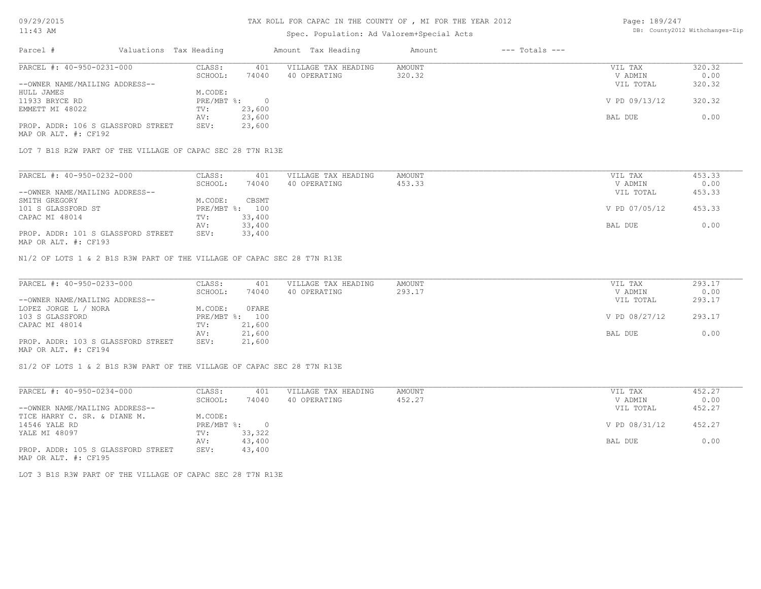# TAX ROLL FOR CAPAC IN THE COUNTY OF , MI FOR THE YEAR 2012

Spec. Population: Ad Valorem+Special Acts

| Parcel # | Valuations | Tax Heading | Amount | Tax Heading | Amount | --- Totals --- | |
|---|---|---|---|---|---|---|---|
| PARCEL #: 40-950-0231-000 | CLASS: | 401 | VILLAGE TAX HEADING | AMOUNT | | VIL TAX | 320.32 |
| | SCHOOL: | 74040 | 40 OPERATING | 320.32 | | V ADMIN | 0.00 |
| --OWNER NAME/MAILING ADDRESS-- | | | | | | VIL TOTAL | 320.32 |
| HULL JAMES | M.CODE: | | | | | | |
| 11933 BRYCE RD | PRE/MBT %: | 0 | | | | V PD 09/13/12 | 320.32 |
| EMMETT MI 48022 | TV: | 23,600 | | | | | |
| | AV: | 23,600 | | | | BAL DUE | 0.00 |
| PROP. ADDR: 106 S GLASSFORD STREET | SEV: | 23,600 | | | | | |
| MAP OR ALT. #: CF192 | | | | | | | |

LOT 7 B1S R2W PART OF THE VILLAGE OF CAPAC SEC 28 T7N R13E

| Parcel # | Valuations | Tax Heading | Amount | Tax Heading | Amount | --- Totals --- | |
|---|---|---|---|---|---|---|---|
| PARCEL #: 40-950-0232-000 | CLASS: | 401 | VILLAGE TAX HEADING | AMOUNT | | VIL TAX | 453.33 |
| | SCHOOL: | 74040 | 40 OPERATING | 453.33 | | V ADMIN | 0.00 |
| --OWNER NAME/MAILING ADDRESS-- | | | | | | VIL TOTAL | 453.33 |
| SMITH GREGORY | M.CODE: | CBSMT | | | | | |
| 101 S GLASSFORD ST | PRE/MBT %: | 100 | | | | V PD 07/05/12 | 453.33 |
| CAPAC MI 48014 | TV: | 33,400 | | | | | |
| | AV: | 33,400 | | | | BAL DUE | 0.00 |
| PROP. ADDR: 101 S GLASSFORD STREET | SEV: | 33,400 | | | | | |
| MAP OR ALT. #: CF193 | | | | | | | |

N1/2 OF LOTS 1 & 2 B1S R3W PART OF THE VILLAGE OF CAPAC SEC 28 T7N R13E

| Parcel # | Valuations | Tax Heading | Amount | Tax Heading | Amount | --- Totals --- | |
|---|---|---|---|---|---|---|---|
| PARCEL #: 40-950-0233-000 | CLASS: | 401 | VILLAGE TAX HEADING | AMOUNT | | VIL TAX | 293.17 |
| | SCHOOL: | 74040 | 40 OPERATING | 293.17 | | V ADMIN | 0.00 |
| --OWNER NAME/MAILING ADDRESS-- | | | | | | VIL TOTAL | 293.17 |
| LOPEZ JORGE L / NORA | M.CODE: | 0FARE | | | | | |
| 103 S GLASSFORD | PRE/MBT %: | 100 | | | | V PD 08/27/12 | 293.17 |
| CAPAC MI 48014 | TV: | 21,600 | | | | | |
| | AV: | 21,600 | | | | BAL DUE | 0.00 |
| PROP. ADDR: 103 S GLASSFORD STREET | SEV: | 21,600 | | | | | |
| MAP OR ALT. #: CF194 | | | | | | | |

S1/2 OF LOTS 1 & 2 B1S R3W PART OF THE VILLAGE OF CAPAC SEC 28 T7N R13E

| Parcel # | Valuations | Tax Heading | Amount | Tax Heading | Amount | --- Totals --- | |
|---|---|---|---|---|---|---|---|
| PARCEL #: 40-950-0234-000 | CLASS: | 401 | VILLAGE TAX HEADING | AMOUNT | | VIL TAX | 452.27 |
| | SCHOOL: | 74040 | 40 OPERATING | 452.27 | | V ADMIN | 0.00 |
| --OWNER NAME/MAILING ADDRESS-- | | | | | | VIL TOTAL | 452.27 |
| TICE HARRY C. SR. & DIANE M. | M.CODE: | | | | | | |
| 14546 YALE RD | PRE/MBT %: | 0 | | | | V PD 08/31/12 | 452.27 |
| YALE MI 48097 | TV: | 33,322 | | | | | |
| | AV: | 43,400 | | | | BAL DUE | 0.00 |
| PROP. ADDR: 105 S GLASSFORD STREET | SEV: | 43,400 | | | | | |
| MAP OR ALT. #: CF195 | | | | | | | |

LOT 3 B1S R3W PART OF THE VILLAGE OF CAPAC SEC 28 T7N R13E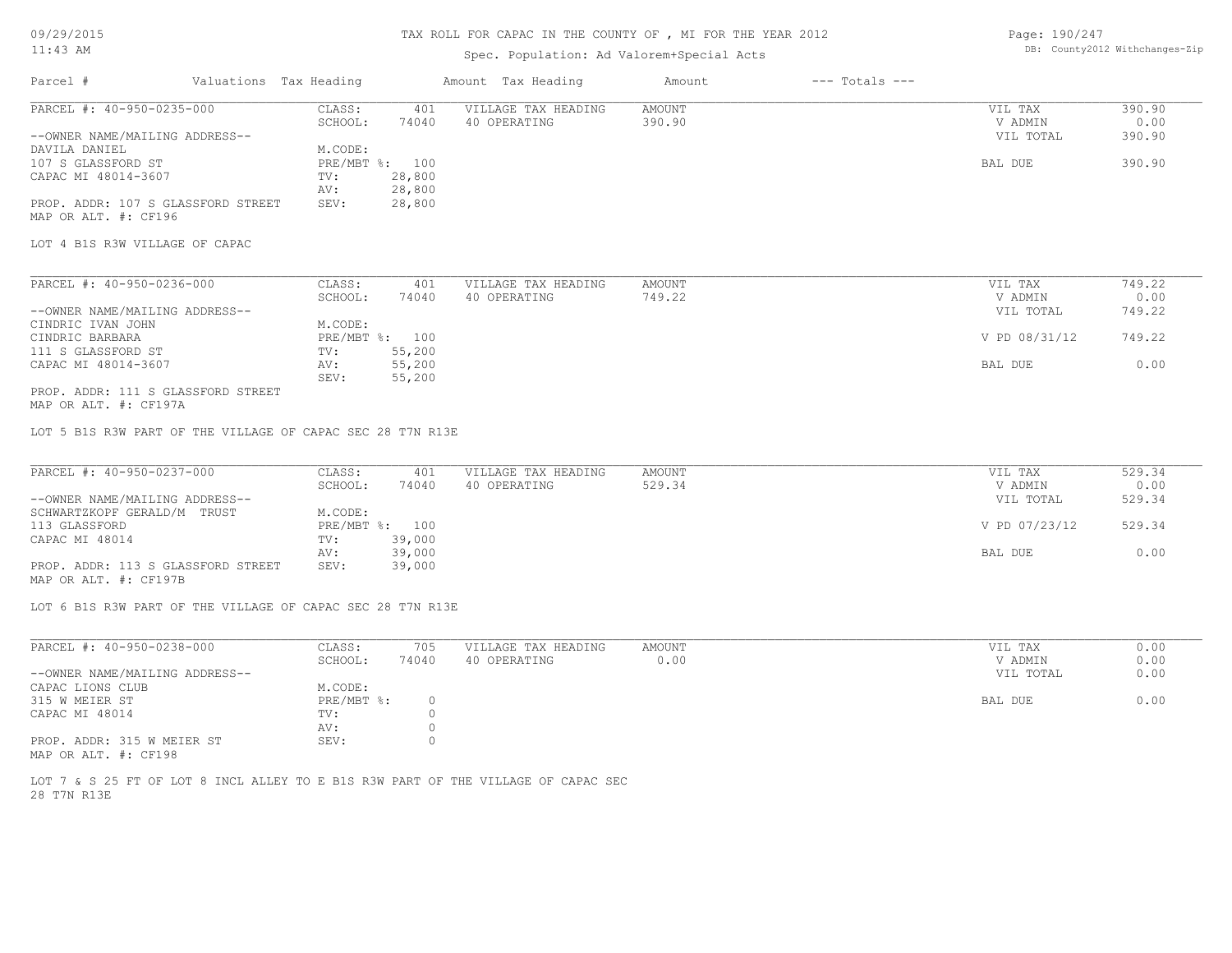TAX ROLL FOR CAPAC IN THE COUNTY OF , MI FOR THE YEAR 2012

Spec. Population: Ad Valorem+Special Acts

| Parcel # | Valuations | Tax Heading | Amount | Tax Heading | Amount | --- Totals --- | |
|---|---|---|---|---|---|---|---|

---

**PARCEL #: 40-950-0235-000**

--OWNER NAME/MAILING ADDRESS--
DAVILA DANIEL
107 S GLASSFORD ST
CAPAC MI 48014-3607

PROP. ADDR: 107 S GLASSFORD STREET
MAP OR ALT. #: CF196

| | | | | | |
|---|---|---|---|---|---|
| CLASS: | 401 | VILLAGE TAX HEADING | AMOUNT | VIL TAX | 390.90 |
| SCHOOL: | 74040 | 40 OPERATING | 390.90 | V ADMIN | 0.00 |
| M.CODE: | | | | VIL TOTAL | 390.90 |
| PRE/MBT %: | 100 | | | BAL DUE | 390.90 |
| TV: | 28,800 | | | | |
| AV: | 28,800 | | | | |
| SEV: | 28,800 | | | | |

LOT 4 B1S R3W VILLAGE OF CAPAC

---

**PARCEL #: 40-950-0236-000**

--OWNER NAME/MAILING ADDRESS--
CINDRIC IVAN JOHN
CINDRIC BARBARA
111 S GLASSFORD ST
CAPAC MI 48014-3607

PROP. ADDR: 111 S GLASSFORD STREET
MAP OR ALT. #: CF197A

| | | | | | |
|---|---|---|---|---|---|
| CLASS: | 401 | VILLAGE TAX HEADING | AMOUNT | VIL TAX | 749.22 |
| SCHOOL: | 74040 | 40 OPERATING | 749.22 | V ADMIN | 0.00 |
| M.CODE: | | | | VIL TOTAL | 749.22 |
| PRE/MBT %: | 100 | | | V PD 08/31/12 | 749.22 |
| TV: | 55,200 | | | | |
| AV: | 55,200 | | | BAL DUE | 0.00 |
| SEV: | 55,200 | | | | |

LOT 5 B1S R3W PART OF THE VILLAGE OF CAPAC SEC 28 T7N R13E

---

**PARCEL #: 40-950-0237-000**

--OWNER NAME/MAILING ADDRESS--
SCHWARTZKOPF GERALD/M TRUST
113 GLASSFORD
CAPAC MI 48014

PROP. ADDR: 113 S GLASSFORD STREET
MAP OR ALT. #: CF197B

| | | | | | |
|---|---|---|---|---|---|
| CLASS: | 401 | VILLAGE TAX HEADING | AMOUNT | VIL TAX | 529.34 |
| SCHOOL: | 74040 | 40 OPERATING | 529.34 | V ADMIN | 0.00 |
| M.CODE: | | | | VIL TOTAL | 529.34 |
| PRE/MBT %: | 100 | | | V PD 07/23/12 | 529.34 |
| TV: | 39,000 | | | | |
| AV: | 39,000 | | | BAL DUE | 0.00 |
| SEV: | 39,000 | | | | |

LOT 6 B1S R3W PART OF THE VILLAGE OF CAPAC SEC 28 T7N R13E

---

**PARCEL #: 40-950-0238-000**

--OWNER NAME/MAILING ADDRESS--
CAPAC LIONS CLUB
315 W MEIER ST
CAPAC MI 48014

PROP. ADDR: 315 W MEIER ST
MAP OR ALT. #: CF198

| | | | | | |
|---|---|---|---|---|---|
| CLASS: | 705 | VILLAGE TAX HEADING | AMOUNT | VIL TAX | 0.00 |
| SCHOOL: | 74040 | 40 OPERATING | 0.00 | V ADMIN | 0.00 |
| M.CODE: | | | | VIL TOTAL | 0.00 |
| PRE/MBT %: | 0 | | | BAL DUE | 0.00 |
| TV: | 0 | | | | |
| AV: | 0 | | | | |
| SEV: | 0 | | | | |

LOT 7 & S 25 FT OF LOT 8 INCL ALLEY TO E B1S R3W PART OF THE VILLAGE OF CAPAC SEC 28 T7N R13E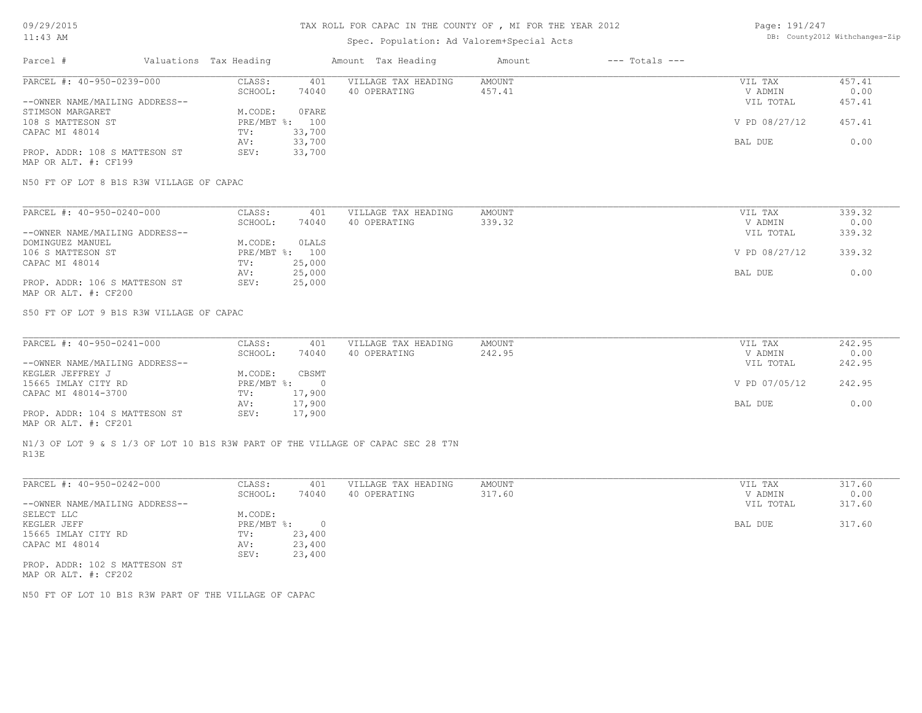TAX ROLL FOR CAPAC IN THE COUNTY OF , MI FOR THE YEAR 2012

Spec. Population: Ad Valorem+Special Acts

| Parcel # | Valuations Tax Heading | | Amount Tax Heading | Amount | --- Totals --- | |
|---|---|---|---|---|---|---|

---

PARCEL #: 40-950-0239-000

--OWNER NAME/MAILING ADDRESS--
STIMSON MARGARET
108 S MATTESON ST
CAPAC MI 48014

PROP. ADDR: 108 S MATTESON ST
MAP OR ALT. #: CF199

| | | | | | |
|---|---|---|---|---|---|
| CLASS: | 401 | VILLAGE TAX HEADING | AMOUNT | VIL TAX | 457.41 |
| SCHOOL: | 74040 | 40 OPERATING | 457.41 | V ADMIN | 0.00 |
| M.CODE: | 0FARE | | | VIL TOTAL | 457.41 |
| PRE/MBT %: | 100 | | | V PD 08/27/12 | 457.41 |
| TV: | 33,700 | | | | |
| AV: | 33,700 | | | BAL DUE | 0.00 |
| SEV: | 33,700 | | | | |

N50 FT OF LOT 8 B1S R3W VILLAGE OF CAPAC

---

PARCEL #: 40-950-0240-000

--OWNER NAME/MAILING ADDRESS--
DOMINGUEZ MANUEL
106 S MATTESON ST
CAPAC MI 48014

PROP. ADDR: 106 S MATTESON ST
MAP OR ALT. #: CF200

| | | | | | |
|---|---|---|---|---|---|
| CLASS: | 401 | VILLAGE TAX HEADING | AMOUNT | VIL TAX | 339.32 |
| SCHOOL: | 74040 | 40 OPERATING | 339.32 | V ADMIN | 0.00 |
| M.CODE: | 0LALS | | | VIL TOTAL | 339.32 |
| PRE/MBT %: | 100 | | | V PD 08/27/12 | 339.32 |
| TV: | 25,000 | | | | |
| AV: | 25,000 | | | BAL DUE | 0.00 |
| SEV: | 25,000 | | | | |

S50 FT OF LOT 9 B1S R3W VILLAGE OF CAPAC

---

PARCEL #: 40-950-0241-000

--OWNER NAME/MAILING ADDRESS--
KEGLER JEFFREY J
15665 IMLAY CITY RD
CAPAC MI 48014-3700

PROP. ADDR: 104 S MATTESON ST
MAP OR ALT. #: CF201

| | | | | | |
|---|---|---|---|---|---|
| CLASS: | 401 | VILLAGE TAX HEADING | AMOUNT | VIL TAX | 242.95 |
| SCHOOL: | 74040 | 40 OPERATING | 242.95 | V ADMIN | 0.00 |
| M.CODE: | CBSMT | | | VIL TOTAL | 242.95 |
| PRE/MBT %: | 0 | | | V PD 07/05/12 | 242.95 |
| TV: | 17,900 | | | | |
| AV: | 17,900 | | | BAL DUE | 0.00 |
| SEV: | 17,900 | | | | |

N1/3 OF LOT 9 & S 1/3 OF LOT 10 B1S R3W PART OF THE VILLAGE OF CAPAC SEC 28 T7N R13E

---

PARCEL #: 40-950-0242-000

--OWNER NAME/MAILING ADDRESS--
SELECT LLC
KEGLER JEFF
15665 IMLAY CITY RD
CAPAC MI 48014

PROP. ADDR: 102 S MATTESON ST
MAP OR ALT. #: CF202

| | | | | | |
|---|---|---|---|---|---|
| CLASS: | 401 | VILLAGE TAX HEADING | AMOUNT | VIL TAX | 317.60 |
| SCHOOL: | 74040 | 40 OPERATING | 317.60 | V ADMIN | 0.00 |
| M.CODE: | | | | VIL TOTAL | 317.60 |
| PRE/MBT %: | 0 | | | BAL DUE | 317.60 |
| TV: | 23,400 | | | | |
| AV: | 23,400 | | | | |
| SEV: | 23,400 | | | | |

N50 FT OF LOT 10 B1S R3W PART OF THE VILLAGE OF CAPAC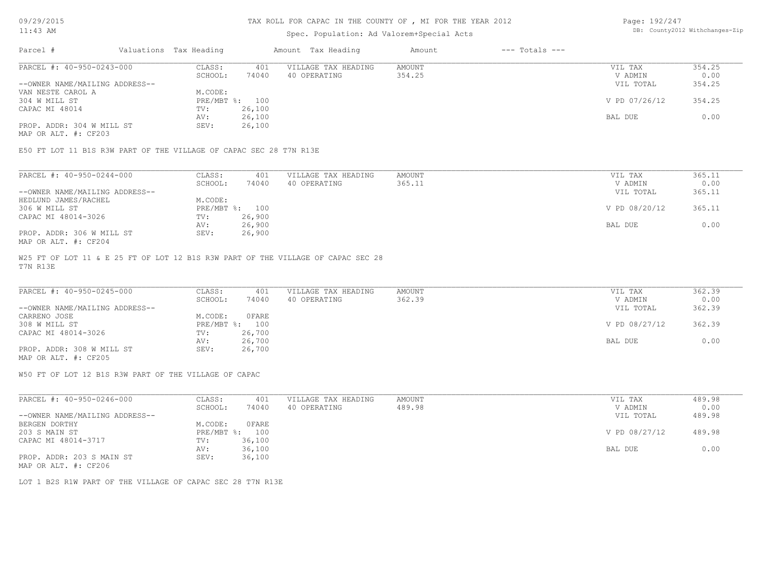# TAX ROLL FOR CAPAC IN THE COUNTY OF , MI FOR THE YEAR 2012

Spec. Population: Ad Valorem+Special Acts

09/29/2015
11:43 AM

DB: County2012 Withchanges-Zip

| Parcel # | Valuations | Tax Heading | Amount | Tax Heading | Amount | --- Totals --- | |
|---|---|---|---|---|---|---|---|
| PARCEL #: 40-950-0243-000 | CLASS: | 401 | | VILLAGE TAX HEADING | AMOUNT | VIL TAX | 354.25 |
| | SCHOOL: | 74040 | | 40 OPERATING | 354.25 | V ADMIN | 0.00 |
| --OWNER NAME/MAILING ADDRESS-- | | | | | | VIL TOTAL | 354.25 |
| VAN NESTE CAROL A | M.CODE: | | | | | | |
| 304 W MILL ST | PRE/MBT %: | 100 | | | | V PD 07/26/12 | 354.25 |
| CAPAC MI 48014 | TV: | 26,100 | | | | | |
| | AV: | 26,100 | | | | BAL DUE | 0.00 |
| PROP. ADDR: 304 W MILL ST | SEV: | 26,100 | | | | | |
| MAP OR ALT. #: CF203 | | | | | | | |

E50 FT LOT 11 B1S R3W PART OF THE VILLAGE OF CAPAC SEC 28 T7N R13E

| Parcel # | Valuations | Tax Heading | Amount | Tax Heading | Amount | --- Totals --- | |
|---|---|---|---|---|---|---|---|
| PARCEL #: 40-950-0244-000 | CLASS: | 401 | | VILLAGE TAX HEADING | AMOUNT | VIL TAX | 365.11 |
| | SCHOOL: | 74040 | | 40 OPERATING | 365.11 | V ADMIN | 0.00 |
| --OWNER NAME/MAILING ADDRESS-- | | | | | | VIL TOTAL | 365.11 |
| HEDLUND JAMES/RACHEL | M.CODE: | | | | | | |
| 306 W MILL ST | PRE/MBT %: | 100 | | | | V PD 08/20/12 | 365.11 |
| CAPAC MI 48014-3026 | TV: | 26,900 | | | | | |
| | AV: | 26,900 | | | | BAL DUE | 0.00 |
| PROP. ADDR: 306 W MILL ST | SEV: | 26,900 | | | | | |
| MAP OR ALT. #: CF204 | | | | | | | |

W25 FT OF LOT 11 & E 25 FT OF LOT 12 B1S R3W PART OF THE VILLAGE OF CAPAC SEC 28 T7N R13E

| Parcel # | Valuations | Tax Heading | Amount | Tax Heading | Amount | --- Totals --- | |
|---|---|---|---|---|---|---|---|
| PARCEL #: 40-950-0245-000 | CLASS: | 401 | | VILLAGE TAX HEADING | AMOUNT | VIL TAX | 362.39 |
| | SCHOOL: | 74040 | | 40 OPERATING | 362.39 | V ADMIN | 0.00 |
| --OWNER NAME/MAILING ADDRESS-- | | | | | | VIL TOTAL | 362.39 |
| CARRENO JOSE | M.CODE: | 0FARE | | | | | |
| 308 W MILL ST | PRE/MBT %: | 100 | | | | V PD 08/27/12 | 362.39 |
| CAPAC MI 48014-3026 | TV: | 26,700 | | | | | |
| | AV: | 26,700 | | | | BAL DUE | 0.00 |
| PROP. ADDR: 308 W MILL ST | SEV: | 26,700 | | | | | |
| MAP OR ALT. #: CF205 | | | | | | | |

W50 FT OF LOT 12 B1S R3W PART OF THE VILLAGE OF CAPAC

| Parcel # | Valuations | Tax Heading | Amount | Tax Heading | Amount | --- Totals --- | |
|---|---|---|---|---|---|---|---|
| PARCEL #: 40-950-0246-000 | CLASS: | 401 | | VILLAGE TAX HEADING | AMOUNT | VIL TAX | 489.98 |
| | SCHOOL: | 74040 | | 40 OPERATING | 489.98 | V ADMIN | 0.00 |
| --OWNER NAME/MAILING ADDRESS-- | | | | | | VIL TOTAL | 489.98 |
| BERGEN DORTHY | M.CODE: | 0FARE | | | | | |
| 203 S MAIN ST | PRE/MBT %: | 100 | | | | V PD 08/27/12 | 489.98 |
| CAPAC MI 48014-3717 | TV: | 36,100 | | | | | |
| | AV: | 36,100 | | | | BAL DUE | 0.00 |
| PROP. ADDR: 203 S MAIN ST | SEV: | 36,100 | | | | | |
| MAP OR ALT. #: CF206 | | | | | | | |

LOT 1 B2S R1W PART OF THE VILLAGE OF CAPAC SEC 28 T7N R13E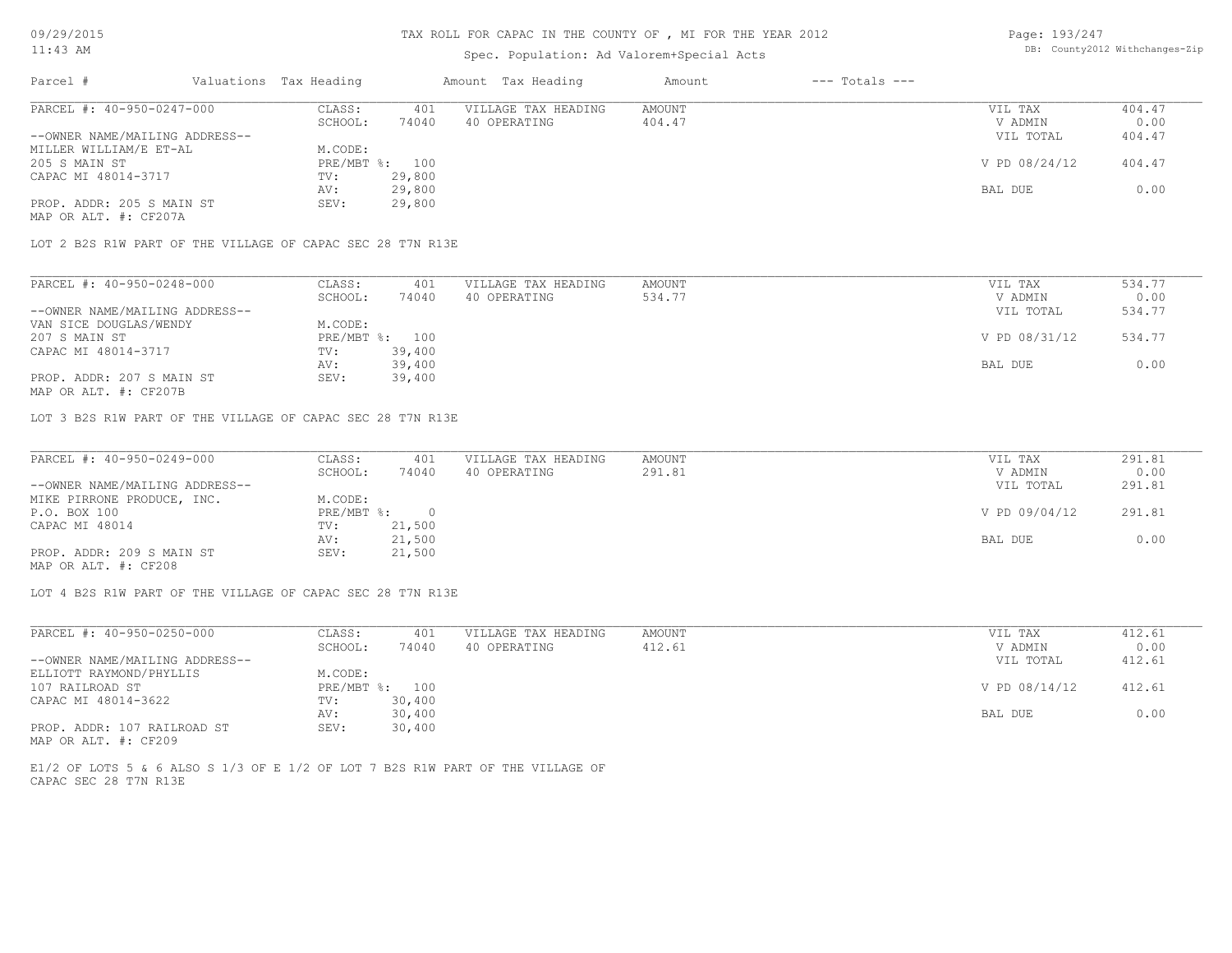# TAX ROLL FOR CAPAC IN THE COUNTY OF , MI FOR THE YEAR 2012

Spec. Population: Ad Valorem+Special Acts

09/29/2015
11:43 AM

DB: County2012 Withchanges-Zip

| Parcel # | Valuations | Tax Heading | Amount | Tax Heading | Amount | --- Totals --- | |
|---|---|---|---|---|---|---|---|
| PARCEL #: 40-950-0247-000 | CLASS: | 401 | VILLAGE TAX HEADING | AMOUNT | | VIL TAX | 404.47 |
| | SCHOOL: | 74040 | 40 OPERATING | 404.47 | | V ADMIN | 0.00 |
| --OWNER NAME/MAILING ADDRESS-- | | | | | | VIL TOTAL | 404.47 |
| MILLER WILLIAM/E ET-AL | M.CODE: | | | | | | |
| 205 S MAIN ST | PRE/MBT %: | 100 | | | | V PD 08/24/12 | 404.47 |
| CAPAC MI 48014-3717 | TV: | 29,800 | | | | | |
| | AV: | 29,800 | | | | BAL DUE | 0.00 |
| PROP. ADDR: 205 S MAIN ST | SEV: | 29,800 | | | | | |
| MAP OR ALT. #: CF207A | | | | | | | |

LOT 2 B2S R1W PART OF THE VILLAGE OF CAPAC SEC 28 T7N R13E

| Parcel # | Valuations | Tax Heading | Amount | Tax Heading | Amount | --- Totals --- | |
|---|---|---|---|---|---|---|---|
| PARCEL #: 40-950-0248-000 | CLASS: | 401 | VILLAGE TAX HEADING | AMOUNT | | VIL TAX | 534.77 |
| | SCHOOL: | 74040 | 40 OPERATING | 534.77 | | V ADMIN | 0.00 |
| --OWNER NAME/MAILING ADDRESS-- | | | | | | VIL TOTAL | 534.77 |
| VAN SICE DOUGLAS/WENDY | M.CODE: | | | | | | |
| 207 S MAIN ST | PRE/MBT %: | 100 | | | | V PD 08/31/12 | 534.77 |
| CAPAC MI 48014-3717 | TV: | 39,400 | | | | | |
| | AV: | 39,400 | | | | BAL DUE | 0.00 |
| PROP. ADDR: 207 S MAIN ST | SEV: | 39,400 | | | | | |
| MAP OR ALT. #: CF207B | | | | | | | |

LOT 3 B2S R1W PART OF THE VILLAGE OF CAPAC SEC 28 T7N R13E

| Parcel # | Valuations | Tax Heading | Amount | Tax Heading | Amount | --- Totals --- | |
|---|---|---|---|---|---|---|---|
| PARCEL #: 40-950-0249-000 | CLASS: | 401 | VILLAGE TAX HEADING | AMOUNT | | VIL TAX | 291.81 |
| | SCHOOL: | 74040 | 40 OPERATING | 291.81 | | V ADMIN | 0.00 |
| --OWNER NAME/MAILING ADDRESS-- | | | | | | VIL TOTAL | 291.81 |
| MIKE PIRRONE PRODUCE, INC. | M.CODE: | | | | | | |
| P.O. BOX 100 | PRE/MBT %: | 0 | | | | V PD 09/04/12 | 291.81 |
| CAPAC MI 48014 | TV: | 21,500 | | | | | |
| | AV: | 21,500 | | | | BAL DUE | 0.00 |
| PROP. ADDR: 209 S MAIN ST | SEV: | 21,500 | | | | | |
| MAP OR ALT. #: CF208 | | | | | | | |

LOT 4 B2S R1W PART OF THE VILLAGE OF CAPAC SEC 28 T7N R13E

| Parcel # | Valuations | Tax Heading | Amount | Tax Heading | Amount | --- Totals --- | |
|---|---|---|---|---|---|---|---|
| PARCEL #: 40-950-0250-000 | CLASS: | 401 | VILLAGE TAX HEADING | AMOUNT | | VIL TAX | 412.61 |
| | SCHOOL: | 74040 | 40 OPERATING | 412.61 | | V ADMIN | 0.00 |
| --OWNER NAME/MAILING ADDRESS-- | | | | | | VIL TOTAL | 412.61 |
| ELLIOTT RAYMOND/PHYLLIS | M.CODE: | | | | | | |
| 107 RAILROAD ST | PRE/MBT %: | 100 | | | | V PD 08/14/12 | 412.61 |
| CAPAC MI 48014-3622 | TV: | 30,400 | | | | | |
| | AV: | 30,400 | | | | BAL DUE | 0.00 |
| PROP. ADDR: 107 RAILROAD ST | SEV: | 30,400 | | | | | |
| MAP OR ALT. #: CF209 | | | | | | | |

E1/2 OF LOTS 5 & 6 ALSO S 1/3 OF E 1/2 OF LOT 7 B2S R1W PART OF THE VILLAGE OF CAPAC SEC 28 T7N R13E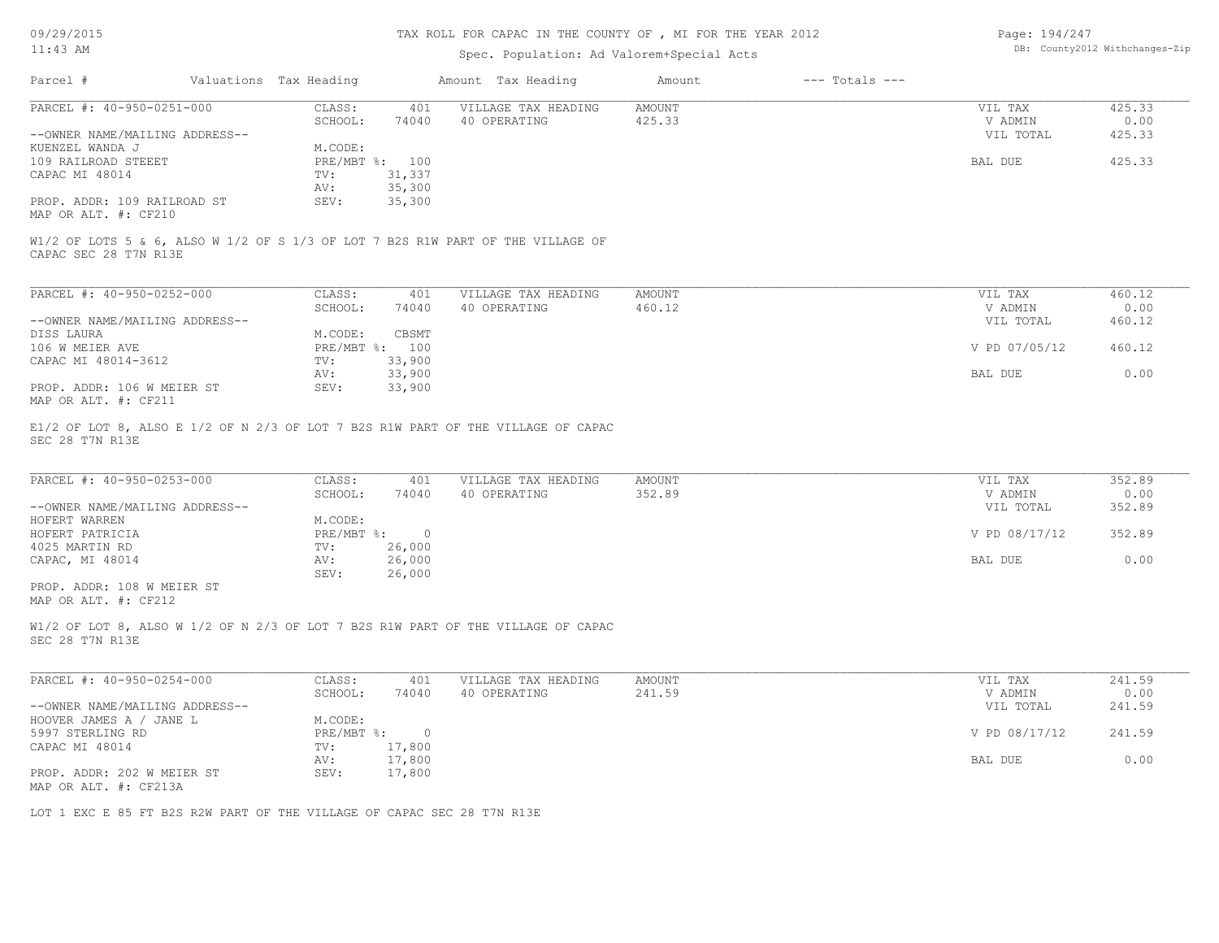# TAX ROLL FOR CAPAC IN THE COUNTY OF , MI FOR THE YEAR 2012

Spec. Population: Ad Valorem+Special Acts

09/29/2015
11:43 AM

DB: County2012 Withchanges-Zip

| Parcel # | Valuations | Tax Heading | Amount | Tax Heading | Amount | --- Totals --- |
|---|---|---|---|---|---|---|

---

PARCEL #: 40-950-0251-000

| | | | | |
|---|---|---|---|---|
| CLASS: 401 | VILLAGE TAX HEADING | AMOUNT | VIL TAX | 425.33 |
| SCHOOL: 74040 | 40 OPERATING | 425.33 | V ADMIN | 0.00 |
| | | | VIL TOTAL | 425.33 |
| M.CODE: | | | | |
| PRE/MBT %: 100 | | | BAL DUE | 425.33 |
| TV: 31,337 | | | | |
| AV: 35,300 | | | | |
| SEV: 35,300 | | | | |

--OWNER NAME/MAILING ADDRESS--
KUENZEL WANDA J
109 RAILROAD STEEET
CAPAC MI 48014

PROP. ADDR: 109 RAILROAD ST
MAP OR ALT. #: CF210

W1/2 OF LOTS 5 & 6, ALSO W 1/2 OF S 1/3 OF LOT 7 B2S R1W PART OF THE VILLAGE OF CAPAC SEC 28 T7N R13E

---

PARCEL #: 40-950-0252-000

| | | | | |
|---|---|---|---|---|
| CLASS: 401 | VILLAGE TAX HEADING | AMOUNT | VIL TAX | 460.12 |
| SCHOOL: 74040 | 40 OPERATING | 460.12 | V ADMIN | 0.00 |
| | | | VIL TOTAL | 460.12 |
| M.CODE: CBSMT | | | | |
| PRE/MBT %: 100 | | | V PD 07/05/12 | 460.12 |
| TV: 33,900 | | | | |
| AV: 33,900 | | | BAL DUE | 0.00 |
| SEV: 33,900 | | | | |

--OWNER NAME/MAILING ADDRESS--
DISS LAURA
106 W MEIER AVE
CAPAC MI 48014-3612

PROP. ADDR: 106 W MEIER ST
MAP OR ALT. #: CF211

E1/2 OF LOT 8, ALSO E 1/2 OF N 2/3 OF LOT 7 B2S R1W PART OF THE VILLAGE OF CAPAC SEC 28 T7N R13E

---

PARCEL #: 40-950-0253-000

| | | | | |
|---|---|---|---|---|
| CLASS: 401 | VILLAGE TAX HEADING | AMOUNT | VIL TAX | 352.89 |
| SCHOOL: 74040 | 40 OPERATING | 352.89 | V ADMIN | 0.00 |
| | | | VIL TOTAL | 352.89 |
| M.CODE: | | | | |
| PRE/MBT %: 0 | | | V PD 08/17/12 | 352.89 |
| TV: 26,000 | | | | |
| AV: 26,000 | | | BAL DUE | 0.00 |
| SEV: 26,000 | | | | |

--OWNER NAME/MAILING ADDRESS--
HOFERT WARREN
HOFERT PATRICIA
4025 MARTIN RD
CAPAC, MI 48014

PROP. ADDR: 108 W MEIER ST
MAP OR ALT. #: CF212

W1/2 OF LOT 8, ALSO W 1/2 OF N 2/3 OF LOT 7 B2S R1W PART OF THE VILLAGE OF CAPAC SEC 28 T7N R13E

---

PARCEL #: 40-950-0254-000

| | | | | |
|---|---|---|---|---|
| CLASS: 401 | VILLAGE TAX HEADING | AMOUNT | VIL TAX | 241.59 |
| SCHOOL: 74040 | 40 OPERATING | 241.59 | V ADMIN | 0.00 |
| | | | VIL TOTAL | 241.59 |
| M.CODE: | | | | |
| PRE/MBT %: 0 | | | V PD 08/17/12 | 241.59 |
| TV: 17,800 | | | | |
| AV: 17,800 | | | BAL DUE | 0.00 |
| SEV: 17,800 | | | | |

--OWNER NAME/MAILING ADDRESS--
HOOVER JAMES A / JANE L
5997 STERLING RD
CAPAC MI 48014

PROP. ADDR: 202 W MEIER ST
MAP OR ALT. #: CF213A

LOT 1 EXC E 85 FT B2S R2W PART OF THE VILLAGE OF CAPAC SEC 28 T7N R13E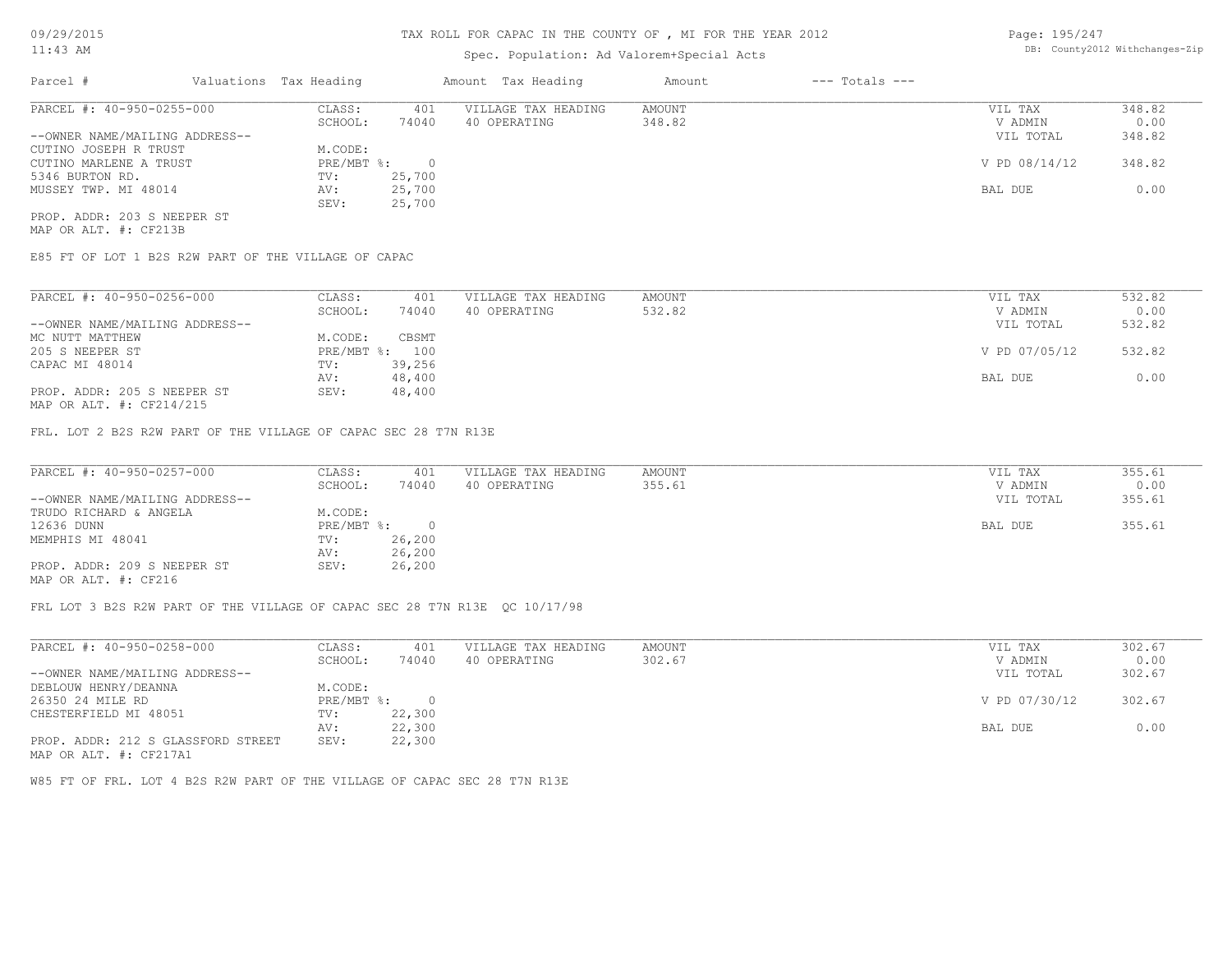TAX ROLL FOR CAPAC IN THE COUNTY OF , MI FOR THE YEAR 2012

Spec. Population: Ad Valorem+Special Acts

09/29/2015
11:43 AM

DB: County2012 Withchanges-Zip

| Parcel # | Valuations | Tax Heading | Amount | Tax Heading | Amount | --- Totals --- | |
|---|---|---|---|---|---|---|---|

**PARCEL #: 40-950-0255-000**

| | | | | | |
|---|---|---|---|---|---|
| CLASS: | 401 | VILLAGE TAX HEADING | AMOUNT | VIL TAX | 348.82 |
| SCHOOL: | 74040 | 40 OPERATING | 348.82 | V ADMIN | 0.00 |
| | | | | VIL TOTAL | 348.82 |
| M.CODE: | | | | | |
| PRE/MBT %: | 0 | | | V PD 08/14/12 | 348.82 |
| TV: | 25,700 | | | | |
| AV: | 25,700 | | | BAL DUE | 0.00 |
| SEV: | 25,700 | | | | |

--OWNER NAME/MAILING ADDRESS--
CUTINO JOSEPH R TRUST
CUTINO MARLENE A TRUST
5346 BURTON RD.
MUSSEY TWP. MI 48014

PROP. ADDR: 203 S NEEPER ST
MAP OR ALT. #: CF213B

E85 FT OF LOT 1 B2S R2W PART OF THE VILLAGE OF CAPAC

**PARCEL #: 40-950-0256-000**

| | | | | | |
|---|---|---|---|---|---|
| CLASS: | 401 | VILLAGE TAX HEADING | AMOUNT | VIL TAX | 532.82 |
| SCHOOL: | 74040 | 40 OPERATING | 532.82 | V ADMIN | 0.00 |
| | | | | VIL TOTAL | 532.82 |
| M.CODE: | CBSMT | | | | |
| PRE/MBT %: | 100 | | | V PD 07/05/12 | 532.82 |
| TV: | 39,256 | | | | |
| AV: | 48,400 | | | BAL DUE | 0.00 |
| SEV: | 48,400 | | | | |

--OWNER NAME/MAILING ADDRESS--
MC NUTT MATTHEW
205 S NEEPER ST
CAPAC MI 48014

PROP. ADDR: 205 S NEEPER ST
MAP OR ALT. #: CF214/215

FRL. LOT 2 B2S R2W PART OF THE VILLAGE OF CAPAC SEC 28 T7N R13E

**PARCEL #: 40-950-0257-000**

| | | | | | |
|---|---|---|---|---|---|
| CLASS: | 401 | VILLAGE TAX HEADING | AMOUNT | VIL TAX | 355.61 |
| SCHOOL: | 74040 | 40 OPERATING | 355.61 | V ADMIN | 0.00 |
| | | | | VIL TOTAL | 355.61 |
| M.CODE: | | | | | |
| PRE/MBT %: | 0 | | | BAL DUE | 355.61 |
| TV: | 26,200 | | | | |
| AV: | 26,200 | | | | |
| SEV: | 26,200 | | | | |

--OWNER NAME/MAILING ADDRESS--
TRUDO RICHARD & ANGELA
12636 DUNN
MEMPHIS MI 48041

PROP. ADDR: 209 S NEEPER ST
MAP OR ALT. #: CF216

FRL LOT 3 B2S R2W PART OF THE VILLAGE OF CAPAC SEC 28 T7N R13E QC 10/17/98

**PARCEL #: 40-950-0258-000**

| | | | | | |
|---|---|---|---|---|---|
| CLASS: | 401 | VILLAGE TAX HEADING | AMOUNT | VIL TAX | 302.67 |
| SCHOOL: | 74040 | 40 OPERATING | 302.67 | V ADMIN | 0.00 |
| | | | | VIL TOTAL | 302.67 |
| M.CODE: | | | | | |
| PRE/MBT %: | 0 | | | V PD 07/30/12 | 302.67 |
| TV: | 22,300 | | | | |
| AV: | 22,300 | | | BAL DUE | 0.00 |
| SEV: | 22,300 | | | | |

--OWNER NAME/MAILING ADDRESS--
DEBLOUW HENRY/DEANNA
26350 24 MILE RD
CHESTERFIELD MI 48051

PROP. ADDR: 212 S GLASSFORD STREET
MAP OR ALT. #: CF217A1

W85 FT OF FRL. LOT 4 B2S R2W PART OF THE VILLAGE OF CAPAC SEC 28 T7N R13E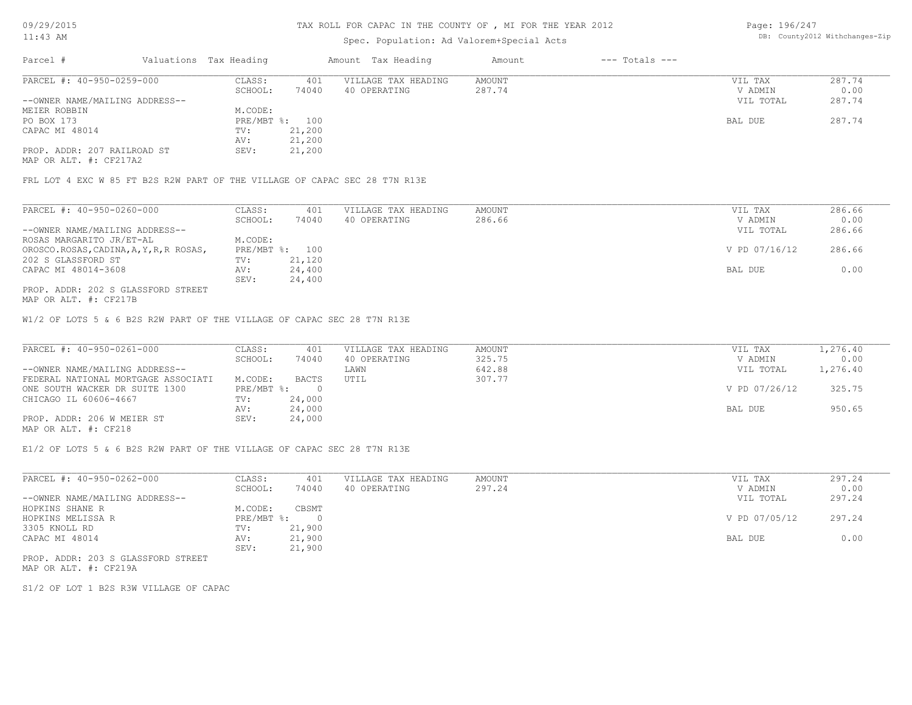# TAX ROLL FOR CAPAC IN THE COUNTY OF , MI FOR THE YEAR 2012

Spec. Population: Ad Valorem+Special Acts

| Parcel # | Valuations | Tax Heading | Amount | Tax Heading | Amount | --- Totals --- | |
|---|---|---|---|---|---|---|---|
| PARCEL #: 40-950-0259-000 | CLASS: | 401 | VILLAGE TAX HEADING | AMOUNT | | VIL TAX | 287.74 |
| | SCHOOL: | 74040 | 40 OPERATING | 287.74 | | V ADMIN | 0.00 |
| --OWNER NAME/MAILING ADDRESS-- | | | | | | VIL TOTAL | 287.74 |
| MEIER ROBBIN | M.CODE: | | | | | | |
| PO BOX 173 | PRE/MBT %: | 100 | | | | BAL DUE | 287.74 |
| CAPAC MI 48014 | TV: | 21,200 | | | | | |
| | AV: | 21,200 | | | | | |
| PROP. ADDR: 207 RAILROAD ST | SEV: | 21,200 | | | | | |
| MAP OR ALT. #: CF217A2 | | | | | | | |

FRL LOT 4 EXC W 85 FT B2S R2W PART OF THE VILLAGE OF CAPAC SEC 28 T7N R13E

| Parcel # | Valuations | Tax Heading | Amount | Tax Heading | Amount | --- Totals --- | |
|---|---|---|---|---|---|---|---|
| PARCEL #: 40-950-0260-000 | CLASS: | 401 | VILLAGE TAX HEADING | AMOUNT | | VIL TAX | 286.66 |
| | SCHOOL: | 74040 | 40 OPERATING | 286.66 | | V ADMIN | 0.00 |
| --OWNER NAME/MAILING ADDRESS-- | | | | | | VIL TOTAL | 286.66 |
| ROSAS MARGARITO JR/ET-AL | M.CODE: | | | | | | |
| OROSCO.ROSAS,CADINA,A,Y,R,R ROSAS, | PRE/MBT %: | 100 | | | | V PD 07/16/12 | 286.66 |
| 202 S GLASSFORD ST | TV: | 21,120 | | | | | |
| CAPAC MI 48014-3608 | AV: | 24,400 | | | | BAL DUE | 0.00 |
| | SEV: | 24,400 | | | | | |
| PROP. ADDR: 202 S GLASSFORD STREET | | | | | | | |
| MAP OR ALT. #: CF217B | | | | | | | |

W1/2 OF LOTS 5 & 6 B2S R2W PART OF THE VILLAGE OF CAPAC SEC 28 T7N R13E

| Parcel # | Valuations | Tax Heading | Amount | Tax Heading | Amount | --- Totals --- | |
|---|---|---|---|---|---|---|---|
| PARCEL #: 40-950-0261-000 | CLASS: | 401 | VILLAGE TAX HEADING | AMOUNT | | VIL TAX | 1,276.40 |
| | SCHOOL: | 74040 | 40 OPERATING | 325.75 | | V ADMIN | 0.00 |
| --OWNER NAME/MAILING ADDRESS-- | | | LAWN | 642.88 | | VIL TOTAL | 1,276.40 |
| FEDERAL NATIONAL MORTGAGE ASSOCIATI | M.CODE: | BACTS | UTIL | 307.77 | | | |
| ONE SOUTH WACKER DR SUITE 1300 | PRE/MBT %: | 0 | | | | V PD 07/26/12 | 325.75 |
| CHICAGO IL 60606-4667 | TV: | 24,000 | | | | | |
| | AV: | 24,000 | | | | BAL DUE | 950.65 |
| PROP. ADDR: 206 W MEIER ST | SEV: | 24,000 | | | | | |
| MAP OR ALT. #: CF218 | | | | | | | |

E1/2 OF LOTS 5 & 6 B2S R2W PART OF THE VILLAGE OF CAPAC SEC 28 T7N R13E

| Parcel # | Valuations | Tax Heading | Amount | Tax Heading | Amount | --- Totals --- | |
|---|---|---|---|---|---|---|---|
| PARCEL #: 40-950-0262-000 | CLASS: | 401 | VILLAGE TAX HEADING | AMOUNT | | VIL TAX | 297.24 |
| | SCHOOL: | 74040 | 40 OPERATING | 297.24 | | V ADMIN | 0.00 |
| --OWNER NAME/MAILING ADDRESS-- | | | | | | VIL TOTAL | 297.24 |
| HOPKINS SHANE R | M.CODE: | CBSMT | | | | | |
| HOPKINS MELISSA R | PRE/MBT %: | 0 | | | | V PD 07/05/12 | 297.24 |
| 3305 KNOLL RD | TV: | 21,900 | | | | | |
| CAPAC MI 48014 | AV: | 21,900 | | | | BAL DUE | 0.00 |
| | SEV: | 21,900 | | | | | |
| PROP. ADDR: 203 S GLASSFORD STREET | | | | | | | |
| MAP OR ALT. #: CF219A | | | | | | | |

S1/2 OF LOT 1 B2S R3W VILLAGE OF CAPAC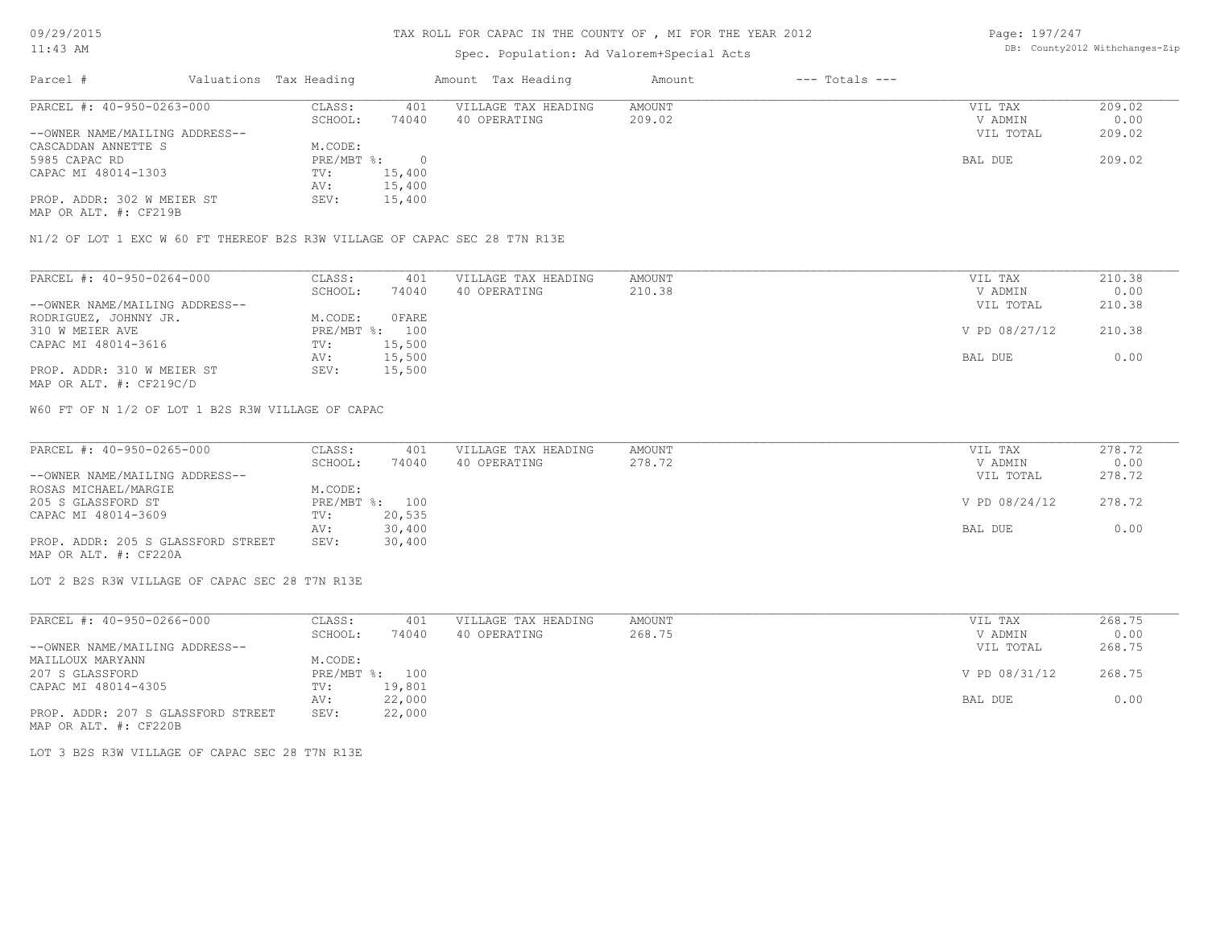TAX ROLL FOR CAPAC IN THE COUNTY OF , MI FOR THE YEAR 2012

Spec. Population: Ad Valorem+Special Acts

| Parcel # | Valuations | Tax Heading | Amount | Tax Heading | Amount | --- Totals --- | |
|---|---|---|---|---|---|---|---|

---

PARCEL #: 40-950-0263-000

--OWNER NAME/MAILING ADDRESS--
CASCADDAN ANNETTE S
5985 CAPAC RD
CAPAC MI 48014-1303

PROP. ADDR: 302 W MEIER ST
MAP OR ALT. #: CF219B

| | | | | | |
|---|---|---|---|---|---|
| CLASS: | 401 | VILLAGE TAX HEADING | AMOUNT | VIL TAX | 209.02 |
| SCHOOL: | 74040 | 40 OPERATING | 209.02 | V ADMIN | 0.00 |
| | | | | VIL TOTAL | 209.02 |
| M.CODE: | | | | | |
| PRE/MBT %: | 0 | | | BAL DUE | 209.02 |
| TV: | 15,400 | | | | |
| AV: | 15,400 | | | | |
| SEV: | 15,400 | | | | |

N1/2 OF LOT 1 EXC W 60 FT THEREOF B2S R3W VILLAGE OF CAPAC SEC 28 T7N R13E

---

PARCEL #: 40-950-0264-000

--OWNER NAME/MAILING ADDRESS--
RODRIGUEZ, JOHNNY JR.
310 W MEIER AVE
CAPAC MI 48014-3616

PROP. ADDR: 310 W MEIER ST
MAP OR ALT. #: CF219C/D

| | | | | | |
|---|---|---|---|---|---|
| CLASS: | 401 | VILLAGE TAX HEADING | AMOUNT | VIL TAX | 210.38 |
| SCHOOL: | 74040 | 40 OPERATING | 210.38 | V ADMIN | 0.00 |
| | | | | VIL TOTAL | 210.38 |
| M.CODE: | 0FARE | | | | |
| PRE/MBT %: | 100 | | | V PD 08/27/12 | 210.38 |
| TV: | 15,500 | | | | |
| AV: | 15,500 | | | BAL DUE | 0.00 |
| SEV: | 15,500 | | | | |

W60 FT OF N 1/2 OF LOT 1 B2S R3W VILLAGE OF CAPAC

---

PARCEL #: 40-950-0265-000

--OWNER NAME/MAILING ADDRESS--
ROSAS MICHAEL/MARGIE
205 S GLASSFORD ST
CAPAC MI 48014-3609

PROP. ADDR: 205 S GLASSFORD STREET
MAP OR ALT. #: CF220A

| | | | | | |
|---|---|---|---|---|---|
| CLASS: | 401 | VILLAGE TAX HEADING | AMOUNT | VIL TAX | 278.72 |
| SCHOOL: | 74040 | 40 OPERATING | 278.72 | V ADMIN | 0.00 |
| | | | | VIL TOTAL | 278.72 |
| M.CODE: | | | | | |
| PRE/MBT %: | 100 | | | V PD 08/24/12 | 278.72 |
| TV: | 20,535 | | | | |
| AV: | 30,400 | | | BAL DUE | 0.00 |
| SEV: | 30,400 | | | | |

LOT 2 B2S R3W VILLAGE OF CAPAC SEC 28 T7N R13E

---

PARCEL #: 40-950-0266-000

--OWNER NAME/MAILING ADDRESS--
MAILLOUX MARYANN
207 S GLASSFORD
CAPAC MI 48014-4305

PROP. ADDR: 207 S GLASSFORD STREET
MAP OR ALT. #: CF220B

| | | | | | |
|---|---|---|---|---|---|
| CLASS: | 401 | VILLAGE TAX HEADING | AMOUNT | VIL TAX | 268.75 |
| SCHOOL: | 74040 | 40 OPERATING | 268.75 | V ADMIN | 0.00 |
| | | | | VIL TOTAL | 268.75 |
| M.CODE: | | | | | |
| PRE/MBT %: | 100 | | | V PD 08/31/12 | 268.75 |
| TV: | 19,801 | | | | |
| AV: | 22,000 | | | BAL DUE | 0.00 |
| SEV: | 22,000 | | | | |

LOT 3 B2S R3W VILLAGE OF CAPAC SEC 28 T7N R13E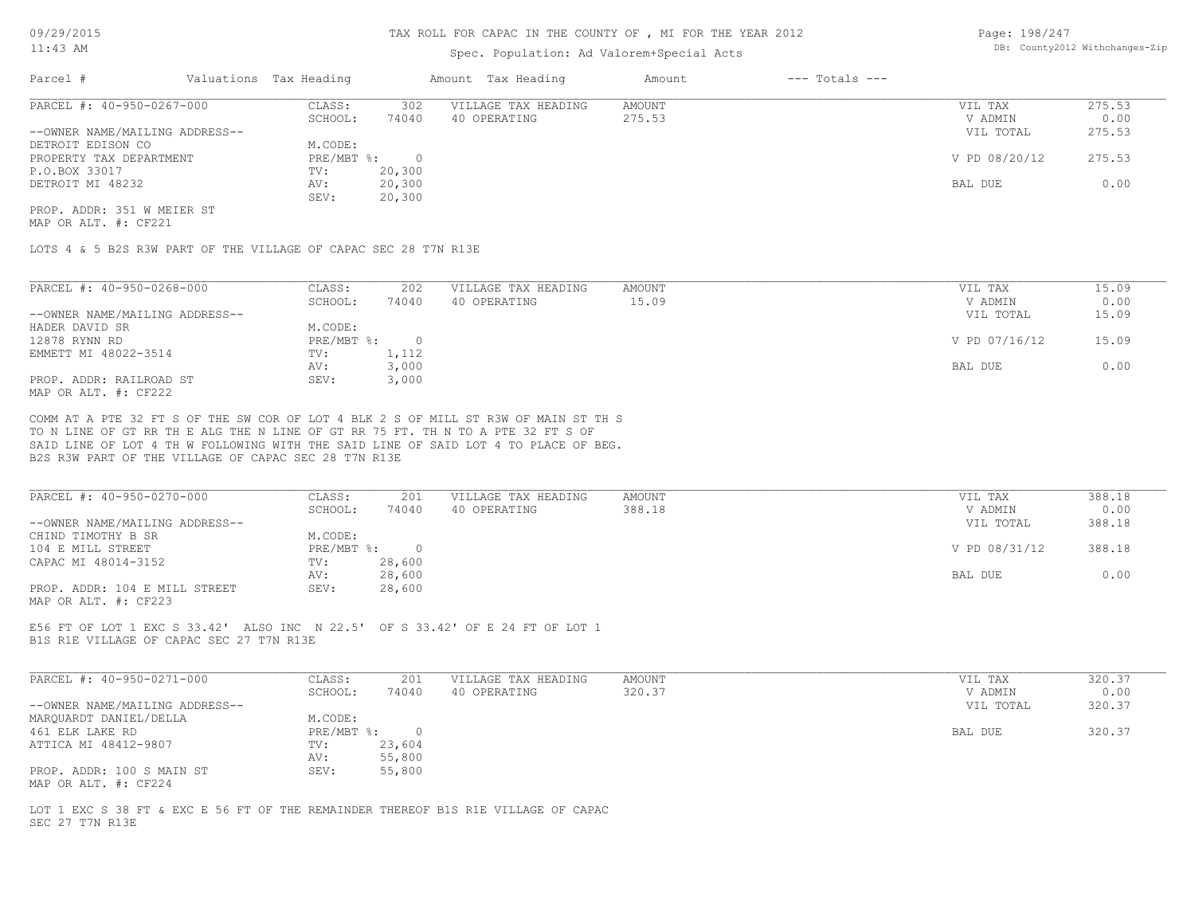# TAX ROLL FOR CAPAC IN THE COUNTY OF , MI FOR THE YEAR 2012

Spec. Population: Ad Valorem+Special Acts

09/29/2015
11:43 AM

DB: County2012 Withchanges-Zip

| Parcel # | Valuations | Tax Heading | Amount | Tax Heading | Amount | --- Totals --- |
|---|---|---|---|---|---|---|

---

**PARCEL #: 40-950-0267-000**

| | | | | | |
|---|---|---|---|---|---|
| CLASS: | 302 | VILLAGE TAX HEADING | AMOUNT | VIL TAX | 275.53 |
| SCHOOL: | 74040 | 40 OPERATING | 275.53 | V ADMIN | 0.00 |
| M.CODE: | | | | VIL TOTAL | 275.53 |
| PRE/MBT %: | 0 | | | V PD 08/20/12 | 275.53 |
| TV: | 20,300 | | | | |
| AV: | 20,300 | | | BAL DUE | 0.00 |
| SEV: | 20,300 | | | | |

--OWNER NAME/MAILING ADDRESS--
DETROIT EDISON CO
PROPERTY TAX DEPARTMENT
P.O.BOX 33017
DETROIT MI 48232

PROP. ADDR: 351 W MEIER ST
MAP OR ALT. #: CF221

LOTS 4 & 5 B2S R3W PART OF THE VILLAGE OF CAPAC SEC 28 T7N R13E

---

**PARCEL #: 40-950-0268-000**

| | | | | | |
|---|---|---|---|---|---|
| CLASS: | 202 | VILLAGE TAX HEADING | AMOUNT | VIL TAX | 15.09 |
| SCHOOL: | 74040 | 40 OPERATING | 15.09 | V ADMIN | 0.00 |
| M.CODE: | | | | VIL TOTAL | 15.09 |
| PRE/MBT %: | 0 | | | V PD 07/16/12 | 15.09 |
| TV: | 1,112 | | | | |
| AV: | 3,000 | | | BAL DUE | 0.00 |
| SEV: | 3,000 | | | | |

--OWNER NAME/MAILING ADDRESS--
HADER DAVID SR
12878 RYNN RD
EMMETT MI 48022-3514

PROP. ADDR: RAILROAD ST
MAP OR ALT. #: CF222

COMM AT A PTE 32 FT S OF THE SW COR OF LOT 4 BLK 2 S OF MILL ST R3W OF MAIN ST TH S TO N LINE OF GT RR TH E ALG THE N LINE OF GT RR 75 FT. TH N TO A PTE 32 FT S OF SAID LINE OF LOT 4 TH W FOLLOWING WITH THE SAID LINE OF SAID LOT 4 TO PLACE OF BEG. B2S R3W PART OF THE VILLAGE OF CAPAC SEC 28 T7N R13E

---

**PARCEL #: 40-950-0270-000**

| | | | | | |
|---|---|---|---|---|---|
| CLASS: | 201 | VILLAGE TAX HEADING | AMOUNT | VIL TAX | 388.18 |
| SCHOOL: | 74040 | 40 OPERATING | 388.18 | V ADMIN | 0.00 |
| M.CODE: | | | | VIL TOTAL | 388.18 |
| PRE/MBT %: | 0 | | | V PD 08/31/12 | 388.18 |
| TV: | 28,600 | | | | |
| AV: | 28,600 | | | BAL DUE | 0.00 |
| SEV: | 28,600 | | | | |

--OWNER NAME/MAILING ADDRESS--
CHIND TIMOTHY B SR
104 E MILL STREET
CAPAC MI 48014-3152

PROP. ADDR: 104 E MILL STREET
MAP OR ALT. #: CF223

E56 FT OF LOT 1 EXC S 33.42' ALSO INC N 22.5' OF S 33.42' OF E 24 FT OF LOT 1 B1S R1E VILLAGE OF CAPAC SEC 27 T7N R13E

---

**PARCEL #: 40-950-0271-000**

| | | | | | |
|---|---|---|---|---|---|
| CLASS: | 201 | VILLAGE TAX HEADING | AMOUNT | VIL TAX | 320.37 |
| SCHOOL: | 74040 | 40 OPERATING | 320.37 | V ADMIN | 0.00 |
| M.CODE: | | | | VIL TOTAL | 320.37 |
| PRE/MBT %: | 0 | | | BAL DUE | 320.37 |
| TV: | 23,604 | | | | |
| AV: | 55,800 | | | | |
| SEV: | 55,800 | | | | |

--OWNER NAME/MAILING ADDRESS--
MARQUARDT DANIEL/DELLA
461 ELK LAKE RD
ATTICA MI 48412-9807

PROP. ADDR: 100 S MAIN ST
MAP OR ALT. #: CF224

LOT 1 EXC S 38 FT & EXC E 56 FT OF THE REMAINDER THEREOF B1S R1E VILLAGE OF CAPAC SEC 27 T7N R13E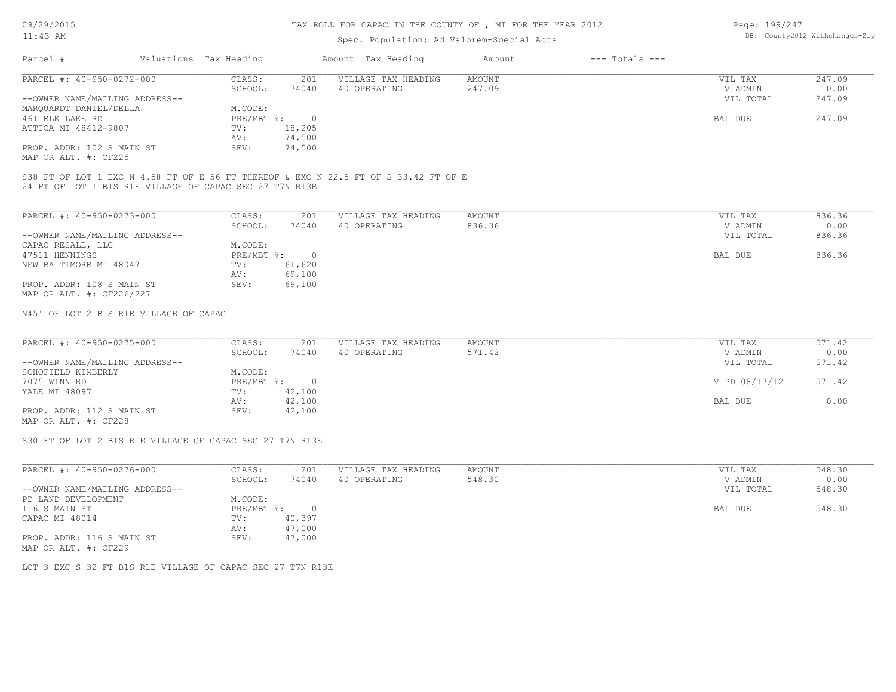# TAX ROLL FOR CAPAC IN THE COUNTY OF , MI FOR THE YEAR 2012

Spec. Population: Ad Valorem+Special Acts

| Parcel # | Valuations Tax Heading | | Amount Tax Heading | Amount | --- Totals --- | |
|---|---|---|---|---|---|---|
| PARCEL #: 40-950-0272-000 | CLASS: | 201 | VILLAGE TAX HEADING | AMOUNT | VIL TAX | 247.09 |
| | SCHOOL: | 74040 | 40 OPERATING | 247.09 | V ADMIN | 0.00 |
| --OWNER NAME/MAILING ADDRESS-- | | | | | VIL TOTAL | 247.09 |
| MARQUARDT DANIEL/DELLA | M.CODE: | | | | | |
| 461 ELK LAKE RD | PRE/MBT %: | 0 | | | BAL DUE | 247.09 |
| ATTICA MI 48412-9807 | TV: | 18,205 | | | | |
| | AV: | 74,500 | | | | |
| PROP. ADDR: 102 S MAIN ST | SEV: | 74,500 | | | | |
| MAP OR ALT. #: CF225 | | | | | | |

S38 FT OF LOT 1 EXC N 4.58 FT OF E 56 FT THEREOF & EXC N 22.5 FT OF S 33.42 FT OF E 24 FT OF LOT 1 B1S R1E VILLAGE OF CAPAC SEC 27 T7N R13E

| Parcel # | Valuations Tax Heading | | Amount Tax Heading | Amount | --- Totals --- | |
|---|---|---|---|---|---|---|
| PARCEL #: 40-950-0273-000 | CLASS: | 201 | VILLAGE TAX HEADING | AMOUNT | VIL TAX | 836.36 |
| | SCHOOL: | 74040 | 40 OPERATING | 836.36 | V ADMIN | 0.00 |
| --OWNER NAME/MAILING ADDRESS-- | | | | | VIL TOTAL | 836.36 |
| CAPAC RESALE, LLC | M.CODE: | | | | | |
| 47511 HENNINGS | PRE/MBT %: | 0 | | | BAL DUE | 836.36 |
| NEW BALTIMORE MI 48047 | TV: | 61,620 | | | | |
| | AV: | 69,100 | | | | |
| PROP. ADDR: 108 S MAIN ST | SEV: | 69,100 | | | | |
| MAP OR ALT. #: CF226/227 | | | | | | |

N45' OF LOT 2 B1S R1E VILLAGE OF CAPAC

| Parcel # | Valuations Tax Heading | | Amount Tax Heading | Amount | --- Totals --- | |
|---|---|---|---|---|---|---|
| PARCEL #: 40-950-0275-000 | CLASS: | 201 | VILLAGE TAX HEADING | AMOUNT | VIL TAX | 571.42 |
| | SCHOOL: | 74040 | 40 OPERATING | 571.42 | V ADMIN | 0.00 |
| --OWNER NAME/MAILING ADDRESS-- | | | | | VIL TOTAL | 571.42 |
| SCHOFIELD KIMBERLY | M.CODE: | | | | | |
| 7075 WINN RD | PRE/MBT %: | 0 | | | V PD 08/17/12 | 571.42 |
| YALE MI 48097 | TV: | 42,100 | | | | |
| | AV: | 42,100 | | | BAL DUE | 0.00 |
| PROP. ADDR: 112 S MAIN ST | SEV: | 42,100 | | | | |
| MAP OR ALT. #: CF228 | | | | | | |

S30 FT OF LOT 2 B1S R1E VILLAGE OF CAPAC SEC 27 T7N R13E

| Parcel # | Valuations Tax Heading | | Amount Tax Heading | Amount | --- Totals --- | |
|---|---|---|---|---|---|---|
| PARCEL #: 40-950-0276-000 | CLASS: | 201 | VILLAGE TAX HEADING | AMOUNT | VIL TAX | 548.30 |
| | SCHOOL: | 74040 | 40 OPERATING | 548.30 | V ADMIN | 0.00 |
| --OWNER NAME/MAILING ADDRESS-- | | | | | VIL TOTAL | 548.30 |
| PD LAND DEVELOPMENT | M.CODE: | | | | | |
| 116 S MAIN ST | PRE/MBT %: | 0 | | | BAL DUE | 548.30 |
| CAPAC MI 48014 | TV: | 40,397 | | | | |
| | AV: | 47,000 | | | | |
| PROP. ADDR: 116 S MAIN ST | SEV: | 47,000 | | | | |
| MAP OR ALT. #: CF229 | | | | | | |

LOT 3 EXC S 32 FT B1S R1E VILLAGE OF CAPAC SEC 27 T7N R13E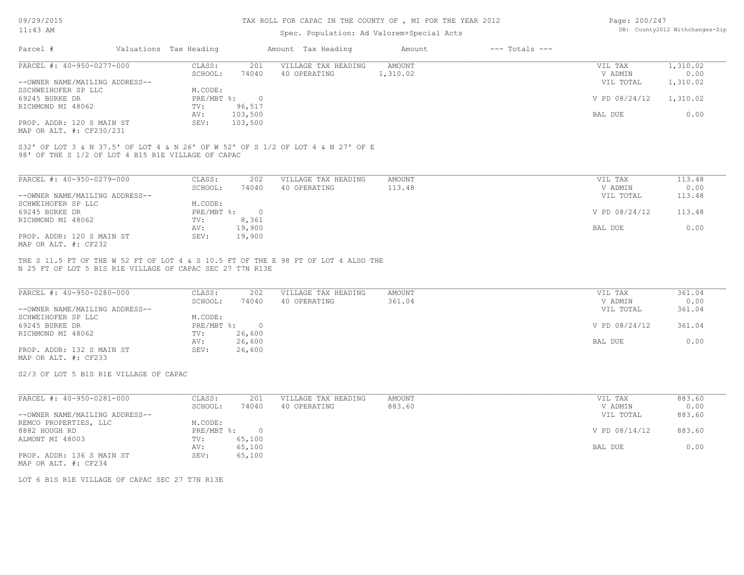# TAX ROLL FOR CAPAC IN THE COUNTY OF , MI FOR THE YEAR 2012

Spec. Population: Ad Valorem+Special Acts

| Parcel # | Valuations | Tax Heading | Amount | Tax Heading | Amount | --- Totals --- |
|---|---|---|---|---|---|---|

---

**PARCEL #: 40-950-0277-000**

| | | | | | |
|---|---|---|---|---|---|
| CLASS: | 201 | VILLAGE TAX HEADING | AMOUNT | VIL TAX | 1,310.02 |
| SCHOOL: | 74040 | 40 OPERATING | 1,310.02 | V ADMIN | 0.00 |
| | | | | VIL TOTAL | 1,310.02 |
| M.CODE: | | | | | |
| PRE/MBT %: | 0 | | | V PD 08/24/12 | 1,310.02 |
| TV: | 96,517 | | | | |
| AV: | 103,500 | | | BAL DUE | 0.00 |
| SEV: | 103,500 | | | | |

--OWNER NAME/MAILING ADDRESS--
SSCHWEIHOFER SP LLC
69245 BURKE DR
RICHMOND MI 48062

PROP. ADDR: 120 S MAIN ST
MAP OR ALT. #: CF230/231

S32' OF LOT 3 & N 37.5' OF LOT 4 & N 26' OF W 52' OF S 1/2 OF LOT 4 & N 27' OF E 98' OF THE S 1/2 OF LOT 4 B15 R1E VILLAGE OF CAPAC

---

**PARCEL #: 40-950-0279-000**

| | | | | | |
|---|---|---|---|---|---|
| CLASS: | 202 | VILLAGE TAX HEADING | AMOUNT | VIL TAX | 113.48 |
| SCHOOL: | 74040 | 40 OPERATING | 113.48 | V ADMIN | 0.00 |
| | | | | VIL TOTAL | 113.48 |
| M.CODE: | | | | | |
| PRE/MBT %: | 0 | | | V PD 08/24/12 | 113.48 |
| TV: | 8,361 | | | | |
| AV: | 19,900 | | | BAL DUE | 0.00 |
| SEV: | 19,900 | | | | |

--OWNER NAME/MAILING ADDRESS--
SCHWEIHOFER SP LLC
69245 BURKE DR
RICHMOND MI 48062

PROP. ADDR: 120 S MAIN ST
MAP OR ALT. #: CF232

THE S 11.5 FT OF THE W 52 FT OF LOT 4 & S 10.5 FT OF THE E 98 FT OF LOT 4 ALSO THE N 25 FT OF LOT 5 B1S R1E VILLAGE OF CAPAC SEC 27 T7N R13E

---

**PARCEL #: 40-950-0280-000**

| | | | | | |
|---|---|---|---|---|---|
| CLASS: | 202 | VILLAGE TAX HEADING | AMOUNT | VIL TAX | 361.04 |
| SCHOOL: | 74040 | 40 OPERATING | 361.04 | V ADMIN | 0.00 |
| | | | | VIL TOTAL | 361.04 |
| M.CODE: | | | | | |
| PRE/MBT %: | 0 | | | V PD 08/24/12 | 361.04 |
| TV: | 26,600 | | | | |
| AV: | 26,600 | | | BAL DUE | 0.00 |
| SEV: | 26,600 | | | | |

--OWNER NAME/MAILING ADDRESS--
SCHWEIHOFER SP LLC
69245 BURKE DR
RICHMOND MI 48062

PROP. ADDR: 132 S MAIN ST
MAP OR ALT. #: CF233

S2/3 OF LOT 5 B1S R1E VILLAGE OF CAPAC

---

**PARCEL #: 40-950-0281-000**

| | | | | | |
|---|---|---|---|---|---|
| CLASS: | 201 | VILLAGE TAX HEADING | AMOUNT | VIL TAX | 883.60 |
| SCHOOL: | 74040 | 40 OPERATING | 883.60 | V ADMIN | 0.00 |
| | | | | VIL TOTAL | 883.60 |
| M.CODE: | | | | | |
| PRE/MBT %: | 0 | | | V PD 08/14/12 | 883.60 |
| TV: | 65,100 | | | | |
| AV: | 65,100 | | | BAL DUE | 0.00 |
| SEV: | 65,100 | | | | |

--OWNER NAME/MAILING ADDRESS--
REMCO PROPERTIES, LLC
8882 HOUGH RD
ALMONT MI 48003

PROP. ADDR: 136 S MAIN ST
MAP OR ALT. #: CF234

LOT 6 B1S R1E VILLAGE OF CAPAC SEC 27 T7N R13E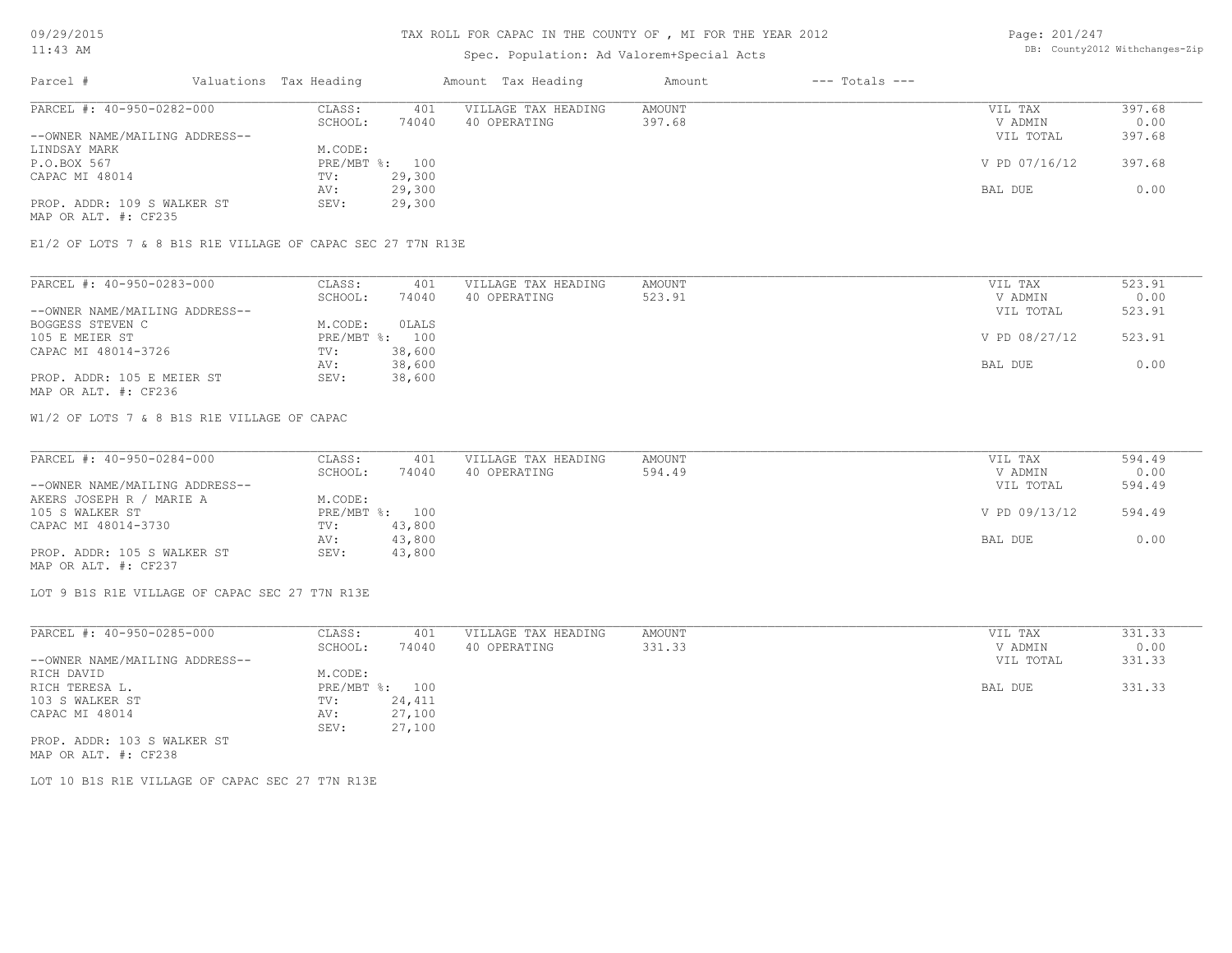# TAX ROLL FOR CAPAC IN THE COUNTY OF , MI FOR THE YEAR 2012

Spec. Population: Ad Valorem+Special Acts

DB: County2012 Withchanges-Zip

| Parcel # | Valuations | Tax Heading | Amount | Tax Heading | Amount | --- Totals --- | |
|---|---|---|---|---|---|---|---|

---

**PARCEL #: 40-950-0282-000**

| | | | | | | |
|---|---|---|---|---|---|---|
| --OWNER NAME/MAILING ADDRESS-- | CLASS: | 401 | VILLAGE TAX HEADING | AMOUNT | VIL TAX | 397.68 |
| LINDSAY MARK | SCHOOL: | 74040 | 40 OPERATING | 397.68 | V ADMIN | 0.00 |
| P.O.BOX 567 | M.CODE: | | | | VIL TOTAL | 397.68 |
| CAPAC MI 48014 | PRE/MBT %: | 100 | | | V PD 07/16/12 | 397.68 |
| | TV: | 29,300 | | | | |
| | AV: | 29,300 | | | BAL DUE | 0.00 |
| PROP. ADDR: 109 S WALKER ST | SEV: | 29,300 | | | | |
| MAP OR ALT. #: CF235 | | | | | | |

E1/2 OF LOTS 7 & 8 B1S R1E VILLAGE OF CAPAC SEC 27 T7N R13E

---

**PARCEL #: 40-950-0283-000**

| | | | | | | |
|---|---|---|---|---|---|---|
| --OWNER NAME/MAILING ADDRESS-- | CLASS: | 401 | VILLAGE TAX HEADING | AMOUNT | VIL TAX | 523.91 |
| BOGGESS STEVEN C | SCHOOL: | 74040 | 40 OPERATING | 523.91 | V ADMIN | 0.00 |
| 105 E MEIER ST | M.CODE: | 0LALS | | | VIL TOTAL | 523.91 |
| CAPAC MI 48014-3726 | PRE/MBT %: | 100 | | | V PD 08/27/12 | 523.91 |
| | TV: | 38,600 | | | | |
| | AV: | 38,600 | | | BAL DUE | 0.00 |
| PROP. ADDR: 105 E MEIER ST | SEV: | 38,600 | | | | |
| MAP OR ALT. #: CF236 | | | | | | |

W1/2 OF LOTS 7 & 8 B1S R1E VILLAGE OF CAPAC

---

**PARCEL #: 40-950-0284-000**

| | | | | | | |
|---|---|---|---|---|---|---|
| --OWNER NAME/MAILING ADDRESS-- | CLASS: | 401 | VILLAGE TAX HEADING | AMOUNT | VIL TAX | 594.49 |
| AKERS JOSEPH R / MARIE A | SCHOOL: | 74040 | 40 OPERATING | 594.49 | V ADMIN | 0.00 |
| 105 S WALKER ST | M.CODE: | | | | VIL TOTAL | 594.49 |
| CAPAC MI 48014-3730 | PRE/MBT %: | 100 | | | V PD 09/13/12 | 594.49 |
| | TV: | 43,800 | | | | |
| | AV: | 43,800 | | | BAL DUE | 0.00 |
| PROP. ADDR: 105 S WALKER ST | SEV: | 43,800 | | | | |
| MAP OR ALT. #: CF237 | | | | | | |

LOT 9 B1S R1E VILLAGE OF CAPAC SEC 27 T7N R13E

---

**PARCEL #: 40-950-0285-000**

| | | | | | | |
|---|---|---|---|---|---|---|
| --OWNER NAME/MAILING ADDRESS-- | CLASS: | 401 | VILLAGE TAX HEADING | AMOUNT | VIL TAX | 331.33 |
| RICH DAVID | SCHOOL: | 74040 | 40 OPERATING | 331.33 | V ADMIN | 0.00 |
| RICH TERESA L. | M.CODE: | | | | VIL TOTAL | 331.33 |
| 103 S WALKER ST | PRE/MBT %: | 100 | | | BAL DUE | 331.33 |
| CAPAC MI 48014 | TV: | 24,411 | | | | |
| | AV: | 27,100 | | | | |
| PROP. ADDR: 103 S WALKER ST | SEV: | 27,100 | | | | |
| MAP OR ALT. #: CF238 | | | | | | |

LOT 10 B1S R1E VILLAGE OF CAPAC SEC 27 T7N R13E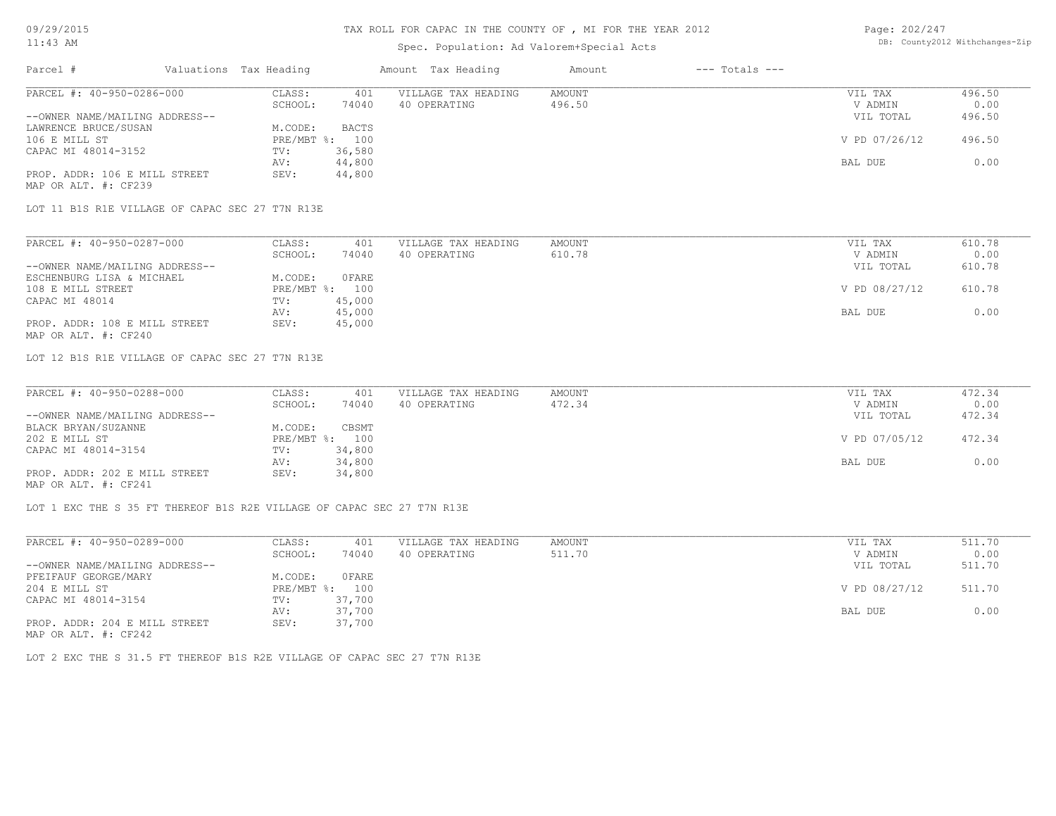TAX ROLL FOR CAPAC IN THE COUNTY OF , MI FOR THE YEAR 2012

Spec. Population: Ad Valorem+Special Acts

| Parcel # | Valuations | Tax Heading | Amount | Tax Heading | Amount | --- Totals --- | |
|---|---|---|---|---|---|---|---|
| PARCEL #: 40-950-0286-000 | CLASS: | 401 | VILLAGE TAX HEADING | AMOUNT | | VIL TAX | 496.50 |
| | SCHOOL: | 74040 | 40 OPERATING | 496.50 | | V ADMIN | 0.00 |
| --OWNER NAME/MAILING ADDRESS-- | | | | | | VIL TOTAL | 496.50 |
| LAWRENCE BRUCE/SUSAN | M.CODE: | BACTS | | | | | |
| 106 E MILL ST | PRE/MBT %: | 100 | | | | V PD 07/26/12 | 496.50 |
| CAPAC MI 48014-3152 | TV: | 36,580 | | | | | |
| | AV: | 44,800 | | | | BAL DUE | 0.00 |
| PROP. ADDR: 106 E MILL STREET | SEV: | 44,800 | | | | | |
| MAP OR ALT. #: CF239 | | | | | | | |

LOT 11 B1S R1E VILLAGE OF CAPAC SEC 27 T7N R13E

| Parcel # | Valuations | Tax Heading | Amount | Tax Heading | Amount | --- Totals --- | |
|---|---|---|---|---|---|---|---|
| PARCEL #: 40-950-0287-000 | CLASS: | 401 | VILLAGE TAX HEADING | AMOUNT | | VIL TAX | 610.78 |
| | SCHOOL: | 74040 | 40 OPERATING | 610.78 | | V ADMIN | 0.00 |
| --OWNER NAME/MAILING ADDRESS-- | | | | | | VIL TOTAL | 610.78 |
| ESCHENBURG LISA & MICHAEL | M.CODE: | 0FARE | | | | | |
| 108 E MILL STREET | PRE/MBT %: | 100 | | | | V PD 08/27/12 | 610.78 |
| CAPAC MI 48014 | TV: | 45,000 | | | | | |
| | AV: | 45,000 | | | | BAL DUE | 0.00 |
| PROP. ADDR: 108 E MILL STREET | SEV: | 45,000 | | | | | |
| MAP OR ALT. #: CF240 | | | | | | | |

LOT 12 B1S R1E VILLAGE OF CAPAC SEC 27 T7N R13E

| Parcel # | Valuations | Tax Heading | Amount | Tax Heading | Amount | --- Totals --- | |
|---|---|---|---|---|---|---|---|
| PARCEL #: 40-950-0288-000 | CLASS: | 401 | VILLAGE TAX HEADING | AMOUNT | | VIL TAX | 472.34 |
| | SCHOOL: | 74040 | 40 OPERATING | 472.34 | | V ADMIN | 0.00 |
| --OWNER NAME/MAILING ADDRESS-- | | | | | | VIL TOTAL | 472.34 |
| BLACK BRYAN/SUZANNE | M.CODE: | CBSMT | | | | | |
| 202 E MILL ST | PRE/MBT %: | 100 | | | | V PD 07/05/12 | 472.34 |
| CAPAC MI 48014-3154 | TV: | 34,800 | | | | | |
| | AV: | 34,800 | | | | BAL DUE | 0.00 |
| PROP. ADDR: 202 E MILL STREET | SEV: | 34,800 | | | | | |
| MAP OR ALT. #: CF241 | | | | | | | |

LOT 1 EXC THE S 35 FT THEREOF B1S R2E VILLAGE OF CAPAC SEC 27 T7N R13E

| Parcel # | Valuations | Tax Heading | Amount | Tax Heading | Amount | --- Totals --- | |
|---|---|---|---|---|---|---|---|
| PARCEL #: 40-950-0289-000 | CLASS: | 401 | VILLAGE TAX HEADING | AMOUNT | | VIL TAX | 511.70 |
| | SCHOOL: | 74040 | 40 OPERATING | 511.70 | | V ADMIN | 0.00 |
| --OWNER NAME/MAILING ADDRESS-- | | | | | | VIL TOTAL | 511.70 |
| PFEIFAUF GEORGE/MARY | M.CODE: | 0FARE | | | | | |
| 204 E MILL ST | PRE/MBT %: | 100 | | | | V PD 08/27/12 | 511.70 |
| CAPAC MI 48014-3154 | TV: | 37,700 | | | | | |
| | AV: | 37,700 | | | | BAL DUE | 0.00 |
| PROP. ADDR: 204 E MILL STREET | SEV: | 37,700 | | | | | |
| MAP OR ALT. #: CF242 | | | | | | | |

LOT 2 EXC THE S 31.5 FT THEREOF B1S R2E VILLAGE OF CAPAC SEC 27 T7N R13E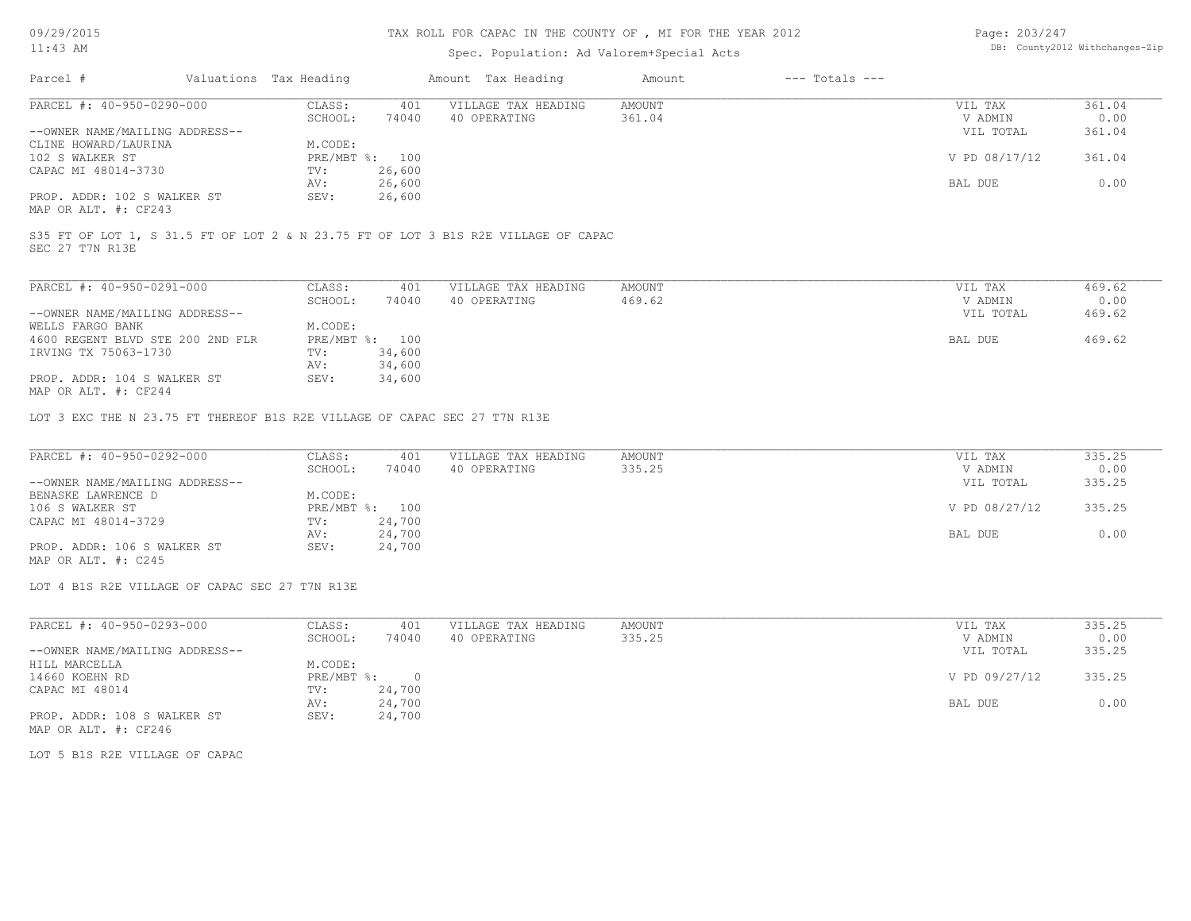TAX ROLL FOR CAPAC IN THE COUNTY OF , MI FOR THE YEAR 2012

Spec. Population: Ad Valorem+Special Acts

| Parcel # | Valuations | Tax Heading | Amount | Tax Heading | Amount | --- Totals --- | |
|---|---|---|---|---|---|---|---|
| PARCEL #: 40-950-0290-000 | CLASS: | 401 | VILLAGE TAX HEADING | AMOUNT | | VIL TAX | 361.04 |
| | SCHOOL: | 74040 | 40 OPERATING | 361.04 | | V ADMIN | 0.00 |
| --OWNER NAME/MAILING ADDRESS-- | | | | | | VIL TOTAL | 361.04 |
| CLINE HOWARD/LAURINA | M.CODE: | | | | | | |
| 102 S WALKER ST | PRE/MBT %: | 100 | | | | V PD 08/17/12 | 361.04 |
| CAPAC MI 48014-3730 | TV: | 26,600 | | | | | |
| | AV: | 26,600 | | | | BAL DUE | 0.00 |
| PROP. ADDR: 102 S WALKER ST | SEV: | 26,600 | | | | | |
| MAP OR ALT. #: CF243 | | | | | | | |

S35 FT OF LOT 1, S 31.5 FT OF LOT 2 & N 23.75 FT OF LOT 3 B1S R2E VILLAGE OF CAPAC SEC 27 T7N R13E

| Parcel # | Valuations | Tax Heading | Amount | Tax Heading | Amount | --- Totals --- | |
|---|---|---|---|---|---|---|---|
| PARCEL #: 40-950-0291-000 | CLASS: | 401 | VILLAGE TAX HEADING | AMOUNT | | VIL TAX | 469.62 |
| | SCHOOL: | 74040 | 40 OPERATING | 469.62 | | V ADMIN | 0.00 |
| --OWNER NAME/MAILING ADDRESS-- | | | | | | VIL TOTAL | 469.62 |
| WELLS FARGO BANK | M.CODE: | | | | | | |
| 4600 REGENT BLVD STE 200 2ND FLR | PRE/MBT %: | 100 | | | | BAL DUE | 469.62 |
| IRVING TX 75063-1730 | TV: | 34,600 | | | | | |
| | AV: | 34,600 | | | | | |
| PROP. ADDR: 104 S WALKER ST | SEV: | 34,600 | | | | | |
| MAP OR ALT. #: CF244 | | | | | | | |

LOT 3 EXC THE N 23.75 FT THEREOF B1S R2E VILLAGE OF CAPAC SEC 27 T7N R13E

| Parcel # | Valuations | Tax Heading | Amount | Tax Heading | Amount | --- Totals --- | |
|---|---|---|---|---|---|---|---|
| PARCEL #: 40-950-0292-000 | CLASS: | 401 | VILLAGE TAX HEADING | AMOUNT | | VIL TAX | 335.25 |
| | SCHOOL: | 74040 | 40 OPERATING | 335.25 | | V ADMIN | 0.00 |
| --OWNER NAME/MAILING ADDRESS-- | | | | | | VIL TOTAL | 335.25 |
| BENASKE LAWRENCE D | M.CODE: | | | | | | |
| 106 S WALKER ST | PRE/MBT %: | 100 | | | | V PD 08/27/12 | 335.25 |
| CAPAC MI 48014-3729 | TV: | 24,700 | | | | | |
| | AV: | 24,700 | | | | BAL DUE | 0.00 |
| PROP. ADDR: 106 S WALKER ST | SEV: | 24,700 | | | | | |
| MAP OR ALT. #: C245 | | | | | | | |

LOT 4 B1S R2E VILLAGE OF CAPAC SEC 27 T7N R13E

| Parcel # | Valuations | Tax Heading | Amount | Tax Heading | Amount | --- Totals --- | |
|---|---|---|---|---|---|---|---|
| PARCEL #: 40-950-0293-000 | CLASS: | 401 | VILLAGE TAX HEADING | AMOUNT | | VIL TAX | 335.25 |
| | SCHOOL: | 74040 | 40 OPERATING | 335.25 | | V ADMIN | 0.00 |
| --OWNER NAME/MAILING ADDRESS-- | | | | | | VIL TOTAL | 335.25 |
| HILL MARCELLA | M.CODE: | | | | | | |
| 14660 KOEHN RD | PRE/MBT %: | 0 | | | | V PD 09/27/12 | 335.25 |
| CAPAC MI 48014 | TV: | 24,700 | | | | | |
| | AV: | 24,700 | | | | BAL DUE | 0.00 |
| PROP. ADDR: 108 S WALKER ST | SEV: | 24,700 | | | | | |
| MAP OR ALT. #: CF246 | | | | | | | |

LOT 5 B1S R2E VILLAGE OF CAPAC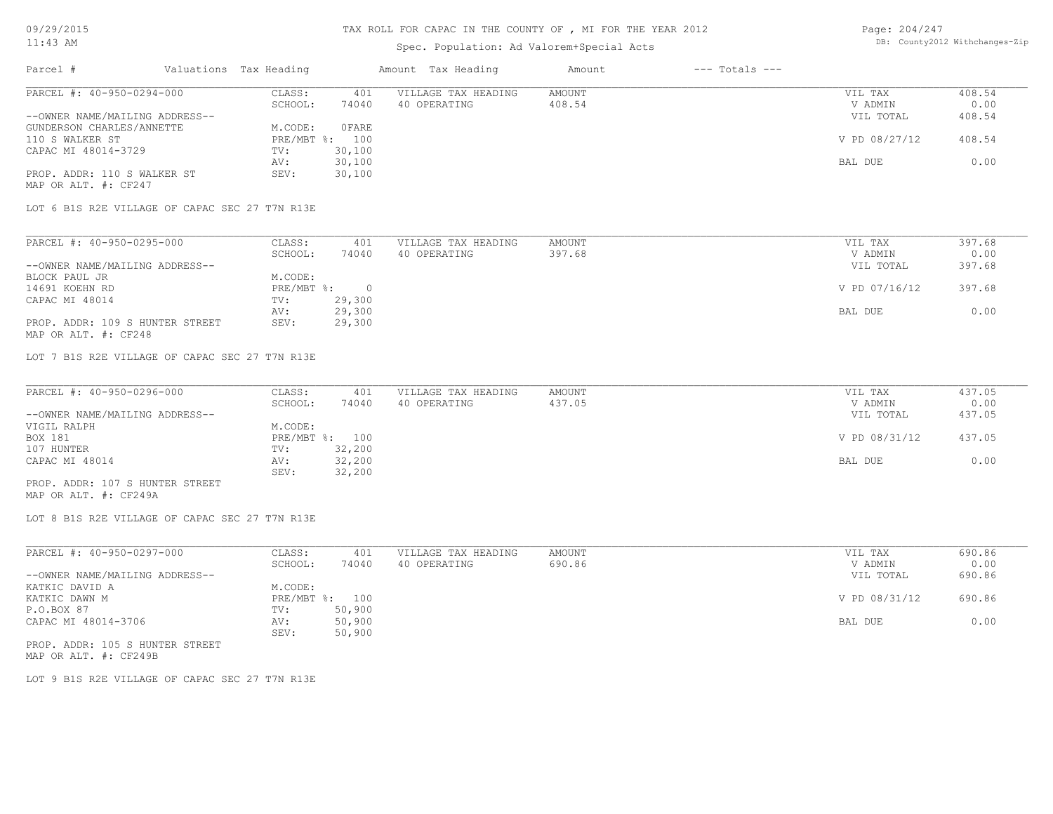# TAX ROLL FOR CAPAC IN THE COUNTY OF , MI FOR THE YEAR 2012

Spec. Population: Ad Valorem+Special Acts

| Parcel # | Valuations | Tax Heading | Amount | Tax Heading | Amount | --- Totals --- | |
|---|---|---|---|---|---|---|---|

---

**PARCEL #: 40-950-0294-000**

--OWNER NAME/MAILING ADDRESS--
GUNDERSON CHARLES/ANNETTE
110 S WALKER ST
CAPAC MI 48014-3729

PROP. ADDR: 110 S WALKER ST
MAP OR ALT. #: CF247

| | | | | | |
|---|---|---|---|---|---|
| CLASS: | 401 | VILLAGE TAX HEADING | AMOUNT | VIL TAX | 408.54 |
| SCHOOL: | 74040 | 40 OPERATING | 408.54 | V ADMIN | 0.00 |
| | | | | VIL TOTAL | 408.54 |
| M.CODE: | 0FARE | | | | |
| PRE/MBT %: | 100 | | | V PD 08/27/12 | 408.54 |
| TV: | 30,100 | | | | |
| AV: | 30,100 | | | BAL DUE | 0.00 |
| SEV: | 30,100 | | | | |

LOT 6 B1S R2E VILLAGE OF CAPAC SEC 27 T7N R13E

---

**PARCEL #: 40-950-0295-000**

--OWNER NAME/MAILING ADDRESS--
BLOCK PAUL JR
14691 KOEHN RD
CAPAC MI 48014

PROP. ADDR: 109 S HUNTER STREET
MAP OR ALT. #: CF248

| | | | | | |
|---|---|---|---|---|---|
| CLASS: | 401 | VILLAGE TAX HEADING | AMOUNT | VIL TAX | 397.68 |
| SCHOOL: | 74040 | 40 OPERATING | 397.68 | V ADMIN | 0.00 |
| | | | | VIL TOTAL | 397.68 |
| M.CODE: | | | | | |
| PRE/MBT %: | 0 | | | V PD 07/16/12 | 397.68 |
| TV: | 29,300 | | | | |
| AV: | 29,300 | | | BAL DUE | 0.00 |
| SEV: | 29,300 | | | | |

LOT 7 B1S R2E VILLAGE OF CAPAC SEC 27 T7N R13E

---

**PARCEL #: 40-950-0296-000**

--OWNER NAME/MAILING ADDRESS--
VIGIL RALPH
BOX 181
107 HUNTER
CAPAC MI 48014

PROP. ADDR: 107 S HUNTER STREET
MAP OR ALT. #: CF249A

| | | | | | |
|---|---|---|---|---|---|
| CLASS: | 401 | VILLAGE TAX HEADING | AMOUNT | VIL TAX | 437.05 |
| SCHOOL: | 74040 | 40 OPERATING | 437.05 | V ADMIN | 0.00 |
| | | | | VIL TOTAL | 437.05 |
| M.CODE: | | | | | |
| PRE/MBT %: | 100 | | | V PD 08/31/12 | 437.05 |
| TV: | 32,200 | | | | |
| AV: | 32,200 | | | BAL DUE | 0.00 |
| SEV: | 32,200 | | | | |

LOT 8 B1S R2E VILLAGE OF CAPAC SEC 27 T7N R13E

---

**PARCEL #: 40-950-0297-000**

--OWNER NAME/MAILING ADDRESS--
KATKIC DAVID A
KATKIC DAWN M
P.O.BOX 87
CAPAC MI 48014-3706

PROP. ADDR: 105 S HUNTER STREET
MAP OR ALT. #: CF249B

| | | | | | |
|---|---|---|---|---|---|
| CLASS: | 401 | VILLAGE TAX HEADING | AMOUNT | VIL TAX | 690.86 |
| SCHOOL: | 74040 | 40 OPERATING | 690.86 | V ADMIN | 0.00 |
| | | | | VIL TOTAL | 690.86 |
| M.CODE: | | | | | |
| PRE/MBT %: | 100 | | | V PD 08/31/12 | 690.86 |
| TV: | 50,900 | | | | |
| AV: | 50,900 | | | BAL DUE | 0.00 |
| SEV: | 50,900 | | | | |

LOT 9 B1S R2E VILLAGE OF CAPAC SEC 27 T7N R13E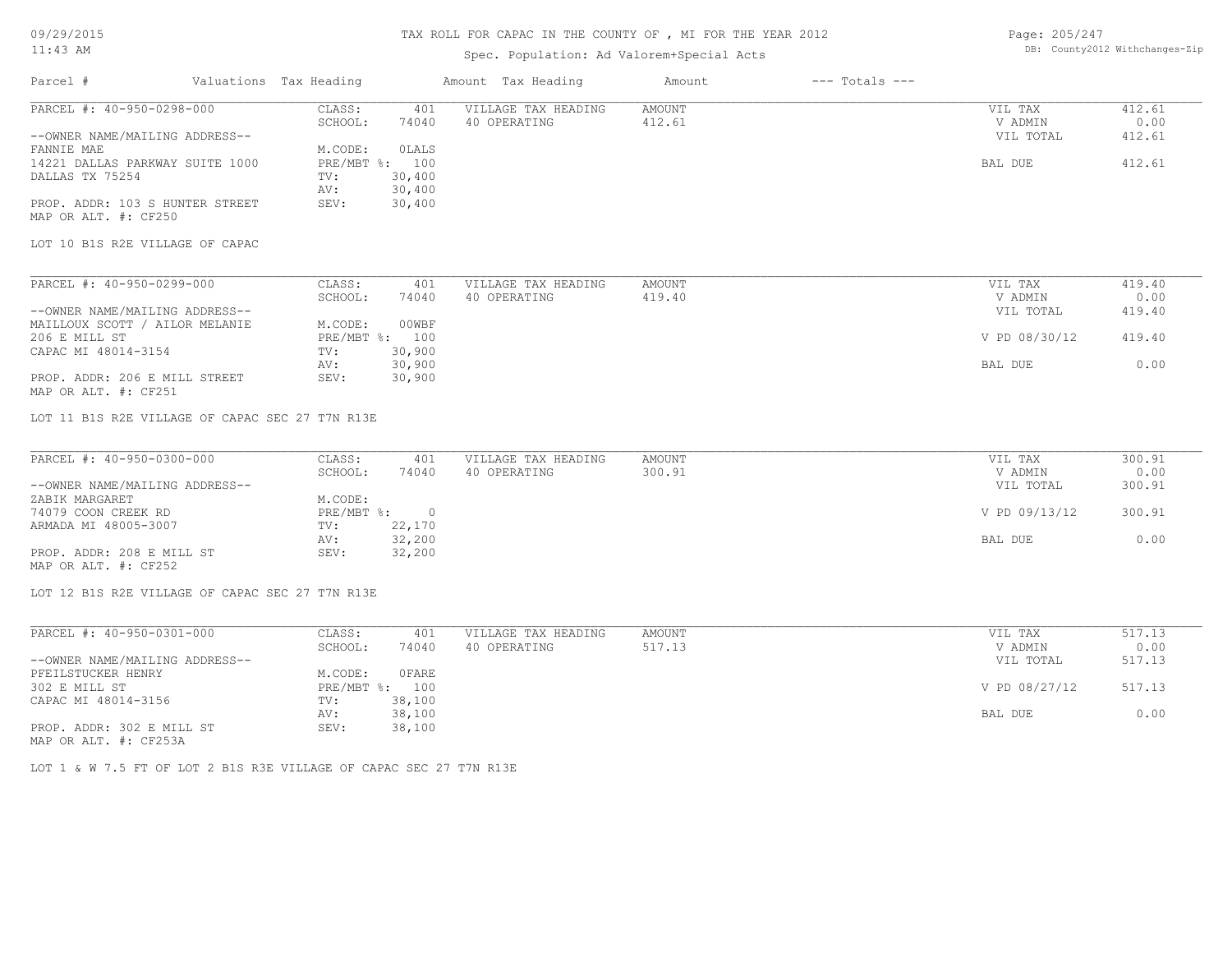TAX ROLL FOR CAPAC IN THE COUNTY OF , MI FOR THE YEAR 2012

Spec. Population: Ad Valorem+Special Acts

| Parcel # | Valuations | Tax Heading | Amount | Tax Heading | Amount | --- Totals --- | |
|---|---|---|---|---|---|---|---|
| PARCEL #: 40-950-0298-000 | CLASS: | 401 | VILLAGE TAX HEADING | AMOUNT | | VIL TAX | 412.61 |
| | SCHOOL: | 74040 | 40 OPERATING | 412.61 | | V ADMIN | 0.00 |
| --OWNER NAME/MAILING ADDRESS-- | | | | | | VIL TOTAL | 412.61 |
| FANNIE MAE | M.CODE: | 0LALS | | | | | |
| 14221 DALLAS PARKWAY SUITE 1000 | PRE/MBT %: | 100 | | | | BAL DUE | 412.61 |
| DALLAS TX 75254 | TV: | 30,400 | | | | | |
| | AV: | 30,400 | | | | | |
| PROP. ADDR: 103 S HUNTER STREET | SEV: | 30,400 | | | | | |
| MAP OR ALT. #: CF250 | | | | | | | |

LOT 10 B1S R2E VILLAGE OF CAPAC

| Parcel # | Valuations | Tax Heading | Amount | Tax Heading | Amount | --- Totals --- | |
|---|---|---|---|---|---|---|---|
| PARCEL #: 40-950-0299-000 | CLASS: | 401 | VILLAGE TAX HEADING | AMOUNT | | VIL TAX | 419.40 |
| | SCHOOL: | 74040 | 40 OPERATING | 419.40 | | V ADMIN | 0.00 |
| --OWNER NAME/MAILING ADDRESS-- | | | | | | VIL TOTAL | 419.40 |
| MAILLOUX SCOTT / AILOR MELANIE | M.CODE: | 00WBF | | | | | |
| 206 E MILL ST | PRE/MBT %: | 100 | | | | V PD 08/30/12 | 419.40 |
| CAPAC MI 48014-3154 | TV: | 30,900 | | | | | |
| | AV: | 30,900 | | | | BAL DUE | 0.00 |
| PROP. ADDR: 206 E MILL STREET | SEV: | 30,900 | | | | | |
| MAP OR ALT. #: CF251 | | | | | | | |

LOT 11 B1S R2E VILLAGE OF CAPAC SEC 27 T7N R13E

| Parcel # | Valuations | Tax Heading | Amount | Tax Heading | Amount | --- Totals --- | |
|---|---|---|---|---|---|---|---|
| PARCEL #: 40-950-0300-000 | CLASS: | 401 | VILLAGE TAX HEADING | AMOUNT | | VIL TAX | 300.91 |
| | SCHOOL: | 74040 | 40 OPERATING | 300.91 | | V ADMIN | 0.00 |
| --OWNER NAME/MAILING ADDRESS-- | | | | | | VIL TOTAL | 300.91 |
| ZABIK MARGARET | M.CODE: | | | | | | |
| 74079 COON CREEK RD | PRE/MBT %: | 0 | | | | V PD 09/13/12 | 300.91 |
| ARMADA MI 48005-3007 | TV: | 22,170 | | | | | |
| | AV: | 32,200 | | | | BAL DUE | 0.00 |
| PROP. ADDR: 208 E MILL ST | SEV: | 32,200 | | | | | |
| MAP OR ALT. #: CF252 | | | | | | | |

LOT 12 B1S R2E VILLAGE OF CAPAC SEC 27 T7N R13E

| Parcel # | Valuations | Tax Heading | Amount | Tax Heading | Amount | --- Totals --- | |
|---|---|---|---|---|---|---|---|
| PARCEL #: 40-950-0301-000 | CLASS: | 401 | VILLAGE TAX HEADING | AMOUNT | | VIL TAX | 517.13 |
| | SCHOOL: | 74040 | 40 OPERATING | 517.13 | | V ADMIN | 0.00 |
| --OWNER NAME/MAILING ADDRESS-- | | | | | | VIL TOTAL | 517.13 |
| PFEILSTUCKER HENRY | M.CODE: | 0FARE | | | | | |
| 302 E MILL ST | PRE/MBT %: | 100 | | | | V PD 08/27/12 | 517.13 |
| CAPAC MI 48014-3156 | TV: | 38,100 | | | | | |
| | AV: | 38,100 | | | | BAL DUE | 0.00 |
| PROP. ADDR: 302 E MILL ST | SEV: | 38,100 | | | | | |
| MAP OR ALT. #: CF253A | | | | | | | |

LOT 1 & W 7.5 FT OF LOT 2 B1S R3E VILLAGE OF CAPAC SEC 27 T7N R13E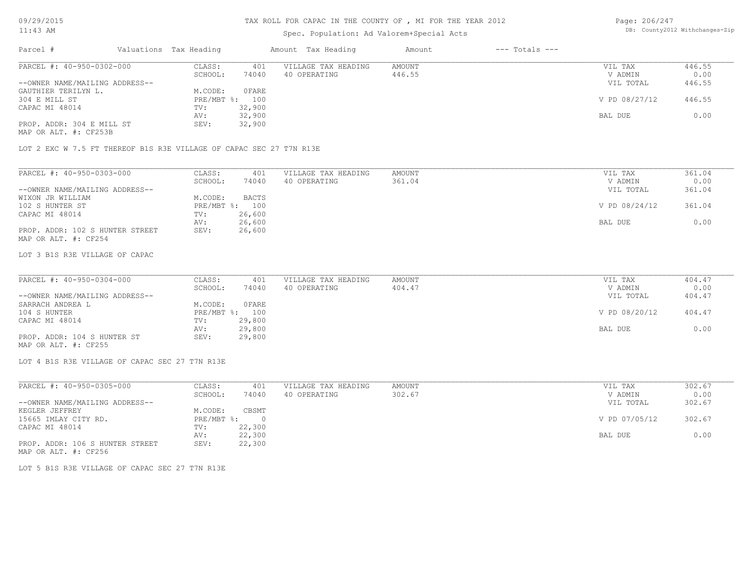# TAX ROLL FOR CAPAC IN THE COUNTY OF , MI FOR THE YEAR 2012

Spec. Population: Ad Valorem+Special Acts

| Parcel # | Valuations | Tax Heading | Amount | Tax Heading | Amount | --- Totals --- | |
|---|---|---|---|---|---|---|---|

---

**PARCEL #: 40-950-0302-000**

| | | | | | |
|---|---|---|---|---|---|
| CLASS: | 401 | VILLAGE TAX HEADING | AMOUNT | VIL TAX | 446.55 |
| SCHOOL: | 74040 | 40 OPERATING | 446.55 | V ADMIN | 0.00 |
| | | | | VIL TOTAL | 446.55 |
| M.CODE: | OFARE | | | | |
| PRE/MBT %: | 100 | | | V PD 08/27/12 | 446.55 |
| TV: | 32,900 | | | | |
| AV: | 32,900 | | | BAL DUE | 0.00 |
| SEV: | 32,900 | | | | |

--OWNER NAME/MAILING ADDRESS--
GAUTHIER TERILYN L.
304 E MILL ST
CAPAC MI 48014

PROP. ADDR: 304 E MILL ST
MAP OR ALT. #: CF253B

LOT 2 EXC W 7.5 FT THEREOF B1S R3E VILLAGE OF CAPAC SEC 27 T7N R13E

---

**PARCEL #: 40-950-0303-000**

| | | | | | |
|---|---|---|---|---|---|
| CLASS: | 401 | VILLAGE TAX HEADING | AMOUNT | VIL TAX | 361.04 |
| SCHOOL: | 74040 | 40 OPERATING | 361.04 | V ADMIN | 0.00 |
| | | | | VIL TOTAL | 361.04 |
| M.CODE: | BACTS | | | | |
| PRE/MBT %: | 100 | | | V PD 08/24/12 | 361.04 |
| TV: | 26,600 | | | | |
| AV: | 26,600 | | | BAL DUE | 0.00 |
| SEV: | 26,600 | | | | |

--OWNER NAME/MAILING ADDRESS--
WIXON JR WILLIAM
102 S HUNTER ST
CAPAC MI 48014

PROP. ADDR: 102 S HUNTER STREET
MAP OR ALT. #: CF254

LOT 3 B1S R3E VILLAGE OF CAPAC

---

**PARCEL #: 40-950-0304-000**

| | | | | | |
|---|---|---|---|---|---|
| CLASS: | 401 | VILLAGE TAX HEADING | AMOUNT | VIL TAX | 404.47 |
| SCHOOL: | 74040 | 40 OPERATING | 404.47 | V ADMIN | 0.00 |
| | | | | VIL TOTAL | 404.47 |
| M.CODE: | OFARE | | | | |
| PRE/MBT %: | 100 | | | V PD 08/20/12 | 404.47 |
| TV: | 29,800 | | | | |
| AV: | 29,800 | | | BAL DUE | 0.00 |
| SEV: | 29,800 | | | | |

--OWNER NAME/MAILING ADDRESS--
SARRACH ANDREA L
104 S HUNTER
CAPAC MI 48014

PROP. ADDR: 104 S HUNTER ST
MAP OR ALT. #: CF255

LOT 4 B1S R3E VILLAGE OF CAPAC SEC 27 T7N R13E

---

**PARCEL #: 40-950-0305-000**

| | | | | | |
|---|---|---|---|---|---|
| CLASS: | 401 | VILLAGE TAX HEADING | AMOUNT | VIL TAX | 302.67 |
| SCHOOL: | 74040 | 40 OPERATING | 302.67 | V ADMIN | 0.00 |
| | | | | VIL TOTAL | 302.67 |
| M.CODE: | CBSMT | | | | |
| PRE/MBT %: | 0 | | | V PD 07/05/12 | 302.67 |
| TV: | 22,300 | | | | |
| AV: | 22,300 | | | BAL DUE | 0.00 |
| SEV: | 22,300 | | | | |

--OWNER NAME/MAILING ADDRESS--
KEGLER JEFFREY
15665 IMLAY CITY RD.
CAPAC MI 48014

PROP. ADDR: 106 S HUNTER STREET
MAP OR ALT. #: CF256

LOT 5 B1S R3E VILLAGE OF CAPAC SEC 27 T7N R13E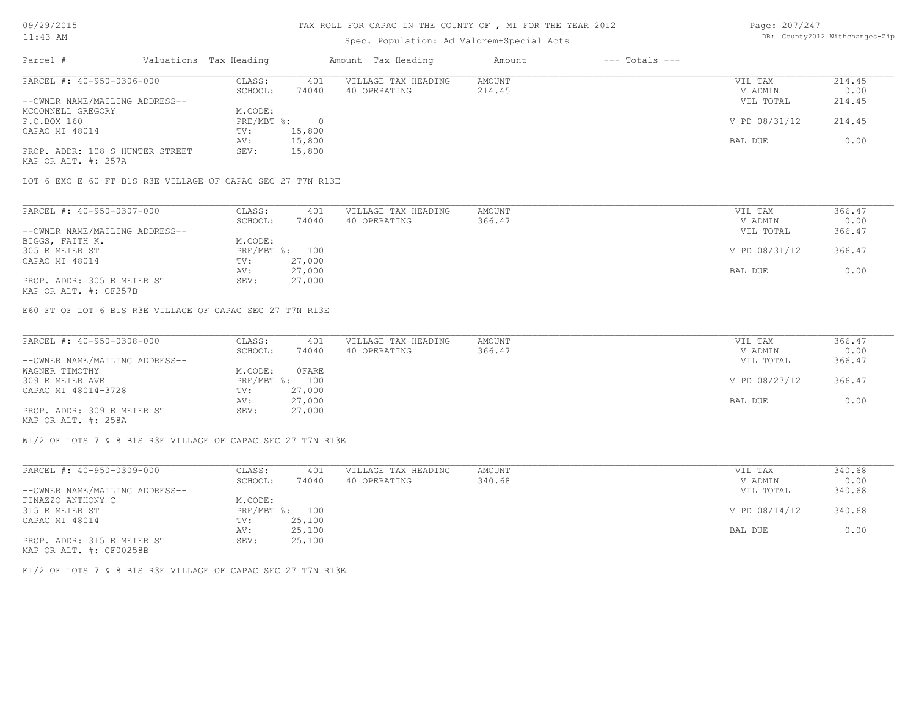TAX ROLL FOR CAPAC IN THE COUNTY OF , MI FOR THE YEAR 2012

Spec. Population: Ad Valorem+Special Acts

| Parcel # | Valuations | Tax Heading | Amount | Tax Heading | Amount | --- Totals --- |
|---|---|---|---|---|---|---|

**PARCEL #: 40-950-0306-000**

| | | | | |
|---|---|---|---|---|
| CLASS: | 401 | VILLAGE TAX HEADING | AMOUNT | VIL TAX 214.45 |
| SCHOOL: | 74040 | 40 OPERATING | 214.45 | V ADMIN 0.00 |
| M.CODE: | | | | VIL TOTAL 214.45 |
| PRE/MBT %: | 0 | | | V PD 08/31/12 214.45 |
| TV: | 15,800 | | | |
| AV: | 15,800 | | | BAL DUE 0.00 |
| SEV: | 15,800 | | | |

--OWNER NAME/MAILING ADDRESS--
MCCONNELL GREGORY
P.O.BOX 160
CAPAC MI 48014

PROP. ADDR: 108 S HUNTER STREET
MAP OR ALT. #: 257A

LOT 6 EXC E 60 FT B1S R3E VILLAGE OF CAPAC SEC 27 T7N R13E

**PARCEL #: 40-950-0307-000**

| | | | | |
|---|---|---|---|---|
| CLASS: | 401 | VILLAGE TAX HEADING | AMOUNT | VIL TAX 366.47 |
| SCHOOL: | 74040 | 40 OPERATING | 366.47 | V ADMIN 0.00 |
| M.CODE: | | | | VIL TOTAL 366.47 |
| PRE/MBT %: | 100 | | | V PD 08/31/12 366.47 |
| TV: | 27,000 | | | |
| AV: | 27,000 | | | BAL DUE 0.00 |
| SEV: | 27,000 | | | |

--OWNER NAME/MAILING ADDRESS--
BIGGS, FAITH K.
305 E MEIER ST
CAPAC MI 48014

PROP. ADDR: 305 E MEIER ST
MAP OR ALT. #: CF257B

E60 FT OF LOT 6 B1S R3E VILLAGE OF CAPAC SEC 27 T7N R13E

**PARCEL #: 40-950-0308-000**

| | | | | |
|---|---|---|---|---|
| CLASS: | 401 | VILLAGE TAX HEADING | AMOUNT | VIL TAX 366.47 |
| SCHOOL: | 74040 | 40 OPERATING | 366.47 | V ADMIN 0.00 |
| M.CODE: | 0FARE | | | VIL TOTAL 366.47 |
| PRE/MBT %: | 100 | | | V PD 08/27/12 366.47 |
| TV: | 27,000 | | | |
| AV: | 27,000 | | | BAL DUE 0.00 |
| SEV: | 27,000 | | | |

--OWNER NAME/MAILING ADDRESS--
WAGNER TIMOTHY
309 E MEIER AVE
CAPAC MI 48014-3728

PROP. ADDR: 309 E MEIER ST
MAP OR ALT. #: 258A

W1/2 OF LOTS 7 & 8 B1S R3E VILLAGE OF CAPAC SEC 27 T7N R13E

**PARCEL #: 40-950-0309-000**

| | | | | |
|---|---|---|---|---|
| CLASS: | 401 | VILLAGE TAX HEADING | AMOUNT | VIL TAX 340.68 |
| SCHOOL: | 74040 | 40 OPERATING | 340.68 | V ADMIN 0.00 |
| M.CODE: | | | | VIL TOTAL 340.68 |
| PRE/MBT %: | 100 | | | V PD 08/14/12 340.68 |
| TV: | 25,100 | | | |
| AV: | 25,100 | | | BAL DUE 0.00 |
| SEV: | 25,100 | | | |

--OWNER NAME/MAILING ADDRESS--
FINAZZO ANTHONY C
315 E MEIER ST
CAPAC MI 48014

PROP. ADDR: 315 E MEIER ST
MAP OR ALT. #: CF00258B

E1/2 OF LOTS 7 & 8 B1S R3E VILLAGE OF CAPAC SEC 27 T7N R13E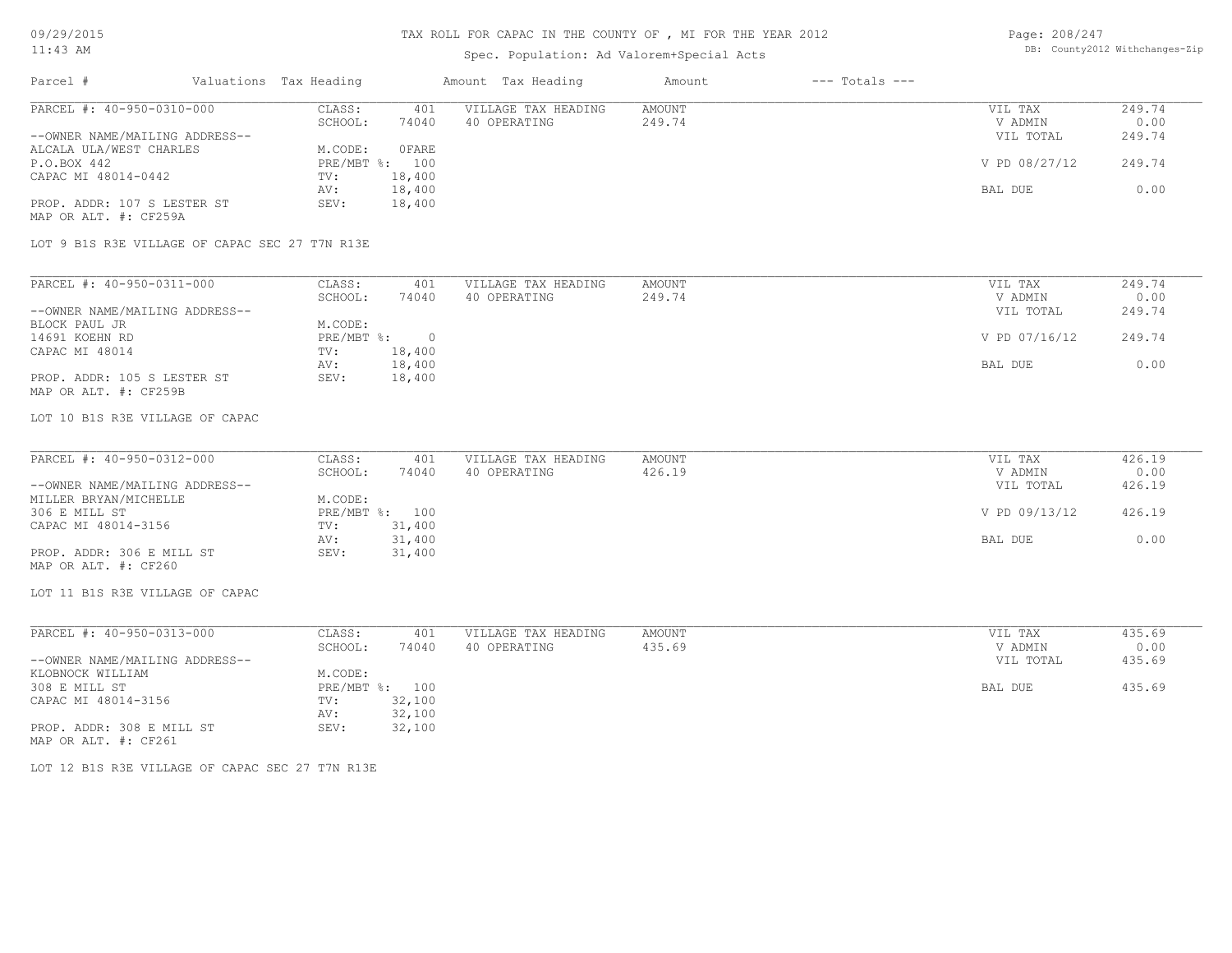# TAX ROLL FOR CAPAC IN THE COUNTY OF , MI FOR THE YEAR 2012

Spec. Population: Ad Valorem+Special Acts

09/29/2015
11:43 AM

DB: County2012 Withchanges-Zip

| Parcel # | Valuations | Tax Heading | Amount | Tax Heading | Amount | --- Totals --- |
|---|---|---|---|---|---|---|

---

**PARCEL #: 40-950-0310-000**

| | | | | |
|---|---|---|---|---|
| CLASS: 401 | VILLAGE TAX HEADING | AMOUNT | VIL TAX | 249.74 |
| SCHOOL: 74040 | 40 OPERATING | 249.74 | V ADMIN | 0.00 |
| | | | VIL TOTAL | 249.74 |
| M.CODE: 0FARE | | | | |
| PRE/MBT %: 100 | | | V PD 08/27/12 | 249.74 |
| TV: 18,400 | | | | |
| AV: 18,400 | | | BAL DUE | 0.00 |
| SEV: 18,400 | | | | |

--OWNER NAME/MAILING ADDRESS--
ALCALA ULA/WEST CHARLES
P.O.BOX 442
CAPAC MI 48014-0442

PROP. ADDR: 107 S LESTER ST
MAP OR ALT. #: CF259A

LOT 9 B1S R3E VILLAGE OF CAPAC SEC 27 T7N R13E

---

**PARCEL #: 40-950-0311-000**

| | | | | |
|---|---|---|---|---|
| CLASS: 401 | VILLAGE TAX HEADING | AMOUNT | VIL TAX | 249.74 |
| SCHOOL: 74040 | 40 OPERATING | 249.74 | V ADMIN | 0.00 |
| | | | VIL TOTAL | 249.74 |
| M.CODE: | | | | |
| PRE/MBT %: 0 | | | V PD 07/16/12 | 249.74 |
| TV: 18,400 | | | | |
| AV: 18,400 | | | BAL DUE | 0.00 |
| SEV: 18,400 | | | | |

--OWNER NAME/MAILING ADDRESS--
BLOCK PAUL JR
14691 KOEHN RD
CAPAC MI 48014

PROP. ADDR: 105 S LESTER ST
MAP OR ALT. #: CF259B

LOT 10 B1S R3E VILLAGE OF CAPAC

---

**PARCEL #: 40-950-0312-000**

| | | | | |
|---|---|---|---|---|
| CLASS: 401 | VILLAGE TAX HEADING | AMOUNT | VIL TAX | 426.19 |
| SCHOOL: 74040 | 40 OPERATING | 426.19 | V ADMIN | 0.00 |
| | | | VIL TOTAL | 426.19 |
| M.CODE: | | | | |
| PRE/MBT %: 100 | | | V PD 09/13/12 | 426.19 |
| TV: 31,400 | | | | |
| AV: 31,400 | | | BAL DUE | 0.00 |
| SEV: 31,400 | | | | |

--OWNER NAME/MAILING ADDRESS--
MILLER BRYAN/MICHELLE
306 E MILL ST
CAPAC MI 48014-3156

PROP. ADDR: 306 E MILL ST
MAP OR ALT. #: CF260

LOT 11 B1S R3E VILLAGE OF CAPAC

---

**PARCEL #: 40-950-0313-000**

| | | | | |
|---|---|---|---|---|
| CLASS: 401 | VILLAGE TAX HEADING | AMOUNT | VIL TAX | 435.69 |
| SCHOOL: 74040 | 40 OPERATING | 435.69 | V ADMIN | 0.00 |
| | | | VIL TOTAL | 435.69 |
| M.CODE: | | | | |
| PRE/MBT %: 100 | | | BAL DUE | 435.69 |
| TV: 32,100 | | | | |
| AV: 32,100 | | | | |
| SEV: 32,100 | | | | |

--OWNER NAME/MAILING ADDRESS--
KLOBNOCK WILLIAM
308 E MILL ST
CAPAC MI 48014-3156

PROP. ADDR: 308 E MILL ST
MAP OR ALT. #: CF261

LOT 12 B1S R3E VILLAGE OF CAPAC SEC 27 T7N R13E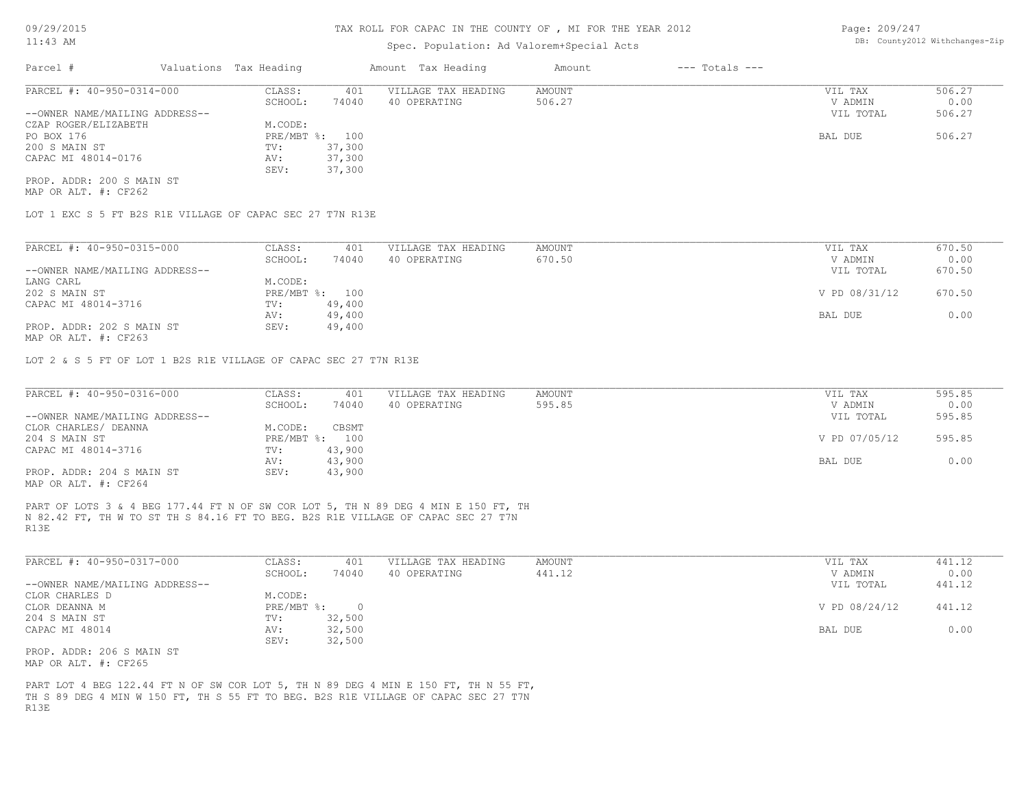TAX ROLL FOR CAPAC IN THE COUNTY OF , MI FOR THE YEAR 2012

Spec. Population: Ad Valorem+Special Acts

| Parcel # | Valuations | Tax Heading | Amount | Tax Heading | Amount | --- Totals --- | |
|---|---|---|---|---|---|---|---|

**PARCEL #: 40-950-0314-000**

| | | | | | | |
|---|---|---|---|---|---|---|
| | CLASS: | 401 | VILLAGE TAX HEADING | AMOUNT | VIL TAX | 506.27 |
| | SCHOOL: | 74040 | 40 OPERATING | 506.27 | V ADMIN | 0.00 |
| --OWNER NAME/MAILING ADDRESS-- | | | | | VIL TOTAL | 506.27 |
| CZAP ROGER/ELIZABETH | M.CODE: | | | | | |
| PO BOX 176 | PRE/MBT %: | 100 | | | BAL DUE | 506.27 |
| 200 S MAIN ST | TV: | 37,300 | | | | |
| CAPAC MI 48014-0176 | AV: | 37,300 | | | | |
| | SEV: | 37,300 | | | | |

PROP. ADDR: 200 S MAIN ST
MAP OR ALT. #: CF262

LOT 1 EXC S 5 FT B2S R1E VILLAGE OF CAPAC SEC 27 T7N R13E

**PARCEL #: 40-950-0315-000**

| | | | | | | |
|---|---|---|---|---|---|---|
| | CLASS: | 401 | VILLAGE TAX HEADING | AMOUNT | VIL TAX | 670.50 |
| | SCHOOL: | 74040 | 40 OPERATING | 670.50 | V ADMIN | 0.00 |
| --OWNER NAME/MAILING ADDRESS-- | | | | | VIL TOTAL | 670.50 |
| LANG CARL | M.CODE: | | | | | |
| 202 S MAIN ST | PRE/MBT %: | 100 | | | V PD 08/31/12 | 670.50 |
| CAPAC MI 48014-3716 | TV: | 49,400 | | | | |
| | AV: | 49,400 | | | BAL DUE | 0.00 |
| PROP. ADDR: 202 S MAIN ST | SEV: | 49,400 | | | | |

MAP OR ALT. #: CF263

LOT 2 & S 5 FT OF LOT 1 B2S R1E VILLAGE OF CAPAC SEC 27 T7N R13E

**PARCEL #: 40-950-0316-000**

| | | | | | | |
|---|---|---|---|---|---|---|
| | CLASS: | 401 | VILLAGE TAX HEADING | AMOUNT | VIL TAX | 595.85 |
| | SCHOOL: | 74040 | 40 OPERATING | 595.85 | V ADMIN | 0.00 |
| --OWNER NAME/MAILING ADDRESS-- | | | | | VIL TOTAL | 595.85 |
| CLOR CHARLES/ DEANNA | M.CODE: | CBSMT | | | | |
| 204 S MAIN ST | PRE/MBT %: | 100 | | | V PD 07/05/12 | 595.85 |
| CAPAC MI 48014-3716 | TV: | 43,900 | | | | |
| | AV: | 43,900 | | | BAL DUE | 0.00 |
| PROP. ADDR: 204 S MAIN ST | SEV: | 43,900 | | | | |

MAP OR ALT. #: CF264

PART OF LOTS 3 & 4 BEG 177.44 FT N OF SW COR LOT 5, TH N 89 DEG 4 MIN E 150 FT, TH N 82.42 FT, TH W TO ST TH S 84.16 FT TO BEG. B2S R1E VILLAGE OF CAPAC SEC 27 T7N R13E

**PARCEL #: 40-950-0317-000**

| | | | | | | |
|---|---|---|---|---|---|---|
| | CLASS: | 401 | VILLAGE TAX HEADING | AMOUNT | VIL TAX | 441.12 |
| | SCHOOL: | 74040 | 40 OPERATING | 441.12 | V ADMIN | 0.00 |
| --OWNER NAME/MAILING ADDRESS-- | | | | | VIL TOTAL | 441.12 |
| CLOR CHARLES D | M.CODE: | | | | | |
| CLOR DEANNA M | PRE/MBT %: | 0 | | | V PD 08/24/12 | 441.12 |
| 204 S MAIN ST | TV: | 32,500 | | | | |
| CAPAC MI 48014 | AV: | 32,500 | | | BAL DUE | 0.00 |
| | SEV: | 32,500 | | | | |

PROP. ADDR: 206 S MAIN ST
MAP OR ALT. #: CF265

PART LOT 4 BEG 122.44 FT N OF SW COR LOT 5, TH N 89 DEG 4 MIN E 150 FT, TH N 55 FT, TH S 89 DEG 4 MIN W 150 FT, TH S 55 FT TO BEG. B2S R1E VILLAGE OF CAPAC SEC 27 T7N R13E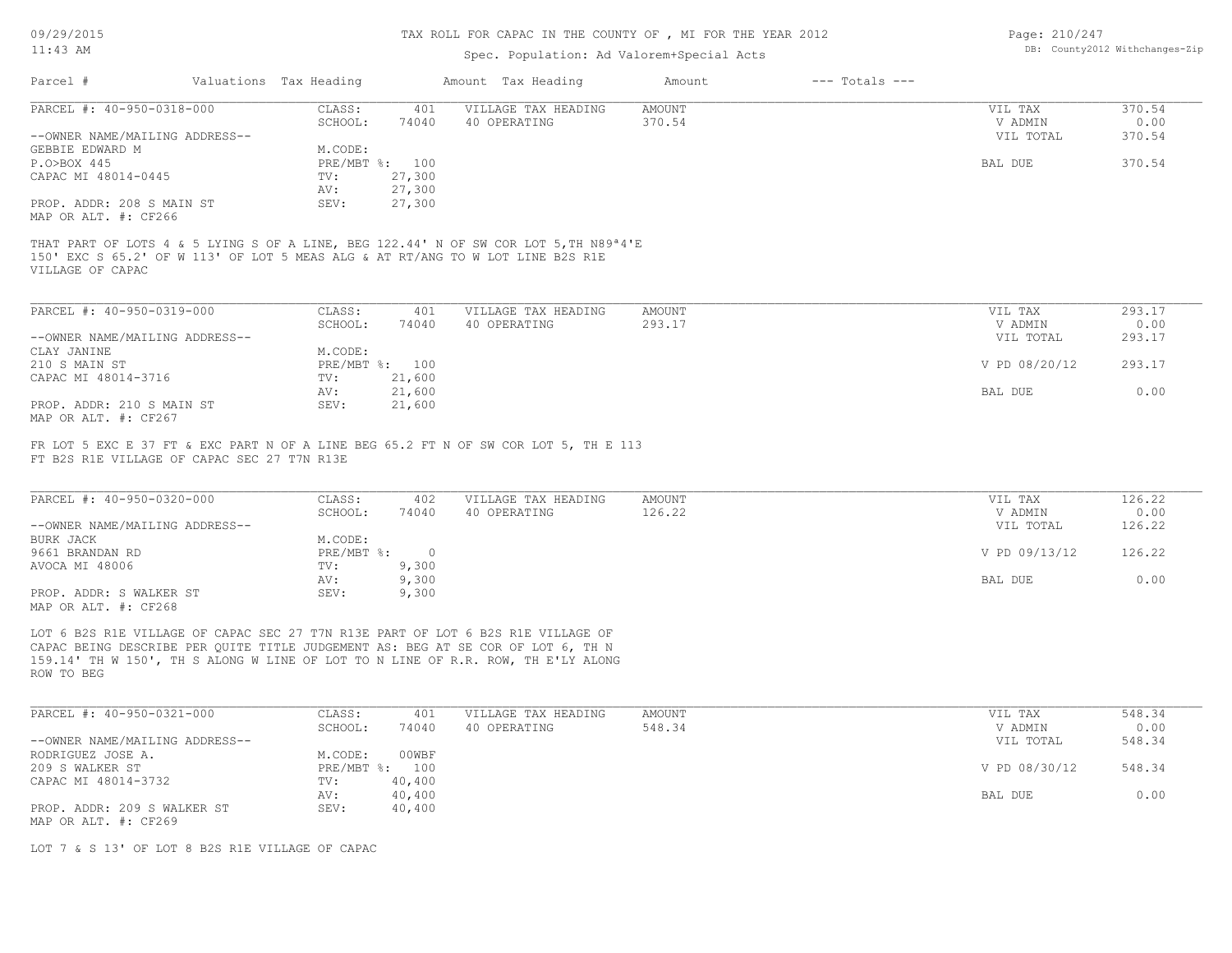# TAX ROLL FOR CAPAC IN THE COUNTY OF , MI FOR THE YEAR 2012

Spec. Population: Ad Valorem+Special Acts

| Parcel # | Valuations | Tax Heading | Amount | Tax Heading | Amount | --- Totals --- |
|---|---|---|---|---|---|---|

---

**PARCEL #: 40-950-0318-000**

| | | | | | |
|---|---|---|---|---|---|
| CLASS: | 401 | VILLAGE TAX HEADING | AMOUNT | VIL TAX | 370.54 |
| SCHOOL: | 74040 | 40 OPERATING | 370.54 | V ADMIN | 0.00 |
| | | | | VIL TOTAL | 370.54 |
| M.CODE: | | | | | |
| PRE/MBT %: | 100 | | | BAL DUE | 370.54 |
| TV: | 27,300 | | | | |
| AV: | 27,300 | | | | |
| SEV: | 27,300 | | | | |

--OWNER NAME/MAILING ADDRESS--
GEBBIE EDWARD M
P.O>BOX 445
CAPAC MI 48014-0445

PROP. ADDR: 208 S MAIN ST
MAP OR ALT. #: CF266

THAT PART OF LOTS 4 & 5 LYING S OF A LINE, BEG 122.44' N OF SW COR LOT 5,TH N89ª4'E 150' EXC S 65.2' OF W 113' OF LOT 5 MEAS ALG & AT RT/ANG TO W LOT LINE B2S R1E VILLAGE OF CAPAC

---

**PARCEL #: 40-950-0319-000**

| | | | | | |
|---|---|---|---|---|---|
| CLASS: | 401 | VILLAGE TAX HEADING | AMOUNT | VIL TAX | 293.17 |
| SCHOOL: | 74040 | 40 OPERATING | 293.17 | V ADMIN | 0.00 |
| | | | | VIL TOTAL | 293.17 |
| M.CODE: | | | | | |
| PRE/MBT %: | 100 | | | V PD 08/20/12 | 293.17 |
| TV: | 21,600 | | | | |
| AV: | 21,600 | | | BAL DUE | 0.00 |
| SEV: | 21,600 | | | | |

--OWNER NAME/MAILING ADDRESS--
CLAY JANINE
210 S MAIN ST
CAPAC MI 48014-3716

PROP. ADDR: 210 S MAIN ST
MAP OR ALT. #: CF267

FR LOT 5 EXC E 37 FT & EXC PART N OF A LINE BEG 65.2 FT N OF SW COR LOT 5, TH E 113 FT B2S R1E VILLAGE OF CAPAC SEC 27 T7N R13E

---

**PARCEL #: 40-950-0320-000**

| | | | | | |
|---|---|---|---|---|---|
| CLASS: | 402 | VILLAGE TAX HEADING | AMOUNT | VIL TAX | 126.22 |
| SCHOOL: | 74040 | 40 OPERATING | 126.22 | V ADMIN | 0.00 |
| | | | | VIL TOTAL | 126.22 |
| M.CODE: | | | | | |
| PRE/MBT %: | 0 | | | V PD 09/13/12 | 126.22 |
| TV: | 9,300 | | | | |
| AV: | 9,300 | | | BAL DUE | 0.00 |
| SEV: | 9,300 | | | | |

--OWNER NAME/MAILING ADDRESS--
BURK JACK
9661 BRANDAN RD
AVOCA MI 48006

PROP. ADDR: S WALKER ST
MAP OR ALT. #: CF268

LOT 6 B2S R1E VILLAGE OF CAPAC SEC 27 T7N R13E PART OF LOT 6 B2S R1E VILLAGE OF CAPAC BEING DESCRIBE PER QUITE TITLE JUDGEMENT AS: BEG AT SE COR OF LOT 6, TH N 159.14' TH W 150', TH S ALONG W LINE OF LOT TO N LINE OF R.R. ROW, TH E'LY ALONG ROW TO BEG

---

**PARCEL #: 40-950-0321-000**

| | | | | | |
|---|---|---|---|---|---|
| CLASS: | 401 | VILLAGE TAX HEADING | AMOUNT | VIL TAX | 548.34 |
| SCHOOL: | 74040 | 40 OPERATING | 548.34 | V ADMIN | 0.00 |
| | | | | VIL TOTAL | 548.34 |
| M.CODE: | 00WBF | | | | |
| PRE/MBT %: | 100 | | | V PD 08/30/12 | 548.34 |
| TV: | 40,400 | | | | |
| AV: | 40,400 | | | BAL DUE | 0.00 |
| SEV: | 40,400 | | | | |

--OWNER NAME/MAILING ADDRESS--
RODRIGUEZ JOSE A.
209 S WALKER ST
CAPAC MI 48014-3732

PROP. ADDR: 209 S WALKER ST
MAP OR ALT. #: CF269

LOT 7 & S 13' OF LOT 8 B2S R1E VILLAGE OF CAPAC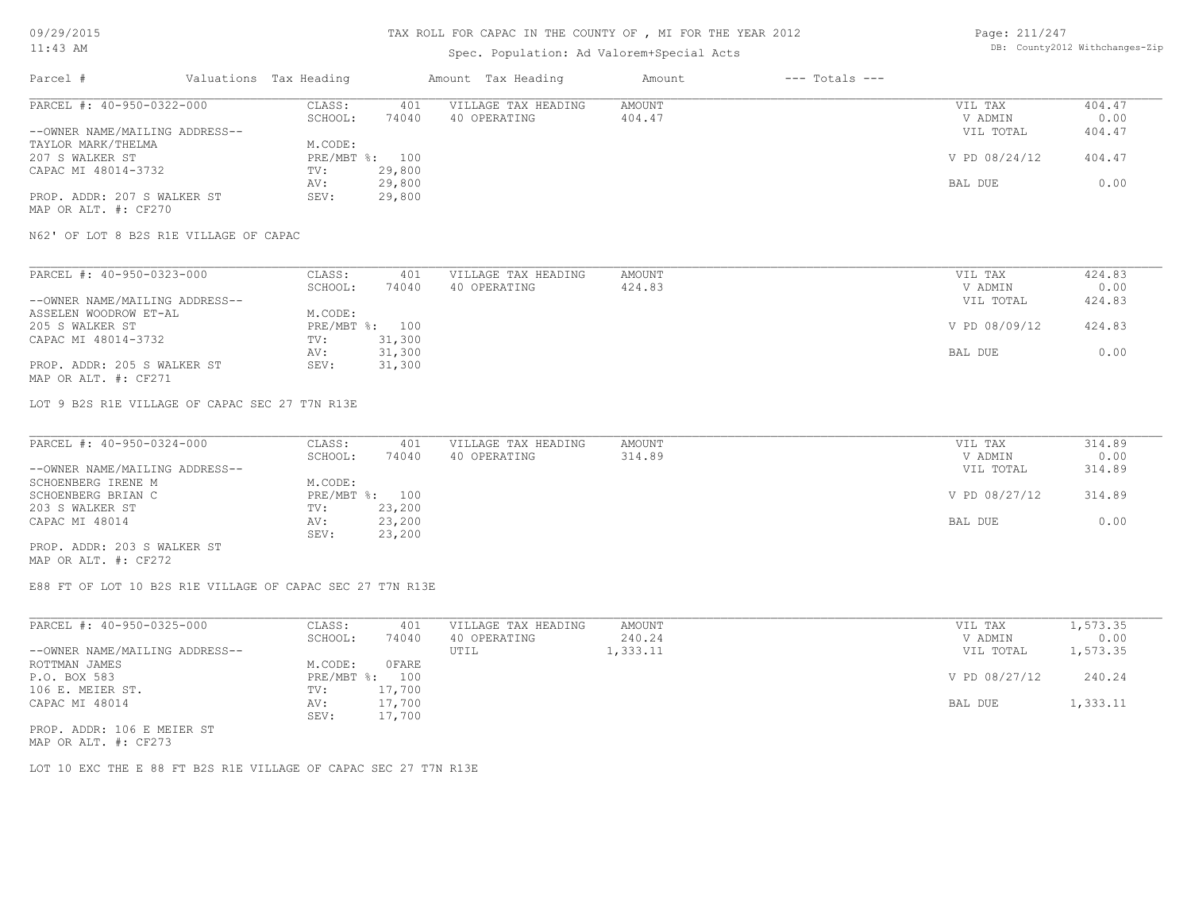TAX ROLL FOR CAPAC IN THE COUNTY OF , MI FOR THE YEAR 2012

Spec. Population: Ad Valorem+Special Acts

DB: County2012 Withchanges-Zip

| Parcel # | Valuations Tax Heading | | Amount Tax Heading | Amount | --- Totals --- | |
|---|---|---|---|---|---|---|
| PARCEL #: 40-950-0322-000 | CLASS: | 401 | VILLAGE TAX HEADING | AMOUNT | VIL TAX | 404.47 |
| | SCHOOL: | 74040 | 40 OPERATING | 404.47 | V ADMIN | 0.00 |
| --OWNER NAME/MAILING ADDRESS-- | | | | | VIL TOTAL | 404.47 |
| TAYLOR MARK/THELMA | M.CODE: | | | | | |
| 207 S WALKER ST | PRE/MBT %: | 100 | | | V PD 08/24/12 | 404.47 |
| CAPAC MI 48014-3732 | TV: | 29,800 | | | | |
| | AV: | 29,800 | | | BAL DUE | 0.00 |
| PROP. ADDR: 207 S WALKER ST | SEV: | 29,800 | | | | |
| MAP OR ALT. #: CF270 | | | | | | |

N62' OF LOT 8 B2S R1E VILLAGE OF CAPAC

| Parcel # | Valuations Tax Heading | | Amount Tax Heading | Amount | --- Totals --- | |
|---|---|---|---|---|---|---|
| PARCEL #: 40-950-0323-000 | CLASS: | 401 | VILLAGE TAX HEADING | AMOUNT | VIL TAX | 424.83 |
| | SCHOOL: | 74040 | 40 OPERATING | 424.83 | V ADMIN | 0.00 |
| --OWNER NAME/MAILING ADDRESS-- | | | | | VIL TOTAL | 424.83 |
| ASSELEN WOODROW ET-AL | M.CODE: | | | | | |
| 205 S WALKER ST | PRE/MBT %: | 100 | | | V PD 08/09/12 | 424.83 |
| CAPAC MI 48014-3732 | TV: | 31,300 | | | | |
| | AV: | 31,300 | | | BAL DUE | 0.00 |
| PROP. ADDR: 205 S WALKER ST | SEV: | 31,300 | | | | |
| MAP OR ALT. #: CF271 | | | | | | |

LOT 9 B2S R1E VILLAGE OF CAPAC SEC 27 T7N R13E

| Parcel # | Valuations Tax Heading | | Amount Tax Heading | Amount | --- Totals --- | |
|---|---|---|---|---|---|---|
| PARCEL #: 40-950-0324-000 | CLASS: | 401 | VILLAGE TAX HEADING | AMOUNT | VIL TAX | 314.89 |
| | SCHOOL: | 74040 | 40 OPERATING | 314.89 | V ADMIN | 0.00 |
| --OWNER NAME/MAILING ADDRESS-- | | | | | VIL TOTAL | 314.89 |
| SCHOENBERG IRENE M | M.CODE: | | | | | |
| SCHOENBERG BRIAN C | PRE/MBT %: | 100 | | | V PD 08/27/12 | 314.89 |
| 203 S WALKER ST | TV: | 23,200 | | | | |
| CAPAC MI 48014 | AV: | 23,200 | | | BAL DUE | 0.00 |
| | SEV: | 23,200 | | | | |
| PROP. ADDR: 203 S WALKER ST | | | | | | |
| MAP OR ALT. #: CF272 | | | | | | |

E88 FT OF LOT 10 B2S R1E VILLAGE OF CAPAC SEC 27 T7N R13E

| Parcel # | Valuations Tax Heading | | Amount Tax Heading | Amount | --- Totals --- | |
|---|---|---|---|---|---|---|
| PARCEL #: 40-950-0325-000 | CLASS: | 401 | VILLAGE TAX HEADING | AMOUNT | VIL TAX | 1,573.35 |
| | SCHOOL: | 74040 | 40 OPERATING | 240.24 | V ADMIN | 0.00 |
| --OWNER NAME/MAILING ADDRESS-- | | | UTIL | 1,333.11 | VIL TOTAL | 1,573.35 |
| ROTTMAN JAMES | M.CODE: | 0FARE | | | | |
| P.O. BOX 583 | PRE/MBT %: | 100 | | | V PD 08/27/12 | 240.24 |
| 106 E. MEIER ST. | TV: | 17,700 | | | | |
| CAPAC MI 48014 | AV: | 17,700 | | | BAL DUE | 1,333.11 |
| | SEV: | 17,700 | | | | |
| PROP. ADDR: 106 E MEIER ST | | | | | | |
| MAP OR ALT. #: CF273 | | | | | | |

LOT 10 EXC THE E 88 FT B2S R1E VILLAGE OF CAPAC SEC 27 T7N R13E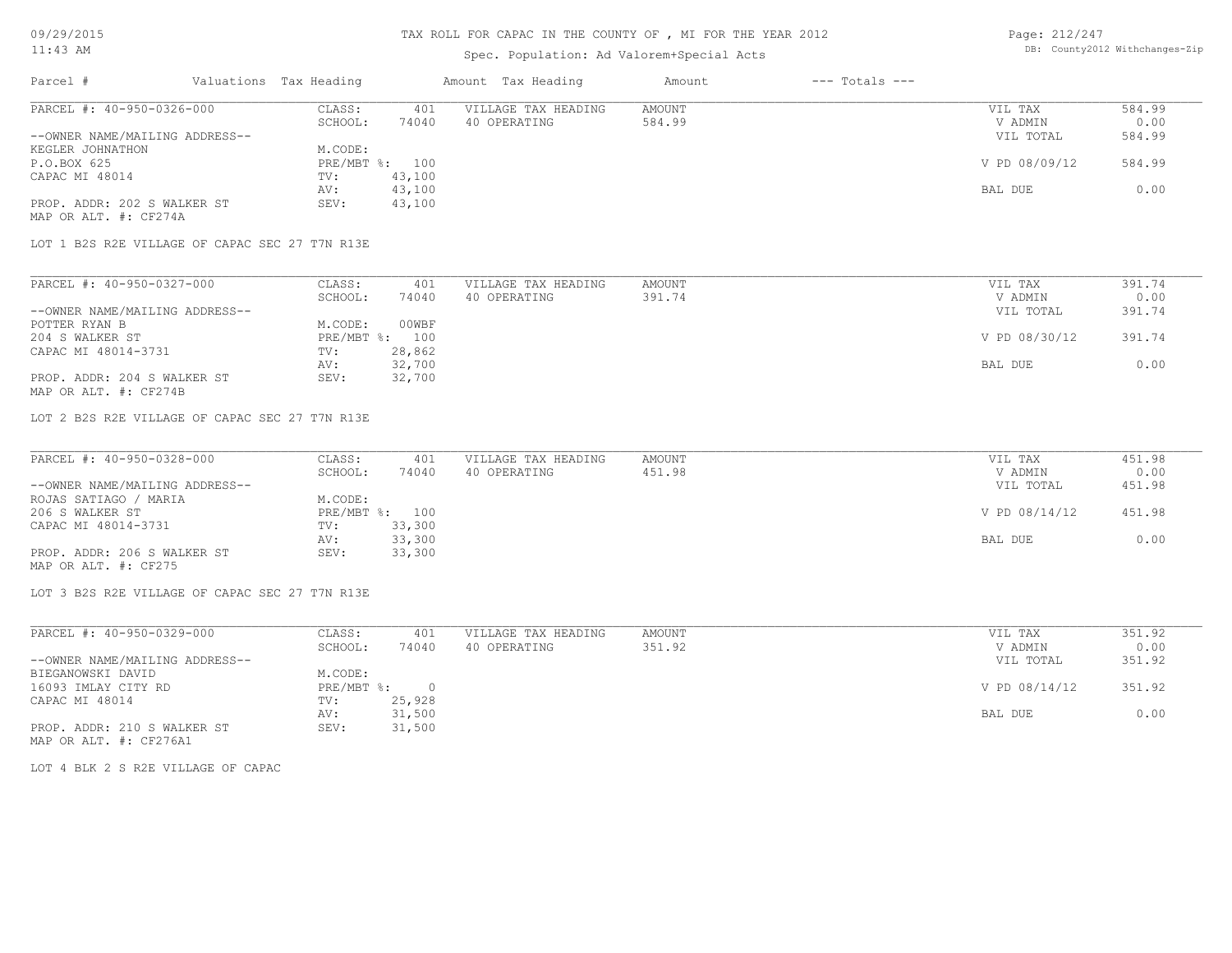# TAX ROLL FOR CAPAC IN THE COUNTY OF , MI FOR THE YEAR 2012

Spec. Population: Ad Valorem+Special Acts

| Parcel # | Valuations | Tax Heading | Amount | Tax Heading | Amount | --- Totals --- | |
|---|---|---|---|---|---|---|---|

---

PARCEL #: 40-950-0326-000

| | | | | | |
|---|---|---|---|---|---|
| CLASS: | 401 | VILLAGE TAX HEADING | AMOUNT | VIL TAX | 584.99 |
| SCHOOL: | 74040 | 40 OPERATING | 584.99 | V ADMIN | 0.00 |
| | | | | VIL TOTAL | 584.99 |
| M.CODE: | | | | | |
| PRE/MBT %: | 100 | | | V PD 08/09/12 | 584.99 |
| TV: | 43,100 | | | | |
| AV: | 43,100 | | | BAL DUE | 0.00 |
| SEV: | 43,100 | | | | |

--OWNER NAME/MAILING ADDRESS--
KEGLER JOHNATHON
P.O.BOX 625
CAPAC MI 48014

PROP. ADDR: 202 S WALKER ST
MAP OR ALT. #: CF274A

LOT 1 B2S R2E VILLAGE OF CAPAC SEC 27 T7N R13E

---

PARCEL #: 40-950-0327-000

| | | | | | |
|---|---|---|---|---|---|
| CLASS: | 401 | VILLAGE TAX HEADING | AMOUNT | VIL TAX | 391.74 |
| SCHOOL: | 74040 | 40 OPERATING | 391.74 | V ADMIN | 0.00 |
| | | | | VIL TOTAL | 391.74 |
| M.CODE: | 00WBF | | | | |
| PRE/MBT %: | 100 | | | V PD 08/30/12 | 391.74 |
| TV: | 28,862 | | | | |
| AV: | 32,700 | | | BAL DUE | 0.00 |
| SEV: | 32,700 | | | | |

--OWNER NAME/MAILING ADDRESS--
POTTER RYAN B
204 S WALKER ST
CAPAC MI 48014-3731

PROP. ADDR: 204 S WALKER ST
MAP OR ALT. #: CF274B

LOT 2 B2S R2E VILLAGE OF CAPAC SEC 27 T7N R13E

---

PARCEL #: 40-950-0328-000

| | | | | | |
|---|---|---|---|---|---|
| CLASS: | 401 | VILLAGE TAX HEADING | AMOUNT | VIL TAX | 451.98 |
| SCHOOL: | 74040 | 40 OPERATING | 451.98 | V ADMIN | 0.00 |
| | | | | VIL TOTAL | 451.98 |
| M.CODE: | | | | | |
| PRE/MBT %: | 100 | | | V PD 08/14/12 | 451.98 |
| TV: | 33,300 | | | | |
| AV: | 33,300 | | | BAL DUE | 0.00 |
| SEV: | 33,300 | | | | |

--OWNER NAME/MAILING ADDRESS--
ROJAS SATIAGO / MARIA
206 S WALKER ST
CAPAC MI 48014-3731

PROP. ADDR: 206 S WALKER ST
MAP OR ALT. #: CF275

LOT 3 B2S R2E VILLAGE OF CAPAC SEC 27 T7N R13E

---

PARCEL #: 40-950-0329-000

| | | | | | |
|---|---|---|---|---|---|
| CLASS: | 401 | VILLAGE TAX HEADING | AMOUNT | VIL TAX | 351.92 |
| SCHOOL: | 74040 | 40 OPERATING | 351.92 | V ADMIN | 0.00 |
| | | | | VIL TOTAL | 351.92 |
| M.CODE: | | | | | |
| PRE/MBT %: | 0 | | | V PD 08/14/12 | 351.92 |
| TV: | 25,928 | | | | |
| AV: | 31,500 | | | BAL DUE | 0.00 |
| SEV: | 31,500 | | | | |

--OWNER NAME/MAILING ADDRESS--
BIEGANOWSKI DAVID
16093 IMLAY CITY RD
CAPAC MI 48014

PROP. ADDR: 210 S WALKER ST
MAP OR ALT. #: CF276A1

LOT 4 BLK 2 S R2E VILLAGE OF CAPAC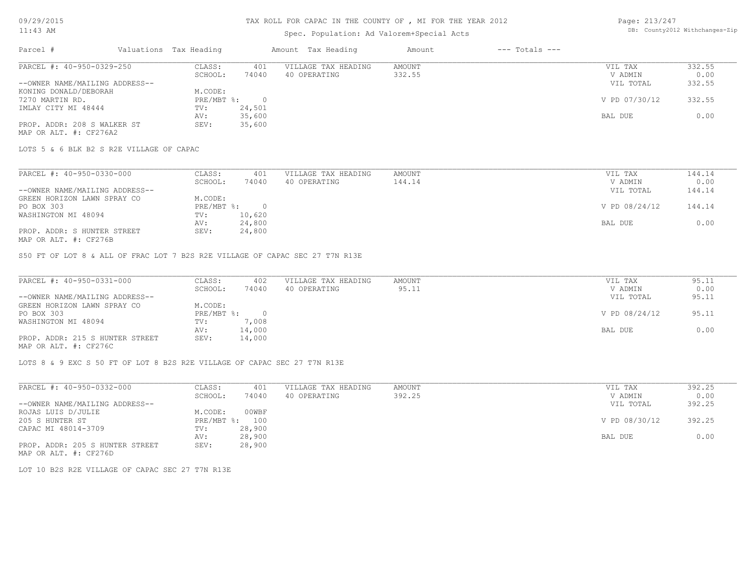# TAX ROLL FOR CAPAC IN THE COUNTY OF , MI FOR THE YEAR 2012

Spec. Population: Ad Valorem+Special Acts

| Parcel # | Valuations | Tax Heading | Amount | Tax Heading | Amount | --- Totals --- | |
|---|---|---|---|---|---|---|---|

---

PARCEL #: 40-950-0329-250

--OWNER NAME/MAILING ADDRESS--
KONING DONALD/DEBORAH
7270 MARTIN RD.
IMLAY CITY MI 48444

PROP. ADDR: 208 S WALKER ST
MAP OR ALT. #: CF276A2

| | | | | | |
|---|---|---|---|---|---|
| CLASS: | 401 | VILLAGE TAX HEADING | AMOUNT | VIL TAX | 332.55 |
| SCHOOL: | 74040 | 40 OPERATING | 332.55 | V ADMIN | 0.00 |
| M.CODE: | | | | VIL TOTAL | 332.55 |
| PRE/MBT %: | 0 | | | V PD 07/30/12 | 332.55 |
| TV: | 24,501 | | | | |
| AV: | 35,600 | | | BAL DUE | 0.00 |
| SEV: | 35,600 | | | | |

LOTS 5 & 6 BLK B2 S R2E VILLAGE OF CAPAC

---

PARCEL #: 40-950-0330-000

--OWNER NAME/MAILING ADDRESS--
GREEN HORIZON LAWN SPRAY CO
PO BOX 303
WASHINGTON MI 48094

PROP. ADDR: S HUNTER STREET
MAP OR ALT. #: CF276B

| | | | | | |
|---|---|---|---|---|---|
| CLASS: | 401 | VILLAGE TAX HEADING | AMOUNT | VIL TAX | 144.14 |
| SCHOOL: | 74040 | 40 OPERATING | 144.14 | V ADMIN | 0.00 |
| M.CODE: | | | | VIL TOTAL | 144.14 |
| PRE/MBT %: | 0 | | | V PD 08/24/12 | 144.14 |
| TV: | 10,620 | | | | |
| AV: | 24,800 | | | BAL DUE | 0.00 |
| SEV: | 24,800 | | | | |

S50 FT OF LOT 8 & ALL OF FRAC LOT 7 B2S R2E VILLAGE OF CAPAC SEC 27 T7N R13E

---

PARCEL #: 40-950-0331-000

--OWNER NAME/MAILING ADDRESS--
GREEN HORIZON LAWN SPRAY CO
PO BOX 303
WASHINGTON MI 48094

PROP. ADDR: 215 S HUNTER STREET
MAP OR ALT. #: CF276C

| | | | | | |
|---|---|---|---|---|---|
| CLASS: | 402 | VILLAGE TAX HEADING | AMOUNT | VIL TAX | 95.11 |
| SCHOOL: | 74040 | 40 OPERATING | 95.11 | V ADMIN | 0.00 |
| M.CODE: | | | | VIL TOTAL | 95.11 |
| PRE/MBT %: | 0 | | | V PD 08/24/12 | 95.11 |
| TV: | 7,008 | | | | |
| AV: | 14,000 | | | BAL DUE | 0.00 |
| SEV: | 14,000 | | | | |

LOTS 8 & 9 EXC S 50 FT OF LOT 8 B2S R2E VILLAGE OF CAPAC SEC 27 T7N R13E

---

PARCEL #: 40-950-0332-000

--OWNER NAME/MAILING ADDRESS--
ROJAS LUIS D/JULIE
205 S HUNTER ST
CAPAC MI 48014-3709

PROP. ADDR: 205 S HUNTER STREET
MAP OR ALT. #: CF276D

| | | | | | |
|---|---|---|---|---|---|
| CLASS: | 401 | VILLAGE TAX HEADING | AMOUNT | VIL TAX | 392.25 |
| SCHOOL: | 74040 | 40 OPERATING | 392.25 | V ADMIN | 0.00 |
| M.CODE: | 00WBF | | | VIL TOTAL | 392.25 |
| PRE/MBT %: | 100 | | | V PD 08/30/12 | 392.25 |
| TV: | 28,900 | | | | |
| AV: | 28,900 | | | BAL DUE | 0.00 |
| SEV: | 28,900 | | | | |

LOT 10 B2S R2E VILLAGE OF CAPAC SEC 27 T7N R13E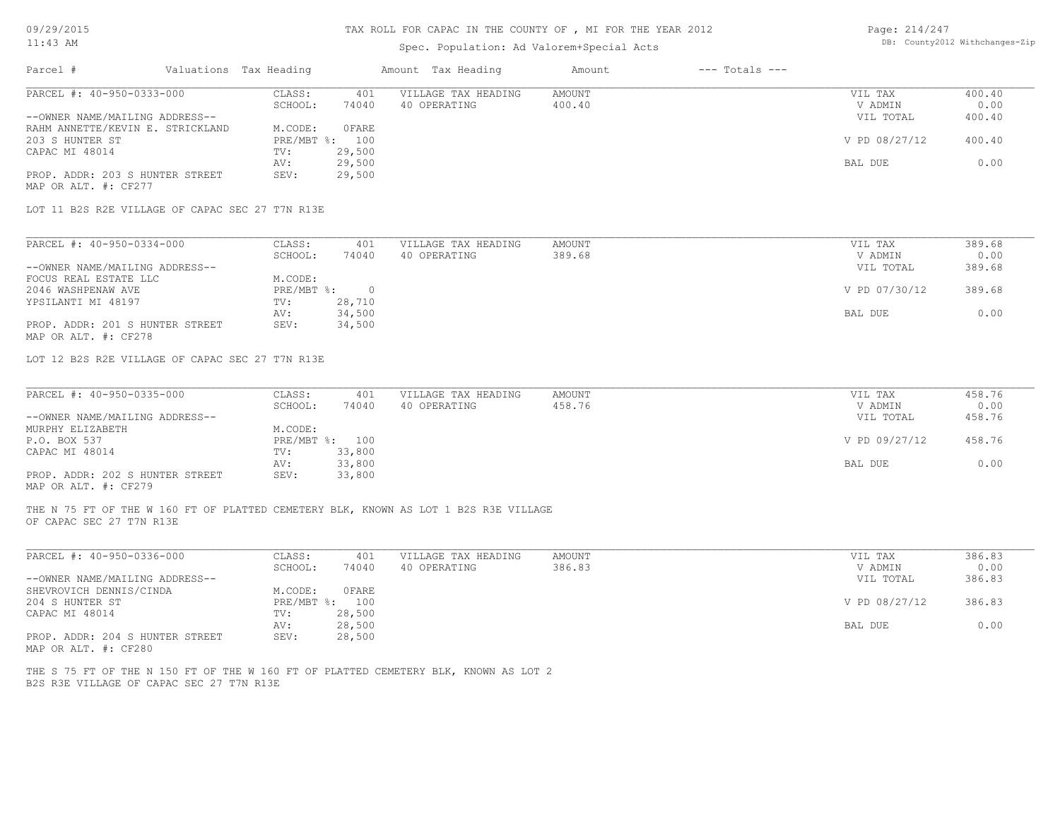# TAX ROLL FOR CAPAC IN THE COUNTY OF , MI FOR THE YEAR 2012

Spec. Population: Ad Valorem+Special Acts

DB: County2012 Withchanges-Zip

| Parcel # | Valuations | Tax Heading | Amount | Tax Heading | Amount | --- Totals --- | |
|---|---|---|---|---|---|---|---|

---

**PARCEL #: 40-950-0333-000**

| | | | | | |
|---|---|---|---|---|---|
| CLASS: | 401 | VILLAGE TAX HEADING | AMOUNT | VIL TAX | 400.40 |
| SCHOOL: | 74040 | 40 OPERATING | 400.40 | V ADMIN | 0.00 |
| | | | | VIL TOTAL | 400.40 |
| M.CODE: | 0FARE | | | | |
| PRE/MBT %: | 100 | | | V PD 08/27/12 | 400.40 |
| TV: | 29,500 | | | | |
| AV: | 29,500 | | | BAL DUE | 0.00 |
| SEV: | 29,500 | | | | |

--OWNER NAME/MAILING ADDRESS--
RAHM ANNETTE/KEVIN E. STRICKLAND
203 S HUNTER ST
CAPAC MI 48014

PROP. ADDR: 203 S HUNTER STREET
MAP OR ALT. #: CF277

LOT 11 B2S R2E VILLAGE OF CAPAC SEC 27 T7N R13E

---

**PARCEL #: 40-950-0334-000**

| | | | | | |
|---|---|---|---|---|---|
| CLASS: | 401 | VILLAGE TAX HEADING | AMOUNT | VIL TAX | 389.68 |
| SCHOOL: | 74040 | 40 OPERATING | 389.68 | V ADMIN | 0.00 |
| | | | | VIL TOTAL | 389.68 |
| M.CODE: | | | | | |
| PRE/MBT %: | 0 | | | V PD 07/30/12 | 389.68 |
| TV: | 28,710 | | | | |
| AV: | 34,500 | | | BAL DUE | 0.00 |
| SEV: | 34,500 | | | | |

--OWNER NAME/MAILING ADDRESS--
FOCUS REAL ESTATE LLC
2046 WASHPENAW AVE
YPSILANTI MI 48197

PROP. ADDR: 201 S HUNTER STREET
MAP OR ALT. #: CF278

LOT 12 B2S R2E VILLAGE OF CAPAC SEC 27 T7N R13E

---

**PARCEL #: 40-950-0335-000**

| | | | | | |
|---|---|---|---|---|---|
| CLASS: | 401 | VILLAGE TAX HEADING | AMOUNT | VIL TAX | 458.76 |
| SCHOOL: | 74040 | 40 OPERATING | 458.76 | V ADMIN | 0.00 |
| | | | | VIL TOTAL | 458.76 |
| M.CODE: | | | | | |
| PRE/MBT %: | 100 | | | V PD 09/27/12 | 458.76 |
| TV: | 33,800 | | | | |
| AV: | 33,800 | | | BAL DUE | 0.00 |
| SEV: | 33,800 | | | | |

--OWNER NAME/MAILING ADDRESS--
MURPHY ELIZABETH
P.O. BOX 537
CAPAC MI 48014

PROP. ADDR: 202 S HUNTER STREET
MAP OR ALT. #: CF279

THE N 75 FT OF THE W 160 FT OF PLATTED CEMETERY BLK, KNOWN AS LOT 1 B2S R3E VILLAGE OF CAPAC SEC 27 T7N R13E

---

**PARCEL #: 40-950-0336-000**

| | | | | | |
|---|---|---|---|---|---|
| CLASS: | 401 | VILLAGE TAX HEADING | AMOUNT | VIL TAX | 386.83 |
| SCHOOL: | 74040 | 40 OPERATING | 386.83 | V ADMIN | 0.00 |
| | | | | VIL TOTAL | 386.83 |
| M.CODE: | 0FARE | | | | |
| PRE/MBT %: | 100 | | | V PD 08/27/12 | 386.83 |
| TV: | 28,500 | | | | |
| AV: | 28,500 | | | BAL DUE | 0.00 |
| SEV: | 28,500 | | | | |

--OWNER NAME/MAILING ADDRESS--
SHEVROVICH DENNIS/CINDA
204 S HUNTER ST
CAPAC MI 48014

PROP. ADDR: 204 S HUNTER STREET
MAP OR ALT. #: CF280

THE S 75 FT OF THE N 150 FT OF THE W 160 FT OF PLATTED CEMETERY BLK, KNOWN AS LOT 2 B2S R3E VILLAGE OF CAPAC SEC 27 T7N R13E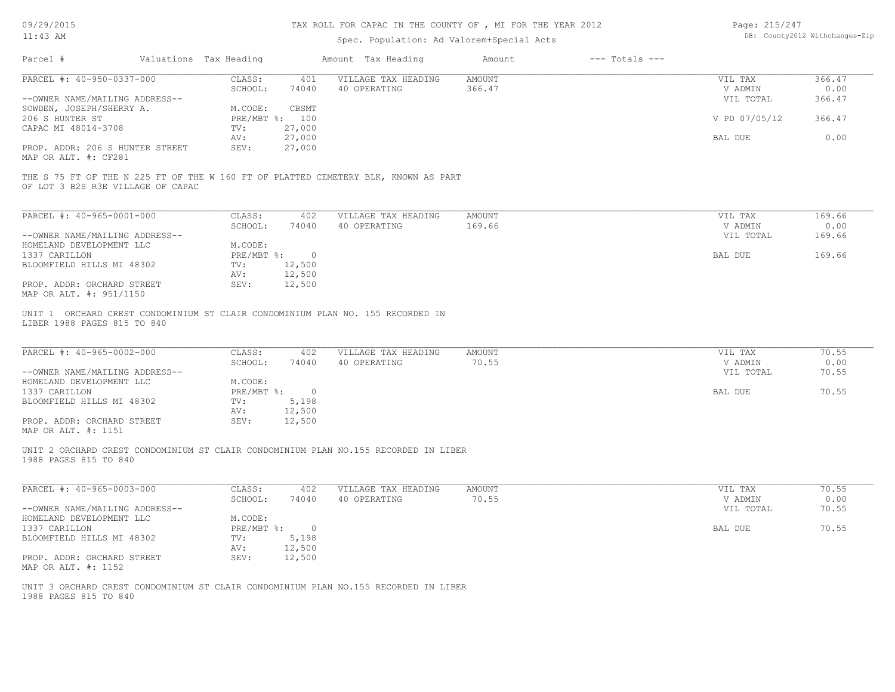TAX ROLL FOR CAPAC IN THE COUNTY OF , MI FOR THE YEAR 2012

Spec. Population: Ad Valorem+Special Acts

DB: County2012 Withchanges-Zip

| Parcel # | Valuations | Tax Heading | Amount | Tax Heading | Amount | --- Totals --- | |
|---|---|---|---|---|---|---|---|
| PARCEL #: 40-950-0337-000 | CLASS: | 401 | VILLAGE TAX HEADING | AMOUNT | | VIL TAX | 366.47 |
| | SCHOOL: | 74040 | 40 OPERATING | 366.47 | | V ADMIN | 0.00 |
| --OWNER NAME/MAILING ADDRESS-- | | | | | | VIL TOTAL | 366.47 |
| SOWDEN, JOSEPH/SHERRY A. | M.CODE: | CBSMT | | | | | |
| 206 S HUNTER ST | PRE/MBT %: | 100 | | | | V PD 07/05/12 | 366.47 |
| CAPAC MI 48014-3708 | TV: | 27,000 | | | | | |
| | AV: | 27,000 | | | | BAL DUE | 0.00 |
| PROP. ADDR: 206 S HUNTER STREET | SEV: | 27,000 | | | | | |
| MAP OR ALT. #: CF281 | | | | | | | |

THE S 75 FT OF THE N 225 FT OF THE W 160 FT OF PLATTED CEMETERY BLK, KNOWN AS PART OF LOT 3 B2S R3E VILLAGE OF CAPAC

| Parcel # | Valuations | Tax Heading | Amount | Tax Heading | Amount | --- Totals --- | |
|---|---|---|---|---|---|---|---|
| PARCEL #: 40-965-0001-000 | CLASS: | 402 | VILLAGE TAX HEADING | AMOUNT | | VIL TAX | 169.66 |
| | SCHOOL: | 74040 | 40 OPERATING | 169.66 | | V ADMIN | 0.00 |
| --OWNER NAME/MAILING ADDRESS-- | | | | | | VIL TOTAL | 169.66 |
| HOMELAND DEVELOPMENT LLC | M.CODE: | | | | | | |
| 1337 CARILLON | PRE/MBT %: | 0 | | | | BAL DUE | 169.66 |
| BLOOMFIELD HILLS MI 48302 | TV: | 12,500 | | | | | |
| | AV: | 12,500 | | | | | |
| PROP. ADDR: ORCHARD STREET | SEV: | 12,500 | | | | | |
| MAP OR ALT. #: 951/1150 | | | | | | | |

UNIT 1 ORCHARD CREST CONDOMINIUM ST CLAIR CONDOMINIUM PLAN NO. 155 RECORDED IN LIBER 1988 PAGES 815 TO 840

| Parcel # | Valuations | Tax Heading | Amount | Tax Heading | Amount | --- Totals --- | |
|---|---|---|---|---|---|---|---|
| PARCEL #: 40-965-0002-000 | CLASS: | 402 | VILLAGE TAX HEADING | AMOUNT | | VIL TAX | 70.55 |
| | SCHOOL: | 74040 | 40 OPERATING | 70.55 | | V ADMIN | 0.00 |
| --OWNER NAME/MAILING ADDRESS-- | | | | | | VIL TOTAL | 70.55 |
| HOMELAND DEVELOPMENT LLC | M.CODE: | | | | | | |
| 1337 CARILLON | PRE/MBT %: | 0 | | | | BAL DUE | 70.55 |
| BLOOMFIELD HILLS MI 48302 | TV: | 5,198 | | | | | |
| | AV: | 12,500 | | | | | |
| PROP. ADDR: ORCHARD STREET | SEV: | 12,500 | | | | | |
| MAP OR ALT. #: 1151 | | | | | | | |

UNIT 2 ORCHARD CREST CONDOMINIUM ST CLAIR CONDOMINIUM PLAN NO.155 RECORDED IN LIBER 1988 PAGES 815 TO 840

| Parcel # | Valuations | Tax Heading | Amount | Tax Heading | Amount | --- Totals --- | |
|---|---|---|---|---|---|---|---|
| PARCEL #: 40-965-0003-000 | CLASS: | 402 | VILLAGE TAX HEADING | AMOUNT | | VIL TAX | 70.55 |
| | SCHOOL: | 74040 | 40 OPERATING | 70.55 | | V ADMIN | 0.00 |
| --OWNER NAME/MAILING ADDRESS-- | | | | | | VIL TOTAL | 70.55 |
| HOMELAND DEVELOPMENT LLC | M.CODE: | | | | | | |
| 1337 CARILLON | PRE/MBT %: | 0 | | | | BAL DUE | 70.55 |
| BLOOMFIELD HILLS MI 48302 | TV: | 5,198 | | | | | |
| | AV: | 12,500 | | | | | |
| PROP. ADDR: ORCHARD STREET | SEV: | 12,500 | | | | | |
| MAP OR ALT. #: 1152 | | | | | | | |

UNIT 3 ORCHARD CREST CONDOMINIUM ST CLAIR CONDOMINIUM PLAN NO.155 RECORDED IN LIBER 1988 PAGES 815 TO 840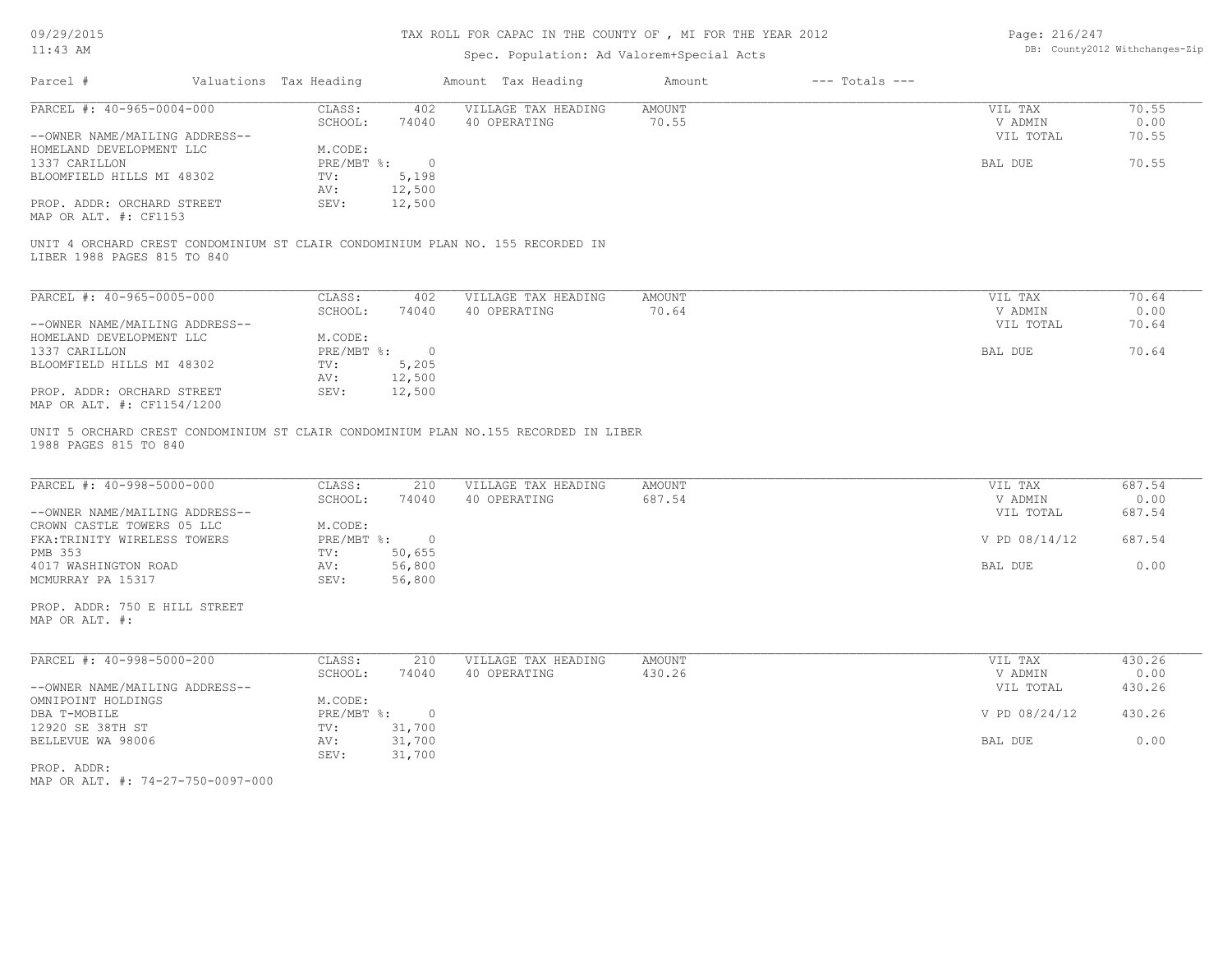TAX ROLL FOR CAPAC IN THE COUNTY OF , MI FOR THE YEAR 2012

Spec. Population: Ad Valorem+Special Acts

| Parcel # | Valuations | Tax Heading | Amount | Tax Heading | Amount | --- Totals --- | |
|---|---|---|---|---|---|---|---|
| PARCEL #: 40-965-0004-000 | CLASS: | 402 | VILLAGE TAX HEADING | AMOUNT | | VIL TAX | 70.55 |
| | SCHOOL: | 74040 | 40 OPERATING | 70.55 | | V ADMIN | 0.00 |
| --OWNER NAME/MAILING ADDRESS-- | | | | | | VIL TOTAL | 70.55 |
| HOMELAND DEVELOPMENT LLC | M.CODE: | | | | | | |
| 1337 CARILLON | PRE/MBT %: | 0 | | | | BAL DUE | 70.55 |
| BLOOMFIELD HILLS MI 48302 | TV: | 5,198 | | | | | |
| | AV: | 12,500 | | | | | |
| PROP. ADDR: ORCHARD STREET | SEV: | 12,500 | | | | | |
| MAP OR ALT. #: CF1153 | | | | | | | |

UNIT 4 ORCHARD CREST CONDOMINIUM ST CLAIR CONDOMINIUM PLAN NO. 155 RECORDED IN LIBER 1988 PAGES 815 TO 840

| Parcel # | Valuations | Tax Heading | Amount | Tax Heading | Amount | --- Totals --- | |
|---|---|---|---|---|---|---|---|
| PARCEL #: 40-965-0005-000 | CLASS: | 402 | VILLAGE TAX HEADING | AMOUNT | | VIL TAX | 70.64 |
| | SCHOOL: | 74040 | 40 OPERATING | 70.64 | | V ADMIN | 0.00 |
| --OWNER NAME/MAILING ADDRESS-- | | | | | | VIL TOTAL | 70.64 |
| HOMELAND DEVELOPMENT LLC | M.CODE: | | | | | | |
| 1337 CARILLON | PRE/MBT %: | 0 | | | | BAL DUE | 70.64 |
| BLOOMFIELD HILLS MI 48302 | TV: | 5,205 | | | | | |
| | AV: | 12,500 | | | | | |
| PROP. ADDR: ORCHARD STREET | SEV: | 12,500 | | | | | |
| MAP OR ALT. #: CF1154/1200 | | | | | | | |

UNIT 5 ORCHARD CREST CONDOMINIUM ST CLAIR CONDOMINIUM PLAN NO.155 RECORDED IN LIBER 1988 PAGES 815 TO 840

| Parcel # | Valuations | Tax Heading | Amount | Tax Heading | Amount | --- Totals --- | |
|---|---|---|---|---|---|---|---|
| PARCEL #: 40-998-5000-000 | CLASS: | 210 | VILLAGE TAX HEADING | AMOUNT | | VIL TAX | 687.54 |
| | SCHOOL: | 74040 | 40 OPERATING | 687.54 | | V ADMIN | 0.00 |
| --OWNER NAME/MAILING ADDRESS-- | | | | | | VIL TOTAL | 687.54 |
| CROWN CASTLE TOWERS 05 LLC | M.CODE: | | | | | | |
| FKA:TRINITY WIRELESS TOWERS | PRE/MBT %: | 0 | | | | V PD 08/14/12 | 687.54 |
| PMB 353 | TV: | 50,655 | | | | | |
| 4017 WASHINGTON ROAD | AV: | 56,800 | | | | BAL DUE | 0.00 |
| MCMURRAY PA 15317 | SEV: | 56,800 | | | | | |
| PROP. ADDR: 750 E HILL STREET | | | | | | | |
| MAP OR ALT. #: | | | | | | | |

| Parcel # | Valuations | Tax Heading | Amount | Tax Heading | Amount | --- Totals --- | |
|---|---|---|---|---|---|---|---|
| PARCEL #: 40-998-5000-200 | CLASS: | 210 | VILLAGE TAX HEADING | AMOUNT | | VIL TAX | 430.26 |
| | SCHOOL: | 74040 | 40 OPERATING | 430.26 | | V ADMIN | 0.00 |
| --OWNER NAME/MAILING ADDRESS-- | | | | | | VIL TOTAL | 430.26 |
| OMNIPOINT HOLDINGS | M.CODE: | | | | | | |
| DBA T-MOBILE | PRE/MBT %: | 0 | | | | V PD 08/24/12 | 430.26 |
| 12920 SE 38TH ST | TV: | 31,700 | | | | | |
| BELLEVUE WA 98006 | AV: | 31,700 | | | | BAL DUE | 0.00 |
| | SEV: | 31,700 | | | | | |
| PROP. ADDR: | | | | | | | |
| MAP OR ALT. #: 74-27-750-0097-000 | | | | | | | |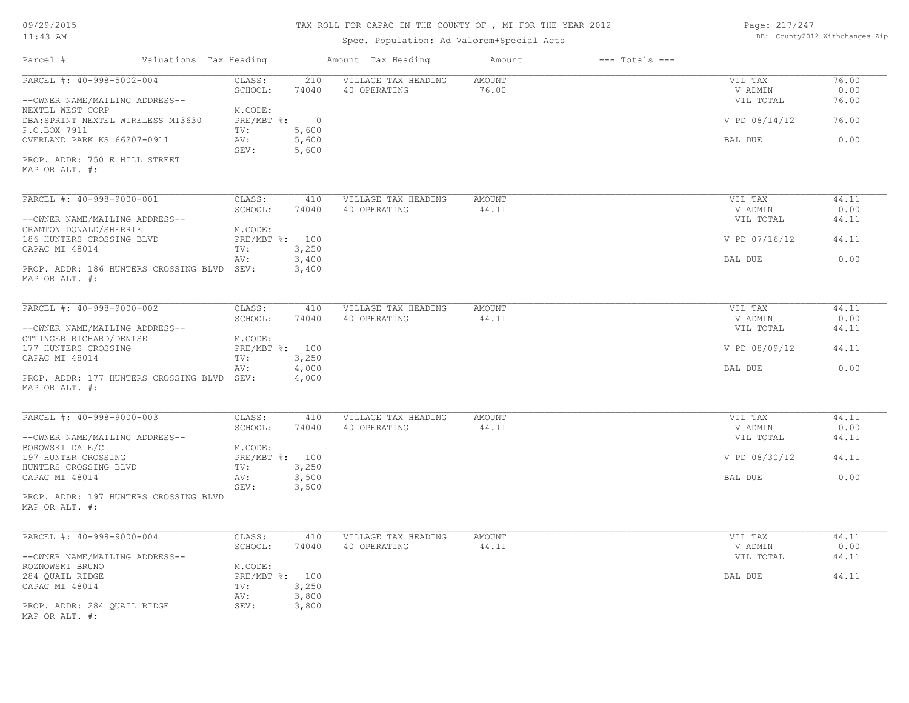TAX ROLL FOR CAPAC IN THE COUNTY OF , MI FOR THE YEAR 2012

Spec. Population: Ad Valorem+Special Acts

| Parcel # | Valuations | Tax Heading | Amount | Tax Heading | Amount | --- Totals --- | |
|---|---|---|---|---|---|---|---|
| PARCEL #: 40-998-5002-004 | CLASS: | 210 | VILLAGE TAX HEADING | AMOUNT | | VIL TAX | 76.00 |
| | SCHOOL: | 74040 | 40 OPERATING | 76.00 | | V ADMIN | 0.00 |
| --OWNER NAME/MAILING ADDRESS-- | | | | | | VIL TOTAL | 76.00 |
| NEXTEL WEST CORP | M.CODE: | | | | | | |
| DBA:SPRINT NEXTEL WIRELESS MI3630 | PRE/MBT %: | 0 | | | | V PD 08/14/12 | 76.00 |
| P.O.BOX 7911 | TV: | 5,600 | | | | | |
| OVERLAND PARK KS 66207-0911 | AV: | 5,600 | | | | BAL DUE | 0.00 |
| | SEV: | 5,600 | | | | | |
| PROP. ADDR: 750 E HILL STREET | | | | | | | |
| MAP OR ALT. #: | | | | | | | |

| Parcel # | Valuations | Tax Heading | Amount | Tax Heading | Amount | --- Totals --- | |
|---|---|---|---|---|---|---|---|
| PARCEL #: 40-998-9000-001 | CLASS: | 410 | VILLAGE TAX HEADING | AMOUNT | | VIL TAX | 44.11 |
| | SCHOOL: | 74040 | 40 OPERATING | 44.11 | | V ADMIN | 0.00 |
| --OWNER NAME/MAILING ADDRESS-- | | | | | | VIL TOTAL | 44.11 |
| CRAMTON DONALD/SHERRIE | M.CODE: | | | | | | |
| 186 HUNTERS CROSSING BLVD | PRE/MBT %: | 100 | | | | V PD 07/16/12 | 44.11 |
| CAPAC MI 48014 | TV: | 3,250 | | | | | |
| | AV: | 3,400 | | | | BAL DUE | 0.00 |
| PROP. ADDR: 186 HUNTERS CROSSING BLVD | SEV: | 3,400 | | | | | |
| MAP OR ALT. #: | | | | | | | |

| Parcel # | Valuations | Tax Heading | Amount | Tax Heading | Amount | --- Totals --- | |
|---|---|---|---|---|---|---|---|
| PARCEL #: 40-998-9000-002 | CLASS: | 410 | VILLAGE TAX HEADING | AMOUNT | | VIL TAX | 44.11 |
| | SCHOOL: | 74040 | 40 OPERATING | 44.11 | | V ADMIN | 0.00 |
| --OWNER NAME/MAILING ADDRESS-- | | | | | | VIL TOTAL | 44.11 |
| OTTINGER RICHARD/DENISE | M.CODE: | | | | | | |
| 177 HUNTERS CROSSING | PRE/MBT %: | 100 | | | | V PD 08/09/12 | 44.11 |
| CAPAC MI 48014 | TV: | 3,250 | | | | | |
| | AV: | 4,000 | | | | BAL DUE | 0.00 |
| PROP. ADDR: 177 HUNTERS CROSSING BLVD | SEV: | 4,000 | | | | | |
| MAP OR ALT. #: | | | | | | | |

| Parcel # | Valuations | Tax Heading | Amount | Tax Heading | Amount | --- Totals --- | |
|---|---|---|---|---|---|---|---|
| PARCEL #: 40-998-9000-003 | CLASS: | 410 | VILLAGE TAX HEADING | AMOUNT | | VIL TAX | 44.11 |
| | SCHOOL: | 74040 | 40 OPERATING | 44.11 | | V ADMIN | 0.00 |
| --OWNER NAME/MAILING ADDRESS-- | | | | | | VIL TOTAL | 44.11 |
| BOROWSKI DALE/C | M.CODE: | | | | | | |
| 197 HUNTER CROSSING | PRE/MBT %: | 100 | | | | V PD 08/30/12 | 44.11 |
| HUNTERS CROSSING BLVD | TV: | 3,250 | | | | | |
| CAPAC MI 48014 | AV: | 3,500 | | | | BAL DUE | 0.00 |
| | SEV: | 3,500 | | | | | |
| PROP. ADDR: 197 HUNTERS CROSSING BLVD | | | | | | | |
| MAP OR ALT. #: | | | | | | | |

| Parcel # | Valuations | Tax Heading | Amount | Tax Heading | Amount | --- Totals --- | |
|---|---|---|---|---|---|---|---|
| PARCEL #: 40-998-9000-004 | CLASS: | 410 | VILLAGE TAX HEADING | AMOUNT | | VIL TAX | 44.11 |
| | SCHOOL: | 74040 | 40 OPERATING | 44.11 | | V ADMIN | 0.00 |
| --OWNER NAME/MAILING ADDRESS-- | | | | | | VIL TOTAL | 44.11 |
| ROZNOWSKI BRUNO | M.CODE: | | | | | | |
| 284 QUAIL RIDGE | PRE/MBT %: | 100 | | | | BAL DUE | 44.11 |
| CAPAC MI 48014 | TV: | 3,250 | | | | | |
| | AV: | 3,800 | | | | | |
| PROP. ADDR: 284 QUAIL RIDGE | SEV: | 3,800 | | | | | |
| MAP OR ALT. #: | | | | | | | |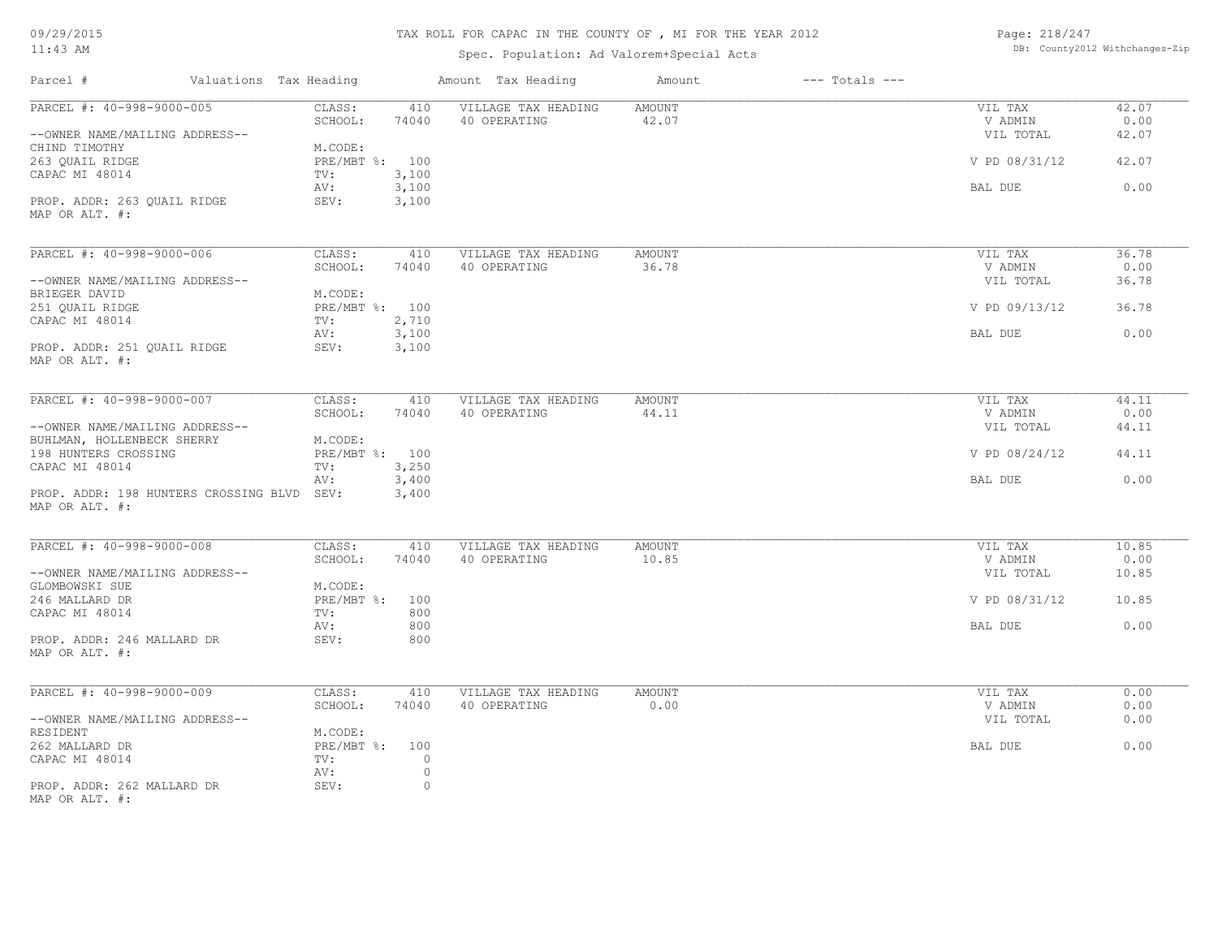# TAX ROLL FOR CAPAC IN THE COUNTY OF , MI FOR THE YEAR 2012

Spec. Population: Ad Valorem+Special Acts

| Parcel # | Valuations | Tax Heading | Amount | Tax Heading | Amount | --- Totals --- | |
|---|---|---|---|---|---|---|---|
| PARCEL #: 40-998-9000-005 | CLASS: | 410 | VILLAGE TAX HEADING | AMOUNT | | VIL TAX | 42.07 |
| | SCHOOL: | 74040 | 40 OPERATING | 42.07 | | V ADMIN | 0.00 |
| --OWNER NAME/MAILING ADDRESS-- | | | | | | VIL TOTAL | 42.07 |
| CHIND TIMOTHY | M.CODE: | | | | | | |
| 263 QUAIL RIDGE | PRE/MBT %: | 100 | | | | V PD 08/31/12 | 42.07 |
| CAPAC MI 48014 | TV: | 3,100 | | | | | |
| | AV: | 3,100 | | | | BAL DUE | 0.00 |
| PROP. ADDR: 263 QUAIL RIDGE | SEV: | 3,100 | | | | | |
| MAP OR ALT. #: | | | | | | | |
| PARCEL #: 40-998-9000-006 | CLASS: | 410 | VILLAGE TAX HEADING | AMOUNT | | VIL TAX | 36.78 |
| | SCHOOL: | 74040 | 40 OPERATING | 36.78 | | V ADMIN | 0.00 |
| --OWNER NAME/MAILING ADDRESS-- | | | | | | VIL TOTAL | 36.78 |
| BRIEGER DAVID | M.CODE: | | | | | | |
| 251 QUAIL RIDGE | PRE/MBT %: | 100 | | | | V PD 09/13/12 | 36.78 |
| CAPAC MI 48014 | TV: | 2,710 | | | | | |
| | AV: | 3,100 | | | | BAL DUE | 0.00 |
| PROP. ADDR: 251 QUAIL RIDGE | SEV: | 3,100 | | | | | |
| MAP OR ALT. #: | | | | | | | |
| PARCEL #: 40-998-9000-007 | CLASS: | 410 | VILLAGE TAX HEADING | AMOUNT | | VIL TAX | 44.11 |
| | SCHOOL: | 74040 | 40 OPERATING | 44.11 | | V ADMIN | 0.00 |
| --OWNER NAME/MAILING ADDRESS-- | | | | | | VIL TOTAL | 44.11 |
| BUHLMAN, HOLLENBECK SHERRY | M.CODE: | | | | | | |
| 198 HUNTERS CROSSING | PRE/MBT %: | 100 | | | | V PD 08/24/12 | 44.11 |
| CAPAC MI 48014 | TV: | 3,250 | | | | | |
| | AV: | 3,400 | | | | BAL DUE | 0.00 |
| PROP. ADDR: 198 HUNTERS CROSSING BLVD | SEV: | 3,400 | | | | | |
| MAP OR ALT. #: | | | | | | | |
| PARCEL #: 40-998-9000-008 | CLASS: | 410 | VILLAGE TAX HEADING | AMOUNT | | VIL TAX | 10.85 |
| | SCHOOL: | 74040 | 40 OPERATING | 10.85 | | V ADMIN | 0.00 |
| --OWNER NAME/MAILING ADDRESS-- | | | | | | VIL TOTAL | 10.85 |
| GLOMBOWSKI SUE | M.CODE: | | | | | | |
| 246 MALLARD DR | PRE/MBT %: | 100 | | | | V PD 08/31/12 | 10.85 |
| CAPAC MI 48014 | TV: | 800 | | | | | |
| | AV: | 800 | | | | BAL DUE | 0.00 |
| PROP. ADDR: 246 MALLARD DR | SEV: | 800 | | | | | |
| MAP OR ALT. #: | | | | | | | |
| PARCEL #: 40-998-9000-009 | CLASS: | 410 | VILLAGE TAX HEADING | AMOUNT | | VIL TAX | 0.00 |
| | SCHOOL: | 74040 | 40 OPERATING | 0.00 | | V ADMIN | 0.00 |
| --OWNER NAME/MAILING ADDRESS-- | | | | | | VIL TOTAL | 0.00 |
| RESIDENT | M.CODE: | | | | | | |
| 262 MALLARD DR | PRE/MBT %: | 100 | | | | BAL DUE | 0.00 |
| CAPAC MI 48014 | TV: | 0 | | | | | |
| | AV: | 0 | | | | | |
| PROP. ADDR: 262 MALLARD DR | SEV: | 0 | | | | | |
| MAP OR ALT. #: | | | | | | | |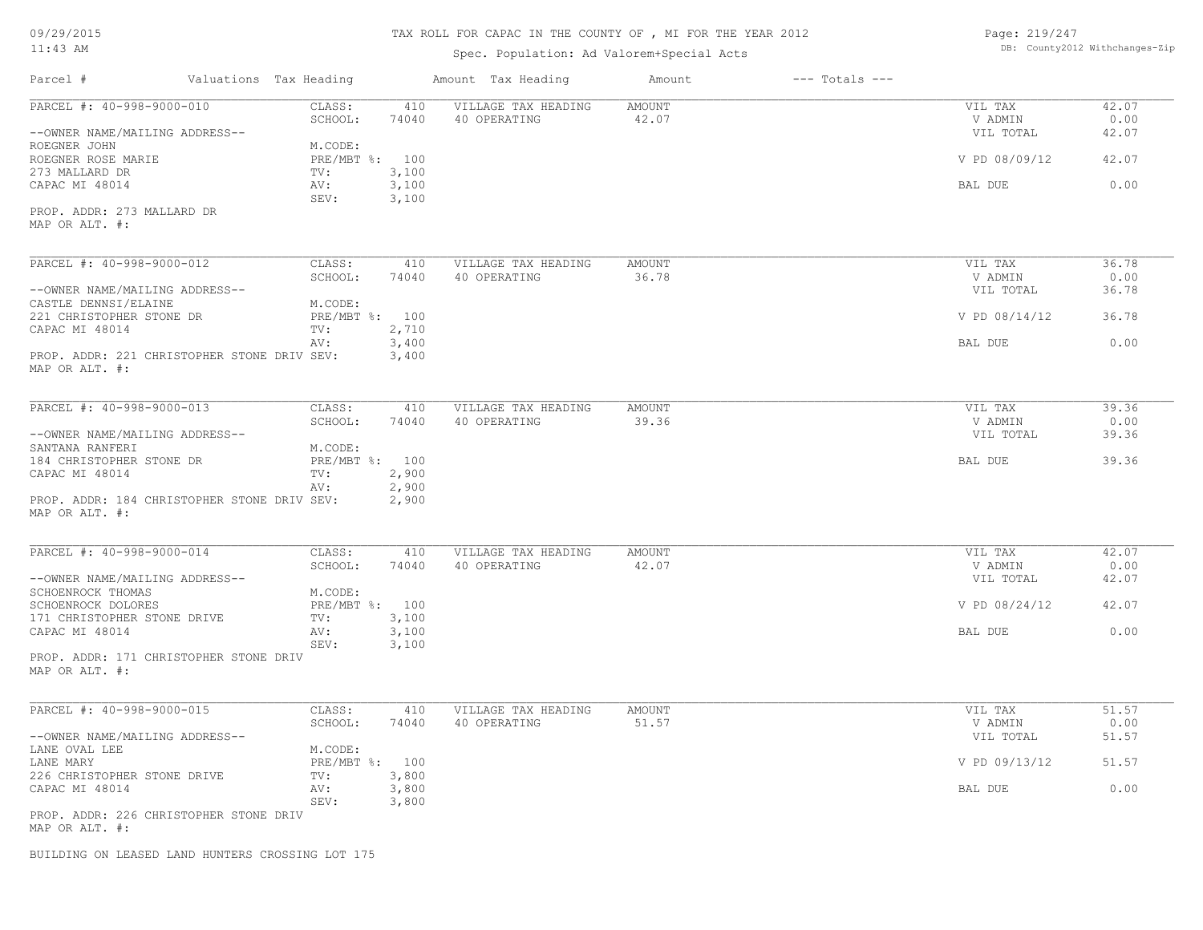TAX ROLL FOR CAPAC IN THE COUNTY OF , MI FOR THE YEAR 2012

Spec. Population: Ad Valorem+Special Acts

09/29/2015
11:43 AM

DB: County2012 Withchanges-Zip

| Parcel # | Valuations | Tax Heading | Amount | Tax Heading | Amount | --- Totals --- | |
|---|---|---|---|---|---|---|---|

---

**PARCEL #: 40-998-9000-010**

| | | | | | |
|---|---|---|---|---|---|
| --OWNER NAME/MAILING ADDRESS-- | CLASS: 410 | VILLAGE TAX HEADING | AMOUNT | VIL TAX | 42.07 |
| ROEGNER JOHN | SCHOOL: 74040 | 40 OPERATING | 42.07 | V ADMIN | 0.00 |
| ROEGNER ROSE MARIE | M.CODE: | | | VIL TOTAL | 42.07 |
| 273 MALLARD DR | PRE/MBT %: 100 | | | V PD 08/09/12 | 42.07 |
| CAPAC MI 48014 | TV: 3,100 | | | | |
| | AV: 3,100 | | | BAL DUE | 0.00 |
| | SEV: 3,100 | | | | |

PROP. ADDR: 273 MALLARD DR
MAP OR ALT. #:

---

**PARCEL #: 40-998-9000-012**

| | | | | | |
|---|---|---|---|---|---|
| --OWNER NAME/MAILING ADDRESS-- | CLASS: 410 | VILLAGE TAX HEADING | AMOUNT | VIL TAX | 36.78 |
| CASTLE DENNSI/ELAINE | SCHOOL: 74040 | 40 OPERATING | 36.78 | V ADMIN | 0.00 |
| 221 CHRISTOPHER STONE DR | M.CODE: | | | VIL TOTAL | 36.78 |
| CAPAC MI 48014 | PRE/MBT %: 100 | | | V PD 08/14/12 | 36.78 |
| | TV: 2,710 | | | | |
| | AV: 3,400 | | | BAL DUE | 0.00 |
| | SEV: 3,400 | | | | |

PROP. ADDR: 221 CHRISTOPHER STONE DRIV
MAP OR ALT. #:

---

**PARCEL #: 40-998-9000-013**

| | | | | | |
|---|---|---|---|---|---|
| --OWNER NAME/MAILING ADDRESS-- | CLASS: 410 | VILLAGE TAX HEADING | AMOUNT | VIL TAX | 39.36 |
| SANTANA RANFERI | SCHOOL: 74040 | 40 OPERATING | 39.36 | V ADMIN | 0.00 |
| 184 CHRISTOPHER STONE DR | M.CODE: | | | VIL TOTAL | 39.36 |
| CAPAC MI 48014 | PRE/MBT %: 100 | | | BAL DUE | 39.36 |
| | TV: 2,900 | | | | |
| | AV: 2,900 | | | | |
| | SEV: 2,900 | | | | |

PROP. ADDR: 184 CHRISTOPHER STONE DRIV
MAP OR ALT. #:

---

**PARCEL #: 40-998-9000-014**

| | | | | | |
|---|---|---|---|---|---|
| --OWNER NAME/MAILING ADDRESS-- | CLASS: 410 | VILLAGE TAX HEADING | AMOUNT | VIL TAX | 42.07 |
| SCHOENROCK THOMAS | SCHOOL: 74040 | 40 OPERATING | 42.07 | V ADMIN | 0.00 |
| SCHOENROCK DOLORES | M.CODE: | | | VIL TOTAL | 42.07 |
| 171 CHRISTOPHER STONE DRIVE | PRE/MBT %: 100 | | | V PD 08/24/12 | 42.07 |
| CAPAC MI 48014 | TV: 3,100 | | | | |
| | AV: 3,100 | | | BAL DUE | 0.00 |
| | SEV: 3,100 | | | | |

PROP. ADDR: 171 CHRISTOPHER STONE DRIV
MAP OR ALT. #:

---

**PARCEL #: 40-998-9000-015**

| | | | | | |
|---|---|---|---|---|---|
| --OWNER NAME/MAILING ADDRESS-- | CLASS: 410 | VILLAGE TAX HEADING | AMOUNT | VIL TAX | 51.57 |
| LANE OVAL LEE | SCHOOL: 74040 | 40 OPERATING | 51.57 | V ADMIN | 0.00 |
| LANE MARY | M.CODE: | | | VIL TOTAL | 51.57 |
| 226 CHRISTOPHER STONE DRIVE | PRE/MBT %: 100 | | | V PD 09/13/12 | 51.57 |
| CAPAC MI 48014 | TV: 3,800 | | | | |
| | AV: 3,800 | | | BAL DUE | 0.00 |
| | SEV: 3,800 | | | | |

PROP. ADDR: 226 CHRISTOPHER STONE DRIV
MAP OR ALT. #:

BUILDING ON LEASED LAND HUNTERS CROSSING LOT 175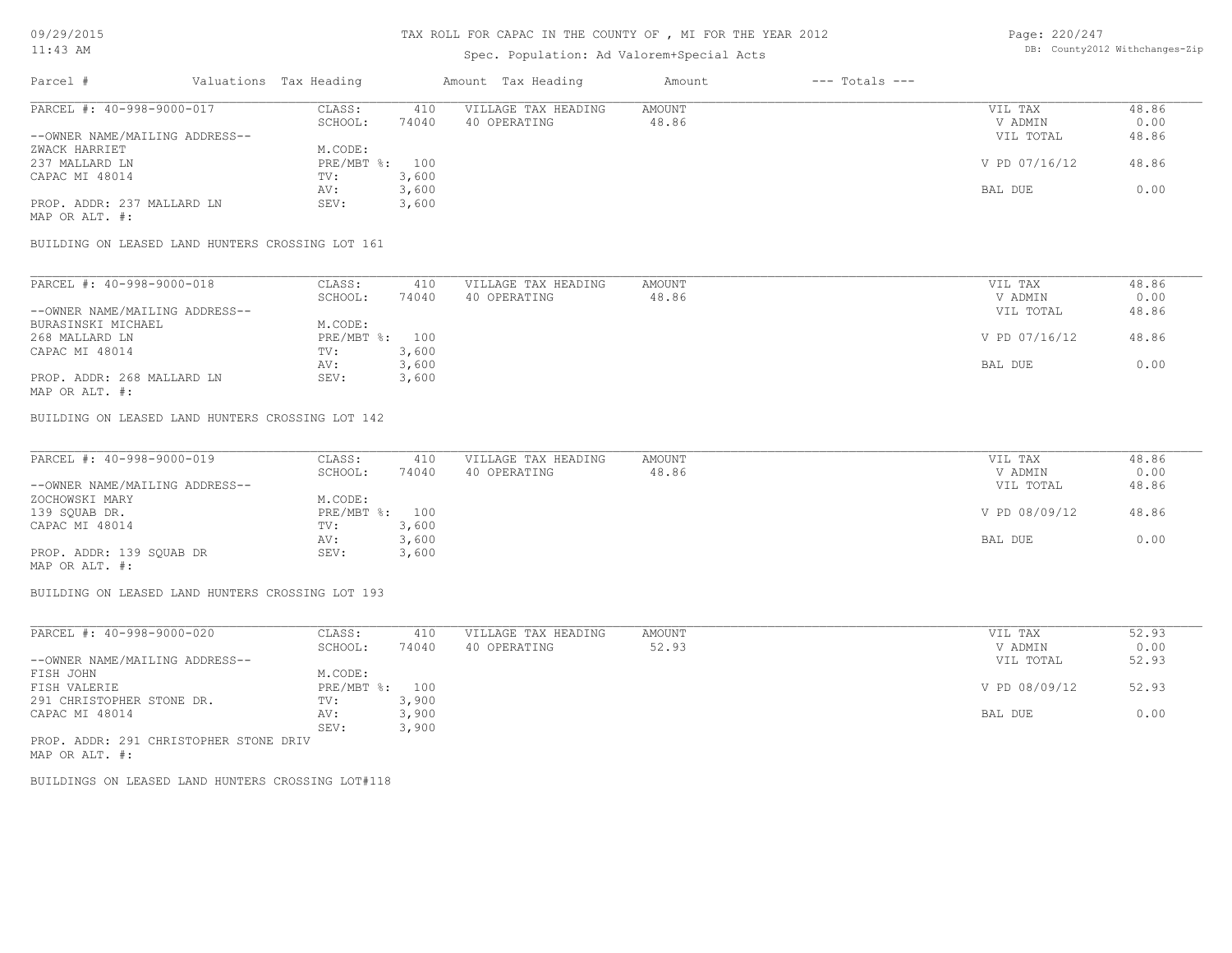TAX ROLL FOR CAPAC IN THE COUNTY OF , MI FOR THE YEAR 2012

Spec. Population: Ad Valorem+Special Acts

| Parcel # | Valuations | Tax Heading | Amount | Tax Heading | Amount | --- Totals --- | |
|---|---|---|---|---|---|---|---|

PARCEL #: 40-998-9000-017

| | | | | | |
|---|---|---|---|---|---|
| CLASS: | 410 | VILLAGE TAX HEADING | AMOUNT | VIL TAX | 48.86 |
| SCHOOL: | 74040 | 40 OPERATING | 48.86 | V ADMIN | 0.00 |
| | | | | VIL TOTAL | 48.86 |
| M.CODE: | | | | | |
| PRE/MBT %: | 100 | | | V PD 07/16/12 | 48.86 |
| TV: | 3,600 | | | | |
| AV: | 3,600 | | | BAL DUE | 0.00 |
| SEV: | 3,600 | | | | |

--OWNER NAME/MAILING ADDRESS--
ZWACK HARRIET
237 MALLARD LN
CAPAC MI 48014

PROP. ADDR: 237 MALLARD LN
MAP OR ALT. #:

BUILDING ON LEASED LAND HUNTERS CROSSING LOT 161

PARCEL #: 40-998-9000-018

| | | | | | |
|---|---|---|---|---|---|
| CLASS: | 410 | VILLAGE TAX HEADING | AMOUNT | VIL TAX | 48.86 |
| SCHOOL: | 74040 | 40 OPERATING | 48.86 | V ADMIN | 0.00 |
| | | | | VIL TOTAL | 48.86 |
| M.CODE: | | | | | |
| PRE/MBT %: | 100 | | | V PD 07/16/12 | 48.86 |
| TV: | 3,600 | | | | |
| AV: | 3,600 | | | BAL DUE | 0.00 |
| SEV: | 3,600 | | | | |

--OWNER NAME/MAILING ADDRESS--
BURASINSKI MICHAEL
268 MALLARD LN
CAPAC MI 48014

PROP. ADDR: 268 MALLARD LN
MAP OR ALT. #:

BUILDING ON LEASED LAND HUNTERS CROSSING LOT 142

PARCEL #: 40-998-9000-019

| | | | | | |
|---|---|---|---|---|---|
| CLASS: | 410 | VILLAGE TAX HEADING | AMOUNT | VIL TAX | 48.86 |
| SCHOOL: | 74040 | 40 OPERATING | 48.86 | V ADMIN | 0.00 |
| | | | | VIL TOTAL | 48.86 |
| M.CODE: | | | | | |
| PRE/MBT %: | 100 | | | V PD 08/09/12 | 48.86 |
| TV: | 3,600 | | | | |
| AV: | 3,600 | | | BAL DUE | 0.00 |
| SEV: | 3,600 | | | | |

--OWNER NAME/MAILING ADDRESS--
ZOCHOWSKI MARY
139 SQUAB DR.
CAPAC MI 48014

PROP. ADDR: 139 SQUAB DR
MAP OR ALT. #:

BUILDING ON LEASED LAND HUNTERS CROSSING LOT 193

PARCEL #: 40-998-9000-020

| | | | | | |
|---|---|---|---|---|---|
| CLASS: | 410 | VILLAGE TAX HEADING | AMOUNT | VIL TAX | 52.93 |
| SCHOOL: | 74040 | 40 OPERATING | 52.93 | V ADMIN | 0.00 |
| | | | | VIL TOTAL | 52.93 |
| M.CODE: | | | | | |
| PRE/MBT %: | 100 | | | V PD 08/09/12 | 52.93 |
| TV: | 3,900 | | | | |
| AV: | 3,900 | | | BAL DUE | 0.00 |
| SEV: | 3,900 | | | | |

--OWNER NAME/MAILING ADDRESS--
FISH JOHN
FISH VALERIE
291 CHRISTOPHER STONE DR.
CAPAC MI 48014

PROP. ADDR: 291 CHRISTOPHER STONE DRIV
MAP OR ALT. #:

BUILDINGS ON LEASED LAND HUNTERS CROSSING LOT#118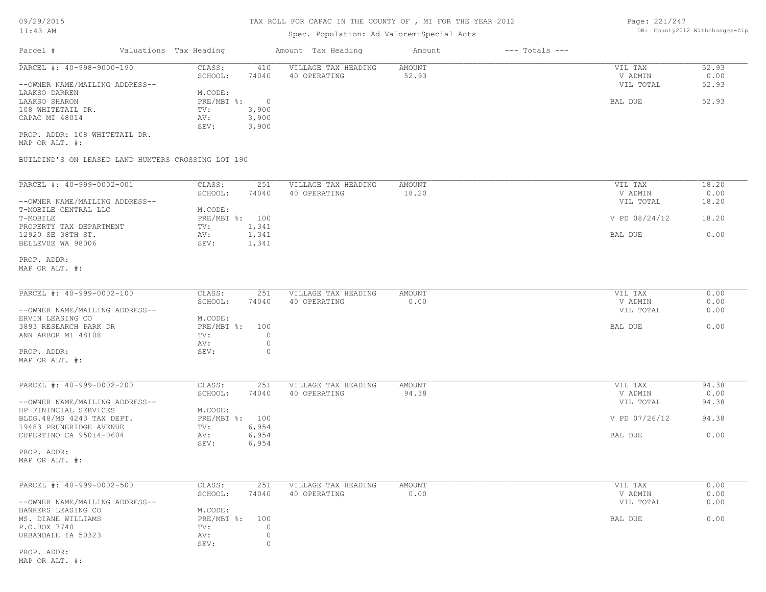TAX ROLL FOR CAPAC IN THE COUNTY OF , MI FOR THE YEAR 2012

Spec. Population: Ad Valorem+Special Acts

09/29/2015
11:43 AM

DB: County2012 Withchanges-Zip

| Parcel # | Valuations | Tax Heading | Amount | Tax Heading | Amount | --- Totals --- | |
|---|---|---|---|---|---|---|---|
| PARCEL #: 40-998-9000-190 | CLASS: | 410 | VILLAGE TAX HEADING | AMOUNT | | VIL TAX | 52.93 |
| | SCHOOL: | 74040 | 40 OPERATING | 52.93 | | V ADMIN | 0.00 |
| --OWNER NAME/MAILING ADDRESS-- | | | | | | VIL TOTAL | 52.93 |
| LAAKSO DARREN | M.CODE: | | | | | | |
| LAAKSO SHARON | PRE/MBT %: | 0 | | | | BAL DUE | 52.93 |
| 108 WHITETAIL DR. | TV: | 3,900 | | | | | |
| CAPAC MI 48014 | AV: | 3,900 | | | | | |
| | SEV: | 3,900 | | | | | |
| PROP. ADDR: 108 WHITETAIL DR. | | | | | | | |
| MAP OR ALT. #: | | | | | | | |

BUILDIND'S ON LEASED LAND HUNTERS CROSSING LOT 190

| Parcel # | Valuations | Tax Heading | Amount | Tax Heading | Amount | --- Totals --- | |
|---|---|---|---|---|---|---|---|
| PARCEL #: 40-999-0002-001 | CLASS: | 251 | VILLAGE TAX HEADING | AMOUNT | | VIL TAX | 18.20 |
| | SCHOOL: | 74040 | 40 OPERATING | 18.20 | | V ADMIN | 0.00 |
| --OWNER NAME/MAILING ADDRESS-- | | | | | | VIL TOTAL | 18.20 |
| T-MOBILE CENTRAL LLC | M.CODE: | | | | | | |
| T-MOBILE | PRE/MBT %: | 100 | | | | V PD 08/24/12 | 18.20 |
| PROPERTY TAX DEPARTMENT | TV: | 1,341 | | | | | |
| 12920 SE 38TH ST. | AV: | 1,341 | | | | BAL DUE | 0.00 |
| BELLEVUE WA 98006 | SEV: | 1,341 | | | | | |
| PROP. ADDR: | | | | | | | |
| MAP OR ALT. #: | | | | | | | |

| Parcel # | Valuations | Tax Heading | Amount | Tax Heading | Amount | --- Totals --- | |
|---|---|---|---|---|---|---|---|
| PARCEL #: 40-999-0002-100 | CLASS: | 251 | VILLAGE TAX HEADING | AMOUNT | | VIL TAX | 0.00 |
| | SCHOOL: | 74040 | 40 OPERATING | 0.00 | | V ADMIN | 0.00 |
| --OWNER NAME/MAILING ADDRESS-- | | | | | | VIL TOTAL | 0.00 |
| ERVIN LEASING CO | M.CODE: | | | | | | |
| 3893 RESEARCH PARK DR | PRE/MBT %: | 100 | | | | BAL DUE | 0.00 |
| ANN ARBOR MI 48108 | TV: | 0 | | | | | |
| | AV: | 0 | | | | | |
| PROP. ADDR: | SEV: | 0 | | | | | |
| MAP OR ALT. #: | | | | | | | |

| Parcel # | Valuations | Tax Heading | Amount | Tax Heading | Amount | --- Totals --- | |
|---|---|---|---|---|---|---|---|
| PARCEL #: 40-999-0002-200 | CLASS: | 251 | VILLAGE TAX HEADING | AMOUNT | | VIL TAX | 94.38 |
| | SCHOOL: | 74040 | 40 OPERATING | 94.38 | | V ADMIN | 0.00 |
| --OWNER NAME/MAILING ADDRESS-- | | | | | | VIL TOTAL | 94.38 |
| HP FININCIAL SERVICES | M.CODE: | | | | | | |
| BLDG.48/MS 4243 TAX DEPT. | PRE/MBT %: | 100 | | | | V PD 07/26/12 | 94.38 |
| 19483 PRUNERIDGE AVENUE | TV: | 6,954 | | | | | |
| CUPERTINO CA 95014-0604 | AV: | 6,954 | | | | BAL DUE | 0.00 |
| | SEV: | 6,954 | | | | | |
| PROP. ADDR: | | | | | | | |
| MAP OR ALT. #: | | | | | | | |

| Parcel # | Valuations | Tax Heading | Amount | Tax Heading | Amount | --- Totals --- | |
|---|---|---|---|---|---|---|---|
| PARCEL #: 40-999-0002-500 | CLASS: | 251 | VILLAGE TAX HEADING | AMOUNT | | VIL TAX | 0.00 |
| | SCHOOL: | 74040 | 40 OPERATING | 0.00 | | V ADMIN | 0.00 |
| --OWNER NAME/MAILING ADDRESS-- | | | | | | VIL TOTAL | 0.00 |
| BANKERS LEASING CO | M.CODE: | | | | | | |
| MS. DIANE WILLIAMS | PRE/MBT %: | 100 | | | | BAL DUE | 0.00 |
| P.O.BOX 7740 | TV: | 0 | | | | | |
| URBANDALE IA 50323 | AV: | 0 | | | | | |
| | SEV: | 0 | | | | | |
| PROP. ADDR: | | | | | | | |
| MAP OR ALT. #: | | | | | | | |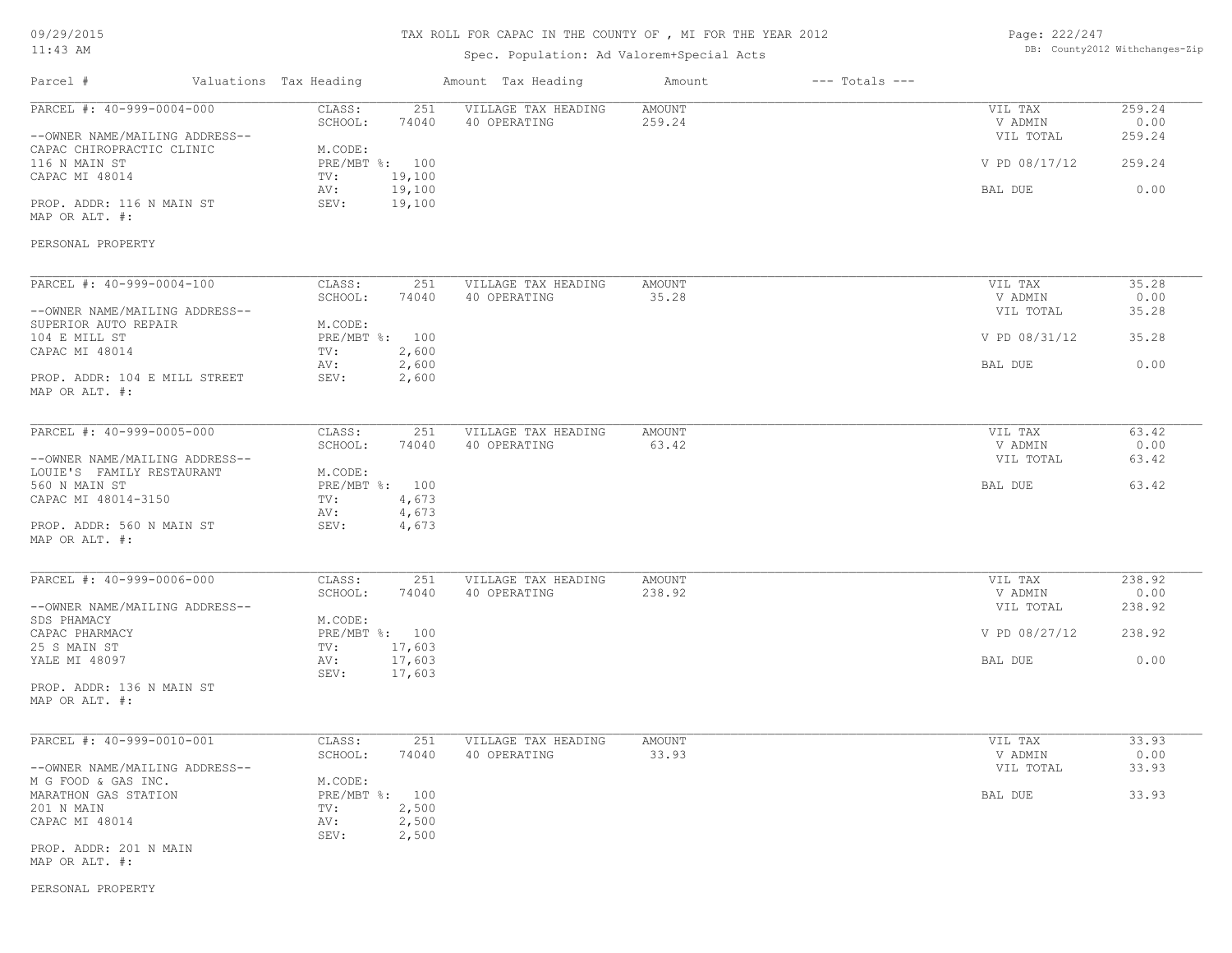TAX ROLL FOR CAPAC IN THE COUNTY OF , MI FOR THE YEAR 2012

Spec. Population: Ad Valorem+Special Acts

| Parcel # | Valuations | Tax Heading | Amount | Tax Heading | Amount | --- Totals --- | |
|---|---|---|---|---|---|---|---|
| PARCEL #: 40-999-0004-000 | CLASS: | 251 | VILLAGE TAX HEADING | AMOUNT | | VIL TAX | 259.24 |
| | SCHOOL: | 74040 | 40 OPERATING | 259.24 | | V ADMIN | 0.00 |
| --OWNER NAME/MAILING ADDRESS-- | | | | | | VIL TOTAL | 259.24 |
| CAPAC CHIROPRACTIC CLINIC | M.CODE: | | | | | | |
| 116 N MAIN ST | PRE/MBT %: | 100 | | | | V PD 08/17/12 | 259.24 |
| CAPAC MI 48014 | TV: | 19,100 | | | | | |
| | AV: | 19,100 | | | | BAL DUE | 0.00 |
| PROP. ADDR: 116 N MAIN ST | SEV: | 19,100 | | | | | |
| MAP OR ALT. #: | | | | | | | |
| PERSONAL PROPERTY | | | | | | | |
| PARCEL #: 40-999-0004-100 | CLASS: | 251 | VILLAGE TAX HEADING | AMOUNT | | VIL TAX | 35.28 |
| | SCHOOL: | 74040 | 40 OPERATING | 35.28 | | V ADMIN | 0.00 |
| --OWNER NAME/MAILING ADDRESS-- | | | | | | VIL TOTAL | 35.28 |
| SUPERIOR AUTO REPAIR | M.CODE: | | | | | | |
| 104 E MILL ST | PRE/MBT %: | 100 | | | | V PD 08/31/12 | 35.28 |
| CAPAC MI 48014 | TV: | 2,600 | | | | | |
| | AV: | 2,600 | | | | BAL DUE | 0.00 |
| PROP. ADDR: 104 E MILL STREET | SEV: | 2,600 | | | | | |
| MAP OR ALT. #: | | | | | | | |
| PARCEL #: 40-999-0005-000 | CLASS: | 251 | VILLAGE TAX HEADING | AMOUNT | | VIL TAX | 63.42 |
| | SCHOOL: | 74040 | 40 OPERATING | 63.42 | | V ADMIN | 0.00 |
| --OWNER NAME/MAILING ADDRESS-- | | | | | | VIL TOTAL | 63.42 |
| LOUIE'S FAMILY RESTAURANT | M.CODE: | | | | | | |
| 560 N MAIN ST | PRE/MBT %: | 100 | | | | BAL DUE | 63.42 |
| CAPAC MI 48014-3150 | TV: | 4,673 | | | | | |
| | AV: | 4,673 | | | | | |
| PROP. ADDR: 560 N MAIN ST | SEV: | 4,673 | | | | | |
| MAP OR ALT. #: | | | | | | | |
| PARCEL #: 40-999-0006-000 | CLASS: | 251 | VILLAGE TAX HEADING | AMOUNT | | VIL TAX | 238.92 |
| | SCHOOL: | 74040 | 40 OPERATING | 238.92 | | V ADMIN | 0.00 |
| --OWNER NAME/MAILING ADDRESS-- | | | | | | VIL TOTAL | 238.92 |
| SDS PHAMACY | M.CODE: | | | | | | |
| CAPAC PHARMACY | PRE/MBT %: | 100 | | | | V PD 08/27/12 | 238.92 |
| 25 S MAIN ST | TV: | 17,603 | | | | | |
| YALE MI 48097 | AV: | 17,603 | | | | BAL DUE | 0.00 |
| | SEV: | 17,603 | | | | | |
| PROP. ADDR: 136 N MAIN ST | | | | | | | |
| MAP OR ALT. #: | | | | | | | |
| PARCEL #: 40-999-0010-001 | CLASS: | 251 | VILLAGE TAX HEADING | AMOUNT | | VIL TAX | 33.93 |
| | SCHOOL: | 74040 | 40 OPERATING | 33.93 | | V ADMIN | 0.00 |
| --OWNER NAME/MAILING ADDRESS-- | | | | | | VIL TOTAL | 33.93 |
| M G FOOD & GAS INC. | M.CODE: | | | | | | |
| MARATHON GAS STATION | PRE/MBT %: | 100 | | | | BAL DUE | 33.93 |
| 201 N MAIN | TV: | 2,500 | | | | | |
| CAPAC MI 48014 | AV: | 2,500 | | | | | |
| | SEV: | 2,500 | | | | | |
| PROP. ADDR: 201 N MAIN | | | | | | | |
| MAP OR ALT. #: | | | | | | | |
| PERSONAL PROPERTY | | | | | | | |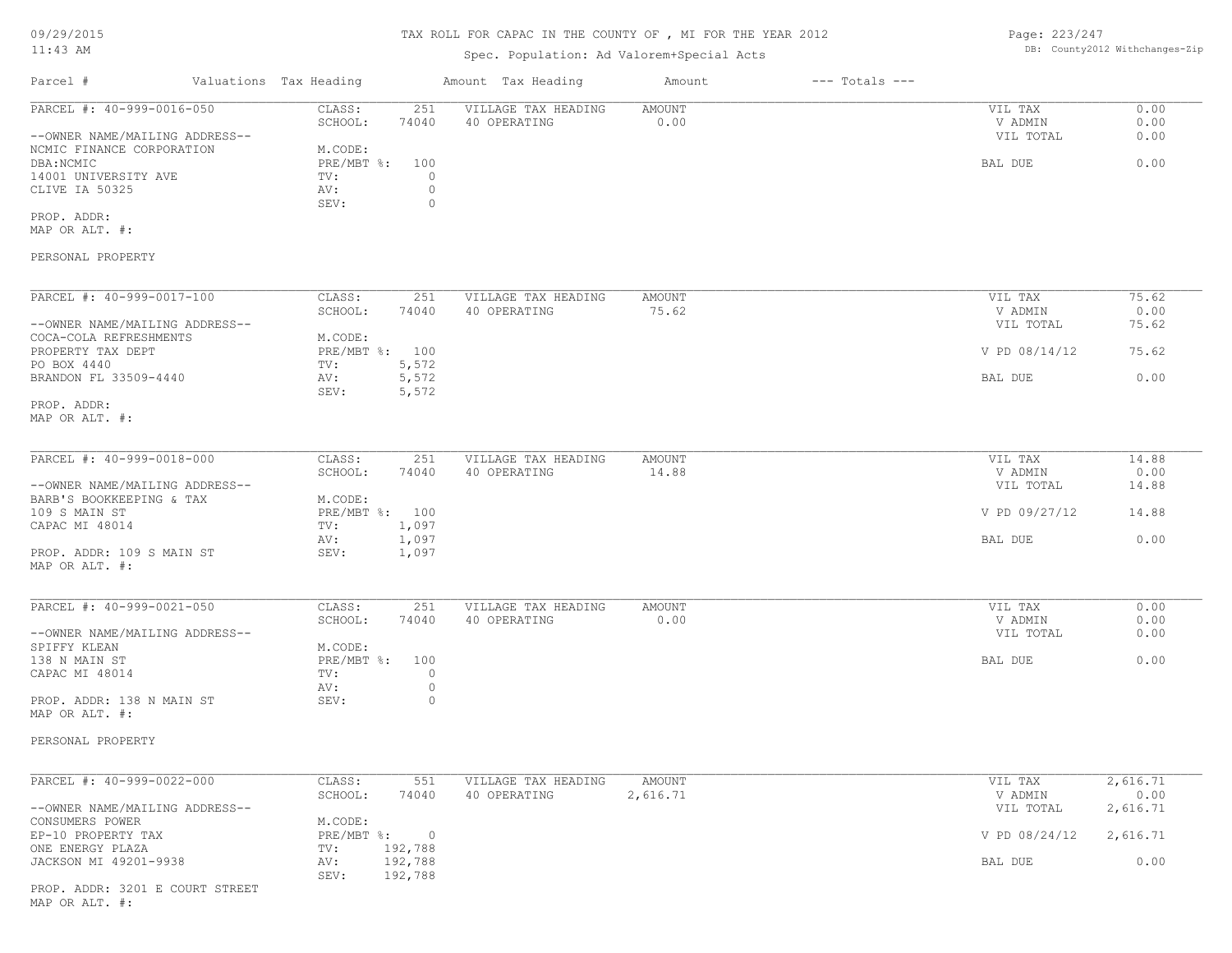# TAX ROLL FOR CAPAC IN THE COUNTY OF , MI FOR THE YEAR 2012

Spec. Population: Ad Valorem+Special Acts

09/29/2015
11:43 AM

DB: County2012 Withchanges-Zip

| Parcel # | Valuations | Tax Heading | Amount | Tax Heading | Amount | --- Totals --- | |
|---|---|---|---|---|---|---|---|

---

**PARCEL #: 40-999-0016-050**

| | | | | | |
|---|---|---|---|---|---|
| CLASS: | 251 | VILLAGE TAX HEADING | AMOUNT | VIL TAX | 0.00 |
| SCHOOL: | 74040 | 40 OPERATING | 0.00 | V ADMIN | 0.00 |
| | | | | VIL TOTAL | 0.00 |
| M.CODE: | | | | | |
| PRE/MBT %: | 100 | | | BAL DUE | 0.00 |
| TV: | 0 | | | | |
| AV: | 0 | | | | |
| SEV: | 0 | | | | |

--OWNER NAME/MAILING ADDRESS--
NCMIC FINANCE CORPORATION
DBA:NCMIC
14001 UNIVERSITY AVE
CLIVE IA 50325

PROP. ADDR:
MAP OR ALT. #:

PERSONAL PROPERTY

---

**PARCEL #: 40-999-0017-100**

| | | | | | |
|---|---|---|---|---|---|
| CLASS: | 251 | VILLAGE TAX HEADING | AMOUNT | VIL TAX | 75.62 |
| SCHOOL: | 74040 | 40 OPERATING | 75.62 | V ADMIN | 0.00 |
| | | | | VIL TOTAL | 75.62 |
| M.CODE: | | | | | |
| PRE/MBT %: | 100 | | | V PD 08/14/12 | 75.62 |
| TV: | 5,572 | | | | |
| AV: | 5,572 | | | BAL DUE | 0.00 |
| SEV: | 5,572 | | | | |

--OWNER NAME/MAILING ADDRESS--
COCA-COLA REFRESHMENTS
PROPERTY TAX DEPT
PO BOX 4440
BRANDON FL 33509-4440

PROP. ADDR:
MAP OR ALT. #:

---

**PARCEL #: 40-999-0018-000**

| | | | | | |
|---|---|---|---|---|---|
| CLASS: | 251 | VILLAGE TAX HEADING | AMOUNT | VIL TAX | 14.88 |
| SCHOOL: | 74040 | 40 OPERATING | 14.88 | V ADMIN | 0.00 |
| | | | | VIL TOTAL | 14.88 |
| M.CODE: | | | | | |
| PRE/MBT %: | 100 | | | V PD 09/27/12 | 14.88 |
| TV: | 1,097 | | | | |
| AV: | 1,097 | | | BAL DUE | 0.00 |
| SEV: | 1,097 | | | | |

--OWNER NAME/MAILING ADDRESS--
BARB'S BOOKKEEPING & TAX
109 S MAIN ST
CAPAC MI 48014

PROP. ADDR: 109 S MAIN ST
MAP OR ALT. #:

---

**PARCEL #: 40-999-0021-050**

| | | | | | |
|---|---|---|---|---|---|
| CLASS: | 251 | VILLAGE TAX HEADING | AMOUNT | VIL TAX | 0.00 |
| SCHOOL: | 74040 | 40 OPERATING | 0.00 | V ADMIN | 0.00 |
| | | | | VIL TOTAL | 0.00 |
| M.CODE: | | | | | |
| PRE/MBT %: | 100 | | | BAL DUE | 0.00 |
| TV: | 0 | | | | |
| AV: | 0 | | | | |
| SEV: | 0 | | | | |

--OWNER NAME/MAILING ADDRESS--
SPIFFY KLEAN
138 N MAIN ST
CAPAC MI 48014

PROP. ADDR: 138 N MAIN ST
MAP OR ALT. #:

PERSONAL PROPERTY

---

**PARCEL #: 40-999-0022-000**

| | | | | | |
|---|---|---|---|---|---|
| CLASS: | 551 | VILLAGE TAX HEADING | AMOUNT | VIL TAX | 2,616.71 |
| SCHOOL: | 74040 | 40 OPERATING | 2,616.71 | V ADMIN | 0.00 |
| | | | | VIL TOTAL | 2,616.71 |
| M.CODE: | | | | | |
| PRE/MBT %: | 0 | | | V PD 08/24/12 | 2,616.71 |
| TV: | 192,788 | | | | |
| AV: | 192,788 | | | BAL DUE | 0.00 |
| SEV: | 192,788 | | | | |

--OWNER NAME/MAILING ADDRESS--
CONSUMERS POWER
EP-10 PROPERTY TAX
ONE ENERGY PLAZA
JACKSON MI 49201-9938

PROP. ADDR: 3201 E COURT STREET
MAP OR ALT. #: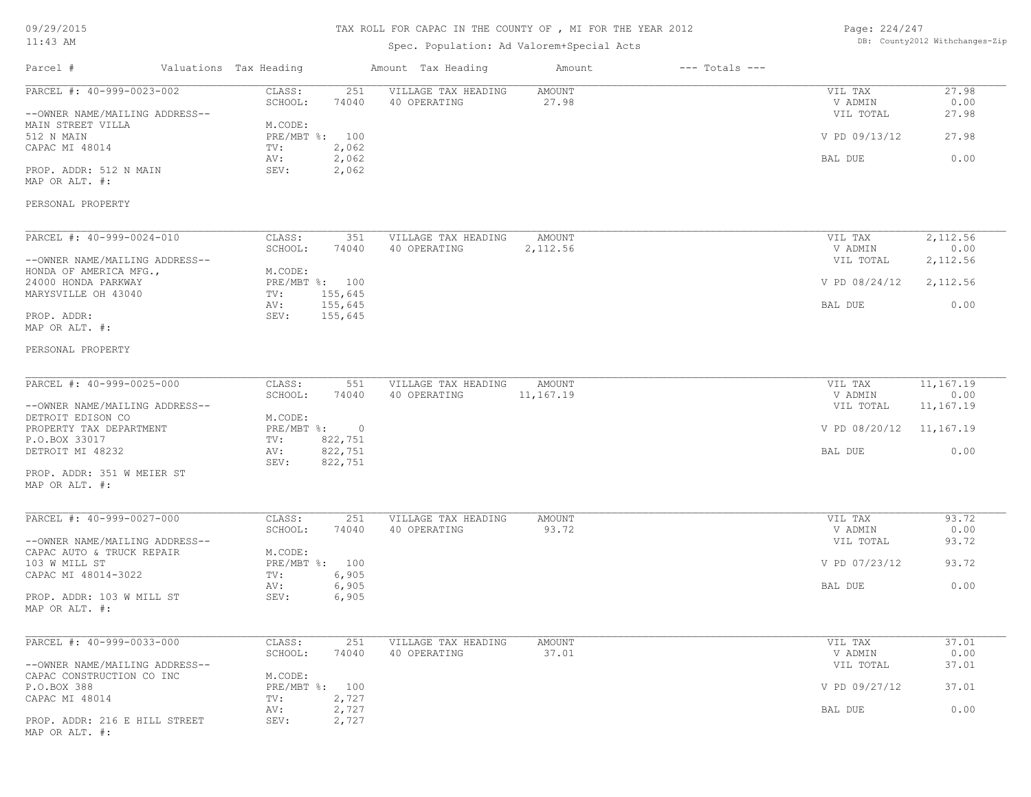# TAX ROLL FOR CAPAC IN THE COUNTY OF , MI FOR THE YEAR 2012

Spec. Population: Ad Valorem+Special Acts

DB: County2012 Withchanges-Zip

| Parcel # | Valuations | Tax Heading | Amount | Tax Heading | Amount | --- Totals --- | |
|---|---|---|---|---|---|---|---|
| PARCEL #: 40-999-0023-002 | CLASS: | 251 | VILLAGE TAX HEADING | AMOUNT | | VIL TAX | 27.98 |
| | SCHOOL: | 74040 | 40 OPERATING | 27.98 | | V ADMIN | 0.00 |
| --OWNER NAME/MAILING ADDRESS-- | | | | | | VIL TOTAL | 27.98 |
| MAIN STREET VILLA | M.CODE: | | | | | | |
| 512 N MAIN | PRE/MBT %: | 100 | | | | V PD 09/13/12 | 27.98 |
| CAPAC MI 48014 | TV: | 2,062 | | | | | |
| | AV: | 2,062 | | | | BAL DUE | 0.00 |
| PROP. ADDR: 512 N MAIN | SEV: | 2,062 | | | | | |
| MAP OR ALT. #: | | | | | | | |
| PERSONAL PROPERTY | | | | | | | |
| PARCEL #: 40-999-0024-010 | CLASS: | 351 | VILLAGE TAX HEADING | AMOUNT | | VIL TAX | 2,112.56 |
| | SCHOOL: | 74040 | 40 OPERATING | 2,112.56 | | V ADMIN | 0.00 |
| --OWNER NAME/MAILING ADDRESS-- | | | | | | VIL TOTAL | 2,112.56 |
| HONDA OF AMERICA MFG., | M.CODE: | | | | | | |
| 24000 HONDA PARKWAY | PRE/MBT %: | 100 | | | | V PD 08/24/12 | 2,112.56 |
| MARYSVILLE OH 43040 | TV: | 155,645 | | | | | |
| | AV: | 155,645 | | | | BAL DUE | 0.00 |
| PROP. ADDR: | SEV: | 155,645 | | | | | |
| MAP OR ALT. #: | | | | | | | |
| PERSONAL PROPERTY | | | | | | | |
| PARCEL #: 40-999-0025-000 | CLASS: | 551 | VILLAGE TAX HEADING | AMOUNT | | VIL TAX | 11,167.19 |
| | SCHOOL: | 74040 | 40 OPERATING | 11,167.19 | | V ADMIN | 0.00 |
| --OWNER NAME/MAILING ADDRESS-- | | | | | | VIL TOTAL | 11,167.19 |
| DETROIT EDISON CO | M.CODE: | | | | | | |
| PROPERTY TAX DEPARTMENT | PRE/MBT %: | 0 | | | | V PD 08/20/12 | 11,167.19 |
| P.O.BOX 33017 | TV: | 822,751 | | | | | |
| DETROIT MI 48232 | AV: | 822,751 | | | | BAL DUE | 0.00 |
| | SEV: | 822,751 | | | | | |
| PROP. ADDR: 351 W MEIER ST | | | | | | | |
| MAP OR ALT. #: | | | | | | | |
| PARCEL #: 40-999-0027-000 | CLASS: | 251 | VILLAGE TAX HEADING | AMOUNT | | VIL TAX | 93.72 |
| | SCHOOL: | 74040 | 40 OPERATING | 93.72 | | V ADMIN | 0.00 |
| --OWNER NAME/MAILING ADDRESS-- | | | | | | VIL TOTAL | 93.72 |
| CAPAC AUTO & TRUCK REPAIR | M.CODE: | | | | | | |
| 103 W MILL ST | PRE/MBT %: | 100 | | | | V PD 07/23/12 | 93.72 |
| CAPAC MI 48014-3022 | TV: | 6,905 | | | | | |
| | AV: | 6,905 | | | | BAL DUE | 0.00 |
| PROP. ADDR: 103 W MILL ST | SEV: | 6,905 | | | | | |
| MAP OR ALT. #: | | | | | | | |
| PARCEL #: 40-999-0033-000 | CLASS: | 251 | VILLAGE TAX HEADING | AMOUNT | | VIL TAX | 37.01 |
| | SCHOOL: | 74040 | 40 OPERATING | 37.01 | | V ADMIN | 0.00 |
| --OWNER NAME/MAILING ADDRESS-- | | | | | | VIL TOTAL | 37.01 |
| CAPAC CONSTRUCTION CO INC | M.CODE: | | | | | | |
| P.O.BOX 388 | PRE/MBT %: | 100 | | | | V PD 09/27/12 | 37.01 |
| CAPAC MI 48014 | TV: | 2,727 | | | | | |
| | AV: | 2,727 | | | | BAL DUE | 0.00 |
| PROP. ADDR: 216 E HILL STREET | SEV: | 2,727 | | | | | |
| MAP OR ALT. #: | | | | | | | |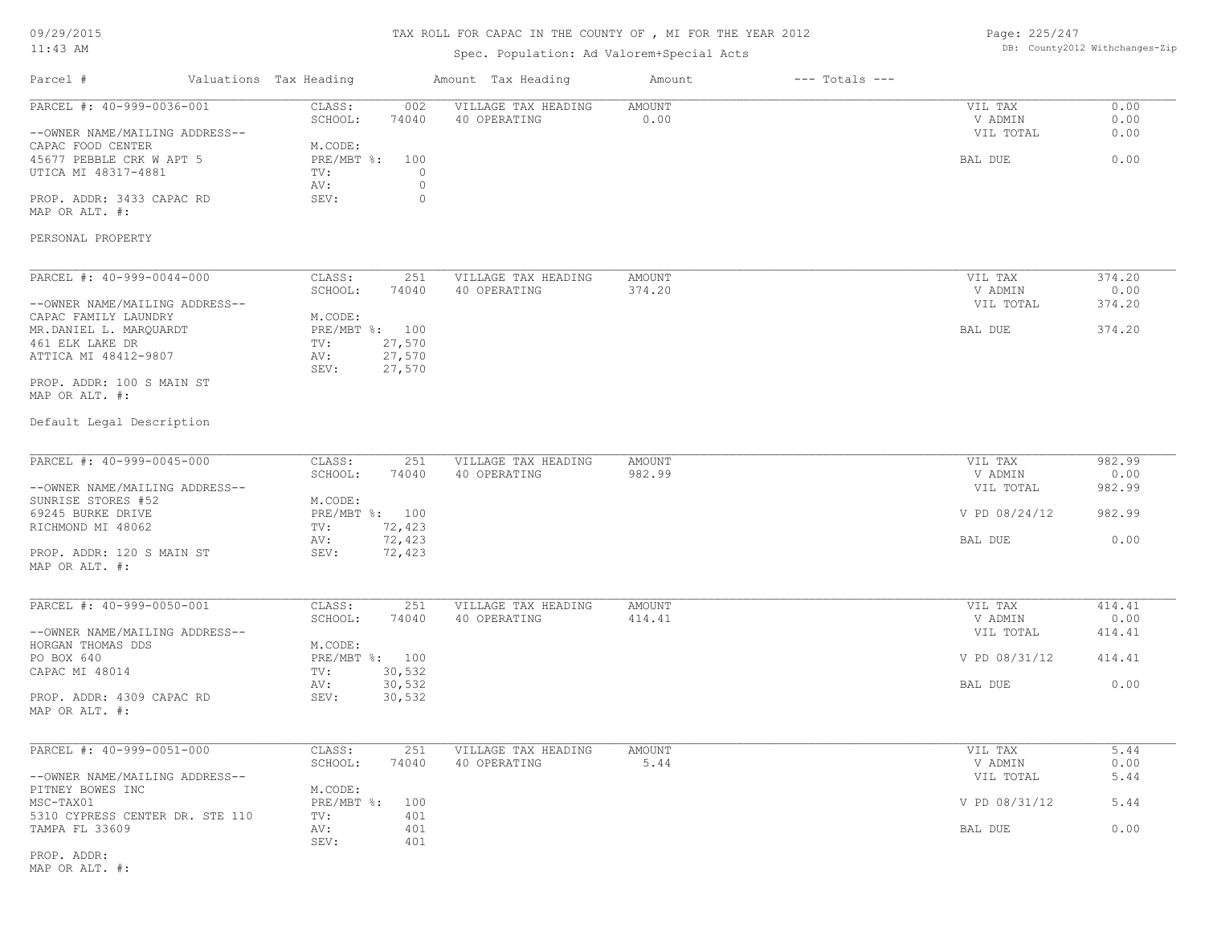# TAX ROLL FOR CAPAC IN THE COUNTY OF , MI FOR THE YEAR 2012

Spec. Population: Ad Valorem+Special Acts

DB: County2012 Withchanges-Zip

09/29/2015
11:43 AM

| Parcel # | Valuations | Tax Heading | Amount | Tax Heading | Amount | --- Totals --- | |
|---|---|---|---|---|---|---|---|

---

**PARCEL #: 40-999-0036-001**

| | | | | | |
|---|---|---|---|---|---|
| CLASS: | 002 | VILLAGE TAX HEADING | AMOUNT | VIL TAX | 0.00 |
| SCHOOL: | 74040 | 40 OPERATING | 0.00 | V ADMIN | 0.00 |
| | | | | VIL TOTAL | 0.00 |
| M.CODE: | | | | | |
| PRE/MBT %: | 100 | | | BAL DUE | 0.00 |
| TV: | 0 | | | | |
| AV: | 0 | | | | |
| SEV: | 0 | | | | |

--OWNER NAME/MAILING ADDRESS--
CAPAC FOOD CENTER
45677 PEBBLE CRK W APT 5
UTICA MI 48317-4881

PROP. ADDR: 3433 CAPAC RD
MAP OR ALT. #:

PERSONAL PROPERTY

---

**PARCEL #: 40-999-0044-000**

| | | | | | |
|---|---|---|---|---|---|
| CLASS: | 251 | VILLAGE TAX HEADING | AMOUNT | VIL TAX | 374.20 |
| SCHOOL: | 74040 | 40 OPERATING | 374.20 | V ADMIN | 0.00 |
| | | | | VIL TOTAL | 374.20 |
| M.CODE: | | | | | |
| PRE/MBT %: | 100 | | | BAL DUE | 374.20 |
| TV: | 27,570 | | | | |
| AV: | 27,570 | | | | |
| SEV: | 27,570 | | | | |

--OWNER NAME/MAILING ADDRESS--
CAPAC FAMILY LAUNDRY
MR.DANIEL L. MARQUARDT
461 ELK LAKE DR
ATTICA MI 48412-9807

PROP. ADDR: 100 S MAIN ST
MAP OR ALT. #:

Default Legal Description

---

**PARCEL #: 40-999-0045-000**

| | | | | | |
|---|---|---|---|---|---|
| CLASS: | 251 | VILLAGE TAX HEADING | AMOUNT | VIL TAX | 982.99 |
| SCHOOL: | 74040 | 40 OPERATING | 982.99 | V ADMIN | 0.00 |
| | | | | VIL TOTAL | 982.99 |
| M.CODE: | | | | | |
| PRE/MBT %: | 100 | | | V PD 08/24/12 | 982.99 |
| TV: | 72,423 | | | | |
| AV: | 72,423 | | | BAL DUE | 0.00 |
| SEV: | 72,423 | | | | |

--OWNER NAME/MAILING ADDRESS--
SUNRISE STORES #52
69245 BURKE DRIVE
RICHMOND MI 48062

PROP. ADDR: 120 S MAIN ST
MAP OR ALT. #:

---

**PARCEL #: 40-999-0050-001**

| | | | | | |
|---|---|---|---|---|---|
| CLASS: | 251 | VILLAGE TAX HEADING | AMOUNT | VIL TAX | 414.41 |
| SCHOOL: | 74040 | 40 OPERATING | 414.41 | V ADMIN | 0.00 |
| | | | | VIL TOTAL | 414.41 |
| M.CODE: | | | | | |
| PRE/MBT %: | 100 | | | V PD 08/31/12 | 414.41 |
| TV: | 30,532 | | | | |
| AV: | 30,532 | | | BAL DUE | 0.00 |
| SEV: | 30,532 | | | | |

--OWNER NAME/MAILING ADDRESS--
HORGAN THOMAS DDS
PO BOX 640
CAPAC MI 48014

PROP. ADDR: 4309 CAPAC RD
MAP OR ALT. #:

---

**PARCEL #: 40-999-0051-000**

| | | | | | |
|---|---|---|---|---|---|
| CLASS: | 251 | VILLAGE TAX HEADING | AMOUNT | VIL TAX | 5.44 |
| SCHOOL: | 74040 | 40 OPERATING | 5.44 | V ADMIN | 0.00 |
| | | | | VIL TOTAL | 5.44 |
| M.CODE: | | | | | |
| PRE/MBT %: | 100 | | | V PD 08/31/12 | 5.44 |
| TV: | 401 | | | | |
| AV: | 401 | | | BAL DUE | 0.00 |
| SEV: | 401 | | | | |

--OWNER NAME/MAILING ADDRESS--
PITNEY BOWES INC
MSC-TAX01
5310 CYPRESS CENTER DR. STE 110
TAMPA FL 33609

PROP. ADDR:
MAP OR ALT. #: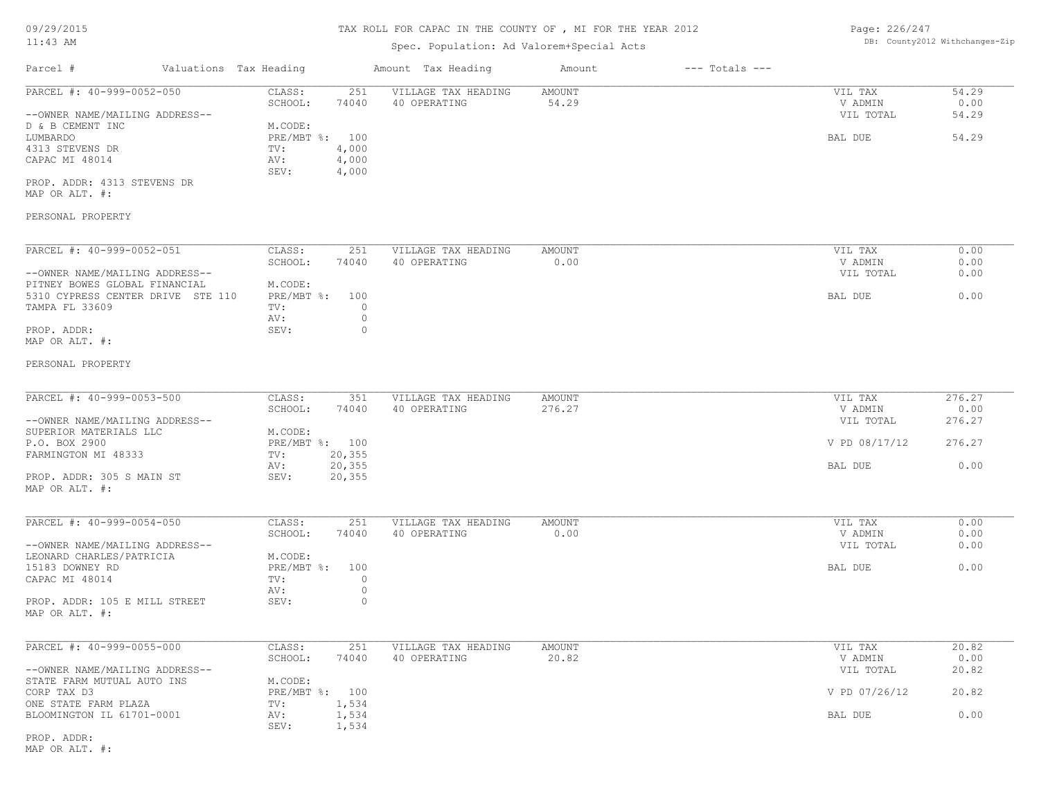TAX ROLL FOR CAPAC IN THE COUNTY OF , MI FOR THE YEAR 2012

Spec. Population: Ad Valorem+Special Acts

DB: County2012 Withchanges-Zip

| Parcel # | Valuations | Tax Heading | Amount | Tax Heading | Amount | --- Totals --- |
|---|---|---|---|---|---|---|

**PARCEL #: 40-999-0052-050**

| | | | | |
|---|---|---|---|---|
| CLASS: | 251 | VILLAGE TAX HEADING | AMOUNT | VIL TAX 54.29 |
| SCHOOL: | 74040 | 40 OPERATING | 54.29 | V ADMIN 0.00 |
| M.CODE: | | | | VIL TOTAL 54.29 |
| PRE/MBT %: | 100 | | | BAL DUE 54.29 |
| TV: | 4,000 | | | |
| AV: | 4,000 | | | |
| SEV: | 4,000 | | | |

--OWNER NAME/MAILING ADDRESS--
D & B CEMENT INC
LUMBARDO
4313 STEVENS DR
CAPAC MI 48014

PROP. ADDR: 4313 STEVENS DR
MAP OR ALT. #:

PERSONAL PROPERTY

**PARCEL #: 40-999-0052-051**

| | | | | |
|---|---|---|---|---|
| CLASS: | 251 | VILLAGE TAX HEADING | AMOUNT | VIL TAX 0.00 |
| SCHOOL: | 74040 | 40 OPERATING | 0.00 | V ADMIN 0.00 |
| M.CODE: | | | | VIL TOTAL 0.00 |
| PRE/MBT %: | 100 | | | BAL DUE 0.00 |
| TV: | 0 | | | |
| AV: | 0 | | | |
| SEV: | 0 | | | |

--OWNER NAME/MAILING ADDRESS--
PITNEY BOWES GLOBAL FINANCIAL
5310 CYPRESS CENTER DRIVE STE 110
TAMPA FL 33609

PROP. ADDR:
MAP OR ALT. #:

PERSONAL PROPERTY

**PARCEL #: 40-999-0053-500**

| | | | | |
|---|---|---|---|---|
| CLASS: | 351 | VILLAGE TAX HEADING | AMOUNT | VIL TAX 276.27 |
| SCHOOL: | 74040 | 40 OPERATING | 276.27 | V ADMIN 0.00 |
| M.CODE: | | | | VIL TOTAL 276.27 |
| PRE/MBT %: | 100 | | | V PD 08/17/12 276.27 |
| TV: | 20,355 | | | |
| AV: | 20,355 | | | BAL DUE 0.00 |
| SEV: | 20,355 | | | |

--OWNER NAME/MAILING ADDRESS--
SUPERIOR MATERIALS LLC
P.O. BOX 2900
FARMINGTON MI 48333

PROP. ADDR: 305 S MAIN ST
MAP OR ALT. #:

**PARCEL #: 40-999-0054-050**

| | | | | |
|---|---|---|---|---|
| CLASS: | 251 | VILLAGE TAX HEADING | AMOUNT | VIL TAX 0.00 |
| SCHOOL: | 74040 | 40 OPERATING | 0.00 | V ADMIN 0.00 |
| M.CODE: | | | | VIL TOTAL 0.00 |
| PRE/MBT %: | 100 | | | BAL DUE 0.00 |
| TV: | 0 | | | |
| AV: | 0 | | | |
| SEV: | 0 | | | |

--OWNER NAME/MAILING ADDRESS--
LEONARD CHARLES/PATRICIA
15183 DOWNEY RD
CAPAC MI 48014

PROP. ADDR: 105 E MILL STREET
MAP OR ALT. #:

**PARCEL #: 40-999-0055-000**

| | | | | |
|---|---|---|---|---|
| CLASS: | 251 | VILLAGE TAX HEADING | AMOUNT | VIL TAX 20.82 |
| SCHOOL: | 74040 | 40 OPERATING | 20.82 | V ADMIN 0.00 |
| M.CODE: | | | | VIL TOTAL 20.82 |
| PRE/MBT %: | 100 | | | V PD 07/26/12 20.82 |
| TV: | 1,534 | | | |
| AV: | 1,534 | | | BAL DUE 0.00 |
| SEV: | 1,534 | | | |

--OWNER NAME/MAILING ADDRESS--
STATE FARM MUTUAL AUTO INS
CORP TAX D3
ONE STATE FARM PLAZA
BLOOMINGTON IL 61701-0001

PROP. ADDR:
MAP OR ALT. #: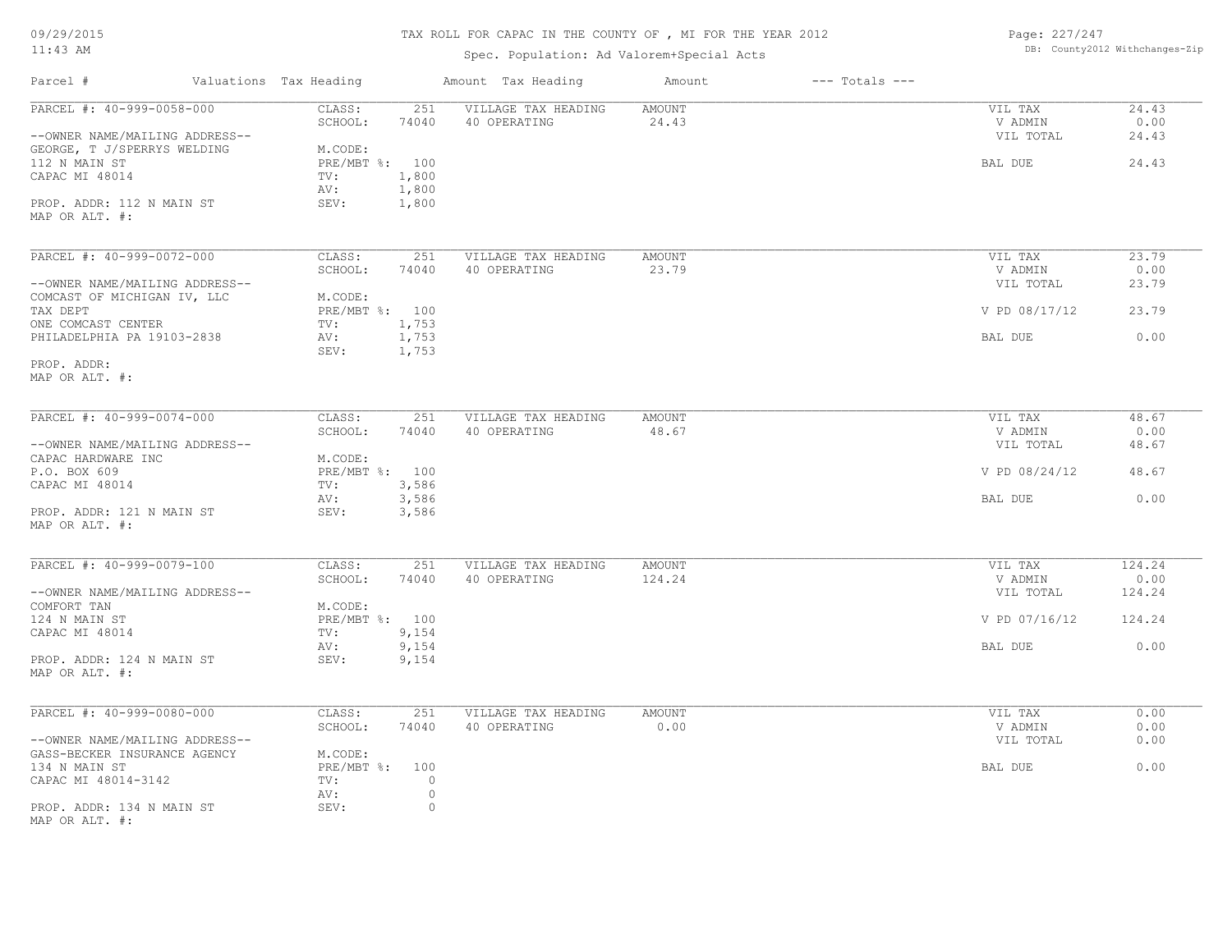# TAX ROLL FOR CAPAC IN THE COUNTY OF , MI FOR THE YEAR 2012

Spec. Population: Ad Valorem+Special Acts

| Parcel # | Valuations | Tax Heading | Amount | Tax Heading | Amount | --- Totals --- | |
|---|---|---|---|---|---|---|---|

---

**PARCEL #: 40-999-0058-000**

--OWNER NAME/MAILING ADDRESS--
GEORGE, T J/SPERRYS WELDING
112 N MAIN ST
CAPAC MI 48014

PROP. ADDR: 112 N MAIN ST
MAP OR ALT. #:

| | | | | | |
|---|---|---|---|---|---|
| CLASS: | 251 | VILLAGE TAX HEADING | AMOUNT | VIL TAX | 24.43 |
| SCHOOL: | 74040 | 40 OPERATING | 24.43 | V ADMIN | 0.00 |
| M.CODE: | | | | VIL TOTAL | 24.43 |
| PRE/MBT %: | 100 | | | BAL DUE | 24.43 |
| TV: | 1,800 | | | | |
| AV: | 1,800 | | | | |
| SEV: | 1,800 | | | | |

---

**PARCEL #: 40-999-0072-000**

--OWNER NAME/MAILING ADDRESS--
COMCAST OF MICHIGAN IV, LLC
TAX DEPT
ONE COMCAST CENTER
PHILADELPHIA PA 19103-2838

PROP. ADDR:
MAP OR ALT. #:

| | | | | | |
|---|---|---|---|---|---|
| CLASS: | 251 | VILLAGE TAX HEADING | AMOUNT | VIL TAX | 23.79 |
| SCHOOL: | 74040 | 40 OPERATING | 23.79 | V ADMIN | 0.00 |
| M.CODE: | | | | VIL TOTAL | 23.79 |
| PRE/MBT %: | 100 | | | V PD 08/17/12 | 23.79 |
| TV: | 1,753 | | | | |
| AV: | 1,753 | | | BAL DUE | 0.00 |
| SEV: | 1,753 | | | | |

---

**PARCEL #: 40-999-0074-000**

--OWNER NAME/MAILING ADDRESS--
CAPAC HARDWARE INC
P.O. BOX 609
CAPAC MI 48014

PROP. ADDR: 121 N MAIN ST
MAP OR ALT. #:

| | | | | | |
|---|---|---|---|---|---|
| CLASS: | 251 | VILLAGE TAX HEADING | AMOUNT | VIL TAX | 48.67 |
| SCHOOL: | 74040 | 40 OPERATING | 48.67 | V ADMIN | 0.00 |
| M.CODE: | | | | VIL TOTAL | 48.67 |
| PRE/MBT %: | 100 | | | V PD 08/24/12 | 48.67 |
| TV: | 3,586 | | | | |
| AV: | 3,586 | | | BAL DUE | 0.00 |
| SEV: | 3,586 | | | | |

---

**PARCEL #: 40-999-0079-100**

--OWNER NAME/MAILING ADDRESS--
COMFORT TAN
124 N MAIN ST
CAPAC MI 48014

PROP. ADDR: 124 N MAIN ST
MAP OR ALT. #:

| | | | | | |
|---|---|---|---|---|---|
| CLASS: | 251 | VILLAGE TAX HEADING | AMOUNT | VIL TAX | 124.24 |
| SCHOOL: | 74040 | 40 OPERATING | 124.24 | V ADMIN | 0.00 |
| M.CODE: | | | | VIL TOTAL | 124.24 |
| PRE/MBT %: | 100 | | | V PD 07/16/12 | 124.24 |
| TV: | 9,154 | | | | |
| AV: | 9,154 | | | BAL DUE | 0.00 |
| SEV: | 9,154 | | | | |

---

**PARCEL #: 40-999-0080-000**

--OWNER NAME/MAILING ADDRESS--
GASS-BECKER INSURANCE AGENCY
134 N MAIN ST
CAPAC MI 48014-3142

PROP. ADDR: 134 N MAIN ST
MAP OR ALT. #:

| | | | | | |
|---|---|---|---|---|---|
| CLASS: | 251 | VILLAGE TAX HEADING | AMOUNT | VIL TAX | 0.00 |
| SCHOOL: | 74040 | 40 OPERATING | 0.00 | V ADMIN | 0.00 |
| M.CODE: | | | | VIL TOTAL | 0.00 |
| PRE/MBT %: | 100 | | | BAL DUE | 0.00 |
| TV: | 0 | | | | |
| AV: | 0 | | | | |
| SEV: | 0 | | | | |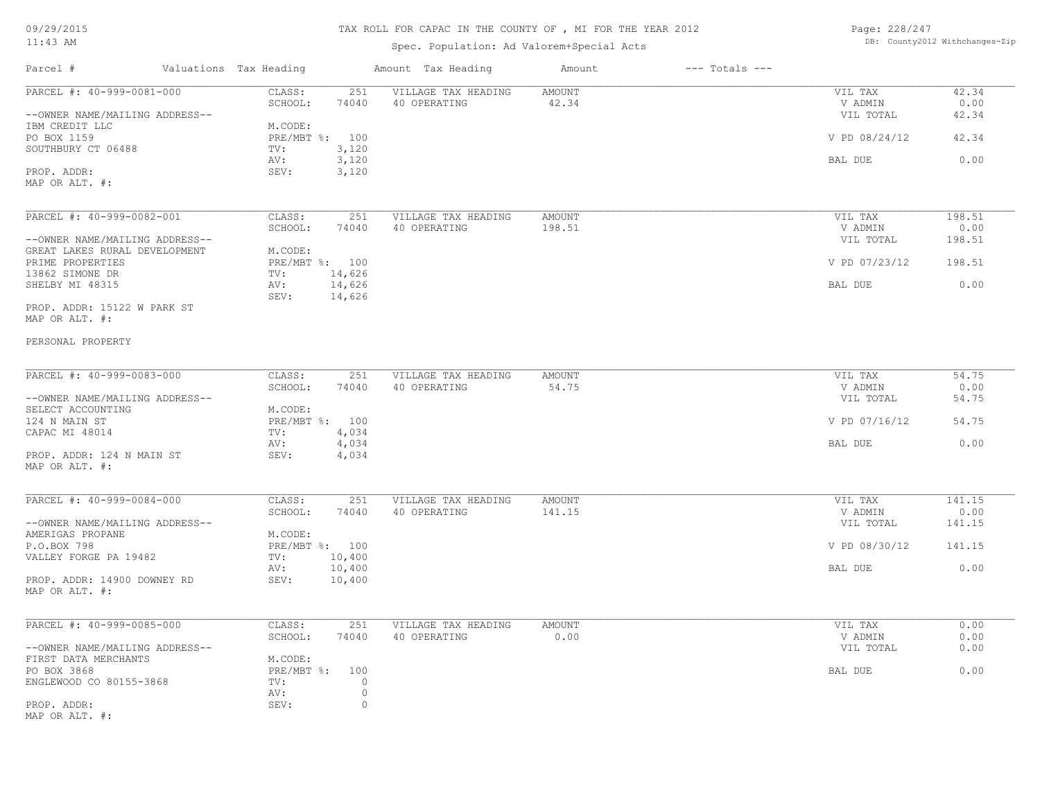# TAX ROLL FOR CAPAC IN THE COUNTY OF , MI FOR THE YEAR 2012

Spec. Population: Ad Valorem+Special Acts

| Parcel # | Valuations | Tax Heading | Amount | Tax Heading | Amount | --- Totals --- |
|---|---|---|---|---|---|---|

**PARCEL #: 40-999-0081-000**

--OWNER NAME/MAILING ADDRESS--
IBM CREDIT LLC
PO BOX 1159
SOUTHBURY CT 06488

PROP. ADDR:
MAP OR ALT. #:

| | | | | | |
|---|---|---|---|---|---|
| CLASS: | 251 | VILLAGE TAX HEADING | AMOUNT | VIL TAX | 42.34 |
| SCHOOL: | 74040 | 40 OPERATING | 42.34 | V ADMIN | 0.00 |
| M.CODE: | | | | VIL TOTAL | 42.34 |
| PRE/MBT %: | 100 | | | V PD 08/24/12 | 42.34 |
| TV: | 3,120 | | | | |
| AV: | 3,120 | | | BAL DUE | 0.00 |
| SEV: | 3,120 | | | | |

**PARCEL #: 40-999-0082-001**

--OWNER NAME/MAILING ADDRESS--
GREAT LAKES RURAL DEVELOPMENT
PRIME PROPERTIES
13862 SIMONE DR
SHELBY MI 48315

PROP. ADDR: 15122 W PARK ST
MAP OR ALT. #:

PERSONAL PROPERTY

| | | | | | |
|---|---|---|---|---|---|
| CLASS: | 251 | VILLAGE TAX HEADING | AMOUNT | VIL TAX | 198.51 |
| SCHOOL: | 74040 | 40 OPERATING | 198.51 | V ADMIN | 0.00 |
| M.CODE: | | | | VIL TOTAL | 198.51 |
| PRE/MBT %: | 100 | | | V PD 07/23/12 | 198.51 |
| TV: | 14,626 | | | | |
| AV: | 14,626 | | | BAL DUE | 0.00 |
| SEV: | 14,626 | | | | |

**PARCEL #: 40-999-0083-000**

--OWNER NAME/MAILING ADDRESS--
SELECT ACCOUNTING
124 N MAIN ST
CAPAC MI 48014

PROP. ADDR: 124 N MAIN ST
MAP OR ALT. #:

| | | | | | |
|---|---|---|---|---|---|
| CLASS: | 251 | VILLAGE TAX HEADING | AMOUNT | VIL TAX | 54.75 |
| SCHOOL: | 74040 | 40 OPERATING | 54.75 | V ADMIN | 0.00 |
| M.CODE: | | | | VIL TOTAL | 54.75 |
| PRE/MBT %: | 100 | | | V PD 07/16/12 | 54.75 |
| TV: | 4,034 | | | | |
| AV: | 4,034 | | | BAL DUE | 0.00 |
| SEV: | 4,034 | | | | |

**PARCEL #: 40-999-0084-000**

--OWNER NAME/MAILING ADDRESS--
AMERIGAS PROPANE
P.O.BOX 798
VALLEY FORGE PA 19482

PROP. ADDR: 14900 DOWNEY RD
MAP OR ALT. #:

| | | | | | |
|---|---|---|---|---|---|
| CLASS: | 251 | VILLAGE TAX HEADING | AMOUNT | VIL TAX | 141.15 |
| SCHOOL: | 74040 | 40 OPERATING | 141.15 | V ADMIN | 0.00 |
| M.CODE: | | | | VIL TOTAL | 141.15 |
| PRE/MBT %: | 100 | | | V PD 08/30/12 | 141.15 |
| TV: | 10,400 | | | | |
| AV: | 10,400 | | | BAL DUE | 0.00 |
| SEV: | 10,400 | | | | |

**PARCEL #: 40-999-0085-000**

--OWNER NAME/MAILING ADDRESS--
FIRST DATA MERCHANTS
PO BOX 3868
ENGLEWOOD CO 80155-3868

PROP. ADDR:
MAP OR ALT. #:

| | | | | | |
|---|---|---|---|---|---|
| CLASS: | 251 | VILLAGE TAX HEADING | AMOUNT | VIL TAX | 0.00 |
| SCHOOL: | 74040 | 40 OPERATING | 0.00 | V ADMIN | 0.00 |
| M.CODE: | | | | VIL TOTAL | 0.00 |
| PRE/MBT %: | 100 | | | BAL DUE | 0.00 |
| TV: | 0 | | | | |
| AV: | 0 | | | | |
| SEV: | 0 | | | | |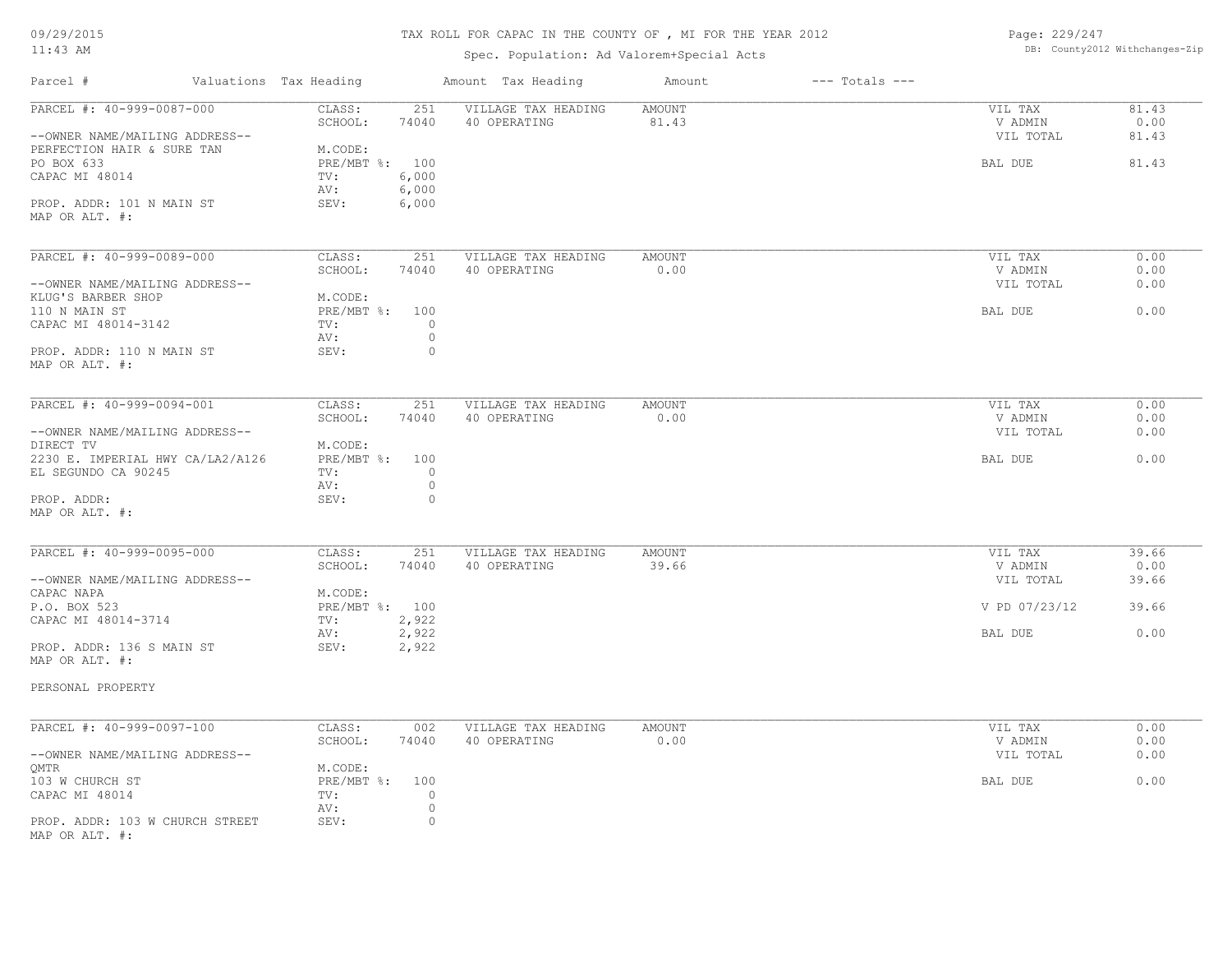# TAX ROLL FOR CAPAC IN THE COUNTY OF , MI FOR THE YEAR 2012

Spec. Population: Ad Valorem+Special Acts

DB: County2012 Withchanges-Zip

| Parcel # | Valuations | Tax Heading | Amount | Tax Heading | Amount | --- Totals --- | |
|---|---|---|---|---|---|---|---|
| PARCEL #: 40-999-0087-000 | CLASS: | 251 | VILLAGE TAX HEADING | AMOUNT | | VIL TAX | 81.43 |
| | SCHOOL: | 74040 | 40 OPERATING | 81.43 | | V ADMIN | 0.00 |
| --OWNER NAME/MAILING ADDRESS-- | | | | | | VIL TOTAL | 81.43 |
| PERFECTION HAIR & SURE TAN | M.CODE: | | | | | | |
| PO BOX 633 | PRE/MBT %: | 100 | | | | BAL DUE | 81.43 |
| CAPAC MI 48014 | TV: | 6,000 | | | | | |
| | AV: | 6,000 | | | | | |
| PROP. ADDR: 101 N MAIN ST | SEV: | 6,000 | | | | | |
| MAP OR ALT. #: | | | | | | | |

| Parcel # | Valuations | Tax Heading | Amount | Tax Heading | Amount | --- Totals --- | |
|---|---|---|---|---|---|---|---|
| PARCEL #: 40-999-0089-000 | CLASS: | 251 | VILLAGE TAX HEADING | AMOUNT | | VIL TAX | 0.00 |
| | SCHOOL: | 74040 | 40 OPERATING | 0.00 | | V ADMIN | 0.00 |
| --OWNER NAME/MAILING ADDRESS-- | | | | | | VIL TOTAL | 0.00 |
| KLUG'S BARBER SHOP | M.CODE: | | | | | | |
| 110 N MAIN ST | PRE/MBT %: | 100 | | | | BAL DUE | 0.00 |
| CAPAC MI 48014-3142 | TV: | 0 | | | | | |
| | AV: | 0 | | | | | |
| PROP. ADDR: 110 N MAIN ST | SEV: | 0 | | | | | |
| MAP OR ALT. #: | | | | | | | |

| Parcel # | Valuations | Tax Heading | Amount | Tax Heading | Amount | --- Totals --- | |
|---|---|---|---|---|---|---|---|
| PARCEL #: 40-999-0094-001 | CLASS: | 251 | VILLAGE TAX HEADING | AMOUNT | | VIL TAX | 0.00 |
| | SCHOOL: | 74040 | 40 OPERATING | 0.00 | | V ADMIN | 0.00 |
| --OWNER NAME/MAILING ADDRESS-- | | | | | | VIL TOTAL | 0.00 |
| DIRECT TV | M.CODE: | | | | | | |
| 2230 E. IMPERIAL HWY CA/LA2/A126 | PRE/MBT %: | 100 | | | | BAL DUE | 0.00 |
| EL SEGUNDO CA 90245 | TV: | 0 | | | | | |
| | AV: | 0 | | | | | |
| PROP. ADDR: | SEV: | 0 | | | | | |
| MAP OR ALT. #: | | | | | | | |

| Parcel # | Valuations | Tax Heading | Amount | Tax Heading | Amount | --- Totals --- | |
|---|---|---|---|---|---|---|---|
| PARCEL #: 40-999-0095-000 | CLASS: | 251 | VILLAGE TAX HEADING | AMOUNT | | VIL TAX | 39.66 |
| | SCHOOL: | 74040 | 40 OPERATING | 39.66 | | V ADMIN | 0.00 |
| --OWNER NAME/MAILING ADDRESS-- | | | | | | VIL TOTAL | 39.66 |
| CAPAC NAPA | M.CODE: | | | | | | |
| P.O. BOX 523 | PRE/MBT %: | 100 | | | | V PD 07/23/12 | 39.66 |
| CAPAC MI 48014-3714 | TV: | 2,922 | | | | | |
| | AV: | 2,922 | | | | BAL DUE | 0.00 |
| PROP. ADDR: 136 S MAIN ST | SEV: | 2,922 | | | | | |
| MAP OR ALT. #: | | | | | | | |

PERSONAL PROPERTY

| Parcel # | Valuations | Tax Heading | Amount | Tax Heading | Amount | --- Totals --- | |
|---|---|---|---|---|---|---|---|
| PARCEL #: 40-999-0097-100 | CLASS: | 002 | VILLAGE TAX HEADING | AMOUNT | | VIL TAX | 0.00 |
| | SCHOOL: | 74040 | 40 OPERATING | 0.00 | | V ADMIN | 0.00 |
| --OWNER NAME/MAILING ADDRESS-- | | | | | | VIL TOTAL | 0.00 |
| QMTR | M.CODE: | | | | | | |
| 103 W CHURCH ST | PRE/MBT %: | 100 | | | | BAL DUE | 0.00 |
| CAPAC MI 48014 | TV: | 0 | | | | | |
| | AV: | 0 | | | | | |
| PROP. ADDR: 103 W CHURCH STREET | SEV: | 0 | | | | | |
| MAP OR ALT. #: | | | | | | | |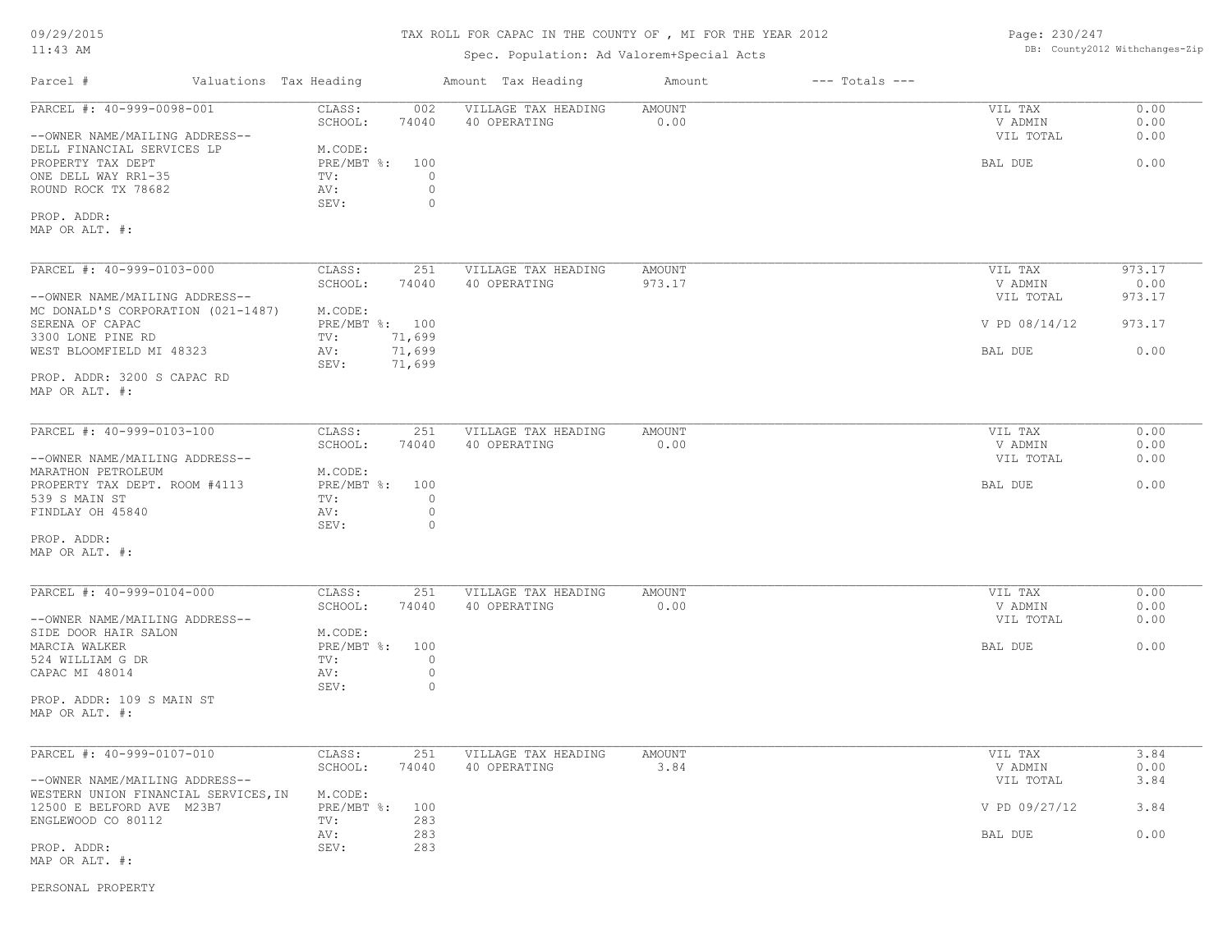TAX ROLL FOR CAPAC IN THE COUNTY OF , MI FOR THE YEAR 2012

Spec. Population: Ad Valorem+Special Acts

| Parcel # | Valuations | Tax Heading | Amount | Tax Heading | Amount | --- Totals --- | |
|---|---|---|---|---|---|---|---|

**PARCEL #: 40-999-0098-001**

--OWNER NAME/MAILING ADDRESS--
DELL FINANCIAL SERVICES LP
PROPERTY TAX DEPT
ONE DELL WAY RR1-35
ROUND ROCK TX 78682

PROP. ADDR:
MAP OR ALT. #:

| | | | | | |
|---|---|---|---|---|---|
| CLASS: | 002 | VILLAGE TAX HEADING | AMOUNT | VIL TAX | 0.00 |
| SCHOOL: | 74040 | 40 OPERATING | 0.00 | V ADMIN | 0.00 |
| M.CODE: | | | | VIL TOTAL | 0.00 |
| PRE/MBT %: | 100 | | | BAL DUE | 0.00 |
| TV: | 0 | | | | |
| AV: | 0 | | | | |
| SEV: | 0 | | | | |

**PARCEL #: 40-999-0103-000**

--OWNER NAME/MAILING ADDRESS--
MC DONALD'S CORPORATION (021-1487)
SERENA OF CAPAC
3300 LONE PINE RD
WEST BLOOMFIELD MI 48323

PROP. ADDR: 3200 S CAPAC RD
MAP OR ALT. #:

| | | | | | |
|---|---|---|---|---|---|
| CLASS: | 251 | VILLAGE TAX HEADING | AMOUNT | VIL TAX | 973.17 |
| SCHOOL: | 74040 | 40 OPERATING | 973.17 | V ADMIN | 0.00 |
| M.CODE: | | | | VIL TOTAL | 973.17 |
| PRE/MBT %: | 100 | | | V PD 08/14/12 | 973.17 |
| TV: | 71,699 | | | | |
| AV: | 71,699 | | | BAL DUE | 0.00 |
| SEV: | 71,699 | | | | |

**PARCEL #: 40-999-0103-100**

--OWNER NAME/MAILING ADDRESS--
MARATHON PETROLEUM
PROPERTY TAX DEPT. ROOM #4113
539 S MAIN ST
FINDLAY OH 45840

PROP. ADDR:
MAP OR ALT. #:

| | | | | | |
|---|---|---|---|---|---|
| CLASS: | 251 | VILLAGE TAX HEADING | AMOUNT | VIL TAX | 0.00 |
| SCHOOL: | 74040 | 40 OPERATING | 0.00 | V ADMIN | 0.00 |
| M.CODE: | | | | VIL TOTAL | 0.00 |
| PRE/MBT %: | 100 | | | BAL DUE | 0.00 |
| TV: | 0 | | | | |
| AV: | 0 | | | | |
| SEV: | 0 | | | | |

**PARCEL #: 40-999-0104-000**

--OWNER NAME/MAILING ADDRESS--
SIDE DOOR HAIR SALON
MARCIA WALKER
524 WILLIAM G DR
CAPAC MI 48014

PROP. ADDR: 109 S MAIN ST
MAP OR ALT. #:

| | | | | | |
|---|---|---|---|---|---|
| CLASS: | 251 | VILLAGE TAX HEADING | AMOUNT | VIL TAX | 0.00 |
| SCHOOL: | 74040 | 40 OPERATING | 0.00 | V ADMIN | 0.00 |
| M.CODE: | | | | VIL TOTAL | 0.00 |
| PRE/MBT %: | 100 | | | BAL DUE | 0.00 |
| TV: | 0 | | | | |
| AV: | 0 | | | | |
| SEV: | 0 | | | | |

**PARCEL #: 40-999-0107-010**

--OWNER NAME/MAILING ADDRESS--
WESTERN UNION FINANCIAL SERVICES,IN
12500 E BELFORD AVE M23B7
ENGLEWOOD CO 80112

PROP. ADDR:
MAP OR ALT. #:

| | | | | | |
|---|---|---|---|---|---|
| CLASS: | 251 | VILLAGE TAX HEADING | AMOUNT | VIL TAX | 3.84 |
| SCHOOL: | 74040 | 40 OPERATING | 3.84 | V ADMIN | 0.00 |
| M.CODE: | | | | VIL TOTAL | 3.84 |
| PRE/MBT %: | 100 | | | V PD 09/27/12 | 3.84 |
| TV: | 283 | | | | |
| AV: | 283 | | | BAL DUE | 0.00 |
| SEV: | 283 | | | | |

PERSONAL PROPERTY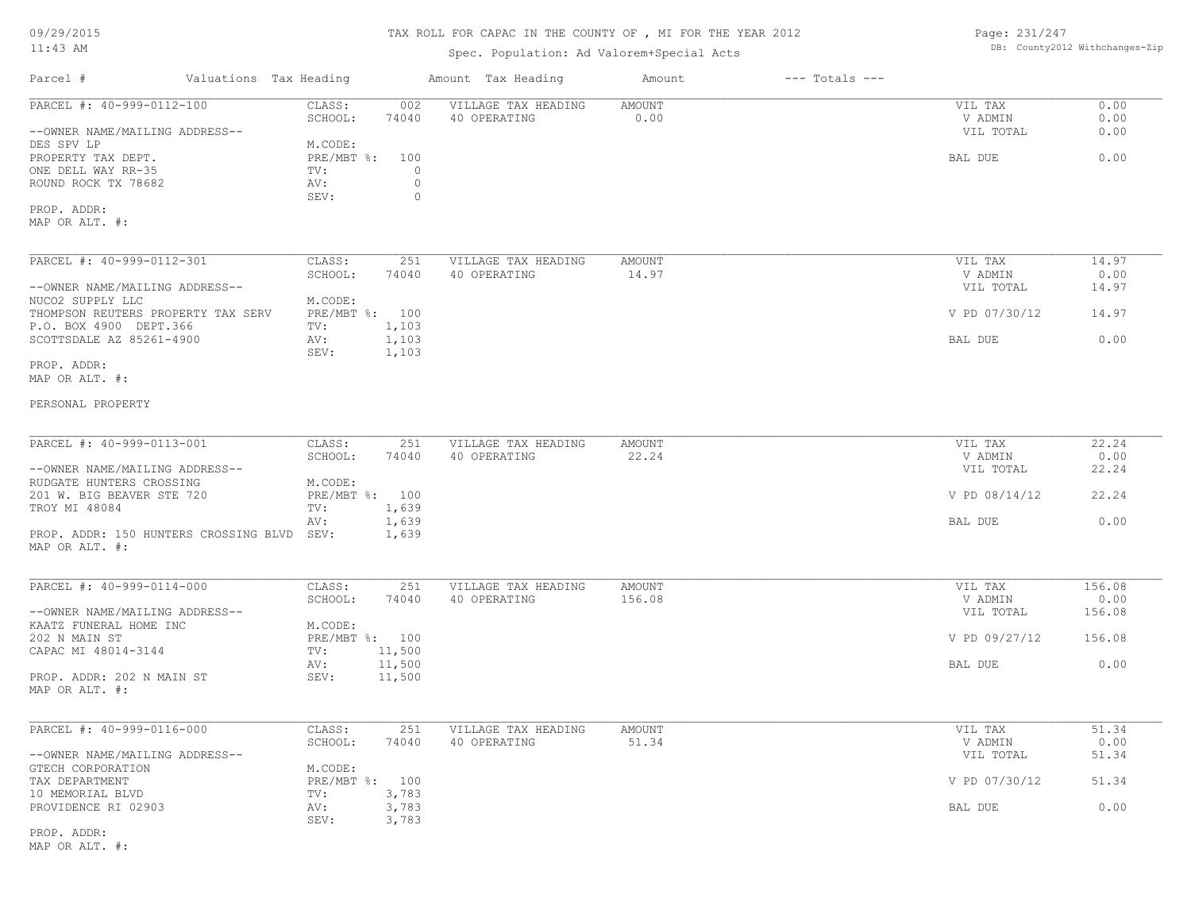# TAX ROLL FOR CAPAC IN THE COUNTY OF , MI FOR THE YEAR 2012

Spec. Population: Ad Valorem+Special Acts

DB: County2012 Withchanges-Zip

09/29/2015
11:43 AM

| Parcel # | Valuations | Tax Heading | Amount | Tax Heading | Amount | --- Totals --- | |
|---|---|---|---|---|---|---|---|

---

**PARCEL #: 40-999-0112-100**

| | | | | | |
|---|---|---|---|---|---|
| --OWNER NAME/MAILING ADDRESS-- | CLASS: 002 | VILLAGE TAX HEADING | AMOUNT | VIL TAX | 0.00 |
| DES SPV LP | SCHOOL: 74040 | 40 OPERATING | 0.00 | V ADMIN | 0.00 |
| PROPERTY TAX DEPT. | M.CODE: | | | VIL TOTAL | 0.00 |
| ONE DELL WAY RR-35 | PRE/MBT %: 100 | | | | |
| ROUND ROCK TX 78682 | TV: 0 | | | BAL DUE | 0.00 |
| | AV: 0 | | | | |
| | SEV: 0 | | | | |

PROP. ADDR:
MAP OR ALT. #:

---

**PARCEL #: 40-999-0112-301**

| | | | | | |
|---|---|---|---|---|---|
| --OWNER NAME/MAILING ADDRESS-- | CLASS: 251 | VILLAGE TAX HEADING | AMOUNT | VIL TAX | 14.97 |
| NUCO2 SUPPLY LLC | SCHOOL: 74040 | 40 OPERATING | 14.97 | V ADMIN | 0.00 |
| THOMPSON REUTERS PROPERTY TAX SERV | M.CODE: | | | VIL TOTAL | 14.97 |
| P.O. BOX 4900 DEPT.366 | PRE/MBT %: 100 | | | V PD 07/30/12 | 14.97 |
| SCOTTSDALE AZ 85261-4900 | TV: 1,103 | | | | |
| | AV: 1,103 | | | BAL DUE | 0.00 |
| | SEV: 1,103 | | | | |

PROP. ADDR:
MAP OR ALT. #:

PERSONAL PROPERTY

---

**PARCEL #: 40-999-0113-001**

| | | | | | |
|---|---|---|---|---|---|
| --OWNER NAME/MAILING ADDRESS-- | CLASS: 251 | VILLAGE TAX HEADING | AMOUNT | VIL TAX | 22.24 |
| RUDGATE HUNTERS CROSSING | SCHOOL: 74040 | 40 OPERATING | 22.24 | V ADMIN | 0.00 |
| 201 W. BIG BEAVER STE 720 | M.CODE: | | | VIL TOTAL | 22.24 |
| TROY MI 48084 | PRE/MBT %: 100 | | | V PD 08/14/12 | 22.24 |
| | TV: 1,639 | | | | |
| | AV: 1,639 | | | BAL DUE | 0.00 |
| | SEV: 1,639 | | | | |

PROP. ADDR: 150 HUNTERS CROSSING BLVD
MAP OR ALT. #:

---

**PARCEL #: 40-999-0114-000**

| | | | | | |
|---|---|---|---|---|---|
| --OWNER NAME/MAILING ADDRESS-- | CLASS: 251 | VILLAGE TAX HEADING | AMOUNT | VIL TAX | 156.08 |
| KAATZ FUNERAL HOME INC | SCHOOL: 74040 | 40 OPERATING | 156.08 | V ADMIN | 0.00 |
| 202 N MAIN ST | M.CODE: | | | VIL TOTAL | 156.08 |
| CAPAC MI 48014-3144 | PRE/MBT %: 100 | | | V PD 09/27/12 | 156.08 |
| | TV: 11,500 | | | | |
| | AV: 11,500 | | | BAL DUE | 0.00 |
| | SEV: 11,500 | | | | |

PROP. ADDR: 202 N MAIN ST
MAP OR ALT. #:

---

**PARCEL #: 40-999-0116-000**

| | | | | | |
|---|---|---|---|---|---|
| --OWNER NAME/MAILING ADDRESS-- | CLASS: 251 | VILLAGE TAX HEADING | AMOUNT | VIL TAX | 51.34 |
| GTECH CORPORATION | SCHOOL: 74040 | 40 OPERATING | 51.34 | V ADMIN | 0.00 |
| TAX DEPARTMENT | M.CODE: | | | VIL TOTAL | 51.34 |
| 10 MEMORIAL BLVD | PRE/MBT %: 100 | | | V PD 07/30/12 | 51.34 |
| PROVIDENCE RI 02903 | TV: 3,783 | | | | |
| | AV: 3,783 | | | BAL DUE | 0.00 |
| | SEV: 3,783 | | | | |

PROP. ADDR:
MAP OR ALT. #: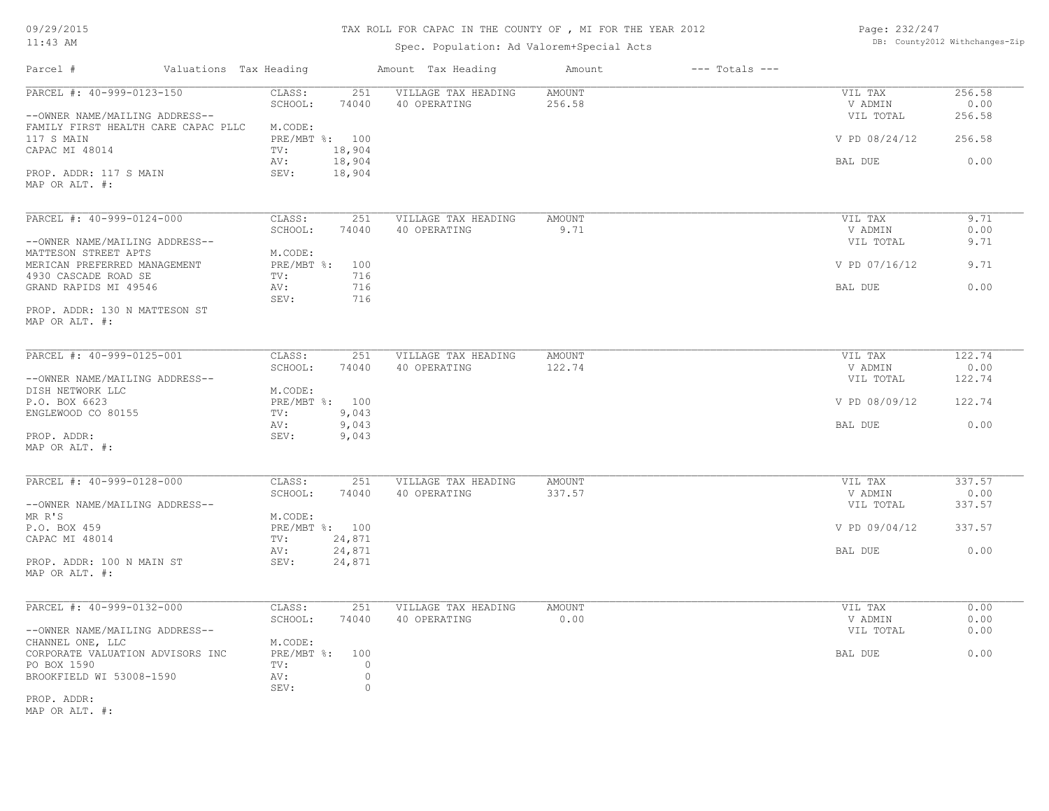TAX ROLL FOR CAPAC IN THE COUNTY OF , MI FOR THE YEAR 2012

Spec. Population: Ad Valorem+Special Acts

DB: County2012 Withchanges-Zip

09/29/2015
11:43 AM

| Parcel # | Valuations | Tax Heading | Amount | Tax Heading | Amount | --- Totals --- | |
|---|---|---|---|---|---|---|---|
| PARCEL #: 40-999-0123-150 | CLASS: | 251 | VILLAGE TAX HEADING | AMOUNT | | VIL TAX | 256.58 |
| | SCHOOL: | 74040 | 40 OPERATING | 256.58 | | V ADMIN | 0.00 |
| --OWNER NAME/MAILING ADDRESS-- | | | | | | VIL TOTAL | 256.58 |
| FAMILY FIRST HEALTH CARE CAPAC PLLC | M.CODE: | | | | | | |
| 117 S MAIN | PRE/MBT %: | 100 | | | | V PD 08/24/12 | 256.58 |
| CAPAC MI 48014 | TV: | 18,904 | | | | | |
| | AV: | 18,904 | | | | BAL DUE | 0.00 |
| PROP. ADDR: 117 S MAIN | SEV: | 18,904 | | | | | |
| MAP OR ALT. #: | | | | | | | |
| PARCEL #: 40-999-0124-000 | CLASS: | 251 | VILLAGE TAX HEADING | AMOUNT | | VIL TAX | 9.71 |
| | SCHOOL: | 74040 | 40 OPERATING | 9.71 | | V ADMIN | 0.00 |
| --OWNER NAME/MAILING ADDRESS-- | | | | | | VIL TOTAL | 9.71 |
| MATTESON STREET APTS | M.CODE: | | | | | | |
| MERICAN PREFERRED MANAGEMENT | PRE/MBT %: | 100 | | | | V PD 07/16/12 | 9.71 |
| 4930 CASCADE ROAD SE | TV: | 716 | | | | | |
| GRAND RAPIDS MI 49546 | AV: | 716 | | | | BAL DUE | 0.00 |
| | SEV: | 716 | | | | | |
| PROP. ADDR: 130 N MATTESON ST | | | | | | | |
| MAP OR ALT. #: | | | | | | | |
| PARCEL #: 40-999-0125-001 | CLASS: | 251 | VILLAGE TAX HEADING | AMOUNT | | VIL TAX | 122.74 |
| | SCHOOL: | 74040 | 40 OPERATING | 122.74 | | V ADMIN | 0.00 |
| --OWNER NAME/MAILING ADDRESS-- | | | | | | VIL TOTAL | 122.74 |
| DISH NETWORK LLC | M.CODE: | | | | | | |
| P.O. BOX 6623 | PRE/MBT %: | 100 | | | | V PD 08/09/12 | 122.74 |
| ENGLEWOOD CO 80155 | TV: | 9,043 | | | | | |
| | AV: | 9,043 | | | | BAL DUE | 0.00 |
| PROP. ADDR: | SEV: | 9,043 | | | | | |
| MAP OR ALT. #: | | | | | | | |
| PARCEL #: 40-999-0128-000 | CLASS: | 251 | VILLAGE TAX HEADING | AMOUNT | | VIL TAX | 337.57 |
| | SCHOOL: | 74040 | 40 OPERATING | 337.57 | | V ADMIN | 0.00 |
| --OWNER NAME/MAILING ADDRESS-- | | | | | | VIL TOTAL | 337.57 |
| MR R'S | M.CODE: | | | | | | |
| P.O. BOX 459 | PRE/MBT %: | 100 | | | | V PD 09/04/12 | 337.57 |
| CAPAC MI 48014 | TV: | 24,871 | | | | | |
| | AV: | 24,871 | | | | BAL DUE | 0.00 |
| PROP. ADDR: 100 N MAIN ST | SEV: | 24,871 | | | | | |
| MAP OR ALT. #: | | | | | | | |
| PARCEL #: 40-999-0132-000 | CLASS: | 251 | VILLAGE TAX HEADING | AMOUNT | | VIL TAX | 0.00 |
| | SCHOOL: | 74040 | 40 OPERATING | 0.00 | | V ADMIN | 0.00 |
| --OWNER NAME/MAILING ADDRESS-- | | | | | | VIL TOTAL | 0.00 |
| CHANNEL ONE, LLC | M.CODE: | | | | | | |
| CORPORATE VALUATION ADVISORS INC | PRE/MBT %: | 100 | | | | BAL DUE | 0.00 |
| PO BOX 1590 | TV: | 0 | | | | | |
| BROOKFIELD WI 53008-1590 | AV: | 0 | | | | | |
| | SEV: | 0 | | | | | |
| PROP. ADDR: | | | | | | | |
| MAP OR ALT. #: | | | | | | | |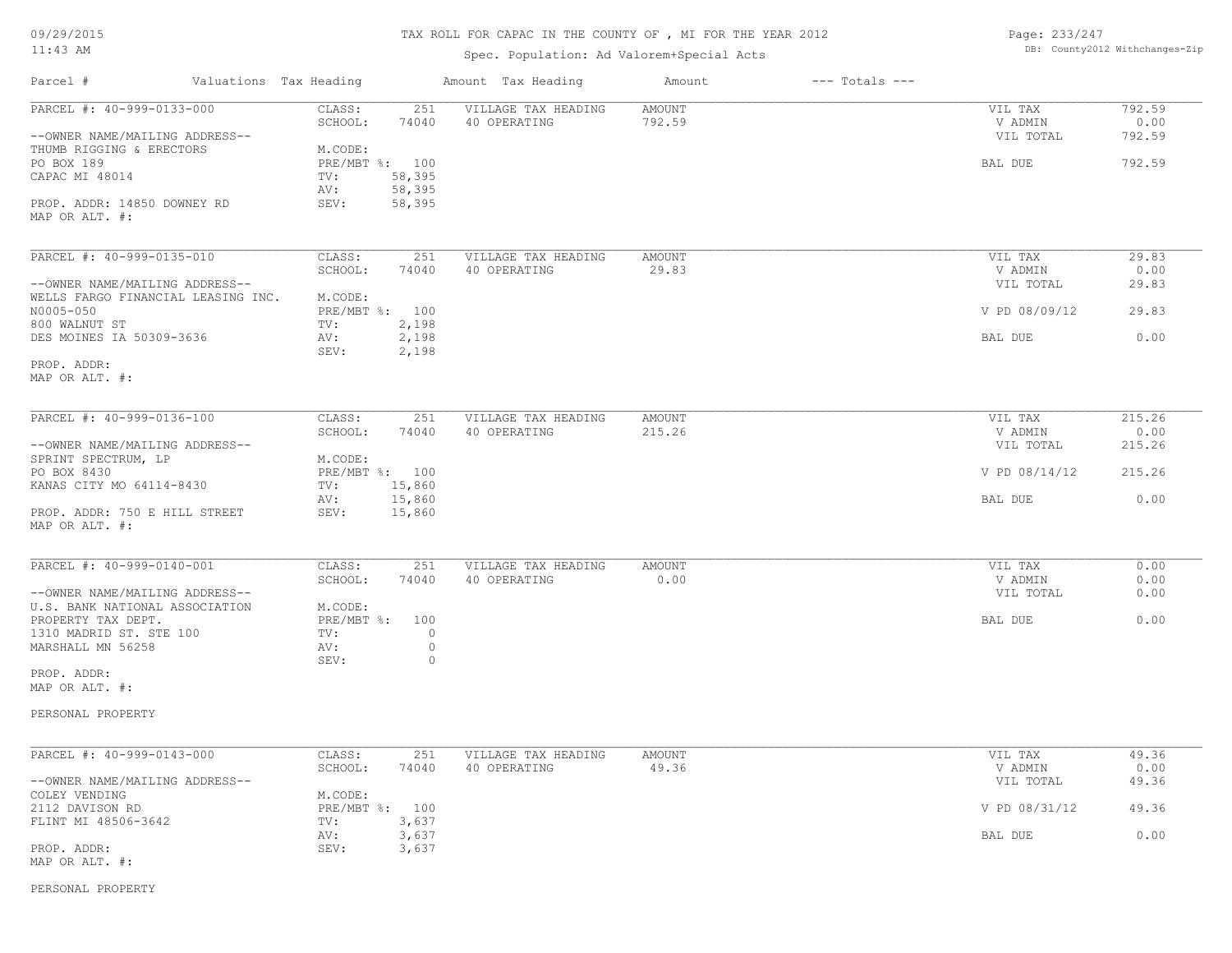# TAX ROLL FOR CAPAC IN THE COUNTY OF , MI FOR THE YEAR 2012

Spec. Population: Ad Valorem+Special Acts

| Parcel # | Valuations | Tax Heading | Amount | Tax Heading | Amount | --- Totals --- | |
|---|---|---|---|---|---|---|---|

---

**PARCEL #: 40-999-0133-000**

--OWNER NAME/MAILING ADDRESS--
THUMB RIGGING & ERECTORS
PO BOX 189
CAPAC MI 48014

PROP. ADDR: 14850 DOWNEY RD
MAP OR ALT. #:

| | | | | | |
|---|---|---|---|---|---|
| CLASS: | 251 | VILLAGE TAX HEADING | AMOUNT | VIL TAX | 792.59 |
| SCHOOL: | 74040 | 40 OPERATING | 792.59 | V ADMIN | 0.00 |
| M.CODE: | | | | VIL TOTAL | 792.59 |
| PRE/MBT %: | 100 | | | BAL DUE | 792.59 |
| TV: | 58,395 | | | | |
| AV: | 58,395 | | | | |
| SEV: | 58,395 | | | | |

---

**PARCEL #: 40-999-0135-010**

--OWNER NAME/MAILING ADDRESS--
WELLS FARGO FINANCIAL LEASING INC.
N0005-050
800 WALNUT ST
DES MOINES IA 50309-3636

PROP. ADDR:
MAP OR ALT. #:

| | | | | | |
|---|---|---|---|---|---|
| CLASS: | 251 | VILLAGE TAX HEADING | AMOUNT | VIL TAX | 29.83 |
| SCHOOL: | 74040 | 40 OPERATING | 29.83 | V ADMIN | 0.00 |
| M.CODE: | | | | VIL TOTAL | 29.83 |
| PRE/MBT %: | 100 | | | V PD 08/09/12 | 29.83 |
| TV: | 2,198 | | | | |
| AV: | 2,198 | | | BAL DUE | 0.00 |
| SEV: | 2,198 | | | | |

---

**PARCEL #: 40-999-0136-100**

--OWNER NAME/MAILING ADDRESS--
SPRINT SPECTRUM, LP
PO BOX 8430
KANAS CITY MO 64114-8430

PROP. ADDR: 750 E HILL STREET
MAP OR ALT. #:

| | | | | | |
|---|---|---|---|---|---|
| CLASS: | 251 | VILLAGE TAX HEADING | AMOUNT | VIL TAX | 215.26 |
| SCHOOL: | 74040 | 40 OPERATING | 215.26 | V ADMIN | 0.00 |
| M.CODE: | | | | VIL TOTAL | 215.26 |
| PRE/MBT %: | 100 | | | V PD 08/14/12 | 215.26 |
| TV: | 15,860 | | | | |
| AV: | 15,860 | | | BAL DUE | 0.00 |
| SEV: | 15,860 | | | | |

---

**PARCEL #: 40-999-0140-001**

--OWNER NAME/MAILING ADDRESS--
U.S. BANK NATIONAL ASSOCIATION
PROPERTY TAX DEPT.
1310 MADRID ST. STE 100
MARSHALL MN 56258

PROP. ADDR:
MAP OR ALT. #:

PERSONAL PROPERTY

| | | | | | |
|---|---|---|---|---|---|
| CLASS: | 251 | VILLAGE TAX HEADING | AMOUNT | VIL TAX | 0.00 |
| SCHOOL: | 74040 | 40 OPERATING | 0.00 | V ADMIN | 0.00 |
| M.CODE: | | | | VIL TOTAL | 0.00 |
| PRE/MBT %: | 100 | | | BAL DUE | 0.00 |
| TV: | 0 | | | | |
| AV: | 0 | | | | |
| SEV: | 0 | | | | |

---

**PARCEL #: 40-999-0143-000**

--OWNER NAME/MAILING ADDRESS--
COLEY VENDING
2112 DAVISON RD
FLINT MI 48506-3642

PROP. ADDR:
MAP OR ALT. #:

PERSONAL PROPERTY

| | | | | | |
|---|---|---|---|---|---|
| CLASS: | 251 | VILLAGE TAX HEADING | AMOUNT | VIL TAX | 49.36 |
| SCHOOL: | 74040 | 40 OPERATING | 49.36 | V ADMIN | 0.00 |
| M.CODE: | | | | VIL TOTAL | 49.36 |
| PRE/MBT %: | 100 | | | V PD 08/31/12 | 49.36 |
| TV: | 3,637 | | | | |
| AV: | 3,637 | | | BAL DUE | 0.00 |
| SEV: | 3,637 | | | | |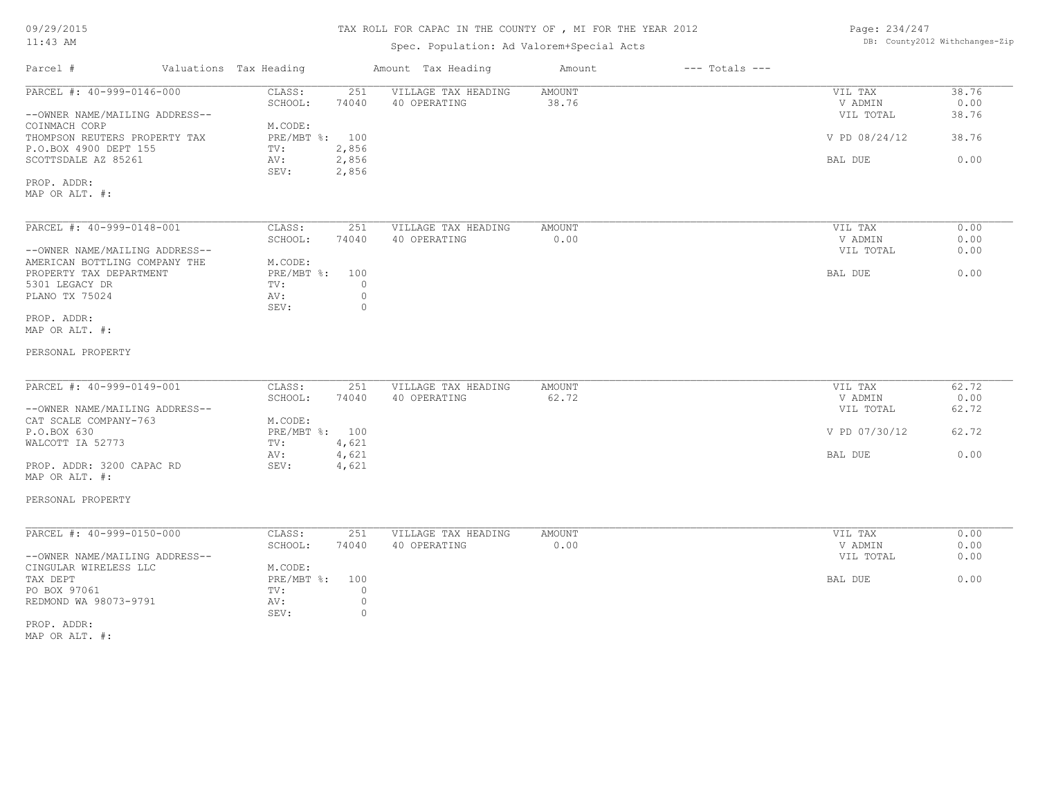# TAX ROLL FOR CAPAC IN THE COUNTY OF , MI FOR THE YEAR 2012

Spec. Population: Ad Valorem+Special Acts

| Parcel # | Valuations Tax Heading | | Amount Tax Heading | Amount | --- Totals --- | |
|---|---|---|---|---|---|---|
| PARCEL #: 40-999-0146-000 | CLASS: | 251 | VILLAGE TAX HEADING | AMOUNT | VIL TAX | 38.76 |
| | SCHOOL: | 74040 | 40 OPERATING | 38.76 | V ADMIN | 0.00 |
| --OWNER NAME/MAILING ADDRESS-- | | | | | VIL TOTAL | 38.76 |
| COINMACH CORP | M.CODE: | | | | | |
| THOMPSON REUTERS PROPERTY TAX | PRE/MBT %: | 100 | | | V PD 08/24/12 | 38.76 |
| P.O.BOX 4900 DEPT 155 | TV: | 2,856 | | | | |
| SCOTTSDALE AZ 85261 | AV: | 2,856 | | | BAL DUE | 0.00 |
| | SEV: | 2,856 | | | | |
| PROP. ADDR: | | | | | | |
| MAP OR ALT. #: | | | | | | |

| Parcel # | Valuations Tax Heading | | Amount Tax Heading | Amount | --- Totals --- | |
|---|---|---|---|---|---|---|
| PARCEL #: 40-999-0148-001 | CLASS: | 251 | VILLAGE TAX HEADING | AMOUNT | VIL TAX | 0.00 |
| | SCHOOL: | 74040 | 40 OPERATING | 0.00 | V ADMIN | 0.00 |
| --OWNER NAME/MAILING ADDRESS-- | | | | | VIL TOTAL | 0.00 |
| AMERICAN BOTTLING COMPANY THE | M.CODE: | | | | | |
| PROPERTY TAX DEPARTMENT | PRE/MBT %: | 100 | | | BAL DUE | 0.00 |
| 5301 LEGACY DR | TV: | 0 | | | | |
| PLANO TX 75024 | AV: | 0 | | | | |
| | SEV: | 0 | | | | |
| PROP. ADDR: | | | | | | |
| MAP OR ALT. #: | | | | | | |

PERSONAL PROPERTY

| Parcel # | Valuations Tax Heading | | Amount Tax Heading | Amount | --- Totals --- | |
|---|---|---|---|---|---|---|
| PARCEL #: 40-999-0149-001 | CLASS: | 251 | VILLAGE TAX HEADING | AMOUNT | VIL TAX | 62.72 |
| | SCHOOL: | 74040 | 40 OPERATING | 62.72 | V ADMIN | 0.00 |
| --OWNER NAME/MAILING ADDRESS-- | | | | | VIL TOTAL | 62.72 |
| CAT SCALE COMPANY-763 | M.CODE: | | | | | |
| P.O.BOX 630 | PRE/MBT %: | 100 | | | V PD 07/30/12 | 62.72 |
| WALCOTT IA 52773 | TV: | 4,621 | | | | |
| | AV: | 4,621 | | | BAL DUE | 0.00 |
| PROP. ADDR: 3200 CAPAC RD | SEV: | 4,621 | | | | |
| MAP OR ALT. #: | | | | | | |

PERSONAL PROPERTY

| Parcel # | Valuations Tax Heading | | Amount Tax Heading | Amount | --- Totals --- | |
|---|---|---|---|---|---|---|
| PARCEL #: 40-999-0150-000 | CLASS: | 251 | VILLAGE TAX HEADING | AMOUNT | VIL TAX | 0.00 |
| | SCHOOL: | 74040 | 40 OPERATING | 0.00 | V ADMIN | 0.00 |
| --OWNER NAME/MAILING ADDRESS-- | | | | | VIL TOTAL | 0.00 |
| CINGULAR WIRELESS LLC | M.CODE: | | | | | |
| TAX DEPT | PRE/MBT %: | 100 | | | BAL DUE | 0.00 |
| PO BOX 97061 | TV: | 0 | | | | |
| REDMOND WA 98073-9791 | AV: | 0 | | | | |
| | SEV: | 0 | | | | |
| PROP. ADDR: | | | | | | |
| MAP OR ALT. #: | | | | | | |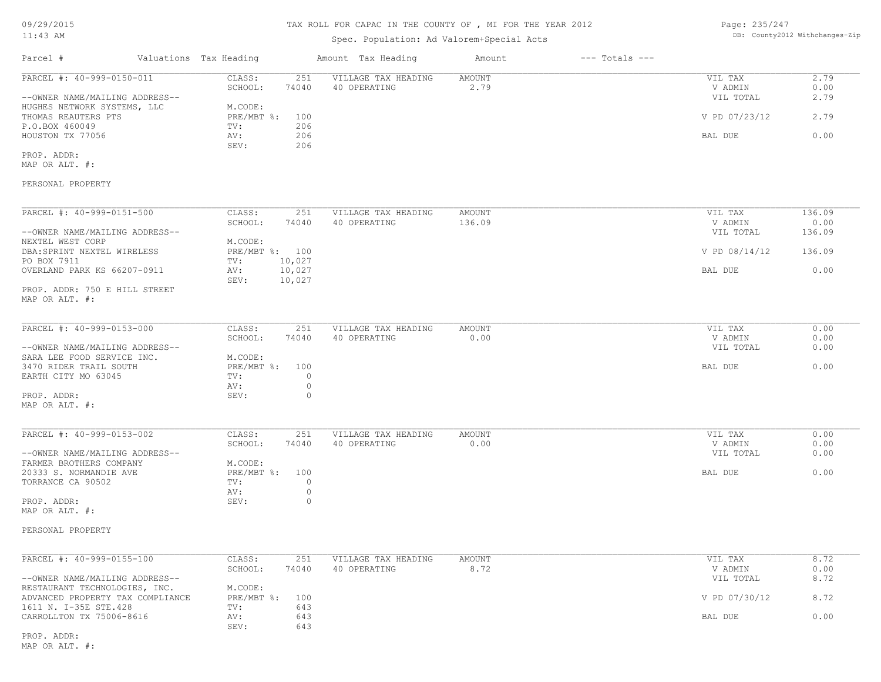TAX ROLL FOR CAPAC IN THE COUNTY OF , MI FOR THE YEAR 2012

Spec. Population: Ad Valorem+Special Acts

| Parcel # | Valuations | Tax Heading | Amount | Tax Heading | Amount | --- Totals --- | |
|---|---|---|---|---|---|---|---|

---

**PARCEL #: 40-999-0150-011**

--OWNER NAME/MAILING ADDRESS--
HUGHES NETWORK SYSTEMS, LLC
THOMAS REAUTERS PTS
P.O.BOX 460049
HOUSTON TX 77056

PROP. ADDR:
MAP OR ALT. #:

PERSONAL PROPERTY

| | | | | |
|---|---|---|---|---|
| CLASS: 251 | VILLAGE TAX HEADING | AMOUNT | VIL TAX | 2.79 |
| SCHOOL: 74040 | 40 OPERATING | 2.79 | V ADMIN | 0.00 |
| M.CODE: | | | VIL TOTAL | 2.79 |
| PRE/MBT %: 100 | | | V PD 07/23/12 | 2.79 |
| TV: 206 | | | | |
| AV: 206 | | | BAL DUE | 0.00 |
| SEV: 206 | | | | |

---

**PARCEL #: 40-999-0151-500**

--OWNER NAME/MAILING ADDRESS--
NEXTEL WEST CORP
DBA:SPRINT NEXTEL WIRELESS
PO BOX 7911
OVERLAND PARK KS 66207-0911

PROP. ADDR: 750 E HILL STREET
MAP OR ALT. #:

| | | | | |
|---|---|---|---|---|
| CLASS: 251 | VILLAGE TAX HEADING | AMOUNT | VIL TAX | 136.09 |
| SCHOOL: 74040 | 40 OPERATING | 136.09 | V ADMIN | 0.00 |
| M.CODE: | | | VIL TOTAL | 136.09 |
| PRE/MBT %: 100 | | | V PD 08/14/12 | 136.09 |
| TV: 10,027 | | | | |
| AV: 10,027 | | | BAL DUE | 0.00 |
| SEV: 10,027 | | | | |

---

**PARCEL #: 40-999-0153-000**

--OWNER NAME/MAILING ADDRESS--
SARA LEE FOOD SERVICE INC.
3470 RIDER TRAIL SOUTH
EARTH CITY MO 63045

PROP. ADDR:
MAP OR ALT. #:

| | | | | |
|---|---|---|---|---|
| CLASS: 251 | VILLAGE TAX HEADING | AMOUNT | VIL TAX | 0.00 |
| SCHOOL: 74040 | 40 OPERATING | 0.00 | V ADMIN | 0.00 |
| M.CODE: | | | VIL TOTAL | 0.00 |
| PRE/MBT %: 100 | | | BAL DUE | 0.00 |
| TV: 0 | | | | |
| AV: 0 | | | | |
| SEV: 0 | | | | |

---

**PARCEL #: 40-999-0153-002**

--OWNER NAME/MAILING ADDRESS--
FARMER BROTHERS COMPANY
20333 S. NORMANDIE AVE
TORRANCE CA 90502

PROP. ADDR:
MAP OR ALT. #:

PERSONAL PROPERTY

| | | | | |
|---|---|---|---|---|
| CLASS: 251 | VILLAGE TAX HEADING | AMOUNT | VIL TAX | 0.00 |
| SCHOOL: 74040 | 40 OPERATING | 0.00 | V ADMIN | 0.00 |
| M.CODE: | | | VIL TOTAL | 0.00 |
| PRE/MBT %: 100 | | | BAL DUE | 0.00 |
| TV: 0 | | | | |
| AV: 0 | | | | |
| SEV: 0 | | | | |

---

**PARCEL #: 40-999-0155-100**

--OWNER NAME/MAILING ADDRESS--
RESTAURANT TECHNOLOGIES, INC.
ADVANCED PROPERTY TAX COMPLIANCE
1611 N. I-35E STE.428
CARROLLTON TX 75006-8616

PROP. ADDR:
MAP OR ALT. #:

| | | | | |
|---|---|---|---|---|
| CLASS: 251 | VILLAGE TAX HEADING | AMOUNT | VIL TAX | 8.72 |
| SCHOOL: 74040 | 40 OPERATING | 8.72 | V ADMIN | 0.00 |
| M.CODE: | | | VIL TOTAL | 8.72 |
| PRE/MBT %: 100 | | | V PD 07/30/12 | 8.72 |
| TV: 643 | | | | |
| AV: 643 | | | BAL DUE | 0.00 |
| SEV: 643 | | | | |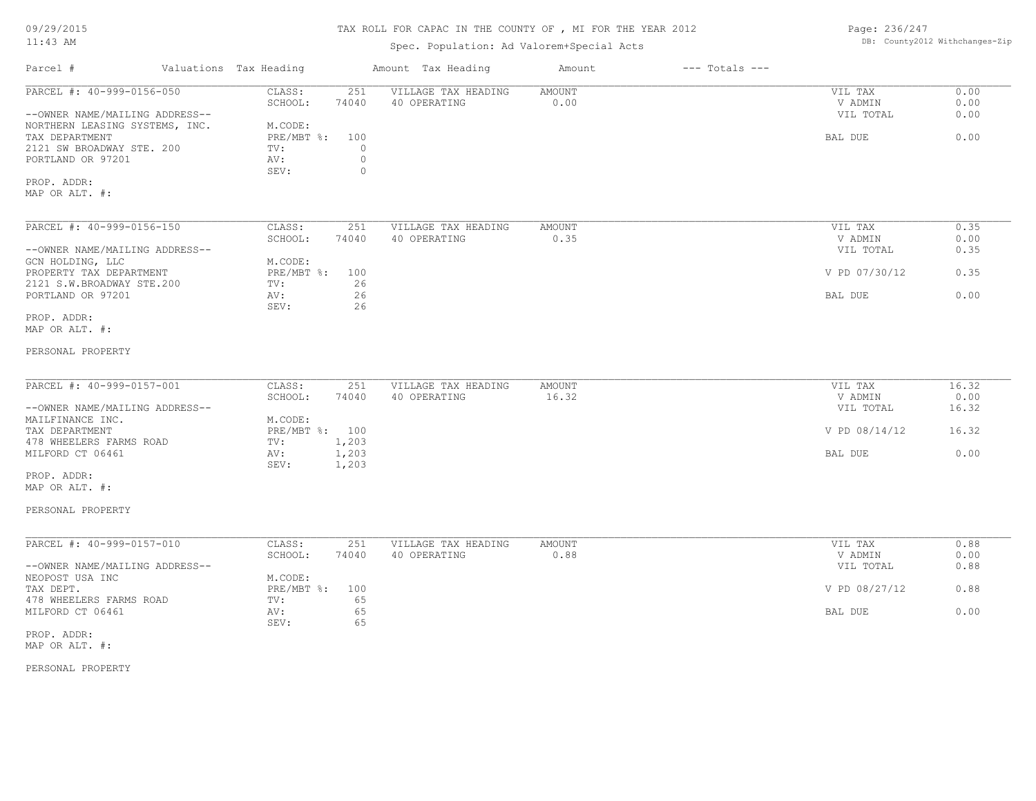# TAX ROLL FOR CAPAC IN THE COUNTY OF , MI FOR THE YEAR 2012

Spec. Population: Ad Valorem+Special Acts

DB: County2012 Withchanges-Zip

| Parcel # | Valuations | Tax Heading | Amount | Tax Heading | Amount | --- Totals --- | |
|---|---|---|---|---|---|---|---|
| PARCEL #: 40-999-0156-050 | CLASS: | 251 | VILLAGE TAX HEADING | AMOUNT | | VIL TAX | 0.00 |
| | SCHOOL: | 74040 | 40 OPERATING | 0.00 | | V ADMIN | 0.00 |
| --OWNER NAME/MAILING ADDRESS-- | | | | | | VIL TOTAL | 0.00 |
| NORTHERN LEASING SYSTEMS, INC. | M.CODE: | | | | | | |
| TAX DEPARTMENT | PRE/MBT %: | 100 | | | | BAL DUE | 0.00 |
| 2121 SW BROADWAY STE. 200 | TV: | 0 | | | | | |
| PORTLAND OR 97201 | AV: | 0 | | | | | |
| | SEV: | 0 | | | | | |
| PROP. ADDR: | | | | | | | |
| MAP OR ALT. #: | | | | | | | |

| Parcel # | Valuations | Tax Heading | Amount | Tax Heading | Amount | --- Totals --- | |
|---|---|---|---|---|---|---|---|
| PARCEL #: 40-999-0156-150 | CLASS: | 251 | VILLAGE TAX HEADING | AMOUNT | | VIL TAX | 0.35 |
| | SCHOOL: | 74040 | 40 OPERATING | 0.35 | | V ADMIN | 0.00 |
| --OWNER NAME/MAILING ADDRESS-- | | | | | | VIL TOTAL | 0.35 |
| GCN HOLDING, LLC | M.CODE: | | | | | | |
| PROPERTY TAX DEPARTMENT | PRE/MBT %: | 100 | | | | V PD 07/30/12 | 0.35 |
| 2121 S.W.BROADWAY STE.200 | TV: | 26 | | | | | |
| PORTLAND OR 97201 | AV: | 26 | | | | BAL DUE | 0.00 |
| | SEV: | 26 | | | | | |
| PROP. ADDR: | | | | | | | |
| MAP OR ALT. #: | | | | | | | |

PERSONAL PROPERTY

| Parcel # | Valuations | Tax Heading | Amount | Tax Heading | Amount | --- Totals --- | |
|---|---|---|---|---|---|---|---|
| PARCEL #: 40-999-0157-001 | CLASS: | 251 | VILLAGE TAX HEADING | AMOUNT | | VIL TAX | 16.32 |
| | SCHOOL: | 74040 | 40 OPERATING | 16.32 | | V ADMIN | 0.00 |
| --OWNER NAME/MAILING ADDRESS-- | | | | | | VIL TOTAL | 16.32 |
| MAILFINANCE INC. | M.CODE: | | | | | | |
| TAX DEPARTMENT | PRE/MBT %: | 100 | | | | V PD 08/14/12 | 16.32 |
| 478 WHEELERS FARMS ROAD | TV: | 1,203 | | | | | |
| MILFORD CT 06461 | AV: | 1,203 | | | | BAL DUE | 0.00 |
| | SEV: | 1,203 | | | | | |
| PROP. ADDR: | | | | | | | |
| MAP OR ALT. #: | | | | | | | |

PERSONAL PROPERTY

| Parcel # | Valuations | Tax Heading | Amount | Tax Heading | Amount | --- Totals --- | |
|---|---|---|---|---|---|---|---|
| PARCEL #: 40-999-0157-010 | CLASS: | 251 | VILLAGE TAX HEADING | AMOUNT | | VIL TAX | 0.88 |
| | SCHOOL: | 74040 | 40 OPERATING | 0.88 | | V ADMIN | 0.00 |
| --OWNER NAME/MAILING ADDRESS-- | | | | | | VIL TOTAL | 0.88 |
| NEOPOST USA INC | M.CODE: | | | | | | |
| TAX DEPT. | PRE/MBT %: | 100 | | | | V PD 08/27/12 | 0.88 |
| 478 WHEELERS FARMS ROAD | TV: | 65 | | | | | |
| MILFORD CT 06461 | AV: | 65 | | | | BAL DUE | 0.00 |
| | SEV: | 65 | | | | | |
| PROP. ADDR: | | | | | | | |
| MAP OR ALT. #: | | | | | | | |

PERSONAL PROPERTY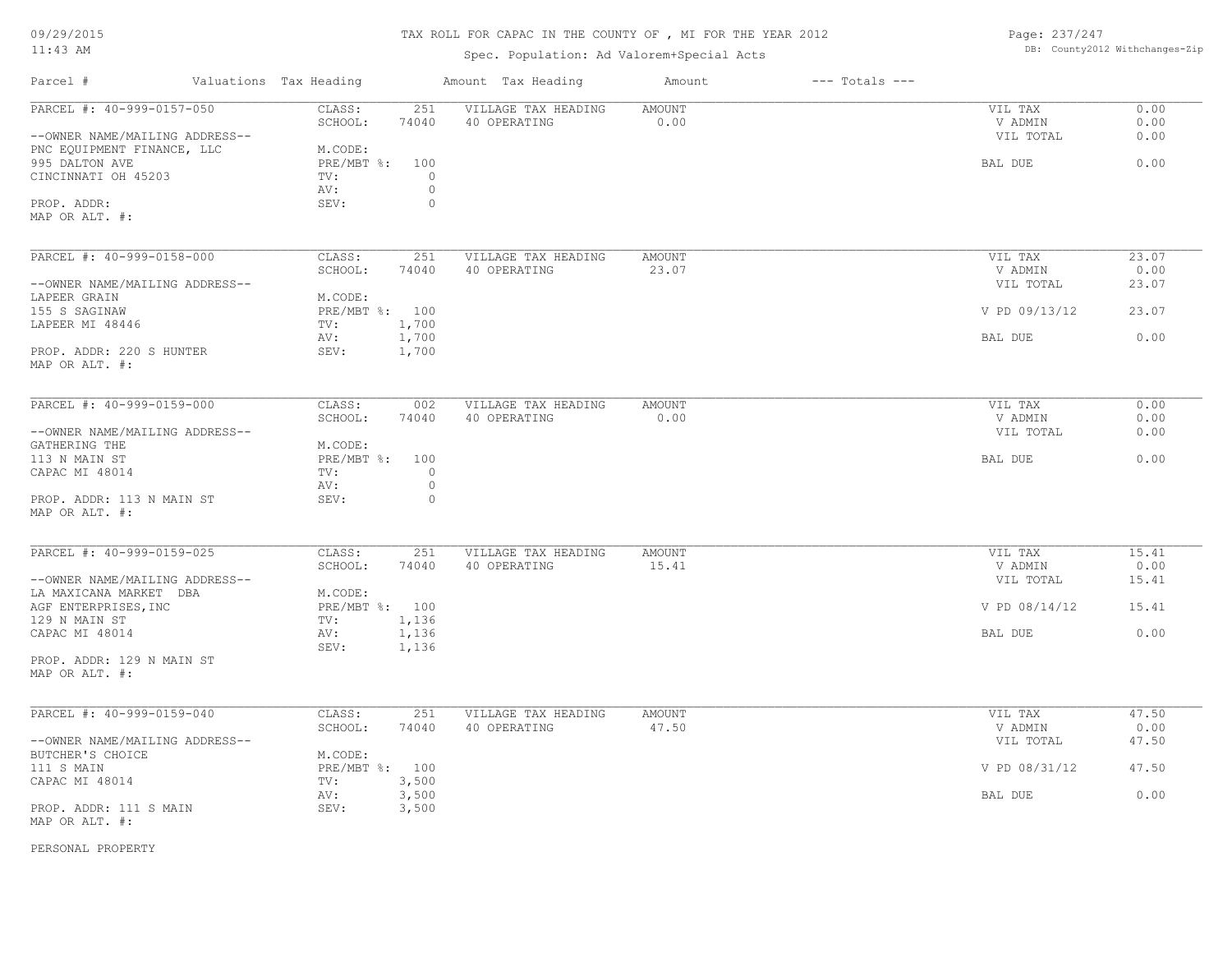# TAX ROLL FOR CAPAC IN THE COUNTY OF , MI FOR THE YEAR 2012

Spec. Population: Ad Valorem+Special Acts

DB: County2012 Withchanges-Zip

09/29/2015
11:43 AM

| Parcel # | Valuations | Tax Heading | Amount | Tax Heading | Amount | --- Totals --- | |
|---|---|---|---|---|---|---|---|

---

**PARCEL #: 40-999-0157-050**

--OWNER NAME/MAILING ADDRESS--
PNC EQUIPMENT FINANCE, LLC
995 DALTON AVE
CINCINNATI OH 45203

PROP. ADDR:
MAP OR ALT. #:

| | | | | | |
|---|---|---|---|---|---|
| CLASS: | 251 | VILLAGE TAX HEADING | AMOUNT | VIL TAX | 0.00 |
| SCHOOL: | 74040 | 40 OPERATING | 0.00 | V ADMIN | 0.00 |
| M.CODE: | | | | VIL TOTAL | 0.00 |
| PRE/MBT %: | 100 | | | BAL DUE | 0.00 |
| TV: | 0 | | | | |
| AV: | 0 | | | | |
| SEV: | 0 | | | | |

---

**PARCEL #: 40-999-0158-000**

--OWNER NAME/MAILING ADDRESS--
LAPEER GRAIN
155 S SAGINAW
LAPEER MI 48446

PROP. ADDR: 220 S HUNTER
MAP OR ALT. #:

| | | | | | |
|---|---|---|---|---|---|
| CLASS: | 251 | VILLAGE TAX HEADING | AMOUNT | VIL TAX | 23.07 |
| SCHOOL: | 74040 | 40 OPERATING | 23.07 | V ADMIN | 0.00 |
| M.CODE: | | | | VIL TOTAL | 23.07 |
| PRE/MBT %: | 100 | | | V PD 09/13/12 | 23.07 |
| TV: | 1,700 | | | | |
| AV: | 1,700 | | | BAL DUE | 0.00 |
| SEV: | 1,700 | | | | |

---

**PARCEL #: 40-999-0159-000**

--OWNER NAME/MAILING ADDRESS--
GATHERING THE
113 N MAIN ST
CAPAC MI 48014

PROP. ADDR: 113 N MAIN ST
MAP OR ALT. #:

| | | | | | |
|---|---|---|---|---|---|
| CLASS: | 002 | VILLAGE TAX HEADING | AMOUNT | VIL TAX | 0.00 |
| SCHOOL: | 74040 | 40 OPERATING | 0.00 | V ADMIN | 0.00 |
| M.CODE: | | | | VIL TOTAL | 0.00 |
| PRE/MBT %: | 100 | | | BAL DUE | 0.00 |
| TV: | 0 | | | | |
| AV: | 0 | | | | |
| SEV: | 0 | | | | |

---

**PARCEL #: 40-999-0159-025**

--OWNER NAME/MAILING ADDRESS--
LA MAXICANA MARKET DBA
AGF ENTERPRISES,INC
129 N MAIN ST
CAPAC MI 48014

PROP. ADDR: 129 N MAIN ST
MAP OR ALT. #:

| | | | | | |
|---|---|---|---|---|---|
| CLASS: | 251 | VILLAGE TAX HEADING | AMOUNT | VIL TAX | 15.41 |
| SCHOOL: | 74040 | 40 OPERATING | 15.41 | V ADMIN | 0.00 |
| M.CODE: | | | | VIL TOTAL | 15.41 |
| PRE/MBT %: | 100 | | | V PD 08/14/12 | 15.41 |
| TV: | 1,136 | | | | |
| AV: | 1,136 | | | BAL DUE | 0.00 |
| SEV: | 1,136 | | | | |

---

**PARCEL #: 40-999-0159-040**

--OWNER NAME/MAILING ADDRESS--
BUTCHER'S CHOICE
111 S MAIN
CAPAC MI 48014

PROP. ADDR: 111 S MAIN
MAP OR ALT. #:

| | | | | | |
|---|---|---|---|---|---|
| CLASS: | 251 | VILLAGE TAX HEADING | AMOUNT | VIL TAX | 47.50 |
| SCHOOL: | 74040 | 40 OPERATING | 47.50 | V ADMIN | 0.00 |
| M.CODE: | | | | VIL TOTAL | 47.50 |
| PRE/MBT %: | 100 | | | V PD 08/31/12 | 47.50 |
| TV: | 3,500 | | | | |
| AV: | 3,500 | | | BAL DUE | 0.00 |
| SEV: | 3,500 | | | | |

PERSONAL PROPERTY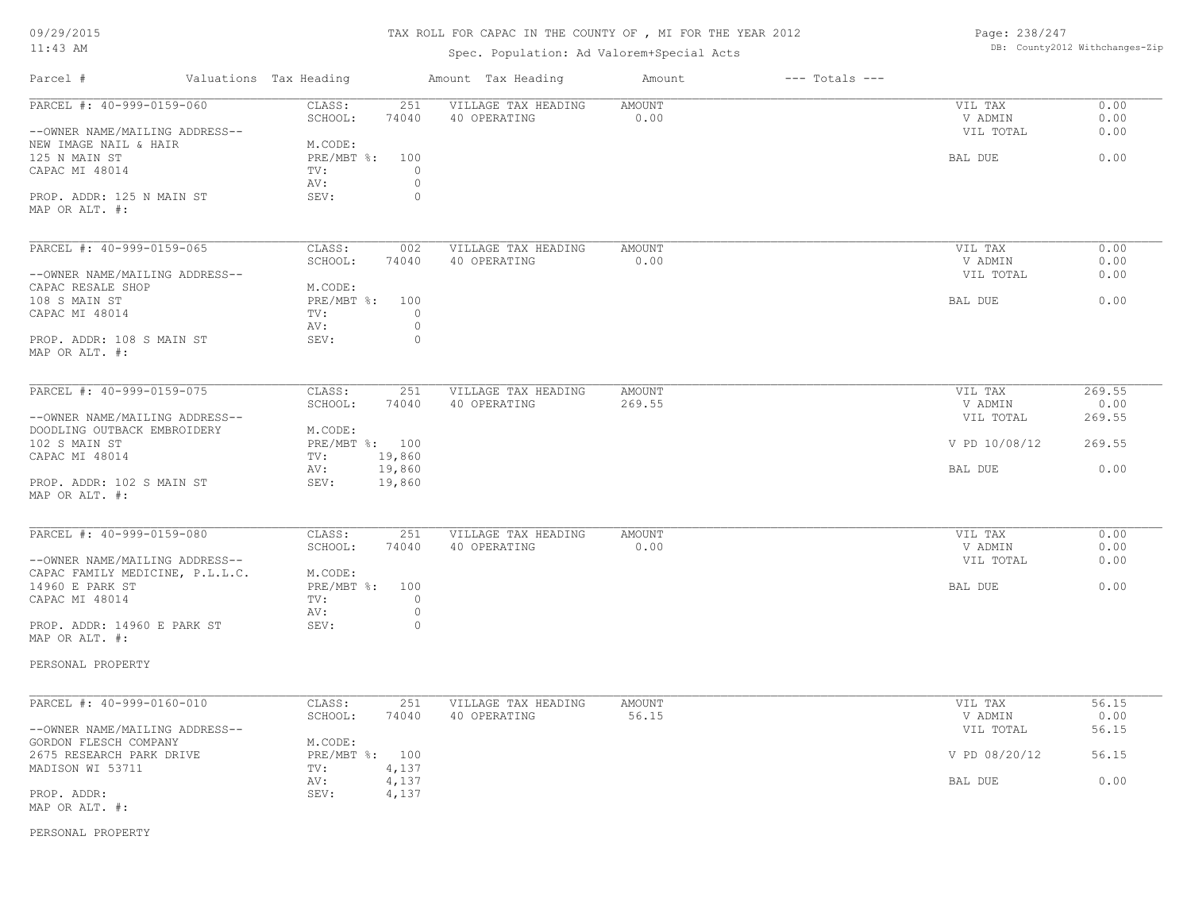# TAX ROLL FOR CAPAC IN THE COUNTY OF , MI FOR THE YEAR 2012

Spec. Population: Ad Valorem+Special Acts

| Parcel # | Valuations | Tax Heading | Amount | Tax Heading | Amount | --- Totals --- | |
|---|---|---|---|---|---|---|---|

---

**PARCEL #: 40-999-0159-060**

--OWNER NAME/MAILING ADDRESS--
NEW IMAGE NAIL & HAIR
125 N MAIN ST
CAPAC MI 48014

PROP. ADDR: 125 N MAIN ST
MAP OR ALT. #:

| | | | | | |
|---|---|---|---|---|---|
| CLASS: | 251 | VILLAGE TAX HEADING | AMOUNT | VIL TAX | 0.00 |
| SCHOOL: | 74040 | 40 OPERATING | 0.00 | V ADMIN | 0.00 |
| M.CODE: | | | | VIL TOTAL | 0.00 |
| PRE/MBT %: | 100 | | | BAL DUE | 0.00 |
| TV: | 0 | | | | |
| AV: | 0 | | | | |
| SEV: | 0 | | | | |

---

**PARCEL #: 40-999-0159-065**

--OWNER NAME/MAILING ADDRESS--
CAPAC RESALE SHOP
108 S MAIN ST
CAPAC MI 48014

PROP. ADDR: 108 S MAIN ST
MAP OR ALT. #:

| | | | | | |
|---|---|---|---|---|---|
| CLASS: | 002 | VILLAGE TAX HEADING | AMOUNT | VIL TAX | 0.00 |
| SCHOOL: | 74040 | 40 OPERATING | 0.00 | V ADMIN | 0.00 |
| M.CODE: | | | | VIL TOTAL | 0.00 |
| PRE/MBT %: | 100 | | | BAL DUE | 0.00 |
| TV: | 0 | | | | |
| AV: | 0 | | | | |
| SEV: | 0 | | | | |

---

**PARCEL #: 40-999-0159-075**

--OWNER NAME/MAILING ADDRESS--
DOODLING OUTBACK EMBROIDERY
102 S MAIN ST
CAPAC MI 48014

PROP. ADDR: 102 S MAIN ST
MAP OR ALT. #:

| | | | | | |
|---|---|---|---|---|---|
| CLASS: | 251 | VILLAGE TAX HEADING | AMOUNT | VIL TAX | 269.55 |
| SCHOOL: | 74040 | 40 OPERATING | 269.55 | V ADMIN | 0.00 |
| M.CODE: | | | | VIL TOTAL | 269.55 |
| PRE/MBT %: | 100 | | | V PD 10/08/12 | 269.55 |
| TV: | 19,860 | | | | |
| AV: | 19,860 | | | BAL DUE | 0.00 |
| SEV: | 19,860 | | | | |

---

**PARCEL #: 40-999-0159-080**

--OWNER NAME/MAILING ADDRESS--
CAPAC FAMILY MEDICINE, P.L.L.C.
14960 E PARK ST
CAPAC MI 48014

PROP. ADDR: 14960 E PARK ST
MAP OR ALT. #:

| | | | | | |
|---|---|---|---|---|---|
| CLASS: | 251 | VILLAGE TAX HEADING | AMOUNT | VIL TAX | 0.00 |
| SCHOOL: | 74040 | 40 OPERATING | 0.00 | V ADMIN | 0.00 |
| M.CODE: | | | | VIL TOTAL | 0.00 |
| PRE/MBT %: | 100 | | | BAL DUE | 0.00 |
| TV: | 0 | | | | |
| AV: | 0 | | | | |
| SEV: | 0 | | | | |

PERSONAL PROPERTY

---

**PARCEL #: 40-999-0160-010**

--OWNER NAME/MAILING ADDRESS--
GORDON FLESCH COMPANY
2675 RESEARCH PARK DRIVE
MADISON WI 53711

PROP. ADDR:
MAP OR ALT. #:

| | | | | | |
|---|---|---|---|---|---|
| CLASS: | 251 | VILLAGE TAX HEADING | AMOUNT | VIL TAX | 56.15 |
| SCHOOL: | 74040 | 40 OPERATING | 56.15 | V ADMIN | 0.00 |
| M.CODE: | | | | VIL TOTAL | 56.15 |
| PRE/MBT %: | 100 | | | V PD 08/20/12 | 56.15 |
| TV: | 4,137 | | | | |
| AV: | 4,137 | | | BAL DUE | 0.00 |
| SEV: | 4,137 | | | | |

PERSONAL PROPERTY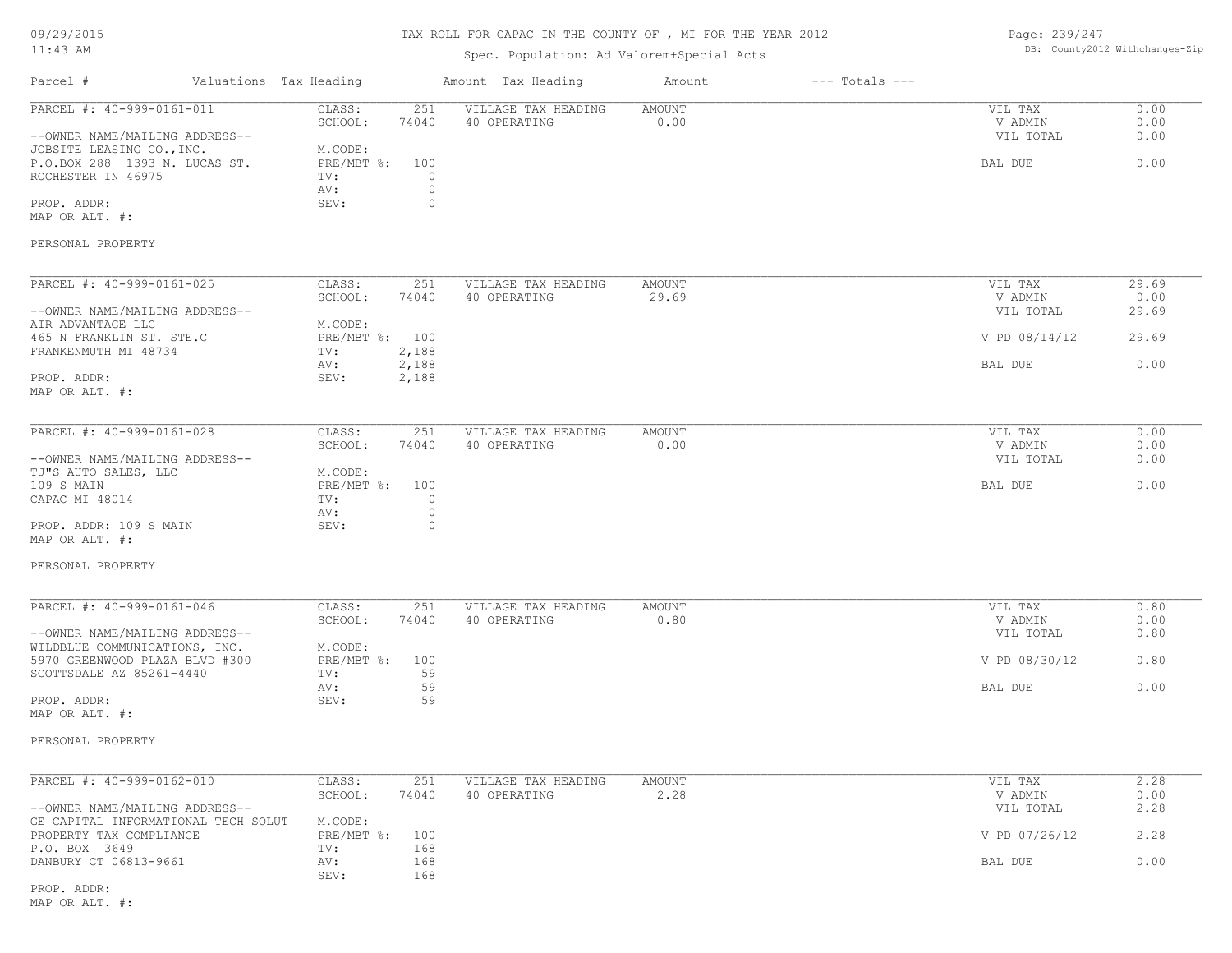TAX ROLL FOR CAPAC IN THE COUNTY OF , MI FOR THE YEAR 2012

Spec. Population: Ad Valorem+Special Acts

| Parcel # | Valuations | Tax Heading | Amount | Tax Heading | Amount | --- Totals --- | |
|---|---|---|---|---|---|---|---|

---

PARCEL #: 40-999-0161-011

--OWNER NAME/MAILING ADDRESS--
JOBSITE LEASING CO.,INC.
P.O.BOX 288 1393 N. LUCAS ST.
ROCHESTER IN 46975

PROP. ADDR:
MAP OR ALT. #:

PERSONAL PROPERTY

| | | | | | |
|---|---|---|---|---|---|
| CLASS: | 251 | VILLAGE TAX HEADING | AMOUNT | VIL TAX | 0.00 |
| SCHOOL: | 74040 | 40 OPERATING | 0.00 | V ADMIN | 0.00 |
| | | | | VIL TOTAL | 0.00 |
| M.CODE: | | | | | |
| PRE/MBT %: | 100 | | | BAL DUE | 0.00 |
| TV: | 0 | | | | |
| AV: | 0 | | | | |
| SEV: | 0 | | | | |

---

PARCEL #: 40-999-0161-025

--OWNER NAME/MAILING ADDRESS--
AIR ADVANTAGE LLC
465 N FRANKLIN ST. STE.C
FRANKENMUTH MI 48734

PROP. ADDR:
MAP OR ALT. #:

| | | | | | |
|---|---|---|---|---|---|
| CLASS: | 251 | VILLAGE TAX HEADING | AMOUNT | VIL TAX | 29.69 |
| SCHOOL: | 74040 | 40 OPERATING | 29.69 | V ADMIN | 0.00 |
| | | | | VIL TOTAL | 29.69 |
| M.CODE: | | | | | |
| PRE/MBT %: | 100 | | | V PD 08/14/12 | 29.69 |
| TV: | 2,188 | | | | |
| AV: | 2,188 | | | BAL DUE | 0.00 |
| SEV: | 2,188 | | | | |

---

PARCEL #: 40-999-0161-028

--OWNER NAME/MAILING ADDRESS--
TJ"S AUTO SALES, LLC
109 S MAIN
CAPAC MI 48014

PROP. ADDR: 109 S MAIN
MAP OR ALT. #:

PERSONAL PROPERTY

| | | | | | |
|---|---|---|---|---|---|
| CLASS: | 251 | VILLAGE TAX HEADING | AMOUNT | VIL TAX | 0.00 |
| SCHOOL: | 74040 | 40 OPERATING | 0.00 | V ADMIN | 0.00 |
| | | | | VIL TOTAL | 0.00 |
| M.CODE: | | | | | |
| PRE/MBT %: | 100 | | | BAL DUE | 0.00 |
| TV: | 0 | | | | |
| AV: | 0 | | | | |
| SEV: | 0 | | | | |

---

PARCEL #: 40-999-0161-046

--OWNER NAME/MAILING ADDRESS--
WILDBLUE COMMUNICATIONS, INC.
5970 GREENWOOD PLAZA BLVD #300
SCOTTSDALE AZ 85261-4440

PROP. ADDR:
MAP OR ALT. #:

PERSONAL PROPERTY

| | | | | | |
|---|---|---|---|---|---|
| CLASS: | 251 | VILLAGE TAX HEADING | AMOUNT | VIL TAX | 0.80 |
| SCHOOL: | 74040 | 40 OPERATING | 0.80 | V ADMIN | 0.00 |
| | | | | VIL TOTAL | 0.80 |
| M.CODE: | | | | | |
| PRE/MBT %: | 100 | | | V PD 08/30/12 | 0.80 |
| TV: | 59 | | | | |
| AV: | 59 | | | BAL DUE | 0.00 |
| SEV: | 59 | | | | |

---

PARCEL #: 40-999-0162-010

--OWNER NAME/MAILING ADDRESS--
GE CAPITAL INFORMATIONAL TECH SOLUT
PROPERTY TAX COMPLIANCE
P.O. BOX 3649
DANBURY CT 06813-9661

PROP. ADDR:
MAP OR ALT. #:

| | | | | | |
|---|---|---|---|---|---|
| CLASS: | 251 | VILLAGE TAX HEADING | AMOUNT | VIL TAX | 2.28 |
| SCHOOL: | 74040 | 40 OPERATING | 2.28 | V ADMIN | 0.00 |
| | | | | VIL TOTAL | 2.28 |
| M.CODE: | | | | | |
| PRE/MBT %: | 100 | | | V PD 07/26/12 | 2.28 |
| TV: | 168 | | | | |
| AV: | 168 | | | BAL DUE | 0.00 |
| SEV: | 168 | | | | |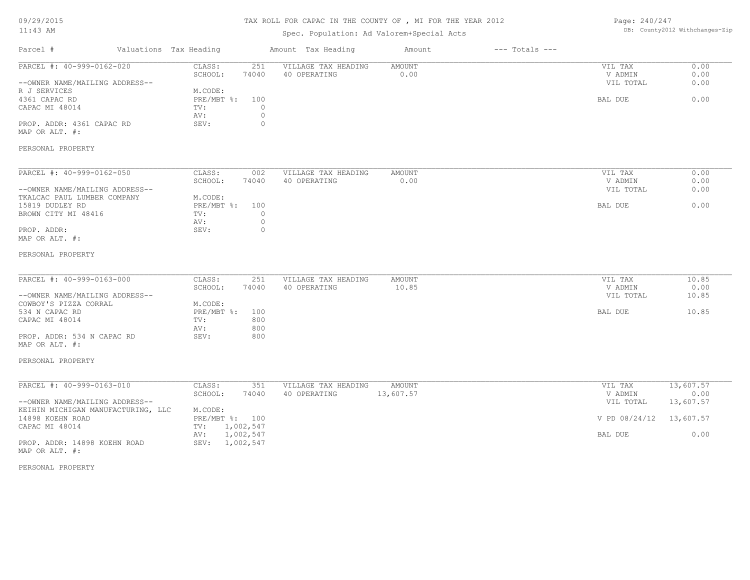# TAX ROLL FOR CAPAC IN THE COUNTY OF , MI FOR THE YEAR 2012

Spec. Population: Ad Valorem+Special Acts

| Parcel # | Valuations | Tax Heading | Amount | Tax Heading | Amount | --- Totals --- | |
|---|---|---|---|---|---|---|---|
| PARCEL #: 40-999-0162-020 | CLASS: | 251 | VILLAGE TAX HEADING | AMOUNT | | VIL TAX | 0.00 |
| | SCHOOL: | 74040 | 40 OPERATING | 0.00 | | V ADMIN | 0.00 |
| --OWNER NAME/MAILING ADDRESS-- | | | | | | VIL TOTAL | 0.00 |
| R J SERVICES | M.CODE: | | | | | | |
| 4361 CAPAC RD | PRE/MBT %: | 100 | | | | BAL DUE | 0.00 |
| CAPAC MI 48014 | TV: | 0 | | | | | |
| | AV: | 0 | | | | | |
| PROP. ADDR: 4361 CAPAC RD | SEV: | 0 | | | | | |
| MAP OR ALT. #: | | | | | | | |
| PERSONAL PROPERTY | | | | | | | |

| Parcel # | Valuations | Tax Heading | Amount | Tax Heading | Amount | --- Totals --- | |
|---|---|---|---|---|---|---|---|
| PARCEL #: 40-999-0162-050 | CLASS: | 002 | VILLAGE TAX HEADING | AMOUNT | | VIL TAX | 0.00 |
| | SCHOOL: | 74040 | 40 OPERATING | 0.00 | | V ADMIN | 0.00 |
| --OWNER NAME/MAILING ADDRESS-- | | | | | | VIL TOTAL | 0.00 |
| TKALCAC PAUL LUMBER COMPANY | M.CODE: | | | | | | |
| 15819 DUDLEY RD | PRE/MBT %: | 100 | | | | BAL DUE | 0.00 |
| BROWN CITY MI 48416 | TV: | 0 | | | | | |
| | AV: | 0 | | | | | |
| PROP. ADDR: | SEV: | 0 | | | | | |
| MAP OR ALT. #: | | | | | | | |
| PERSONAL PROPERTY | | | | | | | |

| Parcel # | Valuations | Tax Heading | Amount | Tax Heading | Amount | --- Totals --- | |
|---|---|---|---|---|---|---|---|
| PARCEL #: 40-999-0163-000 | CLASS: | 251 | VILLAGE TAX HEADING | AMOUNT | | VIL TAX | 10.85 |
| | SCHOOL: | 74040 | 40 OPERATING | 10.85 | | V ADMIN | 0.00 |
| --OWNER NAME/MAILING ADDRESS-- | | | | | | VIL TOTAL | 10.85 |
| COWBOY'S PIZZA CORRAL | M.CODE: | | | | | | |
| 534 N CAPAC RD | PRE/MBT %: | 100 | | | | BAL DUE | 10.85 |
| CAPAC MI 48014 | TV: | 800 | | | | | |
| | AV: | 800 | | | | | |
| PROP. ADDR: 534 N CAPAC RD | SEV: | 800 | | | | | |
| MAP OR ALT. #: | | | | | | | |
| PERSONAL PROPERTY | | | | | | | |

| Parcel # | Valuations | Tax Heading | Amount | Tax Heading | Amount | --- Totals --- | |
|---|---|---|---|---|---|---|---|
| PARCEL #: 40-999-0163-010 | CLASS: | 351 | VILLAGE TAX HEADING | AMOUNT | | VIL TAX | 13,607.57 |
| | SCHOOL: | 74040 | 40 OPERATING | 13,607.57 | | V ADMIN | 0.00 |
| --OWNER NAME/MAILING ADDRESS-- | | | | | | VIL TOTAL | 13,607.57 |
| KEIHIN MICHIGAN MANUFACTURING, LLC | M.CODE: | | | | | | |
| 14898 KOEHN ROAD | PRE/MBT %: | 100 | | | | V PD 08/24/12 | 13,607.57 |
| CAPAC MI 48014 | TV: | 1,002,547 | | | | | |
| | AV: | 1,002,547 | | | | BAL DUE | 0.00 |
| PROP. ADDR: 14898 KOEHN ROAD | SEV: | 1,002,547 | | | | | |
| MAP OR ALT. #: | | | | | | | |
| PERSONAL PROPERTY | | | | | | | |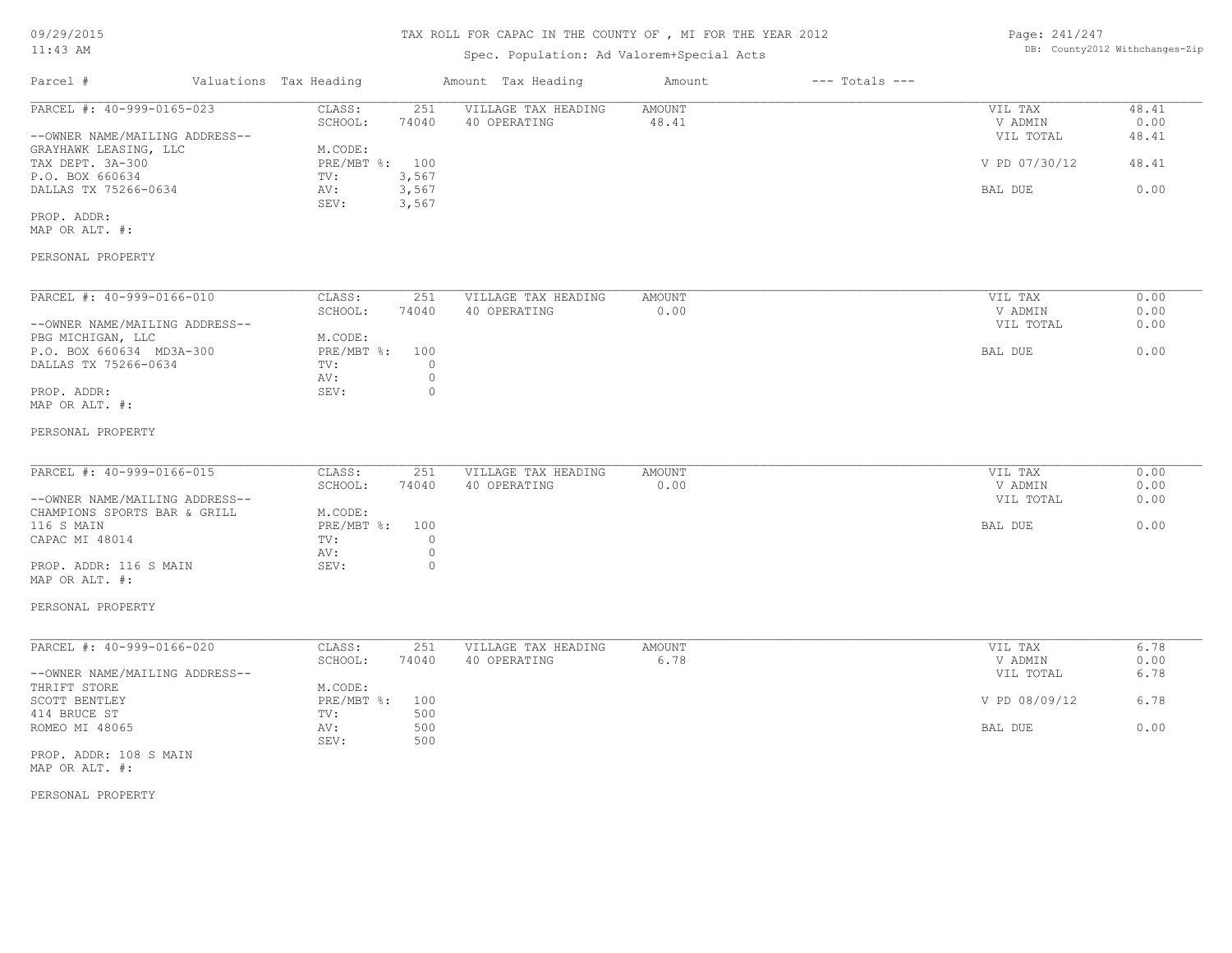# TAX ROLL FOR CAPAC IN THE COUNTY OF , MI FOR THE YEAR 2012

Spec. Population: Ad Valorem+Special Acts

DB: County2012 Withchanges-Zip

| Parcel # | Valuations | Tax Heading | Amount | Tax Heading | Amount | --- Totals --- | |
|---|---|---|---|---|---|---|---|
| PARCEL #: 40-999-0165-023 | CLASS: | 251 | VILLAGE TAX HEADING | AMOUNT | | VIL TAX | 48.41 |
| | SCHOOL: | 74040 | 40 OPERATING | 48.41 | | V ADMIN | 0.00 |
| --OWNER NAME/MAILING ADDRESS-- | | | | | | VIL TOTAL | 48.41 |
| GRAYHAWK LEASING, LLC | M.CODE: | | | | | | |
| TAX DEPT. 3A-300 | PRE/MBT %: | 100 | | | | V PD 07/30/12 | 48.41 |
| P.O. BOX 660634 | TV: | 3,567 | | | | | |
| DALLAS TX 75266-0634 | AV: | 3,567 | | | | BAL DUE | 0.00 |
| | SEV: | 3,567 | | | | | |
| PROP. ADDR: | | | | | | | |
| MAP OR ALT. #: | | | | | | | |
| PERSONAL PROPERTY | | | | | | | |

| Parcel # | Valuations | Tax Heading | Amount | Tax Heading | Amount | --- Totals --- | |
|---|---|---|---|---|---|---|---|
| PARCEL #: 40-999-0166-010 | CLASS: | 251 | VILLAGE TAX HEADING | AMOUNT | | VIL TAX | 0.00 |
| | SCHOOL: | 74040 | 40 OPERATING | 0.00 | | V ADMIN | 0.00 |
| --OWNER NAME/MAILING ADDRESS-- | | | | | | VIL TOTAL | 0.00 |
| PBG MICHIGAN, LLC | M.CODE: | | | | | | |
| P.O. BOX 660634 MD3A-300 | PRE/MBT %: | 100 | | | | BAL DUE | 0.00 |
| DALLAS TX 75266-0634 | TV: | 0 | | | | | |
| | AV: | 0 | | | | | |
| PROP. ADDR: | SEV: | 0 | | | | | |
| MAP OR ALT. #: | | | | | | | |
| PERSONAL PROPERTY | | | | | | | |

| Parcel # | Valuations | Tax Heading | Amount | Tax Heading | Amount | --- Totals --- | |
|---|---|---|---|---|---|---|---|
| PARCEL #: 40-999-0166-015 | CLASS: | 251 | VILLAGE TAX HEADING | AMOUNT | | VIL TAX | 0.00 |
| | SCHOOL: | 74040 | 40 OPERATING | 0.00 | | V ADMIN | 0.00 |
| --OWNER NAME/MAILING ADDRESS-- | | | | | | VIL TOTAL | 0.00 |
| CHAMPIONS SPORTS BAR & GRILL | M.CODE: | | | | | | |
| 116 S MAIN | PRE/MBT %: | 100 | | | | BAL DUE | 0.00 |
| CAPAC MI 48014 | TV: | 0 | | | | | |
| | AV: | 0 | | | | | |
| PROP. ADDR: 116 S MAIN | SEV: | 0 | | | | | |
| MAP OR ALT. #: | | | | | | | |
| PERSONAL PROPERTY | | | | | | | |

| Parcel # | Valuations | Tax Heading | Amount | Tax Heading | Amount | --- Totals --- | |
|---|---|---|---|---|---|---|---|
| PARCEL #: 40-999-0166-020 | CLASS: | 251 | VILLAGE TAX HEADING | AMOUNT | | VIL TAX | 6.78 |
| | SCHOOL: | 74040 | 40 OPERATING | 6.78 | | V ADMIN | 0.00 |
| --OWNER NAME/MAILING ADDRESS-- | | | | | | VIL TOTAL | 6.78 |
| THRIFT STORE | M.CODE: | | | | | | |
| SCOTT BENTLEY | PRE/MBT %: | 100 | | | | V PD 08/09/12 | 6.78 |
| 414 BRUCE ST | TV: | 500 | | | | | |
| ROMEO MI 48065 | AV: | 500 | | | | BAL DUE | 0.00 |
| | SEV: | 500 | | | | | |
| PROP. ADDR: 108 S MAIN | | | | | | | |
| MAP OR ALT. #: | | | | | | | |
| PERSONAL PROPERTY | | | | | | | |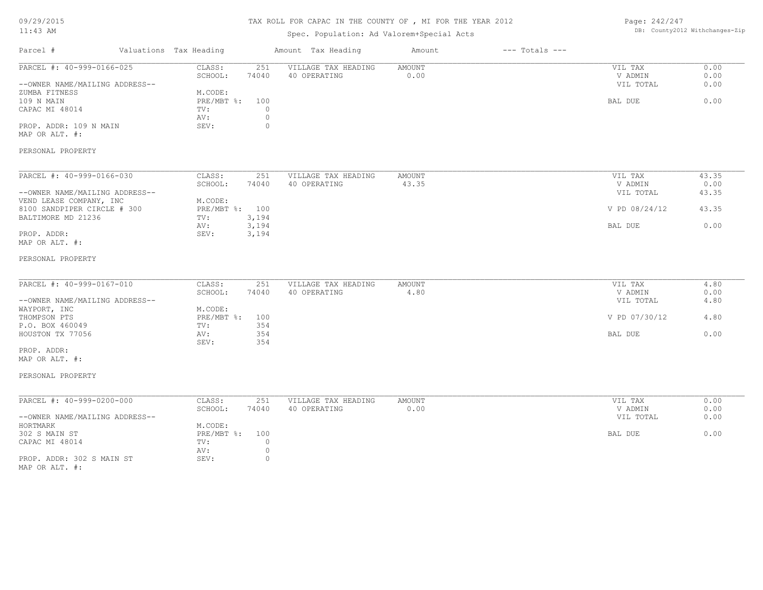# TAX ROLL FOR CAPAC IN THE COUNTY OF , MI FOR THE YEAR 2012

Spec. Population: Ad Valorem+Special Acts

| Parcel # | Valuations | Tax Heading | Amount | Tax Heading | Amount | --- Totals --- | |
|---|---|---|---|---|---|---|---|
| PARCEL #: 40-999-0166-025 | CLASS: | 251 | VILLAGE TAX HEADING | AMOUNT | | VIL TAX | 0.00 |
| | SCHOOL: | 74040 | 40 OPERATING | 0.00 | | V ADMIN | 0.00 |
| --OWNER NAME/MAILING ADDRESS-- | | | | | | VIL TOTAL | 0.00 |
| ZUMBA FITNESS | M.CODE: | | | | | | |
| 109 N MAIN | PRE/MBT %: | 100 | | | | BAL DUE | 0.00 |
| CAPAC MI 48014 | TV: | 0 | | | | | |
| | AV: | 0 | | | | | |
| PROP. ADDR: 109 N MAIN | SEV: | 0 | | | | | |
| MAP OR ALT. #: | | | | | | | |
| PERSONAL PROPERTY | | | | | | | |

| Parcel # | Valuations | Tax Heading | Amount | Tax Heading | Amount | --- Totals --- | |
|---|---|---|---|---|---|---|---|
| PARCEL #: 40-999-0166-030 | CLASS: | 251 | VILLAGE TAX HEADING | AMOUNT | | VIL TAX | 43.35 |
| | SCHOOL: | 74040 | 40 OPERATING | 43.35 | | V ADMIN | 0.00 |
| --OWNER NAME/MAILING ADDRESS-- | | | | | | VIL TOTAL | 43.35 |
| VEND LEASE COMPANY, INC | M.CODE: | | | | | | |
| 8100 SANDPIPER CIRCLE # 300 | PRE/MBT %: | 100 | | | | V PD 08/24/12 | 43.35 |
| BALTIMORE MD 21236 | TV: | 3,194 | | | | | |
| | AV: | 3,194 | | | | BAL DUE | 0.00 |
| PROP. ADDR: | SEV: | 3,194 | | | | | |
| MAP OR ALT. #: | | | | | | | |
| PERSONAL PROPERTY | | | | | | | |

| Parcel # | Valuations | Tax Heading | Amount | Tax Heading | Amount | --- Totals --- | |
|---|---|---|---|---|---|---|---|
| PARCEL #: 40-999-0167-010 | CLASS: | 251 | VILLAGE TAX HEADING | AMOUNT | | VIL TAX | 4.80 |
| | SCHOOL: | 74040 | 40 OPERATING | 4.80 | | V ADMIN | 0.00 |
| --OWNER NAME/MAILING ADDRESS-- | | | | | | VIL TOTAL | 4.80 |
| WAYPORT, INC | M.CODE: | | | | | | |
| THOMPSON PTS | PRE/MBT %: | 100 | | | | V PD 07/30/12 | 4.80 |
| P.O. BOX 460049 | TV: | 354 | | | | | |
| HOUSTON TX 77056 | AV: | 354 | | | | BAL DUE | 0.00 |
| | SEV: | 354 | | | | | |
| PROP. ADDR: | | | | | | | |
| MAP OR ALT. #: | | | | | | | |
| PERSONAL PROPERTY | | | | | | | |

| Parcel # | Valuations | Tax Heading | Amount | Tax Heading | Amount | --- Totals --- | |
|---|---|---|---|---|---|---|---|
| PARCEL #: 40-999-0200-000 | CLASS: | 251 | VILLAGE TAX HEADING | AMOUNT | | VIL TAX | 0.00 |
| | SCHOOL: | 74040 | 40 OPERATING | 0.00 | | V ADMIN | 0.00 |
| --OWNER NAME/MAILING ADDRESS-- | | | | | | VIL TOTAL | 0.00 |
| HORTMARK | M.CODE: | | | | | | |
| 302 S MAIN ST | PRE/MBT %: | 100 | | | | BAL DUE | 0.00 |
| CAPAC MI 48014 | TV: | 0 | | | | | |
| | AV: | 0 | | | | | |
| PROP. ADDR: 302 S MAIN ST | SEV: | 0 | | | | | |
| MAP OR ALT. #: | | | | | | | |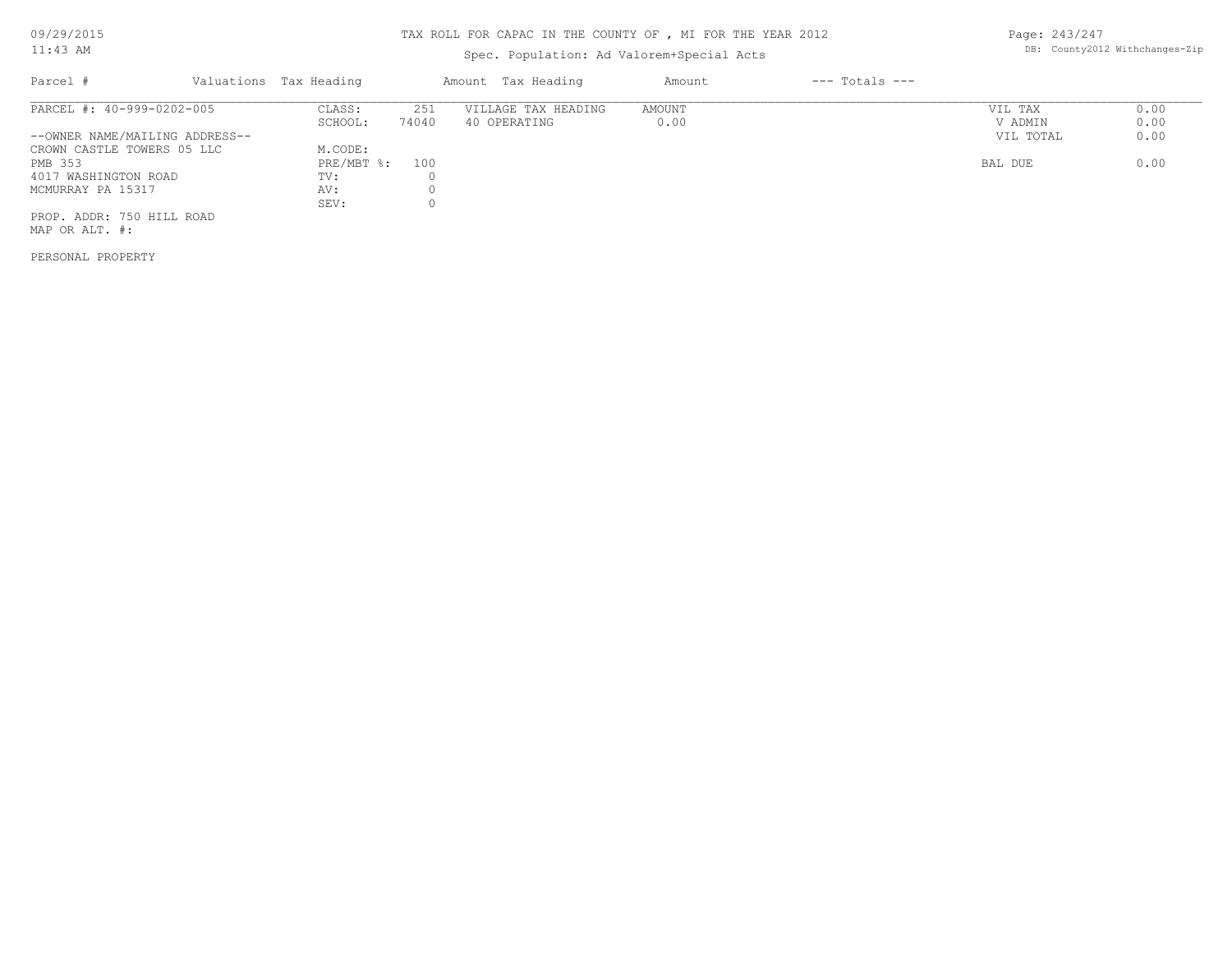# TAX ROLL FOR CAPAC IN THE COUNTY OF , MI FOR THE YEAR 2012

Spec. Population: Ad Valorem+Special Acts

DB: County2012 Withchanges-Zip

| Parcel # | Valuations Tax Heading | | Amount Tax Heading | Amount | --- Totals --- | |
|---|---|---|---|---|---|---|
| PARCEL #: 40-999-0202-005 | CLASS: | 251 | VILLAGE TAX HEADING | AMOUNT | VIL TAX | 0.00 |
| | SCHOOL: | 74040 | 40 OPERATING | 0.00 | V ADMIN | 0.00 |
| --OWNER NAME/MAILING ADDRESS-- | | | | | VIL TOTAL | 0.00 |
| CROWN CASTLE TOWERS 05 LLC | M.CODE: | | | | | |
| PMB 353 | PRE/MBT %: | 100 | | | BAL DUE | 0.00 |
| 4017 WASHINGTON ROAD | TV: | 0 | | | | |
| MCMURRAY PA 15317 | AV: | 0 | | | | |
| | SEV: | 0 | | | | |
| PROP. ADDR: 750 HILL ROAD | | | | | | |
| MAP OR ALT. #: | | | | | | |

PERSONAL PROPERTY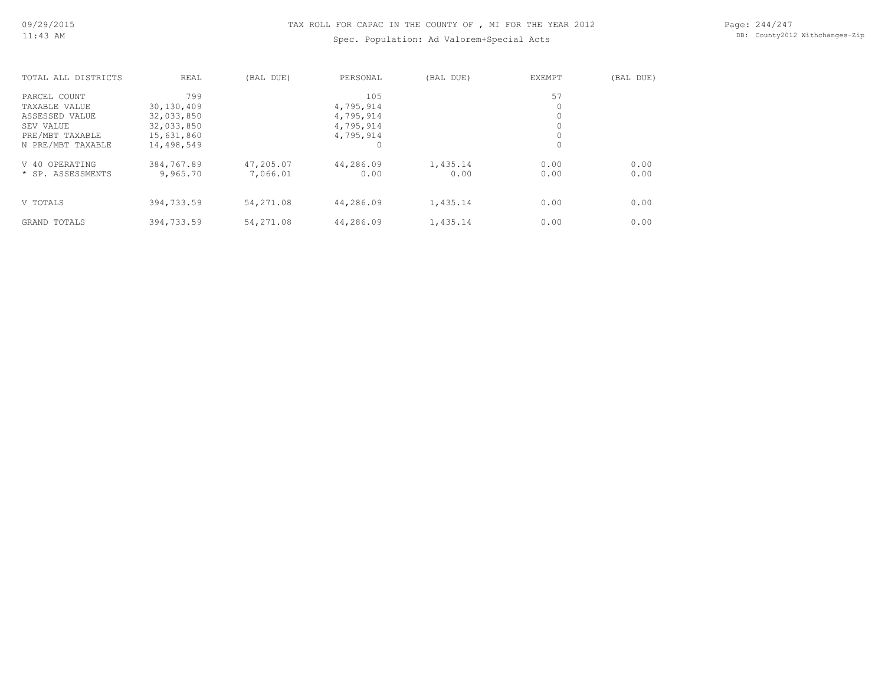TAX ROLL FOR CAPAC IN THE COUNTY OF , MI FOR THE YEAR 2012

Spec. Population: Ad Valorem+Special Acts

| TOTAL ALL DISTRICTS | REAL | (BAL DUE) | PERSONAL | (BAL DUE) | EXEMPT | (BAL DUE) |
|---|---|---|---|---|---|---|
| PARCEL COUNT | 799 | | 105 | | 57 | |
| TAXABLE VALUE | 30,130,409 | | 4,795,914 | | 0 | |
| ASSESSED VALUE | 32,033,850 | | 4,795,914 | | 0 | |
| SEV VALUE | 32,033,850 | | 4,795,914 | | 0 | |
| PRE/MBT TAXABLE | 15,631,860 | | 4,795,914 | | 0 | |
| N PRE/MBT TAXABLE | 14,498,549 | | 0 | | 0 | |
| V 40 OPERATING | 384,767.89 | 47,205.07 | 44,286.09 | 1,435.14 | 0.00 | 0.00 |
| * SP. ASSESSMENTS | 9,965.70 | 7,066.01 | 0.00 | 0.00 | 0.00 | 0.00 |
| V TOTALS | 394,733.59 | 54,271.08 | 44,286.09 | 1,435.14 | 0.00 | 0.00 |
| GRAND TOTALS | 394,733.59 | 54,271.08 | 44,286.09 | 1,435.14 | 0.00 | 0.00 |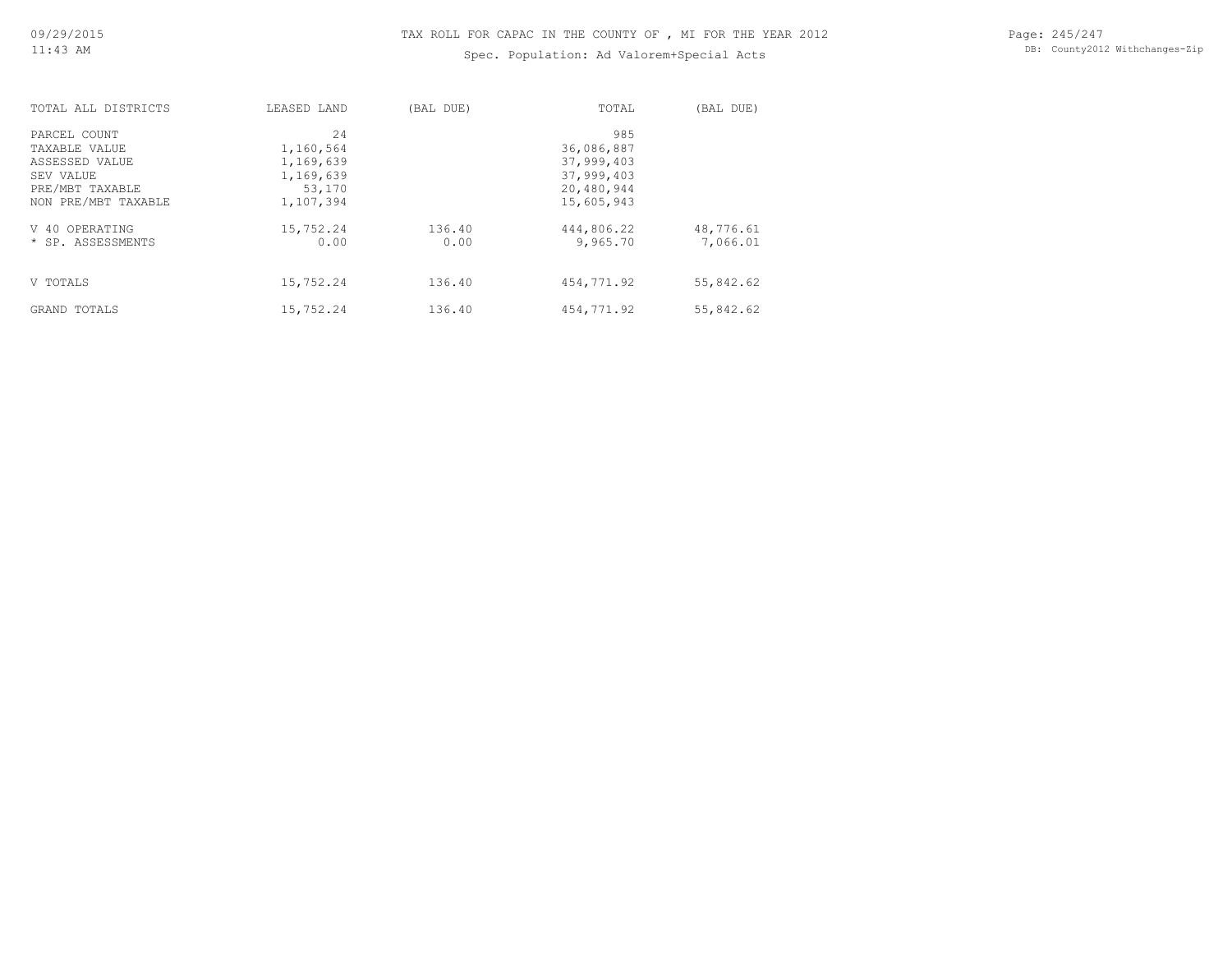# TAX ROLL FOR CAPAC IN THE COUNTY OF , MI FOR THE YEAR 2012

Spec. Population: Ad Valorem+Special Acts

| TOTAL ALL DISTRICTS | LEASED LAND | (BAL DUE) | TOTAL | (BAL DUE) |
|---|---|---|---|---|
| PARCEL COUNT | 24 | | 985 | |
| TAXABLE VALUE | 1,160,564 | | 36,086,887 | |
| ASSESSED VALUE | 1,169,639 | | 37,999,403 | |
| SEV VALUE | 1,169,639 | | 37,999,403 | |
| PRE/MBT TAXABLE | 53,170 | | 20,480,944 | |
| NON PRE/MBT TAXABLE | 1,107,394 | | 15,605,943 | |
| V 40 OPERATING | 15,752.24 | 136.40 | 444,806.22 | 48,776.61 |
| * SP. ASSESSMENTS | 0.00 | 0.00 | 9,965.70 | 7,066.01 |
| V TOTALS | 15,752.24 | 136.40 | 454,771.92 | 55,842.62 |
| GRAND TOTALS | 15,752.24 | 136.40 | 454,771.92 | 55,842.62 |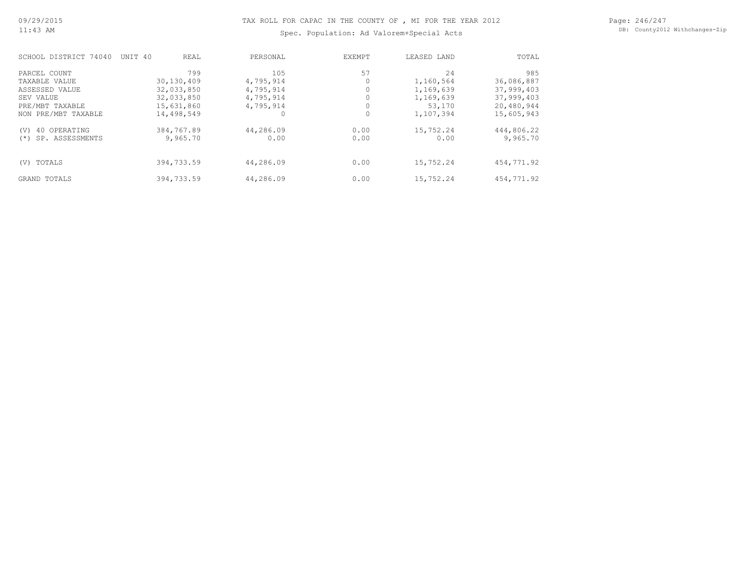# TAX ROLL FOR CAPAC IN THE COUNTY OF , MI FOR THE YEAR 2012

Spec. Population: Ad Valorem+Special Acts

| SCHOOL DISTRICT 74040 UNIT 40 | REAL | PERSONAL | EXEMPT | LEASED LAND | TOTAL |
|---|---|---|---|---|---|
| PARCEL COUNT | 799 | 105 | 57 | 24 | 985 |
| TAXABLE VALUE | 30,130,409 | 4,795,914 | 0 | 1,160,564 | 36,086,887 |
| ASSESSED VALUE | 32,033,850 | 4,795,914 | 0 | 1,169,639 | 37,999,403 |
| SEV VALUE | 32,033,850 | 4,795,914 | 0 | 1,169,639 | 37,999,403 |
| PRE/MBT TAXABLE | 15,631,860 | 4,795,914 | 0 | 53,170 | 20,480,944 |
| NON PRE/MBT TAXABLE | 14,498,549 | 0 | 0 | 1,107,394 | 15,605,943 |
| (V) 40 OPERATING | 384,767.89 | 44,286.09 | 0.00 | 15,752.24 | 444,806.22 |
| (*) SP. ASSESSMENTS | 9,965.70 | 0.00 | 0.00 | 0.00 | 9,965.70 |
| (V) TOTALS | 394,733.59 | 44,286.09 | 0.00 | 15,752.24 | 454,771.92 |
| GRAND TOTALS | 394,733.59 | 44,286.09 | 0.00 | 15,752.24 | 454,771.92 |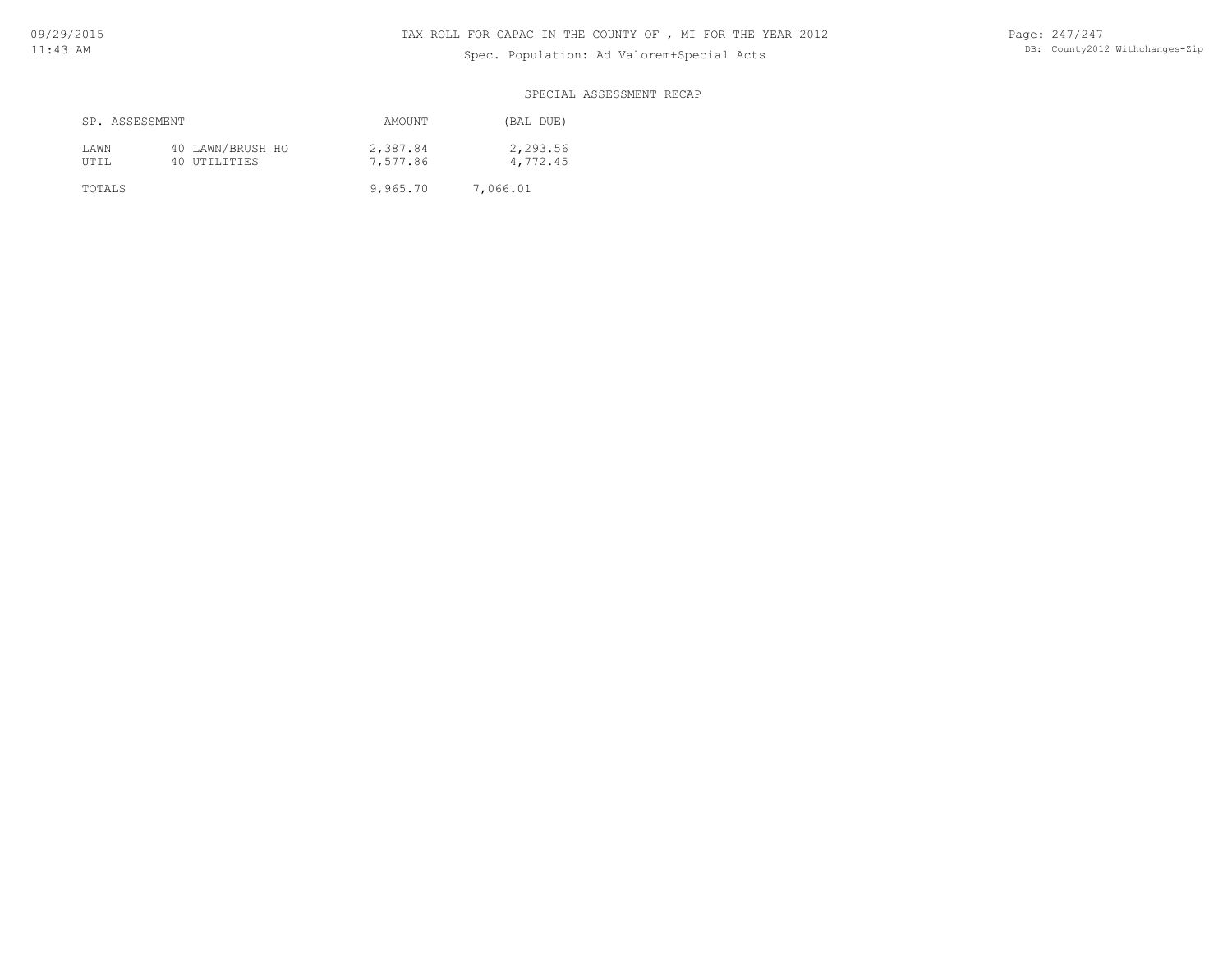TAX ROLL FOR CAPAC IN THE COUNTY OF , MI FOR THE YEAR 2012

Spec. Population: Ad Valorem+Special Acts

SPECIAL ASSESSMENT RECAP

| SP. ASSESSMENT | | AMOUNT | (BAL DUE) |
|---|---|---|---|
| LAWN | 40 LAWN/BRUSH HO | 2,387.84 | 2,293.56 |
| UTIL | 40 UTILITIES | 7,577.86 | 4,772.45 |
| TOTALS | | 9,965.70 | 7,066.01 |